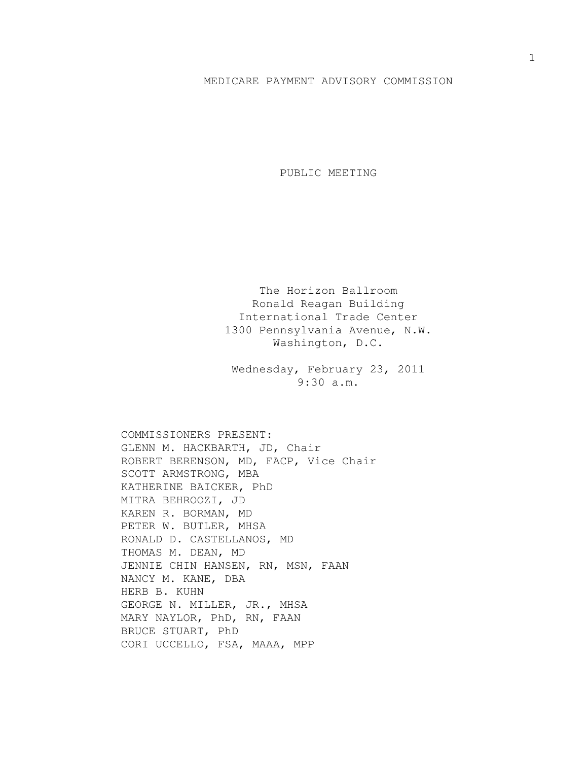# MEDICARE PAYMENT ADVISORY COMMISSION

## PUBLIC MEETING

The Horizon Ballroom
Ronald Reagan Building
International Trade Center
1300 Pennsylvania Avenue, N.W.
Washington, D.C.

Wednesday, February 23, 2011
9:30 a.m.

COMMISSIONERS PRESENT:
GLENN M. HACKBARTH, JD, Chair
ROBERT BERENSON, MD, FACP, Vice Chair
SCOTT ARMSTRONG, MBA
KATHERINE BAICKER, PhD
MITRA BEHROOZI, JD
KAREN R. BORMAN, MD
PETER W. BUTLER, MHSA
RONALD D. CASTELLANOS, MD
THOMAS M. DEAN, MD
JENNIE CHIN HANSEN, RN, MSN, FAAN
NANCY M. KANE, DBA
HERB B. KUHN
GEORGE N. MILLER, JR., MHSA
MARY NAYLOR, PhD, RN, FAAN
BRUCE STUART, PhD
CORI UCCELLO, FSA, MAAA, MPP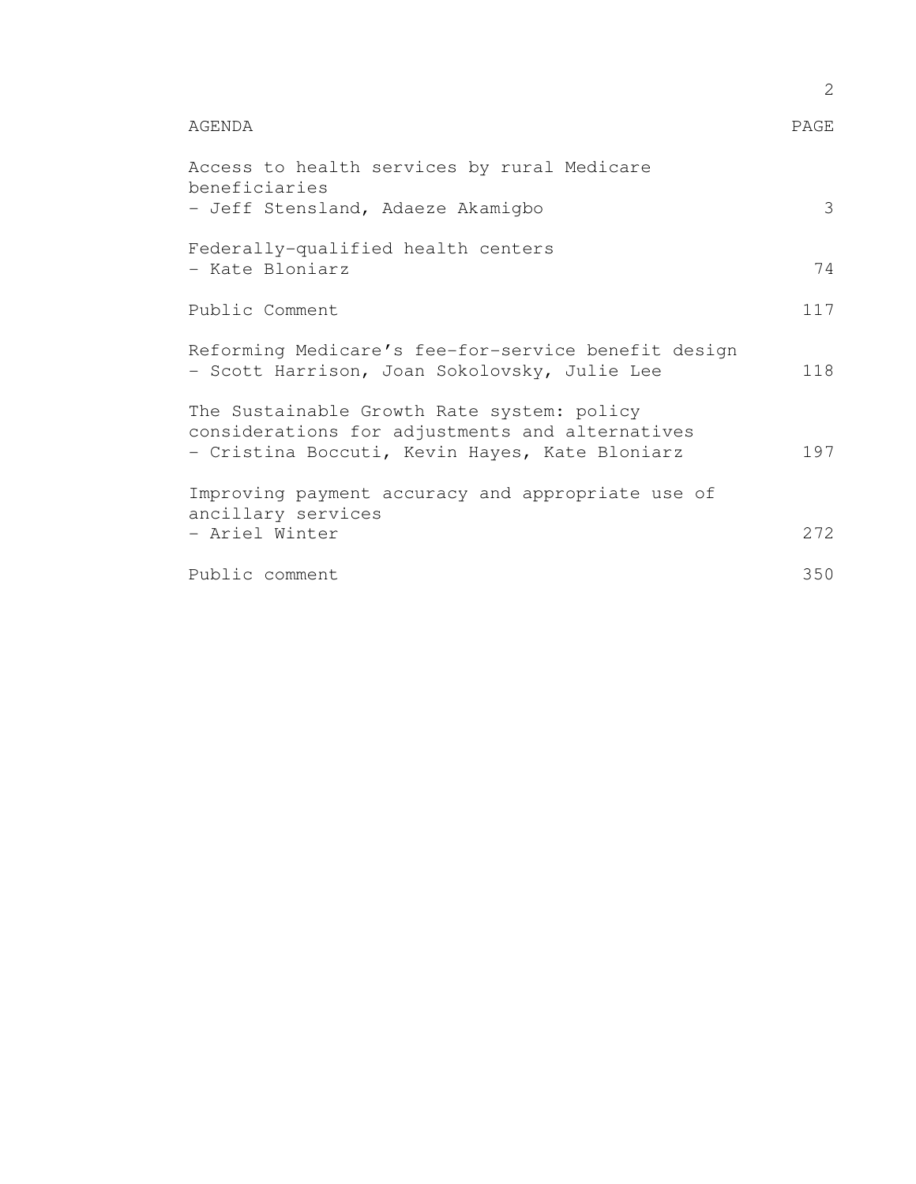| AGENDA | PAGE |
|---|---|
| Access to health services by rural Medicare beneficiaries<br>- Jeff Stensland, Adaeze Akamigbo | 3 |
| Federally-qualified health centers<br>- Kate Bloniarz | 74 |
| Public Comment | 117 |
| Reforming Medicare's fee-for-service benefit design<br>- Scott Harrison, Joan Sokolovsky, Julie Lee | 118 |
| The Sustainable Growth Rate system: policy considerations for adjustments and alternatives<br>- Cristina Boccuti, Kevin Hayes, Kate Bloniarz | 197 |
| Improving payment accuracy and appropriate use of ancillary services<br>- Ariel Winter | 272 |
| Public comment | 350 |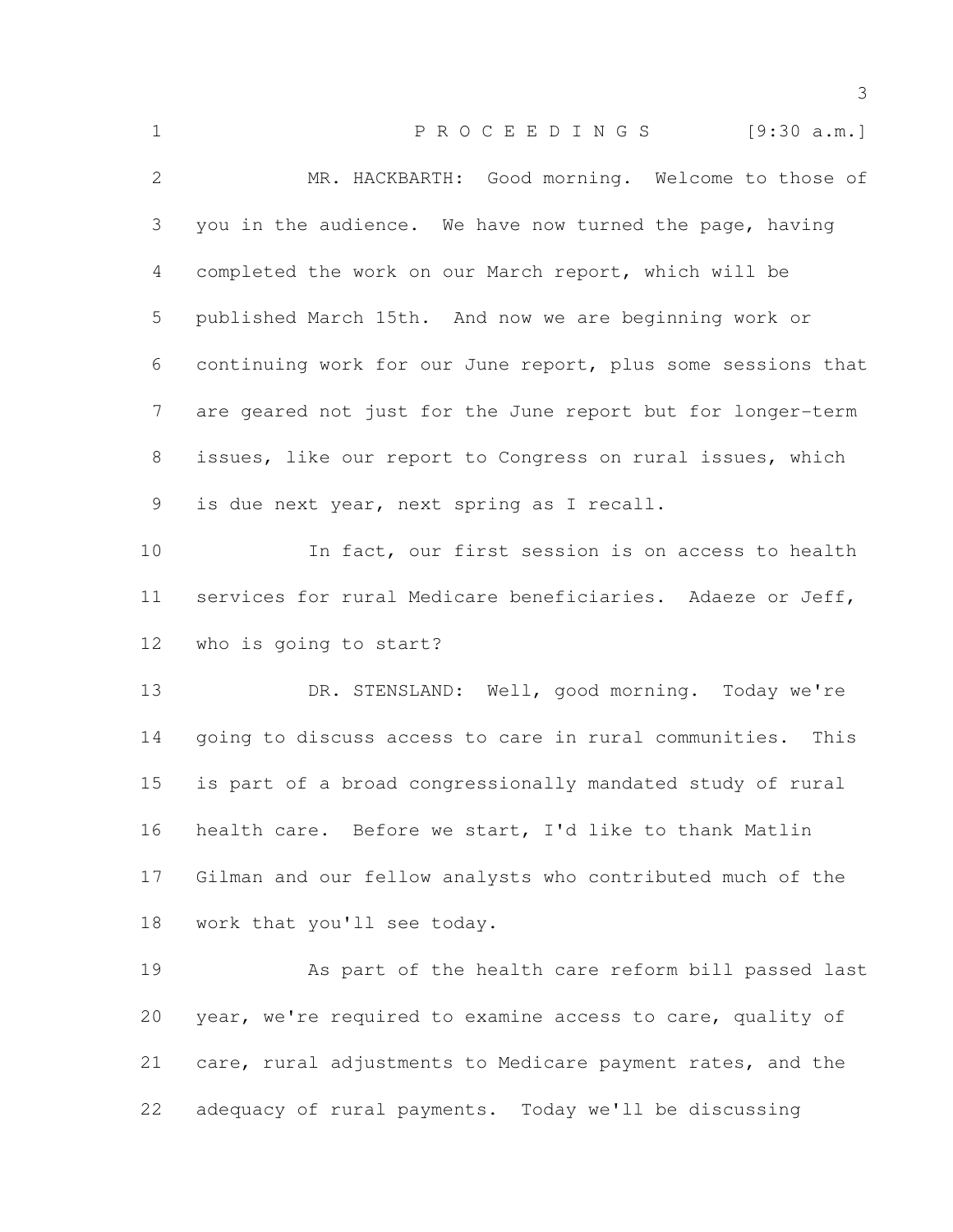P R O C E E D I N G S [9:30 a.m.]

MR. HACKBARTH: Good morning. Welcome to those of you in the audience. We have now turned the page, having completed the work on our March report, which will be published March 15th. And now we are beginning work or continuing work for our June report, plus some sessions that are geared not just for the June report but for longer-term issues, like our report to Congress on rural issues, which is due next year, next spring as I recall.

In fact, our first session is on access to health services for rural Medicare beneficiaries. Adaeze or Jeff, who is going to start?

DR. STENSLAND: Well, good morning. Today we're going to discuss access to care in rural communities. This is part of a broad congressionally mandated study of rural health care. Before we start, I'd like to thank Matlin Gilman and our fellow analysts who contributed much of the work that you'll see today.

As part of the health care reform bill passed last year, we're required to examine access to care, quality of care, rural adjustments to Medicare payment rates, and the adequacy of rural payments. Today we'll be discussing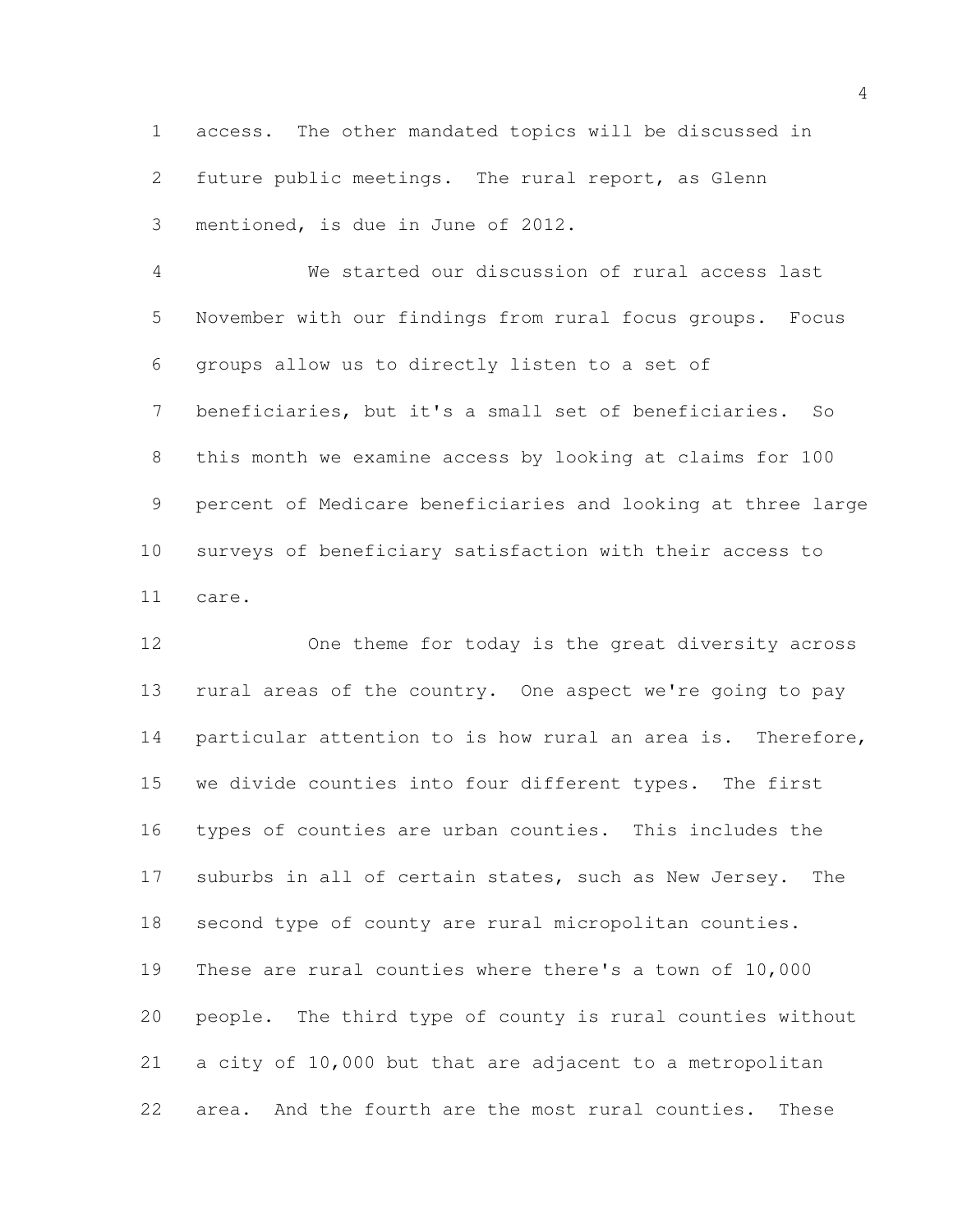access. The other mandated topics will be discussed in future public meetings. The rural report, as Glenn mentioned, is due in June of 2012.

We started our discussion of rural access last November with our findings from rural focus groups. Focus groups allow us to directly listen to a set of beneficiaries, but it's a small set of beneficiaries. So this month we examine access by looking at claims for 100 percent of Medicare beneficiaries and looking at three large surveys of beneficiary satisfaction with their access to care.

One theme for today is the great diversity across rural areas of the country. One aspect we're going to pay particular attention to is how rural an area is. Therefore, we divide counties into four different types. The first types of counties are urban counties. This includes the suburbs in all of certain states, such as New Jersey. The second type of county are rural micropolitan counties. These are rural counties where there's a town of 10,000 people. The third type of county is rural counties without a city of 10,000 but that are adjacent to a metropolitan area. And the fourth are the most rural counties. These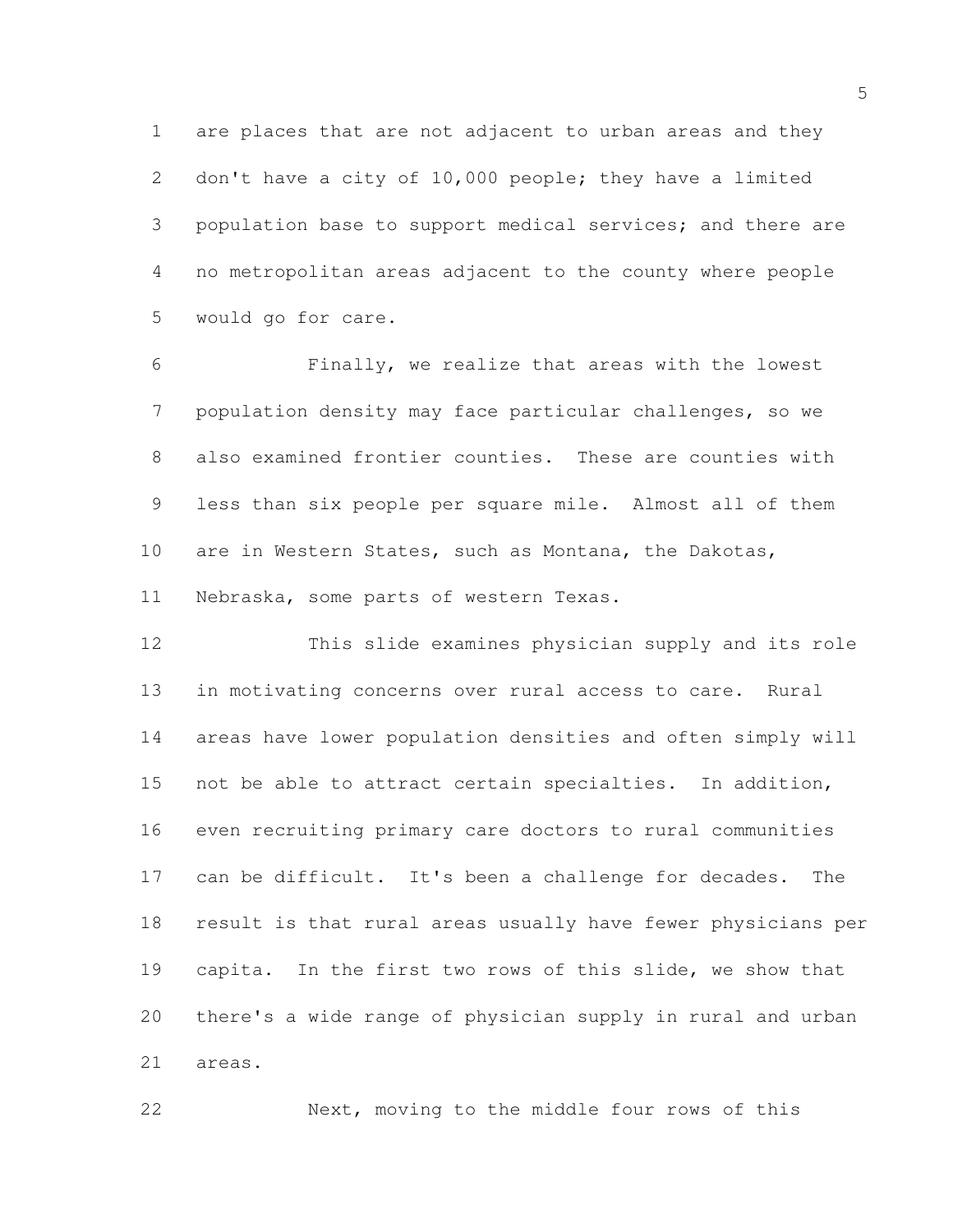are places that are not adjacent to urban areas and they don't have a city of 10,000 people; they have a limited population base to support medical services; and there are no metropolitan areas adjacent to the county where people would go for care.

Finally, we realize that areas with the lowest population density may face particular challenges, so we also examined frontier counties. These are counties with less than six people per square mile. Almost all of them are in Western States, such as Montana, the Dakotas, Nebraska, some parts of western Texas.

This slide examines physician supply and its role in motivating concerns over rural access to care. Rural areas have lower population densities and often simply will not be able to attract certain specialties. In addition, even recruiting primary care doctors to rural communities can be difficult. It's been a challenge for decades. The result is that rural areas usually have fewer physicians per capita. In the first two rows of this slide, we show that there's a wide range of physician supply in rural and urban areas.

Next, moving to the middle four rows of this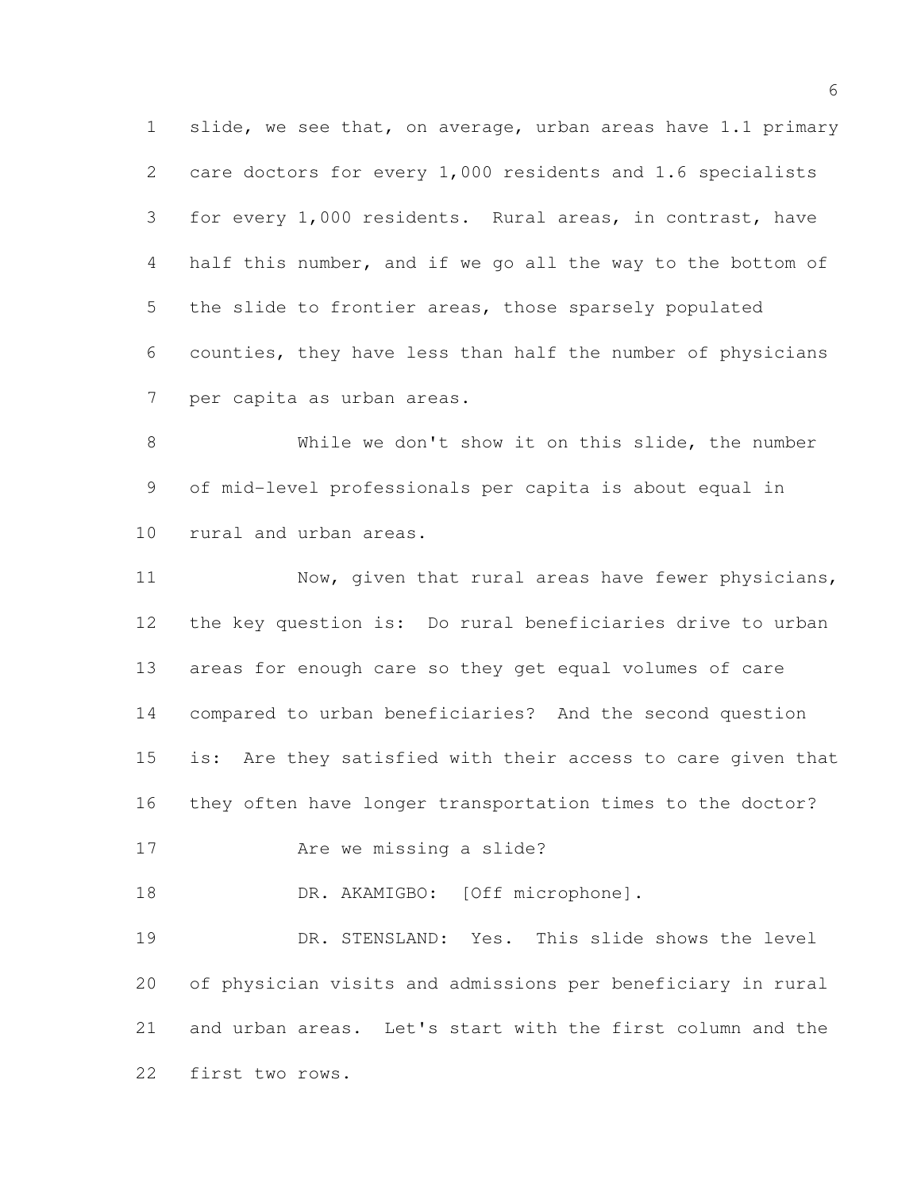slide, we see that, on average, urban areas have 1.1 primary care doctors for every 1,000 residents and 1.6 specialists for every 1,000 residents. Rural areas, in contrast, have half this number, and if we go all the way to the bottom of the slide to frontier areas, those sparsely populated counties, they have less than half the number of physicians per capita as urban areas.

While we don't show it on this slide, the number of mid-level professionals per capita is about equal in rural and urban areas.

Now, given that rural areas have fewer physicians, the key question is: Do rural beneficiaries drive to urban areas for enough care so they get equal volumes of care compared to urban beneficiaries? And the second question is: Are they satisfied with their access to care given that they often have longer transportation times to the doctor?

Are we missing a slide?

DR. AKAMIGBO: [Off microphone].

DR. STENSLAND: Yes. This slide shows the level of physician visits and admissions per beneficiary in rural and urban areas. Let's start with the first column and the first two rows.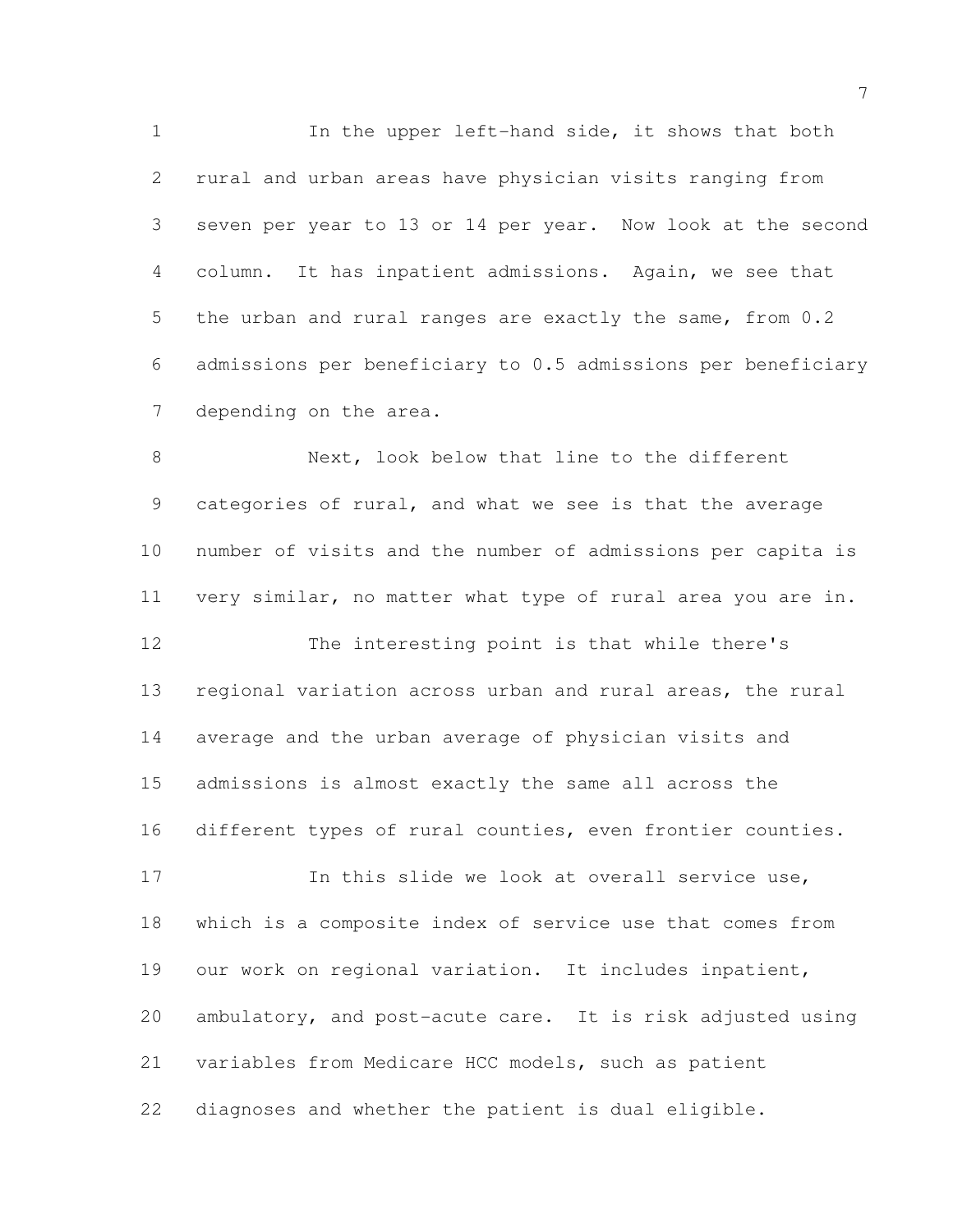In the upper left-hand side, it shows that both rural and urban areas have physician visits ranging from seven per year to 13 or 14 per year. Now look at the second column. It has inpatient admissions. Again, we see that the urban and rural ranges are exactly the same, from 0.2 admissions per beneficiary to 0.5 admissions per beneficiary depending on the area.

Next, look below that line to the different categories of rural, and what we see is that the average number of visits and the number of admissions per capita is very similar, no matter what type of rural area you are in.

The interesting point is that while there's regional variation across urban and rural areas, the rural average and the urban average of physician visits and admissions is almost exactly the same all across the different types of rural counties, even frontier counties.

In this slide we look at overall service use, which is a composite index of service use that comes from our work on regional variation. It includes inpatient, ambulatory, and post-acute care. It is risk adjusted using variables from Medicare HCC models, such as patient diagnoses and whether the patient is dual eligible.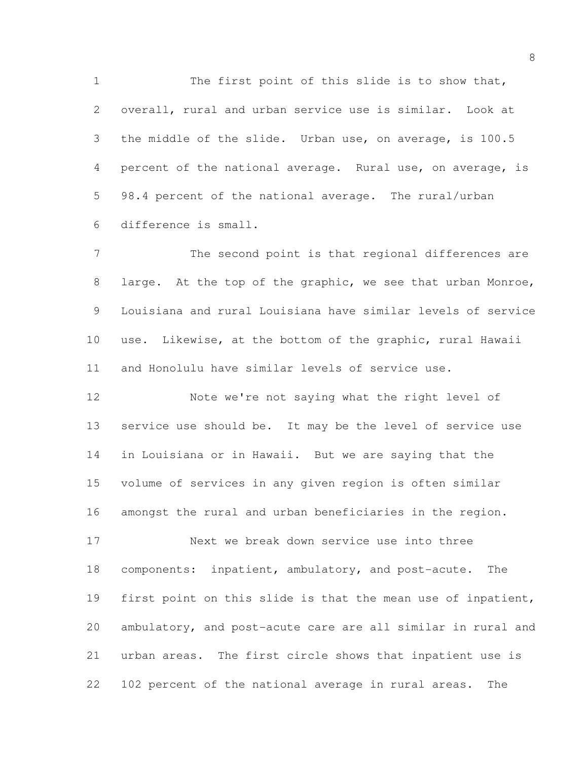The first point of this slide is to show that, overall, rural and urban service use is similar. Look at the middle of the slide. Urban use, on average, is 100.5 percent of the national average. Rural use, on average, is 98.4 percent of the national average. The rural/urban difference is small.

The second point is that regional differences are large. At the top of the graphic, we see that urban Monroe, Louisiana and rural Louisiana have similar levels of service use. Likewise, at the bottom of the graphic, rural Hawaii and Honolulu have similar levels of service use.

Note we're not saying what the right level of service use should be. It may be the level of service use in Louisiana or in Hawaii. But we are saying that the volume of services in any given region is often similar amongst the rural and urban beneficiaries in the region.

Next we break down service use into three components: inpatient, ambulatory, and post-acute. The first point on this slide is that the mean use of inpatient, ambulatory, and post-acute care are all similar in rural and urban areas. The first circle shows that inpatient use is 102 percent of the national average in rural areas. The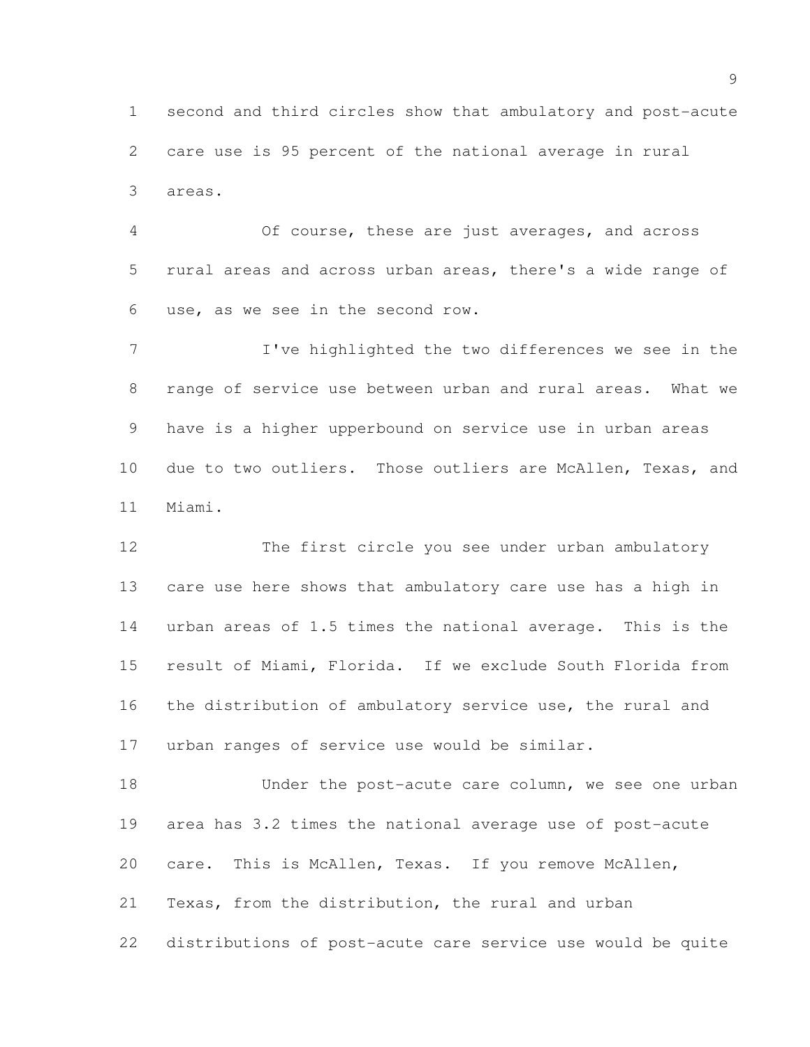second and third circles show that ambulatory and post-acute care use is 95 percent of the national average in rural areas.

Of course, these are just averages, and across rural areas and across urban areas, there's a wide range of use, as we see in the second row.

I've highlighted the two differences we see in the range of service use between urban and rural areas. What we have is a higher upperbound on service use in urban areas due to two outliers. Those outliers are McAllen, Texas, and Miami.

The first circle you see under urban ambulatory care use here shows that ambulatory care use has a high in urban areas of 1.5 times the national average. This is the result of Miami, Florida. If we exclude South Florida from the distribution of ambulatory service use, the rural and urban ranges of service use would be similar.

Under the post-acute care column, we see one urban area has 3.2 times the national average use of post-acute care. This is McAllen, Texas. If you remove McAllen, Texas, from the distribution, the rural and urban distributions of post-acute care service use would be quite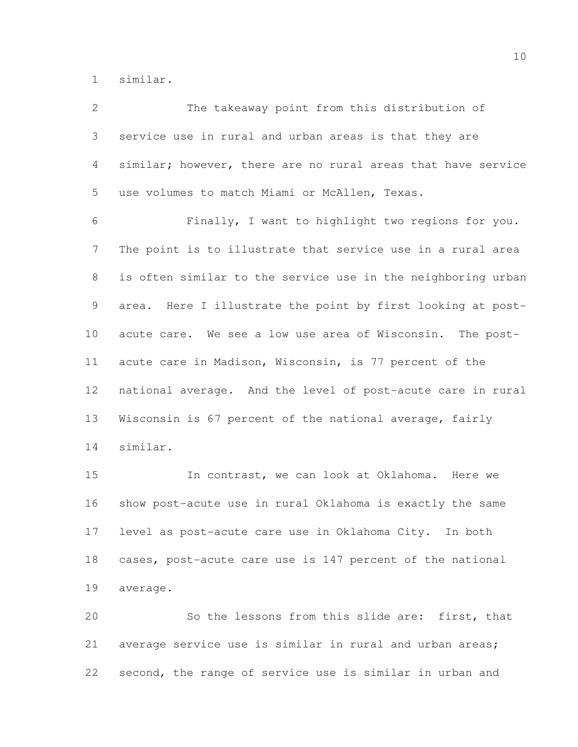similar.

The takeaway point from this distribution of service use in rural and urban areas is that they are similar; however, there are no rural areas that have service use volumes to match Miami or McAllen, Texas.

Finally, I want to highlight two regions for you. The point is to illustrate that service use in a rural area is often similar to the service use in the neighboring urban area. Here I illustrate the point by first looking at post-acute care. We see a low use area of Wisconsin. The post-acute care in Madison, Wisconsin, is 77 percent of the national average. And the level of post-acute care in rural Wisconsin is 67 percent of the national average, fairly similar.

In contrast, we can look at Oklahoma. Here we show post-acute use in rural Oklahoma is exactly the same level as post-acute care use in Oklahoma City. In both cases, post-acute care use is 147 percent of the national average.

So the lessons from this slide are: first, that average service use is similar in rural and urban areas; second, the range of service use is similar in urban and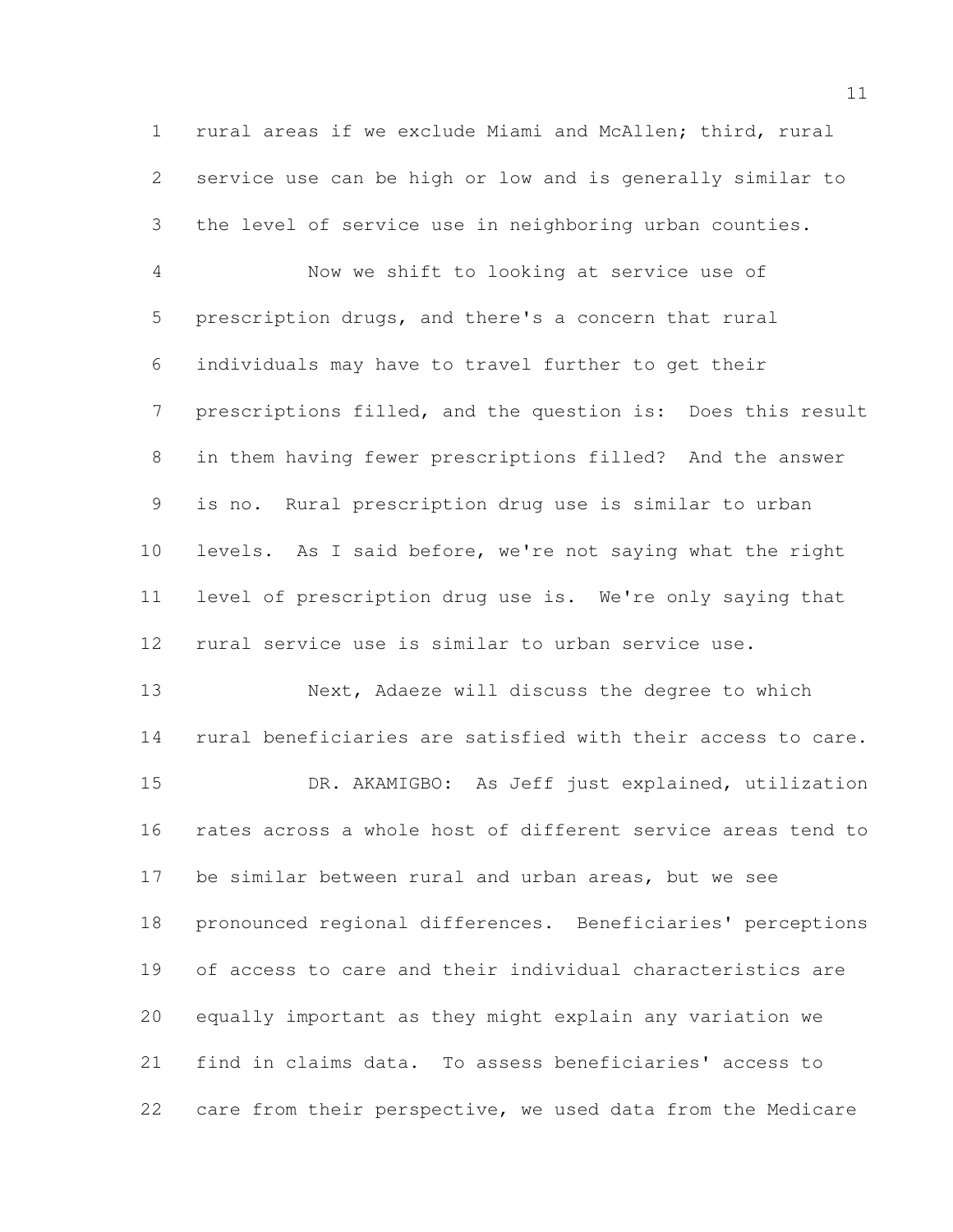rural areas if we exclude Miami and McAllen; third, rural service use can be high or low and is generally similar to the level of service use in neighboring urban counties.

Now we shift to looking at service use of prescription drugs, and there's a concern that rural individuals may have to travel further to get their prescriptions filled, and the question is: Does this result in them having fewer prescriptions filled? And the answer is no. Rural prescription drug use is similar to urban levels. As I said before, we're not saying what the right level of prescription drug use is. We're only saying that rural service use is similar to urban service use.

Next, Adaeze will discuss the degree to which rural beneficiaries are satisfied with their access to care.

DR. AKAMIGBO: As Jeff just explained, utilization rates across a whole host of different service areas tend to be similar between rural and urban areas, but we see pronounced regional differences. Beneficiaries' perceptions of access to care and their individual characteristics are equally important as they might explain any variation we find in claims data. To assess beneficiaries' access to care from their perspective, we used data from the Medicare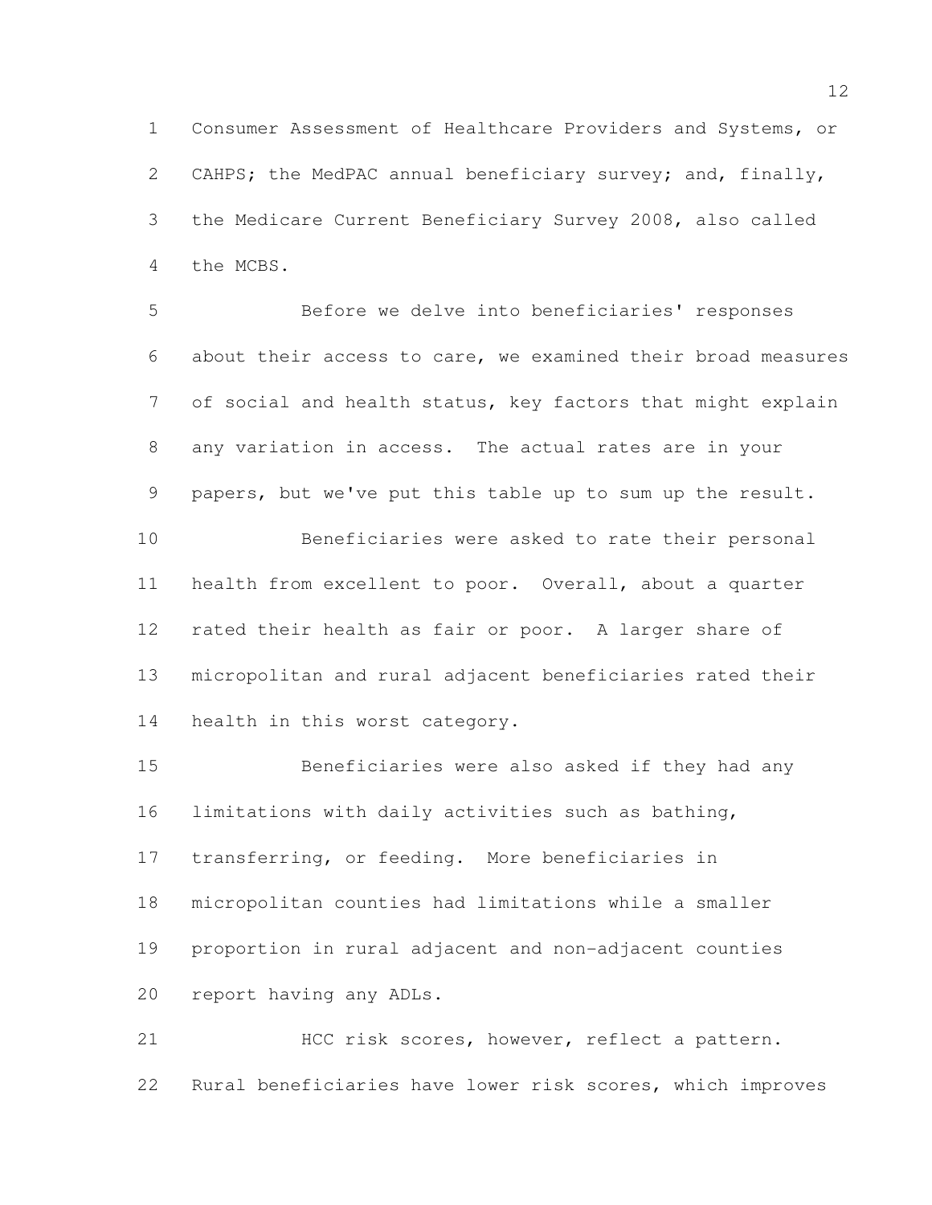Consumer Assessment of Healthcare Providers and Systems, or CAHPS; the MedPAC annual beneficiary survey; and, finally, the Medicare Current Beneficiary Survey 2008, also called the MCBS.

Before we delve into beneficiaries' responses about their access to care, we examined their broad measures of social and health status, key factors that might explain any variation in access. The actual rates are in your papers, but we've put this table up to sum up the result.

Beneficiaries were asked to rate their personal health from excellent to poor. Overall, about a quarter rated their health as fair or poor. A larger share of micropolitan and rural adjacent beneficiaries rated their health in this worst category.

Beneficiaries were also asked if they had any limitations with daily activities such as bathing, transferring, or feeding. More beneficiaries in micropolitan counties had limitations while a smaller proportion in rural adjacent and non-adjacent counties report having any ADLs.

HCC risk scores, however, reflect a pattern. Rural beneficiaries have lower risk scores, which improves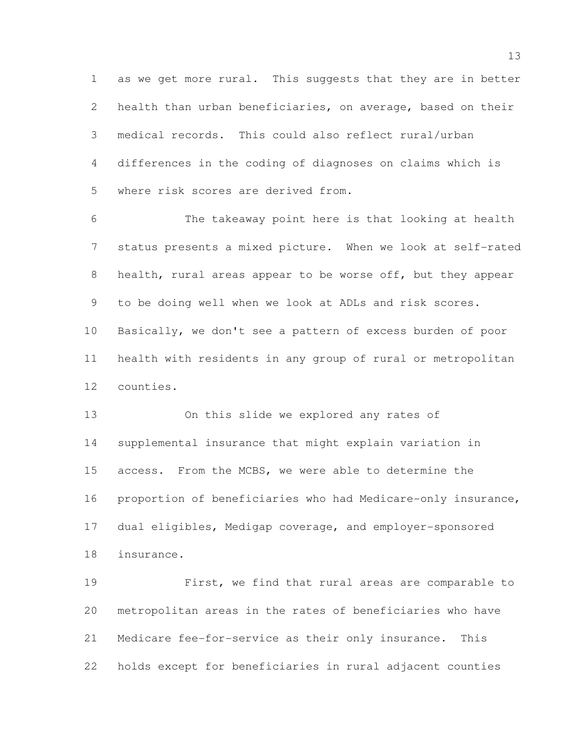as we get more rural. This suggests that they are in better health than urban beneficiaries, on average, based on their medical records. This could also reflect rural/urban differences in the coding of diagnoses on claims which is where risk scores are derived from.

The takeaway point here is that looking at health status presents a mixed picture. When we look at self-rated health, rural areas appear to be worse off, but they appear to be doing well when we look at ADLs and risk scores. Basically, we don't see a pattern of excess burden of poor health with residents in any group of rural or metropolitan counties.

On this slide we explored any rates of supplemental insurance that might explain variation in access. From the MCBS, we were able to determine the proportion of beneficiaries who had Medicare-only insurance, dual eligibles, Medigap coverage, and employer-sponsored insurance.

First, we find that rural areas are comparable to metropolitan areas in the rates of beneficiaries who have Medicare fee-for-service as their only insurance. This holds except for beneficiaries in rural adjacent counties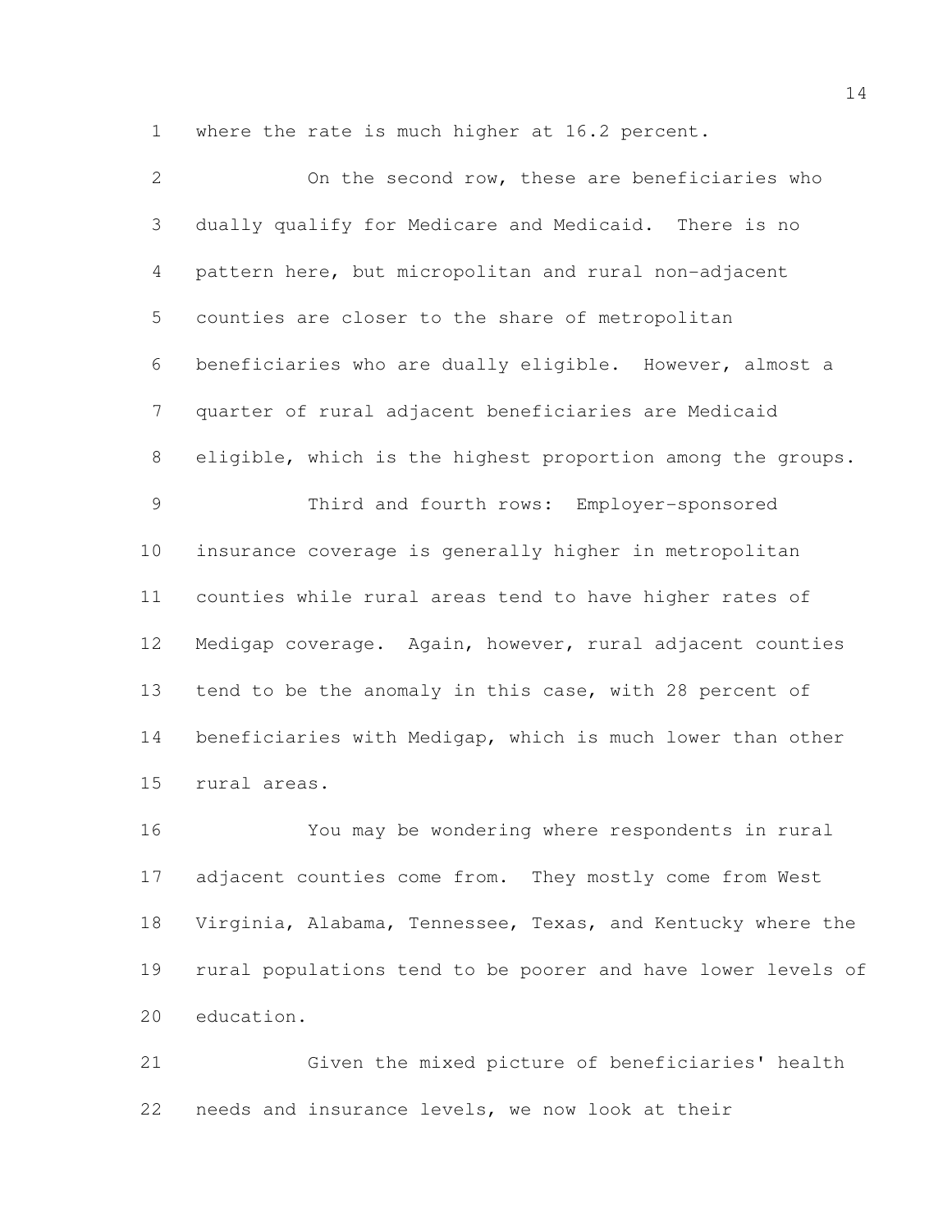where the rate is much higher at 16.2 percent.

On the second row, these are beneficiaries who dually qualify for Medicare and Medicaid. There is no pattern here, but micropolitan and rural non-adjacent counties are closer to the share of metropolitan beneficiaries who are dually eligible. However, almost a quarter of rural adjacent beneficiaries are Medicaid eligible, which is the highest proportion among the groups.

Third and fourth rows: Employer-sponsored insurance coverage is generally higher in metropolitan counties while rural areas tend to have higher rates of Medigap coverage. Again, however, rural adjacent counties tend to be the anomaly in this case, with 28 percent of beneficiaries with Medigap, which is much lower than other rural areas.

You may be wondering where respondents in rural adjacent counties come from. They mostly come from West Virginia, Alabama, Tennessee, Texas, and Kentucky where the rural populations tend to be poorer and have lower levels of education.

Given the mixed picture of beneficiaries' health needs and insurance levels, we now look at their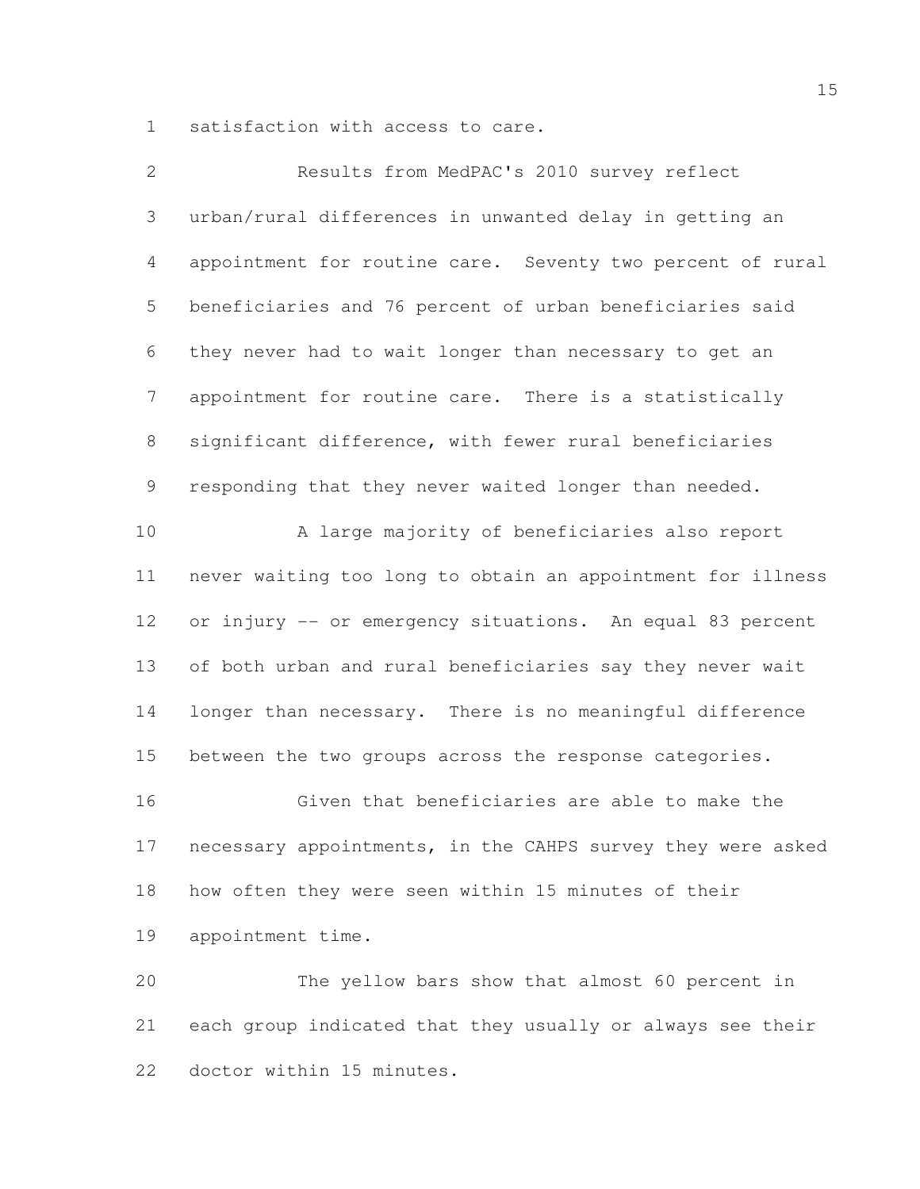satisfaction with access to care.

Results from MedPAC's 2010 survey reflect urban/rural differences in unwanted delay in getting an appointment for routine care. Seventy two percent of rural beneficiaries and 76 percent of urban beneficiaries said they never had to wait longer than necessary to get an appointment for routine care. There is a statistically significant difference, with fewer rural beneficiaries responding that they never waited longer than needed.

A large majority of beneficiaries also report never waiting too long to obtain an appointment for illness or injury -- or emergency situations. An equal 83 percent of both urban and rural beneficiaries say they never wait longer than necessary. There is no meaningful difference between the two groups across the response categories.

Given that beneficiaries are able to make the necessary appointments, in the CAHPS survey they were asked how often they were seen within 15 minutes of their appointment time.

The yellow bars show that almost 60 percent in each group indicated that they usually or always see their doctor within 15 minutes.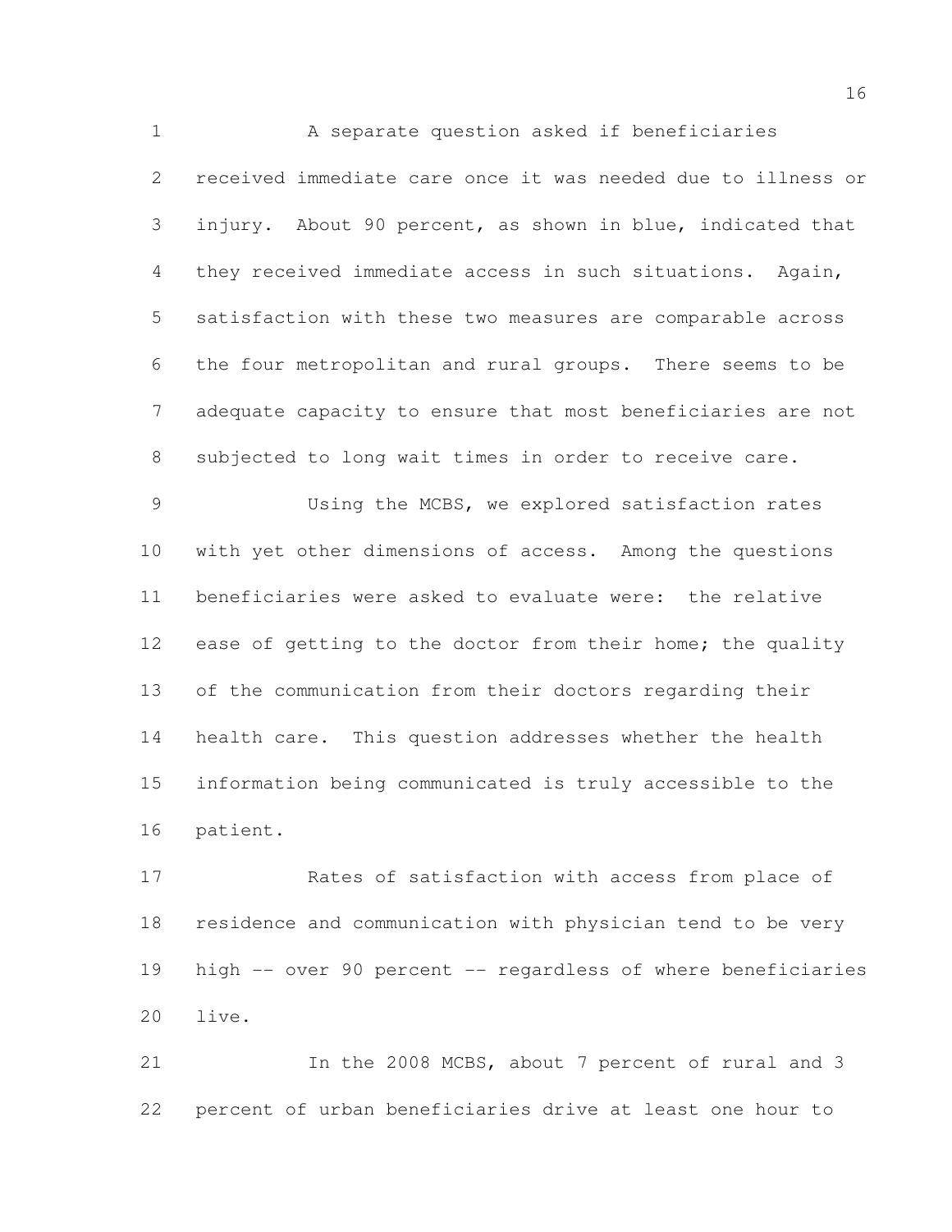A separate question asked if beneficiaries received immediate care once it was needed due to illness or injury. About 90 percent, as shown in blue, indicated that they received immediate access in such situations. Again, satisfaction with these two measures are comparable across the four metropolitan and rural groups. There seems to be adequate capacity to ensure that most beneficiaries are not subjected to long wait times in order to receive care.

Using the MCBS, we explored satisfaction rates with yet other dimensions of access. Among the questions beneficiaries were asked to evaluate were: the relative ease of getting to the doctor from their home; the quality of the communication from their doctors regarding their health care. This question addresses whether the health information being communicated is truly accessible to the patient.

Rates of satisfaction with access from place of residence and communication with physician tend to be very high -- over 90 percent -- regardless of where beneficiaries live.

In the 2008 MCBS, about 7 percent of rural and 3 percent of urban beneficiaries drive at least one hour to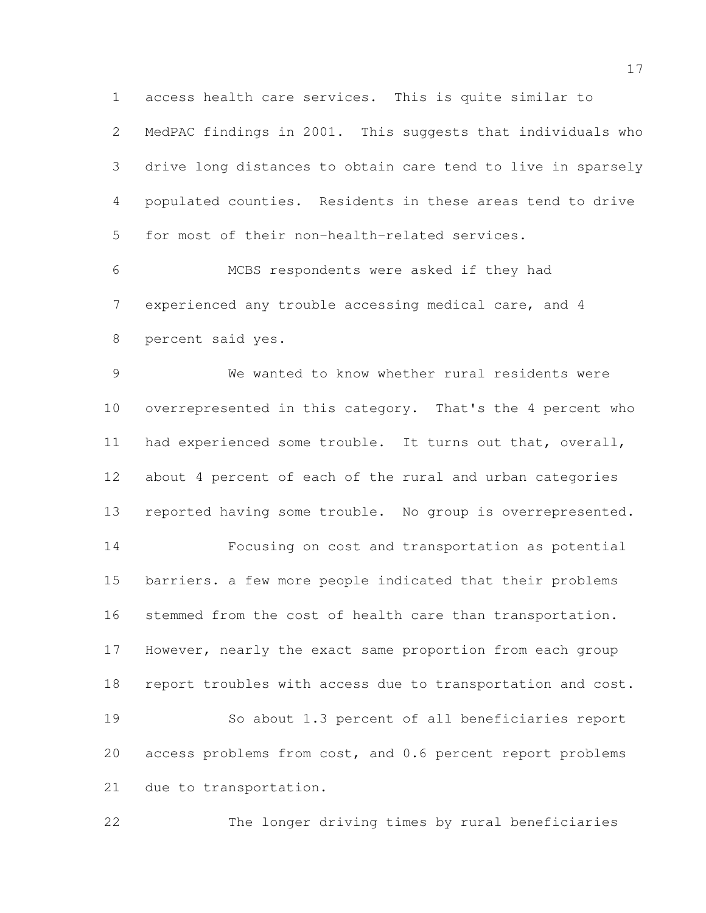access health care services. This is quite similar to MedPAC findings in 2001. This suggests that individuals who drive long distances to obtain care tend to live in sparsely populated counties. Residents in these areas tend to drive for most of their non-health-related services.

MCBS respondents were asked if they had experienced any trouble accessing medical care, and 4 percent said yes.

We wanted to know whether rural residents were overrepresented in this category. That's the 4 percent who had experienced some trouble. It turns out that, overall, about 4 percent of each of the rural and urban categories reported having some trouble. No group is overrepresented.

Focusing on cost and transportation as potential barriers. a few more people indicated that their problems stemmed from the cost of health care than transportation. However, nearly the exact same proportion from each group report troubles with access due to transportation and cost.

So about 1.3 percent of all beneficiaries report access problems from cost, and 0.6 percent report problems due to transportation.

The longer driving times by rural beneficiaries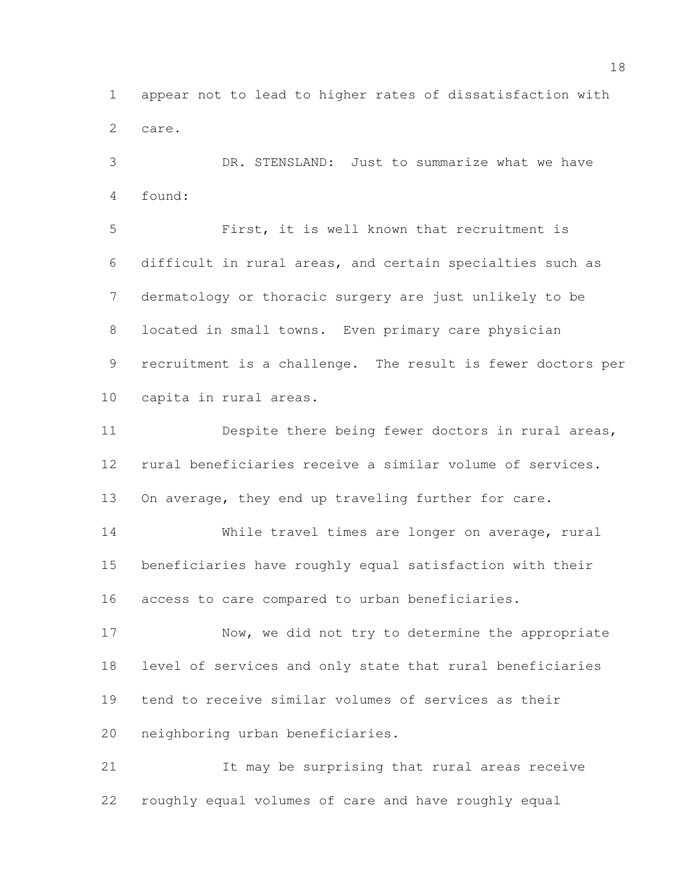appear not to lead to higher rates of dissatisfaction with care.

DR. STENSLAND: Just to summarize what we have found:

First, it is well known that recruitment is difficult in rural areas, and certain specialties such as dermatology or thoracic surgery are just unlikely to be located in small towns. Even primary care physician recruitment is a challenge. The result is fewer doctors per capita in rural areas.

Despite there being fewer doctors in rural areas, rural beneficiaries receive a similar volume of services. On average, they end up traveling further for care.

While travel times are longer on average, rural beneficiaries have roughly equal satisfaction with their access to care compared to urban beneficiaries.

Now, we did not try to determine the appropriate level of services and only state that rural beneficiaries tend to receive similar volumes of services as their neighboring urban beneficiaries.

It may be surprising that rural areas receive roughly equal volumes of care and have roughly equal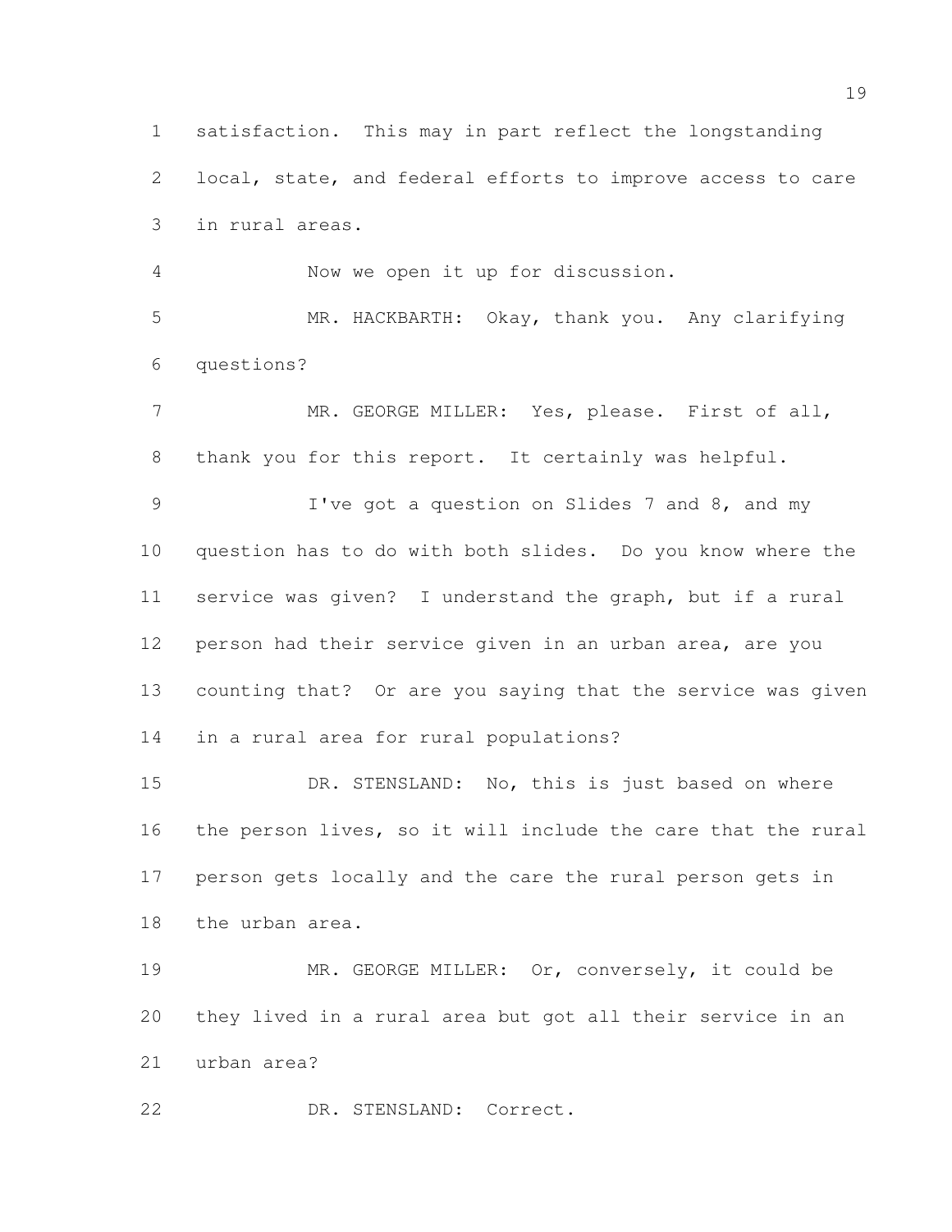satisfaction. This may in part reflect the longstanding local, state, and federal efforts to improve access to care in rural areas.

Now we open it up for discussion.

MR. HACKBARTH: Okay, thank you. Any clarifying questions?

MR. GEORGE MILLER: Yes, please. First of all, thank you for this report. It certainly was helpful.

I've got a question on Slides 7 and 8, and my question has to do with both slides. Do you know where the service was given? I understand the graph, but if a rural person had their service given in an urban area, are you counting that? Or are you saying that the service was given in a rural area for rural populations?

DR. STENSLAND: No, this is just based on where the person lives, so it will include the care that the rural person gets locally and the care the rural person gets in the urban area.

MR. GEORGE MILLER: Or, conversely, it could be they lived in a rural area but got all their service in an urban area?

DR. STENSLAND: Correct.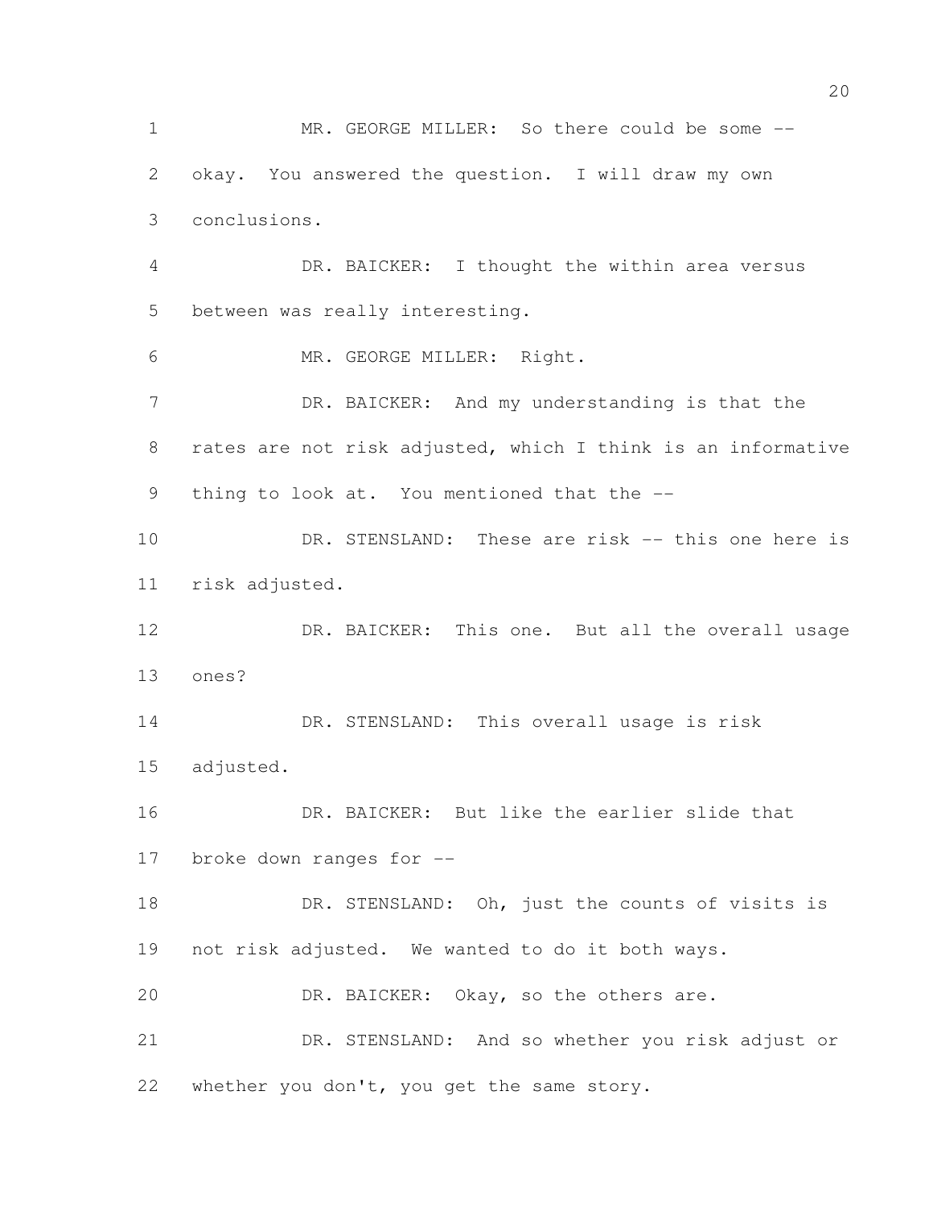MR. GEORGE MILLER: So there could be some -- okay. You answered the question. I will draw my own conclusions.

DR. BAICKER: I thought the within area versus between was really interesting.

MR. GEORGE MILLER: Right.

DR. BAICKER: And my understanding is that the rates are not risk adjusted, which I think is an informative thing to look at. You mentioned that the --

DR. STENSLAND: These are risk -- this one here is risk adjusted.

DR. BAICKER: This one. But all the overall usage ones?

DR. STENSLAND: This overall usage is risk adjusted.

DR. BAICKER: But like the earlier slide that broke down ranges for --

DR. STENSLAND: Oh, just the counts of visits is not risk adjusted. We wanted to do it both ways.

DR. BAICKER: Okay, so the others are.

DR. STENSLAND: And so whether you risk adjust or whether you don't, you get the same story.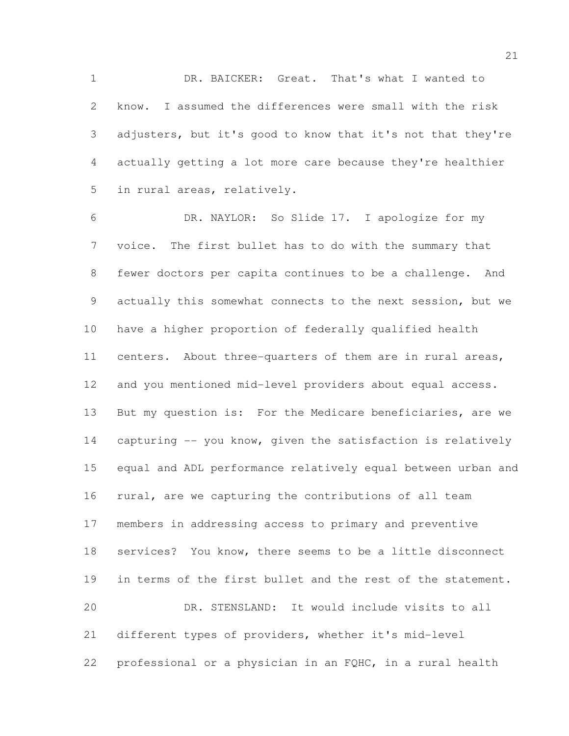DR. BAICKER: Great. That's what I wanted to know. I assumed the differences were small with the risk adjusters, but it's good to know that it's not that they're actually getting a lot more care because they're healthier in rural areas, relatively.

DR. NAYLOR: So Slide 17. I apologize for my voice. The first bullet has to do with the summary that fewer doctors per capita continues to be a challenge. And actually this somewhat connects to the next session, but we have a higher proportion of federally qualified health centers. About three-quarters of them are in rural areas, and you mentioned mid-level providers about equal access. But my question is: For the Medicare beneficiaries, are we capturing -- you know, given the satisfaction is relatively equal and ADL performance relatively equal between urban and rural, are we capturing the contributions of all team members in addressing access to primary and preventive services? You know, there seems to be a little disconnect in terms of the first bullet and the rest of the statement.

DR. STENSLAND: It would include visits to all different types of providers, whether it's mid-level professional or a physician in an FQHC, in a rural health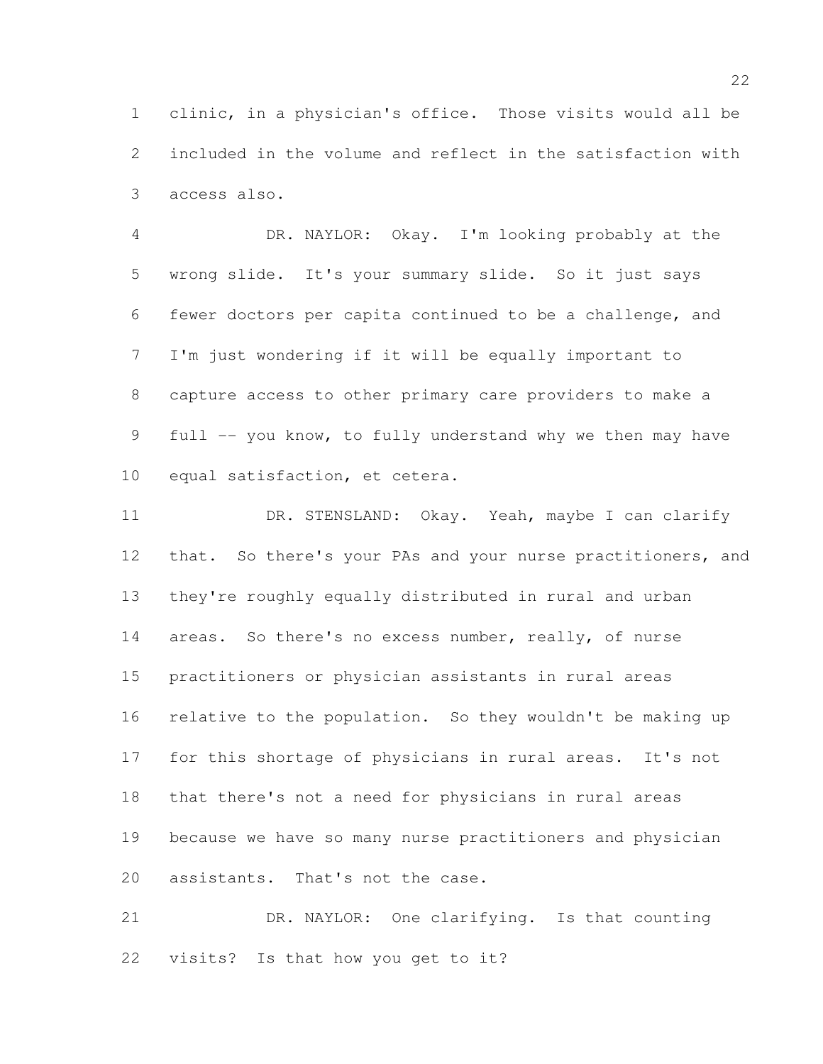clinic, in a physician's office. Those visits would all be included in the volume and reflect in the satisfaction with access also.

DR. NAYLOR: Okay. I'm looking probably at the wrong slide. It's your summary slide. So it just says fewer doctors per capita continued to be a challenge, and I'm just wondering if it will be equally important to capture access to other primary care providers to make a full -- you know, to fully understand why we then may have equal satisfaction, et cetera.

DR. STENSLAND: Okay. Yeah, maybe I can clarify that. So there's your PAs and your nurse practitioners, and they're roughly equally distributed in rural and urban areas. So there's no excess number, really, of nurse practitioners or physician assistants in rural areas relative to the population. So they wouldn't be making up for this shortage of physicians in rural areas. It's not that there's not a need for physicians in rural areas because we have so many nurse practitioners and physician assistants. That's not the case.

DR. NAYLOR: One clarifying. Is that counting visits? Is that how you get to it?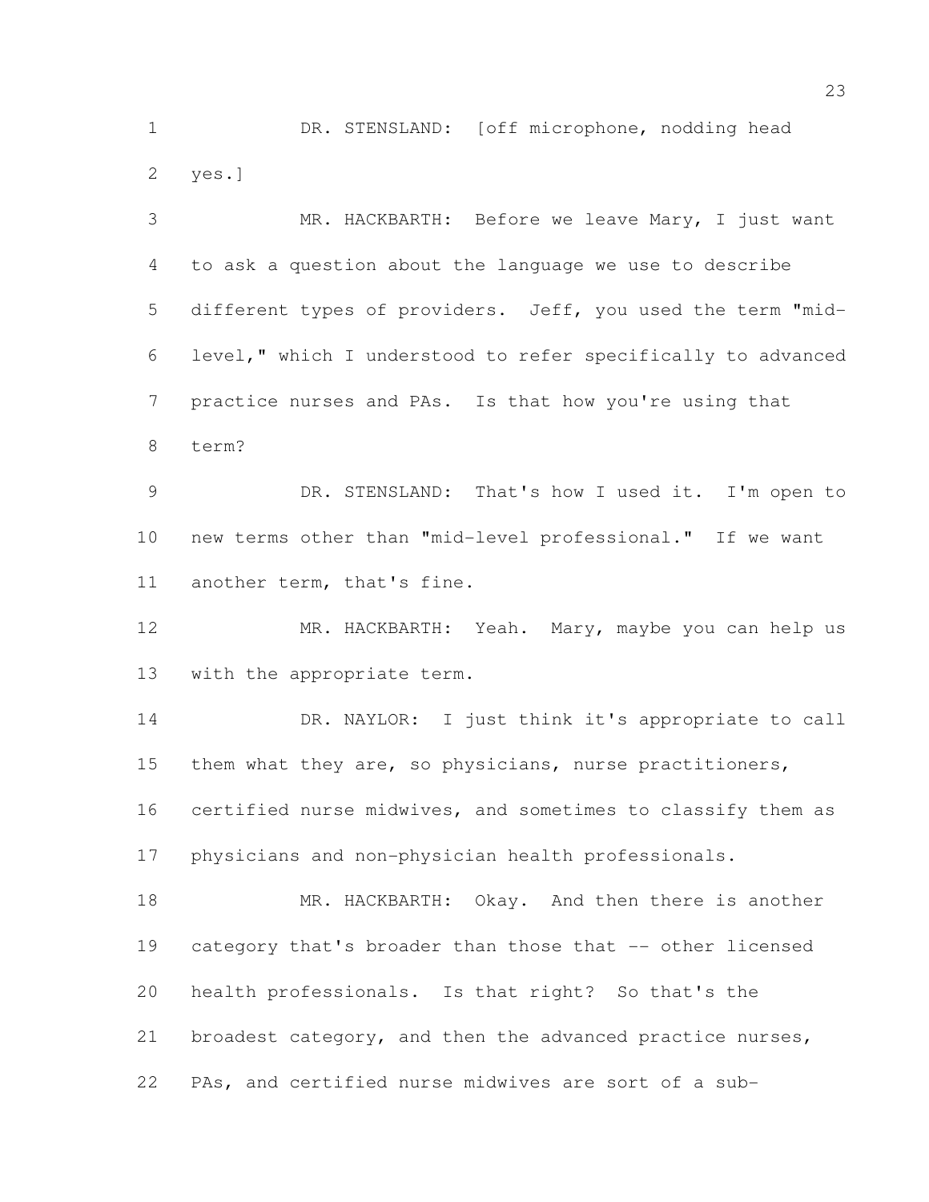DR. STENSLAND: [off microphone, nodding head yes.]

MR. HACKBARTH: Before we leave Mary, I just want to ask a question about the language we use to describe different types of providers. Jeff, you used the term "mid-level," which I understood to refer specifically to advanced practice nurses and PAs. Is that how you're using that term?

DR. STENSLAND: That's how I used it. I'm open to new terms other than "mid-level professional." If we want another term, that's fine.

MR. HACKBARTH: Yeah. Mary, maybe you can help us with the appropriate term.

DR. NAYLOR: I just think it's appropriate to call them what they are, so physicians, nurse practitioners, certified nurse midwives, and sometimes to classify them as physicians and non-physician health professionals.

MR. HACKBARTH: Okay. And then there is another category that's broader than those that -- other licensed health professionals. Is that right? So that's the broadest category, and then the advanced practice nurses, PAs, and certified nurse midwives are sort of a sub-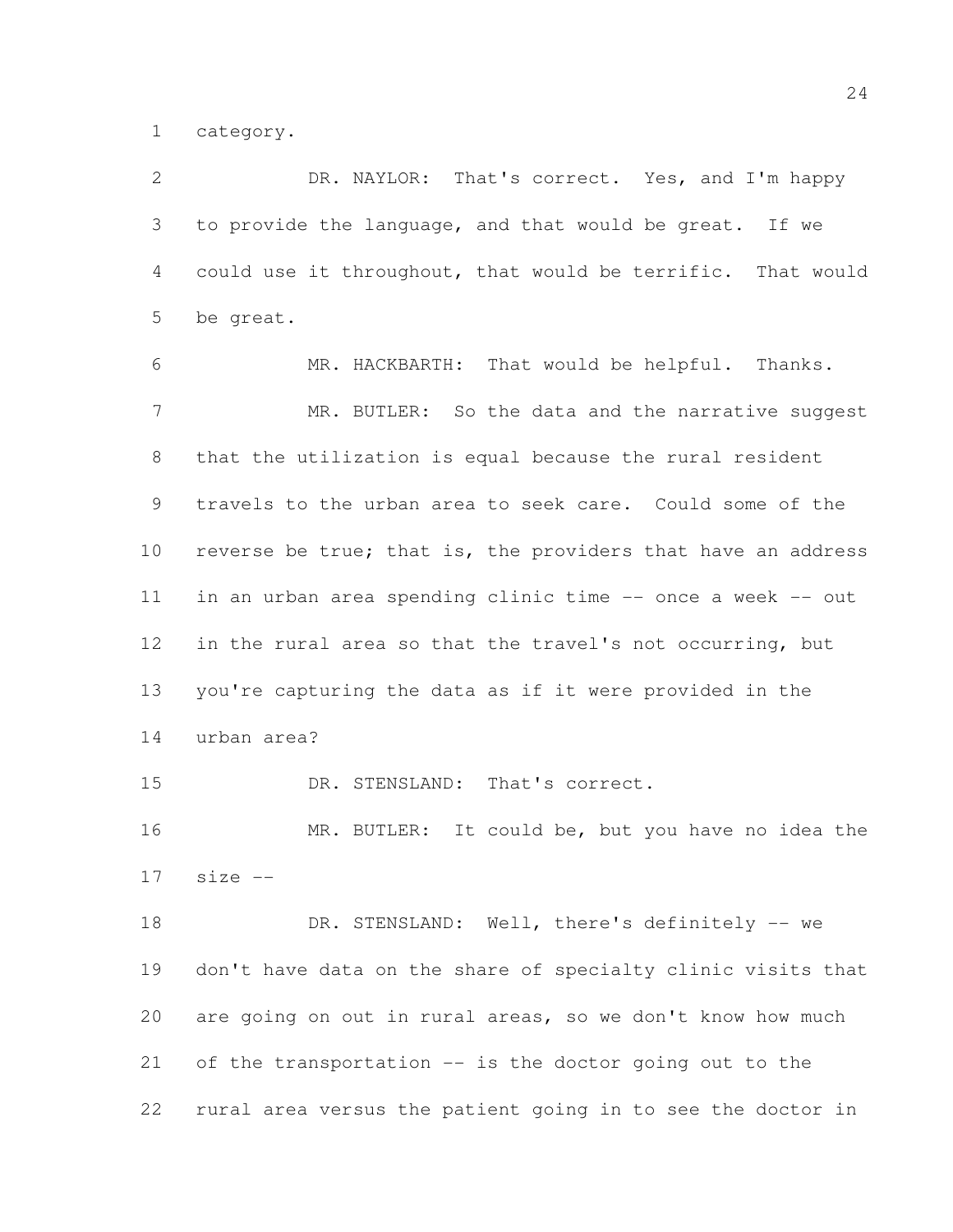category.

DR. NAYLOR: That's correct. Yes, and I'm happy to provide the language, and that would be great. If we could use it throughout, that would be terrific. That would be great.

MR. HACKBARTH: That would be helpful. Thanks.

MR. BUTLER: So the data and the narrative suggest that the utilization is equal because the rural resident travels to the urban area to seek care. Could some of the reverse be true; that is, the providers that have an address in an urban area spending clinic time -- once a week -- out in the rural area so that the travel's not occurring, but you're capturing the data as if it were provided in the urban area?

DR. STENSLAND: That's correct.

MR. BUTLER: It could be, but you have no idea the size --

DR. STENSLAND: Well, there's definitely -- we don't have data on the share of specialty clinic visits that are going on out in rural areas, so we don't know how much of the transportation -- is the doctor going out to the rural area versus the patient going in to see the doctor in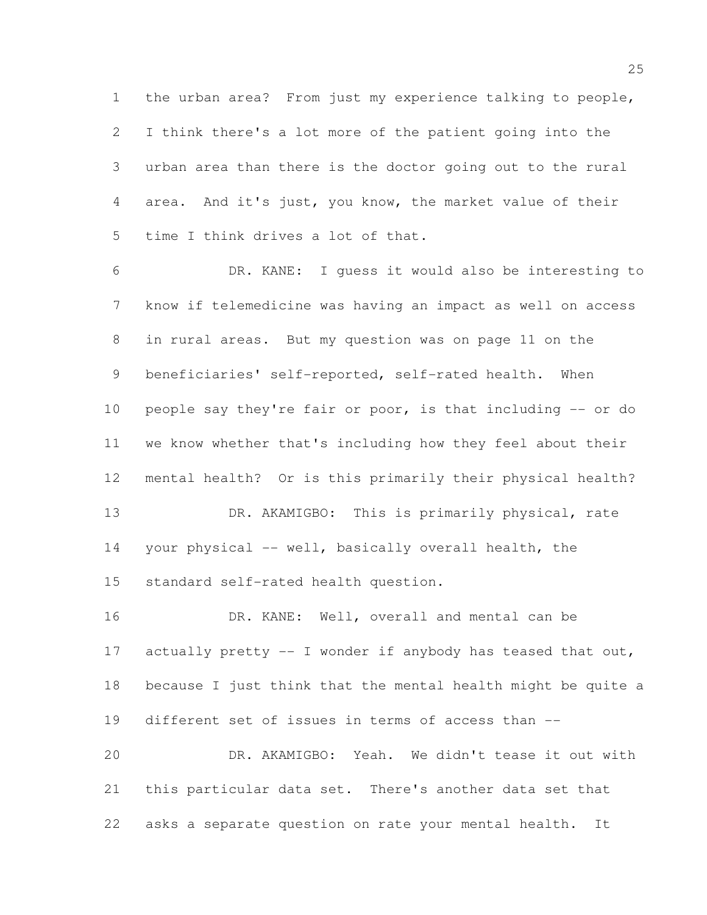the urban area? From just my experience talking to people, I think there's a lot more of the patient going into the urban area than there is the doctor going out to the rural area. And it's just, you know, the market value of their time I think drives a lot of that.

DR. KANE: I guess it would also be interesting to know if telemedicine was having an impact as well on access in rural areas. But my question was on page 11 on the beneficiaries' self-reported, self-rated health. When people say they're fair or poor, is that including -- or do we know whether that's including how they feel about their mental health? Or is this primarily their physical health?

DR. AKAMIGBO: This is primarily physical, rate your physical -- well, basically overall health, the standard self-rated health question.

DR. KANE: Well, overall and mental can be actually pretty -- I wonder if anybody has teased that out, because I just think that the mental health might be quite a different set of issues in terms of access than --

DR. AKAMIGBO: Yeah. We didn't tease it out with this particular data set. There's another data set that asks a separate question on rate your mental health. It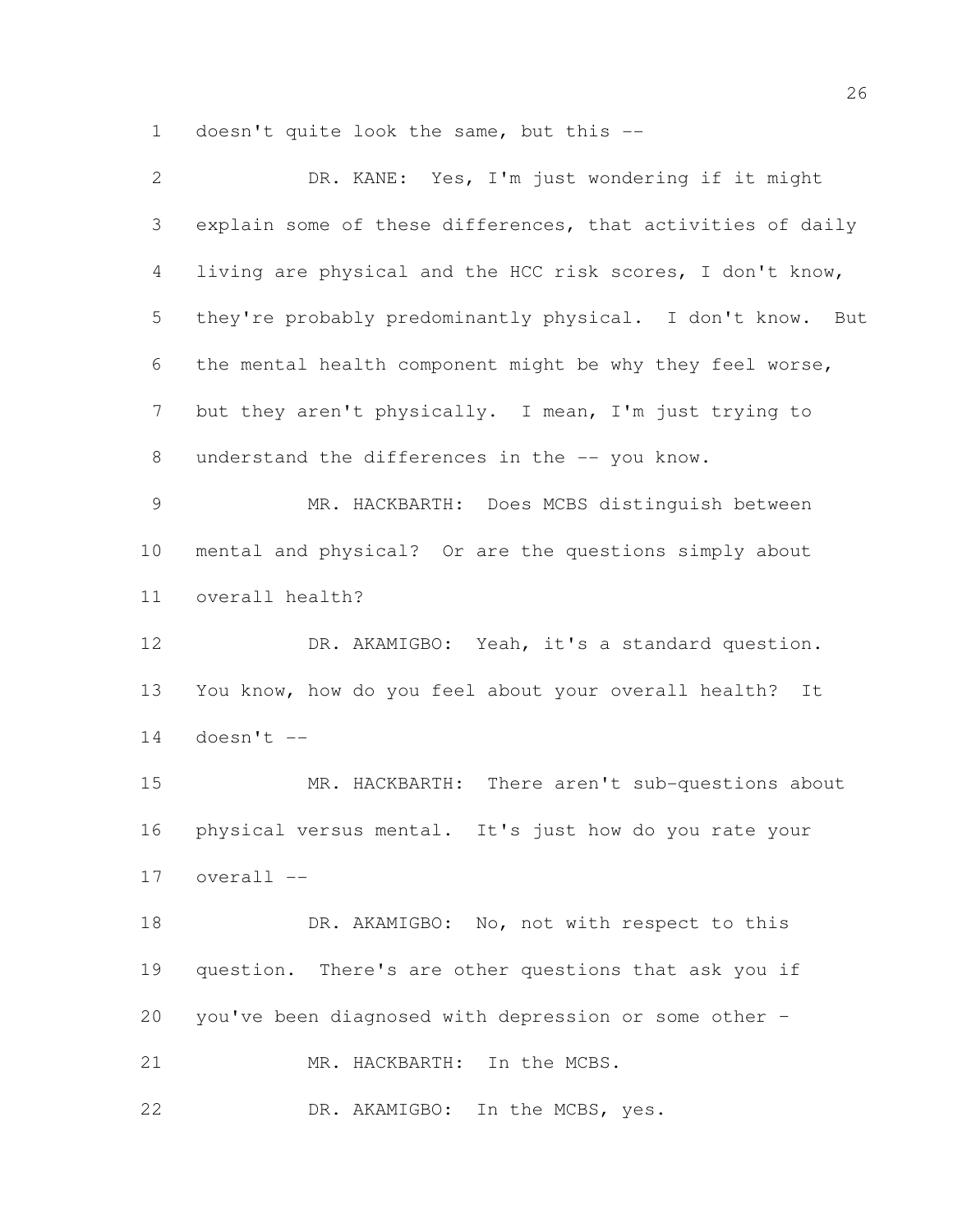doesn't quite look the same, but this --

DR. KANE: Yes, I'm just wondering if it might explain some of these differences, that activities of daily living are physical and the HCC risk scores, I don't know, they're probably predominantly physical. I don't know. But the mental health component might be why they feel worse, but they aren't physically. I mean, I'm just trying to understand the differences in the -- you know.

MR. HACKBARTH: Does MCBS distinguish between mental and physical? Or are the questions simply about overall health?

DR. AKAMIGBO: Yeah, it's a standard question. You know, how do you feel about your overall health? It doesn't --

MR. HACKBARTH: There aren't sub-questions about physical versus mental. It's just how do you rate your overall --

DR. AKAMIGBO: No, not with respect to this question. There's are other questions that ask you if you've been diagnosed with depression or some other -

MR. HACKBARTH: In the MCBS.

DR. AKAMIGBO: In the MCBS, yes.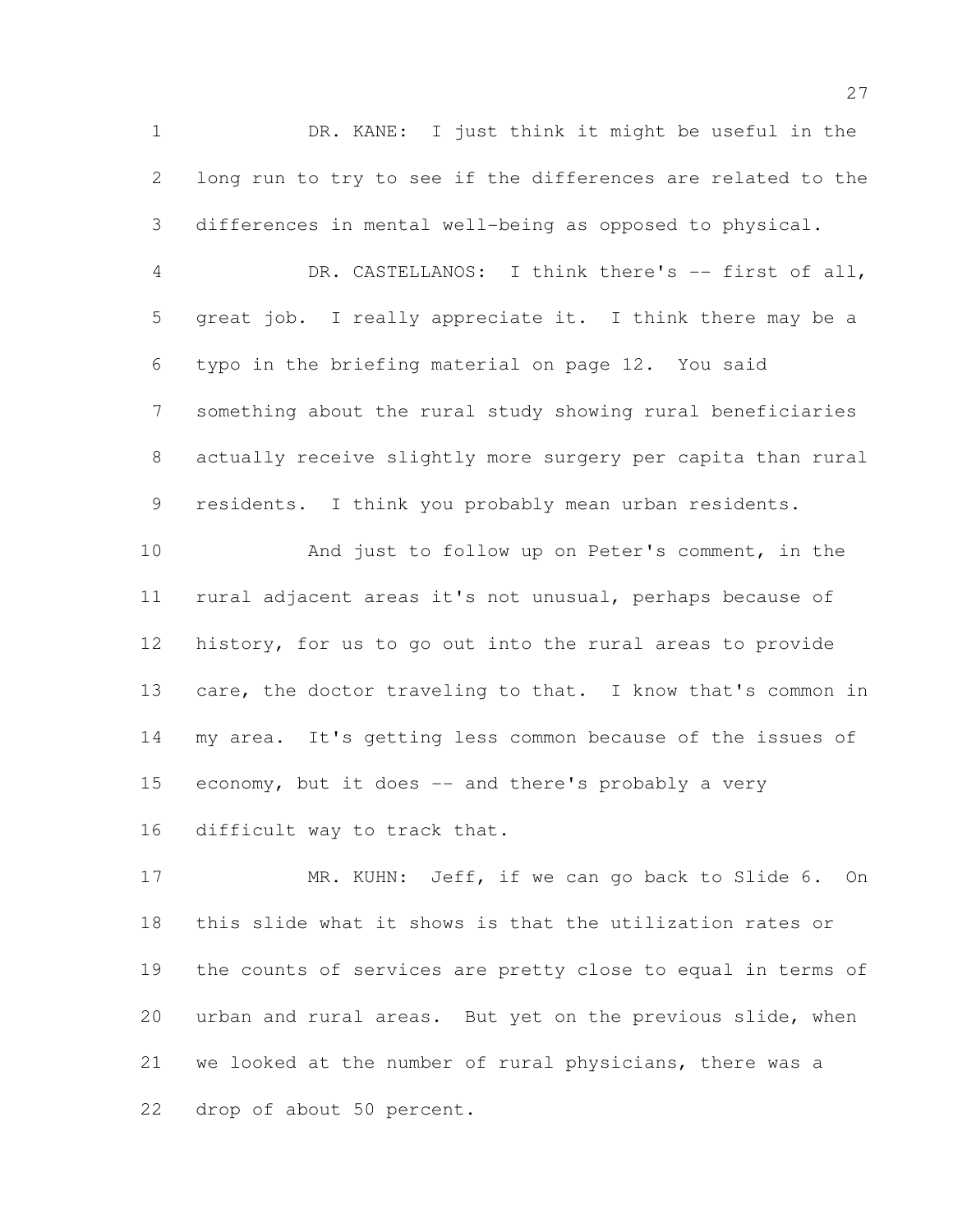DR. KANE: I just think it might be useful in the long run to try to see if the differences are related to the differences in mental well-being as opposed to physical.

DR. CASTELLANOS: I think there's -- first of all, great job. I really appreciate it. I think there may be a typo in the briefing material on page 12. You said something about the rural study showing rural beneficiaries actually receive slightly more surgery per capita than rural residents. I think you probably mean urban residents.

And just to follow up on Peter's comment, in the rural adjacent areas it's not unusual, perhaps because of history, for us to go out into the rural areas to provide care, the doctor traveling to that. I know that's common in my area. It's getting less common because of the issues of economy, but it does -- and there's probably a very difficult way to track that.

MR. KUHN: Jeff, if we can go back to Slide 6. On this slide what it shows is that the utilization rates or the counts of services are pretty close to equal in terms of urban and rural areas. But yet on the previous slide, when we looked at the number of rural physicians, there was a drop of about 50 percent.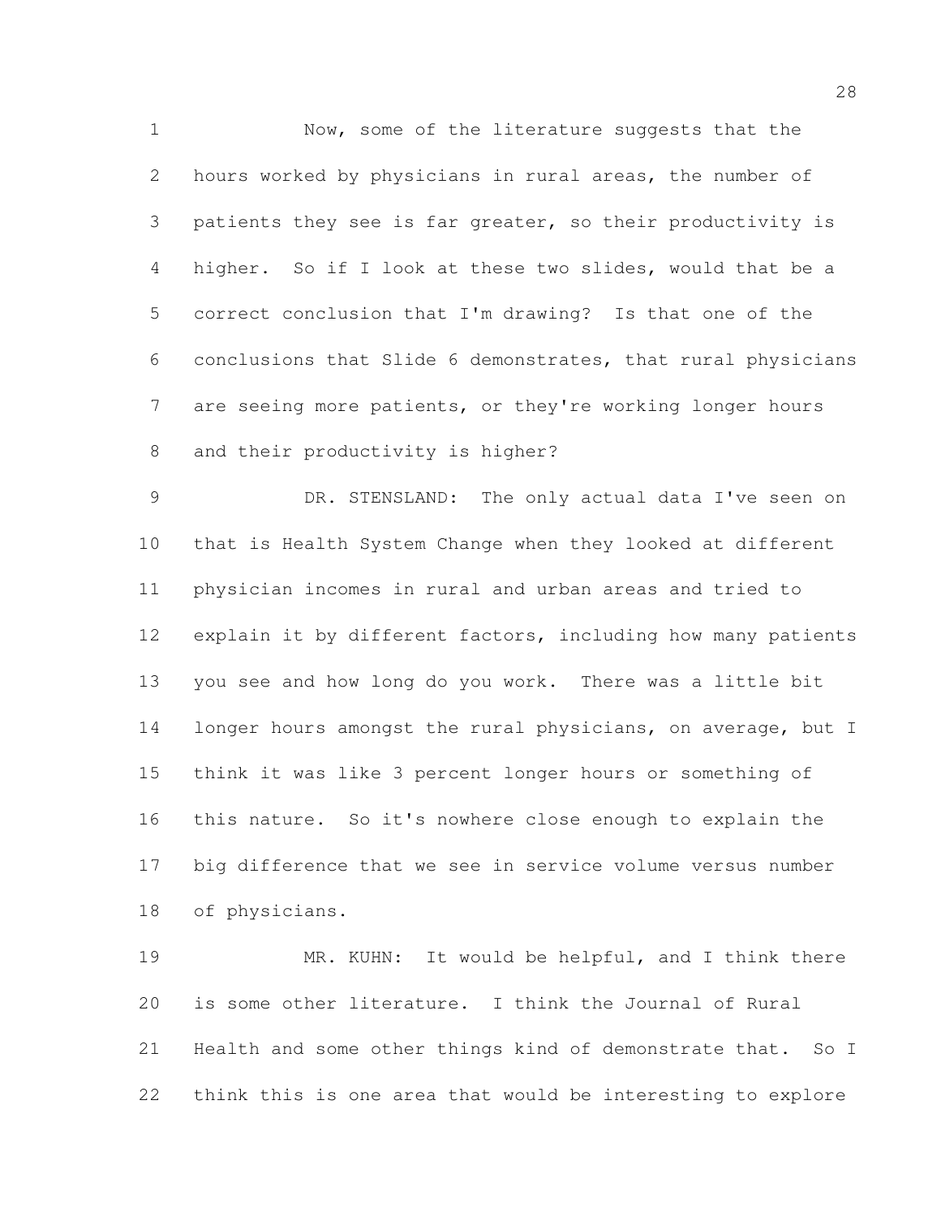Now, some of the literature suggests that the hours worked by physicians in rural areas, the number of patients they see is far greater, so their productivity is higher. So if I look at these two slides, would that be a correct conclusion that I'm drawing? Is that one of the conclusions that Slide 6 demonstrates, that rural physicians are seeing more patients, or they're working longer hours and their productivity is higher?

DR. STENSLAND: The only actual data I've seen on that is Health System Change when they looked at different physician incomes in rural and urban areas and tried to explain it by different factors, including how many patients you see and how long do you work. There was a little bit longer hours amongst the rural physicians, on average, but I think it was like 3 percent longer hours or something of this nature. So it's nowhere close enough to explain the big difference that we see in service volume versus number of physicians.

MR. KUHN: It would be helpful, and I think there is some other literature. I think the Journal of Rural Health and some other things kind of demonstrate that. So I think this is one area that would be interesting to explore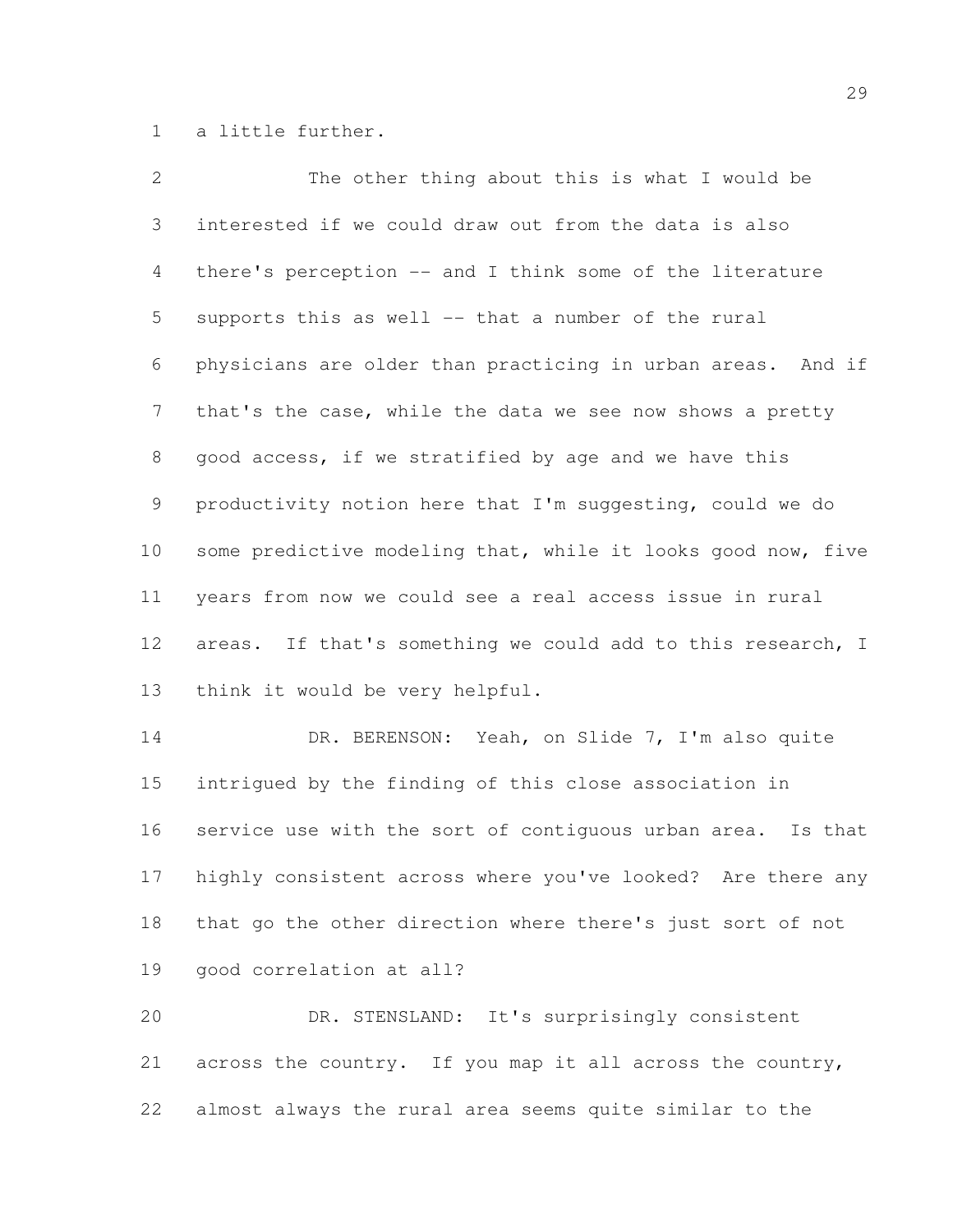a little further.

The other thing about this is what I would be interested if we could draw out from the data is also there's perception -- and I think some of the literature supports this as well -- that a number of the rural physicians are older than practicing in urban areas. And if that's the case, while the data we see now shows a pretty good access, if we stratified by age and we have this productivity notion here that I'm suggesting, could we do some predictive modeling that, while it looks good now, five years from now we could see a real access issue in rural areas. If that's something we could add to this research, I think it would be very helpful.

DR. BERENSON: Yeah, on Slide 7, I'm also quite intrigued by the finding of this close association in service use with the sort of contiguous urban area. Is that highly consistent across where you've looked? Are there any that go the other direction where there's just sort of not good correlation at all?

DR. STENSLAND: It's surprisingly consistent across the country. If you map it all across the country, almost always the rural area seems quite similar to the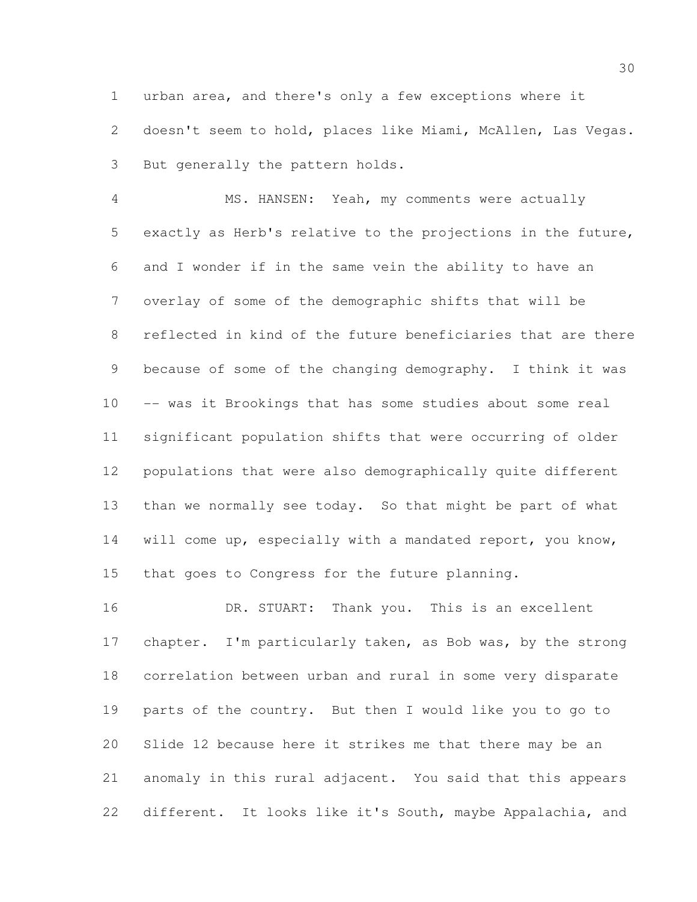urban area, and there's only a few exceptions where it doesn't seem to hold, places like Miami, McAllen, Las Vegas. But generally the pattern holds.

MS. HANSEN: Yeah, my comments were actually exactly as Herb's relative to the projections in the future, and I wonder if in the same vein the ability to have an overlay of some of the demographic shifts that will be reflected in kind of the future beneficiaries that are there because of some of the changing demography. I think it was -- was it Brookings that has some studies about some real significant population shifts that were occurring of older populations that were also demographically quite different than we normally see today. So that might be part of what will come up, especially with a mandated report, you know, that goes to Congress for the future planning.

DR. STUART: Thank you. This is an excellent chapter. I'm particularly taken, as Bob was, by the strong correlation between urban and rural in some very disparate parts of the country. But then I would like you to go to Slide 12 because here it strikes me that there may be an anomaly in this rural adjacent. You said that this appears different. It looks like it's South, maybe Appalachia, and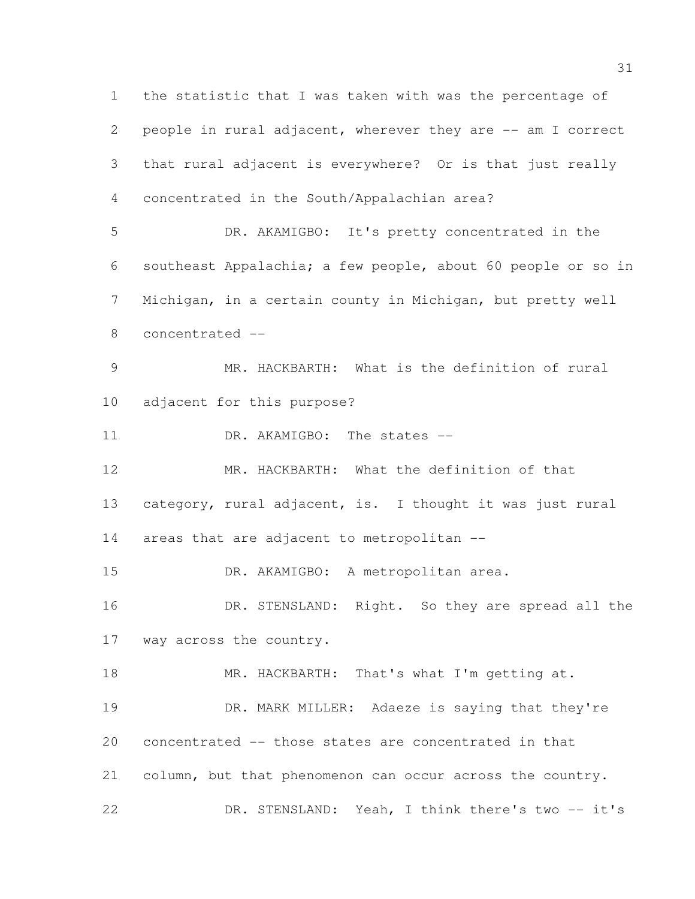the statistic that I was taken with was the percentage of people in rural adjacent, wherever they are -- am I correct that rural adjacent is everywhere? Or is that just really concentrated in the South/Appalachian area?

DR. AKAMIGBO: It's pretty concentrated in the southeast Appalachia; a few people, about 60 people or so in Michigan, in a certain county in Michigan, but pretty well concentrated --

MR. HACKBARTH: What is the definition of rural adjacent for this purpose?

DR. AKAMIGBO: The states --

MR. HACKBARTH: What the definition of that category, rural adjacent, is. I thought it was just rural areas that are adjacent to metropolitan --

DR. AKAMIGBO: A metropolitan area.

DR. STENSLAND: Right. So they are spread all the way across the country.

MR. HACKBARTH: That's what I'm getting at.

DR. MARK MILLER: Adaeze is saying that they're concentrated -- those states are concentrated in that column, but that phenomenon can occur across the country.

DR. STENSLAND: Yeah, I think there's two -- it's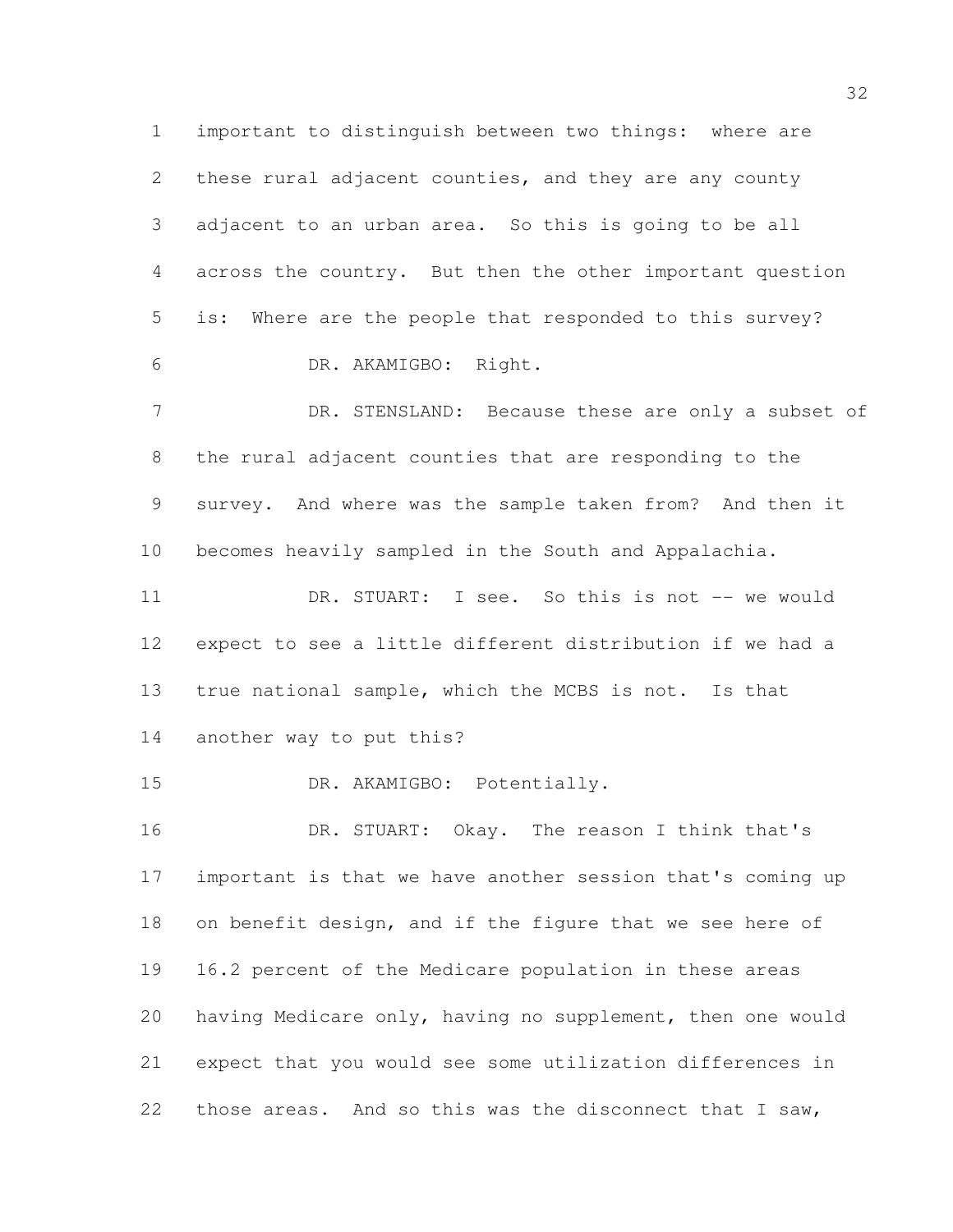important to distinguish between two things: where are these rural adjacent counties, and they are any county adjacent to an urban area. So this is going to be all across the country. But then the other important question is: Where are the people that responded to this survey?

DR. AKAMIGBO: Right.

DR. STENSLAND: Because these are only a subset of the rural adjacent counties that are responding to the survey. And where was the sample taken from? And then it becomes heavily sampled in the South and Appalachia.

DR. STUART: I see. So this is not -- we would expect to see a little different distribution if we had a true national sample, which the MCBS is not. Is that another way to put this?

DR. AKAMIGBO: Potentially.

DR. STUART: Okay. The reason I think that's important is that we have another session that's coming up on benefit design, and if the figure that we see here of 16.2 percent of the Medicare population in these areas having Medicare only, having no supplement, then one would expect that you would see some utilization differences in those areas. And so this was the disconnect that I saw,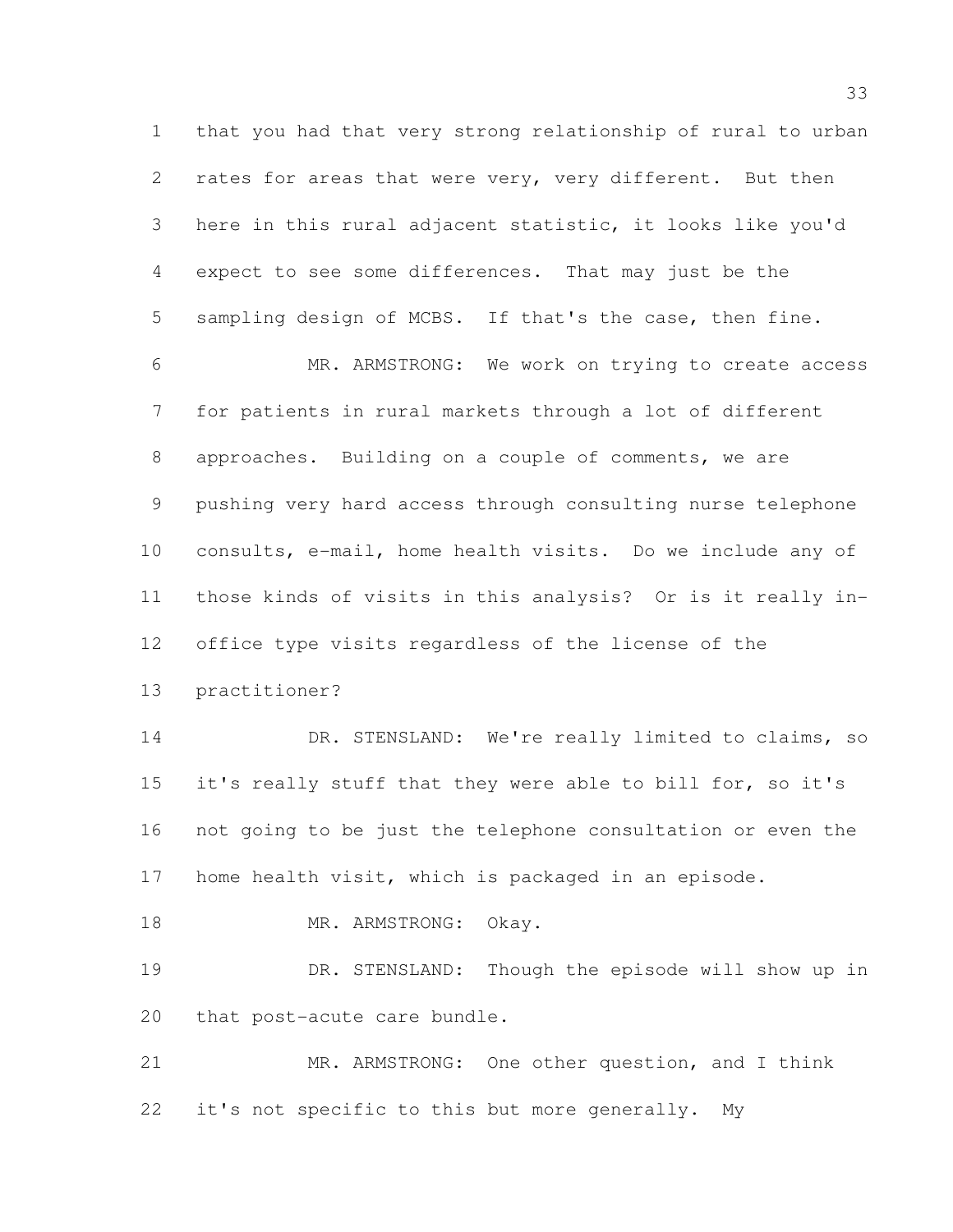that you had that very strong relationship of rural to urban rates for areas that were very, very different. But then here in this rural adjacent statistic, it looks like you'd expect to see some differences. That may just be the sampling design of MCBS. If that's the case, then fine.

MR. ARMSTRONG: We work on trying to create access for patients in rural markets through a lot of different approaches. Building on a couple of comments, we are pushing very hard access through consulting nurse telephone consults, e-mail, home health visits. Do we include any of those kinds of visits in this analysis? Or is it really in-office type visits regardless of the license of the practitioner?

DR. STENSLAND: We're really limited to claims, so it's really stuff that they were able to bill for, so it's not going to be just the telephone consultation or even the home health visit, which is packaged in an episode.

MR. ARMSTRONG: Okay.

DR. STENSLAND: Though the episode will show up in that post-acute care bundle.

MR. ARMSTRONG: One other question, and I think it's not specific to this but more generally. My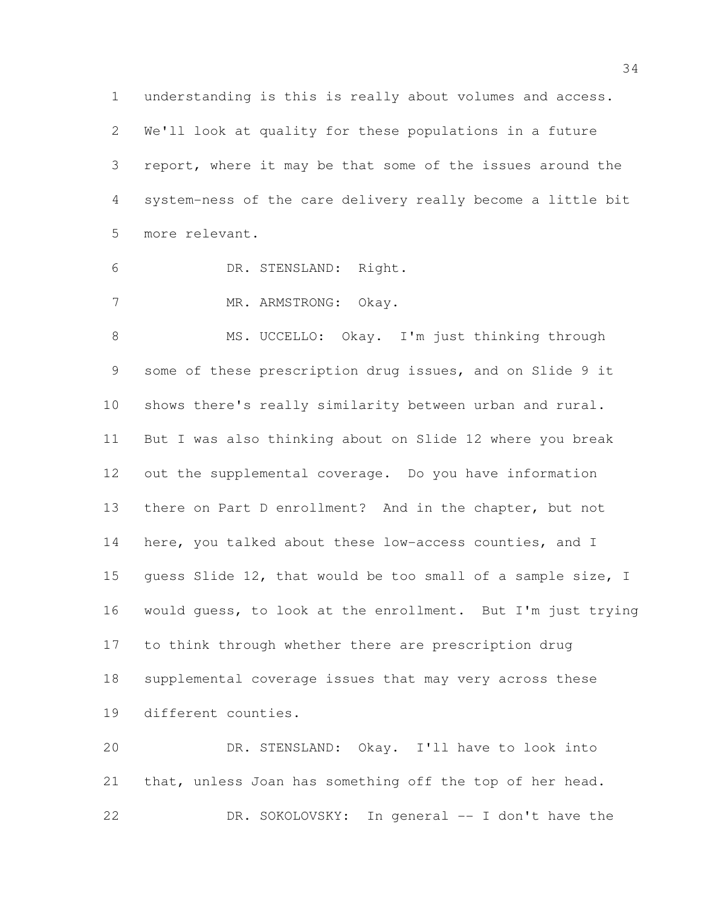understanding is this is really about volumes and access. We'll look at quality for these populations in a future report, where it may be that some of the issues around the system-ness of the care delivery really become a little bit more relevant.

DR. STENSLAND: Right.

MR. ARMSTRONG: Okay.

MS. UCCELLO: Okay. I'm just thinking through some of these prescription drug issues, and on Slide 9 it shows there's really similarity between urban and rural. But I was also thinking about on Slide 12 where you break out the supplemental coverage. Do you have information there on Part D enrollment? And in the chapter, but not here, you talked about these low-access counties, and I guess Slide 12, that would be too small of a sample size, I would guess, to look at the enrollment. But I'm just trying to think through whether there are prescription drug supplemental coverage issues that may very across these different counties.

DR. STENSLAND: Okay. I'll have to look into that, unless Joan has something off the top of her head.

DR. SOKOLOVSKY: In general -- I don't have the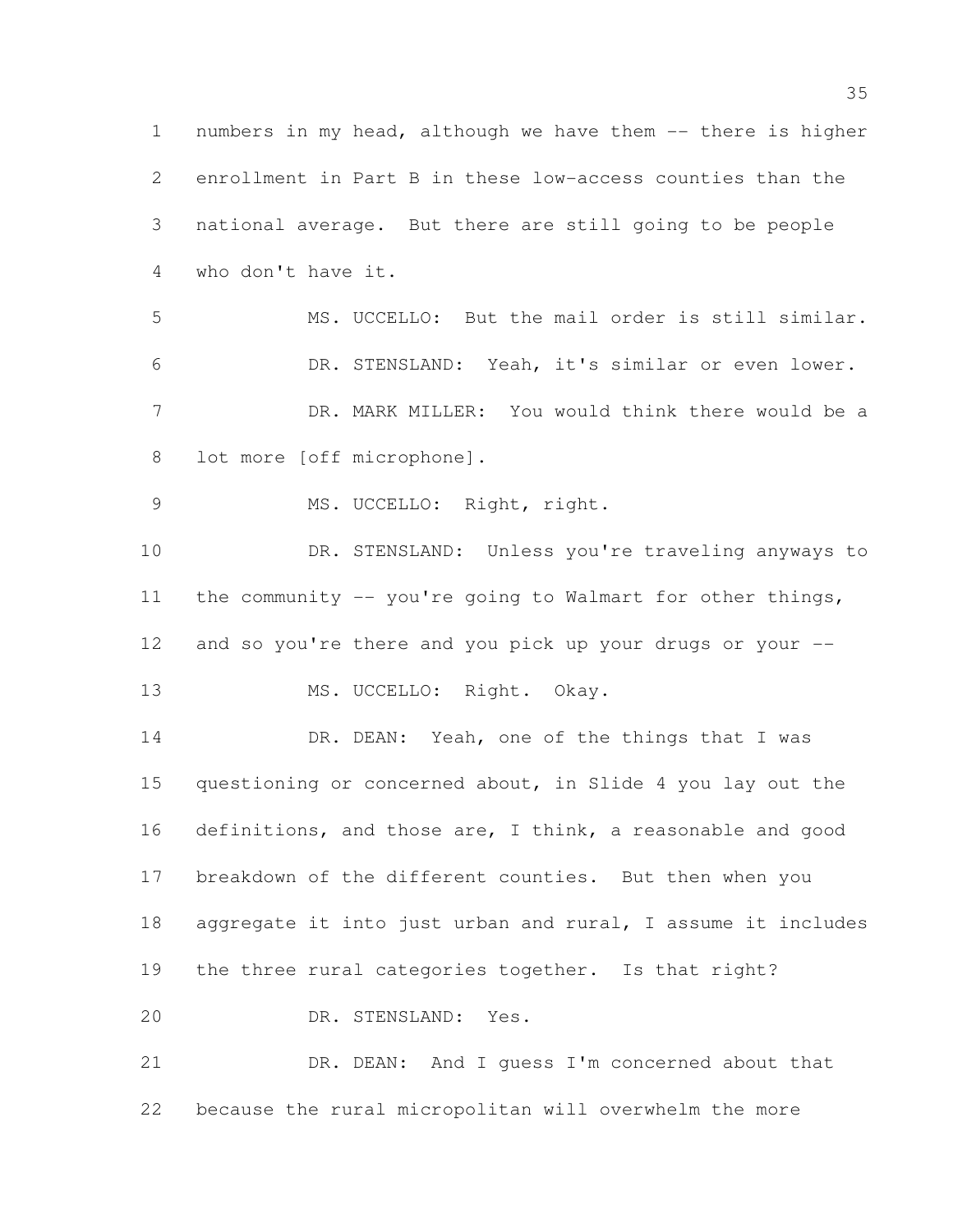numbers in my head, although we have them -- there is higher enrollment in Part B in these low-access counties than the national average. But there are still going to be people who don't have it.

MS. UCCELLO: But the mail order is still similar.

DR. STENSLAND: Yeah, it's similar or even lower.

DR. MARK MILLER: You would think there would be a lot more [off microphone].

MS. UCCELLO: Right, right.

DR. STENSLAND: Unless you're traveling anyways to the community -- you're going to Walmart for other things, and so you're there and you pick up your drugs or your --

MS. UCCELLO: Right. Okay.

DR. DEAN: Yeah, one of the things that I was questioning or concerned about, in Slide 4 you lay out the definitions, and those are, I think, a reasonable and good breakdown of the different counties. But then when you aggregate it into just urban and rural, I assume it includes the three rural categories together. Is that right?

DR. STENSLAND: Yes.

DR. DEAN: And I guess I'm concerned about that because the rural micropolitan will overwhelm the more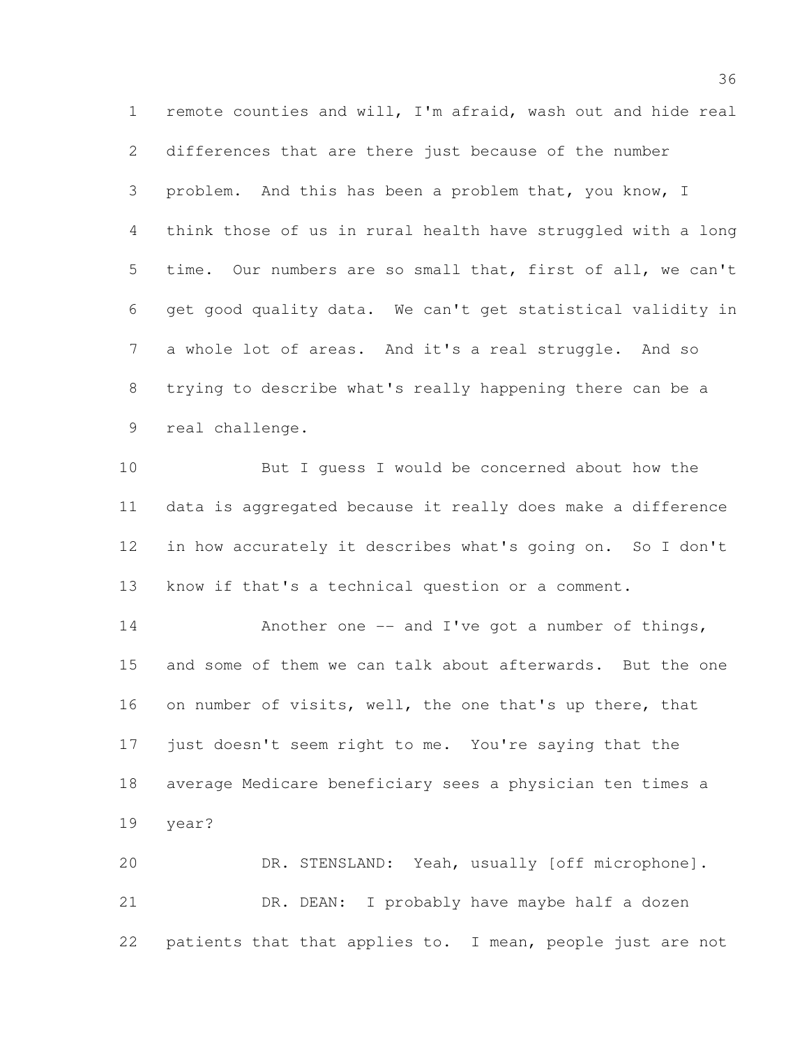remote counties and will, I'm afraid, wash out and hide real differences that are there just because of the number problem. And this has been a problem that, you know, I think those of us in rural health have struggled with a long time. Our numbers are so small that, first of all, we can't get good quality data. We can't get statistical validity in a whole lot of areas. And it's a real struggle. And so trying to describe what's really happening there can be a real challenge.

But I guess I would be concerned about how the data is aggregated because it really does make a difference in how accurately it describes what's going on. So I don't know if that's a technical question or a comment.

Another one -- and I've got a number of things, and some of them we can talk about afterwards. But the one on number of visits, well, the one that's up there, that just doesn't seem right to me. You're saying that the average Medicare beneficiary sees a physician ten times a year?

DR. STENSLAND: Yeah, usually [off microphone].

DR. DEAN: I probably have maybe half a dozen patients that that applies to. I mean, people just are not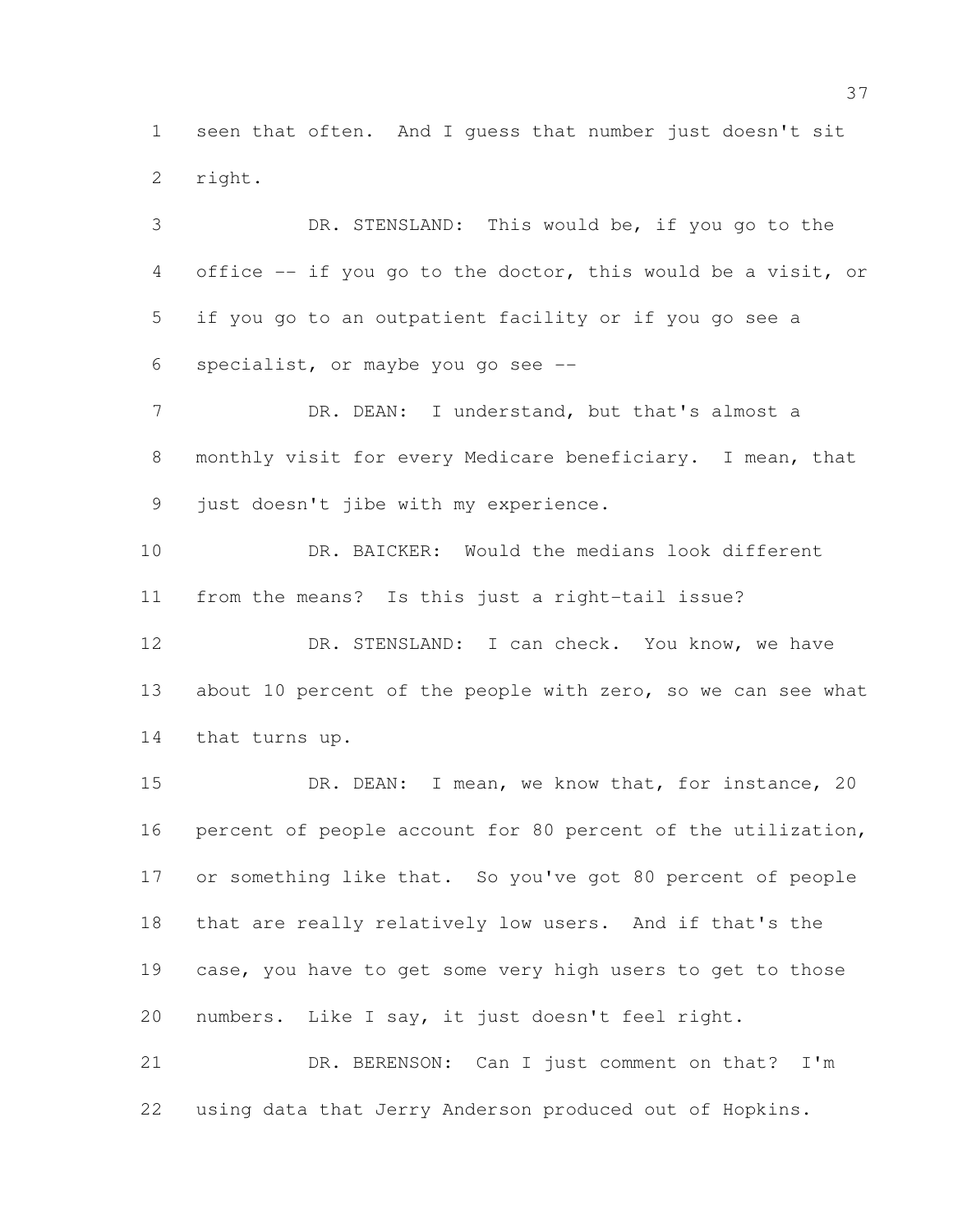seen that often. And I guess that number just doesn't sit right.

DR. STENSLAND: This would be, if you go to the office -- if you go to the doctor, this would be a visit, or if you go to an outpatient facility or if you go see a specialist, or maybe you go see --

DR. DEAN: I understand, but that's almost a monthly visit for every Medicare beneficiary. I mean, that just doesn't jibe with my experience.

DR. BAICKER: Would the medians look different from the means? Is this just a right-tail issue?

DR. STENSLAND: I can check. You know, we have about 10 percent of the people with zero, so we can see what that turns up.

DR. DEAN: I mean, we know that, for instance, 20 percent of people account for 80 percent of the utilization, or something like that. So you've got 80 percent of people that are really relatively low users. And if that's the case, you have to get some very high users to get to those numbers. Like I say, it just doesn't feel right.

DR. BERENSON: Can I just comment on that? I'm using data that Jerry Anderson produced out of Hopkins.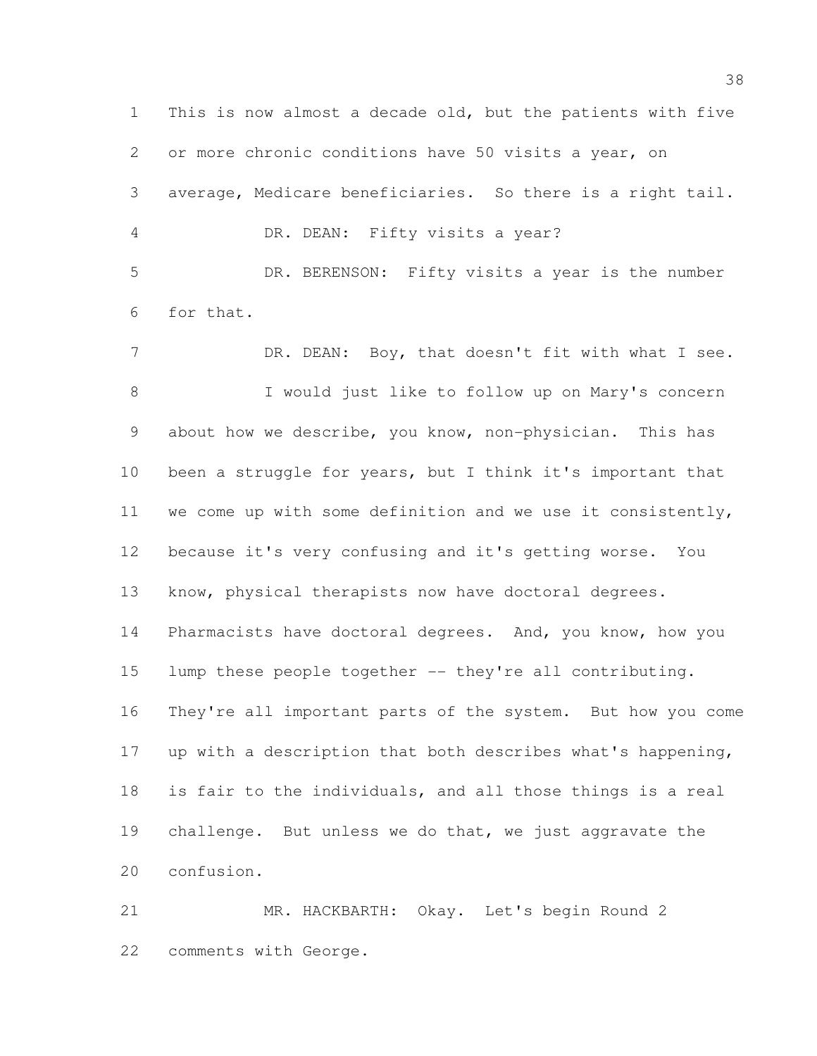This is now almost a decade old, but the patients with five or more chronic conditions have 50 visits a year, on average, Medicare beneficiaries. So there is a right tail.

DR. DEAN: Fifty visits a year?

DR. BERENSON: Fifty visits a year is the number for that.

DR. DEAN: Boy, that doesn't fit with what I see.

I would just like to follow up on Mary's concern about how we describe, you know, non-physician. This has been a struggle for years, but I think it's important that we come up with some definition and we use it consistently, because it's very confusing and it's getting worse. You know, physical therapists now have doctoral degrees. Pharmacists have doctoral degrees. And, you know, how you lump these people together -- they're all contributing. They're all important parts of the system. But how you come up with a description that both describes what's happening, is fair to the individuals, and all those things is a real challenge. But unless we do that, we just aggravate the confusion.

MR. HACKBARTH: Okay. Let's begin Round 2 comments with George.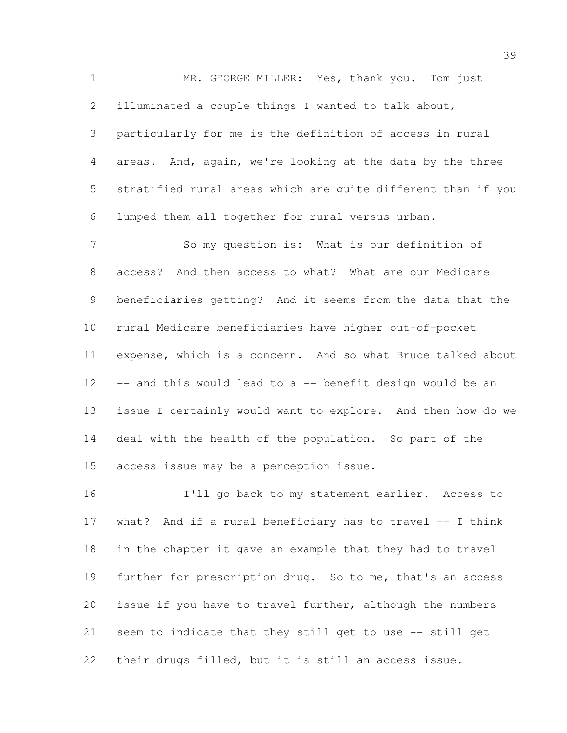MR. GEORGE MILLER: Yes, thank you. Tom just illuminated a couple things I wanted to talk about, particularly for me is the definition of access in rural areas. And, again, we're looking at the data by the three stratified rural areas which are quite different than if you lumped them all together for rural versus urban.

So my question is: What is our definition of access? And then access to what? What are our Medicare beneficiaries getting? And it seems from the data that the rural Medicare beneficiaries have higher out-of-pocket expense, which is a concern. And so what Bruce talked about -- and this would lead to a -- benefit design would be an issue I certainly would want to explore. And then how do we deal with the health of the population. So part of the access issue may be a perception issue.

I'll go back to my statement earlier. Access to what? And if a rural beneficiary has to travel -- I think in the chapter it gave an example that they had to travel further for prescription drug. So to me, that's an access issue if you have to travel further, although the numbers seem to indicate that they still get to use -- still get their drugs filled, but it is still an access issue.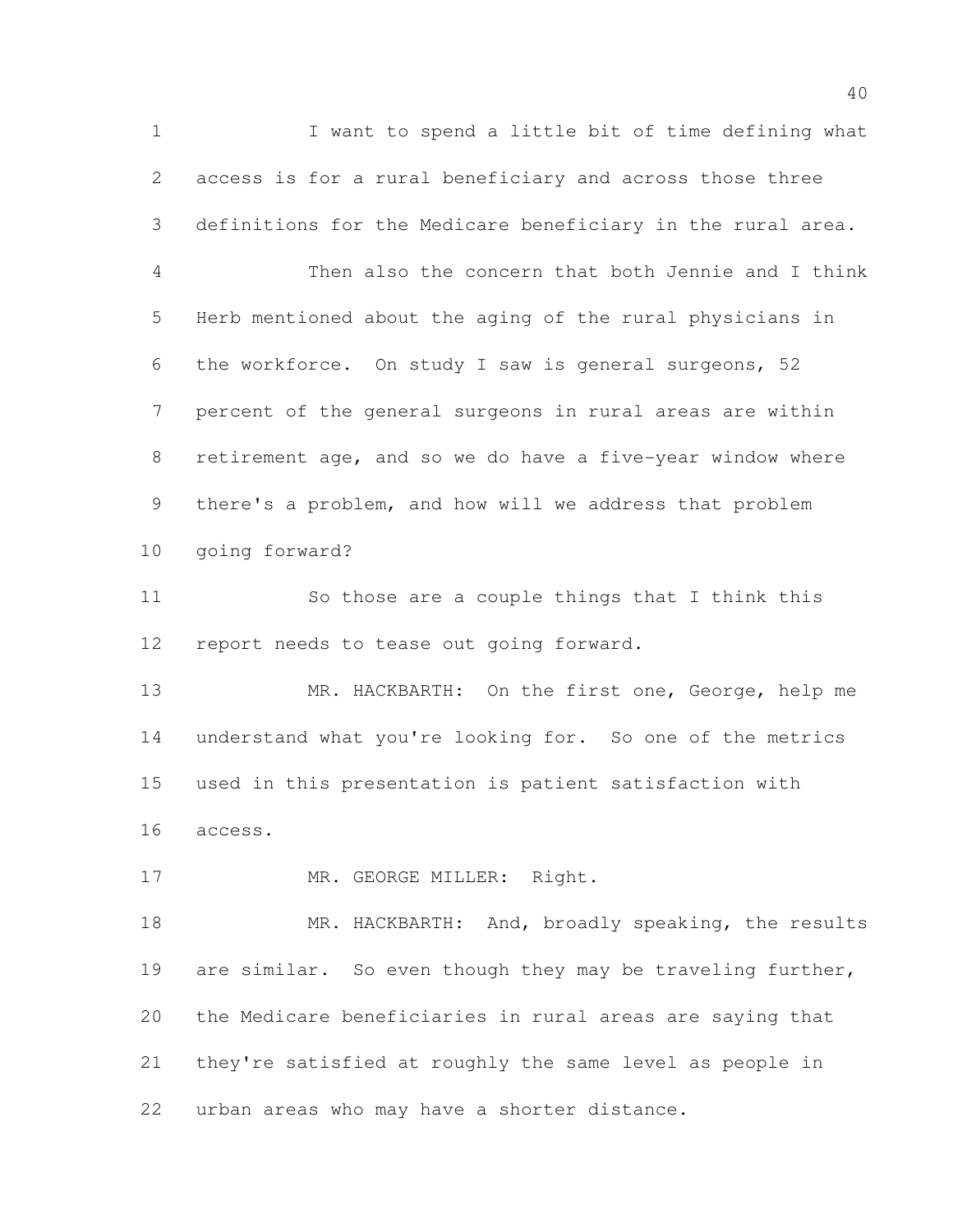I want to spend a little bit of time defining what access is for a rural beneficiary and across those three definitions for the Medicare beneficiary in the rural area.

Then also the concern that both Jennie and I think Herb mentioned about the aging of the rural physicians in the workforce. On study I saw is general surgeons, 52 percent of the general surgeons in rural areas are within retirement age, and so we do have a five-year window where there's a problem, and how will we address that problem going forward?

So those are a couple things that I think this report needs to tease out going forward.

MR. HACKBARTH: On the first one, George, help me understand what you're looking for. So one of the metrics used in this presentation is patient satisfaction with access.

MR. GEORGE MILLER: Right.

MR. HACKBARTH: And, broadly speaking, the results are similar. So even though they may be traveling further, the Medicare beneficiaries in rural areas are saying that they're satisfied at roughly the same level as people in urban areas who may have a shorter distance.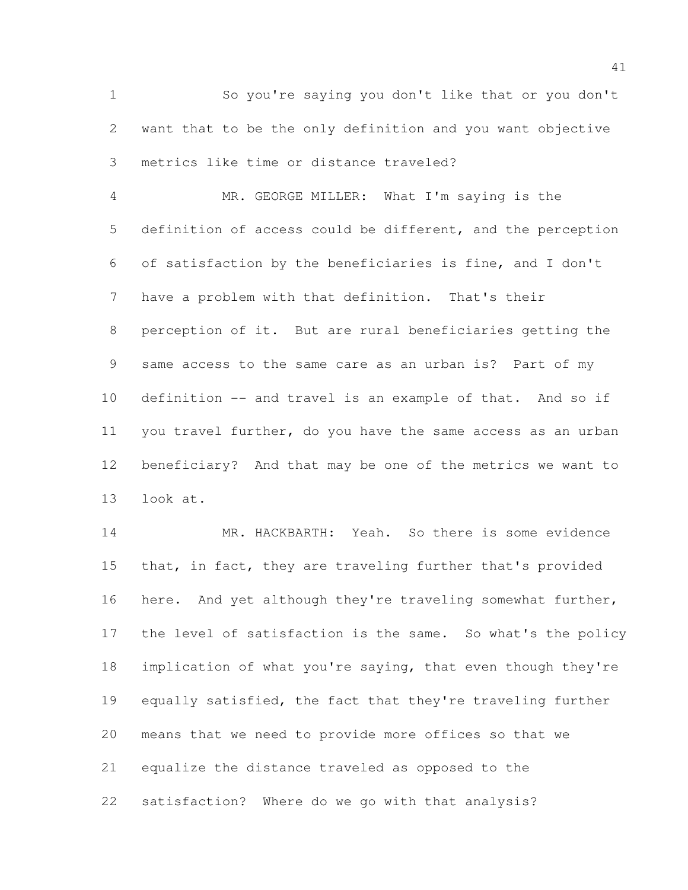So you're saying you don't like that or you don't want that to be the only definition and you want objective metrics like time or distance traveled?

MR. GEORGE MILLER: What I'm saying is the definition of access could be different, and the perception of satisfaction by the beneficiaries is fine, and I don't have a problem with that definition. That's their perception of it. But are rural beneficiaries getting the same access to the same care as an urban is? Part of my definition -- and travel is an example of that. And so if you travel further, do you have the same access as an urban beneficiary? And that may be one of the metrics we want to look at.

MR. HACKBARTH: Yeah. So there is some evidence that, in fact, they are traveling further that's provided here. And yet although they're traveling somewhat further, the level of satisfaction is the same. So what's the policy implication of what you're saying, that even though they're equally satisfied, the fact that they're traveling further means that we need to provide more offices so that we equalize the distance traveled as opposed to the satisfaction? Where do we go with that analysis?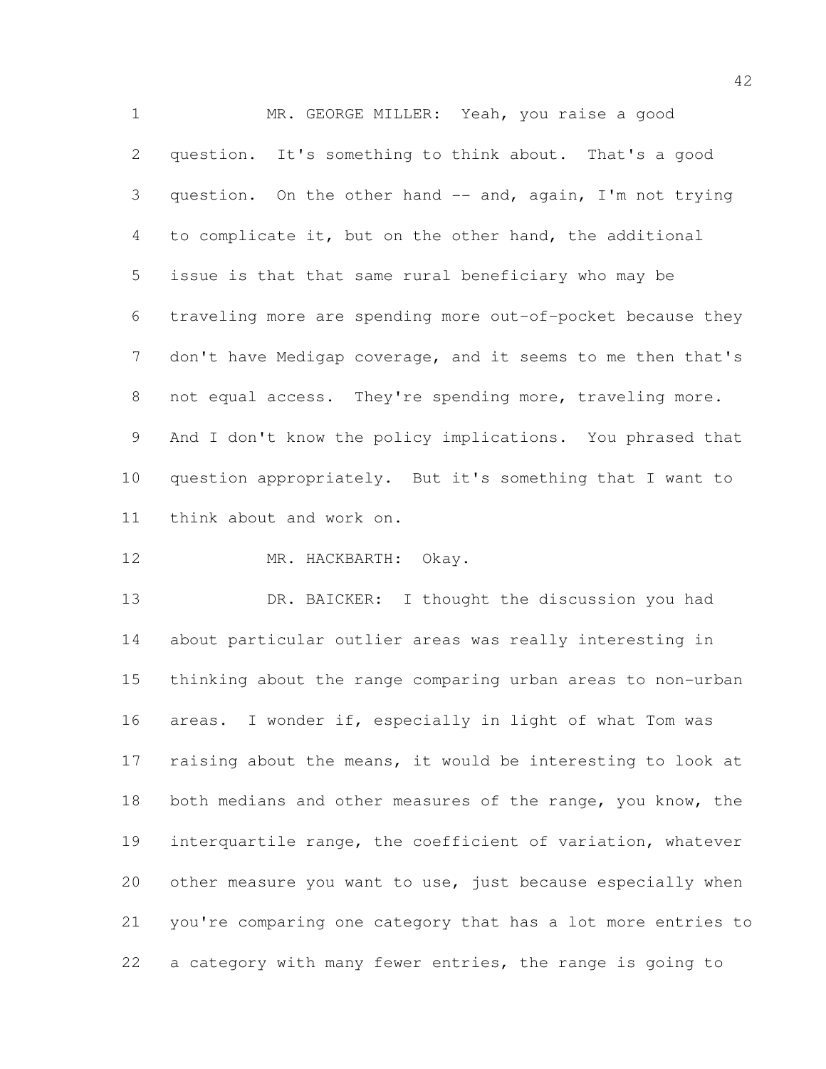MR. GEORGE MILLER: Yeah, you raise a good question. It's something to think about. That's a good question. On the other hand -- and, again, I'm not trying to complicate it, but on the other hand, the additional issue is that that same rural beneficiary who may be traveling more are spending more out-of-pocket because they don't have Medigap coverage, and it seems to me then that's not equal access. They're spending more, traveling more. And I don't know the policy implications. You phrased that question appropriately. But it's something that I want to think about and work on.

MR. HACKBARTH: Okay.

DR. BAICKER: I thought the discussion you had about particular outlier areas was really interesting in thinking about the range comparing urban areas to non-urban areas. I wonder if, especially in light of what Tom was raising about the means, it would be interesting to look at both medians and other measures of the range, you know, the interquartile range, the coefficient of variation, whatever other measure you want to use, just because especially when you're comparing one category that has a lot more entries to a category with many fewer entries, the range is going to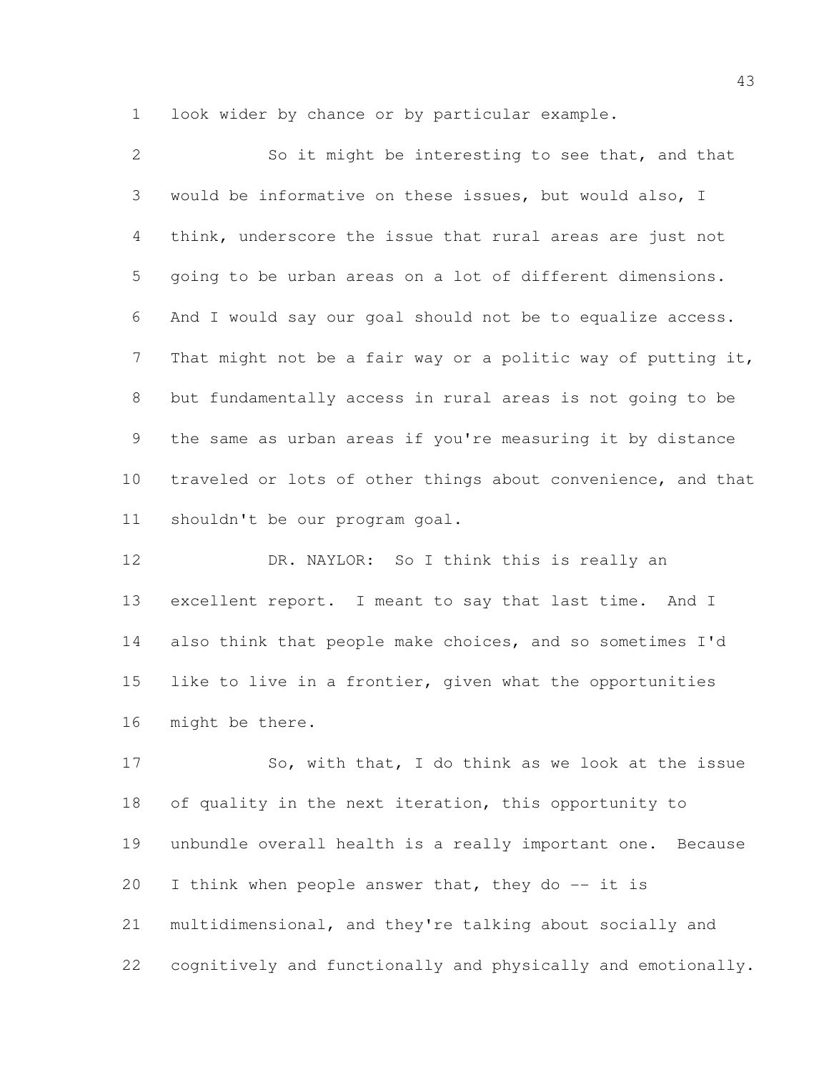look wider by chance or by particular example.

So it might be interesting to see that, and that would be informative on these issues, but would also, I think, underscore the issue that rural areas are just not going to be urban areas on a lot of different dimensions. And I would say our goal should not be to equalize access. That might not be a fair way or a politic way of putting it, but fundamentally access in rural areas is not going to be the same as urban areas if you're measuring it by distance traveled or lots of other things about convenience, and that shouldn't be our program goal.

DR. NAYLOR: So I think this is really an excellent report. I meant to say that last time. And I also think that people make choices, and so sometimes I'd like to live in a frontier, given what the opportunities might be there.

So, with that, I do think as we look at the issue of quality in the next iteration, this opportunity to unbundle overall health is a really important one. Because I think when people answer that, they do -- it is multidimensional, and they're talking about socially and cognitively and functionally and physically and emotionally.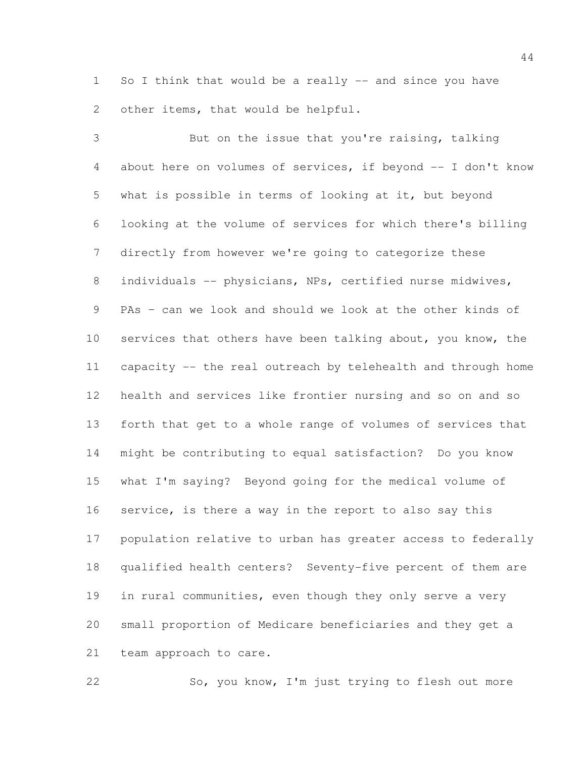So I think that would be a really -- and since you have other items, that would be helpful.

But on the issue that you're raising, talking about here on volumes of services, if beyond -- I don't know what is possible in terms of looking at it, but beyond looking at the volume of services for which there's billing directly from however we're going to categorize these individuals -- physicians, NPs, certified nurse midwives, PAs - can we look and should we look at the other kinds of services that others have been talking about, you know, the capacity -- the real outreach by telehealth and through home health and services like frontier nursing and so on and so forth that get to a whole range of volumes of services that might be contributing to equal satisfaction? Do you know what I'm saying? Beyond going for the medical volume of service, is there a way in the report to also say this population relative to urban has greater access to federally qualified health centers? Seventy-five percent of them are in rural communities, even though they only serve a very small proportion of Medicare beneficiaries and they get a team approach to care.

So, you know, I'm just trying to flesh out more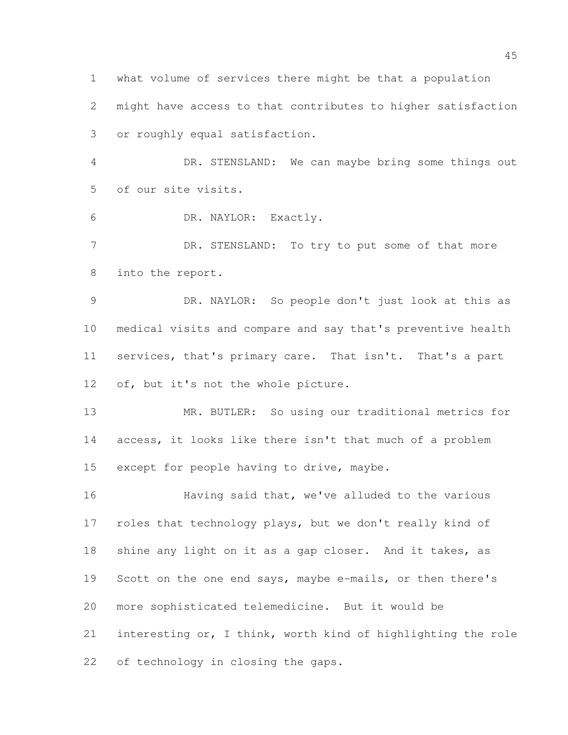what volume of services there might be that a population might have access to that contributes to higher satisfaction or roughly equal satisfaction.

DR. STENSLAND: We can maybe bring some things out of our site visits.

DR. NAYLOR: Exactly.

DR. STENSLAND: To try to put some of that more into the report.

DR. NAYLOR: So people don't just look at this as medical visits and compare and say that's preventive health services, that's primary care. That isn't. That's a part of, but it's not the whole picture.

MR. BUTLER: So using our traditional metrics for access, it looks like there isn't that much of a problem except for people having to drive, maybe.

Having said that, we've alluded to the various roles that technology plays, but we don't really kind of shine any light on it as a gap closer. And it takes, as Scott on the one end says, maybe e-mails, or then there's more sophisticated telemedicine. But it would be interesting or, I think, worth kind of highlighting the role of technology in closing the gaps.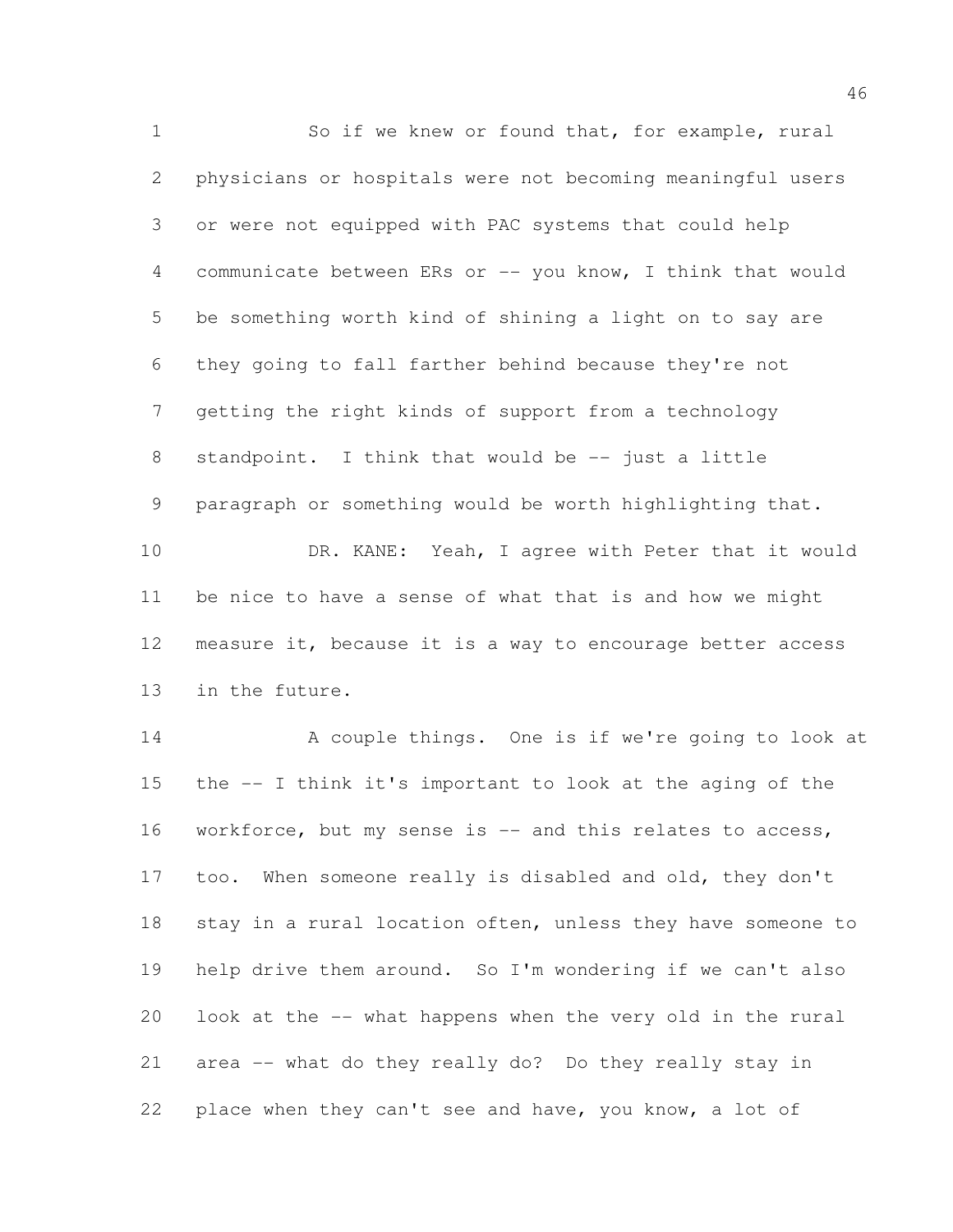So if we knew or found that, for example, rural physicians or hospitals were not becoming meaningful users or were not equipped with PAC systems that could help communicate between ERs or -- you know, I think that would be something worth kind of shining a light on to say are they going to fall farther behind because they're not getting the right kinds of support from a technology standpoint. I think that would be -- just a little paragraph or something would be worth highlighting that.

DR. KANE: Yeah, I agree with Peter that it would be nice to have a sense of what that is and how we might measure it, because it is a way to encourage better access in the future.

A couple things. One is if we're going to look at the -- I think it's important to look at the aging of the workforce, but my sense is -- and this relates to access, too. When someone really is disabled and old, they don't stay in a rural location often, unless they have someone to help drive them around. So I'm wondering if we can't also look at the -- what happens when the very old in the rural area -- what do they really do? Do they really stay in place when they can't see and have, you know, a lot of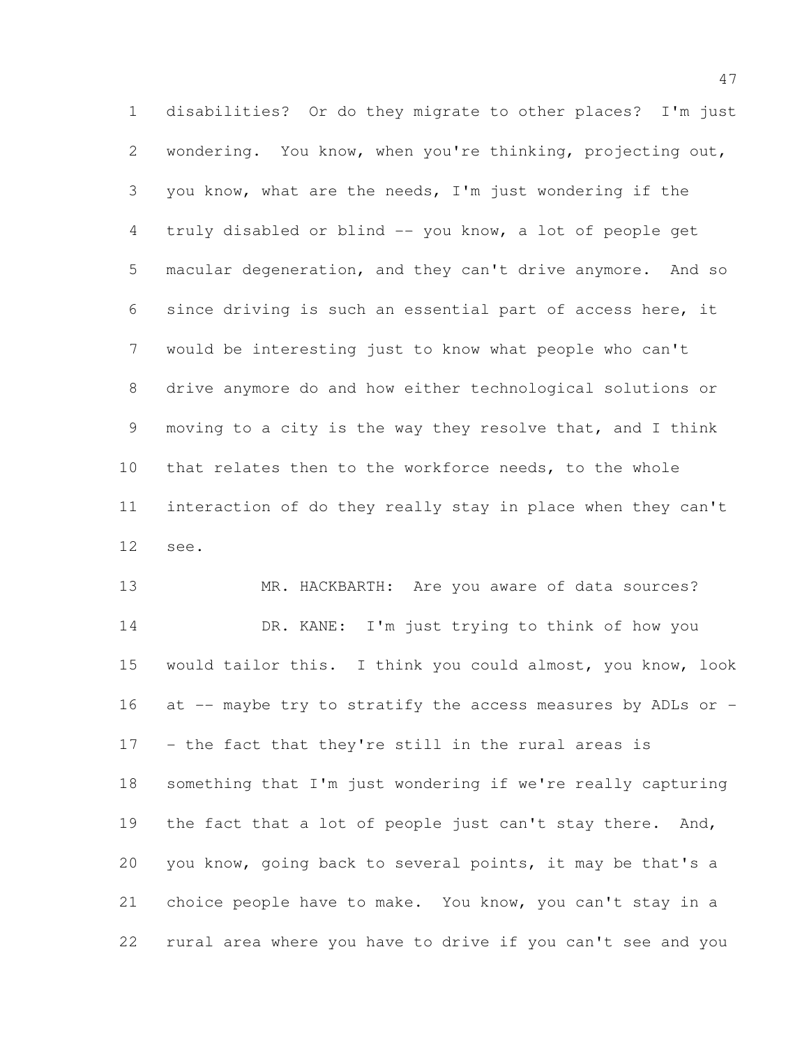disabilities? Or do they migrate to other places? I'm just wondering. You know, when you're thinking, projecting out, you know, what are the needs, I'm just wondering if the truly disabled or blind -- you know, a lot of people get macular degeneration, and they can't drive anymore. And so since driving is such an essential part of access here, it would be interesting just to know what people who can't drive anymore do and how either technological solutions or moving to a city is the way they resolve that, and I think that relates then to the workforce needs, to the whole interaction of do they really stay in place when they can't see.

MR. HACKBARTH: Are you aware of data sources?

DR. KANE: I'm just trying to think of how you would tailor this. I think you could almost, you know, look at -- maybe try to stratify the access measures by ADLs or -- the fact that they're still in the rural areas is something that I'm just wondering if we're really capturing the fact that a lot of people just can't stay there. And, you know, going back to several points, it may be that's a choice people have to make. You know, you can't stay in a rural area where you have to drive if you can't see and you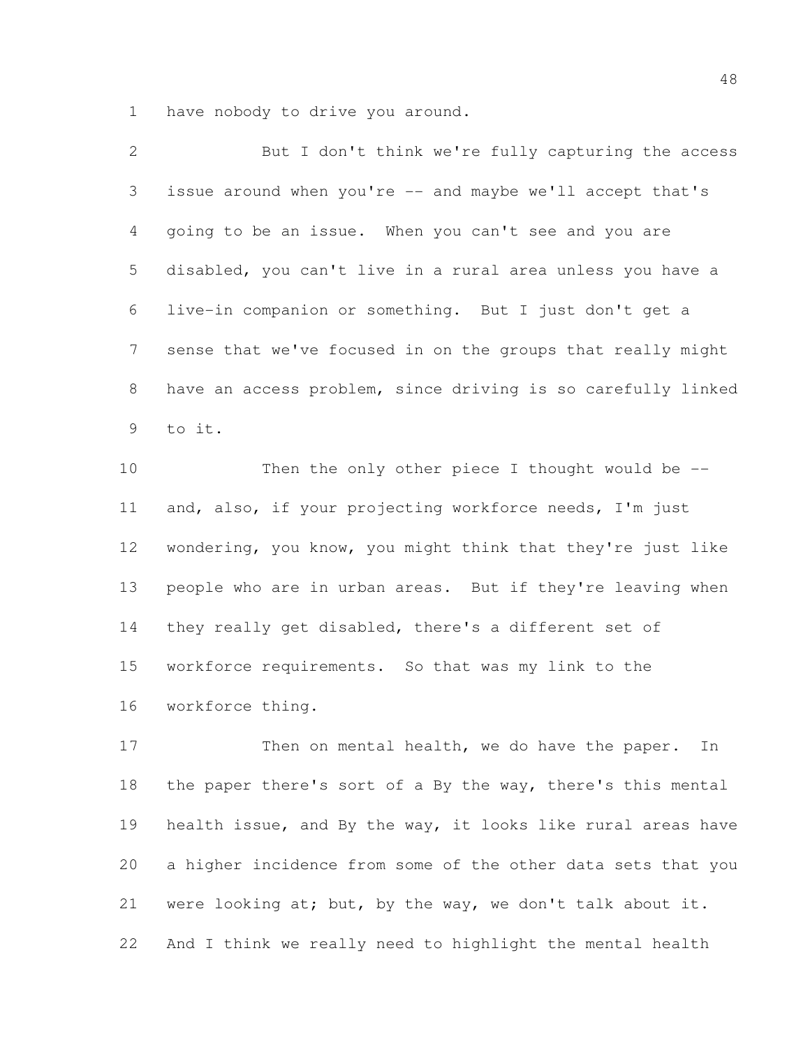have nobody to drive you around.

But I don't think we're fully capturing the access issue around when you're -- and maybe we'll accept that's going to be an issue. When you can't see and you are disabled, you can't live in a rural area unless you have a live-in companion or something. But I just don't get a sense that we've focused in on the groups that really might have an access problem, since driving is so carefully linked to it.

Then the only other piece I thought would be -- and, also, if your projecting workforce needs, I'm just wondering, you know, you might think that they're just like people who are in urban areas. But if they're leaving when they really get disabled, there's a different set of workforce requirements. So that was my link to the workforce thing.

Then on mental health, we do have the paper. In the paper there's sort of a By the way, there's this mental health issue, and By the way, it looks like rural areas have a higher incidence from some of the other data sets that you were looking at; but, by the way, we don't talk about it. And I think we really need to highlight the mental health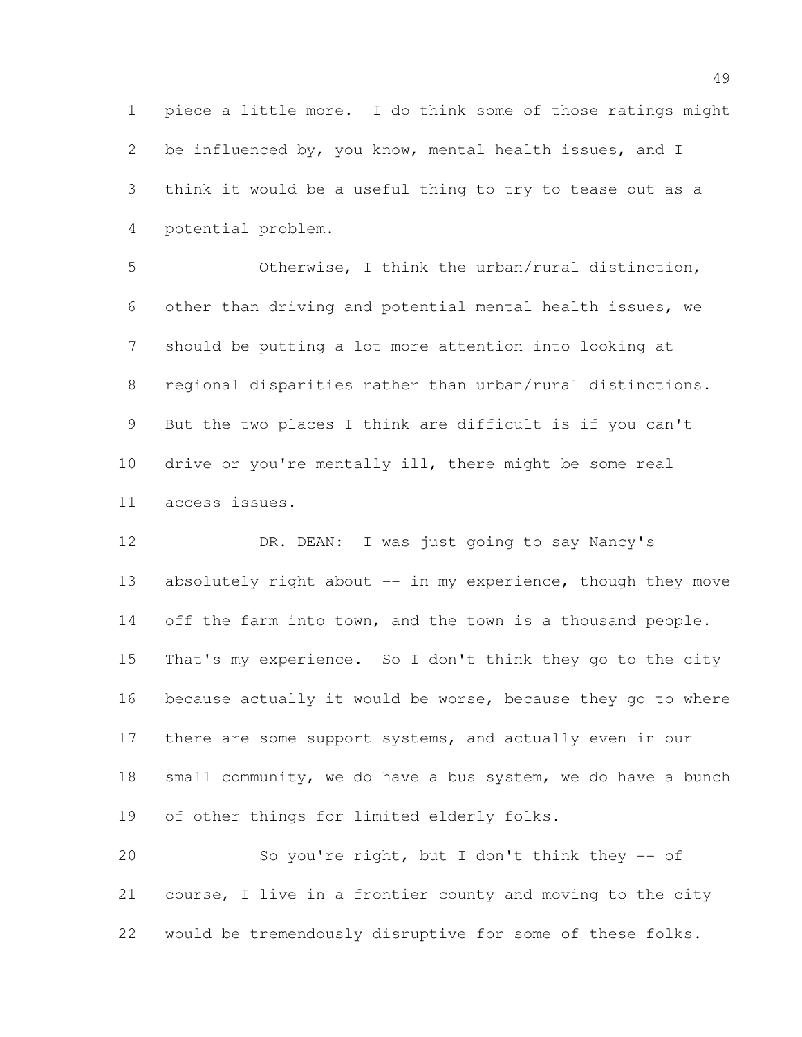piece a little more. I do think some of those ratings might be influenced by, you know, mental health issues, and I think it would be a useful thing to try to tease out as a potential problem.

Otherwise, I think the urban/rural distinction, other than driving and potential mental health issues, we should be putting a lot more attention into looking at regional disparities rather than urban/rural distinctions. But the two places I think are difficult is if you can't drive or you're mentally ill, there might be some real access issues.

DR. DEAN: I was just going to say Nancy's absolutely right about -- in my experience, though they move off the farm into town, and the town is a thousand people. That's my experience. So I don't think they go to the city because actually it would be worse, because they go to where there are some support systems, and actually even in our small community, we do have a bus system, we do have a bunch of other things for limited elderly folks.

So you're right, but I don't think they -- of course, I live in a frontier county and moving to the city would be tremendously disruptive for some of these folks.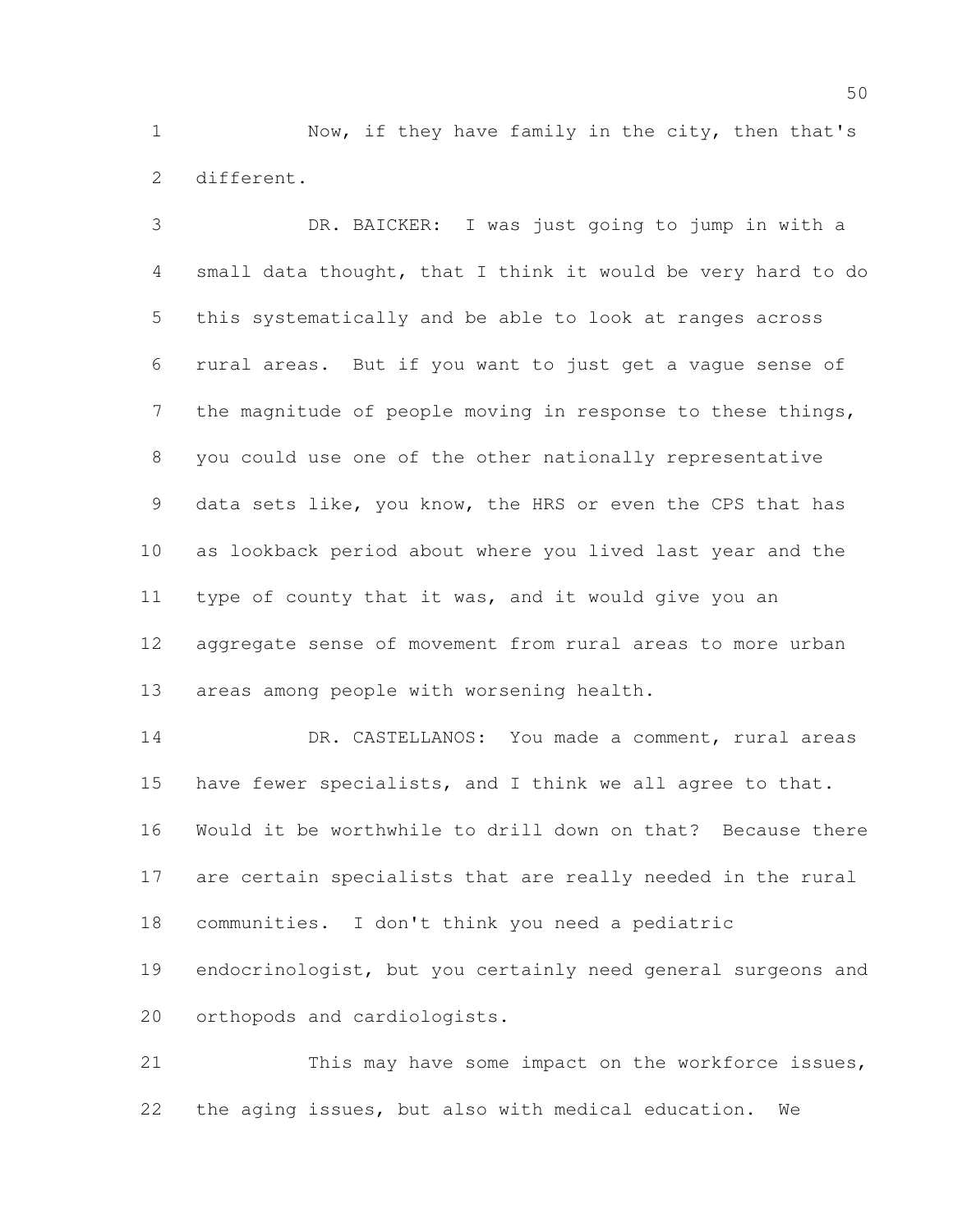Now, if they have family in the city, then that's different.

DR. BAICKER: I was just going to jump in with a small data thought, that I think it would be very hard to do this systematically and be able to look at ranges across rural areas. But if you want to just get a vague sense of the magnitude of people moving in response to these things, you could use one of the other nationally representative data sets like, you know, the HRS or even the CPS that has as lookback period about where you lived last year and the type of county that it was, and it would give you an aggregate sense of movement from rural areas to more urban areas among people with worsening health.

DR. CASTELLANOS: You made a comment, rural areas have fewer specialists, and I think we all agree to that. Would it be worthwhile to drill down on that? Because there are certain specialists that are really needed in the rural communities. I don't think you need a pediatric endocrinologist, but you certainly need general surgeons and orthopods and cardiologists.

This may have some impact on the workforce issues, the aging issues, but also with medical education. We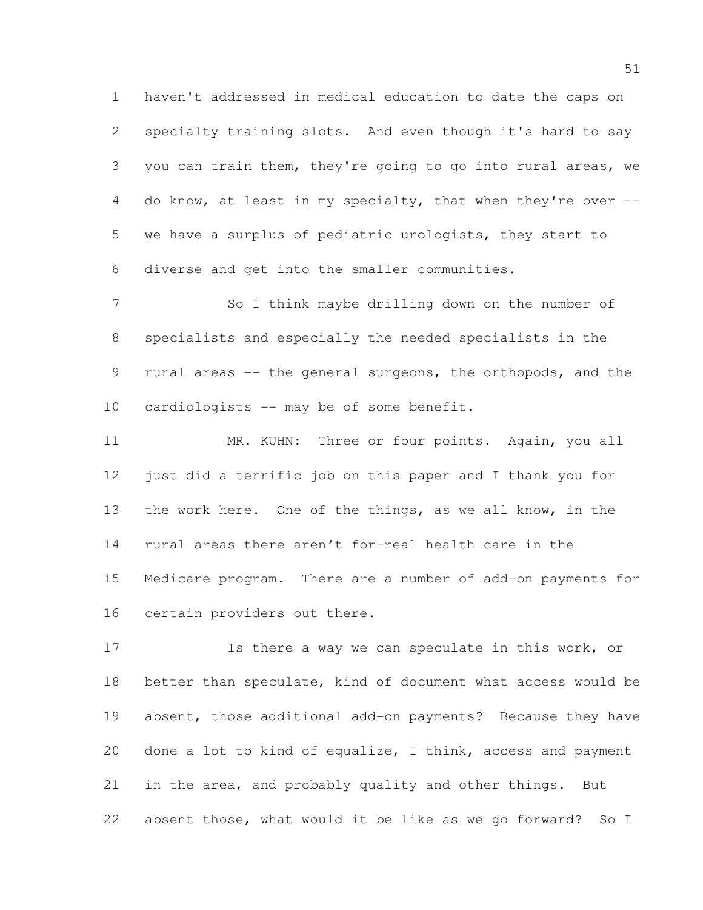haven't addressed in medical education to date the caps on specialty training slots. And even though it's hard to say you can train them, they're going to go into rural areas, we do know, at least in my specialty, that when they're over -- we have a surplus of pediatric urologists, they start to diverse and get into the smaller communities.

So I think maybe drilling down on the number of specialists and especially the needed specialists in the rural areas -- the general surgeons, the orthopods, and the cardiologists -- may be of some benefit.

MR. KUHN: Three or four points. Again, you all just did a terrific job on this paper and I thank you for the work here. One of the things, as we all know, in the rural areas there aren't for-real health care in the Medicare program. There are a number of add-on payments for certain providers out there.

Is there a way we can speculate in this work, or better than speculate, kind of document what access would be absent, those additional add-on payments? Because they have done a lot to kind of equalize, I think, access and payment in the area, and probably quality and other things. But absent those, what would it be like as we go forward? So I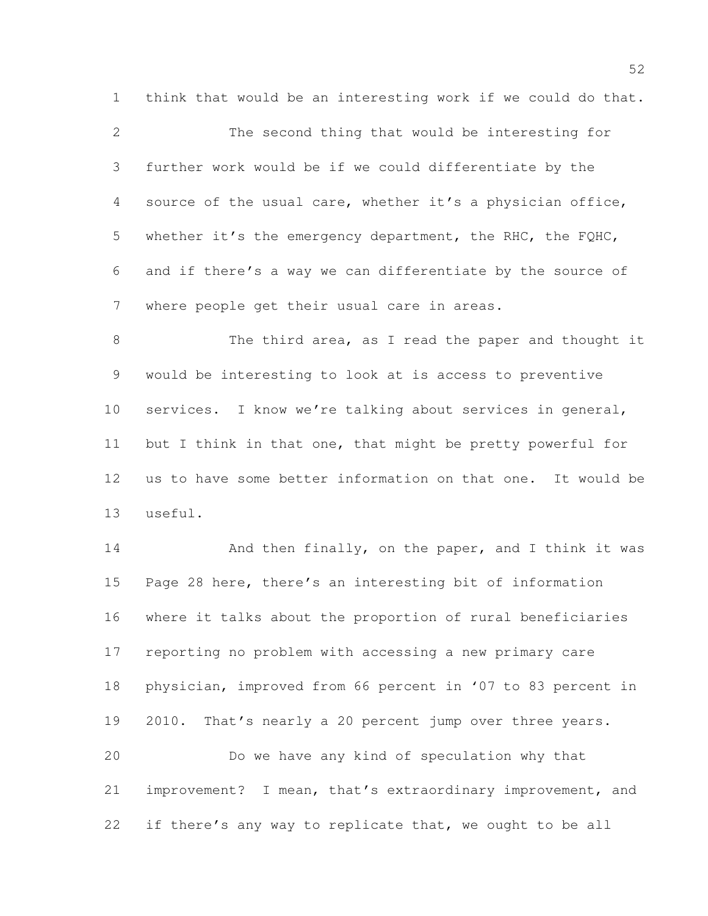think that would be an interesting work if we could do that.

The second thing that would be interesting for further work would be if we could differentiate by the source of the usual care, whether it's a physician office, whether it's the emergency department, the RHC, the FQHC, and if there's a way we can differentiate by the source of where people get their usual care in areas.

The third area, as I read the paper and thought it would be interesting to look at is access to preventive services. I know we're talking about services in general, but I think in that one, that might be pretty powerful for us to have some better information on that one. It would be useful.

And then finally, on the paper, and I think it was Page 28 here, there's an interesting bit of information where it talks about the proportion of rural beneficiaries reporting no problem with accessing a new primary care physician, improved from 66 percent in '07 to 83 percent in 2010. That's nearly a 20 percent jump over three years.

Do we have any kind of speculation why that improvement? I mean, that's extraordinary improvement, and if there's any way to replicate that, we ought to be all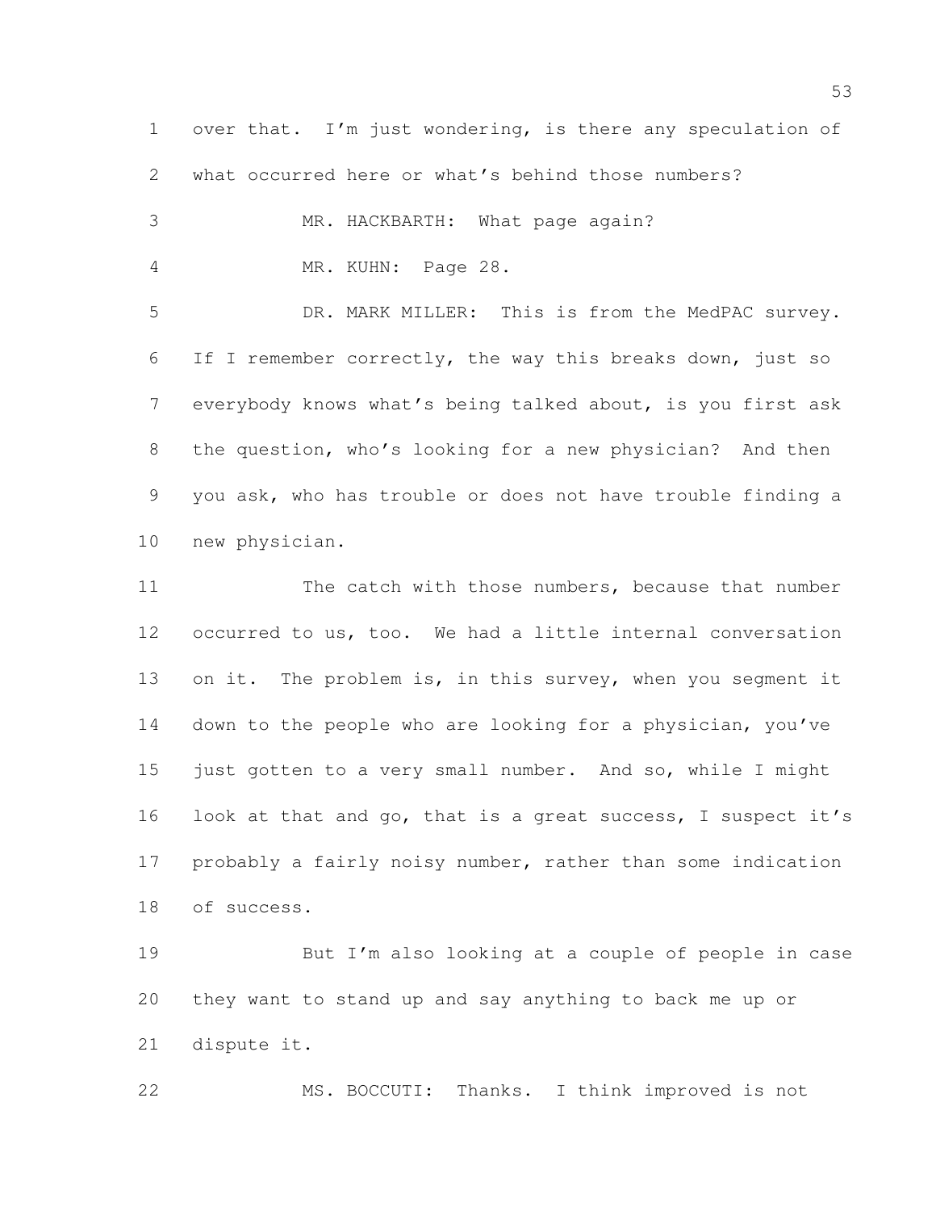over that. I'm just wondering, is there any speculation of what occurred here or what's behind those numbers?

MR. HACKBARTH: What page again?

MR. KUHN: Page 28.

DR. MARK MILLER: This is from the MedPAC survey. If I remember correctly, the way this breaks down, just so everybody knows what's being talked about, is you first ask the question, who's looking for a new physician? And then you ask, who has trouble or does not have trouble finding a new physician.

The catch with those numbers, because that number occurred to us, too. We had a little internal conversation on it. The problem is, in this survey, when you segment it down to the people who are looking for a physician, you've just gotten to a very small number. And so, while I might look at that and go, that is a great success, I suspect it's probably a fairly noisy number, rather than some indication of success.

But I'm also looking at a couple of people in case they want to stand up and say anything to back me up or dispute it.

MS. BOCCUTI: Thanks. I think improved is not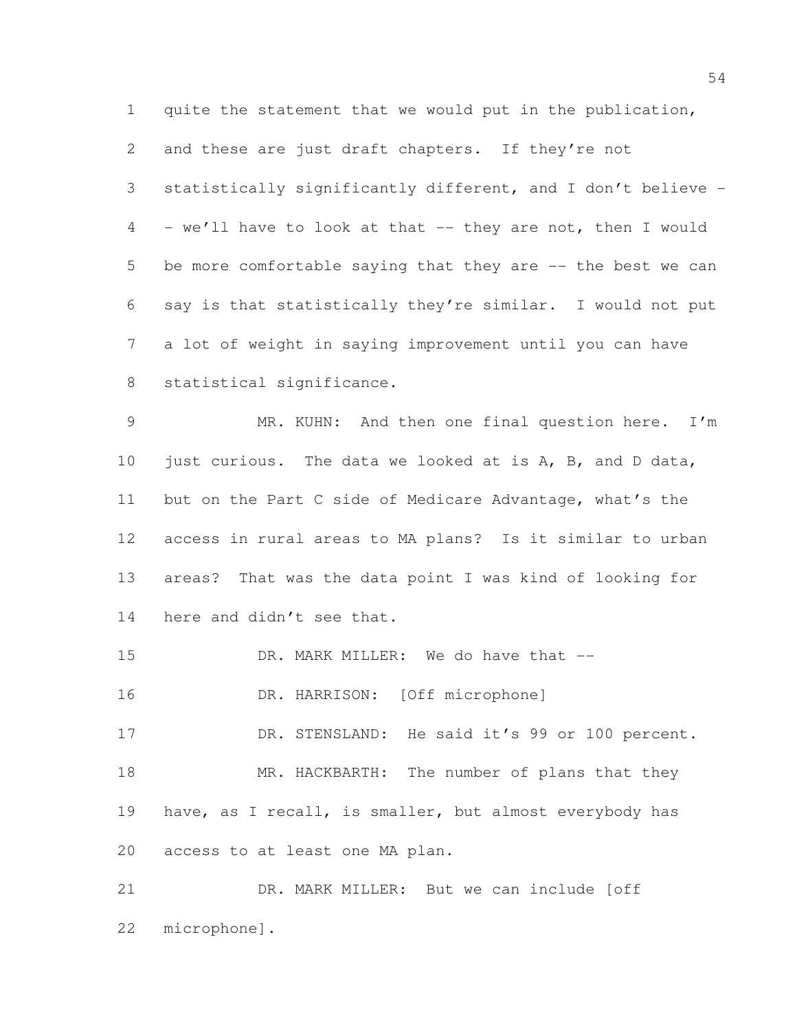quite the statement that we would put in the publication, and these are just draft chapters. If they're not statistically significantly different, and I don't believe -- we'll have to look at that -- they are not, then I would be more comfortable saying that they are -- the best we can say is that statistically they're similar. I would not put a lot of weight in saying improvement until you can have statistical significance.

MR. KUHN: And then one final question here. I'm just curious. The data we looked at is A, B, and D data, but on the Part C side of Medicare Advantage, what's the access in rural areas to MA plans? Is it similar to urban areas? That was the data point I was kind of looking for here and didn't see that.

DR. MARK MILLER: We do have that --

DR. HARRISON: [Off microphone]

DR. STENSLAND: He said it's 99 or 100 percent.

MR. HACKBARTH: The number of plans that they have, as I recall, is smaller, but almost everybody has access to at least one MA plan.

DR. MARK MILLER: But we can include [off microphone].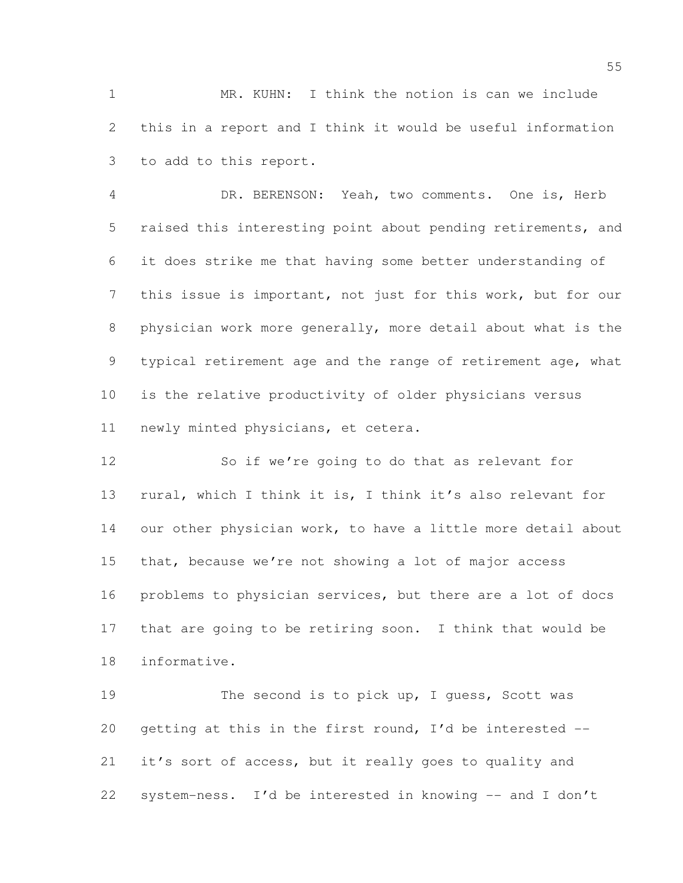MR. KUHN: I think the notion is can we include this in a report and I think it would be useful information to add to this report.

DR. BERENSON: Yeah, two comments. One is, Herb raised this interesting point about pending retirements, and it does strike me that having some better understanding of this issue is important, not just for this work, but for our physician work more generally, more detail about what is the typical retirement age and the range of retirement age, what is the relative productivity of older physicians versus newly minted physicians, et cetera.

So if we're going to do that as relevant for rural, which I think it is, I think it's also relevant for our other physician work, to have a little more detail about that, because we're not showing a lot of major access problems to physician services, but there are a lot of docs that are going to be retiring soon. I think that would be informative.

The second is to pick up, I guess, Scott was getting at this in the first round, I'd be interested -- it's sort of access, but it really goes to quality and system-ness. I'd be interested in knowing -- and I don't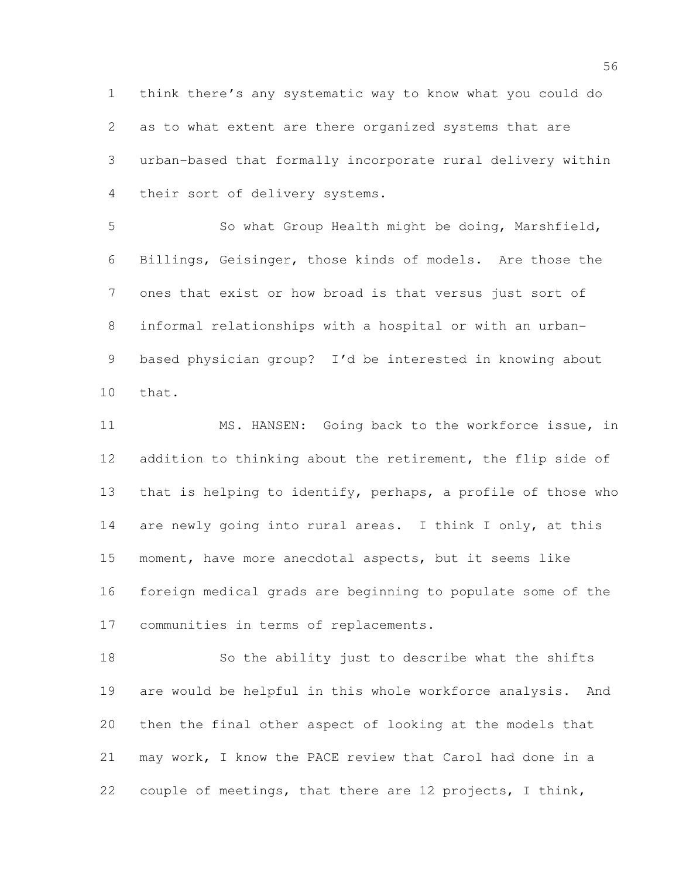think there's any systematic way to know what you could do as to what extent are there organized systems that are urban-based that formally incorporate rural delivery within their sort of delivery systems.

So what Group Health might be doing, Marshfield, Billings, Geisinger, those kinds of models. Are those the ones that exist or how broad is that versus just sort of informal relationships with a hospital or with an urban-based physician group? I'd be interested in knowing about that.

MS. HANSEN: Going back to the workforce issue, in addition to thinking about the retirement, the flip side of that is helping to identify, perhaps, a profile of those who are newly going into rural areas. I think I only, at this moment, have more anecdotal aspects, but it seems like foreign medical grads are beginning to populate some of the communities in terms of replacements.

So the ability just to describe what the shifts are would be helpful in this whole workforce analysis. And then the final other aspect of looking at the models that may work, I know the PACE review that Carol had done in a couple of meetings, that there are 12 projects, I think,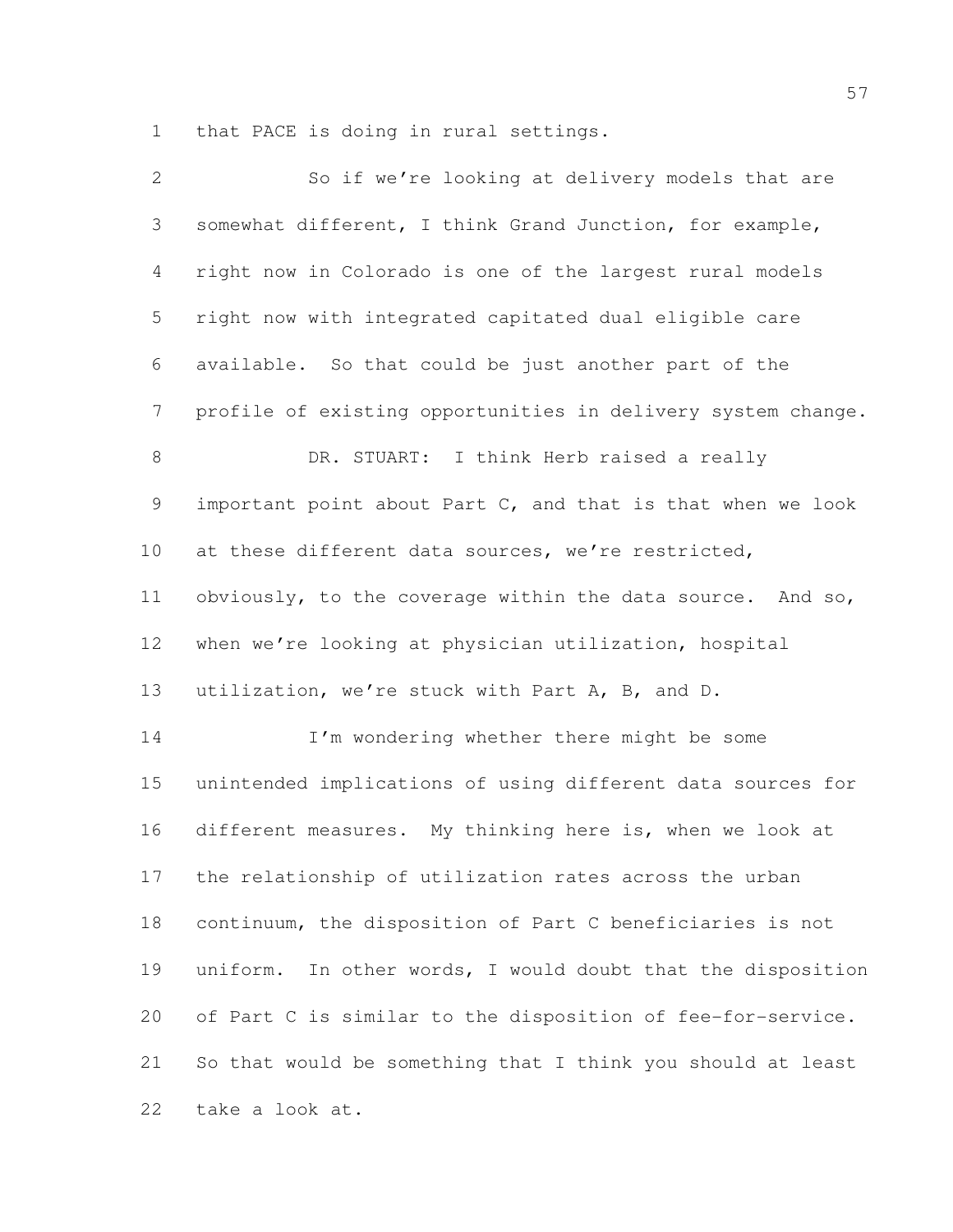that PACE is doing in rural settings.

So if we're looking at delivery models that are somewhat different, I think Grand Junction, for example, right now in Colorado is one of the largest rural models right now with integrated capitated dual eligible care available. So that could be just another part of the profile of existing opportunities in delivery system change.

DR. STUART: I think Herb raised a really important point about Part C, and that is that when we look at these different data sources, we're restricted, obviously, to the coverage within the data source. And so, when we're looking at physician utilization, hospital utilization, we're stuck with Part A, B, and D.

I'm wondering whether there might be some unintended implications of using different data sources for different measures. My thinking here is, when we look at the relationship of utilization rates across the urban continuum, the disposition of Part C beneficiaries is not uniform. In other words, I would doubt that the disposition of Part C is similar to the disposition of fee-for-service. So that would be something that I think you should at least take a look at.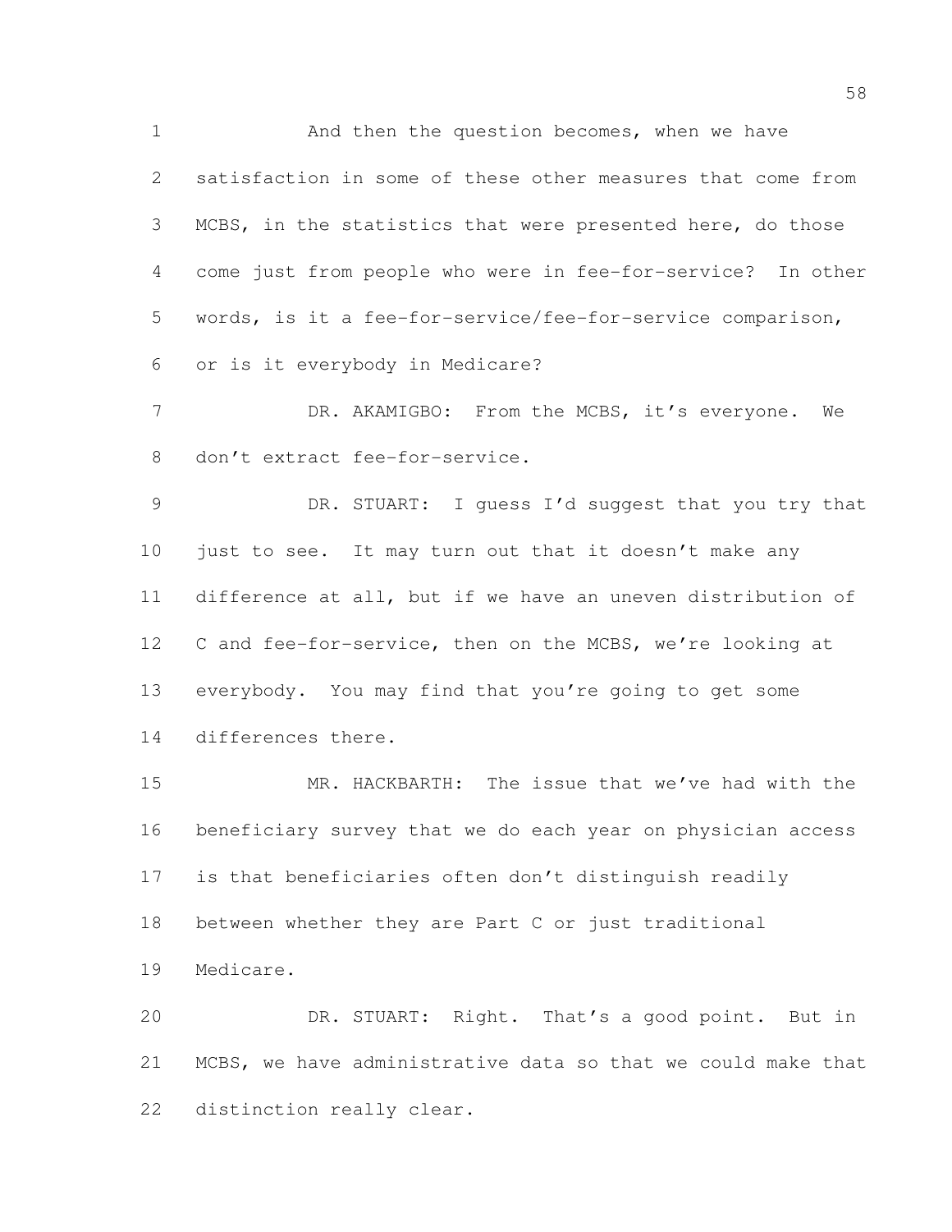And then the question becomes, when we have satisfaction in some of these other measures that come from MCBS, in the statistics that were presented here, do those come just from people who were in fee-for-service? In other words, is it a fee-for-service/fee-for-service comparison, or is it everybody in Medicare?

DR. AKAMIGBO: From the MCBS, it's everyone. We don't extract fee-for-service.

DR. STUART: I guess I'd suggest that you try that just to see. It may turn out that it doesn't make any difference at all, but if we have an uneven distribution of C and fee-for-service, then on the MCBS, we're looking at everybody. You may find that you're going to get some differences there.

MR. HACKBARTH: The issue that we've had with the beneficiary survey that we do each year on physician access is that beneficiaries often don't distinguish readily between whether they are Part C or just traditional Medicare.

DR. STUART: Right. That's a good point. But in MCBS, we have administrative data so that we could make that distinction really clear.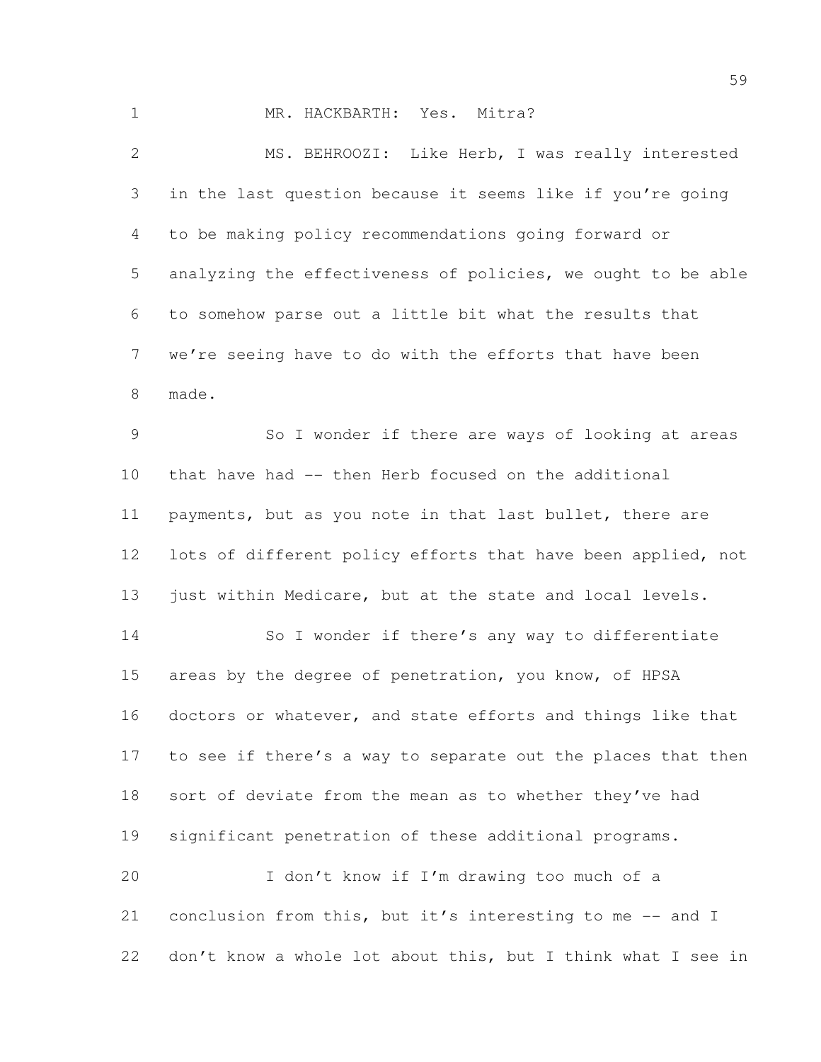MR. HACKBARTH: Yes. Mitra?

MS. BEHROOZI: Like Herb, I was really interested in the last question because it seems like if you're going to be making policy recommendations going forward or analyzing the effectiveness of policies, we ought to be able to somehow parse out a little bit what the results that we're seeing have to do with the efforts that have been made.

So I wonder if there are ways of looking at areas that have had -- then Herb focused on the additional payments, but as you note in that last bullet, there are lots of different policy efforts that have been applied, not just within Medicare, but at the state and local levels.

So I wonder if there's any way to differentiate areas by the degree of penetration, you know, of HPSA doctors or whatever, and state efforts and things like that to see if there's a way to separate out the places that then sort of deviate from the mean as to whether they've had significant penetration of these additional programs.

I don't know if I'm drawing too much of a conclusion from this, but it's interesting to me -- and I don't know a whole lot about this, but I think what I see in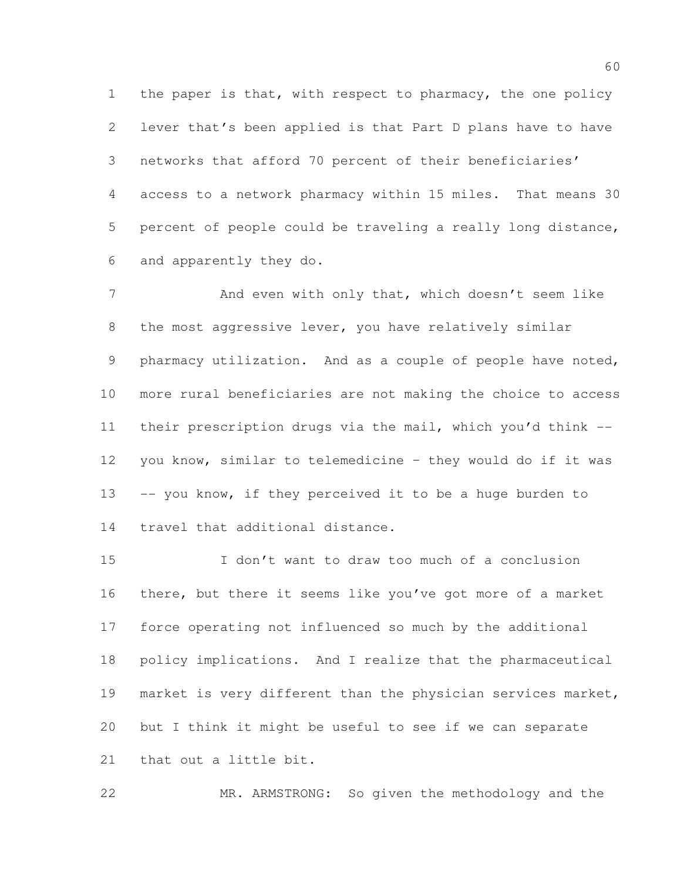the paper is that, with respect to pharmacy, the one policy lever that's been applied is that Part D plans have to have networks that afford 70 percent of their beneficiaries' access to a network pharmacy within 15 miles. That means 30 percent of people could be traveling a really long distance, and apparently they do.

And even with only that, which doesn't seem like the most aggressive lever, you have relatively similar pharmacy utilization. And as a couple of people have noted, more rural beneficiaries are not making the choice to access their prescription drugs via the mail, which you'd think -- you know, similar to telemedicine - they would do if it was -- you know, if they perceived it to be a huge burden to travel that additional distance.

I don't want to draw too much of a conclusion there, but there it seems like you've got more of a market force operating not influenced so much by the additional policy implications. And I realize that the pharmaceutical market is very different than the physician services market, but I think it might be useful to see if we can separate that out a little bit.

MR. ARMSTRONG: So given the methodology and the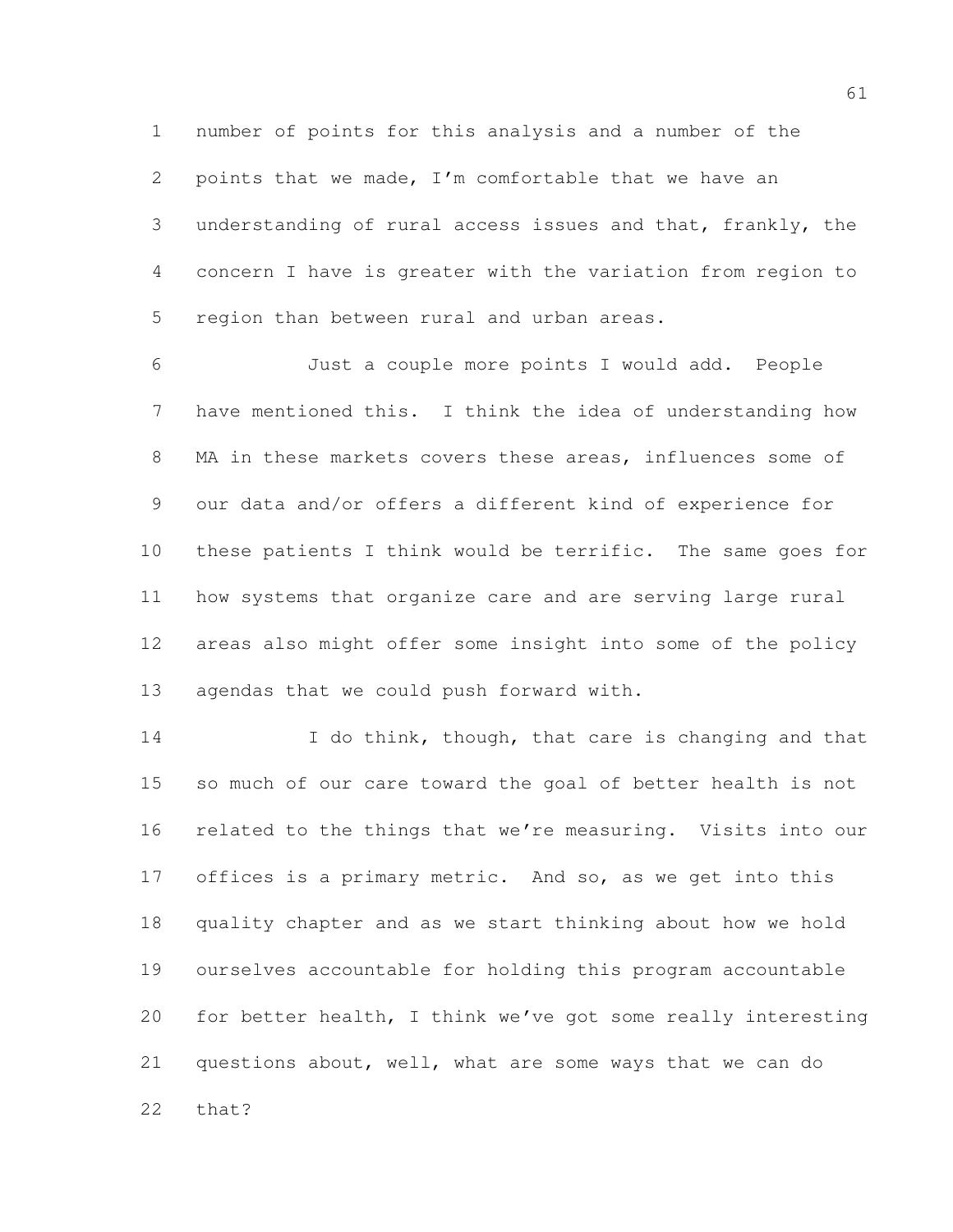number of points for this analysis and a number of the points that we made, I'm comfortable that we have an understanding of rural access issues and that, frankly, the concern I have is greater with the variation from region to region than between rural and urban areas.

Just a couple more points I would add. People have mentioned this. I think the idea of understanding how MA in these markets covers these areas, influences some of our data and/or offers a different kind of experience for these patients I think would be terrific. The same goes for how systems that organize care and are serving large rural areas also might offer some insight into some of the policy agendas that we could push forward with.

I do think, though, that care is changing and that so much of our care toward the goal of better health is not related to the things that we're measuring. Visits into our offices is a primary metric. And so, as we get into this quality chapter and as we start thinking about how we hold ourselves accountable for holding this program accountable for better health, I think we've got some really interesting questions about, well, what are some ways that we can do that?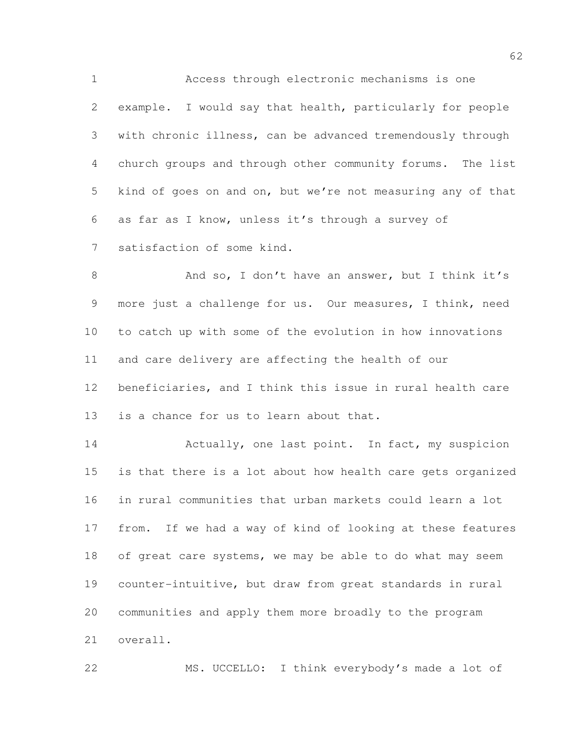Access through electronic mechanisms is one example. I would say that health, particularly for people with chronic illness, can be advanced tremendously through church groups and through other community forums. The list kind of goes on and on, but we're not measuring any of that as far as I know, unless it's through a survey of satisfaction of some kind.

And so, I don't have an answer, but I think it's more just a challenge for us. Our measures, I think, need to catch up with some of the evolution in how innovations and care delivery are affecting the health of our beneficiaries, and I think this issue in rural health care is a chance for us to learn about that.

Actually, one last point. In fact, my suspicion is that there is a lot about how health care gets organized in rural communities that urban markets could learn a lot from. If we had a way of kind of looking at these features of great care systems, we may be able to do what may seem counter-intuitive, but draw from great standards in rural communities and apply them more broadly to the program overall.

MS. UCCELLO: I think everybody's made a lot of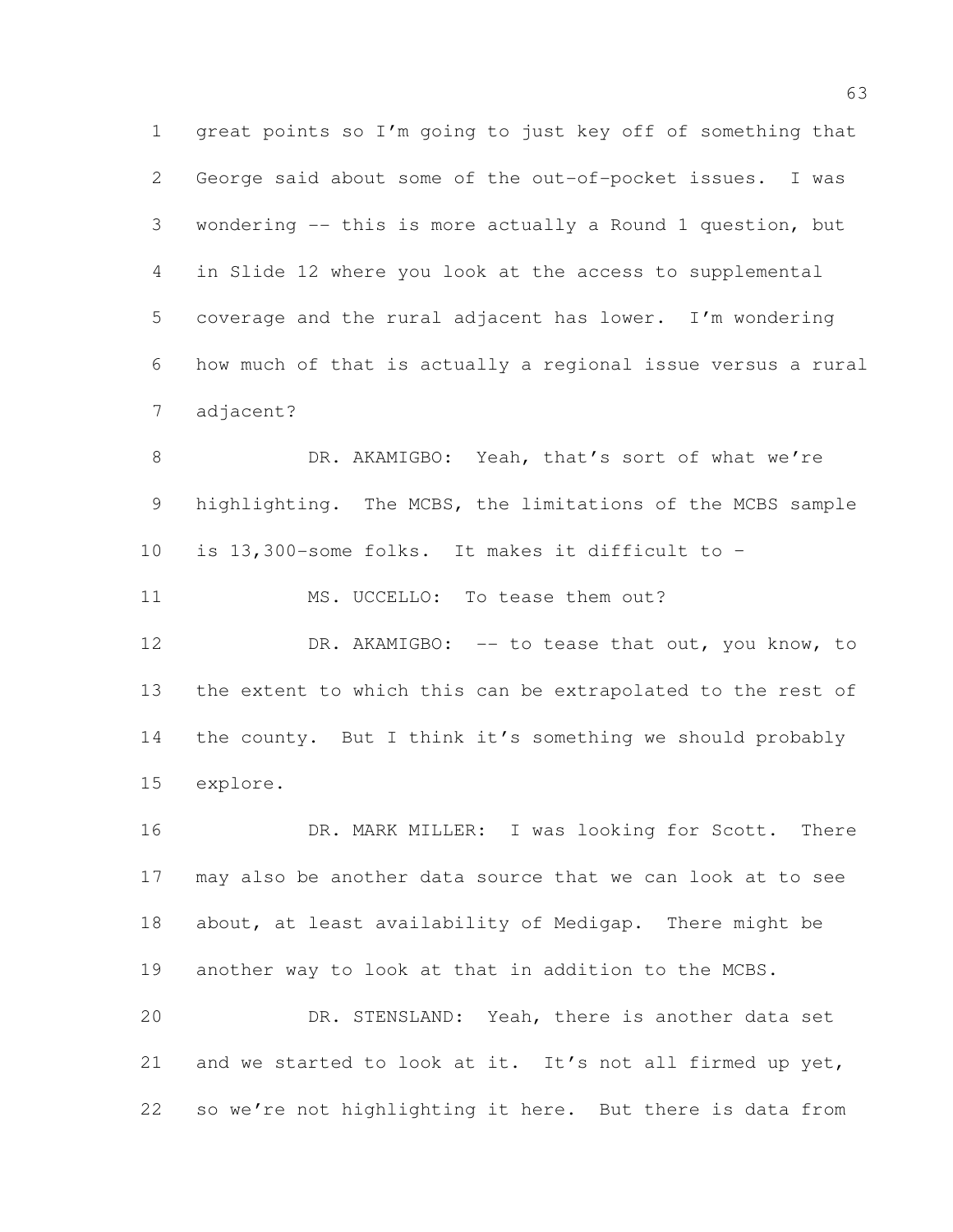great points so I'm going to just key off of something that George said about some of the out-of-pocket issues. I was wondering -- this is more actually a Round 1 question, but in Slide 12 where you look at the access to supplemental coverage and the rural adjacent has lower. I'm wondering how much of that is actually a regional issue versus a rural adjacent?

DR. AKAMIGBO: Yeah, that's sort of what we're highlighting. The MCBS, the limitations of the MCBS sample is 13,300-some folks. It makes it difficult to -

MS. UCCELLO: To tease them out?

DR. AKAMIGBO: -- to tease that out, you know, to the extent to which this can be extrapolated to the rest of the county. But I think it's something we should probably explore.

DR. MARK MILLER: I was looking for Scott. There may also be another data source that we can look at to see about, at least availability of Medigap. There might be another way to look at that in addition to the MCBS.

DR. STENSLAND: Yeah, there is another data set and we started to look at it. It's not all firmed up yet, so we're not highlighting it here. But there is data from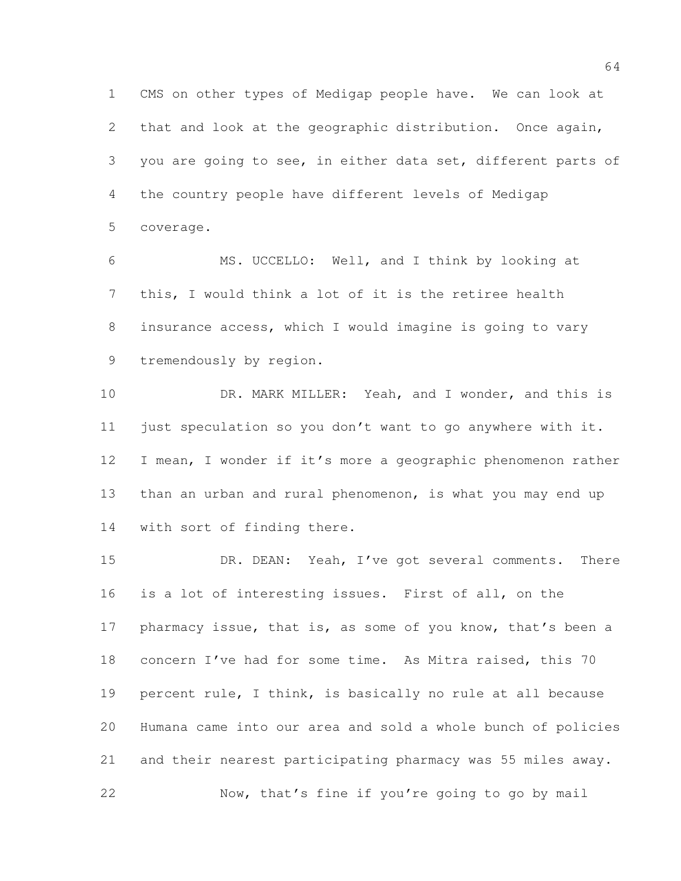CMS on other types of Medigap people have. We can look at that and look at the geographic distribution. Once again, you are going to see, in either data set, different parts of the country people have different levels of Medigap coverage.

MS. UCCELLO: Well, and I think by looking at this, I would think a lot of it is the retiree health insurance access, which I would imagine is going to vary tremendously by region.

DR. MARK MILLER: Yeah, and I wonder, and this is just speculation so you don't want to go anywhere with it. I mean, I wonder if it's more a geographic phenomenon rather than an urban and rural phenomenon, is what you may end up with sort of finding there.

DR. DEAN: Yeah, I've got several comments. There is a lot of interesting issues. First of all, on the pharmacy issue, that is, as some of you know, that's been a concern I've had for some time. As Mitra raised, this 70 percent rule, I think, is basically no rule at all because Humana came into our area and sold a whole bunch of policies and their nearest participating pharmacy was 55 miles away.

Now, that's fine if you're going to go by mail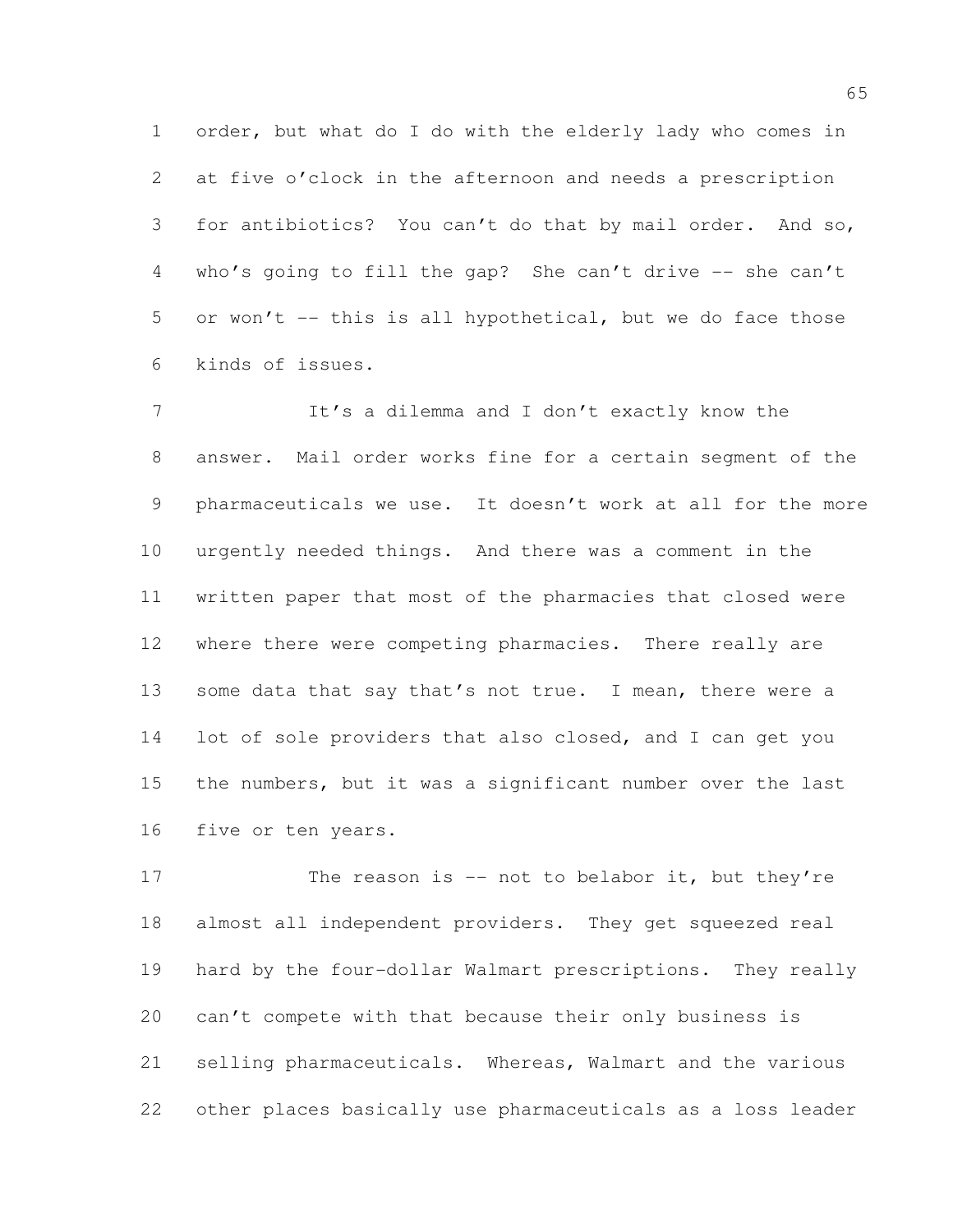order, but what do I do with the elderly lady who comes in at five o'clock in the afternoon and needs a prescription for antibiotics? You can't do that by mail order. And so, who's going to fill the gap? She can't drive -- she can't or won't -- this is all hypothetical, but we do face those kinds of issues.

It's a dilemma and I don't exactly know the answer. Mail order works fine for a certain segment of the pharmaceuticals we use. It doesn't work at all for the more urgently needed things. And there was a comment in the written paper that most of the pharmacies that closed were where there were competing pharmacies. There really are some data that say that's not true. I mean, there were a lot of sole providers that also closed, and I can get you the numbers, but it was a significant number over the last five or ten years.

The reason is -- not to belabor it, but they're almost all independent providers. They get squeezed real hard by the four-dollar Walmart prescriptions. They really can't compete with that because their only business is selling pharmaceuticals. Whereas, Walmart and the various other places basically use pharmaceuticals as a loss leader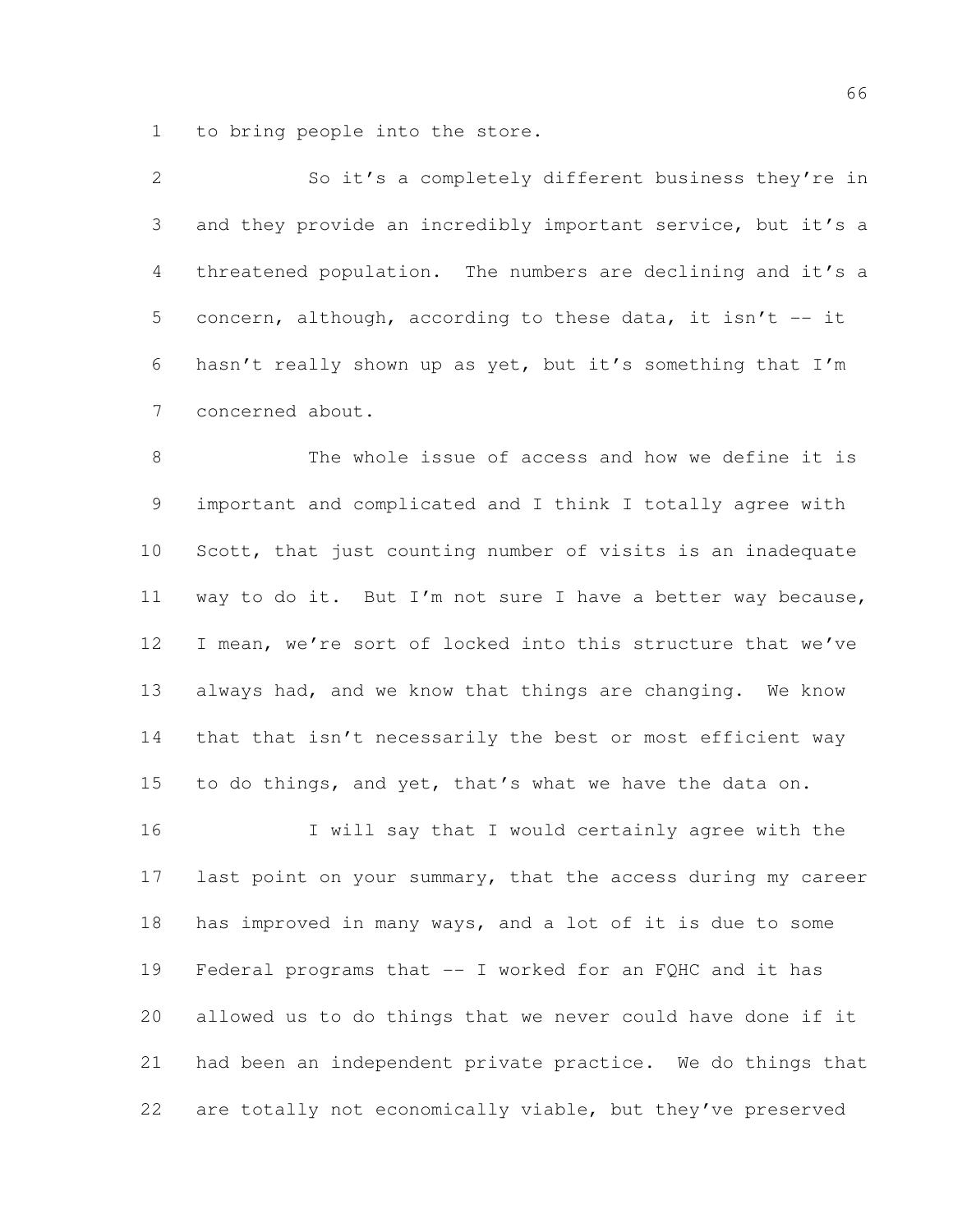to bring people into the store.

So it's a completely different business they're in and they provide an incredibly important service, but it's a threatened population. The numbers are declining and it's a concern, although, according to these data, it isn't -- it hasn't really shown up as yet, but it's something that I'm concerned about.

The whole issue of access and how we define it is important and complicated and I think I totally agree with Scott, that just counting number of visits is an inadequate way to do it. But I'm not sure I have a better way because, I mean, we're sort of locked into this structure that we've always had, and we know that things are changing. We know that that isn't necessarily the best or most efficient way to do things, and yet, that's what we have the data on.

I will say that I would certainly agree with the last point on your summary, that the access during my career has improved in many ways, and a lot of it is due to some Federal programs that -- I worked for an FQHC and it has allowed us to do things that we never could have done if it had been an independent private practice. We do things that are totally not economically viable, but they've preserved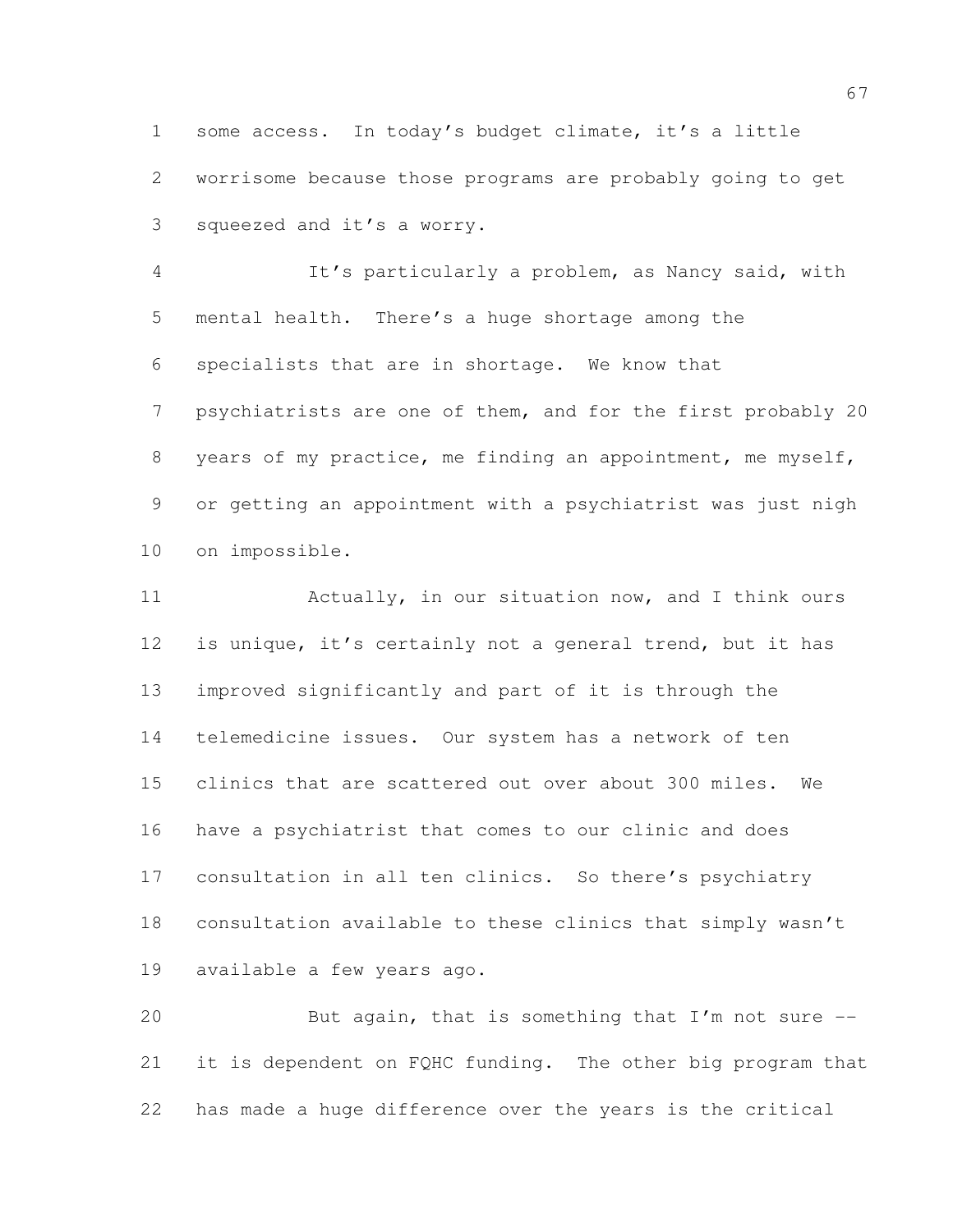some access. In today's budget climate, it's a little worrisome because those programs are probably going to get squeezed and it's a worry.

It's particularly a problem, as Nancy said, with mental health. There's a huge shortage among the specialists that are in shortage. We know that psychiatrists are one of them, and for the first probably 20 years of my practice, me finding an appointment, me myself, or getting an appointment with a psychiatrist was just nigh on impossible.

Actually, in our situation now, and I think ours is unique, it's certainly not a general trend, but it has improved significantly and part of it is through the telemedicine issues. Our system has a network of ten clinics that are scattered out over about 300 miles. We have a psychiatrist that comes to our clinic and does consultation in all ten clinics. So there's psychiatry consultation available to these clinics that simply wasn't available a few years ago.

But again, that is something that I'm not sure -- it is dependent on FQHC funding. The other big program that has made a huge difference over the years is the critical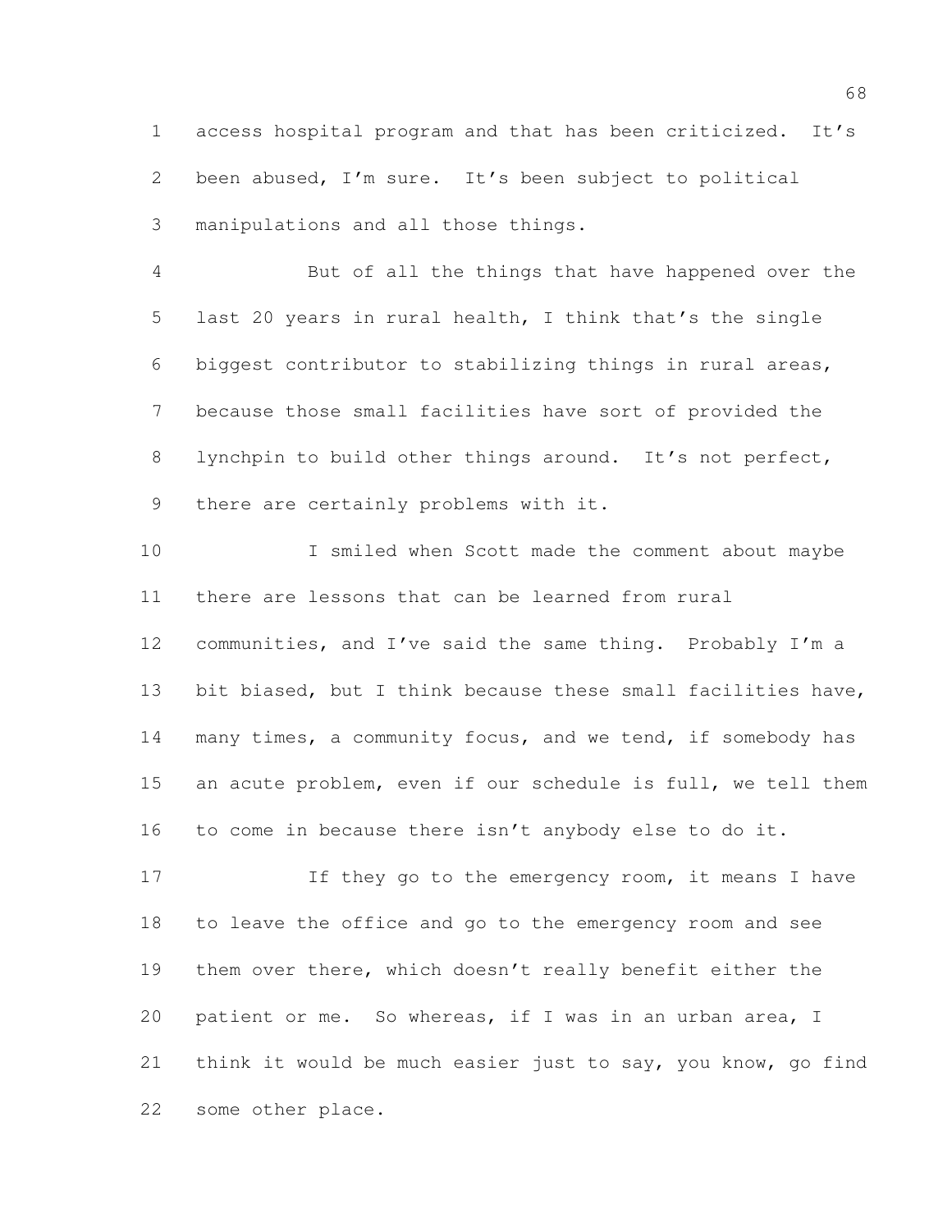access hospital program and that has been criticized. It's been abused, I'm sure. It's been subject to political manipulations and all those things.

But of all the things that have happened over the last 20 years in rural health, I think that's the single biggest contributor to stabilizing things in rural areas, because those small facilities have sort of provided the lynchpin to build other things around. It's not perfect, there are certainly problems with it.

I smiled when Scott made the comment about maybe there are lessons that can be learned from rural communities, and I've said the same thing. Probably I'm a bit biased, but I think because these small facilities have, many times, a community focus, and we tend, if somebody has an acute problem, even if our schedule is full, we tell them to come in because there isn't anybody else to do it.

If they go to the emergency room, it means I have to leave the office and go to the emergency room and see them over there, which doesn't really benefit either the patient or me. So whereas, if I was in an urban area, I think it would be much easier just to say, you know, go find some other place.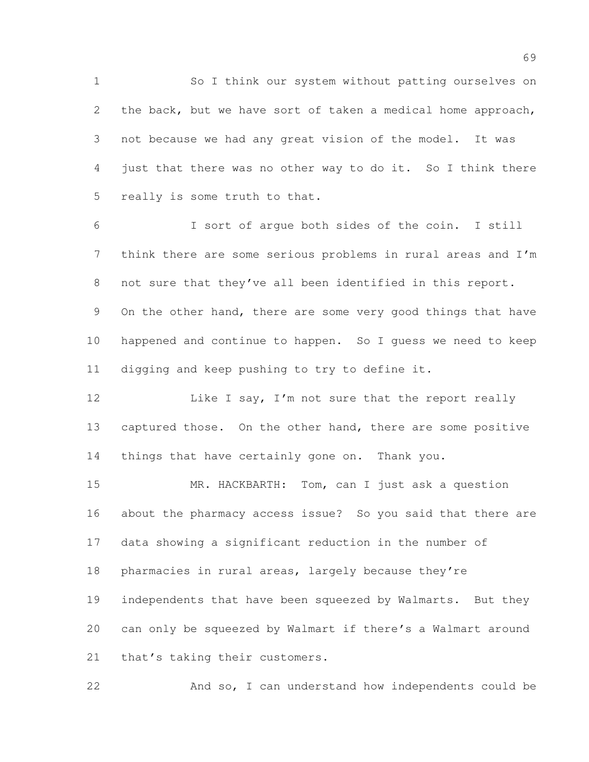So I think our system without patting ourselves on the back, but we have sort of taken a medical home approach, not because we had any great vision of the model. It was just that there was no other way to do it. So I think there really is some truth to that.

I sort of argue both sides of the coin. I still think there are some serious problems in rural areas and I'm not sure that they've all been identified in this report. On the other hand, there are some very good things that have happened and continue to happen. So I guess we need to keep digging and keep pushing to try to define it.

Like I say, I'm not sure that the report really captured those. On the other hand, there are some positive things that have certainly gone on. Thank you.

MR. HACKBARTH: Tom, can I just ask a question about the pharmacy access issue? So you said that there are data showing a significant reduction in the number of pharmacies in rural areas, largely because they're independents that have been squeezed by Walmarts. But they can only be squeezed by Walmart if there's a Walmart around that's taking their customers.

And so, I can understand how independents could be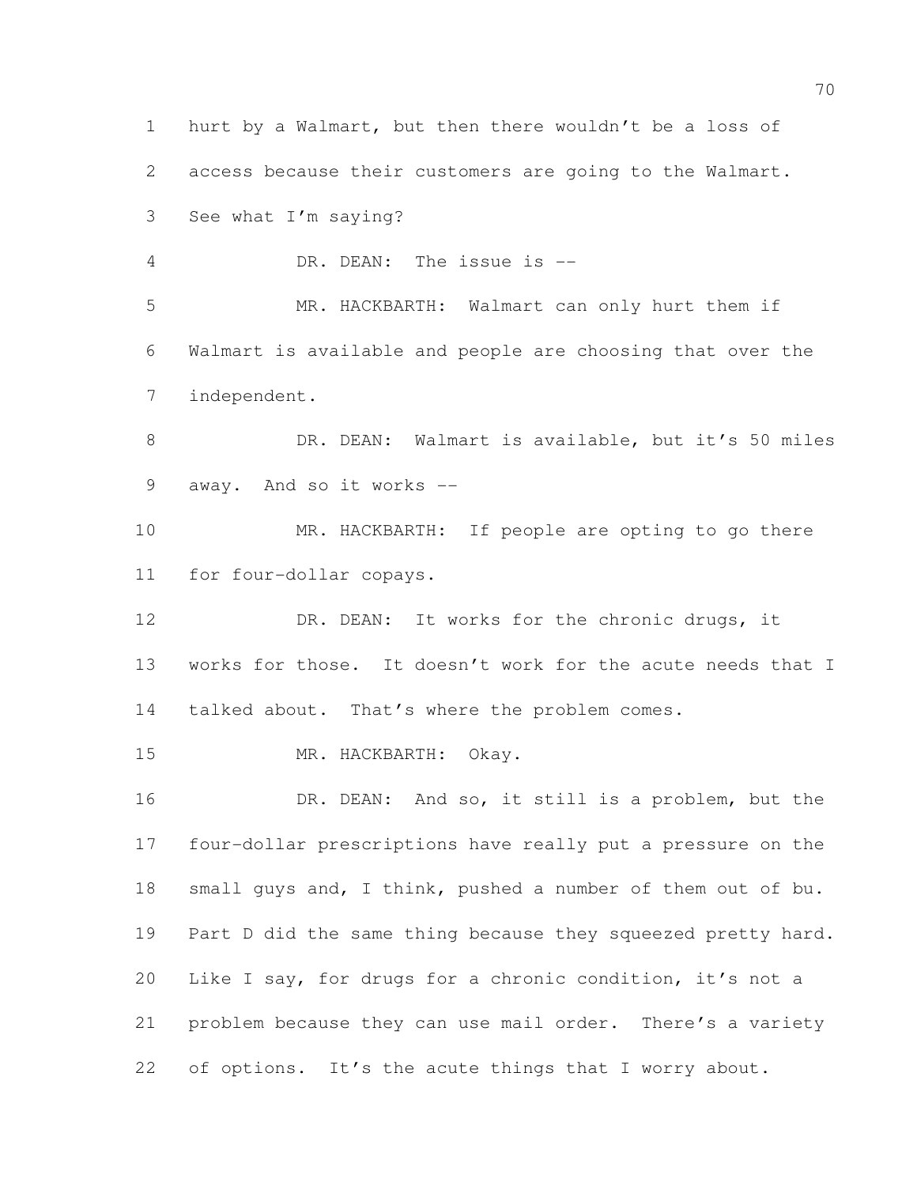hurt by a Walmart, but then there wouldn't be a loss of access because their customers are going to the Walmart. See what I'm saying?

DR. DEAN: The issue is --

MR. HACKBARTH: Walmart can only hurt them if Walmart is available and people are choosing that over the independent.

DR. DEAN: Walmart is available, but it's 50 miles away. And so it works --

MR. HACKBARTH: If people are opting to go there for four-dollar copays.

DR. DEAN: It works for the chronic drugs, it works for those. It doesn't work for the acute needs that I talked about. That's where the problem comes.

MR. HACKBARTH: Okay.

DR. DEAN: And so, it still is a problem, but the four-dollar prescriptions have really put a pressure on the small guys and, I think, pushed a number of them out of bu. Part D did the same thing because they squeezed pretty hard. Like I say, for drugs for a chronic condition, it's not a problem because they can use mail order. There's a variety of options. It's the acute things that I worry about.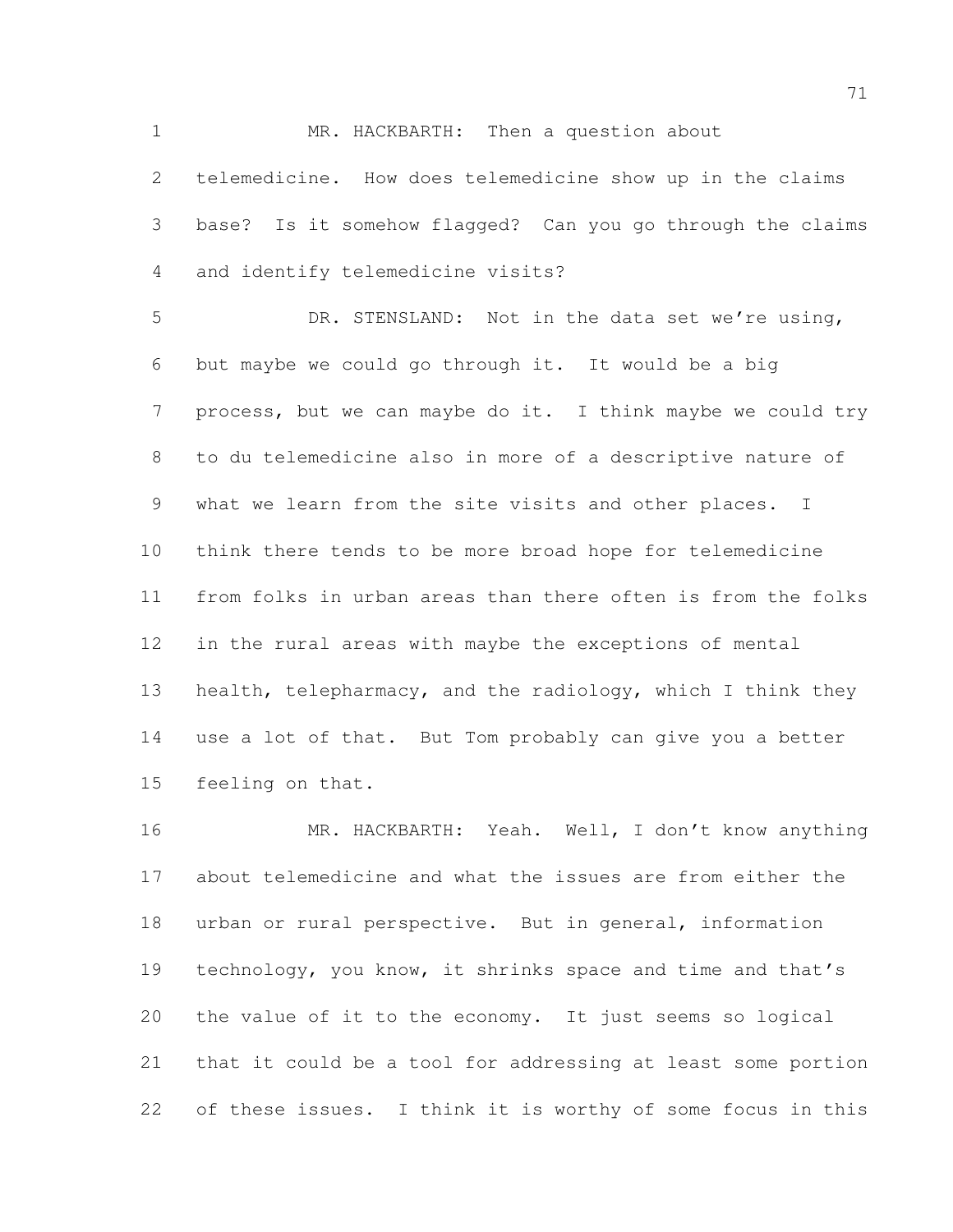MR. HACKBARTH: Then a question about telemedicine. How does telemedicine show up in the claims base? Is it somehow flagged? Can you go through the claims and identify telemedicine visits?

DR. STENSLAND: Not in the data set we're using, but maybe we could go through it. It would be a big process, but we can maybe do it. I think maybe we could try to du telemedicine also in more of a descriptive nature of what we learn from the site visits and other places. I think there tends to be more broad hope for telemedicine from folks in urban areas than there often is from the folks in the rural areas with maybe the exceptions of mental health, telepharmacy, and the radiology, which I think they use a lot of that. But Tom probably can give you a better feeling on that.

MR. HACKBARTH: Yeah. Well, I don't know anything about telemedicine and what the issues are from either the urban or rural perspective. But in general, information technology, you know, it shrinks space and time and that's the value of it to the economy. It just seems so logical that it could be a tool for addressing at least some portion of these issues. I think it is worthy of some focus in this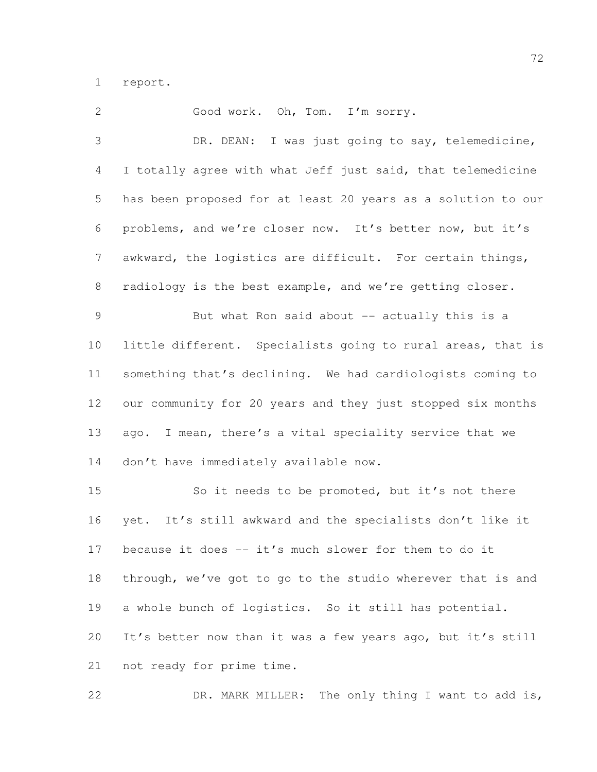report.

Good work. Oh, Tom. I'm sorry.

DR. DEAN: I was just going to say, telemedicine, I totally agree with what Jeff just said, that telemedicine has been proposed for at least 20 years as a solution to our problems, and we're closer now. It's better now, but it's awkward, the logistics are difficult. For certain things, radiology is the best example, and we're getting closer.

But what Ron said about -- actually this is a little different. Specialists going to rural areas, that is something that's declining. We had cardiologists coming to our community for 20 years and they just stopped six months ago. I mean, there's a vital speciality service that we don't have immediately available now.

So it needs to be promoted, but it's not there yet. It's still awkward and the specialists don't like it because it does -- it's much slower for them to do it through, we've got to go to the studio wherever that is and a whole bunch of logistics. So it still has potential. It's better now than it was a few years ago, but it's still not ready for prime time.

DR. MARK MILLER: The only thing I want to add is,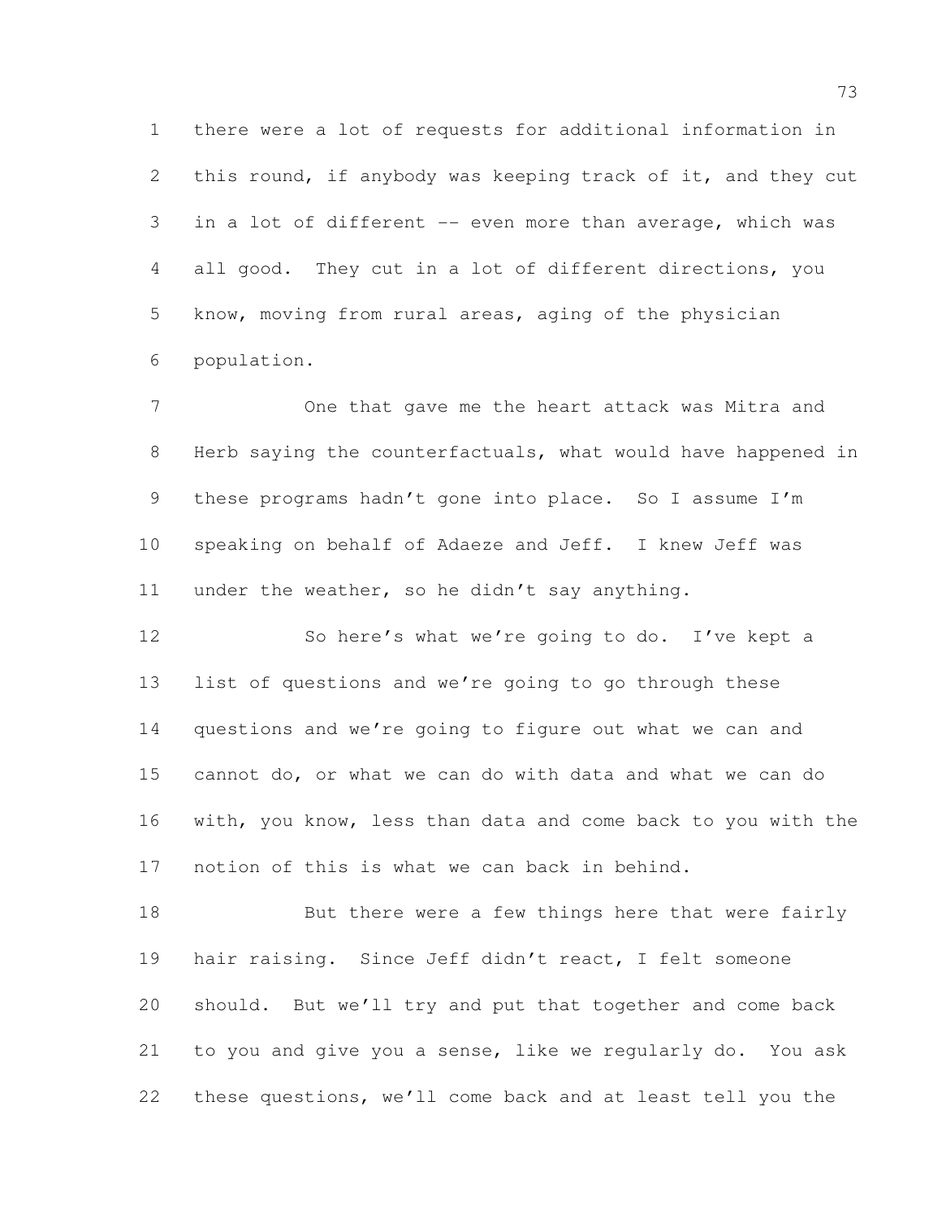there were a lot of requests for additional information in this round, if anybody was keeping track of it, and they cut in a lot of different -- even more than average, which was all good. They cut in a lot of different directions, you know, moving from rural areas, aging of the physician population.

One that gave me the heart attack was Mitra and Herb saying the counterfactuals, what would have happened in these programs hadn't gone into place. So I assume I'm speaking on behalf of Adaeze and Jeff. I knew Jeff was under the weather, so he didn't say anything.

So here's what we're going to do. I've kept a list of questions and we're going to go through these questions and we're going to figure out what we can and cannot do, or what we can do with data and what we can do with, you know, less than data and come back to you with the notion of this is what we can back in behind.

But there were a few things here that were fairly hair raising. Since Jeff didn't react, I felt someone should. But we'll try and put that together and come back to you and give you a sense, like we regularly do. You ask these questions, we'll come back and at least tell you the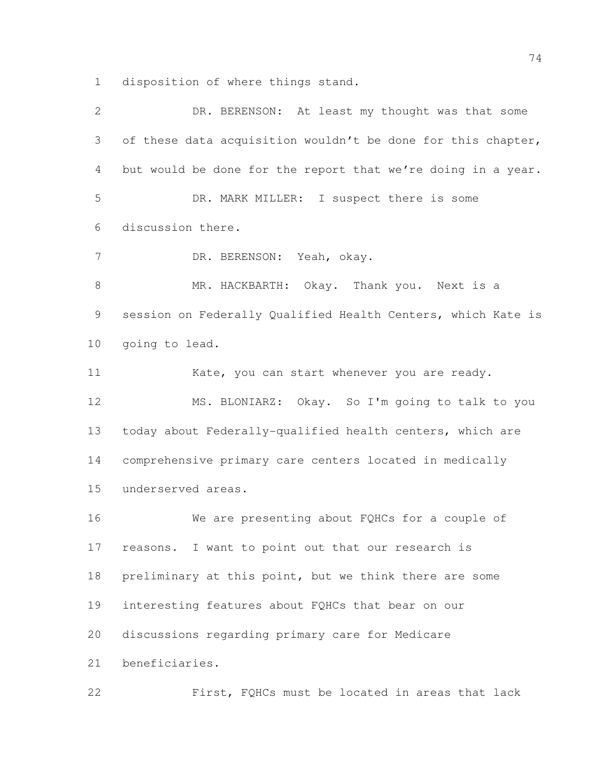disposition of where things stand.

DR. BERENSON: At least my thought was that some of these data acquisition wouldn't be done for this chapter, but would be done for the report that we're doing in a year.

DR. MARK MILLER: I suspect there is some discussion there.

DR. BERENSON: Yeah, okay.

MR. HACKBARTH: Okay. Thank you. Next is a session on Federally Qualified Health Centers, which Kate is going to lead.

Kate, you can start whenever you are ready.

MS. BLONIARZ: Okay. So I'm going to talk to you today about Federally-qualified health centers, which are comprehensive primary care centers located in medically underserved areas.

We are presenting about FQHCs for a couple of reasons. I want to point out that our research is preliminary at this point, but we think there are some interesting features about FQHCs that bear on our discussions regarding primary care for Medicare beneficiaries.

First, FQHCs must be located in areas that lack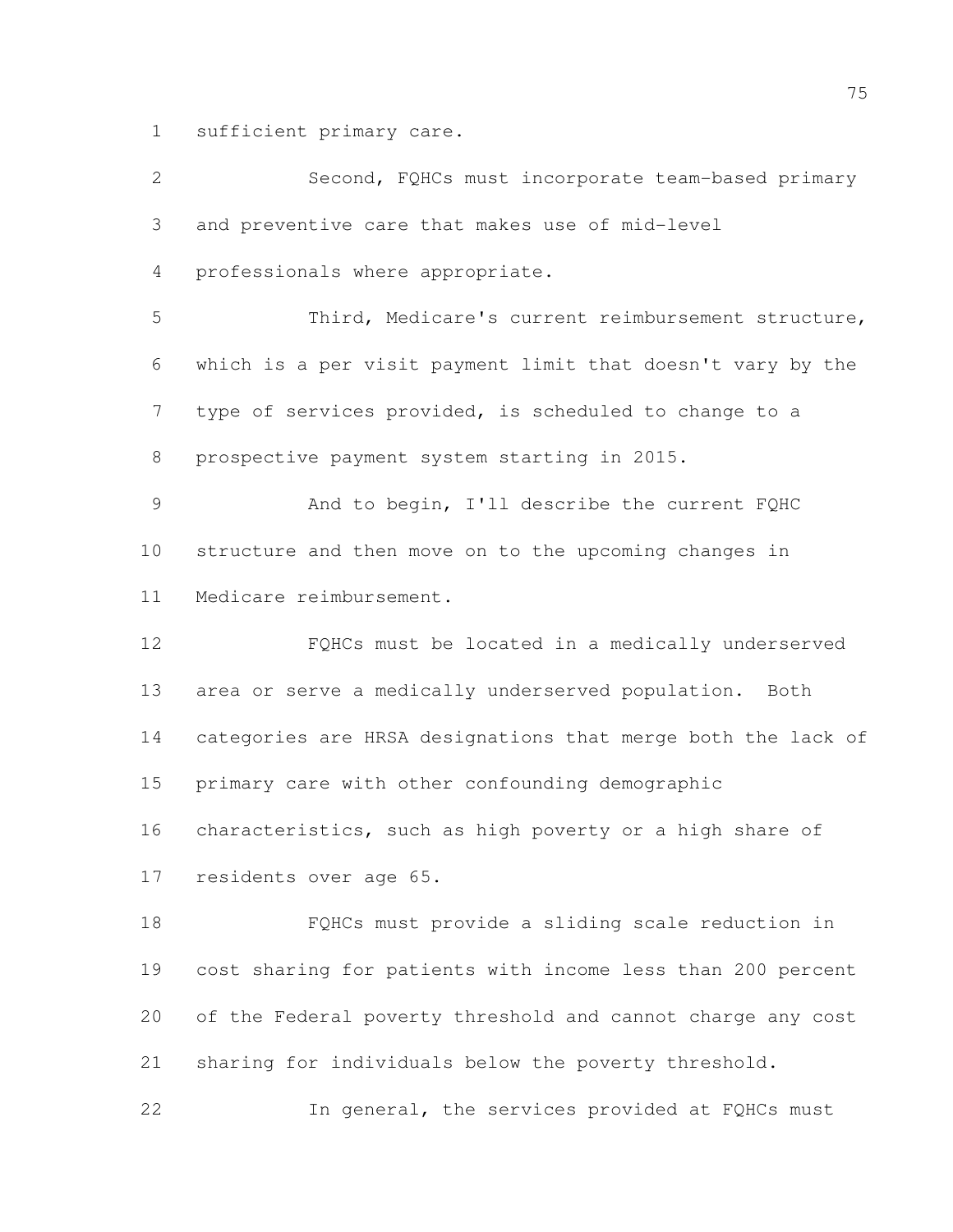sufficient primary care.

Second, FQHCs must incorporate team-based primary and preventive care that makes use of mid-level professionals where appropriate.

Third, Medicare's current reimbursement structure, which is a per visit payment limit that doesn't vary by the type of services provided, is scheduled to change to a prospective payment system starting in 2015.

And to begin, I'll describe the current FQHC structure and then move on to the upcoming changes in Medicare reimbursement.

FQHCs must be located in a medically underserved area or serve a medically underserved population. Both categories are HRSA designations that merge both the lack of primary care with other confounding demographic characteristics, such as high poverty or a high share of residents over age 65.

FQHCs must provide a sliding scale reduction in cost sharing for patients with income less than 200 percent of the Federal poverty threshold and cannot charge any cost sharing for individuals below the poverty threshold.

In general, the services provided at FQHCs must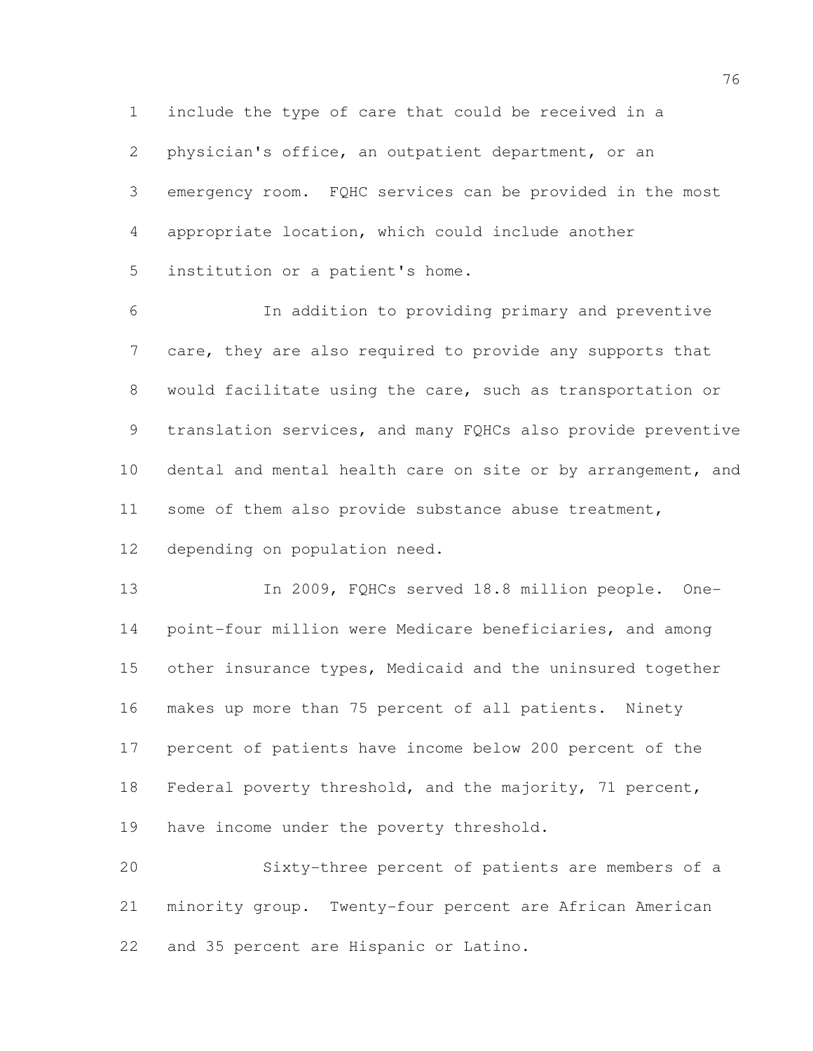include the type of care that could be received in a physician's office, an outpatient department, or an emergency room. FQHC services can be provided in the most appropriate location, which could include another institution or a patient's home.

In addition to providing primary and preventive care, they are also required to provide any supports that would facilitate using the care, such as transportation or translation services, and many FQHCs also provide preventive dental and mental health care on site or by arrangement, and some of them also provide substance abuse treatment, depending on population need.

In 2009, FQHCs served 18.8 million people. One-point-four million were Medicare beneficiaries, and among other insurance types, Medicaid and the uninsured together makes up more than 75 percent of all patients. Ninety percent of patients have income below 200 percent of the Federal poverty threshold, and the majority, 71 percent, have income under the poverty threshold.

Sixty-three percent of patients are members of a minority group. Twenty-four percent are African American and 35 percent are Hispanic or Latino.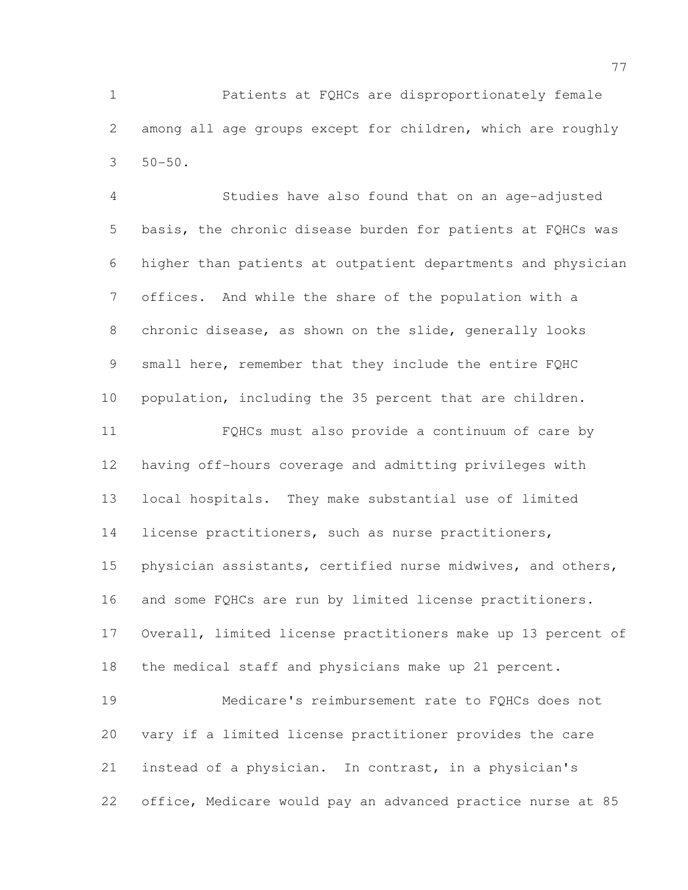Patients at FQHCs are disproportionately female among all age groups except for children, which are roughly 50-50.

Studies have also found that on an age-adjusted basis, the chronic disease burden for patients at FQHCs was higher than patients at outpatient departments and physician offices. And while the share of the population with a chronic disease, as shown on the slide, generally looks small here, remember that they include the entire FQHC population, including the 35 percent that are children.

FQHCs must also provide a continuum of care by having off-hours coverage and admitting privileges with local hospitals. They make substantial use of limited license practitioners, such as nurse practitioners, physician assistants, certified nurse midwives, and others, and some FQHCs are run by limited license practitioners. Overall, limited license practitioners make up 13 percent of the medical staff and physicians make up 21 percent.

Medicare's reimbursement rate to FQHCs does not vary if a limited license practitioner provides the care instead of a physician. In contrast, in a physician's office, Medicare would pay an advanced practice nurse at 85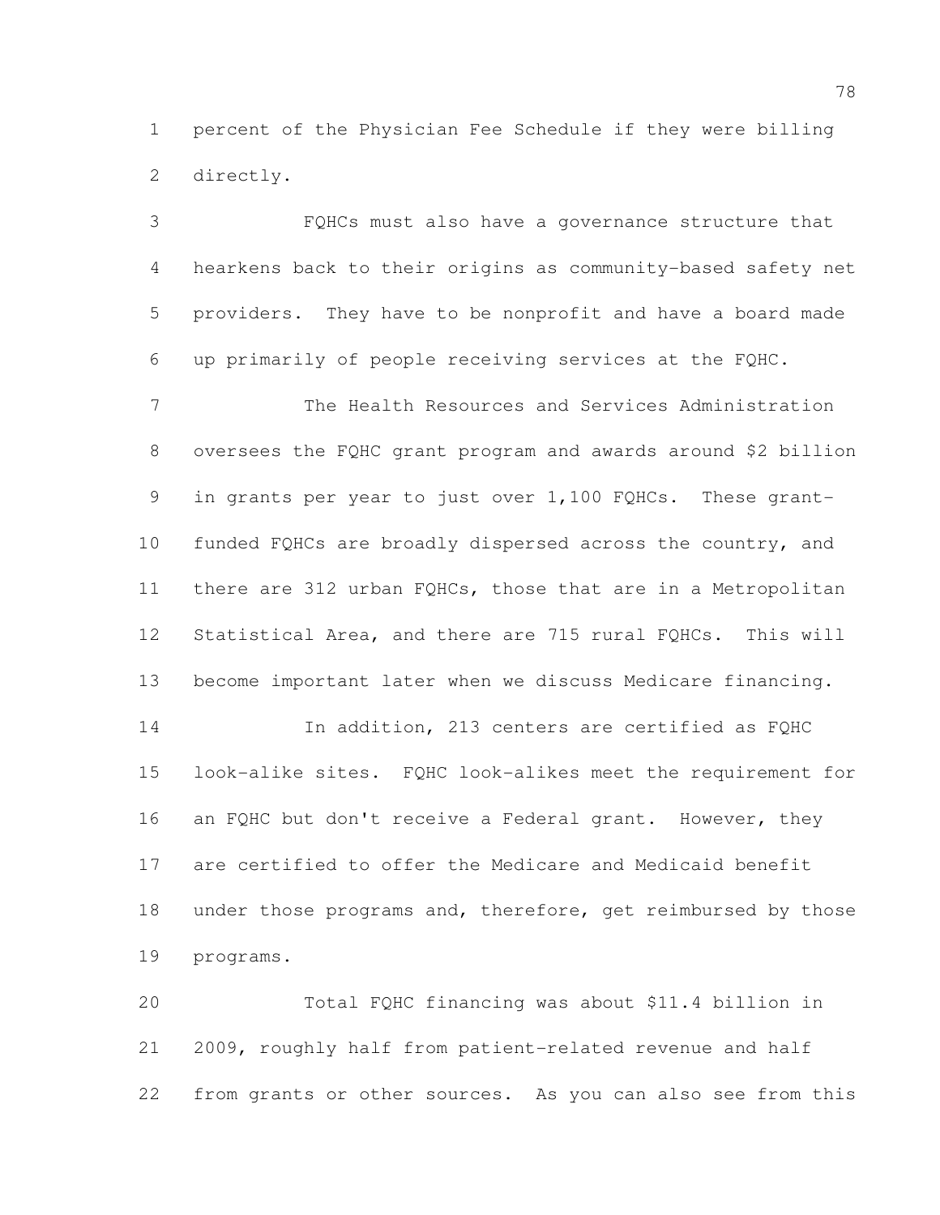percent of the Physician Fee Schedule if they were billing directly.

FQHCs must also have a governance structure that hearkens back to their origins as community-based safety net providers. They have to be nonprofit and have a board made up primarily of people receiving services at the FQHC.

The Health Resources and Services Administration oversees the FQHC grant program and awards around $2 billion in grants per year to just over 1,100 FQHCs. These grant-funded FQHCs are broadly dispersed across the country, and there are 312 urban FQHCs, those that are in a Metropolitan Statistical Area, and there are 715 rural FQHCs. This will become important later when we discuss Medicare financing.

In addition, 213 centers are certified as FQHC look-alike sites. FQHC look-alikes meet the requirement for an FQHC but don't receive a Federal grant. However, they are certified to offer the Medicare and Medicaid benefit under those programs and, therefore, get reimbursed by those programs.

Total FQHC financing was about $11.4 billion in 2009, roughly half from patient-related revenue and half from grants or other sources. As you can also see from this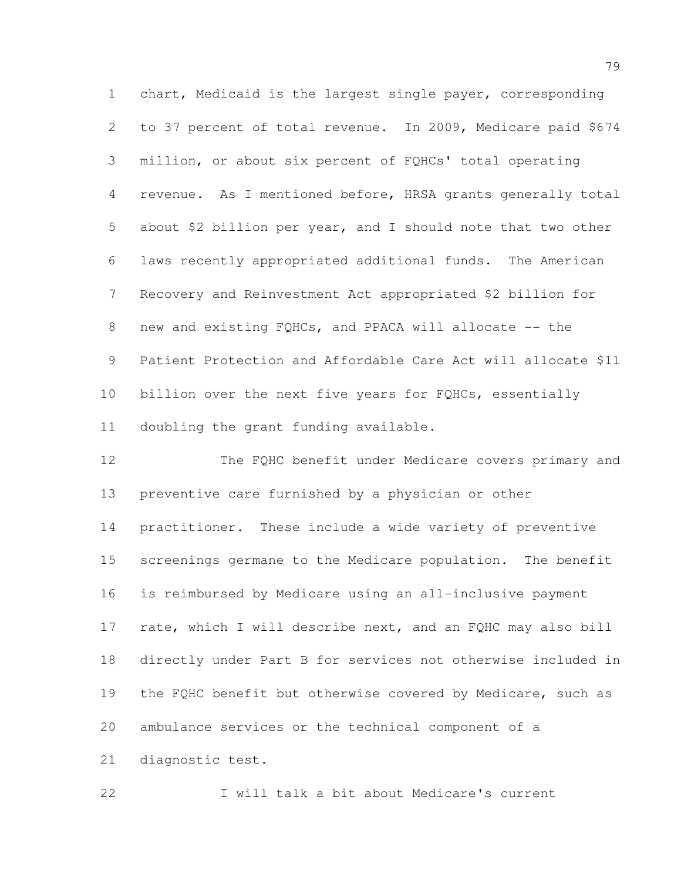chart, Medicaid is the largest single payer, corresponding to 37 percent of total revenue. In 2009, Medicare paid $674 million, or about six percent of FQHCs' total operating revenue. As I mentioned before, HRSA grants generally total about $2 billion per year, and I should note that two other laws recently appropriated additional funds. The American Recovery and Reinvestment Act appropriated $2 billion for new and existing FQHCs, and PPACA will allocate -- the Patient Protection and Affordable Care Act will allocate $11 billion over the next five years for FQHCs, essentially doubling the grant funding available.

The FQHC benefit under Medicare covers primary and preventive care furnished by a physician or other practitioner. These include a wide variety of preventive screenings germane to the Medicare population. The benefit is reimbursed by Medicare using an all-inclusive payment rate, which I will describe next, and an FQHC may also bill directly under Part B for services not otherwise included in the FQHC benefit but otherwise covered by Medicare, such as ambulance services or the technical component of a diagnostic test.

I will talk a bit about Medicare's current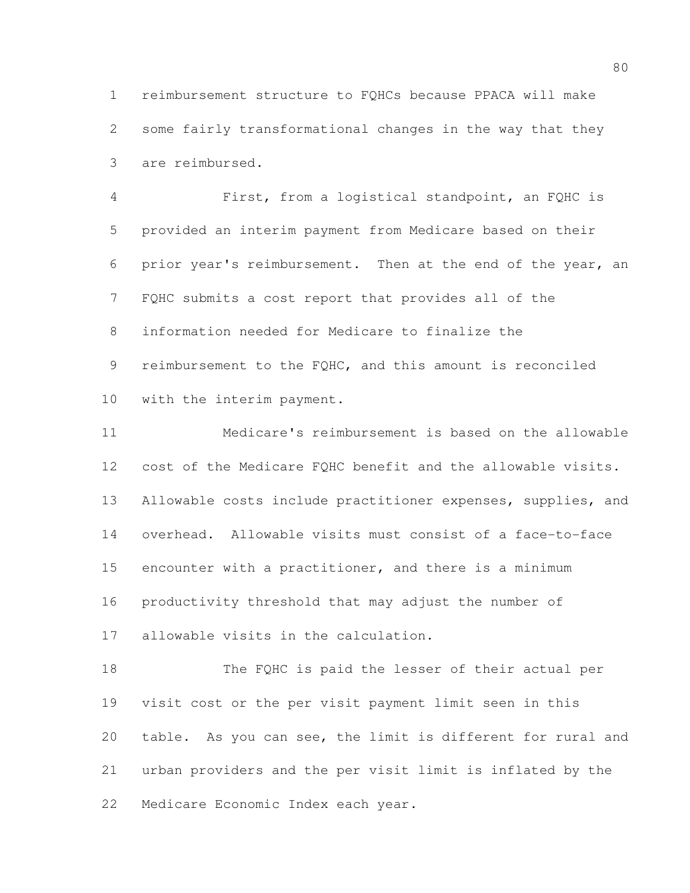reimbursement structure to FQHCs because PPACA will make some fairly transformational changes in the way that they are reimbursed.

First, from a logistical standpoint, an FQHC is provided an interim payment from Medicare based on their prior year's reimbursement. Then at the end of the year, an FQHC submits a cost report that provides all of the information needed for Medicare to finalize the reimbursement to the FQHC, and this amount is reconciled with the interim payment.

Medicare's reimbursement is based on the allowable cost of the Medicare FQHC benefit and the allowable visits. Allowable costs include practitioner expenses, supplies, and overhead. Allowable visits must consist of a face-to-face encounter with a practitioner, and there is a minimum productivity threshold that may adjust the number of allowable visits in the calculation.

The FQHC is paid the lesser of their actual per visit cost or the per visit payment limit seen in this table. As you can see, the limit is different for rural and urban providers and the per visit limit is inflated by the Medicare Economic Index each year.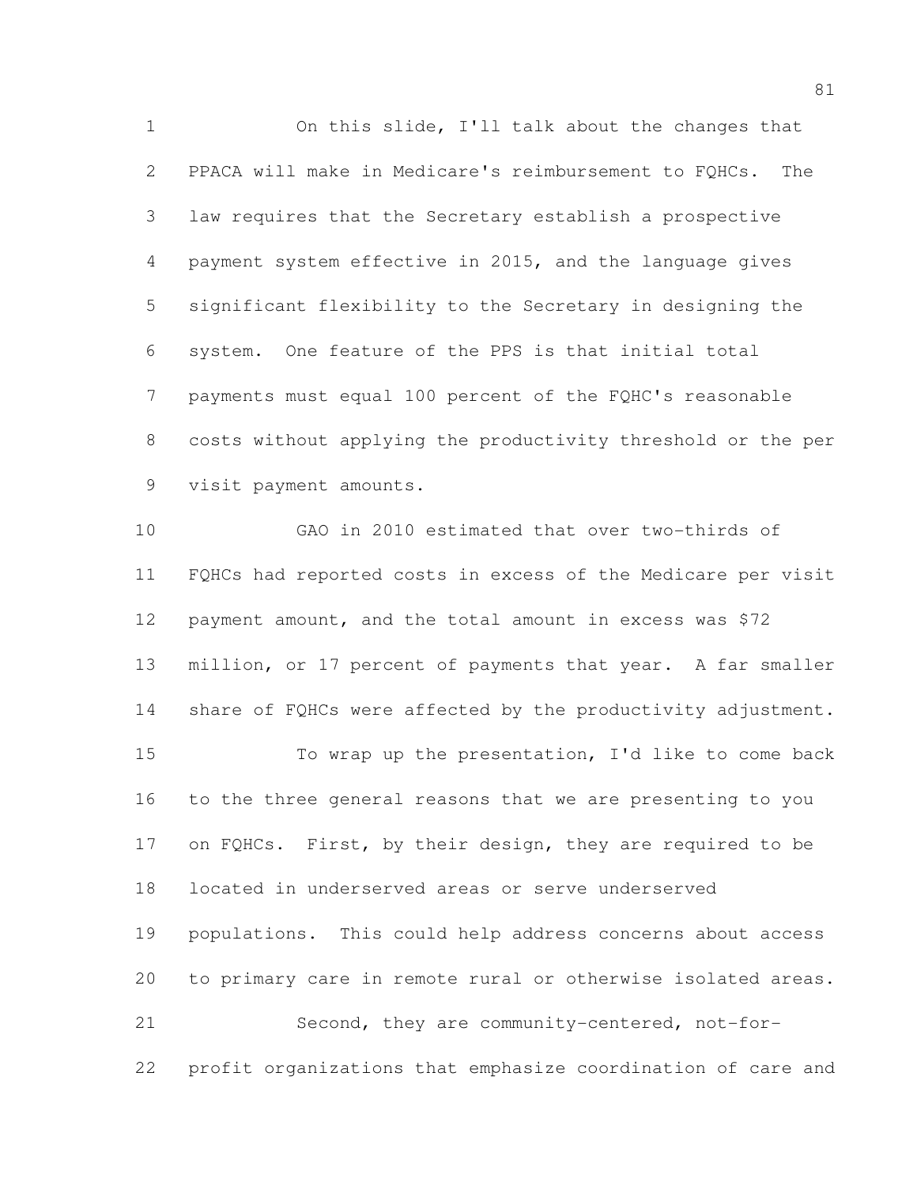On this slide, I'll talk about the changes that PPACA will make in Medicare's reimbursement to FQHCs. The law requires that the Secretary establish a prospective payment system effective in 2015, and the language gives significant flexibility to the Secretary in designing the system. One feature of the PPS is that initial total payments must equal 100 percent of the FQHC's reasonable costs without applying the productivity threshold or the per visit payment amounts.

GAO in 2010 estimated that over two-thirds of FQHCs had reported costs in excess of the Medicare per visit payment amount, and the total amount in excess was $72 million, or 17 percent of payments that year. A far smaller share of FQHCs were affected by the productivity adjustment.

To wrap up the presentation, I'd like to come back to the three general reasons that we are presenting to you on FQHCs. First, by their design, they are required to be located in underserved areas or serve underserved populations. This could help address concerns about access to primary care in remote rural or otherwise isolated areas.

Second, they are community-centered, not-for-profit organizations that emphasize coordination of care and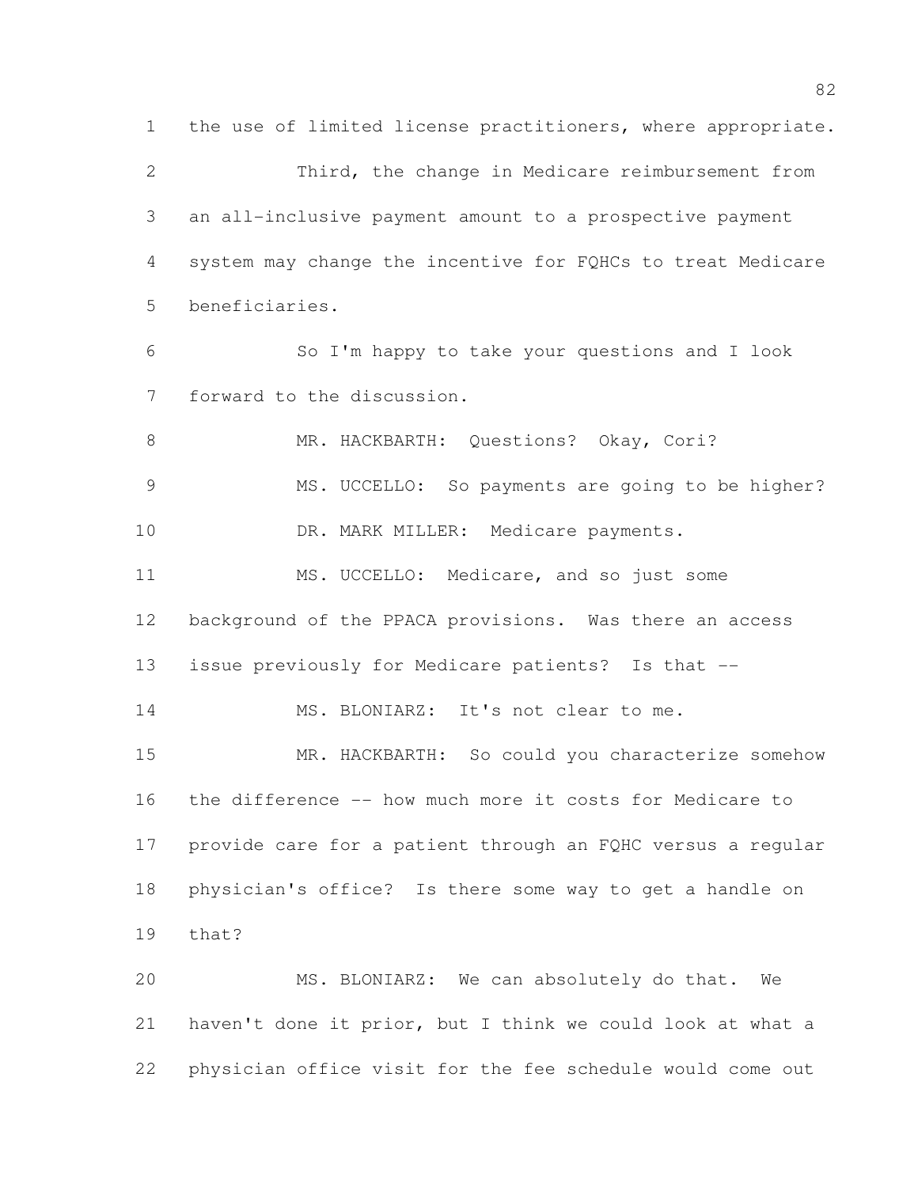the use of limited license practitioners, where appropriate.

Third, the change in Medicare reimbursement from an all-inclusive payment amount to a prospective payment system may change the incentive for FQHCs to treat Medicare beneficiaries.

So I'm happy to take your questions and I look forward to the discussion.

MR. HACKBARTH: Questions? Okay, Cori?

MS. UCCELLO: So payments are going to be higher?

DR. MARK MILLER: Medicare payments.

MS. UCCELLO: Medicare, and so just some background of the PPACA provisions. Was there an access issue previously for Medicare patients? Is that --

MS. BLONIARZ: It's not clear to me.

MR. HACKBARTH: So could you characterize somehow the difference -- how much more it costs for Medicare to provide care for a patient through an FQHC versus a regular physician's office? Is there some way to get a handle on that?

MS. BLONIARZ: We can absolutely do that. We haven't done it prior, but I think we could look at what a physician office visit for the fee schedule would come out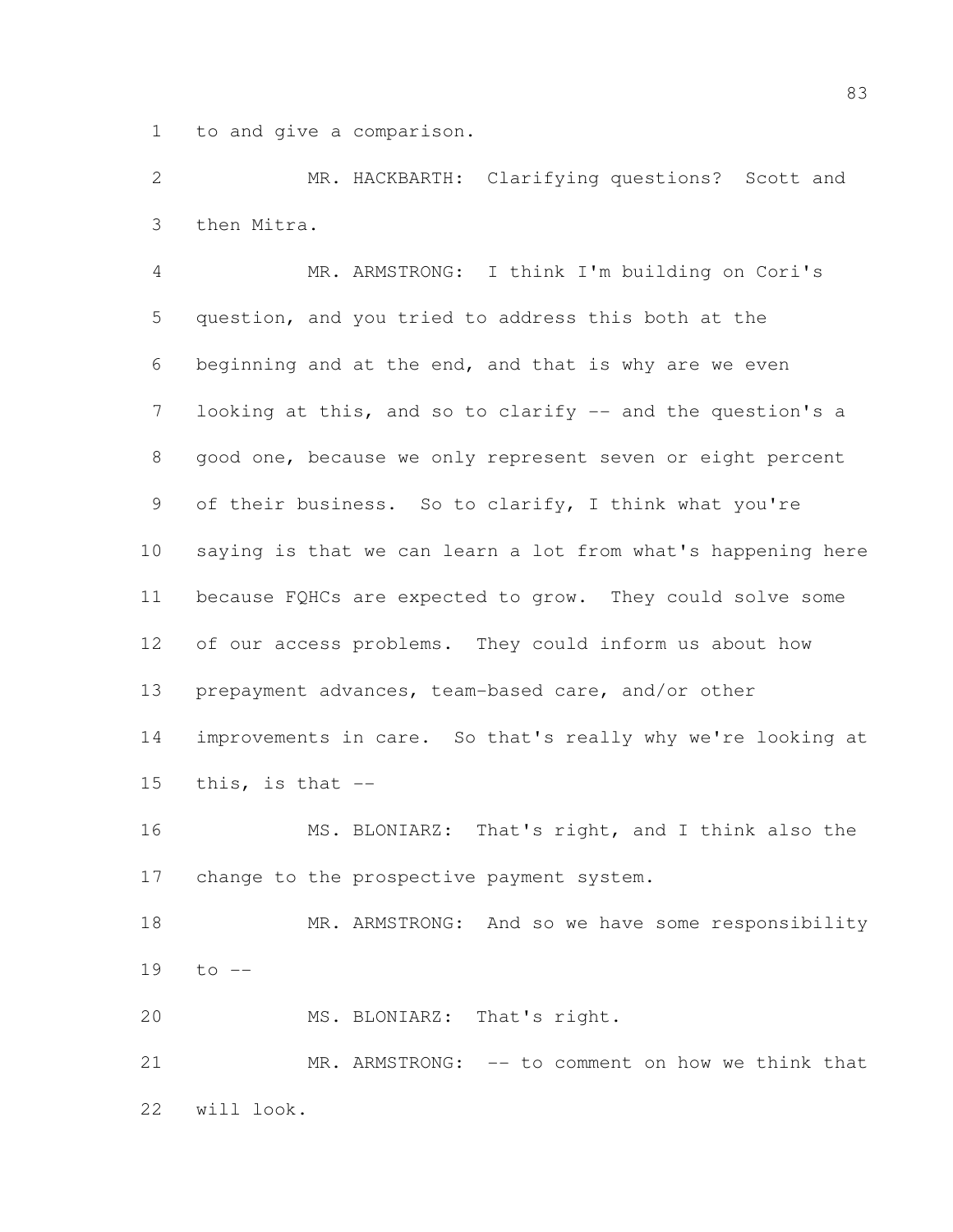to and give a comparison.

MR. HACKBARTH: Clarifying questions? Scott and then Mitra.

MR. ARMSTRONG: I think I'm building on Cori's question, and you tried to address this both at the beginning and at the end, and that is why are we even looking at this, and so to clarify -- and the question's a good one, because we only represent seven or eight percent of their business. So to clarify, I think what you're saying is that we can learn a lot from what's happening here because FQHCs are expected to grow. They could solve some of our access problems. They could inform us about how prepayment advances, team-based care, and/or other improvements in care. So that's really why we're looking at this, is that --

MS. BLONIARZ: That's right, and I think also the change to the prospective payment system.

MR. ARMSTRONG: And so we have some responsibility to --

MS. BLONIARZ: That's right.

MR. ARMSTRONG: -- to comment on how we think that will look.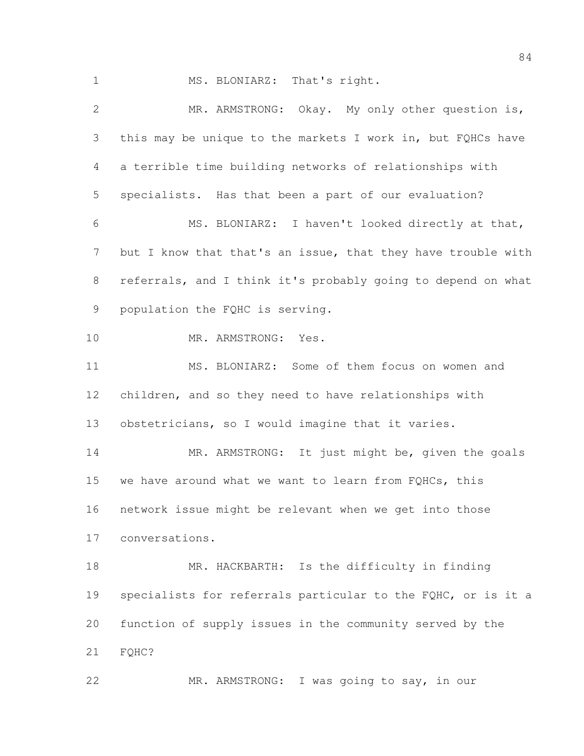MS. BLONIARZ: That's right.

MR. ARMSTRONG: Okay. My only other question is, this may be unique to the markets I work in, but FQHCs have a terrible time building networks of relationships with specialists. Has that been a part of our evaluation?

MS. BLONIARZ: I haven't looked directly at that, but I know that that's an issue, that they have trouble with referrals, and I think it's probably going to depend on what population the FQHC is serving.

MR. ARMSTRONG: Yes.

MS. BLONIARZ: Some of them focus on women and children, and so they need to have relationships with obstetricians, so I would imagine that it varies.

MR. ARMSTRONG: It just might be, given the goals we have around what we want to learn from FQHCs, this network issue might be relevant when we get into those conversations.

MR. HACKBARTH: Is the difficulty in finding specialists for referrals particular to the FQHC, or is it a function of supply issues in the community served by the FQHC?

MR. ARMSTRONG: I was going to say, in our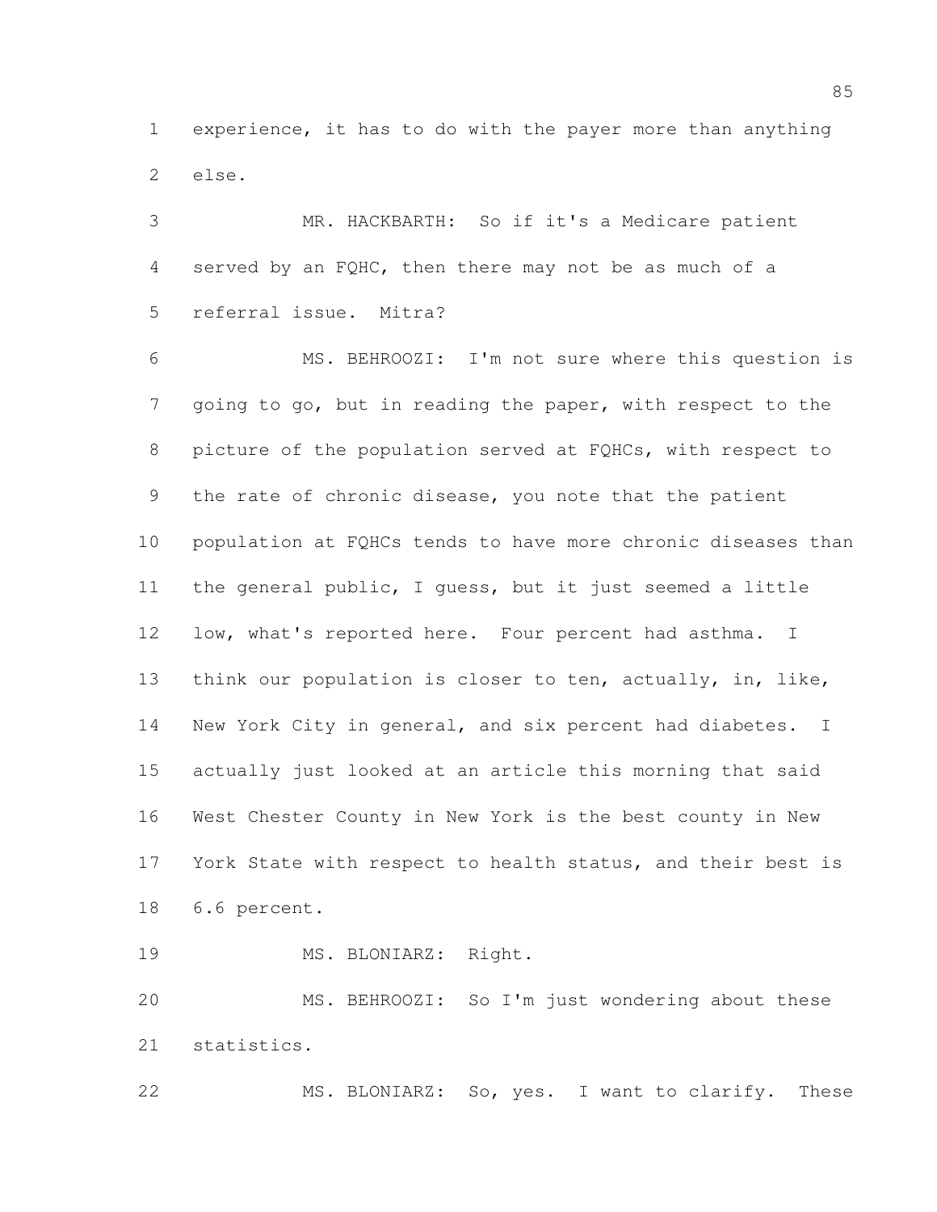experience, it has to do with the payer more than anything else.

MR. HACKBARTH: So if it's a Medicare patient served by an FQHC, then there may not be as much of a referral issue. Mitra?

MS. BEHROOZI: I'm not sure where this question is going to go, but in reading the paper, with respect to the picture of the population served at FQHCs, with respect to the rate of chronic disease, you note that the patient population at FQHCs tends to have more chronic diseases than the general public, I guess, but it just seemed a little low, what's reported here. Four percent had asthma. I think our population is closer to ten, actually, in, like, New York City in general, and six percent had diabetes. I actually just looked at an article this morning that said West Chester County in New York is the best county in New York State with respect to health status, and their best is 6.6 percent.

MS. BLONIARZ: Right.

MS. BEHROOZI: So I'm just wondering about these statistics.

MS. BLONIARZ: So, yes. I want to clarify. These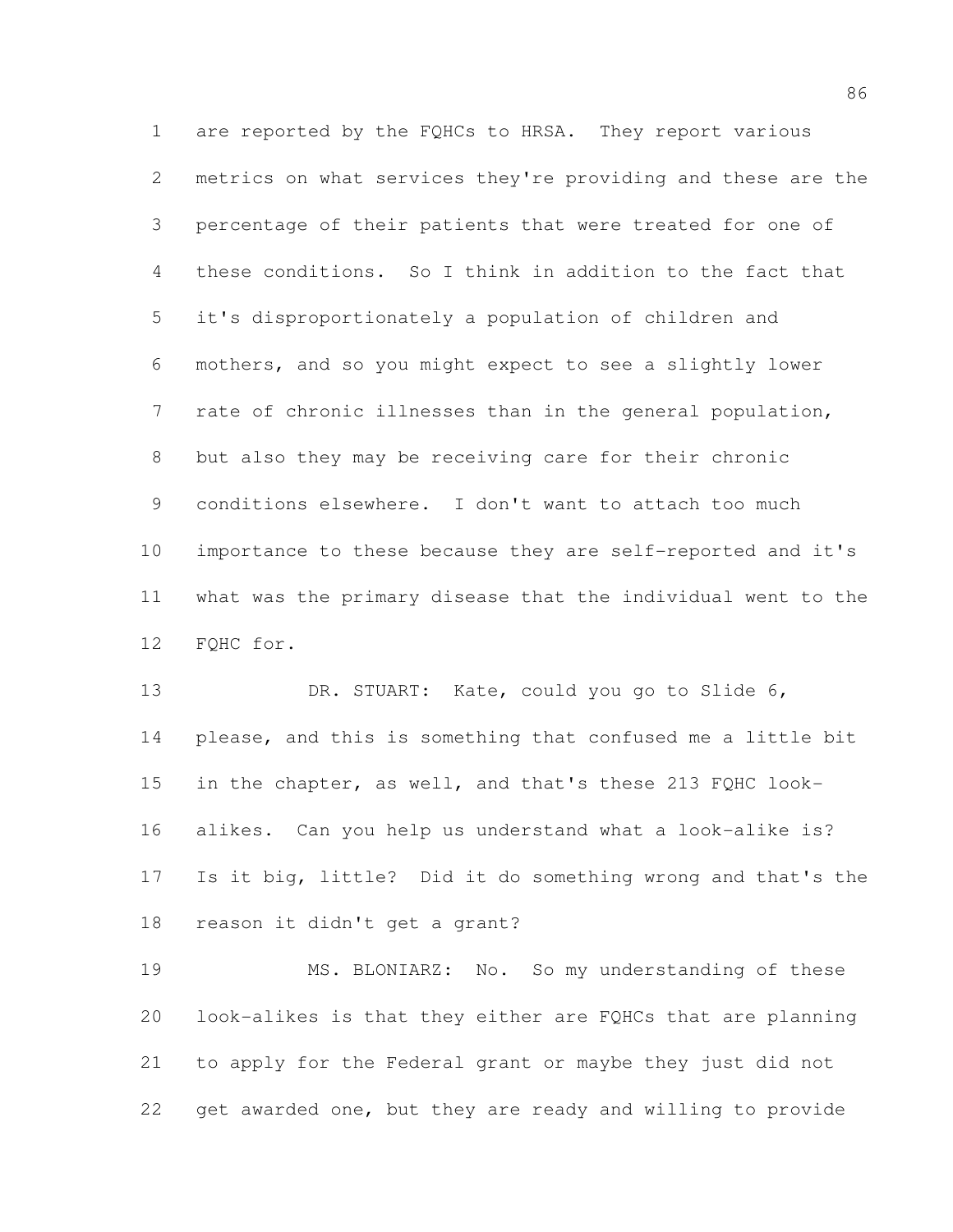are reported by the FQHCs to HRSA. They report various metrics on what services they're providing and these are the percentage of their patients that were treated for one of these conditions. So I think in addition to the fact that it's disproportionately a population of children and mothers, and so you might expect to see a slightly lower rate of chronic illnesses than in the general population, but also they may be receiving care for their chronic conditions elsewhere. I don't want to attach too much importance to these because they are self-reported and it's what was the primary disease that the individual went to the FQHC for.

DR. STUART: Kate, could you go to Slide 6, please, and this is something that confused me a little bit in the chapter, as well, and that's these 213 FQHC look-alikes. Can you help us understand what a look-alike is? Is it big, little? Did it do something wrong and that's the reason it didn't get a grant?

MS. BLONIARZ: No. So my understanding of these look-alikes is that they either are FQHCs that are planning to apply for the Federal grant or maybe they just did not get awarded one, but they are ready and willing to provide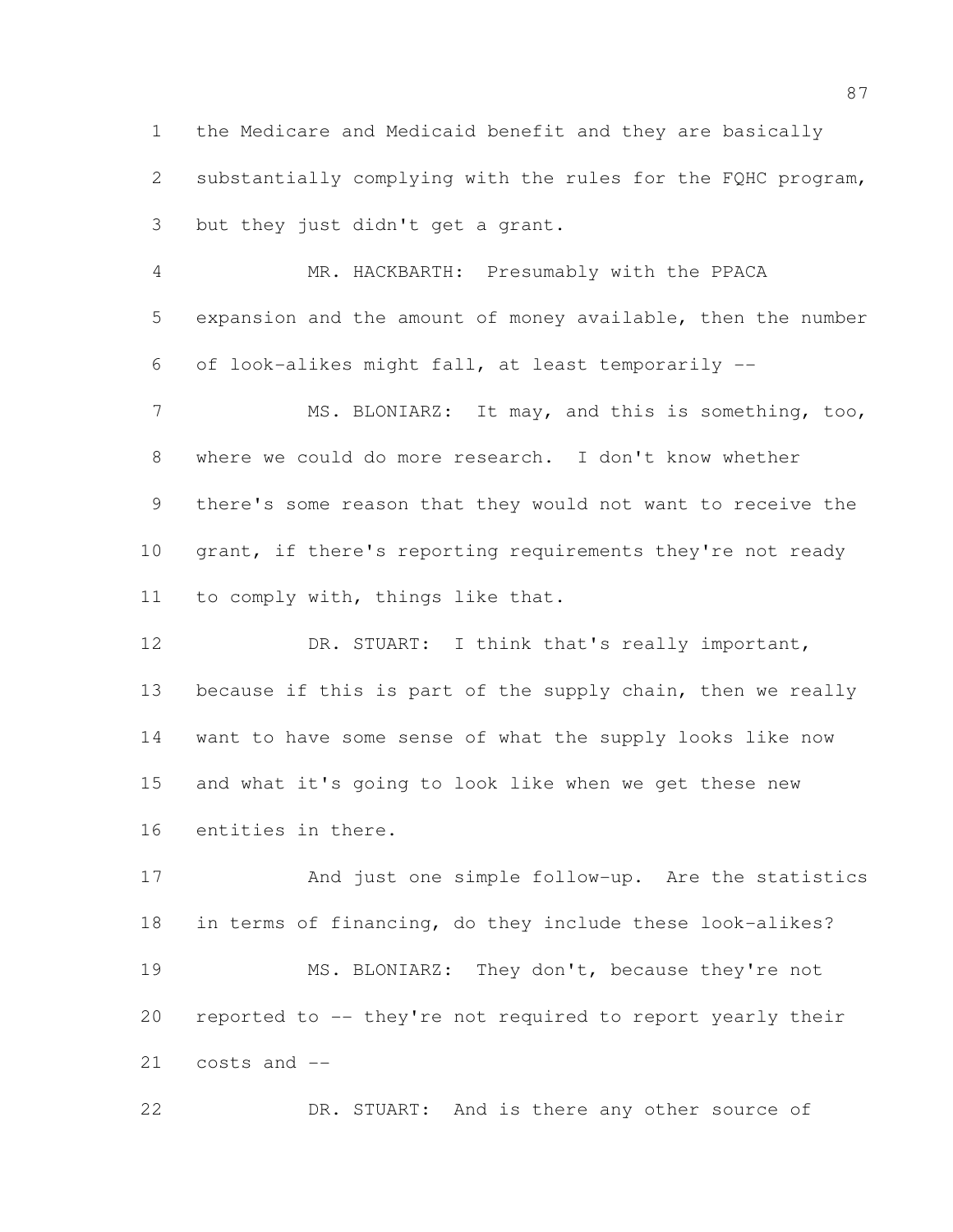the Medicare and Medicaid benefit and they are basically substantially complying with the rules for the FQHC program, but they just didn't get a grant.

MR. HACKBARTH: Presumably with the PPACA expansion and the amount of money available, then the number of look-alikes might fall, at least temporarily --

MS. BLONIARZ: It may, and this is something, too, where we could do more research. I don't know whether there's some reason that they would not want to receive the grant, if there's reporting requirements they're not ready to comply with, things like that.

DR. STUART: I think that's really important, because if this is part of the supply chain, then we really want to have some sense of what the supply looks like now and what it's going to look like when we get these new entities in there.

And just one simple follow-up. Are the statistics in terms of financing, do they include these look-alikes?

MS. BLONIARZ: They don't, because they're not reported to -- they're not required to report yearly their costs and --

DR. STUART: And is there any other source of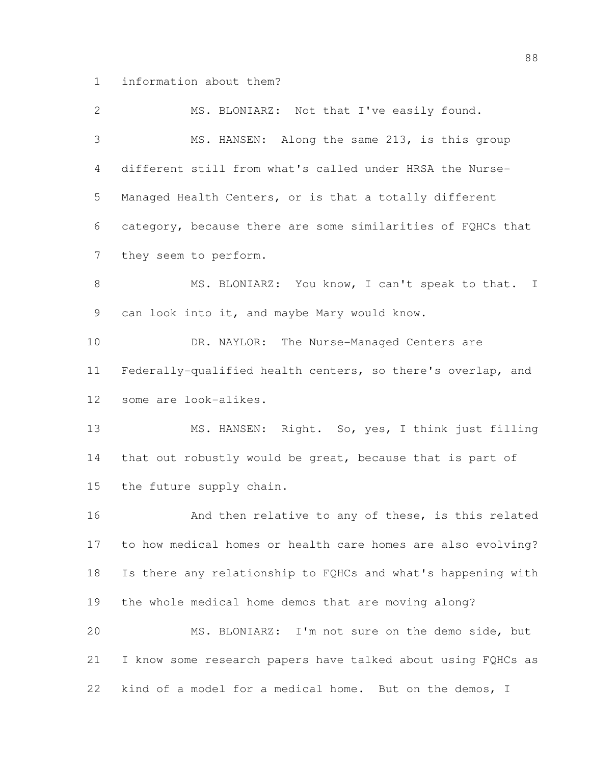information about them?

MS. BLONIARZ: Not that I've easily found.

MS. HANSEN: Along the same 213, is this group different still from what's called under HRSA the Nurse-Managed Health Centers, or is that a totally different category, because there are some similarities of FQHCs that they seem to perform.

MS. BLONIARZ: You know, I can't speak to that. I can look into it, and maybe Mary would know.

DR. NAYLOR: The Nurse-Managed Centers are Federally-qualified health centers, so there's overlap, and some are look-alikes.

MS. HANSEN: Right. So, yes, I think just filling that out robustly would be great, because that is part of the future supply chain.

And then relative to any of these, is this related to how medical homes or health care homes are also evolving? Is there any relationship to FQHCs and what's happening with the whole medical home demos that are moving along?

MS. BLONIARZ: I'm not sure on the demo side, but I know some research papers have talked about using FQHCs as kind of a model for a medical home. But on the demos, I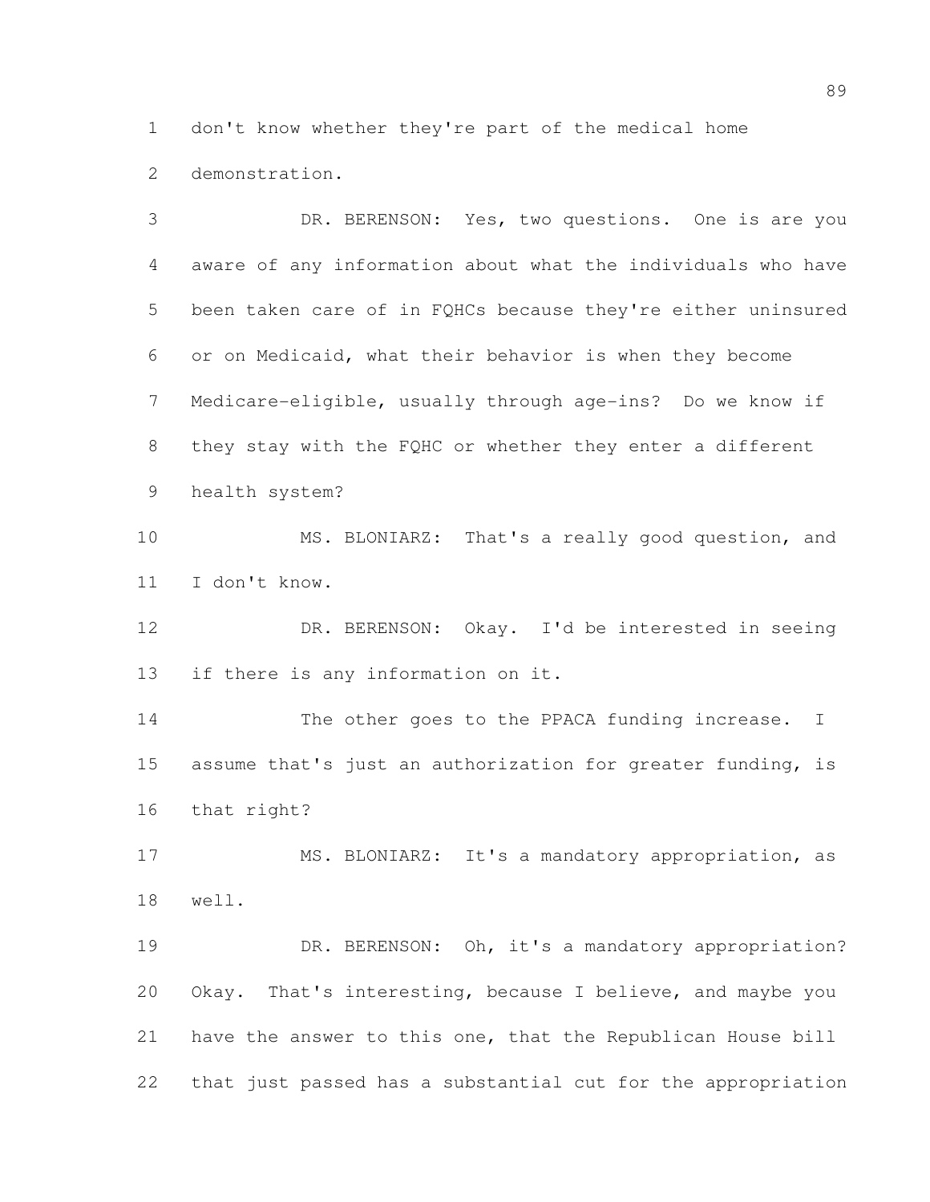don't know whether they're part of the medical home demonstration.

DR. BERENSON: Yes, two questions. One is are you aware of any information about what the individuals who have been taken care of in FQHCs because they're either uninsured or on Medicaid, what their behavior is when they become Medicare-eligible, usually through age-ins? Do we know if they stay with the FQHC or whether they enter a different health system?

MS. BLONIARZ: That's a really good question, and I don't know.

DR. BERENSON: Okay. I'd be interested in seeing if there is any information on it.

The other goes to the PPACA funding increase. I assume that's just an authorization for greater funding, is that right?

MS. BLONIARZ: It's a mandatory appropriation, as well.

DR. BERENSON: Oh, it's a mandatory appropriation? Okay. That's interesting, because I believe, and maybe you have the answer to this one, that the Republican House bill that just passed has a substantial cut for the appropriation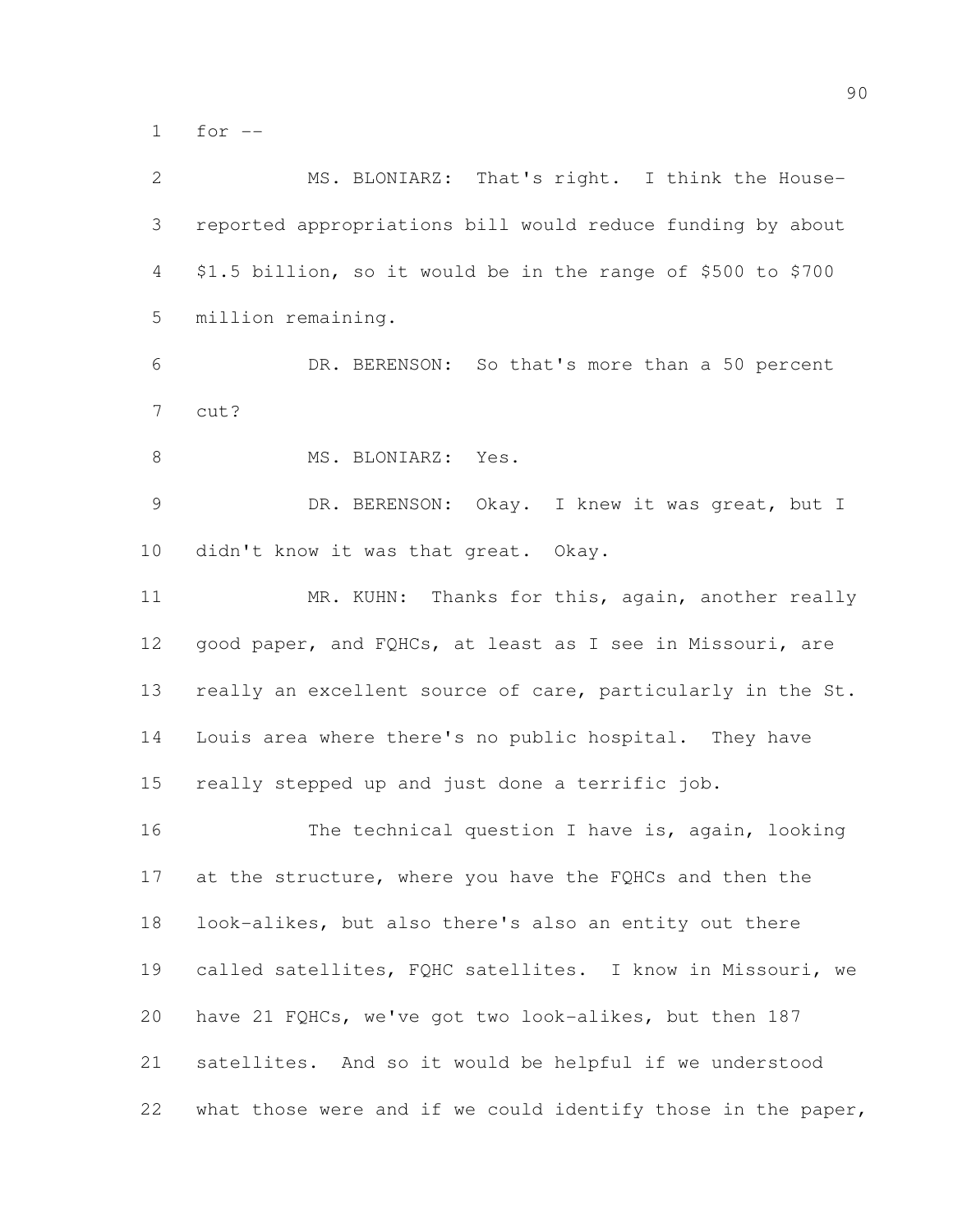for --

MS. BLONIARZ: That's right. I think the House-reported appropriations bill would reduce funding by about $1.5 billion, so it would be in the range of $500 to $700 million remaining.

DR. BERENSON: So that's more than a 50 percent cut?

MS. BLONIARZ: Yes.

DR. BERENSON: Okay. I knew it was great, but I didn't know it was that great. Okay.

MR. KUHN: Thanks for this, again, another really good paper, and FQHCs, at least as I see in Missouri, are really an excellent source of care, particularly in the St. Louis area where there's no public hospital. They have really stepped up and just done a terrific job.

The technical question I have is, again, looking at the structure, where you have the FQHCs and then the look-alikes, but also there's also an entity out there called satellites, FQHC satellites. I know in Missouri, we have 21 FQHCs, we've got two look-alikes, but then 187 satellites. And so it would be helpful if we understood what those were and if we could identify those in the paper,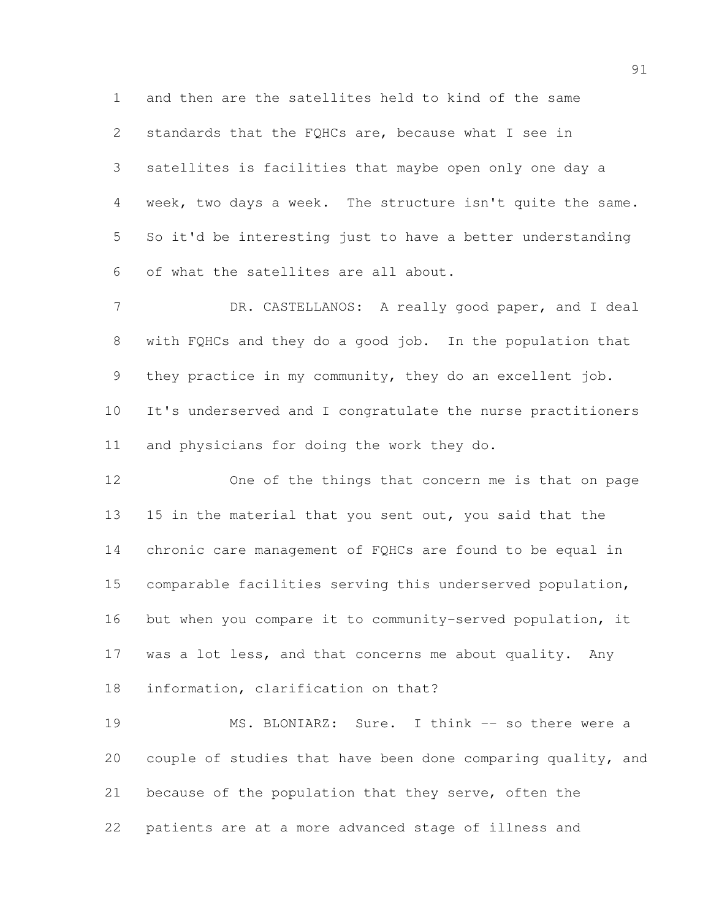and then are the satellites held to kind of the same standards that the FQHCs are, because what I see in satellites is facilities that maybe open only one day a week, two days a week. The structure isn't quite the same. So it'd be interesting just to have a better understanding of what the satellites are all about.

DR. CASTELLANOS: A really good paper, and I deal with FQHCs and they do a good job. In the population that they practice in my community, they do an excellent job. It's underserved and I congratulate the nurse practitioners and physicians for doing the work they do.

One of the things that concern me is that on page 15 in the material that you sent out, you said that the chronic care management of FQHCs are found to be equal in comparable facilities serving this underserved population, but when you compare it to community-served population, it was a lot less, and that concerns me about quality. Any information, clarification on that?

MS. BLONIARZ: Sure. I think -- so there were a couple of studies that have been done comparing quality, and because of the population that they serve, often the patients are at a more advanced stage of illness and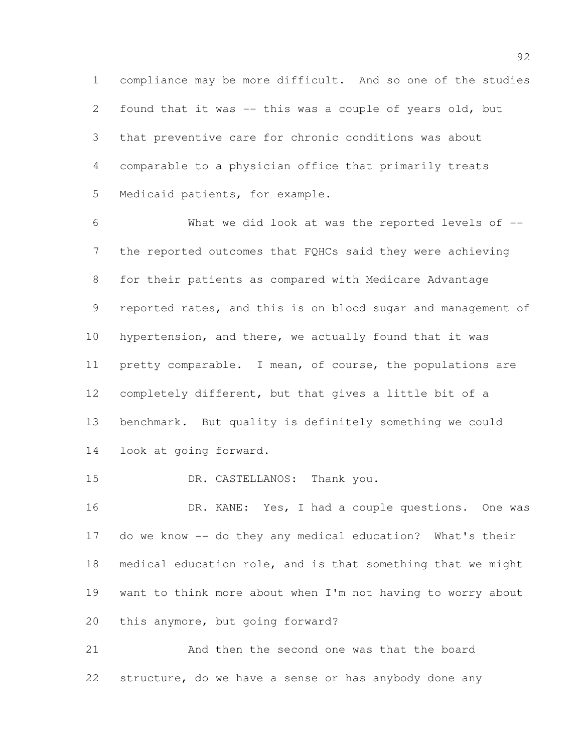compliance may be more difficult. And so one of the studies found that it was -- this was a couple of years old, but that preventive care for chronic conditions was about comparable to a physician office that primarily treats Medicaid patients, for example.

What we did look at was the reported levels of -- the reported outcomes that FQHCs said they were achieving for their patients as compared with Medicare Advantage reported rates, and this is on blood sugar and management of hypertension, and there, we actually found that it was pretty comparable. I mean, of course, the populations are completely different, but that gives a little bit of a benchmark. But quality is definitely something we could look at going forward.

DR. CASTELLANOS: Thank you.

DR. KANE: Yes, I had a couple questions. One was do we know -- do they any medical education? What's their medical education role, and is that something that we might want to think more about when I'm not having to worry about this anymore, but going forward?

And then the second one was that the board structure, do we have a sense or has anybody done any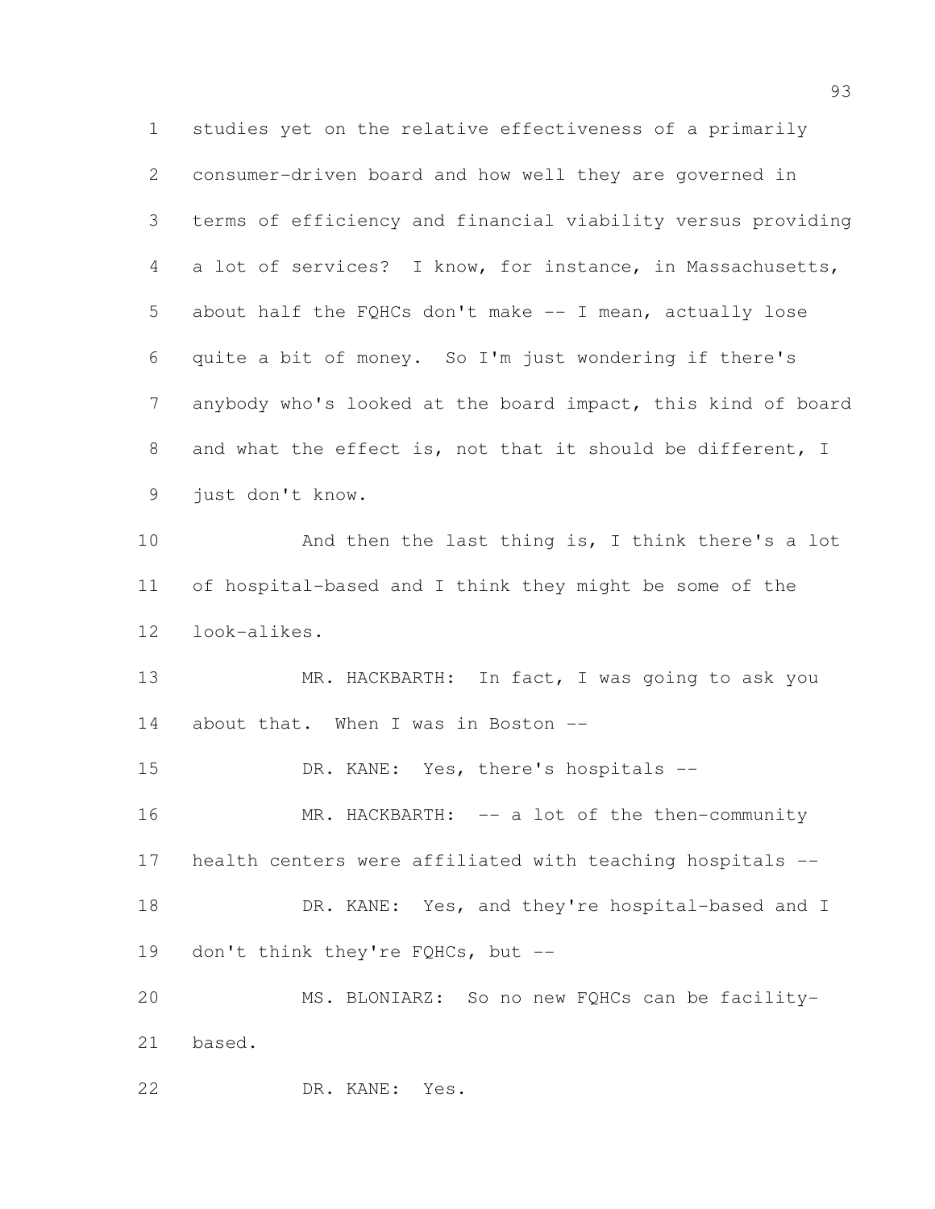studies yet on the relative effectiveness of a primarily consumer-driven board and how well they are governed in terms of efficiency and financial viability versus providing a lot of services? I know, for instance, in Massachusetts, about half the FQHCs don't make -- I mean, actually lose quite a bit of money. So I'm just wondering if there's anybody who's looked at the board impact, this kind of board and what the effect is, not that it should be different, I just don't know.

And then the last thing is, I think there's a lot of hospital-based and I think they might be some of the look-alikes.

MR. HACKBARTH: In fact, I was going to ask you about that. When I was in Boston --

DR. KANE: Yes, there's hospitals --

MR. HACKBARTH: -- a lot of the then-community health centers were affiliated with teaching hospitals --

DR. KANE: Yes, and they're hospital-based and I don't think they're FQHCs, but --

MS. BLONIARZ: So no new FQHCs can be facility-based.

DR. KANE: Yes.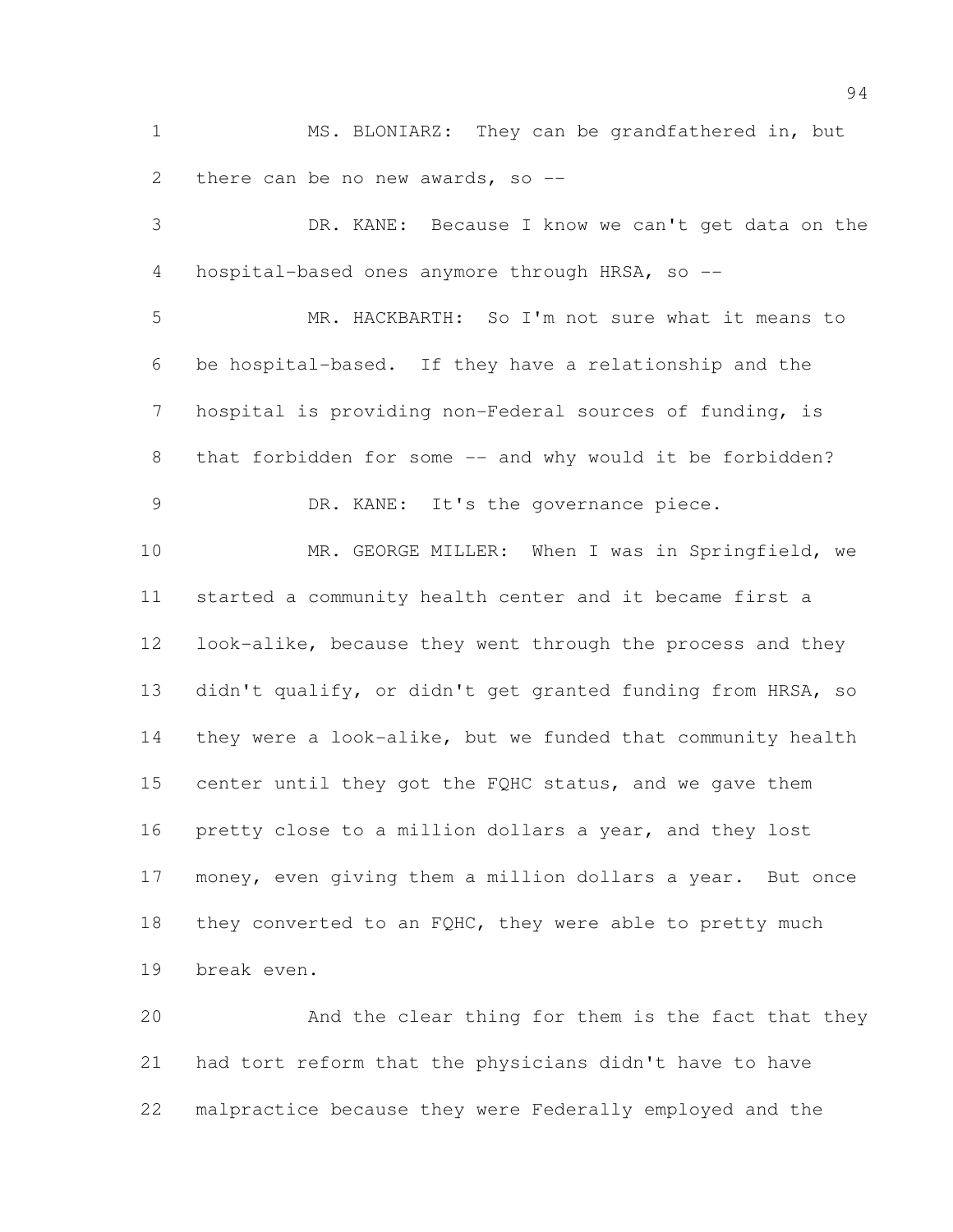MS. BLONIARZ: They can be grandfathered in, but there can be no new awards, so --

DR. KANE: Because I know we can't get data on the hospital-based ones anymore through HRSA, so --

MR. HACKBARTH: So I'm not sure what it means to be hospital-based. If they have a relationship and the hospital is providing non-Federal sources of funding, is that forbidden for some -- and why would it be forbidden?

DR. KANE: It's the governance piece.

MR. GEORGE MILLER: When I was in Springfield, we started a community health center and it became first a look-alike, because they went through the process and they didn't qualify, or didn't get granted funding from HRSA, so they were a look-alike, but we funded that community health center until they got the FQHC status, and we gave them pretty close to a million dollars a year, and they lost money, even giving them a million dollars a year. But once they converted to an FQHC, they were able to pretty much break even.

And the clear thing for them is the fact that they had tort reform that the physicians didn't have to have malpractice because they were Federally employed and the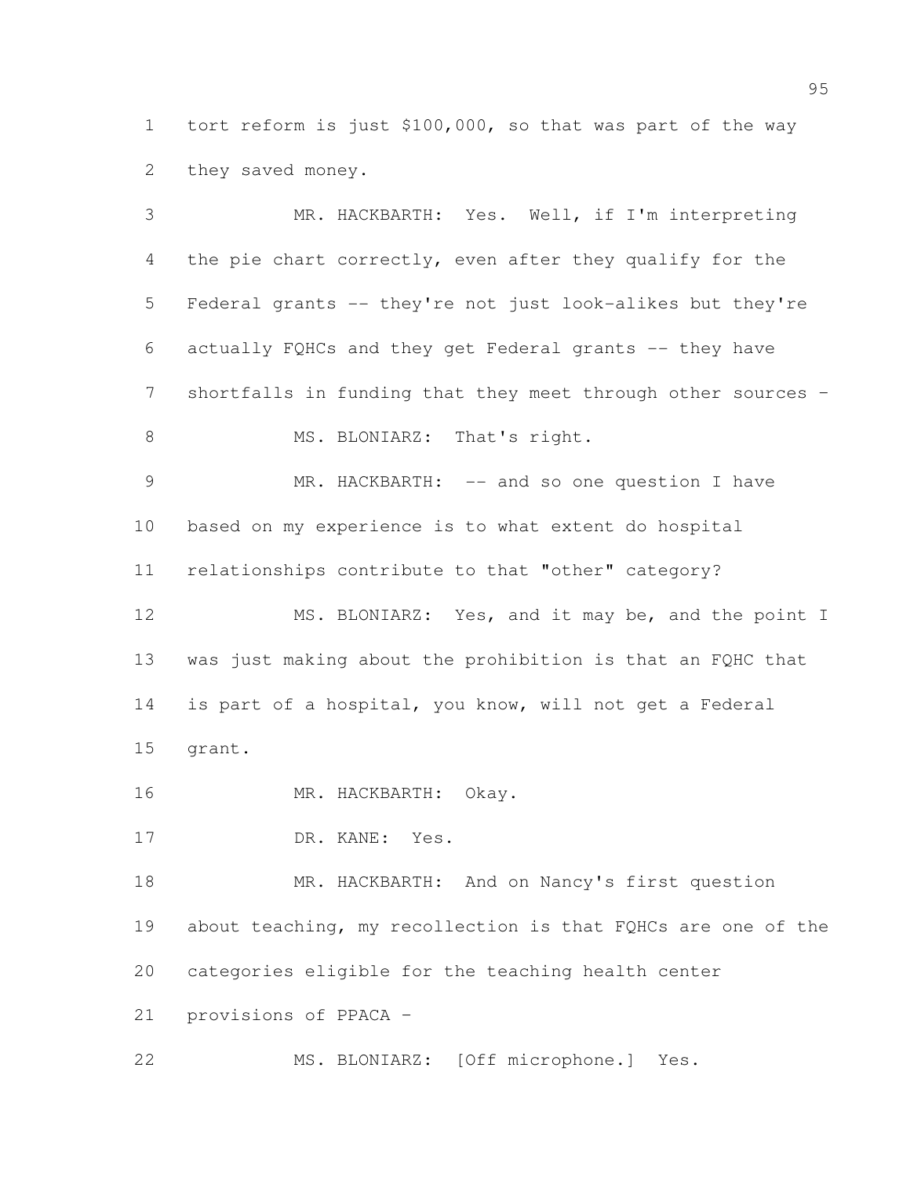tort reform is just $100,000, so that was part of the way they saved money.

MR. HACKBARTH: Yes. Well, if I'm interpreting the pie chart correctly, even after they qualify for the Federal grants -- they're not just look-alikes but they're actually FQHCs and they get Federal grants -- they have shortfalls in funding that they meet through other sources -

MS. BLONIARZ: That's right.

MR. HACKBARTH: -- and so one question I have based on my experience is to what extent do hospital relationships contribute to that "other" category?

MS. BLONIARZ: Yes, and it may be, and the point I was just making about the prohibition is that an FQHC that is part of a hospital, you know, will not get a Federal grant.

MR. HACKBARTH: Okay.

DR. KANE: Yes.

MR. HACKBARTH: And on Nancy's first question about teaching, my recollection is that FQHCs are one of the categories eligible for the teaching health center provisions of PPACA -

MS. BLONIARZ: [Off microphone.] Yes.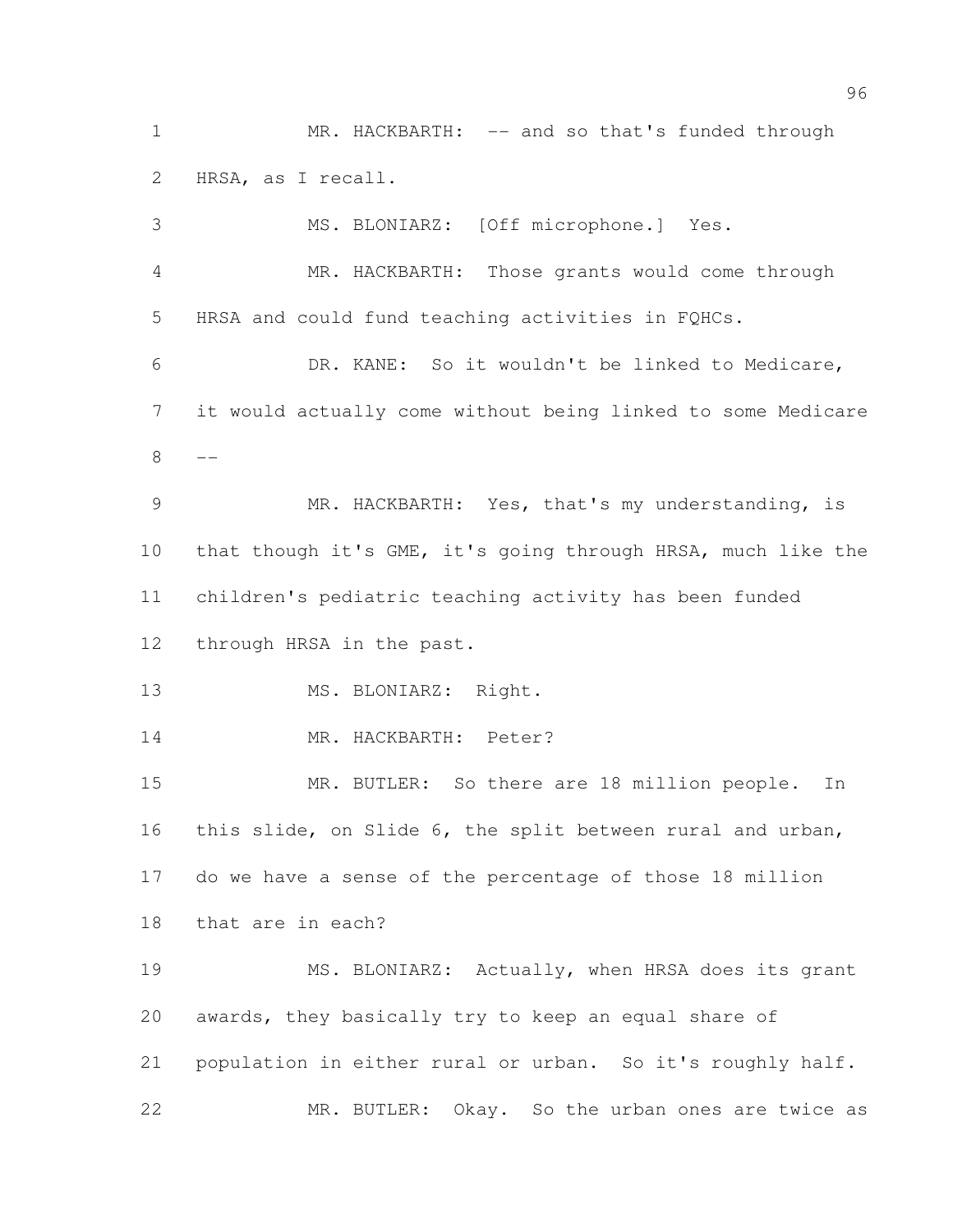MR. HACKBARTH: -- and so that's funded through HRSA, as I recall.

MS. BLONIARZ: [Off microphone.] Yes.

MR. HACKBARTH: Those grants would come through HRSA and could fund teaching activities in FQHCs.

DR. KANE: So it wouldn't be linked to Medicare, it would actually come without being linked to some Medicare --

MR. HACKBARTH: Yes, that's my understanding, is that though it's GME, it's going through HRSA, much like the children's pediatric teaching activity has been funded through HRSA in the past.

MS. BLONIARZ: Right.

MR. HACKBARTH: Peter?

MR. BUTLER: So there are 18 million people. In this slide, on Slide 6, the split between rural and urban, do we have a sense of the percentage of those 18 million that are in each?

MS. BLONIARZ: Actually, when HRSA does its grant awards, they basically try to keep an equal share of population in either rural or urban. So it's roughly half.

MR. BUTLER: Okay. So the urban ones are twice as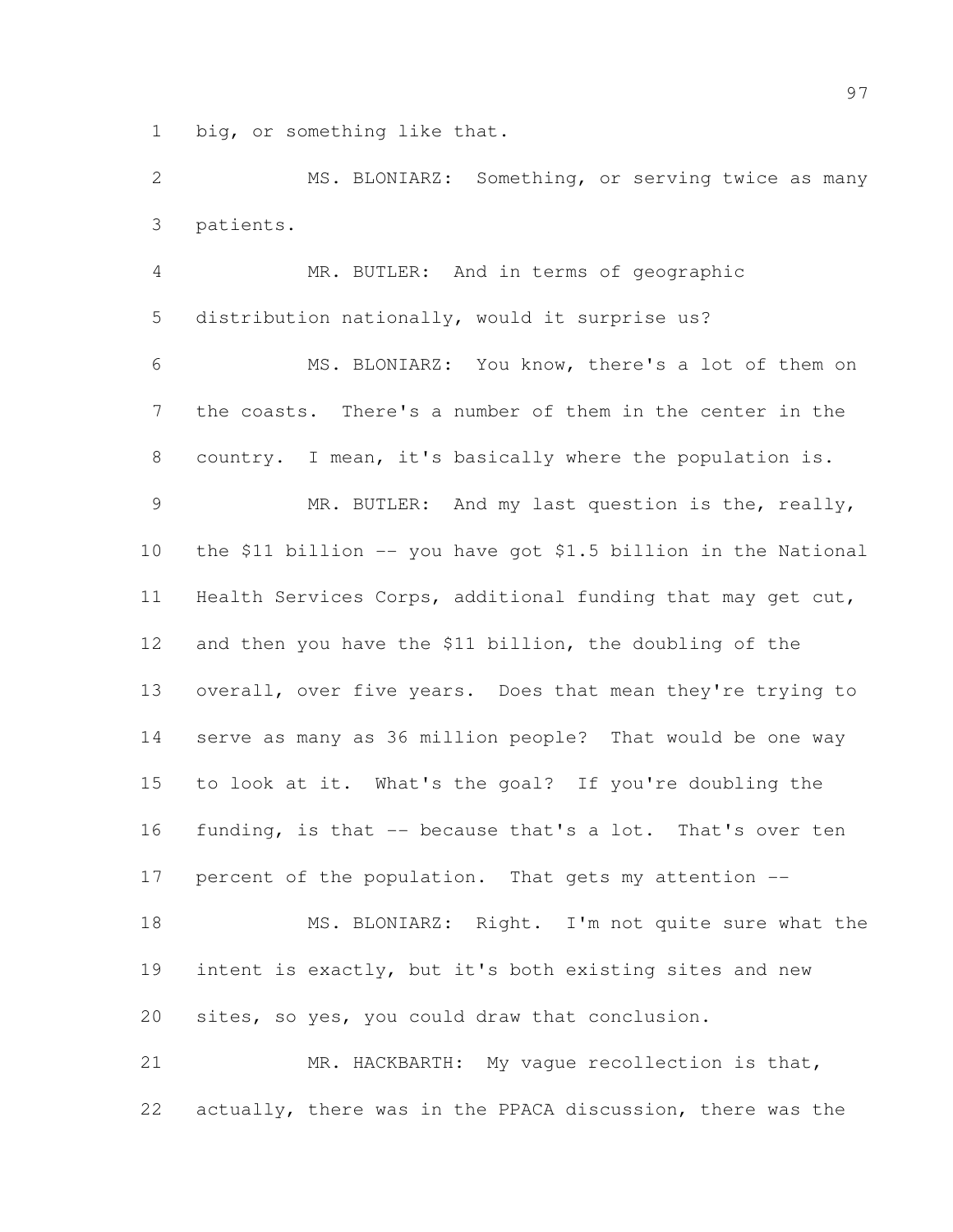big, or something like that.

MS. BLONIARZ: Something, or serving twice as many patients.

MR. BUTLER: And in terms of geographic distribution nationally, would it surprise us?

MS. BLONIARZ: You know, there's a lot of them on the coasts. There's a number of them in the center in the country. I mean, it's basically where the population is.

MR. BUTLER: And my last question is the, really, the $11 billion -- you have got $1.5 billion in the National Health Services Corps, additional funding that may get cut, and then you have the $11 billion, the doubling of the overall, over five years. Does that mean they're trying to serve as many as 36 million people? That would be one way to look at it. What's the goal? If you're doubling the funding, is that -- because that's a lot. That's over ten percent of the population. That gets my attention --

MS. BLONIARZ: Right. I'm not quite sure what the intent is exactly, but it's both existing sites and new sites, so yes, you could draw that conclusion.

MR. HACKBARTH: My vague recollection is that, actually, there was in the PPACA discussion, there was the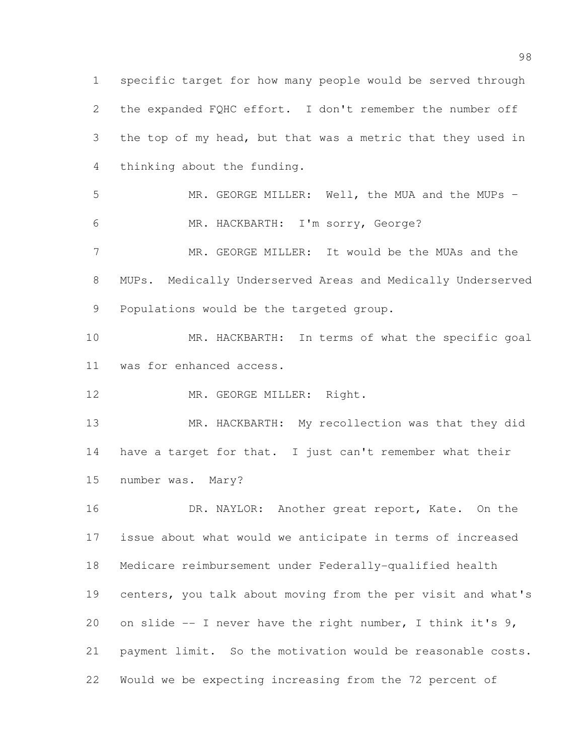specific target for how many people would be served through the expanded FQHC effort. I don't remember the number off the top of my head, but that was a metric that they used in thinking about the funding.

MR. GEORGE MILLER: Well, the MUA and the MUPs -

MR. HACKBARTH: I'm sorry, George?

MR. GEORGE MILLER: It would be the MUAs and the MUPs. Medically Underserved Areas and Medically Underserved Populations would be the targeted group.

MR. HACKBARTH: In terms of what the specific goal was for enhanced access.

MR. GEORGE MILLER: Right.

MR. HACKBARTH: My recollection was that they did have a target for that. I just can't remember what their number was. Mary?

DR. NAYLOR: Another great report, Kate. On the issue about what would we anticipate in terms of increased Medicare reimbursement under Federally-qualified health centers, you talk about moving from the per visit and what's on slide -- I never have the right number, I think it's 9, payment limit. So the motivation would be reasonable costs. Would we be expecting increasing from the 72 percent of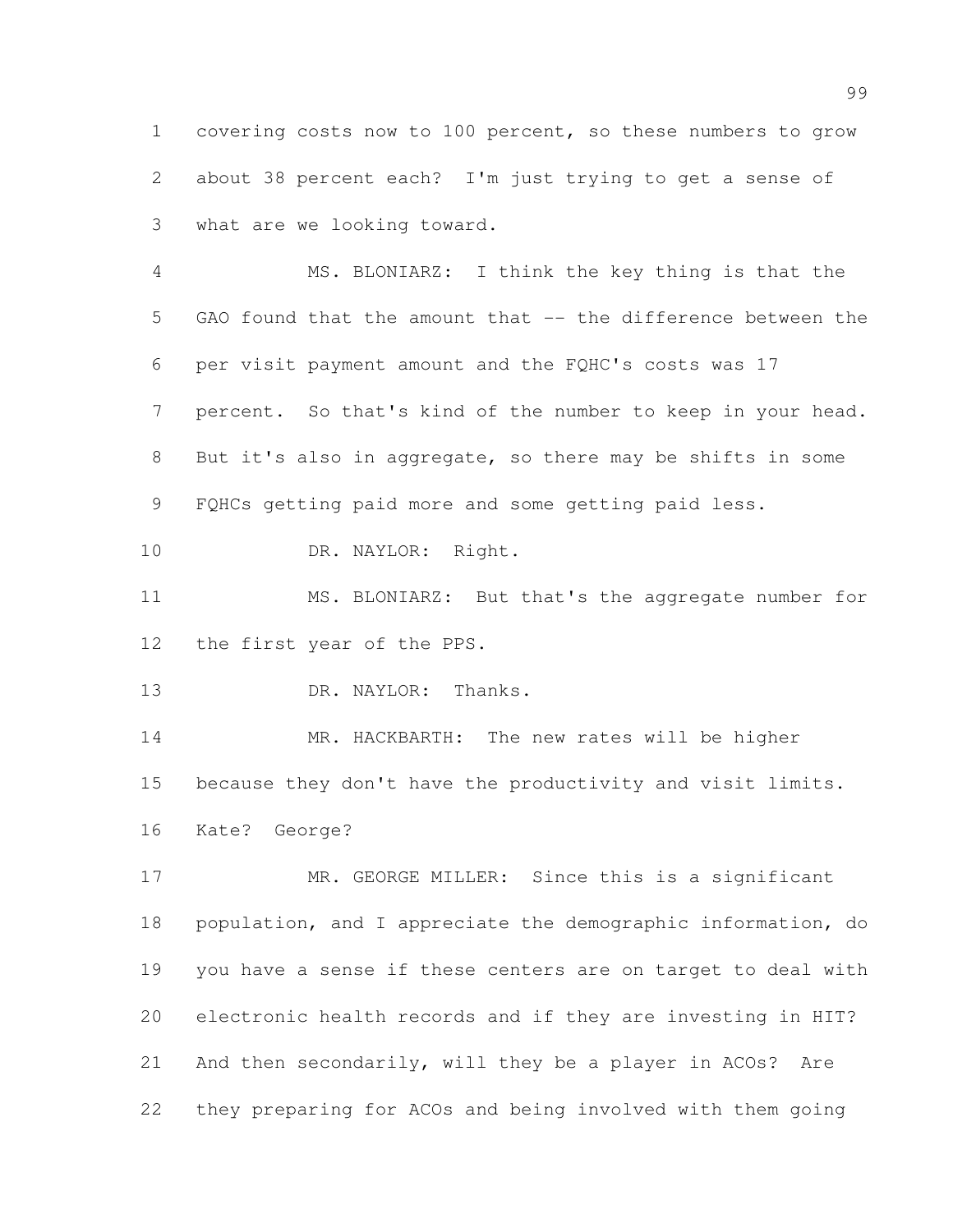covering costs now to 100 percent, so these numbers to grow about 38 percent each? I'm just trying to get a sense of what are we looking toward.

MS. BLONIARZ: I think the key thing is that the GAO found that the amount that -- the difference between the per visit payment amount and the FQHC's costs was 17 percent. So that's kind of the number to keep in your head. But it's also in aggregate, so there may be shifts in some FQHCs getting paid more and some getting paid less.

DR. NAYLOR: Right.

MS. BLONIARZ: But that's the aggregate number for the first year of the PPS.

DR. NAYLOR: Thanks.

MR. HACKBARTH: The new rates will be higher because they don't have the productivity and visit limits. Kate? George?

MR. GEORGE MILLER: Since this is a significant population, and I appreciate the demographic information, do you have a sense if these centers are on target to deal with electronic health records and if they are investing in HIT? And then secondarily, will they be a player in ACOs? Are they preparing for ACOs and being involved with them going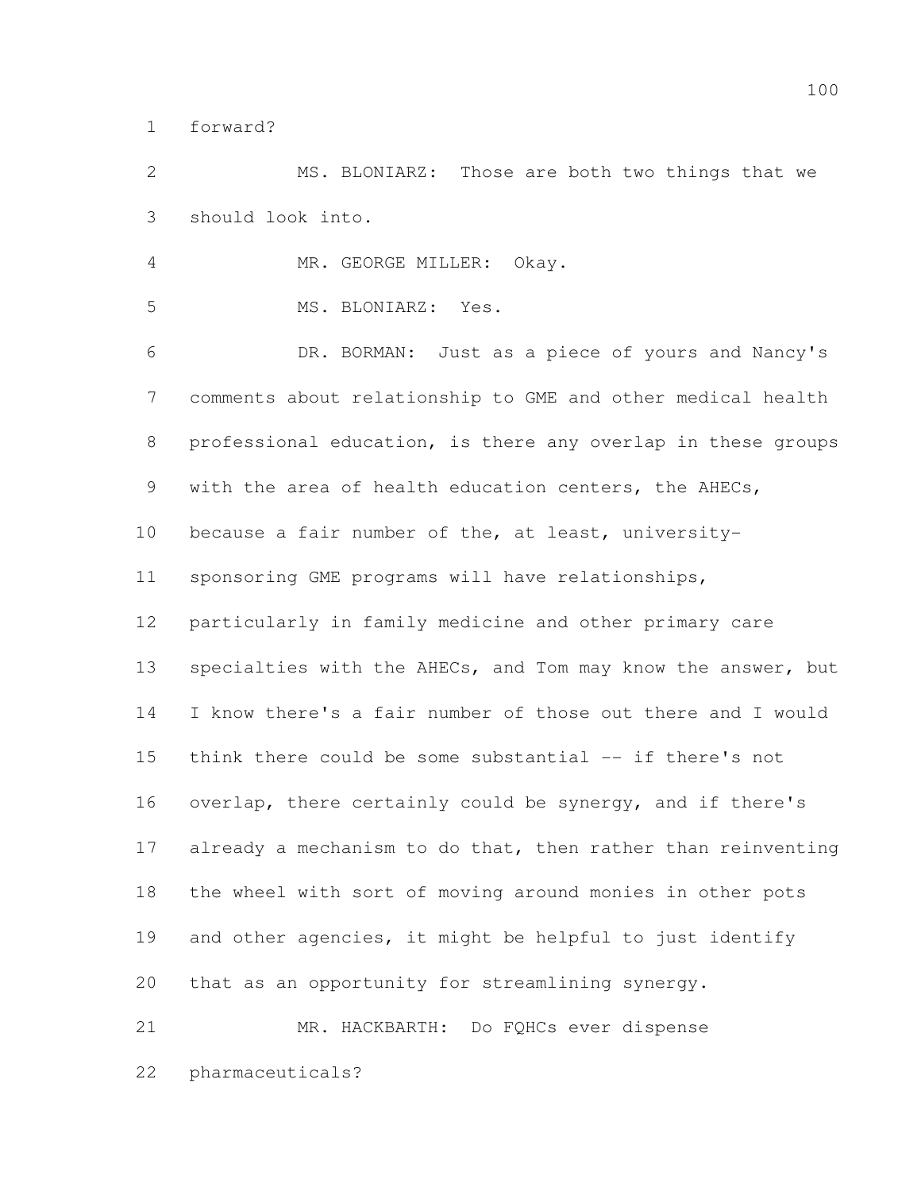forward?

MS. BLONIARZ: Those are both two things that we should look into.

MR. GEORGE MILLER: Okay.

MS. BLONIARZ: Yes.

DR. BORMAN: Just as a piece of yours and Nancy's comments about relationship to GME and other medical health professional education, is there any overlap in these groups with the area of health education centers, the AHECs, because a fair number of the, at least, university-sponsoring GME programs will have relationships, particularly in family medicine and other primary care specialties with the AHECs, and Tom may know the answer, but I know there's a fair number of those out there and I would think there could be some substantial -- if there's not overlap, there certainly could be synergy, and if there's already a mechanism to do that, then rather than reinventing the wheel with sort of moving around monies in other pots and other agencies, it might be helpful to just identify that as an opportunity for streamlining synergy.

MR. HACKBARTH: Do FQHCs ever dispense pharmaceuticals?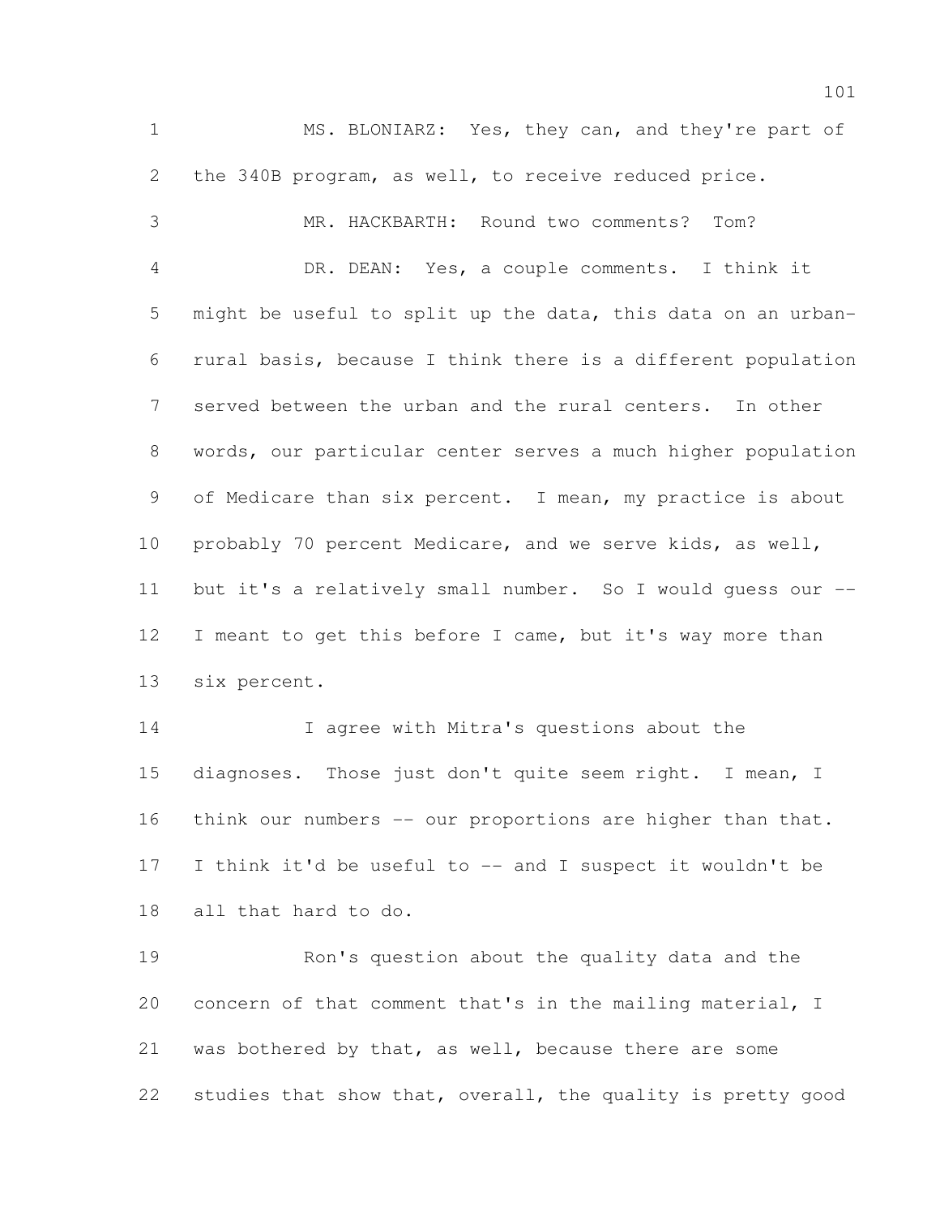MS. BLONIARZ: Yes, they can, and they're part of the 340B program, as well, to receive reduced price.

MR. HACKBARTH: Round two comments? Tom?

DR. DEAN: Yes, a couple comments. I think it might be useful to split up the data, this data on an urban-rural basis, because I think there is a different population served between the urban and the rural centers. In other words, our particular center serves a much higher population of Medicare than six percent. I mean, my practice is about probably 70 percent Medicare, and we serve kids, as well, but it's a relatively small number. So I would guess our -- I meant to get this before I came, but it's way more than six percent.

I agree with Mitra's questions about the diagnoses. Those just don't quite seem right. I mean, I think our numbers -- our proportions are higher than that. I think it'd be useful to -- and I suspect it wouldn't be all that hard to do.

Ron's question about the quality data and the concern of that comment that's in the mailing material, I was bothered by that, as well, because there are some studies that show that, overall, the quality is pretty good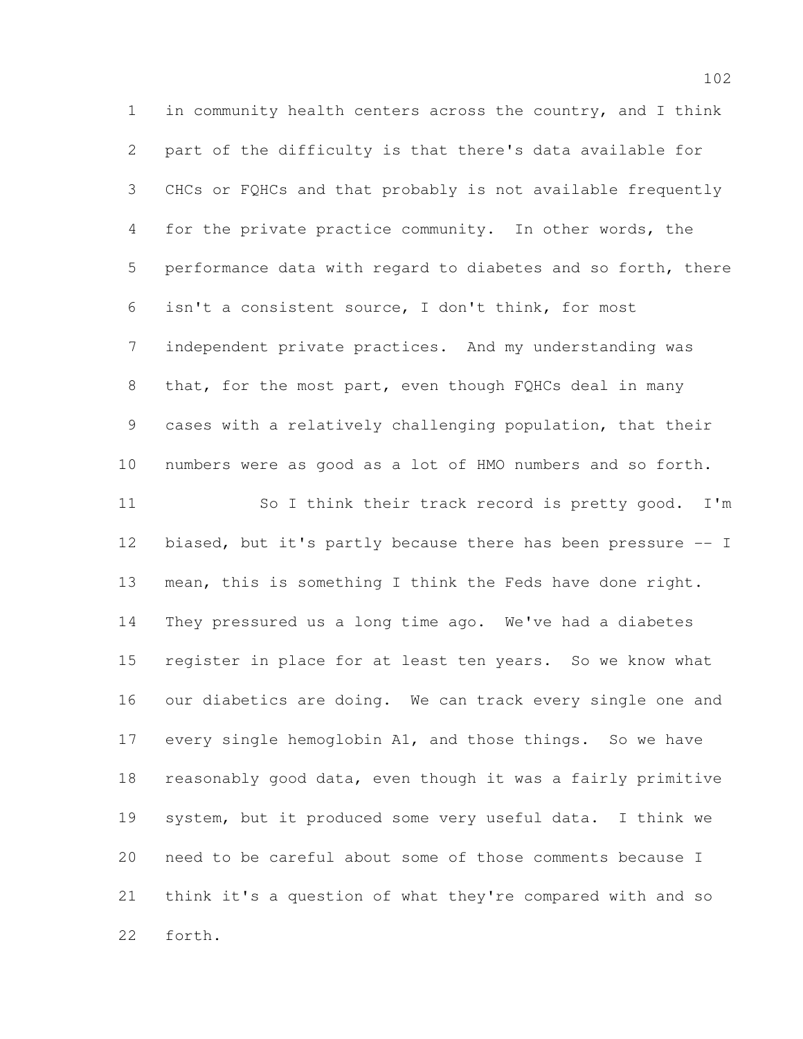in community health centers across the country, and I think part of the difficulty is that there's data available for CHCs or FQHCs and that probably is not available frequently for the private practice community. In other words, the performance data with regard to diabetes and so forth, there isn't a consistent source, I don't think, for most independent private practices. And my understanding was that, for the most part, even though FQHCs deal in many cases with a relatively challenging population, that their numbers were as good as a lot of HMO numbers and so forth.

So I think their track record is pretty good. I'm biased, but it's partly because there has been pressure -- I mean, this is something I think the Feds have done right. They pressured us a long time ago. We've had a diabetes register in place for at least ten years. So we know what our diabetics are doing. We can track every single one and every single hemoglobin A1, and those things. So we have reasonably good data, even though it was a fairly primitive system, but it produced some very useful data. I think we need to be careful about some of those comments because I think it's a question of what they're compared with and so forth.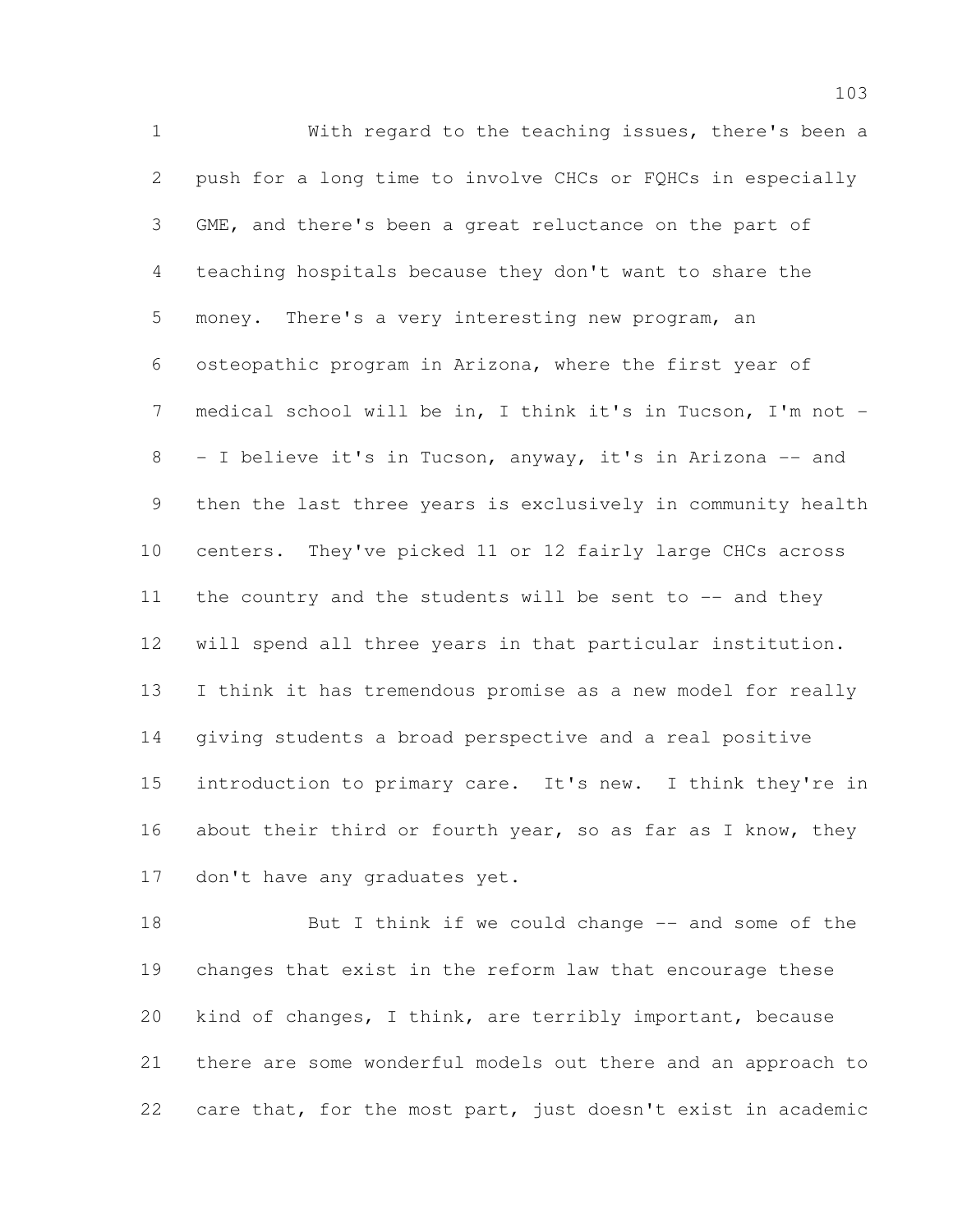With regard to the teaching issues, there's been a push for a long time to involve CHCs or FQHCs in especially GME, and there's been a great reluctance on the part of teaching hospitals because they don't want to share the money. There's a very interesting new program, an osteopathic program in Arizona, where the first year of medical school will be in, I think it's in Tucson, I'm not -- I believe it's in Tucson, anyway, it's in Arizona -- and then the last three years is exclusively in community health centers. They've picked 11 or 12 fairly large CHCs across the country and the students will be sent to -- and they will spend all three years in that particular institution. I think it has tremendous promise as a new model for really giving students a broad perspective and a real positive introduction to primary care. It's new. I think they're in about their third or fourth year, so as far as I know, they don't have any graduates yet.

But I think if we could change -- and some of the changes that exist in the reform law that encourage these kind of changes, I think, are terribly important, because there are some wonderful models out there and an approach to care that, for the most part, just doesn't exist in academic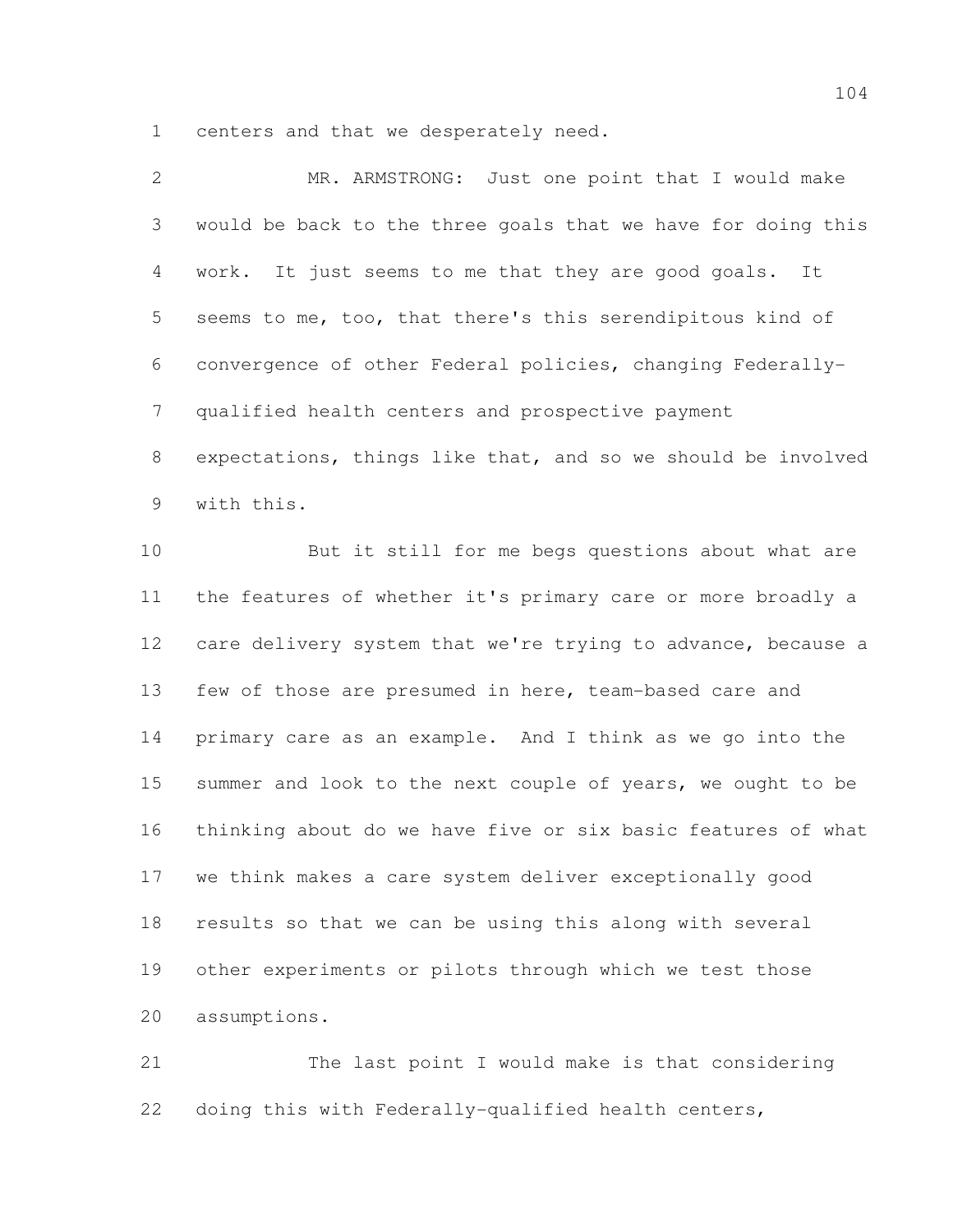centers and that we desperately need.

MR. ARMSTRONG: Just one point that I would make would be back to the three goals that we have for doing this work. It just seems to me that they are good goals. It seems to me, too, that there's this serendipitous kind of convergence of other Federal policies, changing Federally-qualified health centers and prospective payment expectations, things like that, and so we should be involved with this.

But it still for me begs questions about what are the features of whether it's primary care or more broadly a care delivery system that we're trying to advance, because a few of those are presumed in here, team-based care and primary care as an example. And I think as we go into the summer and look to the next couple of years, we ought to be thinking about do we have five or six basic features of what we think makes a care system deliver exceptionally good results so that we can be using this along with several other experiments or pilots through which we test those assumptions.

The last point I would make is that considering doing this with Federally-qualified health centers,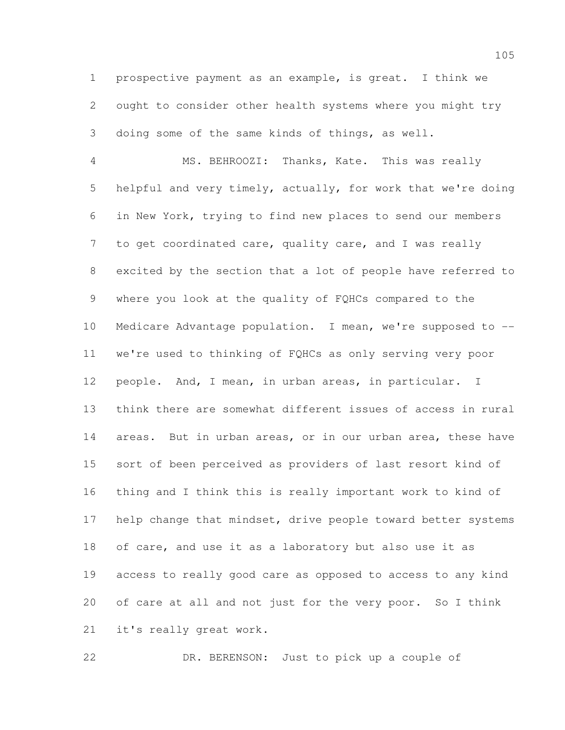prospective payment as an example, is great. I think we ought to consider other health systems where you might try doing some of the same kinds of things, as well.

MS. BEHROOZI: Thanks, Kate. This was really helpful and very timely, actually, for work that we're doing in New York, trying to find new places to send our members to get coordinated care, quality care, and I was really excited by the section that a lot of people have referred to where you look at the quality of FQHCs compared to the Medicare Advantage population. I mean, we're supposed to -- we're used to thinking of FQHCs as only serving very poor people. And, I mean, in urban areas, in particular. I think there are somewhat different issues of access in rural areas. But in urban areas, or in our urban area, these have sort of been perceived as providers of last resort kind of thing and I think this is really important work to kind of help change that mindset, drive people toward better systems of care, and use it as a laboratory but also use it as access to really good care as opposed to access to any kind of care at all and not just for the very poor. So I think it's really great work.

DR. BERENSON: Just to pick up a couple of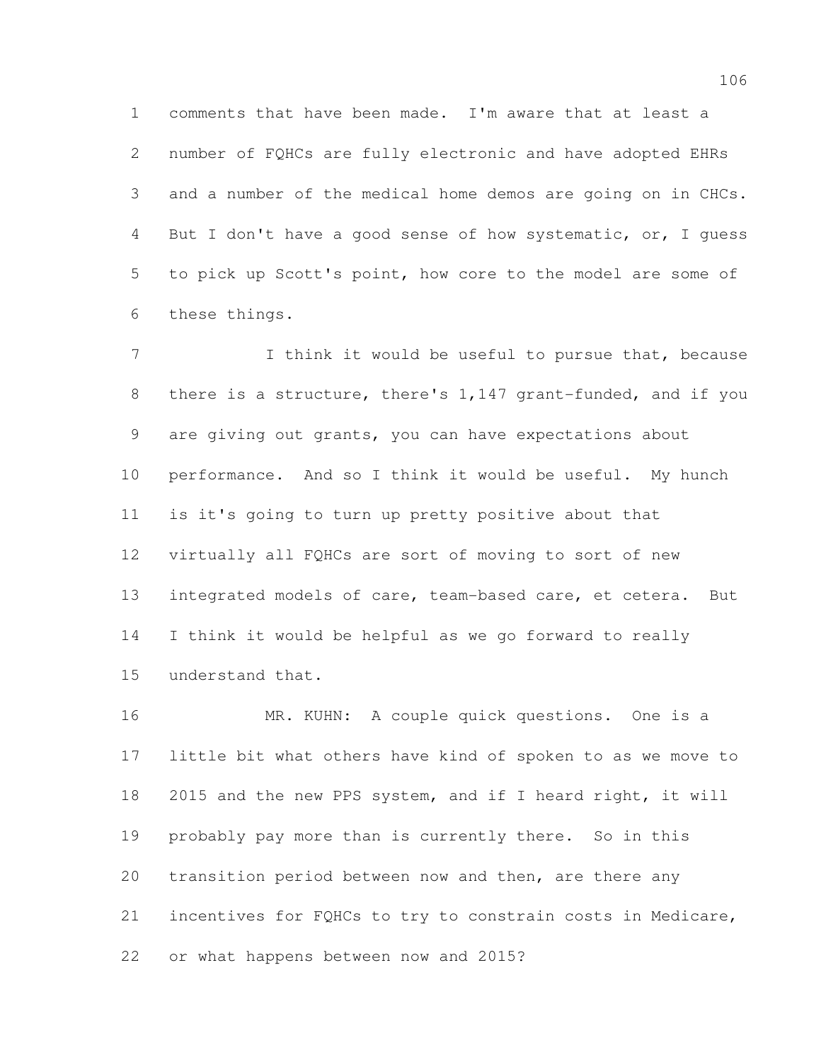comments that have been made. I'm aware that at least a number of FQHCs are fully electronic and have adopted EHRs and a number of the medical home demos are going on in CHCs. But I don't have a good sense of how systematic, or, I guess to pick up Scott's point, how core to the model are some of these things.

I think it would be useful to pursue that, because there is a structure, there's 1,147 grant-funded, and if you are giving out grants, you can have expectations about performance. And so I think it would be useful. My hunch is it's going to turn up pretty positive about that virtually all FQHCs are sort of moving to sort of new integrated models of care, team-based care, et cetera. But I think it would be helpful as we go forward to really understand that.

MR. KUHN: A couple quick questions. One is a little bit what others have kind of spoken to as we move to 2015 and the new PPS system, and if I heard right, it will probably pay more than is currently there. So in this transition period between now and then, are there any incentives for FQHCs to try to constrain costs in Medicare, or what happens between now and 2015?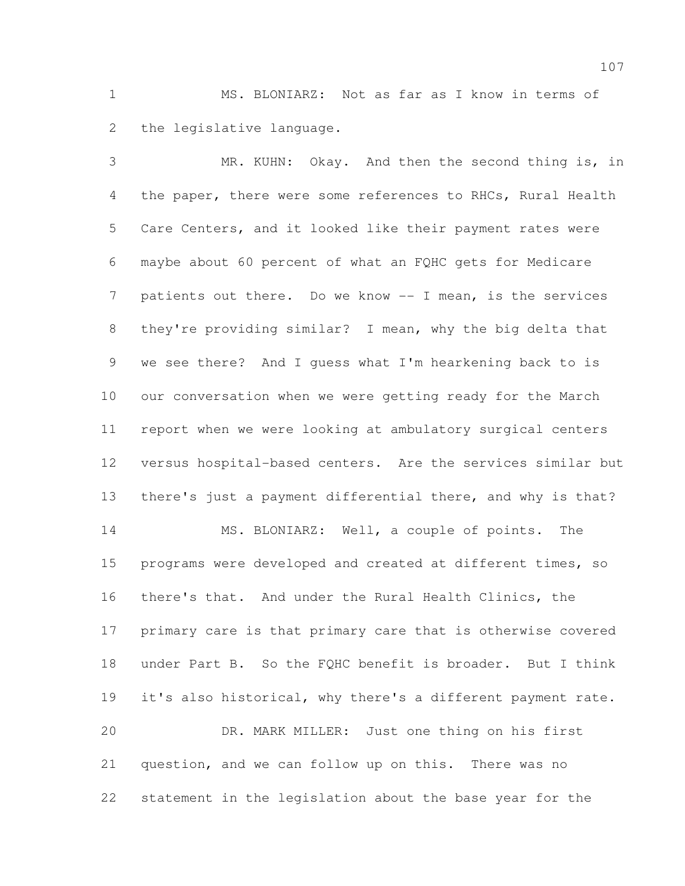MS. BLONIARZ: Not as far as I know in terms of the legislative language.

MR. KUHN: Okay. And then the second thing is, in the paper, there were some references to RHCs, Rural Health Care Centers, and it looked like their payment rates were maybe about 60 percent of what an FQHC gets for Medicare patients out there. Do we know -- I mean, is the services they're providing similar? I mean, why the big delta that we see there? And I guess what I'm hearkening back to is our conversation when we were getting ready for the March report when we were looking at ambulatory surgical centers versus hospital-based centers. Are the services similar but there's just a payment differential there, and why is that?

MS. BLONIARZ: Well, a couple of points. The programs were developed and created at different times, so there's that. And under the Rural Health Clinics, the primary care is that primary care that is otherwise covered under Part B. So the FQHC benefit is broader. But I think it's also historical, why there's a different payment rate.

DR. MARK MILLER: Just one thing on his first question, and we can follow up on this. There was no statement in the legislation about the base year for the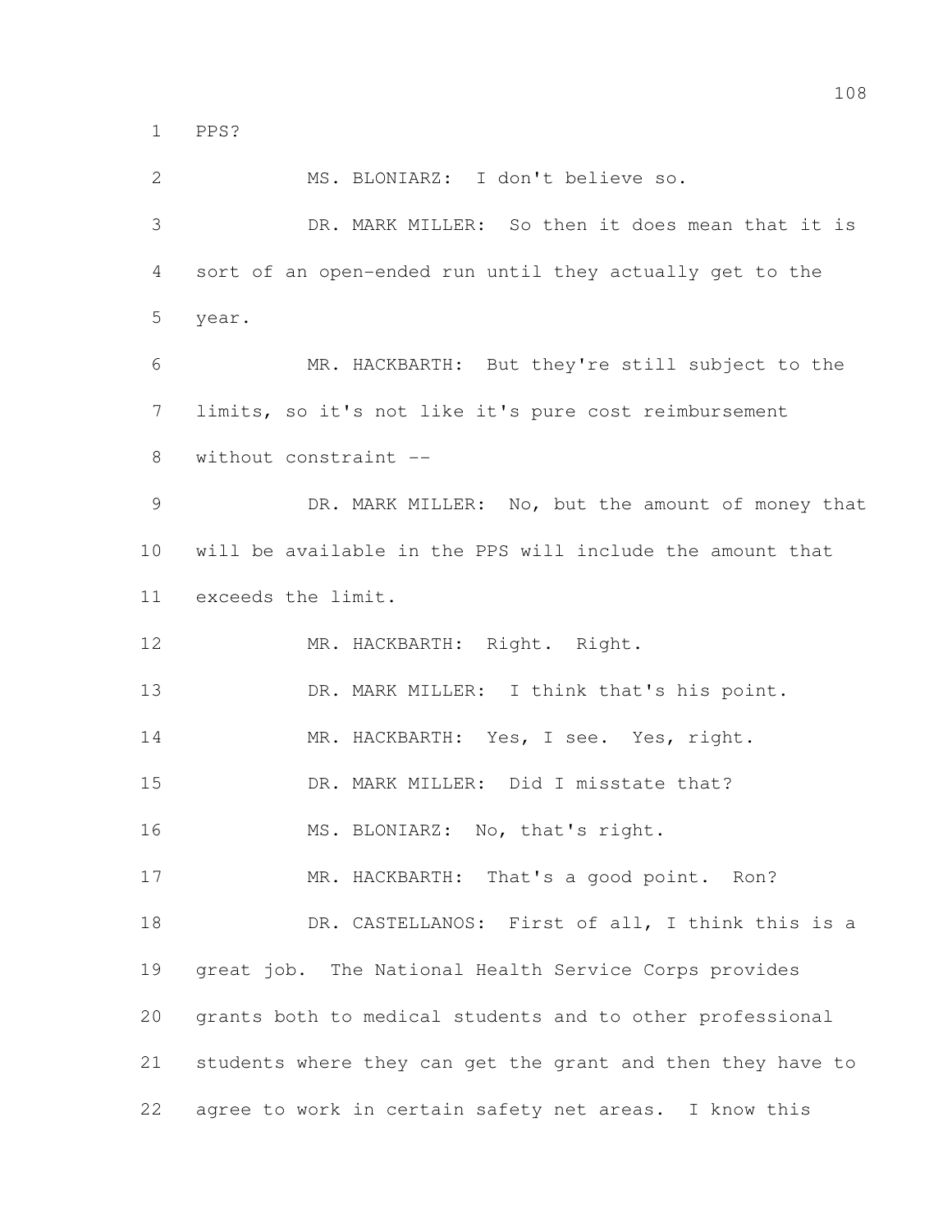PPS?

MS. BLONIARZ: I don't believe so.

DR. MARK MILLER: So then it does mean that it is sort of an open-ended run until they actually get to the year.

MR. HACKBARTH: But they're still subject to the limits, so it's not like it's pure cost reimbursement without constraint --

DR. MARK MILLER: No, but the amount of money that will be available in the PPS will include the amount that exceeds the limit.

MR. HACKBARTH: Right. Right.

DR. MARK MILLER: I think that's his point.

MR. HACKBARTH: Yes, I see. Yes, right.

DR. MARK MILLER: Did I misstate that?

MS. BLONIARZ: No, that's right.

MR. HACKBARTH: That's a good point. Ron?

DR. CASTELLANOS: First of all, I think this is a great job. The National Health Service Corps provides grants both to medical students and to other professional students where they can get the grant and then they have to agree to work in certain safety net areas. I know this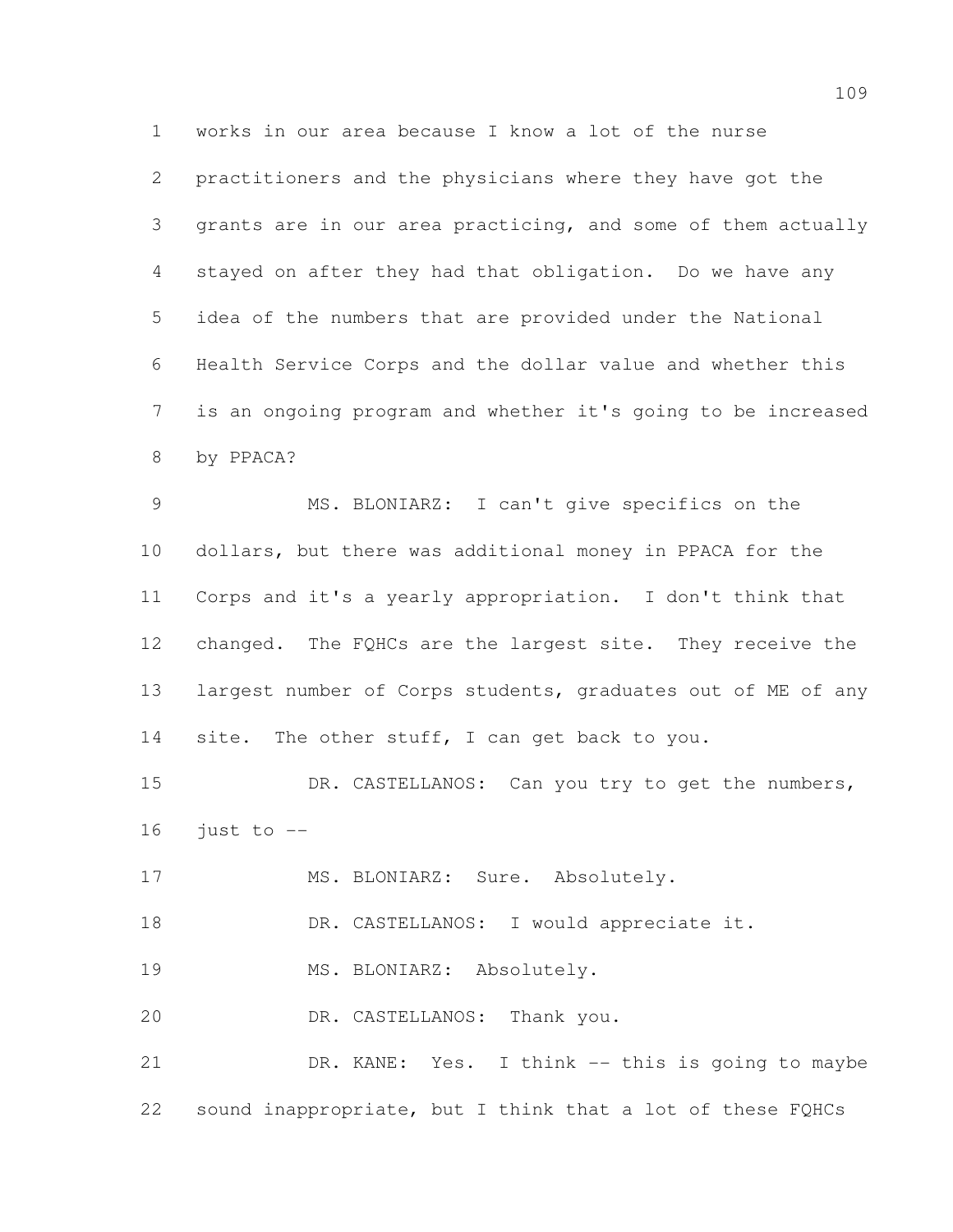works in our area because I know a lot of the nurse practitioners and the physicians where they have got the grants are in our area practicing, and some of them actually stayed on after they had that obligation. Do we have any idea of the numbers that are provided under the National Health Service Corps and the dollar value and whether this is an ongoing program and whether it's going to be increased by PPACA?

MS. BLONIARZ: I can't give specifics on the dollars, but there was additional money in PPACA for the Corps and it's a yearly appropriation. I don't think that changed. The FQHCs are the largest site. They receive the largest number of Corps students, graduates out of ME of any site. The other stuff, I can get back to you.

DR. CASTELLANOS: Can you try to get the numbers, just to --

MS. BLONIARZ: Sure. Absolutely.

DR. CASTELLANOS: I would appreciate it.

MS. BLONIARZ: Absolutely.

DR. CASTELLANOS: Thank you.

DR. KANE: Yes. I think -- this is going to maybe sound inappropriate, but I think that a lot of these FQHCs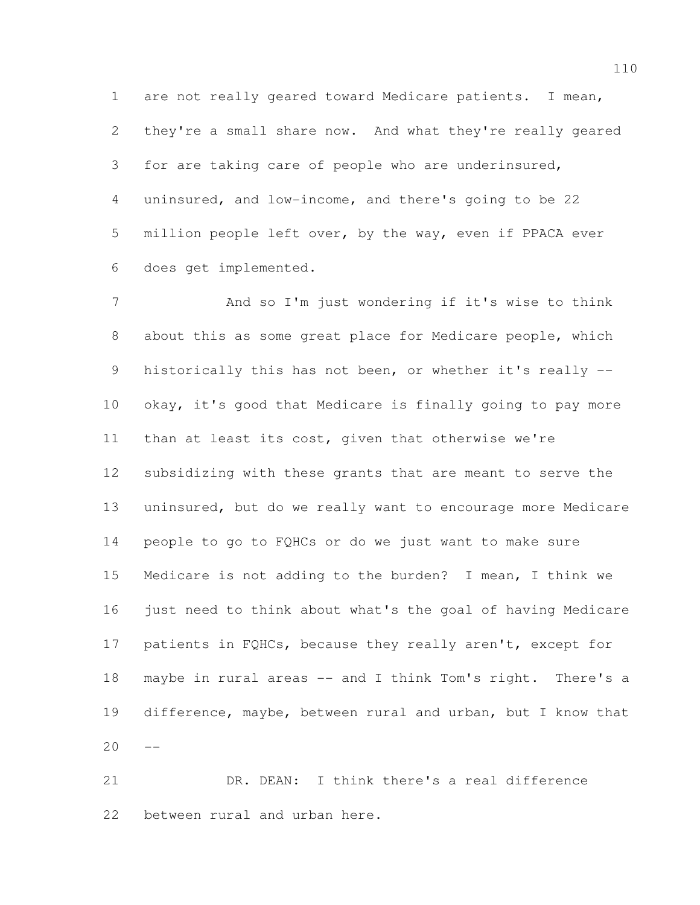are not really geared toward Medicare patients. I mean, they're a small share now. And what they're really geared for are taking care of people who are underinsured, uninsured, and low-income, and there's going to be 22 million people left over, by the way, even if PPACA ever does get implemented.

And so I'm just wondering if it's wise to think about this as some great place for Medicare people, which historically this has not been, or whether it's really -- okay, it's good that Medicare is finally going to pay more than at least its cost, given that otherwise we're subsidizing with these grants that are meant to serve the uninsured, but do we really want to encourage more Medicare people to go to FQHCs or do we just want to make sure Medicare is not adding to the burden? I mean, I think we just need to think about what's the goal of having Medicare patients in FQHCs, because they really aren't, except for maybe in rural areas -- and I think Tom's right. There's a difference, maybe, between rural and urban, but I know that --

DR. DEAN: I think there's a real difference between rural and urban here.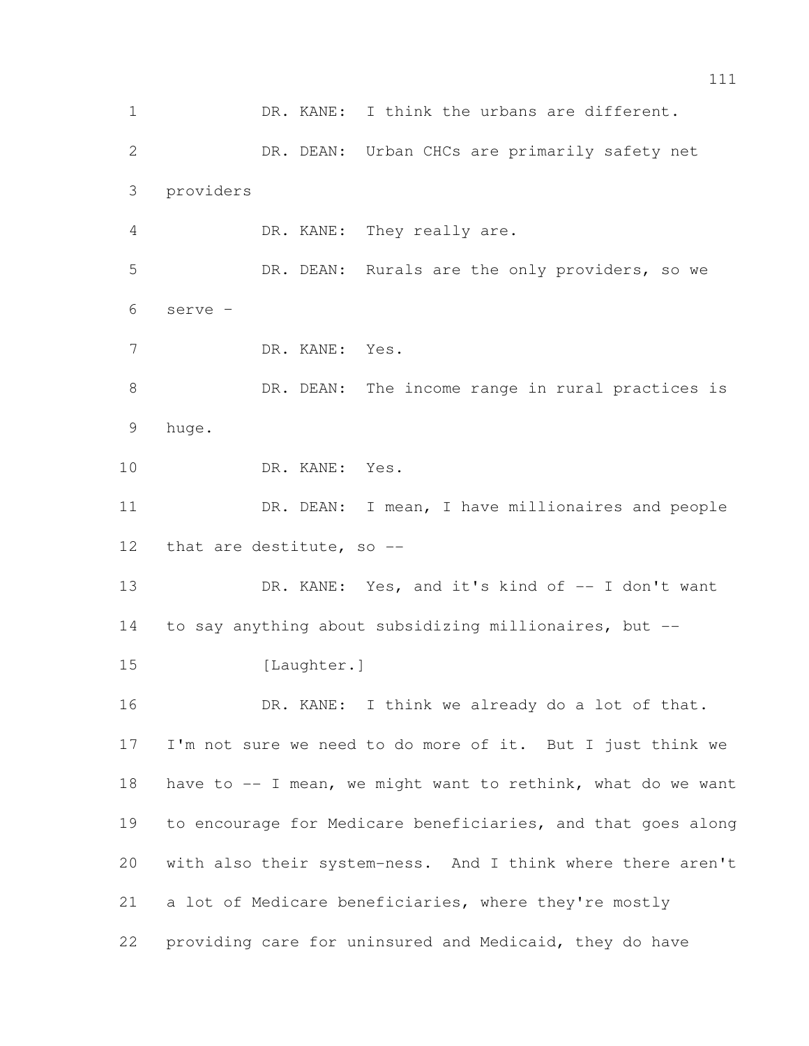DR. KANE: I think the urbans are different.

DR. DEAN: Urban CHCs are primarily safety net providers

DR. KANE: They really are.

DR. DEAN: Rurals are the only providers, so we serve –

DR. KANE: Yes.

DR. DEAN: The income range in rural practices is huge.

DR. KANE: Yes.

DR. DEAN: I mean, I have millionaires and people that are destitute, so --

DR. KANE: Yes, and it's kind of -- I don't want to say anything about subsidizing millionaires, but --

[Laughter.]

DR. KANE: I think we already do a lot of that. I'm not sure we need to do more of it. But I just think we have to -- I mean, we might want to rethink, what do we want to encourage for Medicare beneficiaries, and that goes along with also their system-ness. And I think where there aren't a lot of Medicare beneficiaries, where they're mostly providing care for uninsured and Medicaid, they do have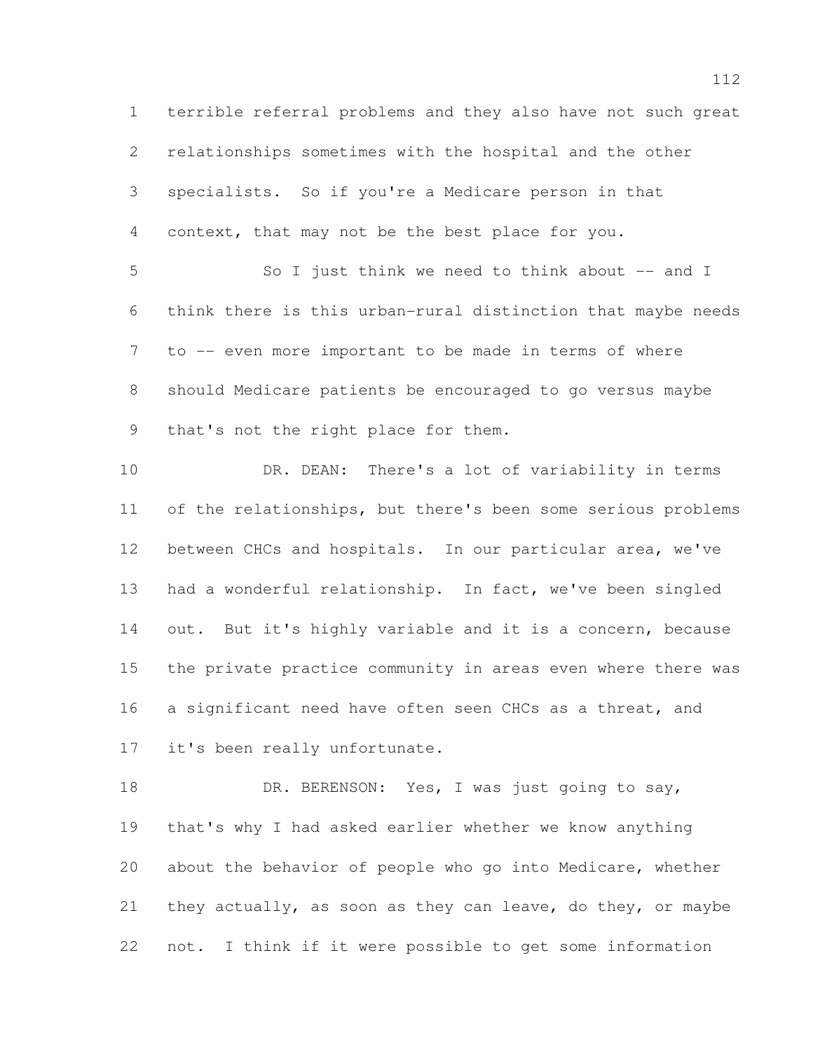terrible referral problems and they also have not such great relationships sometimes with the hospital and the other specialists. So if you're a Medicare person in that context, that may not be the best place for you.

So I just think we need to think about -- and I think there is this urban-rural distinction that maybe needs to -- even more important to be made in terms of where should Medicare patients be encouraged to go versus maybe that's not the right place for them.

DR. DEAN: There's a lot of variability in terms of the relationships, but there's been some serious problems between CHCs and hospitals. In our particular area, we've had a wonderful relationship. In fact, we've been singled out. But it's highly variable and it is a concern, because the private practice community in areas even where there was a significant need have often seen CHCs as a threat, and it's been really unfortunate.

DR. BERENSON: Yes, I was just going to say, that's why I had asked earlier whether we know anything about the behavior of people who go into Medicare, whether they actually, as soon as they can leave, do they, or maybe not. I think if it were possible to get some information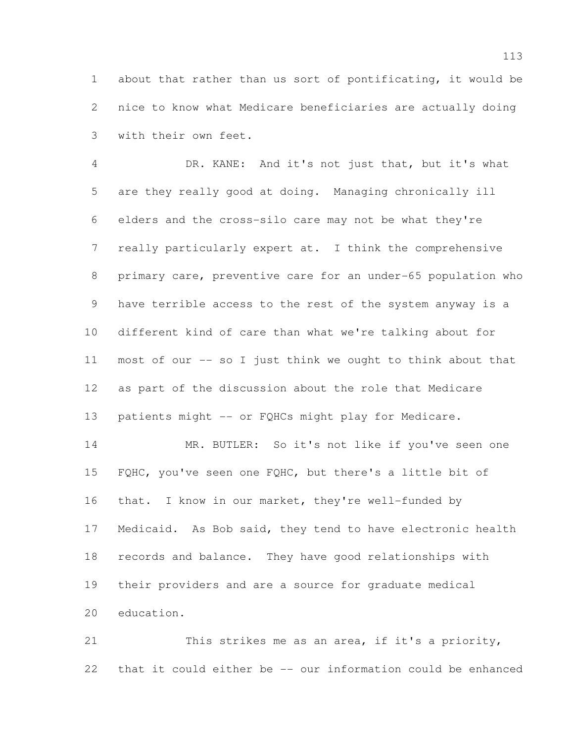about that rather than us sort of pontificating, it would be nice to know what Medicare beneficiaries are actually doing with their own feet.

DR. KANE: And it's not just that, but it's what are they really good at doing. Managing chronically ill elders and the cross-silo care may not be what they're really particularly expert at. I think the comprehensive primary care, preventive care for an under-65 population who have terrible access to the rest of the system anyway is a different kind of care than what we're talking about for most of our -- so I just think we ought to think about that as part of the discussion about the role that Medicare patients might -- or FQHCs might play for Medicare.

MR. BUTLER: So it's not like if you've seen one FQHC, you've seen one FQHC, but there's a little bit of that. I know in our market, they're well-funded by Medicaid. As Bob said, they tend to have electronic health records and balance. They have good relationships with their providers and are a source for graduate medical education.

This strikes me as an area, if it's a priority, that it could either be -- our information could be enhanced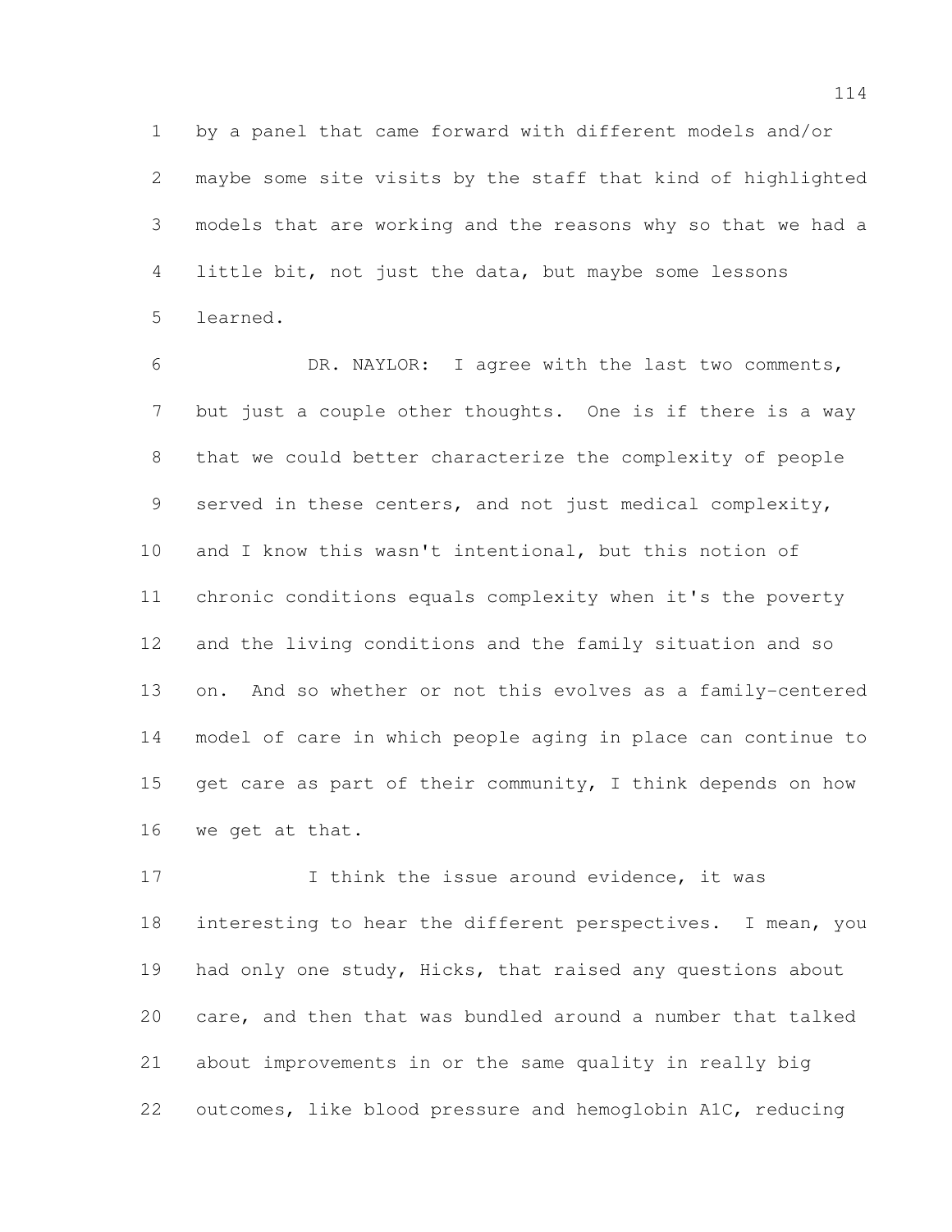by a panel that came forward with different models and/or maybe some site visits by the staff that kind of highlighted models that are working and the reasons why so that we had a little bit, not just the data, but maybe some lessons learned.

DR. NAYLOR: I agree with the last two comments, but just a couple other thoughts. One is if there is a way that we could better characterize the complexity of people served in these centers, and not just medical complexity, and I know this wasn't intentional, but this notion of chronic conditions equals complexity when it's the poverty and the living conditions and the family situation and so on. And so whether or not this evolves as a family-centered model of care in which people aging in place can continue to get care as part of their community, I think depends on how we get at that.

I think the issue around evidence, it was interesting to hear the different perspectives. I mean, you had only one study, Hicks, that raised any questions about care, and then that was bundled around a number that talked about improvements in or the same quality in really big outcomes, like blood pressure and hemoglobin A1C, reducing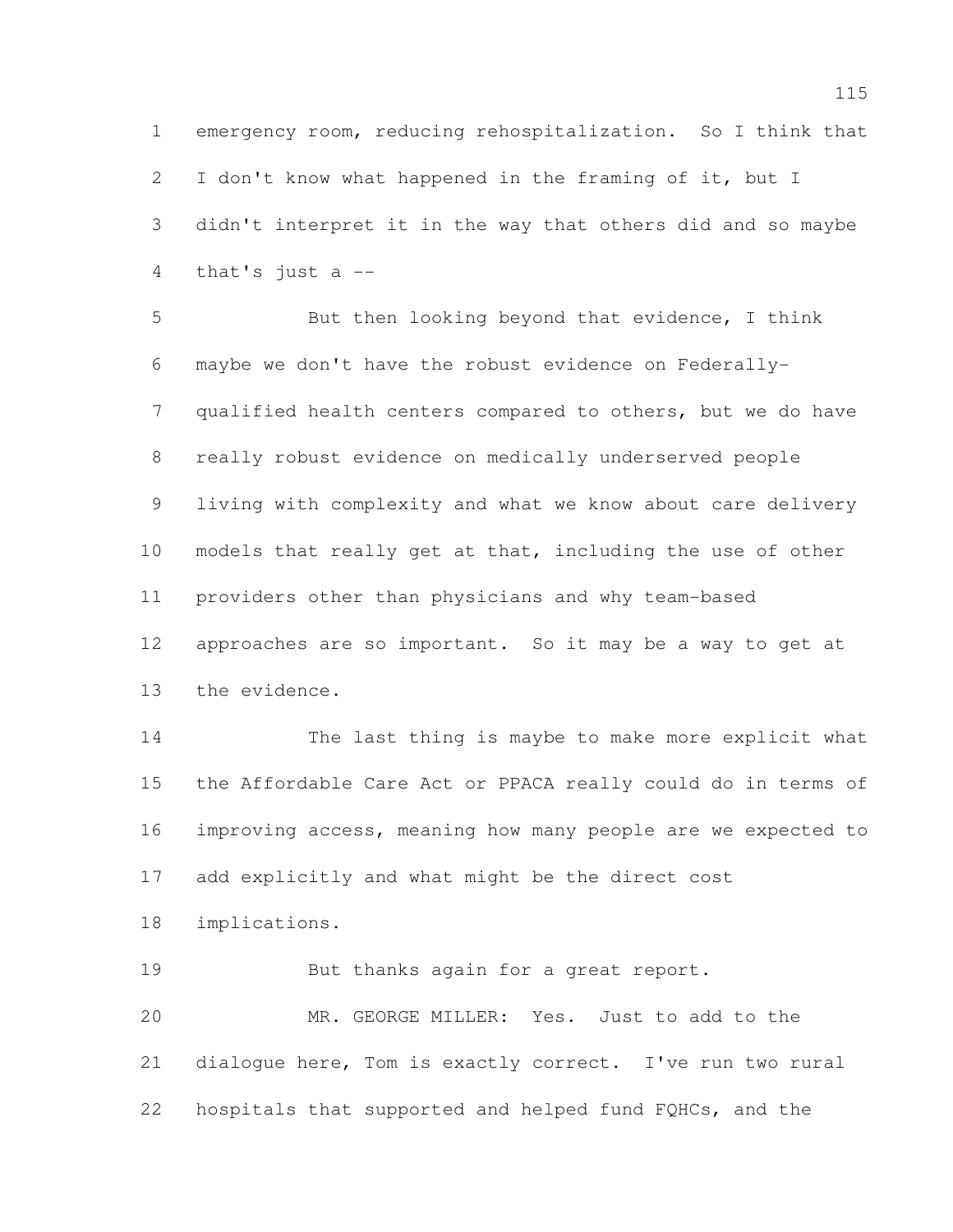emergency room, reducing rehospitalization. So I think that I don't know what happened in the framing of it, but I didn't interpret it in the way that others did and so maybe that's just a --

But then looking beyond that evidence, I think maybe we don't have the robust evidence on Federally-qualified health centers compared to others, but we do have really robust evidence on medically underserved people living with complexity and what we know about care delivery models that really get at that, including the use of other providers other than physicians and why team-based approaches are so important. So it may be a way to get at the evidence.

The last thing is maybe to make more explicit what the Affordable Care Act or PPACA really could do in terms of improving access, meaning how many people are we expected to add explicitly and what might be the direct cost implications.

But thanks again for a great report.

MR. GEORGE MILLER: Yes. Just to add to the dialogue here, Tom is exactly correct. I've run two rural hospitals that supported and helped fund FQHCs, and the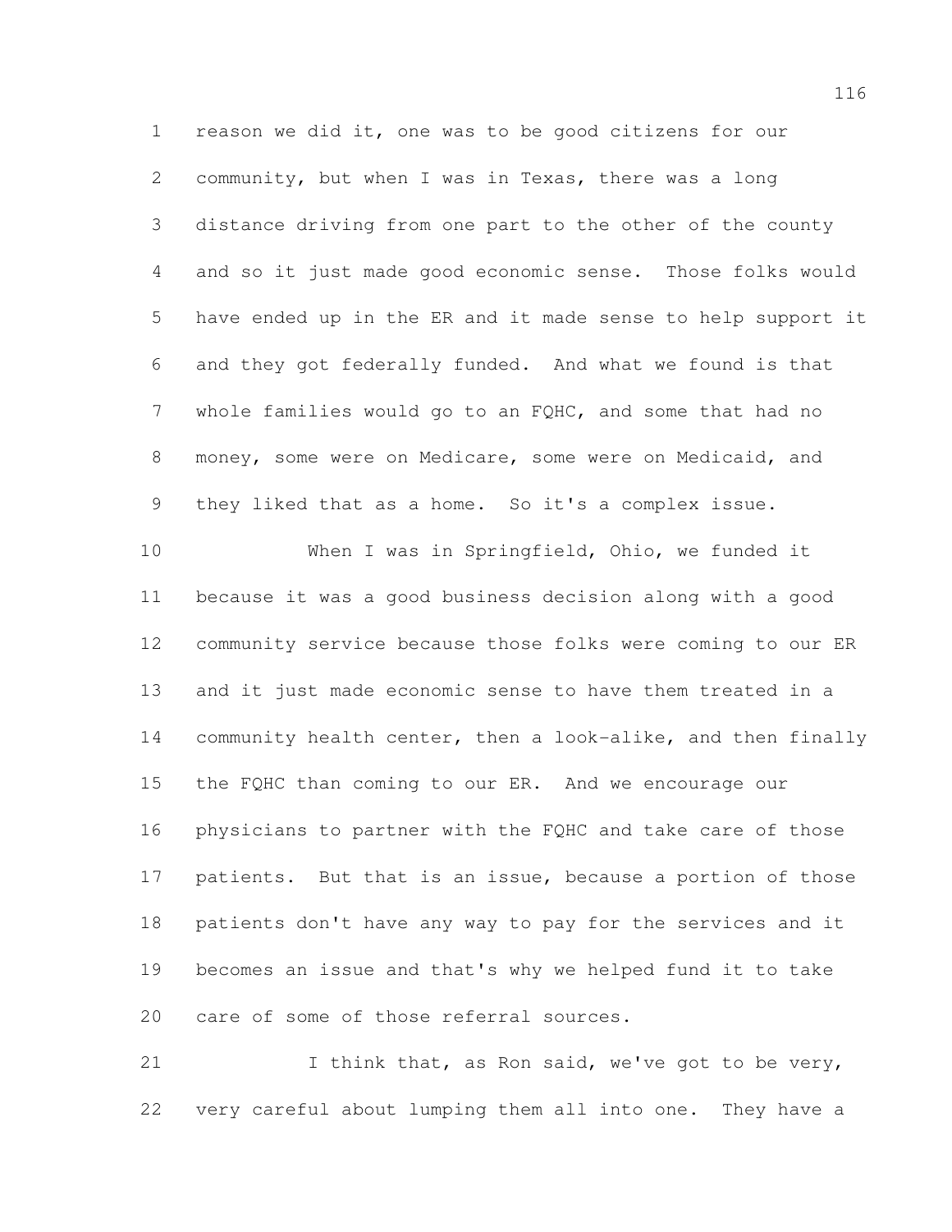reason we did it, one was to be good citizens for our community, but when I was in Texas, there was a long distance driving from one part to the other of the county and so it just made good economic sense. Those folks would have ended up in the ER and it made sense to help support it and they got federally funded. And what we found is that whole families would go to an FQHC, and some that had no money, some were on Medicare, some were on Medicaid, and they liked that as a home. So it's a complex issue.

When I was in Springfield, Ohio, we funded it because it was a good business decision along with a good community service because those folks were coming to our ER and it just made economic sense to have them treated in a community health center, then a look-alike, and then finally the FQHC than coming to our ER. And we encourage our physicians to partner with the FQHC and take care of those patients. But that is an issue, because a portion of those patients don't have any way to pay for the services and it becomes an issue and that's why we helped fund it to take care of some of those referral sources.

I think that, as Ron said, we've got to be very, very careful about lumping them all into one. They have a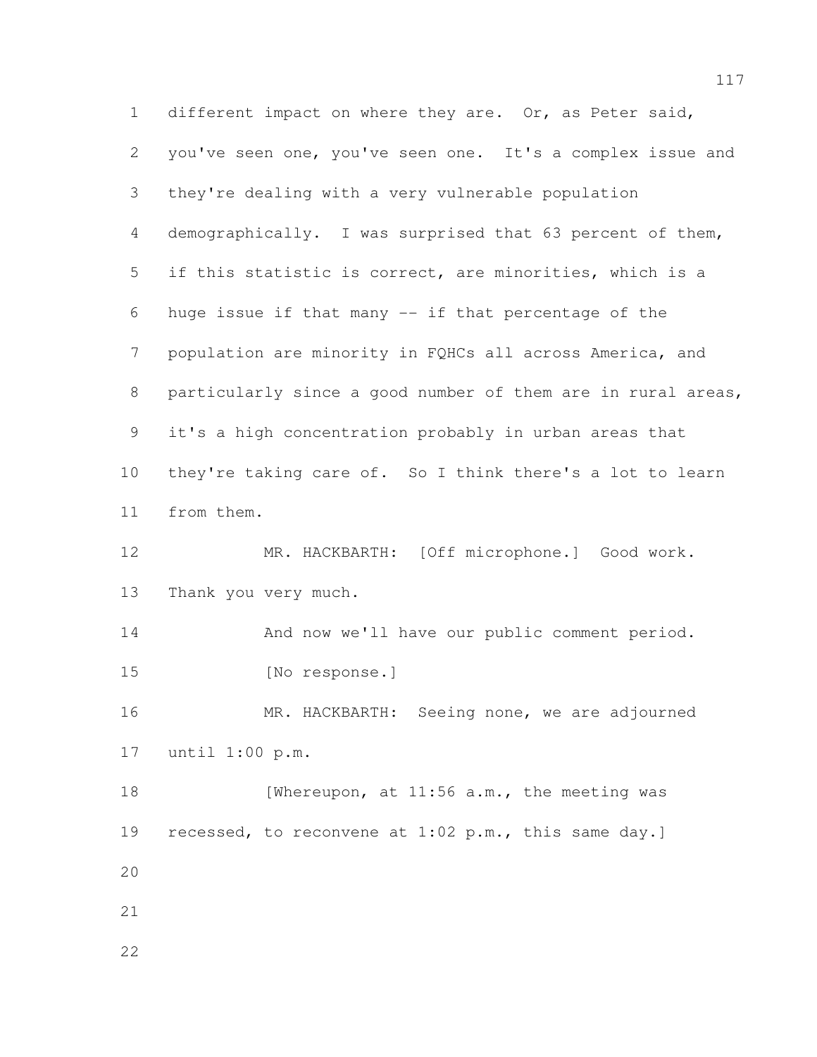different impact on where they are. Or, as Peter said, you've seen one, you've seen one. It's a complex issue and they're dealing with a very vulnerable population demographically. I was surprised that 63 percent of them, if this statistic is correct, are minorities, which is a huge issue if that many -- if that percentage of the population are minority in FQHCs all across America, and particularly since a good number of them are in rural areas, it's a high concentration probably in urban areas that they're taking care of. So I think there's a lot to learn from them.

MR. HACKBARTH: [Off microphone.] Good work. Thank you very much.

And now we'll have our public comment period.

[No response.]

MR. HACKBARTH: Seeing none, we are adjourned until 1:00 p.m.

[Whereupon, at 11:56 a.m., the meeting was recessed, to reconvene at 1:02 p.m., this same day.]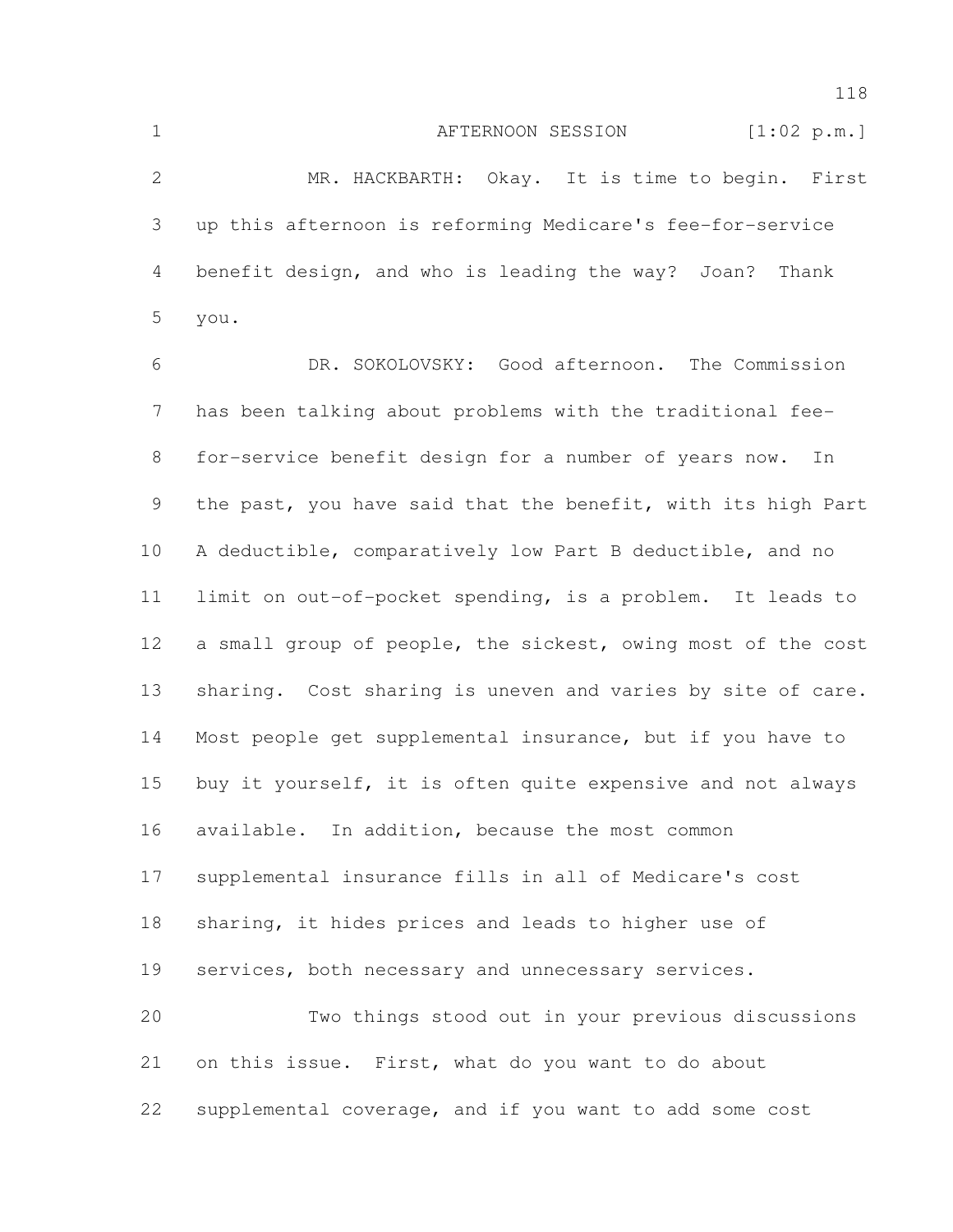AFTERNOON SESSION [1:02 p.m.]

MR. HACKBARTH: Okay. It is time to begin. First up this afternoon is reforming Medicare's fee-for-service benefit design, and who is leading the way? Joan? Thank you.

DR. SOKOLOVSKY: Good afternoon. The Commission has been talking about problems with the traditional fee-for-service benefit design for a number of years now. In the past, you have said that the benefit, with its high Part A deductible, comparatively low Part B deductible, and no limit on out-of-pocket spending, is a problem. It leads to a small group of people, the sickest, owing most of the cost sharing. Cost sharing is uneven and varies by site of care. Most people get supplemental insurance, but if you have to buy it yourself, it is often quite expensive and not always available. In addition, because the most common supplemental insurance fills in all of Medicare's cost sharing, it hides prices and leads to higher use of services, both necessary and unnecessary services.

Two things stood out in your previous discussions on this issue. First, what do you want to do about supplemental coverage, and if you want to add some cost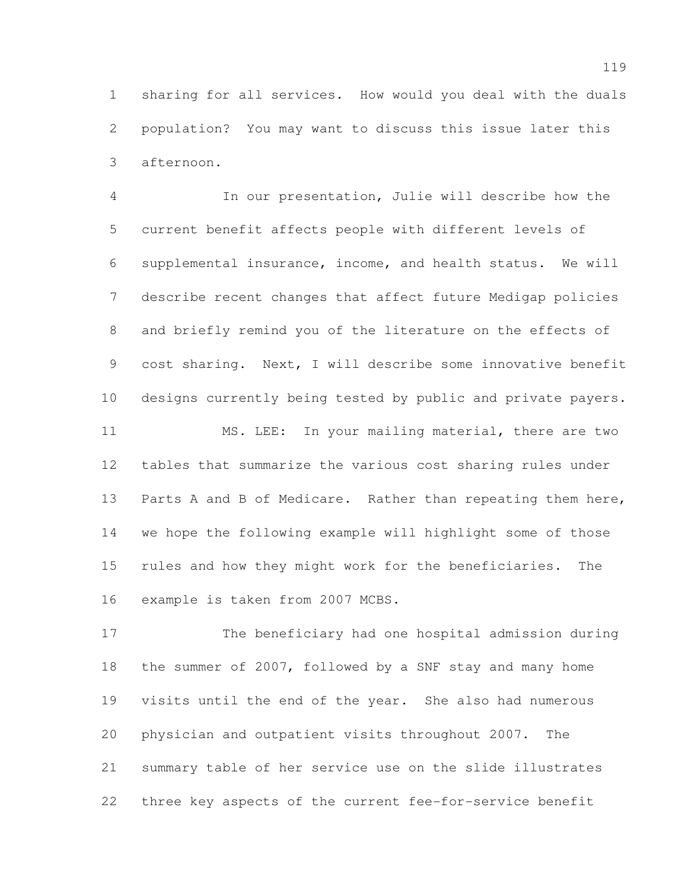sharing for all services. How would you deal with the duals population? You may want to discuss this issue later this afternoon.

In our presentation, Julie will describe how the current benefit affects people with different levels of supplemental insurance, income, and health status. We will describe recent changes that affect future Medigap policies and briefly remind you of the literature on the effects of cost sharing. Next, I will describe some innovative benefit designs currently being tested by public and private payers.

MS. LEE: In your mailing material, there are two tables that summarize the various cost sharing rules under Parts A and B of Medicare. Rather than repeating them here, we hope the following example will highlight some of those rules and how they might work for the beneficiaries. The example is taken from 2007 MCBS.

The beneficiary had one hospital admission during the summer of 2007, followed by a SNF stay and many home visits until the end of the year. She also had numerous physician and outpatient visits throughout 2007. The summary table of her service use on the slide illustrates three key aspects of the current fee-for-service benefit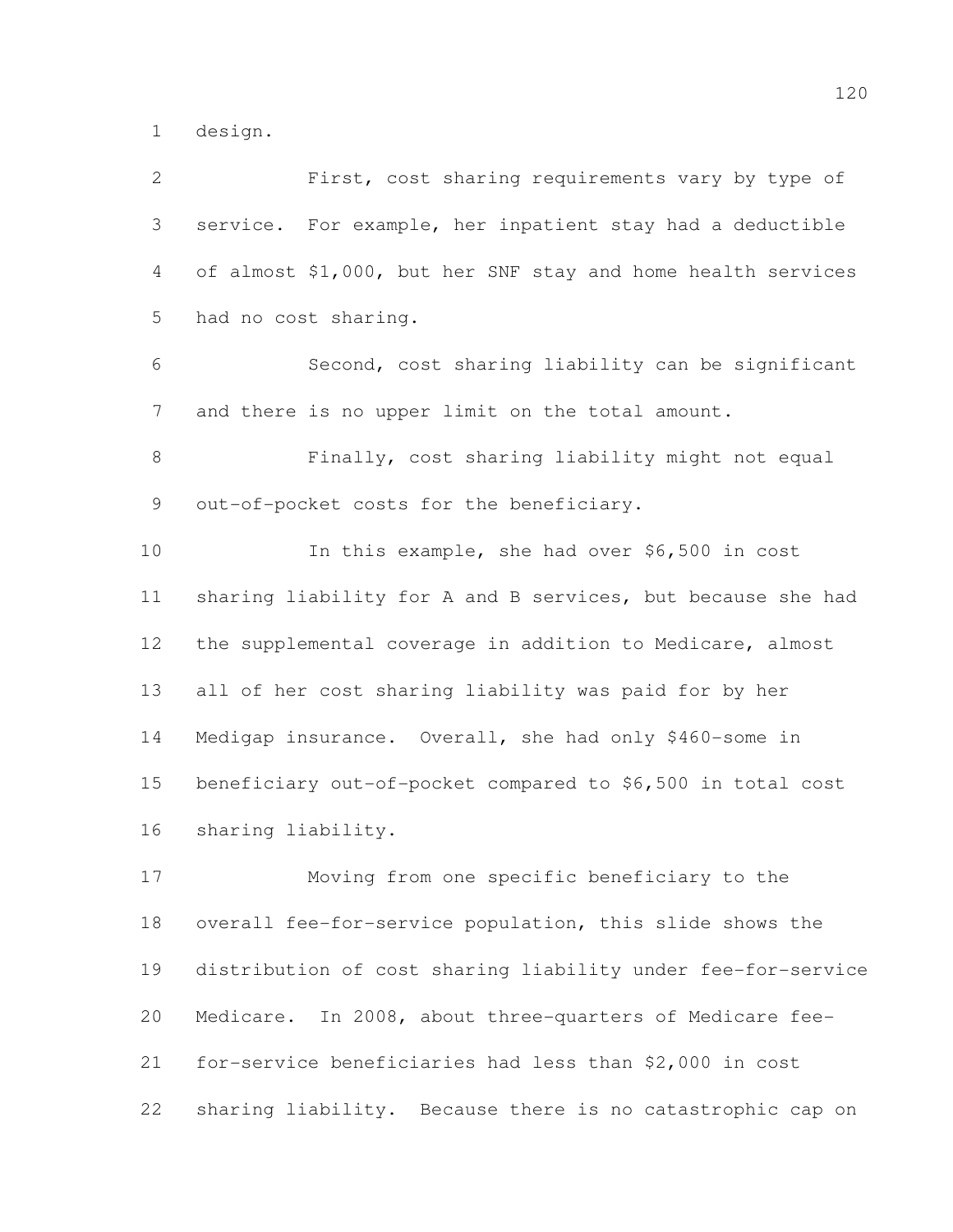design.

First, cost sharing requirements vary by type of service. For example, her inpatient stay had a deductible of almost $1,000, but her SNF stay and home health services had no cost sharing.

Second, cost sharing liability can be significant and there is no upper limit on the total amount.

Finally, cost sharing liability might not equal out-of-pocket costs for the beneficiary.

In this example, she had over $6,500 in cost sharing liability for A and B services, but because she had the supplemental coverage in addition to Medicare, almost all of her cost sharing liability was paid for by her Medigap insurance. Overall, she had only $460-some in beneficiary out-of-pocket compared to $6,500 in total cost sharing liability.

Moving from one specific beneficiary to the overall fee-for-service population, this slide shows the distribution of cost sharing liability under fee-for-service Medicare. In 2008, about three-quarters of Medicare fee-for-service beneficiaries had less than $2,000 in cost sharing liability. Because there is no catastrophic cap on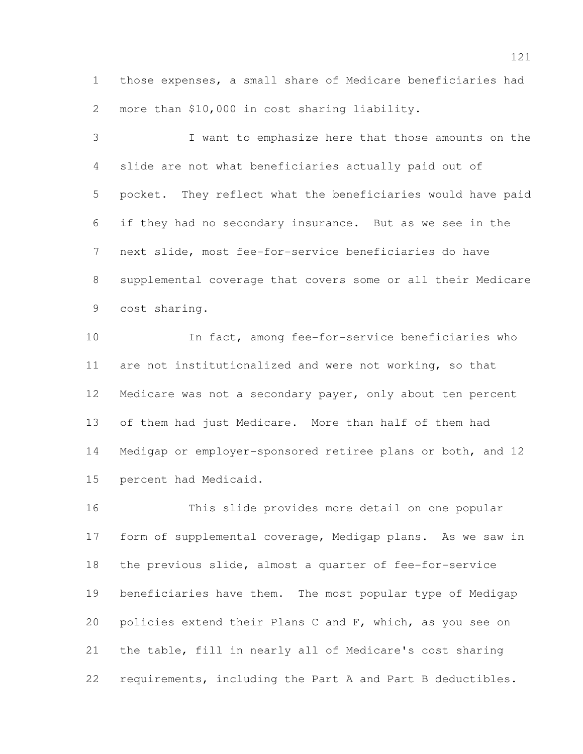those expenses, a small share of Medicare beneficiaries had more than $10,000 in cost sharing liability.

I want to emphasize here that those amounts on the slide are not what beneficiaries actually paid out of pocket. They reflect what the beneficiaries would have paid if they had no secondary insurance. But as we see in the next slide, most fee-for-service beneficiaries do have supplemental coverage that covers some or all their Medicare cost sharing.

In fact, among fee-for-service beneficiaries who are not institutionalized and were not working, so that Medicare was not a secondary payer, only about ten percent of them had just Medicare. More than half of them had Medigap or employer-sponsored retiree plans or both, and 12 percent had Medicaid.

This slide provides more detail on one popular form of supplemental coverage, Medigap plans. As we saw in the previous slide, almost a quarter of fee-for-service beneficiaries have them. The most popular type of Medigap policies extend their Plans C and F, which, as you see on the table, fill in nearly all of Medicare's cost sharing requirements, including the Part A and Part B deductibles.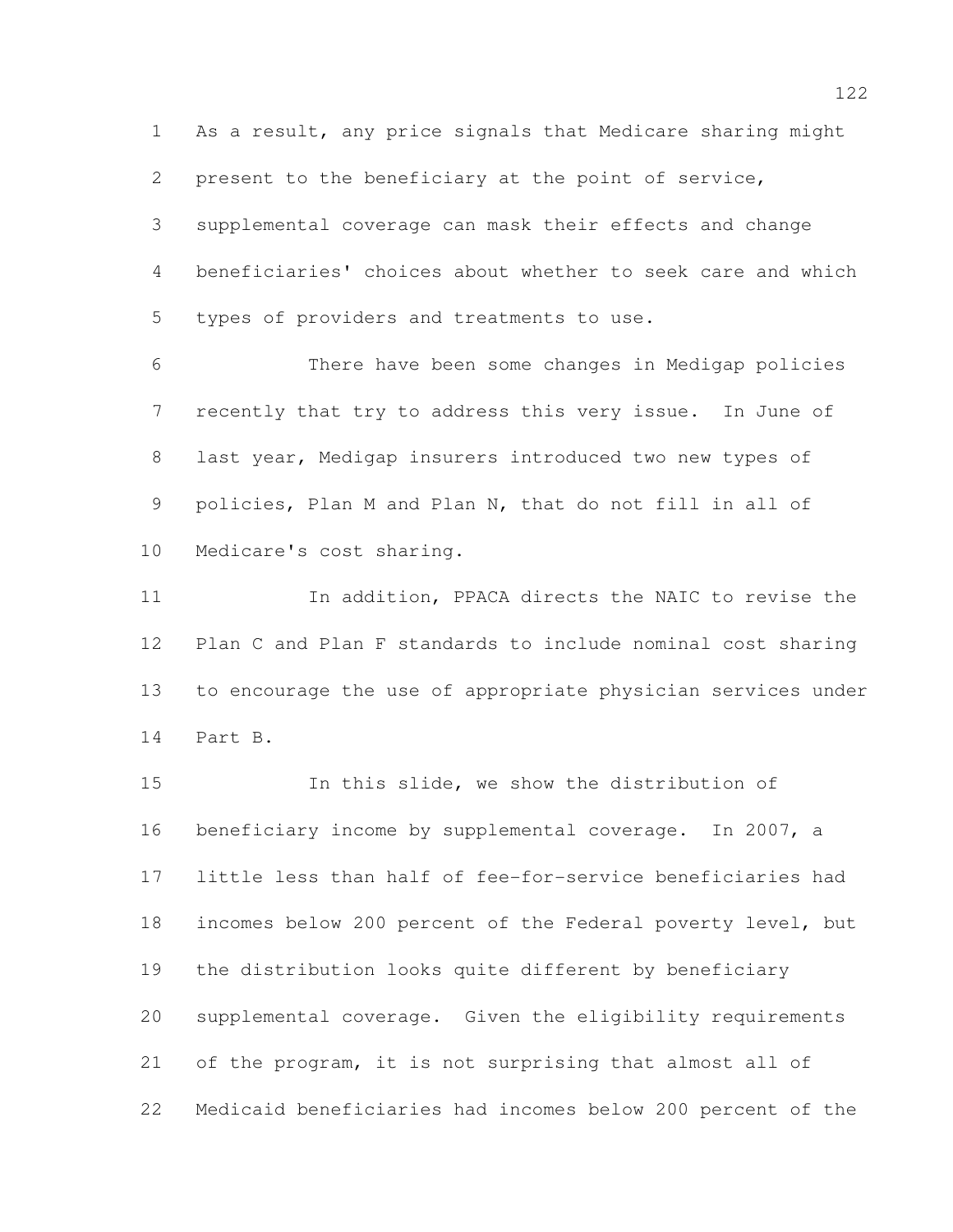As a result, any price signals that Medicare sharing might present to the beneficiary at the point of service, supplemental coverage can mask their effects and change beneficiaries' choices about whether to seek care and which types of providers and treatments to use.

There have been some changes in Medigap policies recently that try to address this very issue. In June of last year, Medigap insurers introduced two new types of policies, Plan M and Plan N, that do not fill in all of Medicare's cost sharing.

In addition, PPACA directs the NAIC to revise the Plan C and Plan F standards to include nominal cost sharing to encourage the use of appropriate physician services under Part B.

In this slide, we show the distribution of beneficiary income by supplemental coverage. In 2007, a little less than half of fee-for-service beneficiaries had incomes below 200 percent of the Federal poverty level, but the distribution looks quite different by beneficiary supplemental coverage. Given the eligibility requirements of the program, it is not surprising that almost all of Medicaid beneficiaries had incomes below 200 percent of the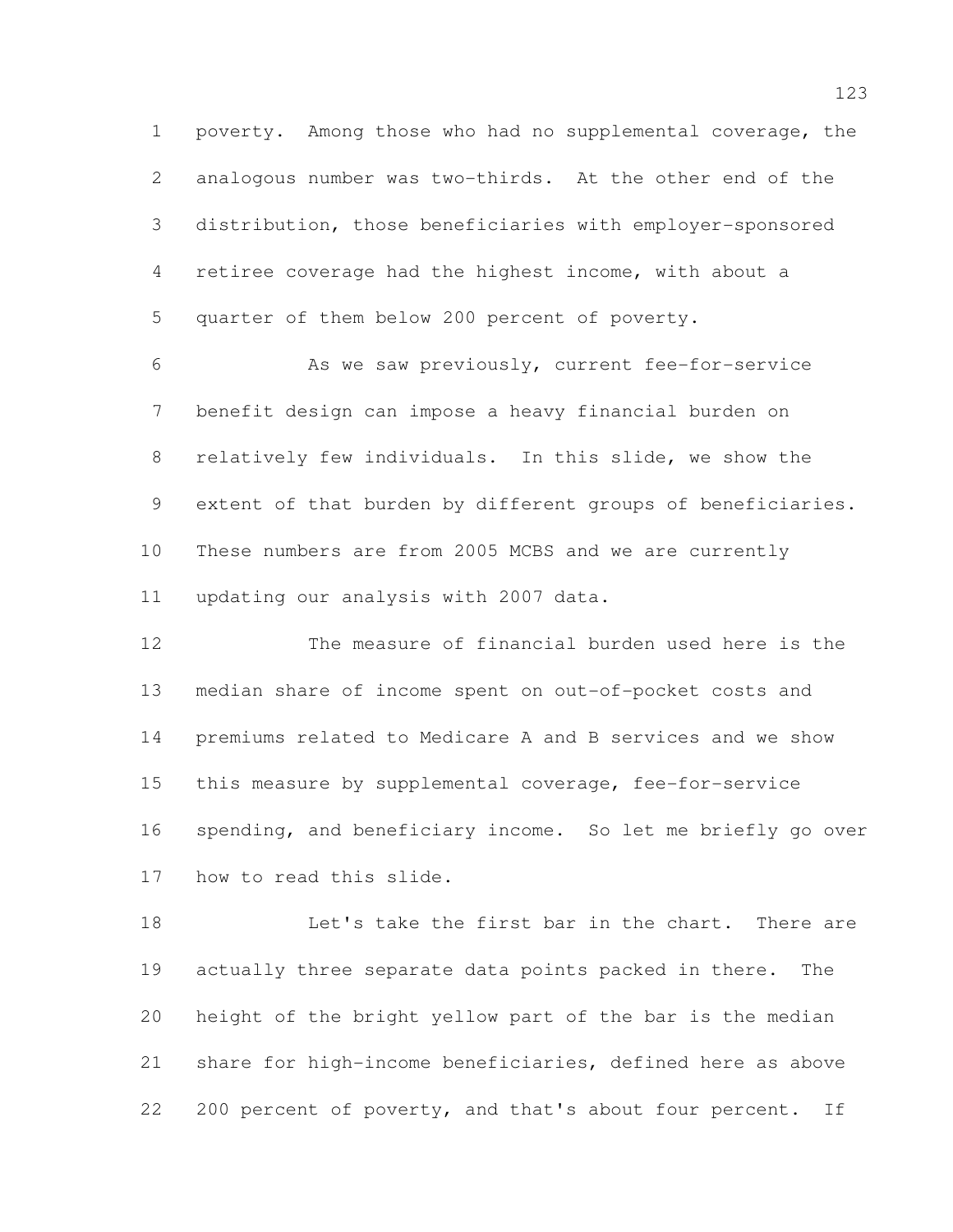poverty. Among those who had no supplemental coverage, the analogous number was two-thirds. At the other end of the distribution, those beneficiaries with employer-sponsored retiree coverage had the highest income, with about a quarter of them below 200 percent of poverty.

As we saw previously, current fee-for-service benefit design can impose a heavy financial burden on relatively few individuals. In this slide, we show the extent of that burden by different groups of beneficiaries. These numbers are from 2005 MCBS and we are currently updating our analysis with 2007 data.

The measure of financial burden used here is the median share of income spent on out-of-pocket costs and premiums related to Medicare A and B services and we show this measure by supplemental coverage, fee-for-service spending, and beneficiary income. So let me briefly go over how to read this slide.

Let's take the first bar in the chart. There are actually three separate data points packed in there. The height of the bright yellow part of the bar is the median share for high-income beneficiaries, defined here as above 200 percent of poverty, and that's about four percent. If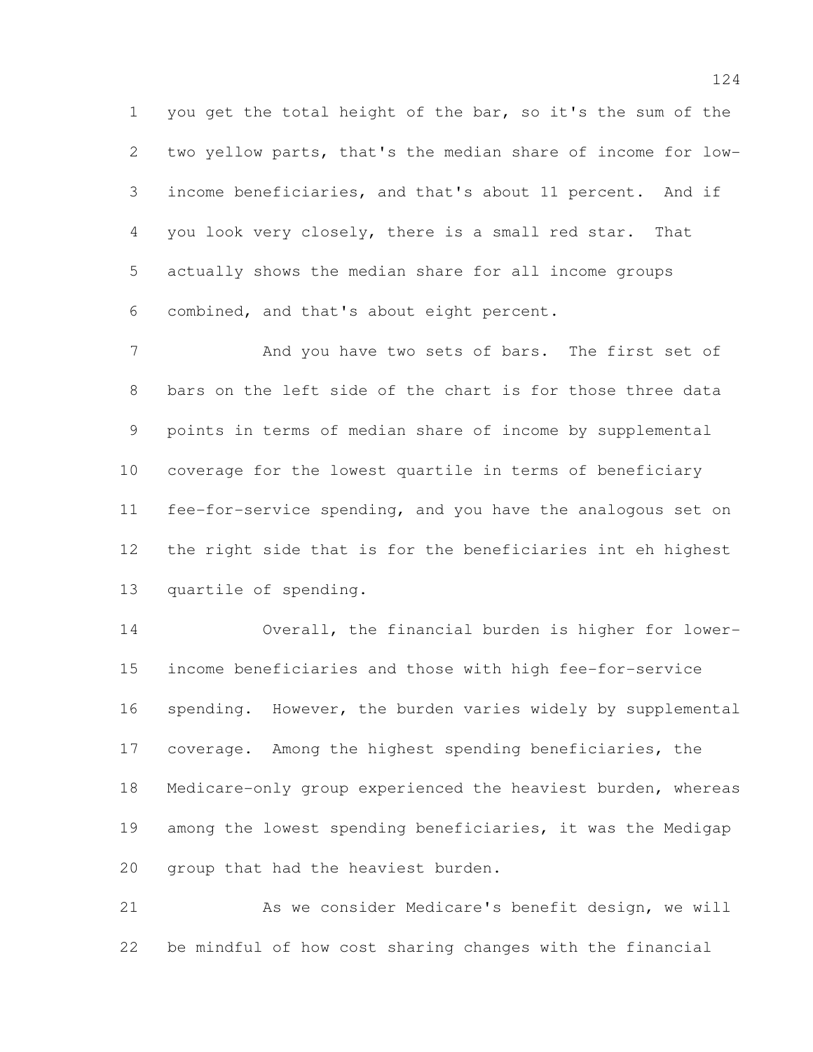you get the total height of the bar, so it's the sum of the two yellow parts, that's the median share of income for low-income beneficiaries, and that's about 11 percent. And if you look very closely, there is a small red star. That actually shows the median share for all income groups combined, and that's about eight percent.

And you have two sets of bars. The first set of bars on the left side of the chart is for those three data points in terms of median share of income by supplemental coverage for the lowest quartile in terms of beneficiary fee-for-service spending, and you have the analogous set on the right side that is for the beneficiaries int eh highest quartile of spending.

Overall, the financial burden is higher for lower-income beneficiaries and those with high fee-for-service spending. However, the burden varies widely by supplemental coverage. Among the highest spending beneficiaries, the Medicare-only group experienced the heaviest burden, whereas among the lowest spending beneficiaries, it was the Medigap group that had the heaviest burden.

As we consider Medicare's benefit design, we will be mindful of how cost sharing changes with the financial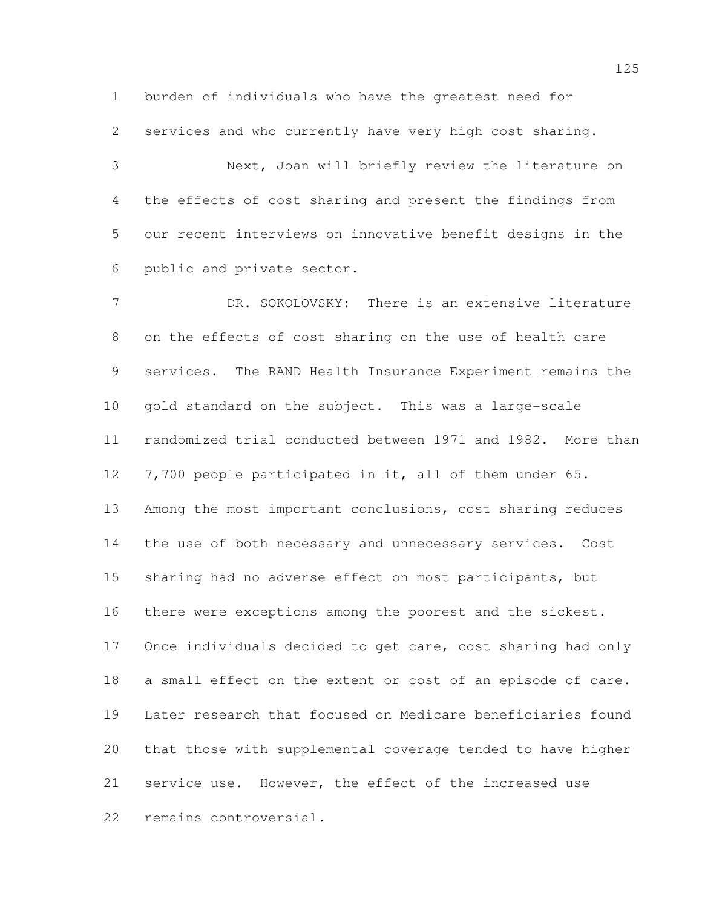burden of individuals who have the greatest need for services and who currently have very high cost sharing.

Next, Joan will briefly review the literature on the effects of cost sharing and present the findings from our recent interviews on innovative benefit designs in the public and private sector.

DR. SOKOLOVSKY: There is an extensive literature on the effects of cost sharing on the use of health care services. The RAND Health Insurance Experiment remains the gold standard on the subject. This was a large-scale randomized trial conducted between 1971 and 1982. More than 7,700 people participated in it, all of them under 65. Among the most important conclusions, cost sharing reduces the use of both necessary and unnecessary services. Cost sharing had no adverse effect on most participants, but there were exceptions among the poorest and the sickest. Once individuals decided to get care, cost sharing had only a small effect on the extent or cost of an episode of care. Later research that focused on Medicare beneficiaries found that those with supplemental coverage tended to have higher service use. However, the effect of the increased use remains controversial.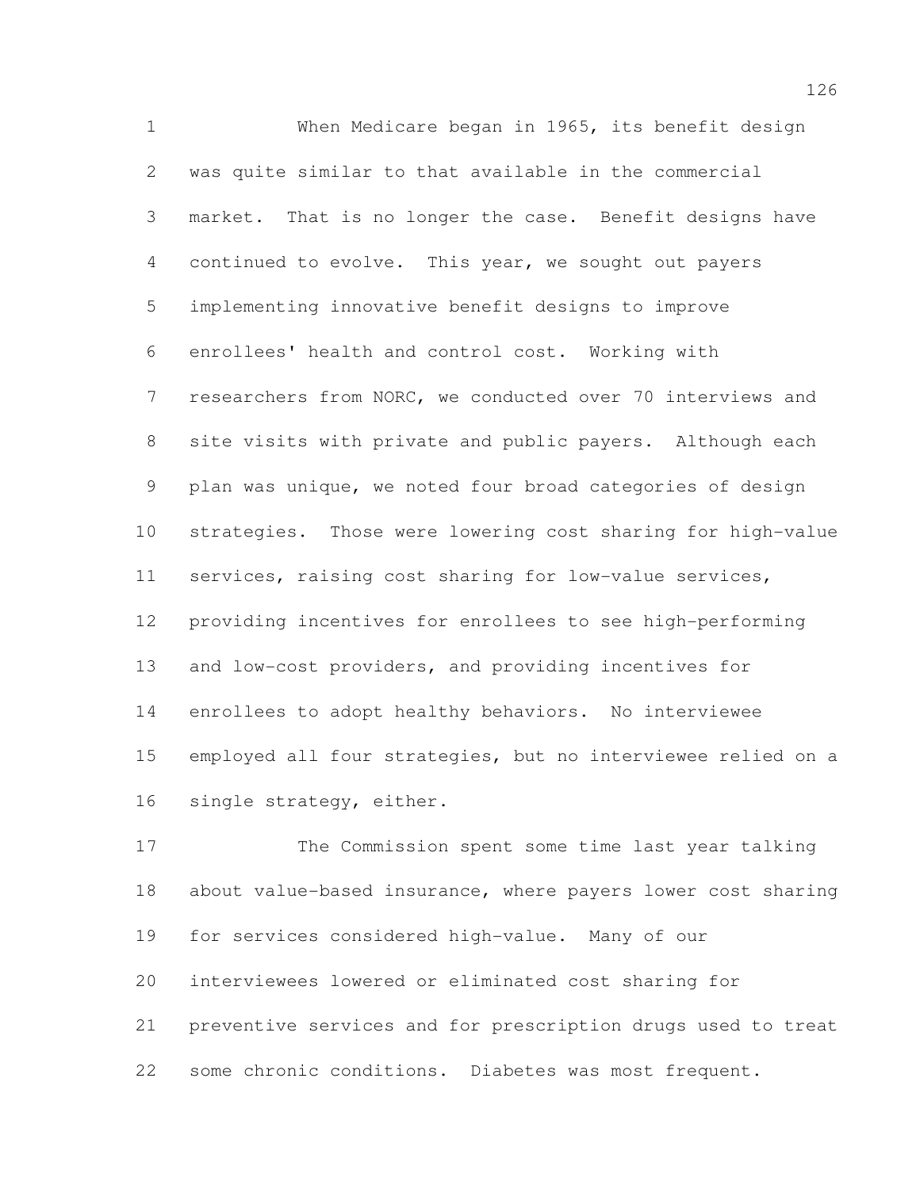When Medicare began in 1965, its benefit design was quite similar to that available in the commercial market. That is no longer the case. Benefit designs have continued to evolve. This year, we sought out payers implementing innovative benefit designs to improve enrollees' health and control cost. Working with researchers from NORC, we conducted over 70 interviews and site visits with private and public payers. Although each plan was unique, we noted four broad categories of design strategies. Those were lowering cost sharing for high-value services, raising cost sharing for low-value services, providing incentives for enrollees to see high-performing and low-cost providers, and providing incentives for enrollees to adopt healthy behaviors. No interviewee employed all four strategies, but no interviewee relied on a single strategy, either.

The Commission spent some time last year talking about value-based insurance, where payers lower cost sharing for services considered high-value. Many of our interviewees lowered or eliminated cost sharing for preventive services and for prescription drugs used to treat some chronic conditions. Diabetes was most frequent.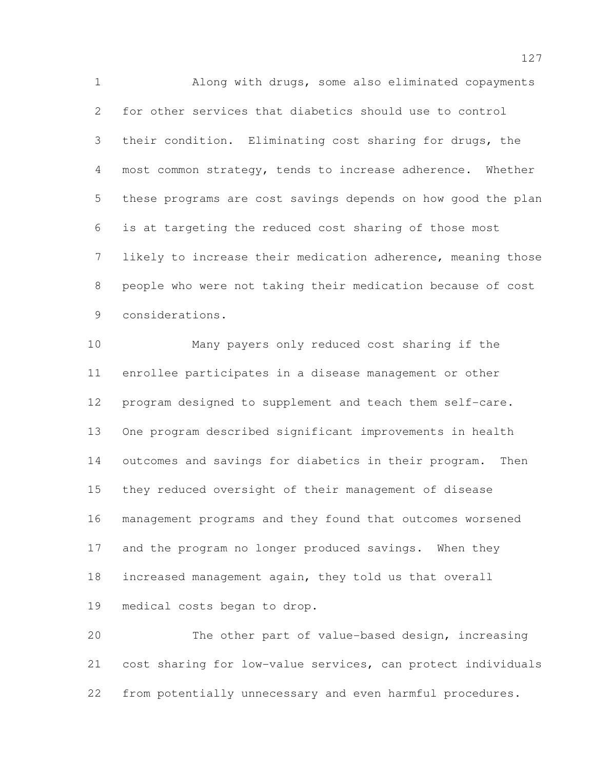Along with drugs, some also eliminated copayments for other services that diabetics should use to control their condition. Eliminating cost sharing for drugs, the most common strategy, tends to increase adherence. Whether these programs are cost savings depends on how good the plan is at targeting the reduced cost sharing of those most likely to increase their medication adherence, meaning those people who were not taking their medication because of cost considerations.

Many payers only reduced cost sharing if the enrollee participates in a disease management or other program designed to supplement and teach them self-care. One program described significant improvements in health outcomes and savings for diabetics in their program. Then they reduced oversight of their management of disease management programs and they found that outcomes worsened and the program no longer produced savings. When they increased management again, they told us that overall medical costs began to drop.

The other part of value-based design, increasing cost sharing for low-value services, can protect individuals from potentially unnecessary and even harmful procedures.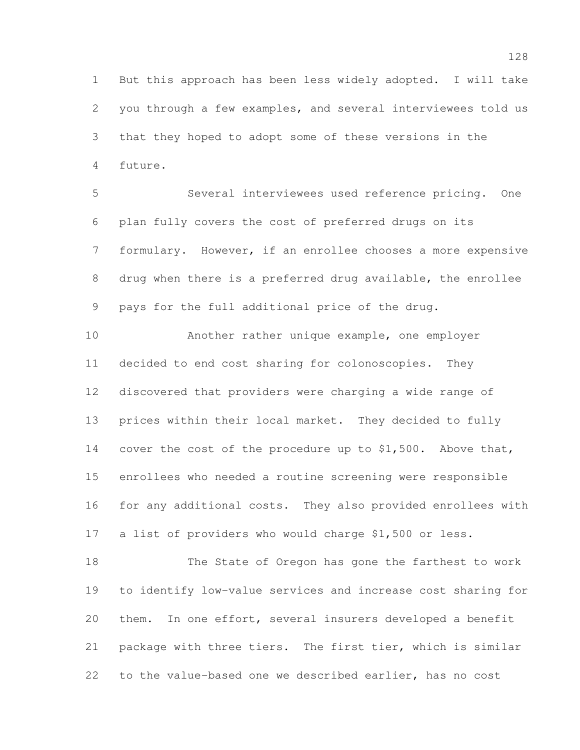But this approach has been less widely adopted. I will take you through a few examples, and several interviewees told us that they hoped to adopt some of these versions in the future.

Several interviewees used reference pricing. One plan fully covers the cost of preferred drugs on its formulary. However, if an enrollee chooses a more expensive drug when there is a preferred drug available, the enrollee pays for the full additional price of the drug.

Another rather unique example, one employer decided to end cost sharing for colonoscopies. They discovered that providers were charging a wide range of prices within their local market. They decided to fully cover the cost of the procedure up to $1,500. Above that, enrollees who needed a routine screening were responsible for any additional costs. They also provided enrollees with a list of providers who would charge $1,500 or less.

The State of Oregon has gone the farthest to work to identify low-value services and increase cost sharing for them. In one effort, several insurers developed a benefit package with three tiers. The first tier, which is similar to the value-based one we described earlier, has no cost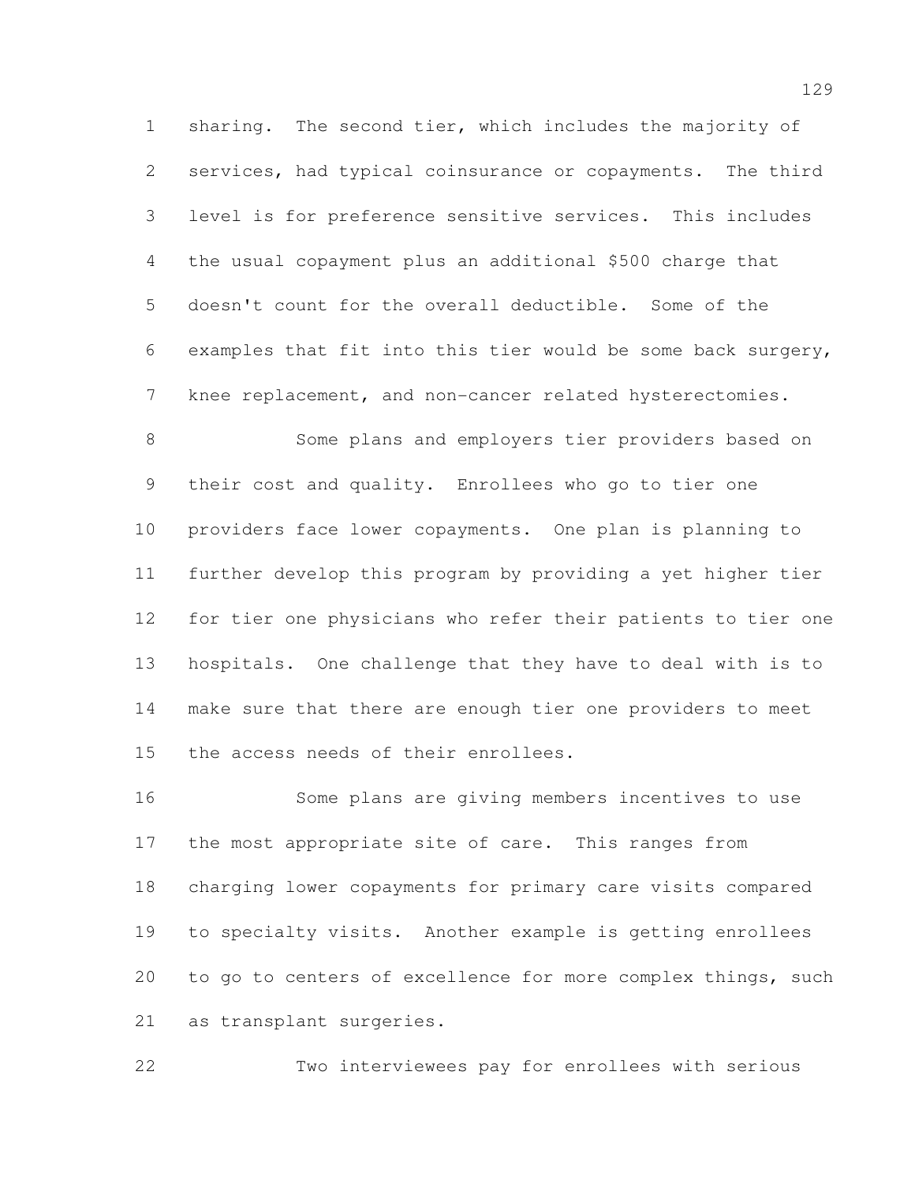sharing. The second tier, which includes the majority of services, had typical coinsurance or copayments. The third level is for preference sensitive services. This includes the usual copayment plus an additional $500 charge that doesn't count for the overall deductible. Some of the examples that fit into this tier would be some back surgery, knee replacement, and non-cancer related hysterectomies.

Some plans and employers tier providers based on their cost and quality. Enrollees who go to tier one providers face lower copayments. One plan is planning to further develop this program by providing a yet higher tier for tier one physicians who refer their patients to tier one hospitals. One challenge that they have to deal with is to make sure that there are enough tier one providers to meet the access needs of their enrollees.

Some plans are giving members incentives to use the most appropriate site of care. This ranges from charging lower copayments for primary care visits compared to specialty visits. Another example is getting enrollees to go to centers of excellence for more complex things, such as transplant surgeries.

Two interviewees pay for enrollees with serious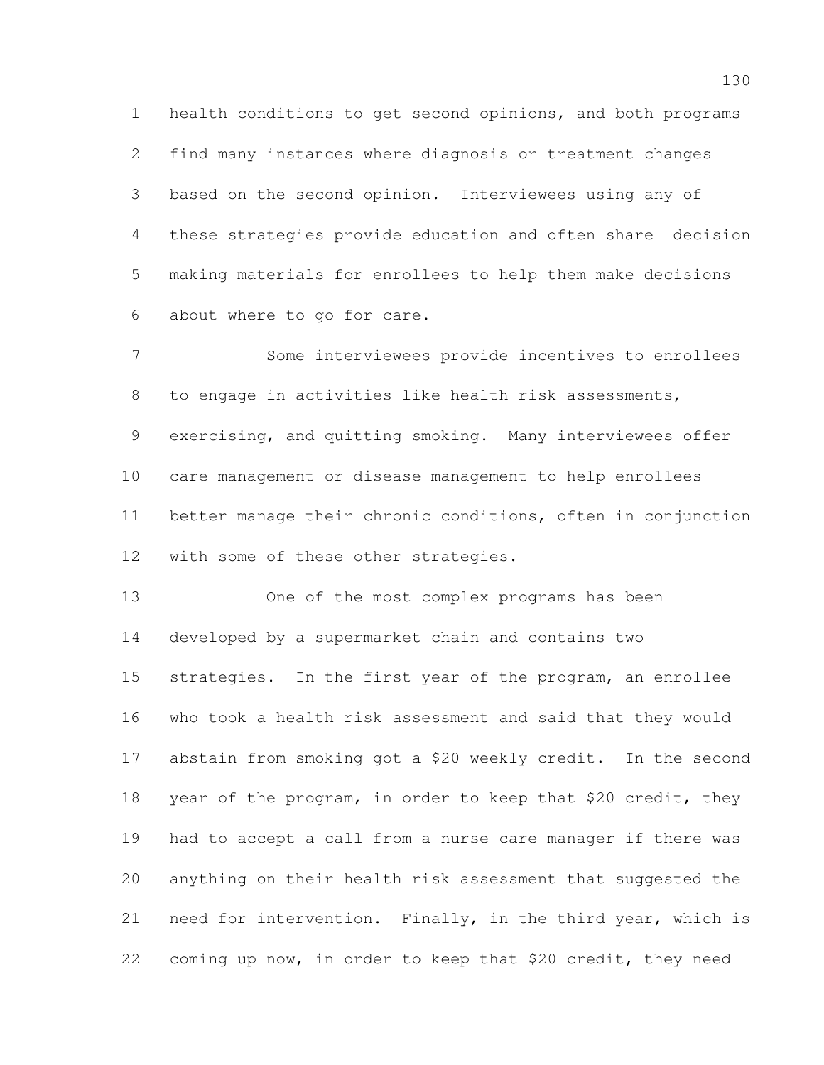health conditions to get second opinions, and both programs find many instances where diagnosis or treatment changes based on the second opinion. Interviewees using any of these strategies provide education and often share decision making materials for enrollees to help them make decisions about where to go for care.

Some interviewees provide incentives to enrollees to engage in activities like health risk assessments, exercising, and quitting smoking. Many interviewees offer care management or disease management to help enrollees better manage their chronic conditions, often in conjunction with some of these other strategies.

One of the most complex programs has been developed by a supermarket chain and contains two strategies. In the first year of the program, an enrollee who took a health risk assessment and said that they would abstain from smoking got a $20 weekly credit. In the second year of the program, in order to keep that $20 credit, they had to accept a call from a nurse care manager if there was anything on their health risk assessment that suggested the need for intervention. Finally, in the third year, which is coming up now, in order to keep that $20 credit, they need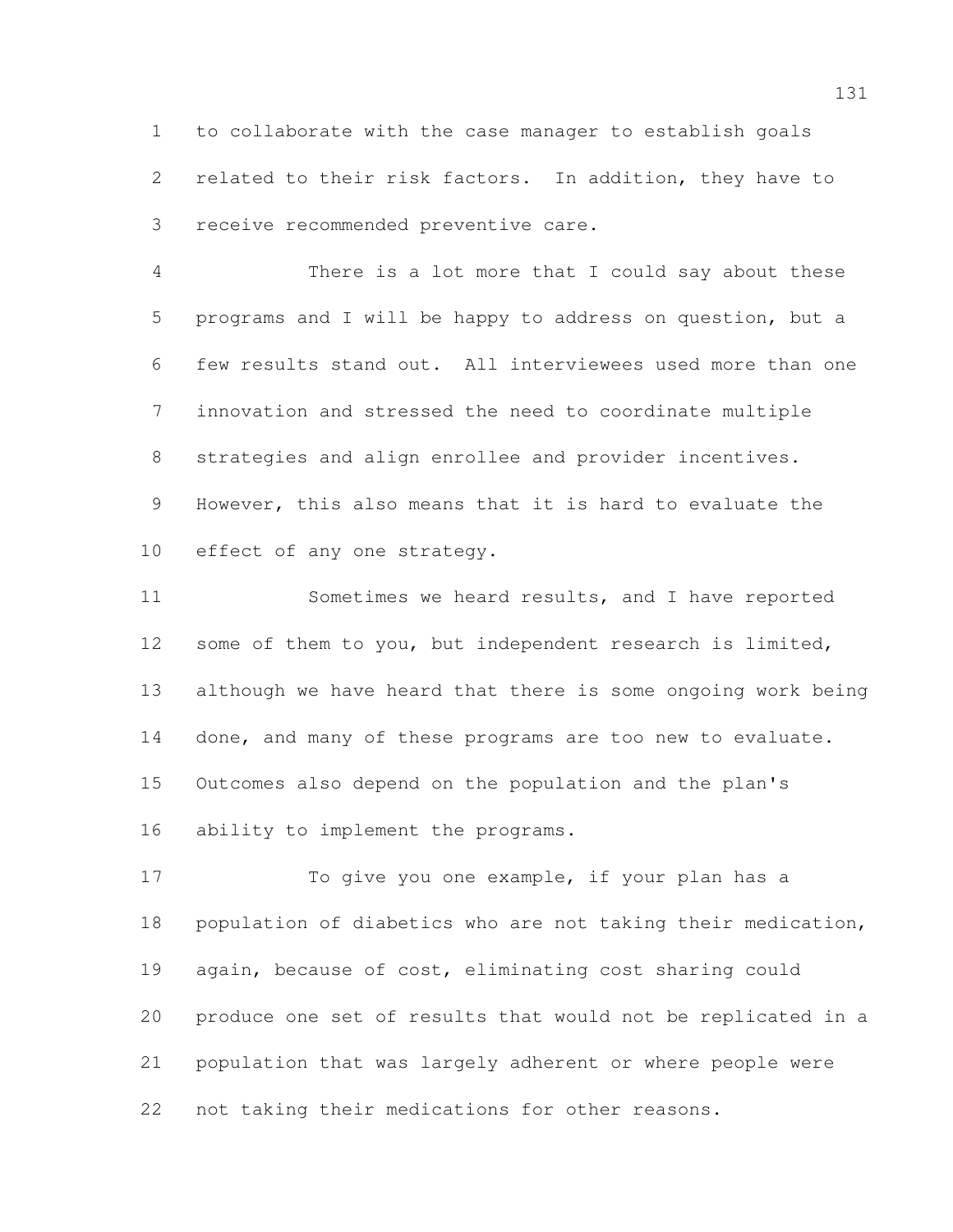to collaborate with the case manager to establish goals related to their risk factors. In addition, they have to receive recommended preventive care.

There is a lot more that I could say about these programs and I will be happy to address on question, but a few results stand out. All interviewees used more than one innovation and stressed the need to coordinate multiple strategies and align enrollee and provider incentives. However, this also means that it is hard to evaluate the effect of any one strategy.

Sometimes we heard results, and I have reported some of them to you, but independent research is limited, although we have heard that there is some ongoing work being done, and many of these programs are too new to evaluate. Outcomes also depend on the population and the plan's ability to implement the programs.

To give you one example, if your plan has a population of diabetics who are not taking their medication, again, because of cost, eliminating cost sharing could produce one set of results that would not be replicated in a population that was largely adherent or where people were not taking their medications for other reasons.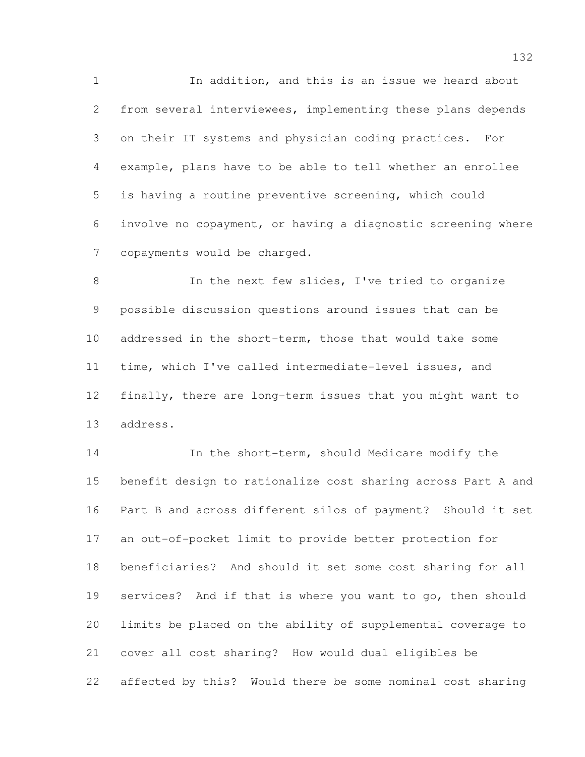In addition, and this is an issue we heard about from several interviewees, implementing these plans depends on their IT systems and physician coding practices. For example, plans have to be able to tell whether an enrollee is having a routine preventive screening, which could involve no copayment, or having a diagnostic screening where copayments would be charged.

In the next few slides, I've tried to organize possible discussion questions around issues that can be addressed in the short-term, those that would take some time, which I've called intermediate-level issues, and finally, there are long-term issues that you might want to address.

In the short-term, should Medicare modify the benefit design to rationalize cost sharing across Part A and Part B and across different silos of payment? Should it set an out-of-pocket limit to provide better protection for beneficiaries? And should it set some cost sharing for all services? And if that is where you want to go, then should limits be placed on the ability of supplemental coverage to cover all cost sharing? How would dual eligibles be affected by this? Would there be some nominal cost sharing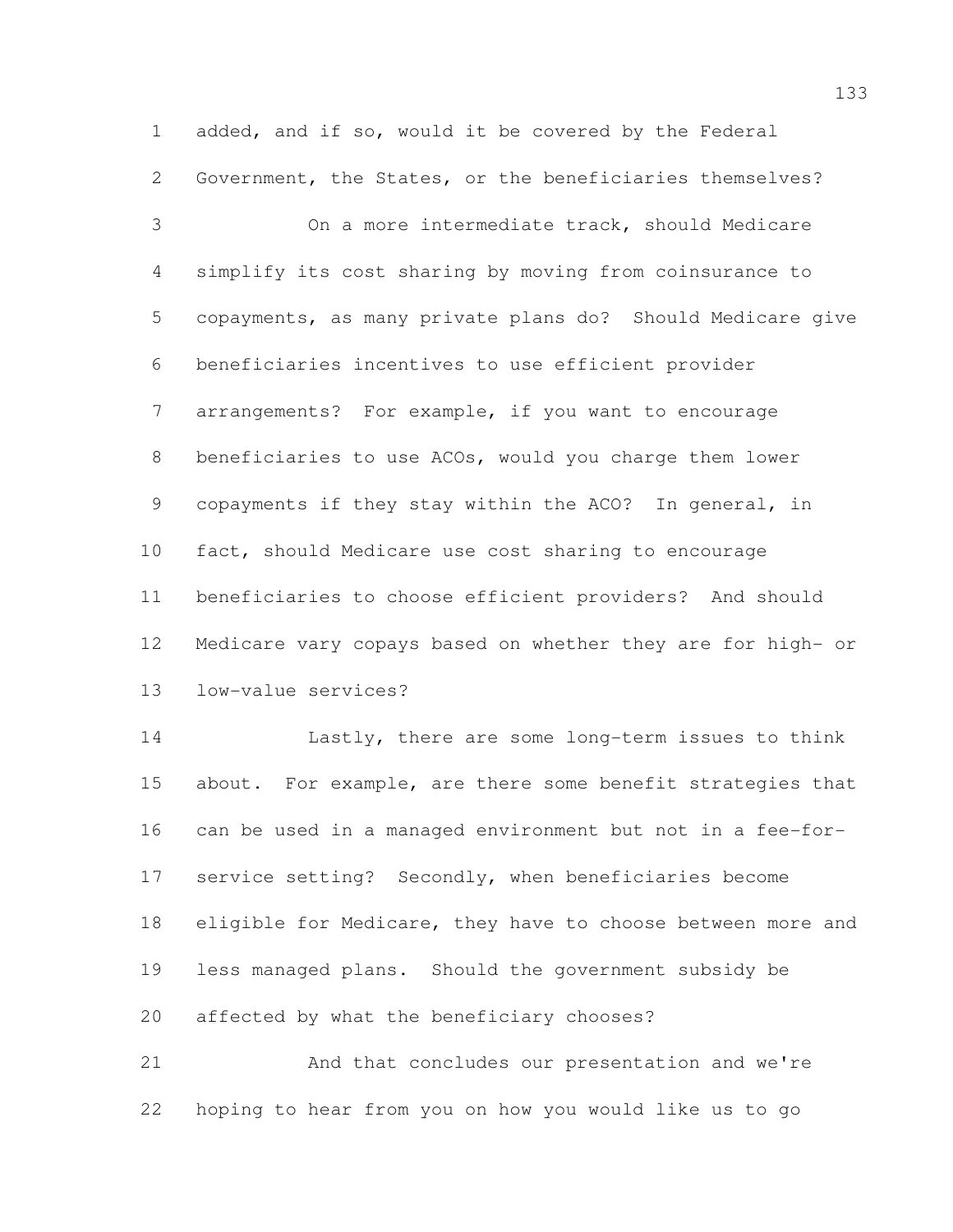added, and if so, would it be covered by the Federal Government, the States, or the beneficiaries themselves?

On a more intermediate track, should Medicare simplify its cost sharing by moving from coinsurance to copayments, as many private plans do? Should Medicare give beneficiaries incentives to use efficient provider arrangements? For example, if you want to encourage beneficiaries to use ACOs, would you charge them lower copayments if they stay within the ACO? In general, in fact, should Medicare use cost sharing to encourage beneficiaries to choose efficient providers? And should Medicare vary copays based on whether they are for high- or low-value services?

Lastly, there are some long-term issues to think about. For example, are there some benefit strategies that can be used in a managed environment but not in a fee-for-service setting? Secondly, when beneficiaries become eligible for Medicare, they have to choose between more and less managed plans. Should the government subsidy be affected by what the beneficiary chooses?

And that concludes our presentation and we're hoping to hear from you on how you would like us to go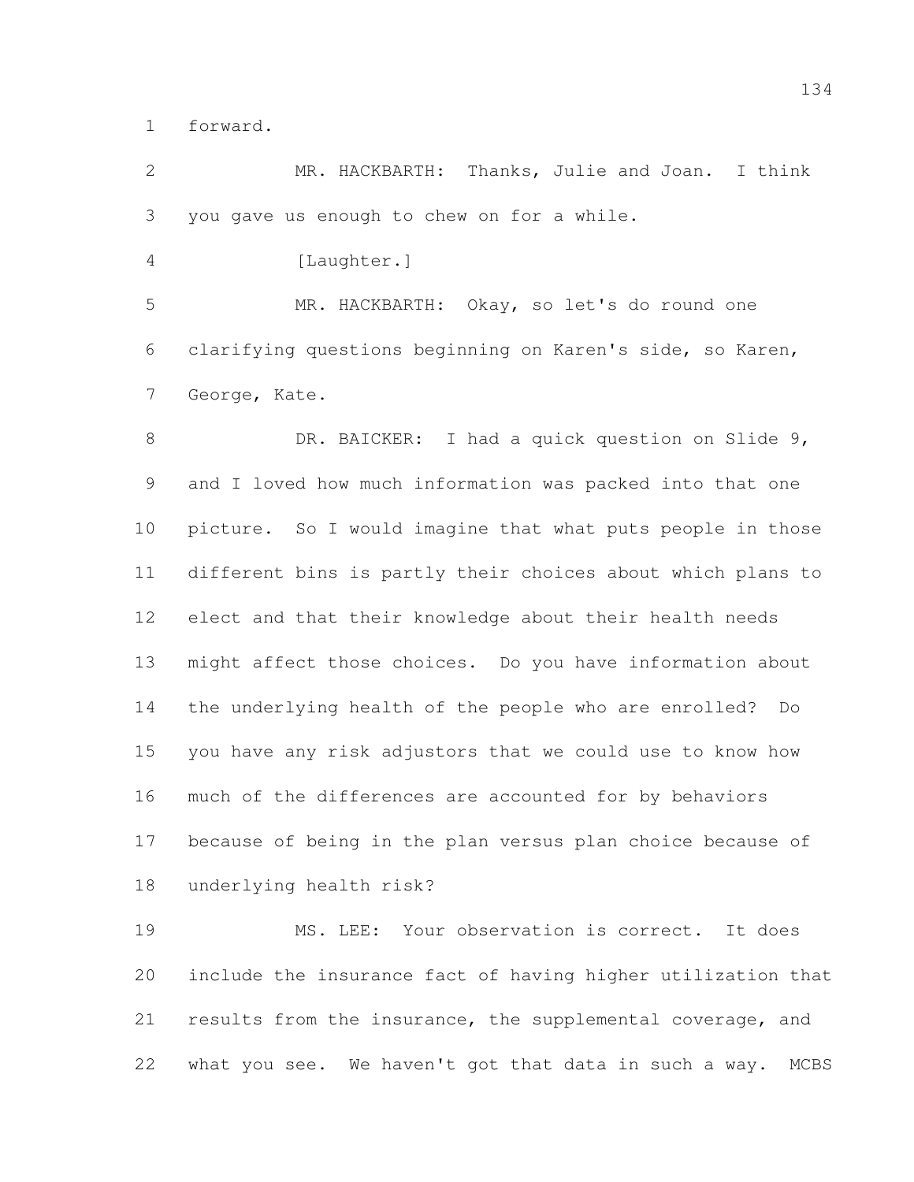forward.

MR. HACKBARTH: Thanks, Julie and Joan. I think you gave us enough to chew on for a while.

[Laughter.]

MR. HACKBARTH: Okay, so let's do round one clarifying questions beginning on Karen's side, so Karen, George, Kate.

DR. BAICKER: I had a quick question on Slide 9, and I loved how much information was packed into that one picture. So I would imagine that what puts people in those different bins is partly their choices about which plans to elect and that their knowledge about their health needs might affect those choices. Do you have information about the underlying health of the people who are enrolled? Do you have any risk adjustors that we could use to know how much of the differences are accounted for by behaviors because of being in the plan versus plan choice because of underlying health risk?

MS. LEE: Your observation is correct. It does include the insurance fact of having higher utilization that results from the insurance, the supplemental coverage, and what you see. We haven't got that data in such a way. MCBS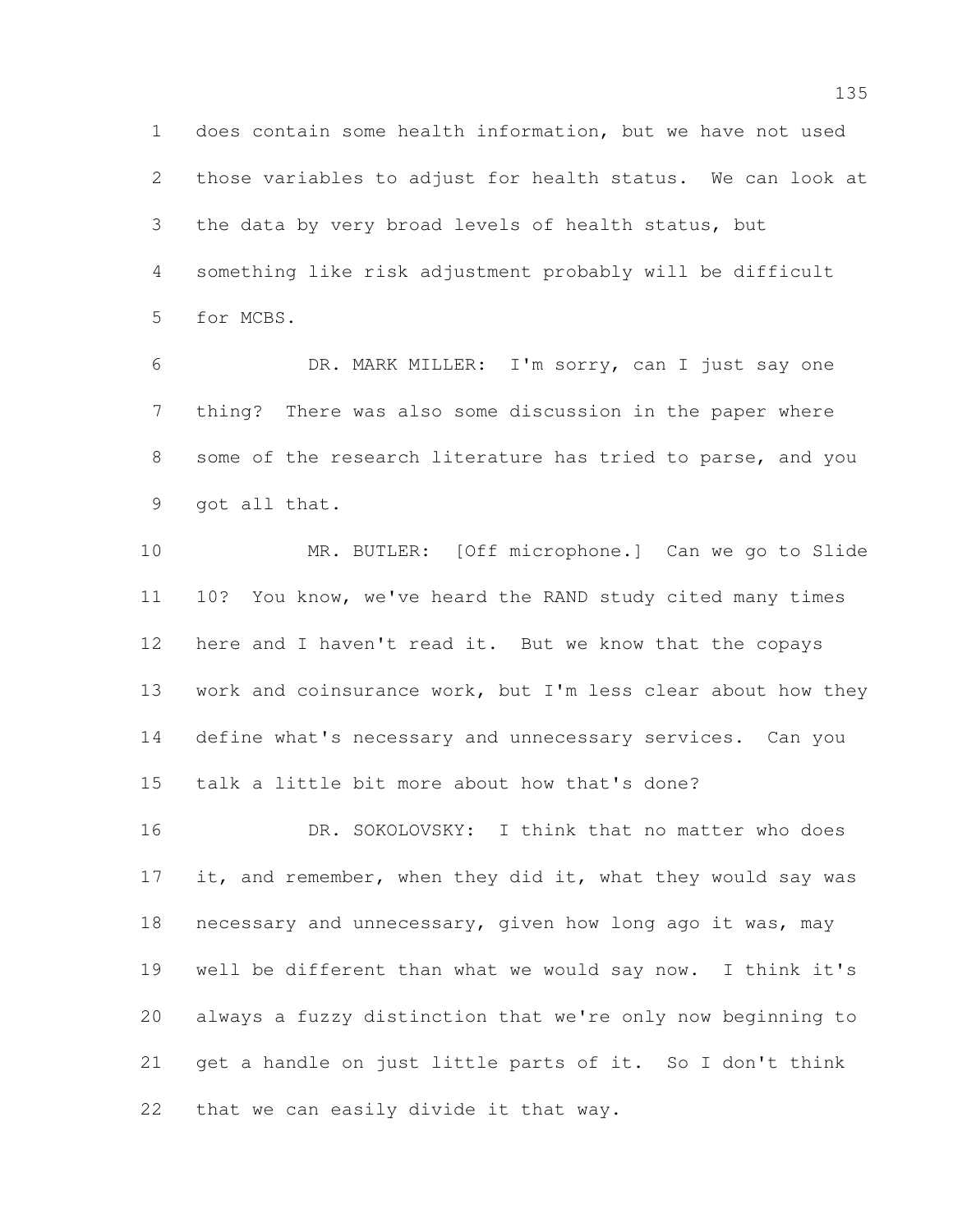does contain some health information, but we have not used those variables to adjust for health status. We can look at the data by very broad levels of health status, but something like risk adjustment probably will be difficult for MCBS.

DR. MARK MILLER: I'm sorry, can I just say one thing? There was also some discussion in the paper where some of the research literature has tried to parse, and you got all that.

MR. BUTLER: [Off microphone.] Can we go to Slide 10? You know, we've heard the RAND study cited many times here and I haven't read it. But we know that the copays work and coinsurance work, but I'm less clear about how they define what's necessary and unnecessary services. Can you talk a little bit more about how that's done?

DR. SOKOLOVSKY: I think that no matter who does it, and remember, when they did it, what they would say was necessary and unnecessary, given how long ago it was, may well be different than what we would say now. I think it's always a fuzzy distinction that we're only now beginning to get a handle on just little parts of it. So I don't think that we can easily divide it that way.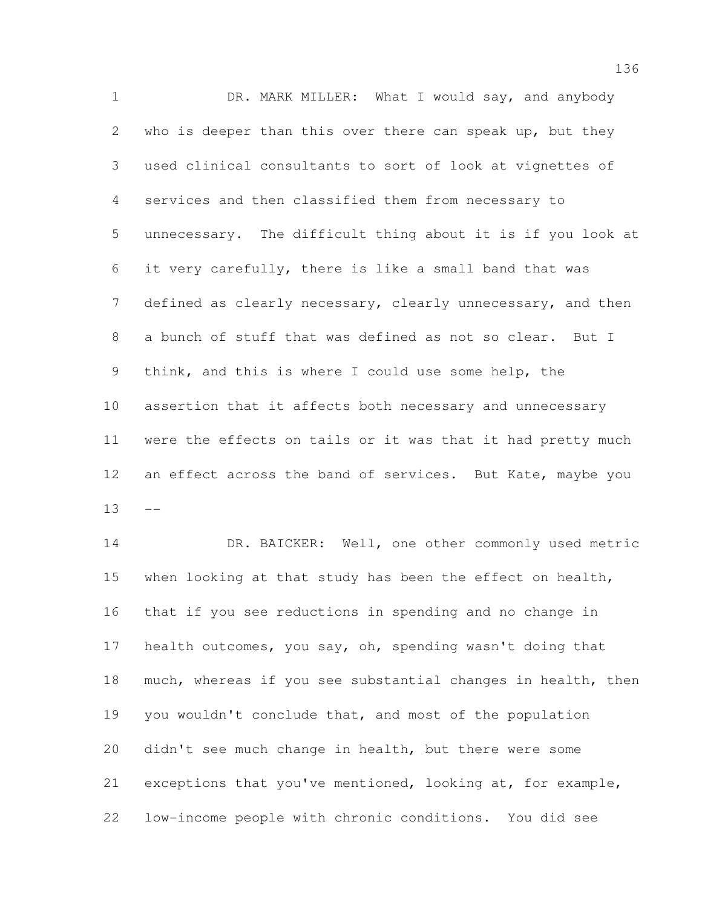DR. MARK MILLER: What I would say, and anybody who is deeper than this over there can speak up, but they used clinical consultants to sort of look at vignettes of services and then classified them from necessary to unnecessary. The difficult thing about it is if you look at it very carefully, there is like a small band that was defined as clearly necessary, clearly unnecessary, and then a bunch of stuff that was defined as not so clear. But I think, and this is where I could use some help, the assertion that it affects both necessary and unnecessary were the effects on tails or it was that it had pretty much an effect across the band of services. But Kate, maybe you --

DR. BAICKER: Well, one other commonly used metric when looking at that study has been the effect on health, that if you see reductions in spending and no change in health outcomes, you say, oh, spending wasn't doing that much, whereas if you see substantial changes in health, then you wouldn't conclude that, and most of the population didn't see much change in health, but there were some exceptions that you've mentioned, looking at, for example, low-income people with chronic conditions. You did see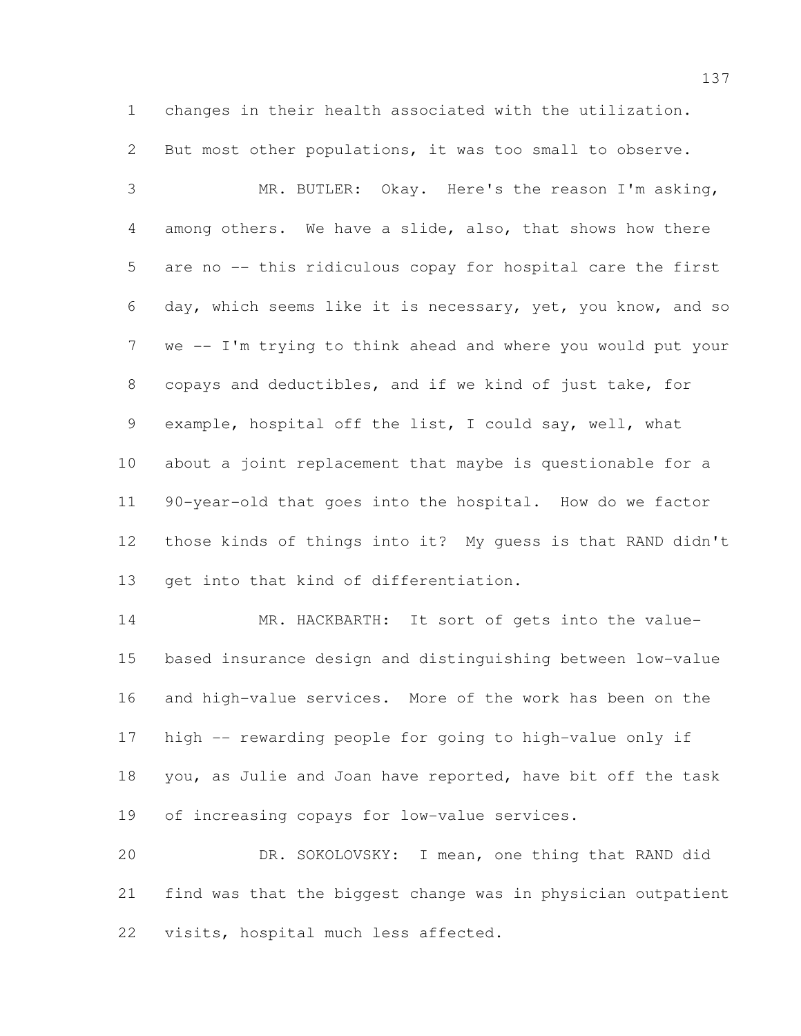changes in their health associated with the utilization. But most other populations, it was too small to observe.

MR. BUTLER: Okay. Here's the reason I'm asking, among others. We have a slide, also, that shows how there are no -- this ridiculous copay for hospital care the first day, which seems like it is necessary, yet, you know, and so we -- I'm trying to think ahead and where you would put your copays and deductibles, and if we kind of just take, for example, hospital off the list, I could say, well, what about a joint replacement that maybe is questionable for a 90-year-old that goes into the hospital. How do we factor those kinds of things into it? My guess is that RAND didn't get into that kind of differentiation.

MR. HACKBARTH: It sort of gets into the value-based insurance design and distinguishing between low-value and high-value services. More of the work has been on the high -- rewarding people for going to high-value only if you, as Julie and Joan have reported, have bit off the task of increasing copays for low-value services.

DR. SOKOLOVSKY: I mean, one thing that RAND did find was that the biggest change was in physician outpatient visits, hospital much less affected.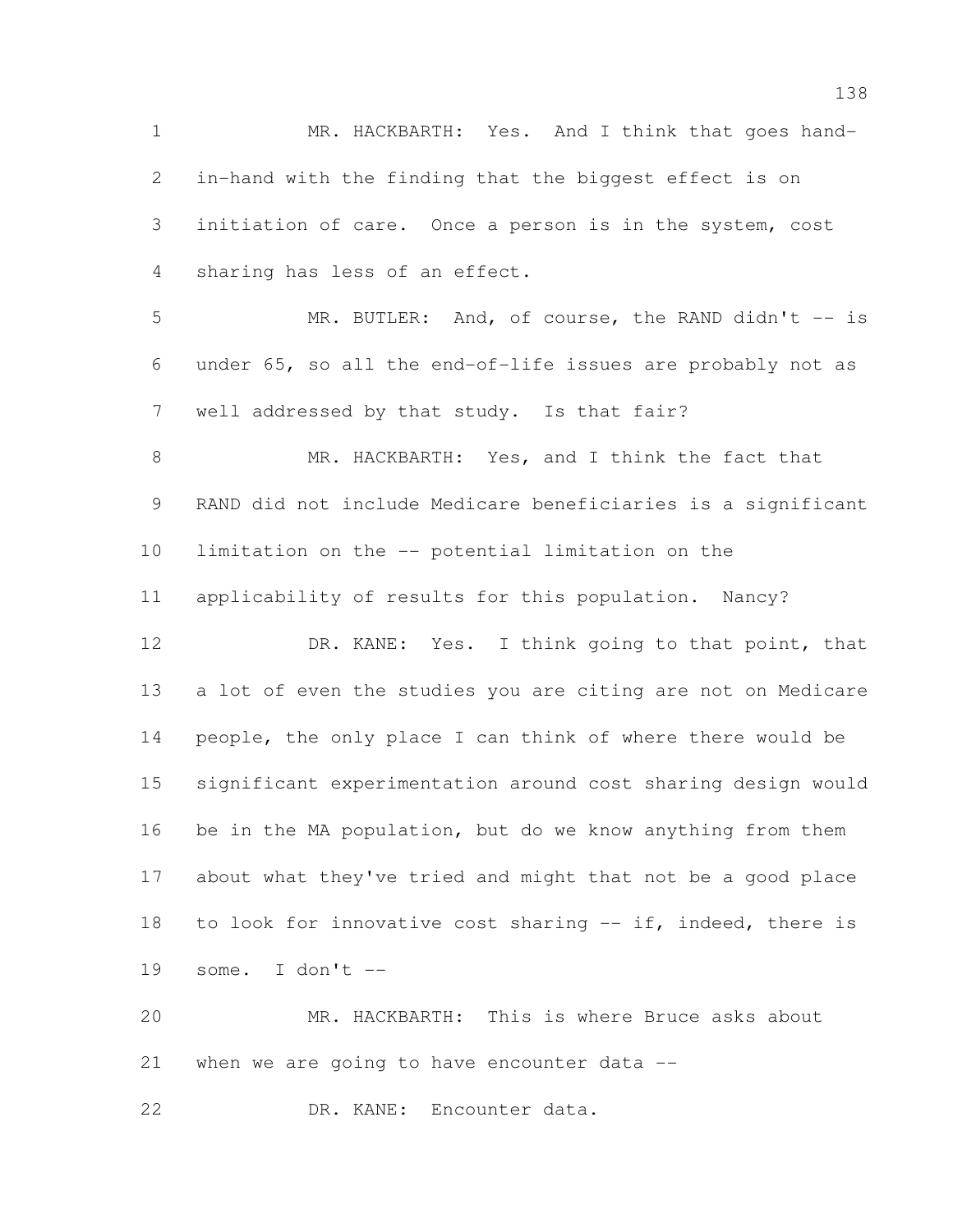MR. HACKBARTH: Yes. And I think that goes hand-in-hand with the finding that the biggest effect is on initiation of care. Once a person is in the system, cost sharing has less of an effect.

MR. BUTLER: And, of course, the RAND didn't -- is under 65, so all the end-of-life issues are probably not as well addressed by that study. Is that fair?

MR. HACKBARTH: Yes, and I think the fact that RAND did not include Medicare beneficiaries is a significant limitation on the -- potential limitation on the applicability of results for this population. Nancy?

DR. KANE: Yes. I think going to that point, that a lot of even the studies you are citing are not on Medicare people, the only place I can think of where there would be significant experimentation around cost sharing design would be in the MA population, but do we know anything from them about what they've tried and might that not be a good place to look for innovative cost sharing -- if, indeed, there is some. I don't --

MR. HACKBARTH: This is where Bruce asks about when we are going to have encounter data --

DR. KANE: Encounter data.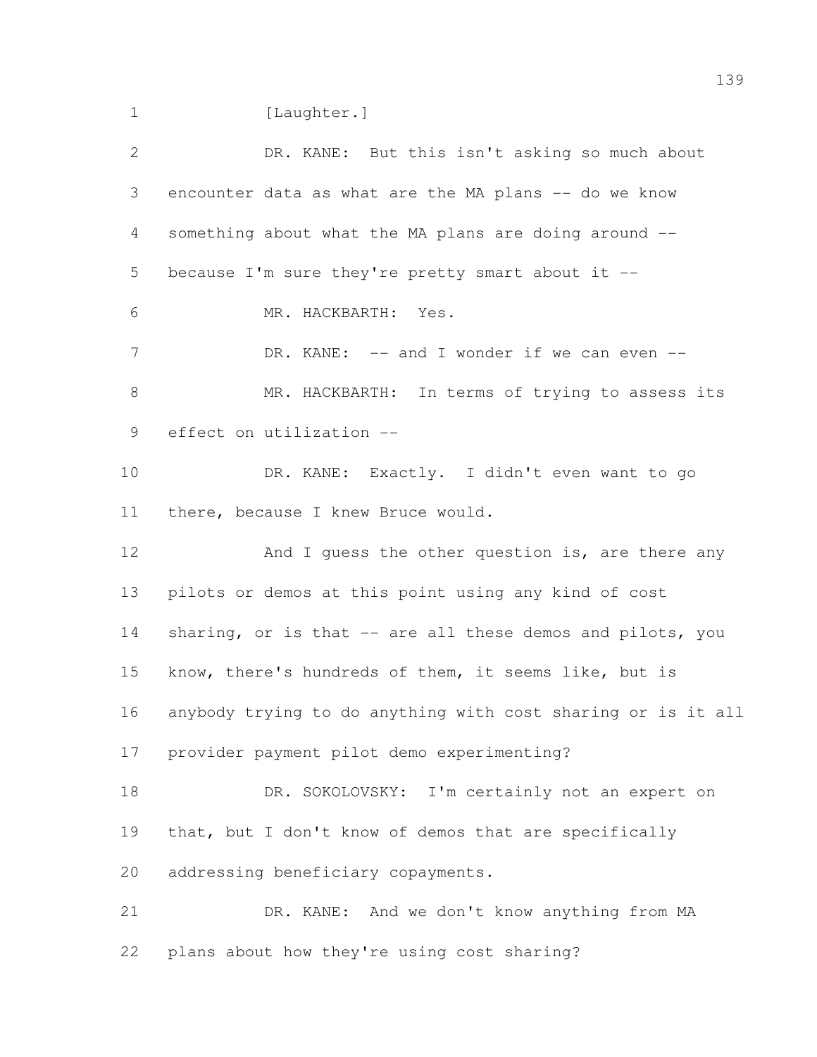[Laughter.]

DR. KANE: But this isn't asking so much about encounter data as what are the MA plans -- do we know something about what the MA plans are doing around -- because I'm sure they're pretty smart about it --

MR. HACKBARTH: Yes.

DR. KANE: -- and I wonder if we can even --

MR. HACKBARTH: In terms of trying to assess its effect on utilization --

DR. KANE: Exactly. I didn't even want to go there, because I knew Bruce would.

And I guess the other question is, are there any pilots or demos at this point using any kind of cost sharing, or is that -- are all these demos and pilots, you know, there's hundreds of them, it seems like, but is anybody trying to do anything with cost sharing or is it all provider payment pilot demo experimenting?

DR. SOKOLOVSKY: I'm certainly not an expert on that, but I don't know of demos that are specifically addressing beneficiary copayments.

DR. KANE: And we don't know anything from MA plans about how they're using cost sharing?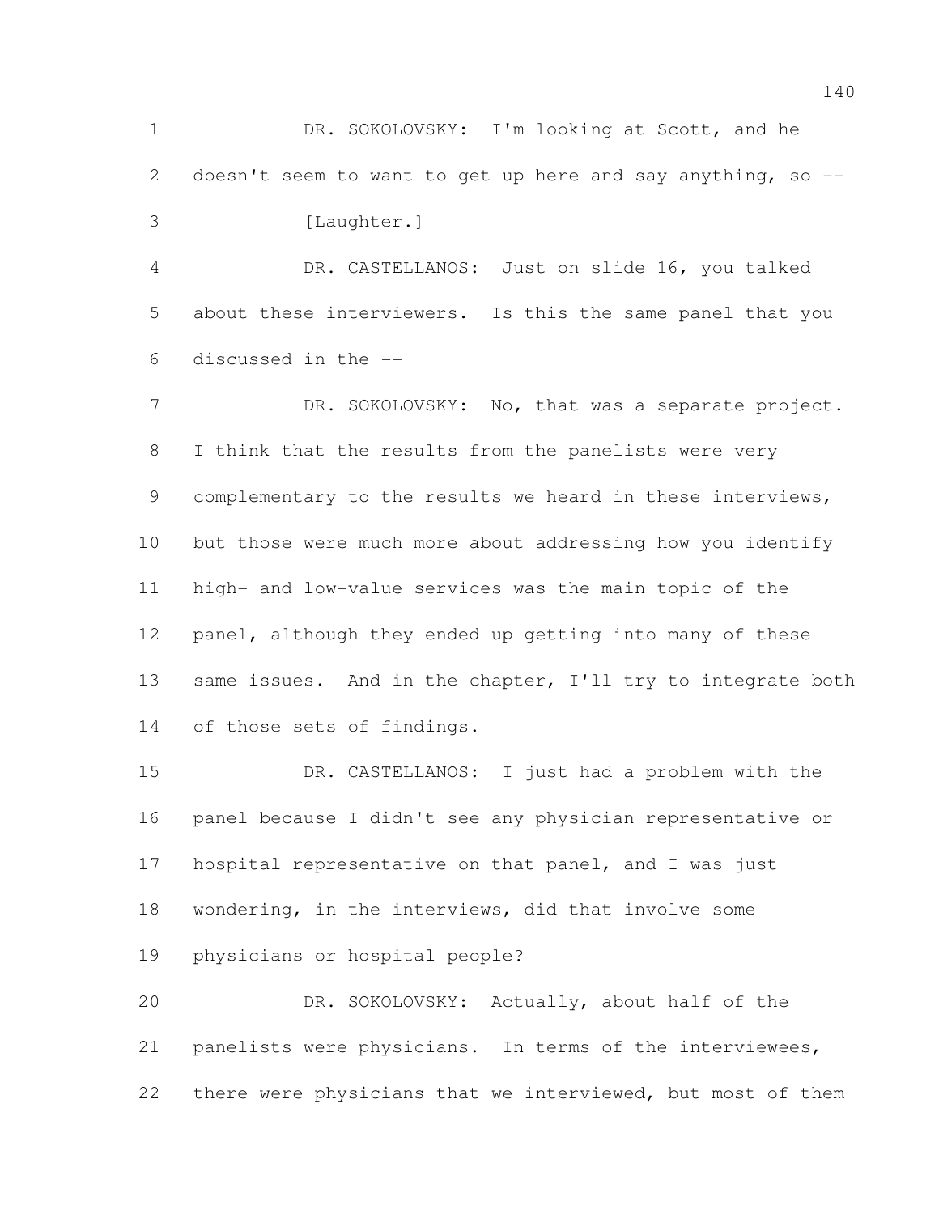DR. SOKOLOVSKY: I'm looking at Scott, and he doesn't seem to want to get up here and say anything, so --

[Laughter.]

DR. CASTELLANOS: Just on slide 16, you talked about these interviewers. Is this the same panel that you discussed in the --

DR. SOKOLOVSKY: No, that was a separate project. I think that the results from the panelists were very complementary to the results we heard in these interviews, but those were much more about addressing how you identify high- and low-value services was the main topic of the panel, although they ended up getting into many of these same issues. And in the chapter, I'll try to integrate both of those sets of findings.

DR. CASTELLANOS: I just had a problem with the panel because I didn't see any physician representative or hospital representative on that panel, and I was just wondering, in the interviews, did that involve some physicians or hospital people?

DR. SOKOLOVSKY: Actually, about half of the panelists were physicians. In terms of the interviewees, there were physicians that we interviewed, but most of them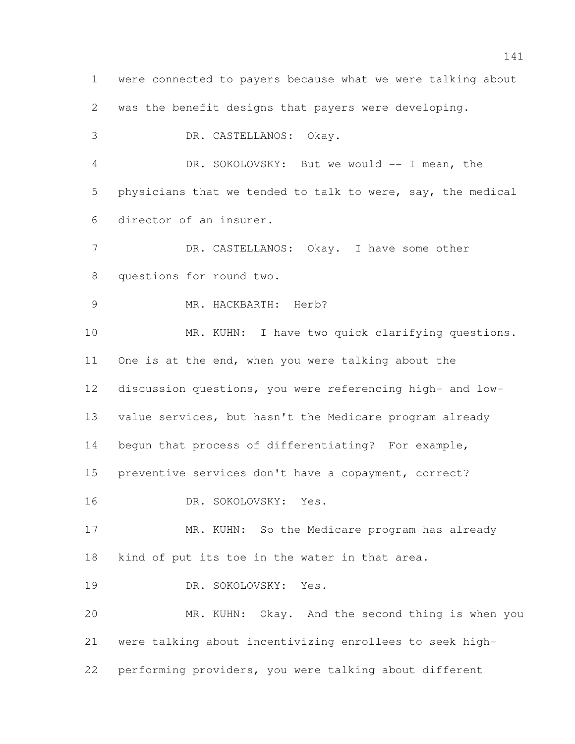were connected to payers because what we were talking about was the benefit designs that payers were developing.

DR. CASTELLANOS: Okay.

DR. SOKOLOVSKY: But we would -- I mean, the physicians that we tended to talk to were, say, the medical director of an insurer.

DR. CASTELLANOS: Okay. I have some other questions for round two.

MR. HACKBARTH: Herb?

MR. KUHN: I have two quick clarifying questions. One is at the end, when you were talking about the discussion questions, you were referencing high- and low-value services, but hasn't the Medicare program already begun that process of differentiating? For example, preventive services don't have a copayment, correct?

DR. SOKOLOVSKY: Yes.

MR. KUHN: So the Medicare program has already kind of put its toe in the water in that area.

DR. SOKOLOVSKY: Yes.

MR. KUHN: Okay. And the second thing is when you were talking about incentivizing enrollees to seek high-performing providers, you were talking about different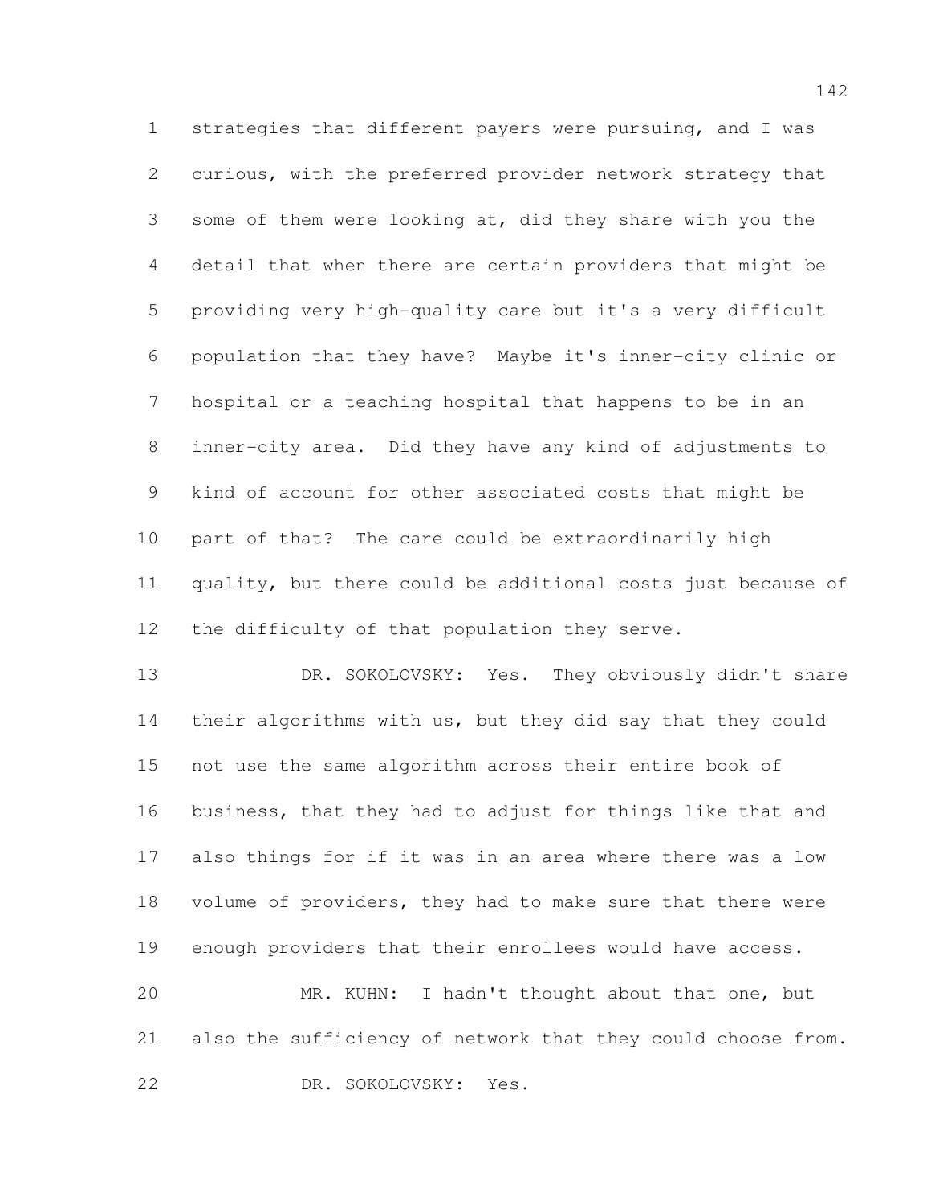strategies that different payers were pursuing, and I was curious, with the preferred provider network strategy that some of them were looking at, did they share with you the detail that when there are certain providers that might be providing very high-quality care but it's a very difficult population that they have? Maybe it's inner-city clinic or hospital or a teaching hospital that happens to be in an inner-city area. Did they have any kind of adjustments to kind of account for other associated costs that might be part of that? The care could be extraordinarily high quality, but there could be additional costs just because of the difficulty of that population they serve.

DR. SOKOLOVSKY: Yes. They obviously didn't share their algorithms with us, but they did say that they could not use the same algorithm across their entire book of business, that they had to adjust for things like that and also things for if it was in an area where there was a low volume of providers, they had to make sure that there were enough providers that their enrollees would have access.

MR. KUHN: I hadn't thought about that one, but also the sufficiency of network that they could choose from.

DR. SOKOLOVSKY: Yes.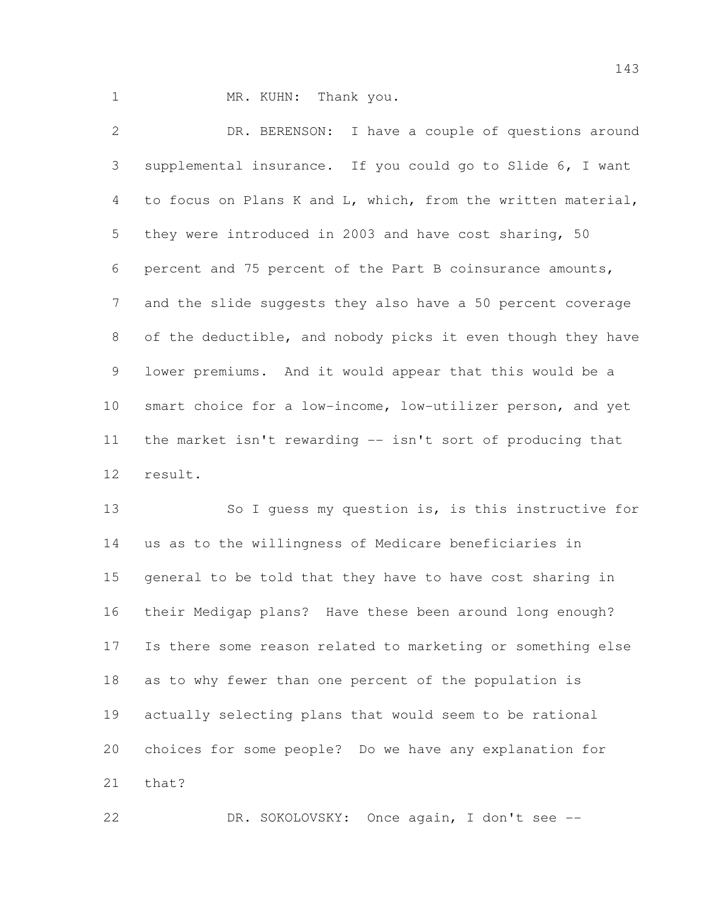MR. KUHN: Thank you.

DR. BERENSON: I have a couple of questions around supplemental insurance. If you could go to Slide 6, I want to focus on Plans K and L, which, from the written material, they were introduced in 2003 and have cost sharing, 50 percent and 75 percent of the Part B coinsurance amounts, and the slide suggests they also have a 50 percent coverage of the deductible, and nobody picks it even though they have lower premiums. And it would appear that this would be a smart choice for a low-income, low-utilizer person, and yet the market isn't rewarding -- isn't sort of producing that result.

So I guess my question is, is this instructive for us as to the willingness of Medicare beneficiaries in general to be told that they have to have cost sharing in their Medigap plans? Have these been around long enough? Is there some reason related to marketing or something else as to why fewer than one percent of the population is actually selecting plans that would seem to be rational choices for some people? Do we have any explanation for that?

DR. SOKOLOVSKY: Once again, I don't see --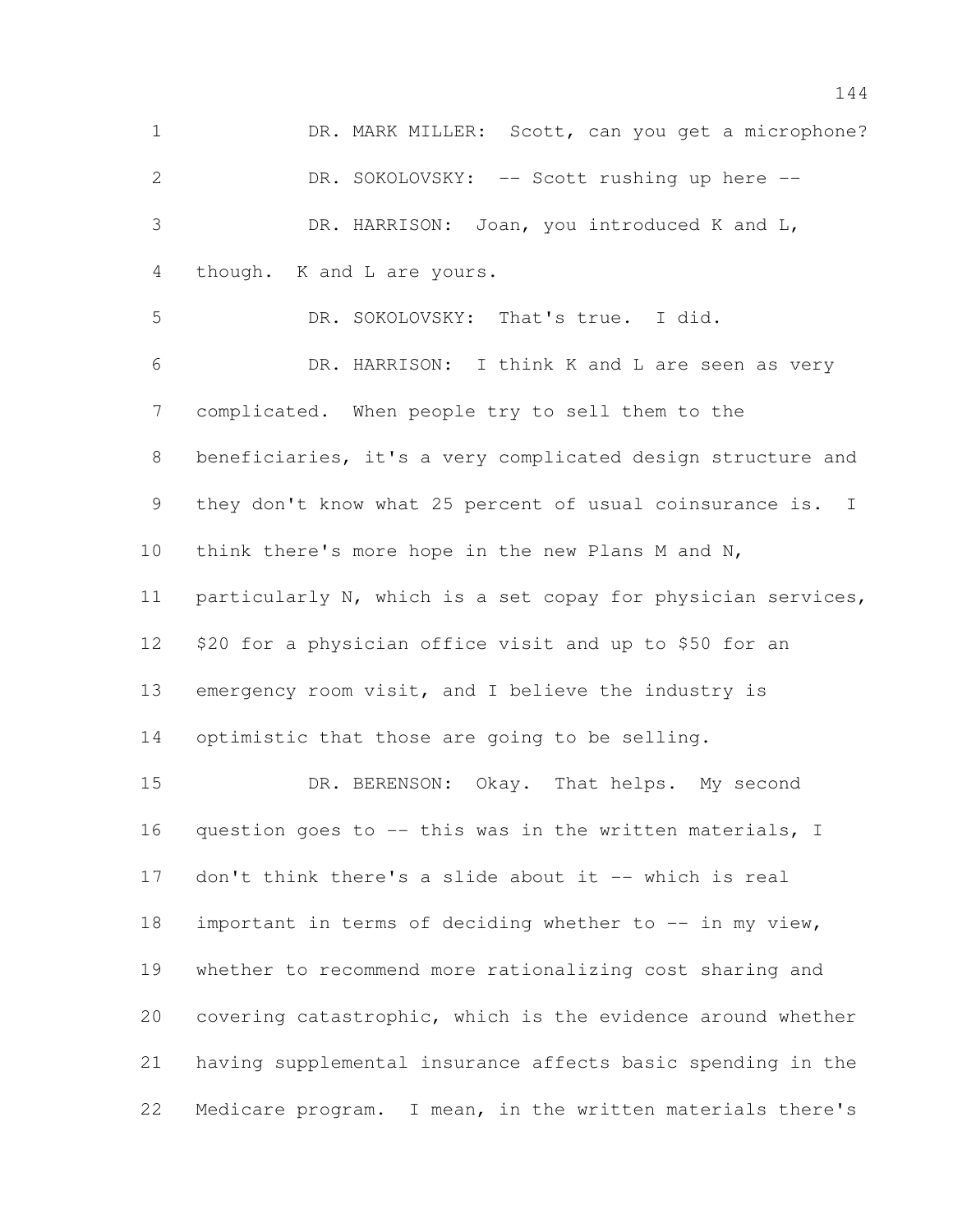DR. MARK MILLER: Scott, can you get a microphone?

DR. SOKOLOVSKY: -- Scott rushing up here --

DR. HARRISON: Joan, you introduced K and L, though. K and L are yours.

DR. SOKOLOVSKY: That's true. I did.

DR. HARRISON: I think K and L are seen as very complicated. When people try to sell them to the beneficiaries, it's a very complicated design structure and they don't know what 25 percent of usual coinsurance is. I think there's more hope in the new Plans M and N, particularly N, which is a set copay for physician services, $20 for a physician office visit and up to $50 for an emergency room visit, and I believe the industry is optimistic that those are going to be selling.

DR. BERENSON: Okay. That helps. My second question goes to -- this was in the written materials, I don't think there's a slide about it -- which is real important in terms of deciding whether to -- in my view, whether to recommend more rationalizing cost sharing and covering catastrophic, which is the evidence around whether having supplemental insurance affects basic spending in the Medicare program. I mean, in the written materials there's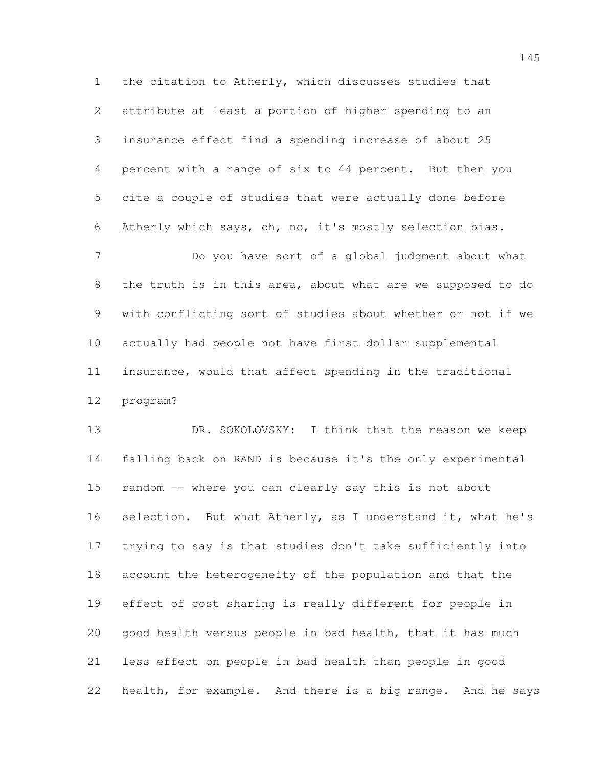the citation to Atherly, which discusses studies that attribute at least a portion of higher spending to an insurance effect find a spending increase of about 25 percent with a range of six to 44 percent. But then you cite a couple of studies that were actually done before Atherly which says, oh, no, it's mostly selection bias.

Do you have sort of a global judgment about what the truth is in this area, about what are we supposed to do with conflicting sort of studies about whether or not if we actually had people not have first dollar supplemental insurance, would that affect spending in the traditional program?

DR. SOKOLOVSKY: I think that the reason we keep falling back on RAND is because it's the only experimental random -- where you can clearly say this is not about selection. But what Atherly, as I understand it, what he's trying to say is that studies don't take sufficiently into account the heterogeneity of the population and that the effect of cost sharing is really different for people in good health versus people in bad health, that it has much less effect on people in bad health than people in good health, for example. And there is a big range. And he says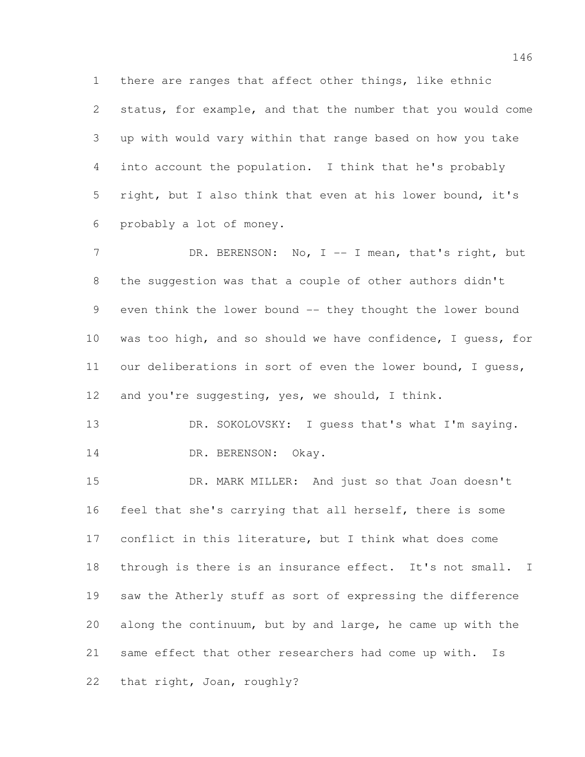there are ranges that affect other things, like ethnic status, for example, and that the number that you would come up with would vary within that range based on how you take into account the population. I think that he's probably right, but I also think that even at his lower bound, it's probably a lot of money.

DR. BERENSON: No, I -- I mean, that's right, but the suggestion was that a couple of other authors didn't even think the lower bound -- they thought the lower bound was too high, and so should we have confidence, I guess, for our deliberations in sort of even the lower bound, I guess, and you're suggesting, yes, we should, I think.

DR. SOKOLOVSKY: I guess that's what I'm saying.

DR. BERENSON: Okay.

DR. MARK MILLER: And just so that Joan doesn't feel that she's carrying that all herself, there is some conflict in this literature, but I think what does come through is there is an insurance effect. It's not small. I saw the Atherly stuff as sort of expressing the difference along the continuum, but by and large, he came up with the same effect that other researchers had come up with. Is that right, Joan, roughly?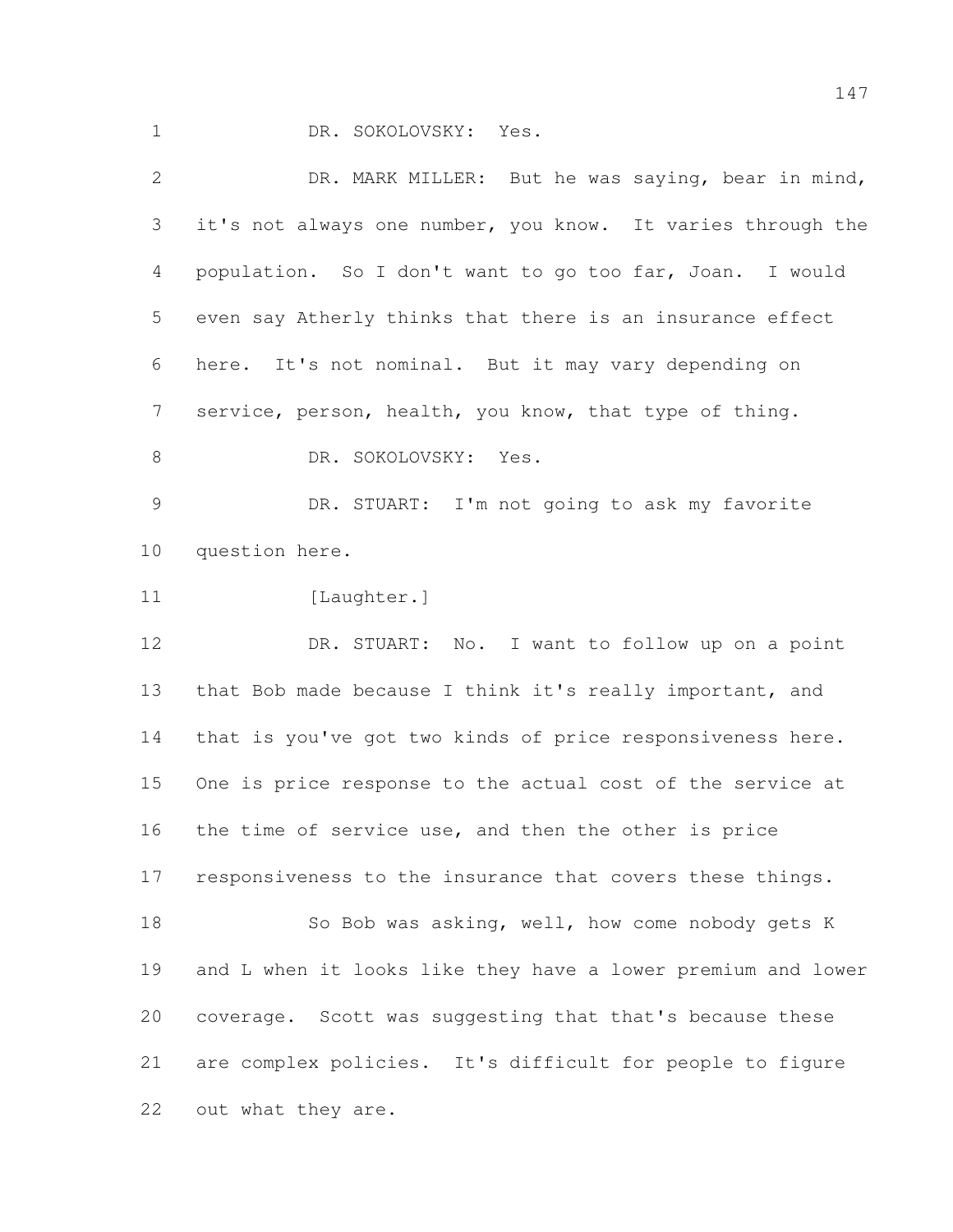DR. SOKOLOVSKY: Yes.

DR. MARK MILLER: But he was saying, bear in mind, it's not always one number, you know. It varies through the population. So I don't want to go too far, Joan. I would even say Atherly thinks that there is an insurance effect here. It's not nominal. But it may vary depending on service, person, health, you know, that type of thing.

DR. SOKOLOVSKY: Yes.

DR. STUART: I'm not going to ask my favorite question here.

[Laughter.]

DR. STUART: No. I want to follow up on a point that Bob made because I think it's really important, and that is you've got two kinds of price responsiveness here. One is price response to the actual cost of the service at the time of service use, and then the other is price responsiveness to the insurance that covers these things.

So Bob was asking, well, how come nobody gets K and L when it looks like they have a lower premium and lower coverage. Scott was suggesting that that's because these are complex policies. It's difficult for people to figure out what they are.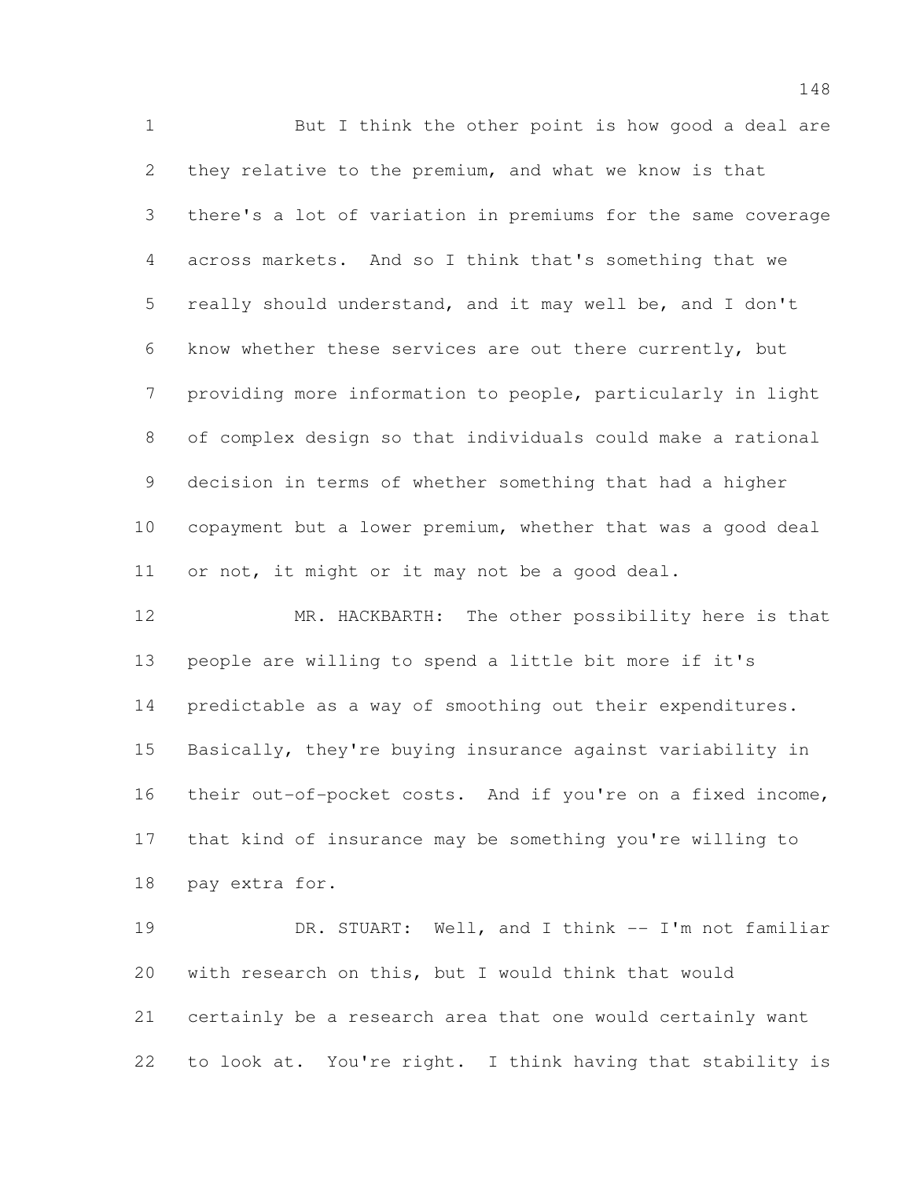But I think the other point is how good a deal are they relative to the premium, and what we know is that there's a lot of variation in premiums for the same coverage across markets. And so I think that's something that we really should understand, and it may well be, and I don't know whether these services are out there currently, but providing more information to people, particularly in light of complex design so that individuals could make a rational decision in terms of whether something that had a higher copayment but a lower premium, whether that was a good deal or not, it might or it may not be a good deal.

MR. HACKBARTH: The other possibility here is that people are willing to spend a little bit more if it's predictable as a way of smoothing out their expenditures. Basically, they're buying insurance against variability in their out-of-pocket costs. And if you're on a fixed income, that kind of insurance may be something you're willing to pay extra for.

DR. STUART: Well, and I think -- I'm not familiar with research on this, but I would think that would certainly be a research area that one would certainly want to look at. You're right. I think having that stability is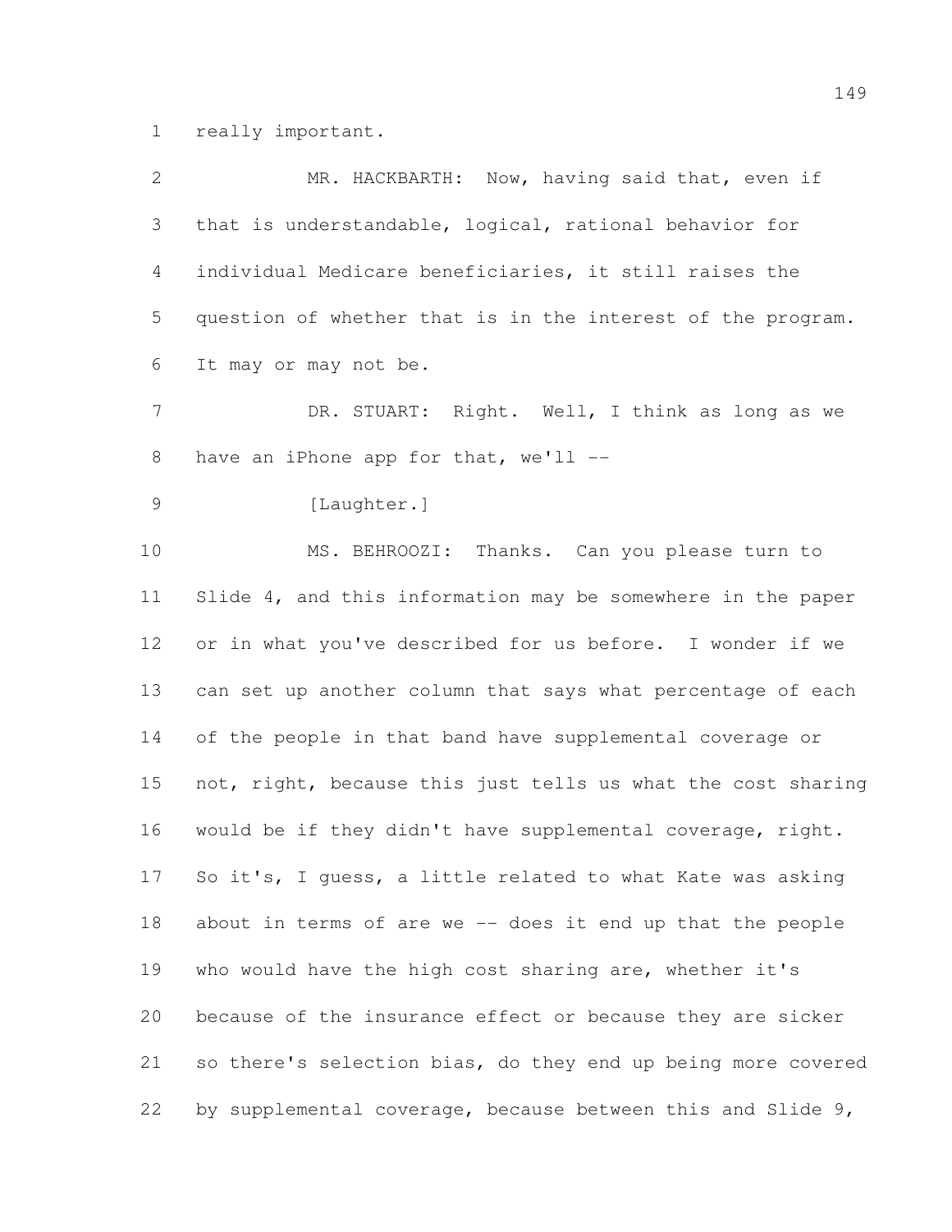really important.

MR. HACKBARTH: Now, having said that, even if that is understandable, logical, rational behavior for individual Medicare beneficiaries, it still raises the question of whether that is in the interest of the program. It may or may not be.

DR. STUART: Right. Well, I think as long as we have an iPhone app for that, we'll --

[Laughter.]

MS. BEHROOZI: Thanks. Can you please turn to Slide 4, and this information may be somewhere in the paper or in what you've described for us before. I wonder if we can set up another column that says what percentage of each of the people in that band have supplemental coverage or not, right, because this just tells us what the cost sharing would be if they didn't have supplemental coverage, right. So it's, I guess, a little related to what Kate was asking about in terms of are we -- does it end up that the people who would have the high cost sharing are, whether it's because of the insurance effect or because they are sicker so there's selection bias, do they end up being more covered by supplemental coverage, because between this and Slide 9,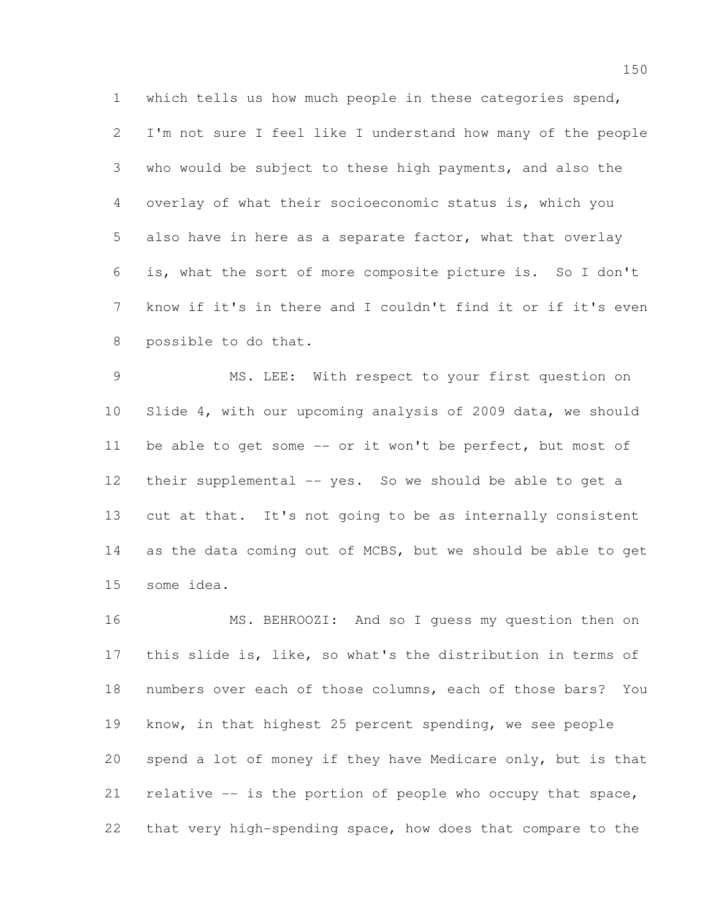which tells us how much people in these categories spend, I'm not sure I feel like I understand how many of the people who would be subject to these high payments, and also the overlay of what their socioeconomic status is, which you also have in here as a separate factor, what that overlay is, what the sort of more composite picture is. So I don't know if it's in there and I couldn't find it or if it's even possible to do that.

MS. LEE: With respect to your first question on Slide 4, with our upcoming analysis of 2009 data, we should be able to get some -- or it won't be perfect, but most of their supplemental -- yes. So we should be able to get a cut at that. It's not going to be as internally consistent as the data coming out of MCBS, but we should be able to get some idea.

MS. BEHROOZI: And so I guess my question then on this slide is, like, so what's the distribution in terms of numbers over each of those columns, each of those bars? You know, in that highest 25 percent spending, we see people spend a lot of money if they have Medicare only, but is that relative -- is the portion of people who occupy that space, that very high-spending space, how does that compare to the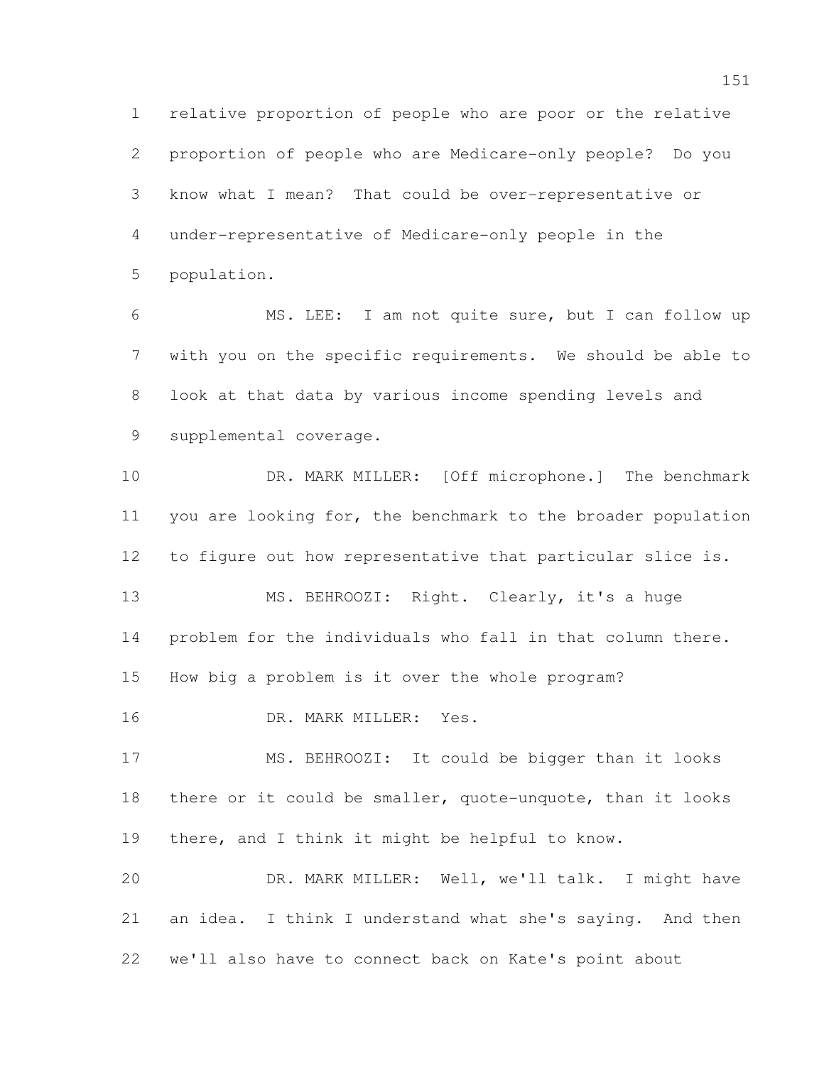relative proportion of people who are poor or the relative proportion of people who are Medicare-only people? Do you know what I mean? That could be over-representative or under-representative of Medicare-only people in the population.

MS. LEE: I am not quite sure, but I can follow up with you on the specific requirements. We should be able to look at that data by various income spending levels and supplemental coverage.

DR. MARK MILLER: [Off microphone.] The benchmark you are looking for, the benchmark to the broader population to figure out how representative that particular slice is.

MS. BEHROOZI: Right. Clearly, it's a huge problem for the individuals who fall in that column there. How big a problem is it over the whole program?

DR. MARK MILLER: Yes.

MS. BEHROOZI: It could be bigger than it looks there or it could be smaller, quote-unquote, than it looks there, and I think it might be helpful to know.

DR. MARK MILLER: Well, we'll talk. I might have an idea. I think I understand what she's saying. And then we'll also have to connect back on Kate's point about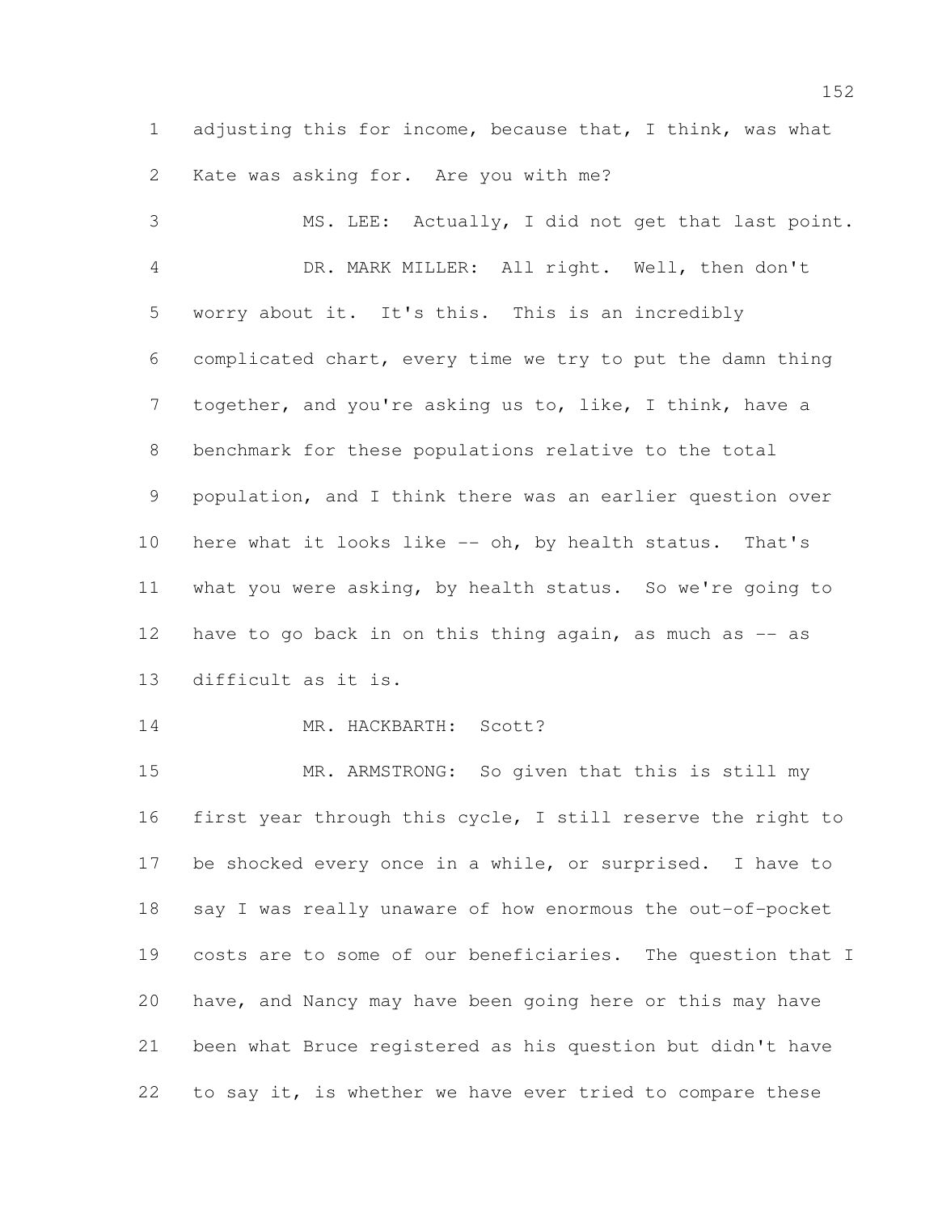adjusting this for income, because that, I think, was what Kate was asking for. Are you with me?

MS. LEE: Actually, I did not get that last point.

DR. MARK MILLER: All right. Well, then don't worry about it. It's this. This is an incredibly complicated chart, every time we try to put the damn thing together, and you're asking us to, like, I think, have a benchmark for these populations relative to the total population, and I think there was an earlier question over here what it looks like -- oh, by health status. That's what you were asking, by health status. So we're going to have to go back in on this thing again, as much as -- as difficult as it is.

MR. HACKBARTH: Scott?

MR. ARMSTRONG: So given that this is still my first year through this cycle, I still reserve the right to be shocked every once in a while, or surprised. I have to say I was really unaware of how enormous the out-of-pocket costs are to some of our beneficiaries. The question that I have, and Nancy may have been going here or this may have been what Bruce registered as his question but didn't have to say it, is whether we have ever tried to compare these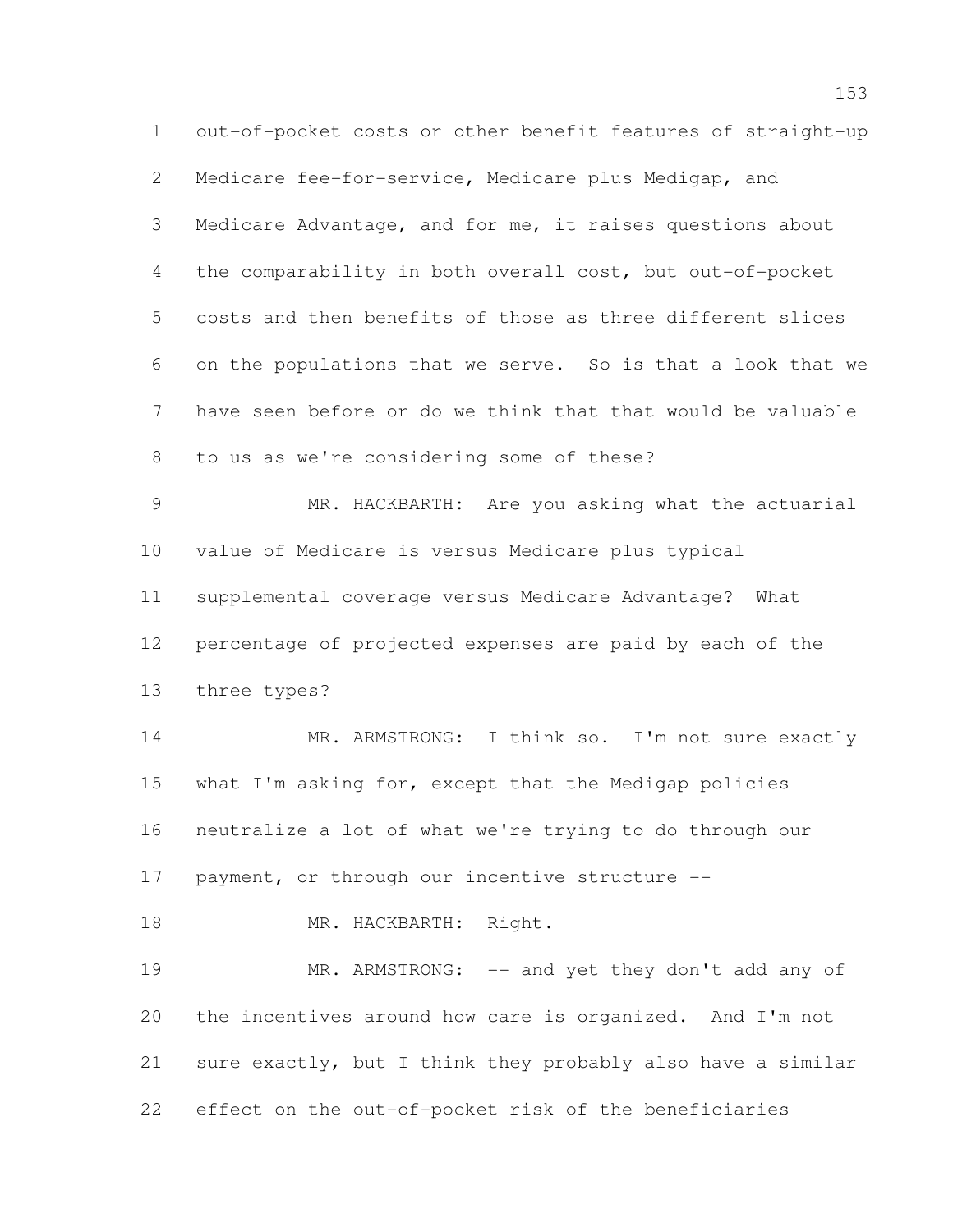out-of-pocket costs or other benefit features of straight-up Medicare fee-for-service, Medicare plus Medigap, and Medicare Advantage, and for me, it raises questions about the comparability in both overall cost, but out-of-pocket costs and then benefits of those as three different slices on the populations that we serve. So is that a look that we have seen before or do we think that that would be valuable to us as we're considering some of these?

MR. HACKBARTH: Are you asking what the actuarial value of Medicare is versus Medicare plus typical supplemental coverage versus Medicare Advantage? What percentage of projected expenses are paid by each of the three types?

MR. ARMSTRONG: I think so. I'm not sure exactly what I'm asking for, except that the Medigap policies neutralize a lot of what we're trying to do through our payment, or through our incentive structure --

MR. HACKBARTH: Right.

MR. ARMSTRONG: -- and yet they don't add any of the incentives around how care is organized. And I'm not sure exactly, but I think they probably also have a similar effect on the out-of-pocket risk of the beneficiaries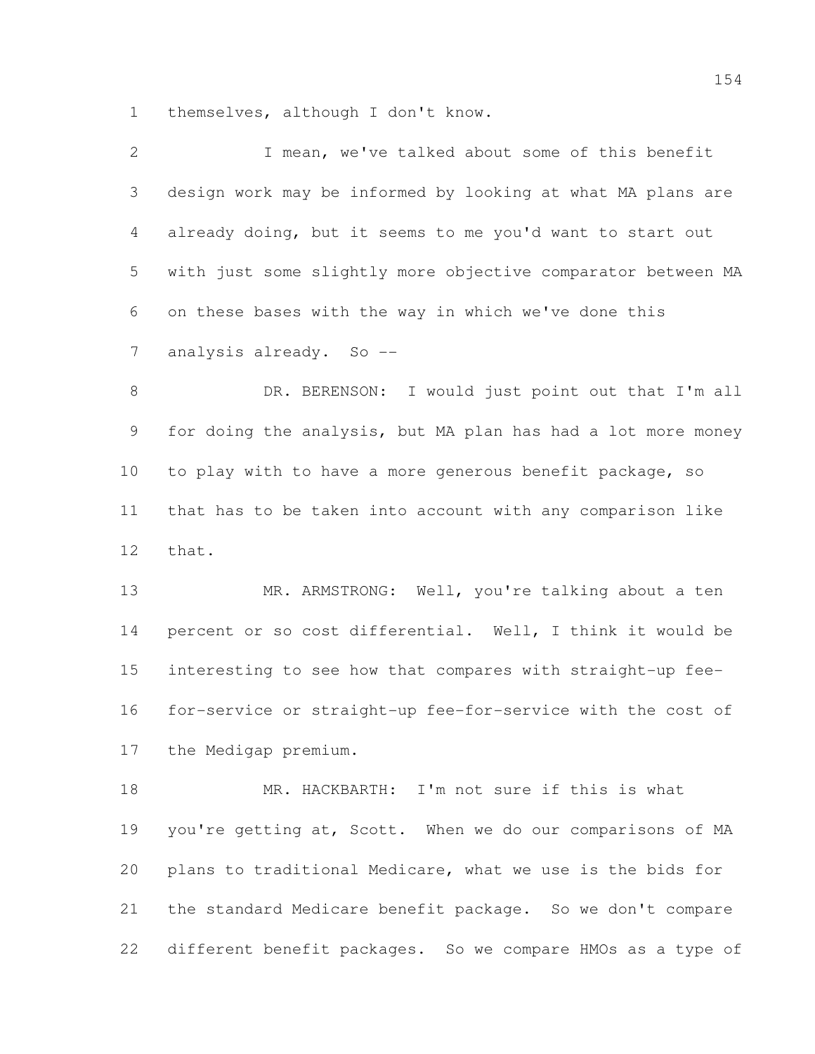themselves, although I don't know.

I mean, we've talked about some of this benefit design work may be informed by looking at what MA plans are already doing, but it seems to me you'd want to start out with just some slightly more objective comparator between MA on these bases with the way in which we've done this analysis already. So --

DR. BERENSON: I would just point out that I'm all for doing the analysis, but MA plan has had a lot more money to play with to have a more generous benefit package, so that has to be taken into account with any comparison like that.

MR. ARMSTRONG: Well, you're talking about a ten percent or so cost differential. Well, I think it would be interesting to see how that compares with straight-up fee-for-service or straight-up fee-for-service with the cost of the Medigap premium.

MR. HACKBARTH: I'm not sure if this is what you're getting at, Scott. When we do our comparisons of MA plans to traditional Medicare, what we use is the bids for the standard Medicare benefit package. So we don't compare different benefit packages. So we compare HMOs as a type of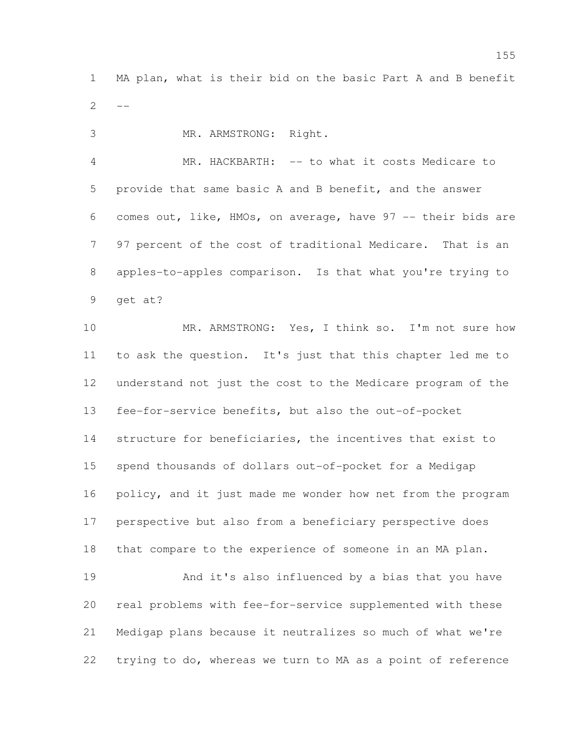MA plan, what is their bid on the basic Part A and B benefit --

MR. ARMSTRONG: Right.

MR. HACKBARTH: -- to what it costs Medicare to provide that same basic A and B benefit, and the answer comes out, like, HMOs, on average, have 97 -- their bids are 97 percent of the cost of traditional Medicare. That is an apples-to-apples comparison. Is that what you're trying to get at?

MR. ARMSTRONG: Yes, I think so. I'm not sure how to ask the question. It's just that this chapter led me to understand not just the cost to the Medicare program of the fee-for-service benefits, but also the out-of-pocket structure for beneficiaries, the incentives that exist to spend thousands of dollars out-of-pocket for a Medigap policy, and it just made me wonder how net from the program perspective but also from a beneficiary perspective does that compare to the experience of someone in an MA plan.

And it's also influenced by a bias that you have real problems with fee-for-service supplemented with these Medigap plans because it neutralizes so much of what we're trying to do, whereas we turn to MA as a point of reference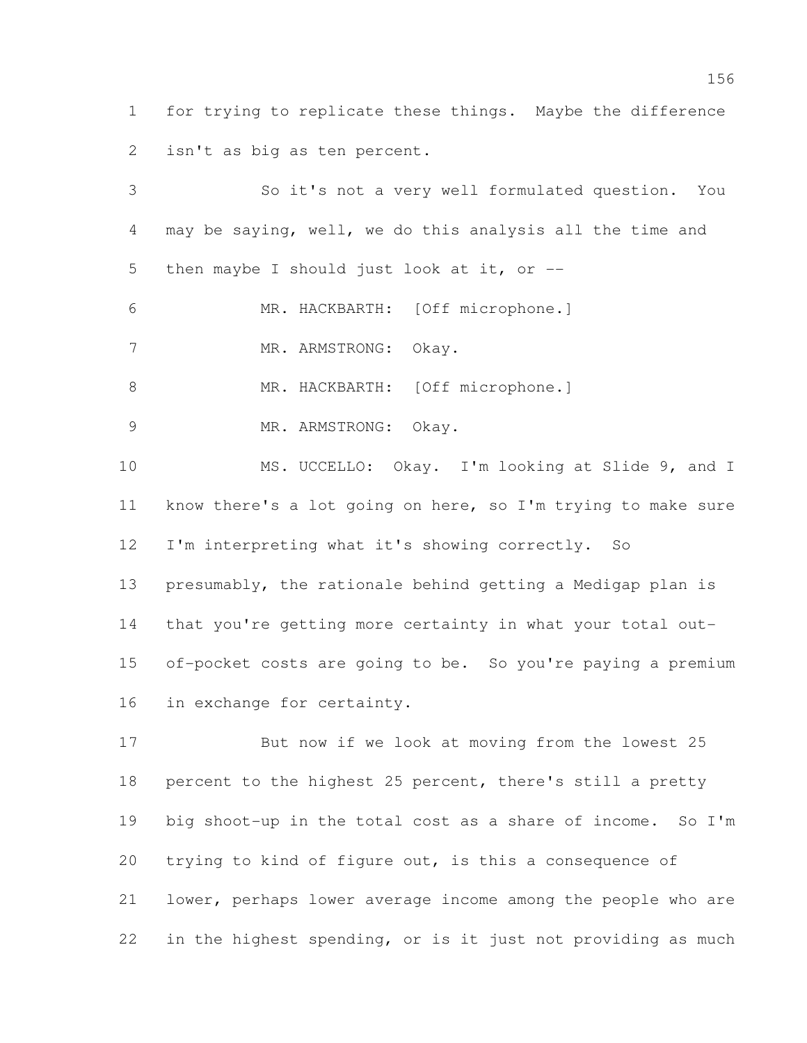for trying to replicate these things. Maybe the difference isn't as big as ten percent.

So it's not a very well formulated question. You may be saying, well, we do this analysis all the time and then maybe I should just look at it, or --

MR. HACKBARTH: [Off microphone.]

MR. ARMSTRONG: Okay.

MR. HACKBARTH: [Off microphone.]

MR. ARMSTRONG: Okay.

MS. UCCELLO: Okay. I'm looking at Slide 9, and I know there's a lot going on here, so I'm trying to make sure I'm interpreting what it's showing correctly. So presumably, the rationale behind getting a Medigap plan is that you're getting more certainty in what your total out-of-pocket costs are going to be. So you're paying a premium in exchange for certainty.

But now if we look at moving from the lowest 25 percent to the highest 25 percent, there's still a pretty big shoot-up in the total cost as a share of income. So I'm trying to kind of figure out, is this a consequence of lower, perhaps lower average income among the people who are in the highest spending, or is it just not providing as much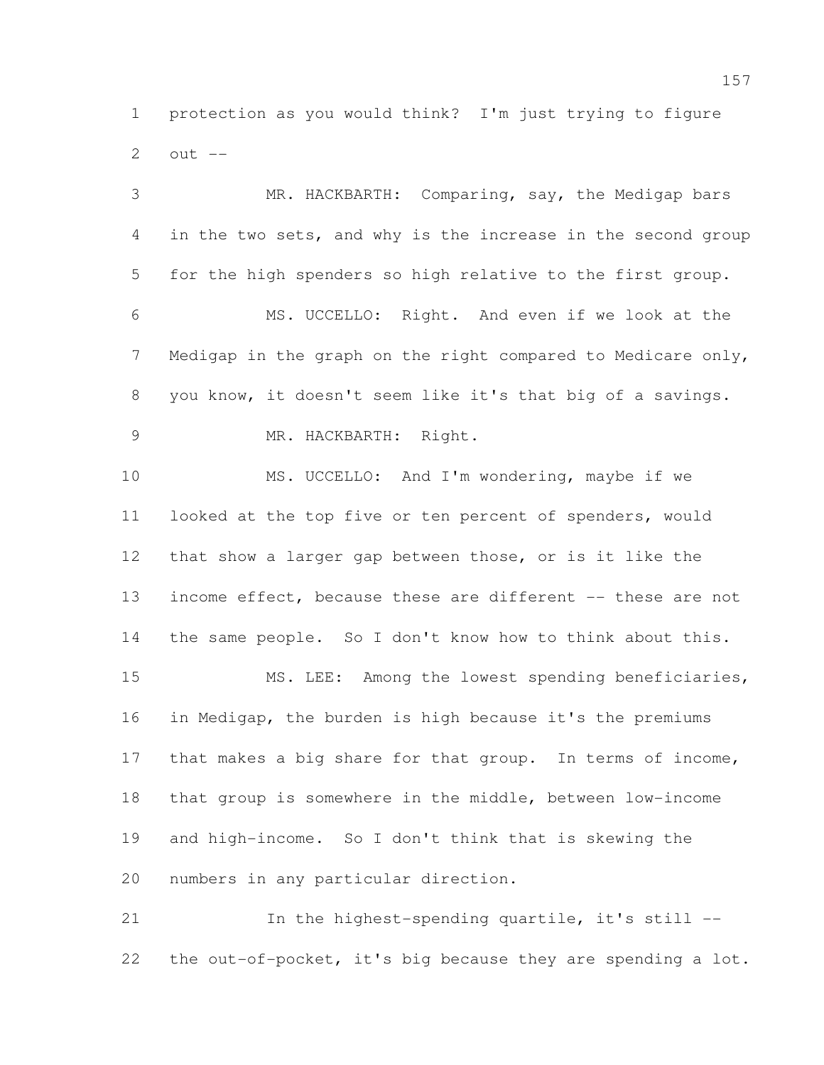protection as you would think? I'm just trying to figure out --

MR. HACKBARTH: Comparing, say, the Medigap bars in the two sets, and why is the increase in the second group for the high spenders so high relative to the first group.

MS. UCCELLO: Right. And even if we look at the Medigap in the graph on the right compared to Medicare only, you know, it doesn't seem like it's that big of a savings.

MR. HACKBARTH: Right.

MS. UCCELLO: And I'm wondering, maybe if we looked at the top five or ten percent of spenders, would that show a larger gap between those, or is it like the income effect, because these are different -- these are not the same people. So I don't know how to think about this.

MS. LEE: Among the lowest spending beneficiaries, in Medigap, the burden is high because it's the premiums that makes a big share for that group. In terms of income, that group is somewhere in the middle, between low-income and high-income. So I don't think that is skewing the numbers in any particular direction.

In the highest-spending quartile, it's still -- the out-of-pocket, it's big because they are spending a lot.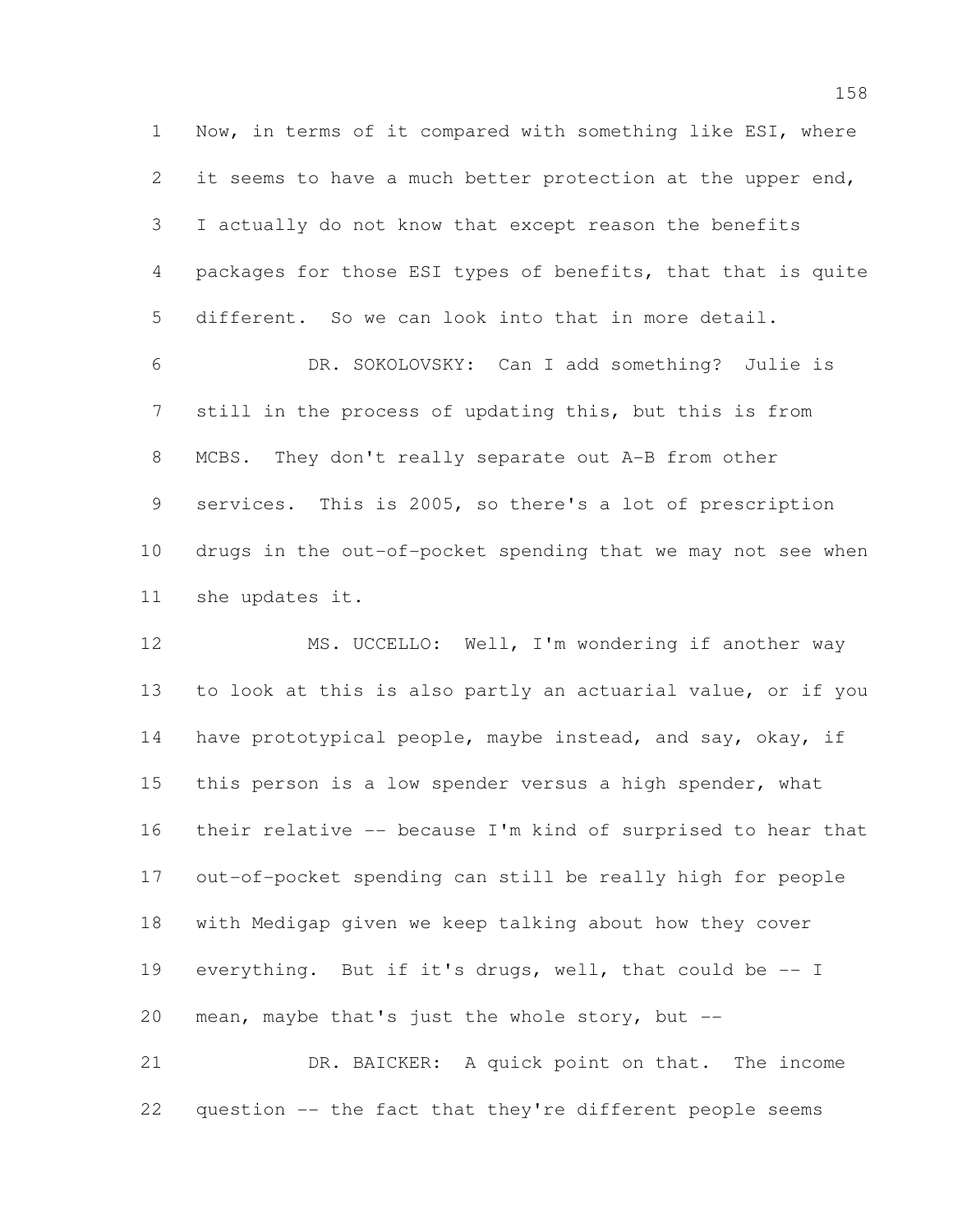Now, in terms of it compared with something like ESI, where it seems to have a much better protection at the upper end, I actually do not know that except reason the benefits packages for those ESI types of benefits, that that is quite different. So we can look into that in more detail.

DR. SOKOLOVSKY: Can I add something? Julie is still in the process of updating this, but this is from MCBS. They don't really separate out A-B from other services. This is 2005, so there's a lot of prescription drugs in the out-of-pocket spending that we may not see when she updates it.

MS. UCCELLO: Well, I'm wondering if another way to look at this is also partly an actuarial value, or if you have prototypical people, maybe instead, and say, okay, if this person is a low spender versus a high spender, what their relative -- because I'm kind of surprised to hear that out-of-pocket spending can still be really high for people with Medigap given we keep talking about how they cover everything. But if it's drugs, well, that could be -- I mean, maybe that's just the whole story, but --

DR. BAICKER: A quick point on that. The income question -- the fact that they're different people seems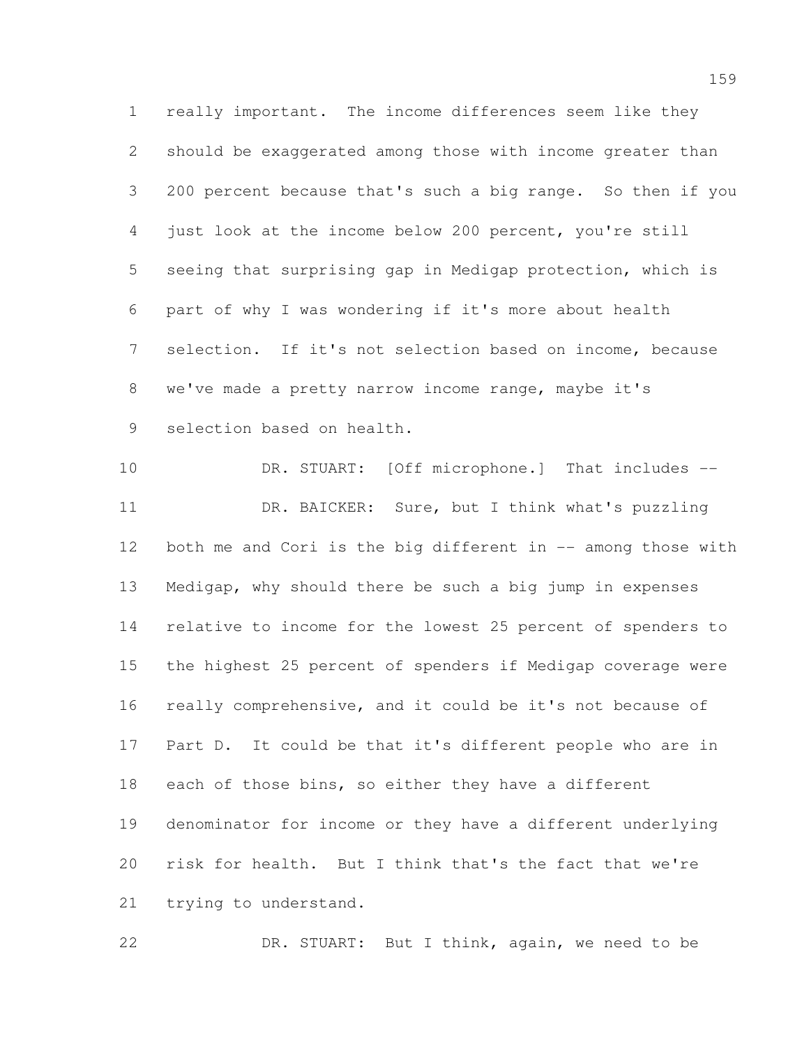really important. The income differences seem like they should be exaggerated among those with income greater than 200 percent because that's such a big range. So then if you just look at the income below 200 percent, you're still seeing that surprising gap in Medigap protection, which is part of why I was wondering if it's more about health selection. If it's not selection based on income, because we've made a pretty narrow income range, maybe it's selection based on health.

DR. STUART: [Off microphone.] That includes --

DR. BAICKER: Sure, but I think what's puzzling both me and Cori is the big different in -- among those with Medigap, why should there be such a big jump in expenses relative to income for the lowest 25 percent of spenders to the highest 25 percent of spenders if Medigap coverage were really comprehensive, and it could be it's not because of Part D. It could be that it's different people who are in each of those bins, so either they have a different denominator for income or they have a different underlying risk for health. But I think that's the fact that we're trying to understand.

DR. STUART: But I think, again, we need to be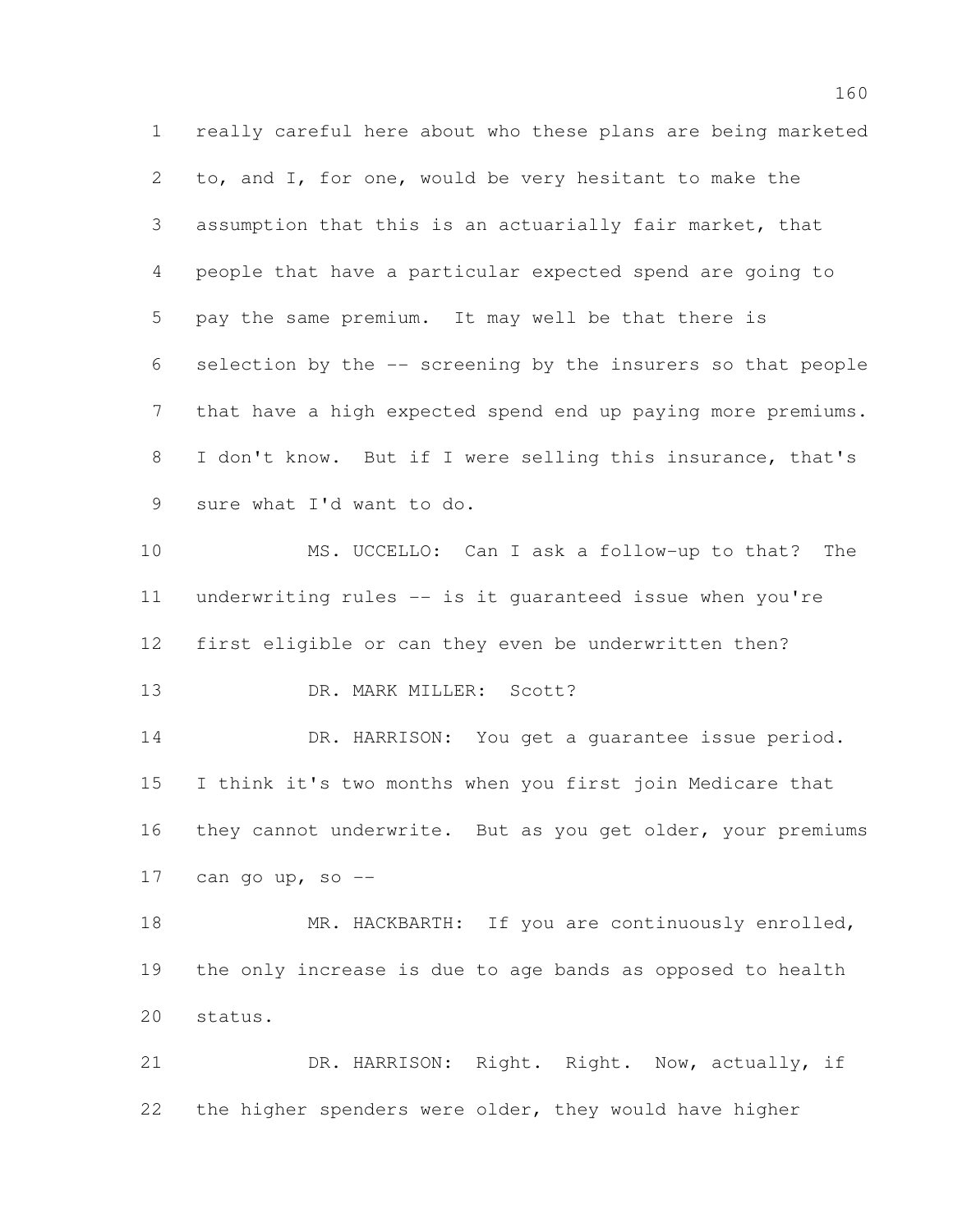really careful here about who these plans are being marketed to, and I, for one, would be very hesitant to make the assumption that this is an actuarially fair market, that people that have a particular expected spend are going to pay the same premium. It may well be that there is selection by the -- screening by the insurers so that people that have a high expected spend end up paying more premiums. I don't know. But if I were selling this insurance, that's sure what I'd want to do.

MS. UCCELLO: Can I ask a follow-up to that? The underwriting rules -- is it guaranteed issue when you're first eligible or can they even be underwritten then?

DR. MARK MILLER: Scott?

DR. HARRISON: You get a guarantee issue period. I think it's two months when you first join Medicare that they cannot underwrite. But as you get older, your premiums can go up, so --

MR. HACKBARTH: If you are continuously enrolled, the only increase is due to age bands as opposed to health status.

DR. HARRISON: Right. Right. Now, actually, if the higher spenders were older, they would have higher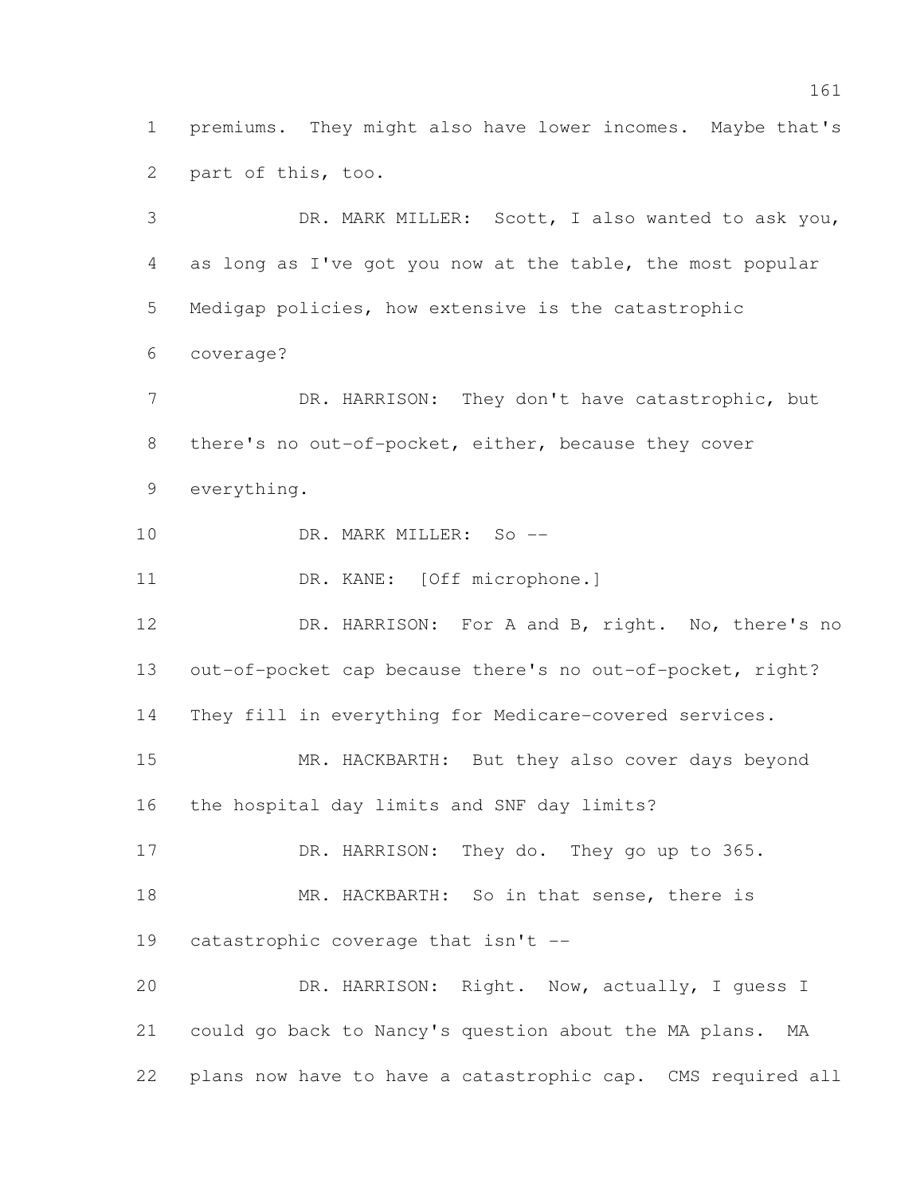premiums. They might also have lower incomes. Maybe that's part of this, too.

DR. MARK MILLER: Scott, I also wanted to ask you, as long as I've got you now at the table, the most popular Medigap policies, how extensive is the catastrophic coverage?

DR. HARRISON: They don't have catastrophic, but there's no out-of-pocket, either, because they cover everything.

DR. MARK MILLER: So --

DR. KANE: [Off microphone.]

DR. HARRISON: For A and B, right. No, there's no out-of-pocket cap because there's no out-of-pocket, right? They fill in everything for Medicare-covered services.

MR. HACKBARTH: But they also cover days beyond the hospital day limits and SNF day limits?

DR. HARRISON: They do. They go up to 365.

MR. HACKBARTH: So in that sense, there is catastrophic coverage that isn't --

DR. HARRISON: Right. Now, actually, I guess I could go back to Nancy's question about the MA plans. MA plans now have to have a catastrophic cap. CMS required all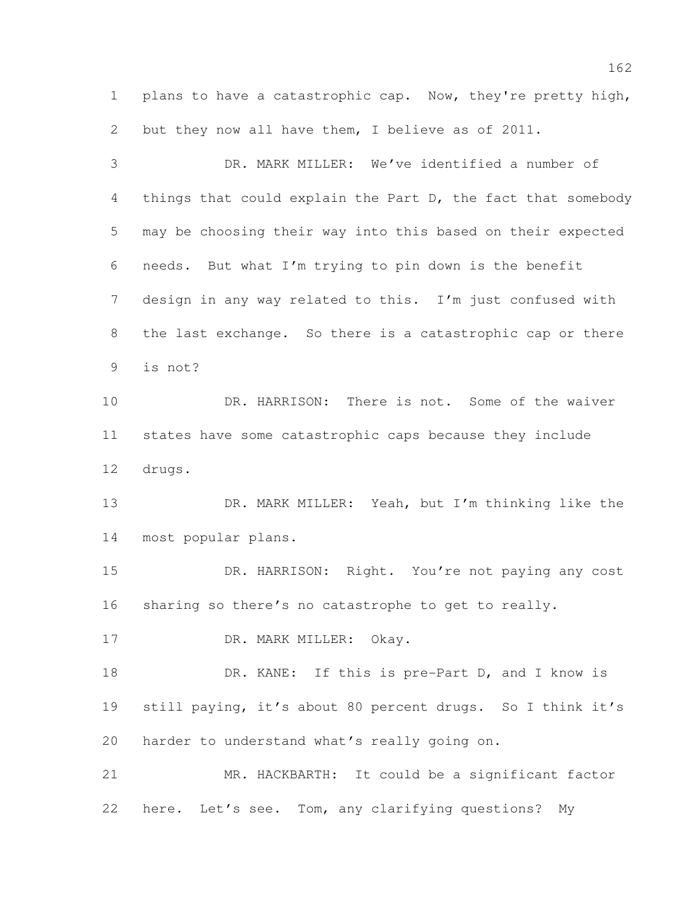plans to have a catastrophic cap. Now, they're pretty high, but they now all have them, I believe as of 2011.

DR. MARK MILLER: We've identified a number of things that could explain the Part D, the fact that somebody may be choosing their way into this based on their expected needs. But what I'm trying to pin down is the benefit design in any way related to this. I'm just confused with the last exchange. So there is a catastrophic cap or there is not?

DR. HARRISON: There is not. Some of the waiver states have some catastrophic caps because they include drugs.

DR. MARK MILLER: Yeah, but I'm thinking like the most popular plans.

DR. HARRISON: Right. You're not paying any cost sharing so there's no catastrophe to get to really.

DR. MARK MILLER: Okay.

DR. KANE: If this is pre-Part D, and I know is still paying, it's about 80 percent drugs. So I think it's harder to understand what's really going on.

MR. HACKBARTH: It could be a significant factor here. Let's see. Tom, any clarifying questions? My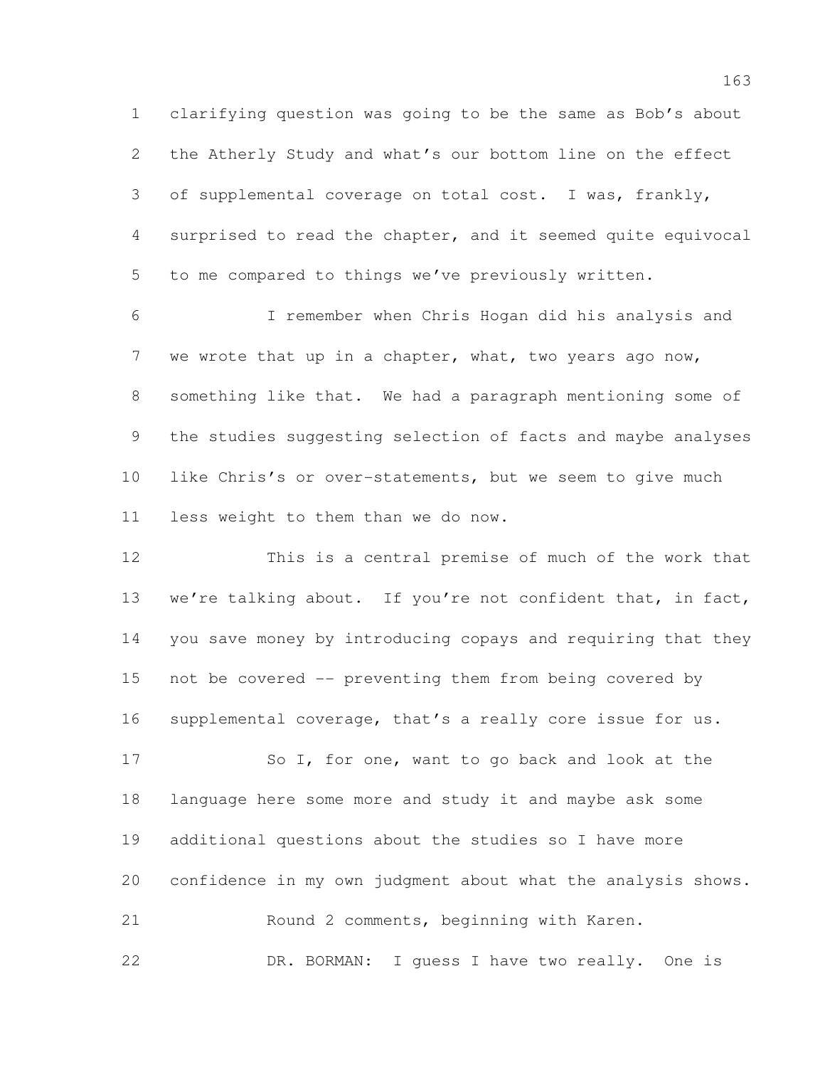clarifying question was going to be the same as Bob's about the Atherly Study and what's our bottom line on the effect of supplemental coverage on total cost. I was, frankly, surprised to read the chapter, and it seemed quite equivocal to me compared to things we've previously written.

I remember when Chris Hogan did his analysis and we wrote that up in a chapter, what, two years ago now, something like that. We had a paragraph mentioning some of the studies suggesting selection of facts and maybe analyses like Chris's or over-statements, but we seem to give much less weight to them than we do now.

This is a central premise of much of the work that we're talking about. If you're not confident that, in fact, you save money by introducing copays and requiring that they not be covered -- preventing them from being covered by supplemental coverage, that's a really core issue for us.

So I, for one, want to go back and look at the language here some more and study it and maybe ask some additional questions about the studies so I have more confidence in my own judgment about what the analysis shows.

Round 2 comments, beginning with Karen.

DR. BORMAN: I guess I have two really. One is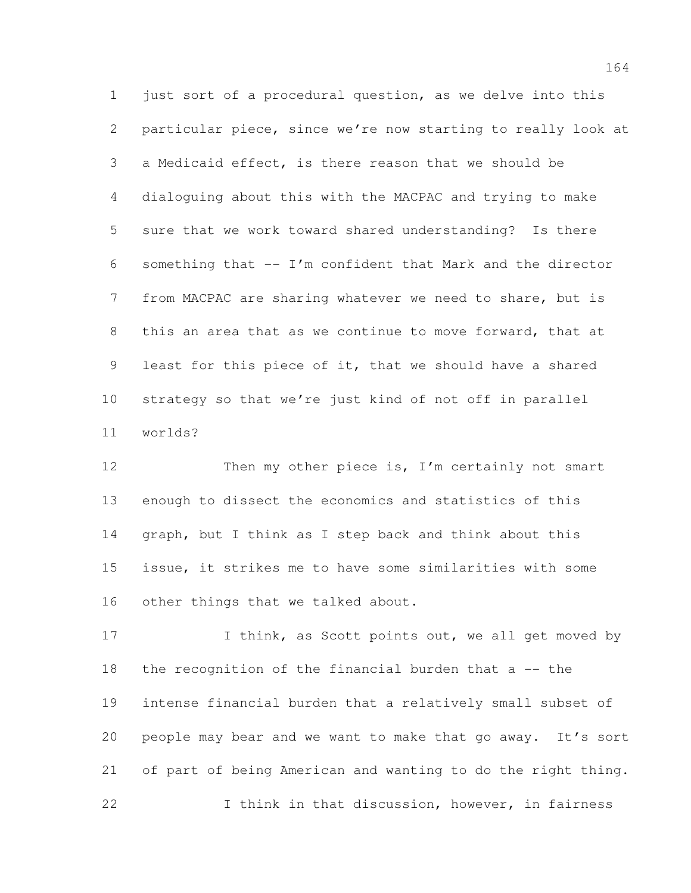just sort of a procedural question, as we delve into this particular piece, since we're now starting to really look at a Medicaid effect, is there reason that we should be dialoguing about this with the MACPAC and trying to make sure that we work toward shared understanding? Is there something that -- I'm confident that Mark and the director from MACPAC are sharing whatever we need to share, but is this an area that as we continue to move forward, that at least for this piece of it, that we should have a shared strategy so that we're just kind of not off in parallel worlds?

Then my other piece is, I'm certainly not smart enough to dissect the economics and statistics of this graph, but I think as I step back and think about this issue, it strikes me to have some similarities with some other things that we talked about.

I think, as Scott points out, we all get moved by the recognition of the financial burden that a -- the intense financial burden that a relatively small subset of people may bear and we want to make that go away. It's sort of part of being American and wanting to do the right thing.

I think in that discussion, however, in fairness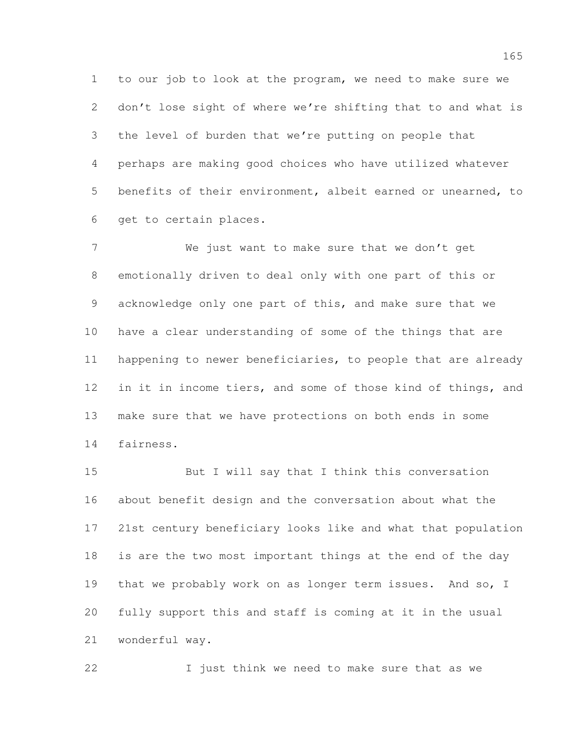to our job to look at the program, we need to make sure we don't lose sight of where we're shifting that to and what is the level of burden that we're putting on people that perhaps are making good choices who have utilized whatever benefits of their environment, albeit earned or unearned, to get to certain places.

We just want to make sure that we don't get emotionally driven to deal only with one part of this or acknowledge only one part of this, and make sure that we have a clear understanding of some of the things that are happening to newer beneficiaries, to people that are already in it in income tiers, and some of those kind of things, and make sure that we have protections on both ends in some fairness.

But I will say that I think this conversation about benefit design and the conversation about what the 21st century beneficiary looks like and what that population is are the two most important things at the end of the day that we probably work on as longer term issues. And so, I fully support this and staff is coming at it in the usual wonderful way.

I just think we need to make sure that as we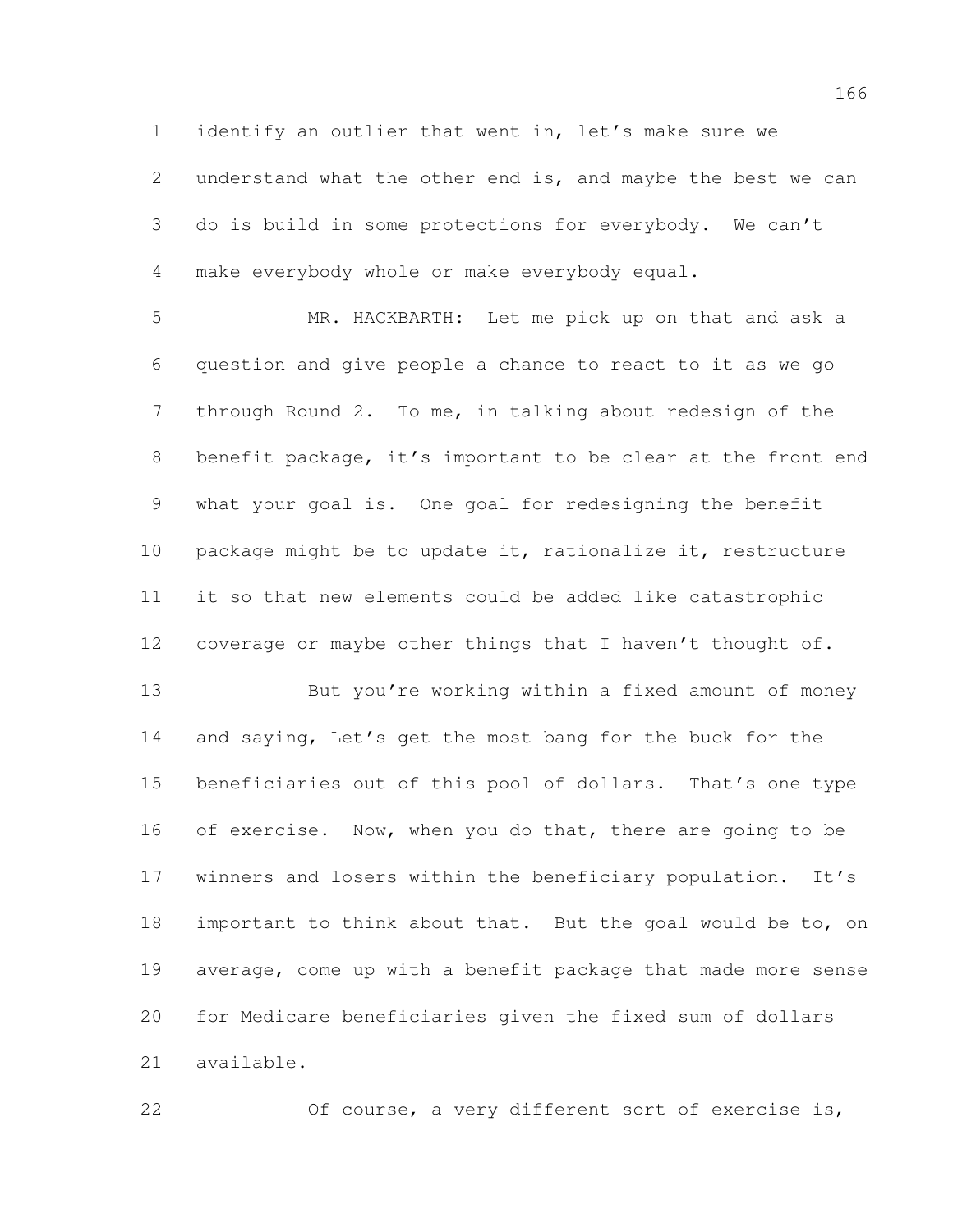identify an outlier that went in, let's make sure we understand what the other end is, and maybe the best we can do is build in some protections for everybody. We can't make everybody whole or make everybody equal.

MR. HACKBARTH: Let me pick up on that and ask a question and give people a chance to react to it as we go through Round 2. To me, in talking about redesign of the benefit package, it's important to be clear at the front end what your goal is. One goal for redesigning the benefit package might be to update it, rationalize it, restructure it so that new elements could be added like catastrophic coverage or maybe other things that I haven't thought of.

But you're working within a fixed amount of money and saying, Let's get the most bang for the buck for the beneficiaries out of this pool of dollars. That's one type of exercise. Now, when you do that, there are going to be winners and losers within the beneficiary population. It's important to think about that. But the goal would be to, on average, come up with a benefit package that made more sense for Medicare beneficiaries given the fixed sum of dollars available.

Of course, a very different sort of exercise is,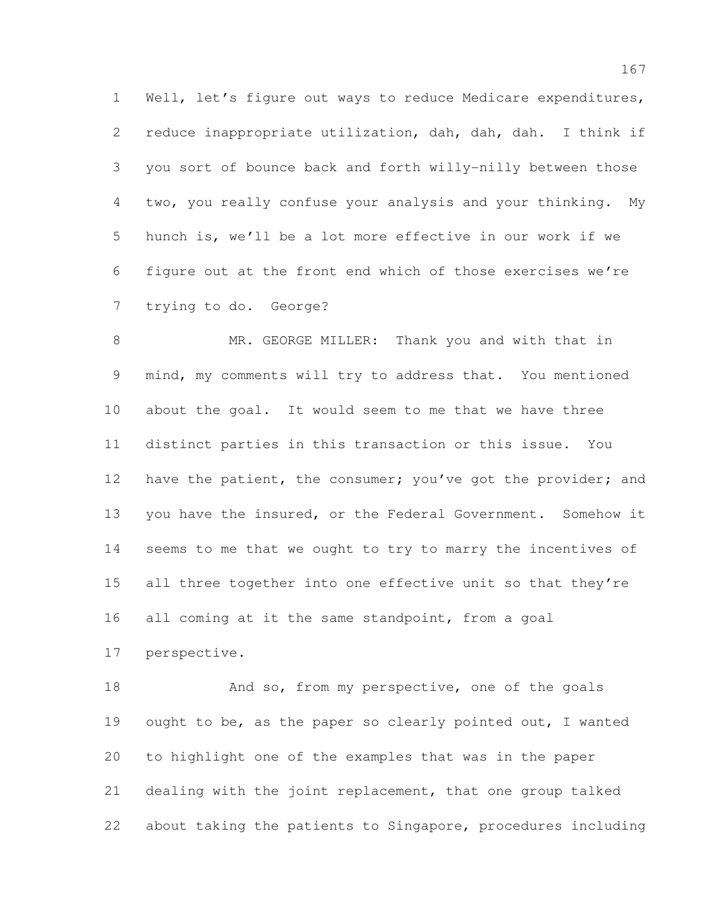Well, let's figure out ways to reduce Medicare expenditures, reduce inappropriate utilization, dah, dah, dah. I think if you sort of bounce back and forth willy-nilly between those two, you really confuse your analysis and your thinking. My hunch is, we'll be a lot more effective in our work if we figure out at the front end which of those exercises we're trying to do. George?

MR. GEORGE MILLER: Thank you and with that in mind, my comments will try to address that. You mentioned about the goal. It would seem to me that we have three distinct parties in this transaction or this issue. You have the patient, the consumer; you've got the provider; and you have the insured, or the Federal Government. Somehow it seems to me that we ought to try to marry the incentives of all three together into one effective unit so that they're all coming at it the same standpoint, from a goal perspective.

And so, from my perspective, one of the goals ought to be, as the paper so clearly pointed out, I wanted to highlight one of the examples that was in the paper dealing with the joint replacement, that one group talked about taking the patients to Singapore, procedures including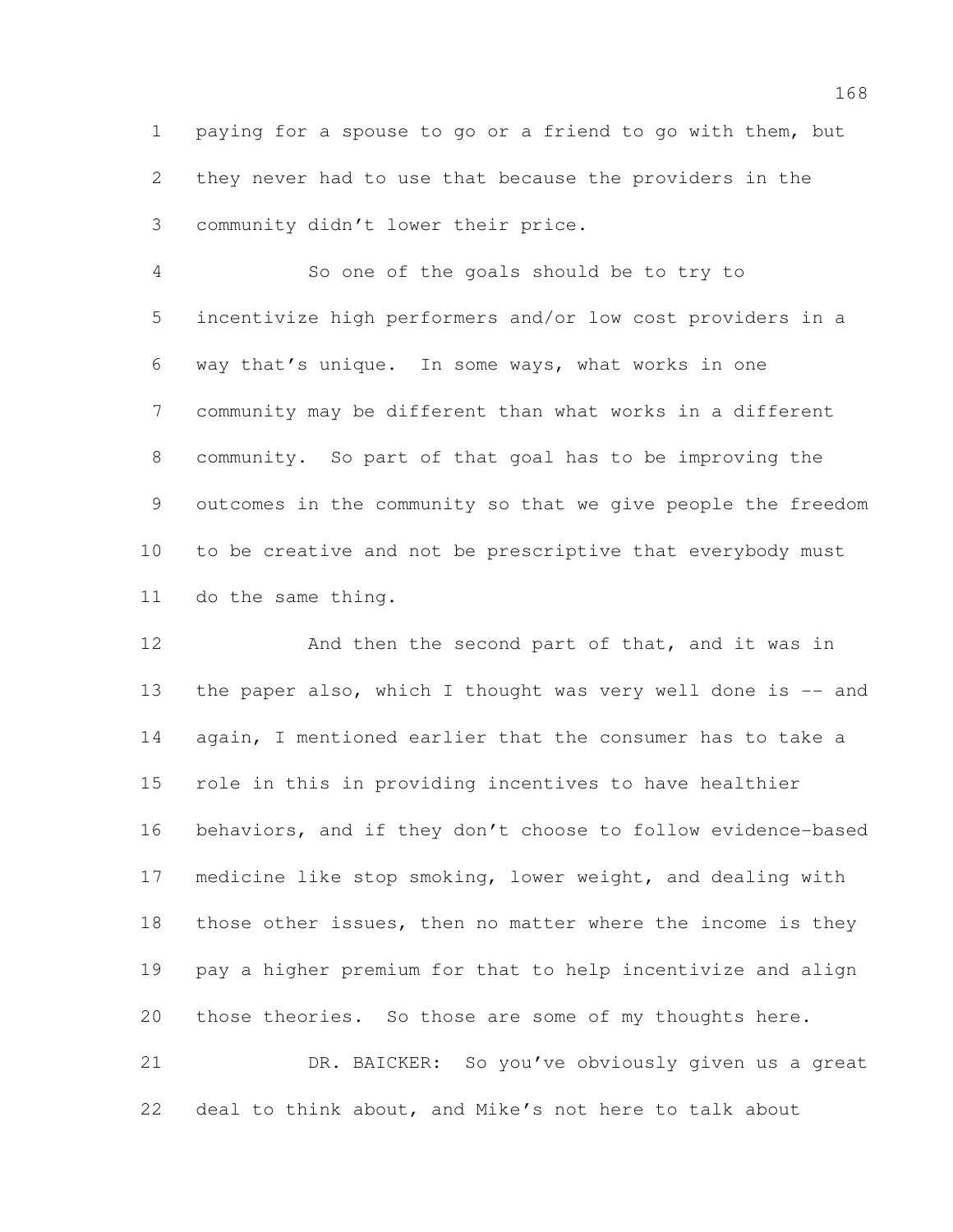paying for a spouse to go or a friend to go with them, but they never had to use that because the providers in the community didn't lower their price.

So one of the goals should be to try to incentivize high performers and/or low cost providers in a way that's unique. In some ways, what works in one community may be different than what works in a different community. So part of that goal has to be improving the outcomes in the community so that we give people the freedom to be creative and not be prescriptive that everybody must do the same thing.

And then the second part of that, and it was in the paper also, which I thought was very well done is -- and again, I mentioned earlier that the consumer has to take a role in this in providing incentives to have healthier behaviors, and if they don't choose to follow evidence-based medicine like stop smoking, lower weight, and dealing with those other issues, then no matter where the income is they pay a higher premium for that to help incentivize and align those theories. So those are some of my thoughts here.

DR. BAICKER: So you've obviously given us a great deal to think about, and Mike's not here to talk about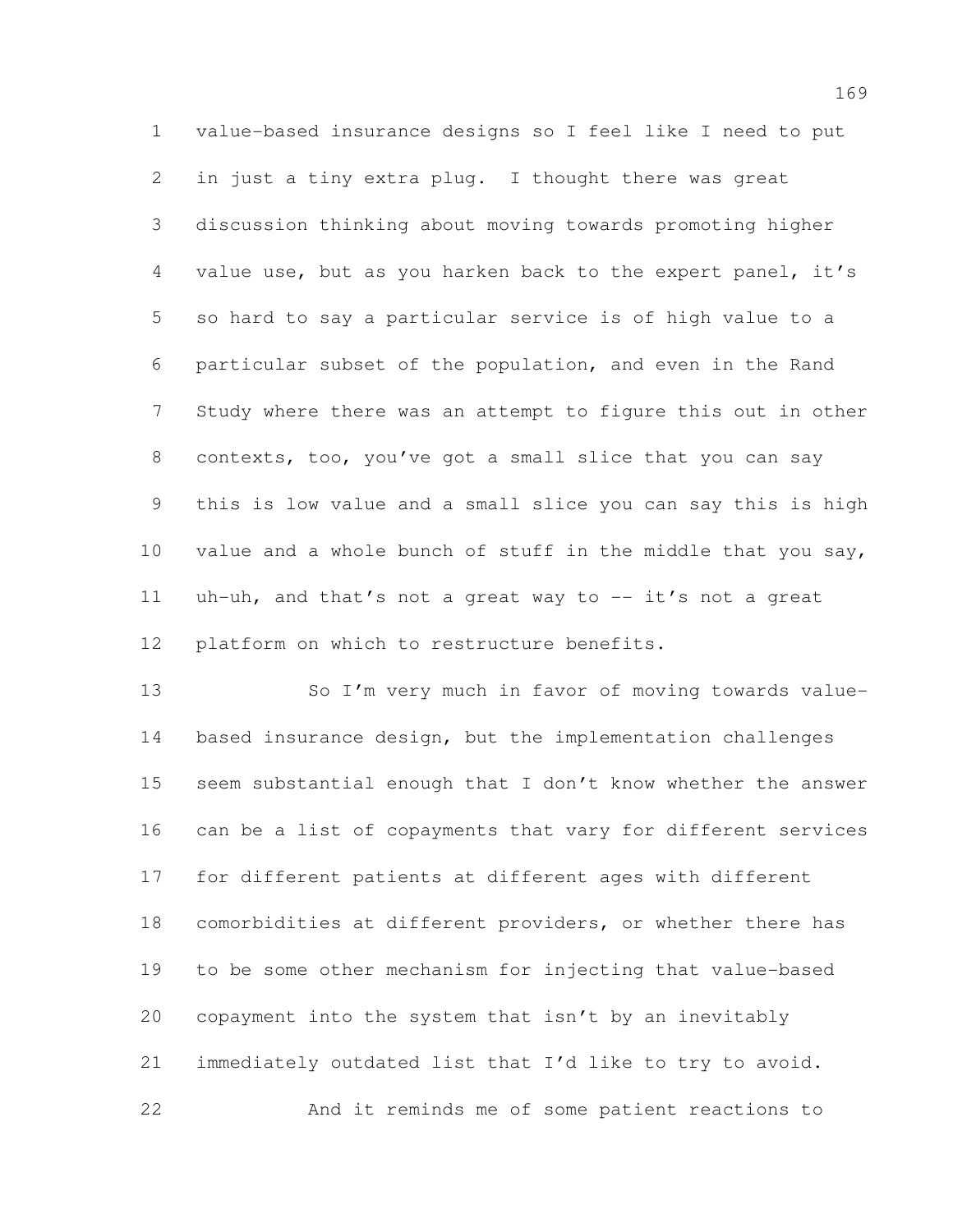value-based insurance designs so I feel like I need to put in just a tiny extra plug. I thought there was great discussion thinking about moving towards promoting higher value use, but as you harken back to the expert panel, it's so hard to say a particular service is of high value to a particular subset of the population, and even in the Rand Study where there was an attempt to figure this out in other contexts, too, you've got a small slice that you can say this is low value and a small slice you can say this is high value and a whole bunch of stuff in the middle that you say, uh-uh, and that's not a great way to -- it's not a great platform on which to restructure benefits.

So I'm very much in favor of moving towards value-based insurance design, but the implementation challenges seem substantial enough that I don't know whether the answer can be a list of copayments that vary for different services for different patients at different ages with different comorbidities at different providers, or whether there has to be some other mechanism for injecting that value-based copayment into the system that isn't by an inevitably immediately outdated list that I'd like to try to avoid.

And it reminds me of some patient reactions to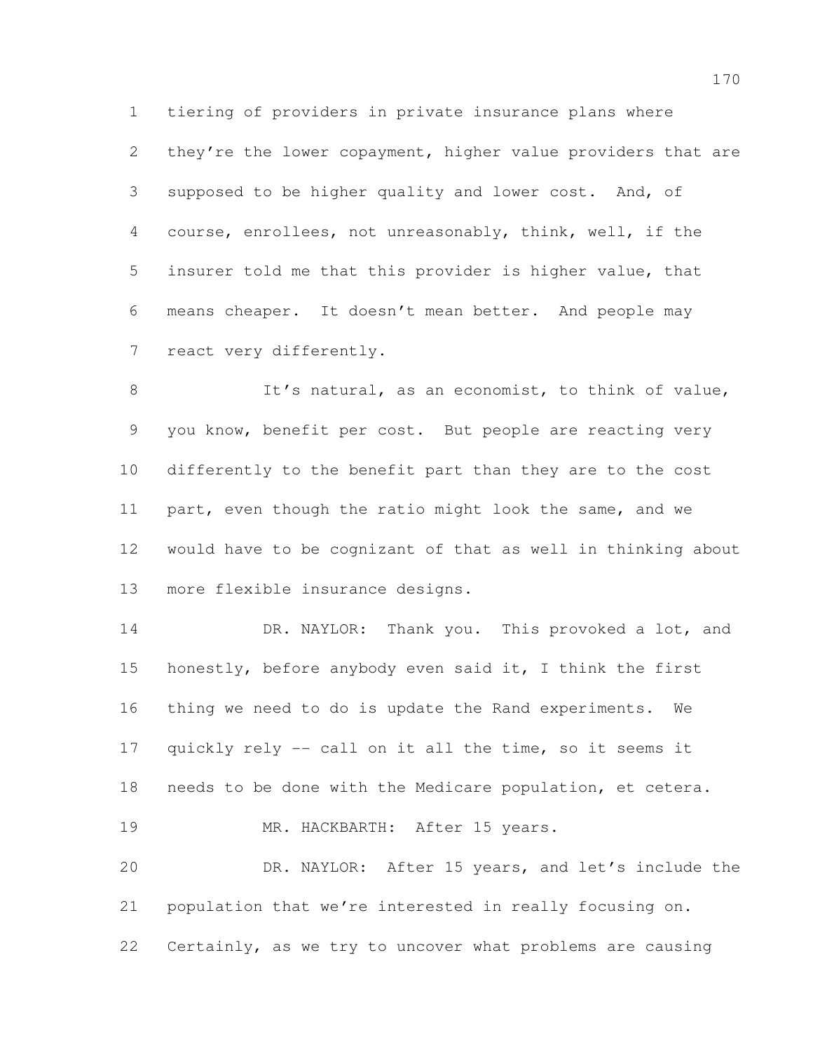tiering of providers in private insurance plans where they're the lower copayment, higher value providers that are supposed to be higher quality and lower cost. And, of course, enrollees, not unreasonably, think, well, if the insurer told me that this provider is higher value, that means cheaper. It doesn't mean better. And people may react very differently.

It's natural, as an economist, to think of value, you know, benefit per cost. But people are reacting very differently to the benefit part than they are to the cost part, even though the ratio might look the same, and we would have to be cognizant of that as well in thinking about more flexible insurance designs.

DR. NAYLOR: Thank you. This provoked a lot, and honestly, before anybody even said it, I think the first thing we need to do is update the Rand experiments. We quickly rely -- call on it all the time, so it seems it needs to be done with the Medicare population, et cetera.

MR. HACKBARTH: After 15 years.

DR. NAYLOR: After 15 years, and let's include the population that we're interested in really focusing on. Certainly, as we try to uncover what problems are causing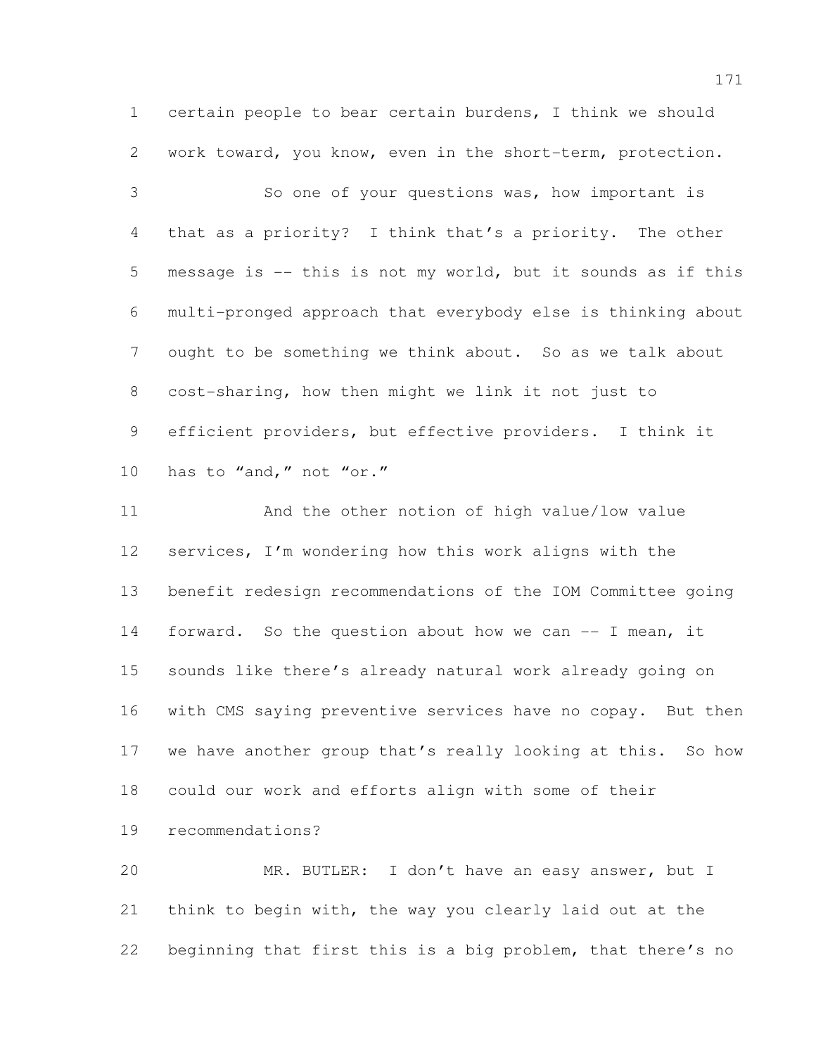certain people to bear certain burdens, I think we should work toward, you know, even in the short-term, protection.

So one of your questions was, how important is that as a priority? I think that's a priority. The other message is -- this is not my world, but it sounds as if this multi-pronged approach that everybody else is thinking about ought to be something we think about. So as we talk about cost-sharing, how then might we link it not just to efficient providers, but effective providers. I think it has to "and," not "or."

And the other notion of high value/low value services, I'm wondering how this work aligns with the benefit redesign recommendations of the IOM Committee going forward. So the question about how we can -- I mean, it sounds like there's already natural work already going on with CMS saying preventive services have no copay. But then we have another group that's really looking at this. So how could our work and efforts align with some of their recommendations?

MR. BUTLER: I don't have an easy answer, but I think to begin with, the way you clearly laid out at the beginning that first this is a big problem, that there's no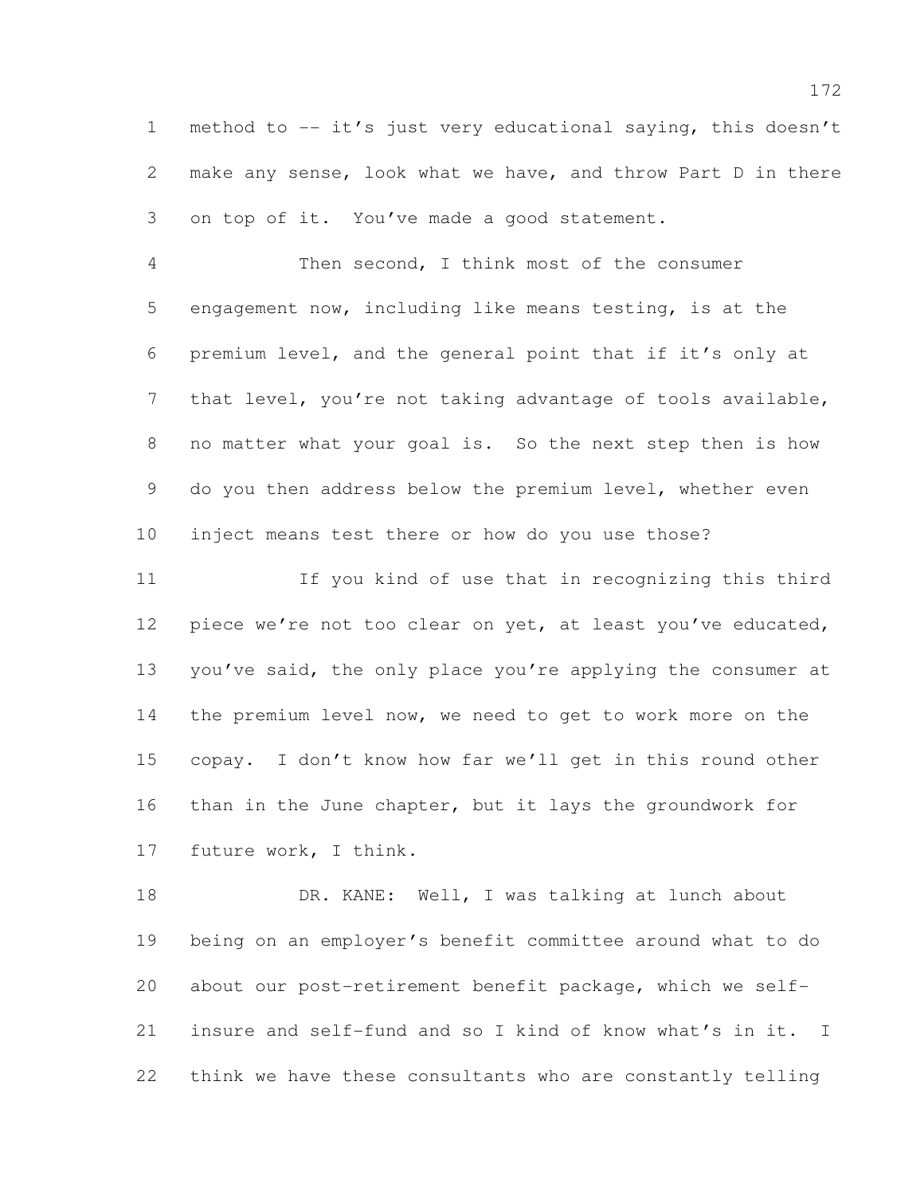method to -- it's just very educational saying, this doesn't make any sense, look what we have, and throw Part D in there on top of it. You've made a good statement.

Then second, I think most of the consumer engagement now, including like means testing, is at the premium level, and the general point that if it's only at that level, you're not taking advantage of tools available, no matter what your goal is. So the next step then is how do you then address below the premium level, whether even inject means test there or how do you use those?

If you kind of use that in recognizing this third piece we're not too clear on yet, at least you've educated, you've said, the only place you're applying the consumer at the premium level now, we need to get to work more on the copay. I don't know how far we'll get in this round other than in the June chapter, but it lays the groundwork for future work, I think.

DR. KANE: Well, I was talking at lunch about being on an employer's benefit committee around what to do about our post-retirement benefit package, which we self-insure and self-fund and so I kind of know what's in it. I think we have these consultants who are constantly telling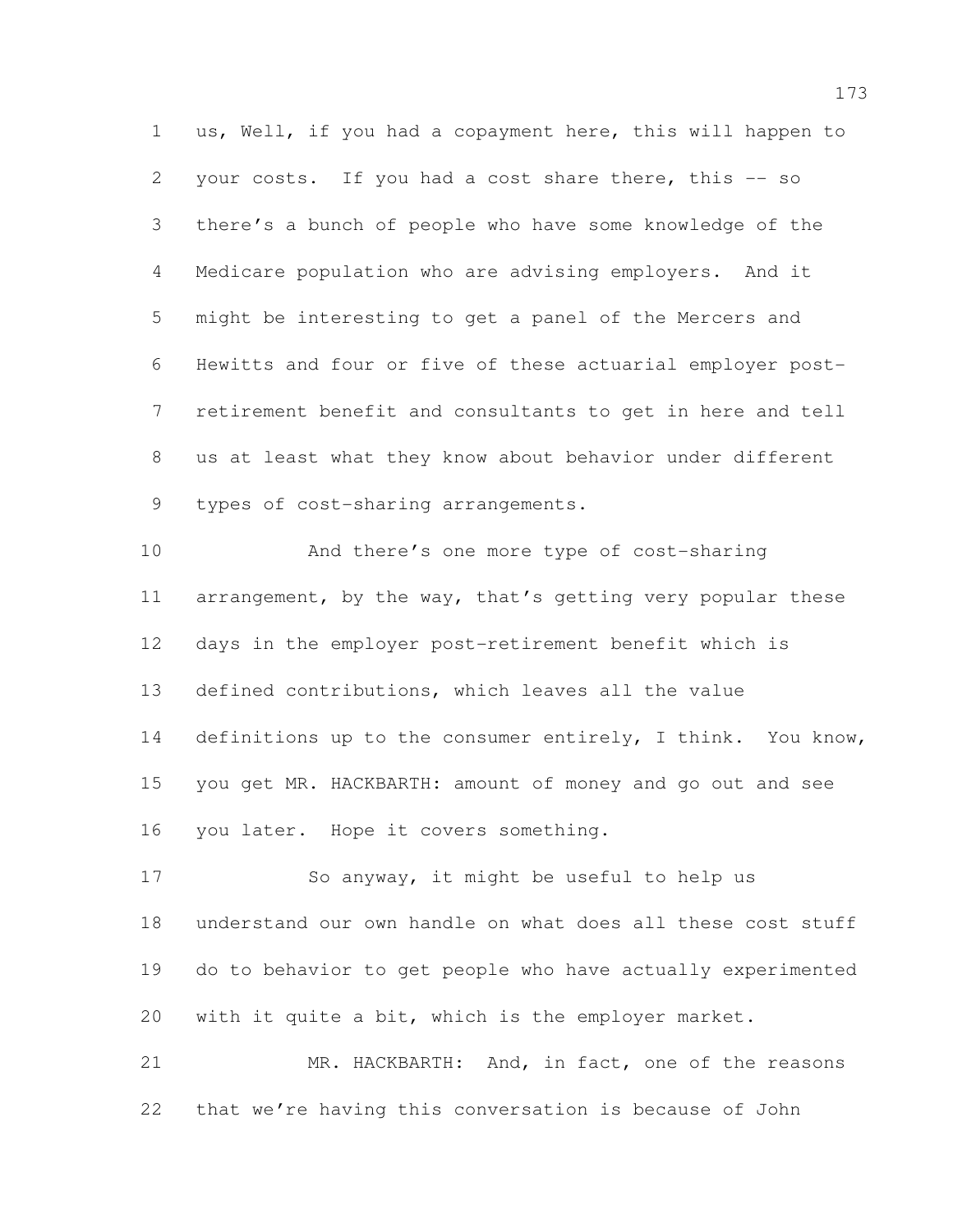us, Well, if you had a copayment here, this will happen to your costs. If you had a cost share there, this -- so there's a bunch of people who have some knowledge of the Medicare population who are advising employers. And it might be interesting to get a panel of the Mercers and Hewitts and four or five of these actuarial employer post-retirement benefit and consultants to get in here and tell us at least what they know about behavior under different types of cost-sharing arrangements.

And there's one more type of cost-sharing arrangement, by the way, that's getting very popular these days in the employer post-retirement benefit which is defined contributions, which leaves all the value definitions up to the consumer entirely, I think. You know, you get MR. HACKBARTH: amount of money and go out and see you later. Hope it covers something.

So anyway, it might be useful to help us understand our own handle on what does all these cost stuff do to behavior to get people who have actually experimented with it quite a bit, which is the employer market.

MR. HACKBARTH: And, in fact, one of the reasons that we're having this conversation is because of John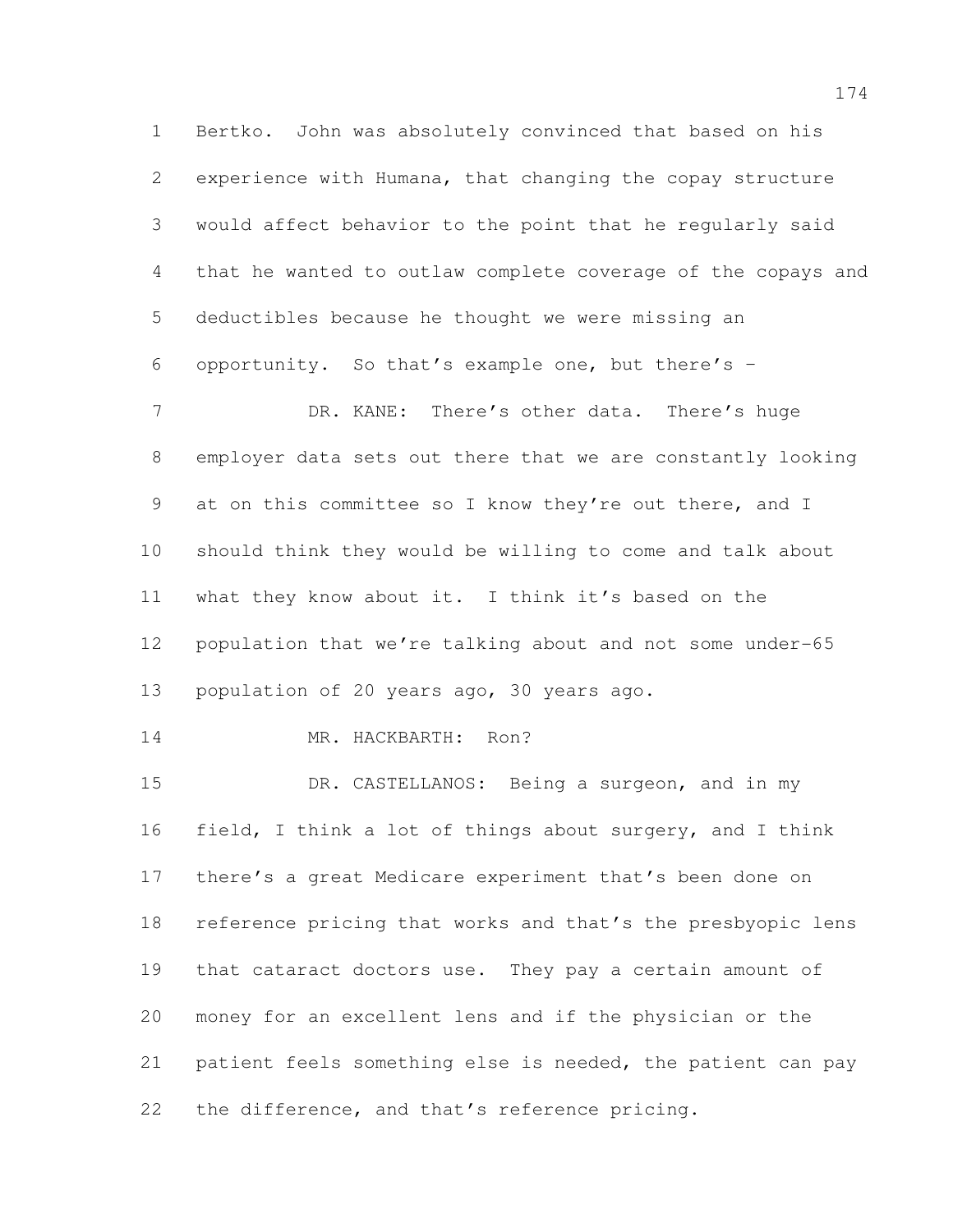Bertko. John was absolutely convinced that based on his experience with Humana, that changing the copay structure would affect behavior to the point that he regularly said that he wanted to outlaw complete coverage of the copays and deductibles because he thought we were missing an opportunity. So that's example one, but there's –

DR. KANE: There's other data. There's huge employer data sets out there that we are constantly looking at on this committee so I know they're out there, and I should think they would be willing to come and talk about what they know about it. I think it's based on the population that we're talking about and not some under-65 population of 20 years ago, 30 years ago.

MR. HACKBARTH: Ron?

DR. CASTELLANOS: Being a surgeon, and in my field, I think a lot of things about surgery, and I think there's a great Medicare experiment that's been done on reference pricing that works and that's the presbyopic lens that cataract doctors use. They pay a certain amount of money for an excellent lens and if the physician or the patient feels something else is needed, the patient can pay the difference, and that's reference pricing.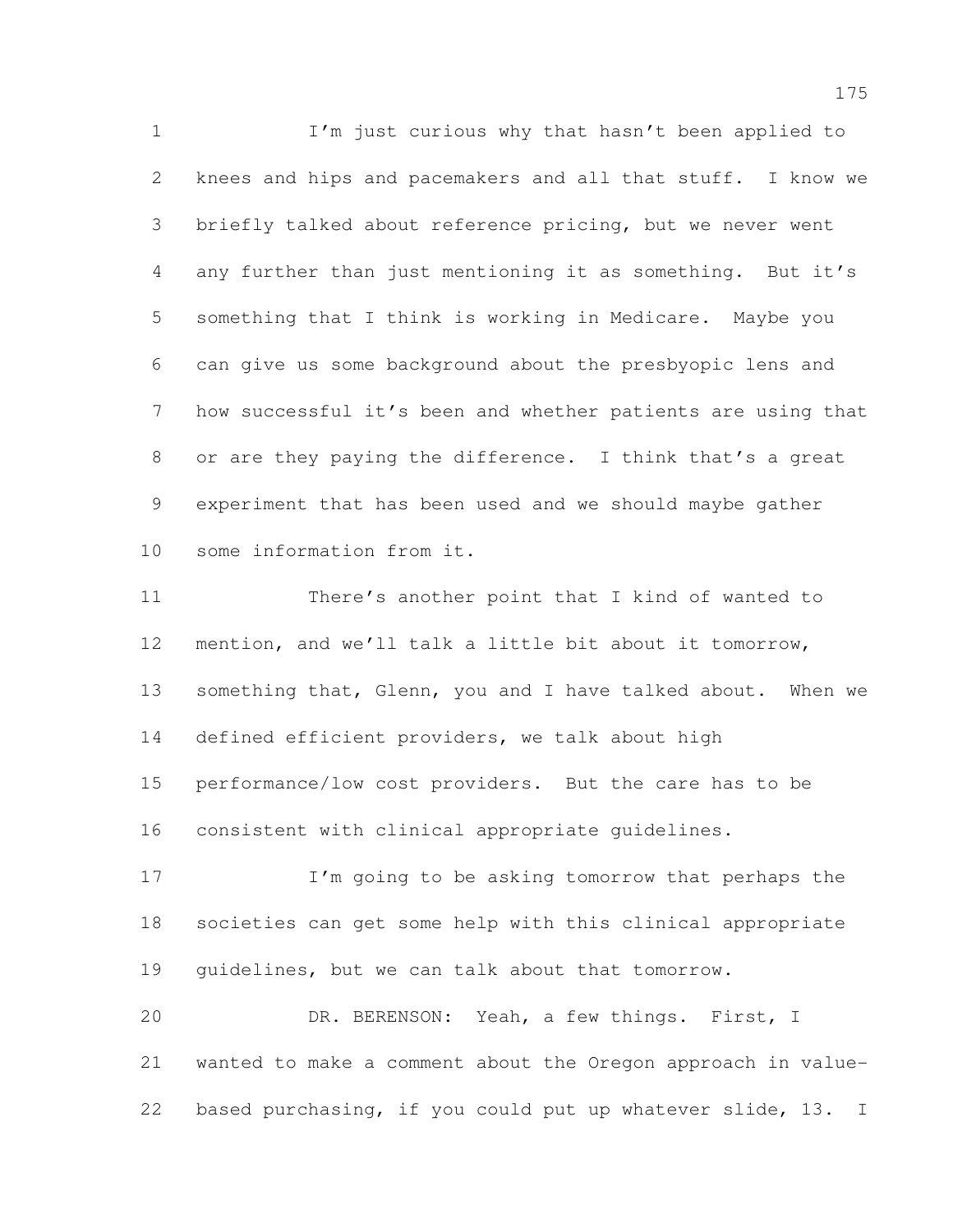I'm just curious why that hasn't been applied to knees and hips and pacemakers and all that stuff. I know we briefly talked about reference pricing, but we never went any further than just mentioning it as something. But it's something that I think is working in Medicare. Maybe you can give us some background about the presbyopic lens and how successful it's been and whether patients are using that or are they paying the difference. I think that's a great experiment that has been used and we should maybe gather some information from it.

There's another point that I kind of wanted to mention, and we'll talk a little bit about it tomorrow, something that, Glenn, you and I have talked about. When we defined efficient providers, we talk about high performance/low cost providers. But the care has to be consistent with clinical appropriate guidelines.

I'm going to be asking tomorrow that perhaps the societies can get some help with this clinical appropriate guidelines, but we can talk about that tomorrow.

DR. BERENSON: Yeah, a few things. First, I wanted to make a comment about the Oregon approach in value-based purchasing, if you could put up whatever slide, 13. I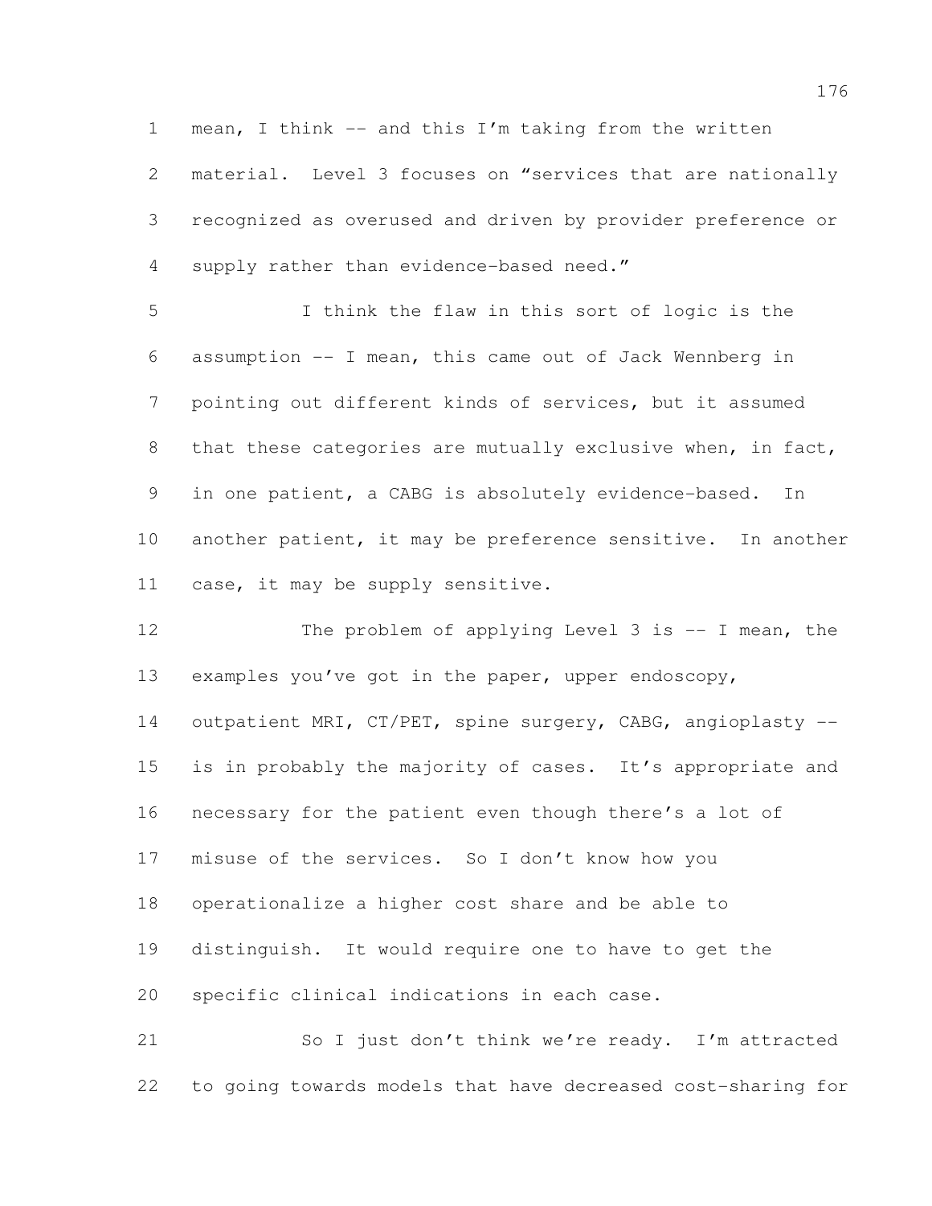mean, I think -- and this I'm taking from the written material. Level 3 focuses on "services that are nationally recognized as overused and driven by provider preference or supply rather than evidence-based need."

I think the flaw in this sort of logic is the assumption -- I mean, this came out of Jack Wennberg in pointing out different kinds of services, but it assumed that these categories are mutually exclusive when, in fact, in one patient, a CABG is absolutely evidence-based. In another patient, it may be preference sensitive. In another case, it may be supply sensitive.

The problem of applying Level 3 is -- I mean, the examples you've got in the paper, upper endoscopy, outpatient MRI, CT/PET, spine surgery, CABG, angioplasty -- is in probably the majority of cases. It's appropriate and necessary for the patient even though there's a lot of misuse of the services. So I don't know how you operationalize a higher cost share and be able to distinguish. It would require one to have to get the specific clinical indications in each case.

So I just don't think we're ready. I'm attracted to going towards models that have decreased cost-sharing for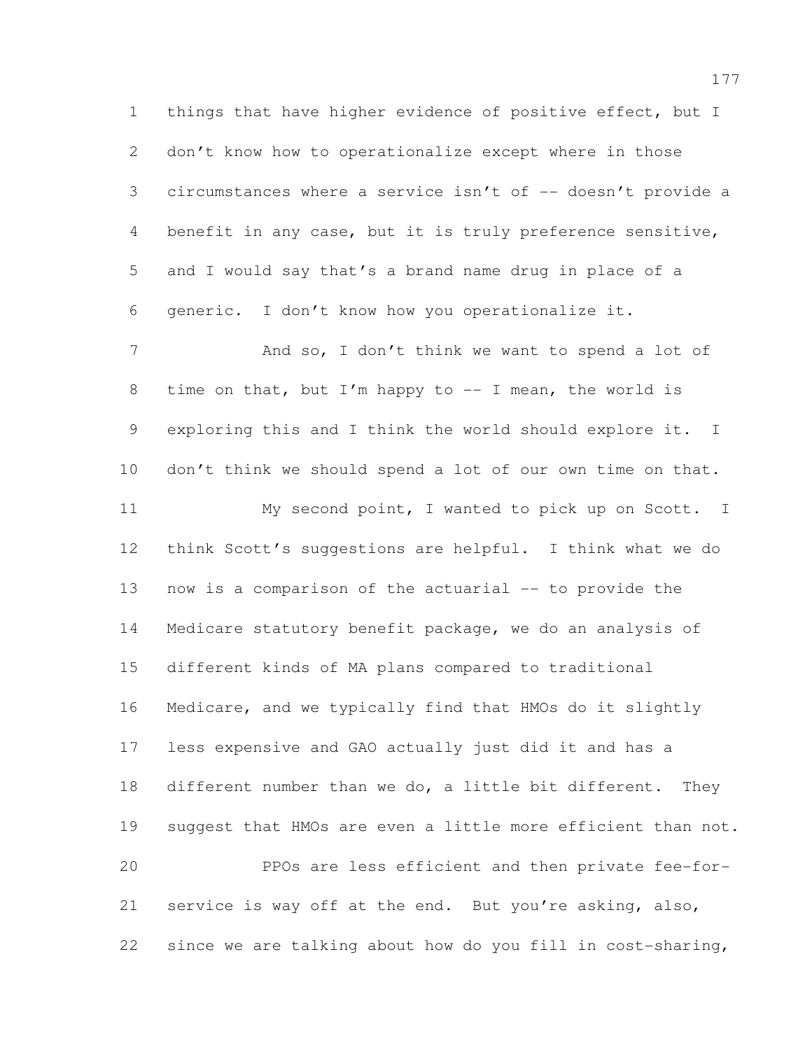things that have higher evidence of positive effect, but I don't know how to operationalize except where in those circumstances where a service isn't of -- doesn't provide a benefit in any case, but it is truly preference sensitive, and I would say that's a brand name drug in place of a generic. I don't know how you operationalize it.

And so, I don't think we want to spend a lot of time on that, but I'm happy to -- I mean, the world is exploring this and I think the world should explore it. I don't think we should spend a lot of our own time on that.

My second point, I wanted to pick up on Scott. I think Scott's suggestions are helpful. I think what we do now is a comparison of the actuarial -- to provide the Medicare statutory benefit package, we do an analysis of different kinds of MA plans compared to traditional Medicare, and we typically find that HMOs do it slightly less expensive and GAO actually just did it and has a different number than we do, a little bit different. They suggest that HMOs are even a little more efficient than not.

PPOs are less efficient and then private fee-for-service is way off at the end. But you're asking, also, since we are talking about how do you fill in cost-sharing,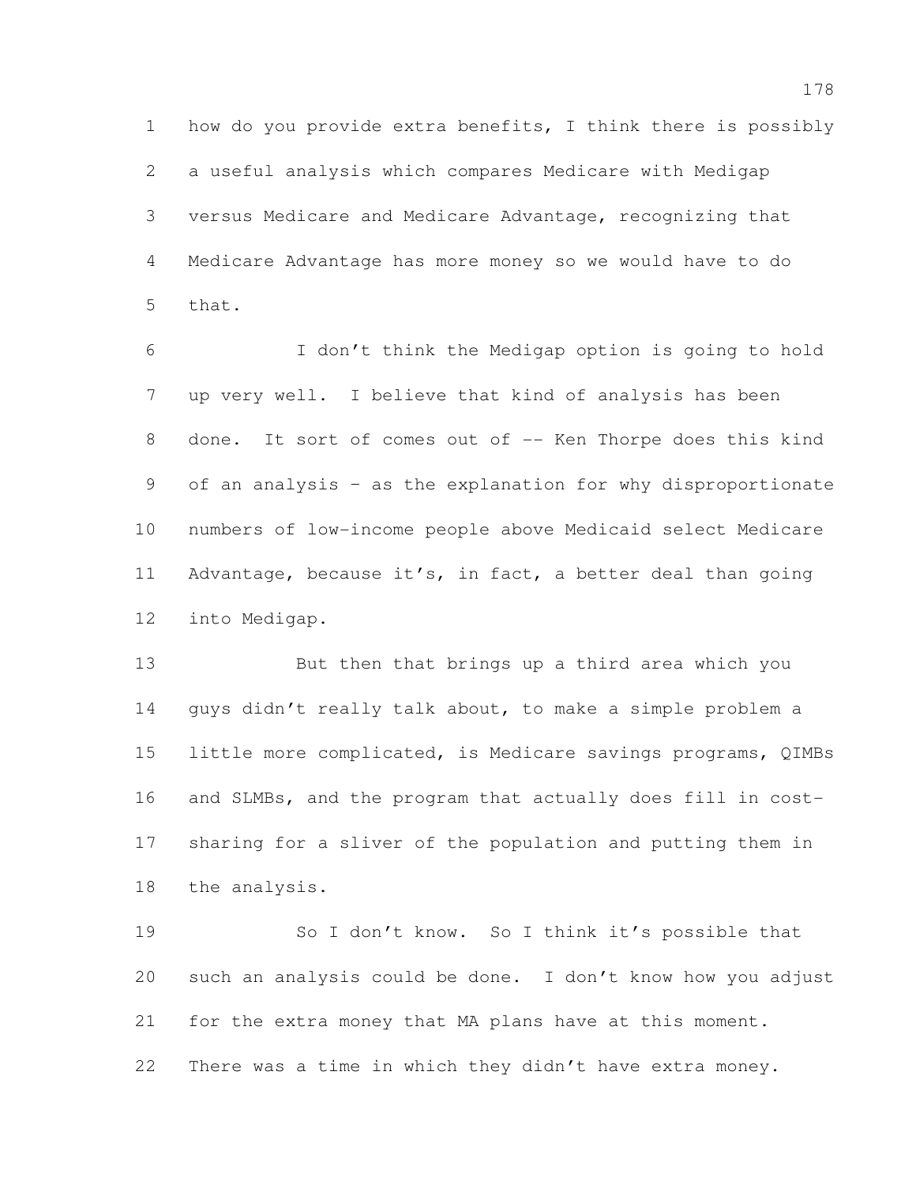how do you provide extra benefits, I think there is possibly a useful analysis which compares Medicare with Medigap versus Medicare and Medicare Advantage, recognizing that Medicare Advantage has more money so we would have to do that.

I don't think the Medigap option is going to hold up very well. I believe that kind of analysis has been done. It sort of comes out of -- Ken Thorpe does this kind of an analysis - as the explanation for why disproportionate numbers of low-income people above Medicaid select Medicare Advantage, because it's, in fact, a better deal than going into Medigap.

But then that brings up a third area which you guys didn't really talk about, to make a simple problem a little more complicated, is Medicare savings programs, QIMBs and SLMBs, and the program that actually does fill in cost-sharing for a sliver of the population and putting them in the analysis.

So I don't know. So I think it's possible that such an analysis could be done. I don't know how you adjust for the extra money that MA plans have at this moment. There was a time in which they didn't have extra money.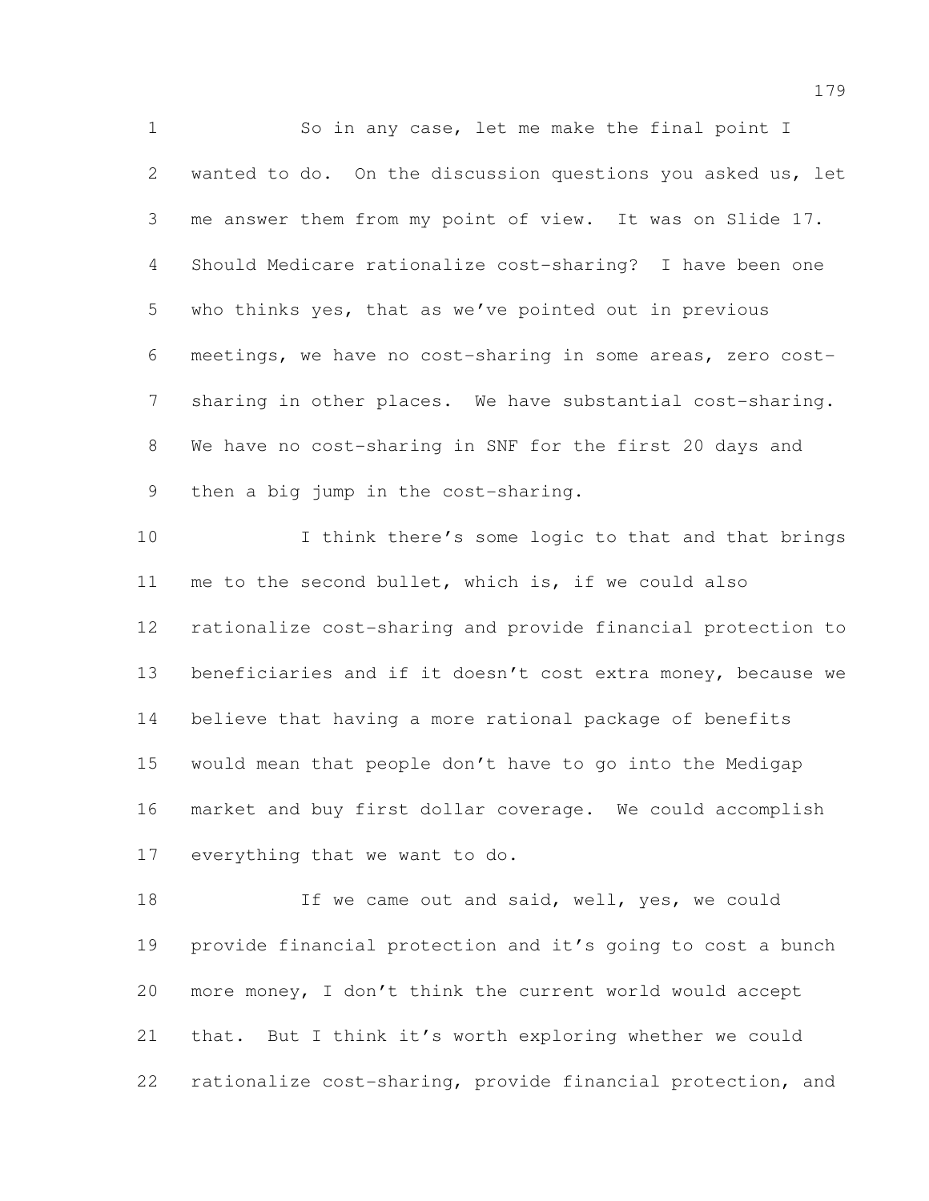So in any case, let me make the final point I wanted to do. On the discussion questions you asked us, let me answer them from my point of view. It was on Slide 17. Should Medicare rationalize cost-sharing? I have been one who thinks yes, that as we've pointed out in previous meetings, we have no cost-sharing in some areas, zero cost-sharing in other places. We have substantial cost-sharing. We have no cost-sharing in SNF for the first 20 days and then a big jump in the cost-sharing.

I think there's some logic to that and that brings me to the second bullet, which is, if we could also rationalize cost-sharing and provide financial protection to beneficiaries and if it doesn't cost extra money, because we believe that having a more rational package of benefits would mean that people don't have to go into the Medigap market and buy first dollar coverage. We could accomplish everything that we want to do.

If we came out and said, well, yes, we could provide financial protection and it's going to cost a bunch more money, I don't think the current world would accept that. But I think it's worth exploring whether we could rationalize cost-sharing, provide financial protection, and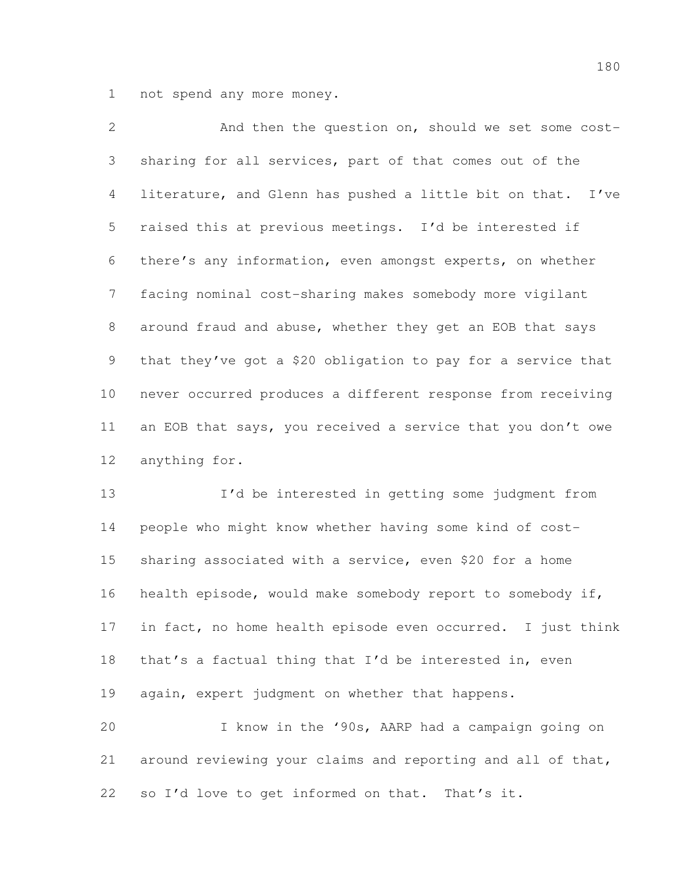not spend any more money.

And then the question on, should we set some cost-sharing for all services, part of that comes out of the literature, and Glenn has pushed a little bit on that. I've raised this at previous meetings. I'd be interested if there's any information, even amongst experts, on whether facing nominal cost-sharing makes somebody more vigilant around fraud and abuse, whether they get an EOB that says that they've got a $20 obligation to pay for a service that never occurred produces a different response from receiving an EOB that says, you received a service that you don't owe anything for.

I'd be interested in getting some judgment from people who might know whether having some kind of cost-sharing associated with a service, even $20 for a home health episode, would make somebody report to somebody if, in fact, no home health episode even occurred. I just think that's a factual thing that I'd be interested in, even again, expert judgment on whether that happens.

I know in the '90s, AARP had a campaign going on around reviewing your claims and reporting and all of that, so I'd love to get informed on that. That's it.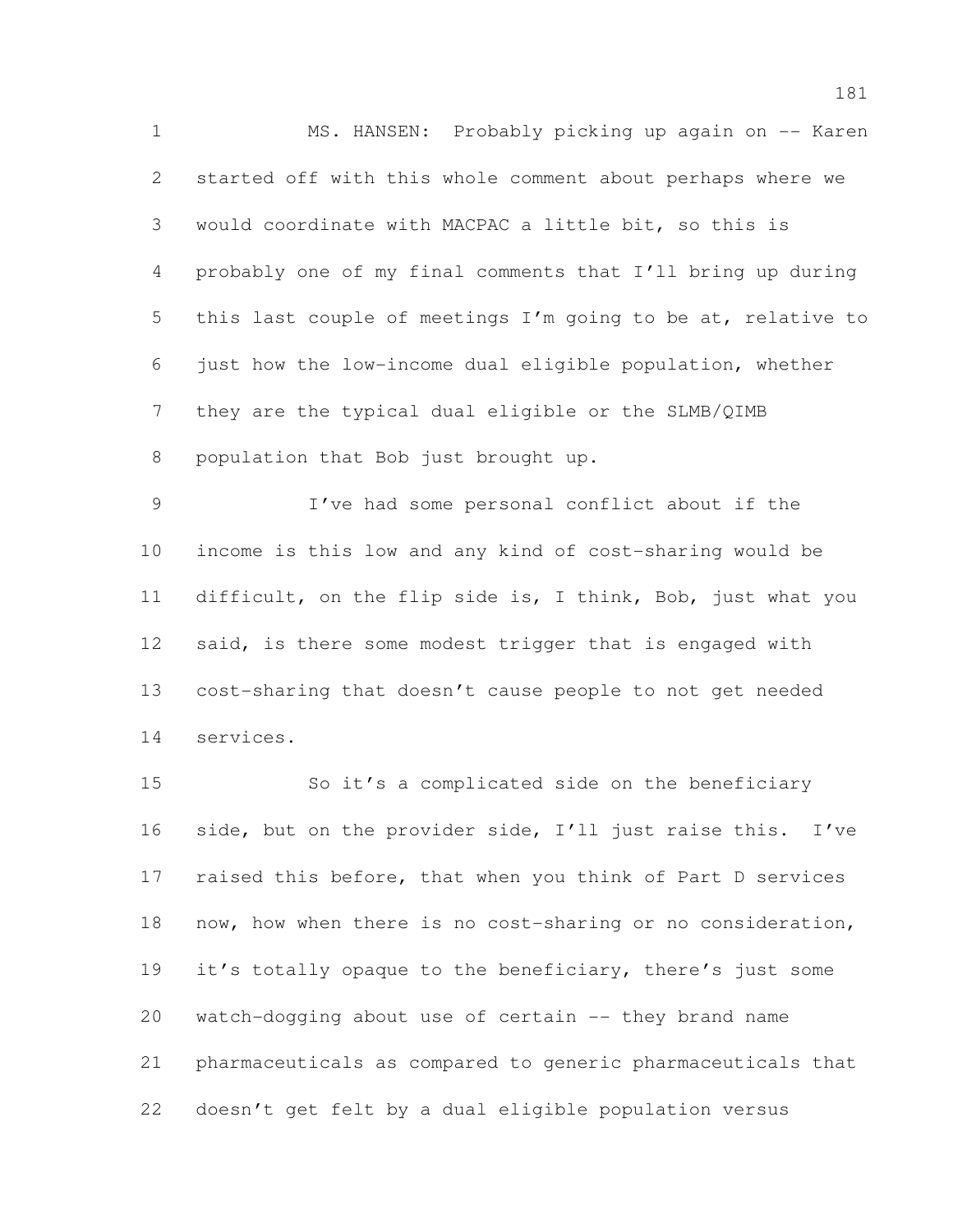MS. HANSEN: Probably picking up again on -- Karen started off with this whole comment about perhaps where we would coordinate with MACPAC a little bit, so this is probably one of my final comments that I'll bring up during this last couple of meetings I'm going to be at, relative to just how the low-income dual eligible population, whether they are the typical dual eligible or the SLMB/QIMB population that Bob just brought up.

I've had some personal conflict about if the income is this low and any kind of cost-sharing would be difficult, on the flip side is, I think, Bob, just what you said, is there some modest trigger that is engaged with cost-sharing that doesn't cause people to not get needed services.

So it's a complicated side on the beneficiary side, but on the provider side, I'll just raise this. I've raised this before, that when you think of Part D services now, how when there is no cost-sharing or no consideration, it's totally opaque to the beneficiary, there's just some watch-dogging about use of certain -- they brand name pharmaceuticals as compared to generic pharmaceuticals that doesn't get felt by a dual eligible population versus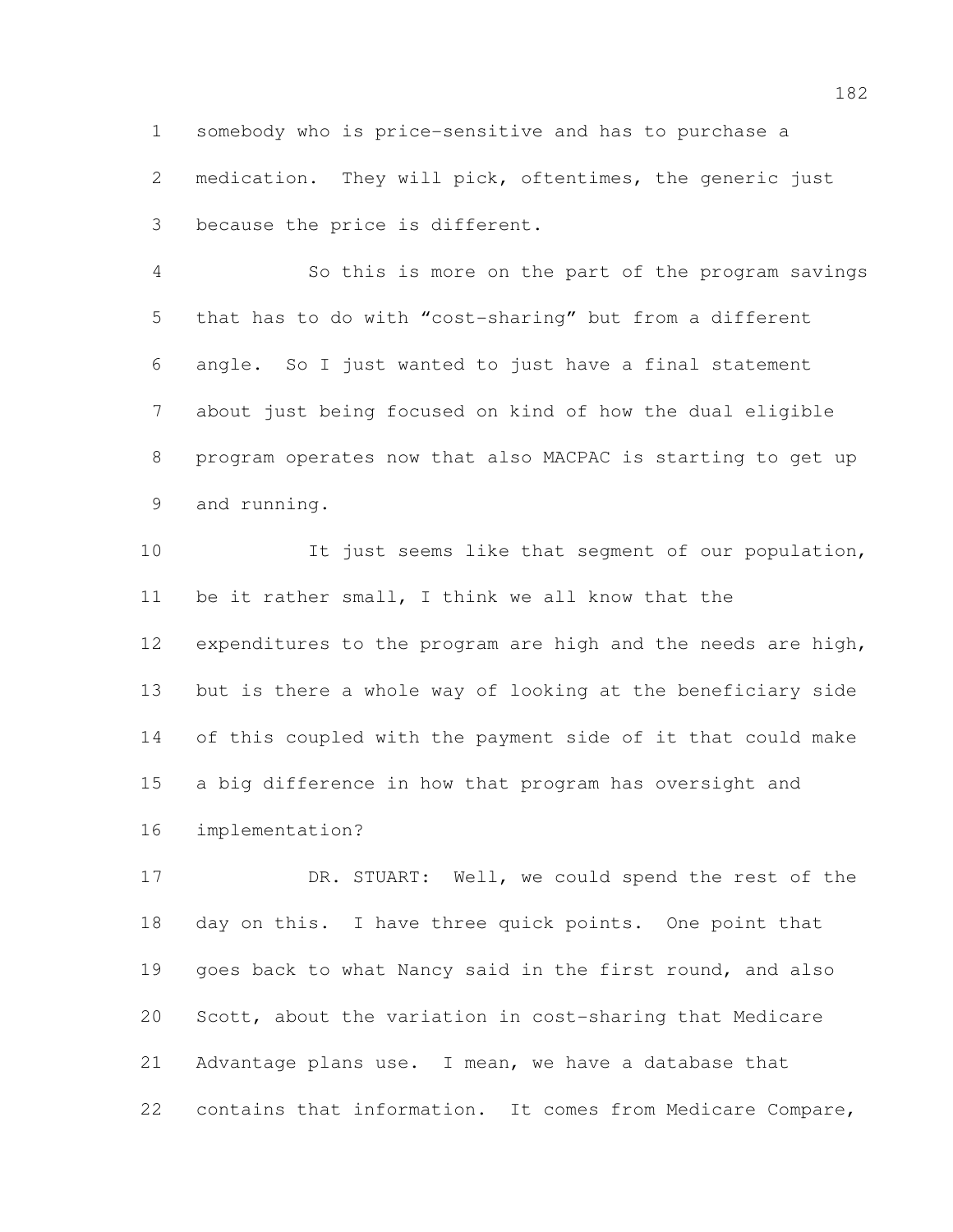somebody who is price-sensitive and has to purchase a medication. They will pick, oftentimes, the generic just because the price is different.

So this is more on the part of the program savings that has to do with "cost-sharing" but from a different angle. So I just wanted to just have a final statement about just being focused on kind of how the dual eligible program operates now that also MACPAC is starting to get up and running.

It just seems like that segment of our population, be it rather small, I think we all know that the expenditures to the program are high and the needs are high, but is there a whole way of looking at the beneficiary side of this coupled with the payment side of it that could make a big difference in how that program has oversight and implementation?

DR. STUART: Well, we could spend the rest of the day on this. I have three quick points. One point that goes back to what Nancy said in the first round, and also Scott, about the variation in cost-sharing that Medicare Advantage plans use. I mean, we have a database that contains that information. It comes from Medicare Compare,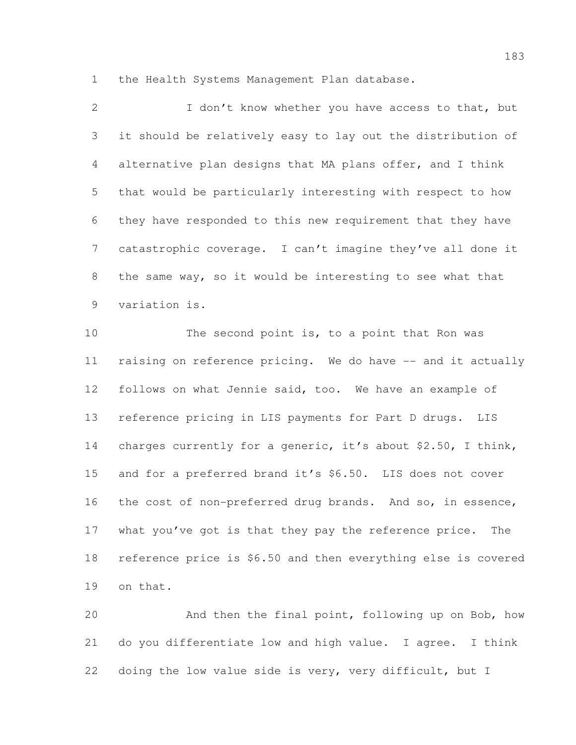the Health Systems Management Plan database.

I don't know whether you have access to that, but it should be relatively easy to lay out the distribution of alternative plan designs that MA plans offer, and I think that would be particularly interesting with respect to how they have responded to this new requirement that they have catastrophic coverage. I can't imagine they've all done it the same way, so it would be interesting to see what that variation is.

The second point is, to a point that Ron was raising on reference pricing. We do have -- and it actually follows on what Jennie said, too. We have an example of reference pricing in LIS payments for Part D drugs. LIS charges currently for a generic, it's about $2.50, I think, and for a preferred brand it's $6.50. LIS does not cover the cost of non-preferred drug brands. And so, in essence, what you've got is that they pay the reference price. The reference price is $6.50 and then everything else is covered on that.

And then the final point, following up on Bob, how do you differentiate low and high value. I agree. I think doing the low value side is very, very difficult, but I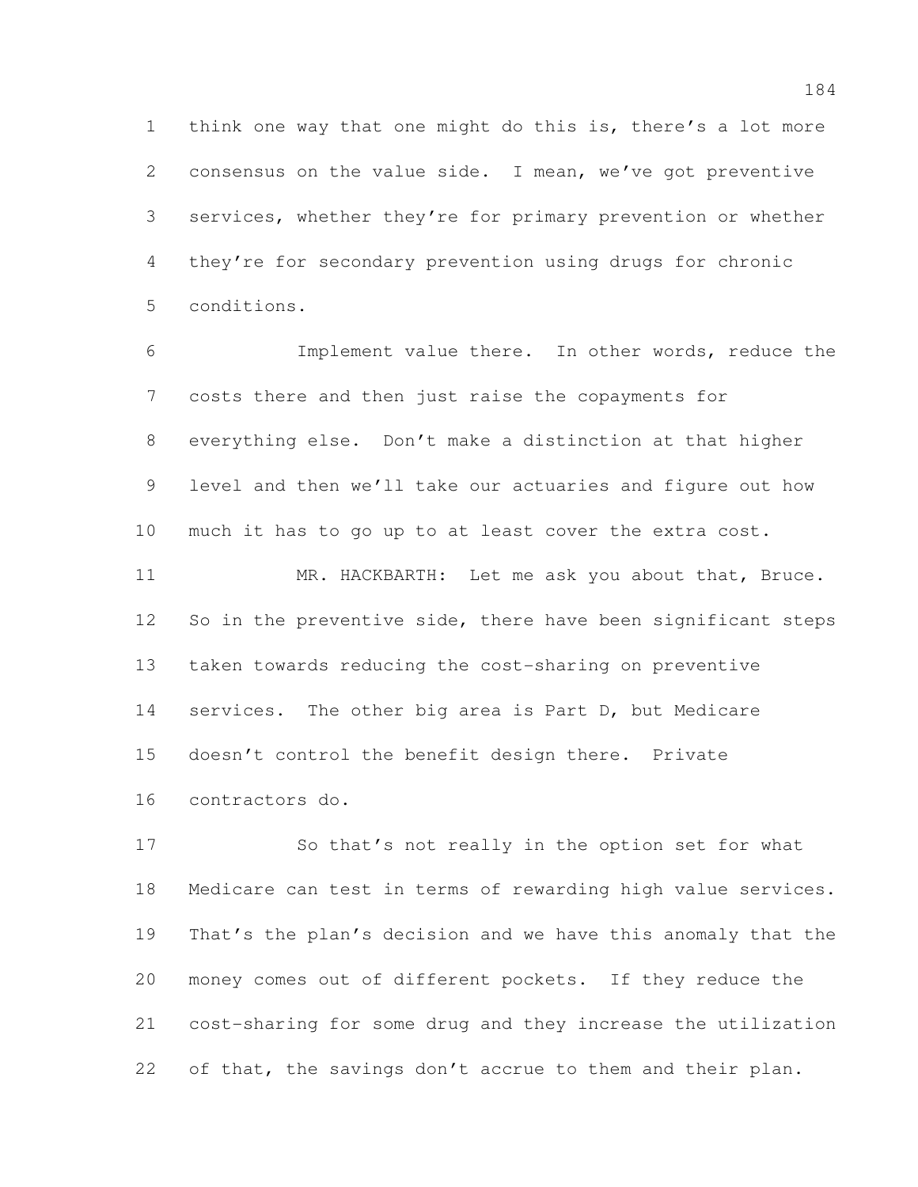think one way that one might do this is, there's a lot more consensus on the value side. I mean, we've got preventive services, whether they're for primary prevention or whether they're for secondary prevention using drugs for chronic conditions.

Implement value there. In other words, reduce the costs there and then just raise the copayments for everything else. Don't make a distinction at that higher level and then we'll take our actuaries and figure out how much it has to go up to at least cover the extra cost.

MR. HACKBARTH: Let me ask you about that, Bruce. So in the preventive side, there have been significant steps taken towards reducing the cost-sharing on preventive services. The other big area is Part D, but Medicare doesn't control the benefit design there. Private contractors do.

So that's not really in the option set for what Medicare can test in terms of rewarding high value services. That's the plan's decision and we have this anomaly that the money comes out of different pockets. If they reduce the cost-sharing for some drug and they increase the utilization of that, the savings don't accrue to them and their plan.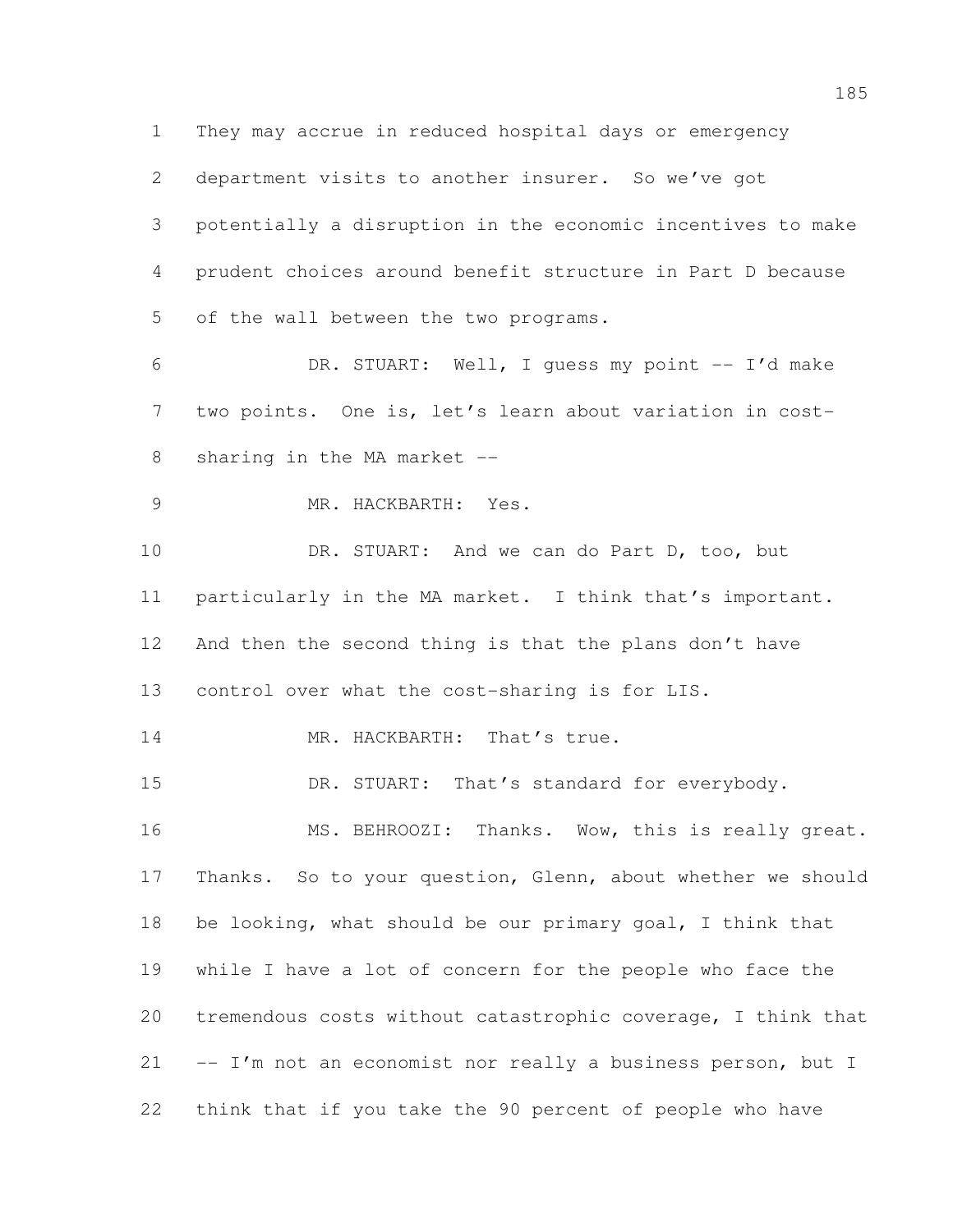They may accrue in reduced hospital days or emergency department visits to another insurer. So we've got potentially a disruption in the economic incentives to make prudent choices around benefit structure in Part D because of the wall between the two programs.

DR. STUART: Well, I guess my point -- I'd make two points. One is, let's learn about variation in cost-sharing in the MA market --

MR. HACKBARTH: Yes.

DR. STUART: And we can do Part D, too, but particularly in the MA market. I think that's important. And then the second thing is that the plans don't have control over what the cost-sharing is for LIS.

MR. HACKBARTH: That's true.

DR. STUART: That's standard for everybody.

MS. BEHROOZI: Thanks. Wow, this is really great. Thanks. So to your question, Glenn, about whether we should be looking, what should be our primary goal, I think that while I have a lot of concern for the people who face the tremendous costs without catastrophic coverage, I think that -- I'm not an economist nor really a business person, but I think that if you take the 90 percent of people who have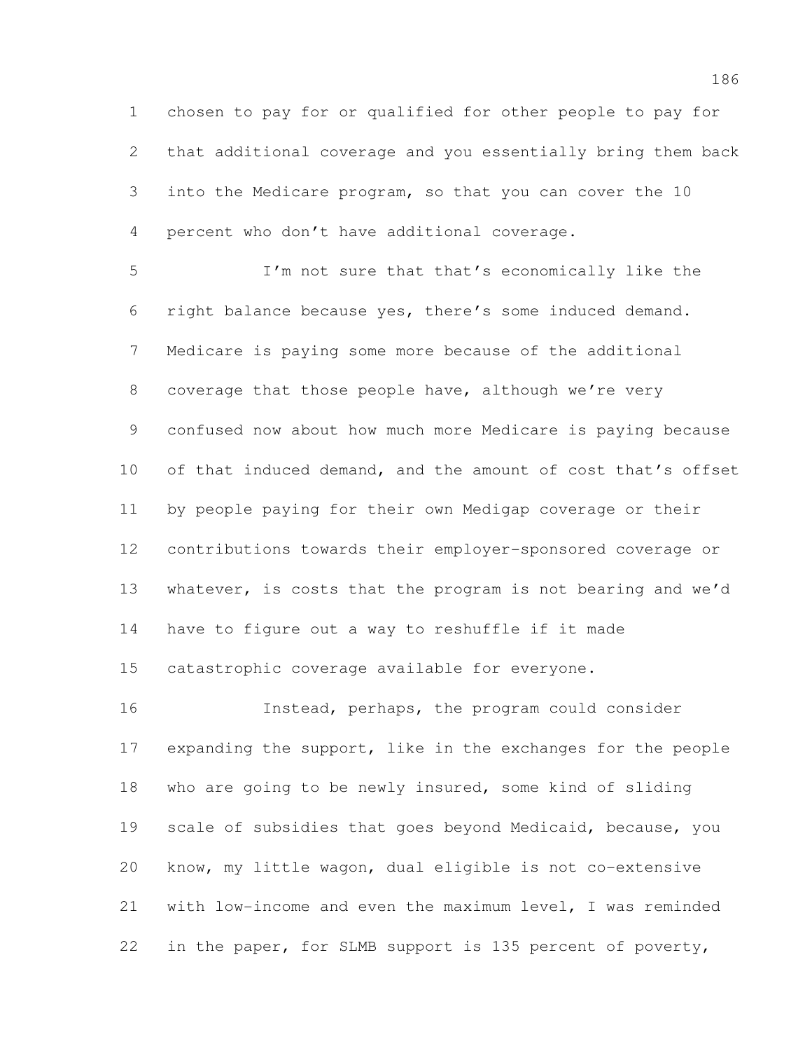chosen to pay for or qualified for other people to pay for that additional coverage and you essentially bring them back into the Medicare program, so that you can cover the 10 percent who don't have additional coverage.

I'm not sure that that's economically like the right balance because yes, there's some induced demand. Medicare is paying some more because of the additional coverage that those people have, although we're very confused now about how much more Medicare is paying because of that induced demand, and the amount of cost that's offset by people paying for their own Medigap coverage or their contributions towards their employer-sponsored coverage or whatever, is costs that the program is not bearing and we'd have to figure out a way to reshuffle if it made catastrophic coverage available for everyone.

Instead, perhaps, the program could consider expanding the support, like in the exchanges for the people who are going to be newly insured, some kind of sliding scale of subsidies that goes beyond Medicaid, because, you know, my little wagon, dual eligible is not co-extensive with low-income and even the maximum level, I was reminded in the paper, for SLMB support is 135 percent of poverty,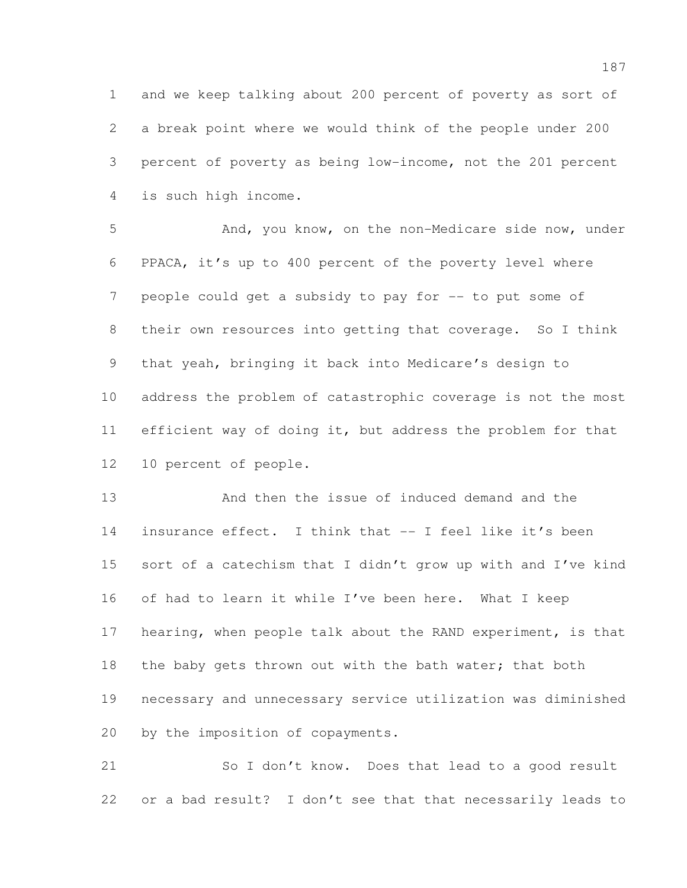and we keep talking about 200 percent of poverty as sort of a break point where we would think of the people under 200 percent of poverty as being low-income, not the 201 percent is such high income.

And, you know, on the non-Medicare side now, under PPACA, it's up to 400 percent of the poverty level where people could get a subsidy to pay for -- to put some of their own resources into getting that coverage. So I think that yeah, bringing it back into Medicare's design to address the problem of catastrophic coverage is not the most efficient way of doing it, but address the problem for that 10 percent of people.

And then the issue of induced demand and the insurance effect. I think that -- I feel like it's been sort of a catechism that I didn't grow up with and I've kind of had to learn it while I've been here. What I keep hearing, when people talk about the RAND experiment, is that the baby gets thrown out with the bath water; that both necessary and unnecessary service utilization was diminished by the imposition of copayments.

So I don't know. Does that lead to a good result or a bad result? I don't see that that necessarily leads to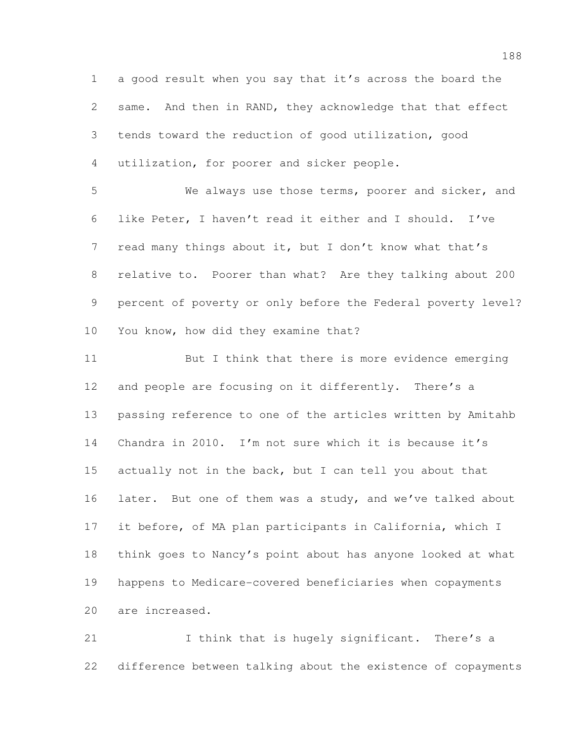a good result when you say that it's across the board the same. And then in RAND, they acknowledge that that effect tends toward the reduction of good utilization, good utilization, for poorer and sicker people.

We always use those terms, poorer and sicker, and like Peter, I haven't read it either and I should. I've read many things about it, but I don't know what that's relative to. Poorer than what? Are they talking about 200 percent of poverty or only before the Federal poverty level? You know, how did they examine that?

But I think that there is more evidence emerging and people are focusing on it differently. There's a passing reference to one of the articles written by Amitahb Chandra in 2010. I'm not sure which it is because it's actually not in the back, but I can tell you about that later. But one of them was a study, and we've talked about it before, of MA plan participants in California, which I think goes to Nancy's point about has anyone looked at what happens to Medicare-covered beneficiaries when copayments are increased.

I think that is hugely significant. There's a difference between talking about the existence of copayments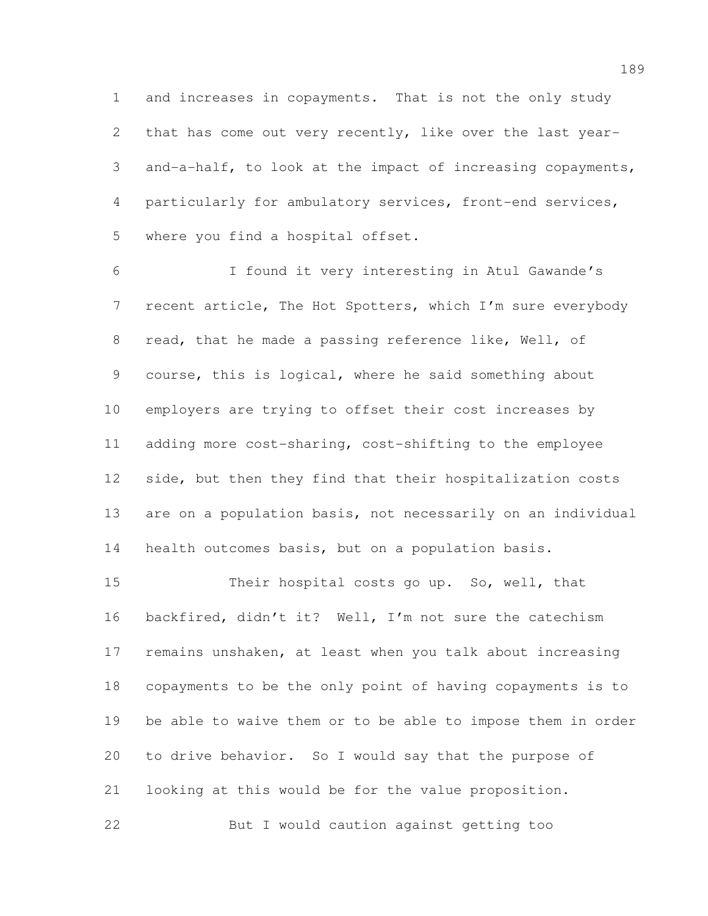and increases in copayments. That is not the only study that has come out very recently, like over the last year-and-a-half, to look at the impact of increasing copayments, particularly for ambulatory services, front-end services, where you find a hospital offset.

I found it very interesting in Atul Gawande's recent article, The Hot Spotters, which I'm sure everybody read, that he made a passing reference like, Well, of course, this is logical, where he said something about employers are trying to offset their cost increases by adding more cost-sharing, cost-shifting to the employee side, but then they find that their hospitalization costs are on a population basis, not necessarily on an individual health outcomes basis, but on a population basis.

Their hospital costs go up. So, well, that backfired, didn't it? Well, I'm not sure the catechism remains unshaken, at least when you talk about increasing copayments to be the only point of having copayments is to be able to waive them or to be able to impose them in order to drive behavior. So I would say that the purpose of looking at this would be for the value proposition.

But I would caution against getting too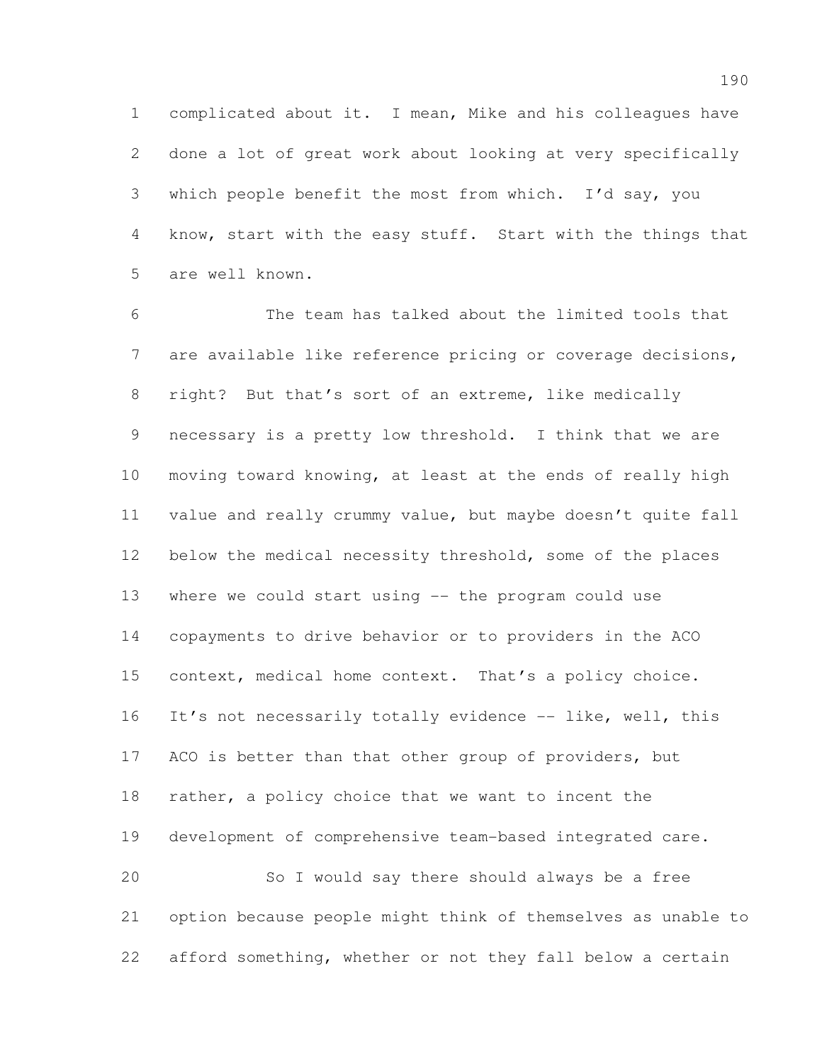complicated about it. I mean, Mike and his colleagues have done a lot of great work about looking at very specifically which people benefit the most from which. I'd say, you know, start with the easy stuff. Start with the things that are well known.

The team has talked about the limited tools that are available like reference pricing or coverage decisions, right? But that's sort of an extreme, like medically necessary is a pretty low threshold. I think that we are moving toward knowing, at least at the ends of really high value and really crummy value, but maybe doesn't quite fall below the medical necessity threshold, some of the places where we could start using -- the program could use copayments to drive behavior or to providers in the ACO context, medical home context. That's a policy choice. It's not necessarily totally evidence -- like, well, this ACO is better than that other group of providers, but rather, a policy choice that we want to incent the development of comprehensive team-based integrated care.

So I would say there should always be a free option because people might think of themselves as unable to afford something, whether or not they fall below a certain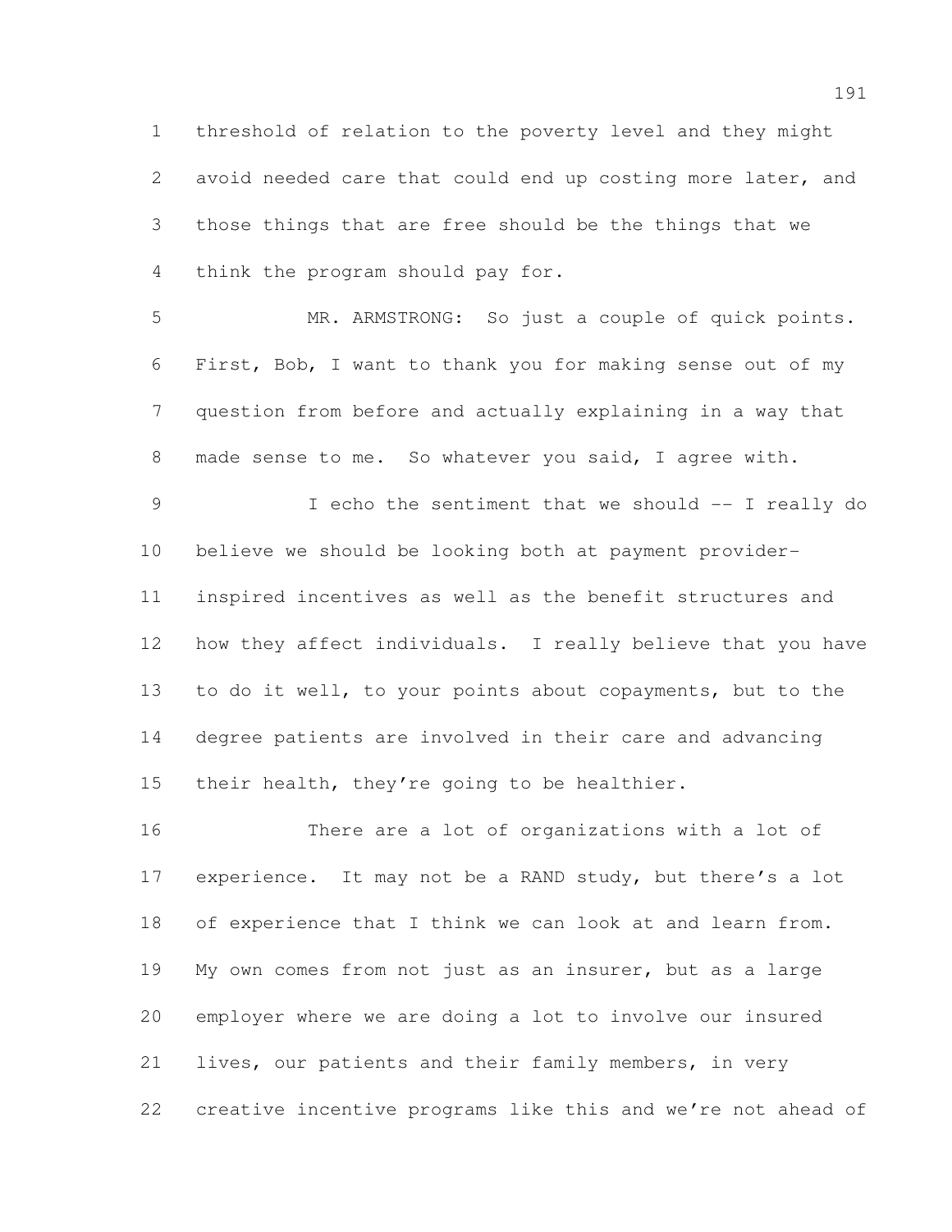threshold of relation to the poverty level and they might avoid needed care that could end up costing more later, and those things that are free should be the things that we think the program should pay for.

MR. ARMSTRONG: So just a couple of quick points. First, Bob, I want to thank you for making sense out of my question from before and actually explaining in a way that made sense to me. So whatever you said, I agree with.

I echo the sentiment that we should -- I really do believe we should be looking both at payment provider-inspired incentives as well as the benefit structures and how they affect individuals. I really believe that you have to do it well, to your points about copayments, but to the degree patients are involved in their care and advancing their health, they're going to be healthier.

There are a lot of organizations with a lot of experience. It may not be a RAND study, but there's a lot of experience that I think we can look at and learn from. My own comes from not just as an insurer, but as a large employer where we are doing a lot to involve our insured lives, our patients and their family members, in very creative incentive programs like this and we're not ahead of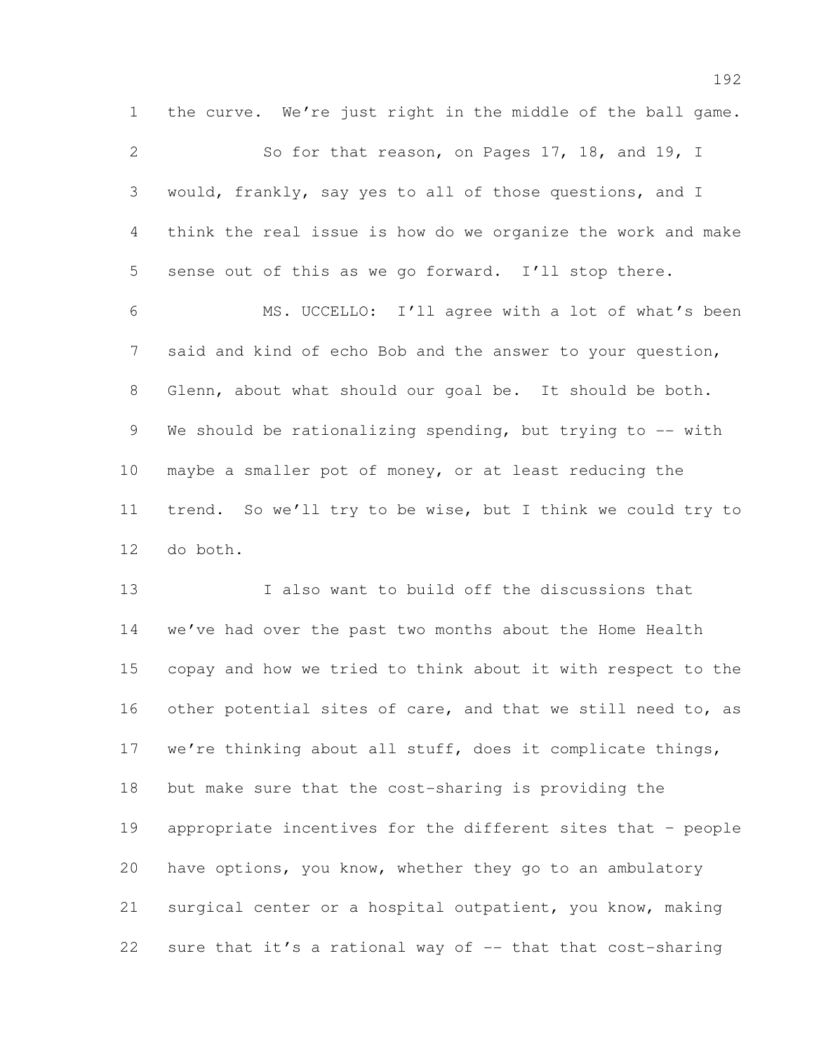the curve. We're just right in the middle of the ball game.

So for that reason, on Pages 17, 18, and 19, I would, frankly, say yes to all of those questions, and I think the real issue is how do we organize the work and make sense out of this as we go forward. I'll stop there.

MS. UCCELLO: I'll agree with a lot of what's been said and kind of echo Bob and the answer to your question, Glenn, about what should our goal be. It should be both. We should be rationalizing spending, but trying to -- with maybe a smaller pot of money, or at least reducing the trend. So we'll try to be wise, but I think we could try to do both.

I also want to build off the discussions that we've had over the past two months about the Home Health copay and how we tried to think about it with respect to the other potential sites of care, and that we still need to, as we're thinking about all stuff, does it complicate things, but make sure that the cost-sharing is providing the appropriate incentives for the different sites that - people have options, you know, whether they go to an ambulatory surgical center or a hospital outpatient, you know, making sure that it's a rational way of -- that that cost-sharing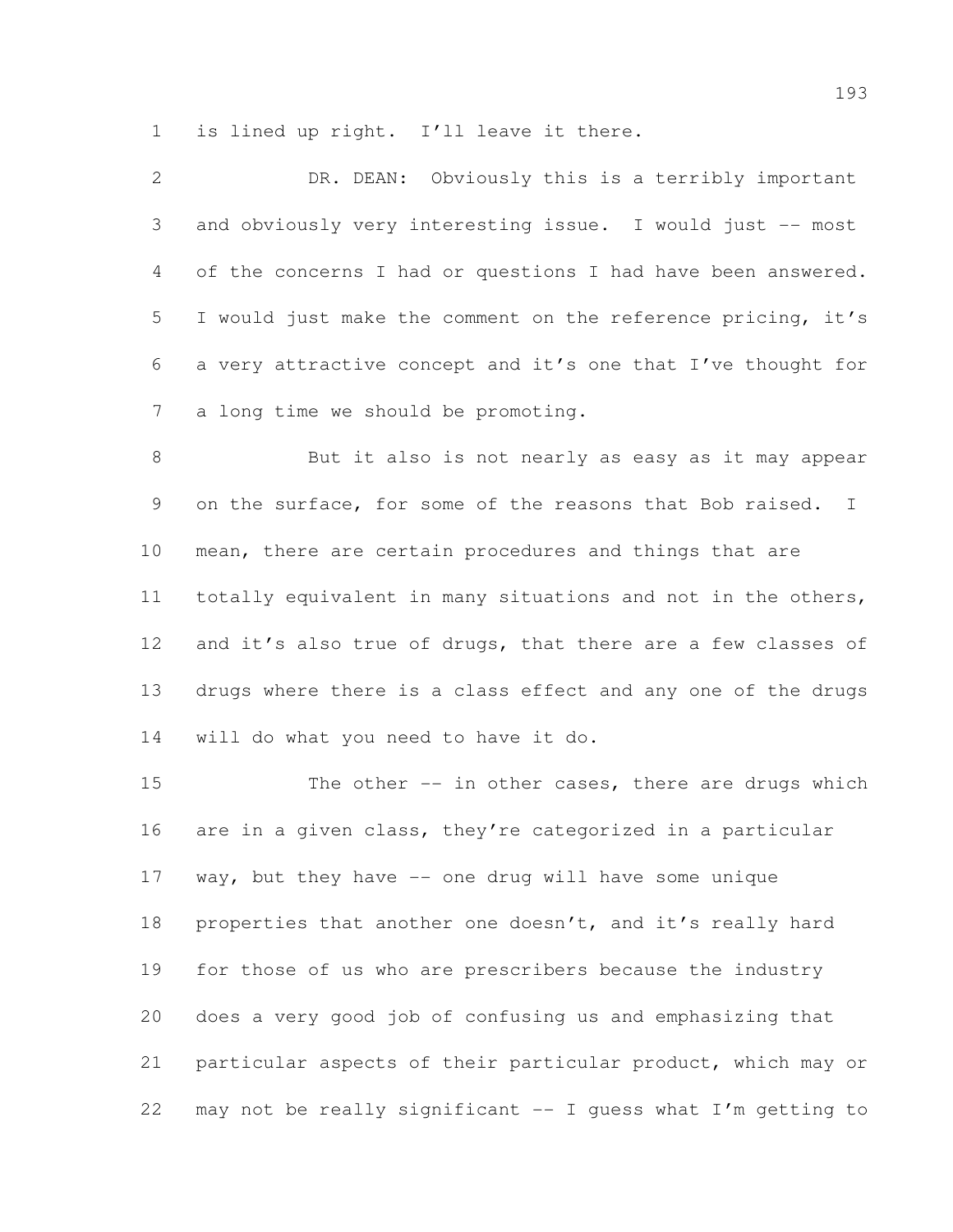is lined up right. I'll leave it there.

DR. DEAN: Obviously this is a terribly important and obviously very interesting issue. I would just -- most of the concerns I had or questions I had have been answered. I would just make the comment on the reference pricing, it's a very attractive concept and it's one that I've thought for a long time we should be promoting.

But it also is not nearly as easy as it may appear on the surface, for some of the reasons that Bob raised. I mean, there are certain procedures and things that are totally equivalent in many situations and not in the others, and it's also true of drugs, that there are a few classes of drugs where there is a class effect and any one of the drugs will do what you need to have it do.

The other -- in other cases, there are drugs which are in a given class, they're categorized in a particular way, but they have -- one drug will have some unique properties that another one doesn't, and it's really hard for those of us who are prescribers because the industry does a very good job of confusing us and emphasizing that particular aspects of their particular product, which may or may not be really significant -- I guess what I'm getting to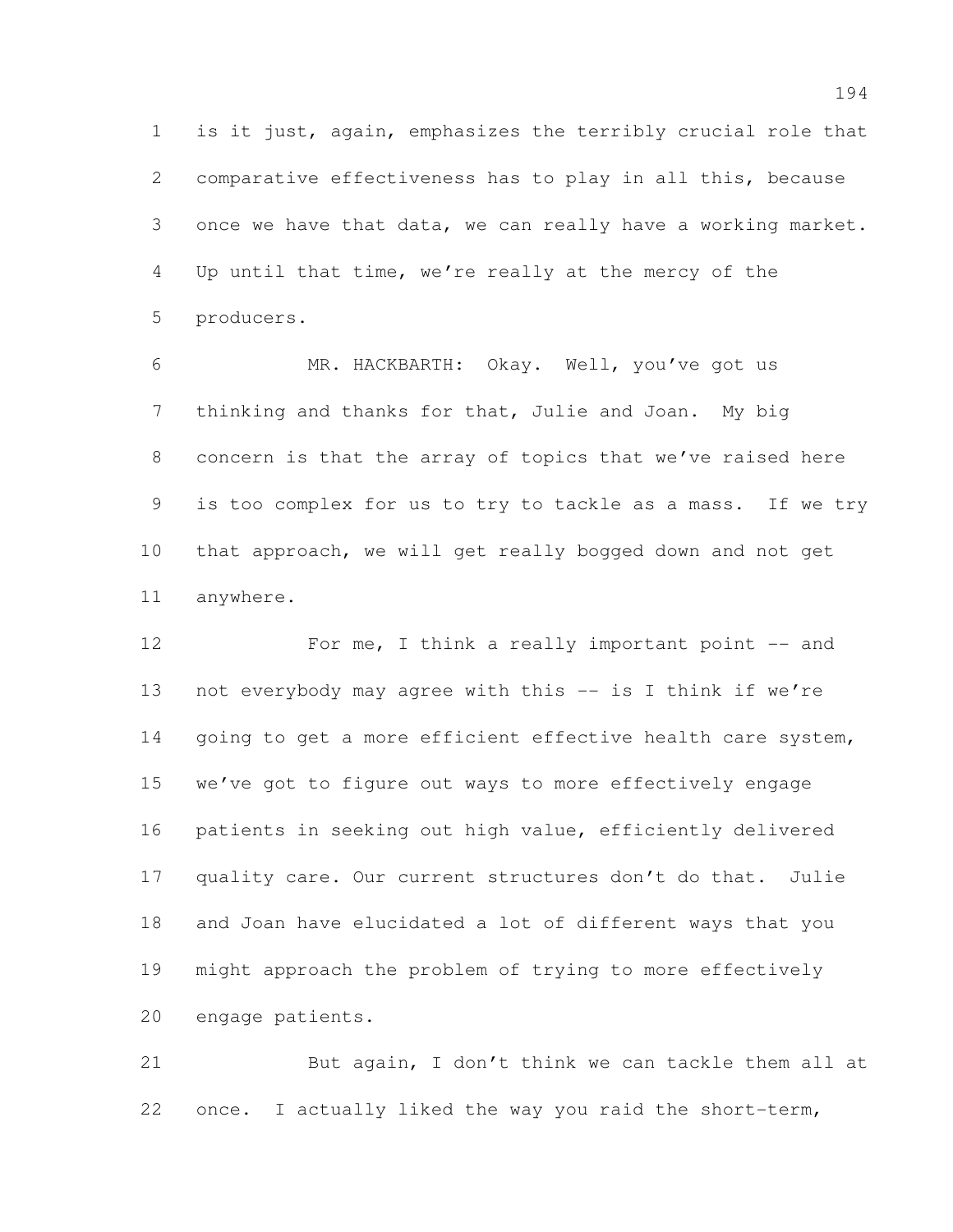is it just, again, emphasizes the terribly crucial role that comparative effectiveness has to play in all this, because once we have that data, we can really have a working market. Up until that time, we're really at the mercy of the producers.

MR. HACKBARTH: Okay. Well, you've got us thinking and thanks for that, Julie and Joan. My big concern is that the array of topics that we've raised here is too complex for us to try to tackle as a mass. If we try that approach, we will get really bogged down and not get anywhere.

For me, I think a really important point -- and not everybody may agree with this -- is I think if we're going to get a more efficient effective health care system, we've got to figure out ways to more effectively engage patients in seeking out high value, efficiently delivered quality care. Our current structures don't do that. Julie and Joan have elucidated a lot of different ways that you might approach the problem of trying to more effectively engage patients.

But again, I don't think we can tackle them all at once. I actually liked the way you raid the short-term,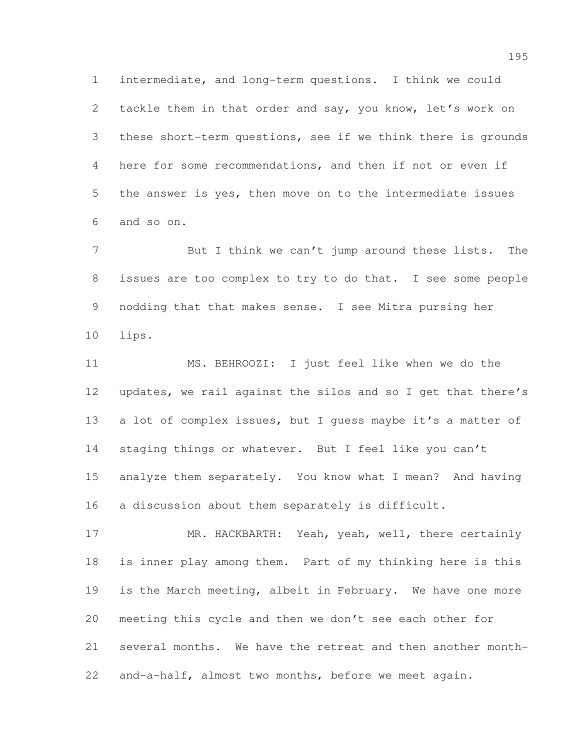intermediate, and long-term questions. I think we could tackle them in that order and say, you know, let's work on these short-term questions, see if we think there is grounds here for some recommendations, and then if not or even if the answer is yes, then move on to the intermediate issues and so on.

But I think we can't jump around these lists. The issues are too complex to try to do that. I see some people nodding that that makes sense. I see Mitra pursing her lips.

MS. BEHROOZI: I just feel like when we do the updates, we rail against the silos and so I get that there's a lot of complex issues, but I guess maybe it's a matter of staging things or whatever. But I feel like you can't analyze them separately. You know what I mean? And having a discussion about them separately is difficult.

MR. HACKBARTH: Yeah, yeah, well, there certainly is inner play among them. Part of my thinking here is this is the March meeting, albeit in February. We have one more meeting this cycle and then we don't see each other for several months. We have the retreat and then another month-and-a-half, almost two months, before we meet again.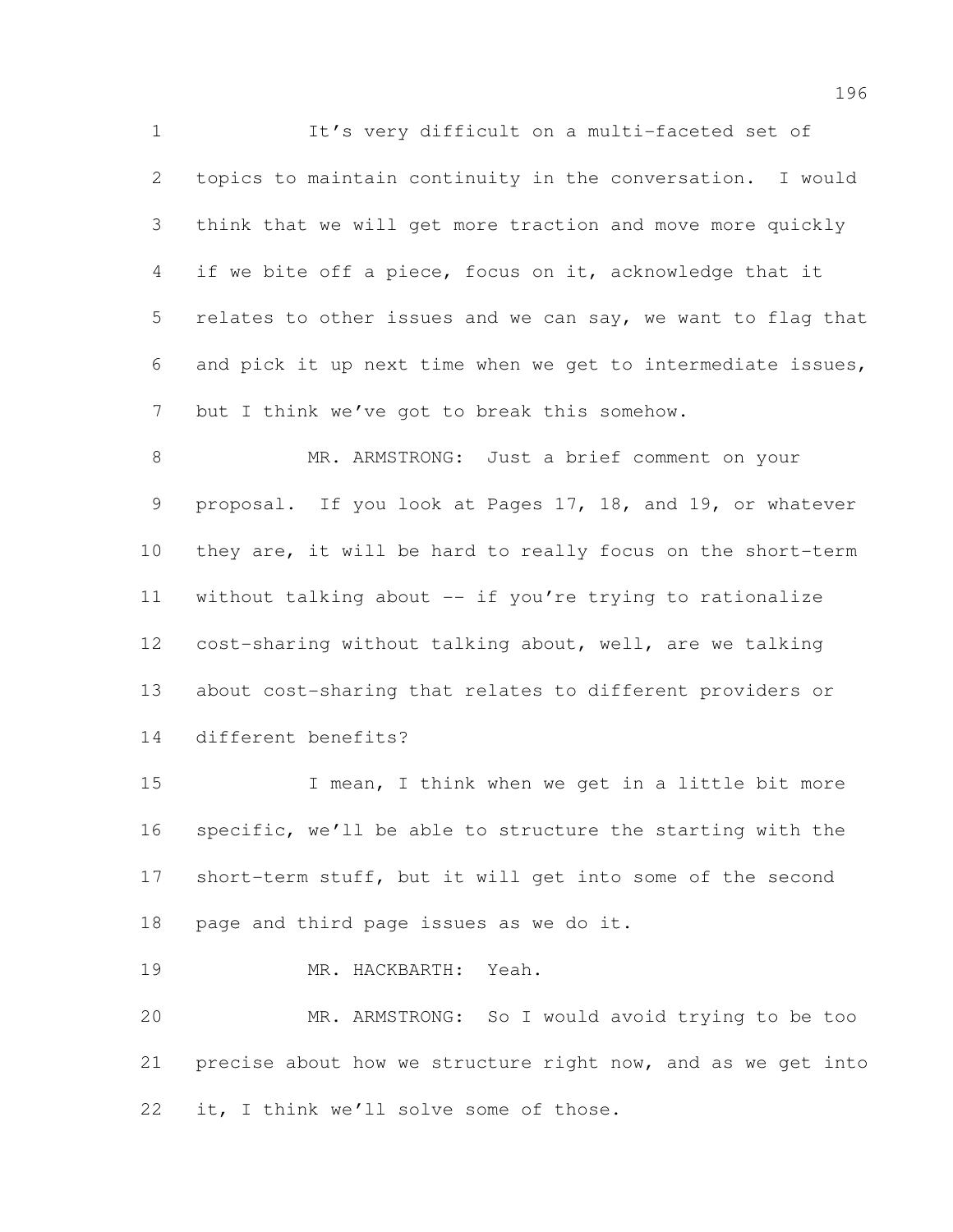It's very difficult on a multi-faceted set of topics to maintain continuity in the conversation. I would think that we will get more traction and move more quickly if we bite off a piece, focus on it, acknowledge that it relates to other issues and we can say, we want to flag that and pick it up next time when we get to intermediate issues, but I think we've got to break this somehow.

MR. ARMSTRONG: Just a brief comment on your proposal. If you look at Pages 17, 18, and 19, or whatever they are, it will be hard to really focus on the short-term without talking about -- if you're trying to rationalize cost-sharing without talking about, well, are we talking about cost-sharing that relates to different providers or different benefits?

I mean, I think when we get in a little bit more specific, we'll be able to structure the starting with the short-term stuff, but it will get into some of the second page and third page issues as we do it.

MR. HACKBARTH: Yeah.

MR. ARMSTRONG: So I would avoid trying to be too precise about how we structure right now, and as we get into it, I think we'll solve some of those.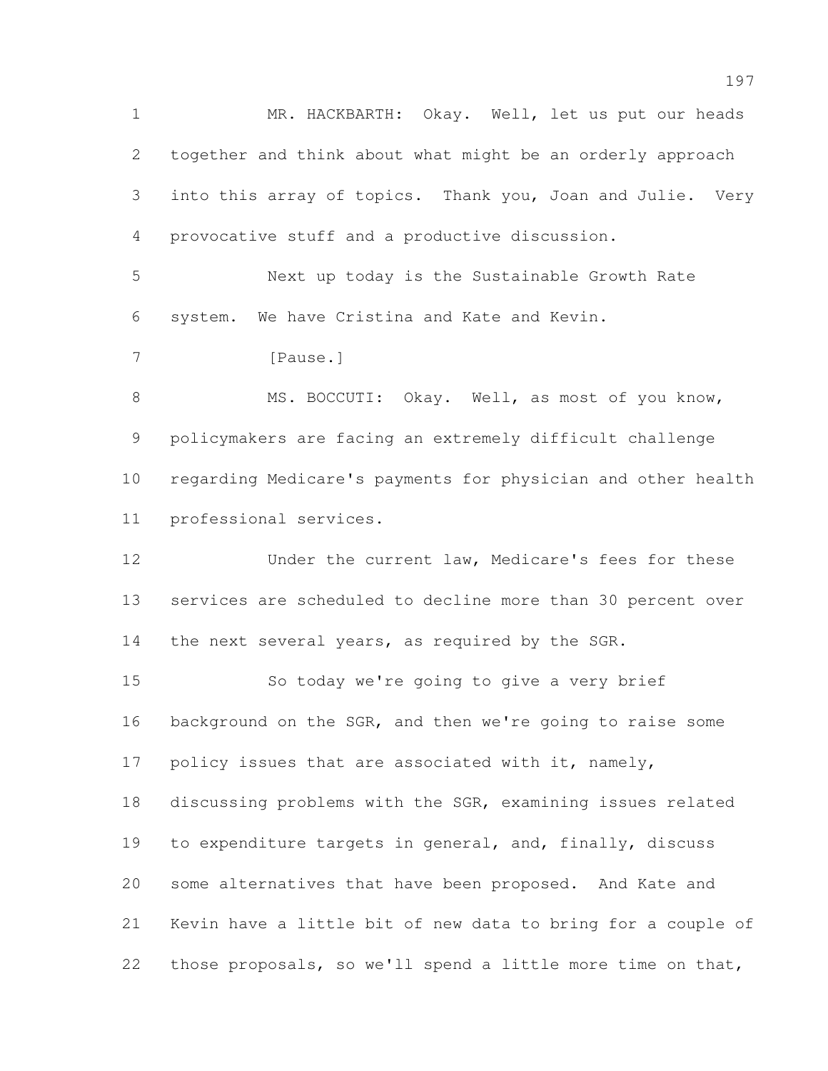MR. HACKBARTH: Okay. Well, let us put our heads together and think about what might be an orderly approach into this array of topics. Thank you, Joan and Julie. Very provocative stuff and a productive discussion.

Next up today is the Sustainable Growth Rate system. We have Cristina and Kate and Kevin.

[Pause.]

MS. BOCCUTI: Okay. Well, as most of you know, policymakers are facing an extremely difficult challenge regarding Medicare's payments for physician and other health professional services.

Under the current law, Medicare's fees for these services are scheduled to decline more than 30 percent over the next several years, as required by the SGR.

So today we're going to give a very brief background on the SGR, and then we're going to raise some policy issues that are associated with it, namely, discussing problems with the SGR, examining issues related to expenditure targets in general, and, finally, discuss some alternatives that have been proposed. And Kate and Kevin have a little bit of new data to bring for a couple of those proposals, so we'll spend a little more time on that,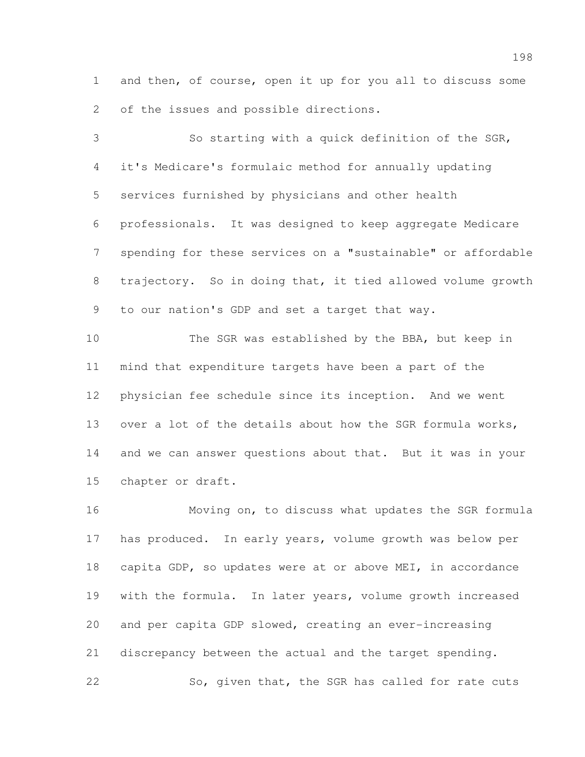and then, of course, open it up for you all to discuss some of the issues and possible directions.

So starting with a quick definition of the SGR, it's Medicare's formulaic method for annually updating services furnished by physicians and other health professionals. It was designed to keep aggregate Medicare spending for these services on a "sustainable" or affordable trajectory. So in doing that, it tied allowed volume growth to our nation's GDP and set a target that way.

The SGR was established by the BBA, but keep in mind that expenditure targets have been a part of the physician fee schedule since its inception. And we went over a lot of the details about how the SGR formula works, and we can answer questions about that. But it was in your chapter or draft.

Moving on, to discuss what updates the SGR formula has produced. In early years, volume growth was below per capita GDP, so updates were at or above MEI, in accordance with the formula. In later years, volume growth increased and per capita GDP slowed, creating an ever-increasing discrepancy between the actual and the target spending.

So, given that, the SGR has called for rate cuts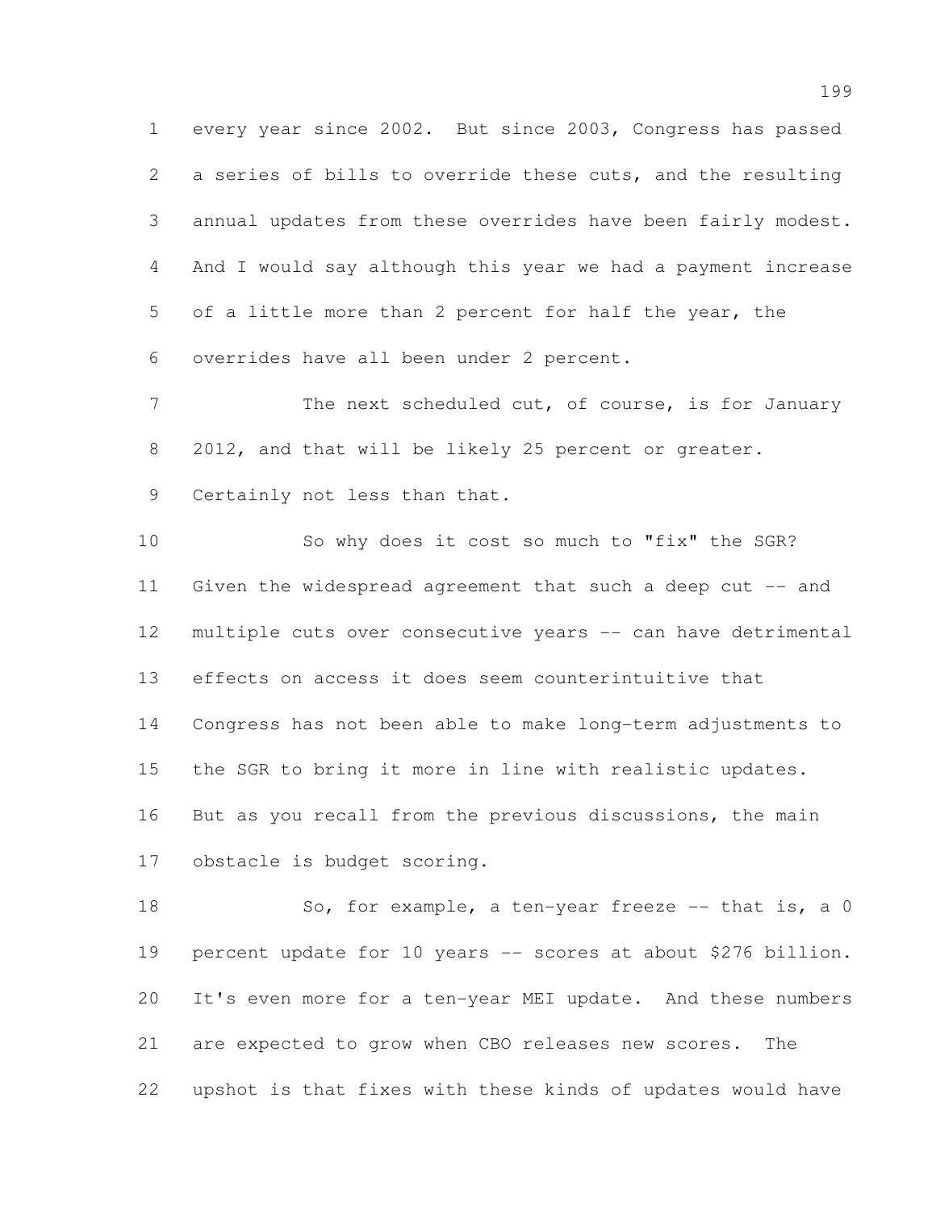every year since 2002. But since 2003, Congress has passed a series of bills to override these cuts, and the resulting annual updates from these overrides have been fairly modest. And I would say although this year we had a payment increase of a little more than 2 percent for half the year, the overrides have all been under 2 percent.

The next scheduled cut, of course, is for January 2012, and that will be likely 25 percent or greater. Certainly not less than that.

So why does it cost so much to "fix" the SGR? Given the widespread agreement that such a deep cut -- and multiple cuts over consecutive years -- can have detrimental effects on access it does seem counterintuitive that Congress has not been able to make long-term adjustments to the SGR to bring it more in line with realistic updates. But as you recall from the previous discussions, the main obstacle is budget scoring.

So, for example, a ten-year freeze -- that is, a 0 percent update for 10 years -- scores at about $276 billion. It's even more for a ten-year MEI update. And these numbers are expected to grow when CBO releases new scores. The upshot is that fixes with these kinds of updates would have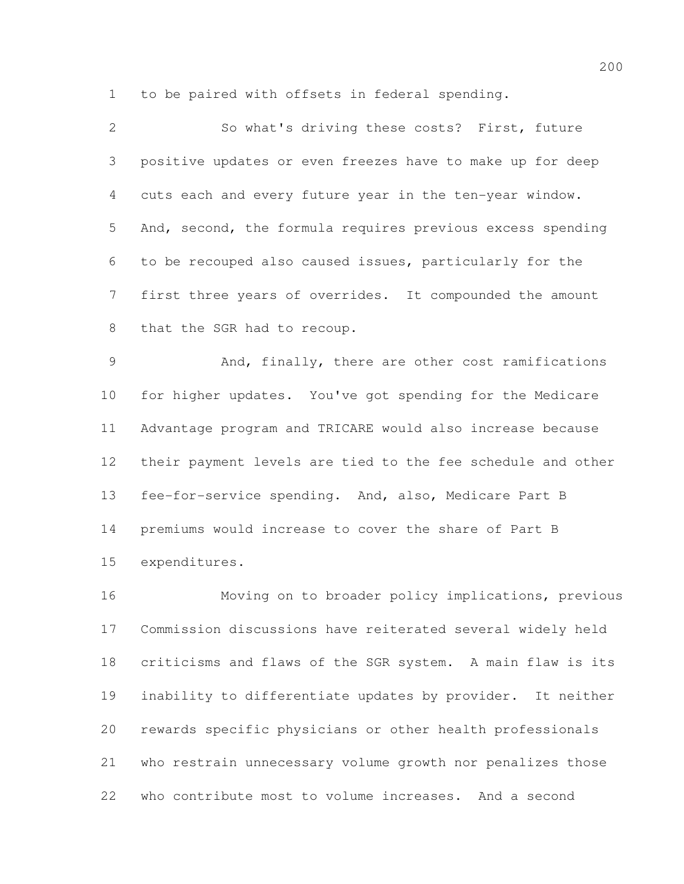to be paired with offsets in federal spending.

So what's driving these costs? First, future positive updates or even freezes have to make up for deep cuts each and every future year in the ten-year window. And, second, the formula requires previous excess spending to be recouped also caused issues, particularly for the first three years of overrides. It compounded the amount that the SGR had to recoup.

And, finally, there are other cost ramifications for higher updates. You've got spending for the Medicare Advantage program and TRICARE would also increase because their payment levels are tied to the fee schedule and other fee-for-service spending. And, also, Medicare Part B premiums would increase to cover the share of Part B expenditures.

Moving on to broader policy implications, previous Commission discussions have reiterated several widely held criticisms and flaws of the SGR system. A main flaw is its inability to differentiate updates by provider. It neither rewards specific physicians or other health professionals who restrain unnecessary volume growth nor penalizes those who contribute most to volume increases. And a second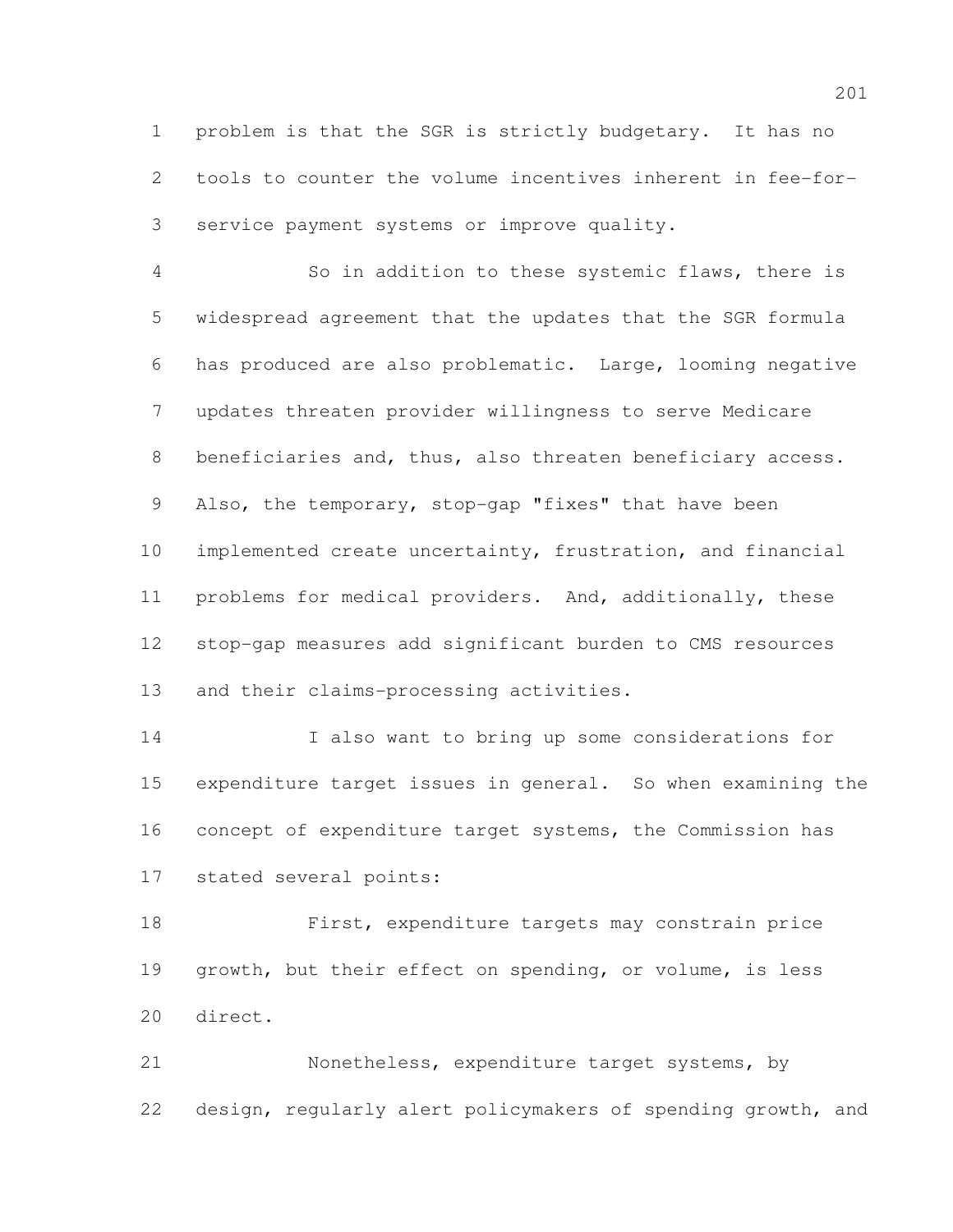problem is that the SGR is strictly budgetary. It has no tools to counter the volume incentives inherent in fee-for-service payment systems or improve quality.

So in addition to these systemic flaws, there is widespread agreement that the updates that the SGR formula has produced are also problematic. Large, looming negative updates threaten provider willingness to serve Medicare beneficiaries and, thus, also threaten beneficiary access. Also, the temporary, stop-gap "fixes" that have been implemented create uncertainty, frustration, and financial problems for medical providers. And, additionally, these stop-gap measures add significant burden to CMS resources and their claims-processing activities.

I also want to bring up some considerations for expenditure target issues in general. So when examining the concept of expenditure target systems, the Commission has stated several points:

First, expenditure targets may constrain price growth, but their effect on spending, or volume, is less direct.

Nonetheless, expenditure target systems, by design, regularly alert policymakers of spending growth, and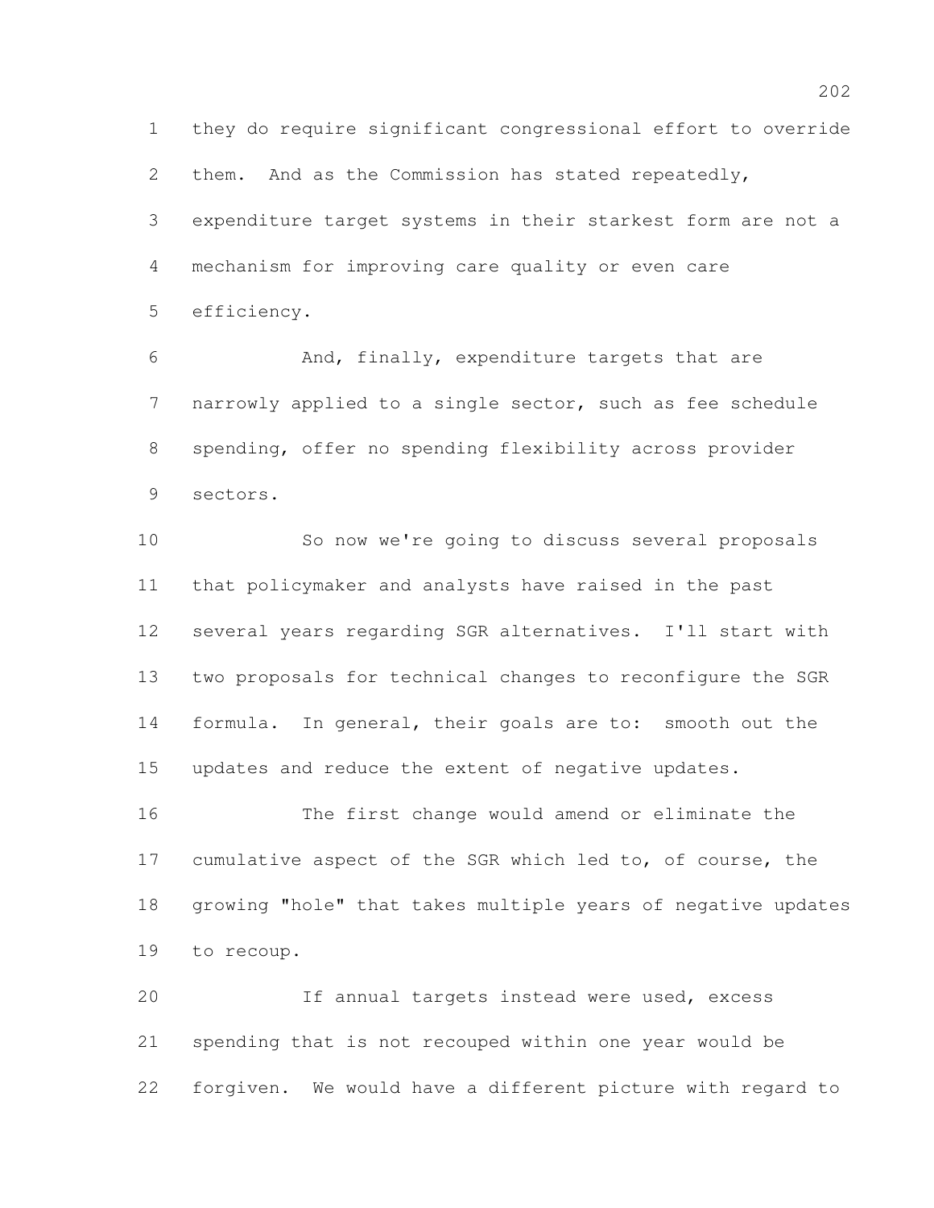they do require significant congressional effort to override them. And as the Commission has stated repeatedly, expenditure target systems in their starkest form are not a mechanism for improving care quality or even care efficiency.

And, finally, expenditure targets that are narrowly applied to a single sector, such as fee schedule spending, offer no spending flexibility across provider sectors.

So now we're going to discuss several proposals that policymaker and analysts have raised in the past several years regarding SGR alternatives. I'll start with two proposals for technical changes to reconfigure the SGR formula. In general, their goals are to: smooth out the updates and reduce the extent of negative updates.

The first change would amend or eliminate the cumulative aspect of the SGR which led to, of course, the growing "hole" that takes multiple years of negative updates to recoup.

If annual targets instead were used, excess spending that is not recouped within one year would be forgiven. We would have a different picture with regard to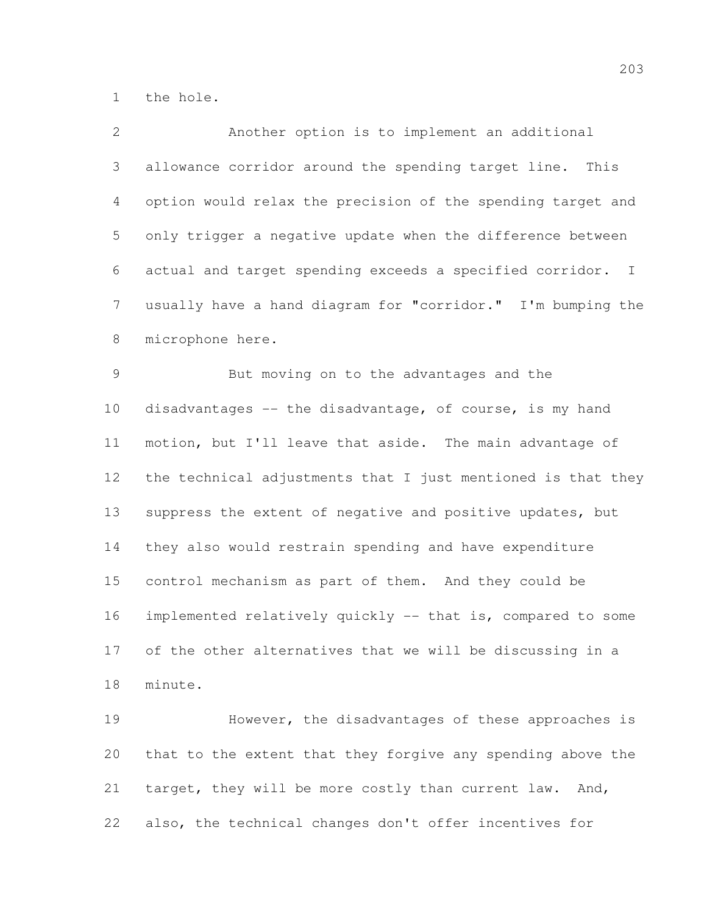the hole.

Another option is to implement an additional allowance corridor around the spending target line. This option would relax the precision of the spending target and only trigger a negative update when the difference between actual and target spending exceeds a specified corridor. I usually have a hand diagram for "corridor." I'm bumping the microphone here.

But moving on to the advantages and the disadvantages -- the disadvantage, of course, is my hand motion, but I'll leave that aside. The main advantage of the technical adjustments that I just mentioned is that they suppress the extent of negative and positive updates, but they also would restrain spending and have expenditure control mechanism as part of them. And they could be implemented relatively quickly -- that is, compared to some of the other alternatives that we will be discussing in a minute.

However, the disadvantages of these approaches is that to the extent that they forgive any spending above the target, they will be more costly than current law. And, also, the technical changes don't offer incentives for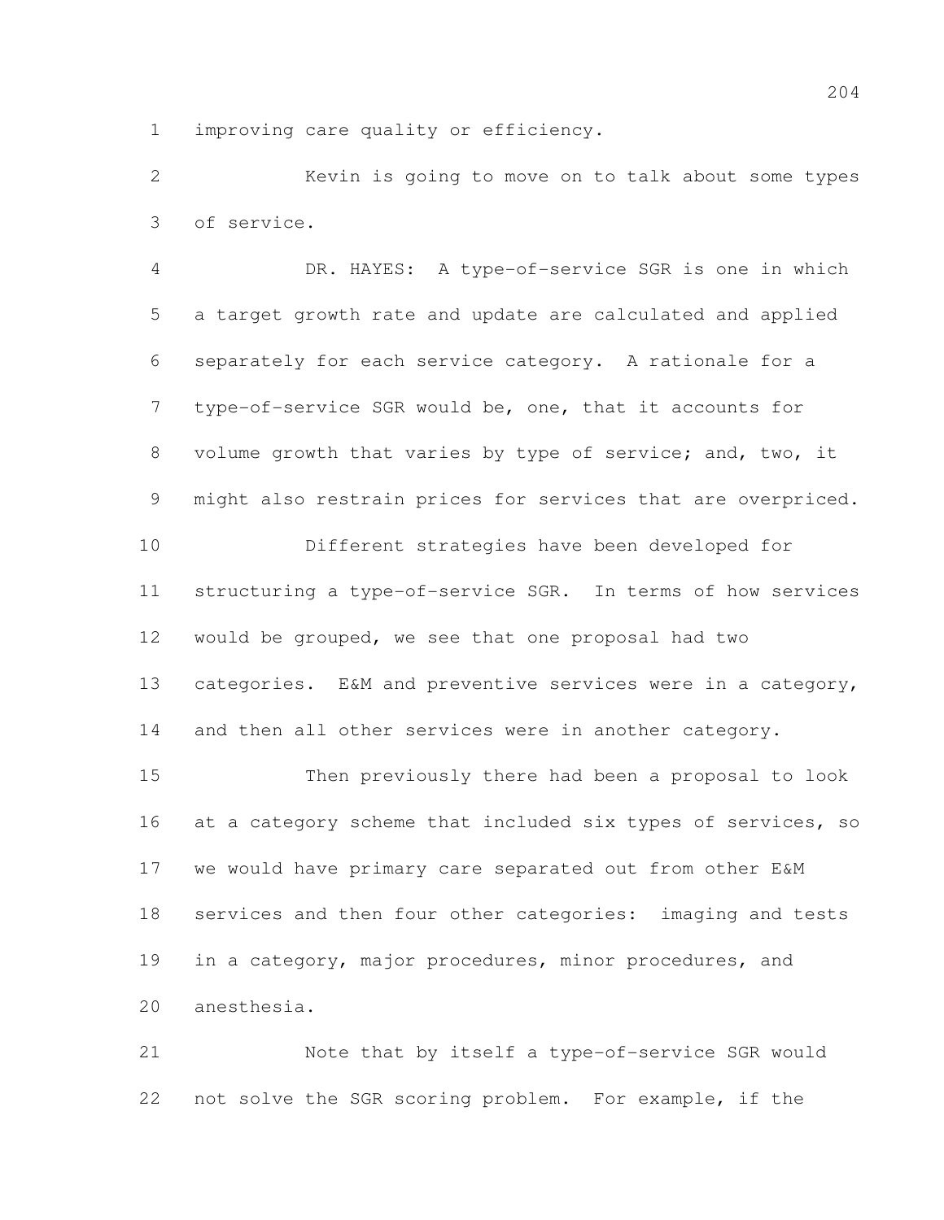improving care quality or efficiency.

Kevin is going to move on to talk about some types of service.

DR. HAYES: A type-of-service SGR is one in which a target growth rate and update are calculated and applied separately for each service category. A rationale for a type-of-service SGR would be, one, that it accounts for volume growth that varies by type of service; and, two, it might also restrain prices for services that are overpriced.

Different strategies have been developed for structuring a type-of-service SGR. In terms of how services would be grouped, we see that one proposal had two categories. E&M and preventive services were in a category, and then all other services were in another category.

Then previously there had been a proposal to look at a category scheme that included six types of services, so we would have primary care separated out from other E&M services and then four other categories: imaging and tests in a category, major procedures, minor procedures, and anesthesia.

Note that by itself a type-of-service SGR would not solve the SGR scoring problem. For example, if the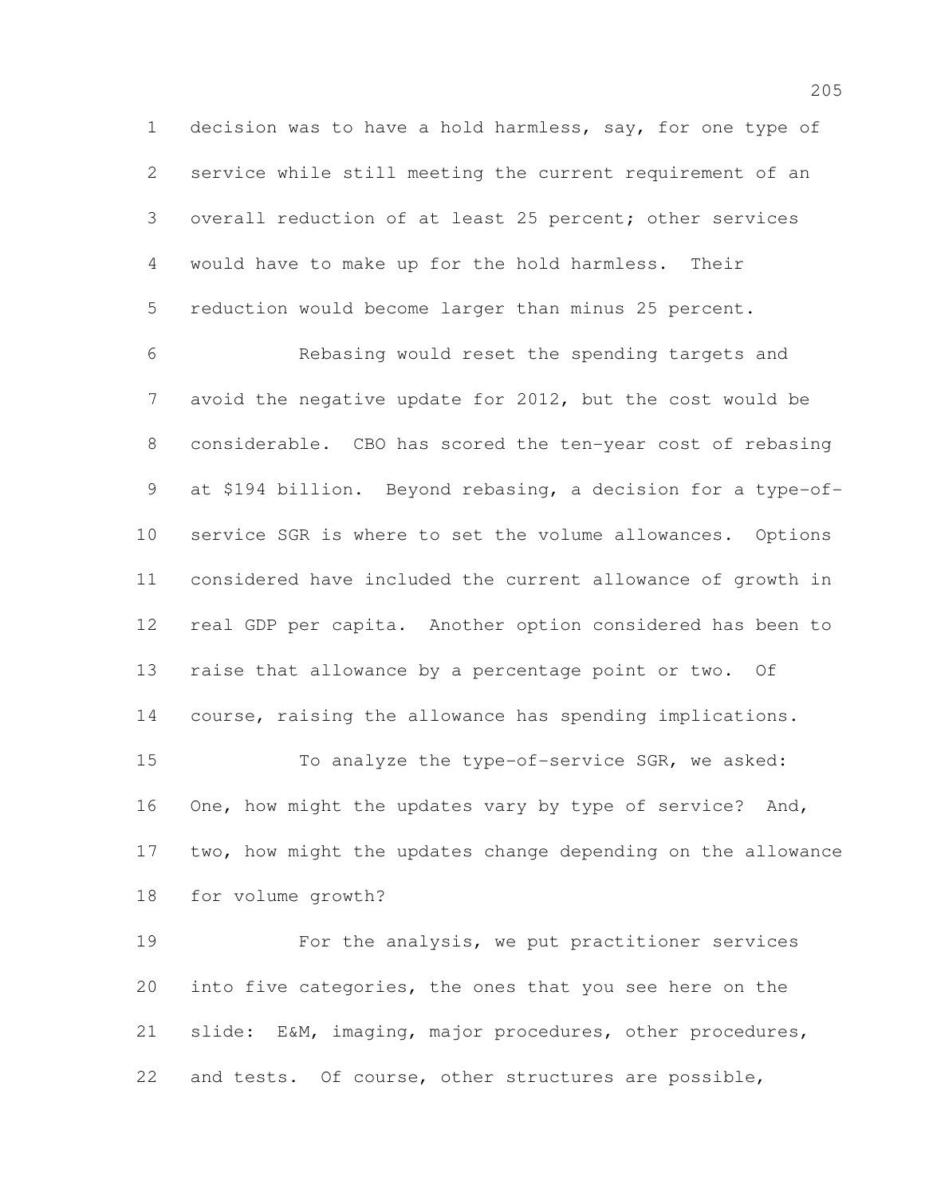decision was to have a hold harmless, say, for one type of service while still meeting the current requirement of an overall reduction of at least 25 percent; other services would have to make up for the hold harmless. Their reduction would become larger than minus 25 percent.

Rebasing would reset the spending targets and avoid the negative update for 2012, but the cost would be considerable. CBO has scored the ten-year cost of rebasing at $194 billion. Beyond rebasing, a decision for a type-of-service SGR is where to set the volume allowances. Options considered have included the current allowance of growth in real GDP per capita. Another option considered has been to raise that allowance by a percentage point or two. Of course, raising the allowance has spending implications.

To analyze the type-of-service SGR, we asked: One, how might the updates vary by type of service? And, two, how might the updates change depending on the allowance for volume growth?

For the analysis, we put practitioner services into five categories, the ones that you see here on the slide: E&M, imaging, major procedures, other procedures, and tests. Of course, other structures are possible,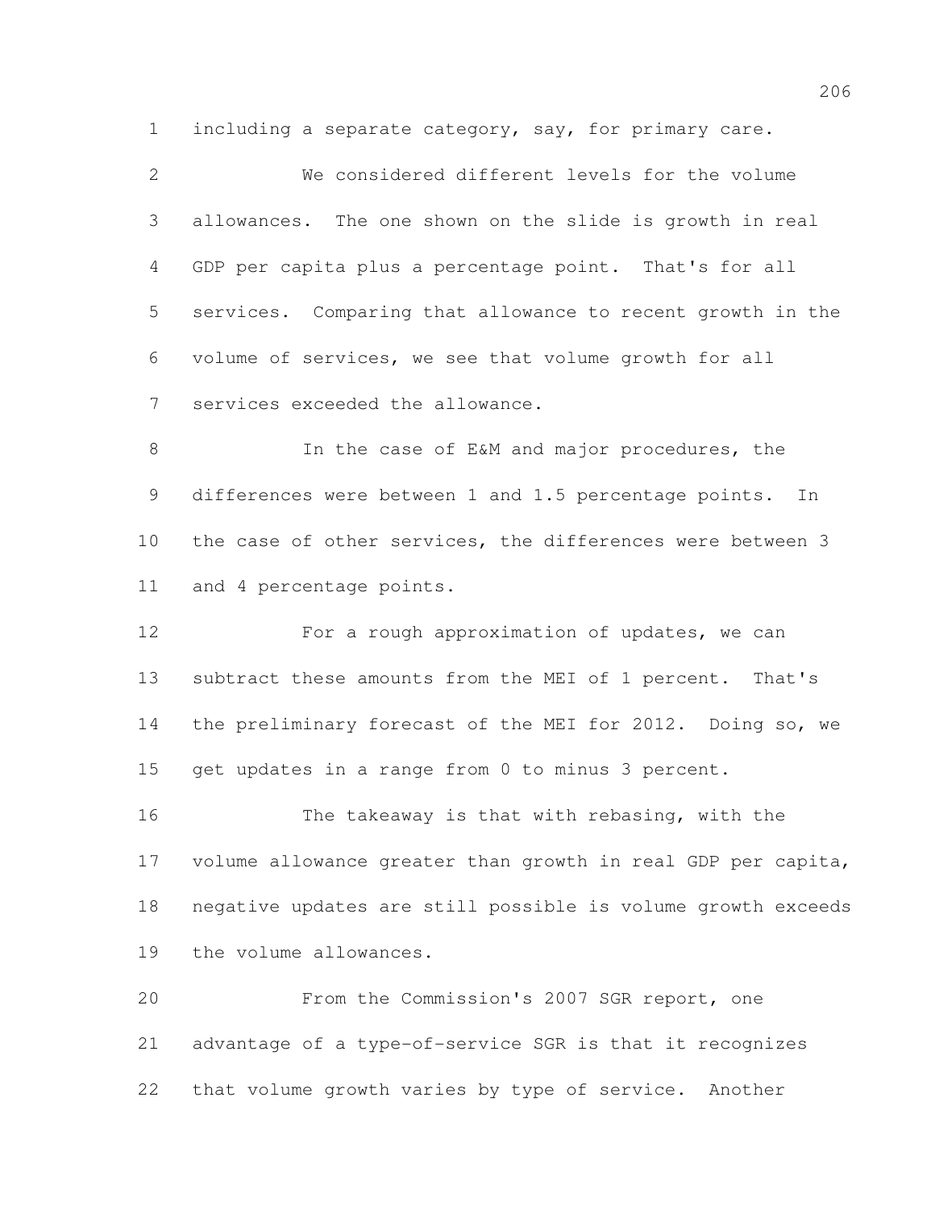including a separate category, say, for primary care.

We considered different levels for the volume allowances. The one shown on the slide is growth in real GDP per capita plus a percentage point. That's for all services. Comparing that allowance to recent growth in the volume of services, we see that volume growth for all services exceeded the allowance.

In the case of E&M and major procedures, the differences were between 1 and 1.5 percentage points. In the case of other services, the differences were between 3 and 4 percentage points.

For a rough approximation of updates, we can subtract these amounts from the MEI of 1 percent. That's the preliminary forecast of the MEI for 2012. Doing so, we get updates in a range from 0 to minus 3 percent.

The takeaway is that with rebasing, with the volume allowance greater than growth in real GDP per capita, negative updates are still possible is volume growth exceeds the volume allowances.

From the Commission's 2007 SGR report, one advantage of a type-of-service SGR is that it recognizes that volume growth varies by type of service. Another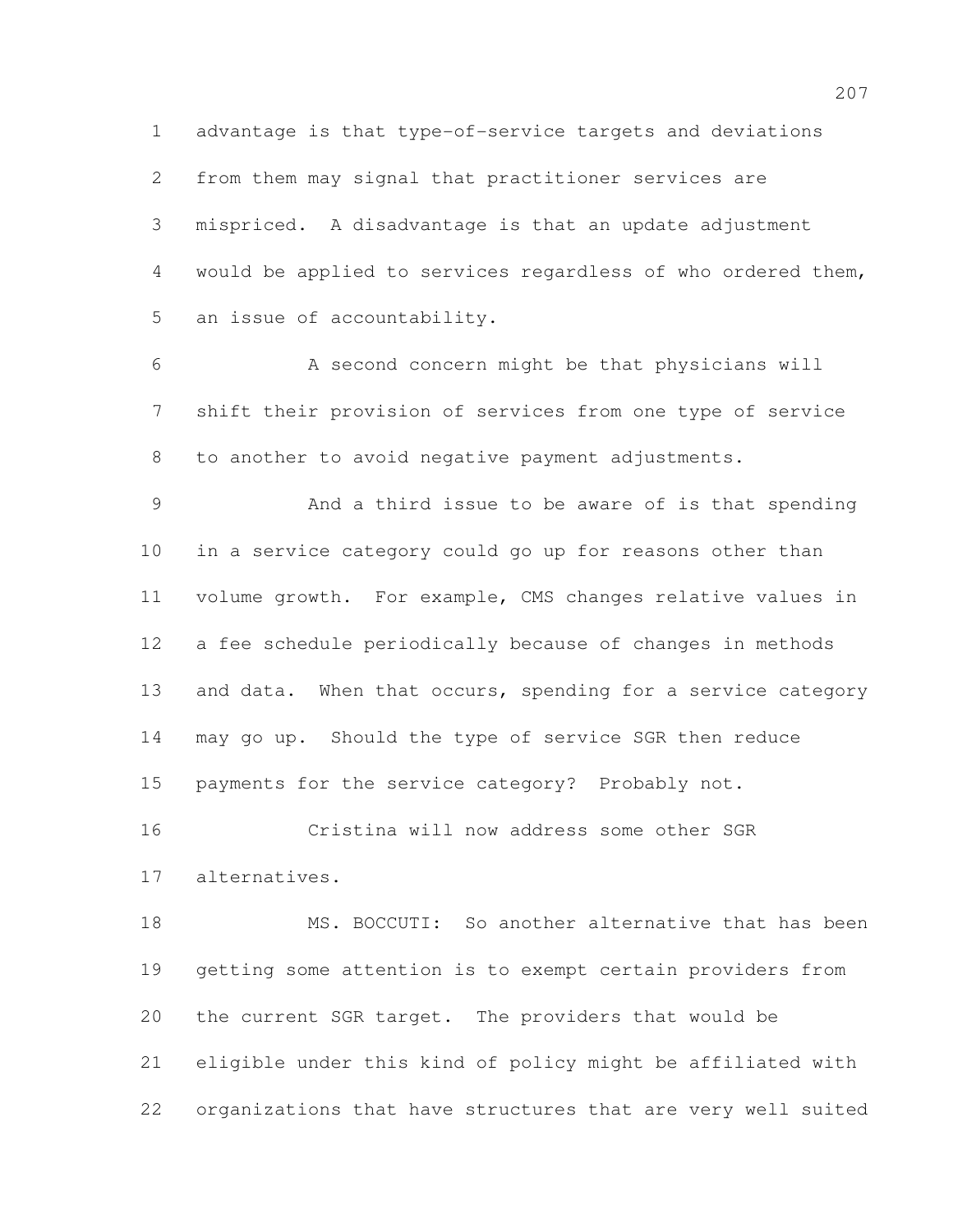advantage is that type-of-service targets and deviations from them may signal that practitioner services are mispriced. A disadvantage is that an update adjustment would be applied to services regardless of who ordered them, an issue of accountability.

A second concern might be that physicians will shift their provision of services from one type of service to another to avoid negative payment adjustments.

And a third issue to be aware of is that spending in a service category could go up for reasons other than volume growth. For example, CMS changes relative values in a fee schedule periodically because of changes in methods and data. When that occurs, spending for a service category may go up. Should the type of service SGR then reduce payments for the service category? Probably not.

Cristina will now address some other SGR alternatives.

MS. BOCCUTI: So another alternative that has been getting some attention is to exempt certain providers from the current SGR target. The providers that would be eligible under this kind of policy might be affiliated with organizations that have structures that are very well suited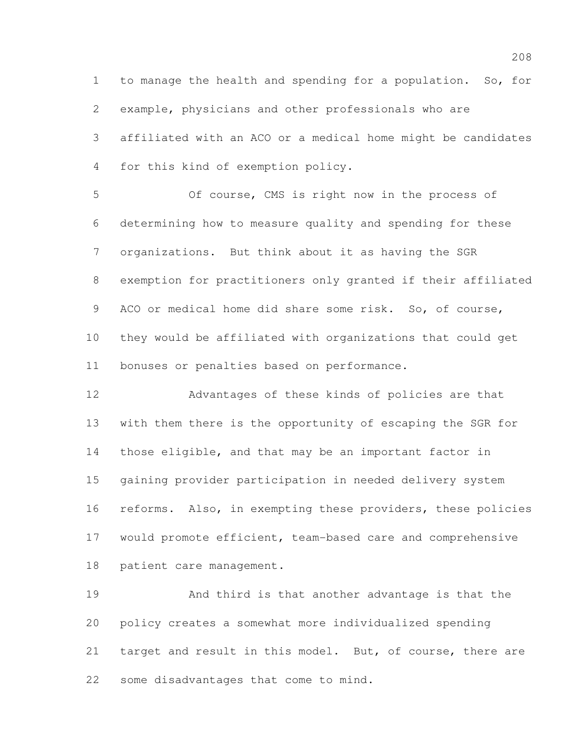to manage the health and spending for a population. So, for example, physicians and other professionals who are affiliated with an ACO or a medical home might be candidates for this kind of exemption policy.

Of course, CMS is right now in the process of determining how to measure quality and spending for these organizations. But think about it as having the SGR exemption for practitioners only granted if their affiliated ACO or medical home did share some risk. So, of course, they would be affiliated with organizations that could get bonuses or penalties based on performance.

Advantages of these kinds of policies are that with them there is the opportunity of escaping the SGR for those eligible, and that may be an important factor in gaining provider participation in needed delivery system reforms. Also, in exempting these providers, these policies would promote efficient, team-based care and comprehensive patient care management.

And third is that another advantage is that the policy creates a somewhat more individualized spending target and result in this model. But, of course, there are some disadvantages that come to mind.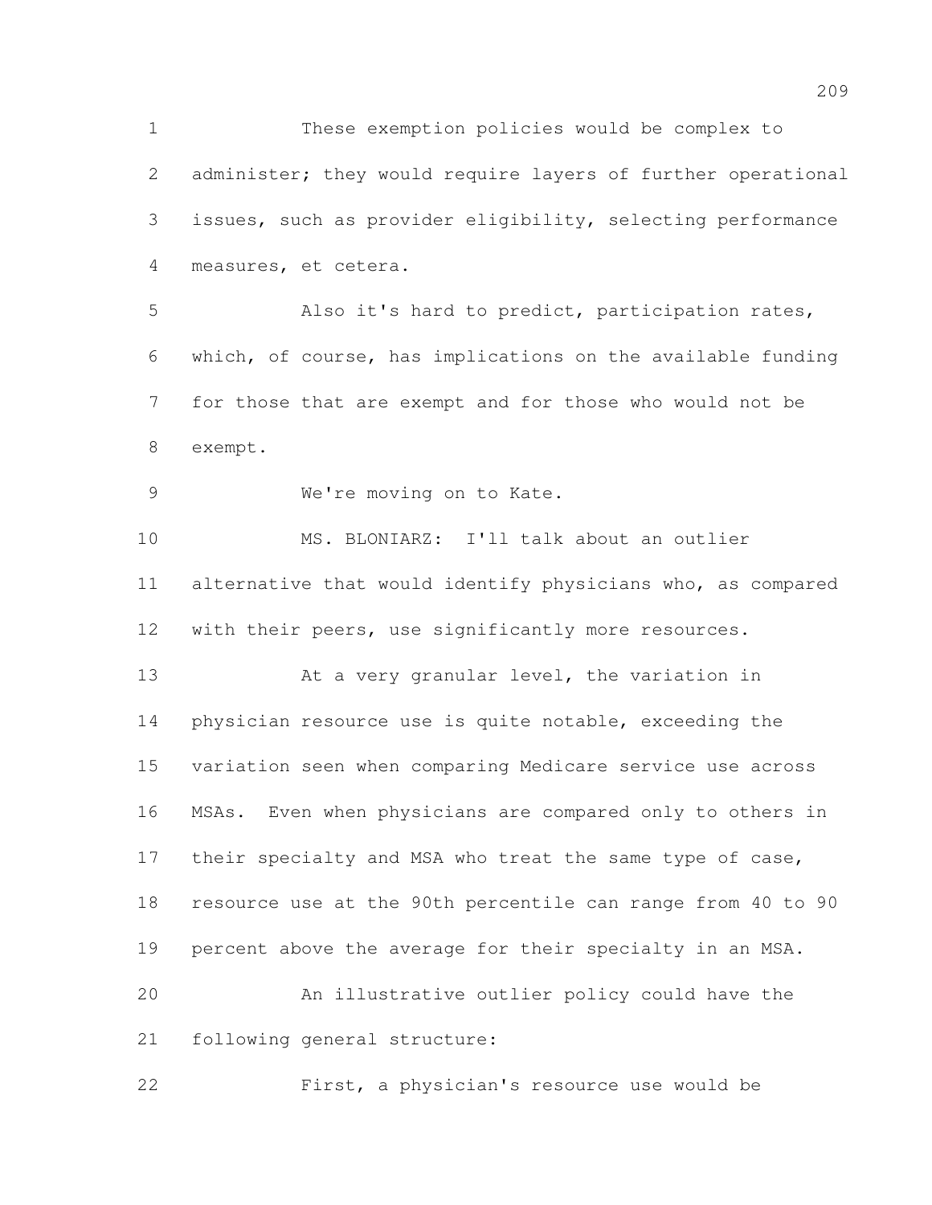These exemption policies would be complex to administer; they would require layers of further operational issues, such as provider eligibility, selecting performance measures, et cetera.

Also it's hard to predict, participation rates, which, of course, has implications on the available funding for those that are exempt and for those who would not be exempt.

We're moving on to Kate.

MS. BLONIARZ: I'll talk about an outlier alternative that would identify physicians who, as compared with their peers, use significantly more resources.

At a very granular level, the variation in physician resource use is quite notable, exceeding the variation seen when comparing Medicare service use across MSAs. Even when physicians are compared only to others in their specialty and MSA who treat the same type of case, resource use at the 90th percentile can range from 40 to 90 percent above the average for their specialty in an MSA.

An illustrative outlier policy could have the following general structure:

First, a physician's resource use would be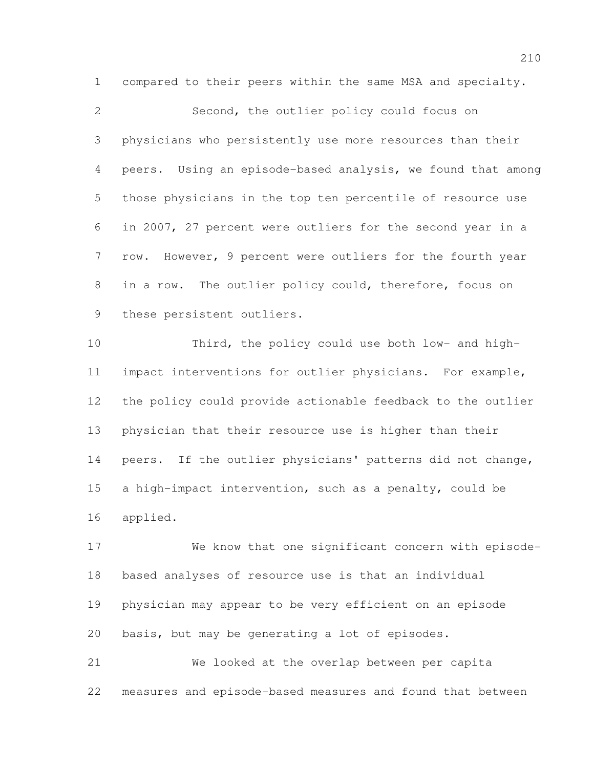compared to their peers within the same MSA and specialty.

Second, the outlier policy could focus on physicians who persistently use more resources than their peers. Using an episode-based analysis, we found that among those physicians in the top ten percentile of resource use in 2007, 27 percent were outliers for the second year in a row. However, 9 percent were outliers for the fourth year in a row. The outlier policy could, therefore, focus on these persistent outliers.

Third, the policy could use both low- and high-impact interventions for outlier physicians. For example, the policy could provide actionable feedback to the outlier physician that their resource use is higher than their peers. If the outlier physicians' patterns did not change, a high-impact intervention, such as a penalty, could be applied.

We know that one significant concern with episode-based analyses of resource use is that an individual physician may appear to be very efficient on an episode basis, but may be generating a lot of episodes.

We looked at the overlap between per capita measures and episode-based measures and found that between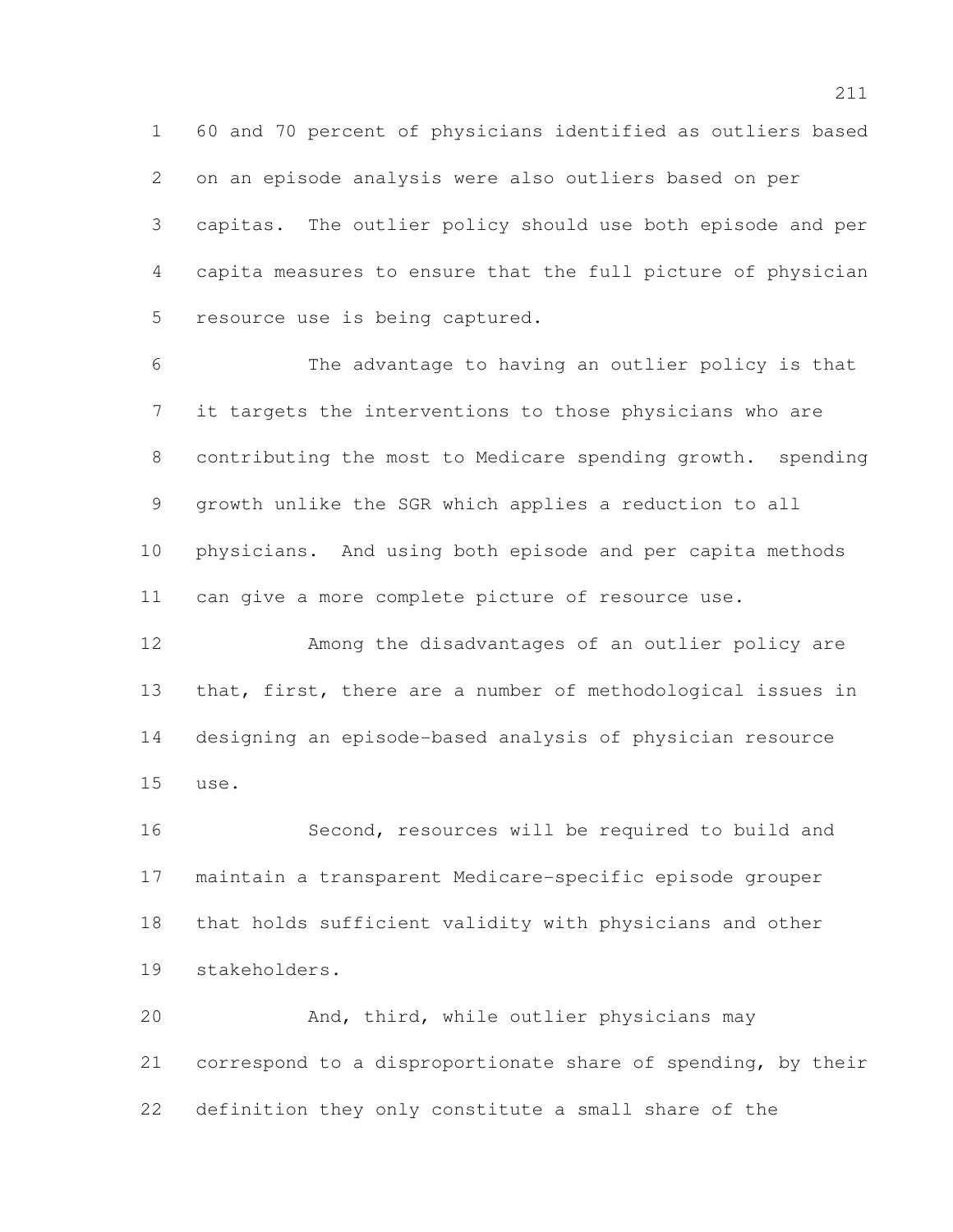60 and 70 percent of physicians identified as outliers based on an episode analysis were also outliers based on per capitas. The outlier policy should use both episode and per capita measures to ensure that the full picture of physician resource use is being captured.

The advantage to having an outlier policy is that it targets the interventions to those physicians who are contributing the most to Medicare spending growth. spending growth unlike the SGR which applies a reduction to all physicians. And using both episode and per capita methods can give a more complete picture of resource use.

Among the disadvantages of an outlier policy are that, first, there are a number of methodological issues in designing an episode-based analysis of physician resource use.

Second, resources will be required to build and maintain a transparent Medicare-specific episode grouper that holds sufficient validity with physicians and other stakeholders.

And, third, while outlier physicians may correspond to a disproportionate share of spending, by their definition they only constitute a small share of the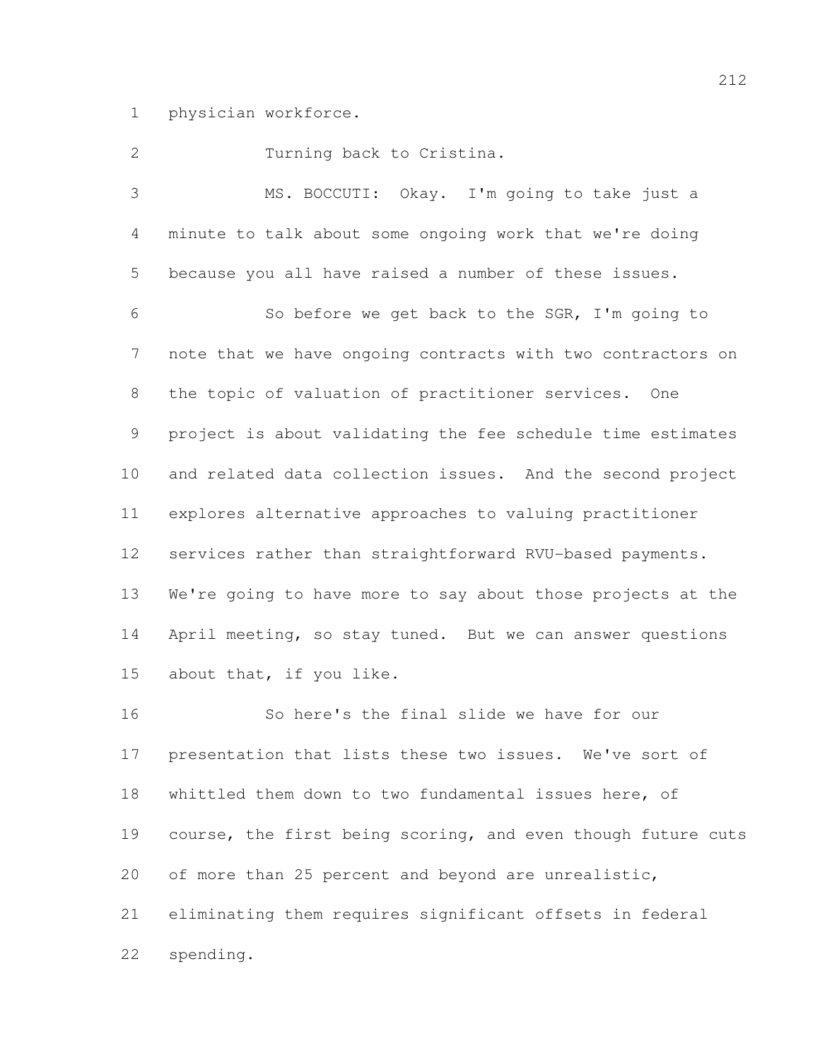physician workforce.

Turning back to Cristina.

MS. BOCCUTI: Okay. I'm going to take just a minute to talk about some ongoing work that we're doing because you all have raised a number of these issues.

So before we get back to the SGR, I'm going to note that we have ongoing contracts with two contractors on the topic of valuation of practitioner services. One project is about validating the fee schedule time estimates and related data collection issues. And the second project explores alternative approaches to valuing practitioner services rather than straightforward RVU-based payments. We're going to have more to say about those projects at the April meeting, so stay tuned. But we can answer questions about that, if you like.

So here's the final slide we have for our presentation that lists these two issues. We've sort of whittled them down to two fundamental issues here, of course, the first being scoring, and even though future cuts of more than 25 percent and beyond are unrealistic, eliminating them requires significant offsets in federal spending.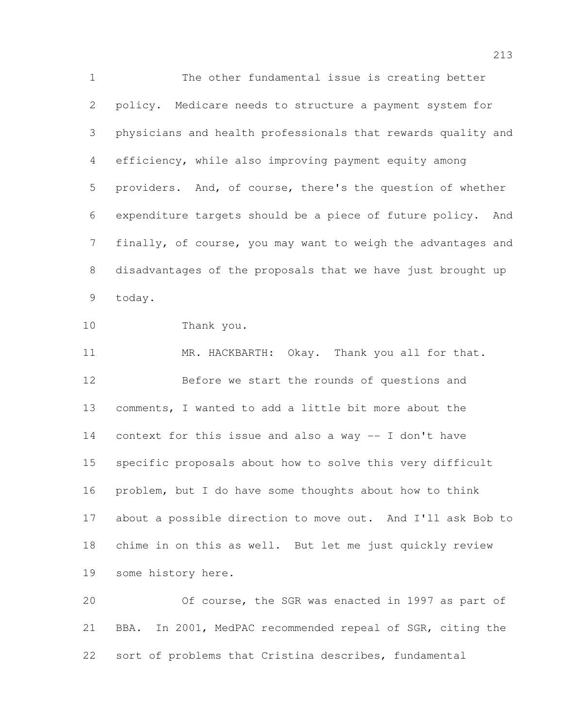The other fundamental issue is creating better policy. Medicare needs to structure a payment system for physicians and health professionals that rewards quality and efficiency, while also improving payment equity among providers. And, of course, there's the question of whether expenditure targets should be a piece of future policy. And finally, of course, you may want to weigh the advantages and disadvantages of the proposals that we have just brought up today.

Thank you.

MR. HACKBARTH: Okay. Thank you all for that.

Before we start the rounds of questions and comments, I wanted to add a little bit more about the context for this issue and also a way -- I don't have specific proposals about how to solve this very difficult problem, but I do have some thoughts about how to think about a possible direction to move out. And I'll ask Bob to chime in on this as well. But let me just quickly review some history here.

Of course, the SGR was enacted in 1997 as part of BBA. In 2001, MedPAC recommended repeal of SGR, citing the sort of problems that Cristina describes, fundamental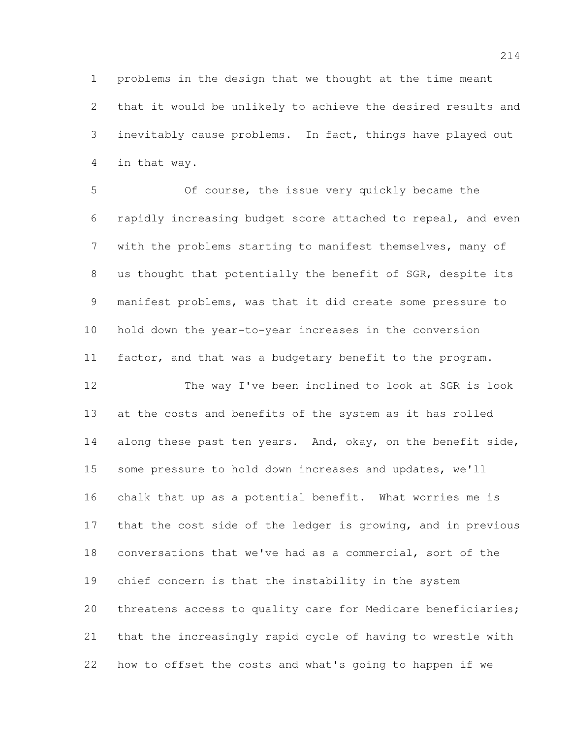problems in the design that we thought at the time meant that it would be unlikely to achieve the desired results and inevitably cause problems. In fact, things have played out in that way.

Of course, the issue very quickly became the rapidly increasing budget score attached to repeal, and even with the problems starting to manifest themselves, many of us thought that potentially the benefit of SGR, despite its manifest problems, was that it did create some pressure to hold down the year-to-year increases in the conversion factor, and that was a budgetary benefit to the program.

The way I've been inclined to look at SGR is look at the costs and benefits of the system as it has rolled along these past ten years. And, okay, on the benefit side, some pressure to hold down increases and updates, we'll chalk that up as a potential benefit. What worries me is that the cost side of the ledger is growing, and in previous conversations that we've had as a commercial, sort of the chief concern is that the instability in the system threatens access to quality care for Medicare beneficiaries; that the increasingly rapid cycle of having to wrestle with how to offset the costs and what's going to happen if we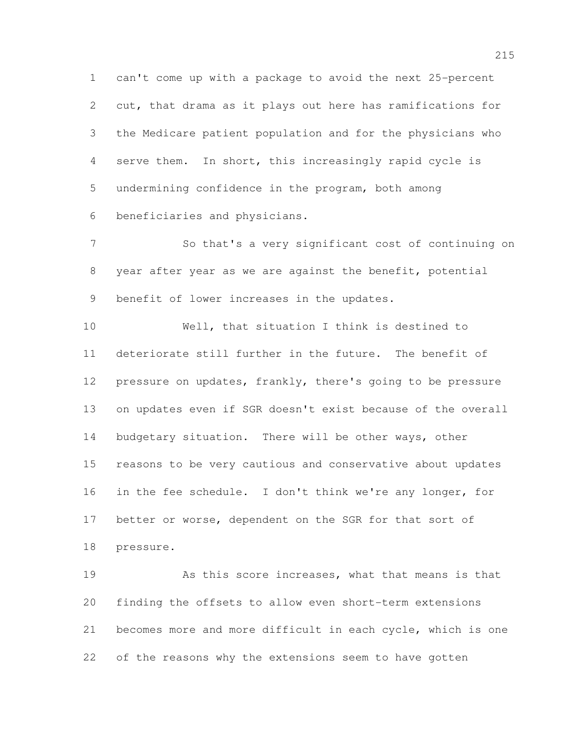can't come up with a package to avoid the next 25-percent cut, that drama as it plays out here has ramifications for the Medicare patient population and for the physicians who serve them. In short, this increasingly rapid cycle is undermining confidence in the program, both among beneficiaries and physicians.

So that's a very significant cost of continuing on year after year as we are against the benefit, potential benefit of lower increases in the updates.

Well, that situation I think is destined to deteriorate still further in the future. The benefit of pressure on updates, frankly, there's going to be pressure on updates even if SGR doesn't exist because of the overall budgetary situation. There will be other ways, other reasons to be very cautious and conservative about updates in the fee schedule. I don't think we're any longer, for better or worse, dependent on the SGR for that sort of pressure.

As this score increases, what that means is that finding the offsets to allow even short-term extensions becomes more and more difficult in each cycle, which is one of the reasons why the extensions seem to have gotten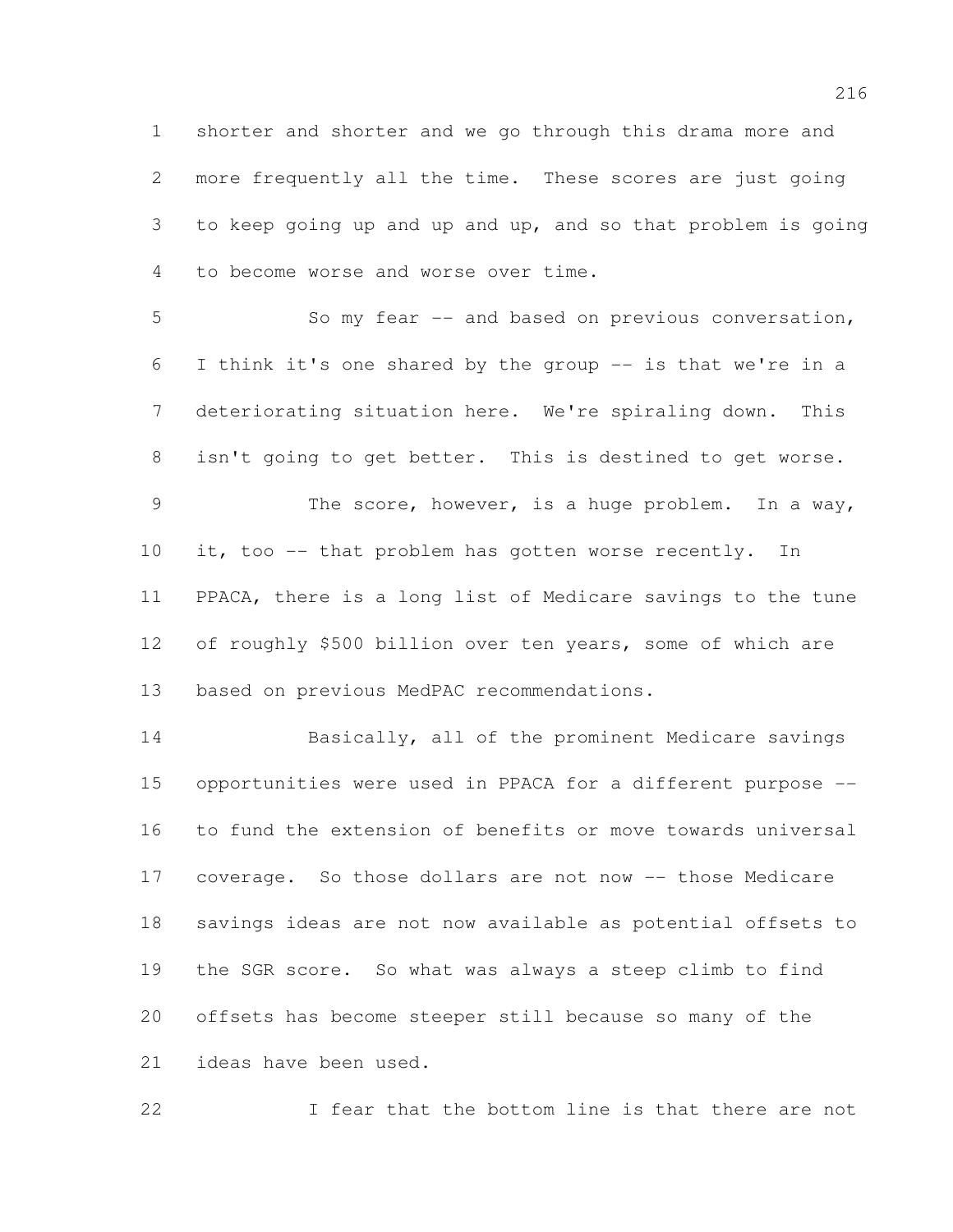shorter and shorter and we go through this drama more and more frequently all the time. These scores are just going to keep going up and up and up, and so that problem is going to become worse and worse over time.

So my fear -- and based on previous conversation, I think it's one shared by the group -- is that we're in a deteriorating situation here. We're spiraling down. This isn't going to get better. This is destined to get worse.

The score, however, is a huge problem. In a way, it, too -- that problem has gotten worse recently. In PPACA, there is a long list of Medicare savings to the tune of roughly $500 billion over ten years, some of which are based on previous MedPAC recommendations.

Basically, all of the prominent Medicare savings opportunities were used in PPACA for a different purpose -- to fund the extension of benefits or move towards universal coverage. So those dollars are not now -- those Medicare savings ideas are not now available as potential offsets to the SGR score. So what was always a steep climb to find offsets has become steeper still because so many of the ideas have been used.

I fear that the bottom line is that there are not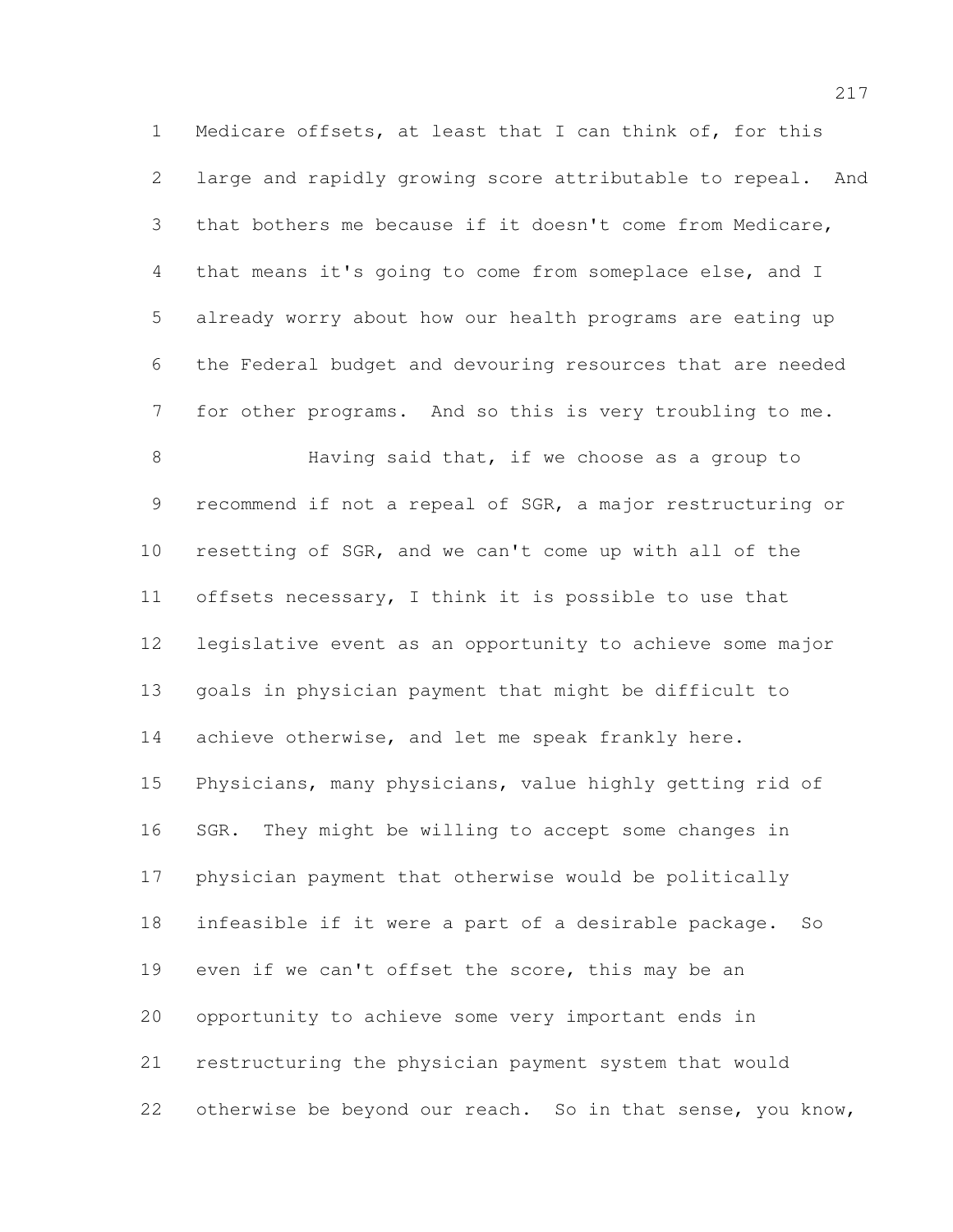Medicare offsets, at least that I can think of, for this large and rapidly growing score attributable to repeal. And that bothers me because if it doesn't come from Medicare, that means it's going to come from someplace else, and I already worry about how our health programs are eating up the Federal budget and devouring resources that are needed for other programs. And so this is very troubling to me.

Having said that, if we choose as a group to recommend if not a repeal of SGR, a major restructuring or resetting of SGR, and we can't come up with all of the offsets necessary, I think it is possible to use that legislative event as an opportunity to achieve some major goals in physician payment that might be difficult to achieve otherwise, and let me speak frankly here. Physicians, many physicians, value highly getting rid of SGR. They might be willing to accept some changes in physician payment that otherwise would be politically infeasible if it were a part of a desirable package. So even if we can't offset the score, this may be an opportunity to achieve some very important ends in restructuring the physician payment system that would otherwise be beyond our reach. So in that sense, you know,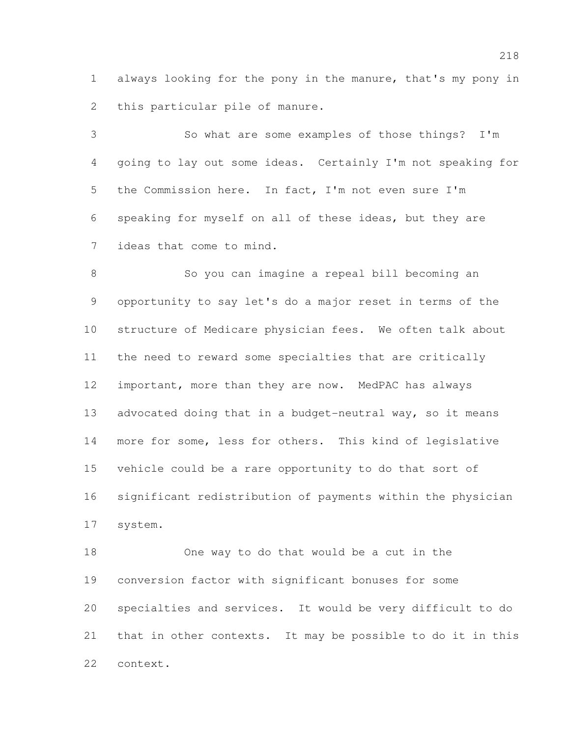always looking for the pony in the manure, that's my pony in this particular pile of manure.

So what are some examples of those things? I'm going to lay out some ideas. Certainly I'm not speaking for the Commission here. In fact, I'm not even sure I'm speaking for myself on all of these ideas, but they are ideas that come to mind.

So you can imagine a repeal bill becoming an opportunity to say let's do a major reset in terms of the structure of Medicare physician fees. We often talk about the need to reward some specialties that are critically important, more than they are now. MedPAC has always advocated doing that in a budget-neutral way, so it means more for some, less for others. This kind of legislative vehicle could be a rare opportunity to do that sort of significant redistribution of payments within the physician system.

One way to do that would be a cut in the conversion factor with significant bonuses for some specialties and services. It would be very difficult to do that in other contexts. It may be possible to do it in this context.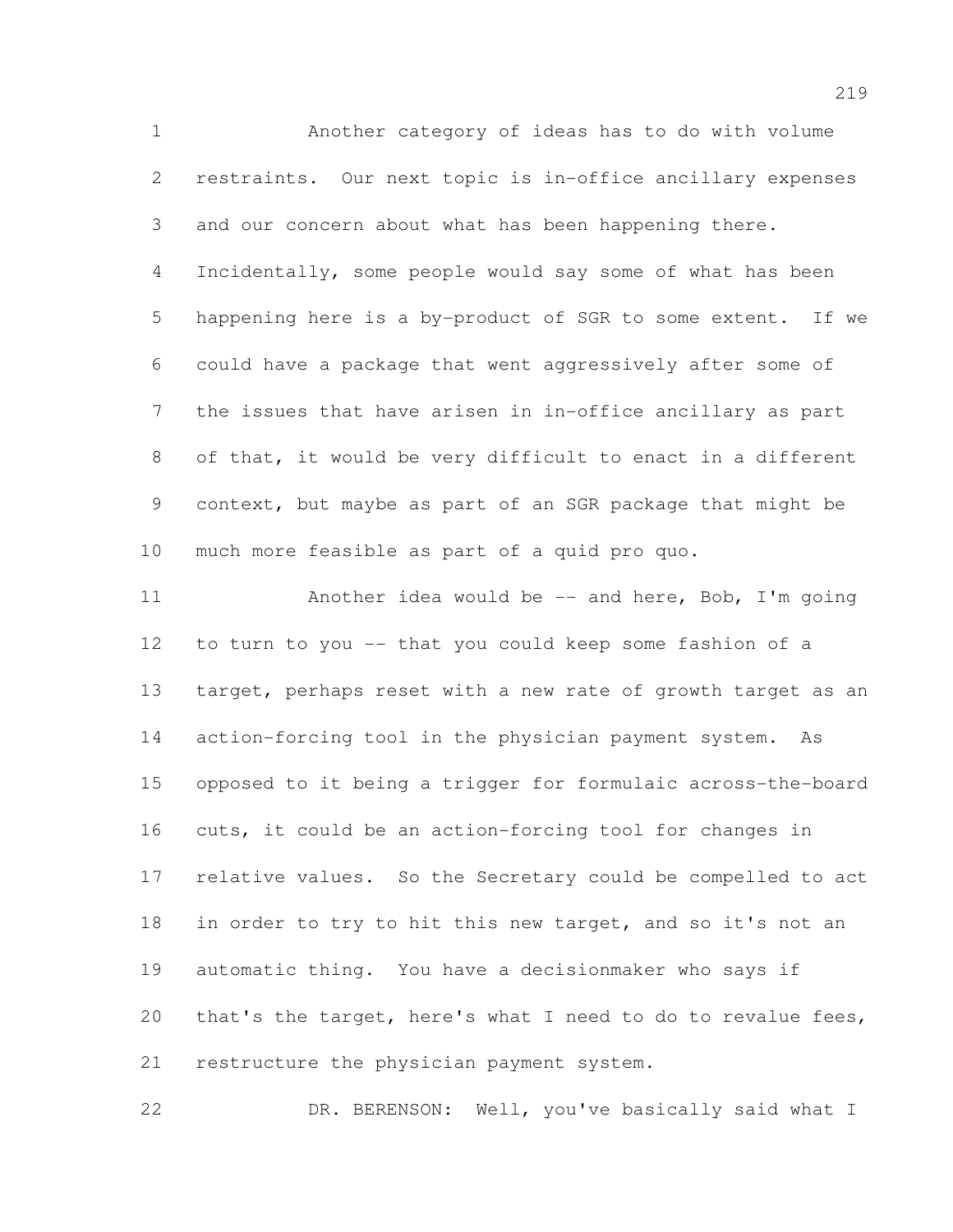Another category of ideas has to do with volume restraints. Our next topic is in-office ancillary expenses and our concern about what has been happening there. Incidentally, some people would say some of what has been happening here is a by-product of SGR to some extent. If we could have a package that went aggressively after some of the issues that have arisen in in-office ancillary as part of that, it would be very difficult to enact in a different context, but maybe as part of an SGR package that might be much more feasible as part of a quid pro quo.

Another idea would be -- and here, Bob, I'm going to turn to you -- that you could keep some fashion of a target, perhaps reset with a new rate of growth target as an action-forcing tool in the physician payment system. As opposed to it being a trigger for formulaic across-the-board cuts, it could be an action-forcing tool for changes in relative values. So the Secretary could be compelled to act in order to try to hit this new target, and so it's not an automatic thing. You have a decisionmaker who says if that's the target, here's what I need to do to revalue fees, restructure the physician payment system.

DR. BERENSON: Well, you've basically said what I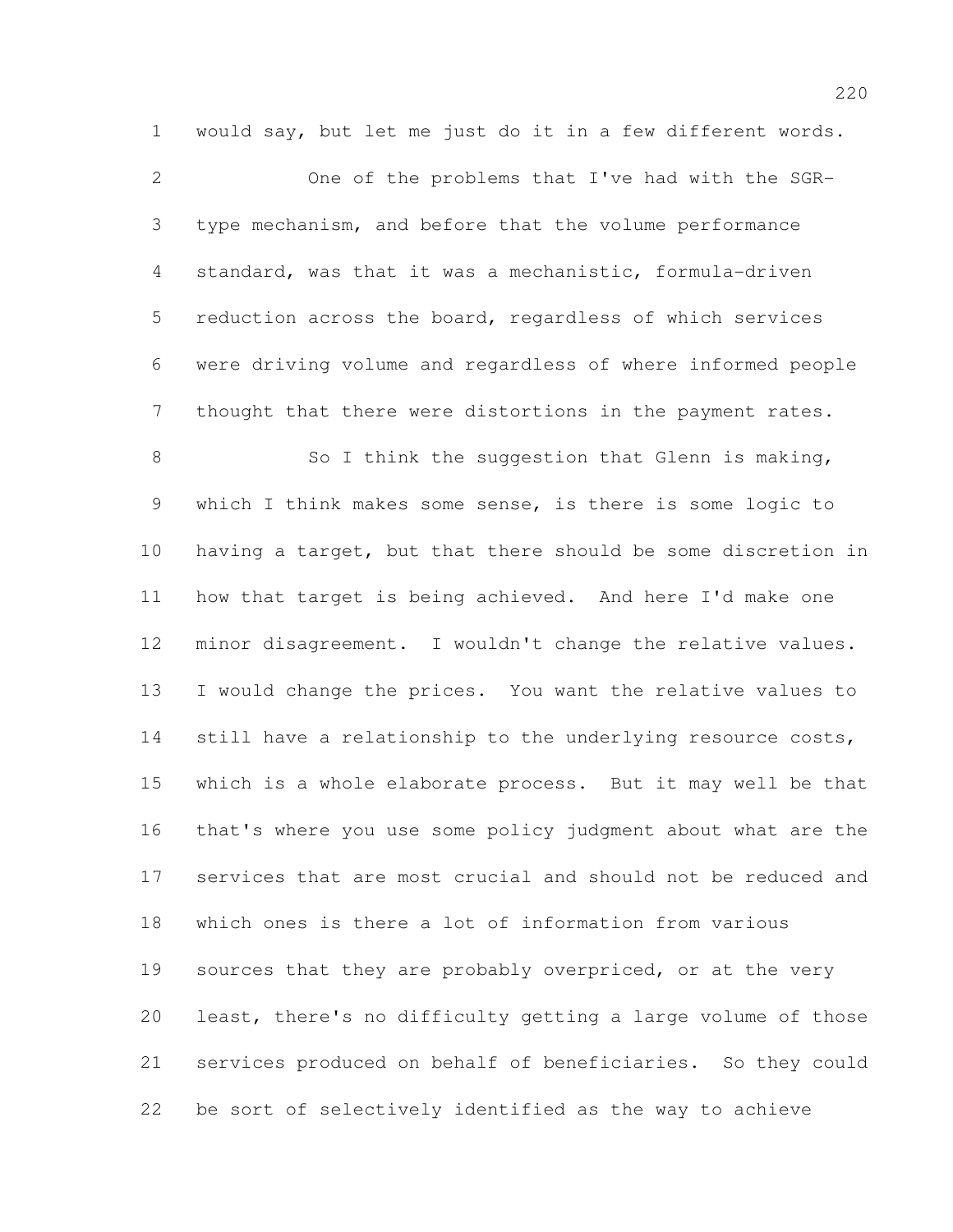would say, but let me just do it in a few different words.

One of the problems that I've had with the SGR-type mechanism, and before that the volume performance standard, was that it was a mechanistic, formula-driven reduction across the board, regardless of which services were driving volume and regardless of where informed people thought that there were distortions in the payment rates.

So I think the suggestion that Glenn is making, which I think makes some sense, is there is some logic to having a target, but that there should be some discretion in how that target is being achieved. And here I'd make one minor disagreement. I wouldn't change the relative values. I would change the prices. You want the relative values to still have a relationship to the underlying resource costs, which is a whole elaborate process. But it may well be that that's where you use some policy judgment about what are the services that are most crucial and should not be reduced and which ones is there a lot of information from various sources that they are probably overpriced, or at the very least, there's no difficulty getting a large volume of those services produced on behalf of beneficiaries. So they could be sort of selectively identified as the way to achieve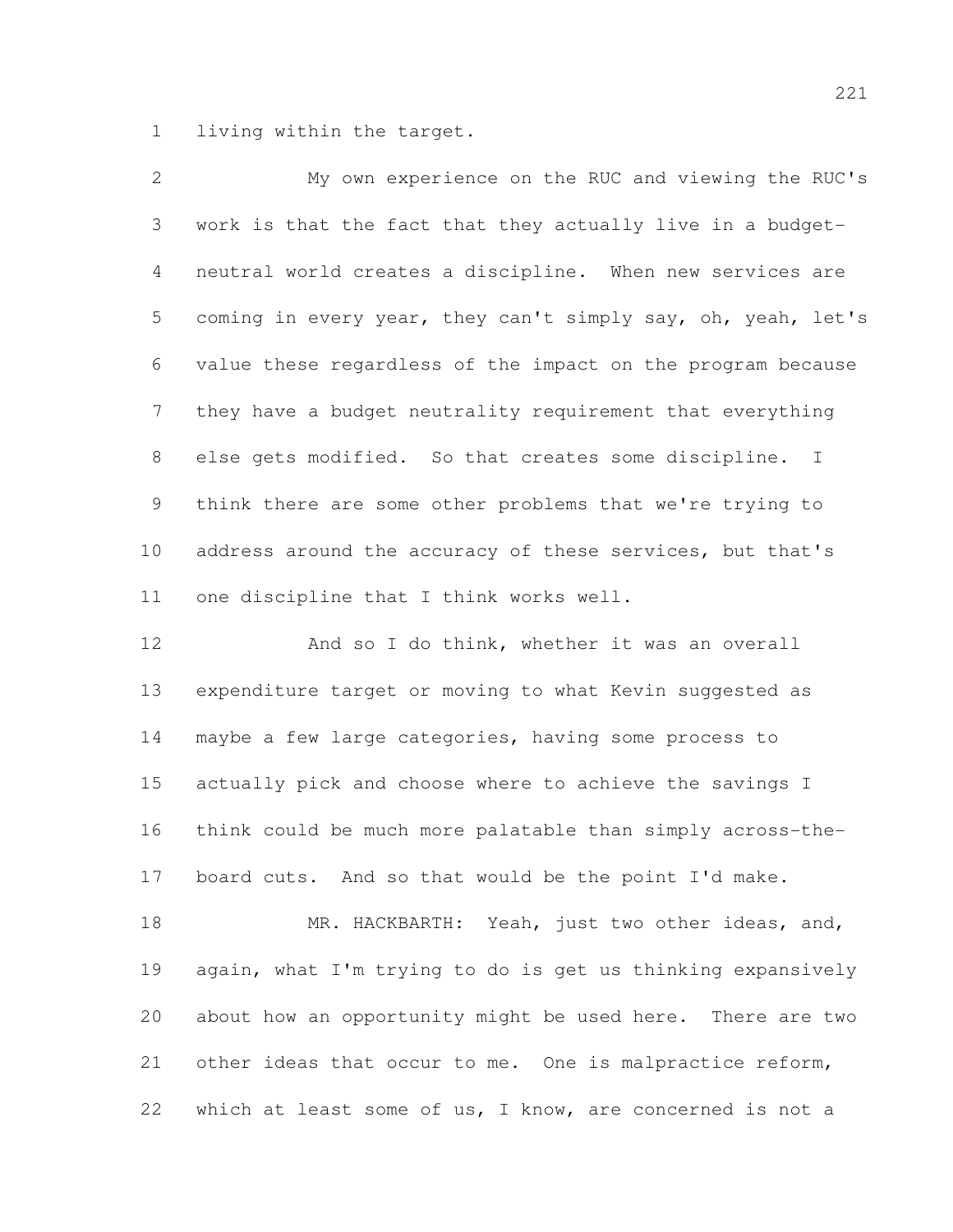living within the target.

My own experience on the RUC and viewing the RUC's work is that the fact that they actually live in a budget-neutral world creates a discipline. When new services are coming in every year, they can't simply say, oh, yeah, let's value these regardless of the impact on the program because they have a budget neutrality requirement that everything else gets modified. So that creates some discipline. I think there are some other problems that we're trying to address around the accuracy of these services, but that's one discipline that I think works well.

And so I do think, whether it was an overall expenditure target or moving to what Kevin suggested as maybe a few large categories, having some process to actually pick and choose where to achieve the savings I think could be much more palatable than simply across-the-board cuts. And so that would be the point I'd make.

MR. HACKBARTH: Yeah, just two other ideas, and, again, what I'm trying to do is get us thinking expansively about how an opportunity might be used here. There are two other ideas that occur to me. One is malpractice reform, which at least some of us, I know, are concerned is not a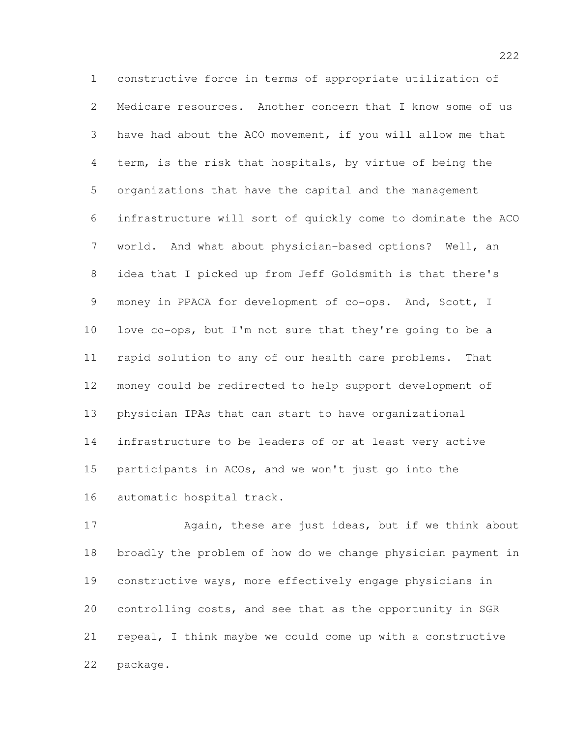constructive force in terms of appropriate utilization of Medicare resources. Another concern that I know some of us have had about the ACO movement, if you will allow me that term, is the risk that hospitals, by virtue of being the organizations that have the capital and the management infrastructure will sort of quickly come to dominate the ACO world. And what about physician-based options? Well, an idea that I picked up from Jeff Goldsmith is that there's money in PPACA for development of co-ops. And, Scott, I love co-ops, but I'm not sure that they're going to be a rapid solution to any of our health care problems. That money could be redirected to help support development of physician IPAs that can start to have organizational infrastructure to be leaders of or at least very active participants in ACOs, and we won't just go into the automatic hospital track.

Again, these are just ideas, but if we think about broadly the problem of how do we change physician payment in constructive ways, more effectively engage physicians in controlling costs, and see that as the opportunity in SGR repeal, I think maybe we could come up with a constructive package.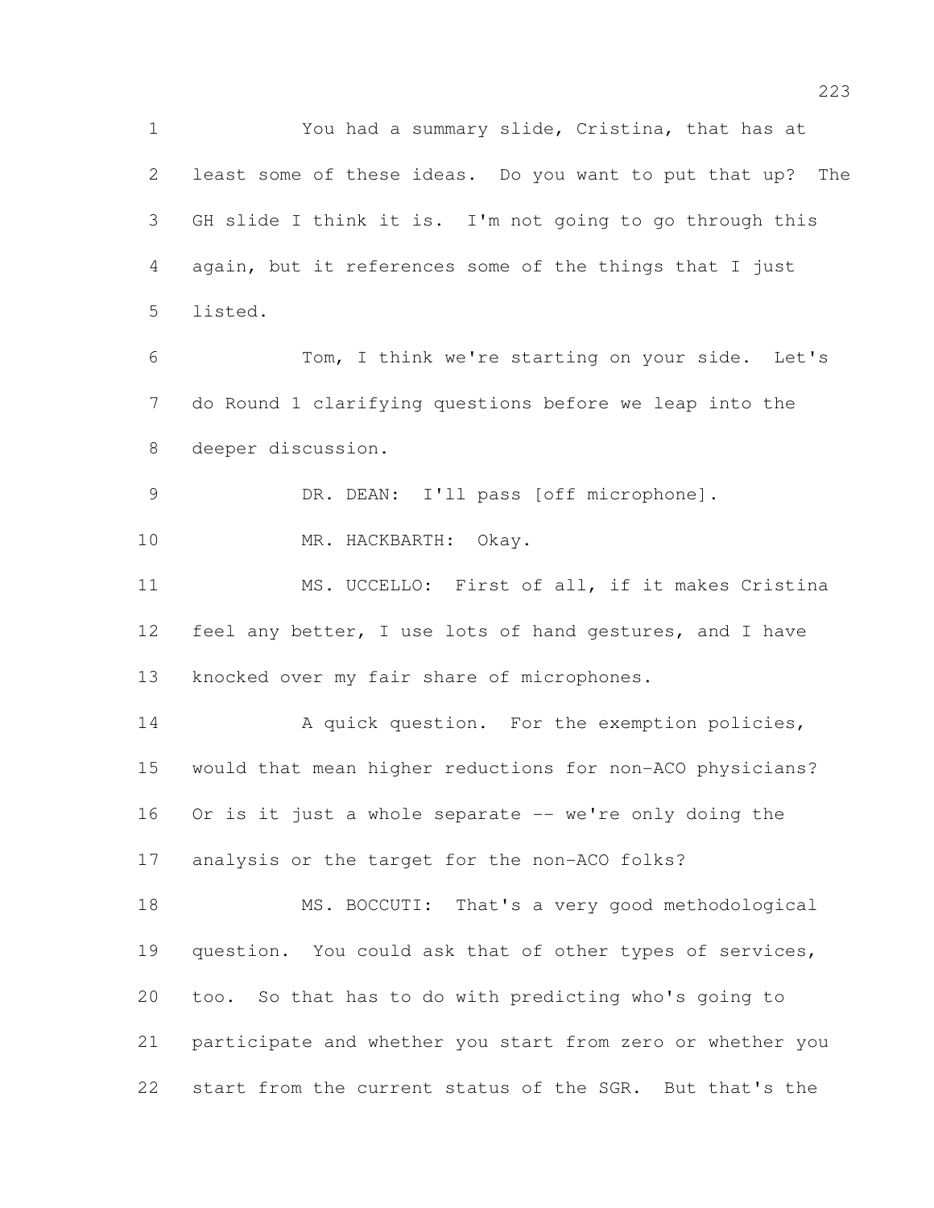You had a summary slide, Cristina, that has at least some of these ideas. Do you want to put that up? The GH slide I think it is. I'm not going to go through this again, but it references some of the things that I just listed.

Tom, I think we're starting on your side. Let's do Round 1 clarifying questions before we leap into the deeper discussion.

DR. DEAN: I'll pass [off microphone].

MR. HACKBARTH: Okay.

MS. UCCELLO: First of all, if it makes Cristina feel any better, I use lots of hand gestures, and I have knocked over my fair share of microphones.

A quick question. For the exemption policies, would that mean higher reductions for non-ACO physicians? Or is it just a whole separate -- we're only doing the analysis or the target for the non-ACO folks?

MS. BOCCUTI: That's a very good methodological question. You could ask that of other types of services, too. So that has to do with predicting who's going to participate and whether you start from zero or whether you start from the current status of the SGR. But that's the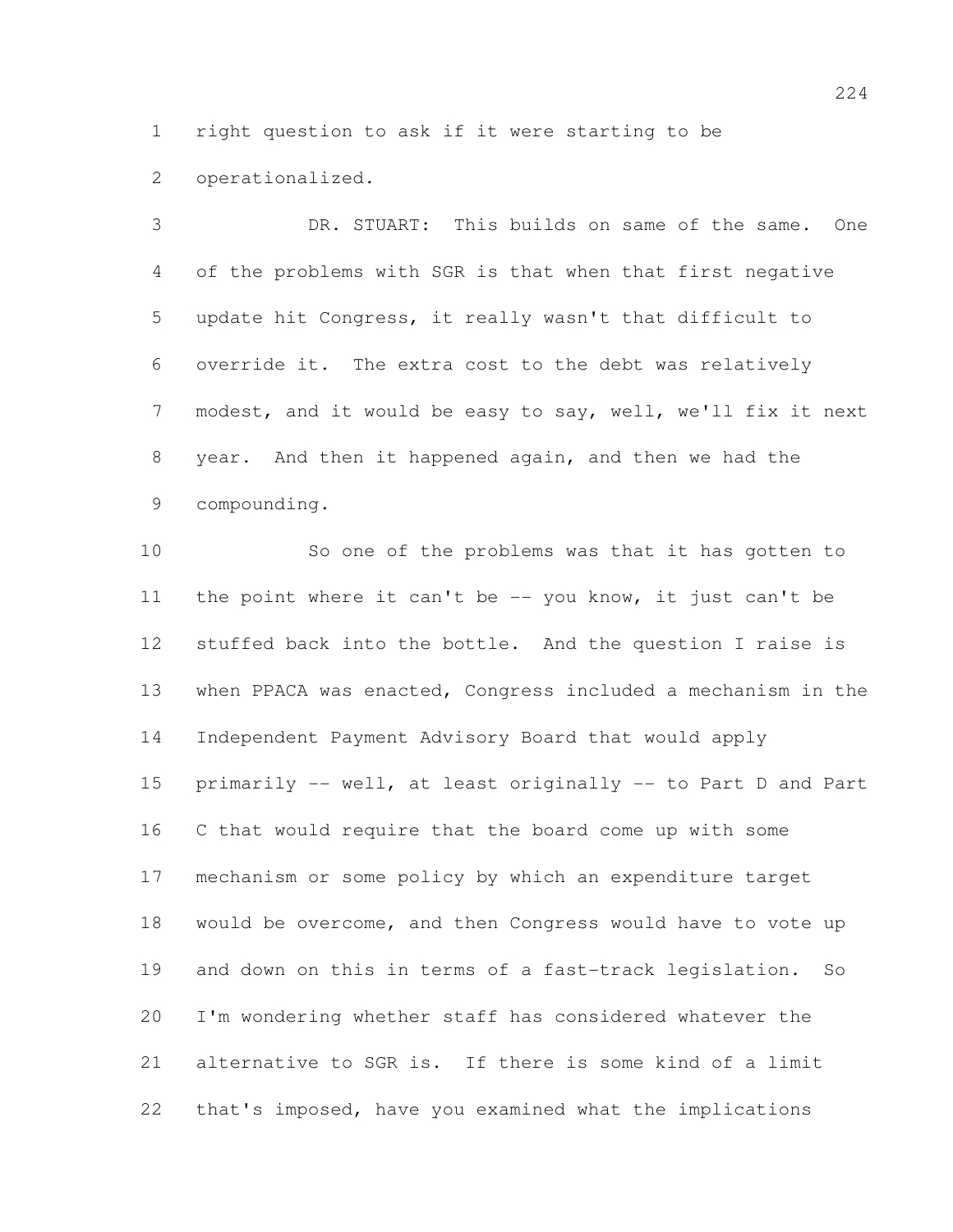right question to ask if it were starting to be operationalized.

DR. STUART: This builds on same of the same. One of the problems with SGR is that when that first negative update hit Congress, it really wasn't that difficult to override it. The extra cost to the debt was relatively modest, and it would be easy to say, well, we'll fix it next year. And then it happened again, and then we had the compounding.

So one of the problems was that it has gotten to the point where it can't be -- you know, it just can't be stuffed back into the bottle. And the question I raise is when PPACA was enacted, Congress included a mechanism in the Independent Payment Advisory Board that would apply primarily -- well, at least originally -- to Part D and Part C that would require that the board come up with some mechanism or some policy by which an expenditure target would be overcome, and then Congress would have to vote up and down on this in terms of a fast-track legislation. So I'm wondering whether staff has considered whatever the alternative to SGR is. If there is some kind of a limit that's imposed, have you examined what the implications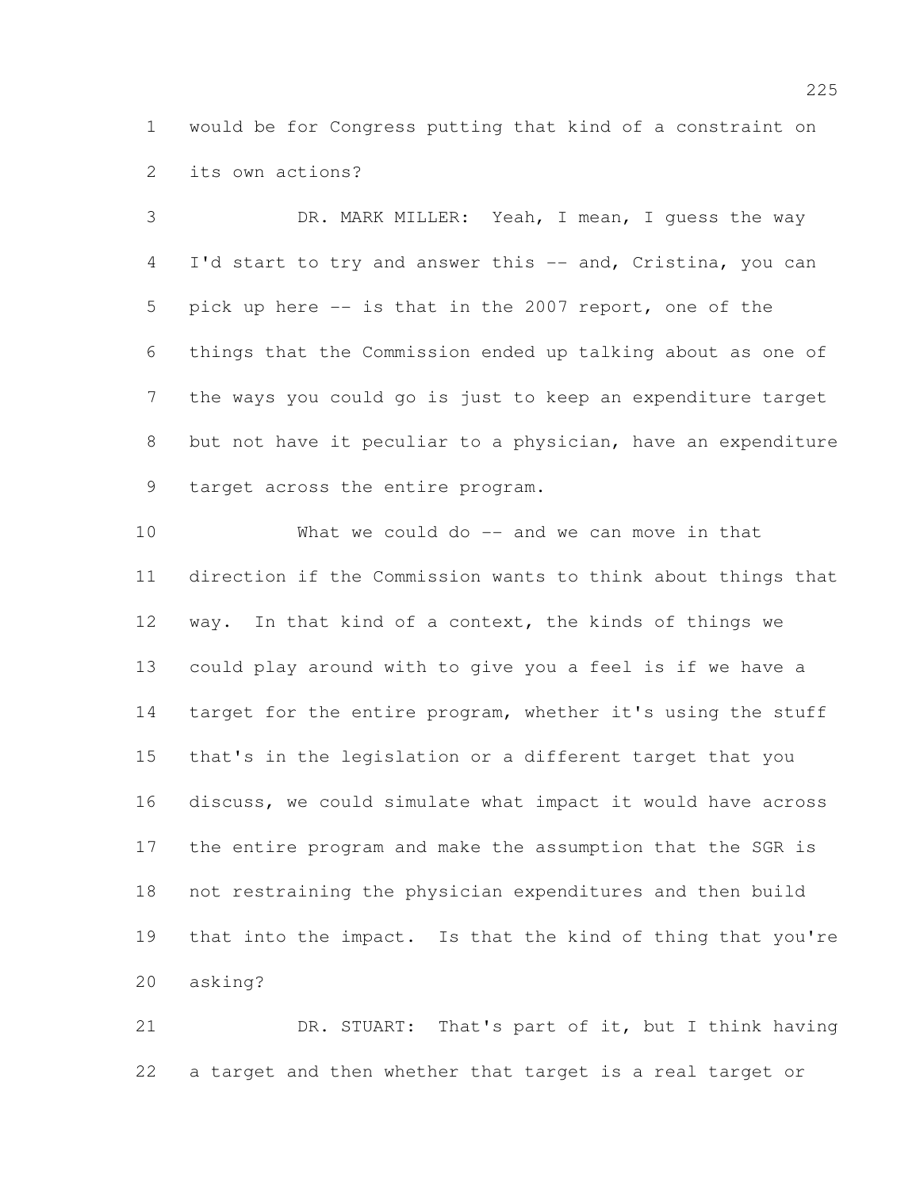would be for Congress putting that kind of a constraint on its own actions?

DR. MARK MILLER: Yeah, I mean, I guess the way I'd start to try and answer this -- and, Cristina, you can pick up here -- is that in the 2007 report, one of the things that the Commission ended up talking about as one of the ways you could go is just to keep an expenditure target but not have it peculiar to a physician, have an expenditure target across the entire program.

What we could do -- and we can move in that direction if the Commission wants to think about things that way. In that kind of a context, the kinds of things we could play around with to give you a feel is if we have a target for the entire program, whether it's using the stuff that's in the legislation or a different target that you discuss, we could simulate what impact it would have across the entire program and make the assumption that the SGR is not restraining the physician expenditures and then build that into the impact. Is that the kind of thing that you're asking?

DR. STUART: That's part of it, but I think having a target and then whether that target is a real target or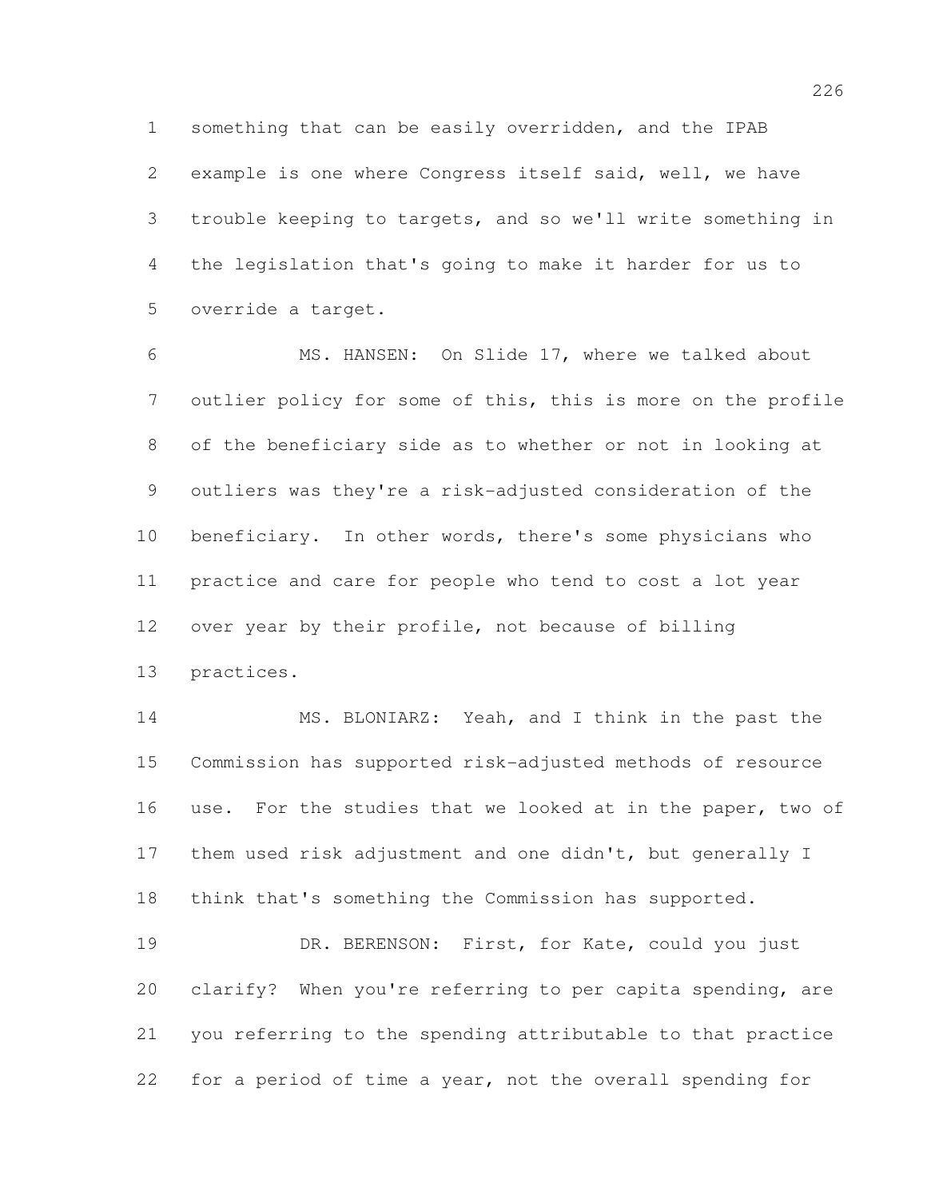something that can be easily overridden, and the IPAB example is one where Congress itself said, well, we have trouble keeping to targets, and so we'll write something in the legislation that's going to make it harder for us to override a target.

MS. HANSEN: On Slide 17, where we talked about outlier policy for some of this, this is more on the profile of the beneficiary side as to whether or not in looking at outliers was they're a risk-adjusted consideration of the beneficiary. In other words, there's some physicians who practice and care for people who tend to cost a lot year over year by their profile, not because of billing practices.

MS. BLONIARZ: Yeah, and I think in the past the Commission has supported risk-adjusted methods of resource use. For the studies that we looked at in the paper, two of them used risk adjustment and one didn't, but generally I think that's something the Commission has supported.

DR. BERENSON: First, for Kate, could you just clarify? When you're referring to per capita spending, are you referring to the spending attributable to that practice for a period of time a year, not the overall spending for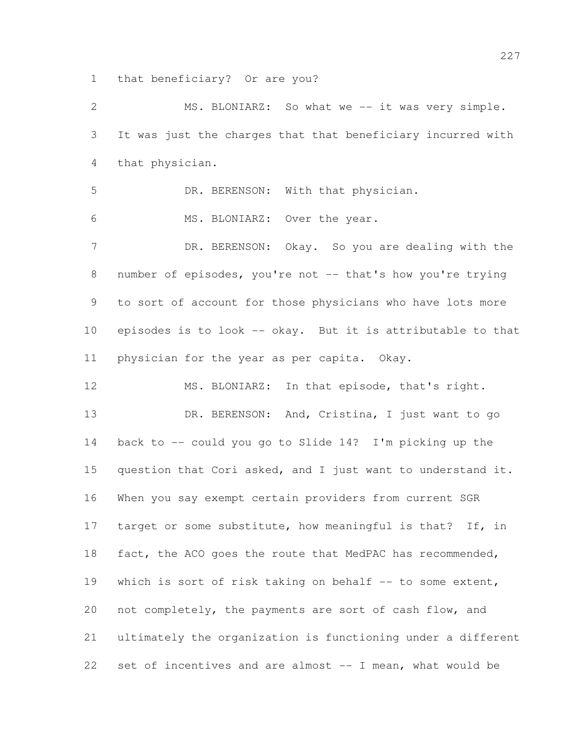that beneficiary? Or are you?

MS. BLONIARZ: So what we -- it was very simple. It was just the charges that that beneficiary incurred with that physician.

DR. BERENSON: With that physician.

MS. BLONIARZ: Over the year.

DR. BERENSON: Okay. So you are dealing with the number of episodes, you're not -- that's how you're trying to sort of account for those physicians who have lots more episodes is to look -- okay. But it is attributable to that physician for the year as per capita. Okay.

MS. BLONIARZ: In that episode, that's right.

DR. BERENSON: And, Cristina, I just want to go back to -- could you go to Slide 14? I'm picking up the question that Cori asked, and I just want to understand it. When you say exempt certain providers from current SGR target or some substitute, how meaningful is that? If, in fact, the ACO goes the route that MedPAC has recommended, which is sort of risk taking on behalf -- to some extent, not completely, the payments are sort of cash flow, and ultimately the organization is functioning under a different set of incentives and are almost -- I mean, what would be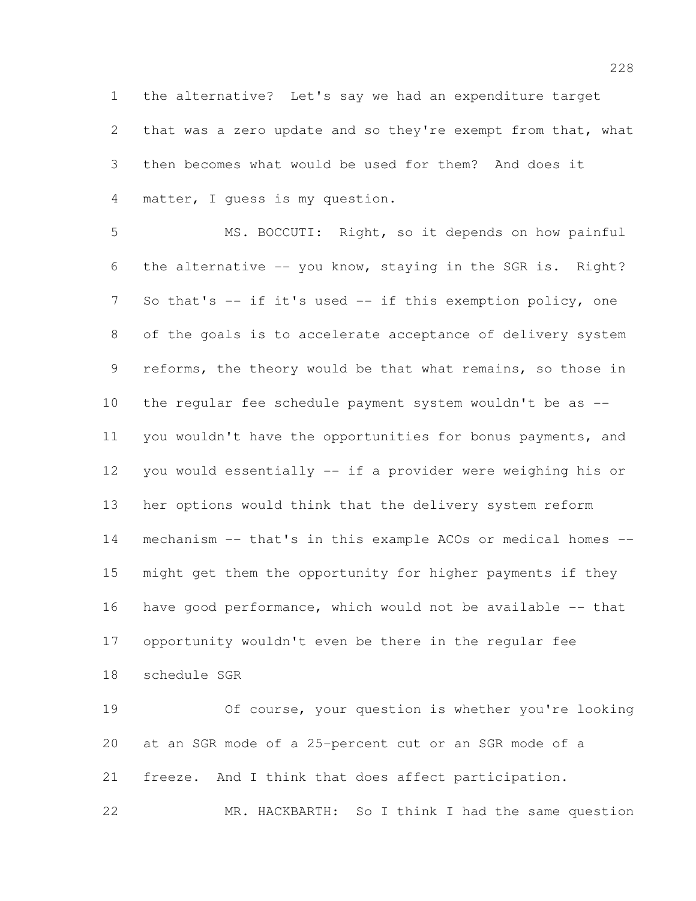the alternative? Let's say we had an expenditure target that was a zero update and so they're exempt from that, what then becomes what would be used for them? And does it matter, I guess is my question.

MS. BOCCUTI: Right, so it depends on how painful the alternative -- you know, staying in the SGR is. Right? So that's -- if it's used -- if this exemption policy, one of the goals is to accelerate acceptance of delivery system reforms, the theory would be that what remains, so those in the regular fee schedule payment system wouldn't be as -- you wouldn't have the opportunities for bonus payments, and you would essentially -- if a provider were weighing his or her options would think that the delivery system reform mechanism -- that's in this example ACOs or medical homes -- might get them the opportunity for higher payments if they have good performance, which would not be available -- that opportunity wouldn't even be there in the regular fee schedule SGR

Of course, your question is whether you're looking at an SGR mode of a 25-percent cut or an SGR mode of a freeze. And I think that does affect participation.

MR. HACKBARTH: So I think I had the same question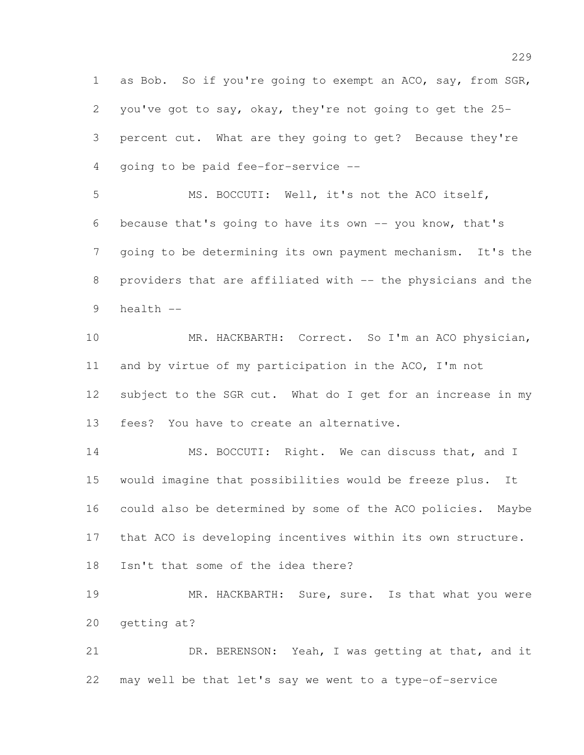as Bob. So if you're going to exempt an ACO, say, from SGR, you've got to say, okay, they're not going to get the 25-percent cut. What are they going to get? Because they're going to be paid fee-for-service --

MS. BOCCUTI: Well, it's not the ACO itself, because that's going to have its own -- you know, that's going to be determining its own payment mechanism. It's the providers that are affiliated with -- the physicians and the health --

MR. HACKBARTH: Correct. So I'm an ACO physician, and by virtue of my participation in the ACO, I'm not subject to the SGR cut. What do I get for an increase in my fees? You have to create an alternative.

MS. BOCCUTI: Right. We can discuss that, and I would imagine that possibilities would be freeze plus. It could also be determined by some of the ACO policies. Maybe that ACO is developing incentives within its own structure. Isn't that some of the idea there?

MR. HACKBARTH: Sure, sure. Is that what you were getting at?

DR. BERENSON: Yeah, I was getting at that, and it may well be that let's say we went to a type-of-service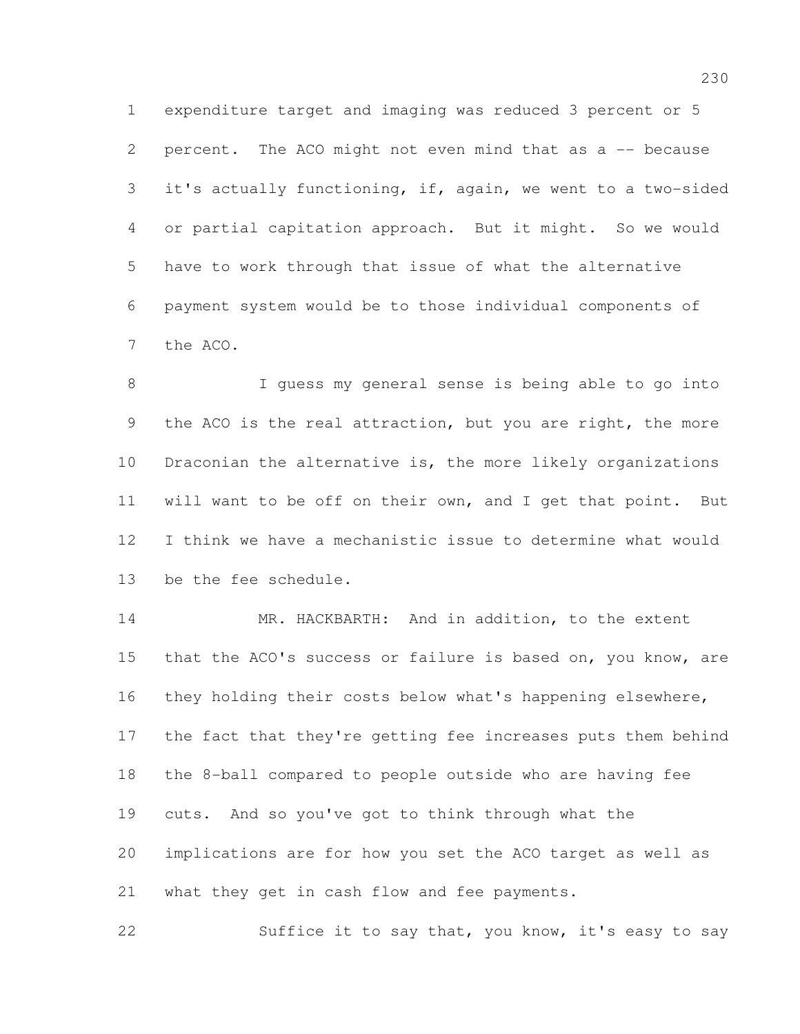expenditure target and imaging was reduced 3 percent or 5 percent. The ACO might not even mind that as a -- because it's actually functioning, if, again, we went to a two-sided or partial capitation approach. But it might. So we would have to work through that issue of what the alternative payment system would be to those individual components of the ACO.

I guess my general sense is being able to go into the ACO is the real attraction, but you are right, the more Draconian the alternative is, the more likely organizations will want to be off on their own, and I get that point. But I think we have a mechanistic issue to determine what would be the fee schedule.

MR. HACKBARTH: And in addition, to the extent that the ACO's success or failure is based on, you know, are they holding their costs below what's happening elsewhere, the fact that they're getting fee increases puts them behind the 8-ball compared to people outside who are having fee cuts. And so you've got to think through what the implications are for how you set the ACO target as well as what they get in cash flow and fee payments.

Suffice it to say that, you know, it's easy to say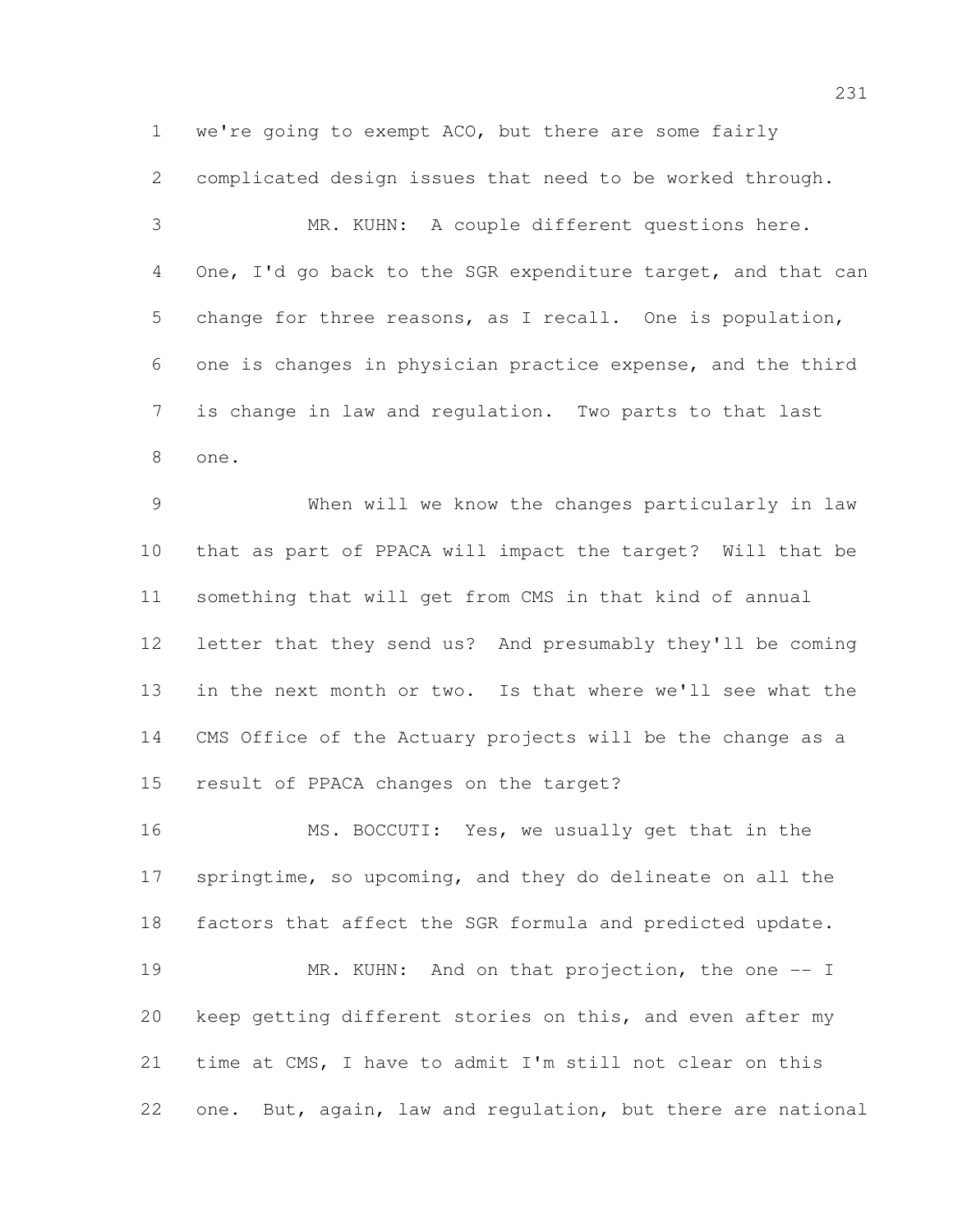we're going to exempt ACO, but there are some fairly complicated design issues that need to be worked through.

MR. KUHN: A couple different questions here. One, I'd go back to the SGR expenditure target, and that can change for three reasons, as I recall. One is population, one is changes in physician practice expense, and the third is change in law and regulation. Two parts to that last one.

When will we know the changes particularly in law that as part of PPACA will impact the target? Will that be something that will get from CMS in that kind of annual letter that they send us? And presumably they'll be coming in the next month or two. Is that where we'll see what the CMS Office of the Actuary projects will be the change as a result of PPACA changes on the target?

MS. BOCCUTI: Yes, we usually get that in the springtime, so upcoming, and they do delineate on all the factors that affect the SGR formula and predicted update.

MR. KUHN: And on that projection, the one -- I keep getting different stories on this, and even after my time at CMS, I have to admit I'm still not clear on this one. But, again, law and regulation, but there are national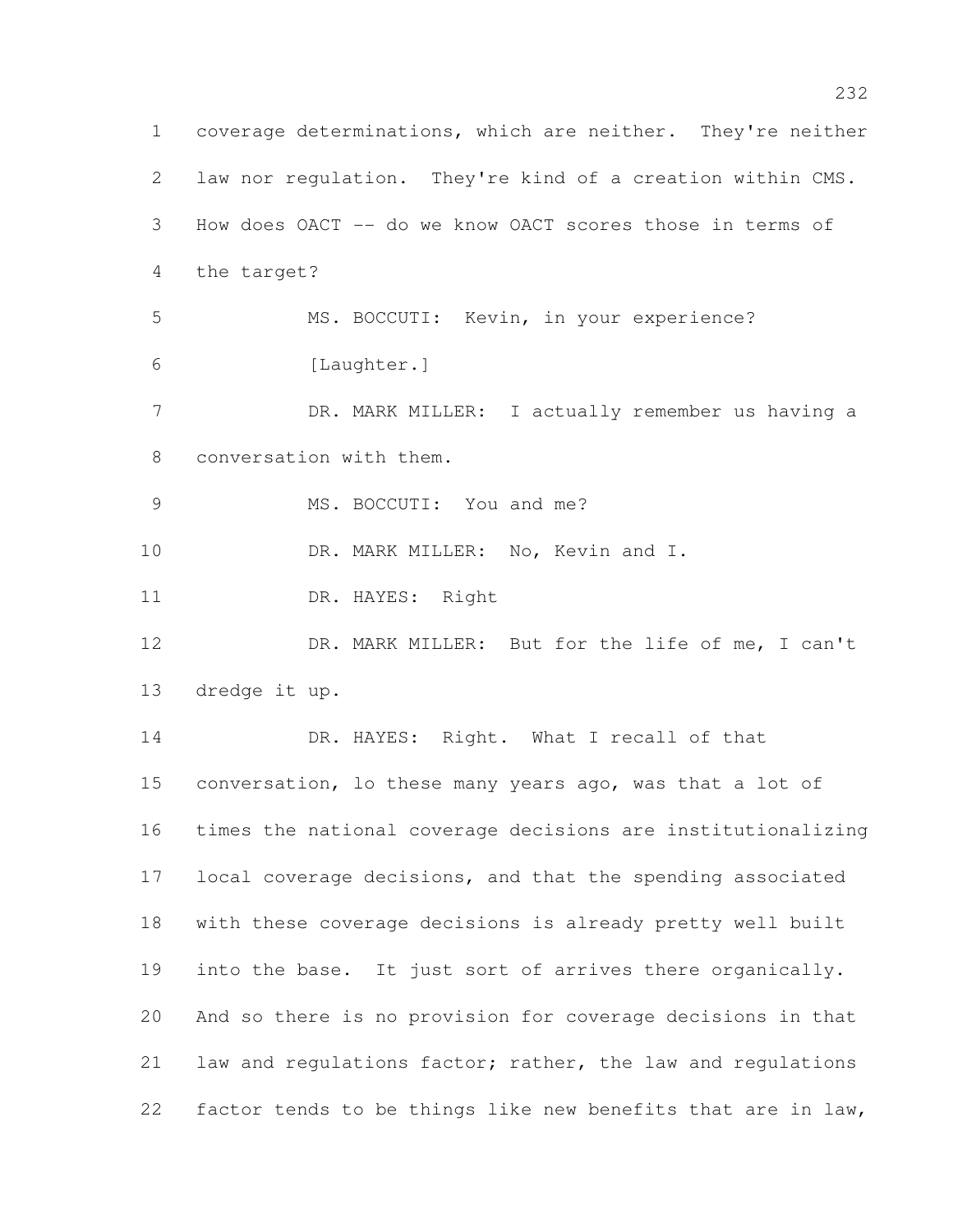coverage determinations, which are neither. They're neither law nor regulation. They're kind of a creation within CMS. How does OACT -- do we know OACT scores those in terms of the target?

MS. BOCCUTI: Kevin, in your experience?

[Laughter.]

DR. MARK MILLER: I actually remember us having a conversation with them.

MS. BOCCUTI: You and me?

DR. MARK MILLER: No, Kevin and I.

DR. HAYES: Right

DR. MARK MILLER: But for the life of me, I can't dredge it up.

DR. HAYES: Right. What I recall of that conversation, lo these many years ago, was that a lot of times the national coverage decisions are institutionalizing local coverage decisions, and that the spending associated with these coverage decisions is already pretty well built into the base. It just sort of arrives there organically. And so there is no provision for coverage decisions in that law and regulations factor; rather, the law and regulations factor tends to be things like new benefits that are in law,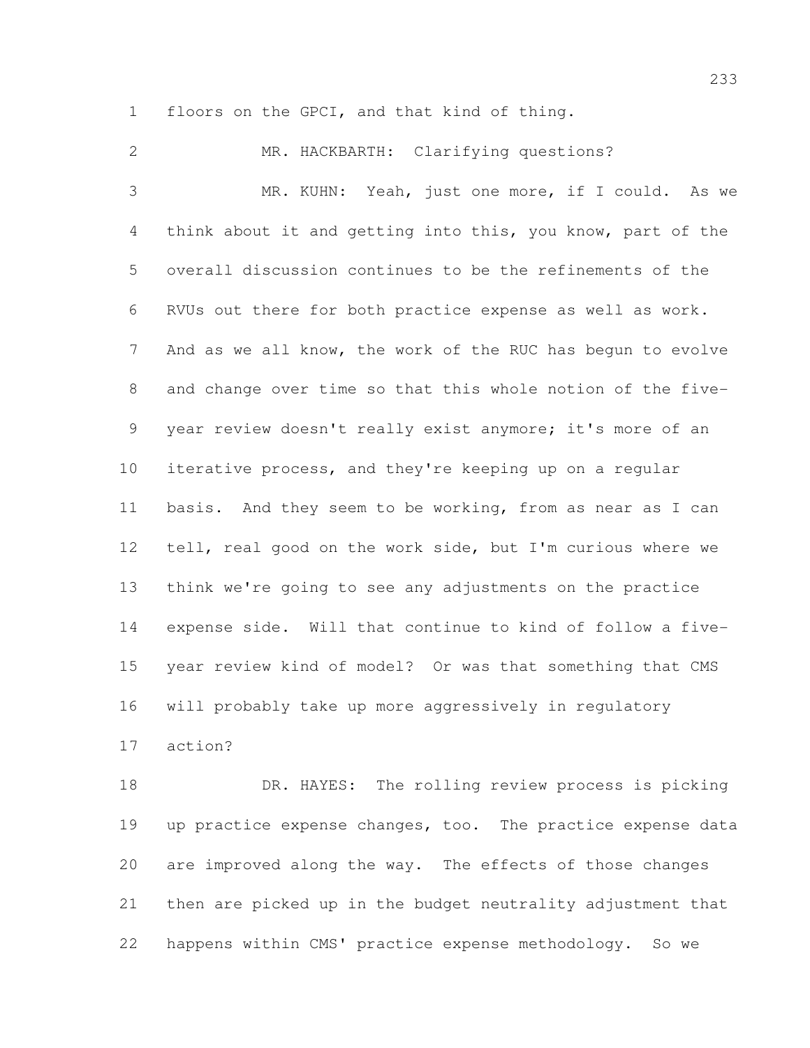floors on the GPCI, and that kind of thing.

MR. HACKBARTH: Clarifying questions?

MR. KUHN: Yeah, just one more, if I could. As we think about it and getting into this, you know, part of the overall discussion continues to be the refinements of the RVUs out there for both practice expense as well as work. And as we all know, the work of the RUC has begun to evolve and change over time so that this whole notion of the five-year review doesn't really exist anymore; it's more of an iterative process, and they're keeping up on a regular basis. And they seem to be working, from as near as I can tell, real good on the work side, but I'm curious where we think we're going to see any adjustments on the practice expense side. Will that continue to kind of follow a five-year review kind of model? Or was that something that CMS will probably take up more aggressively in regulatory action?

DR. HAYES: The rolling review process is picking up practice expense changes, too. The practice expense data are improved along the way. The effects of those changes then are picked up in the budget neutrality adjustment that happens within CMS' practice expense methodology. So we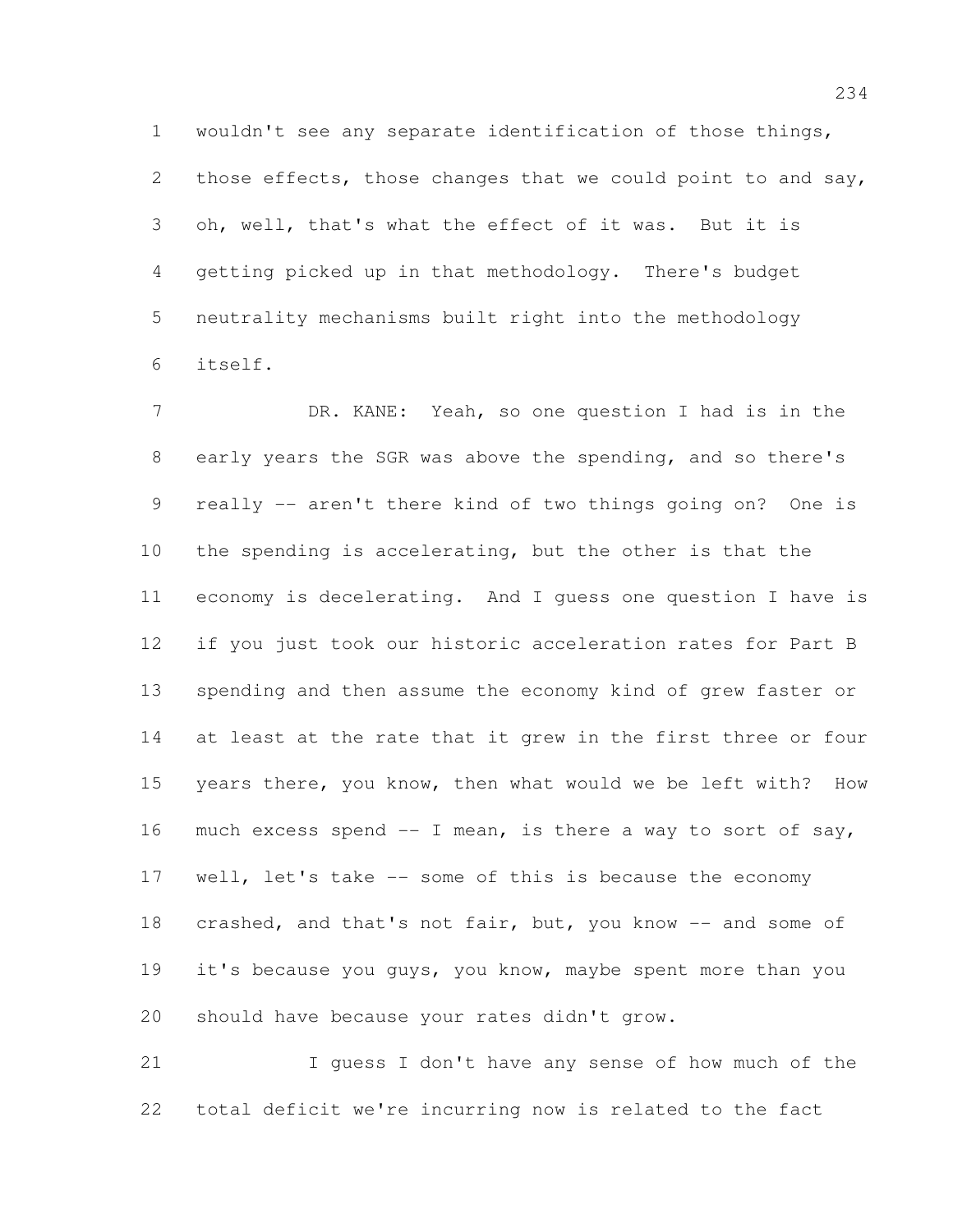wouldn't see any separate identification of those things, those effects, those changes that we could point to and say, oh, well, that's what the effect of it was. But it is getting picked up in that methodology. There's budget neutrality mechanisms built right into the methodology itself.

DR. KANE: Yeah, so one question I had is in the early years the SGR was above the spending, and so there's really -- aren't there kind of two things going on? One is the spending is accelerating, but the other is that the economy is decelerating. And I guess one question I have is if you just took our historic acceleration rates for Part B spending and then assume the economy kind of grew faster or at least at the rate that it grew in the first three or four years there, you know, then what would we be left with? How much excess spend -- I mean, is there a way to sort of say, well, let's take -- some of this is because the economy crashed, and that's not fair, but, you know -- and some of it's because you guys, you know, maybe spent more than you should have because your rates didn't grow.

I guess I don't have any sense of how much of the total deficit we're incurring now is related to the fact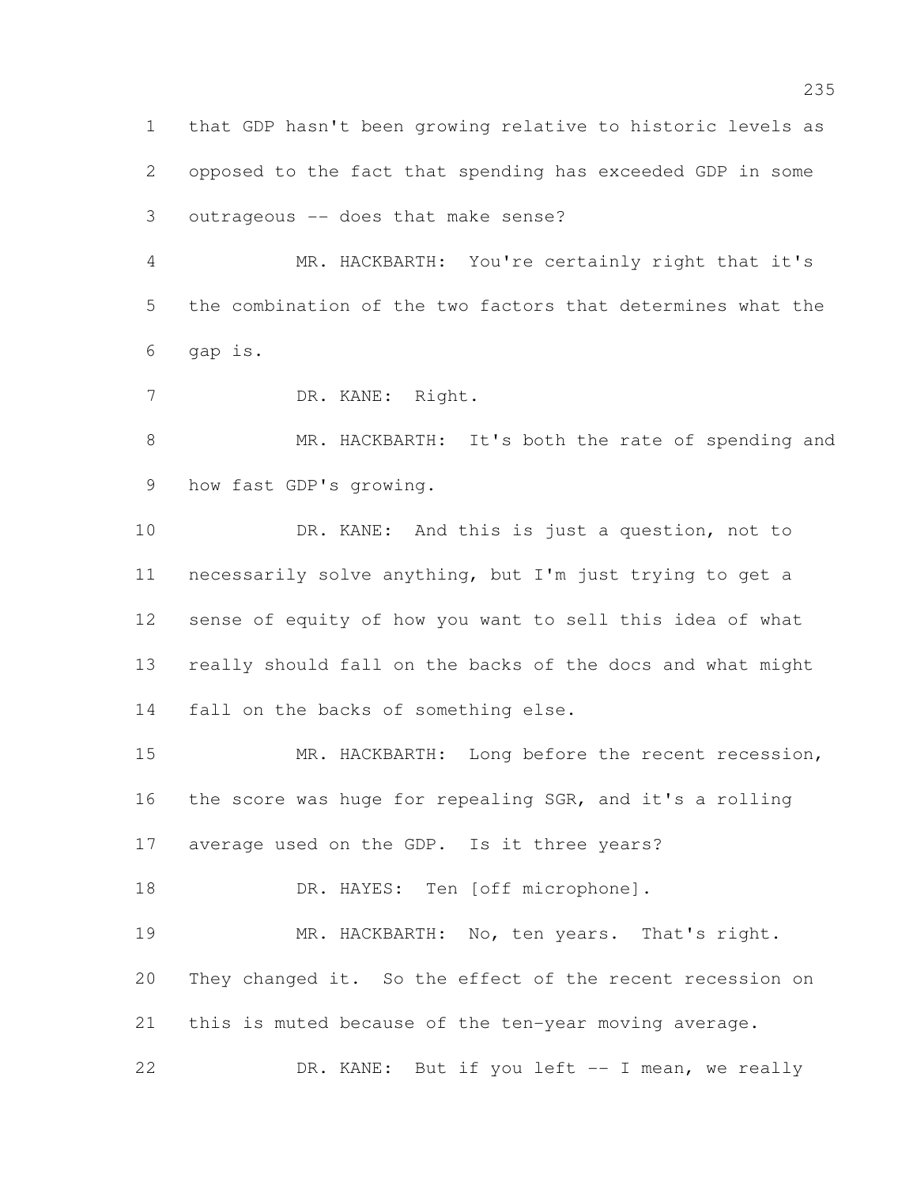that GDP hasn't been growing relative to historic levels as opposed to the fact that spending has exceeded GDP in some outrageous -- does that make sense?

MR. HACKBARTH: You're certainly right that it's the combination of the two factors that determines what the gap is.

DR. KANE: Right.

MR. HACKBARTH: It's both the rate of spending and how fast GDP's growing.

DR. KANE: And this is just a question, not to necessarily solve anything, but I'm just trying to get a sense of equity of how you want to sell this idea of what really should fall on the backs of the docs and what might fall on the backs of something else.

MR. HACKBARTH: Long before the recent recession, the score was huge for repealing SGR, and it's a rolling average used on the GDP. Is it three years?

DR. HAYES: Ten [off microphone].

MR. HACKBARTH: No, ten years. That's right. They changed it. So the effect of the recent recession on this is muted because of the ten-year moving average.

DR. KANE: But if you left -- I mean, we really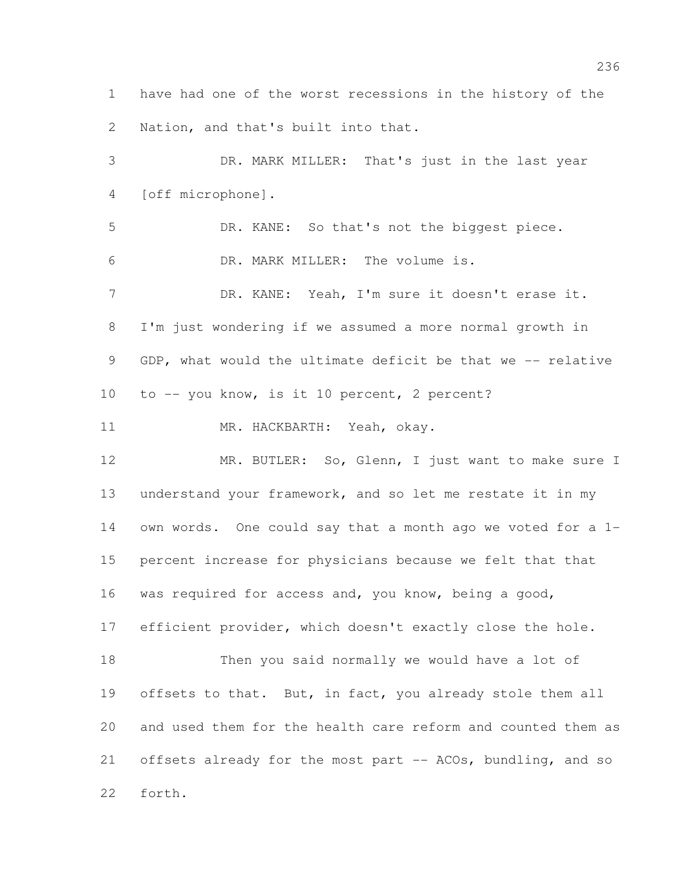have had one of the worst recessions in the history of the Nation, and that's built into that.

DR. MARK MILLER: That's just in the last year [off microphone].

DR. KANE: So that's not the biggest piece.

DR. MARK MILLER: The volume is.

DR. KANE: Yeah, I'm sure it doesn't erase it. I'm just wondering if we assumed a more normal growth in GDP, what would the ultimate deficit be that we -- relative to -- you know, is it 10 percent, 2 percent?

MR. HACKBARTH: Yeah, okay.

MR. BUTLER: So, Glenn, I just want to make sure I understand your framework, and so let me restate it in my own words. One could say that a month ago we voted for a 1-percent increase for physicians because we felt that that was required for access and, you know, being a good, efficient provider, which doesn't exactly close the hole.

Then you said normally we would have a lot of offsets to that. But, in fact, you already stole them all and used them for the health care reform and counted them as offsets already for the most part -- ACOs, bundling, and so forth.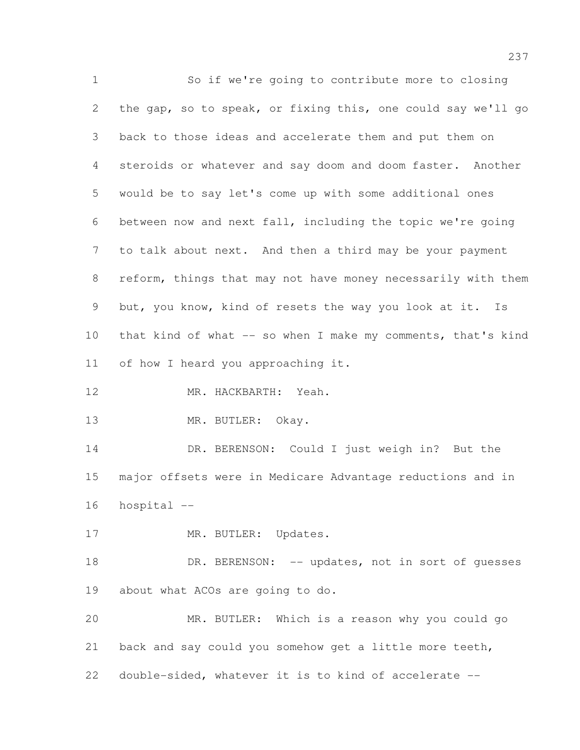So if we're going to contribute more to closing the gap, so to speak, or fixing this, one could say we'll go back to those ideas and accelerate them and put them on steroids or whatever and say doom and doom faster. Another would be to say let's come up with some additional ones between now and next fall, including the topic we're going to talk about next. And then a third may be your payment reform, things that may not have money necessarily with them but, you know, kind of resets the way you look at it. Is that kind of what -- so when I make my comments, that's kind of how I heard you approaching it.

MR. HACKBARTH: Yeah.

MR. BUTLER: Okay.

DR. BERENSON: Could I just weigh in? But the major offsets were in Medicare Advantage reductions and in hospital --

MR. BUTLER: Updates.

DR. BERENSON: -- updates, not in sort of guesses about what ACOs are going to do.

MR. BUTLER: Which is a reason why you could go back and say could you somehow get a little more teeth, double-sided, whatever it is to kind of accelerate --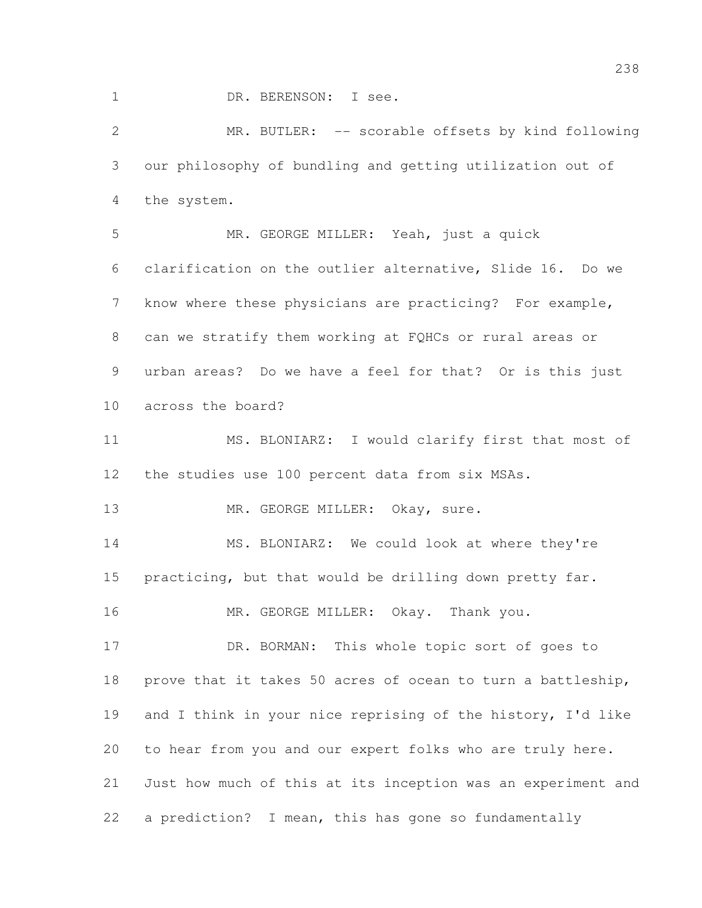DR. BERENSON: I see.

MR. BUTLER: -- scorable offsets by kind following our philosophy of bundling and getting utilization out of the system.

MR. GEORGE MILLER: Yeah, just a quick clarification on the outlier alternative, Slide 16. Do we know where these physicians are practicing? For example, can we stratify them working at FQHCs or rural areas or urban areas? Do we have a feel for that? Or is this just across the board?

MS. BLONIARZ: I would clarify first that most of the studies use 100 percent data from six MSAs.

MR. GEORGE MILLER: Okay, sure.

MS. BLONIARZ: We could look at where they're practicing, but that would be drilling down pretty far.

MR. GEORGE MILLER: Okay. Thank you.

DR. BORMAN: This whole topic sort of goes to prove that it takes 50 acres of ocean to turn a battleship, and I think in your nice reprising of the history, I'd like to hear from you and our expert folks who are truly here. Just how much of this at its inception was an experiment and a prediction? I mean, this has gone so fundamentally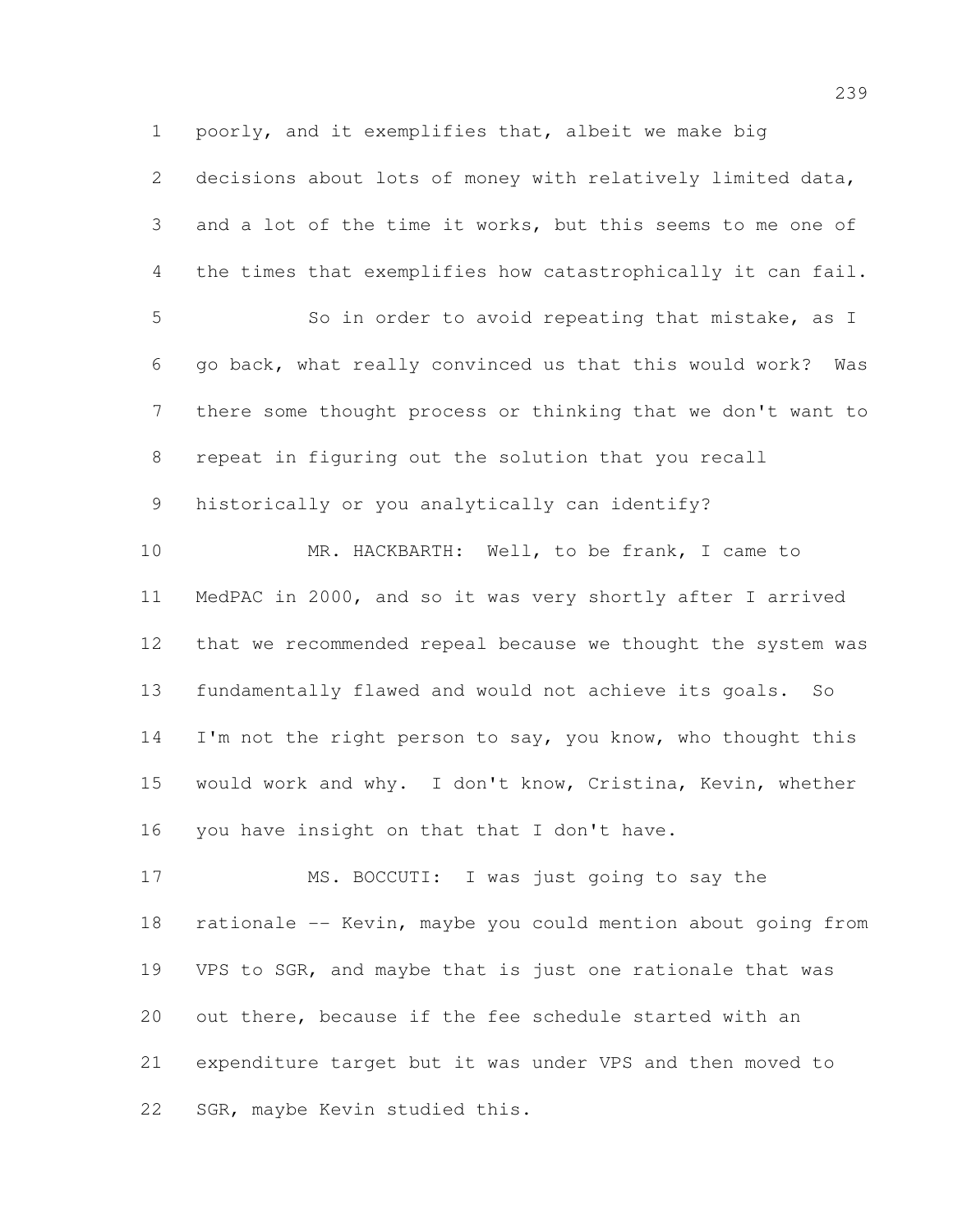poorly, and it exemplifies that, albeit we make big decisions about lots of money with relatively limited data, and a lot of the time it works, but this seems to me one of the times that exemplifies how catastrophically it can fail.

So in order to avoid repeating that mistake, as I go back, what really convinced us that this would work? Was there some thought process or thinking that we don't want to repeat in figuring out the solution that you recall historically or you analytically can identify?

MR. HACKBARTH: Well, to be frank, I came to MedPAC in 2000, and so it was very shortly after I arrived that we recommended repeal because we thought the system was fundamentally flawed and would not achieve its goals. So I'm not the right person to say, you know, who thought this would work and why. I don't know, Cristina, Kevin, whether you have insight on that that I don't have.

MS. BOCCUTI: I was just going to say the rationale -- Kevin, maybe you could mention about going from VPS to SGR, and maybe that is just one rationale that was out there, because if the fee schedule started with an expenditure target but it was under VPS and then moved to SGR, maybe Kevin studied this.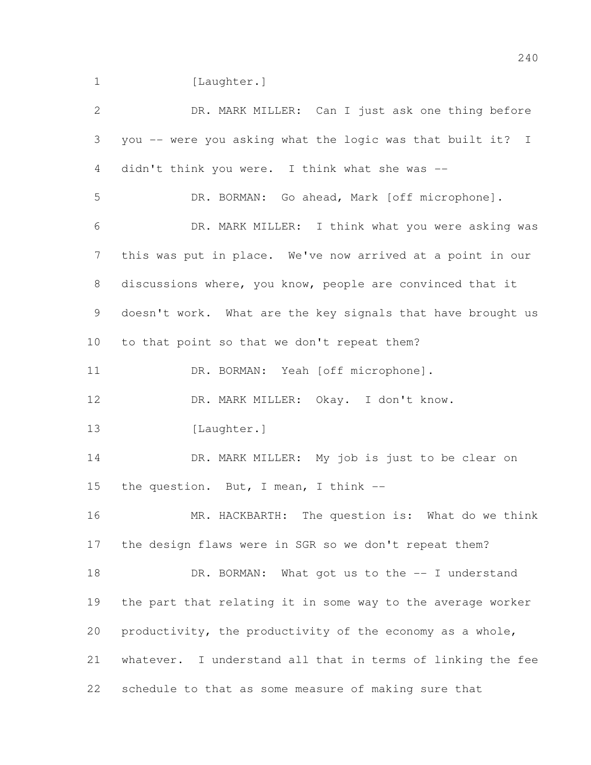[Laughter.]

DR. MARK MILLER: Can I just ask one thing before you -- were you asking what the logic was that built it? I didn't think you were. I think what she was --

DR. BORMAN: Go ahead, Mark [off microphone].

DR. MARK MILLER: I think what you were asking was this was put in place. We've now arrived at a point in our discussions where, you know, people are convinced that it doesn't work. What are the key signals that have brought us to that point so that we don't repeat them?

DR. BORMAN: Yeah [off microphone].

DR. MARK MILLER: Okay. I don't know.

[Laughter.]

DR. MARK MILLER: My job is just to be clear on the question. But, I mean, I think --

MR. HACKBARTH: The question is: What do we think the design flaws were in SGR so we don't repeat them?

DR. BORMAN: What got us to the -- I understand the part that relating it in some way to the average worker productivity, the productivity of the economy as a whole, whatever. I understand all that in terms of linking the fee schedule to that as some measure of making sure that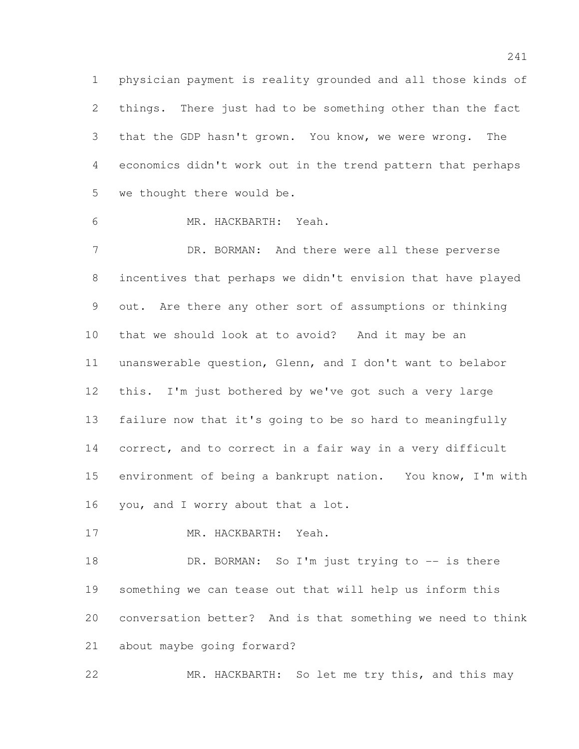physician payment is reality grounded and all those kinds of things. There just had to be something other than the fact that the GDP hasn't grown. You know, we were wrong. The economics didn't work out in the trend pattern that perhaps we thought there would be.

MR. HACKBARTH: Yeah.

DR. BORMAN: And there were all these perverse incentives that perhaps we didn't envision that have played out. Are there any other sort of assumptions or thinking that we should look at to avoid? And it may be an unanswerable question, Glenn, and I don't want to belabor this. I'm just bothered by we've got such a very large failure now that it's going to be so hard to meaningfully correct, and to correct in a fair way in a very difficult environment of being a bankrupt nation. You know, I'm with you, and I worry about that a lot.

MR. HACKBARTH: Yeah.

DR. BORMAN: So I'm just trying to -- is there something we can tease out that will help us inform this conversation better? And is that something we need to think about maybe going forward?

MR. HACKBARTH: So let me try this, and this may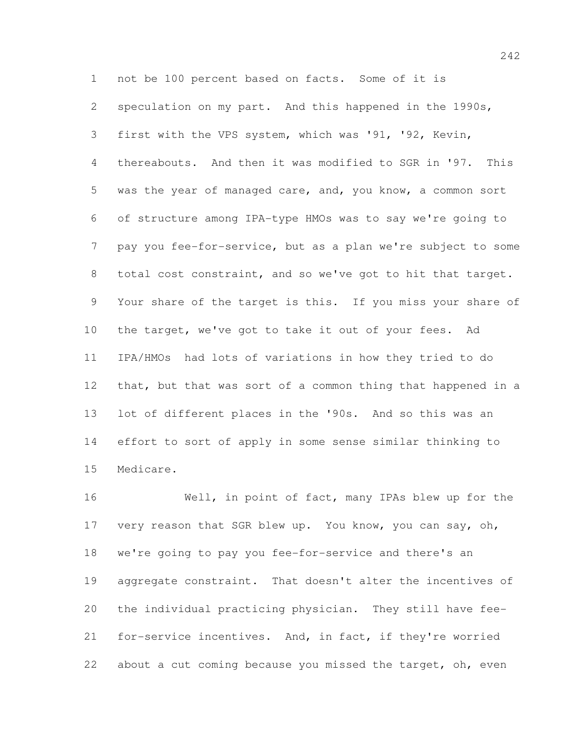not be 100 percent based on facts. Some of it is speculation on my part. And this happened in the 1990s, first with the VPS system, which was '91, '92, Kevin, thereabouts. And then it was modified to SGR in '97. This was the year of managed care, and, you know, a common sort of structure among IPA-type HMOs was to say we're going to pay you fee-for-service, but as a plan we're subject to some total cost constraint, and so we've got to hit that target. Your share of the target is this. If you miss your share of the target, we've got to take it out of your fees. Ad IPA/HMOs had lots of variations in how they tried to do that, but that was sort of a common thing that happened in a lot of different places in the '90s. And so this was an effort to sort of apply in some sense similar thinking to Medicare.

Well, in point of fact, many IPAs blew up for the very reason that SGR blew up. You know, you can say, oh, we're going to pay you fee-for-service and there's an aggregate constraint. That doesn't alter the incentives of the individual practicing physician. They still have fee-for-service incentives. And, in fact, if they're worried about a cut coming because you missed the target, oh, even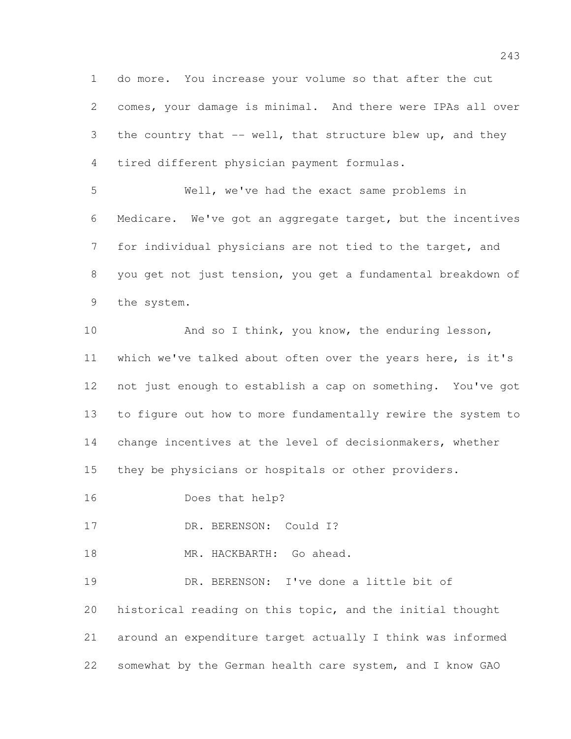do more. You increase your volume so that after the cut comes, your damage is minimal. And there were IPAs all over the country that -- well, that structure blew up, and they tired different physician payment formulas.

Well, we've had the exact same problems in Medicare. We've got an aggregate target, but the incentives for individual physicians are not tied to the target, and you get not just tension, you get a fundamental breakdown of the system.

And so I think, you know, the enduring lesson, which we've talked about often over the years here, is it's not just enough to establish a cap on something. You've got to figure out how to more fundamentally rewire the system to change incentives at the level of decisionmakers, whether they be physicians or hospitals or other providers.

Does that help?

DR. BERENSON: Could I?

MR. HACKBARTH: Go ahead.

DR. BERENSON: I've done a little bit of historical reading on this topic, and the initial thought around an expenditure target actually I think was informed somewhat by the German health care system, and I know GAO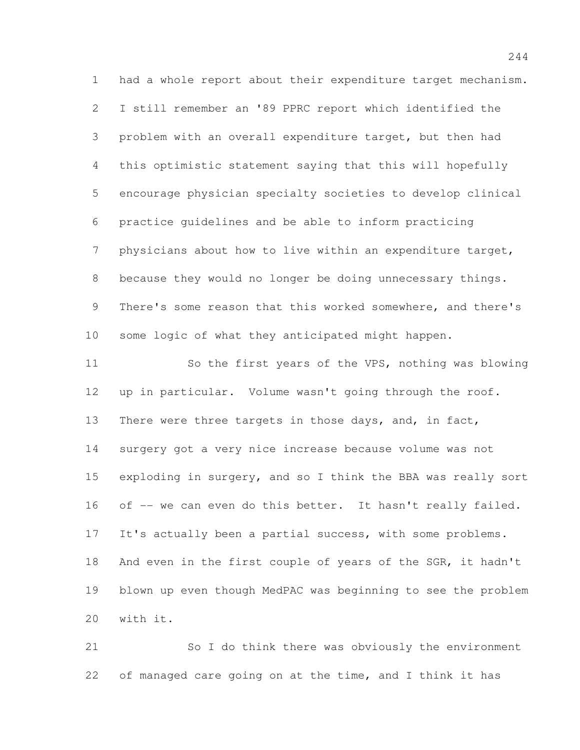had a whole report about their expenditure target mechanism. I still remember an '89 PPRC report which identified the problem with an overall expenditure target, but then had this optimistic statement saying that this will hopefully encourage physician specialty societies to develop clinical practice guidelines and be able to inform practicing physicians about how to live within an expenditure target, because they would no longer be doing unnecessary things. There's some reason that this worked somewhere, and there's some logic of what they anticipated might happen.

So the first years of the VPS, nothing was blowing up in particular. Volume wasn't going through the roof. There were three targets in those days, and, in fact, surgery got a very nice increase because volume was not exploding in surgery, and so I think the BBA was really sort of -- we can even do this better. It hasn't really failed. It's actually been a partial success, with some problems. And even in the first couple of years of the SGR, it hadn't blown up even though MedPAC was beginning to see the problem with it.

So I do think there was obviously the environment of managed care going on at the time, and I think it has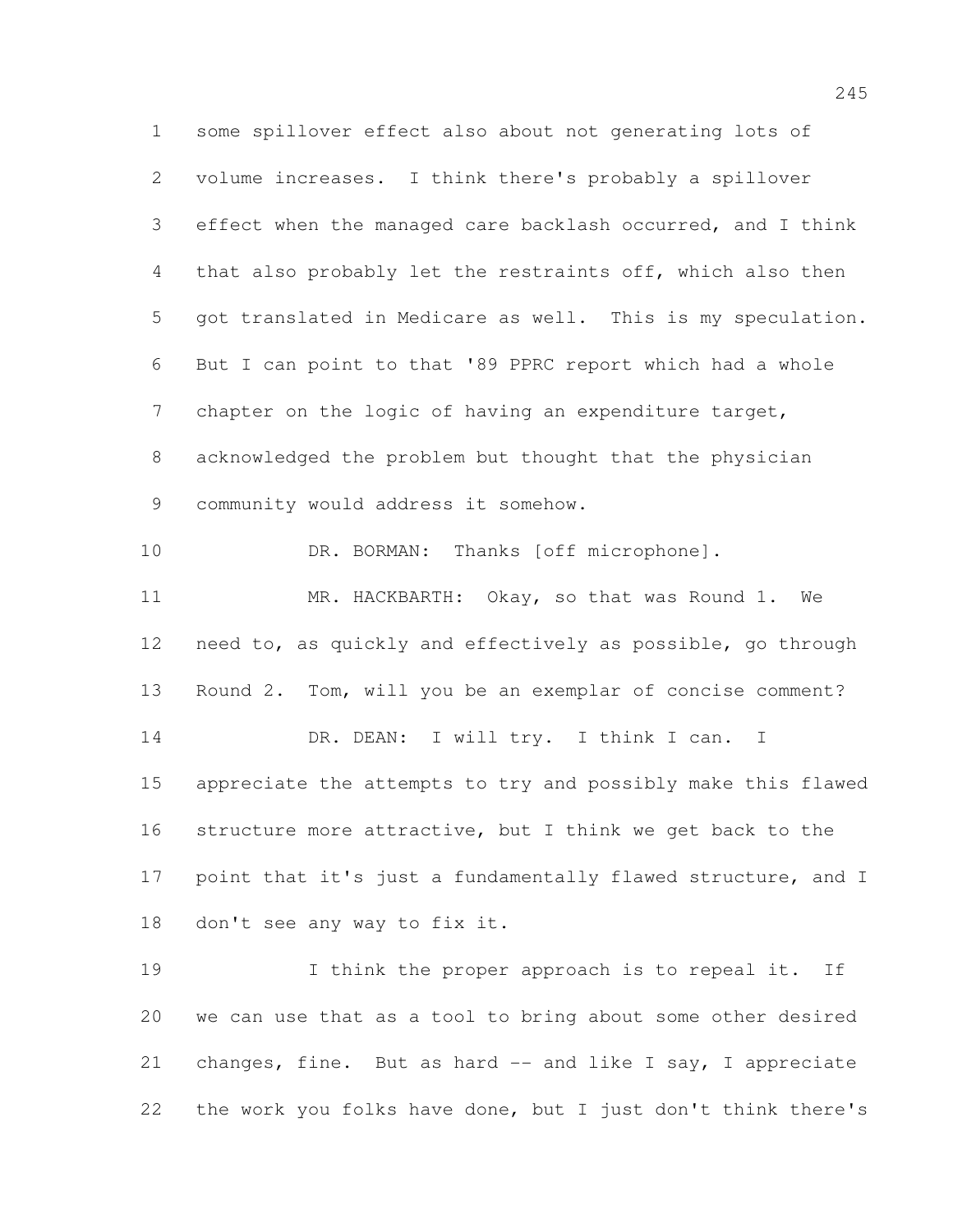some spillover effect also about not generating lots of volume increases. I think there's probably a spillover effect when the managed care backlash occurred, and I think that also probably let the restraints off, which also then got translated in Medicare as well. This is my speculation. But I can point to that '89 PPRC report which had a whole chapter on the logic of having an expenditure target, acknowledged the problem but thought that the physician community would address it somehow.

DR. BORMAN: Thanks [off microphone].

MR. HACKBARTH: Okay, so that was Round 1. We need to, as quickly and effectively as possible, go through Round 2. Tom, will you be an exemplar of concise comment?

DR. DEAN: I will try. I think I can. I appreciate the attempts to try and possibly make this flawed structure more attractive, but I think we get back to the point that it's just a fundamentally flawed structure, and I don't see any way to fix it.

I think the proper approach is to repeal it. If we can use that as a tool to bring about some other desired changes, fine. But as hard -- and like I say, I appreciate the work you folks have done, but I just don't think there's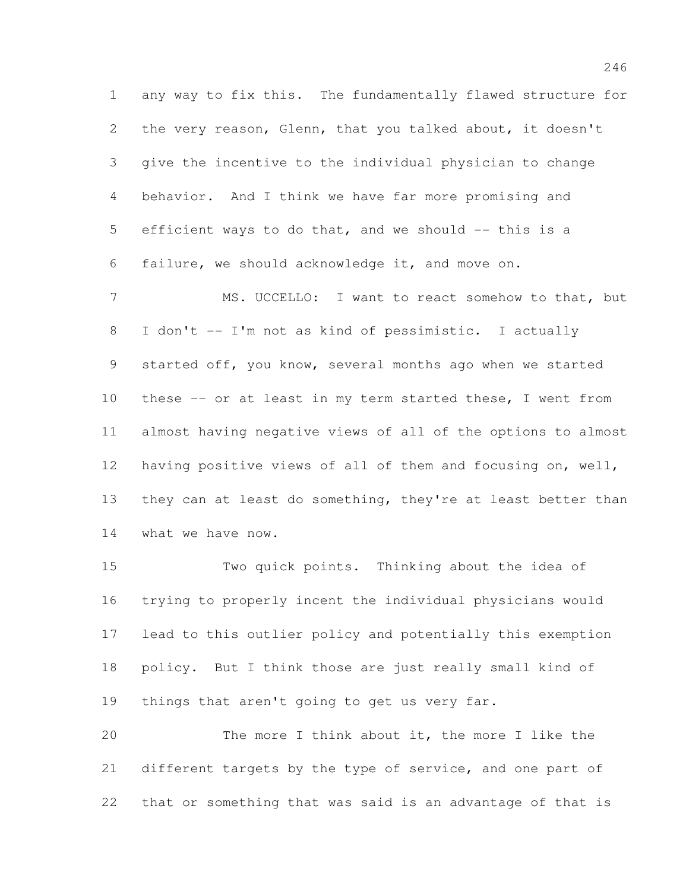any way to fix this. The fundamentally flawed structure for the very reason, Glenn, that you talked about, it doesn't give the incentive to the individual physician to change behavior. And I think we have far more promising and efficient ways to do that, and we should -- this is a failure, we should acknowledge it, and move on.

MS. UCCELLO: I want to react somehow to that, but I don't -- I'm not as kind of pessimistic. I actually started off, you know, several months ago when we started these -- or at least in my term started these, I went from almost having negative views of all of the options to almost having positive views of all of them and focusing on, well, they can at least do something, they're at least better than what we have now.

Two quick points. Thinking about the idea of trying to properly incent the individual physicians would lead to this outlier policy and potentially this exemption policy. But I think those are just really small kind of things that aren't going to get us very far.

The more I think about it, the more I like the different targets by the type of service, and one part of that or something that was said is an advantage of that is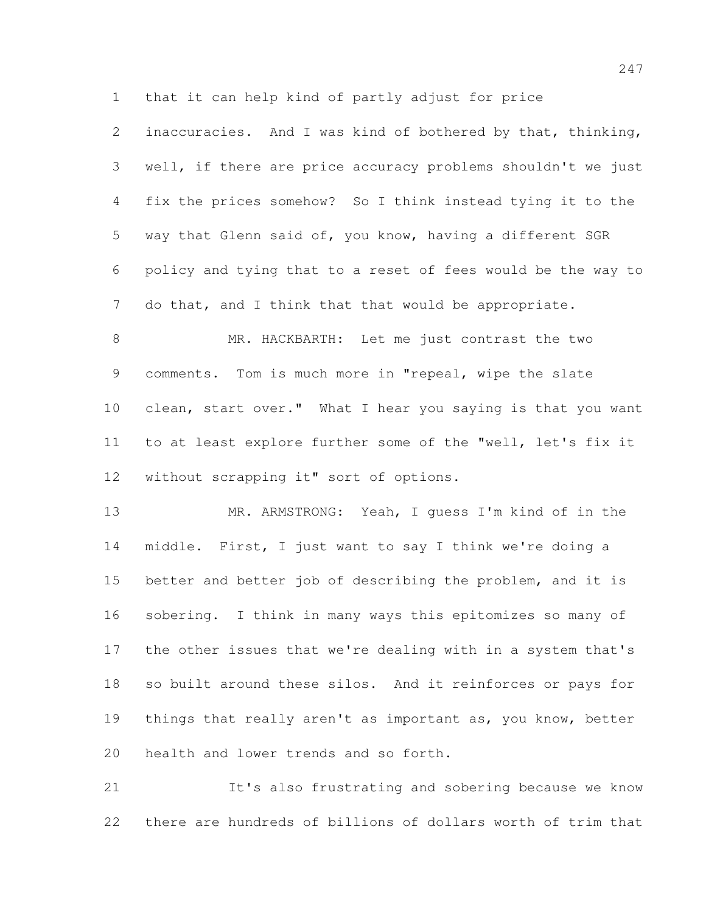that it can help kind of partly adjust for price inaccuracies. And I was kind of bothered by that, thinking, well, if there are price accuracy problems shouldn't we just fix the prices somehow? So I think instead tying it to the way that Glenn said of, you know, having a different SGR policy and tying that to a reset of fees would be the way to do that, and I think that that would be appropriate.

MR. HACKBARTH: Let me just contrast the two comments. Tom is much more in "repeal, wipe the slate clean, start over." What I hear you saying is that you want to at least explore further some of the "well, let's fix it without scrapping it" sort of options.

MR. ARMSTRONG: Yeah, I guess I'm kind of in the middle. First, I just want to say I think we're doing a better and better job of describing the problem, and it is sobering. I think in many ways this epitomizes so many of the other issues that we're dealing with in a system that's so built around these silos. And it reinforces or pays for things that really aren't as important as, you know, better health and lower trends and so forth.

It's also frustrating and sobering because we know there are hundreds of billions of dollars worth of trim that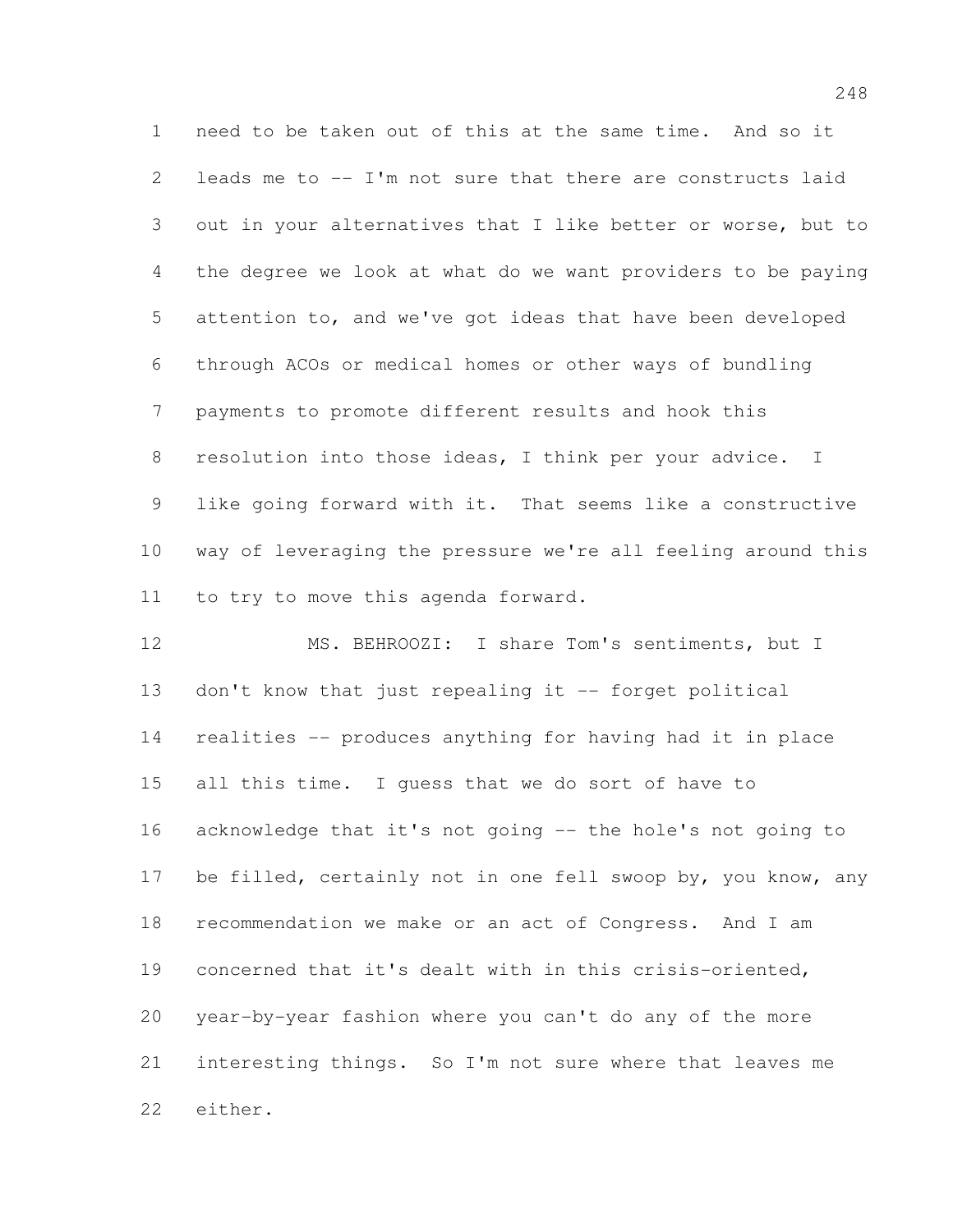need to be taken out of this at the same time. And so it leads me to -- I'm not sure that there are constructs laid out in your alternatives that I like better or worse, but to the degree we look at what do we want providers to be paying attention to, and we've got ideas that have been developed through ACOs or medical homes or other ways of bundling payments to promote different results and hook this resolution into those ideas, I think per your advice. I like going forward with it. That seems like a constructive way of leveraging the pressure we're all feeling around this to try to move this agenda forward.

MS. BEHROOZI: I share Tom's sentiments, but I don't know that just repealing it -- forget political realities -- produces anything for having had it in place all this time. I guess that we do sort of have to acknowledge that it's not going -- the hole's not going to be filled, certainly not in one fell swoop by, you know, any recommendation we make or an act of Congress. And I am concerned that it's dealt with in this crisis-oriented, year-by-year fashion where you can't do any of the more interesting things. So I'm not sure where that leaves me either.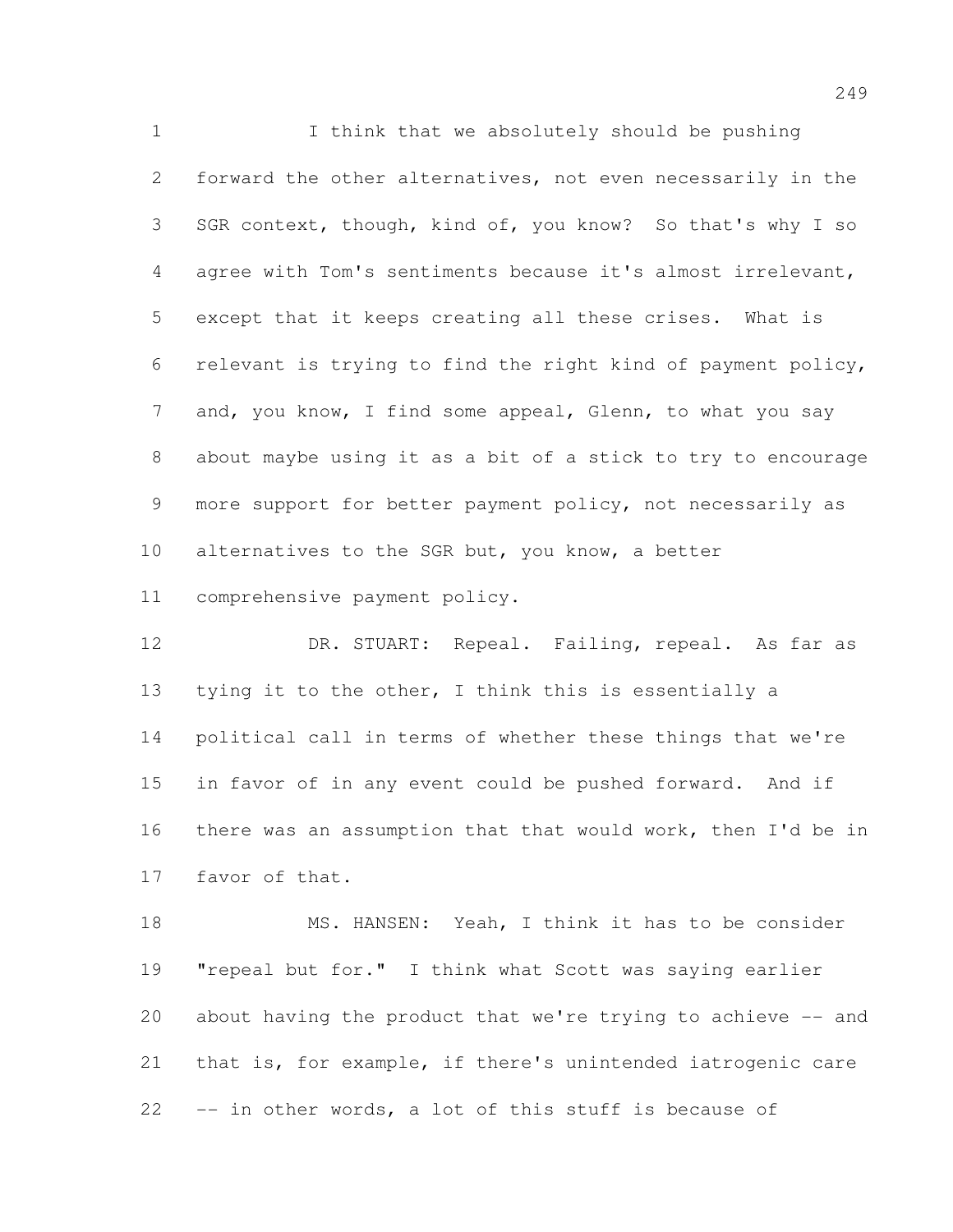I think that we absolutely should be pushing forward the other alternatives, not even necessarily in the SGR context, though, kind of, you know? So that's why I so agree with Tom's sentiments because it's almost irrelevant, except that it keeps creating all these crises. What is relevant is trying to find the right kind of payment policy, and, you know, I find some appeal, Glenn, to what you say about maybe using it as a bit of a stick to try to encourage more support for better payment policy, not necessarily as alternatives to the SGR but, you know, a better comprehensive payment policy.

DR. STUART: Repeal. Failing, repeal. As far as tying it to the other, I think this is essentially a political call in terms of whether these things that we're in favor of in any event could be pushed forward. And if there was an assumption that that would work, then I'd be in favor of that.

MS. HANSEN: Yeah, I think it has to be consider "repeal but for." I think what Scott was saying earlier about having the product that we're trying to achieve -- and that is, for example, if there's unintended iatrogenic care -- in other words, a lot of this stuff is because of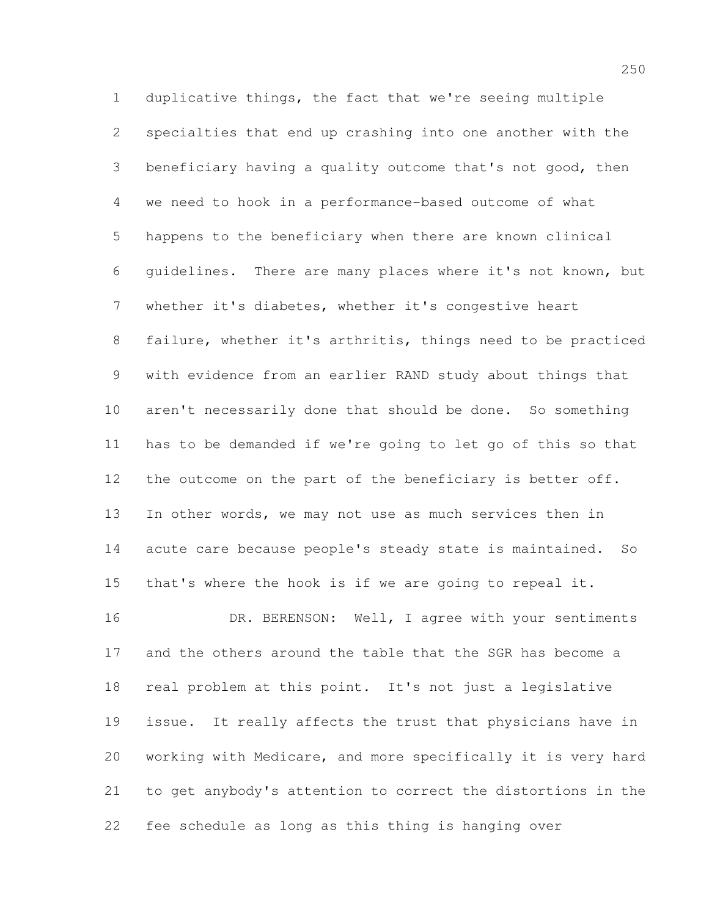duplicative things, the fact that we're seeing multiple specialties that end up crashing into one another with the beneficiary having a quality outcome that's not good, then we need to hook in a performance-based outcome of what happens to the beneficiary when there are known clinical guidelines. There are many places where it's not known, but whether it's diabetes, whether it's congestive heart failure, whether it's arthritis, things need to be practiced with evidence from an earlier RAND study about things that aren't necessarily done that should be done. So something has to be demanded if we're going to let go of this so that the outcome on the part of the beneficiary is better off. In other words, we may not use as much services then in acute care because people's steady state is maintained. So that's where the hook is if we are going to repeal it.

DR. BERENSON: Well, I agree with your sentiments and the others around the table that the SGR has become a real problem at this point. It's not just a legislative issue. It really affects the trust that physicians have in working with Medicare, and more specifically it is very hard to get anybody's attention to correct the distortions in the fee schedule as long as this thing is hanging over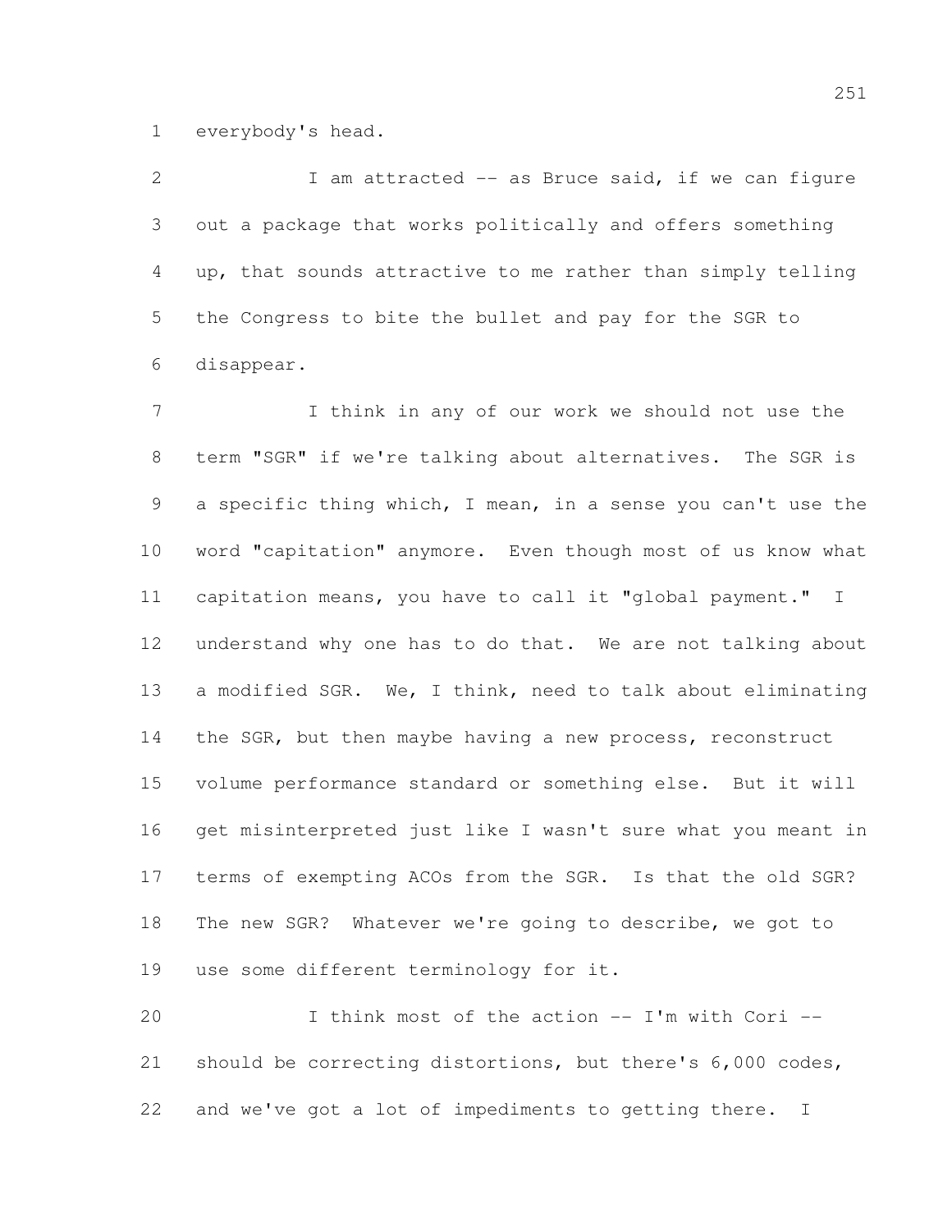everybody's head.

I am attracted -- as Bruce said, if we can figure out a package that works politically and offers something up, that sounds attractive to me rather than simply telling the Congress to bite the bullet and pay for the SGR to disappear.

I think in any of our work we should not use the term "SGR" if we're talking about alternatives. The SGR is a specific thing which, I mean, in a sense you can't use the word "capitation" anymore. Even though most of us know what capitation means, you have to call it "global payment." I understand why one has to do that. We are not talking about a modified SGR. We, I think, need to talk about eliminating the SGR, but then maybe having a new process, reconstruct volume performance standard or something else. But it will get misinterpreted just like I wasn't sure what you meant in terms of exempting ACOs from the SGR. Is that the old SGR? The new SGR? Whatever we're going to describe, we got to use some different terminology for it.

I think most of the action -- I'm with Cori -- should be correcting distortions, but there's 6,000 codes, and we've got a lot of impediments to getting there. I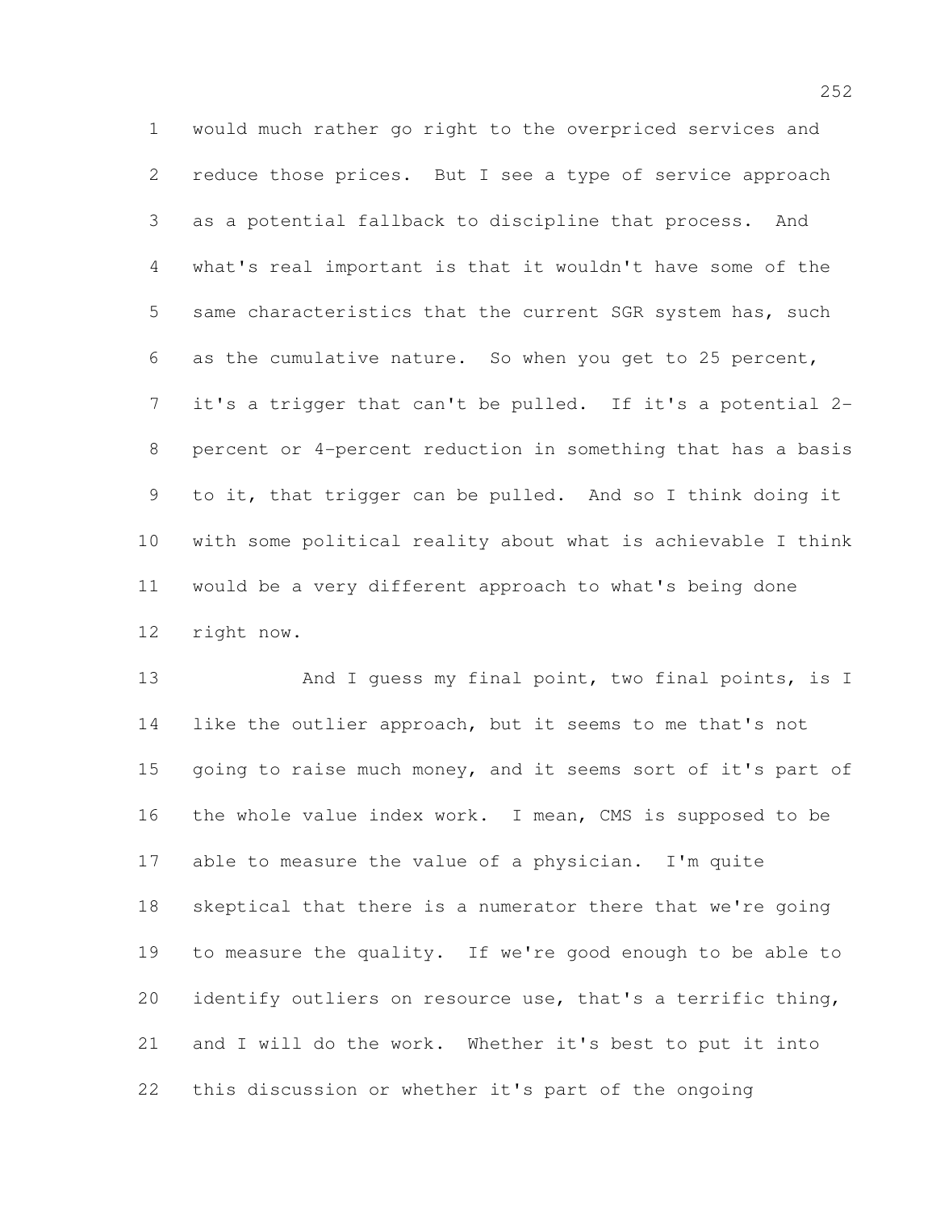would much rather go right to the overpriced services and reduce those prices. But I see a type of service approach as a potential fallback to discipline that process. And what's real important is that it wouldn't have some of the same characteristics that the current SGR system has, such as the cumulative nature. So when you get to 25 percent, it's a trigger that can't be pulled. If it's a potential 2-percent or 4-percent reduction in something that has a basis to it, that trigger can be pulled. And so I think doing it with some political reality about what is achievable I think would be a very different approach to what's being done right now.

And I guess my final point, two final points, is I like the outlier approach, but it seems to me that's not going to raise much money, and it seems sort of it's part of the whole value index work. I mean, CMS is supposed to be able to measure the value of a physician. I'm quite skeptical that there is a numerator there that we're going to measure the quality. If we're good enough to be able to identify outliers on resource use, that's a terrific thing, and I will do the work. Whether it's best to put it into this discussion or whether it's part of the ongoing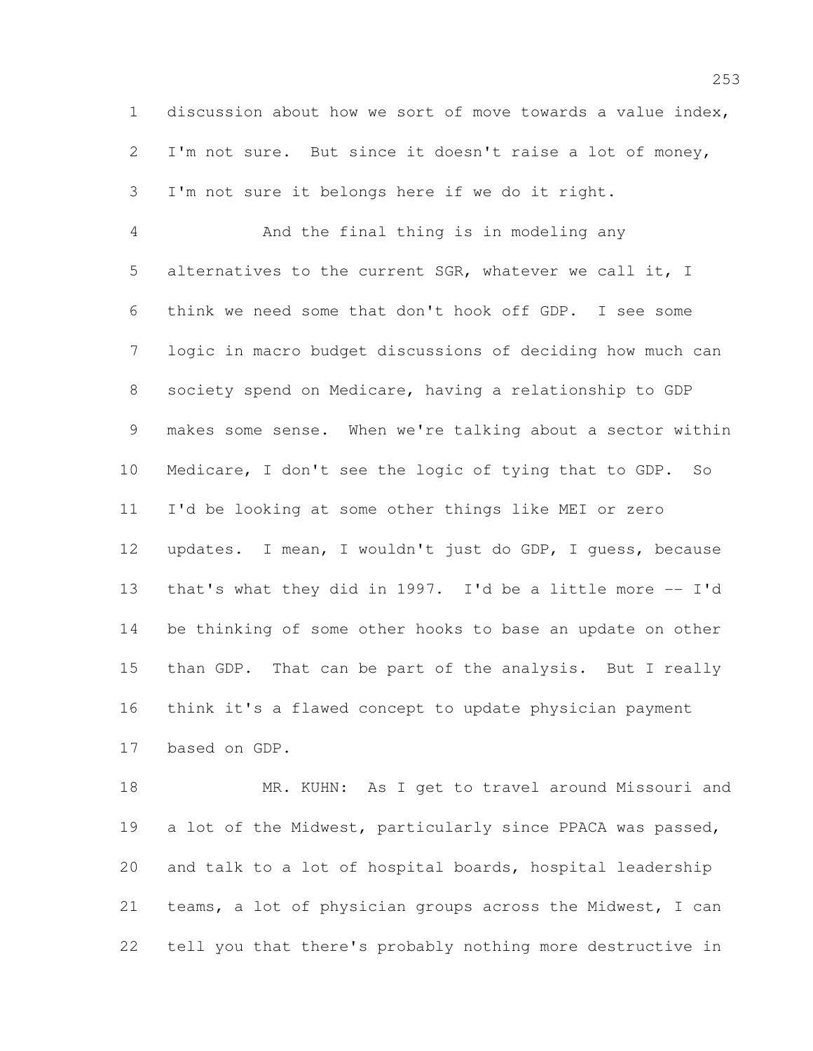discussion about how we sort of move towards a value index, I'm not sure. But since it doesn't raise a lot of money, I'm not sure it belongs here if we do it right.

And the final thing is in modeling any alternatives to the current SGR, whatever we call it, I think we need some that don't hook off GDP. I see some logic in macro budget discussions of deciding how much can society spend on Medicare, having a relationship to GDP makes some sense. When we're talking about a sector within Medicare, I don't see the logic of tying that to GDP. So I'd be looking at some other things like MEI or zero updates. I mean, I wouldn't just do GDP, I guess, because that's what they did in 1997. I'd be a little more -- I'd be thinking of some other hooks to base an update on other than GDP. That can be part of the analysis. But I really think it's a flawed concept to update physician payment based on GDP.

MR. KUHN: As I get to travel around Missouri and a lot of the Midwest, particularly since PPACA was passed, and talk to a lot of hospital boards, hospital leadership teams, a lot of physician groups across the Midwest, I can tell you that there's probably nothing more destructive in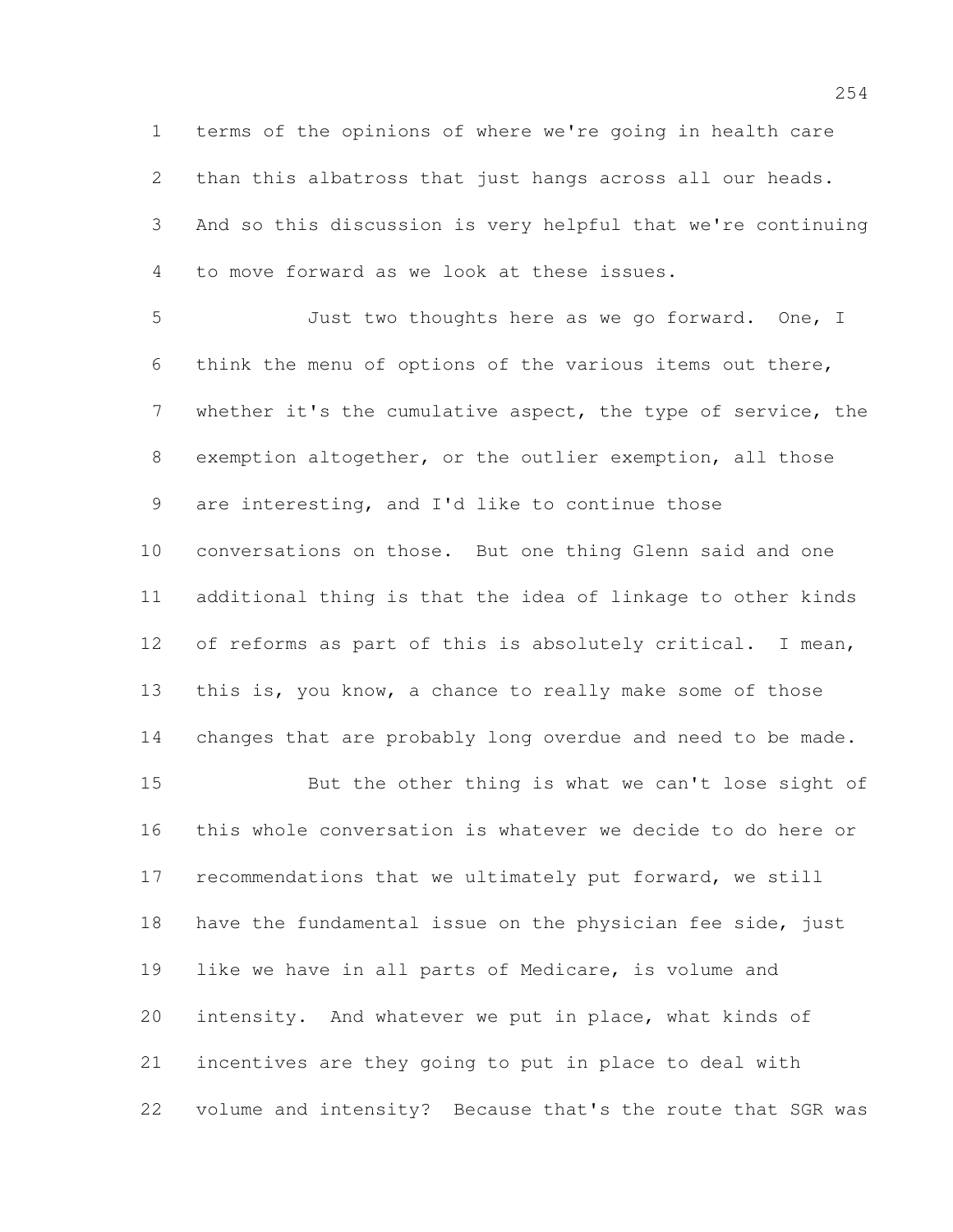terms of the opinions of where we're going in health care than this albatross that just hangs across all our heads. And so this discussion is very helpful that we're continuing to move forward as we look at these issues.

Just two thoughts here as we go forward. One, I think the menu of options of the various items out there, whether it's the cumulative aspect, the type of service, the exemption altogether, or the outlier exemption, all those are interesting, and I'd like to continue those conversations on those. But one thing Glenn said and one additional thing is that the idea of linkage to other kinds of reforms as part of this is absolutely critical. I mean, this is, you know, a chance to really make some of those changes that are probably long overdue and need to be made.

But the other thing is what we can't lose sight of this whole conversation is whatever we decide to do here or recommendations that we ultimately put forward, we still have the fundamental issue on the physician fee side, just like we have in all parts of Medicare, is volume and intensity. And whatever we put in place, what kinds of incentives are they going to put in place to deal with volume and intensity? Because that's the route that SGR was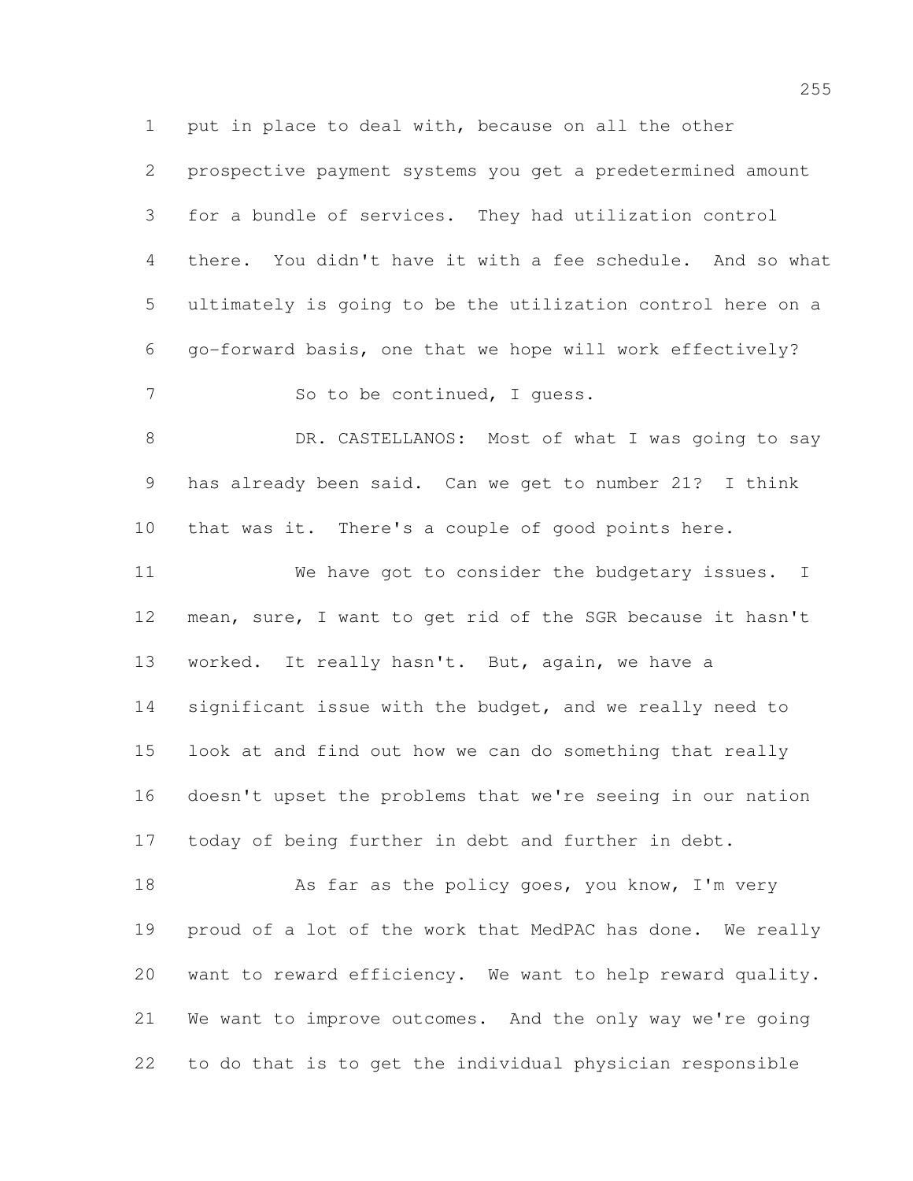put in place to deal with, because on all the other prospective payment systems you get a predetermined amount for a bundle of services. They had utilization control there. You didn't have it with a fee schedule. And so what ultimately is going to be the utilization control here on a go-forward basis, one that we hope will work effectively?

So to be continued, I guess.

DR. CASTELLANOS: Most of what I was going to say has already been said. Can we get to number 21? I think that was it. There's a couple of good points here.

We have got to consider the budgetary issues. I mean, sure, I want to get rid of the SGR because it hasn't worked. It really hasn't. But, again, we have a significant issue with the budget, and we really need to look at and find out how we can do something that really doesn't upset the problems that we're seeing in our nation today of being further in debt and further in debt.

As far as the policy goes, you know, I'm very proud of a lot of the work that MedPAC has done. We really want to reward efficiency. We want to help reward quality. We want to improve outcomes. And the only way we're going to do that is to get the individual physician responsible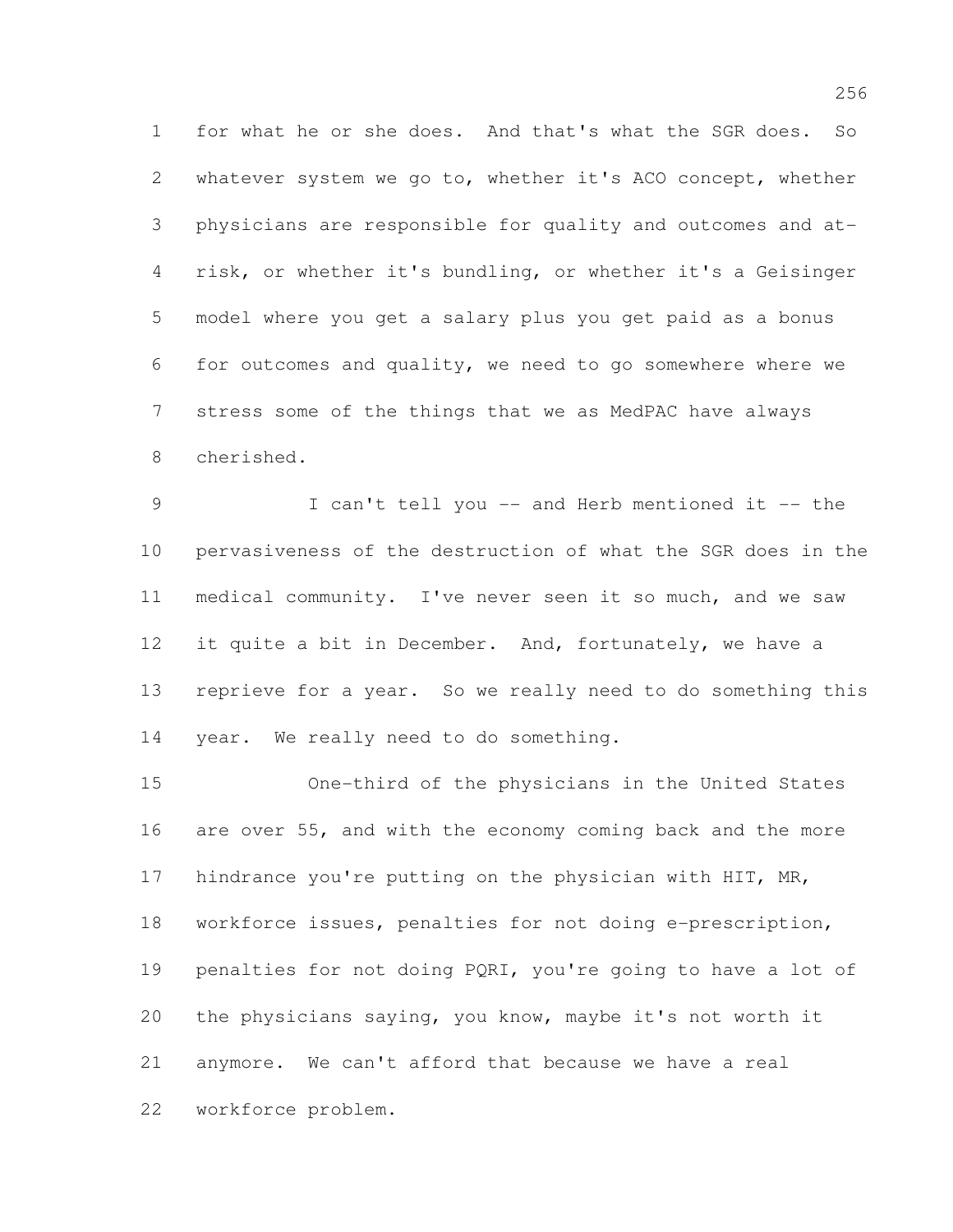for what he or she does. And that's what the SGR does. So whatever system we go to, whether it's ACO concept, whether physicians are responsible for quality and outcomes and at-risk, or whether it's bundling, or whether it's a Geisinger model where you get a salary plus you get paid as a bonus for outcomes and quality, we need to go somewhere where we stress some of the things that we as MedPAC have always cherished.

I can't tell you -- and Herb mentioned it -- the pervasiveness of the destruction of what the SGR does in the medical community. I've never seen it so much, and we saw it quite a bit in December. And, fortunately, we have a reprieve for a year. So we really need to do something this year. We really need to do something.

One-third of the physicians in the United States are over 55, and with the economy coming back and the more hindrance you're putting on the physician with HIT, MR, workforce issues, penalties for not doing e-prescription, penalties for not doing PQRI, you're going to have a lot of the physicians saying, you know, maybe it's not worth it anymore. We can't afford that because we have a real workforce problem.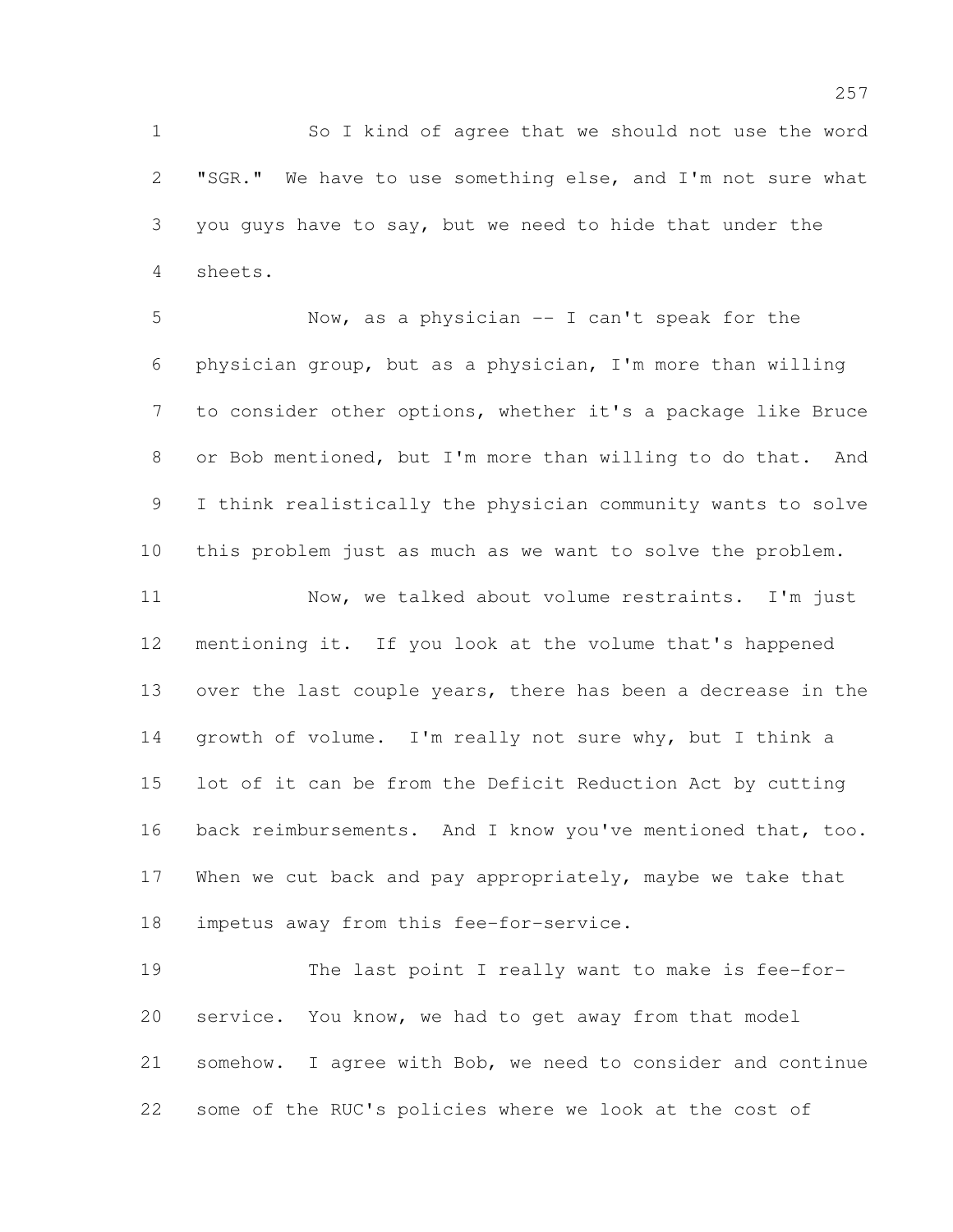So I kind of agree that we should not use the word "SGR." We have to use something else, and I'm not sure what you guys have to say, but we need to hide that under the sheets.

Now, as a physician -- I can't speak for the physician group, but as a physician, I'm more than willing to consider other options, whether it's a package like Bruce or Bob mentioned, but I'm more than willing to do that. And I think realistically the physician community wants to solve this problem just as much as we want to solve the problem.

Now, we talked about volume restraints. I'm just mentioning it. If you look at the volume that's happened over the last couple years, there has been a decrease in the growth of volume. I'm really not sure why, but I think a lot of it can be from the Deficit Reduction Act by cutting back reimbursements. And I know you've mentioned that, too. When we cut back and pay appropriately, maybe we take that impetus away from this fee-for-service.

The last point I really want to make is fee-for-service. You know, we had to get away from that model somehow. I agree with Bob, we need to consider and continue some of the RUC's policies where we look at the cost of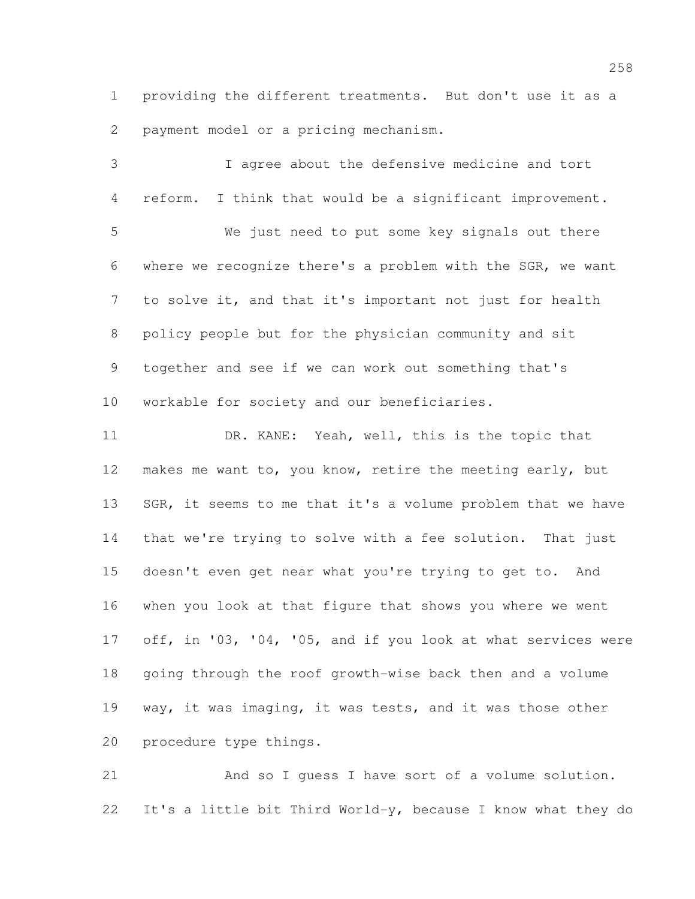providing the different treatments. But don't use it as a payment model or a pricing mechanism.

I agree about the defensive medicine and tort reform. I think that would be a significant improvement.

We just need to put some key signals out there where we recognize there's a problem with the SGR, we want to solve it, and that it's important not just for health policy people but for the physician community and sit together and see if we can work out something that's workable for society and our beneficiaries.

DR. KANE: Yeah, well, this is the topic that makes me want to, you know, retire the meeting early, but SGR, it seems to me that it's a volume problem that we have that we're trying to solve with a fee solution. That just doesn't even get near what you're trying to get to. And when you look at that figure that shows you where we went off, in '03, '04, '05, and if you look at what services were going through the roof growth-wise back then and a volume way, it was imaging, it was tests, and it was those other procedure type things.

And so I guess I have sort of a volume solution. It's a little bit Third World-y, because I know what they do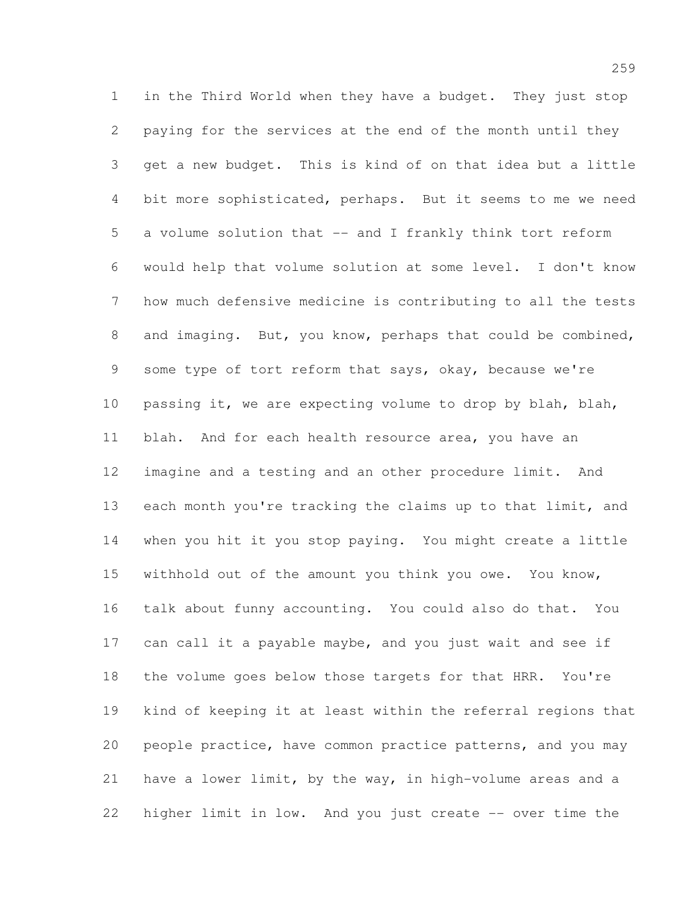in the Third World when they have a budget. They just stop paying for the services at the end of the month until they get a new budget. This is kind of on that idea but a little bit more sophisticated, perhaps. But it seems to me we need a volume solution that -- and I frankly think tort reform would help that volume solution at some level. I don't know how much defensive medicine is contributing to all the tests and imaging. But, you know, perhaps that could be combined, some type of tort reform that says, okay, because we're passing it, we are expecting volume to drop by blah, blah, blah. And for each health resource area, you have an imagine and a testing and an other procedure limit. And each month you're tracking the claims up to that limit, and when you hit it you stop paying. You might create a little withhold out of the amount you think you owe. You know, talk about funny accounting. You could also do that. You can call it a payable maybe, and you just wait and see if the volume goes below those targets for that HRR. You're kind of keeping it at least within the referral regions that people practice, have common practice patterns, and you may have a lower limit, by the way, in high-volume areas and a higher limit in low. And you just create -- over time the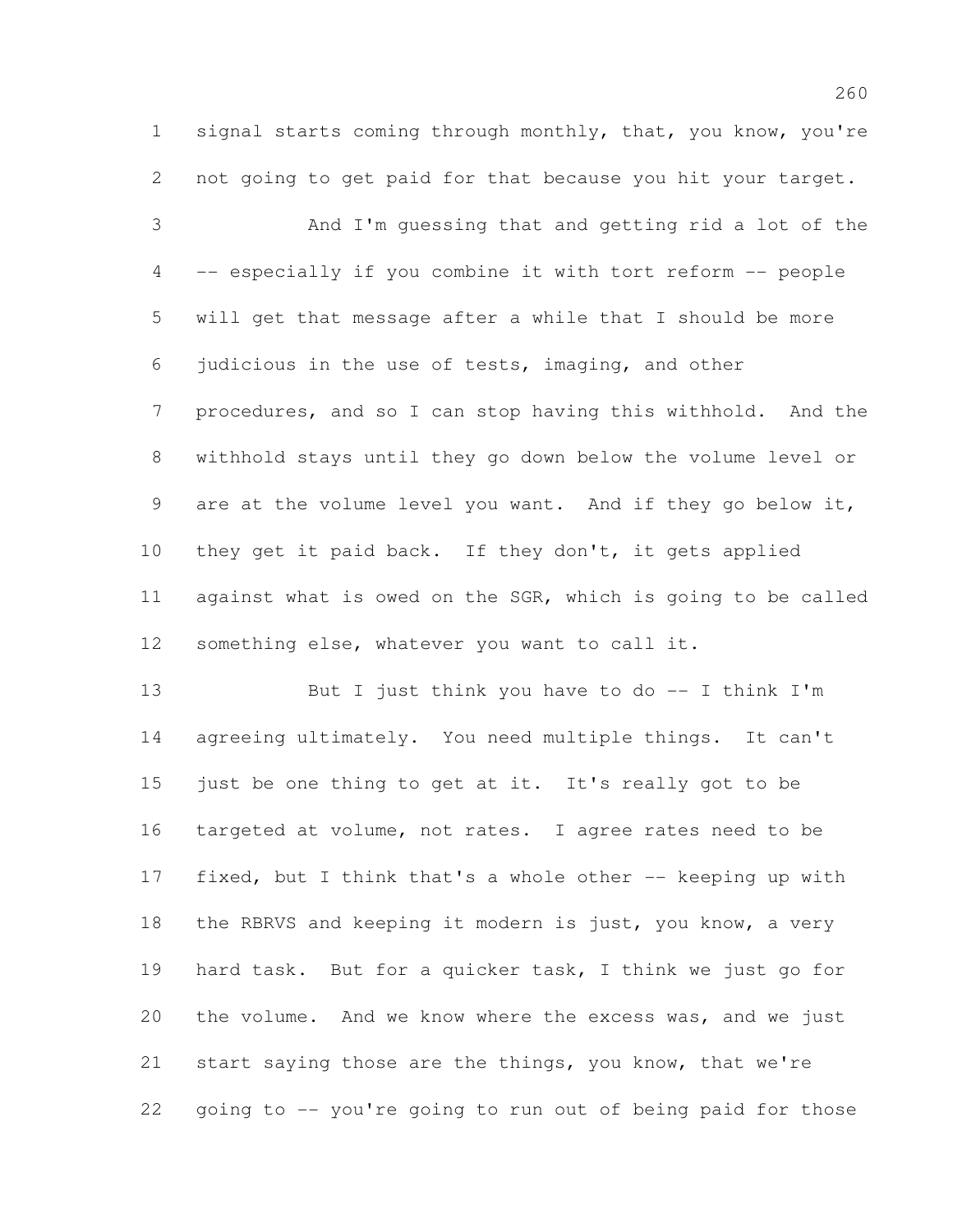signal starts coming through monthly, that, you know, you're not going to get paid for that because you hit your target.

And I'm guessing that and getting rid a lot of the -- especially if you combine it with tort reform -- people will get that message after a while that I should be more judicious in the use of tests, imaging, and other procedures, and so I can stop having this withhold. And the withhold stays until they go down below the volume level or are at the volume level you want. And if they go below it, they get it paid back. If they don't, it gets applied against what is owed on the SGR, which is going to be called something else, whatever you want to call it.

But I just think you have to do -- I think I'm agreeing ultimately. You need multiple things. It can't just be one thing to get at it. It's really got to be targeted at volume, not rates. I agree rates need to be fixed, but I think that's a whole other -- keeping up with the RBRVS and keeping it modern is just, you know, a very hard task. But for a quicker task, I think we just go for the volume. And we know where the excess was, and we just start saying those are the things, you know, that we're going to -- you're going to run out of being paid for those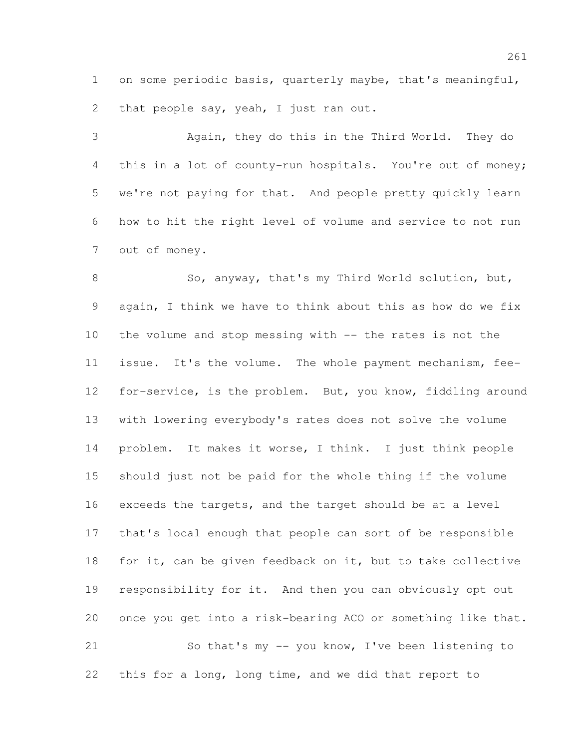on some periodic basis, quarterly maybe, that's meaningful, that people say, yeah, I just ran out.

Again, they do this in the Third World. They do this in a lot of county-run hospitals. You're out of money; we're not paying for that. And people pretty quickly learn how to hit the right level of volume and service to not run out of money.

So, anyway, that's my Third World solution, but, again, I think we have to think about this as how do we fix the volume and stop messing with -- the rates is not the issue. It's the volume. The whole payment mechanism, fee-for-service, is the problem. But, you know, fiddling around with lowering everybody's rates does not solve the volume problem. It makes it worse, I think. I just think people should just not be paid for the whole thing if the volume exceeds the targets, and the target should be at a level that's local enough that people can sort of be responsible for it, can be given feedback on it, but to take collective responsibility for it. And then you can obviously opt out once you get into a risk-bearing ACO or something like that.

So that's my -- you know, I've been listening to this for a long, long time, and we did that report to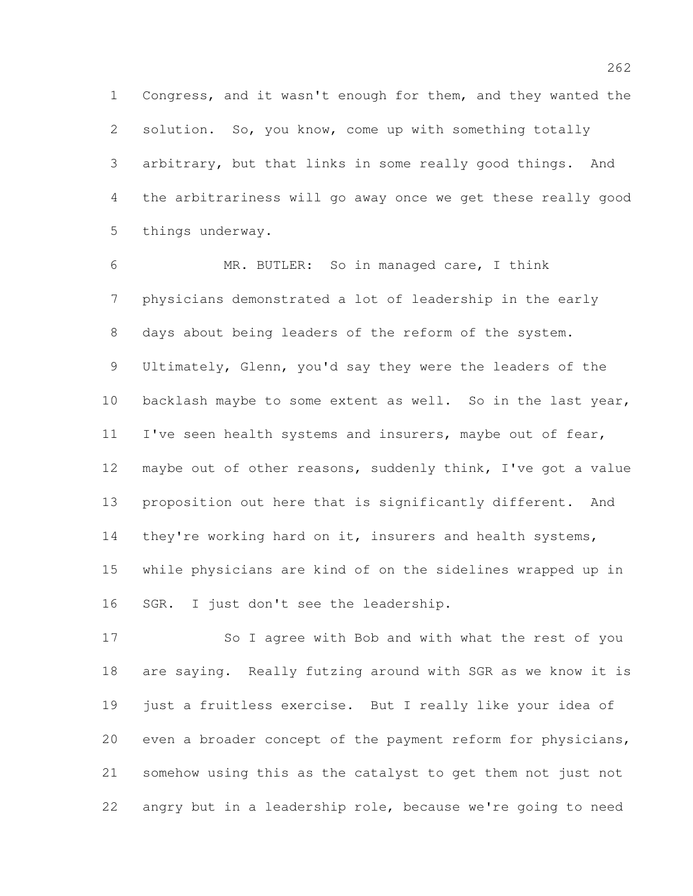Congress, and it wasn't enough for them, and they wanted the solution. So, you know, come up with something totally arbitrary, but that links in some really good things. And the arbitrariness will go away once we get these really good things underway.

MR. BUTLER: So in managed care, I think physicians demonstrated a lot of leadership in the early days about being leaders of the reform of the system. Ultimately, Glenn, you'd say they were the leaders of the backlash maybe to some extent as well. So in the last year, I've seen health systems and insurers, maybe out of fear, maybe out of other reasons, suddenly think, I've got a value proposition out here that is significantly different. And they're working hard on it, insurers and health systems, while physicians are kind of on the sidelines wrapped up in SGR. I just don't see the leadership.

So I agree with Bob and with what the rest of you are saying. Really futzing around with SGR as we know it is just a fruitless exercise. But I really like your idea of even a broader concept of the payment reform for physicians, somehow using this as the catalyst to get them not just not angry but in a leadership role, because we're going to need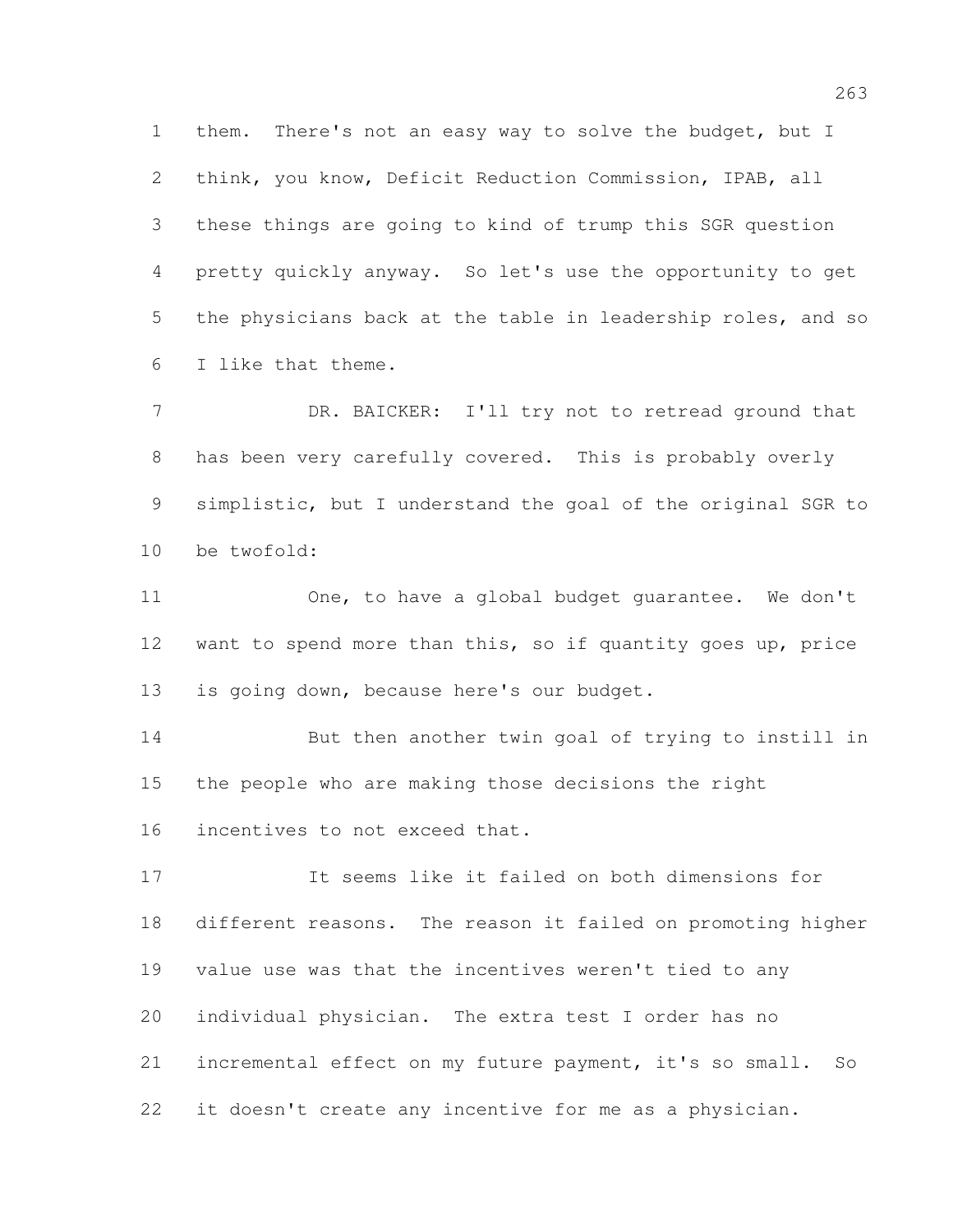them. There's not an easy way to solve the budget, but I think, you know, Deficit Reduction Commission, IPAB, all these things are going to kind of trump this SGR question pretty quickly anyway. So let's use the opportunity to get the physicians back at the table in leadership roles, and so I like that theme.

DR. BAICKER: I'll try not to retread ground that has been very carefully covered. This is probably overly simplistic, but I understand the goal of the original SGR to be twofold:

One, to have a global budget guarantee. We don't want to spend more than this, so if quantity goes up, price is going down, because here's our budget.

But then another twin goal of trying to instill in the people who are making those decisions the right incentives to not exceed that.

It seems like it failed on both dimensions for different reasons. The reason it failed on promoting higher value use was that the incentives weren't tied to any individual physician. The extra test I order has no incremental effect on my future payment, it's so small. So it doesn't create any incentive for me as a physician.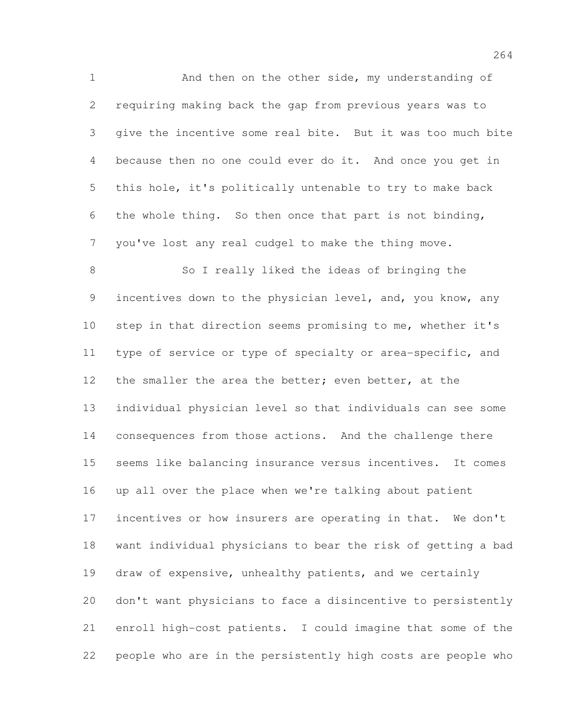And then on the other side, my understanding of requiring making back the gap from previous years was to give the incentive some real bite. But it was too much bite because then no one could ever do it. And once you get in this hole, it's politically untenable to try to make back the whole thing. So then once that part is not binding, you've lost any real cudgel to make the thing move.

So I really liked the ideas of bringing the incentives down to the physician level, and, you know, any step in that direction seems promising to me, whether it's type of service or type of specialty or area-specific, and the smaller the area the better; even better, at the individual physician level so that individuals can see some consequences from those actions. And the challenge there seems like balancing insurance versus incentives. It comes up all over the place when we're talking about patient incentives or how insurers are operating in that. We don't want individual physicians to bear the risk of getting a bad draw of expensive, unhealthy patients, and we certainly don't want physicians to face a disincentive to persistently enroll high-cost patients. I could imagine that some of the people who are in the persistently high costs are people who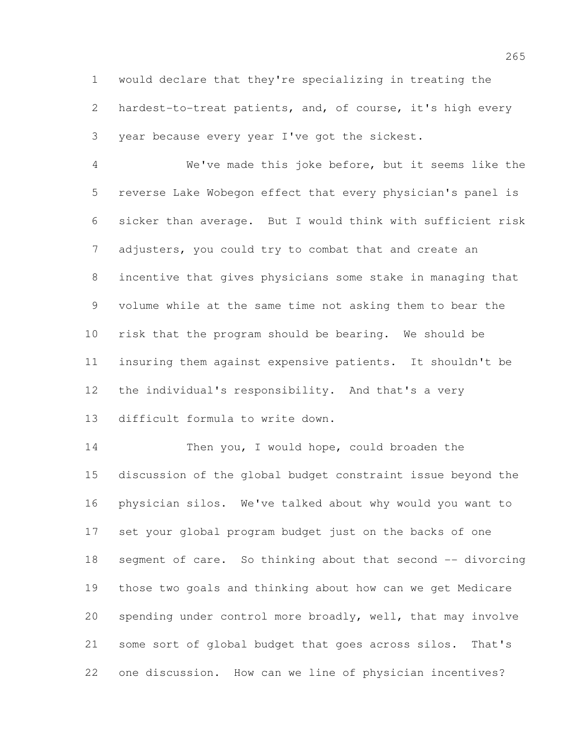would declare that they're specializing in treating the hardest-to-treat patients, and, of course, it's high every year because every year I've got the sickest.

We've made this joke before, but it seems like the reverse Lake Wobegon effect that every physician's panel is sicker than average. But I would think with sufficient risk adjusters, you could try to combat that and create an incentive that gives physicians some stake in managing that volume while at the same time not asking them to bear the risk that the program should be bearing. We should be insuring them against expensive patients. It shouldn't be the individual's responsibility. And that's a very difficult formula to write down.

Then you, I would hope, could broaden the discussion of the global budget constraint issue beyond the physician silos. We've talked about why would you want to set your global program budget just on the backs of one segment of care. So thinking about that second -- divorcing those two goals and thinking about how can we get Medicare spending under control more broadly, well, that may involve some sort of global budget that goes across silos. That's one discussion. How can we line of physician incentives?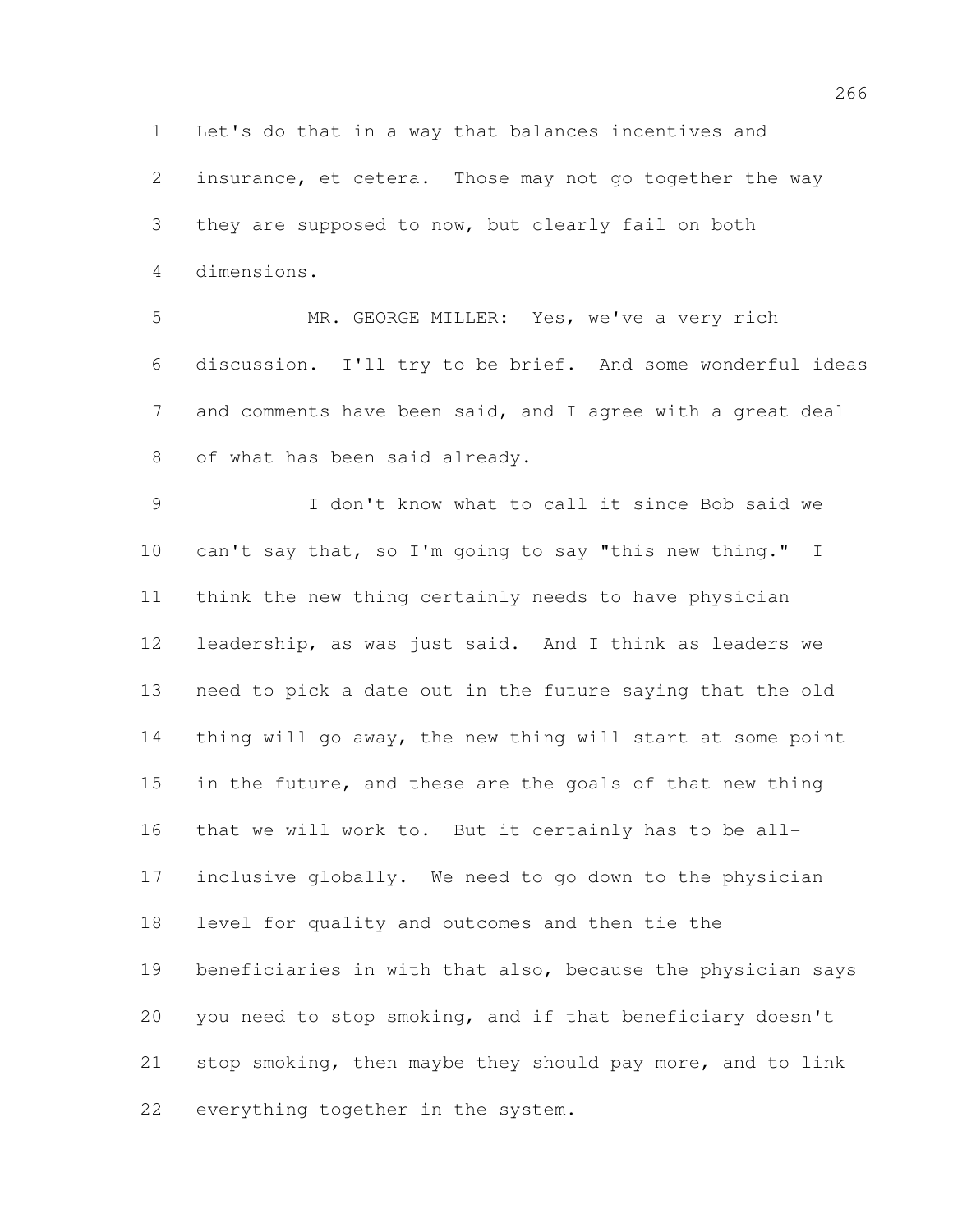Let's do that in a way that balances incentives and insurance, et cetera. Those may not go together the way they are supposed to now, but clearly fail on both dimensions.

MR. GEORGE MILLER: Yes, we've a very rich discussion. I'll try to be brief. And some wonderful ideas and comments have been said, and I agree with a great deal of what has been said already.

I don't know what to call it since Bob said we can't say that, so I'm going to say "this new thing." I think the new thing certainly needs to have physician leadership, as was just said. And I think as leaders we need to pick a date out in the future saying that the old thing will go away, the new thing will start at some point in the future, and these are the goals of that new thing that we will work to. But it certainly has to be all-inclusive globally. We need to go down to the physician level for quality and outcomes and then tie the beneficiaries in with that also, because the physician says you need to stop smoking, and if that beneficiary doesn't stop smoking, then maybe they should pay more, and to link everything together in the system.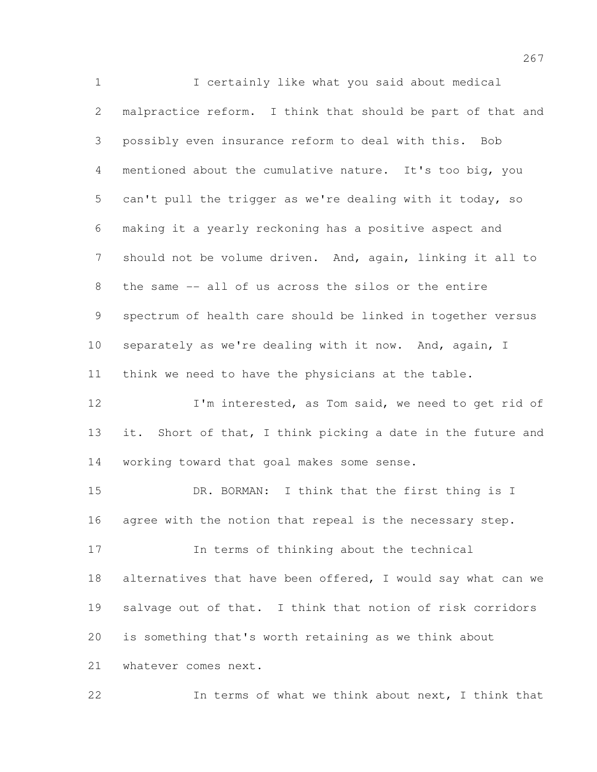I certainly like what you said about medical malpractice reform. I think that should be part of that and possibly even insurance reform to deal with this. Bob mentioned about the cumulative nature. It's too big, you can't pull the trigger as we're dealing with it today, so making it a yearly reckoning has a positive aspect and should not be volume driven. And, again, linking it all to the same -- all of us across the silos or the entire spectrum of health care should be linked in together versus separately as we're dealing with it now. And, again, I think we need to have the physicians at the table.

I'm interested, as Tom said, we need to get rid of it. Short of that, I think picking a date in the future and working toward that goal makes some sense.

DR. BORMAN: I think that the first thing is I agree with the notion that repeal is the necessary step.

In terms of thinking about the technical alternatives that have been offered, I would say what can we salvage out of that. I think that notion of risk corridors is something that's worth retaining as we think about whatever comes next.

In terms of what we think about next, I think that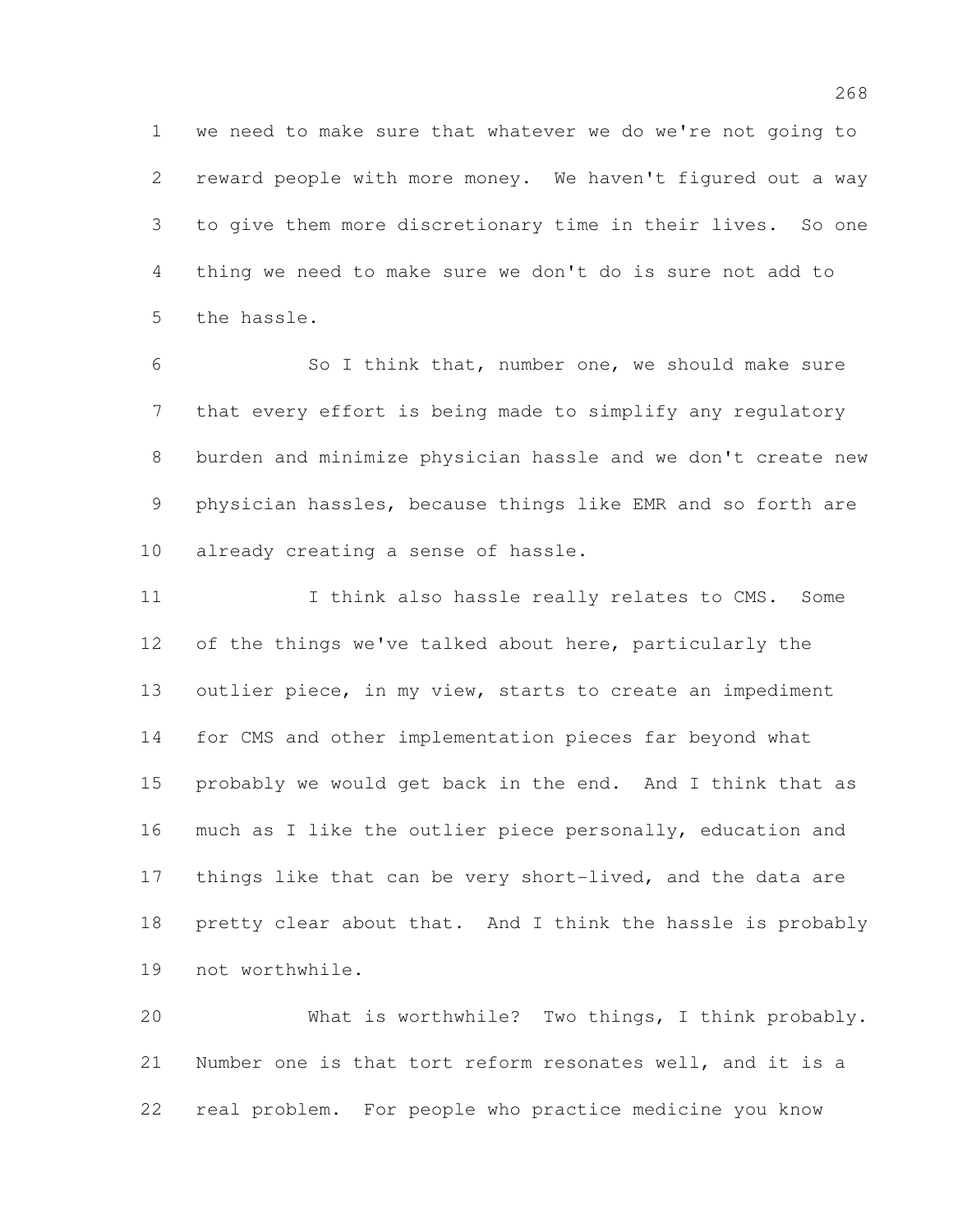we need to make sure that whatever we do we're not going to reward people with more money. We haven't figured out a way to give them more discretionary time in their lives. So one thing we need to make sure we don't do is sure not add to the hassle.

So I think that, number one, we should make sure that every effort is being made to simplify any regulatory burden and minimize physician hassle and we don't create new physician hassles, because things like EMR and so forth are already creating a sense of hassle.

I think also hassle really relates to CMS. Some of the things we've talked about here, particularly the outlier piece, in my view, starts to create an impediment for CMS and other implementation pieces far beyond what probably we would get back in the end. And I think that as much as I like the outlier piece personally, education and things like that can be very short-lived, and the data are pretty clear about that. And I think the hassle is probably not worthwhile.

What is worthwhile? Two things, I think probably. Number one is that tort reform resonates well, and it is a real problem. For people who practice medicine you know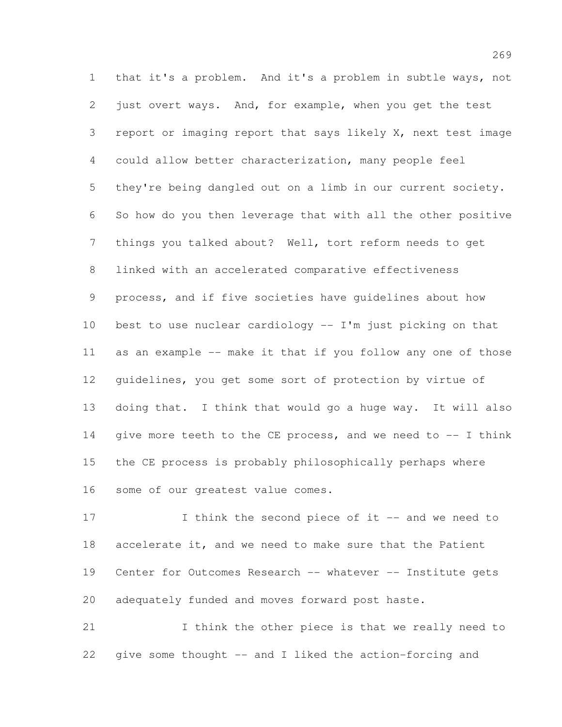that it's a problem. And it's a problem in subtle ways, not just overt ways. And, for example, when you get the test report or imaging report that says likely X, next test image could allow better characterization, many people feel they're being dangled out on a limb in our current society. So how do you then leverage that with all the other positive things you talked about? Well, tort reform needs to get linked with an accelerated comparative effectiveness process, and if five societies have guidelines about how best to use nuclear cardiology -- I'm just picking on that as an example -- make it that if you follow any one of those guidelines, you get some sort of protection by virtue of doing that. I think that would go a huge way. It will also give more teeth to the CE process, and we need to -- I think the CE process is probably philosophically perhaps where some of our greatest value comes.

I think the second piece of it -- and we need to accelerate it, and we need to make sure that the Patient Center for Outcomes Research -- whatever -- Institute gets adequately funded and moves forward post haste.

I think the other piece is that we really need to give some thought -- and I liked the action-forcing and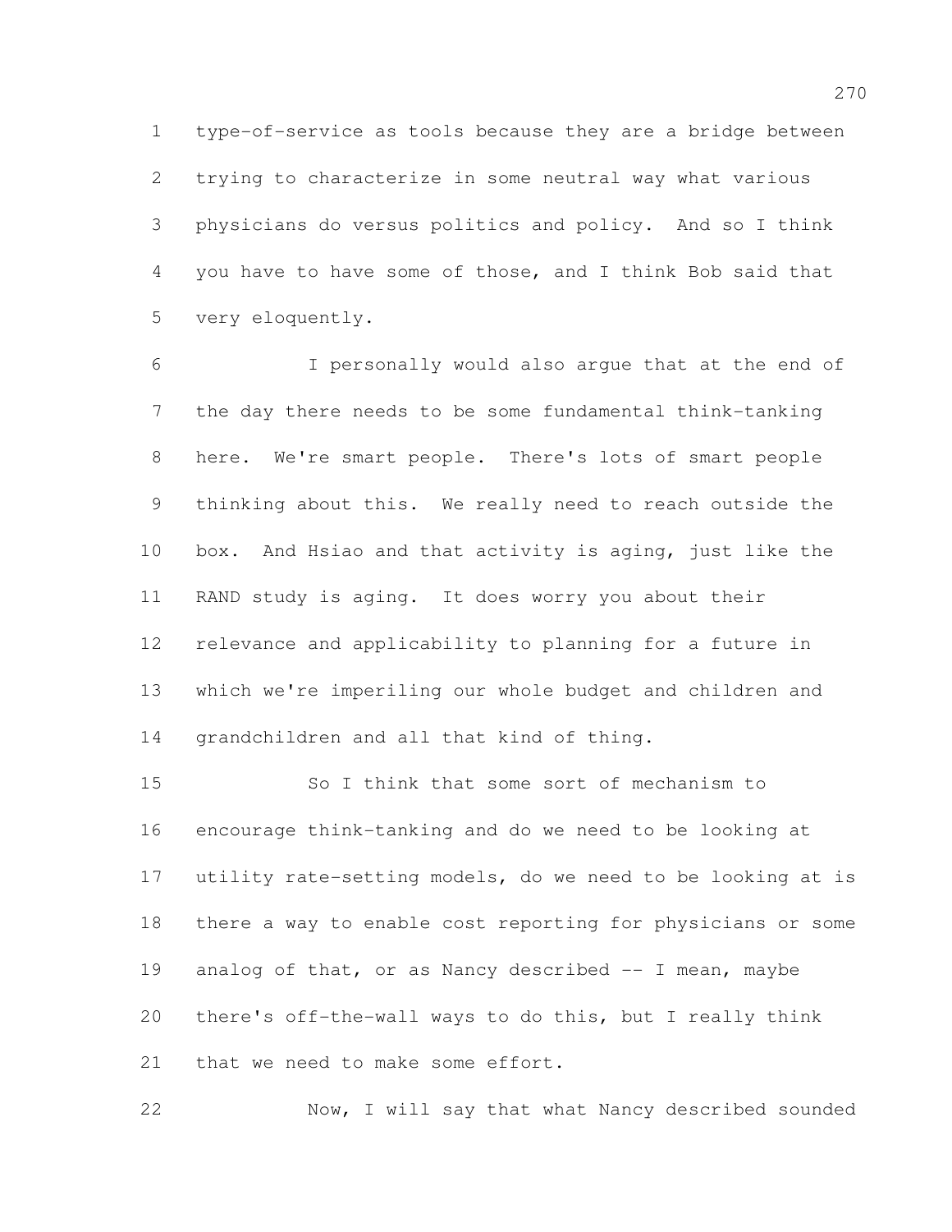type-of-service as tools because they are a bridge between trying to characterize in some neutral way what various physicians do versus politics and policy. And so I think you have to have some of those, and I think Bob said that very eloquently.

I personally would also argue that at the end of the day there needs to be some fundamental think-tanking here. We're smart people. There's lots of smart people thinking about this. We really need to reach outside the box. And Hsiao and that activity is aging, just like the RAND study is aging. It does worry you about their relevance and applicability to planning for a future in which we're imperiling our whole budget and children and grandchildren and all that kind of thing.

So I think that some sort of mechanism to encourage think-tanking and do we need to be looking at utility rate-setting models, do we need to be looking at is there a way to enable cost reporting for physicians or some analog of that, or as Nancy described -- I mean, maybe there's off-the-wall ways to do this, but I really think that we need to make some effort.

Now, I will say that what Nancy described sounded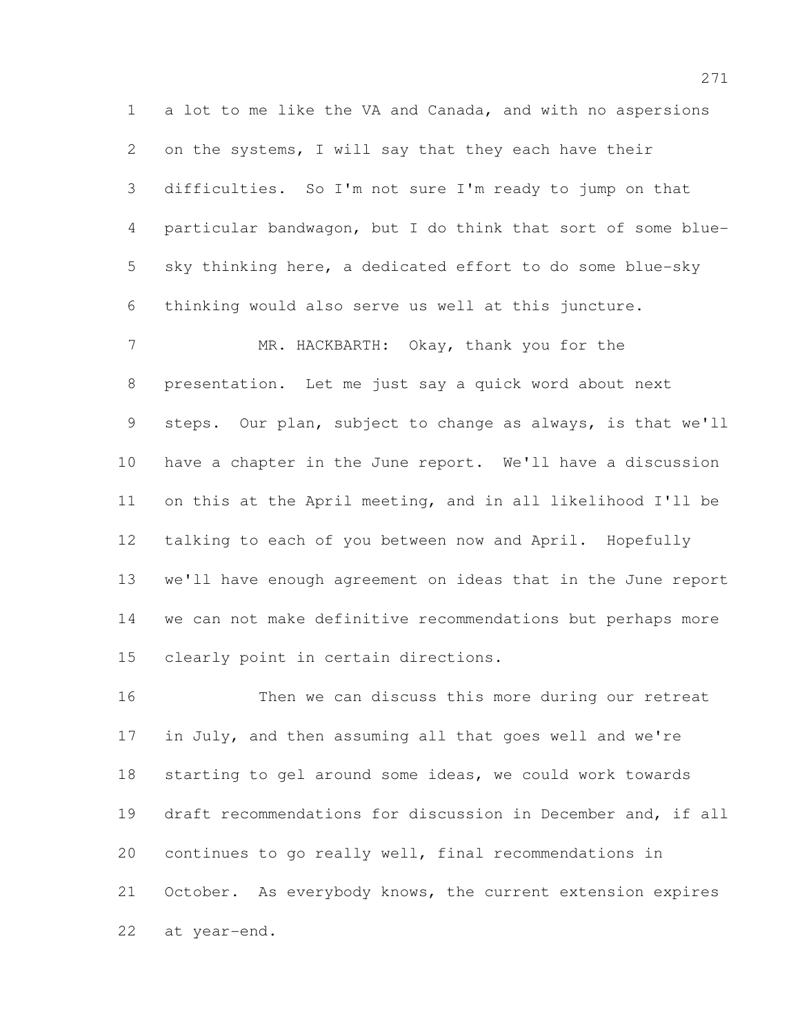a lot to me like the VA and Canada, and with no aspersions on the systems, I will say that they each have their difficulties. So I'm not sure I'm ready to jump on that particular bandwagon, but I do think that sort of some blue-sky thinking here, a dedicated effort to do some blue-sky thinking would also serve us well at this juncture.

MR. HACKBARTH: Okay, thank you for the presentation. Let me just say a quick word about next steps. Our plan, subject to change as always, is that we'll have a chapter in the June report. We'll have a discussion on this at the April meeting, and in all likelihood I'll be talking to each of you between now and April. Hopefully we'll have enough agreement on ideas that in the June report we can not make definitive recommendations but perhaps more clearly point in certain directions.

Then we can discuss this more during our retreat in July, and then assuming all that goes well and we're starting to gel around some ideas, we could work towards draft recommendations for discussion in December and, if all continues to go really well, final recommendations in October. As everybody knows, the current extension expires at year-end.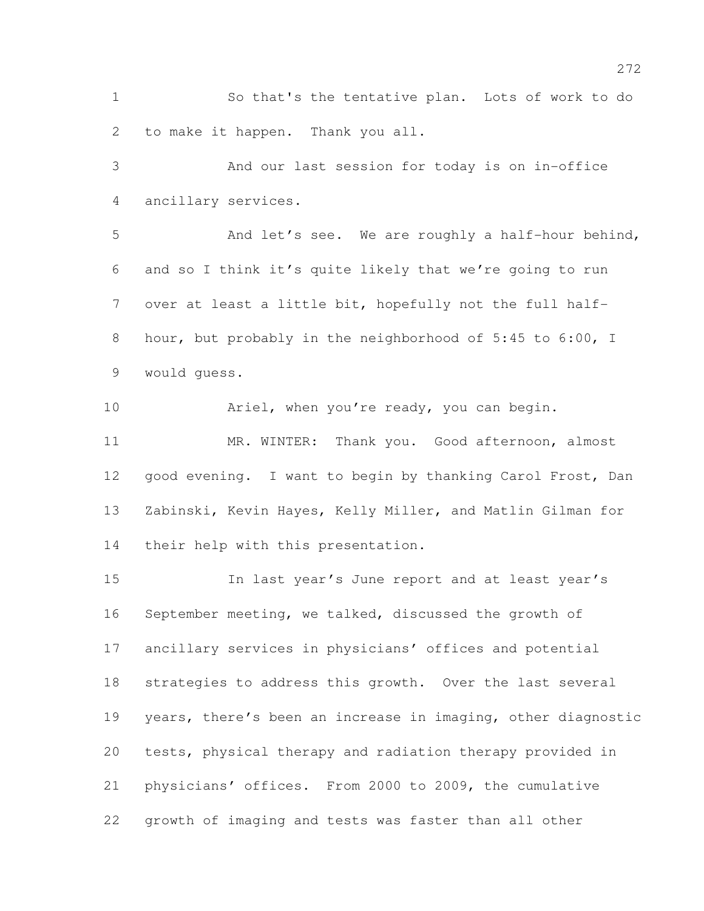So that's the tentative plan. Lots of work to do to make it happen. Thank you all.

And our last session for today is on in-office ancillary services.

And let's see. We are roughly a half-hour behind, and so I think it's quite likely that we're going to run over at least a little bit, hopefully not the full half-hour, but probably in the neighborhood of 5:45 to 6:00, I would guess.

Ariel, when you're ready, you can begin.

MR. WINTER: Thank you. Good afternoon, almost good evening. I want to begin by thanking Carol Frost, Dan Zabinski, Kevin Hayes, Kelly Miller, and Matlin Gilman for their help with this presentation.

In last year's June report and at least year's September meeting, we talked, discussed the growth of ancillary services in physicians' offices and potential strategies to address this growth. Over the last several years, there's been an increase in imaging, other diagnostic tests, physical therapy and radiation therapy provided in physicians' offices. From 2000 to 2009, the cumulative growth of imaging and tests was faster than all other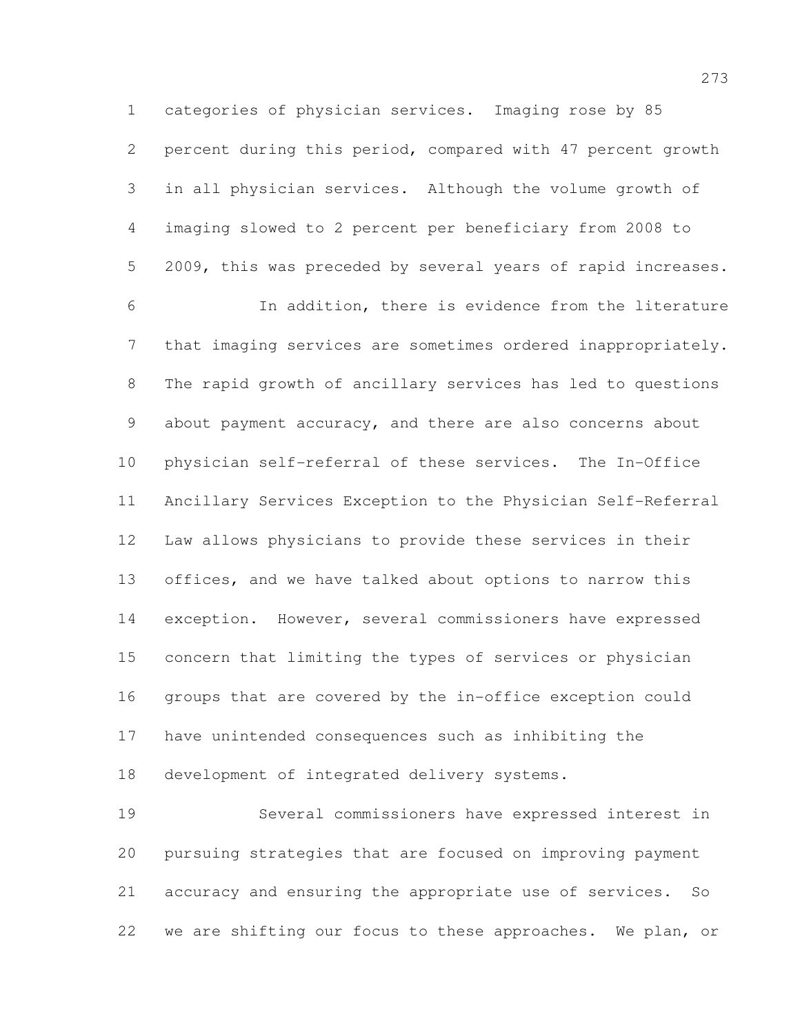categories of physician services. Imaging rose by 85 percent during this period, compared with 47 percent growth in all physician services. Although the volume growth of imaging slowed to 2 percent per beneficiary from 2008 to 2009, this was preceded by several years of rapid increases.

In addition, there is evidence from the literature that imaging services are sometimes ordered inappropriately. The rapid growth of ancillary services has led to questions about payment accuracy, and there are also concerns about physician self-referral of these services. The In-Office Ancillary Services Exception to the Physician Self-Referral Law allows physicians to provide these services in their offices, and we have talked about options to narrow this exception. However, several commissioners have expressed concern that limiting the types of services or physician groups that are covered by the in-office exception could have unintended consequences such as inhibiting the development of integrated delivery systems.

Several commissioners have expressed interest in pursuing strategies that are focused on improving payment accuracy and ensuring the appropriate use of services. So we are shifting our focus to these approaches. We plan, or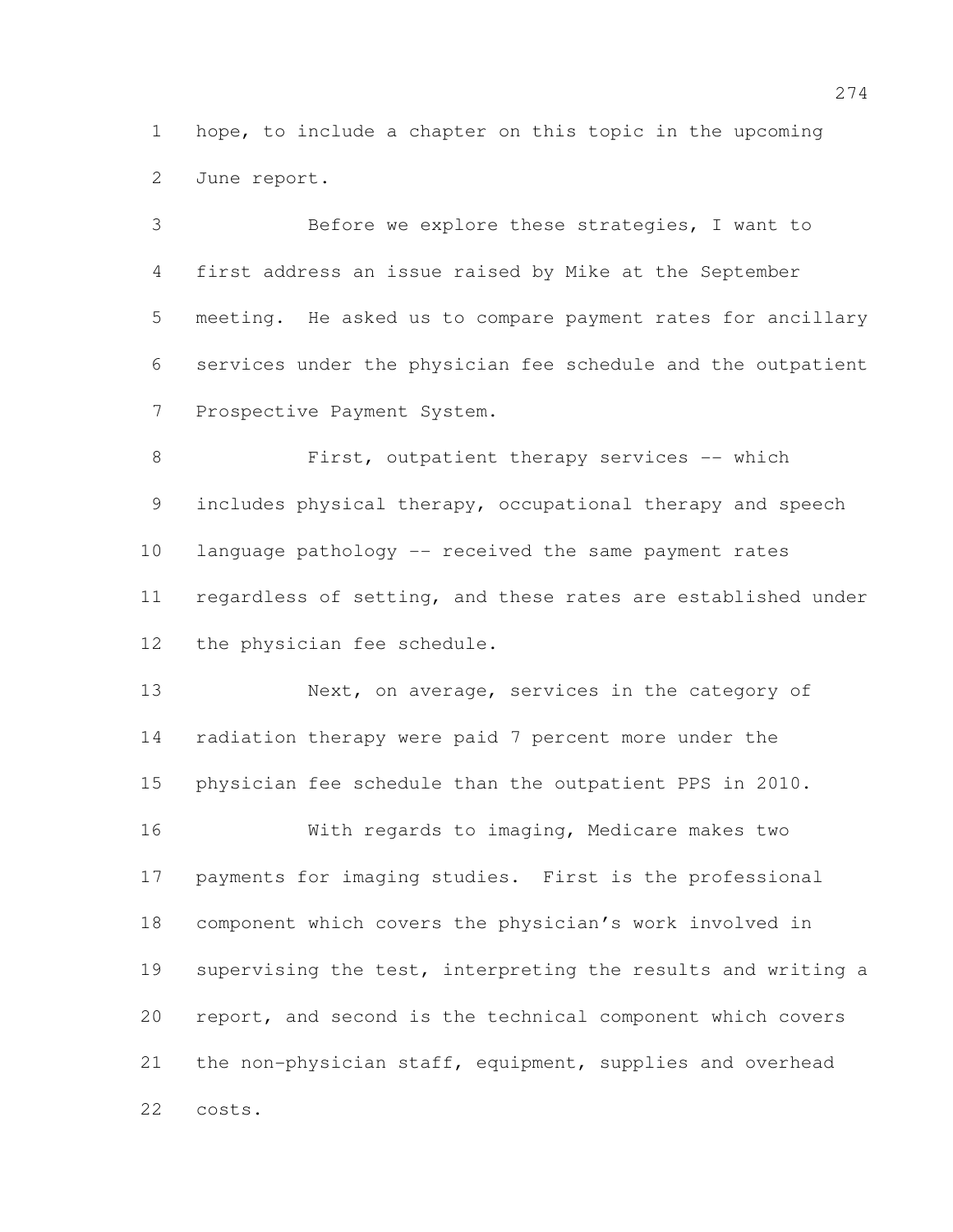hope, to include a chapter on this topic in the upcoming June report.

Before we explore these strategies, I want to first address an issue raised by Mike at the September meeting. He asked us to compare payment rates for ancillary services under the physician fee schedule and the outpatient Prospective Payment System.

First, outpatient therapy services -- which includes physical therapy, occupational therapy and speech language pathology -- received the same payment rates regardless of setting, and these rates are established under the physician fee schedule.

Next, on average, services in the category of radiation therapy were paid 7 percent more under the physician fee schedule than the outpatient PPS in 2010.

With regards to imaging, Medicare makes two payments for imaging studies. First is the professional component which covers the physician's work involved in supervising the test, interpreting the results and writing a report, and second is the technical component which covers the non-physician staff, equipment, supplies and overhead costs.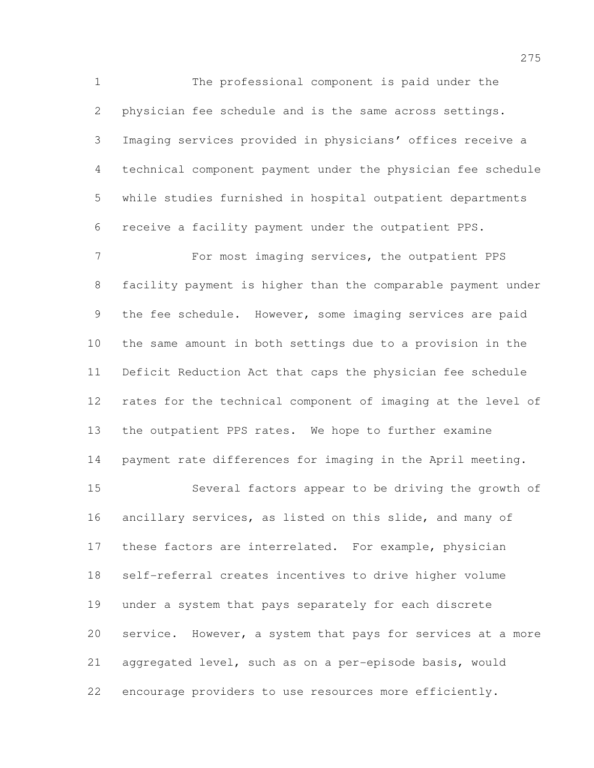The professional component is paid under the physician fee schedule and is the same across settings. Imaging services provided in physicians' offices receive a technical component payment under the physician fee schedule while studies furnished in hospital outpatient departments receive a facility payment under the outpatient PPS.

For most imaging services, the outpatient PPS facility payment is higher than the comparable payment under the fee schedule. However, some imaging services are paid the same amount in both settings due to a provision in the Deficit Reduction Act that caps the physician fee schedule rates for the technical component of imaging at the level of the outpatient PPS rates. We hope to further examine payment rate differences for imaging in the April meeting.

Several factors appear to be driving the growth of ancillary services, as listed on this slide, and many of these factors are interrelated. For example, physician self-referral creates incentives to drive higher volume under a system that pays separately for each discrete service. However, a system that pays for services at a more aggregated level, such as on a per-episode basis, would encourage providers to use resources more efficiently.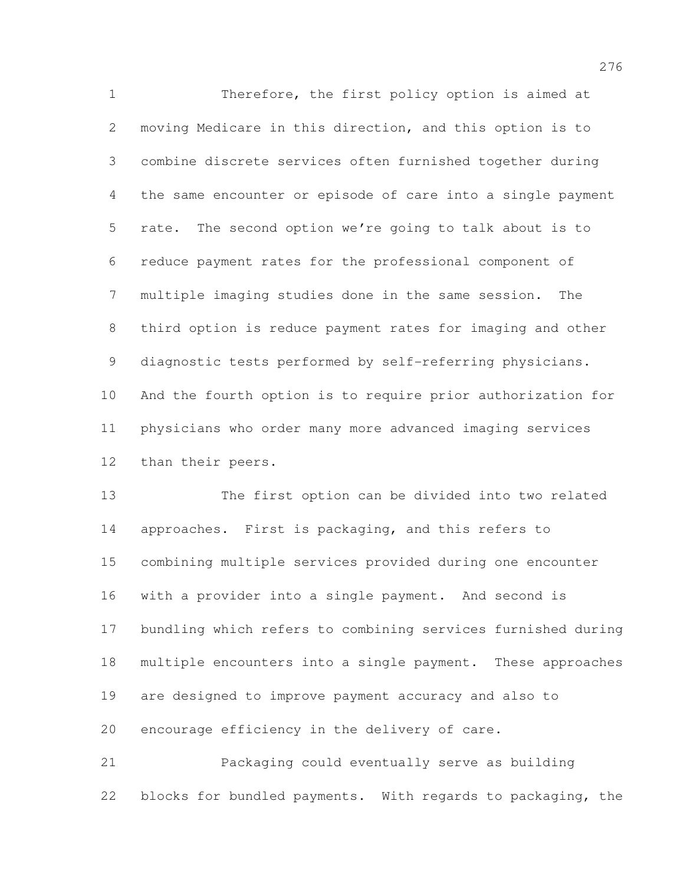Therefore, the first policy option is aimed at moving Medicare in this direction, and this option is to combine discrete services often furnished together during the same encounter or episode of care into a single payment rate. The second option we're going to talk about is to reduce payment rates for the professional component of multiple imaging studies done in the same session. The third option is reduce payment rates for imaging and other diagnostic tests performed by self-referring physicians. And the fourth option is to require prior authorization for physicians who order many more advanced imaging services than their peers.

The first option can be divided into two related approaches. First is packaging, and this refers to combining multiple services provided during one encounter with a provider into a single payment. And second is bundling which refers to combining services furnished during multiple encounters into a single payment. These approaches are designed to improve payment accuracy and also to encourage efficiency in the delivery of care.

Packaging could eventually serve as building blocks for bundled payments. With regards to packaging, the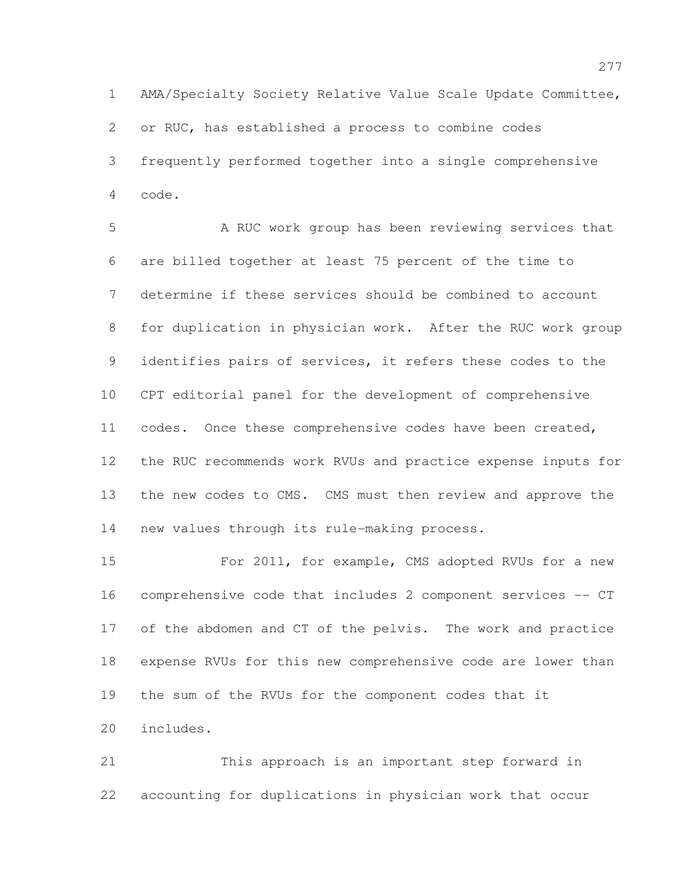AMA/Specialty Society Relative Value Scale Update Committee, or RUC, has established a process to combine codes frequently performed together into a single comprehensive code.

A RUC work group has been reviewing services that are billed together at least 75 percent of the time to determine if these services should be combined to account for duplication in physician work. After the RUC work group identifies pairs of services, it refers these codes to the CPT editorial panel for the development of comprehensive codes. Once these comprehensive codes have been created, the RUC recommends work RVUs and practice expense inputs for the new codes to CMS. CMS must then review and approve the new values through its rule-making process.

For 2011, for example, CMS adopted RVUs for a new comprehensive code that includes 2 component services -- CT of the abdomen and CT of the pelvis. The work and practice expense RVUs for this new comprehensive code are lower than the sum of the RVUs for the component codes that it includes.

This approach is an important step forward in accounting for duplications in physician work that occur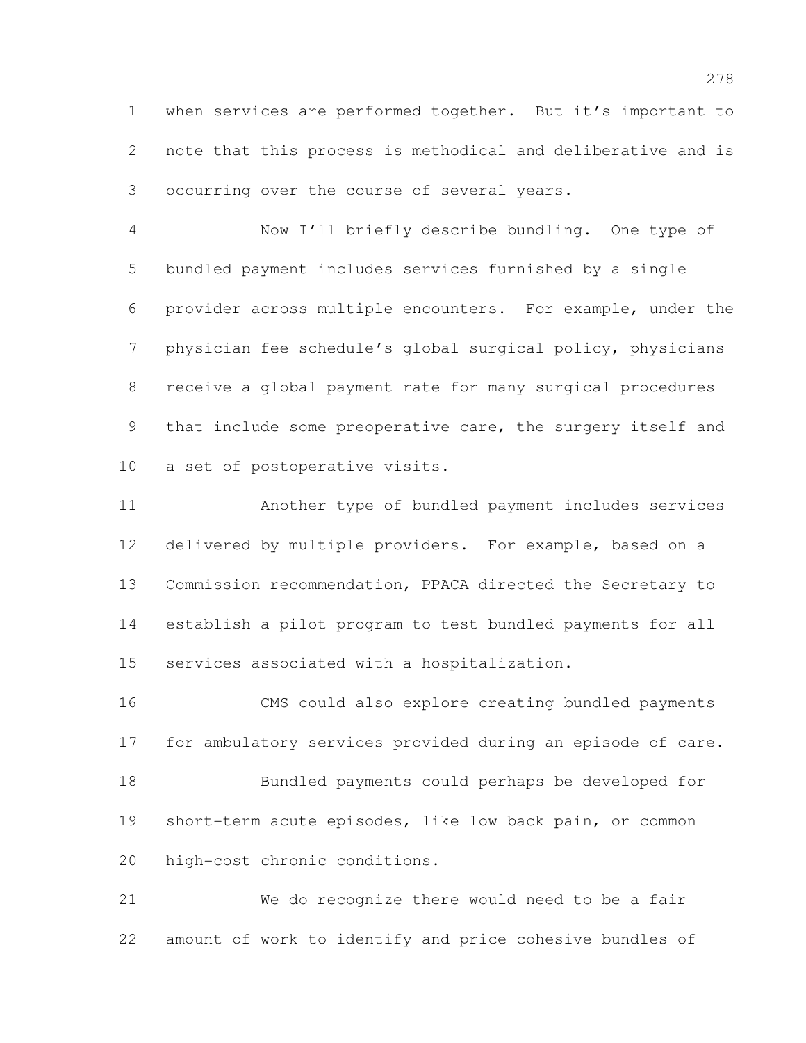when services are performed together. But it's important to note that this process is methodical and deliberative and is occurring over the course of several years.

Now I'll briefly describe bundling. One type of bundled payment includes services furnished by a single provider across multiple encounters. For example, under the physician fee schedule's global surgical policy, physicians receive a global payment rate for many surgical procedures that include some preoperative care, the surgery itself and a set of postoperative visits.

Another type of bundled payment includes services delivered by multiple providers. For example, based on a Commission recommendation, PPACA directed the Secretary to establish a pilot program to test bundled payments for all services associated with a hospitalization.

CMS could also explore creating bundled payments for ambulatory services provided during an episode of care.

Bundled payments could perhaps be developed for short-term acute episodes, like low back pain, or common high-cost chronic conditions.

We do recognize there would need to be a fair amount of work to identify and price cohesive bundles of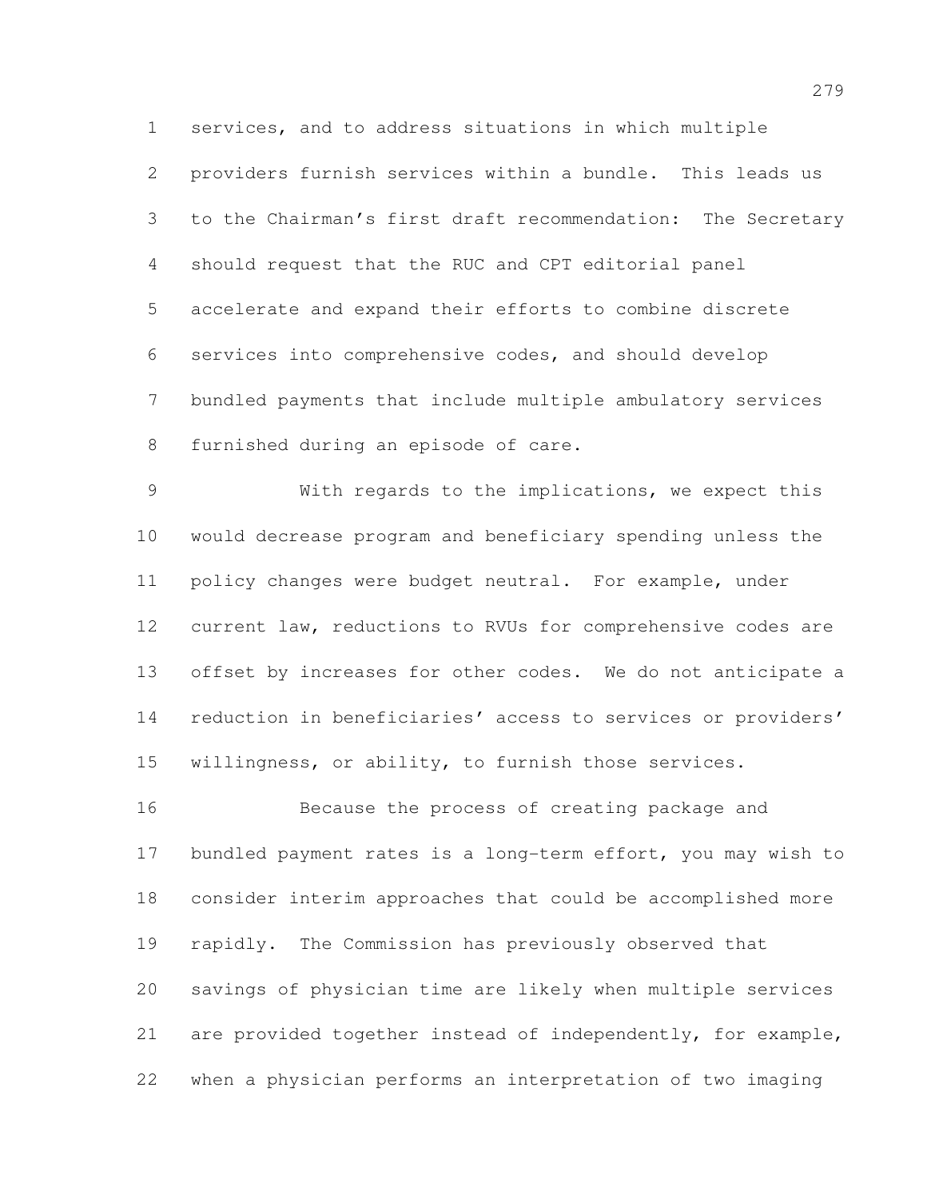services, and to address situations in which multiple providers furnish services within a bundle. This leads us to the Chairman's first draft recommendation: The Secretary should request that the RUC and CPT editorial panel accelerate and expand their efforts to combine discrete services into comprehensive codes, and should develop bundled payments that include multiple ambulatory services furnished during an episode of care.

With regards to the implications, we expect this would decrease program and beneficiary spending unless the policy changes were budget neutral. For example, under current law, reductions to RVUs for comprehensive codes are offset by increases for other codes. We do not anticipate a reduction in beneficiaries' access to services or providers' willingness, or ability, to furnish those services.

Because the process of creating package and bundled payment rates is a long-term effort, you may wish to consider interim approaches that could be accomplished more rapidly. The Commission has previously observed that savings of physician time are likely when multiple services are provided together instead of independently, for example, when a physician performs an interpretation of two imaging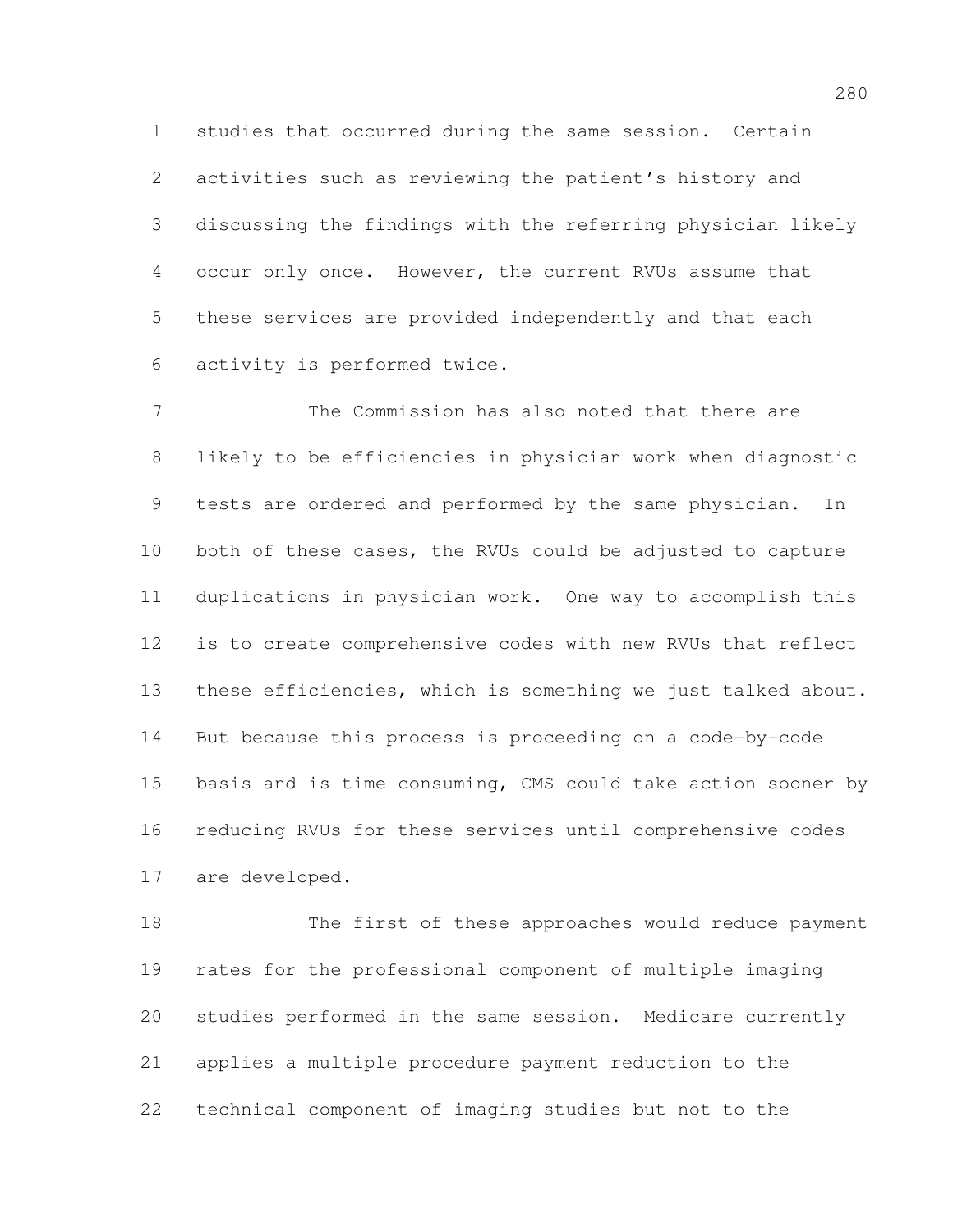studies that occurred during the same session. Certain activities such as reviewing the patient's history and discussing the findings with the referring physician likely occur only once. However, the current RVUs assume that these services are provided independently and that each activity is performed twice.

The Commission has also noted that there are likely to be efficiencies in physician work when diagnostic tests are ordered and performed by the same physician. In both of these cases, the RVUs could be adjusted to capture duplications in physician work. One way to accomplish this is to create comprehensive codes with new RVUs that reflect these efficiencies, which is something we just talked about. But because this process is proceeding on a code-by-code basis and is time consuming, CMS could take action sooner by reducing RVUs for these services until comprehensive codes are developed.

The first of these approaches would reduce payment rates for the professional component of multiple imaging studies performed in the same session. Medicare currently applies a multiple procedure payment reduction to the technical component of imaging studies but not to the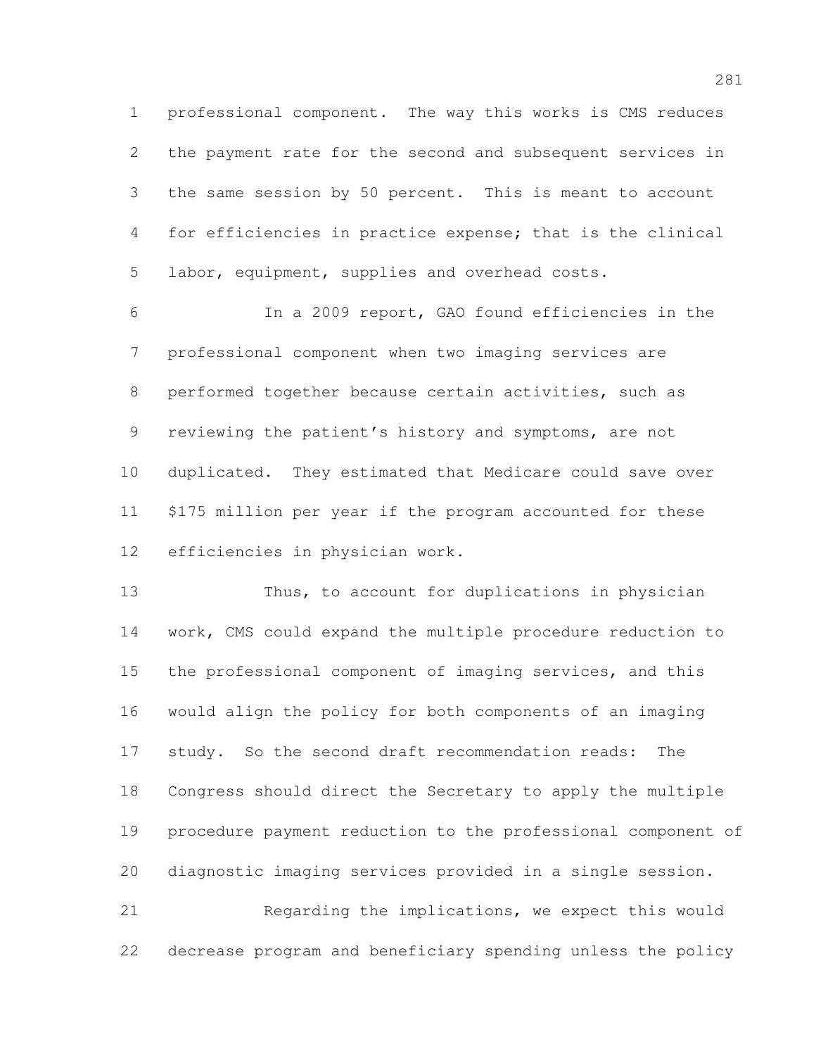professional component. The way this works is CMS reduces the payment rate for the second and subsequent services in the same session by 50 percent. This is meant to account for efficiencies in practice expense; that is the clinical labor, equipment, supplies and overhead costs.

In a 2009 report, GAO found efficiencies in the professional component when two imaging services are performed together because certain activities, such as reviewing the patient's history and symptoms, are not duplicated. They estimated that Medicare could save over $175 million per year if the program accounted for these efficiencies in physician work.

Thus, to account for duplications in physician work, CMS could expand the multiple procedure reduction to the professional component of imaging services, and this would align the policy for both components of an imaging study. So the second draft recommendation reads: The Congress should direct the Secretary to apply the multiple procedure payment reduction to the professional component of diagnostic imaging services provided in a single session.

Regarding the implications, we expect this would decrease program and beneficiary spending unless the policy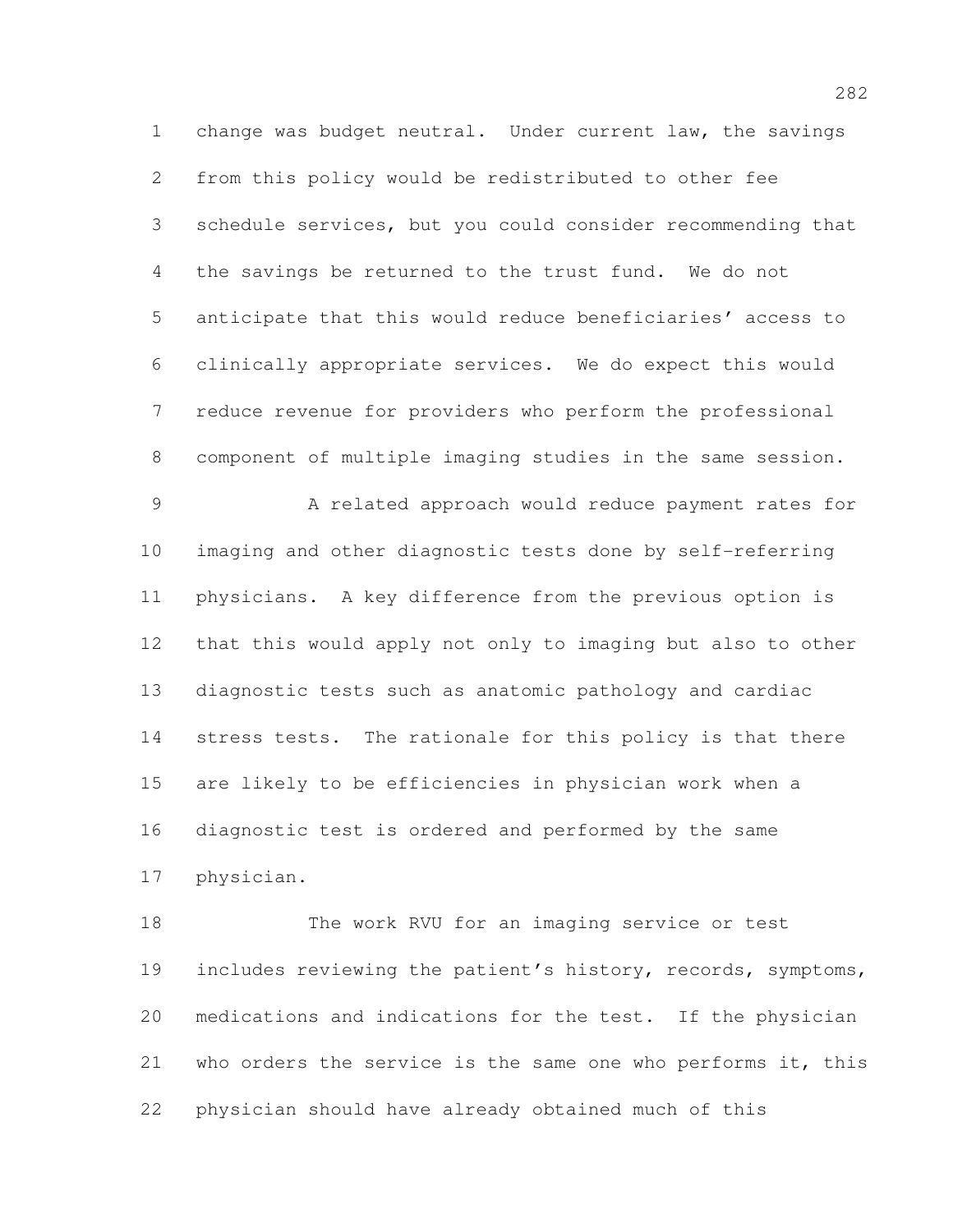change was budget neutral. Under current law, the savings from this policy would be redistributed to other fee schedule services, but you could consider recommending that the savings be returned to the trust fund. We do not anticipate that this would reduce beneficiaries' access to clinically appropriate services. We do expect this would reduce revenue for providers who perform the professional component of multiple imaging studies in the same session.

A related approach would reduce payment rates for imaging and other diagnostic tests done by self-referring physicians. A key difference from the previous option is that this would apply not only to imaging but also to other diagnostic tests such as anatomic pathology and cardiac stress tests. The rationale for this policy is that there are likely to be efficiencies in physician work when a diagnostic test is ordered and performed by the same physician.

The work RVU for an imaging service or test includes reviewing the patient's history, records, symptoms, medications and indications for the test. If the physician who orders the service is the same one who performs it, this physician should have already obtained much of this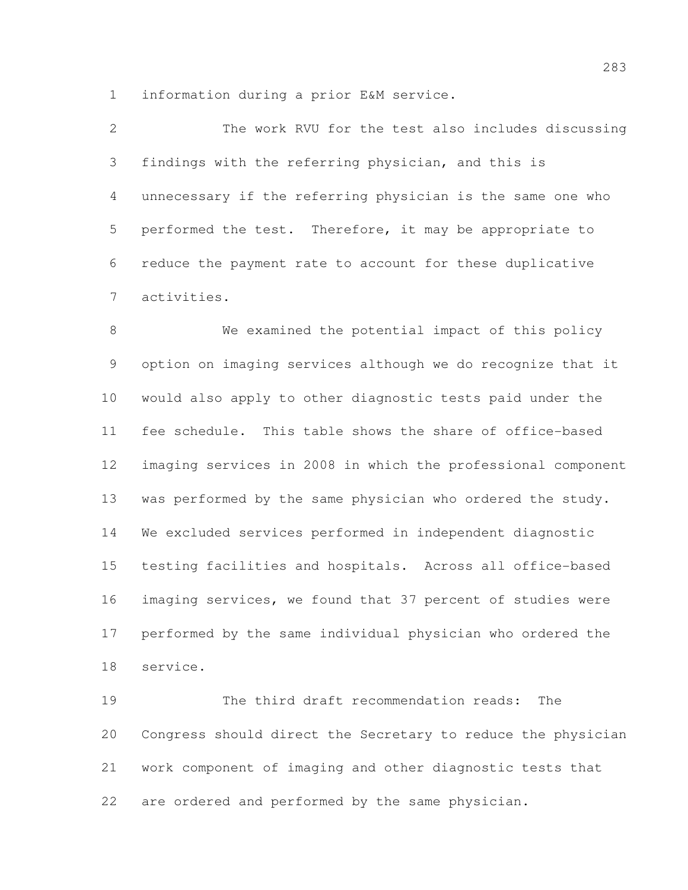information during a prior E&M service.

The work RVU for the test also includes discussing findings with the referring physician, and this is unnecessary if the referring physician is the same one who performed the test. Therefore, it may be appropriate to reduce the payment rate to account for these duplicative activities.

We examined the potential impact of this policy option on imaging services although we do recognize that it would also apply to other diagnostic tests paid under the fee schedule. This table shows the share of office-based imaging services in 2008 in which the professional component was performed by the same physician who ordered the study. We excluded services performed in independent diagnostic testing facilities and hospitals. Across all office-based imaging services, we found that 37 percent of studies were performed by the same individual physician who ordered the service.

The third draft recommendation reads: The Congress should direct the Secretary to reduce the physician work component of imaging and other diagnostic tests that are ordered and performed by the same physician.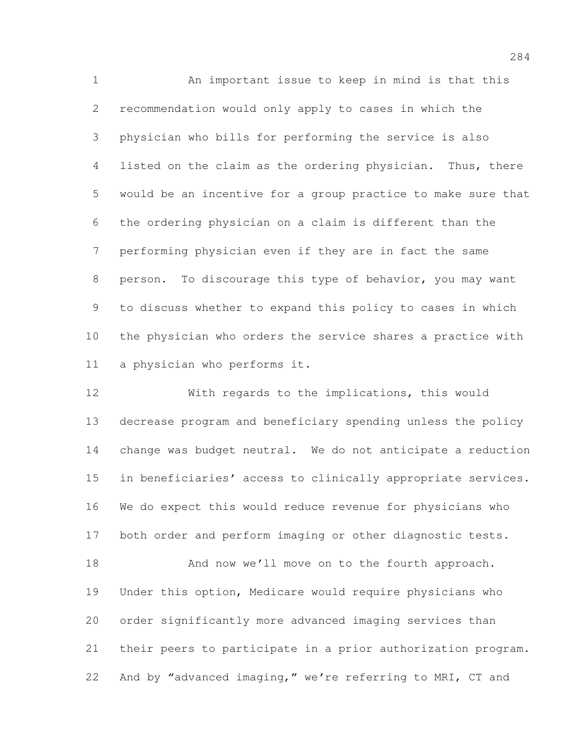An important issue to keep in mind is that this recommendation would only apply to cases in which the physician who bills for performing the service is also listed on the claim as the ordering physician. Thus, there would be an incentive for a group practice to make sure that the ordering physician on a claim is different than the performing physician even if they are in fact the same person. To discourage this type of behavior, you may want to discuss whether to expand this policy to cases in which the physician who orders the service shares a practice with a physician who performs it.

With regards to the implications, this would decrease program and beneficiary spending unless the policy change was budget neutral. We do not anticipate a reduction in beneficiaries' access to clinically appropriate services. We do expect this would reduce revenue for physicians who both order and perform imaging or other diagnostic tests.

And now we'll move on to the fourth approach. Under this option, Medicare would require physicians who order significantly more advanced imaging services than their peers to participate in a prior authorization program. And by "advanced imaging," we're referring to MRI, CT and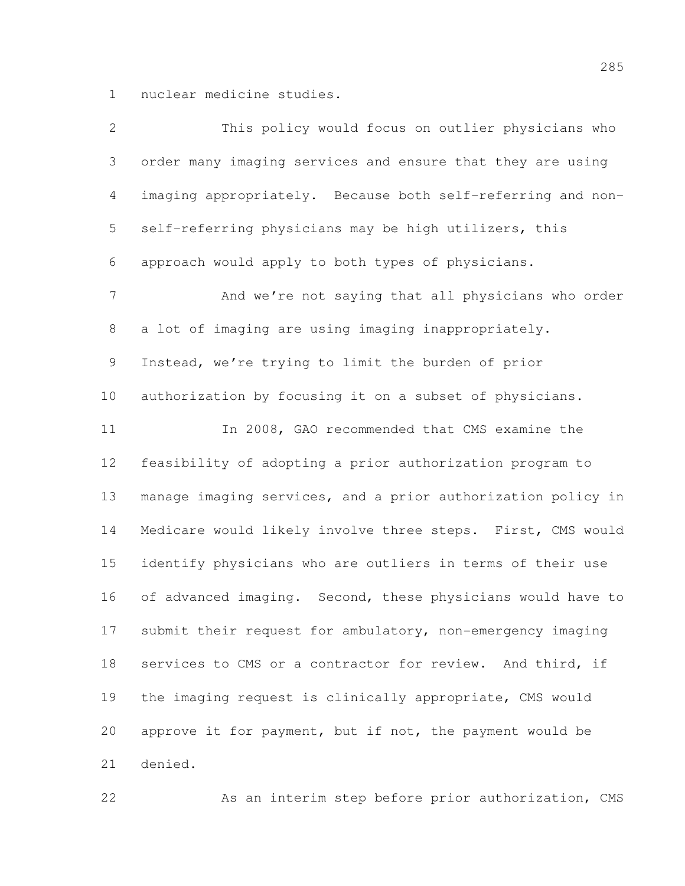nuclear medicine studies.

This policy would focus on outlier physicians who order many imaging services and ensure that they are using imaging appropriately. Because both self-referring and non-self-referring physicians may be high utilizers, this approach would apply to both types of physicians.

And we're not saying that all physicians who order a lot of imaging are using imaging inappropriately. Instead, we're trying to limit the burden of prior authorization by focusing it on a subset of physicians.

In 2008, GAO recommended that CMS examine the feasibility of adopting a prior authorization program to manage imaging services, and a prior authorization policy in Medicare would likely involve three steps. First, CMS would identify physicians who are outliers in terms of their use of advanced imaging. Second, these physicians would have to submit their request for ambulatory, non-emergency imaging services to CMS or a contractor for review. And third, if the imaging request is clinically appropriate, CMS would approve it for payment, but if not, the payment would be denied.

As an interim step before prior authorization, CMS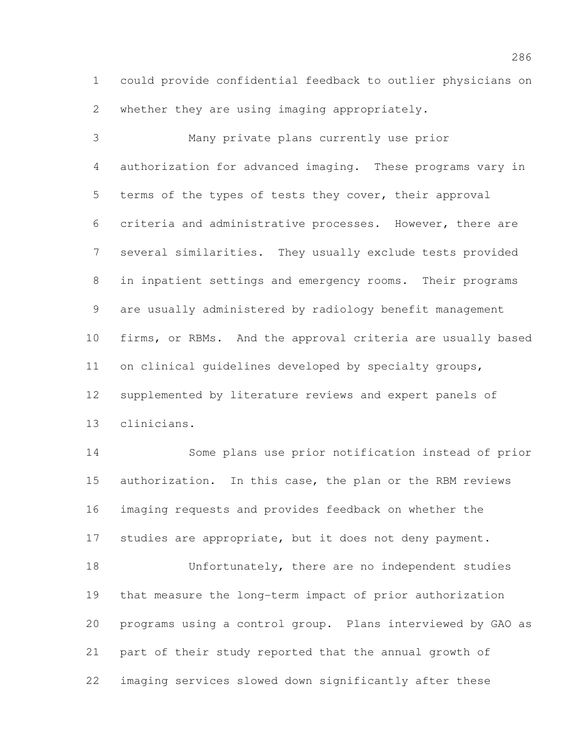could provide confidential feedback to outlier physicians on whether they are using imaging appropriately.

Many private plans currently use prior authorization for advanced imaging. These programs vary in terms of the types of tests they cover, their approval criteria and administrative processes. However, there are several similarities. They usually exclude tests provided in inpatient settings and emergency rooms. Their programs are usually administered by radiology benefit management firms, or RBMs. And the approval criteria are usually based on clinical guidelines developed by specialty groups, supplemented by literature reviews and expert panels of clinicians.

Some plans use prior notification instead of prior authorization. In this case, the plan or the RBM reviews imaging requests and provides feedback on whether the studies are appropriate, but it does not deny payment.

Unfortunately, there are no independent studies that measure the long-term impact of prior authorization programs using a control group. Plans interviewed by GAO as part of their study reported that the annual growth of imaging services slowed down significantly after these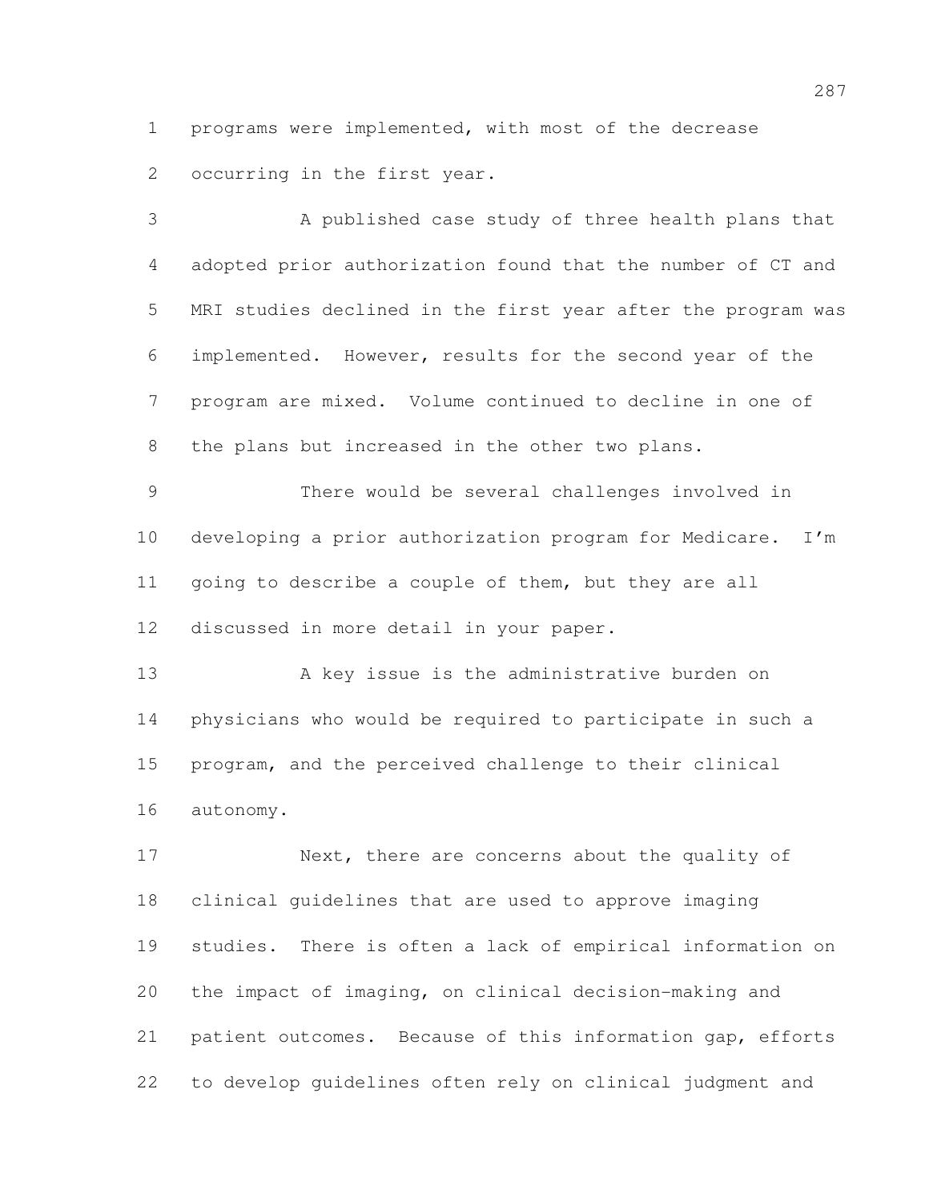programs were implemented, with most of the decrease occurring in the first year.

A published case study of three health plans that adopted prior authorization found that the number of CT and MRI studies declined in the first year after the program was implemented. However, results for the second year of the program are mixed. Volume continued to decline in one of the plans but increased in the other two plans.

There would be several challenges involved in developing a prior authorization program for Medicare. I'm going to describe a couple of them, but they are all discussed in more detail in your paper.

A key issue is the administrative burden on physicians who would be required to participate in such a program, and the perceived challenge to their clinical autonomy.

Next, there are concerns about the quality of clinical guidelines that are used to approve imaging studies. There is often a lack of empirical information on the impact of imaging, on clinical decision-making and patient outcomes. Because of this information gap, efforts to develop guidelines often rely on clinical judgment and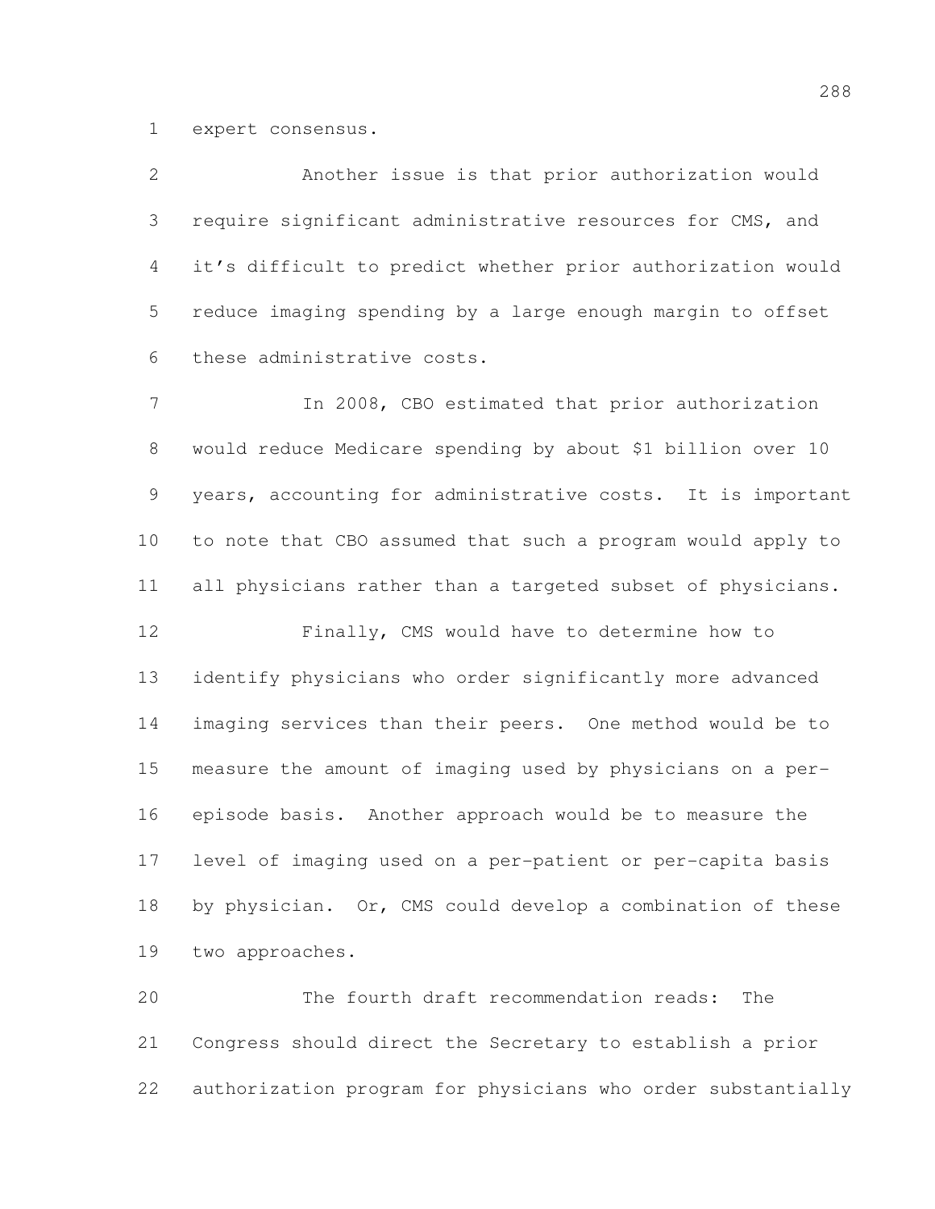expert consensus.

Another issue is that prior authorization would require significant administrative resources for CMS, and it's difficult to predict whether prior authorization would reduce imaging spending by a large enough margin to offset these administrative costs.

In 2008, CBO estimated that prior authorization would reduce Medicare spending by about $1 billion over 10 years, accounting for administrative costs. It is important to note that CBO assumed that such a program would apply to all physicians rather than a targeted subset of physicians.

Finally, CMS would have to determine how to identify physicians who order significantly more advanced imaging services than their peers. One method would be to measure the amount of imaging used by physicians on a per-episode basis. Another approach would be to measure the level of imaging used on a per-patient or per-capita basis by physician. Or, CMS could develop a combination of these two approaches.

The fourth draft recommendation reads: The Congress should direct the Secretary to establish a prior authorization program for physicians who order substantially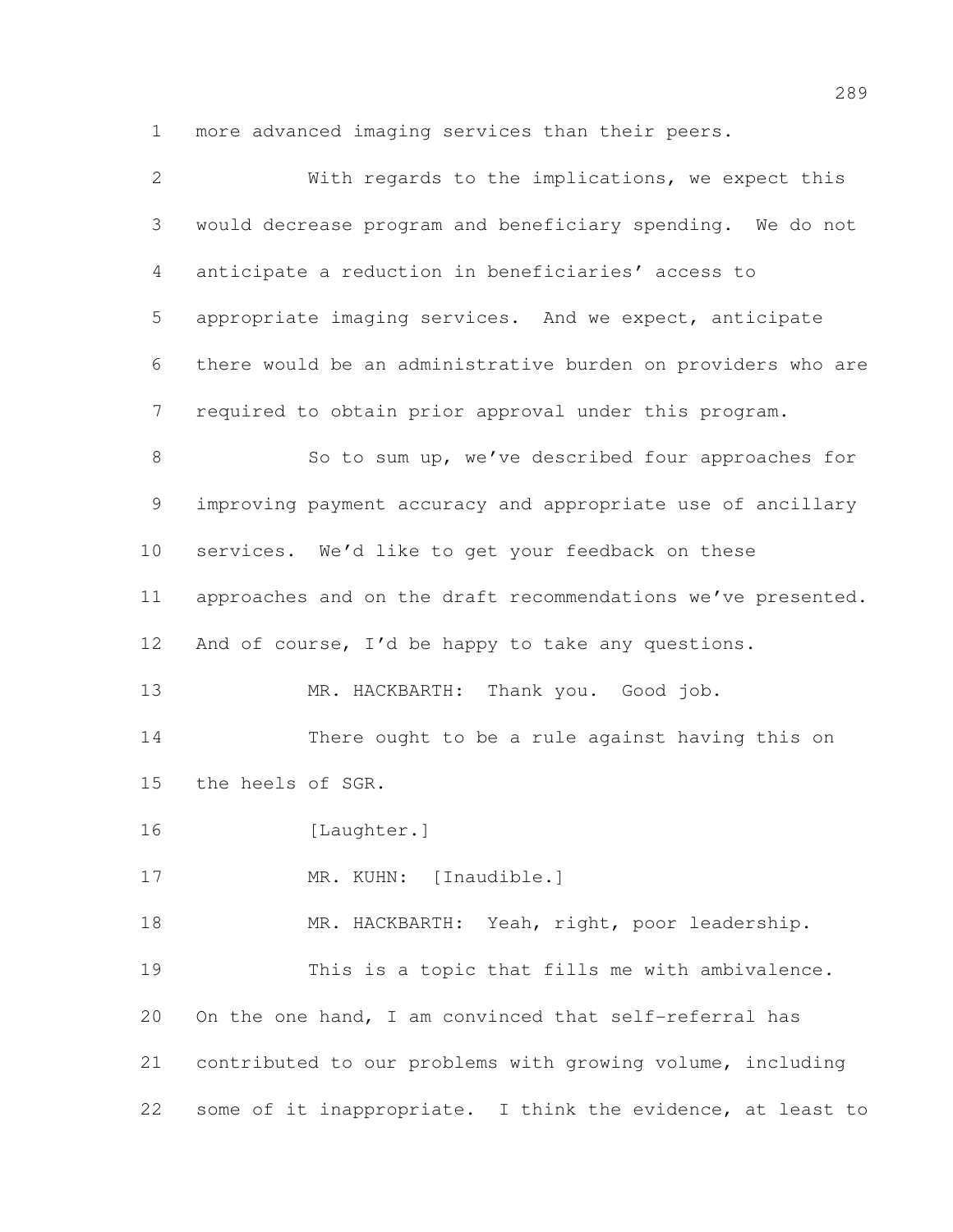more advanced imaging services than their peers.

With regards to the implications, we expect this would decrease program and beneficiary spending. We do not anticipate a reduction in beneficiaries' access to appropriate imaging services. And we expect, anticipate there would be an administrative burden on providers who are required to obtain prior approval under this program.

So to sum up, we've described four approaches for improving payment accuracy and appropriate use of ancillary services. We'd like to get your feedback on these approaches and on the draft recommendations we've presented. And of course, I'd be happy to take any questions.

MR. HACKBARTH: Thank you. Good job.

There ought to be a rule against having this on the heels of SGR.

[Laughter.]

MR. KUHN: [Inaudible.]

MR. HACKBARTH: Yeah, right, poor leadership.

This is a topic that fills me with ambivalence. On the one hand, I am convinced that self-referral has contributed to our problems with growing volume, including some of it inappropriate. I think the evidence, at least to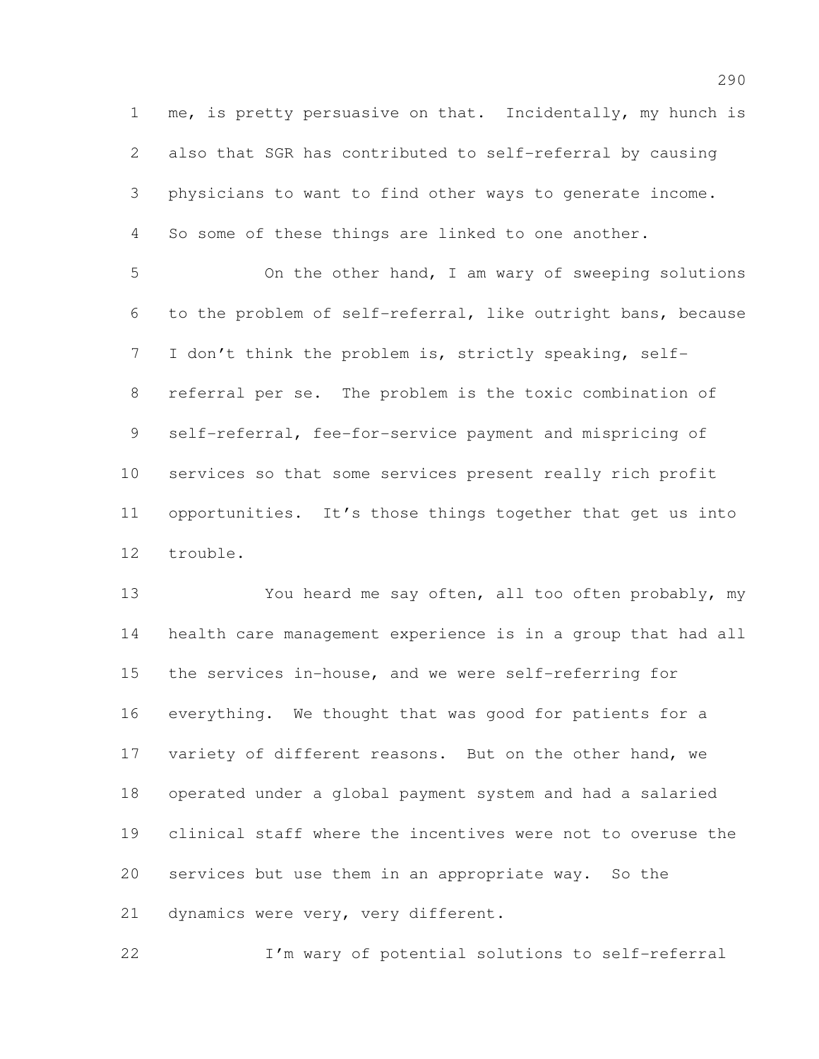me, is pretty persuasive on that. Incidentally, my hunch is also that SGR has contributed to self-referral by causing physicians to want to find other ways to generate income. So some of these things are linked to one another.

On the other hand, I am wary of sweeping solutions to the problem of self-referral, like outright bans, because I don't think the problem is, strictly speaking, self-referral per se. The problem is the toxic combination of self-referral, fee-for-service payment and mispricing of services so that some services present really rich profit opportunities. It's those things together that get us into trouble.

You heard me say often, all too often probably, my health care management experience is in a group that had all the services in-house, and we were self-referring for everything. We thought that was good for patients for a variety of different reasons. But on the other hand, we operated under a global payment system and had a salaried clinical staff where the incentives were not to overuse the services but use them in an appropriate way. So the dynamics were very, very different.

I'm wary of potential solutions to self-referral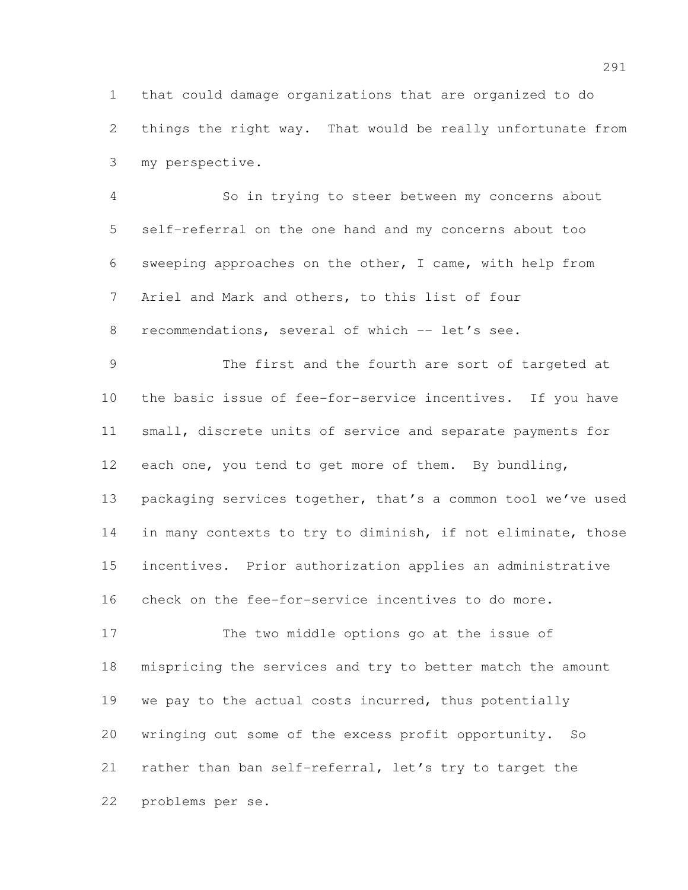that could damage organizations that are organized to do things the right way. That would be really unfortunate from my perspective.

So in trying to steer between my concerns about self-referral on the one hand and my concerns about too sweeping approaches on the other, I came, with help from Ariel and Mark and others, to this list of four recommendations, several of which -- let's see.

The first and the fourth are sort of targeted at the basic issue of fee-for-service incentives. If you have small, discrete units of service and separate payments for each one, you tend to get more of them. By bundling, packaging services together, that's a common tool we've used in many contexts to try to diminish, if not eliminate, those incentives. Prior authorization applies an administrative check on the fee-for-service incentives to do more.

The two middle options go at the issue of mispricing the services and try to better match the amount we pay to the actual costs incurred, thus potentially wringing out some of the excess profit opportunity. So rather than ban self-referral, let's try to target the problems per se.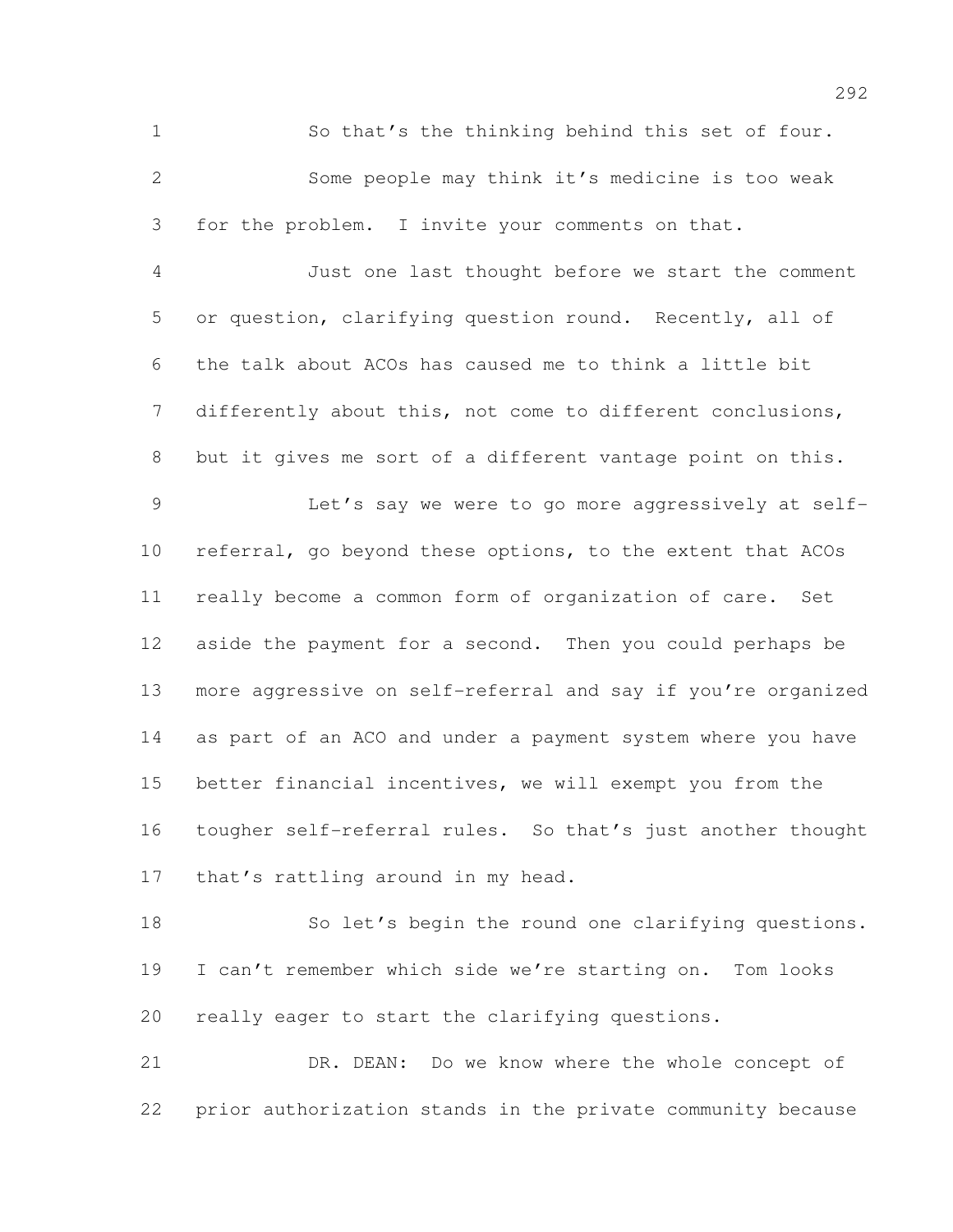So that's the thinking behind this set of four.

Some people may think it's medicine is too weak for the problem. I invite your comments on that.

Just one last thought before we start the comment or question, clarifying question round. Recently, all of the talk about ACOs has caused me to think a little bit differently about this, not come to different conclusions, but it gives me sort of a different vantage point on this.

Let's say we were to go more aggressively at self-referral, go beyond these options, to the extent that ACOs really become a common form of organization of care. Set aside the payment for a second. Then you could perhaps be more aggressive on self-referral and say if you're organized as part of an ACO and under a payment system where you have better financial incentives, we will exempt you from the tougher self-referral rules. So that's just another thought that's rattling around in my head.

So let's begin the round one clarifying questions. I can't remember which side we're starting on. Tom looks really eager to start the clarifying questions.

DR. DEAN: Do we know where the whole concept of prior authorization stands in the private community because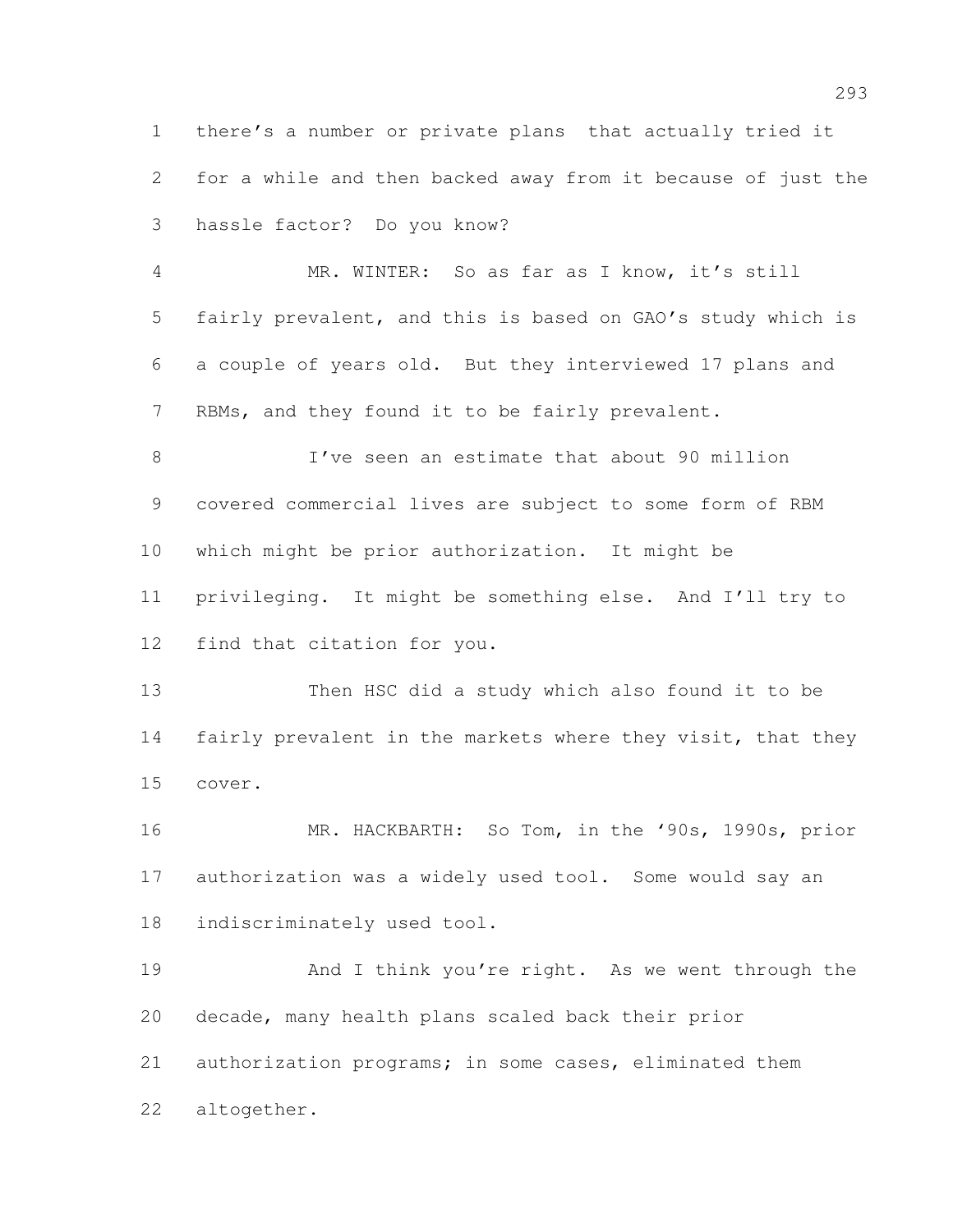there's a number or private plans that actually tried it for a while and then backed away from it because of just the hassle factor? Do you know?

MR. WINTER: So as far as I know, it's still fairly prevalent, and this is based on GAO's study which is a couple of years old. But they interviewed 17 plans and RBMs, and they found it to be fairly prevalent.

I've seen an estimate that about 90 million covered commercial lives are subject to some form of RBM which might be prior authorization. It might be privileging. It might be something else. And I'll try to find that citation for you.

Then HSC did a study which also found it to be fairly prevalent in the markets where they visit, that they cover.

MR. HACKBARTH: So Tom, in the '90s, 1990s, prior authorization was a widely used tool. Some would say an indiscriminately used tool.

And I think you're right. As we went through the decade, many health plans scaled back their prior authorization programs; in some cases, eliminated them altogether.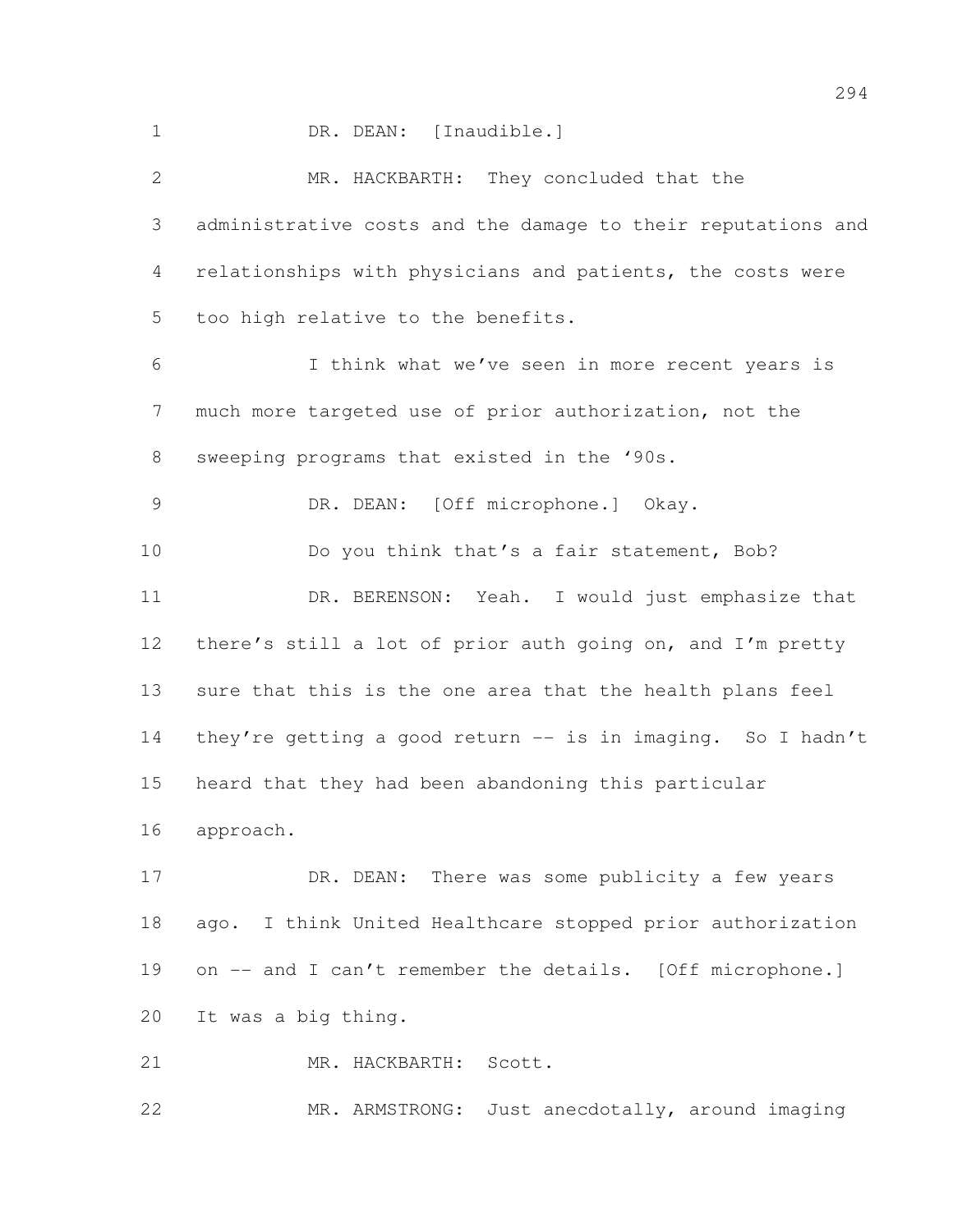DR. DEAN: [Inaudible.]

MR. HACKBARTH: They concluded that the administrative costs and the damage to their reputations and relationships with physicians and patients, the costs were too high relative to the benefits.

I think what we've seen in more recent years is much more targeted use of prior authorization, not the sweeping programs that existed in the '90s.

DR. DEAN: [Off microphone.] Okay.

Do you think that's a fair statement, Bob?

DR. BERENSON: Yeah. I would just emphasize that there's still a lot of prior auth going on, and I'm pretty sure that this is the one area that the health plans feel they're getting a good return -- is in imaging. So I hadn't heard that they had been abandoning this particular approach.

DR. DEAN: There was some publicity a few years ago. I think United Healthcare stopped prior authorization on -- and I can't remember the details. [Off microphone.] It was a big thing.

MR. HACKBARTH: Scott.

MR. ARMSTRONG: Just anecdotally, around imaging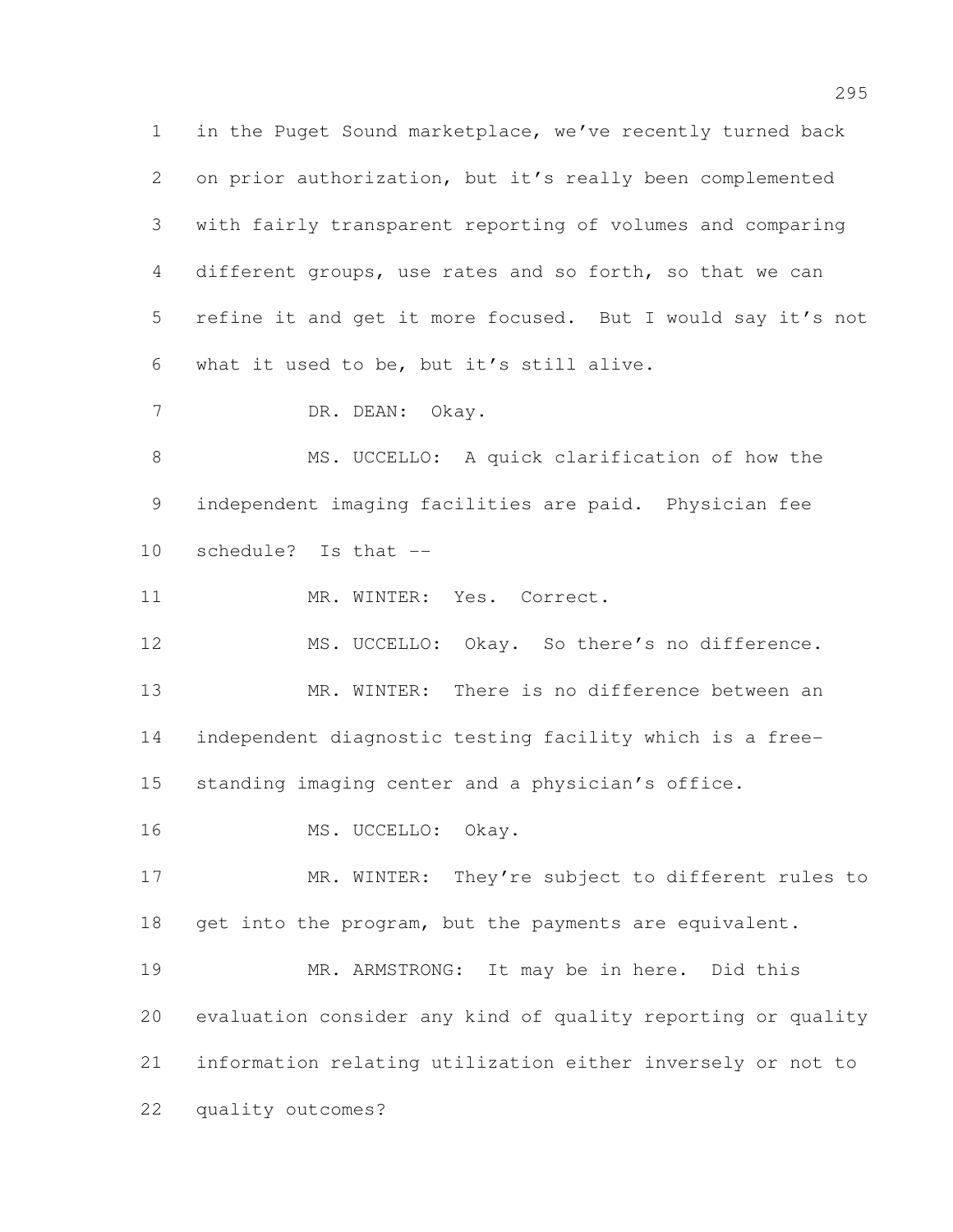in the Puget Sound marketplace, we've recently turned back on prior authorization, but it's really been complemented with fairly transparent reporting of volumes and comparing different groups, use rates and so forth, so that we can refine it and get it more focused. But I would say it's not what it used to be, but it's still alive.

DR. DEAN: Okay.

MS. UCCELLO: A quick clarification of how the independent imaging facilities are paid. Physician fee schedule? Is that --

MR. WINTER: Yes. Correct.

MS. UCCELLO: Okay. So there's no difference.

MR. WINTER: There is no difference between an independent diagnostic testing facility which is a free-standing imaging center and a physician's office.

MS. UCCELLO: Okay.

MR. WINTER: They're subject to different rules to get into the program, but the payments are equivalent.

MR. ARMSTRONG: It may be in here. Did this evaluation consider any kind of quality reporting or quality information relating utilization either inversely or not to quality outcomes?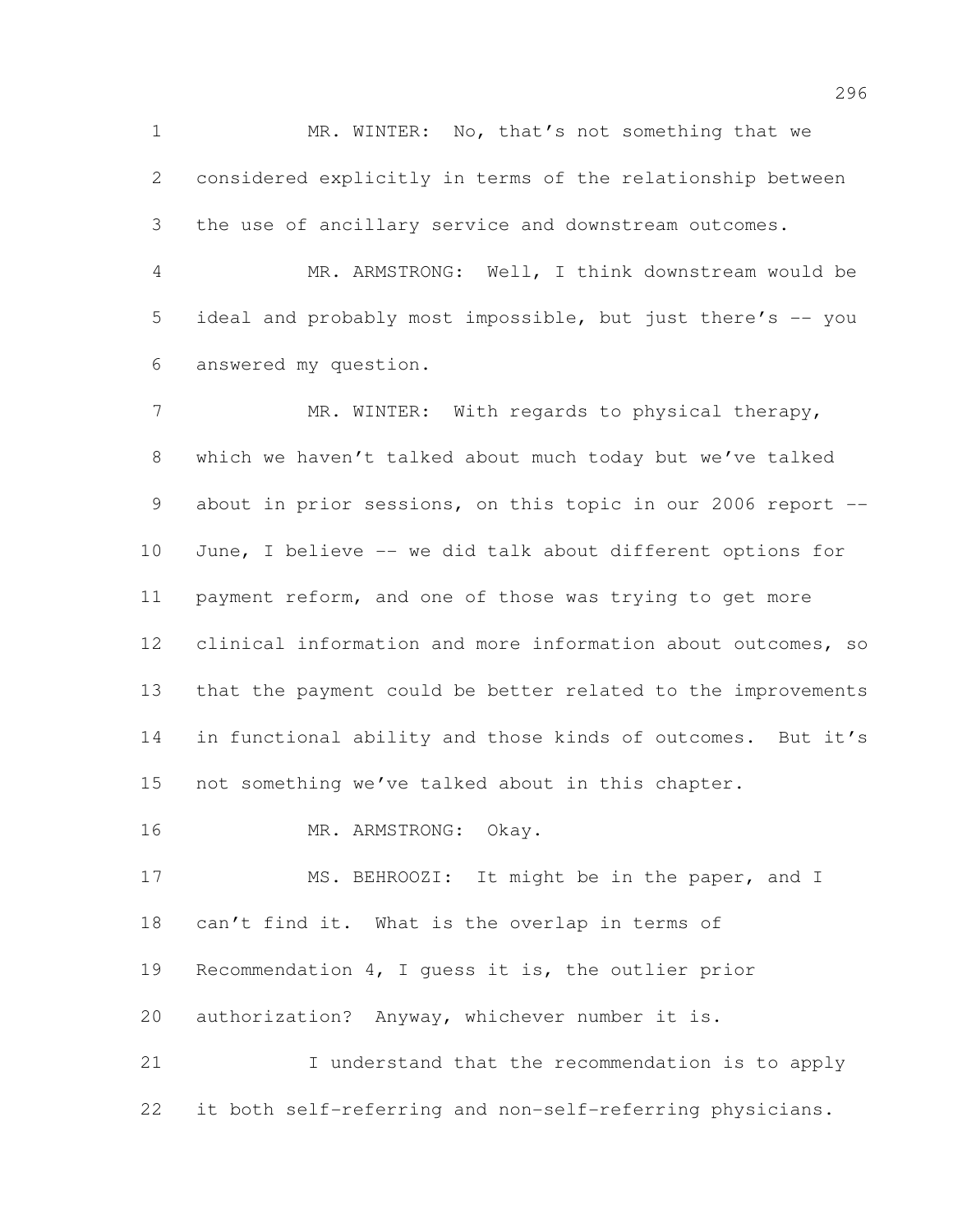MR. WINTER: No, that's not something that we considered explicitly in terms of the relationship between the use of ancillary service and downstream outcomes.

MR. ARMSTRONG: Well, I think downstream would be ideal and probably most impossible, but just there's -- you answered my question.

MR. WINTER: With regards to physical therapy, which we haven't talked about much today but we've talked about in prior sessions, on this topic in our 2006 report -- June, I believe -- we did talk about different options for payment reform, and one of those was trying to get more clinical information and more information about outcomes, so that the payment could be better related to the improvements in functional ability and those kinds of outcomes. But it's not something we've talked about in this chapter.

MR. ARMSTRONG: Okay.

MS. BEHROOZI: It might be in the paper, and I can't find it. What is the overlap in terms of Recommendation 4, I guess it is, the outlier prior authorization? Anyway, whichever number it is.

I understand that the recommendation is to apply it both self-referring and non-self-referring physicians.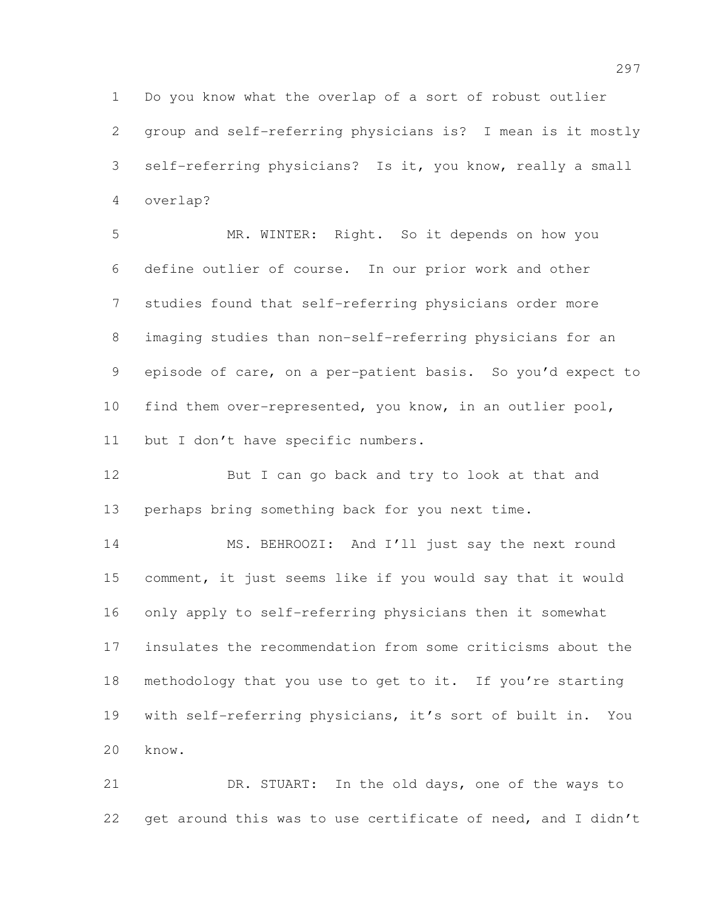Do you know what the overlap of a sort of robust outlier group and self-referring physicians is? I mean is it mostly self-referring physicians? Is it, you know, really a small overlap?

MR. WINTER: Right. So it depends on how you define outlier of course. In our prior work and other studies found that self-referring physicians order more imaging studies than non-self-referring physicians for an episode of care, on a per-patient basis. So you'd expect to find them over-represented, you know, in an outlier pool, but I don't have specific numbers.

But I can go back and try to look at that and perhaps bring something back for you next time.

MS. BEHROOZI: And I'll just say the next round comment, it just seems like if you would say that it would only apply to self-referring physicians then it somewhat insulates the recommendation from some criticisms about the methodology that you use to get to it. If you're starting with self-referring physicians, it's sort of built in. You know.

DR. STUART: In the old days, one of the ways to get around this was to use certificate of need, and I didn't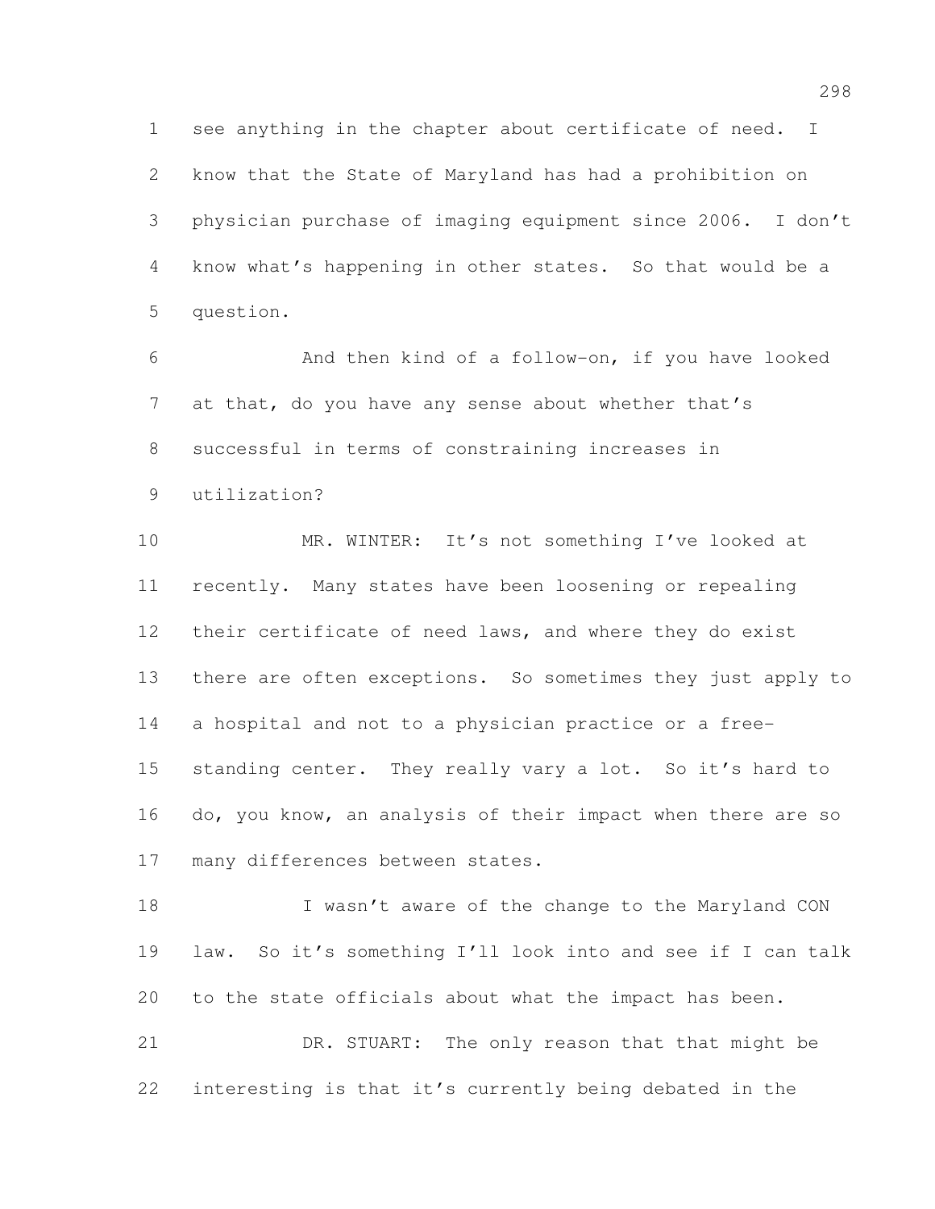see anything in the chapter about certificate of need. I know that the State of Maryland has had a prohibition on physician purchase of imaging equipment since 2006. I don't know what's happening in other states. So that would be a question.

And then kind of a follow-on, if you have looked at that, do you have any sense about whether that's successful in terms of constraining increases in utilization?

MR. WINTER: It's not something I've looked at recently. Many states have been loosening or repealing their certificate of need laws, and where they do exist there are often exceptions. So sometimes they just apply to a hospital and not to a physician practice or a free-standing center. They really vary a lot. So it's hard to do, you know, an analysis of their impact when there are so many differences between states.

I wasn't aware of the change to the Maryland CON law. So it's something I'll look into and see if I can talk to the state officials about what the impact has been.

DR. STUART: The only reason that that might be interesting is that it's currently being debated in the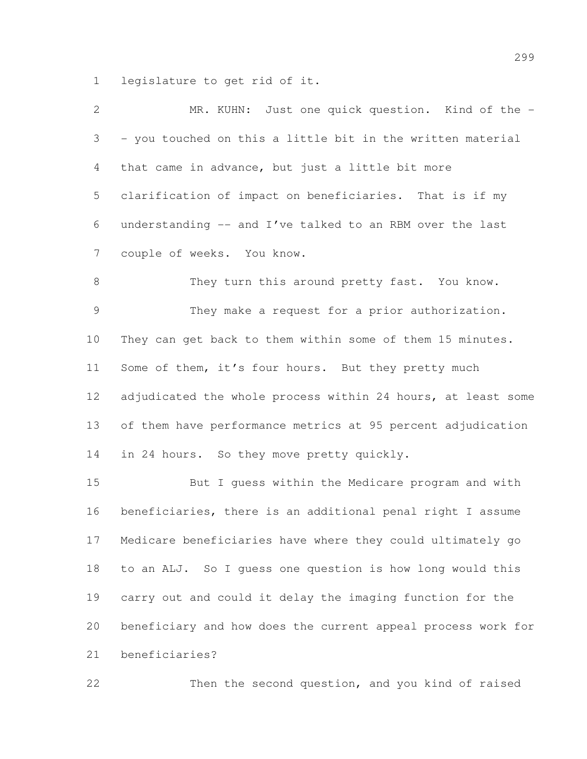legislature to get rid of it.

MR. KUHN: Just one quick question. Kind of the -- you touched on this a little bit in the written material that came in advance, but just a little bit more clarification of impact on beneficiaries. That is if my understanding -- and I've talked to an RBM over the last couple of weeks. You know.

They turn this around pretty fast. You know.

They make a request for a prior authorization. They can get back to them within some of them 15 minutes. Some of them, it's four hours. But they pretty much adjudicated the whole process within 24 hours, at least some of them have performance metrics at 95 percent adjudication in 24 hours. So they move pretty quickly.

But I guess within the Medicare program and with beneficiaries, there is an additional penal right I assume Medicare beneficiaries have where they could ultimately go to an ALJ. So I guess one question is how long would this carry out and could it delay the imaging function for the beneficiary and how does the current appeal process work for beneficiaries?

Then the second question, and you kind of raised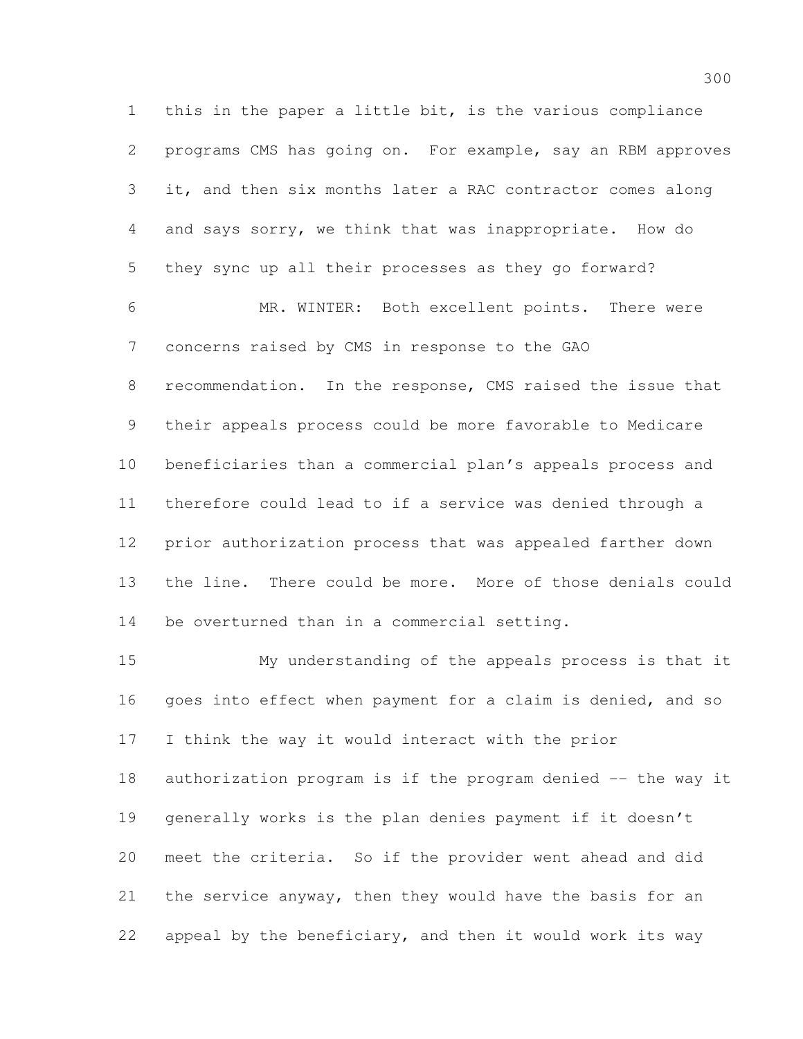this in the paper a little bit, is the various compliance programs CMS has going on. For example, say an RBM approves it, and then six months later a RAC contractor comes along and says sorry, we think that was inappropriate. How do they sync up all their processes as they go forward?

MR. WINTER: Both excellent points. There were concerns raised by CMS in response to the GAO recommendation. In the response, CMS raised the issue that their appeals process could be more favorable to Medicare beneficiaries than a commercial plan's appeals process and therefore could lead to if a service was denied through a prior authorization process that was appealed farther down the line. There could be more. More of those denials could be overturned than in a commercial setting.

My understanding of the appeals process is that it goes into effect when payment for a claim is denied, and so I think the way it would interact with the prior authorization program is if the program denied -- the way it generally works is the plan denies payment if it doesn't meet the criteria. So if the provider went ahead and did the service anyway, then they would have the basis for an appeal by the beneficiary, and then it would work its way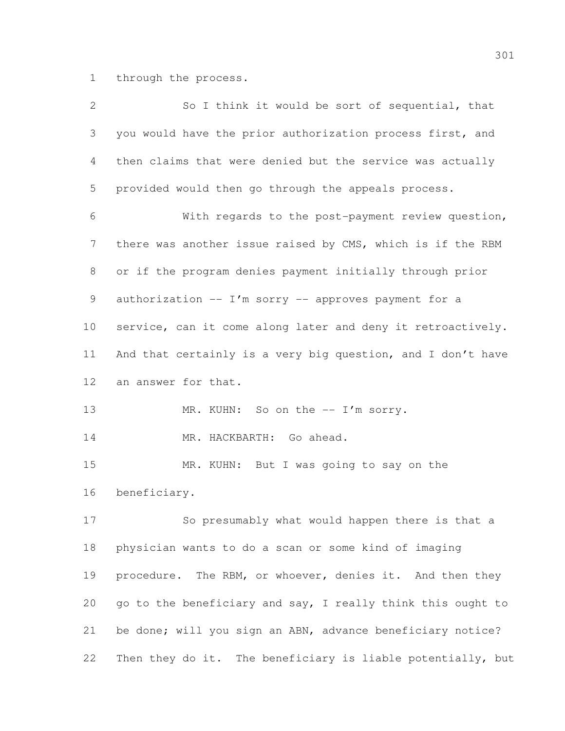through the process.

So I think it would be sort of sequential, that you would have the prior authorization process first, and then claims that were denied but the service was actually provided would then go through the appeals process.

With regards to the post-payment review question, there was another issue raised by CMS, which is if the RBM or if the program denies payment initially through prior authorization -- I'm sorry -- approves payment for a service, can it come along later and deny it retroactively. And that certainly is a very big question, and I don't have an answer for that.

MR. KUHN: So on the -- I'm sorry.

MR. HACKBARTH: Go ahead.

MR. KUHN: But I was going to say on the beneficiary.

So presumably what would happen there is that a physician wants to do a scan or some kind of imaging procedure. The RBM, or whoever, denies it. And then they go to the beneficiary and say, I really think this ought to be done; will you sign an ABN, advance beneficiary notice? Then they do it. The beneficiary is liable potentially, but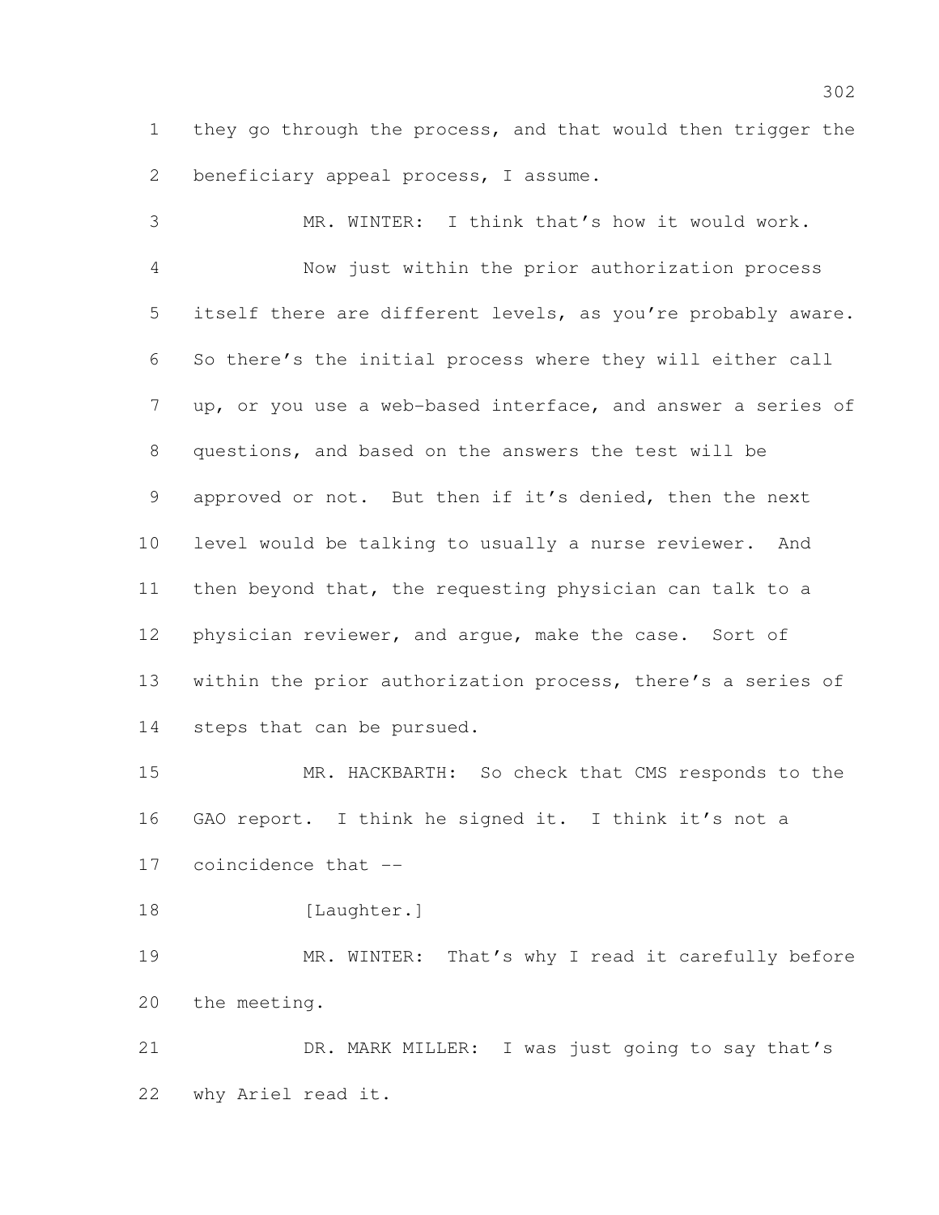they go through the process, and that would then trigger the beneficiary appeal process, I assume.

MR. WINTER: I think that's how it would work.

Now just within the prior authorization process itself there are different levels, as you're probably aware. So there's the initial process where they will either call up, or you use a web-based interface, and answer a series of questions, and based on the answers the test will be approved or not. But then if it's denied, then the next level would be talking to usually a nurse reviewer. And then beyond that, the requesting physician can talk to a physician reviewer, and argue, make the case. Sort of within the prior authorization process, there's a series of steps that can be pursued.

MR. HACKBARTH: So check that CMS responds to the GAO report. I think he signed it. I think it's not a coincidence that --

[Laughter.]

MR. WINTER: That's why I read it carefully before the meeting.

DR. MARK MILLER: I was just going to say that's why Ariel read it.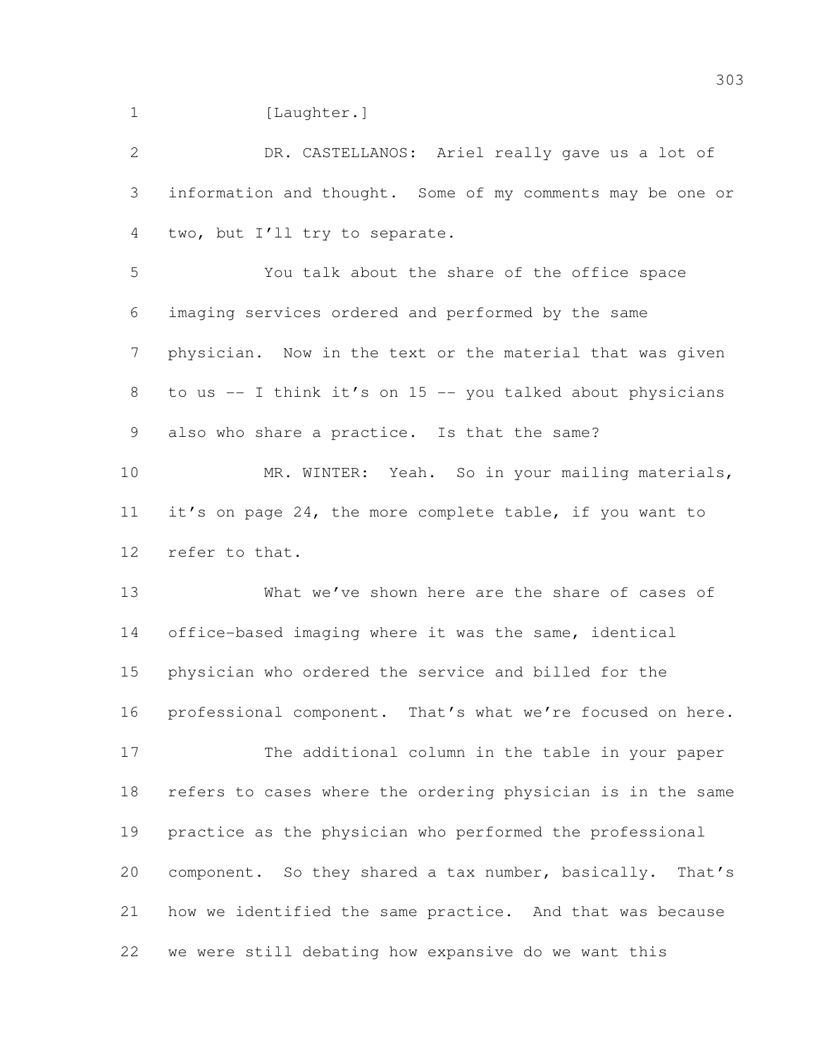[Laughter.]

DR. CASTELLANOS: Ariel really gave us a lot of information and thought. Some of my comments may be one or two, but I'll try to separate.

You talk about the share of the office space imaging services ordered and performed by the same physician. Now in the text or the material that was given to us -- I think it's on 15 -- you talked about physicians also who share a practice. Is that the same?

MR. WINTER: Yeah. So in your mailing materials, it's on page 24, the more complete table, if you want to refer to that.

What we've shown here are the share of cases of office-based imaging where it was the same, identical physician who ordered the service and billed for the professional component. That's what we're focused on here.

The additional column in the table in your paper refers to cases where the ordering physician is in the same practice as the physician who performed the professional component. So they shared a tax number, basically. That's how we identified the same practice. And that was because we were still debating how expansive do we want this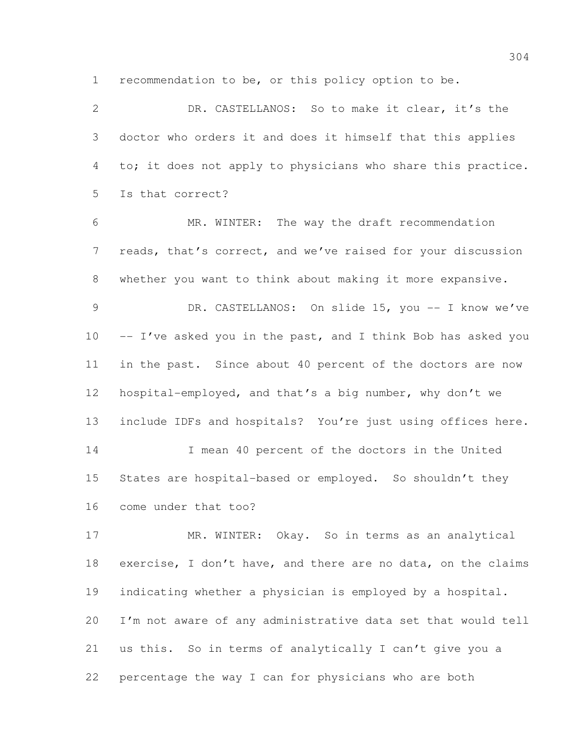recommendation to be, or this policy option to be.

DR. CASTELLANOS: So to make it clear, it's the doctor who orders it and does it himself that this applies to; it does not apply to physicians who share this practice. Is that correct?

MR. WINTER: The way the draft recommendation reads, that's correct, and we've raised for your discussion whether you want to think about making it more expansive.

DR. CASTELLANOS: On slide 15, you -- I know we've -- I've asked you in the past, and I think Bob has asked you in the past. Since about 40 percent of the doctors are now hospital-employed, and that's a big number, why don't we include IDFs and hospitals? You're just using offices here.

I mean 40 percent of the doctors in the United States are hospital-based or employed. So shouldn't they come under that too?

MR. WINTER: Okay. So in terms as an analytical exercise, I don't have, and there are no data, on the claims indicating whether a physician is employed by a hospital. I'm not aware of any administrative data set that would tell us this. So in terms of analytically I can't give you a percentage the way I can for physicians who are both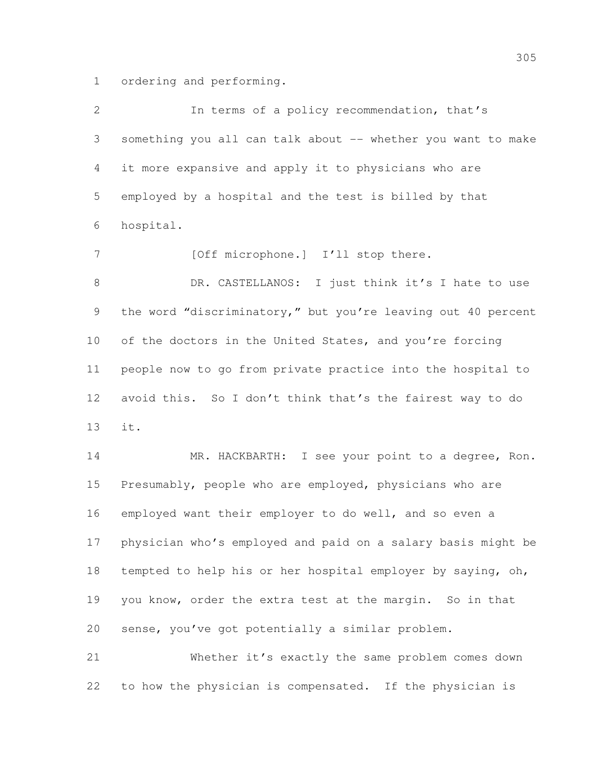ordering and performing.

In terms of a policy recommendation, that's something you all can talk about -- whether you want to make it more expansive and apply it to physicians who are employed by a hospital and the test is billed by that hospital.

[Off microphone.] I'll stop there.

DR. CASTELLANOS: I just think it's I hate to use the word "discriminatory," but you're leaving out 40 percent of the doctors in the United States, and you're forcing people now to go from private practice into the hospital to avoid this. So I don't think that's the fairest way to do it.

MR. HACKBARTH: I see your point to a degree, Ron. Presumably, people who are employed, physicians who are employed want their employer to do well, and so even a physician who's employed and paid on a salary basis might be tempted to help his or her hospital employer by saying, oh, you know, order the extra test at the margin. So in that sense, you've got potentially a similar problem.

Whether it's exactly the same problem comes down to how the physician is compensated. If the physician is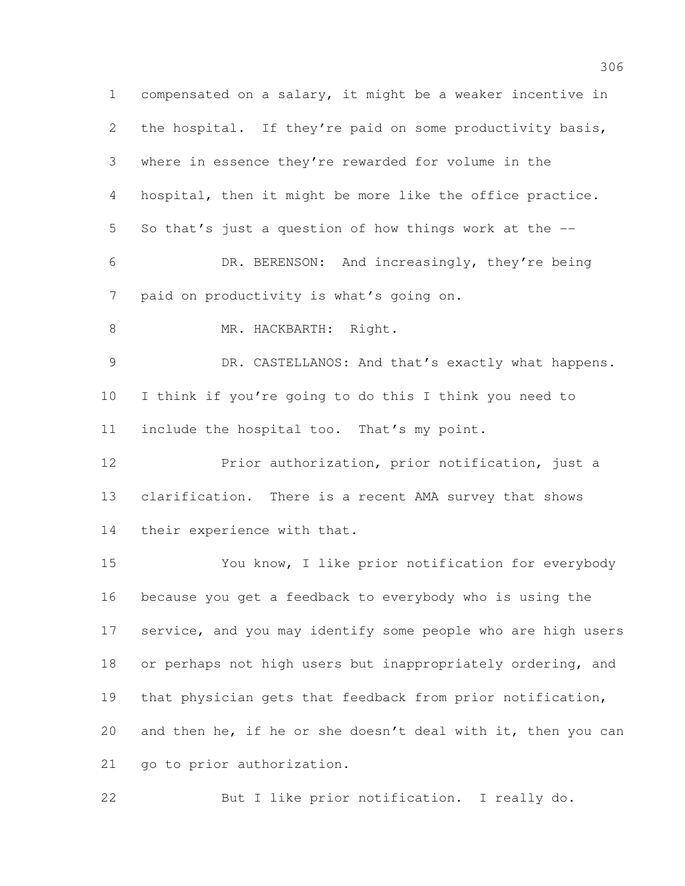compensated on a salary, it might be a weaker incentive in the hospital. If they're paid on some productivity basis, where in essence they're rewarded for volume in the hospital, then it might be more like the office practice. So that's just a question of how things work at the --

DR. BERENSON: And increasingly, they're being paid on productivity is what's going on.

MR. HACKBARTH: Right.

DR. CASTELLANOS: And that's exactly what happens. I think if you're going to do this I think you need to include the hospital too. That's my point.

Prior authorization, prior notification, just a clarification. There is a recent AMA survey that shows their experience with that.

You know, I like prior notification for everybody because you get a feedback to everybody who is using the service, and you may identify some people who are high users or perhaps not high users but inappropriately ordering, and that physician gets that feedback from prior notification, and then he, if he or she doesn't deal with it, then you can go to prior authorization.

But I like prior notification. I really do.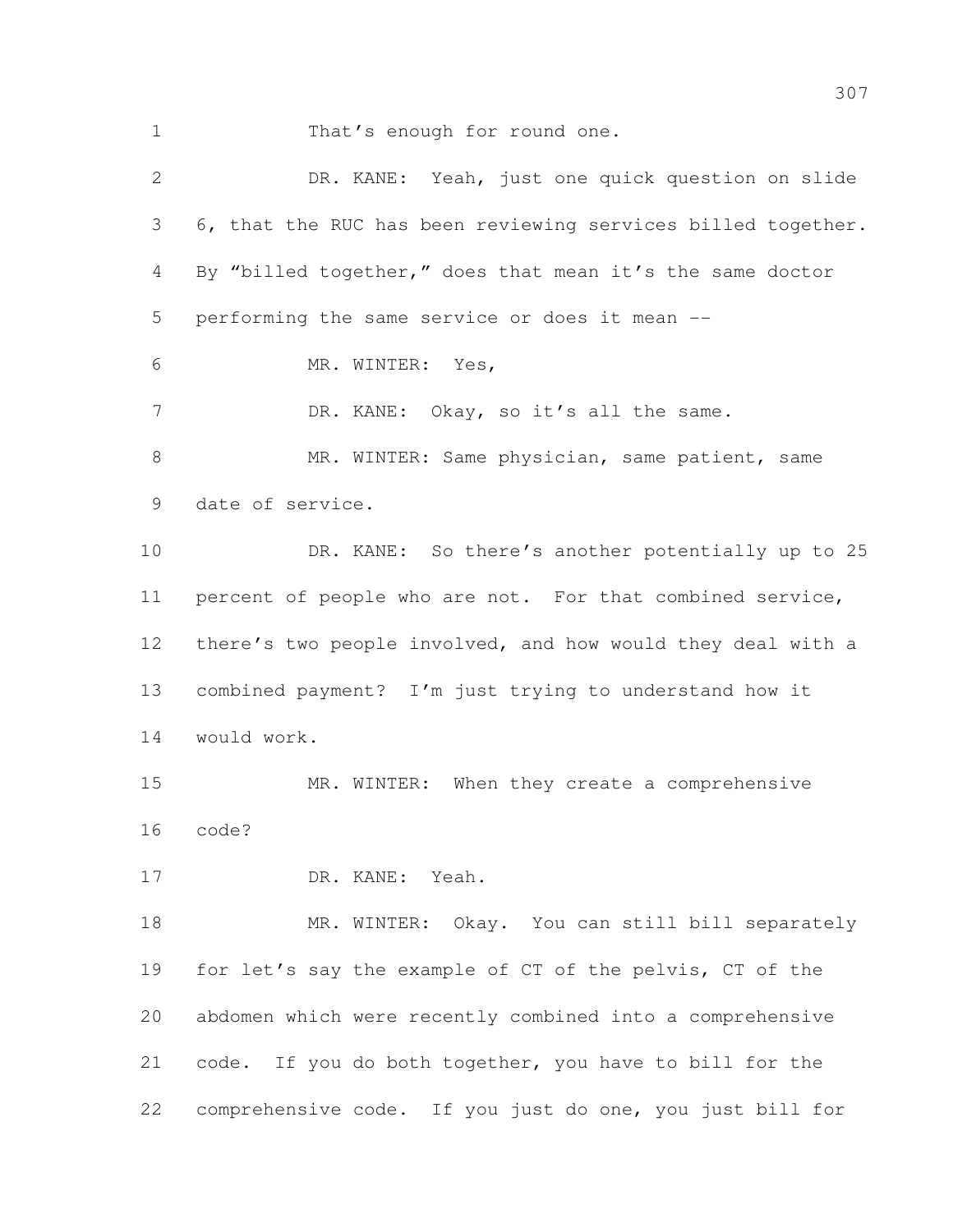That's enough for round one.

DR. KANE: Yeah, just one quick question on slide 6, that the RUC has been reviewing services billed together. By "billed together," does that mean it's the same doctor performing the same service or does it mean --

MR. WINTER: Yes,

DR. KANE: Okay, so it's all the same.

MR. WINTER: Same physician, same patient, same date of service.

DR. KANE: So there's another potentially up to 25 percent of people who are not. For that combined service, there's two people involved, and how would they deal with a combined payment? I'm just trying to understand how it would work.

MR. WINTER: When they create a comprehensive code?

DR. KANE: Yeah.

MR. WINTER: Okay. You can still bill separately for let's say the example of CT of the pelvis, CT of the abdomen which were recently combined into a comprehensive code. If you do both together, you have to bill for the comprehensive code. If you just do one, you just bill for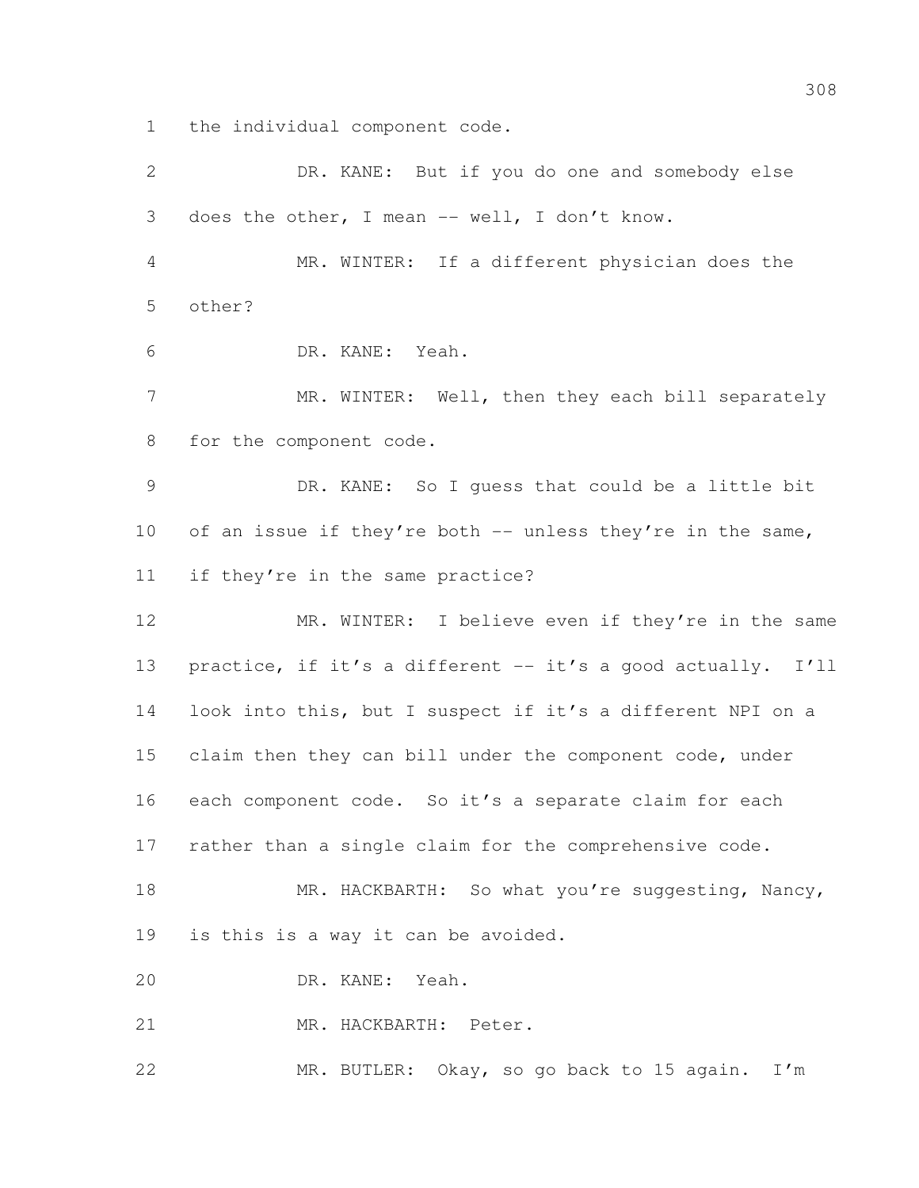the individual component code.

DR. KANE: But if you do one and somebody else does the other, I mean -- well, I don't know.

MR. WINTER: If a different physician does the other?

DR. KANE: Yeah.

MR. WINTER: Well, then they each bill separately for the component code.

DR. KANE: So I guess that could be a little bit of an issue if they're both -- unless they're in the same, if they're in the same practice?

MR. WINTER: I believe even if they're in the same practice, if it's a different -- it's a good actually. I'll look into this, but I suspect if it's a different NPI on a claim then they can bill under the component code, under each component code. So it's a separate claim for each rather than a single claim for the comprehensive code.

MR. HACKBARTH: So what you're suggesting, Nancy, is this is a way it can be avoided.

DR. KANE: Yeah.

MR. HACKBARTH: Peter.

MR. BUTLER: Okay, so go back to 15 again. I'm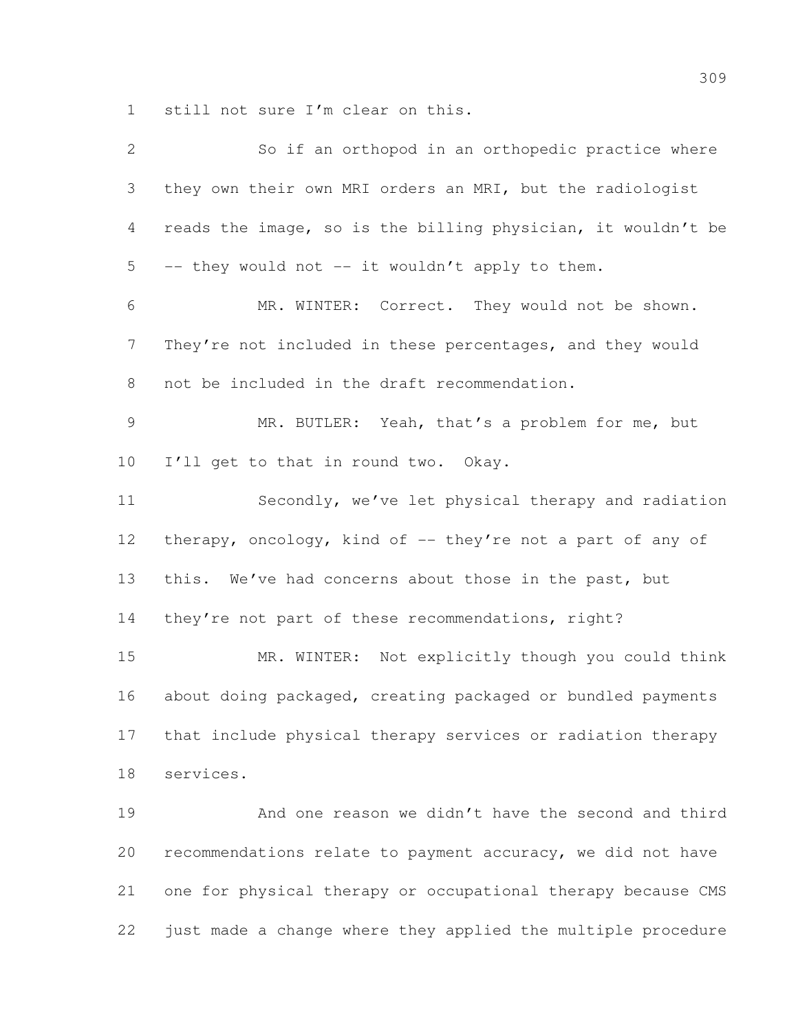still not sure I'm clear on this.

So if an orthopod in an orthopedic practice where they own their own MRI orders an MRI, but the radiologist reads the image, so is the billing physician, it wouldn't be -- they would not -- it wouldn't apply to them.

MR. WINTER: Correct. They would not be shown. They're not included in these percentages, and they would not be included in the draft recommendation.

MR. BUTLER: Yeah, that's a problem for me, but I'll get to that in round two. Okay.

Secondly, we've let physical therapy and radiation therapy, oncology, kind of -- they're not a part of any of this. We've had concerns about those in the past, but they're not part of these recommendations, right?

MR. WINTER: Not explicitly though you could think about doing packaged, creating packaged or bundled payments that include physical therapy services or radiation therapy services.

And one reason we didn't have the second and third recommendations relate to payment accuracy, we did not have one for physical therapy or occupational therapy because CMS just made a change where they applied the multiple procedure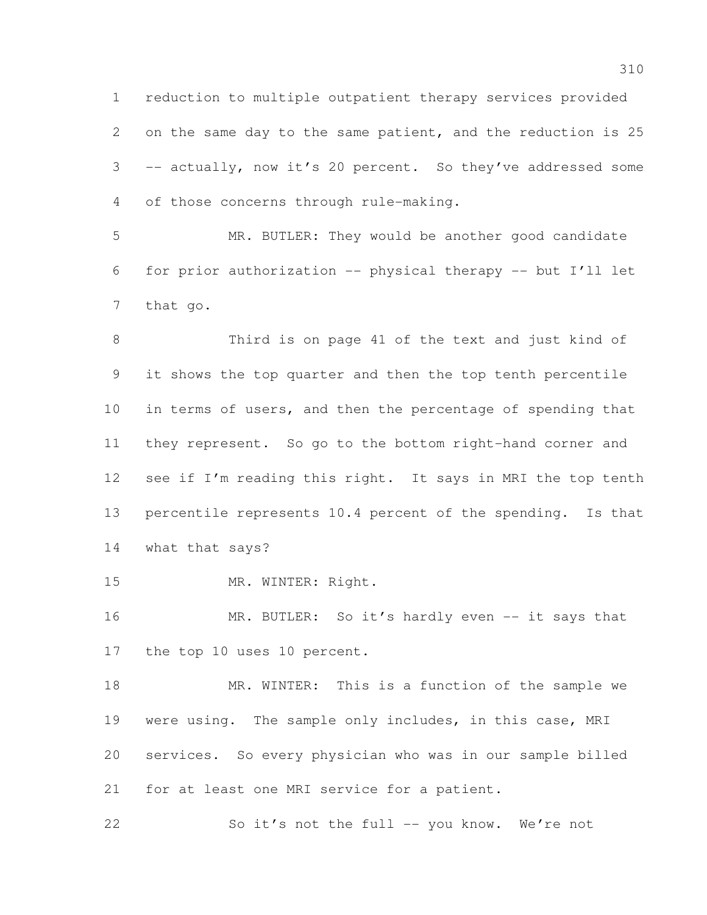reduction to multiple outpatient therapy services provided on the same day to the same patient, and the reduction is 25 -- actually, now it's 20 percent. So they've addressed some of those concerns through rule-making.

MR. BUTLER: They would be another good candidate for prior authorization -- physical therapy -- but I'll let that go.

Third is on page 41 of the text and just kind of it shows the top quarter and then the top tenth percentile in terms of users, and then the percentage of spending that they represent. So go to the bottom right-hand corner and see if I'm reading this right. It says in MRI the top tenth percentile represents 10.4 percent of the spending. Is that what that says?

MR. WINTER: Right.

MR. BUTLER: So it's hardly even -- it says that the top 10 uses 10 percent.

MR. WINTER: This is a function of the sample we were using. The sample only includes, in this case, MRI services. So every physician who was in our sample billed for at least one MRI service for a patient.

So it's not the full -- you know. We're not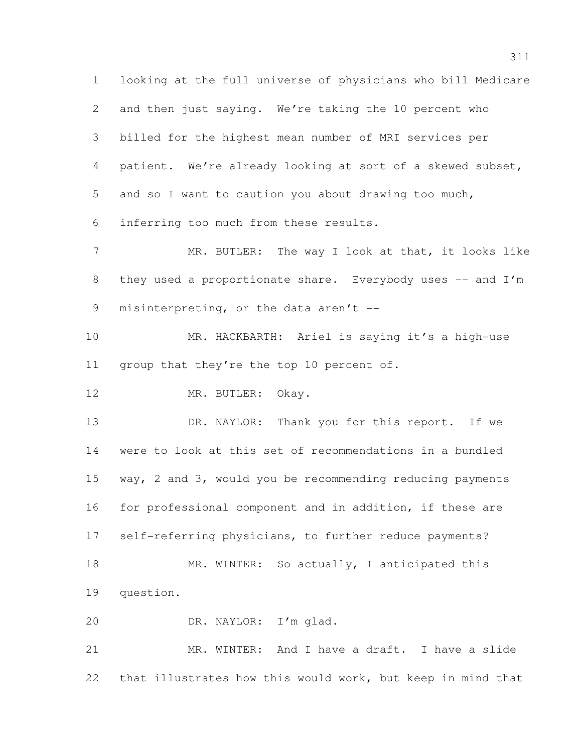looking at the full universe of physicians who bill Medicare and then just saying. We're taking the 10 percent who billed for the highest mean number of MRI services per patient. We're already looking at sort of a skewed subset, and so I want to caution you about drawing too much, inferring too much from these results.

MR. BUTLER: The way I look at that, it looks like they used a proportionate share. Everybody uses -- and I'm misinterpreting, or the data aren't --

MR. HACKBARTH: Ariel is saying it's a high-use group that they're the top 10 percent of.

MR. BUTLER: Okay.

DR. NAYLOR: Thank you for this report. If we were to look at this set of recommendations in a bundled way, 2 and 3, would you be recommending reducing payments for professional component and in addition, if these are self-referring physicians, to further reduce payments?

MR. WINTER: So actually, I anticipated this question.

DR. NAYLOR: I'm glad.

MR. WINTER: And I have a draft. I have a slide that illustrates how this would work, but keep in mind that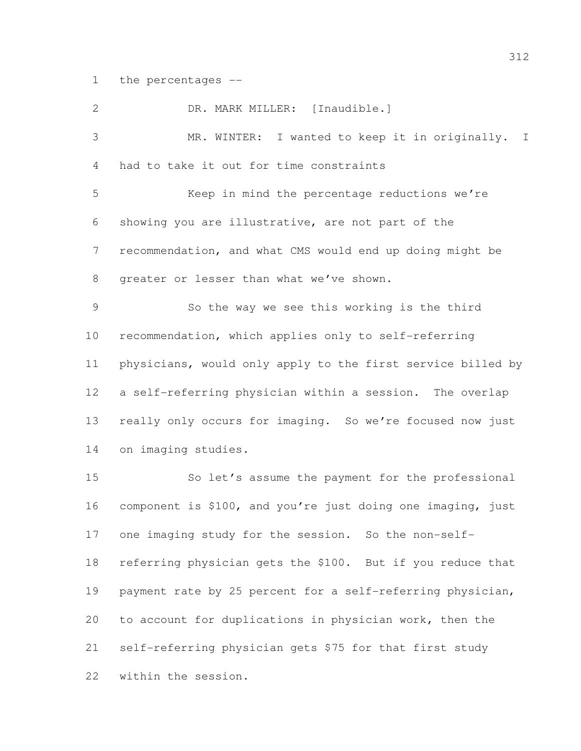the percentages --

DR. MARK MILLER: [Inaudible.]

MR. WINTER: I wanted to keep it in originally. I had to take it out for time constraints

Keep in mind the percentage reductions we're showing you are illustrative, are not part of the recommendation, and what CMS would end up doing might be greater or lesser than what we've shown.

So the way we see this working is the third recommendation, which applies only to self-referring physicians, would only apply to the first service billed by a self-referring physician within a session. The overlap really only occurs for imaging. So we're focused now just on imaging studies.

So let's assume the payment for the professional component is $100, and you're just doing one imaging, just one imaging study for the session. So the non-self-referring physician gets the $100. But if you reduce that payment rate by 25 percent for a self-referring physician, to account for duplications in physician work, then the self-referring physician gets $75 for that first study within the session.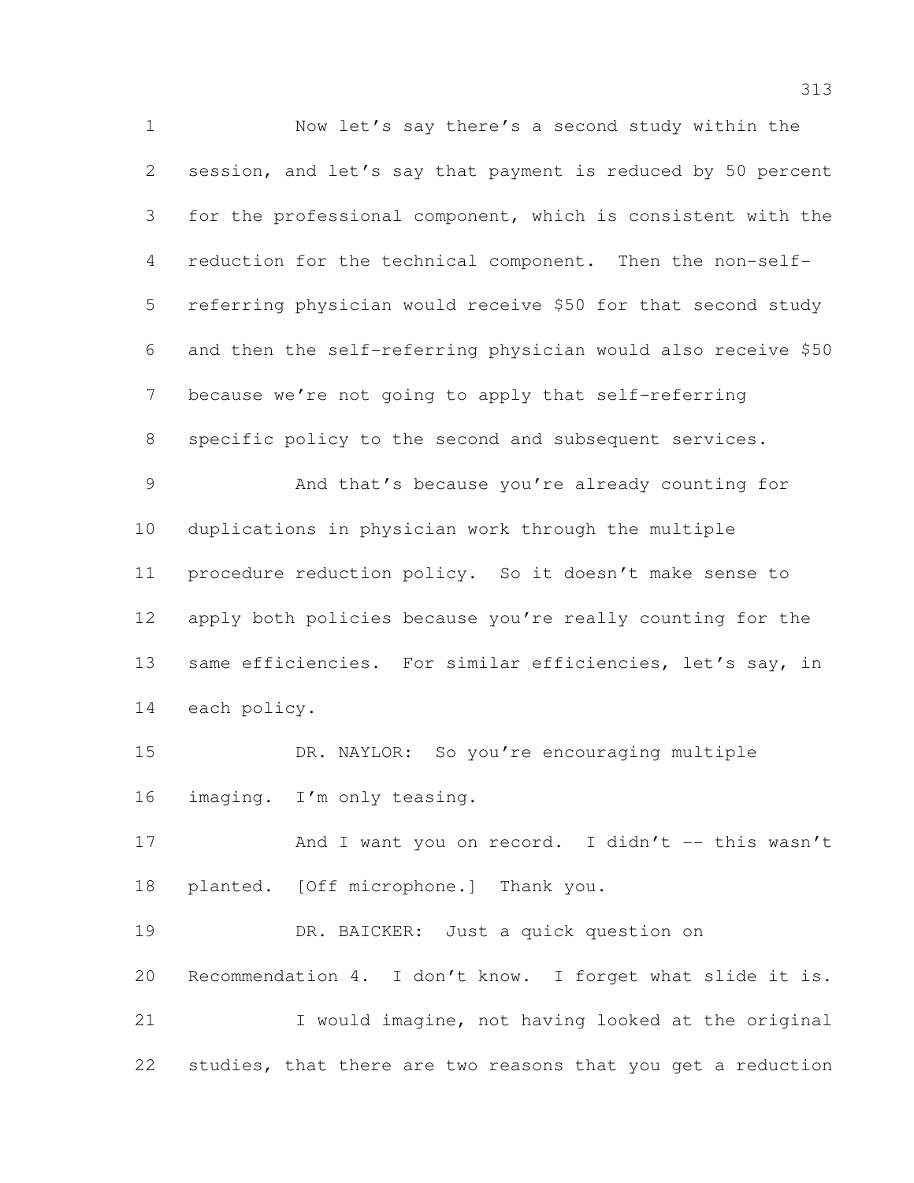Now let's say there's a second study within the session, and let's say that payment is reduced by 50 percent for the professional component, which is consistent with the reduction for the technical component. Then the non-self-referring physician would receive $50 for that second study and then the self-referring physician would also receive $50 because we're not going to apply that self-referring specific policy to the second and subsequent services.

And that's because you're already counting for duplications in physician work through the multiple procedure reduction policy. So it doesn't make sense to apply both policies because you're really counting for the same efficiencies. For similar efficiencies, let's say, in each policy.

DR. NAYLOR: So you're encouraging multiple imaging. I'm only teasing.

And I want you on record. I didn't -- this wasn't planted. [Off microphone.] Thank you.

DR. BAICKER: Just a quick question on Recommendation 4. I don't know. I forget what slide it is.

I would imagine, not having looked at the original studies, that there are two reasons that you get a reduction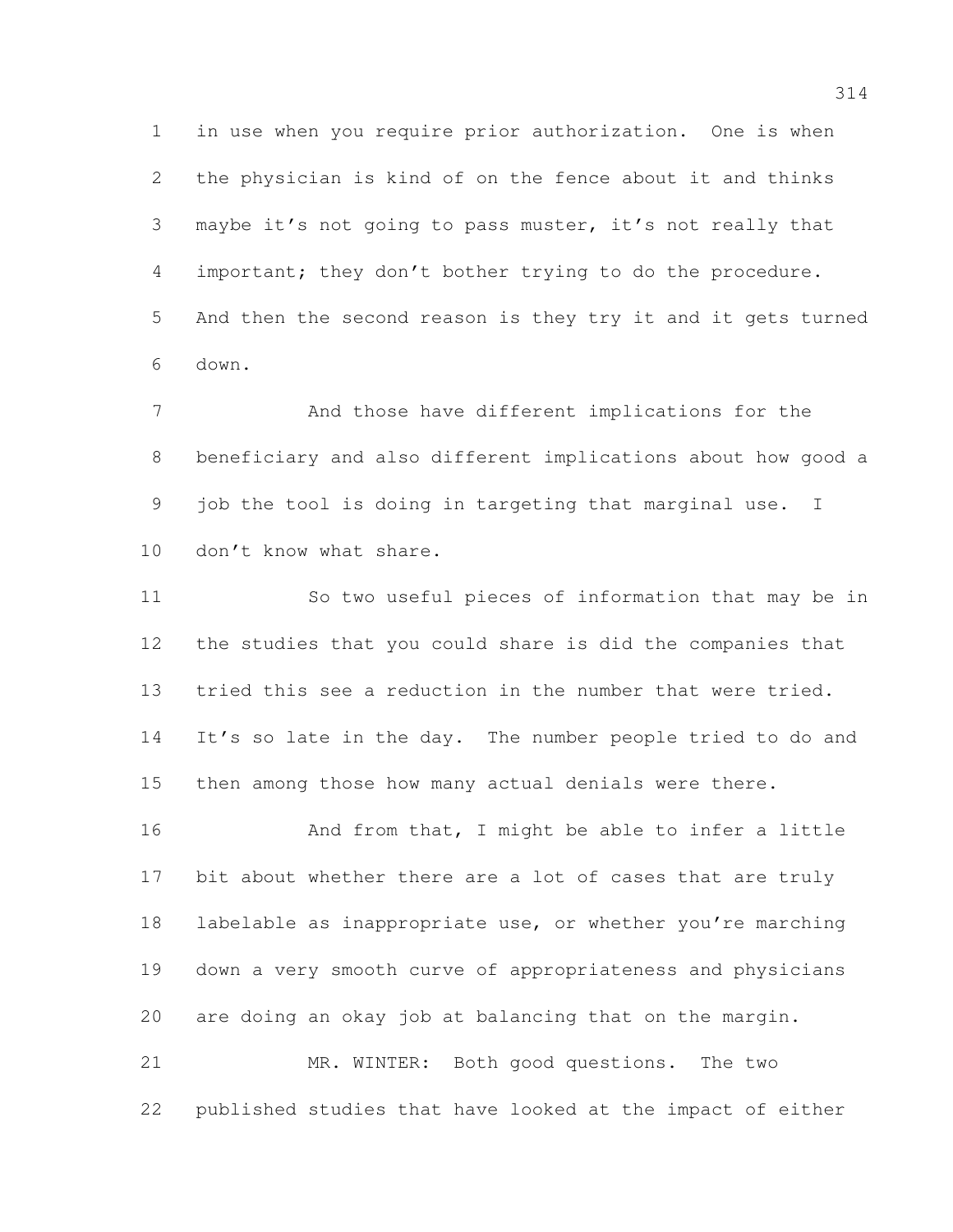in use when you require prior authorization. One is when the physician is kind of on the fence about it and thinks maybe it's not going to pass muster, it's not really that important; they don't bother trying to do the procedure. And then the second reason is they try it and it gets turned down.

And those have different implications for the beneficiary and also different implications about how good a job the tool is doing in targeting that marginal use. I don't know what share.

So two useful pieces of information that may be in the studies that you could share is did the companies that tried this see a reduction in the number that were tried. It's so late in the day. The number people tried to do and then among those how many actual denials were there.

And from that, I might be able to infer a little bit about whether there are a lot of cases that are truly labelable as inappropriate use, or whether you're marching down a very smooth curve of appropriateness and physicians are doing an okay job at balancing that on the margin.

MR. WINTER: Both good questions. The two published studies that have looked at the impact of either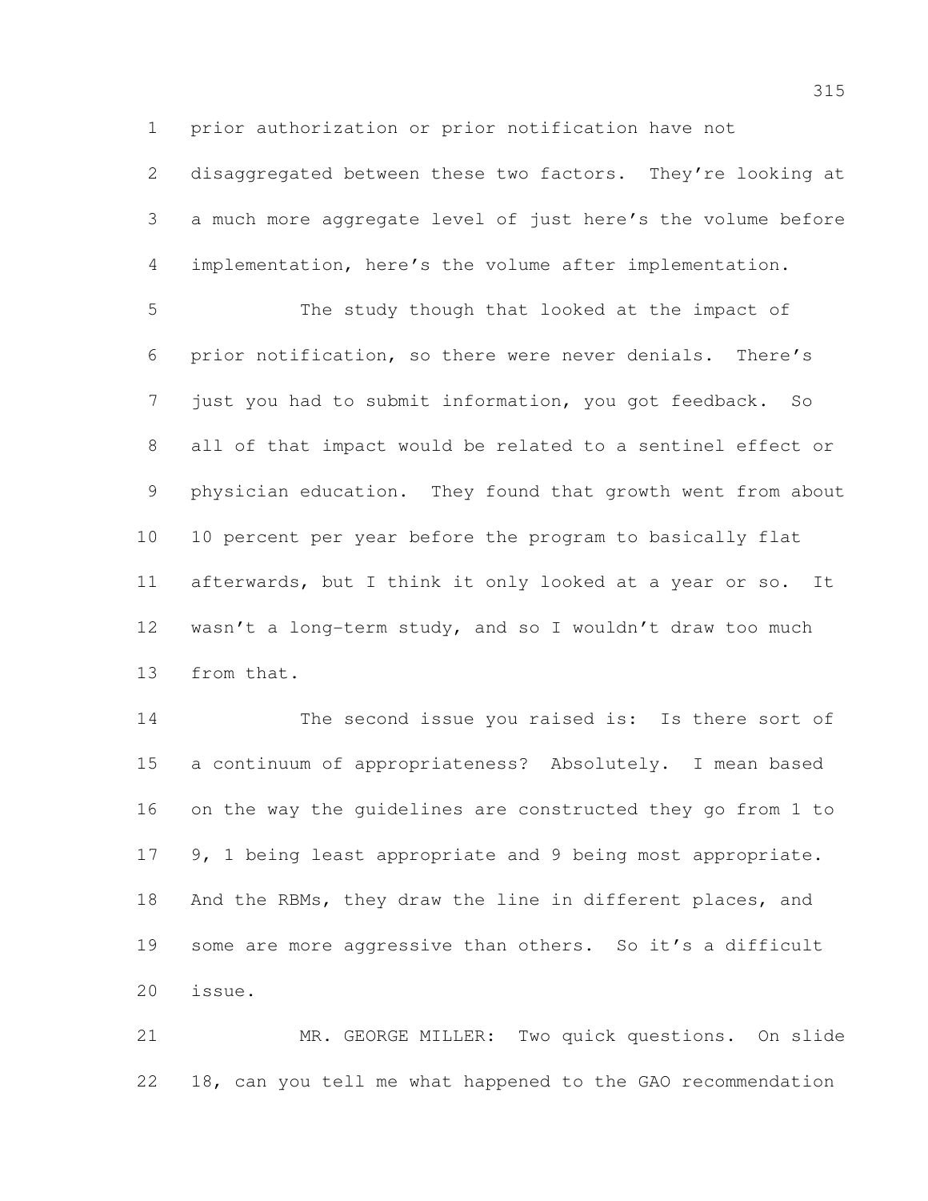prior authorization or prior notification have not disaggregated between these two factors. They're looking at a much more aggregate level of just here's the volume before implementation, here's the volume after implementation.

The study though that looked at the impact of prior notification, so there were never denials. There's just you had to submit information, you got feedback. So all of that impact would be related to a sentinel effect or physician education. They found that growth went from about 10 percent per year before the program to basically flat afterwards, but I think it only looked at a year or so. It wasn't a long-term study, and so I wouldn't draw too much from that.

The second issue you raised is: Is there sort of a continuum of appropriateness? Absolutely. I mean based on the way the guidelines are constructed they go from 1 to 9, 1 being least appropriate and 9 being most appropriate. And the RBMs, they draw the line in different places, and some are more aggressive than others. So it's a difficult issue.

MR. GEORGE MILLER: Two quick questions. On slide 18, can you tell me what happened to the GAO recommendation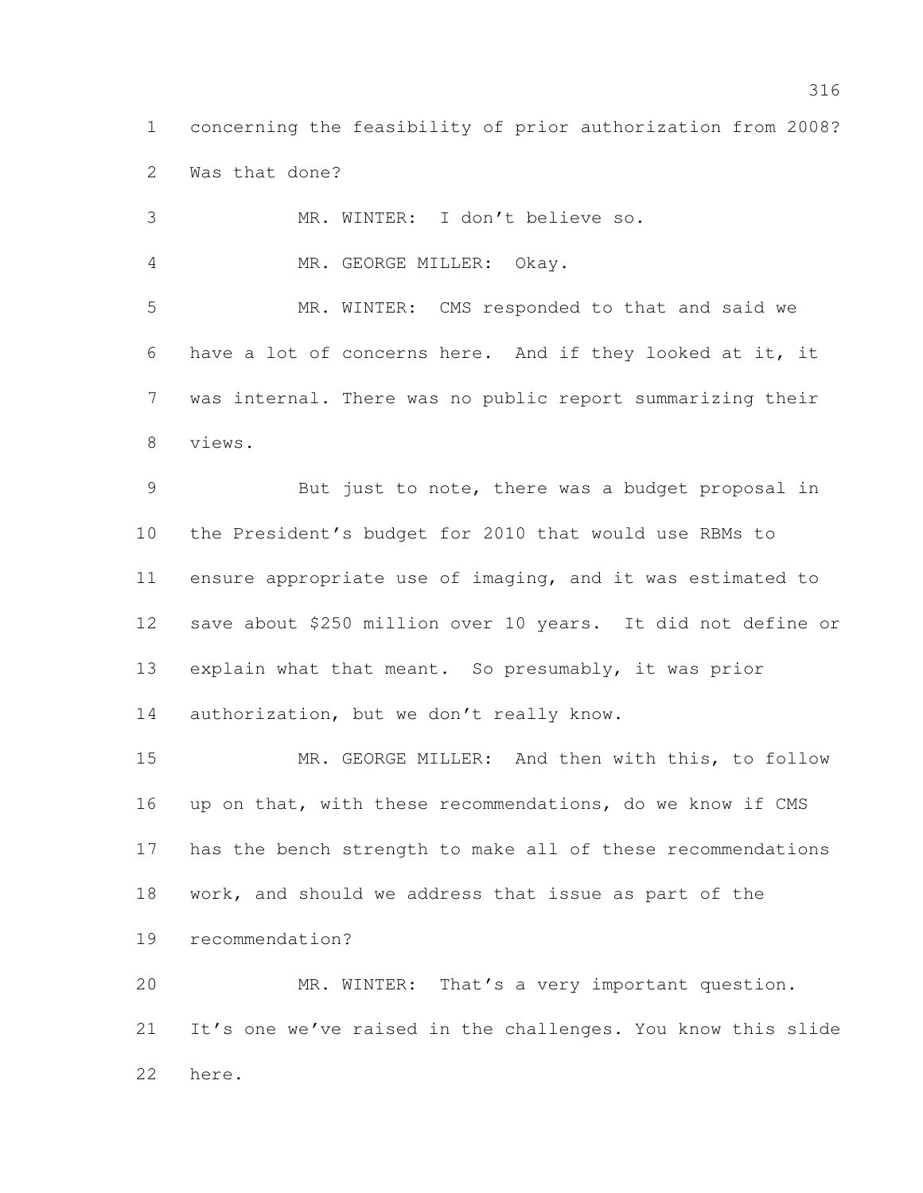concerning the feasibility of prior authorization from 2008? Was that done?

MR. WINTER: I don't believe so.

MR. GEORGE MILLER: Okay.

MR. WINTER: CMS responded to that and said we have a lot of concerns here. And if they looked at it, it was internal. There was no public report summarizing their views.

But just to note, there was a budget proposal in the President's budget for 2010 that would use RBMs to ensure appropriate use of imaging, and it was estimated to save about $250 million over 10 years. It did not define or explain what that meant. So presumably, it was prior authorization, but we don't really know.

MR. GEORGE MILLER: And then with this, to follow up on that, with these recommendations, do we know if CMS has the bench strength to make all of these recommendations work, and should we address that issue as part of the recommendation?

MR. WINTER: That's a very important question. It's one we've raised in the challenges. You know this slide here.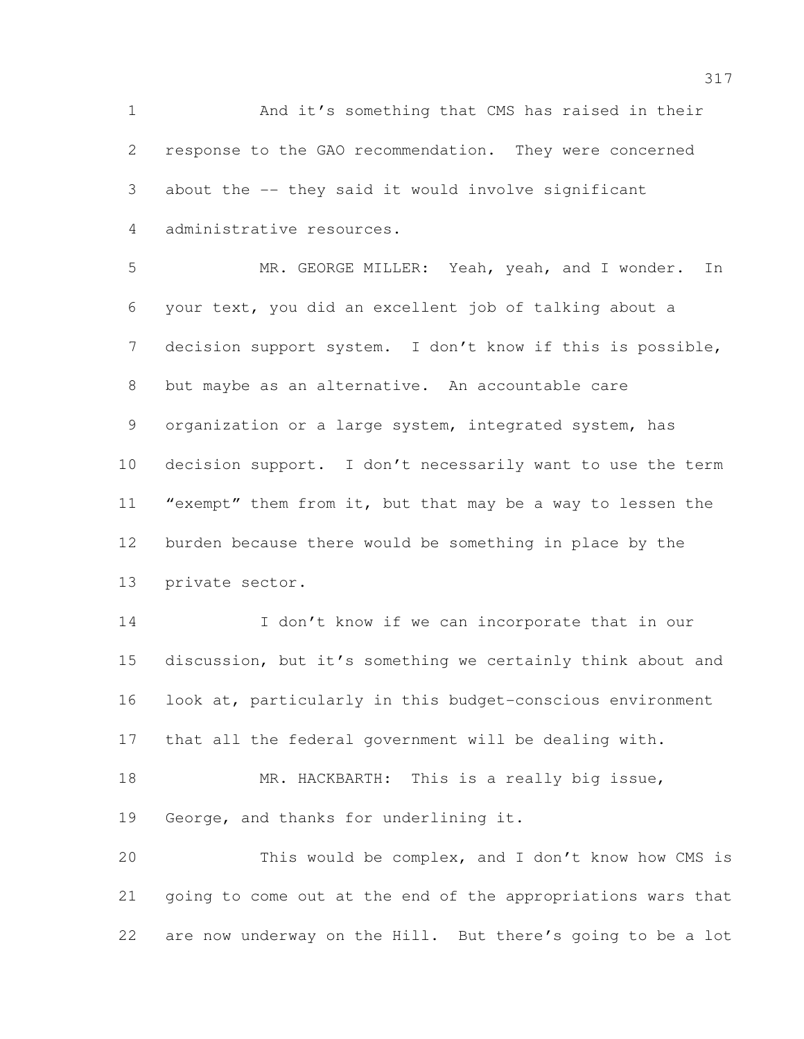And it's something that CMS has raised in their response to the GAO recommendation. They were concerned about the -- they said it would involve significant administrative resources.

MR. GEORGE MILLER: Yeah, yeah, and I wonder. In your text, you did an excellent job of talking about a decision support system. I don't know if this is possible, but maybe as an alternative. An accountable care organization or a large system, integrated system, has decision support. I don't necessarily want to use the term "exempt" them from it, but that may be a way to lessen the burden because there would be something in place by the private sector.

I don't know if we can incorporate that in our discussion, but it's something we certainly think about and look at, particularly in this budget-conscious environment that all the federal government will be dealing with.

MR. HACKBARTH: This is a really big issue, George, and thanks for underlining it.

This would be complex, and I don't know how CMS is going to come out at the end of the appropriations wars that are now underway on the Hill. But there's going to be a lot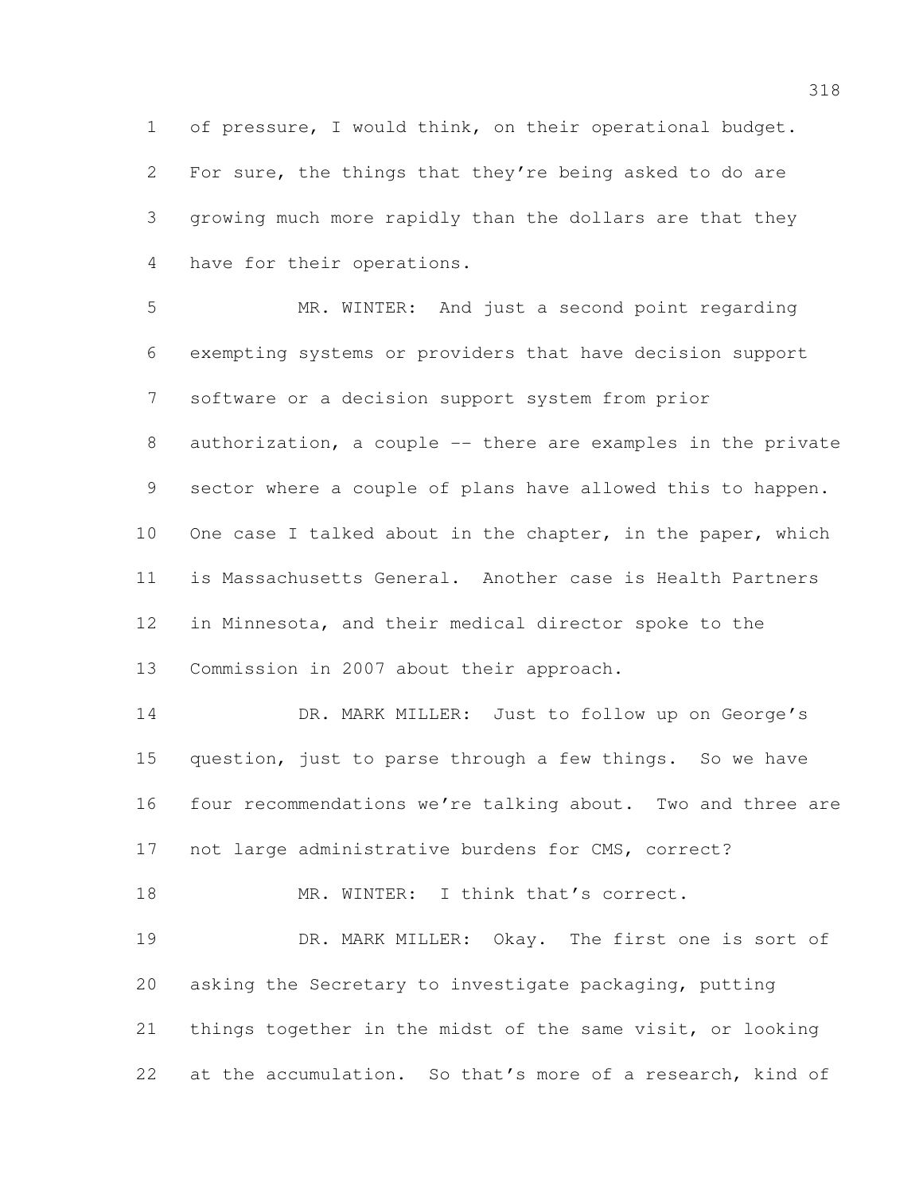of pressure, I would think, on their operational budget. For sure, the things that they're being asked to do are growing much more rapidly than the dollars are that they have for their operations.

MR. WINTER: And just a second point regarding exempting systems or providers that have decision support software or a decision support system from prior authorization, a couple -- there are examples in the private sector where a couple of plans have allowed this to happen. One case I talked about in the chapter, in the paper, which is Massachusetts General. Another case is Health Partners in Minnesota, and their medical director spoke to the Commission in 2007 about their approach.

DR. MARK MILLER: Just to follow up on George's question, just to parse through a few things. So we have four recommendations we're talking about. Two and three are not large administrative burdens for CMS, correct?

MR. WINTER: I think that's correct.

DR. MARK MILLER: Okay. The first one is sort of asking the Secretary to investigate packaging, putting things together in the midst of the same visit, or looking at the accumulation. So that's more of a research, kind of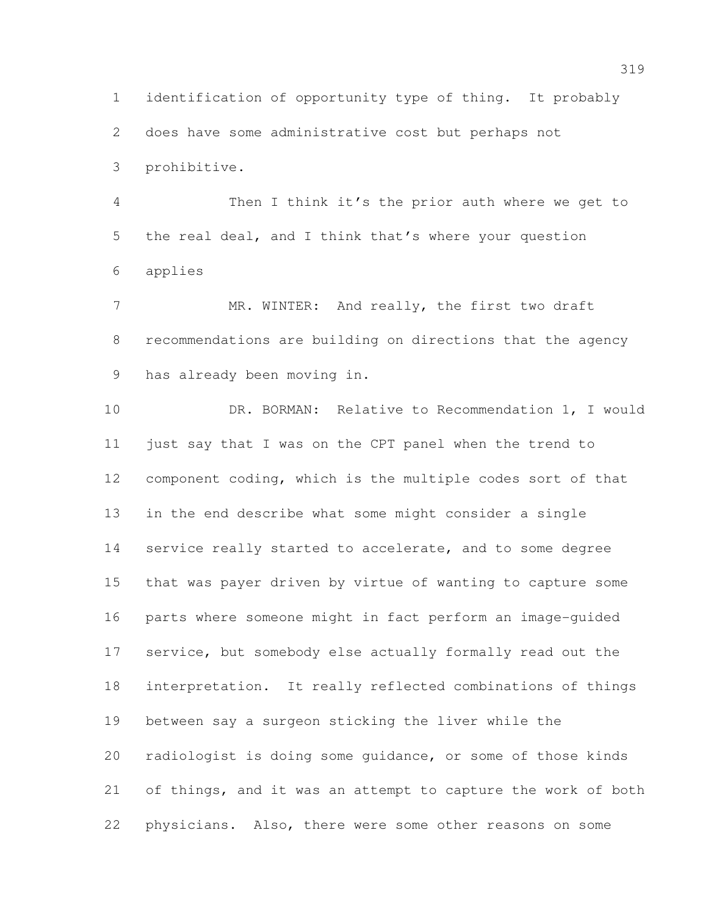identification of opportunity type of thing. It probably does have some administrative cost but perhaps not prohibitive.

Then I think it's the prior auth where we get to the real deal, and I think that's where your question applies

MR. WINTER: And really, the first two draft recommendations are building on directions that the agency has already been moving in.

DR. BORMAN: Relative to Recommendation 1, I would just say that I was on the CPT panel when the trend to component coding, which is the multiple codes sort of that in the end describe what some might consider a single service really started to accelerate, and to some degree that was payer driven by virtue of wanting to capture some parts where someone might in fact perform an image-guided service, but somebody else actually formally read out the interpretation. It really reflected combinations of things between say a surgeon sticking the liver while the radiologist is doing some guidance, or some of those kinds of things, and it was an attempt to capture the work of both physicians. Also, there were some other reasons on some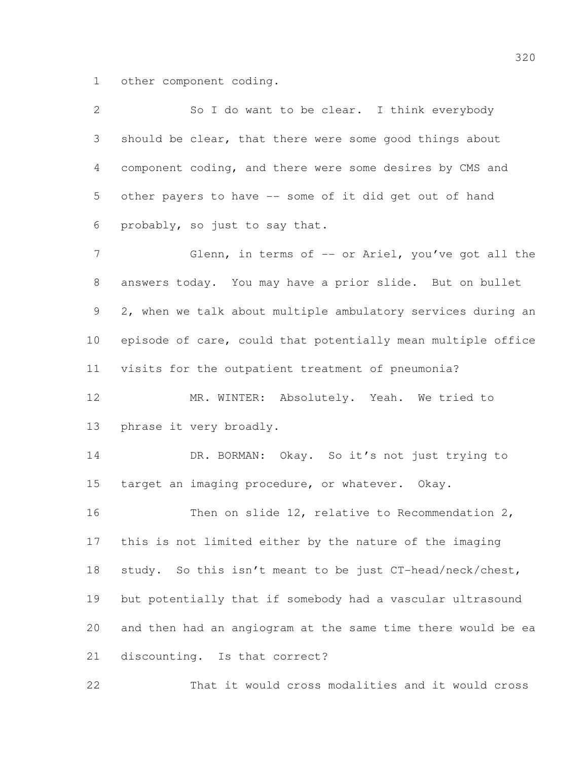other component coding.

So I do want to be clear. I think everybody should be clear, that there were some good things about component coding, and there were some desires by CMS and other payers to have -- some of it did get out of hand probably, so just to say that.

Glenn, in terms of -- or Ariel, you've got all the answers today. You may have a prior slide. But on bullet 2, when we talk about multiple ambulatory services during an episode of care, could that potentially mean multiple office visits for the outpatient treatment of pneumonia?

MR. WINTER: Absolutely. Yeah. We tried to phrase it very broadly.

DR. BORMAN: Okay. So it's not just trying to target an imaging procedure, or whatever. Okay.

Then on slide 12, relative to Recommendation 2, this is not limited either by the nature of the imaging study. So this isn't meant to be just CT-head/neck/chest, but potentially that if somebody had a vascular ultrasound and then had an angiogram at the same time there would be ea discounting. Is that correct?

That it would cross modalities and it would cross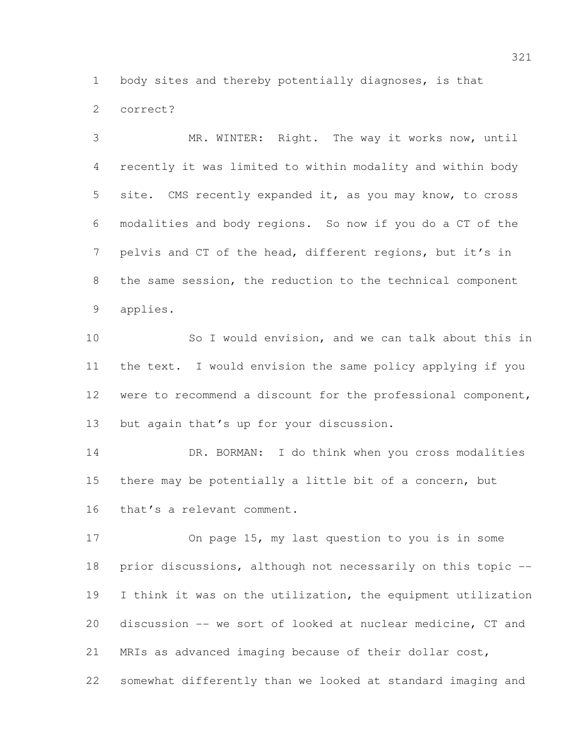body sites and thereby potentially diagnoses, is that correct?

MR. WINTER: Right. The way it works now, until recently it was limited to within modality and within body site. CMS recently expanded it, as you may know, to cross modalities and body regions. So now if you do a CT of the pelvis and CT of the head, different regions, but it's in the same session, the reduction to the technical component applies.

So I would envision, and we can talk about this in the text. I would envision the same policy applying if you were to recommend a discount for the professional component, but again that's up for your discussion.

DR. BORMAN: I do think when you cross modalities there may be potentially a little bit of a concern, but that's a relevant comment.

On page 15, my last question to you is in some prior discussions, although not necessarily on this topic -- I think it was on the utilization, the equipment utilization discussion -- we sort of looked at nuclear medicine, CT and MRIs as advanced imaging because of their dollar cost, somewhat differently than we looked at standard imaging and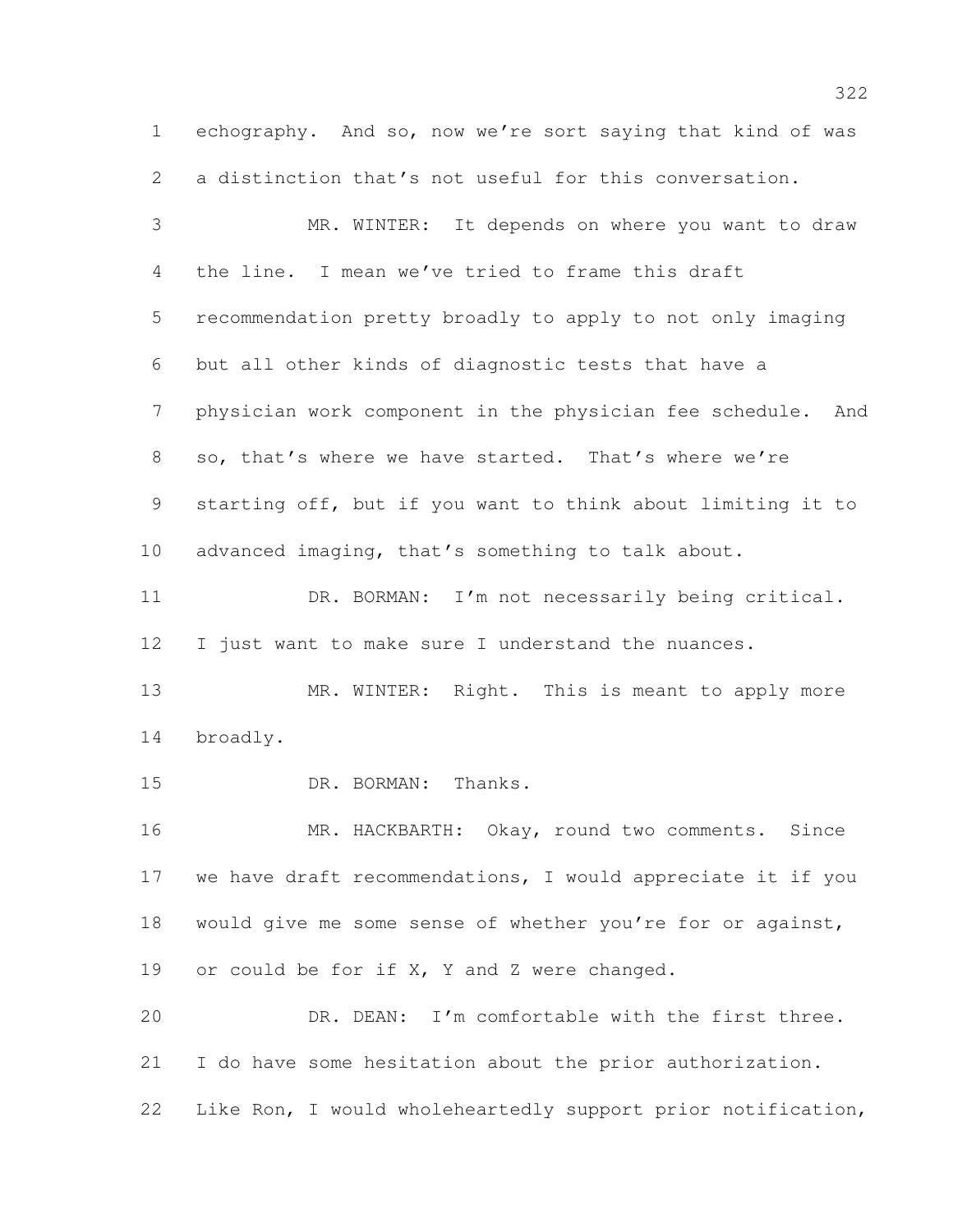echography. And so, now we're sort saying that kind of was a distinction that's not useful for this conversation.

MR. WINTER: It depends on where you want to draw the line. I mean we've tried to frame this draft recommendation pretty broadly to apply to not only imaging but all other kinds of diagnostic tests that have a physician work component in the physician fee schedule. And so, that's where we have started. That's where we're starting off, but if you want to think about limiting it to advanced imaging, that's something to talk about.

DR. BORMAN: I'm not necessarily being critical. I just want to make sure I understand the nuances.

MR. WINTER: Right. This is meant to apply more broadly.

DR. BORMAN: Thanks.

MR. HACKBARTH: Okay, round two comments. Since we have draft recommendations, I would appreciate it if you would give me some sense of whether you're for or against, or could be for if X, Y and Z were changed.

DR. DEAN: I'm comfortable with the first three. I do have some hesitation about the prior authorization. Like Ron, I would wholeheartedly support prior notification,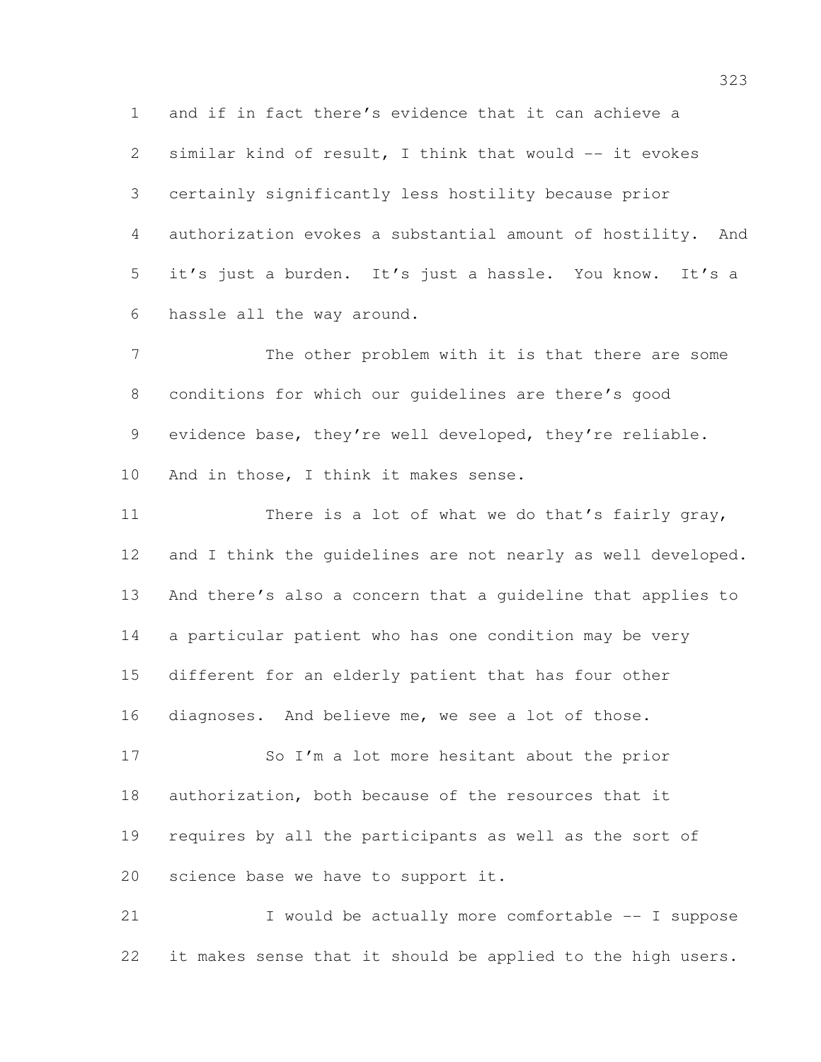and if in fact there's evidence that it can achieve a similar kind of result, I think that would -- it evokes certainly significantly less hostility because prior authorization evokes a substantial amount of hostility. And it's just a burden. It's just a hassle. You know. It's a hassle all the way around.

The other problem with it is that there are some conditions for which our guidelines are there's good evidence base, they're well developed, they're reliable. And in those, I think it makes sense.

There is a lot of what we do that's fairly gray, and I think the guidelines are not nearly as well developed. And there's also a concern that a guideline that applies to a particular patient who has one condition may be very different for an elderly patient that has four other diagnoses. And believe me, we see a lot of those.

So I'm a lot more hesitant about the prior authorization, both because of the resources that it requires by all the participants as well as the sort of science base we have to support it.

I would be actually more comfortable -- I suppose it makes sense that it should be applied to the high users.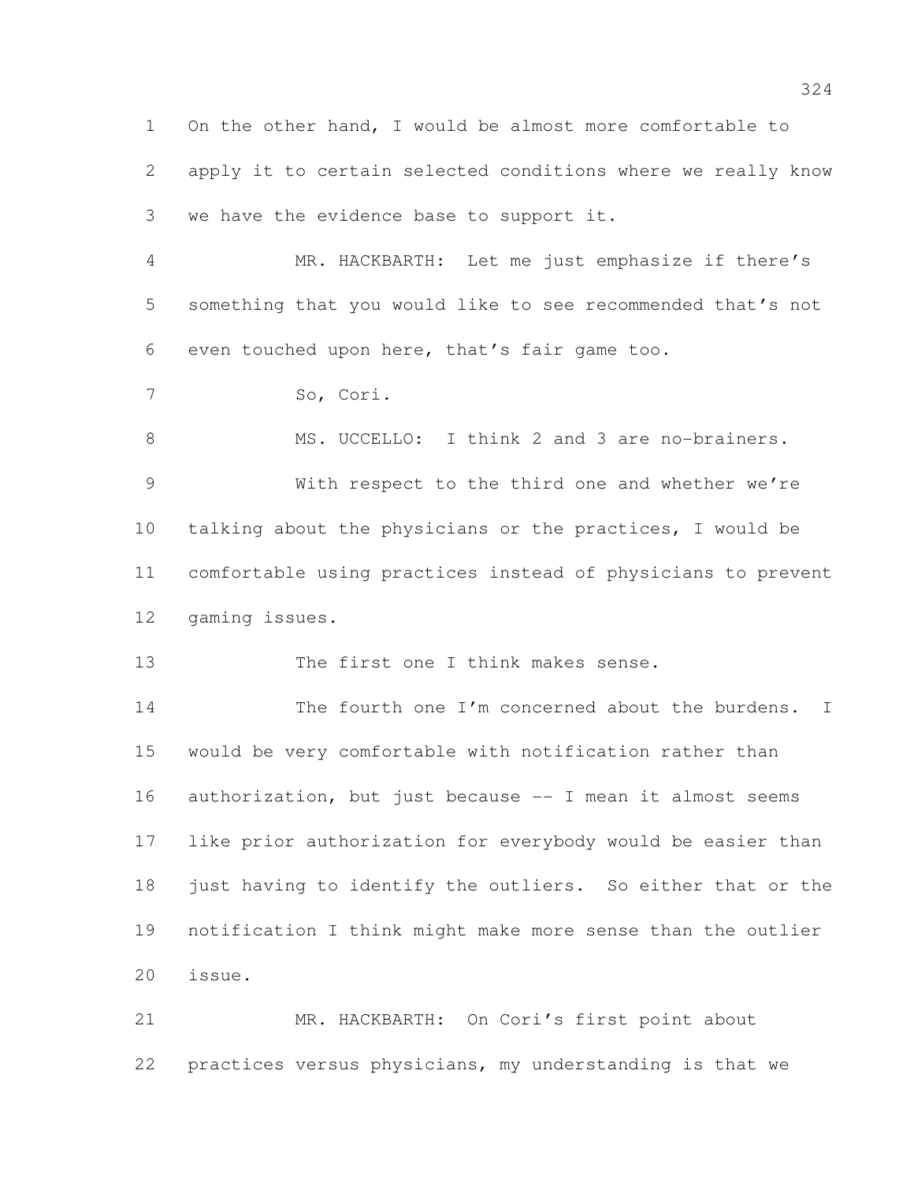On the other hand, I would be almost more comfortable to apply it to certain selected conditions where we really know we have the evidence base to support it.

MR. HACKBARTH: Let me just emphasize if there's something that you would like to see recommended that's not even touched upon here, that's fair game too.

So, Cori.

MS. UCCELLO: I think 2 and 3 are no-brainers.

With respect to the third one and whether we're talking about the physicians or the practices, I would be comfortable using practices instead of physicians to prevent gaming issues.

The first one I think makes sense.

The fourth one I'm concerned about the burdens. I would be very comfortable with notification rather than authorization, but just because -- I mean it almost seems like prior authorization for everybody would be easier than just having to identify the outliers. So either that or the notification I think might make more sense than the outlier issue.

MR. HACKBARTH: On Cori's first point about practices versus physicians, my understanding is that we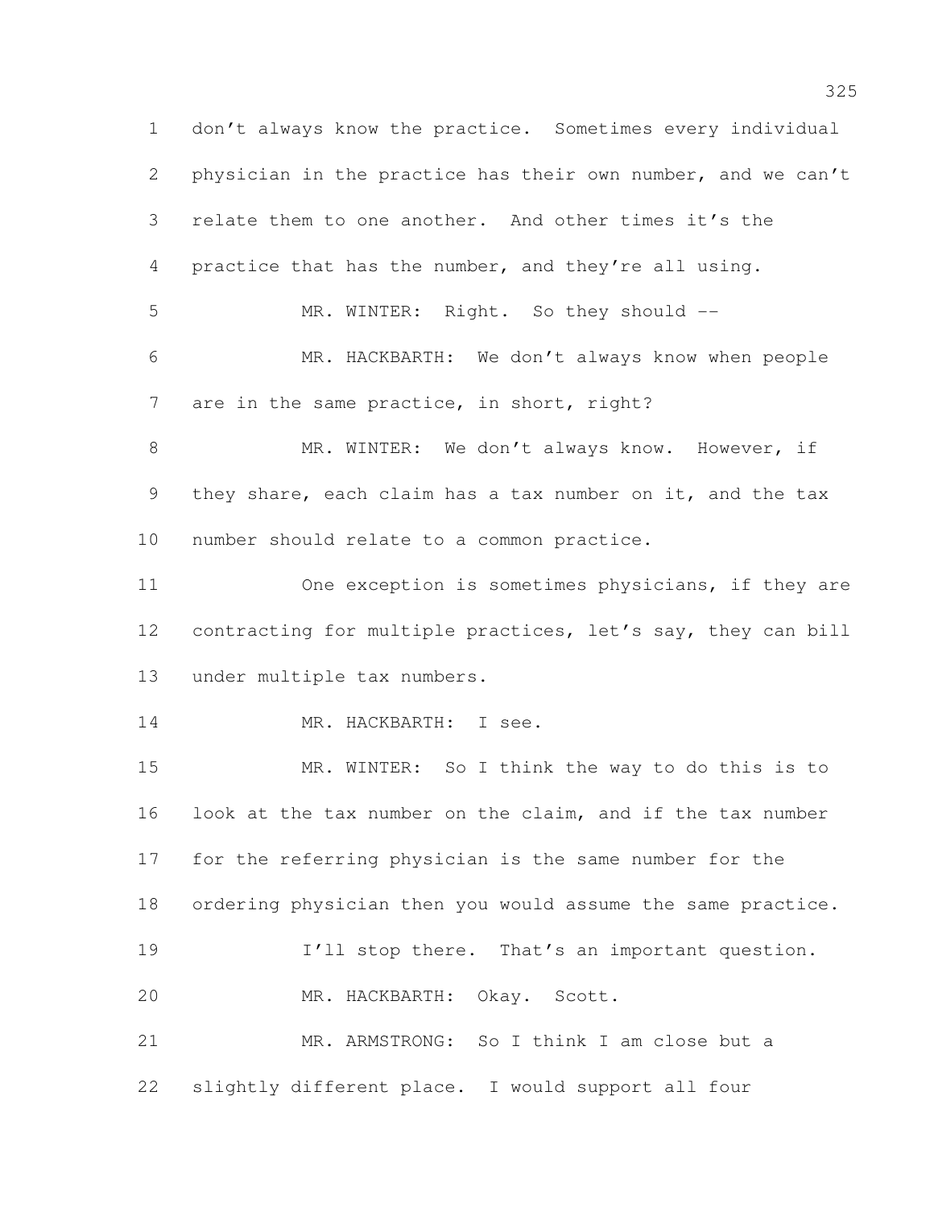don't always know the practice. Sometimes every individual physician in the practice has their own number, and we can't relate them to one another. And other times it's the practice that has the number, and they're all using.

MR. WINTER: Right. So they should --

MR. HACKBARTH: We don't always know when people are in the same practice, in short, right?

MR. WINTER: We don't always know. However, if they share, each claim has a tax number on it, and the tax number should relate to a common practice.

One exception is sometimes physicians, if they are contracting for multiple practices, let's say, they can bill under multiple tax numbers.

MR. HACKBARTH: I see.

MR. WINTER: So I think the way to do this is to look at the tax number on the claim, and if the tax number for the referring physician is the same number for the ordering physician then you would assume the same practice.

I'll stop there. That's an important question.

MR. HACKBARTH: Okay. Scott.

MR. ARMSTRONG: So I think I am close but a slightly different place. I would support all four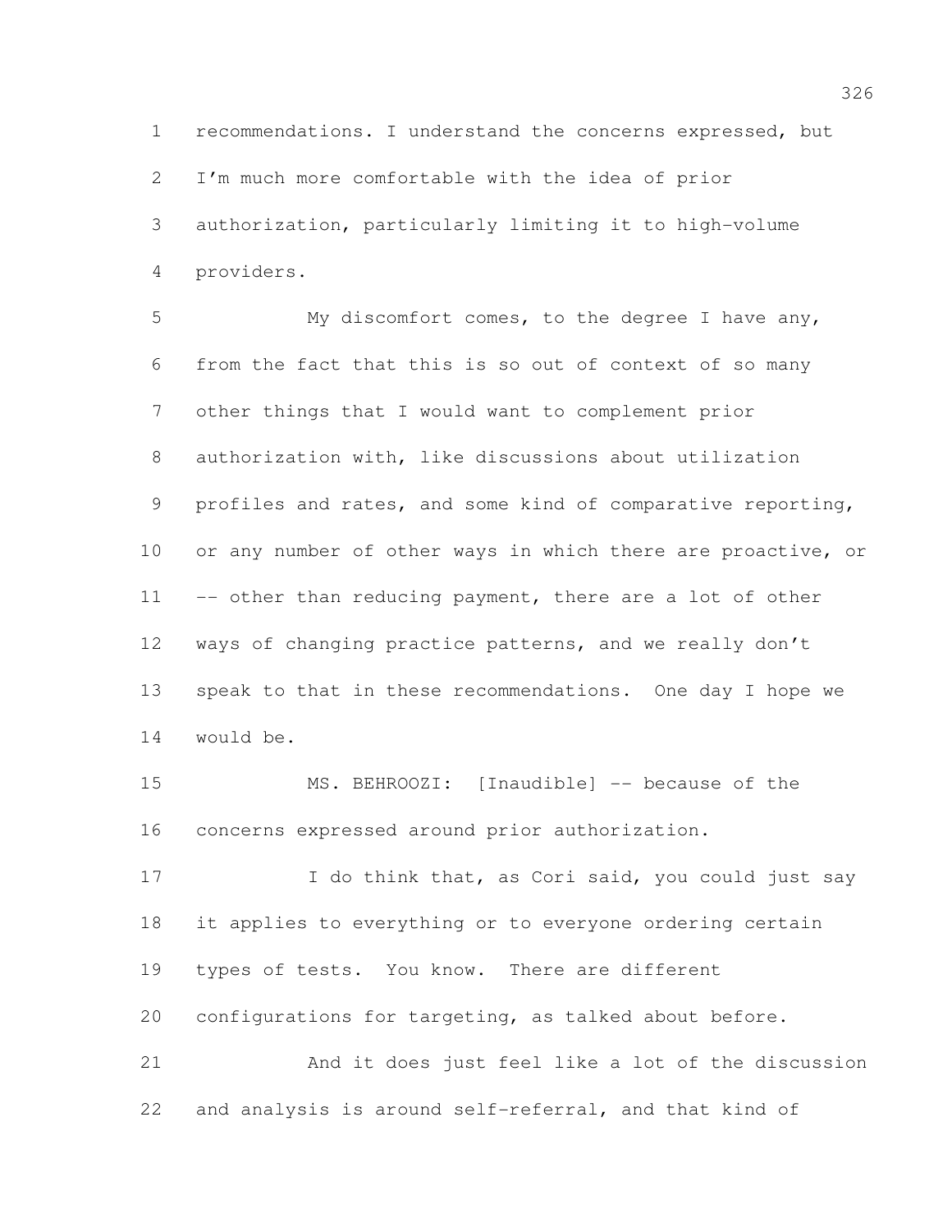recommendations. I understand the concerns expressed, but I'm much more comfortable with the idea of prior authorization, particularly limiting it to high-volume providers.

My discomfort comes, to the degree I have any, from the fact that this is so out of context of so many other things that I would want to complement prior authorization with, like discussions about utilization profiles and rates, and some kind of comparative reporting, or any number of other ways in which there are proactive, or -- other than reducing payment, there are a lot of other ways of changing practice patterns, and we really don't speak to that in these recommendations. One day I hope we would be.

MS. BEHROOZI: [Inaudible] -- because of the concerns expressed around prior authorization.

I do think that, as Cori said, you could just say it applies to everything or to everyone ordering certain types of tests. You know. There are different configurations for targeting, as talked about before.

And it does just feel like a lot of the discussion and analysis is around self-referral, and that kind of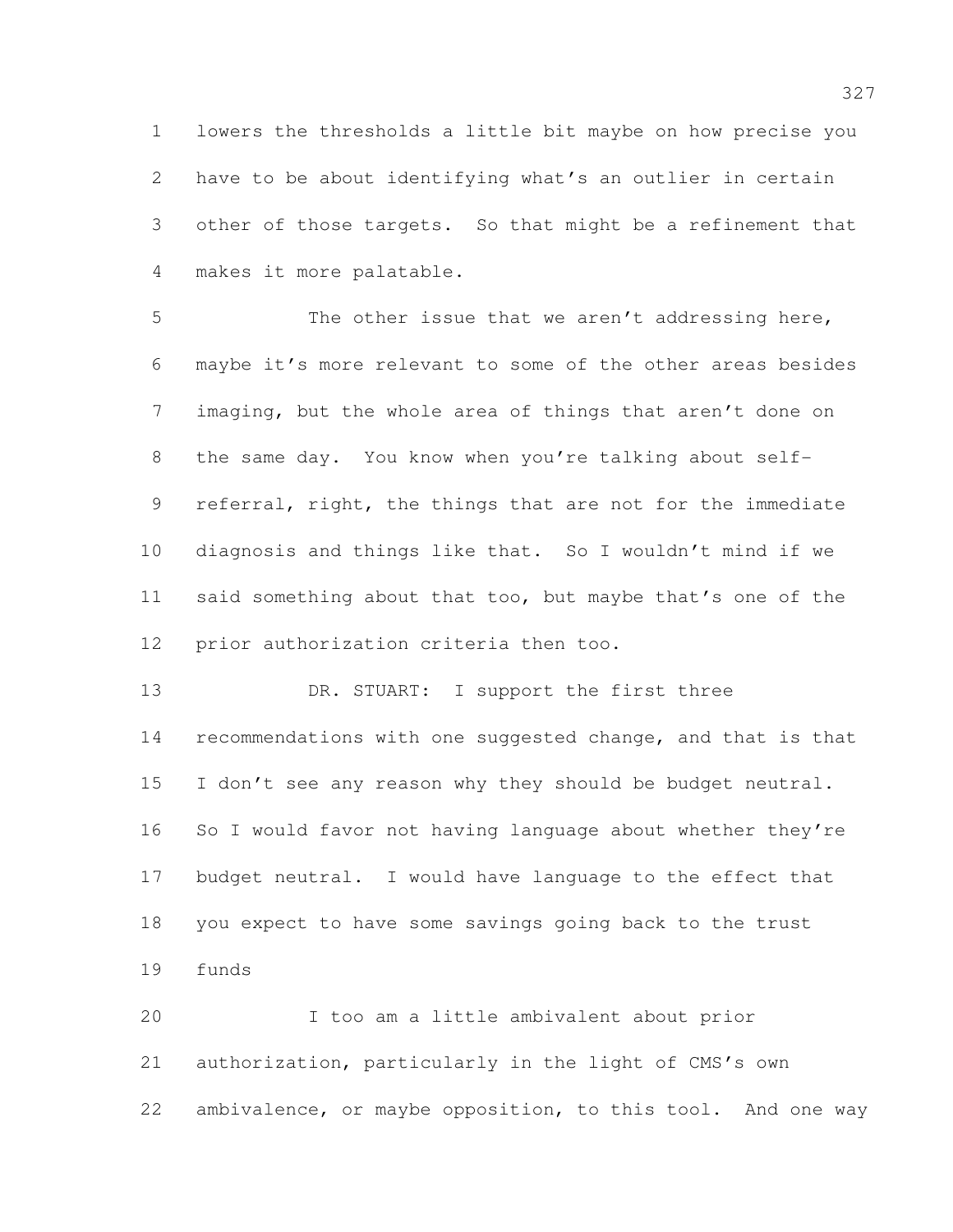lowers the thresholds a little bit maybe on how precise you have to be about identifying what's an outlier in certain other of those targets. So that might be a refinement that makes it more palatable.

The other issue that we aren't addressing here, maybe it's more relevant to some of the other areas besides imaging, but the whole area of things that aren't done on the same day. You know when you're talking about self-referral, right, the things that are not for the immediate diagnosis and things like that. So I wouldn't mind if we said something about that too, but maybe that's one of the prior authorization criteria then too.

DR. STUART: I support the first three recommendations with one suggested change, and that is that I don't see any reason why they should be budget neutral. So I would favor not having language about whether they're budget neutral. I would have language to the effect that you expect to have some savings going back to the trust funds

I too am a little ambivalent about prior authorization, particularly in the light of CMS's own ambivalence, or maybe opposition, to this tool. And one way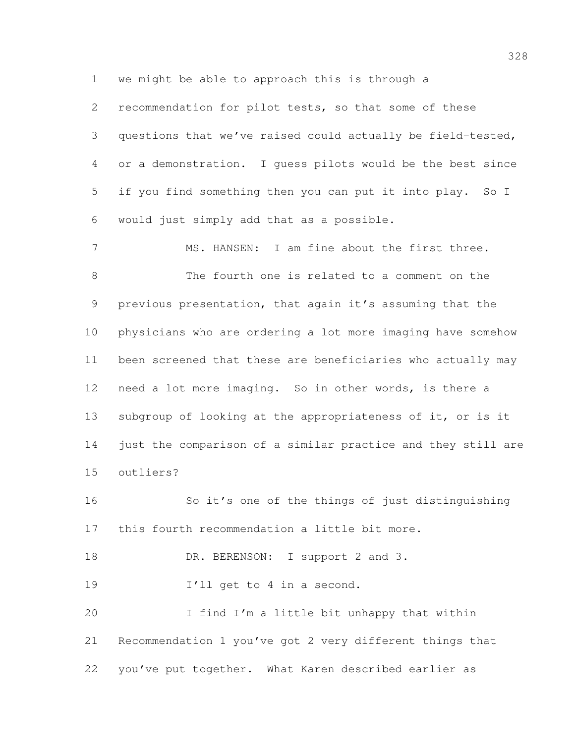we might be able to approach this is through a recommendation for pilot tests, so that some of these questions that we've raised could actually be field-tested, or a demonstration. I guess pilots would be the best since if you find something then you can put it into play. So I would just simply add that as a possible.

MS. HANSEN: I am fine about the first three.

The fourth one is related to a comment on the previous presentation, that again it's assuming that the physicians who are ordering a lot more imaging have somehow been screened that these are beneficiaries who actually may need a lot more imaging. So in other words, is there a subgroup of looking at the appropriateness of it, or is it just the comparison of a similar practice and they still are outliers?

So it's one of the things of just distinguishing this fourth recommendation a little bit more.

DR. BERENSON: I support 2 and 3.

I'll get to 4 in a second.

I find I'm a little bit unhappy that within Recommendation 1 you've got 2 very different things that you've put together. What Karen described earlier as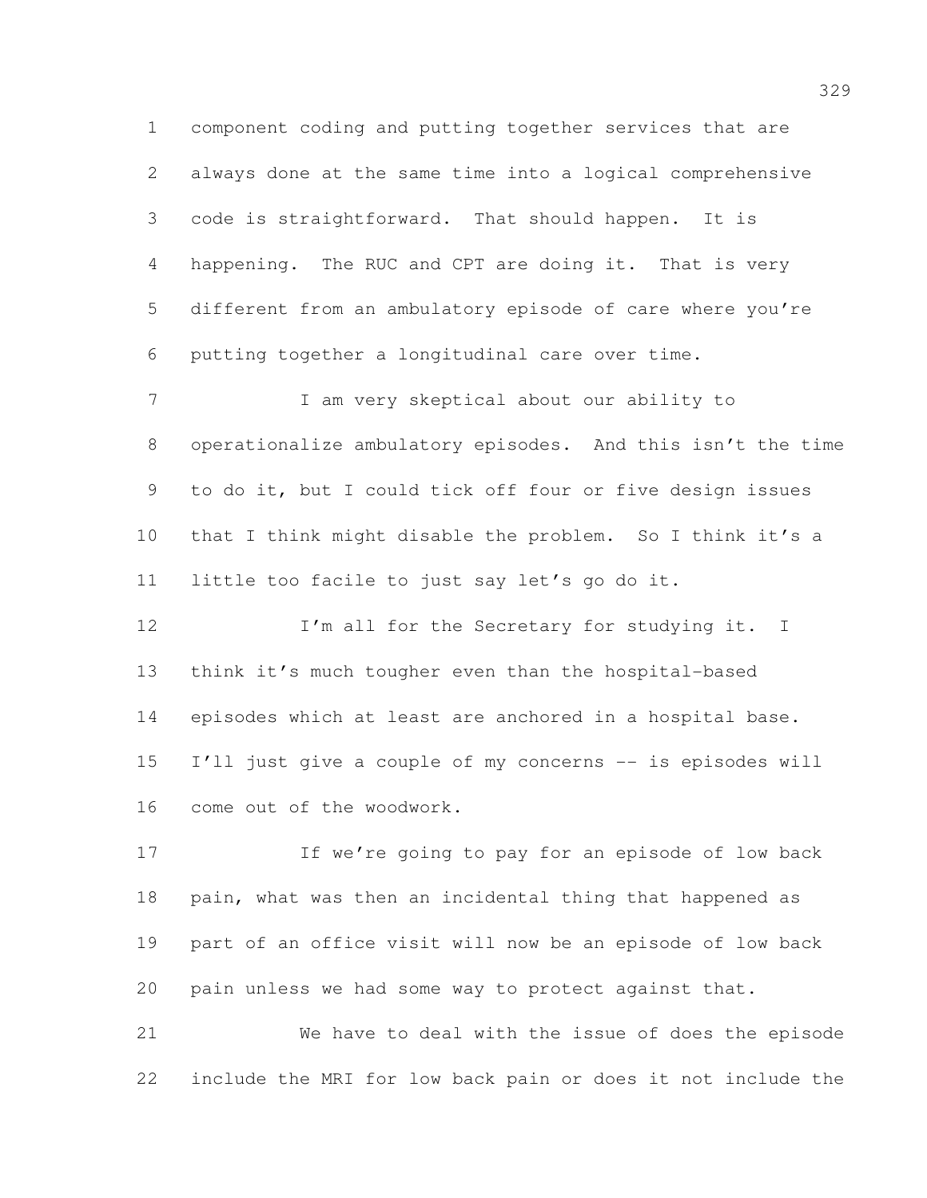component coding and putting together services that are always done at the same time into a logical comprehensive code is straightforward. That should happen. It is happening. The RUC and CPT are doing it. That is very different from an ambulatory episode of care where you're putting together a longitudinal care over time.

I am very skeptical about our ability to operationalize ambulatory episodes. And this isn't the time to do it, but I could tick off four or five design issues that I think might disable the problem. So I think it's a little too facile to just say let's go do it.

I'm all for the Secretary for studying it. I think it's much tougher even than the hospital-based episodes which at least are anchored in a hospital base. I'll just give a couple of my concerns -- is episodes will come out of the woodwork.

If we're going to pay for an episode of low back pain, what was then an incidental thing that happened as part of an office visit will now be an episode of low back pain unless we had some way to protect against that.

We have to deal with the issue of does the episode include the MRI for low back pain or does it not include the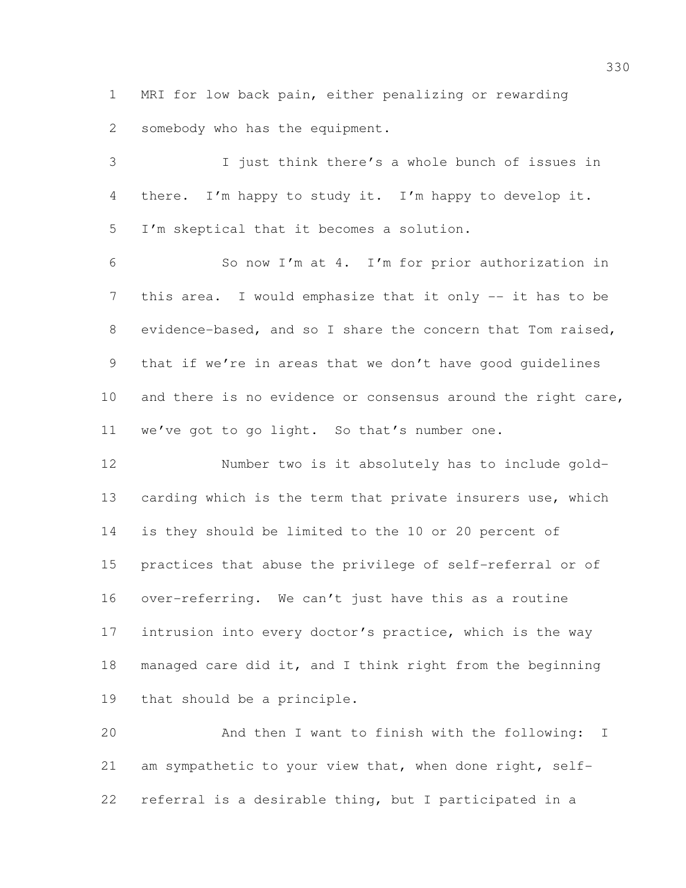MRI for low back pain, either penalizing or rewarding somebody who has the equipment.

I just think there's a whole bunch of issues in there. I'm happy to study it. I'm happy to develop it. I'm skeptical that it becomes a solution.

So now I'm at 4. I'm for prior authorization in this area. I would emphasize that it only -- it has to be evidence-based, and so I share the concern that Tom raised, that if we're in areas that we don't have good guidelines and there is no evidence or consensus around the right care, we've got to go light. So that's number one.

Number two is it absolutely has to include gold-carding which is the term that private insurers use, which is they should be limited to the 10 or 20 percent of practices that abuse the privilege of self-referral or of over-referring. We can't just have this as a routine intrusion into every doctor's practice, which is the way managed care did it, and I think right from the beginning that should be a principle.

And then I want to finish with the following: I am sympathetic to your view that, when done right, self-referral is a desirable thing, but I participated in a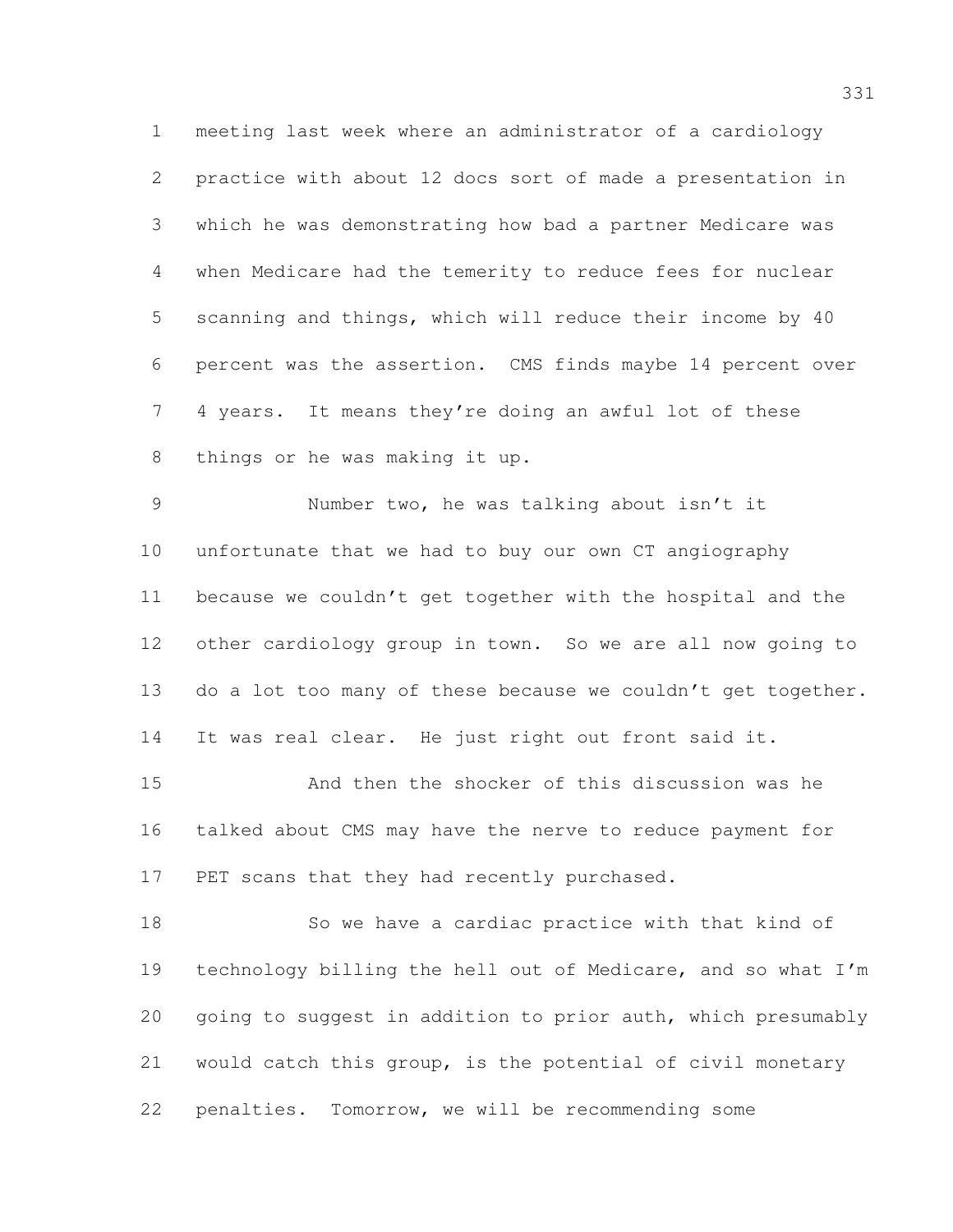meeting last week where an administrator of a cardiology practice with about 12 docs sort of made a presentation in which he was demonstrating how bad a partner Medicare was when Medicare had the temerity to reduce fees for nuclear scanning and things, which will reduce their income by 40 percent was the assertion. CMS finds maybe 14 percent over 4 years. It means they're doing an awful lot of these things or he was making it up.

Number two, he was talking about isn't it unfortunate that we had to buy our own CT angiography because we couldn't get together with the hospital and the other cardiology group in town. So we are all now going to do a lot too many of these because we couldn't get together. It was real clear. He just right out front said it.

And then the shocker of this discussion was he talked about CMS may have the nerve to reduce payment for PET scans that they had recently purchased.

So we have a cardiac practice with that kind of technology billing the hell out of Medicare, and so what I'm going to suggest in addition to prior auth, which presumably would catch this group, is the potential of civil monetary penalties. Tomorrow, we will be recommending some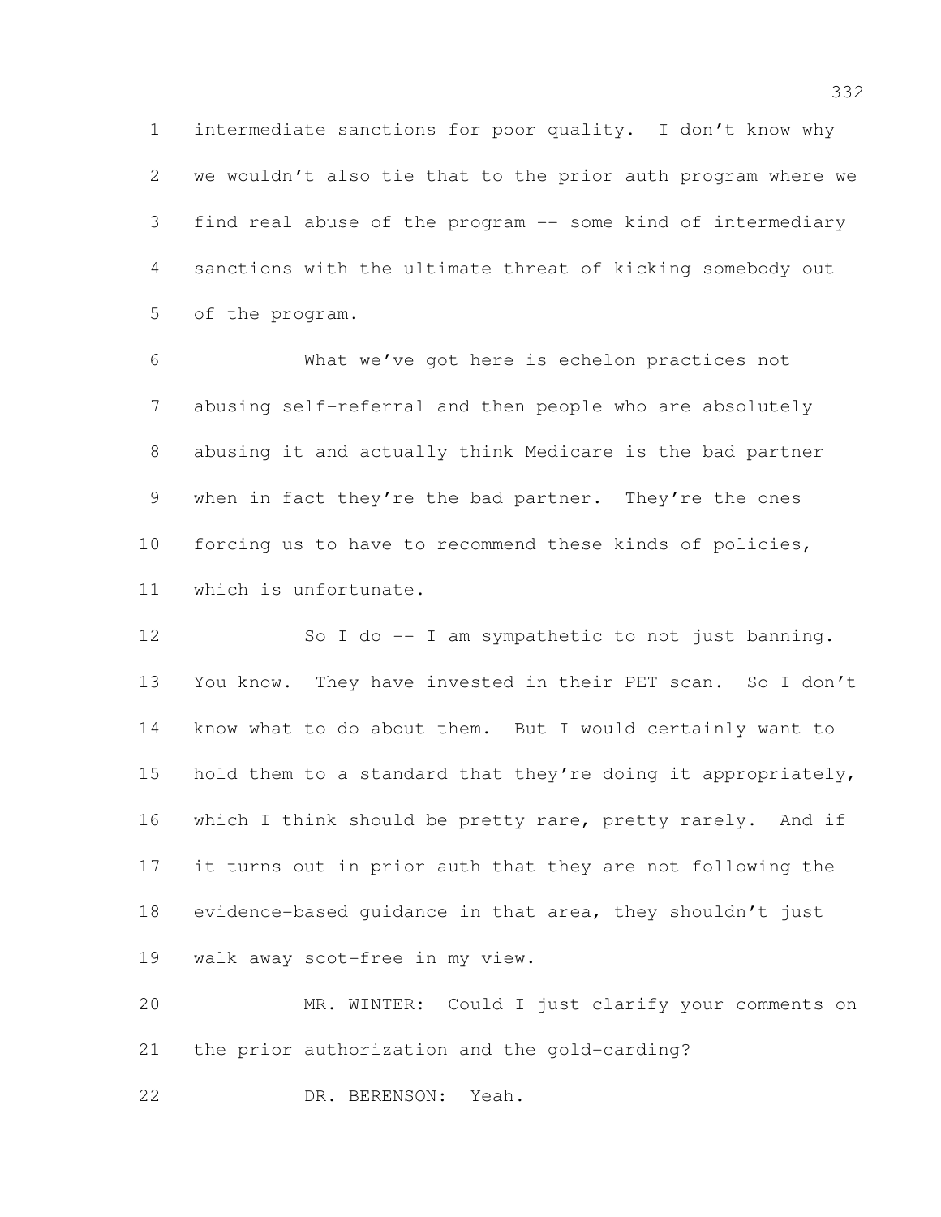intermediate sanctions for poor quality. I don't know why we wouldn't also tie that to the prior auth program where we find real abuse of the program -- some kind of intermediary sanctions with the ultimate threat of kicking somebody out of the program.

What we've got here is echelon practices not abusing self-referral and then people who are absolutely abusing it and actually think Medicare is the bad partner when in fact they're the bad partner. They're the ones forcing us to have to recommend these kinds of policies, which is unfortunate.

So I do -- I am sympathetic to not just banning. You know. They have invested in their PET scan. So I don't know what to do about them. But I would certainly want to hold them to a standard that they're doing it appropriately, which I think should be pretty rare, pretty rarely. And if it turns out in prior auth that they are not following the evidence-based guidance in that area, they shouldn't just walk away scot-free in my view.

MR. WINTER: Could I just clarify your comments on the prior authorization and the gold-carding?

DR. BERENSON: Yeah.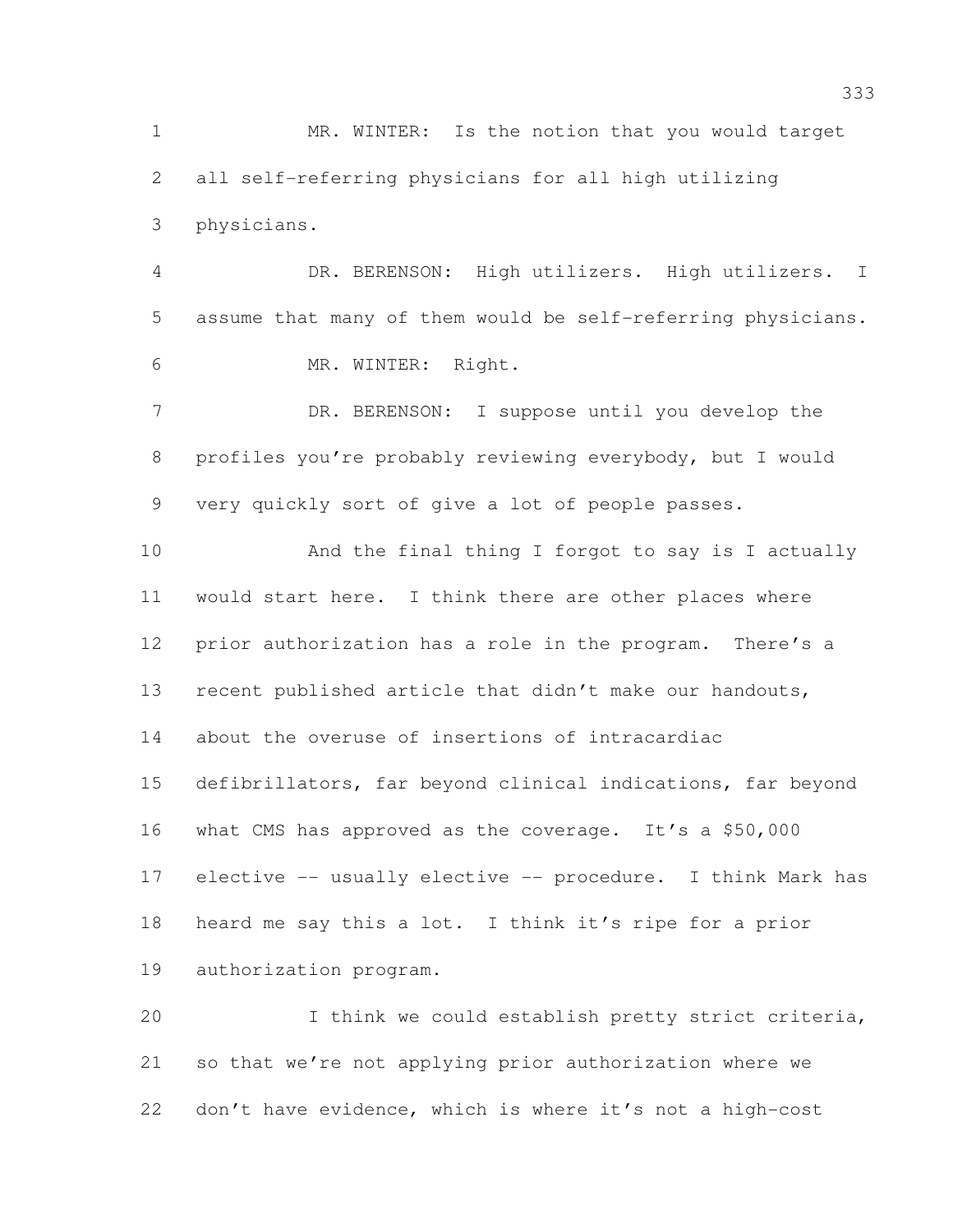MR. WINTER: Is the notion that you would target all self-referring physicians for all high utilizing physicians.

DR. BERENSON: High utilizers. High utilizers. I assume that many of them would be self-referring physicians.

MR. WINTER: Right.

DR. BERENSON: I suppose until you develop the profiles you're probably reviewing everybody, but I would very quickly sort of give a lot of people passes.

And the final thing I forgot to say is I actually would start here. I think there are other places where prior authorization has a role in the program. There's a recent published article that didn't make our handouts, about the overuse of insertions of intracardiac defibrillators, far beyond clinical indications, far beyond what CMS has approved as the coverage. It's a $50,000 elective -- usually elective -- procedure. I think Mark has heard me say this a lot. I think it's ripe for a prior authorization program.

I think we could establish pretty strict criteria, so that we're not applying prior authorization where we don't have evidence, which is where it's not a high-cost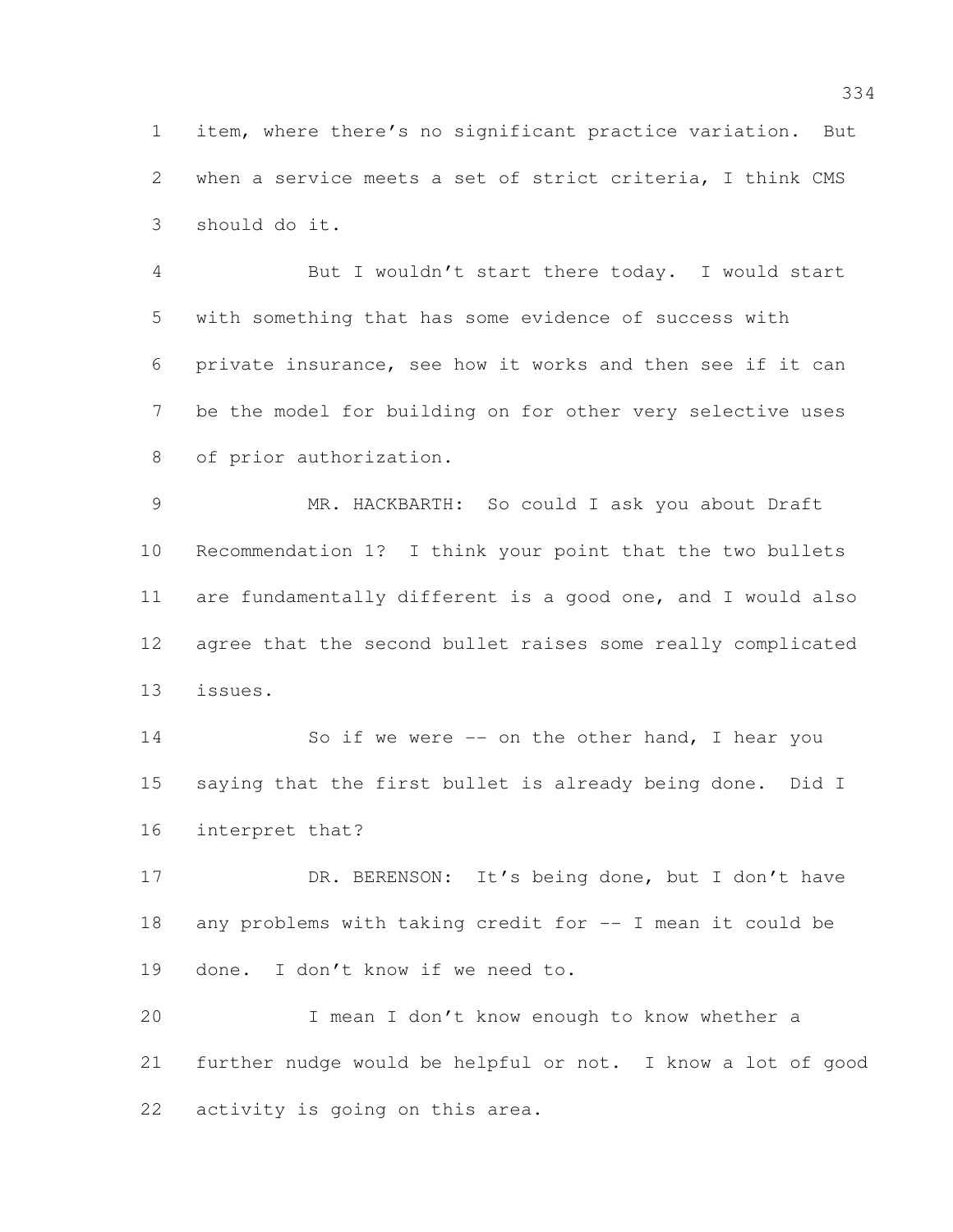item, where there's no significant practice variation. But when a service meets a set of strict criteria, I think CMS should do it.

But I wouldn't start there today. I would start with something that has some evidence of success with private insurance, see how it works and then see if it can be the model for building on for other very selective uses of prior authorization.

MR. HACKBARTH: So could I ask you about Draft Recommendation 1? I think your point that the two bullets are fundamentally different is a good one, and I would also agree that the second bullet raises some really complicated issues.

So if we were -- on the other hand, I hear you saying that the first bullet is already being done. Did I interpret that?

DR. BERENSON: It's being done, but I don't have any problems with taking credit for -- I mean it could be done. I don't know if we need to.

I mean I don't know enough to know whether a further nudge would be helpful or not. I know a lot of good activity is going on this area.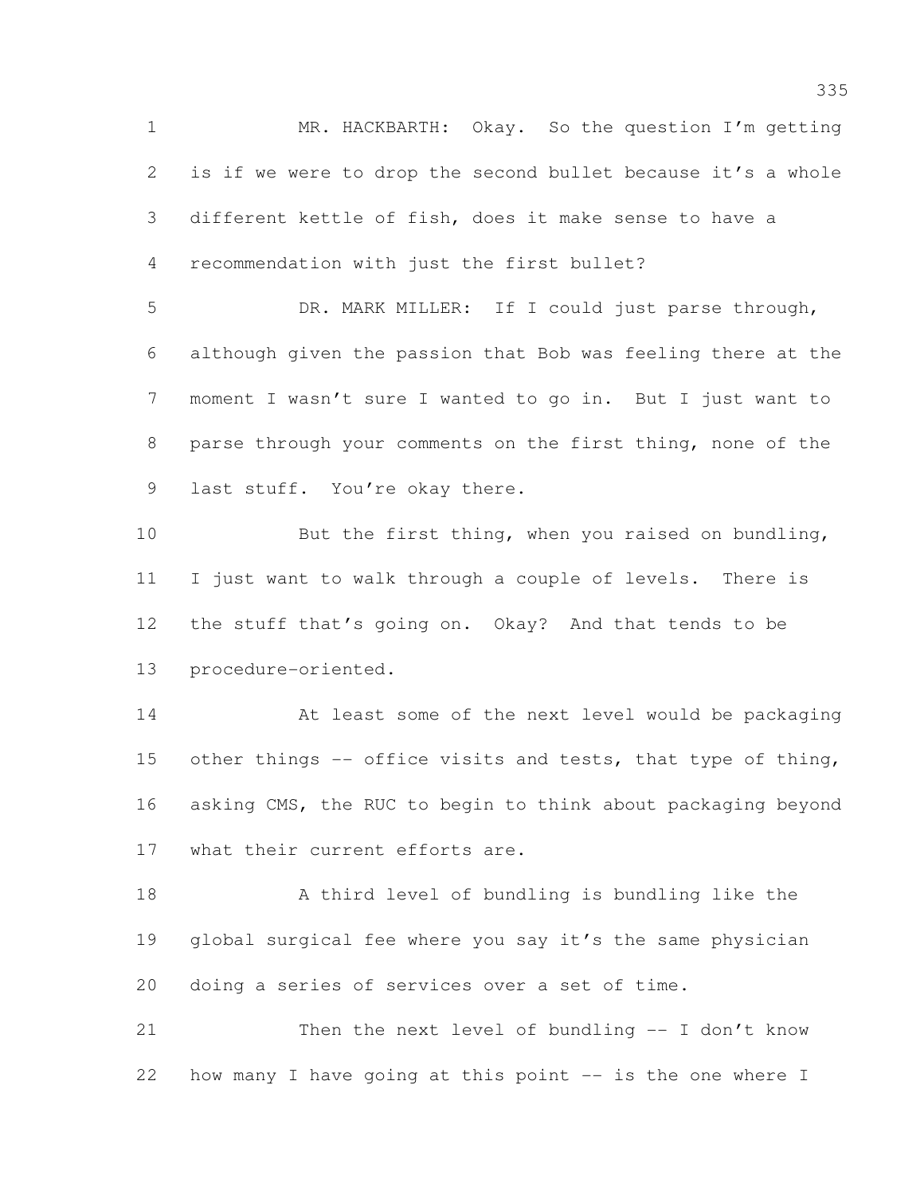MR. HACKBARTH: Okay. So the question I'm getting is if we were to drop the second bullet because it's a whole different kettle of fish, does it make sense to have a recommendation with just the first bullet?

DR. MARK MILLER: If I could just parse through, although given the passion that Bob was feeling there at the moment I wasn't sure I wanted to go in. But I just want to parse through your comments on the first thing, none of the last stuff. You're okay there.

But the first thing, when you raised on bundling, I just want to walk through a couple of levels. There is the stuff that's going on. Okay? And that tends to be procedure-oriented.

At least some of the next level would be packaging other things -- office visits and tests, that type of thing, asking CMS, the RUC to begin to think about packaging beyond what their current efforts are.

A third level of bundling is bundling like the global surgical fee where you say it's the same physician doing a series of services over a set of time.

Then the next level of bundling -- I don't know how many I have going at this point -- is the one where I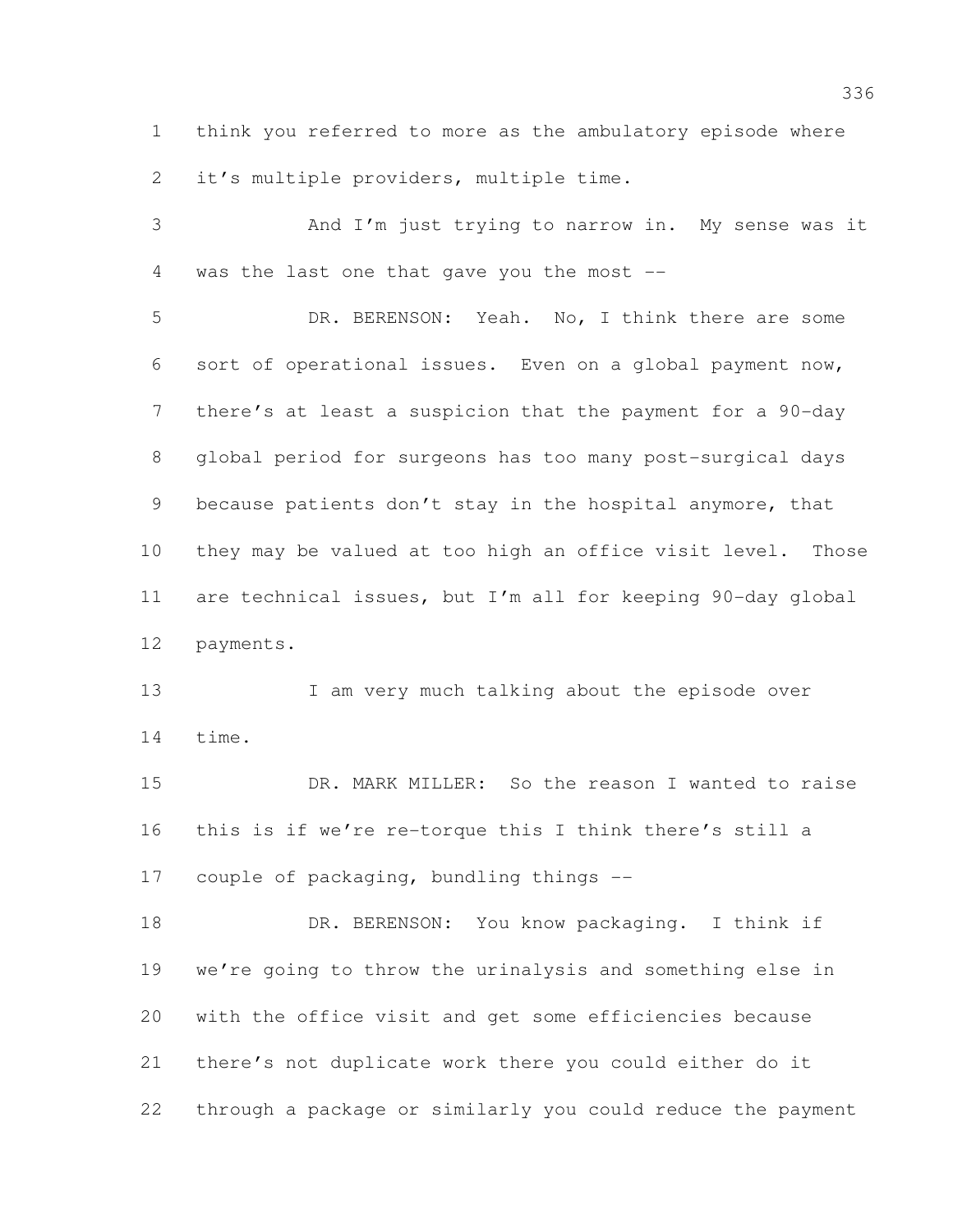think you referred to more as the ambulatory episode where it's multiple providers, multiple time.

And I'm just trying to narrow in. My sense was it was the last one that gave you the most --

DR. BERENSON: Yeah. No, I think there are some sort of operational issues. Even on a global payment now, there's at least a suspicion that the payment for a 90-day global period for surgeons has too many post-surgical days because patients don't stay in the hospital anymore, that they may be valued at too high an office visit level. Those are technical issues, but I'm all for keeping 90-day global payments.

I am very much talking about the episode over time.

DR. MARK MILLER: So the reason I wanted to raise this is if we're re-torque this I think there's still a couple of packaging, bundling things --

DR. BERENSON: You know packaging. I think if we're going to throw the urinalysis and something else in with the office visit and get some efficiencies because there's not duplicate work there you could either do it through a package or similarly you could reduce the payment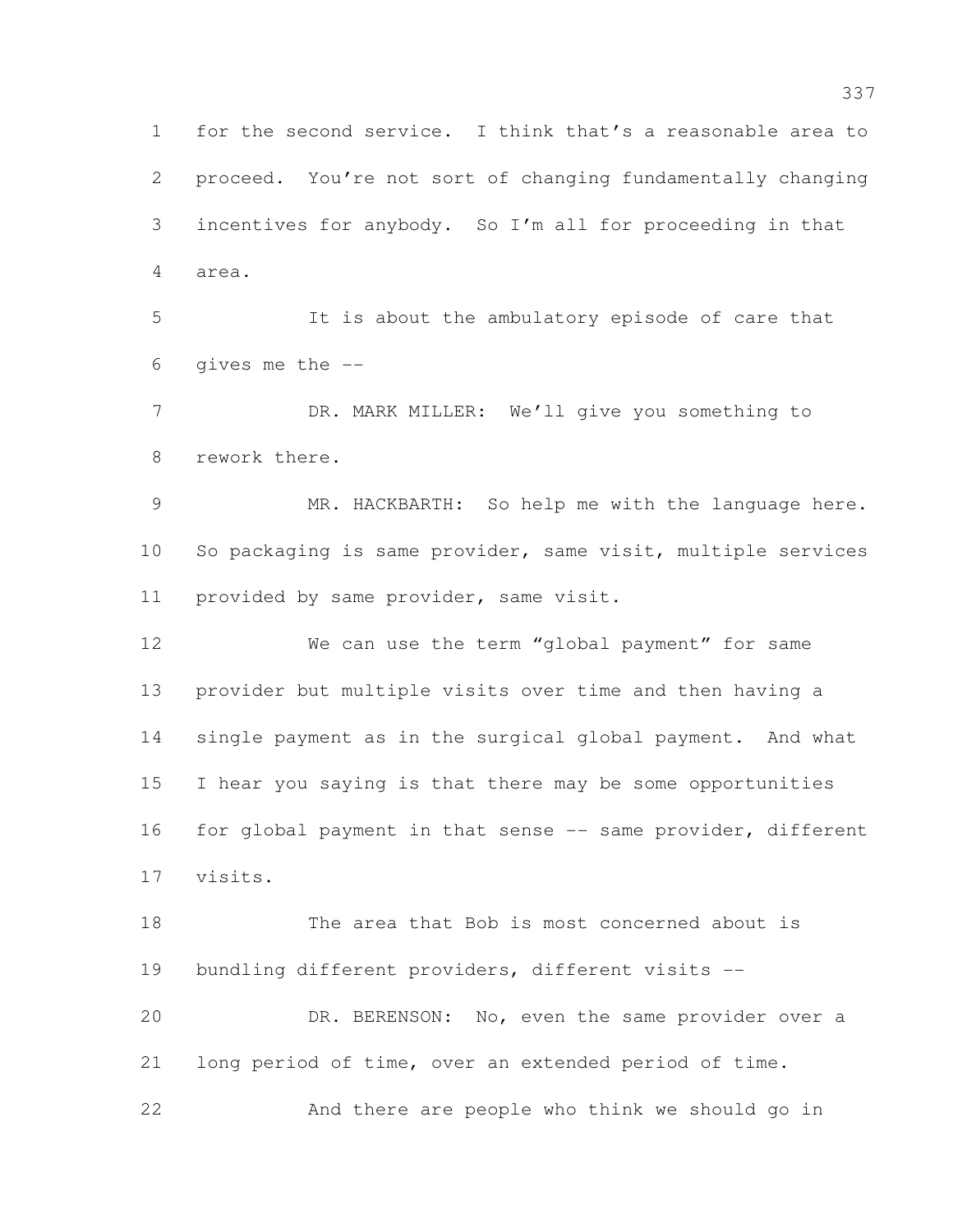for the second service. I think that's a reasonable area to proceed. You're not sort of changing fundamentally changing incentives for anybody. So I'm all for proceeding in that area.

It is about the ambulatory episode of care that gives me the --

DR. MARK MILLER: We'll give you something to rework there.

MR. HACKBARTH: So help me with the language here. So packaging is same provider, same visit, multiple services provided by same provider, same visit.

We can use the term "global payment" for same provider but multiple visits over time and then having a single payment as in the surgical global payment. And what I hear you saying is that there may be some opportunities for global payment in that sense -- same provider, different visits.

The area that Bob is most concerned about is bundling different providers, different visits --

DR. BERENSON: No, even the same provider over a long period of time, over an extended period of time.

And there are people who think we should go in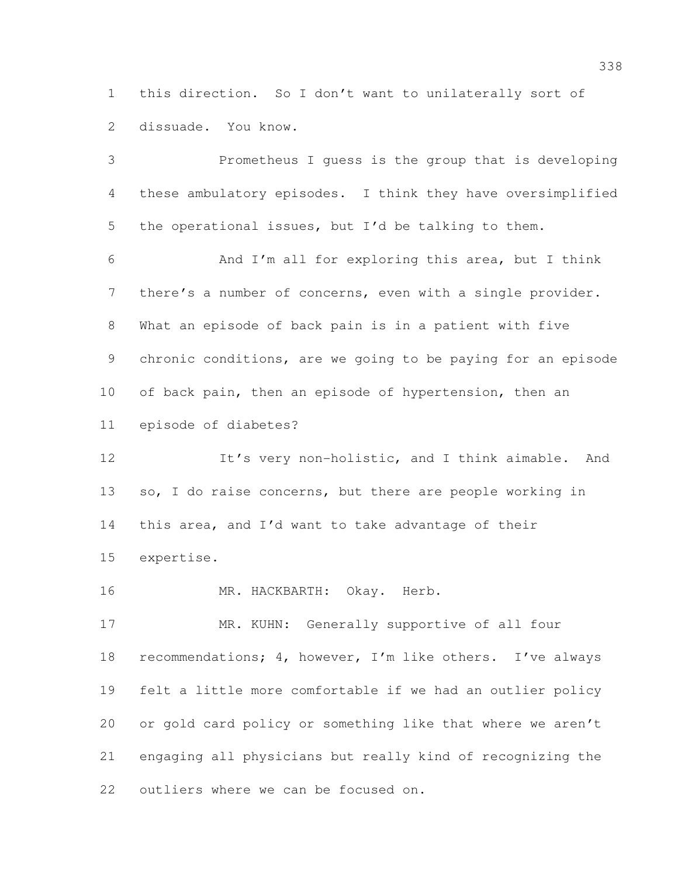this direction. So I don't want to unilaterally sort of dissuade. You know.

Prometheus I guess is the group that is developing these ambulatory episodes. I think they have oversimplified the operational issues, but I'd be talking to them.

And I'm all for exploring this area, but I think there's a number of concerns, even with a single provider. What an episode of back pain is in a patient with five chronic conditions, are we going to be paying for an episode of back pain, then an episode of hypertension, then an episode of diabetes?

It's very non-holistic, and I think aimable. And so, I do raise concerns, but there are people working in this area, and I'd want to take advantage of their expertise.

MR. HACKBARTH: Okay. Herb.

MR. KUHN: Generally supportive of all four recommendations; 4, however, I'm like others. I've always felt a little more comfortable if we had an outlier policy or gold card policy or something like that where we aren't engaging all physicians but really kind of recognizing the outliers where we can be focused on.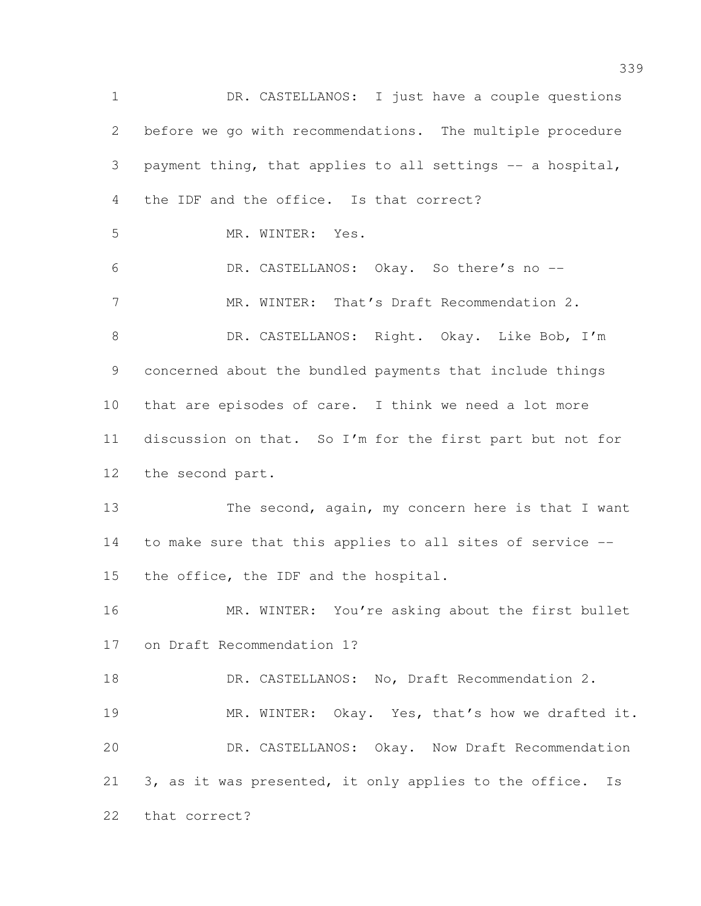DR. CASTELLANOS: I just have a couple questions before we go with recommendations. The multiple procedure payment thing, that applies to all settings -- a hospital, the IDF and the office. Is that correct?

MR. WINTER: Yes.

DR. CASTELLANOS: Okay. So there's no --

MR. WINTER: That's Draft Recommendation 2.

DR. CASTELLANOS: Right. Okay. Like Bob, I'm concerned about the bundled payments that include things that are episodes of care. I think we need a lot more discussion on that. So I'm for the first part but not for the second part.

The second, again, my concern here is that I want to make sure that this applies to all sites of service -- the office, the IDF and the hospital.

MR. WINTER: You're asking about the first bullet on Draft Recommendation 1?

DR. CASTELLANOS: No, Draft Recommendation 2.

MR. WINTER: Okay. Yes, that's how we drafted it.

DR. CASTELLANOS: Okay. Now Draft Recommendation 3, as it was presented, it only applies to the office. Is that correct?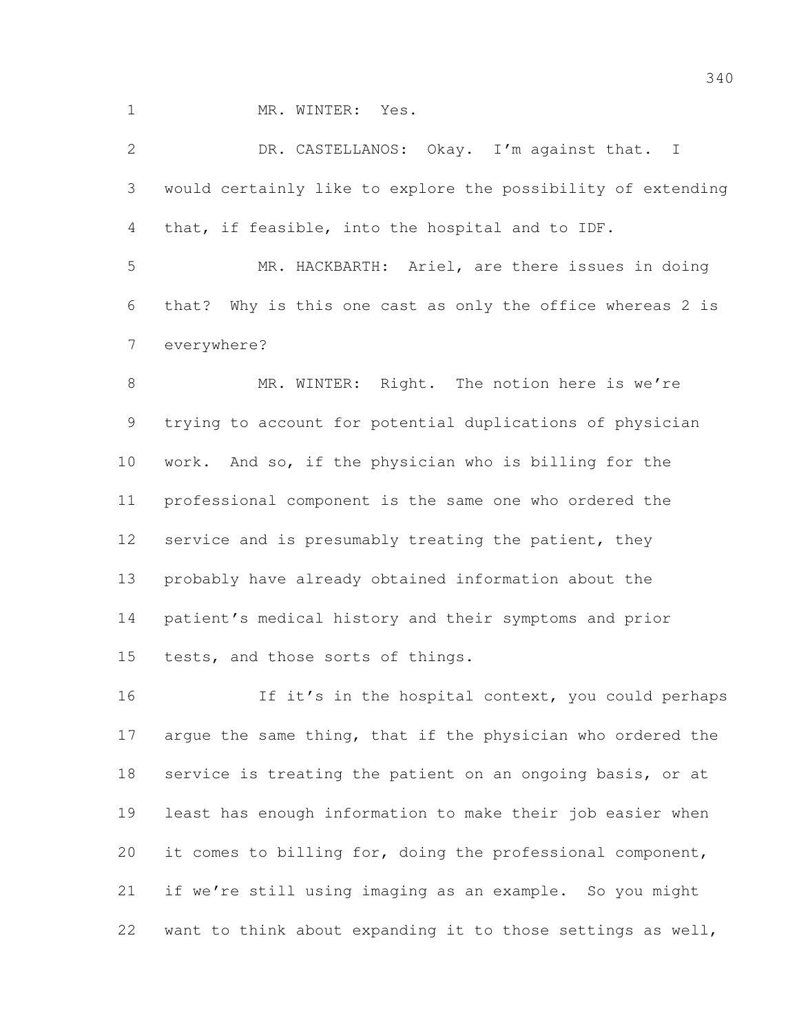MR. WINTER: Yes.

DR. CASTELLANOS: Okay. I'm against that. I would certainly like to explore the possibility of extending that, if feasible, into the hospital and to IDF.

MR. HACKBARTH: Ariel, are there issues in doing that? Why is this one cast as only the office whereas 2 is everywhere?

MR. WINTER: Right. The notion here is we're trying to account for potential duplications of physician work. And so, if the physician who is billing for the professional component is the same one who ordered the service and is presumably treating the patient, they probably have already obtained information about the patient's medical history and their symptoms and prior tests, and those sorts of things.

If it's in the hospital context, you could perhaps argue the same thing, that if the physician who ordered the service is treating the patient on an ongoing basis, or at least has enough information to make their job easier when it comes to billing for, doing the professional component, if we're still using imaging as an example. So you might want to think about expanding it to those settings as well,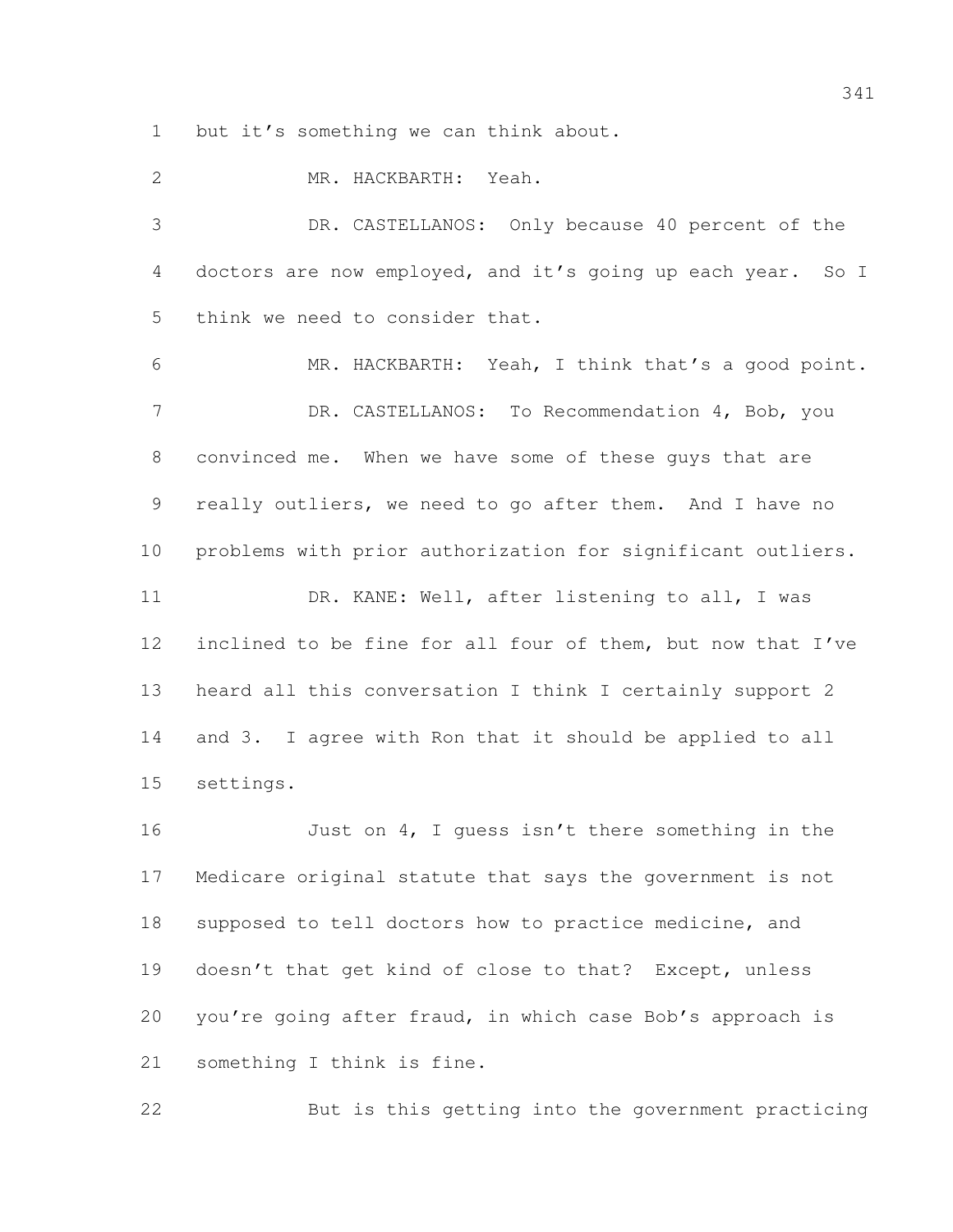but it's something we can think about.

MR. HACKBARTH: Yeah.

DR. CASTELLANOS: Only because 40 percent of the doctors are now employed, and it's going up each year. So I think we need to consider that.

MR. HACKBARTH: Yeah, I think that's a good point.

DR. CASTELLANOS: To Recommendation 4, Bob, you convinced me. When we have some of these guys that are really outliers, we need to go after them. And I have no problems with prior authorization for significant outliers.

DR. KANE: Well, after listening to all, I was inclined to be fine for all four of them, but now that I've heard all this conversation I think I certainly support 2 and 3. I agree with Ron that it should be applied to all settings.

Just on 4, I guess isn't there something in the Medicare original statute that says the government is not supposed to tell doctors how to practice medicine, and doesn't that get kind of close to that? Except, unless you're going after fraud, in which case Bob's approach is something I think is fine.

But is this getting into the government practicing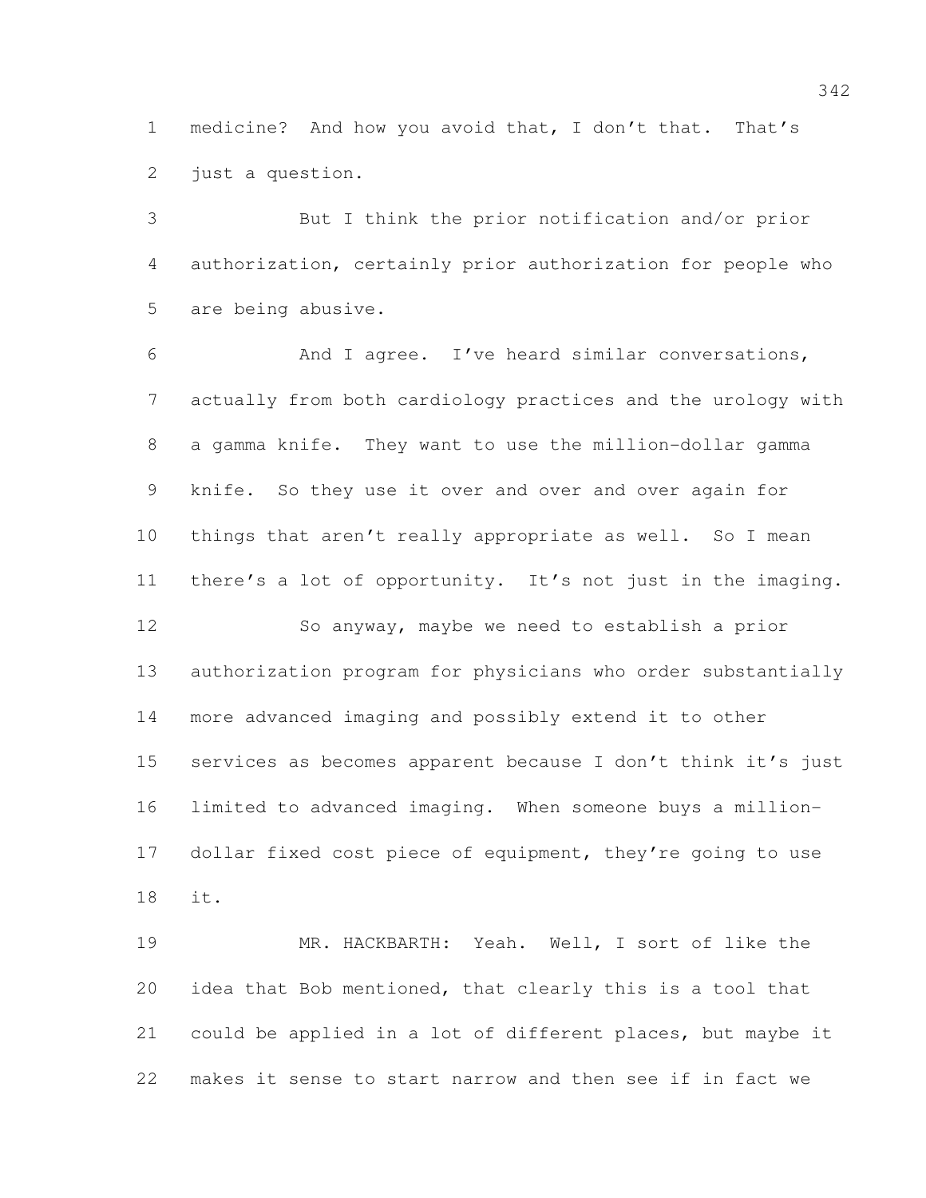medicine? And how you avoid that, I don't that. That's just a question.

But I think the prior notification and/or prior authorization, certainly prior authorization for people who are being abusive.

And I agree. I've heard similar conversations, actually from both cardiology practices and the urology with a gamma knife. They want to use the million-dollar gamma knife. So they use it over and over and over again for things that aren't really appropriate as well. So I mean there's a lot of opportunity. It's not just in the imaging.

So anyway, maybe we need to establish a prior authorization program for physicians who order substantially more advanced imaging and possibly extend it to other services as becomes apparent because I don't think it's just limited to advanced imaging. When someone buys a million-dollar fixed cost piece of equipment, they're going to use it.

MR. HACKBARTH: Yeah. Well, I sort of like the idea that Bob mentioned, that clearly this is a tool that could be applied in a lot of different places, but maybe it makes it sense to start narrow and then see if in fact we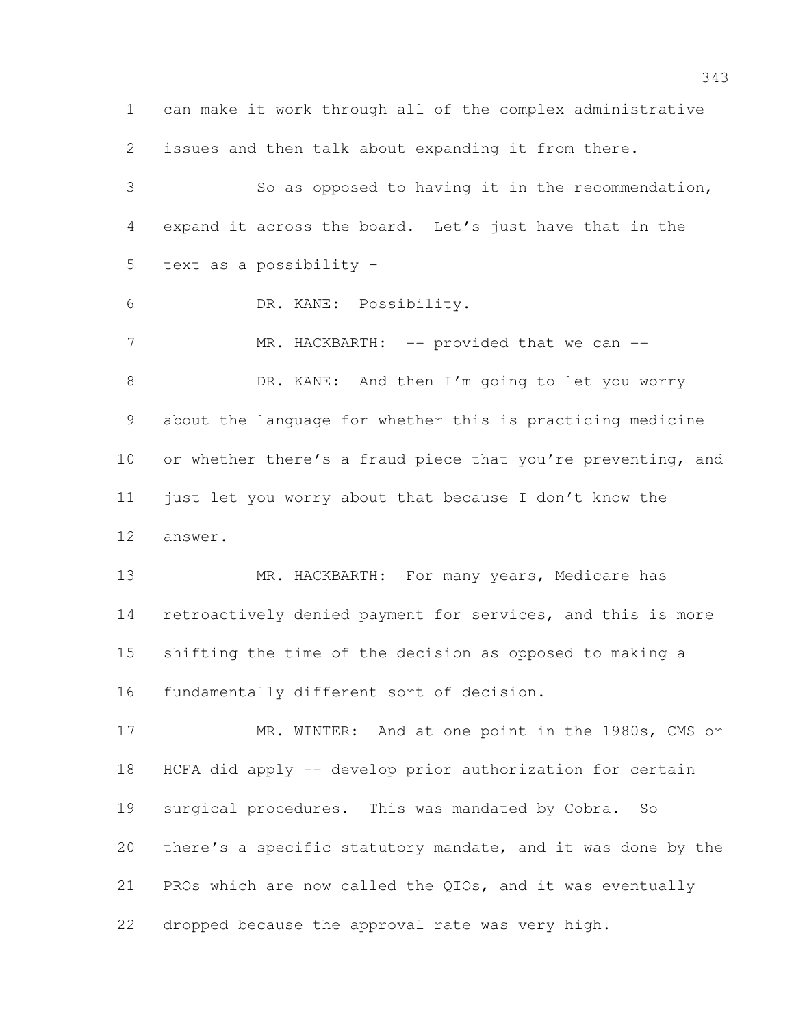can make it work through all of the complex administrative issues and then talk about expanding it from there.

So as opposed to having it in the recommendation, expand it across the board. Let's just have that in the text as a possibility –

DR. KANE: Possibility.

MR. HACKBARTH: -- provided that we can --

DR. KANE: And then I'm going to let you worry about the language for whether this is practicing medicine or whether there's a fraud piece that you're preventing, and just let you worry about that because I don't know the answer.

MR. HACKBARTH: For many years, Medicare has retroactively denied payment for services, and this is more shifting the time of the decision as opposed to making a fundamentally different sort of decision.

MR. WINTER: And at one point in the 1980s, CMS or HCFA did apply -- develop prior authorization for certain surgical procedures. This was mandated by Cobra. So there's a specific statutory mandate, and it was done by the PROs which are now called the QIOs, and it was eventually dropped because the approval rate was very high.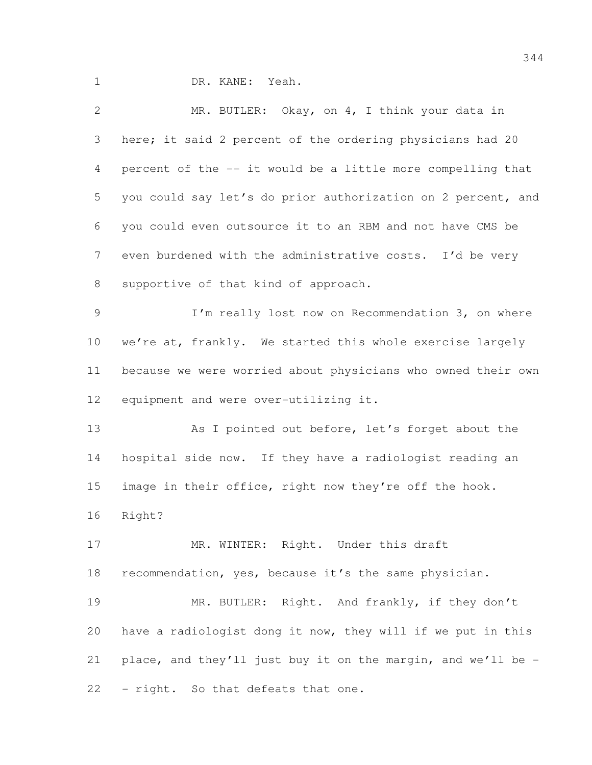DR. KANE: Yeah.

MR. BUTLER: Okay, on 4, I think your data in here; it said 2 percent of the ordering physicians had 20 percent of the -- it would be a little more compelling that you could say let's do prior authorization on 2 percent, and you could even outsource it to an RBM and not have CMS be even burdened with the administrative costs. I'd be very supportive of that kind of approach.

I'm really lost now on Recommendation 3, on where we're at, frankly. We started this whole exercise largely because we were worried about physicians who owned their own equipment and were over-utilizing it.

As I pointed out before, let's forget about the hospital side now. If they have a radiologist reading an image in their office, right now they're off the hook. Right?

MR. WINTER: Right. Under this draft recommendation, yes, because it's the same physician.

MR. BUTLER: Right. And frankly, if they don't have a radiologist dong it now, they will if we put in this place, and they'll just buy it on the margin, and we'll be -- right. So that defeats that one.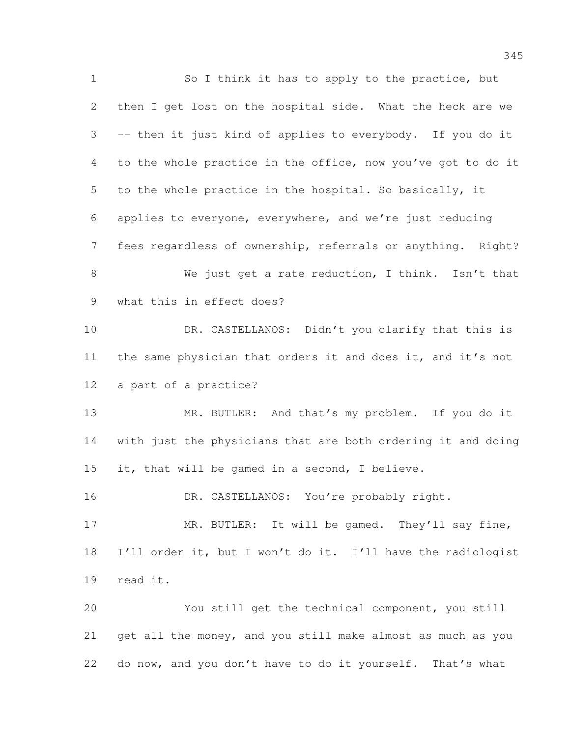So I think it has to apply to the practice, but then I get lost on the hospital side. What the heck are we -- then it just kind of applies to everybody. If you do it to the whole practice in the office, now you've got to do it to the whole practice in the hospital. So basically, it applies to everyone, everywhere, and we're just reducing fees regardless of ownership, referrals or anything. Right?

We just get a rate reduction, I think. Isn't that what this in effect does?

DR. CASTELLANOS: Didn't you clarify that this is the same physician that orders it and does it, and it's not a part of a practice?

MR. BUTLER: And that's my problem. If you do it with just the physicians that are both ordering it and doing it, that will be gamed in a second, I believe.

DR. CASTELLANOS: You're probably right.

MR. BUTLER: It will be gamed. They'll say fine, I'll order it, but I won't do it. I'll have the radiologist read it.

You still get the technical component, you still get all the money, and you still make almost as much as you do now, and you don't have to do it yourself. That's what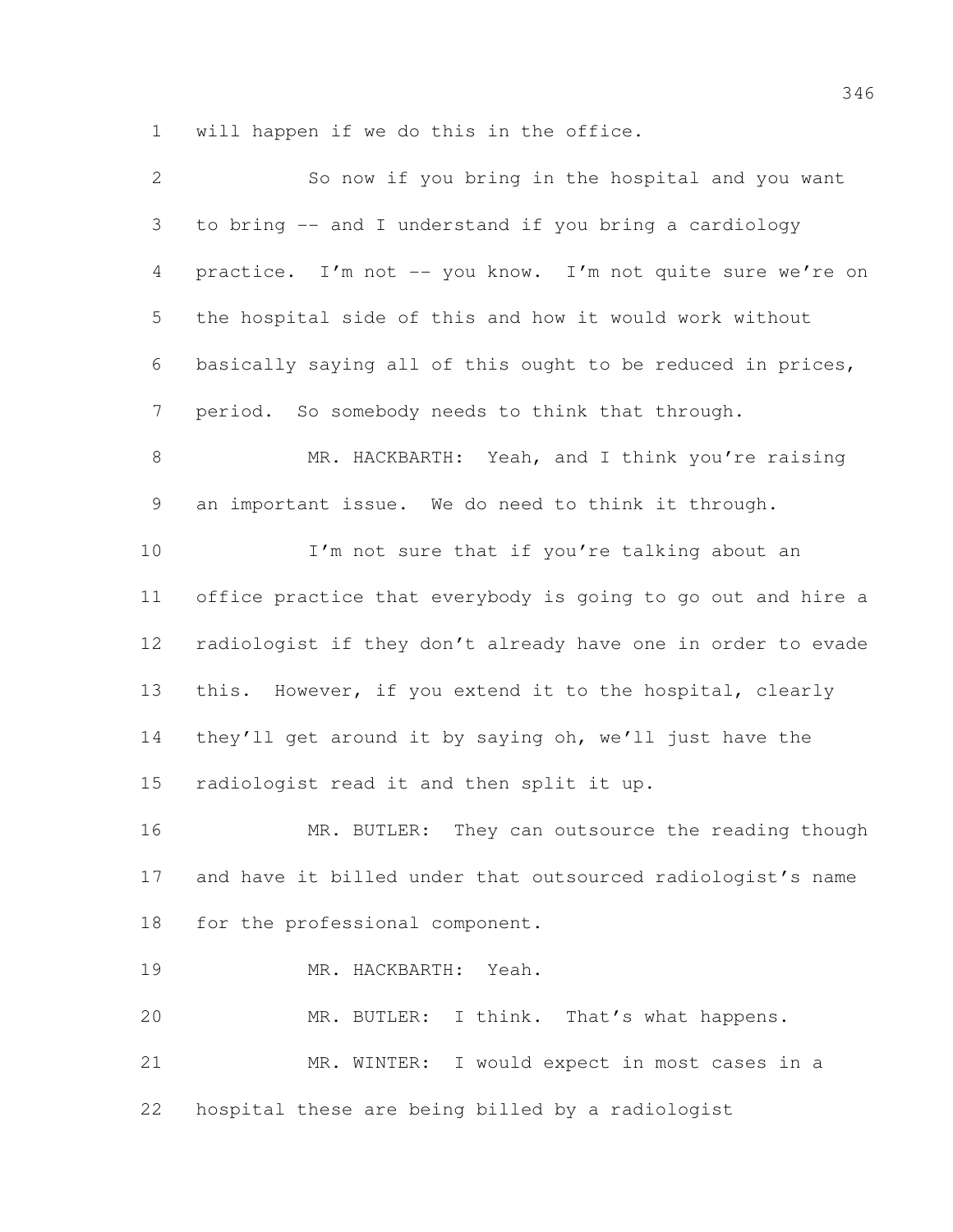will happen if we do this in the office.

So now if you bring in the hospital and you want to bring -- and I understand if you bring a cardiology practice. I'm not -- you know. I'm not quite sure we're on the hospital side of this and how it would work without basically saying all of this ought to be reduced in prices, period. So somebody needs to think that through.

MR. HACKBARTH: Yeah, and I think you're raising an important issue. We do need to think it through.

I'm not sure that if you're talking about an office practice that everybody is going to go out and hire a radiologist if they don't already have one in order to evade this. However, if you extend it to the hospital, clearly they'll get around it by saying oh, we'll just have the radiologist read it and then split it up.

MR. BUTLER: They can outsource the reading though and have it billed under that outsourced radiologist's name for the professional component.

MR. HACKBARTH: Yeah.

MR. BUTLER: I think. That's what happens.

MR. WINTER: I would expect in most cases in a hospital these are being billed by a radiologist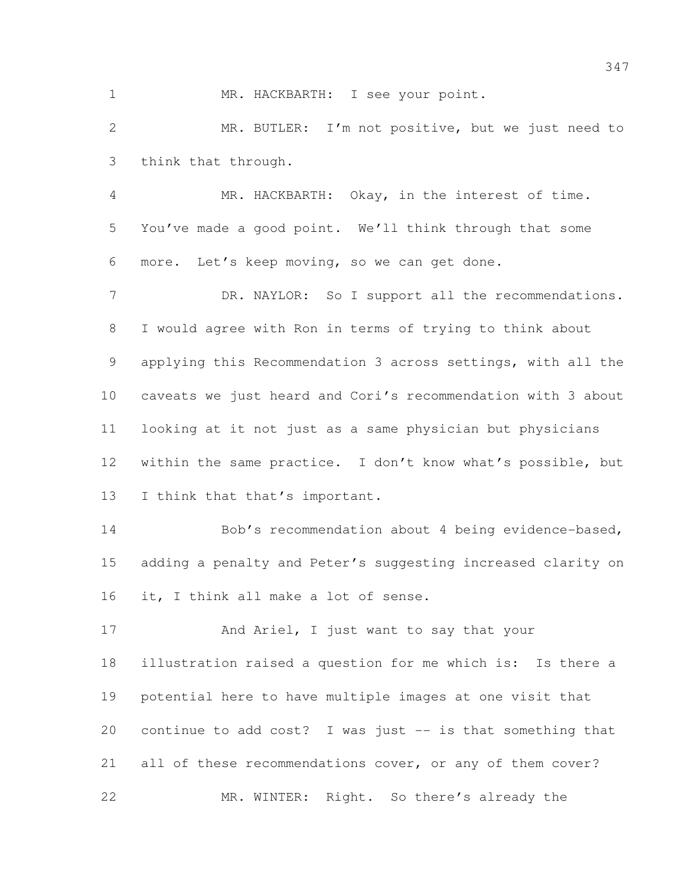MR. HACKBARTH: I see your point.

MR. BUTLER: I'm not positive, but we just need to think that through.

MR. HACKBARTH: Okay, in the interest of time. You've made a good point. We'll think through that some more. Let's keep moving, so we can get done.

DR. NAYLOR: So I support all the recommendations. I would agree with Ron in terms of trying to think about applying this Recommendation 3 across settings, with all the caveats we just heard and Cori's recommendation with 3 about looking at it not just as a same physician but physicians within the same practice. I don't know what's possible, but I think that that's important.

Bob's recommendation about 4 being evidence-based, adding a penalty and Peter's suggesting increased clarity on it, I think all make a lot of sense.

And Ariel, I just want to say that your illustration raised a question for me which is: Is there a potential here to have multiple images at one visit that continue to add cost? I was just -- is that something that all of these recommendations cover, or any of them cover?

MR. WINTER: Right. So there's already the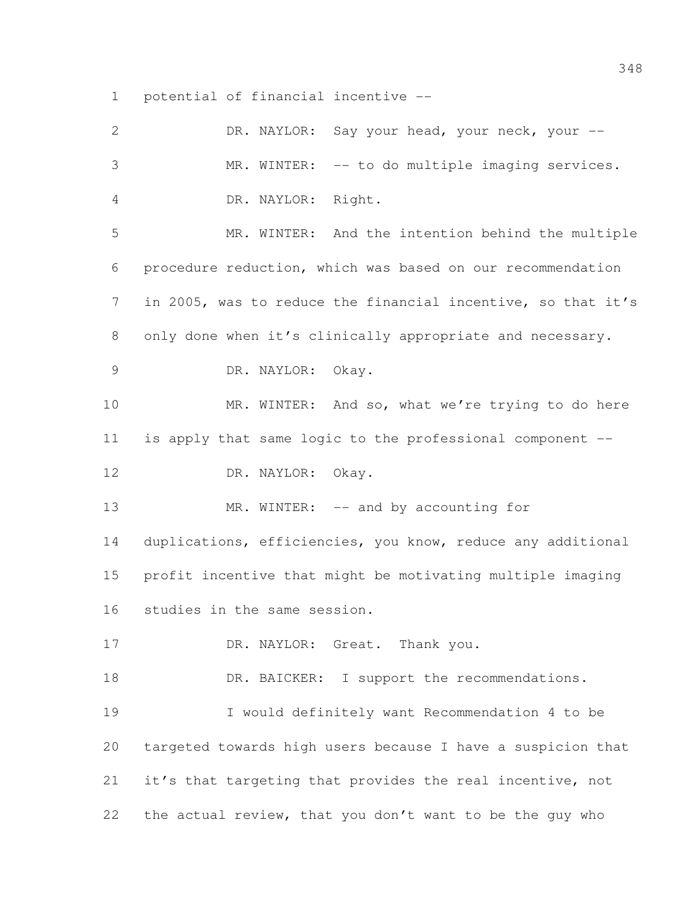potential of financial incentive --

DR. NAYLOR: Say your head, your neck, your --

MR. WINTER: -- to do multiple imaging services.

DR. NAYLOR: Right.

MR. WINTER: And the intention behind the multiple procedure reduction, which was based on our recommendation in 2005, was to reduce the financial incentive, so that it's only done when it's clinically appropriate and necessary.

DR. NAYLOR: Okay.

MR. WINTER: And so, what we're trying to do here is apply that same logic to the professional component --

DR. NAYLOR: Okay.

MR. WINTER: -- and by accounting for duplications, efficiencies, you know, reduce any additional profit incentive that might be motivating multiple imaging studies in the same session.

DR. NAYLOR: Great. Thank you.

DR. BAICKER: I support the recommendations.

I would definitely want Recommendation 4 to be targeted towards high users because I have a suspicion that it's that targeting that provides the real incentive, not the actual review, that you don't want to be the guy who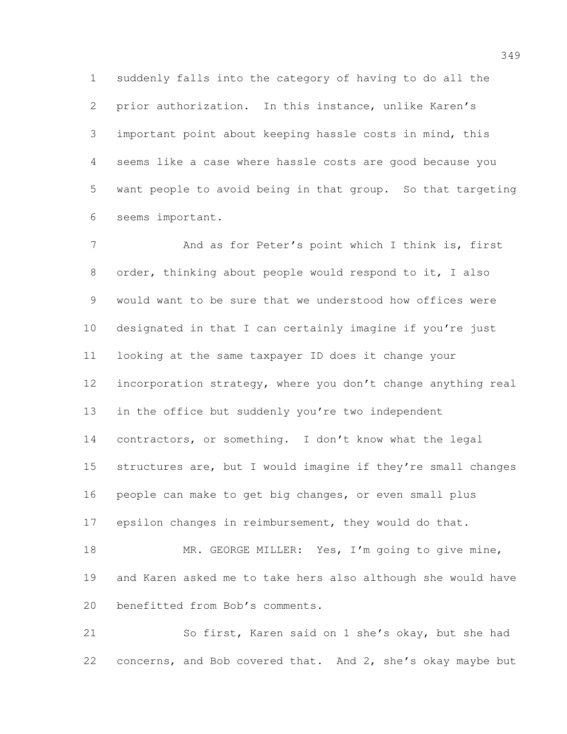suddenly falls into the category of having to do all the prior authorization. In this instance, unlike Karen's important point about keeping hassle costs in mind, this seems like a case where hassle costs are good because you want people to avoid being in that group. So that targeting seems important.

And as for Peter's point which I think is, first order, thinking about people would respond to it, I also would want to be sure that we understood how offices were designated in that I can certainly imagine if you're just looking at the same taxpayer ID does it change your incorporation strategy, where you don't change anything real in the office but suddenly you're two independent contractors, or something. I don't know what the legal structures are, but I would imagine if they're small changes people can make to get big changes, or even small plus epsilon changes in reimbursement, they would do that.

MR. GEORGE MILLER: Yes, I'm going to give mine, and Karen asked me to take hers also although she would have benefitted from Bob's comments.

So first, Karen said on 1 she's okay, but she had concerns, and Bob covered that. And 2, she's okay maybe but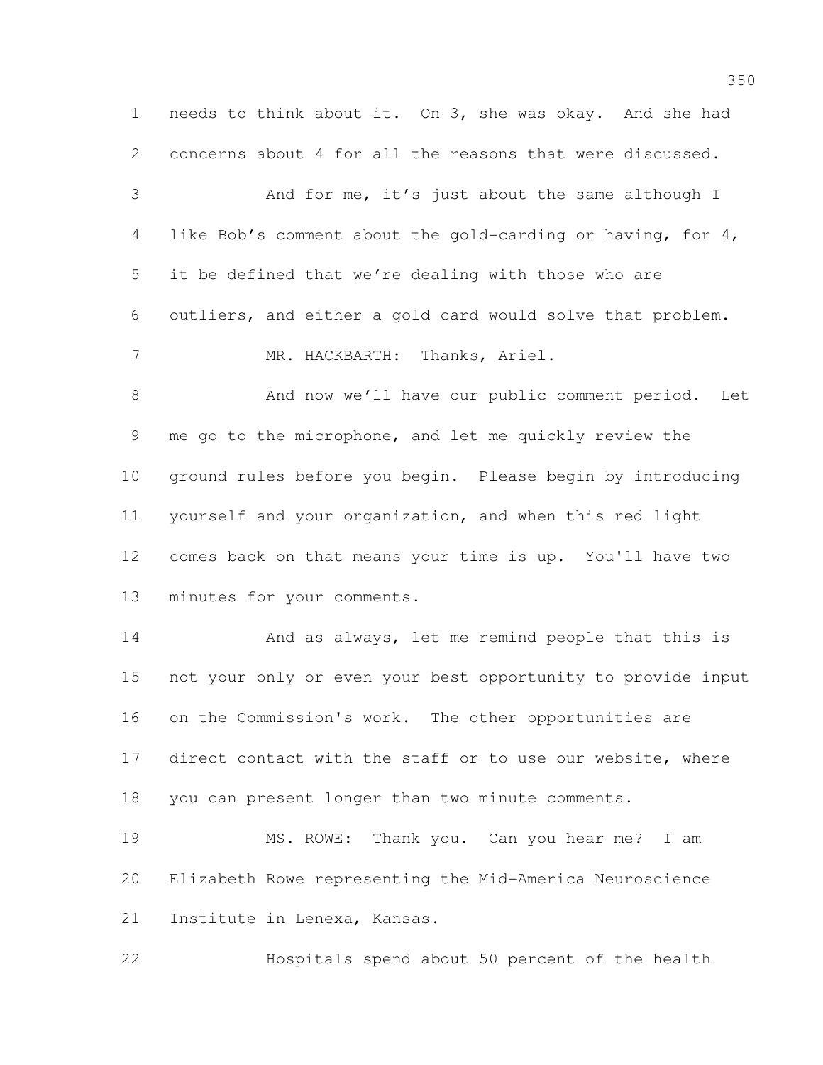needs to think about it. On 3, she was okay. And she had concerns about 4 for all the reasons that were discussed.

And for me, it's just about the same although I like Bob's comment about the gold-carding or having, for 4, it be defined that we're dealing with those who are outliers, and either a gold card would solve that problem.

MR. HACKBARTH: Thanks, Ariel.

And now we'll have our public comment period. Let me go to the microphone, and let me quickly review the ground rules before you begin. Please begin by introducing yourself and your organization, and when this red light comes back on that means your time is up. You'll have two minutes for your comments.

And as always, let me remind people that this is not your only or even your best opportunity to provide input on the Commission's work. The other opportunities are direct contact with the staff or to use our website, where you can present longer than two minute comments.

MS. ROWE: Thank you. Can you hear me? I am Elizabeth Rowe representing the Mid-America Neuroscience Institute in Lenexa, Kansas.

Hospitals spend about 50 percent of the health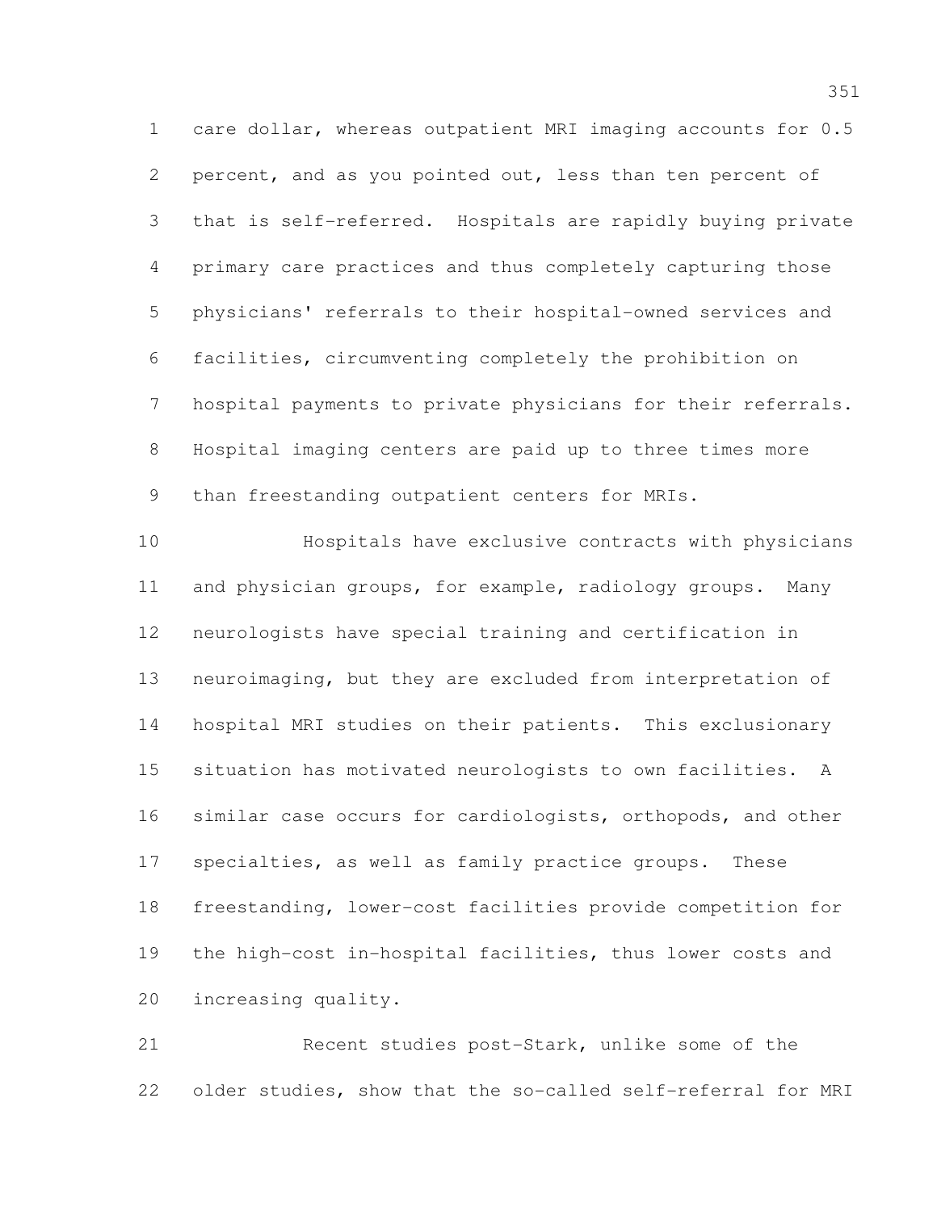care dollar, whereas outpatient MRI imaging accounts for 0.5 percent, and as you pointed out, less than ten percent of that is self-referred. Hospitals are rapidly buying private primary care practices and thus completely capturing those physicians' referrals to their hospital-owned services and facilities, circumventing completely the prohibition on hospital payments to private physicians for their referrals. Hospital imaging centers are paid up to three times more than freestanding outpatient centers for MRIs.

Hospitals have exclusive contracts with physicians and physician groups, for example, radiology groups. Many neurologists have special training and certification in neuroimaging, but they are excluded from interpretation of hospital MRI studies on their patients. This exclusionary situation has motivated neurologists to own facilities. A similar case occurs for cardiologists, orthopods, and other specialties, as well as family practice groups. These freestanding, lower-cost facilities provide competition for the high-cost in-hospital facilities, thus lower costs and increasing quality.

Recent studies post-Stark, unlike some of the older studies, show that the so-called self-referral for MRI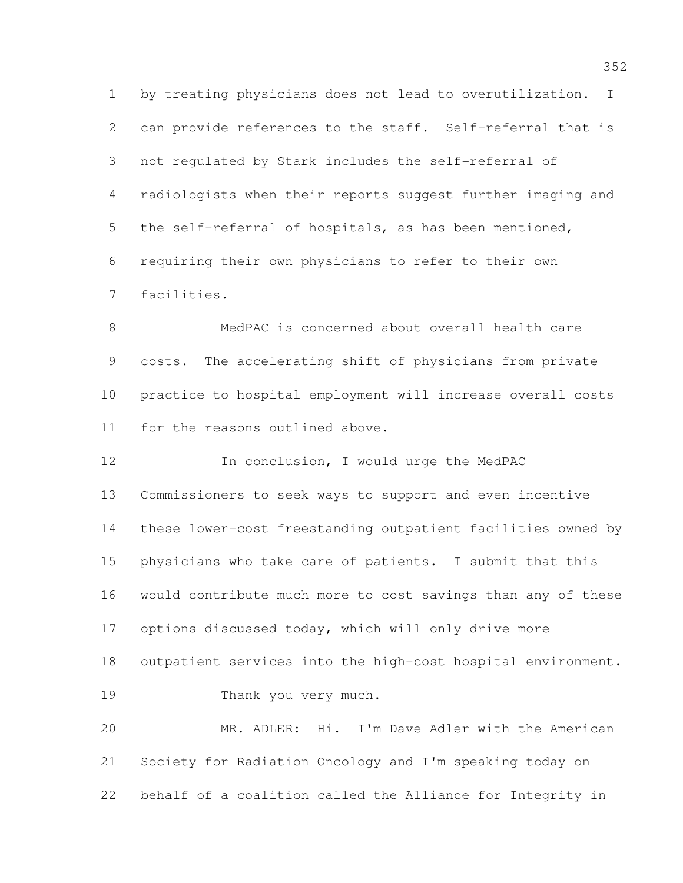by treating physicians does not lead to overutilization. I can provide references to the staff. Self-referral that is not regulated by Stark includes the self-referral of radiologists when their reports suggest further imaging and the self-referral of hospitals, as has been mentioned, requiring their own physicians to refer to their own facilities.

MedPAC is concerned about overall health care costs. The accelerating shift of physicians from private practice to hospital employment will increase overall costs for the reasons outlined above.

In conclusion, I would urge the MedPAC Commissioners to seek ways to support and even incentive these lower-cost freestanding outpatient facilities owned by physicians who take care of patients. I submit that this would contribute much more to cost savings than any of these options discussed today, which will only drive more outpatient services into the high-cost hospital environment.

Thank you very much.

MR. ADLER: Hi. I'm Dave Adler with the American Society for Radiation Oncology and I'm speaking today on behalf of a coalition called the Alliance for Integrity in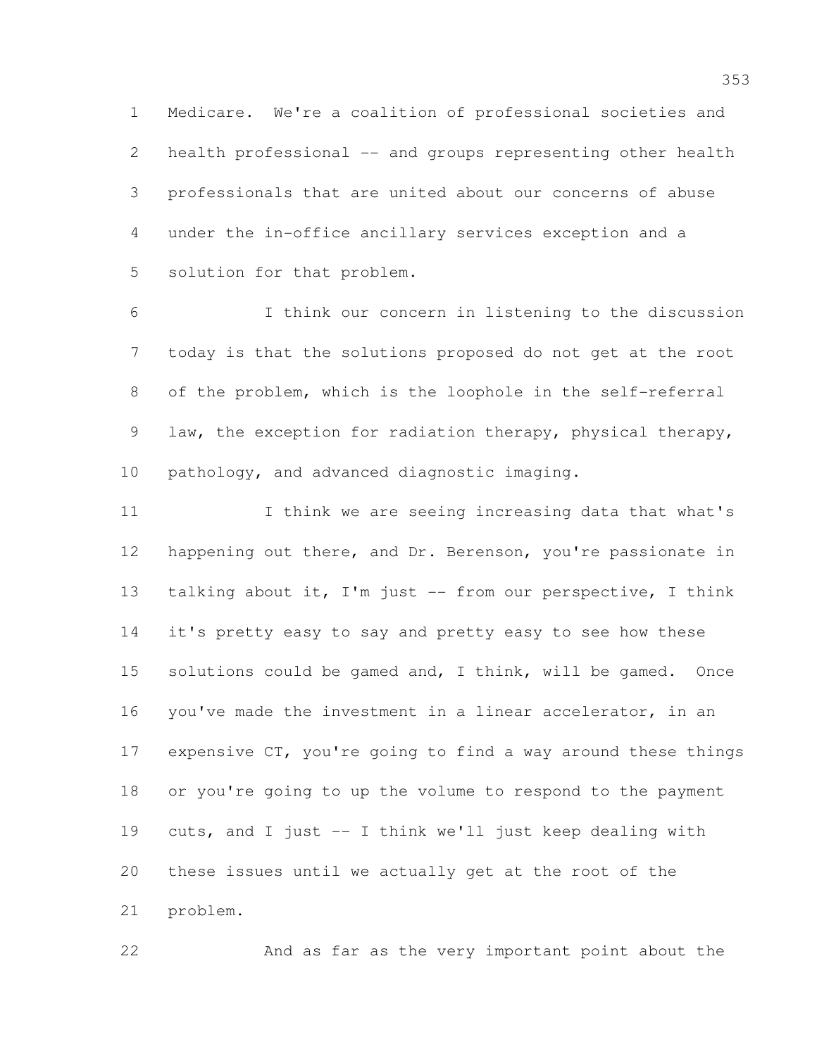Medicare. We're a coalition of professional societies and health professional -- and groups representing other health professionals that are united about our concerns of abuse under the in-office ancillary services exception and a solution for that problem.

I think our concern in listening to the discussion today is that the solutions proposed do not get at the root of the problem, which is the loophole in the self-referral law, the exception for radiation therapy, physical therapy, pathology, and advanced diagnostic imaging.

I think we are seeing increasing data that what's happening out there, and Dr. Berenson, you're passionate in talking about it, I'm just -- from our perspective, I think it's pretty easy to say and pretty easy to see how these solutions could be gamed and, I think, will be gamed. Once you've made the investment in a linear accelerator, in an expensive CT, you're going to find a way around these things or you're going to up the volume to respond to the payment cuts, and I just -- I think we'll just keep dealing with these issues until we actually get at the root of the problem.

And as far as the very important point about the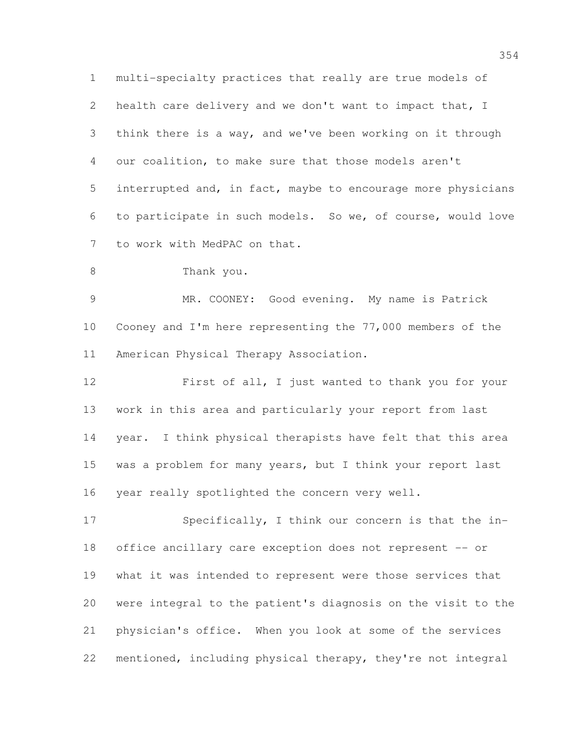multi-specialty practices that really are true models of health care delivery and we don't want to impact that, I think there is a way, and we've been working on it through our coalition, to make sure that those models aren't interrupted and, in fact, maybe to encourage more physicians to participate in such models. So we, of course, would love to work with MedPAC on that.

Thank you.

MR. COONEY: Good evening. My name is Patrick Cooney and I'm here representing the 77,000 members of the American Physical Therapy Association.

First of all, I just wanted to thank you for your work in this area and particularly your report from last year. I think physical therapists have felt that this area was a problem for many years, but I think your report last year really spotlighted the concern very well.

Specifically, I think our concern is that the in-office ancillary care exception does not represent -- or what it was intended to represent were those services that were integral to the patient's diagnosis on the visit to the physician's office. When you look at some of the services mentioned, including physical therapy, they're not integral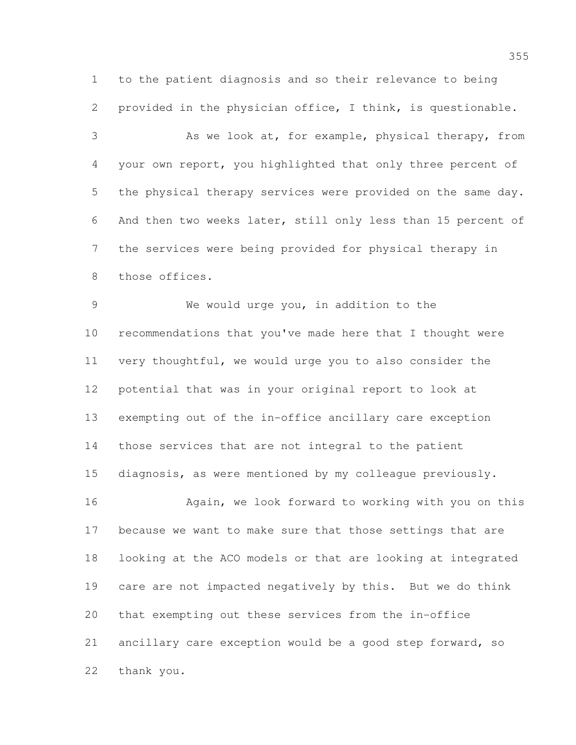to the patient diagnosis and so their relevance to being provided in the physician office, I think, is questionable.

As we look at, for example, physical therapy, from your own report, you highlighted that only three percent of the physical therapy services were provided on the same day. And then two weeks later, still only less than 15 percent of the services were being provided for physical therapy in those offices.

We would urge you, in addition to the recommendations that you've made here that I thought were very thoughtful, we would urge you to also consider the potential that was in your original report to look at exempting out of the in-office ancillary care exception those services that are not integral to the patient diagnosis, as were mentioned by my colleague previously.

Again, we look forward to working with you on this because we want to make sure that those settings that are looking at the ACO models or that are looking at integrated care are not impacted negatively by this. But we do think that exempting out these services from the in-office ancillary care exception would be a good step forward, so thank you.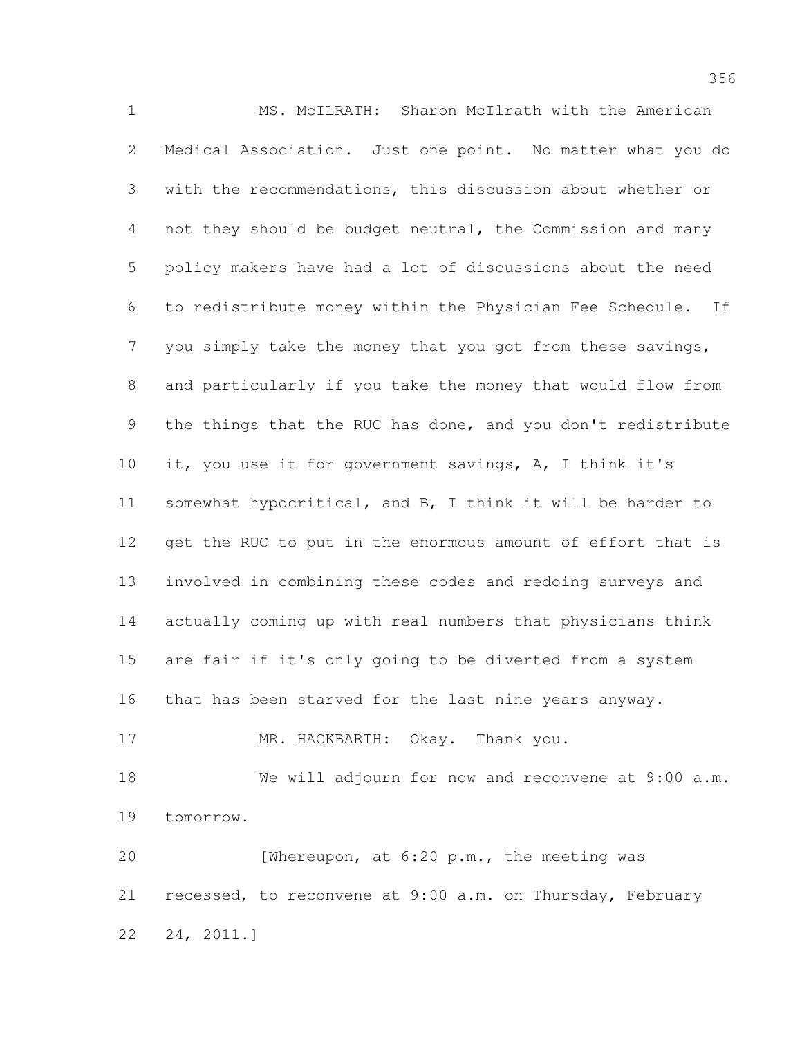MS. McILRATH: Sharon McIlrath with the American Medical Association. Just one point. No matter what you do with the recommendations, this discussion about whether or not they should be budget neutral, the Commission and many policy makers have had a lot of discussions about the need to redistribute money within the Physician Fee Schedule. If you simply take the money that you got from these savings, and particularly if you take the money that would flow from the things that the RUC has done, and you don't redistribute it, you use it for government savings, A, I think it's somewhat hypocritical, and B, I think it will be harder to get the RUC to put in the enormous amount of effort that is involved in combining these codes and redoing surveys and actually coming up with real numbers that physicians think are fair if it's only going to be diverted from a system that has been starved for the last nine years anyway.

MR. HACKBARTH: Okay. Thank you.

We will adjourn for now and reconvene at 9:00 a.m. tomorrow.

[Whereupon, at 6:20 p.m., the meeting was recessed, to reconvene at 9:00 a.m. on Thursday, February 24, 2011.]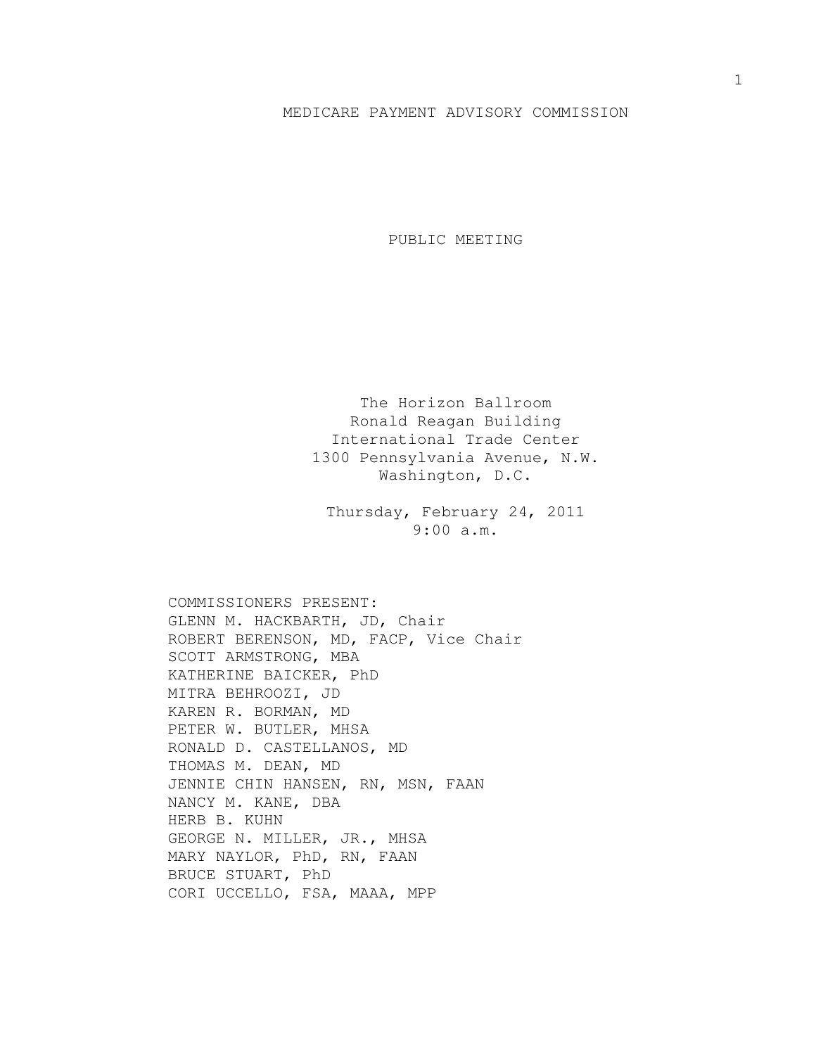# MEDICARE PAYMENT ADVISORY COMMISSION

## PUBLIC MEETING

The Horizon Ballroom
Ronald Reagan Building
International Trade Center
1300 Pennsylvania Avenue, N.W.
Washington, D.C.

Thursday, February 24, 2011
9:00 a.m.

COMMISSIONERS PRESENT:
GLENN M. HACKBARTH, JD, Chair
ROBERT BERENSON, MD, FACP, Vice Chair
SCOTT ARMSTRONG, MBA
KATHERINE BAICKER, PhD
MITRA BEHROOZI, JD
KAREN R. BORMAN, MD
PETER W. BUTLER, MHSA
RONALD D. CASTELLANOS, MD
THOMAS M. DEAN, MD
JENNIE CHIN HANSEN, RN, MSN, FAAN
NANCY M. KANE, DBA
HERB B. KUHN
GEORGE N. MILLER, JR., MHSA
MARY NAYLOR, PhD, RN, FAAN
BRUCE STUART, PhD
CORI UCCELLO, FSA, MAAA, MPP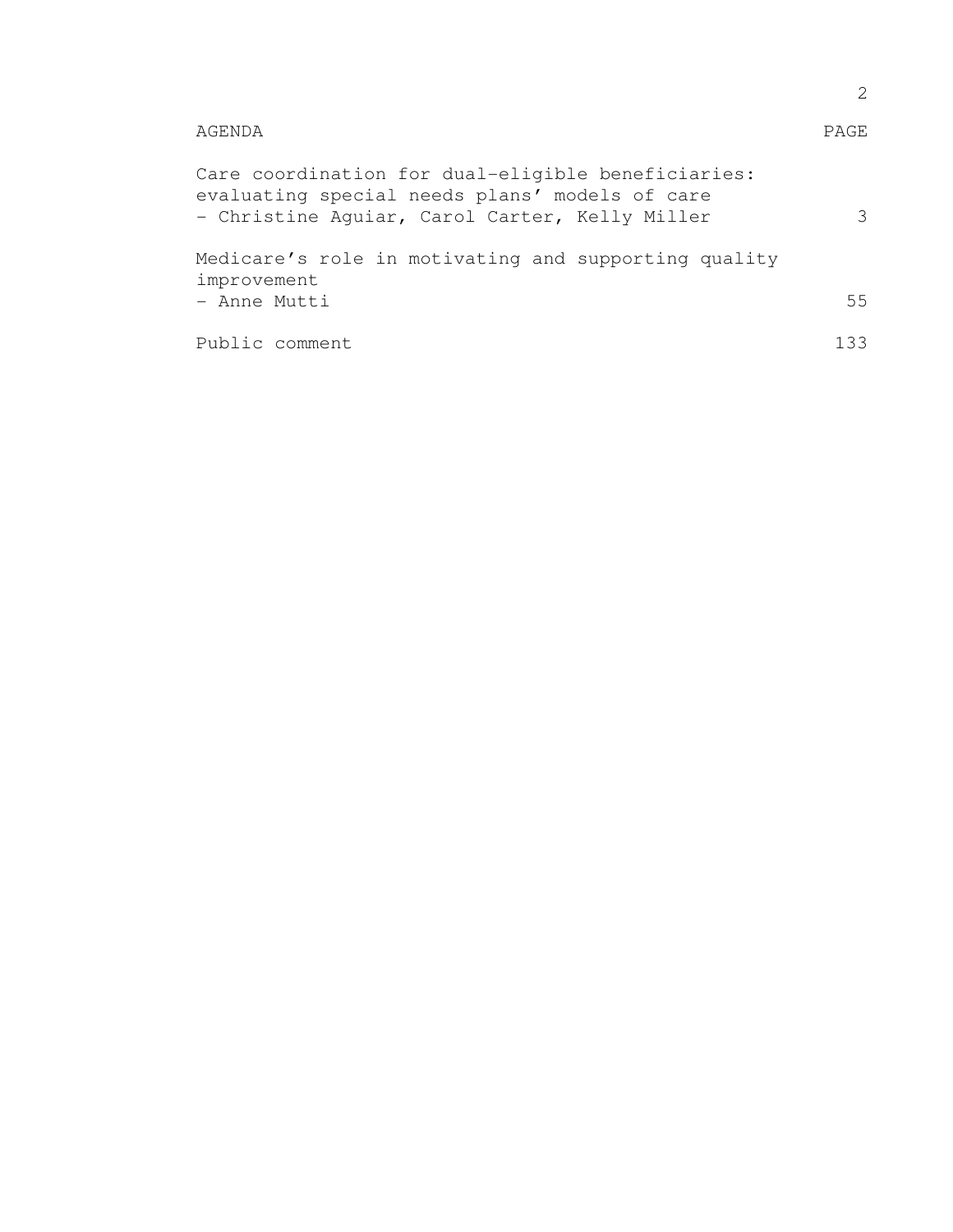| AGENDA | PAGE |
| --- | --- |
| Care coordination for dual-eligible beneficiaries: evaluating special needs plans' models of care<br>- Christine Aguiar, Carol Carter, Kelly Miller | 3 |
| Medicare's role in motivating and supporting quality improvement<br>- Anne Mutti | 55 |
| Public comment | 133 |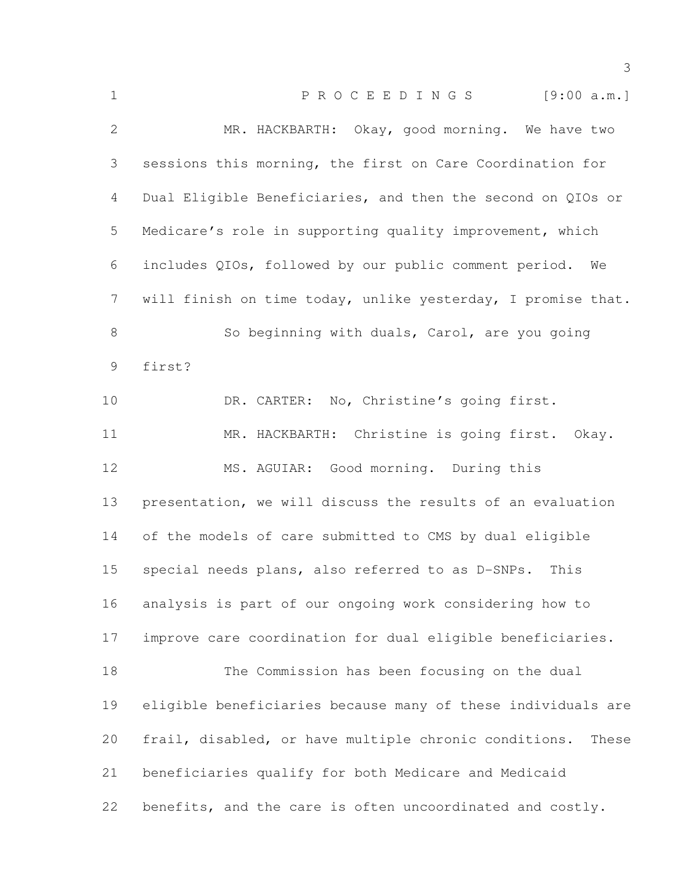P R O C E E D I N G S [9:00 a.m.]

MR. HACKBARTH: Okay, good morning. We have two sessions this morning, the first on Care Coordination for Dual Eligible Beneficiaries, and then the second on QIOs or Medicare's role in supporting quality improvement, which includes QIOs, followed by our public comment period. We will finish on time today, unlike yesterday, I promise that.

So beginning with duals, Carol, are you going first?

DR. CARTER: No, Christine's going first.

MR. HACKBARTH: Christine is going first. Okay.

MS. AGUIAR: Good morning. During this presentation, we will discuss the results of an evaluation of the models of care submitted to CMS by dual eligible special needs plans, also referred to as D-SNPs. This analysis is part of our ongoing work considering how to improve care coordination for dual eligible beneficiaries.

The Commission has been focusing on the dual eligible beneficiaries because many of these individuals are frail, disabled, or have multiple chronic conditions. These beneficiaries qualify for both Medicare and Medicaid benefits, and the care is often uncoordinated and costly.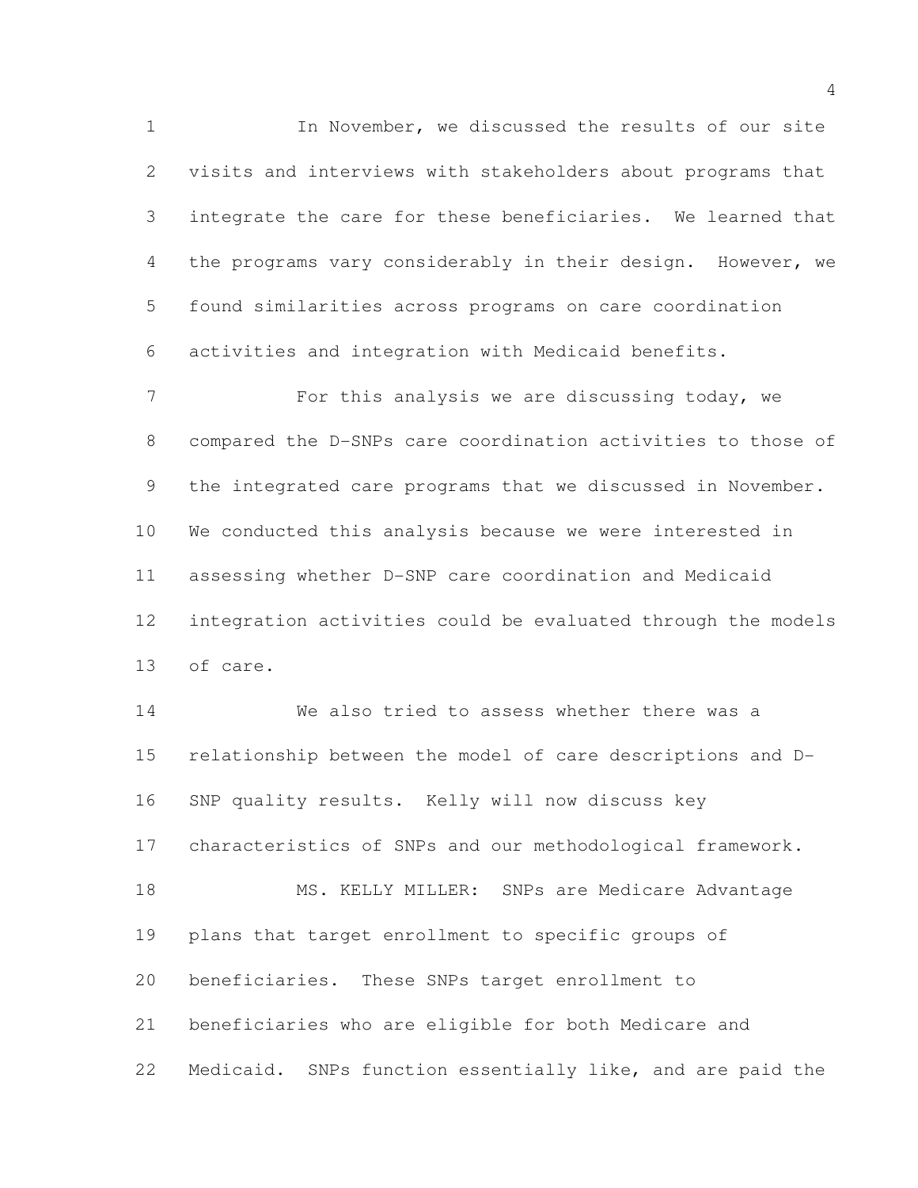In November, we discussed the results of our site visits and interviews with stakeholders about programs that integrate the care for these beneficiaries. We learned that the programs vary considerably in their design. However, we found similarities across programs on care coordination activities and integration with Medicaid benefits.

For this analysis we are discussing today, we compared the D-SNPs care coordination activities to those of the integrated care programs that we discussed in November. We conducted this analysis because we were interested in assessing whether D-SNP care coordination and Medicaid integration activities could be evaluated through the models of care.

We also tried to assess whether there was a relationship between the model of care descriptions and D-SNP quality results. Kelly will now discuss key characteristics of SNPs and our methodological framework.

MS. KELLY MILLER: SNPs are Medicare Advantage plans that target enrollment to specific groups of beneficiaries. These SNPs target enrollment to beneficiaries who are eligible for both Medicare and Medicaid. SNPs function essentially like, and are paid the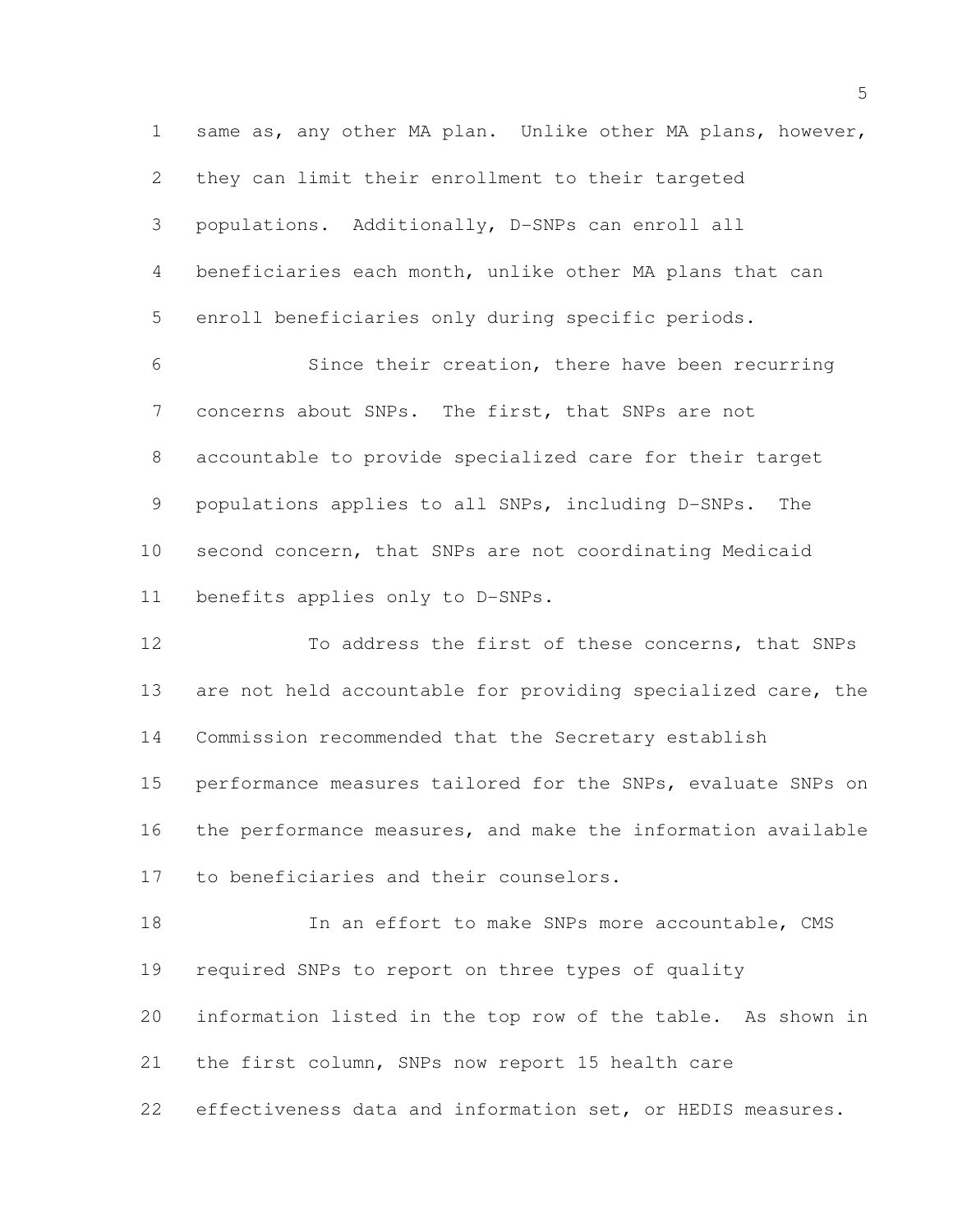same as, any other MA plan. Unlike other MA plans, however, they can limit their enrollment to their targeted populations. Additionally, D-SNPs can enroll all beneficiaries each month, unlike other MA plans that can enroll beneficiaries only during specific periods.

Since their creation, there have been recurring concerns about SNPs. The first, that SNPs are not accountable to provide specialized care for their target populations applies to all SNPs, including D-SNPs. The second concern, that SNPs are not coordinating Medicaid benefits applies only to D-SNPs.

To address the first of these concerns, that SNPs are not held accountable for providing specialized care, the Commission recommended that the Secretary establish performance measures tailored for the SNPs, evaluate SNPs on the performance measures, and make the information available to beneficiaries and their counselors.

In an effort to make SNPs more accountable, CMS required SNPs to report on three types of quality information listed in the top row of the table. As shown in the first column, SNPs now report 15 health care effectiveness data and information set, or HEDIS measures.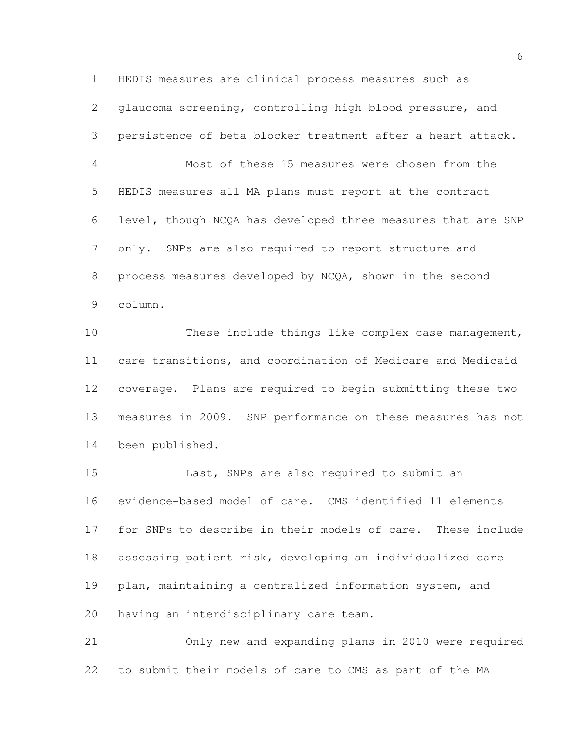HEDIS measures are clinical process measures such as glaucoma screening, controlling high blood pressure, and persistence of beta blocker treatment after a heart attack.

Most of these 15 measures were chosen from the HEDIS measures all MA plans must report at the contract level, though NCQA has developed three measures that are SNP only. SNPs are also required to report structure and process measures developed by NCQA, shown in the second column.

These include things like complex case management, care transitions, and coordination of Medicare and Medicaid coverage. Plans are required to begin submitting these two measures in 2009. SNP performance on these measures has not been published.

Last, SNPs are also required to submit an evidence-based model of care. CMS identified 11 elements for SNPs to describe in their models of care. These include assessing patient risk, developing an individualized care plan, maintaining a centralized information system, and having an interdisciplinary care team.

Only new and expanding plans in 2010 were required to submit their models of care to CMS as part of the MA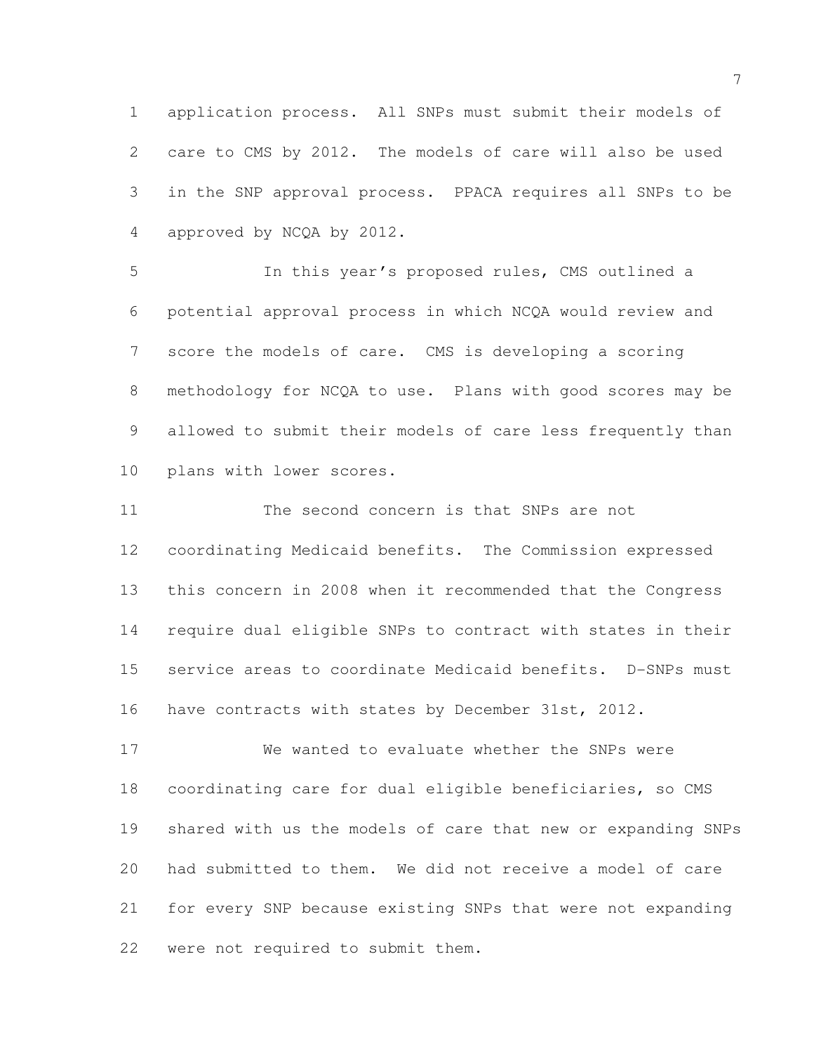application process. All SNPs must submit their models of care to CMS by 2012. The models of care will also be used in the SNP approval process. PPACA requires all SNPs to be approved by NCQA by 2012.

In this year's proposed rules, CMS outlined a potential approval process in which NCQA would review and score the models of care. CMS is developing a scoring methodology for NCQA to use. Plans with good scores may be allowed to submit their models of care less frequently than plans with lower scores.

The second concern is that SNPs are not coordinating Medicaid benefits. The Commission expressed this concern in 2008 when it recommended that the Congress require dual eligible SNPs to contract with states in their service areas to coordinate Medicaid benefits. D-SNPs must have contracts with states by December 31st, 2012.

We wanted to evaluate whether the SNPs were coordinating care for dual eligible beneficiaries, so CMS shared with us the models of care that new or expanding SNPs had submitted to them. We did not receive a model of care for every SNP because existing SNPs that were not expanding were not required to submit them.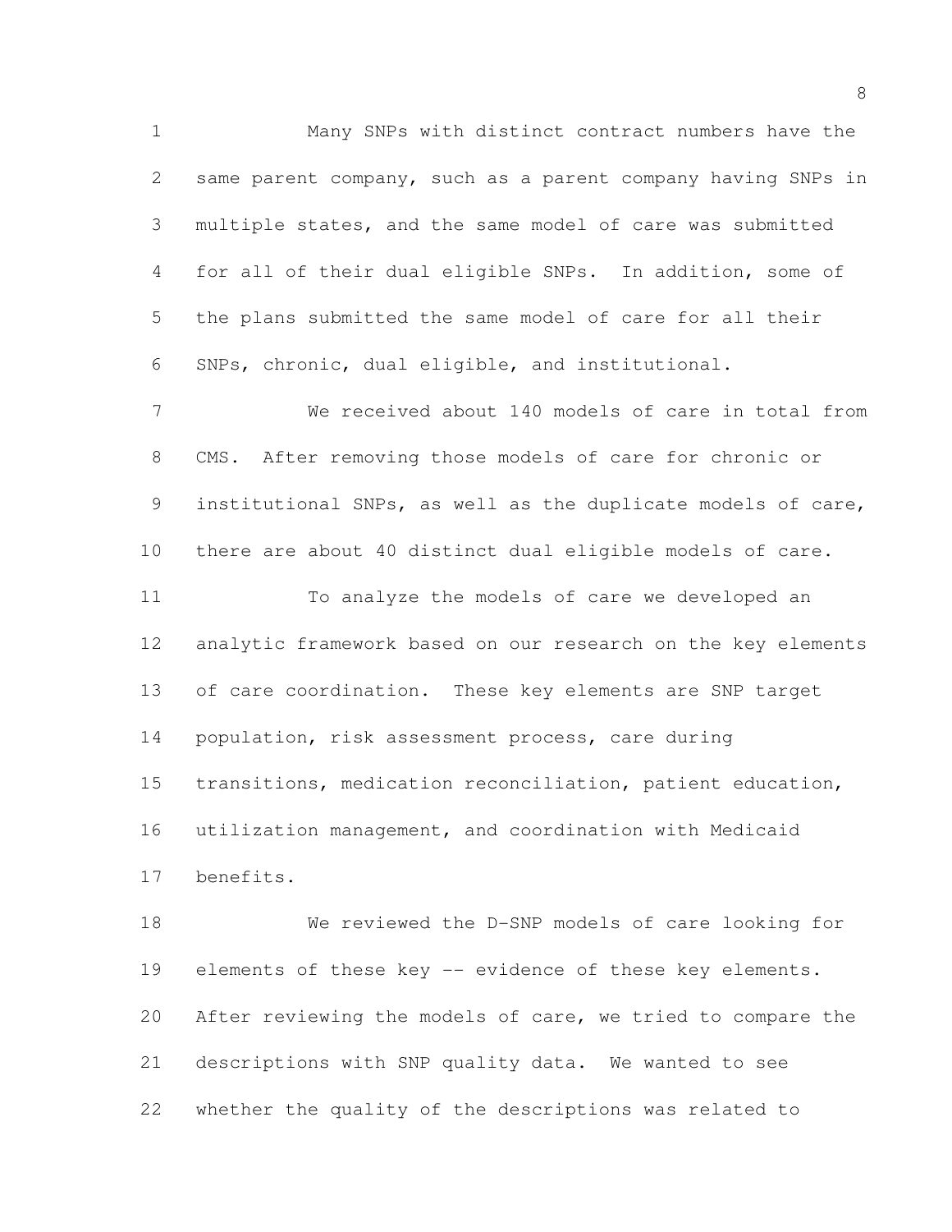Many SNPs with distinct contract numbers have the same parent company, such as a parent company having SNPs in multiple states, and the same model of care was submitted for all of their dual eligible SNPs. In addition, some of the plans submitted the same model of care for all their SNPs, chronic, dual eligible, and institutional.

We received about 140 models of care in total from CMS. After removing those models of care for chronic or institutional SNPs, as well as the duplicate models of care, there are about 40 distinct dual eligible models of care.

To analyze the models of care we developed an analytic framework based on our research on the key elements of care coordination. These key elements are SNP target population, risk assessment process, care during transitions, medication reconciliation, patient education, utilization management, and coordination with Medicaid benefits.

We reviewed the D-SNP models of care looking for elements of these key -- evidence of these key elements. After reviewing the models of care, we tried to compare the descriptions with SNP quality data. We wanted to see whether the quality of the descriptions was related to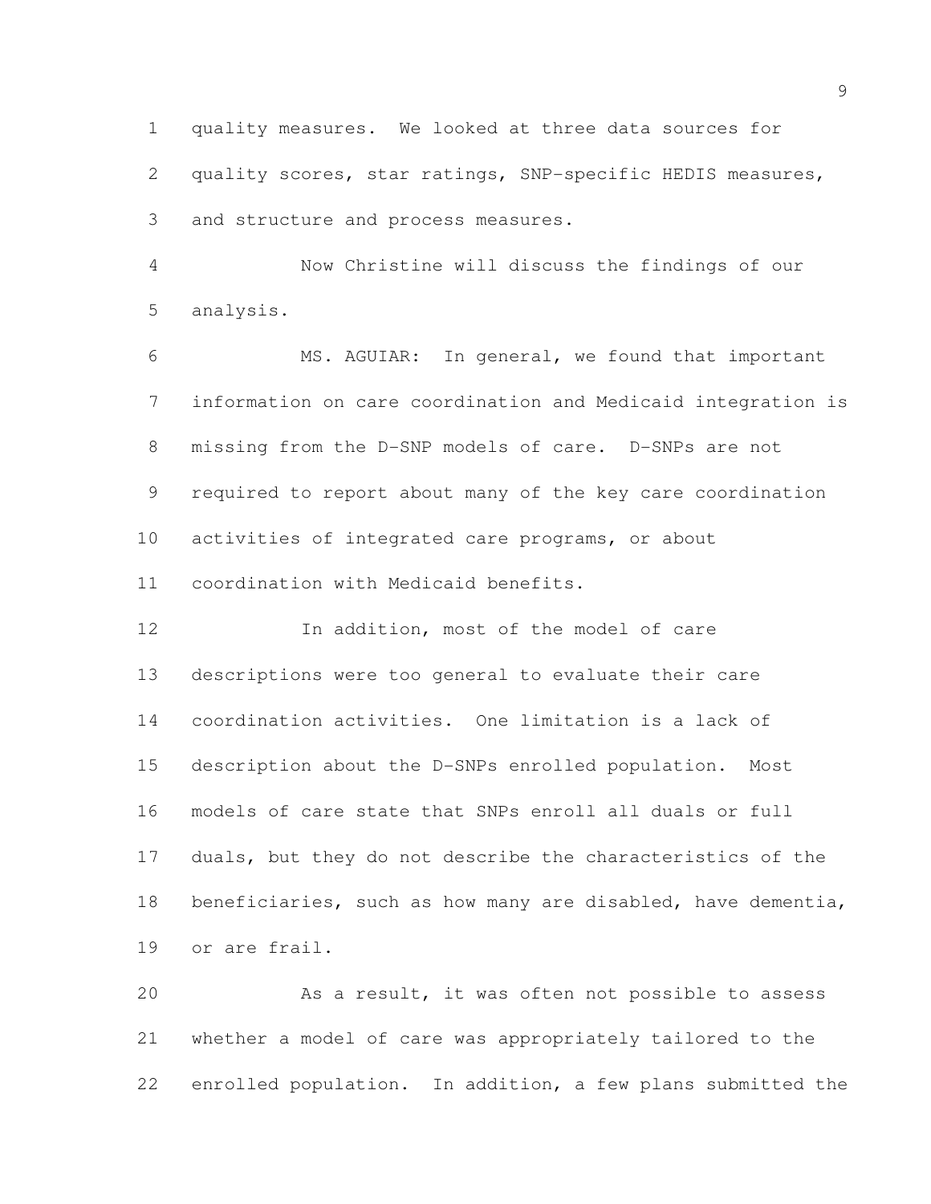quality measures. We looked at three data sources for quality scores, star ratings, SNP-specific HEDIS measures, and structure and process measures.

Now Christine will discuss the findings of our analysis.

MS. AGUIAR: In general, we found that important information on care coordination and Medicaid integration is missing from the D-SNP models of care. D-SNPs are not required to report about many of the key care coordination activities of integrated care programs, or about coordination with Medicaid benefits.

In addition, most of the model of care descriptions were too general to evaluate their care coordination activities. One limitation is a lack of description about the D-SNPs enrolled population. Most models of care state that SNPs enroll all duals or full duals, but they do not describe the characteristics of the beneficiaries, such as how many are disabled, have dementia, or are frail.

As a result, it was often not possible to assess whether a model of care was appropriately tailored to the enrolled population. In addition, a few plans submitted the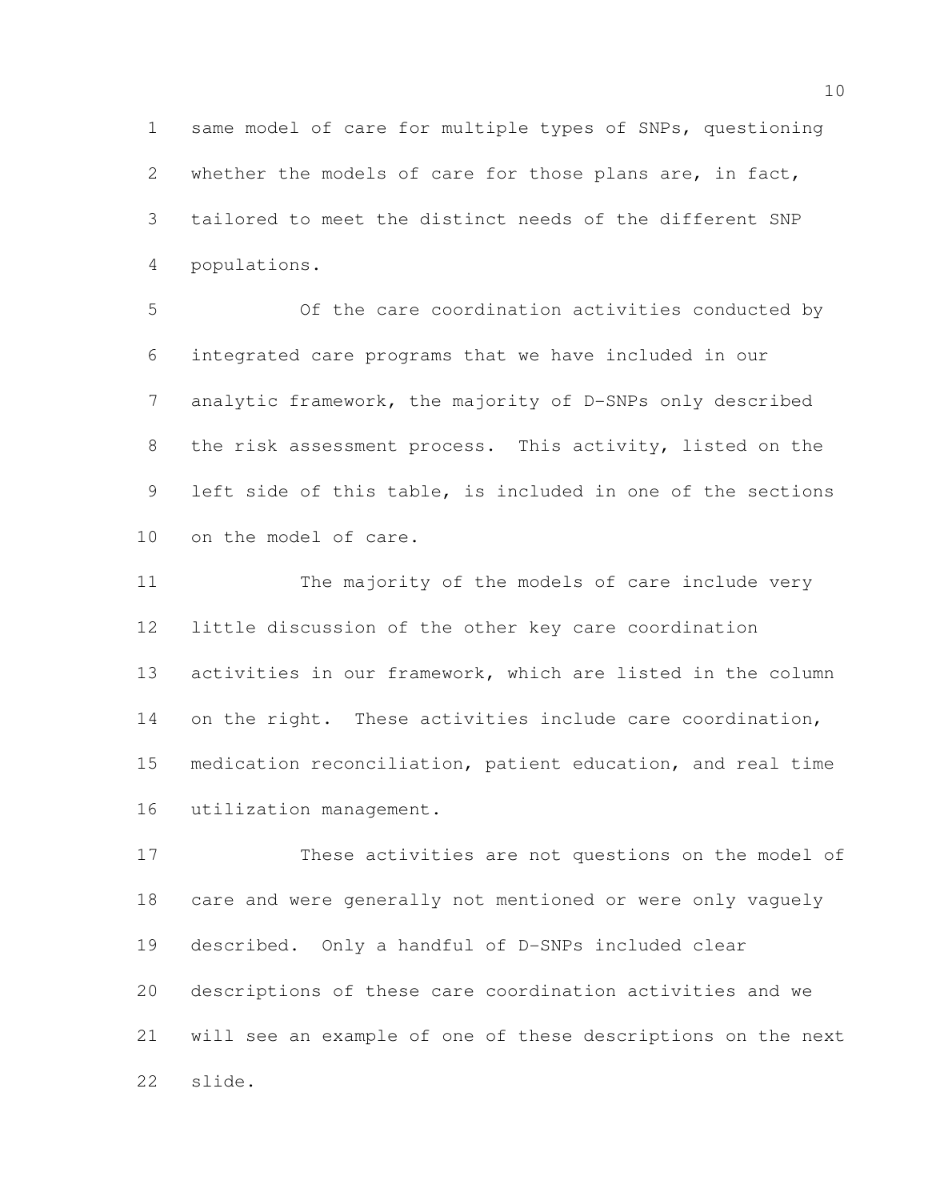same model of care for multiple types of SNPs, questioning whether the models of care for those plans are, in fact, tailored to meet the distinct needs of the different SNP populations.

Of the care coordination activities conducted by integrated care programs that we have included in our analytic framework, the majority of D-SNPs only described the risk assessment process. This activity, listed on the left side of this table, is included in one of the sections on the model of care.

The majority of the models of care include very little discussion of the other key care coordination activities in our framework, which are listed in the column on the right. These activities include care coordination, medication reconciliation, patient education, and real time utilization management.

These activities are not questions on the model of care and were generally not mentioned or were only vaguely described. Only a handful of D-SNPs included clear descriptions of these care coordination activities and we will see an example of one of these descriptions on the next slide.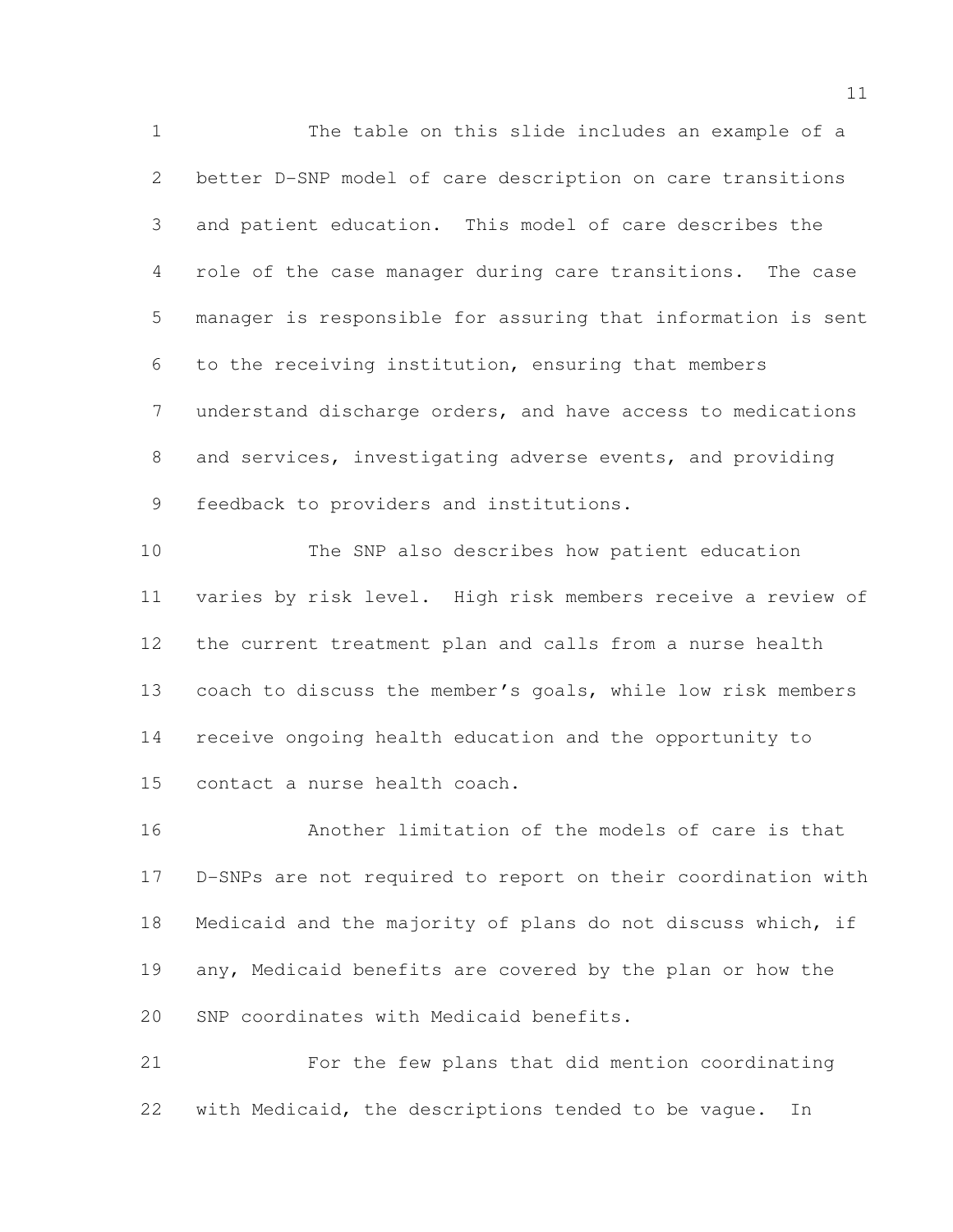The table on this slide includes an example of a better D-SNP model of care description on care transitions and patient education. This model of care describes the role of the case manager during care transitions. The case manager is responsible for assuring that information is sent to the receiving institution, ensuring that members understand discharge orders, and have access to medications and services, investigating adverse events, and providing feedback to providers and institutions.

The SNP also describes how patient education varies by risk level. High risk members receive a review of the current treatment plan and calls from a nurse health coach to discuss the member's goals, while low risk members receive ongoing health education and the opportunity to contact a nurse health coach.

Another limitation of the models of care is that D-SNPs are not required to report on their coordination with Medicaid and the majority of plans do not discuss which, if any, Medicaid benefits are covered by the plan or how the SNP coordinates with Medicaid benefits.

For the few plans that did mention coordinating with Medicaid, the descriptions tended to be vague. In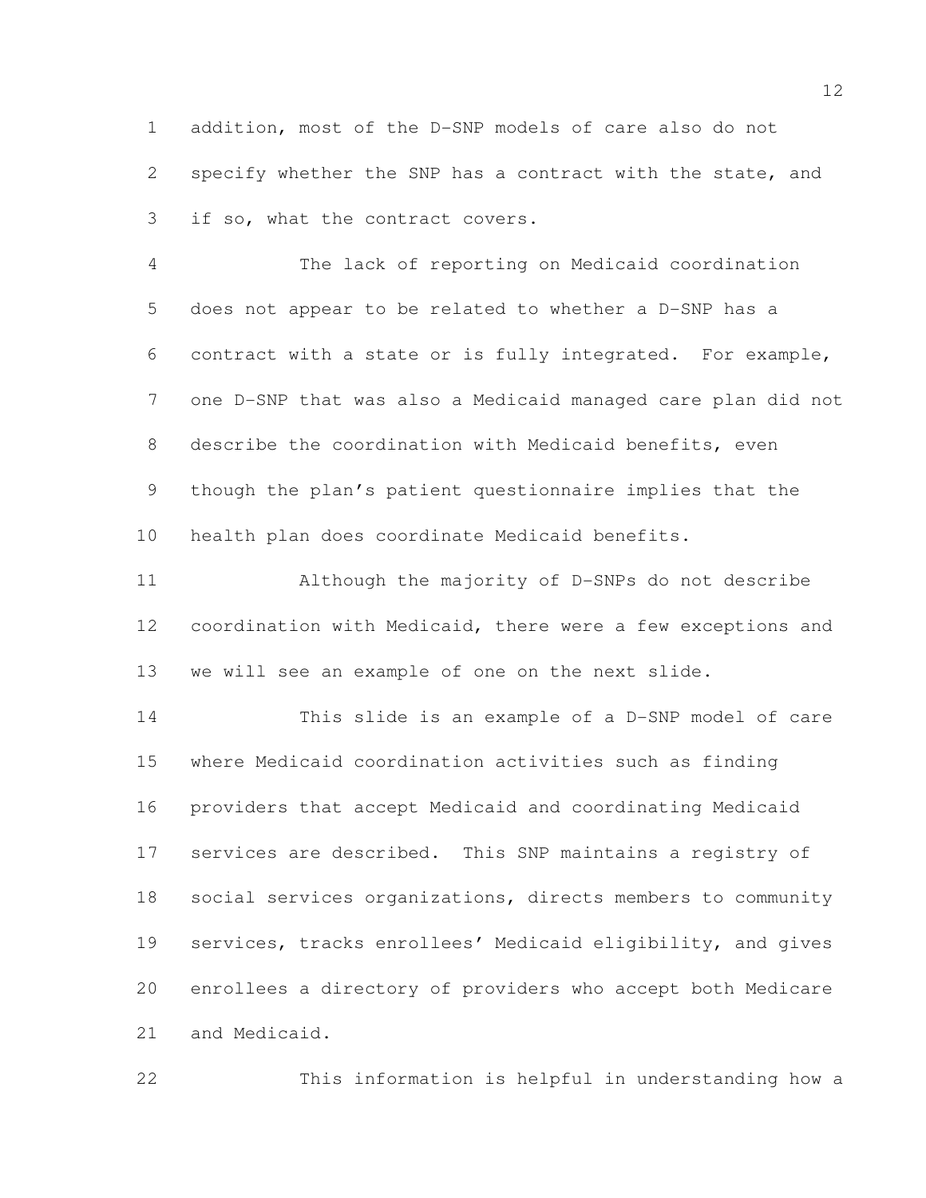addition, most of the D-SNP models of care also do not specify whether the SNP has a contract with the state, and if so, what the contract covers.

The lack of reporting on Medicaid coordination does not appear to be related to whether a D-SNP has a contract with a state or is fully integrated. For example, one D-SNP that was also a Medicaid managed care plan did not describe the coordination with Medicaid benefits, even though the plan's patient questionnaire implies that the health plan does coordinate Medicaid benefits.

Although the majority of D-SNPs do not describe coordination with Medicaid, there were a few exceptions and we will see an example of one on the next slide.

This slide is an example of a D-SNP model of care where Medicaid coordination activities such as finding providers that accept Medicaid and coordinating Medicaid services are described. This SNP maintains a registry of social services organizations, directs members to community services, tracks enrollees' Medicaid eligibility, and gives enrollees a directory of providers who accept both Medicare and Medicaid.

This information is helpful in understanding how a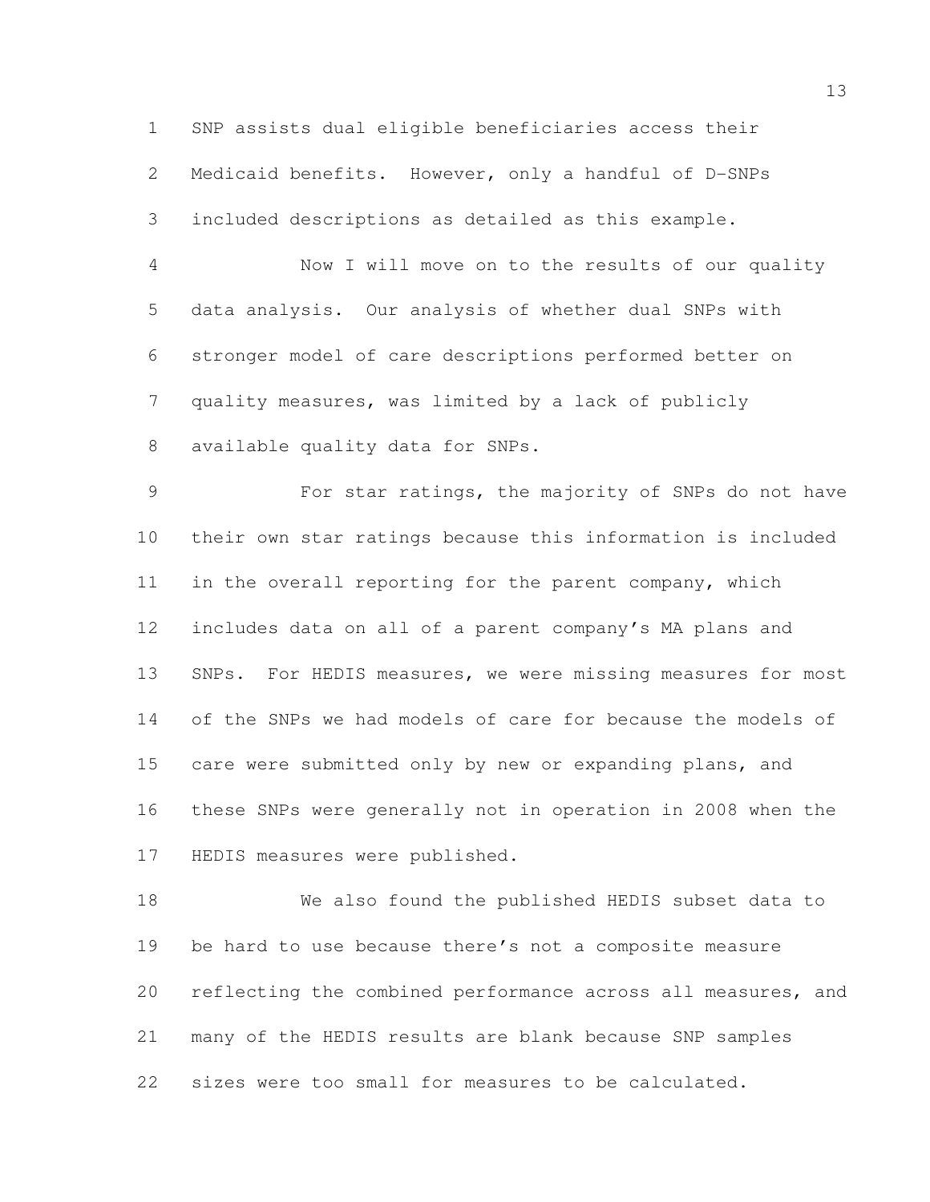SNP assists dual eligible beneficiaries access their Medicaid benefits. However, only a handful of D-SNPs included descriptions as detailed as this example.

Now I will move on to the results of our quality data analysis. Our analysis of whether dual SNPs with stronger model of care descriptions performed better on quality measures, was limited by a lack of publicly available quality data for SNPs.

For star ratings, the majority of SNPs do not have their own star ratings because this information is included in the overall reporting for the parent company, which includes data on all of a parent company's MA plans and SNPs. For HEDIS measures, we were missing measures for most of the SNPs we had models of care for because the models of care were submitted only by new or expanding plans, and these SNPs were generally not in operation in 2008 when the HEDIS measures were published.

We also found the published HEDIS subset data to be hard to use because there's not a composite measure reflecting the combined performance across all measures, and many of the HEDIS results are blank because SNP samples sizes were too small for measures to be calculated.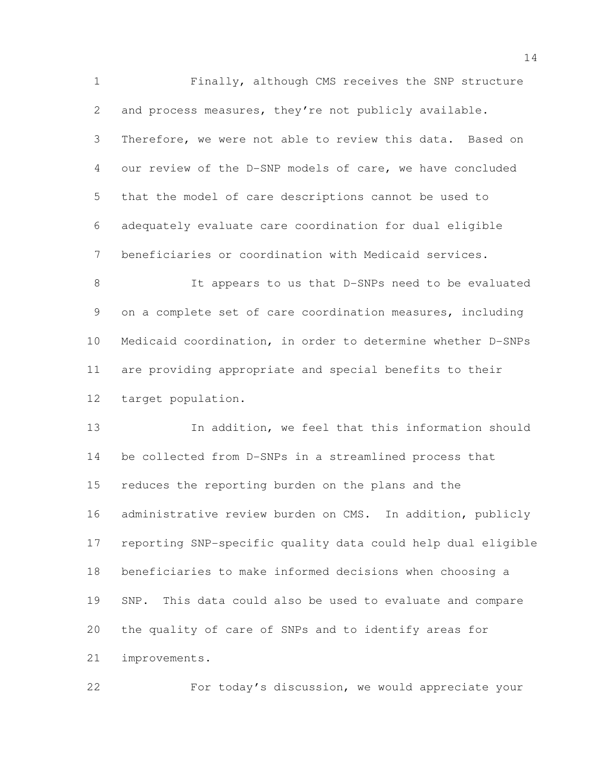Finally, although CMS receives the SNP structure and process measures, they're not publicly available. Therefore, we were not able to review this data. Based on our review of the D-SNP models of care, we have concluded that the model of care descriptions cannot be used to adequately evaluate care coordination for dual eligible beneficiaries or coordination with Medicaid services.

It appears to us that D-SNPs need to be evaluated on a complete set of care coordination measures, including Medicaid coordination, in order to determine whether D-SNPs are providing appropriate and special benefits to their target population.

In addition, we feel that this information should be collected from D-SNPs in a streamlined process that reduces the reporting burden on the plans and the administrative review burden on CMS. In addition, publicly reporting SNP-specific quality data could help dual eligible beneficiaries to make informed decisions when choosing a SNP. This data could also be used to evaluate and compare the quality of care of SNPs and to identify areas for improvements.

For today's discussion, we would appreciate your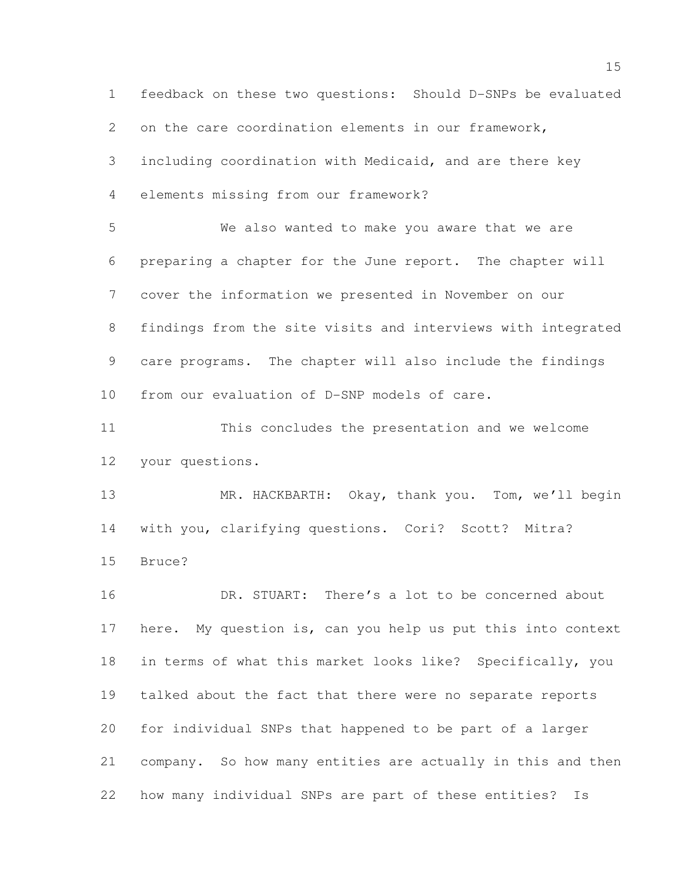feedback on these two questions: Should D-SNPs be evaluated on the care coordination elements in our framework, including coordination with Medicaid, and are there key elements missing from our framework?

We also wanted to make you aware that we are preparing a chapter for the June report. The chapter will cover the information we presented in November on our findings from the site visits and interviews with integrated care programs. The chapter will also include the findings from our evaluation of D-SNP models of care.

This concludes the presentation and we welcome your questions.

MR. HACKBARTH: Okay, thank you. Tom, we'll begin with you, clarifying questions. Cori? Scott? Mitra? Bruce?

DR. STUART: There's a lot to be concerned about here. My question is, can you help us put this into context in terms of what this market looks like? Specifically, you talked about the fact that there were no separate reports for individual SNPs that happened to be part of a larger company. So how many entities are actually in this and then how many individual SNPs are part of these entities? Is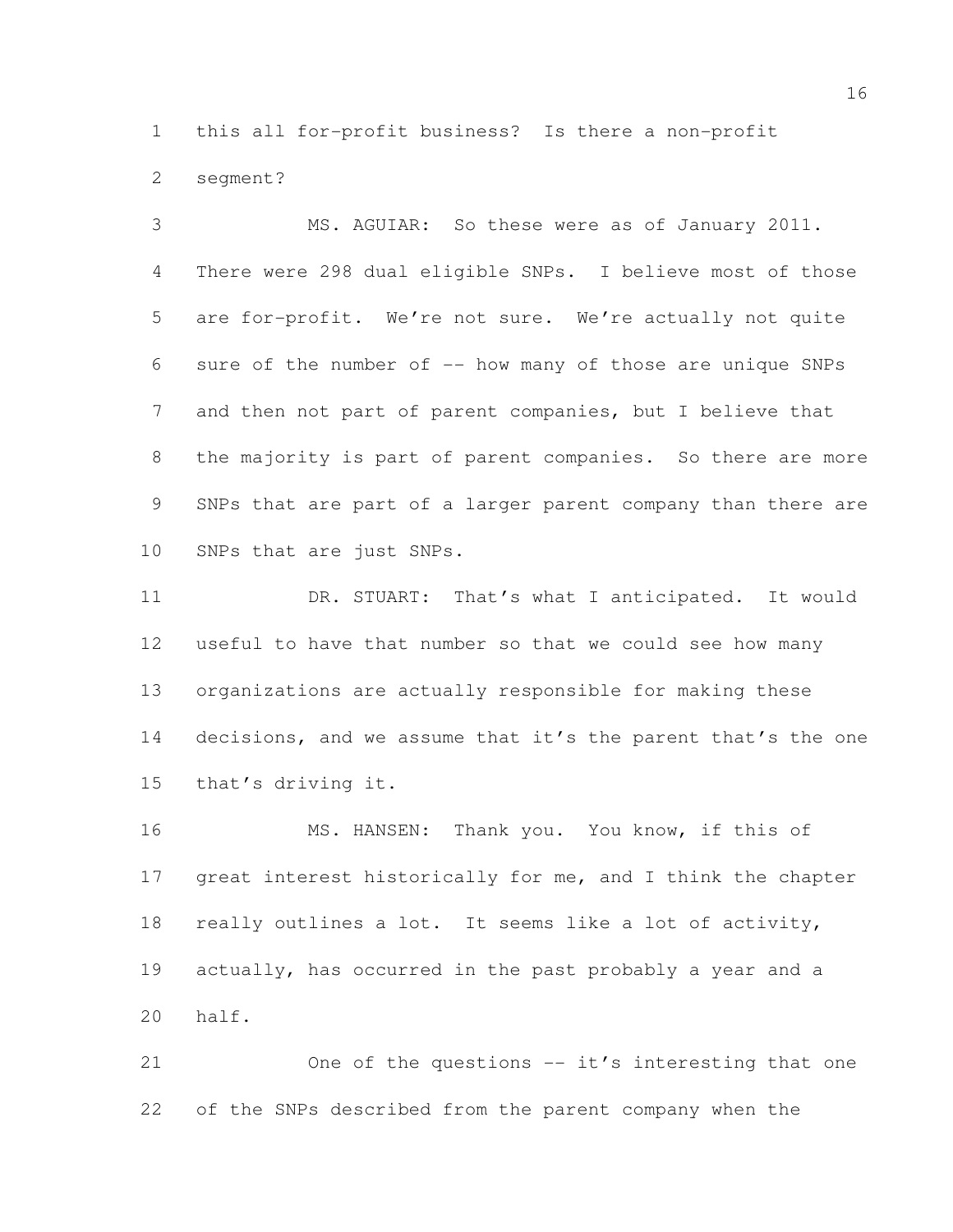this all for-profit business? Is there a non-profit segment?

MS. AGUIAR: So these were as of January 2011. There were 298 dual eligible SNPs. I believe most of those are for-profit. We're not sure. We're actually not quite sure of the number of -- how many of those are unique SNPs and then not part of parent companies, but I believe that the majority is part of parent companies. So there are more SNPs that are part of a larger parent company than there are SNPs that are just SNPs.

DR. STUART: That's what I anticipated. It would useful to have that number so that we could see how many organizations are actually responsible for making these decisions, and we assume that it's the parent that's the one that's driving it.

MS. HANSEN: Thank you. You know, if this of great interest historically for me, and I think the chapter really outlines a lot. It seems like a lot of activity, actually, has occurred in the past probably a year and a half.

One of the questions -- it's interesting that one of the SNPs described from the parent company when the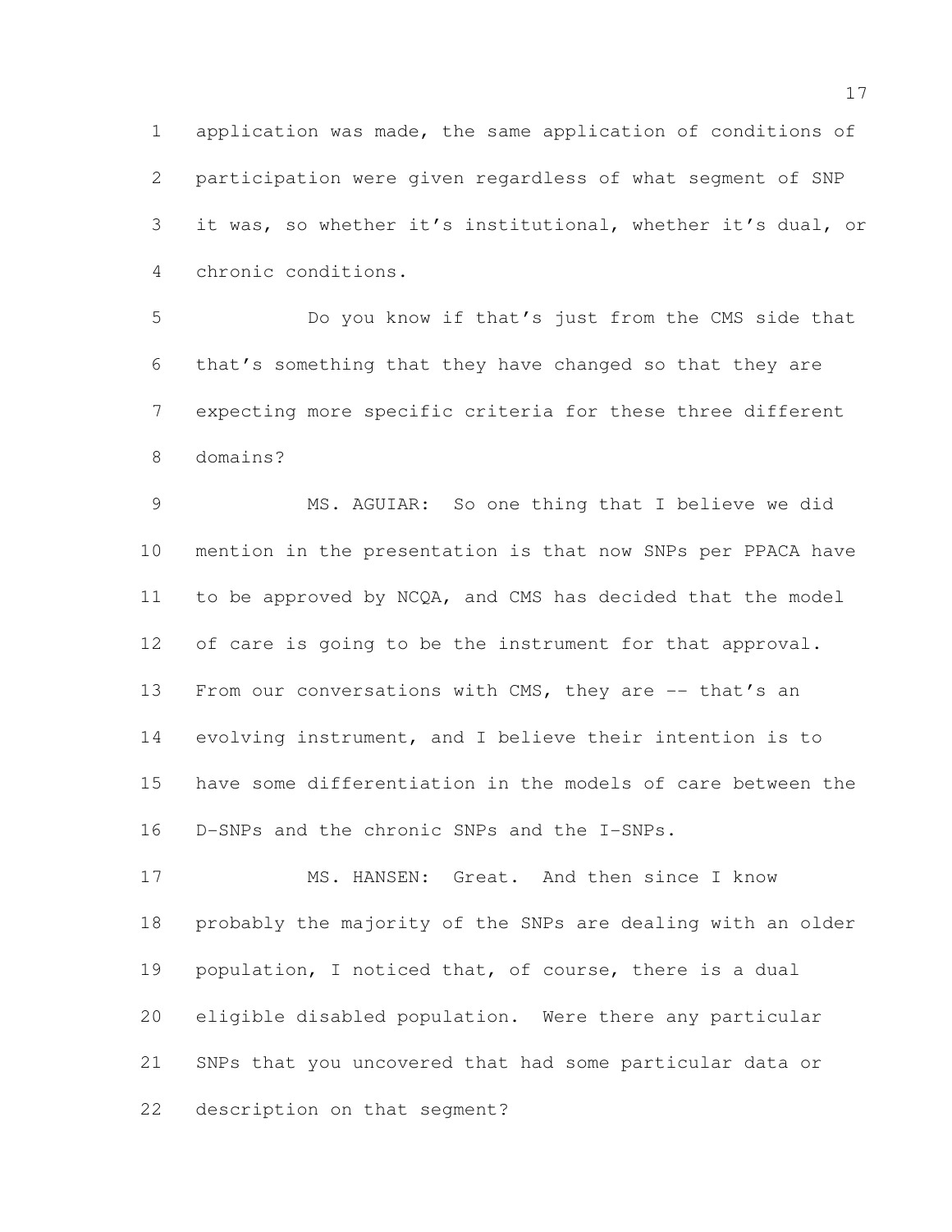application was made, the same application of conditions of participation were given regardless of what segment of SNP it was, so whether it's institutional, whether it's dual, or chronic conditions.

Do you know if that's just from the CMS side that that's something that they have changed so that they are expecting more specific criteria for these three different domains?

MS. AGUIAR: So one thing that I believe we did mention in the presentation is that now SNPs per PPACA have to be approved by NCQA, and CMS has decided that the model of care is going to be the instrument for that approval. From our conversations with CMS, they are -- that's an evolving instrument, and I believe their intention is to have some differentiation in the models of care between the D-SNPs and the chronic SNPs and the I-SNPs.

MS. HANSEN: Great. And then since I know probably the majority of the SNPs are dealing with an older population, I noticed that, of course, there is a dual eligible disabled population. Were there any particular SNPs that you uncovered that had some particular data or description on that segment?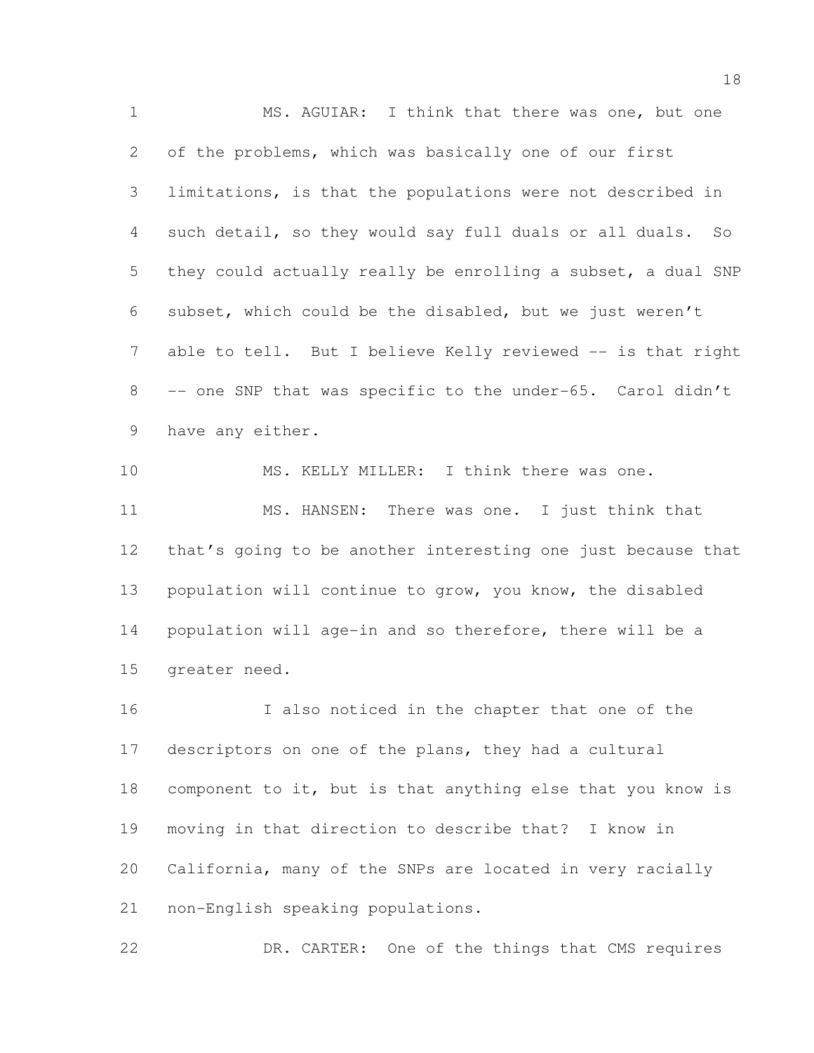MS. AGUIAR: I think that there was one, but one of the problems, which was basically one of our first limitations, is that the populations were not described in such detail, so they would say full duals or all duals. So they could actually really be enrolling a subset, a dual SNP subset, which could be the disabled, but we just weren't able to tell. But I believe Kelly reviewed -- is that right -- one SNP that was specific to the under-65. Carol didn't have any either.

MS. KELLY MILLER: I think there was one.

MS. HANSEN: There was one. I just think that that's going to be another interesting one just because that population will continue to grow, you know, the disabled population will age-in and so therefore, there will be a greater need.

I also noticed in the chapter that one of the descriptors on one of the plans, they had a cultural component to it, but is that anything else that you know is moving in that direction to describe that? I know in California, many of the SNPs are located in very racially non-English speaking populations.

DR. CARTER: One of the things that CMS requires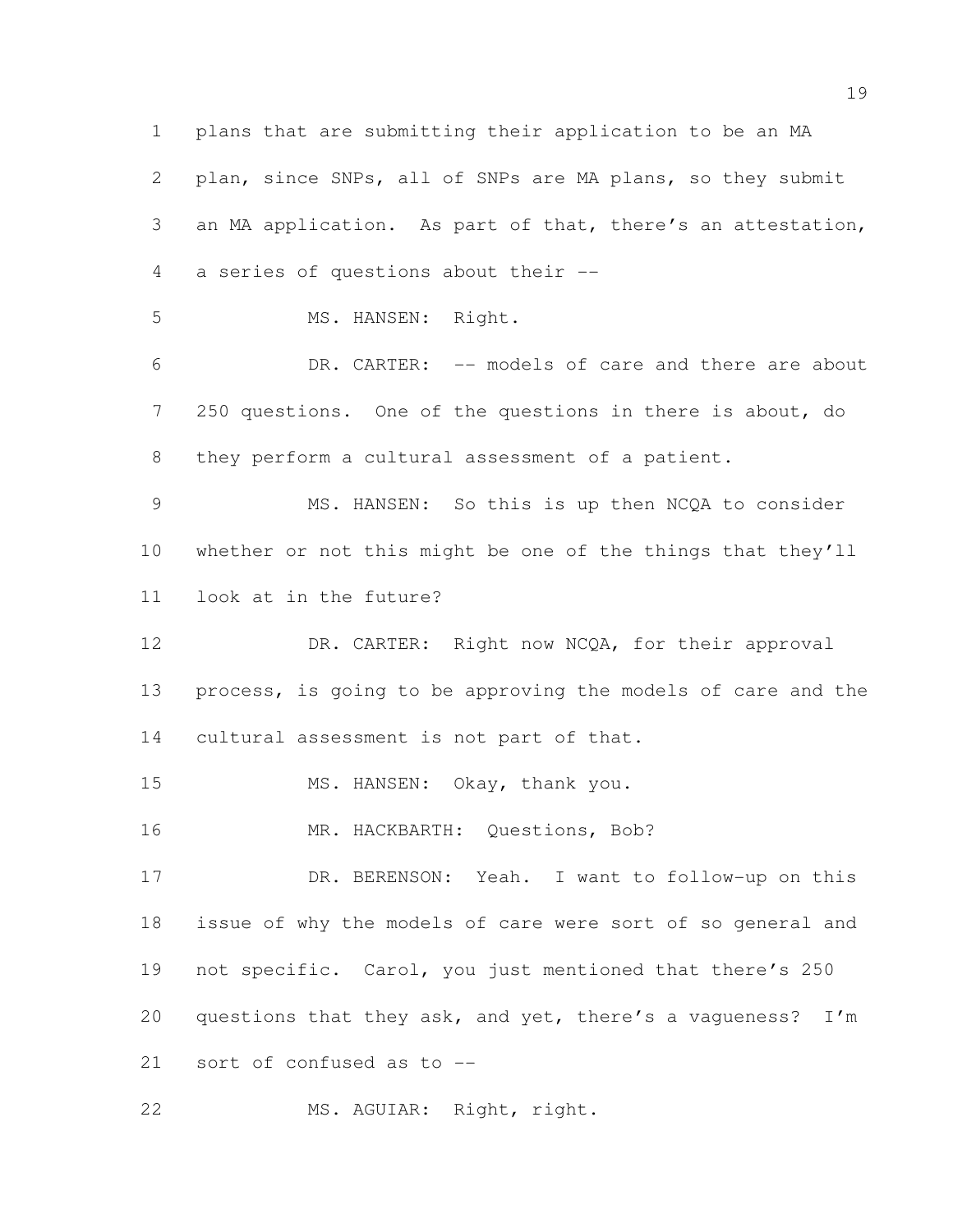plans that are submitting their application to be an MA plan, since SNPs, all of SNPs are MA plans, so they submit an MA application. As part of that, there's an attestation, a series of questions about their --

MS. HANSEN: Right.

DR. CARTER: -- models of care and there are about 250 questions. One of the questions in there is about, do they perform a cultural assessment of a patient.

MS. HANSEN: So this is up then NCQA to consider whether or not this might be one of the things that they'll look at in the future?

DR. CARTER: Right now NCQA, for their approval process, is going to be approving the models of care and the cultural assessment is not part of that.

MS. HANSEN: Okay, thank you.

MR. HACKBARTH: Questions, Bob?

DR. BERENSON: Yeah. I want to follow-up on this issue of why the models of care were sort of so general and not specific. Carol, you just mentioned that there's 250 questions that they ask, and yet, there's a vagueness? I'm sort of confused as to --

MS. AGUIAR: Right, right.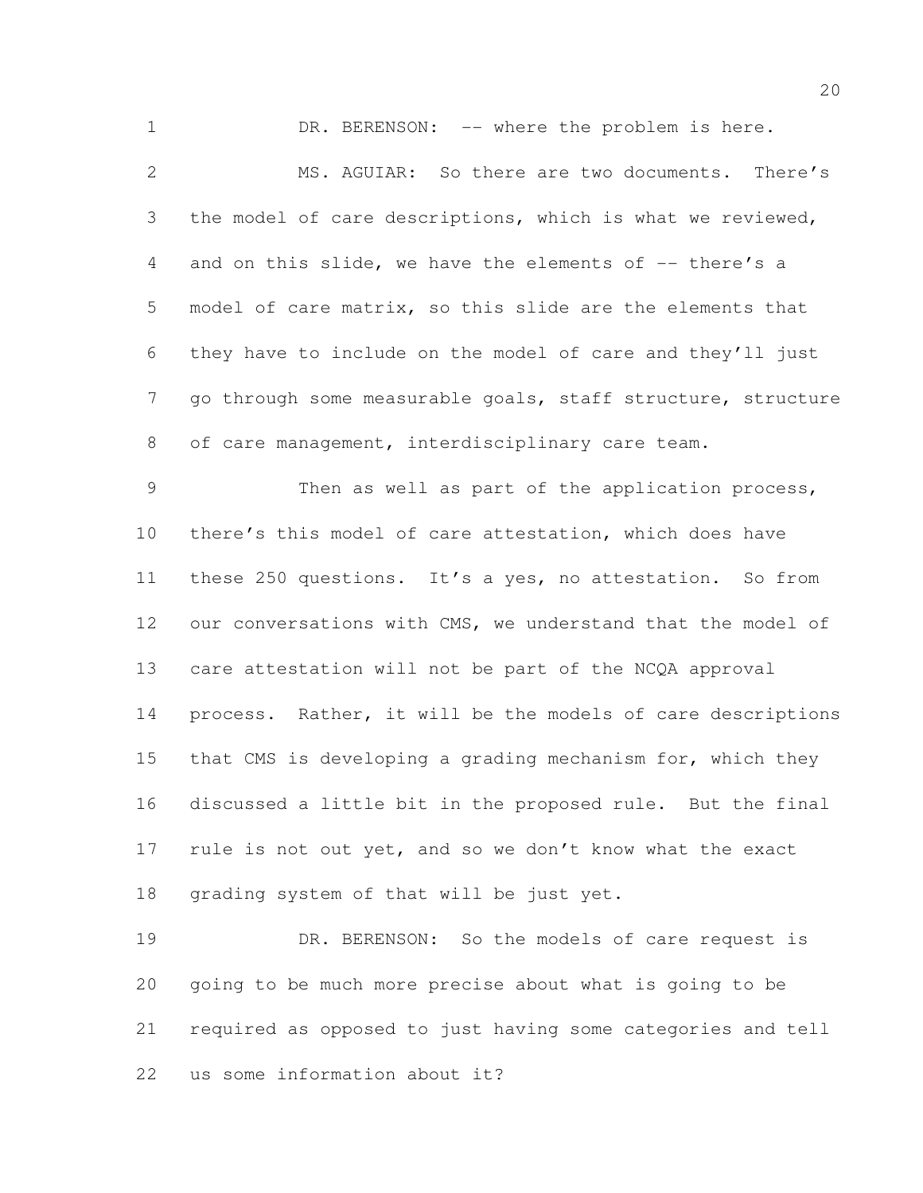DR. BERENSON: -- where the problem is here.

MS. AGUIAR: So there are two documents. There's the model of care descriptions, which is what we reviewed, and on this slide, we have the elements of -- there's a model of care matrix, so this slide are the elements that they have to include on the model of care and they'll just go through some measurable goals, staff structure, structure of care management, interdisciplinary care team.

Then as well as part of the application process, there's this model of care attestation, which does have these 250 questions. It's a yes, no attestation. So from our conversations with CMS, we understand that the model of care attestation will not be part of the NCQA approval process. Rather, it will be the models of care descriptions that CMS is developing a grading mechanism for, which they discussed a little bit in the proposed rule. But the final rule is not out yet, and so we don't know what the exact grading system of that will be just yet.

DR. BERENSON: So the models of care request is going to be much more precise about what is going to be required as opposed to just having some categories and tell us some information about it?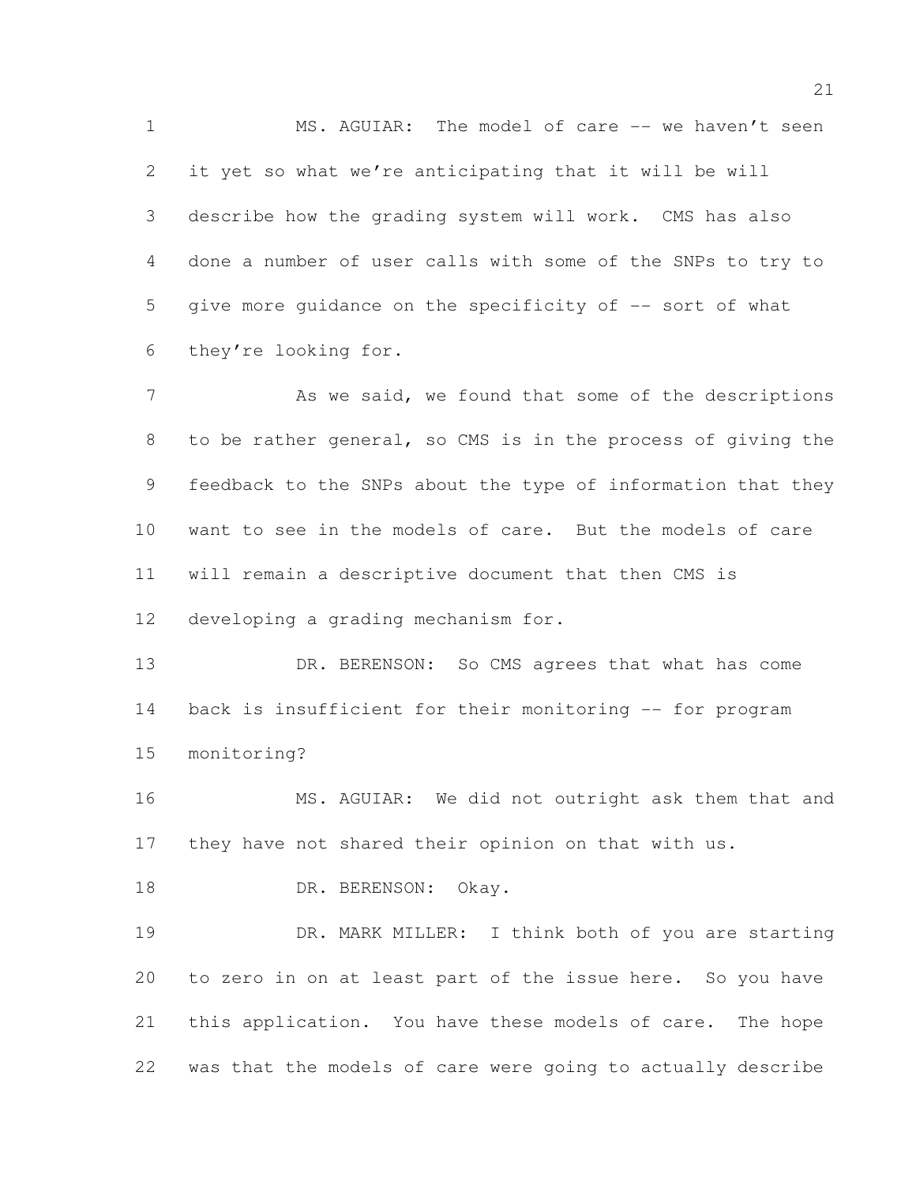MS. AGUIAR: The model of care -- we haven't seen it yet so what we're anticipating that it will be will describe how the grading system will work. CMS has also done a number of user calls with some of the SNPs to try to give more guidance on the specificity of -- sort of what they're looking for.

As we said, we found that some of the descriptions to be rather general, so CMS is in the process of giving the feedback to the SNPs about the type of information that they want to see in the models of care. But the models of care will remain a descriptive document that then CMS is developing a grading mechanism for.

DR. BERENSON: So CMS agrees that what has come back is insufficient for their monitoring -- for program monitoring?

MS. AGUIAR: We did not outright ask them that and they have not shared their opinion on that with us.

DR. BERENSON: Okay.

DR. MARK MILLER: I think both of you are starting to zero in on at least part of the issue here. So you have this application. You have these models of care. The hope was that the models of care were going to actually describe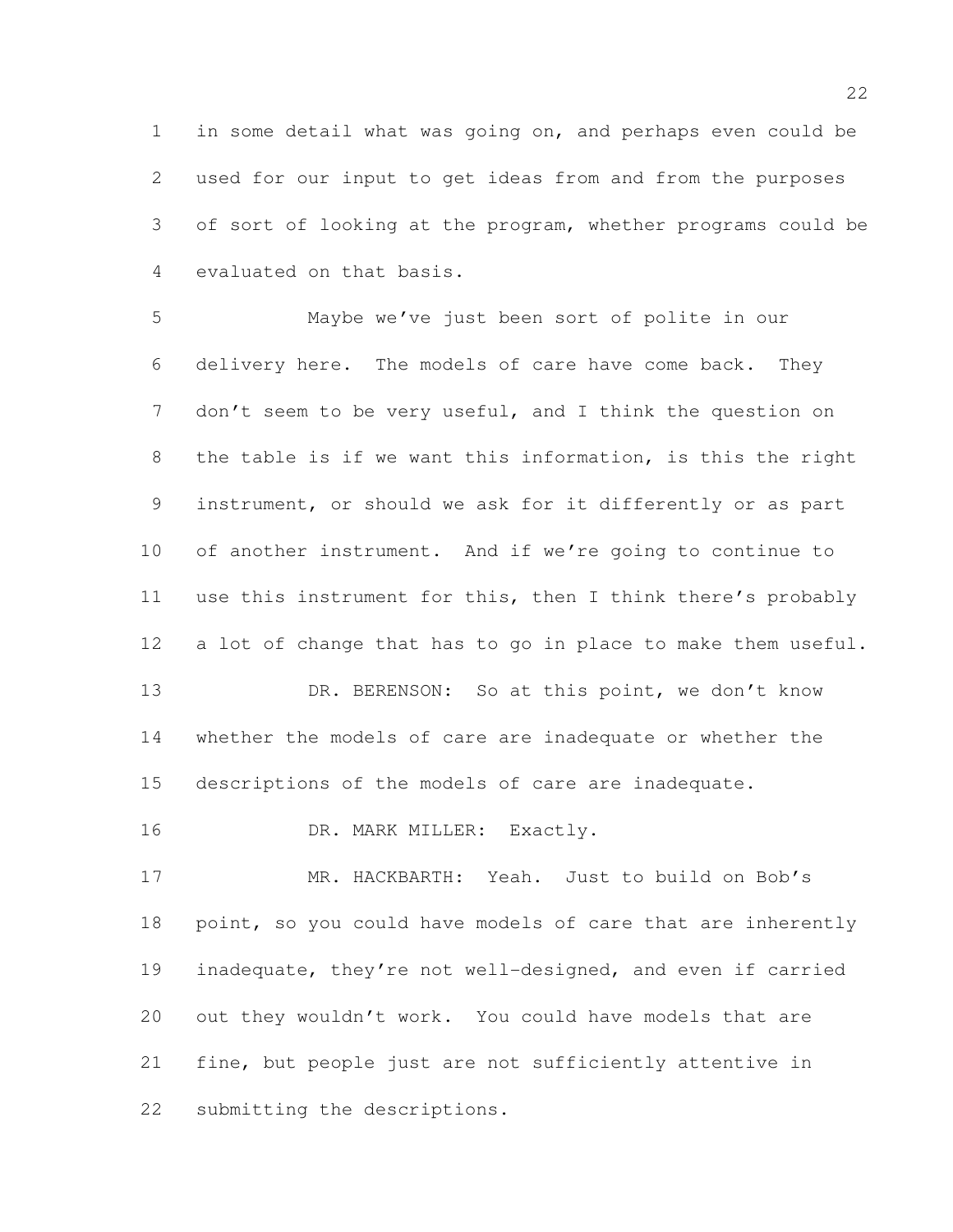in some detail what was going on, and perhaps even could be used for our input to get ideas from and from the purposes of sort of looking at the program, whether programs could be evaluated on that basis.

Maybe we've just been sort of polite in our delivery here. The models of care have come back. They don't seem to be very useful, and I think the question on the table is if we want this information, is this the right instrument, or should we ask for it differently or as part of another instrument. And if we're going to continue to use this instrument for this, then I think there's probably a lot of change that has to go in place to make them useful.

DR. BERENSON: So at this point, we don't know whether the models of care are inadequate or whether the descriptions of the models of care are inadequate.

DR. MARK MILLER: Exactly.

MR. HACKBARTH: Yeah. Just to build on Bob's point, so you could have models of care that are inherently inadequate, they're not well-designed, and even if carried out they wouldn't work. You could have models that are fine, but people just are not sufficiently attentive in submitting the descriptions.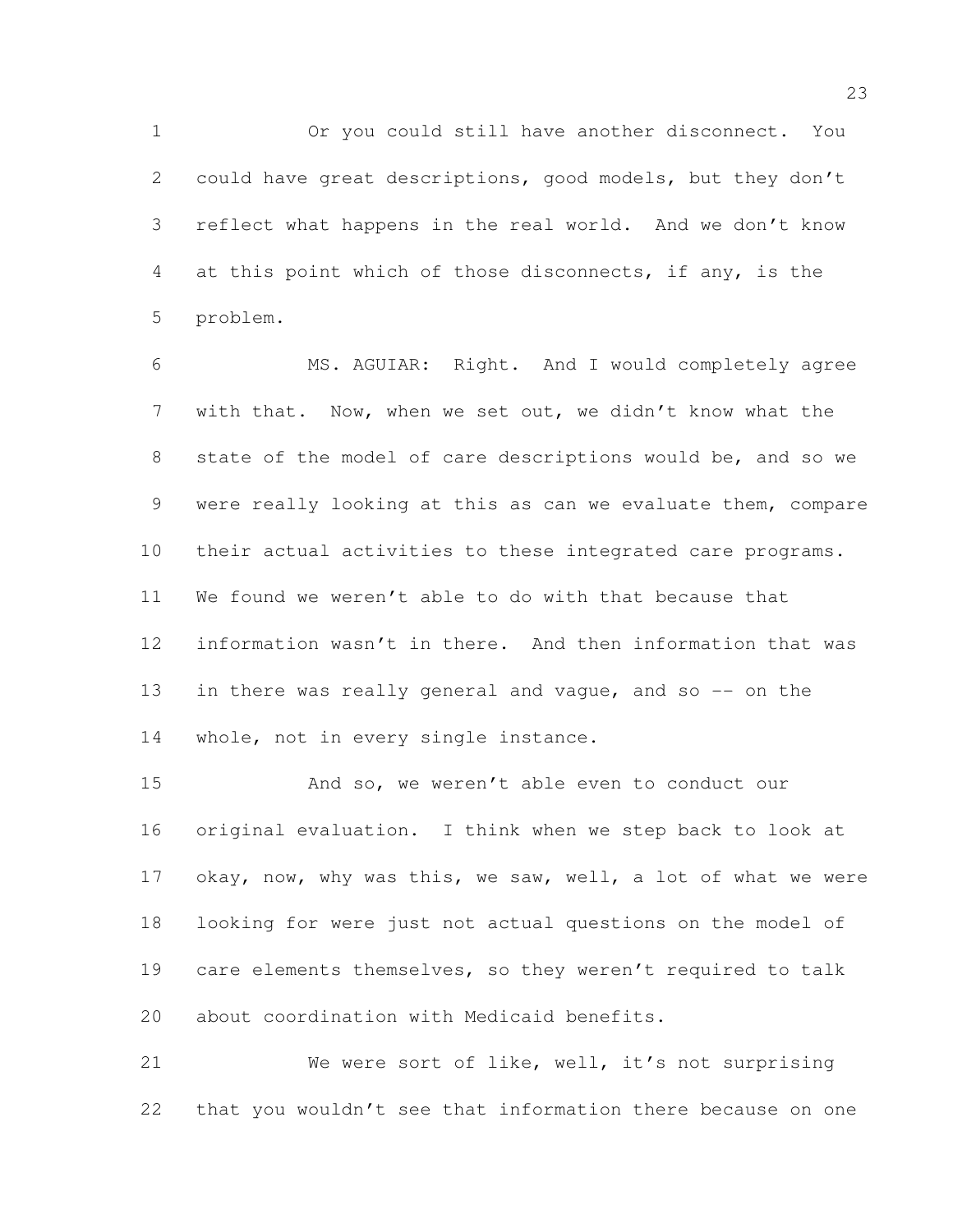Or you could still have another disconnect. You could have great descriptions, good models, but they don't reflect what happens in the real world. And we don't know at this point which of those disconnects, if any, is the problem.

MS. AGUIAR: Right. And I would completely agree with that. Now, when we set out, we didn't know what the state of the model of care descriptions would be, and so we were really looking at this as can we evaluate them, compare their actual activities to these integrated care programs. We found we weren't able to do with that because that information wasn't in there. And then information that was in there was really general and vague, and so -- on the whole, not in every single instance.

And so, we weren't able even to conduct our original evaluation. I think when we step back to look at okay, now, why was this, we saw, well, a lot of what we were looking for were just not actual questions on the model of care elements themselves, so they weren't required to talk about coordination with Medicaid benefits.

We were sort of like, well, it's not surprising that you wouldn't see that information there because on one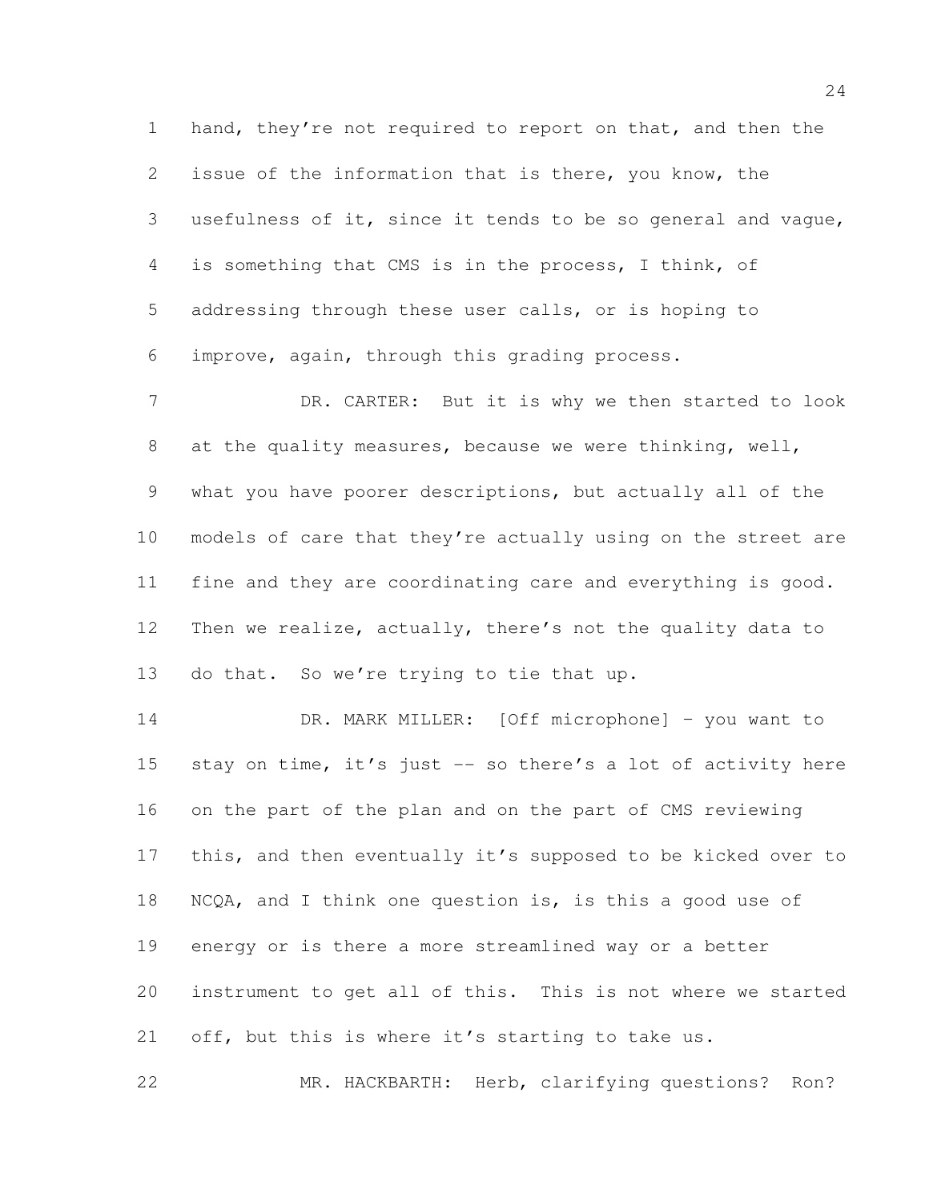hand, they're not required to report on that, and then the issue of the information that is there, you know, the usefulness of it, since it tends to be so general and vague, is something that CMS is in the process, I think, of addressing through these user calls, or is hoping to improve, again, through this grading process.

DR. CARTER: But it is why we then started to look at the quality measures, because we were thinking, well, what you have poorer descriptions, but actually all of the models of care that they're actually using on the street are fine and they are coordinating care and everything is good. Then we realize, actually, there's not the quality data to do that. So we're trying to tie that up.

DR. MARK MILLER: [Off microphone] - you want to stay on time, it's just -- so there's a lot of activity here on the part of the plan and on the part of CMS reviewing this, and then eventually it's supposed to be kicked over to NCQA, and I think one question is, is this a good use of energy or is there a more streamlined way or a better instrument to get all of this. This is not where we started off, but this is where it's starting to take us.

MR. HACKBARTH: Herb, clarifying questions? Ron?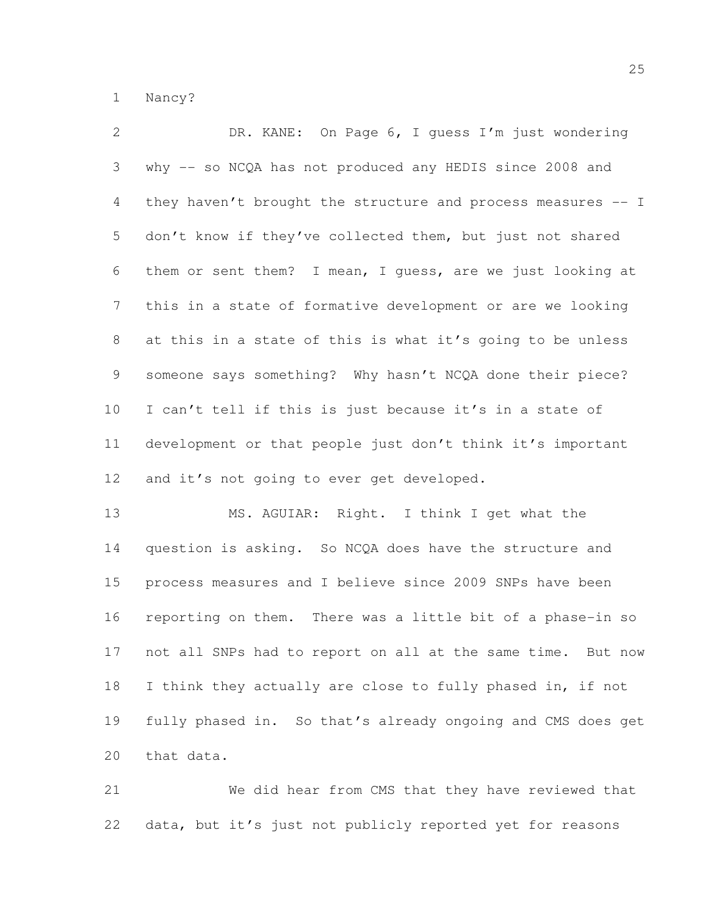Nancy?

DR. KANE: On Page 6, I guess I'm just wondering why -- so NCQA has not produced any HEDIS since 2008 and they haven't brought the structure and process measures -- I don't know if they've collected them, but just not shared them or sent them? I mean, I guess, are we just looking at this in a state of formative development or are we looking at this in a state of this is what it's going to be unless someone says something? Why hasn't NCQA done their piece? I can't tell if this is just because it's in a state of development or that people just don't think it's important and it's not going to ever get developed.

MS. AGUIAR: Right. I think I get what the question is asking. So NCQA does have the structure and process measures and I believe since 2009 SNPs have been reporting on them. There was a little bit of a phase-in so not all SNPs had to report on all at the same time. But now I think they actually are close to fully phased in, if not fully phased in. So that's already ongoing and CMS does get that data.

We did hear from CMS that they have reviewed that data, but it's just not publicly reported yet for reasons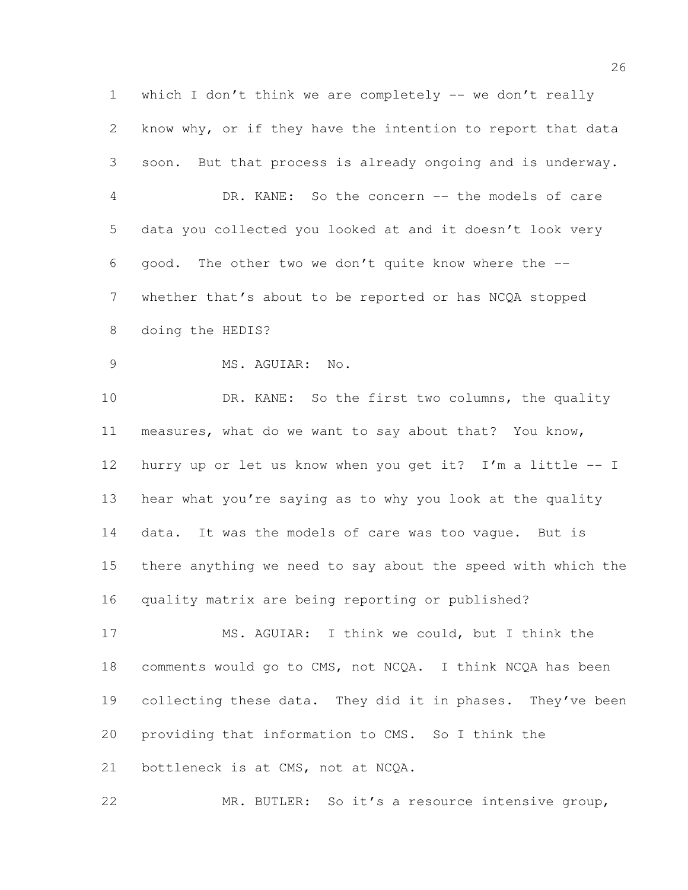which I don't think we are completely -- we don't really know why, or if they have the intention to report that data soon. But that process is already ongoing and is underway.

DR. KANE: So the concern -- the models of care data you collected you looked at and it doesn't look very good. The other two we don't quite know where the -- whether that's about to be reported or has NCQA stopped doing the HEDIS?

MS. AGUIAR: No.

DR. KANE: So the first two columns, the quality measures, what do we want to say about that? You know, hurry up or let us know when you get it? I'm a little -- I hear what you're saying as to why you look at the quality data. It was the models of care was too vague. But is there anything we need to say about the speed with which the quality matrix are being reporting or published?

MS. AGUIAR: I think we could, but I think the comments would go to CMS, not NCQA. I think NCQA has been collecting these data. They did it in phases. They've been providing that information to CMS. So I think the bottleneck is at CMS, not at NCQA.

MR. BUTLER: So it's a resource intensive group,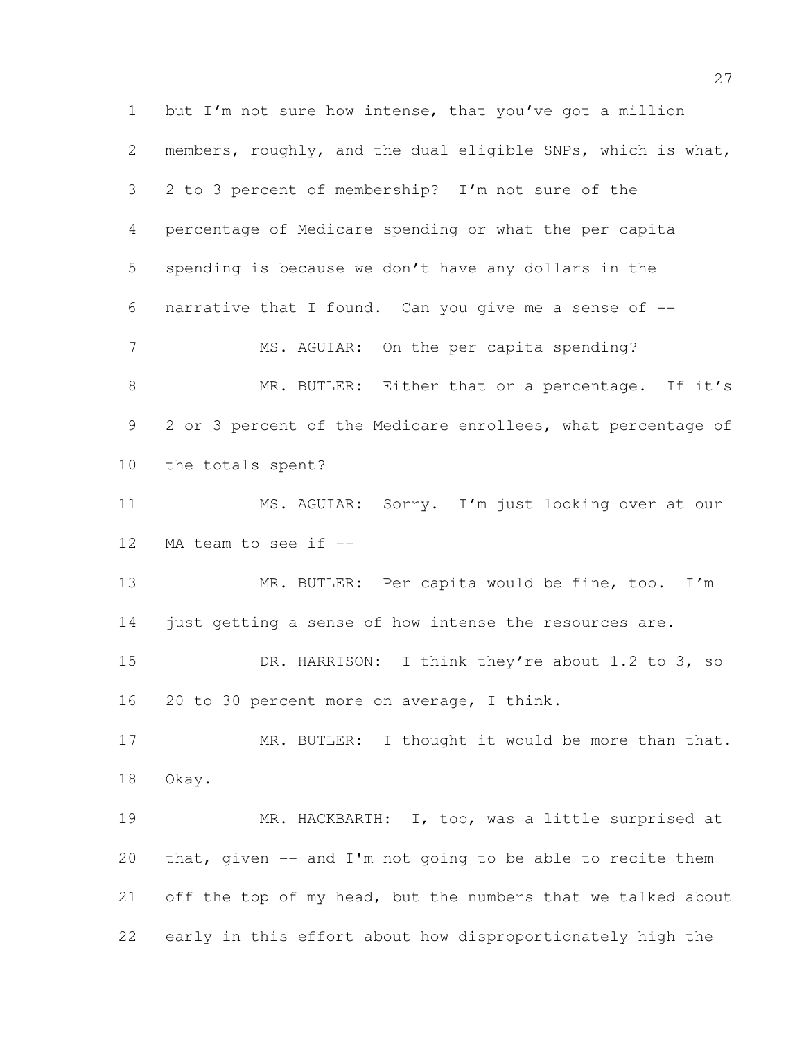but I'm not sure how intense, that you've got a million members, roughly, and the dual eligible SNPs, which is what, 2 to 3 percent of membership? I'm not sure of the percentage of Medicare spending or what the per capita spending is because we don't have any dollars in the narrative that I found. Can you give me a sense of --

MS. AGUIAR: On the per capita spending?

MR. BUTLER: Either that or a percentage. If it's 2 or 3 percent of the Medicare enrollees, what percentage of the totals spent?

MS. AGUIAR: Sorry. I'm just looking over at our MA team to see if --

MR. BUTLER: Per capita would be fine, too. I'm just getting a sense of how intense the resources are.

DR. HARRISON: I think they're about 1.2 to 3, so 20 to 30 percent more on average, I think.

MR. BUTLER: I thought it would be more than that. Okay.

MR. HACKBARTH: I, too, was a little surprised at that, given -- and I'm not going to be able to recite them off the top of my head, but the numbers that we talked about early in this effort about how disproportionately high the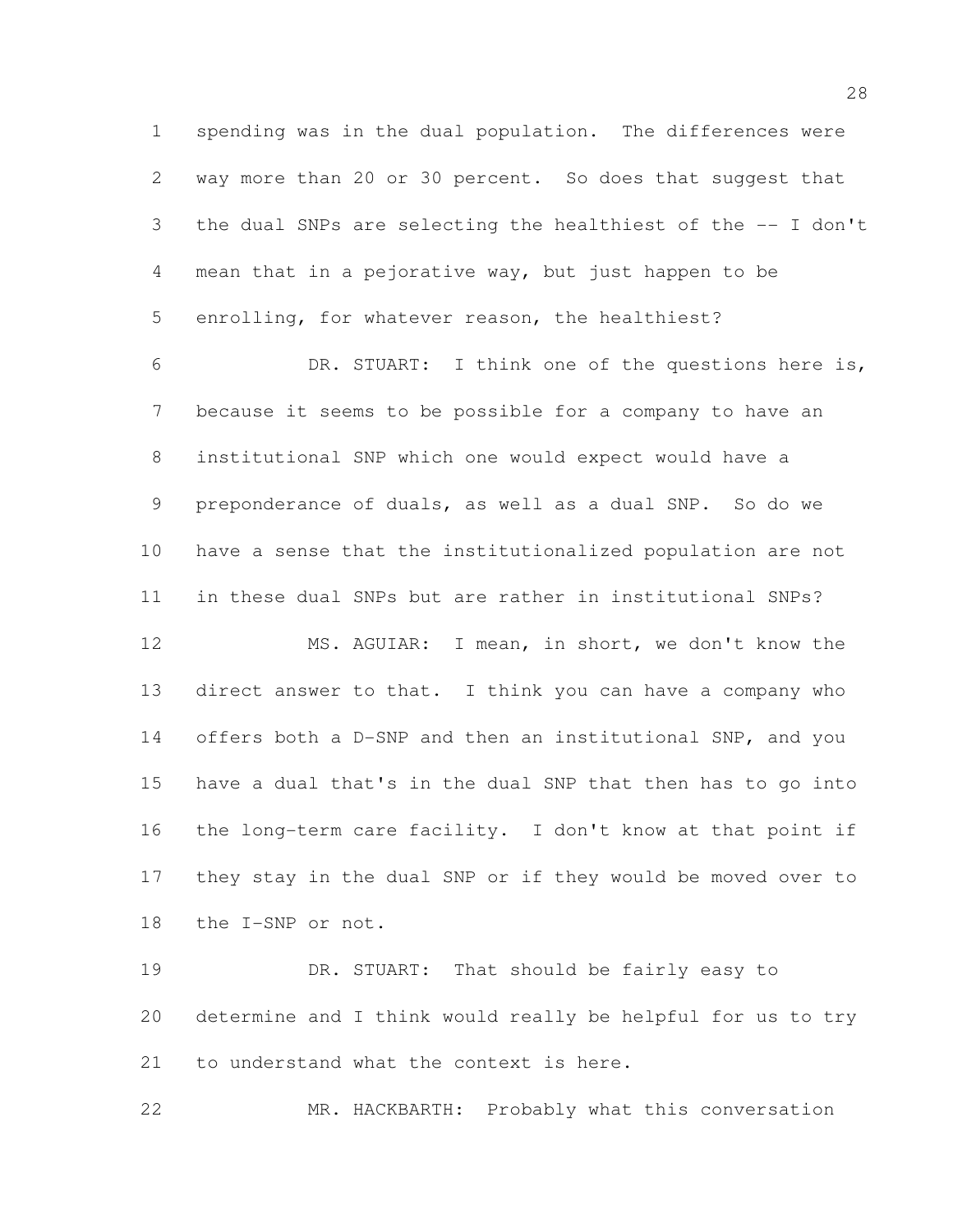spending was in the dual population. The differences were way more than 20 or 30 percent. So does that suggest that the dual SNPs are selecting the healthiest of the -- I don't mean that in a pejorative way, but just happen to be enrolling, for whatever reason, the healthiest?

DR. STUART: I think one of the questions here is, because it seems to be possible for a company to have an institutional SNP which one would expect would have a preponderance of duals, as well as a dual SNP. So do we have a sense that the institutionalized population are not in these dual SNPs but are rather in institutional SNPs?

MS. AGUIAR: I mean, in short, we don't know the direct answer to that. I think you can have a company who offers both a D-SNP and then an institutional SNP, and you have a dual that's in the dual SNP that then has to go into the long-term care facility. I don't know at that point if they stay in the dual SNP or if they would be moved over to the I-SNP or not.

DR. STUART: That should be fairly easy to determine and I think would really be helpful for us to try to understand what the context is here.

MR. HACKBARTH: Probably what this conversation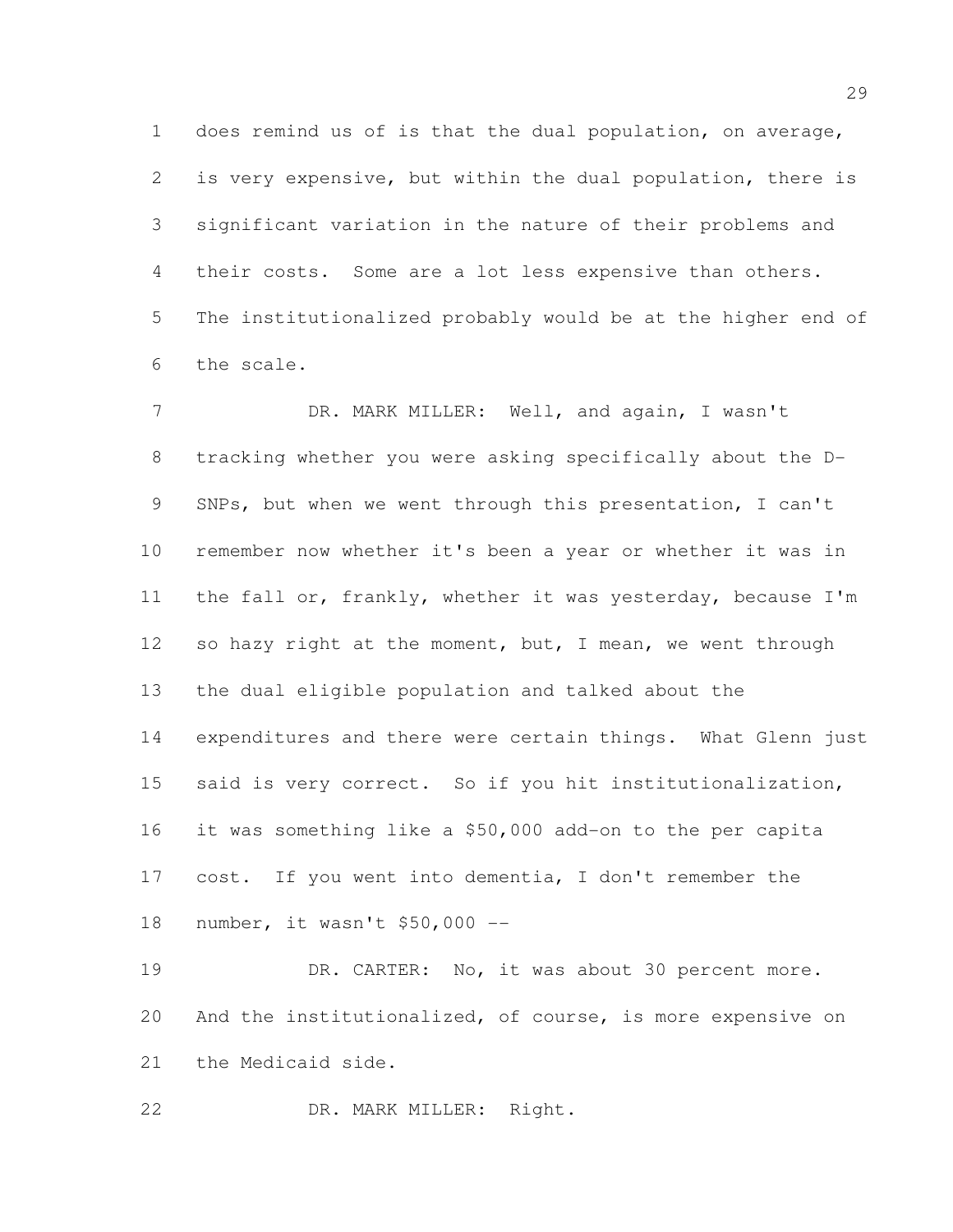does remind us of is that the dual population, on average, is very expensive, but within the dual population, there is significant variation in the nature of their problems and their costs. Some are a lot less expensive than others. The institutionalized probably would be at the higher end of the scale.

DR. MARK MILLER: Well, and again, I wasn't tracking whether you were asking specifically about the D-SNPs, but when we went through this presentation, I can't remember now whether it's been a year or whether it was in the fall or, frankly, whether it was yesterday, because I'm so hazy right at the moment, but, I mean, we went through the dual eligible population and talked about the expenditures and there were certain things. What Glenn just said is very correct. So if you hit institutionalization, it was something like a $50,000 add-on to the per capita cost. If you went into dementia, I don't remember the number, it wasn't $50,000 --

DR. CARTER: No, it was about 30 percent more. And the institutionalized, of course, is more expensive on the Medicaid side.

DR. MARK MILLER: Right.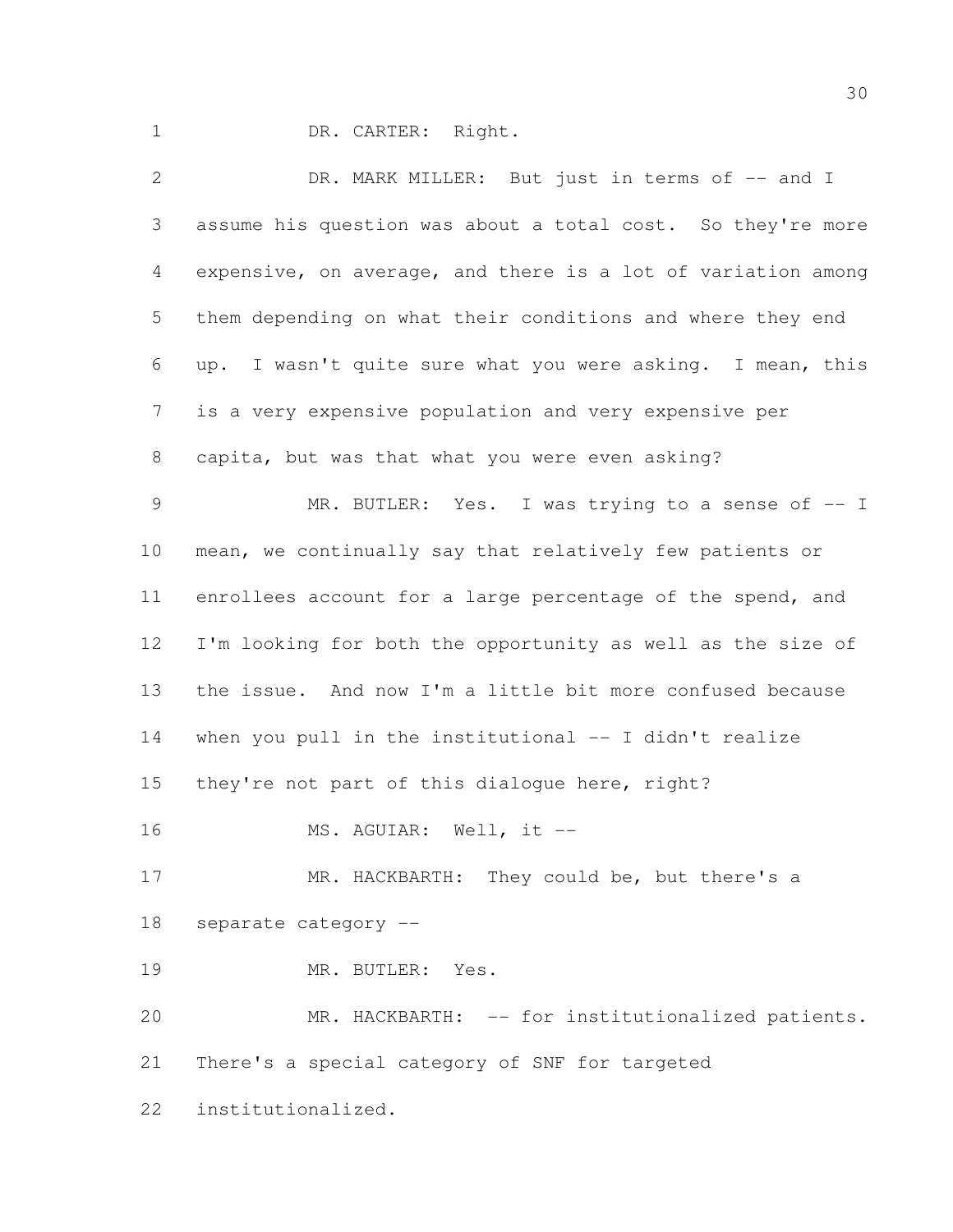DR. CARTER: Right.

DR. MARK MILLER: But just in terms of -- and I assume his question was about a total cost. So they're more expensive, on average, and there is a lot of variation among them depending on what their conditions and where they end up. I wasn't quite sure what you were asking. I mean, this is a very expensive population and very expensive per capita, but was that what you were even asking?

MR. BUTLER: Yes. I was trying to a sense of -- I mean, we continually say that relatively few patients or enrollees account for a large percentage of the spend, and I'm looking for both the opportunity as well as the size of the issue. And now I'm a little bit more confused because when you pull in the institutional -- I didn't realize they're not part of this dialogue here, right?

MS. AGUIAR: Well, it --

MR. HACKBARTH: They could be, but there's a separate category --

MR. BUTLER: Yes.

MR. HACKBARTH: -- for institutionalized patients. There's a special category of SNF for targeted institutionalized.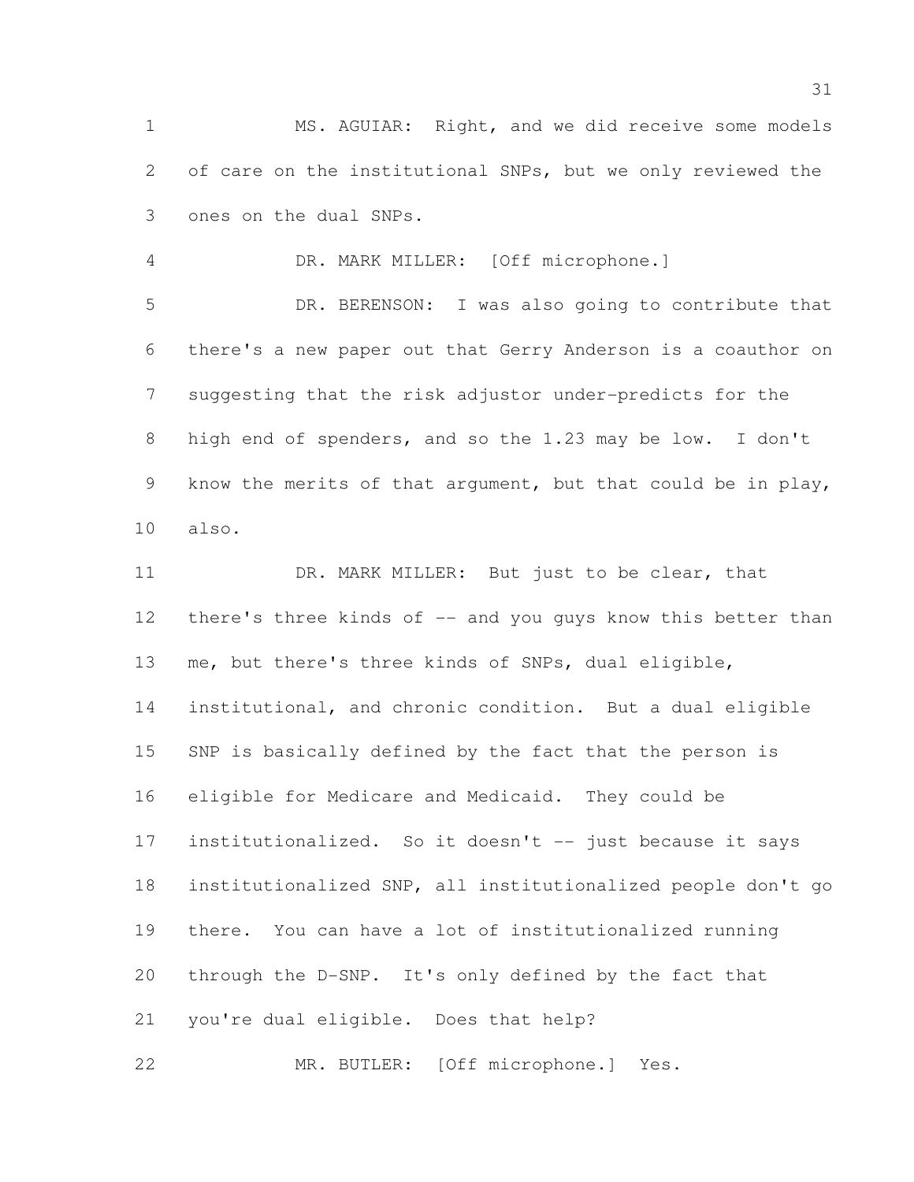MS. AGUIAR: Right, and we did receive some models of care on the institutional SNPs, but we only reviewed the ones on the dual SNPs.

DR. MARK MILLER: [Off microphone.]

DR. BERENSON: I was also going to contribute that there's a new paper out that Gerry Anderson is a coauthor on suggesting that the risk adjustor under-predicts for the high end of spenders, and so the 1.23 may be low. I don't know the merits of that argument, but that could be in play, also.

DR. MARK MILLER: But just to be clear, that there's three kinds of -- and you guys know this better than me, but there's three kinds of SNPs, dual eligible, institutional, and chronic condition. But a dual eligible SNP is basically defined by the fact that the person is eligible for Medicare and Medicaid. They could be institutionalized. So it doesn't -- just because it says institutionalized SNP, all institutionalized people don't go there. You can have a lot of institutionalized running through the D-SNP. It's only defined by the fact that you're dual eligible. Does that help?

MR. BUTLER: [Off microphone.] Yes.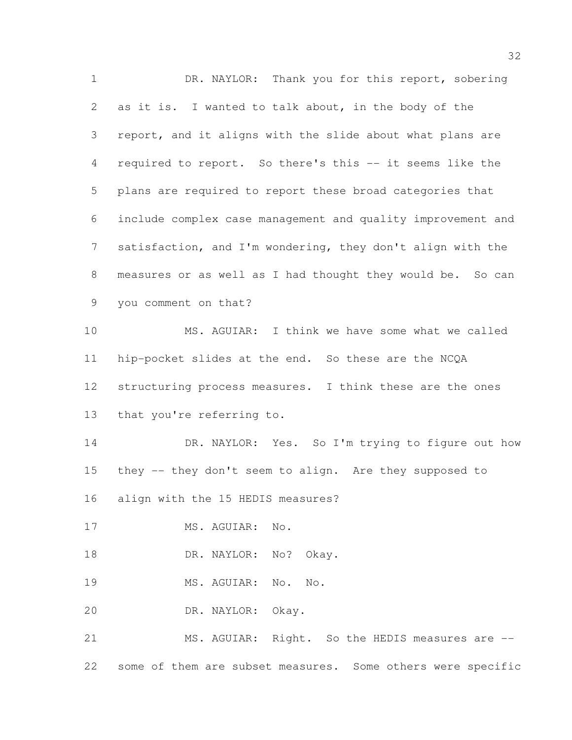DR. NAYLOR: Thank you for this report, sobering as it is. I wanted to talk about, in the body of the report, and it aligns with the slide about what plans are required to report. So there's this -- it seems like the plans are required to report these broad categories that include complex case management and quality improvement and satisfaction, and I'm wondering, they don't align with the measures or as well as I had thought they would be. So can you comment on that?

MS. AGUIAR: I think we have some what we called hip-pocket slides at the end. So these are the NCQA structuring process measures. I think these are the ones that you're referring to.

DR. NAYLOR: Yes. So I'm trying to figure out how they -- they don't seem to align. Are they supposed to align with the 15 HEDIS measures?

MS. AGUIAR: No.

DR. NAYLOR: No? Okay.

MS. AGUIAR: No. No.

DR. NAYLOR: Okay.

MS. AGUIAR: Right. So the HEDIS measures are -- some of them are subset measures. Some others were specific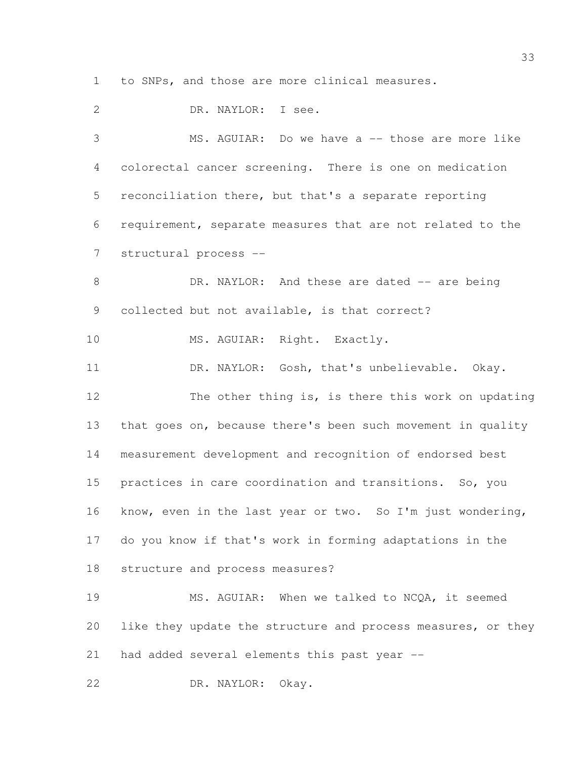to SNPs, and those are more clinical measures.

DR. NAYLOR: I see.

MS. AGUIAR: Do we have a -- those are more like colorectal cancer screening. There is one on medication reconciliation there, but that's a separate reporting requirement, separate measures that are not related to the structural process --

DR. NAYLOR: And these are dated -- are being collected but not available, is that correct?

MS. AGUIAR: Right. Exactly.

DR. NAYLOR: Gosh, that's unbelievable. Okay.

The other thing is, is there this work on updating that goes on, because there's been such movement in quality measurement development and recognition of endorsed best practices in care coordination and transitions. So, you know, even in the last year or two. So I'm just wondering, do you know if that's work in forming adaptations in the structure and process measures?

MS. AGUIAR: When we talked to NCQA, it seemed like they update the structure and process measures, or they had added several elements this past year --

DR. NAYLOR: Okay.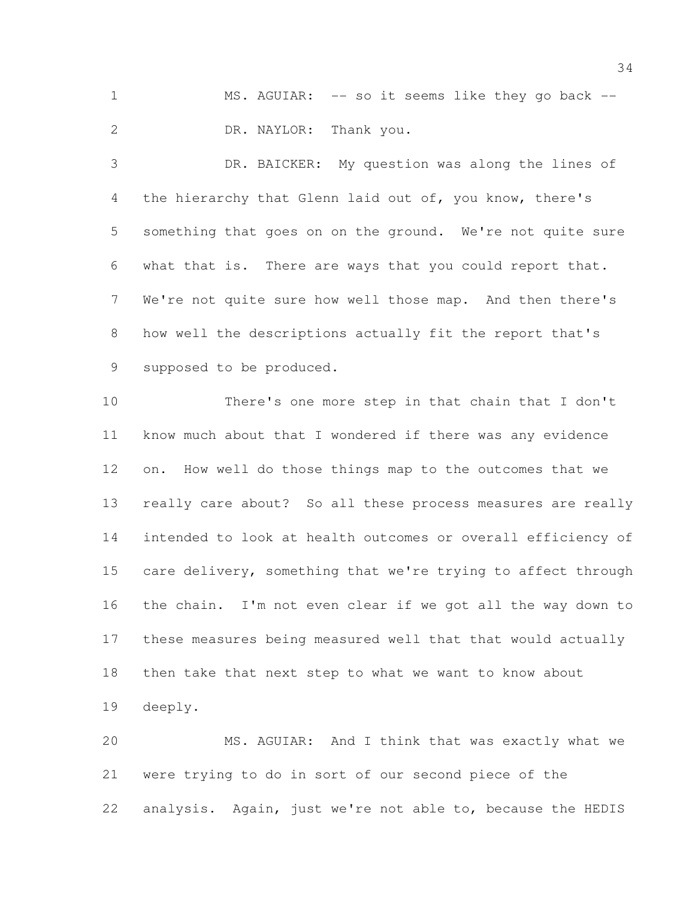MS. AGUIAR: -- so it seems like they go back --

DR. NAYLOR: Thank you.

DR. BAICKER: My question was along the lines of the hierarchy that Glenn laid out of, you know, there's something that goes on on the ground. We're not quite sure what that is. There are ways that you could report that. We're not quite sure how well those map. And then there's how well the descriptions actually fit the report that's supposed to be produced.

There's one more step in that chain that I don't know much about that I wondered if there was any evidence on. How well do those things map to the outcomes that we really care about? So all these process measures are really intended to look at health outcomes or overall efficiency of care delivery, something that we're trying to affect through the chain. I'm not even clear if we got all the way down to these measures being measured well that that would actually then take that next step to what we want to know about deeply.

MS. AGUIAR: And I think that was exactly what we were trying to do in sort of our second piece of the analysis. Again, just we're not able to, because the HEDIS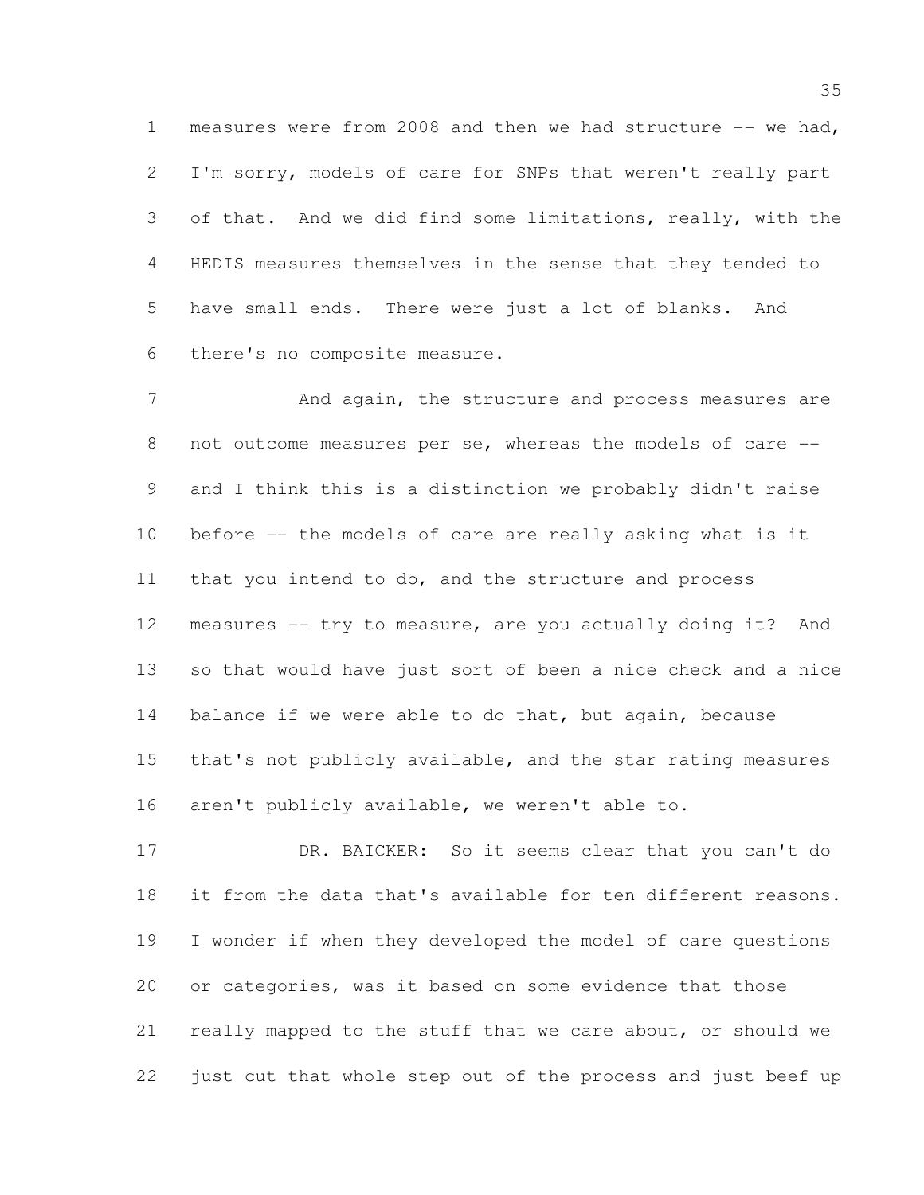measures were from 2008 and then we had structure -- we had, I'm sorry, models of care for SNPs that weren't really part of that. And we did find some limitations, really, with the HEDIS measures themselves in the sense that they tended to have small ends. There were just a lot of blanks. And there's no composite measure.

And again, the structure and process measures are not outcome measures per se, whereas the models of care -- and I think this is a distinction we probably didn't raise before -- the models of care are really asking what is it that you intend to do, and the structure and process measures -- try to measure, are you actually doing it? And so that would have just sort of been a nice check and a nice balance if we were able to do that, but again, because that's not publicly available, and the star rating measures aren't publicly available, we weren't able to.

DR. BAICKER: So it seems clear that you can't do it from the data that's available for ten different reasons. I wonder if when they developed the model of care questions or categories, was it based on some evidence that those really mapped to the stuff that we care about, or should we just cut that whole step out of the process and just beef up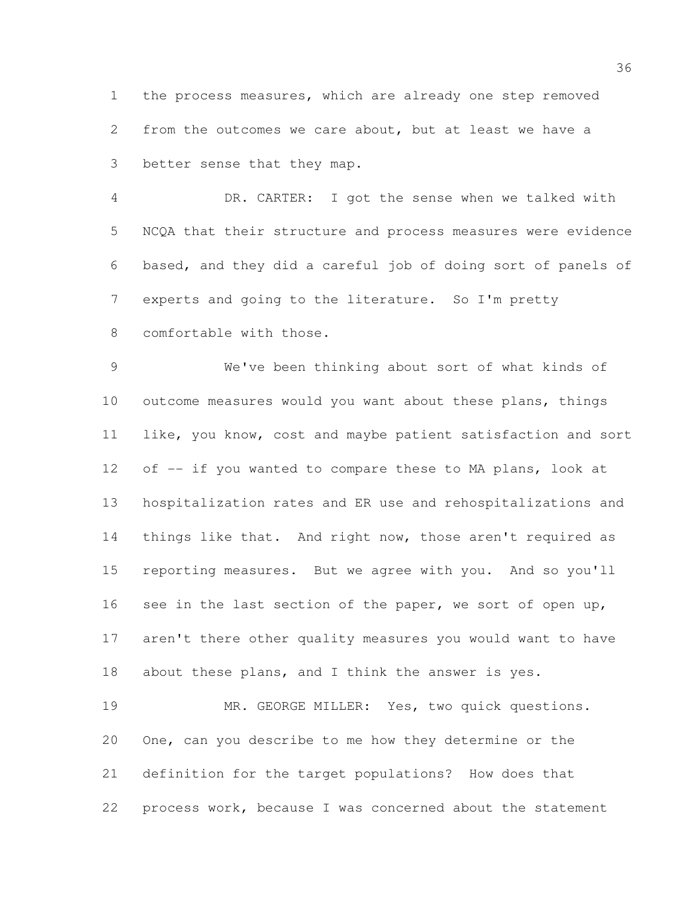the process measures, which are already one step removed from the outcomes we care about, but at least we have a better sense that they map.

DR. CARTER: I got the sense when we talked with NCQA that their structure and process measures were evidence based, and they did a careful job of doing sort of panels of experts and going to the literature. So I'm pretty comfortable with those.

We've been thinking about sort of what kinds of outcome measures would you want about these plans, things like, you know, cost and maybe patient satisfaction and sort of -- if you wanted to compare these to MA plans, look at hospitalization rates and ER use and rehospitalizations and things like that. And right now, those aren't required as reporting measures. But we agree with you. And so you'll see in the last section of the paper, we sort of open up, aren't there other quality measures you would want to have about these plans, and I think the answer is yes.

MR. GEORGE MILLER: Yes, two quick questions. One, can you describe to me how they determine or the definition for the target populations? How does that process work, because I was concerned about the statement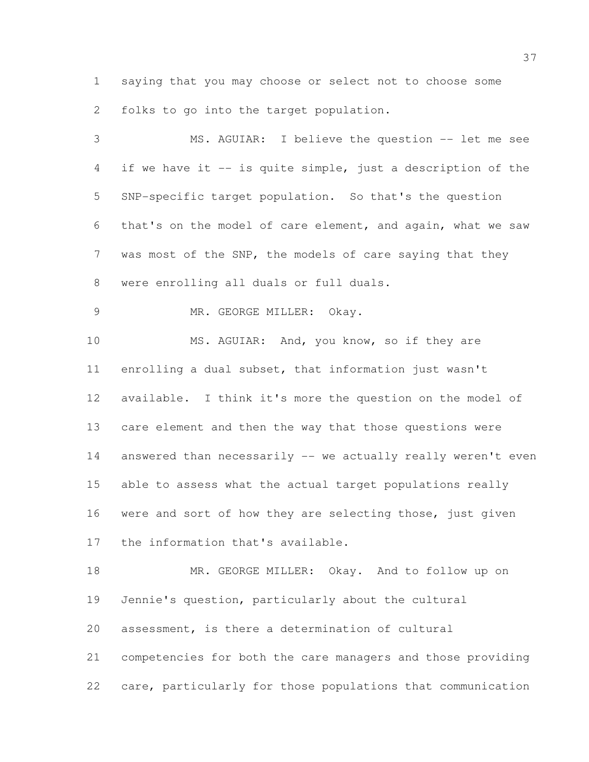saying that you may choose or select not to choose some folks to go into the target population.

MS. AGUIAR: I believe the question -- let me see if we have it -- is quite simple, just a description of the SNP-specific target population. So that's the question that's on the model of care element, and again, what we saw was most of the SNP, the models of care saying that they were enrolling all duals or full duals.

MR. GEORGE MILLER: Okay.

MS. AGUIAR: And, you know, so if they are enrolling a dual subset, that information just wasn't available. I think it's more the question on the model of care element and then the way that those questions were answered than necessarily -- we actually really weren't even able to assess what the actual target populations really were and sort of how they are selecting those, just given the information that's available.

MR. GEORGE MILLER: Okay. And to follow up on Jennie's question, particularly about the cultural assessment, is there a determination of cultural competencies for both the care managers and those providing care, particularly for those populations that communication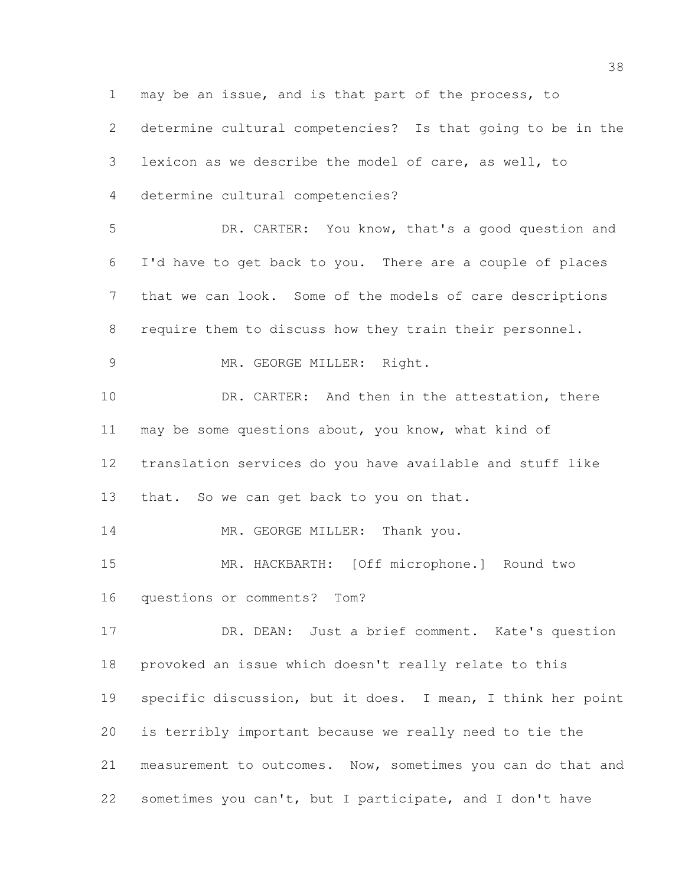may be an issue, and is that part of the process, to determine cultural competencies? Is that going to be in the lexicon as we describe the model of care, as well, to determine cultural competencies?

DR. CARTER: You know, that's a good question and I'd have to get back to you. There are a couple of places that we can look. Some of the models of care descriptions require them to discuss how they train their personnel.

MR. GEORGE MILLER: Right.

DR. CARTER: And then in the attestation, there may be some questions about, you know, what kind of translation services do you have available and stuff like that. So we can get back to you on that.

MR. GEORGE MILLER: Thank you.

MR. HACKBARTH: [Off microphone.] Round two questions or comments? Tom?

DR. DEAN: Just a brief comment. Kate's question provoked an issue which doesn't really relate to this specific discussion, but it does. I mean, I think her point is terribly important because we really need to tie the measurement to outcomes. Now, sometimes you can do that and sometimes you can't, but I participate, and I don't have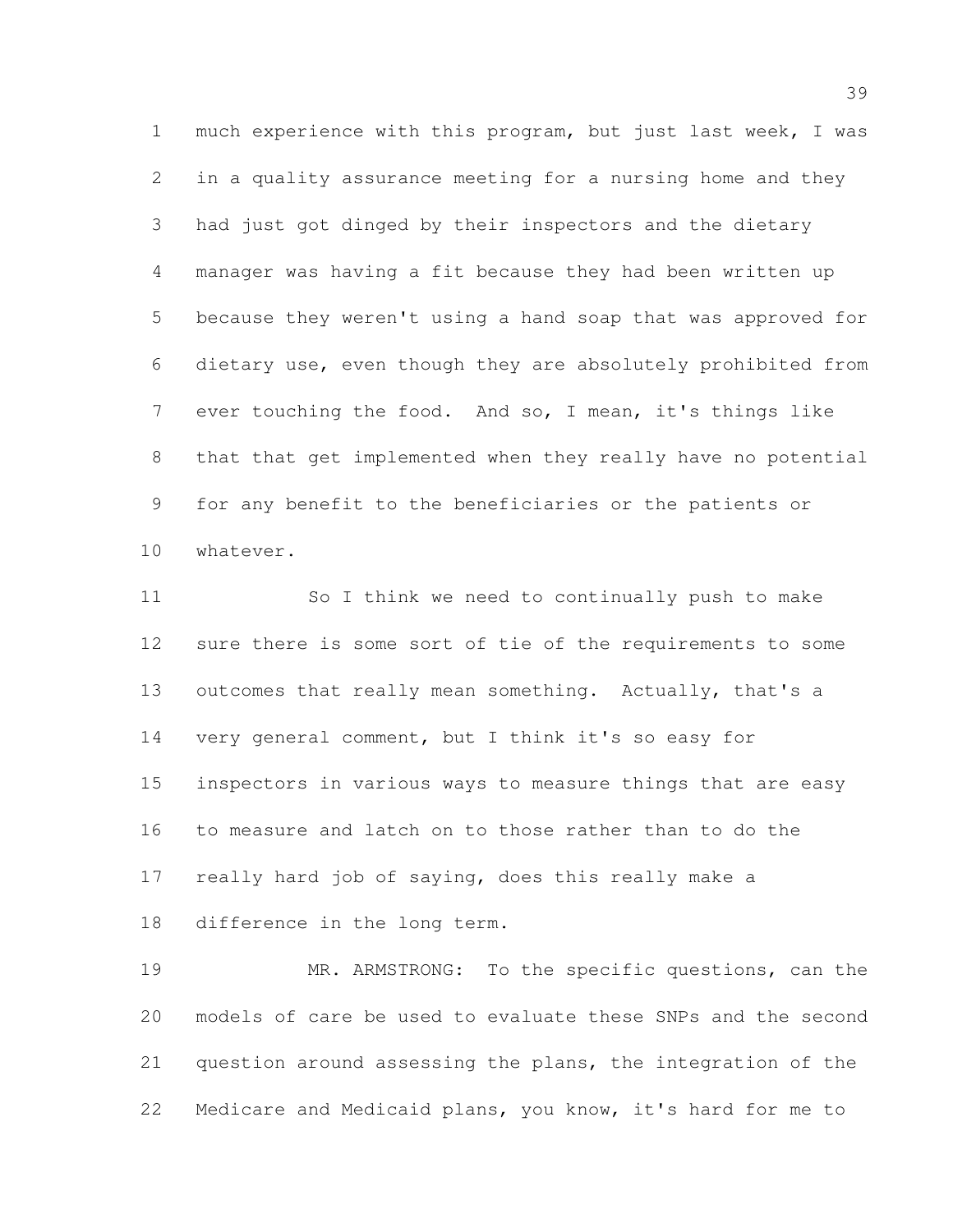much experience with this program, but just last week, I was in a quality assurance meeting for a nursing home and they had just got dinged by their inspectors and the dietary manager was having a fit because they had been written up because they weren't using a hand soap that was approved for dietary use, even though they are absolutely prohibited from ever touching the food. And so, I mean, it's things like that that get implemented when they really have no potential for any benefit to the beneficiaries or the patients or whatever.

So I think we need to continually push to make sure there is some sort of tie of the requirements to some outcomes that really mean something. Actually, that's a very general comment, but I think it's so easy for inspectors in various ways to measure things that are easy to measure and latch on to those rather than to do the really hard job of saying, does this really make a difference in the long term.

MR. ARMSTRONG: To the specific questions, can the models of care be used to evaluate these SNPs and the second question around assessing the plans, the integration of the Medicare and Medicaid plans, you know, it's hard for me to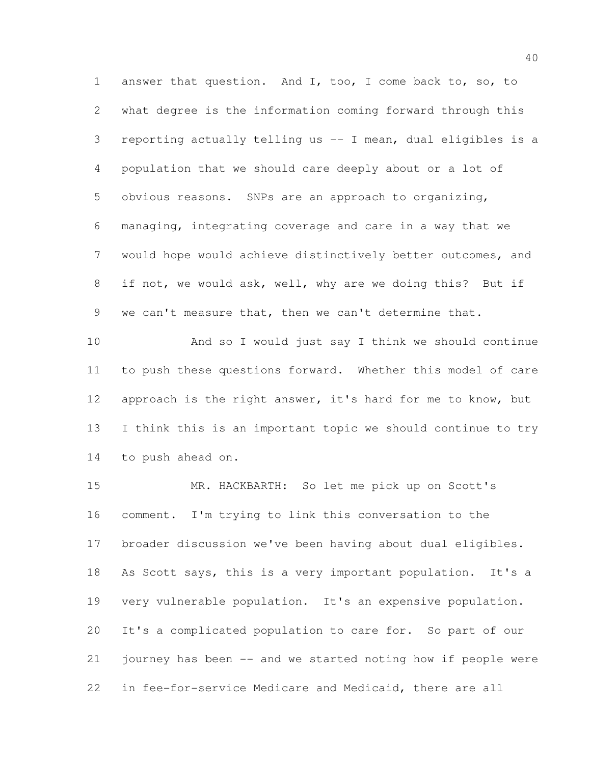answer that question. And I, too, I come back to, so, to what degree is the information coming forward through this reporting actually telling us -- I mean, dual eligibles is a population that we should care deeply about or a lot of obvious reasons. SNPs are an approach to organizing, managing, integrating coverage and care in a way that we would hope would achieve distinctively better outcomes, and if not, we would ask, well, why are we doing this? But if we can't measure that, then we can't determine that.

And so I would just say I think we should continue to push these questions forward. Whether this model of care approach is the right answer, it's hard for me to know, but I think this is an important topic we should continue to try to push ahead on.

MR. HACKBARTH: So let me pick up on Scott's comment. I'm trying to link this conversation to the broader discussion we've been having about dual eligibles. As Scott says, this is a very important population. It's a very vulnerable population. It's an expensive population. It's a complicated population to care for. So part of our journey has been -- and we started noting how if people were in fee-for-service Medicare and Medicaid, there are all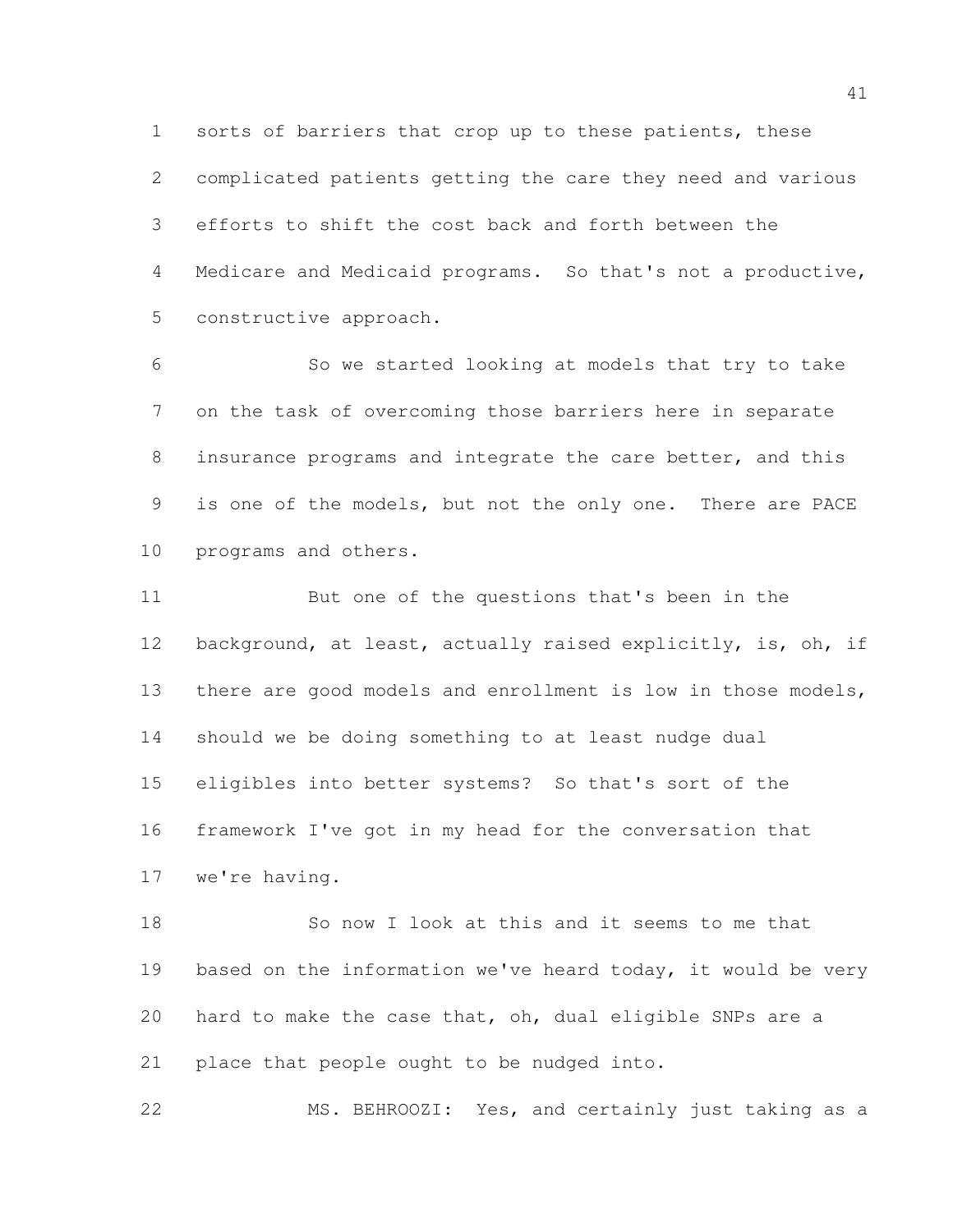sorts of barriers that crop up to these patients, these complicated patients getting the care they need and various efforts to shift the cost back and forth between the Medicare and Medicaid programs. So that's not a productive, constructive approach.

So we started looking at models that try to take on the task of overcoming those barriers here in separate insurance programs and integrate the care better, and this is one of the models, but not the only one. There are PACE programs and others.

But one of the questions that's been in the background, at least, actually raised explicitly, is, oh, if there are good models and enrollment is low in those models, should we be doing something to at least nudge dual eligibles into better systems? So that's sort of the framework I've got in my head for the conversation that we're having.

So now I look at this and it seems to me that based on the information we've heard today, it would be very hard to make the case that, oh, dual eligible SNPs are a place that people ought to be nudged into.

MS. BEHROOZI: Yes, and certainly just taking as a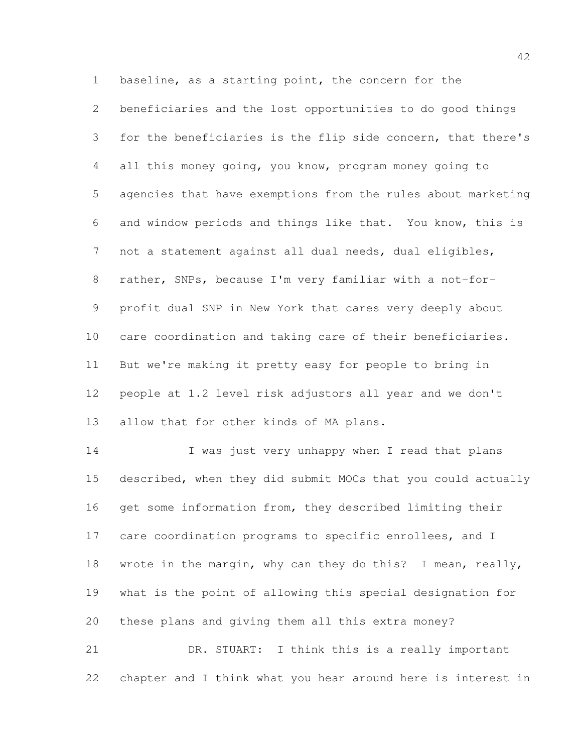baseline, as a starting point, the concern for the beneficiaries and the lost opportunities to do good things for the beneficiaries is the flip side concern, that there's all this money going, you know, program money going to agencies that have exemptions from the rules about marketing and window periods and things like that. You know, this is not a statement against all dual needs, dual eligibles, rather, SNPs, because I'm very familiar with a not-for-profit dual SNP in New York that cares very deeply about care coordination and taking care of their beneficiaries. But we're making it pretty easy for people to bring in people at 1.2 level risk adjustors all year and we don't allow that for other kinds of MA plans.

I was just very unhappy when I read that plans described, when they did submit MOCs that you could actually get some information from, they described limiting their care coordination programs to specific enrollees, and I wrote in the margin, why can they do this? I mean, really, what is the point of allowing this special designation for these plans and giving them all this extra money?

DR. STUART: I think this is a really important chapter and I think what you hear around here is interest in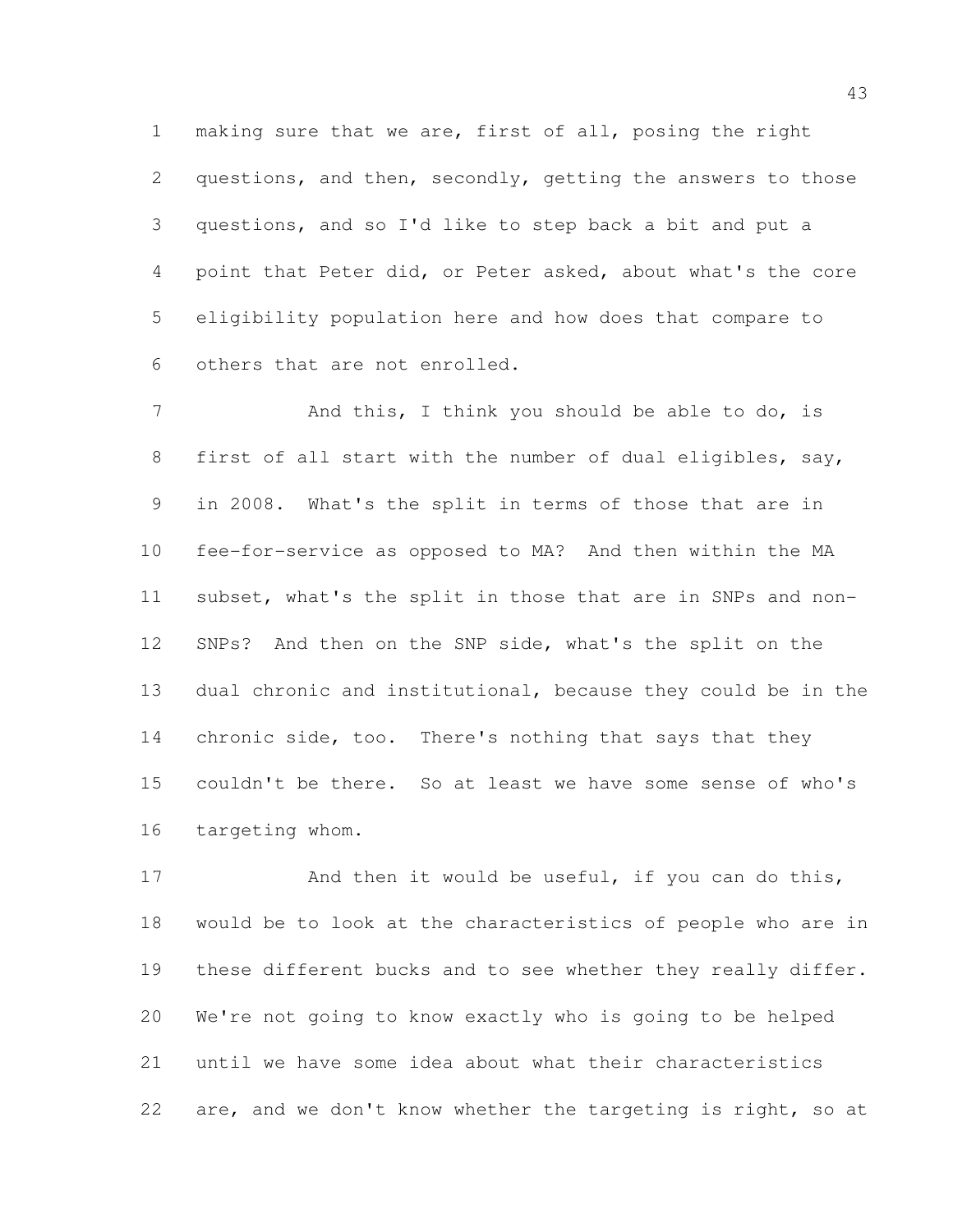making sure that we are, first of all, posing the right questions, and then, secondly, getting the answers to those questions, and so I'd like to step back a bit and put a point that Peter did, or Peter asked, about what's the core eligibility population here and how does that compare to others that are not enrolled.

And this, I think you should be able to do, is first of all start with the number of dual eligibles, say, in 2008. What's the split in terms of those that are in fee-for-service as opposed to MA? And then within the MA subset, what's the split in those that are in SNPs and non-SNPs? And then on the SNP side, what's the split on the dual chronic and institutional, because they could be in the chronic side, too. There's nothing that says that they couldn't be there. So at least we have some sense of who's targeting whom.

And then it would be useful, if you can do this, would be to look at the characteristics of people who are in these different bucks and to see whether they really differ. We're not going to know exactly who is going to be helped until we have some idea about what their characteristics are, and we don't know whether the targeting is right, so at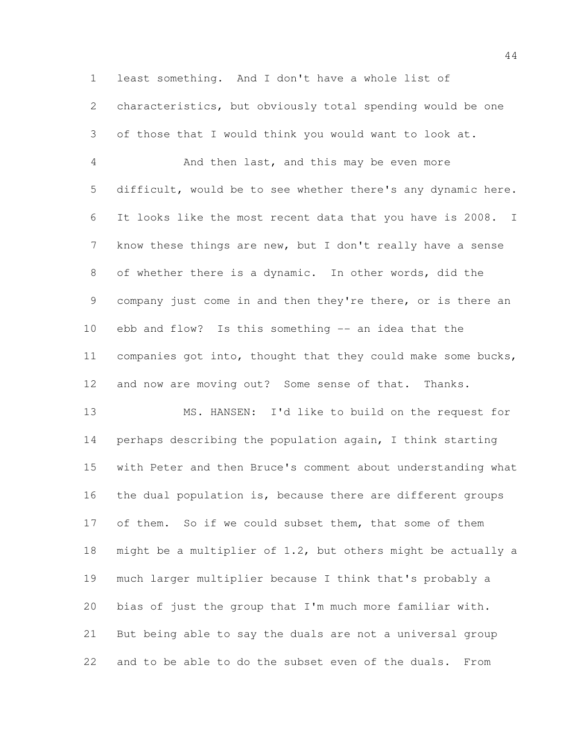least something. And I don't have a whole list of characteristics, but obviously total spending would be one of those that I would think you would want to look at.

And then last, and this may be even more difficult, would be to see whether there's any dynamic here. It looks like the most recent data that you have is 2008. I know these things are new, but I don't really have a sense of whether there is a dynamic. In other words, did the company just come in and then they're there, or is there an ebb and flow? Is this something -- an idea that the companies got into, thought that they could make some bucks, and now are moving out? Some sense of that. Thanks.

MS. HANSEN: I'd like to build on the request for perhaps describing the population again, I think starting with Peter and then Bruce's comment about understanding what the dual population is, because there are different groups of them. So if we could subset them, that some of them might be a multiplier of 1.2, but others might be actually a much larger multiplier because I think that's probably a bias of just the group that I'm much more familiar with. But being able to say the duals are not a universal group and to be able to do the subset even of the duals. From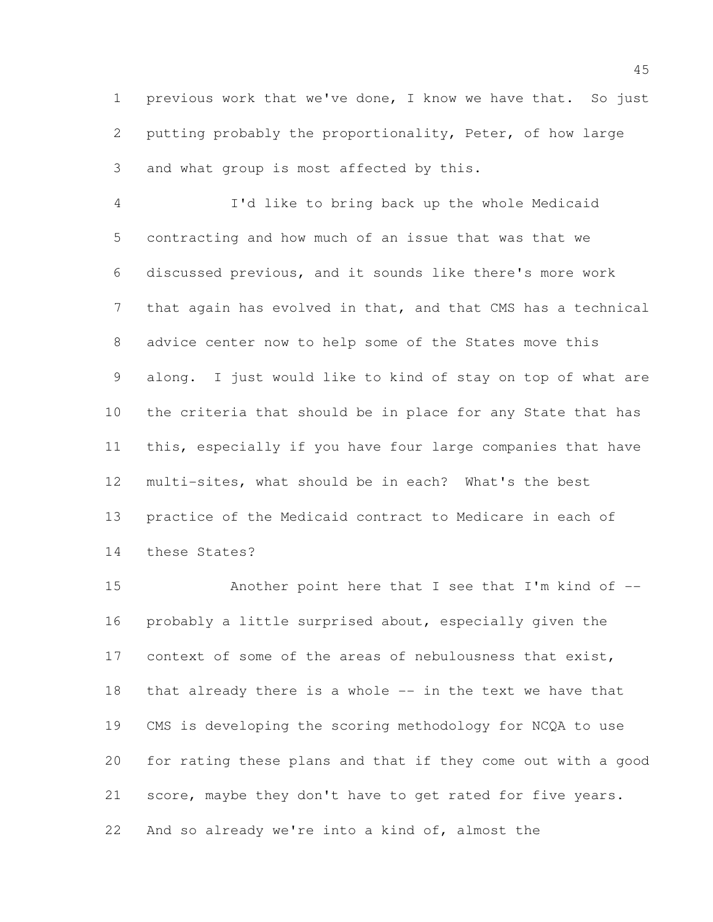previous work that we've done, I know we have that. So just putting probably the proportionality, Peter, of how large and what group is most affected by this.

I'd like to bring back up the whole Medicaid contracting and how much of an issue that was that we discussed previous, and it sounds like there's more work that again has evolved in that, and that CMS has a technical advice center now to help some of the States move this along. I just would like to kind of stay on top of what are the criteria that should be in place for any State that has this, especially if you have four large companies that have multi-sites, what should be in each? What's the best practice of the Medicaid contract to Medicare in each of these States?

Another point here that I see that I'm kind of -- probably a little surprised about, especially given the context of some of the areas of nebulousness that exist, that already there is a whole -- in the text we have that CMS is developing the scoring methodology for NCQA to use for rating these plans and that if they come out with a good score, maybe they don't have to get rated for five years. And so already we're into a kind of, almost the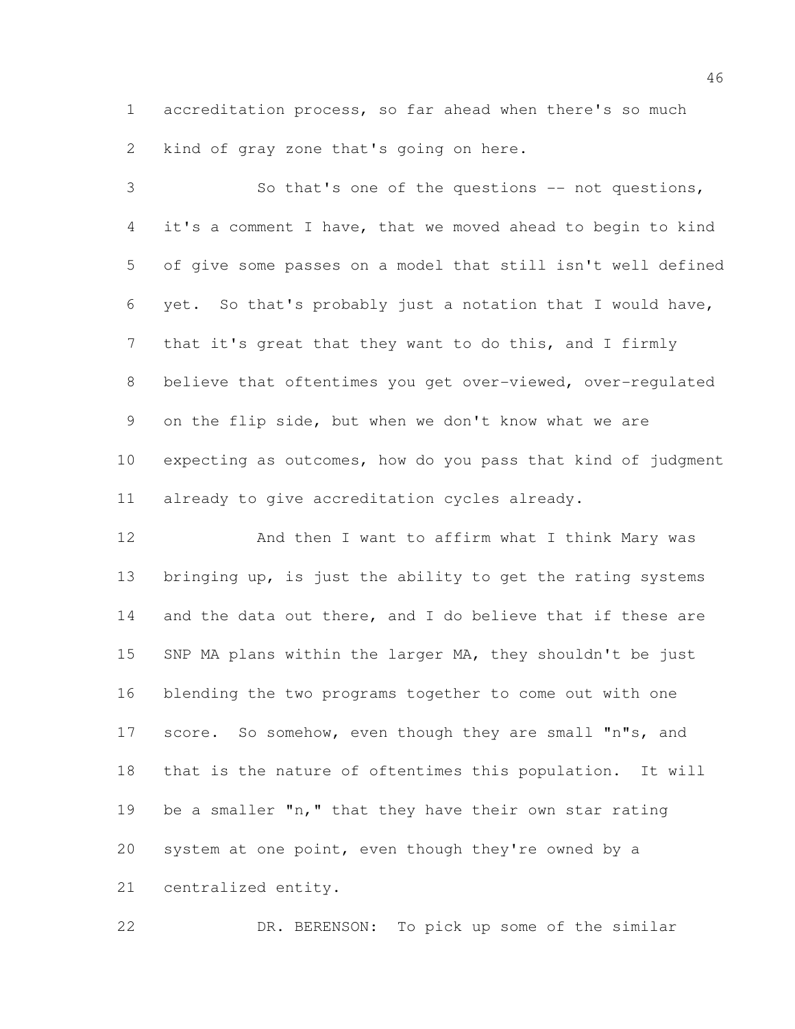accreditation process, so far ahead when there's so much kind of gray zone that's going on here.

So that's one of the questions -- not questions, it's a comment I have, that we moved ahead to begin to kind of give some passes on a model that still isn't well defined yet. So that's probably just a notation that I would have, that it's great that they want to do this, and I firmly believe that oftentimes you get over-viewed, over-regulated on the flip side, but when we don't know what we are expecting as outcomes, how do you pass that kind of judgment already to give accreditation cycles already.

And then I want to affirm what I think Mary was bringing up, is just the ability to get the rating systems and the data out there, and I do believe that if these are SNP MA plans within the larger MA, they shouldn't be just blending the two programs together to come out with one score. So somehow, even though they are small "n"s, and that is the nature of oftentimes this population. It will be a smaller "n," that they have their own star rating system at one point, even though they're owned by a centralized entity.

DR. BERENSON: To pick up some of the similar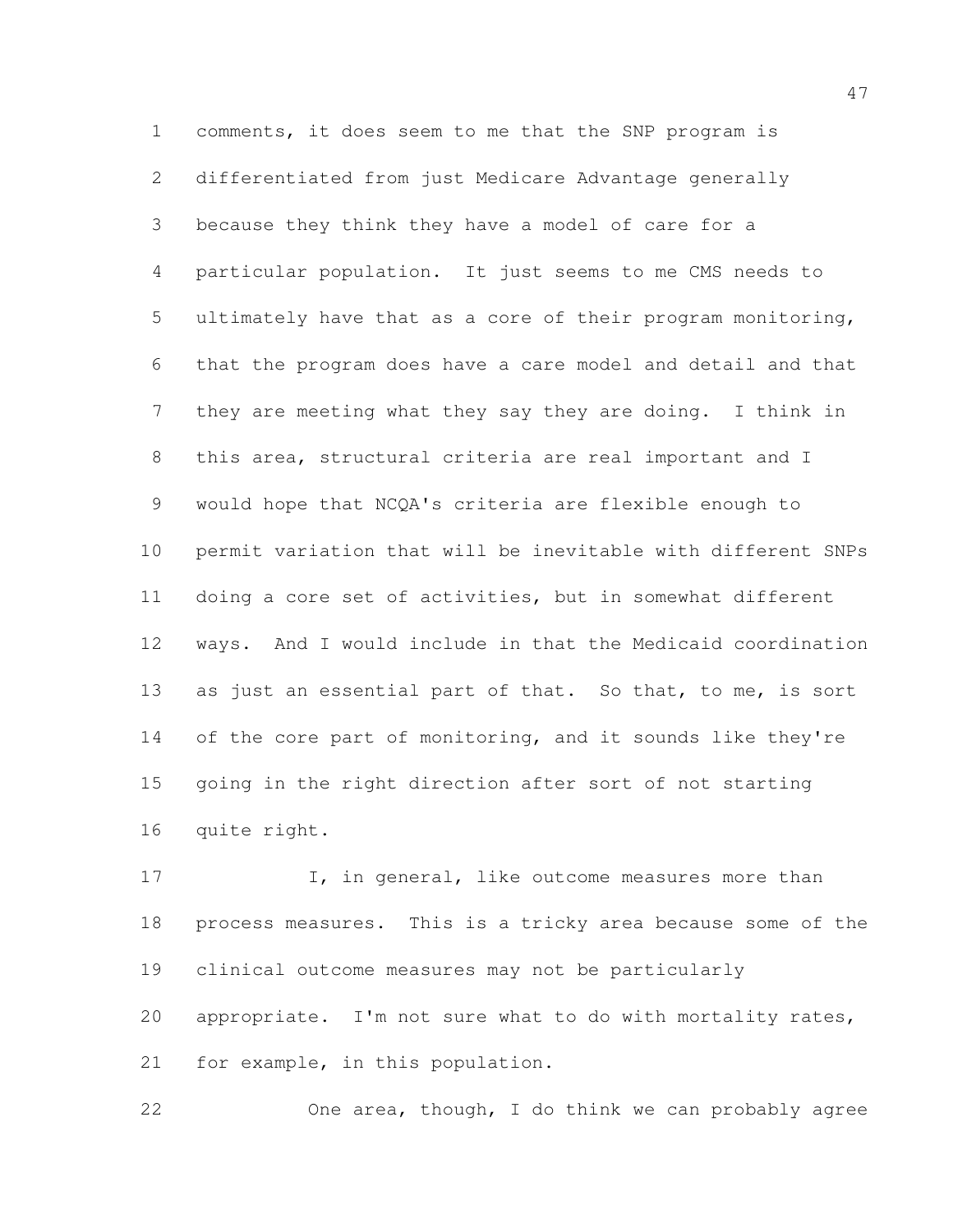comments, it does seem to me that the SNP program is differentiated from just Medicare Advantage generally because they think they have a model of care for a particular population. It just seems to me CMS needs to ultimately have that as a core of their program monitoring, that the program does have a care model and detail and that they are meeting what they say they are doing. I think in this area, structural criteria are real important and I would hope that NCQA's criteria are flexible enough to permit variation that will be inevitable with different SNPs doing a core set of activities, but in somewhat different ways. And I would include in that the Medicaid coordination as just an essential part of that. So that, to me, is sort of the core part of monitoring, and it sounds like they're going in the right direction after sort of not starting quite right.

I, in general, like outcome measures more than process measures. This is a tricky area because some of the clinical outcome measures may not be particularly appropriate. I'm not sure what to do with mortality rates, for example, in this population.

One area, though, I do think we can probably agree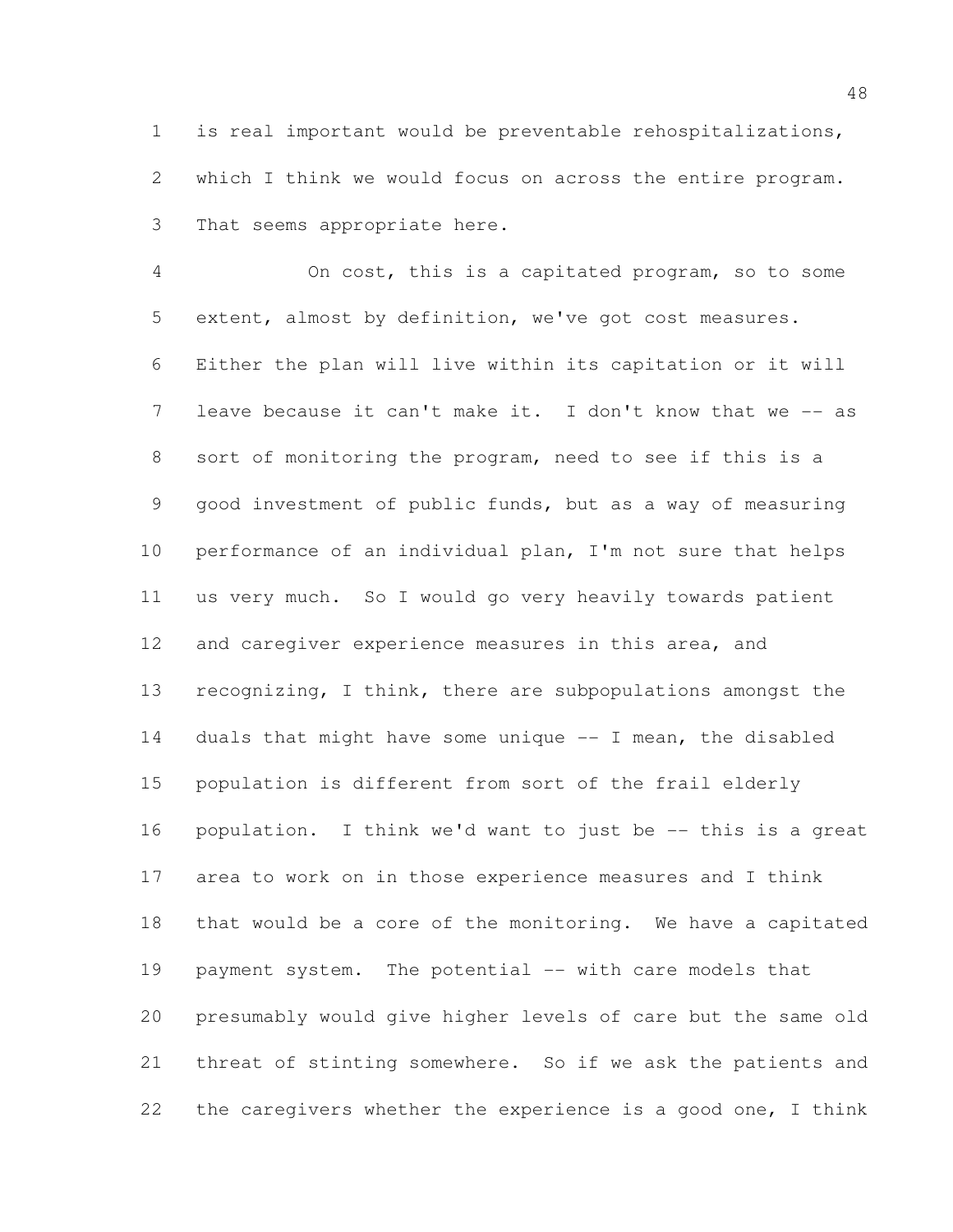is real important would be preventable rehospitalizations, which I think we would focus on across the entire program. That seems appropriate here.

On cost, this is a capitated program, so to some extent, almost by definition, we've got cost measures. Either the plan will live within its capitation or it will leave because it can't make it. I don't know that we -- as sort of monitoring the program, need to see if this is a good investment of public funds, but as a way of measuring performance of an individual plan, I'm not sure that helps us very much. So I would go very heavily towards patient and caregiver experience measures in this area, and recognizing, I think, there are subpopulations amongst the duals that might have some unique -- I mean, the disabled population is different from sort of the frail elderly population. I think we'd want to just be -- this is a great area to work on in those experience measures and I think that would be a core of the monitoring. We have a capitated payment system. The potential -- with care models that presumably would give higher levels of care but the same old threat of stinting somewhere. So if we ask the patients and the caregivers whether the experience is a good one, I think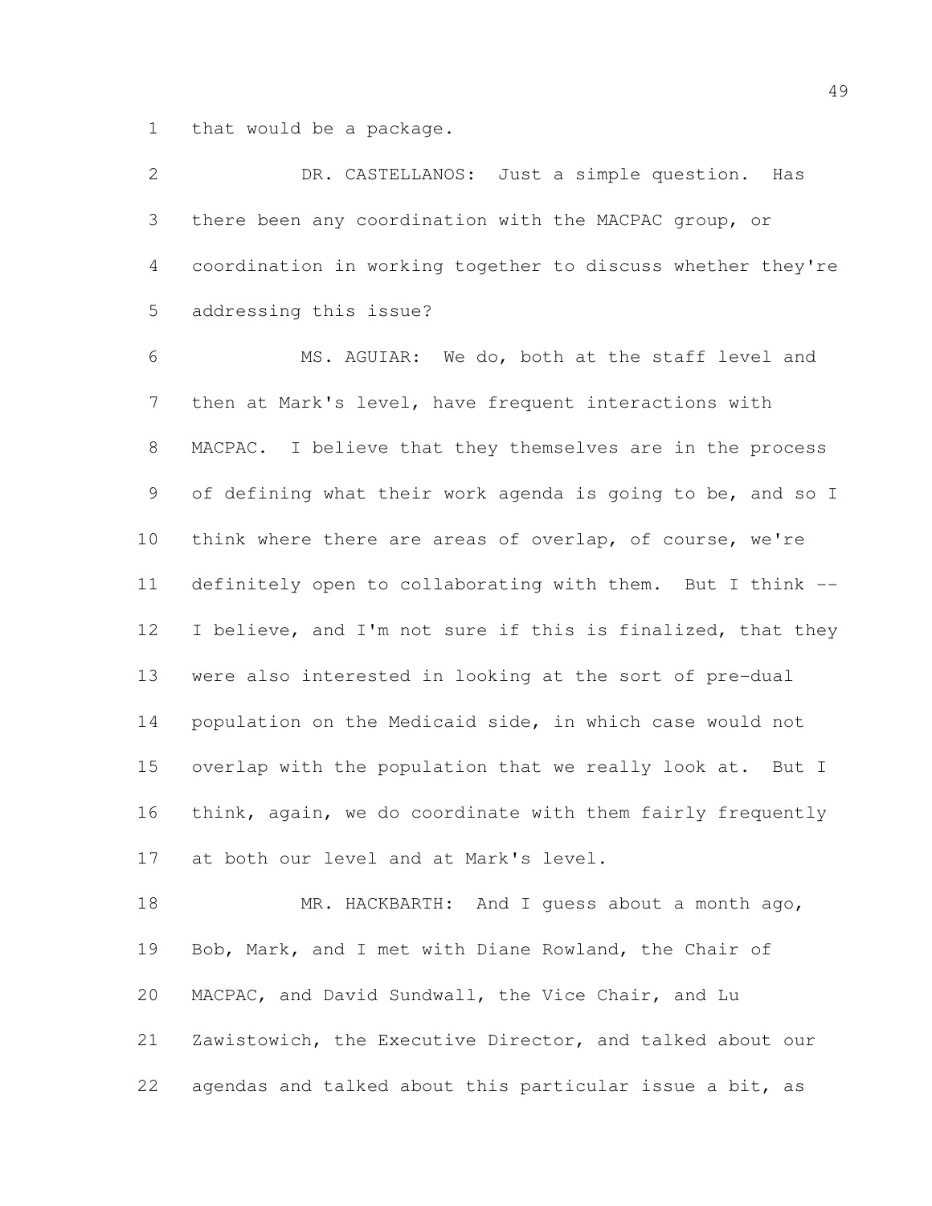that would be a package.

DR. CASTELLANOS: Just a simple question. Has there been any coordination with the MACPAC group, or coordination in working together to discuss whether they're addressing this issue?

MS. AGUIAR: We do, both at the staff level and then at Mark's level, have frequent interactions with MACPAC. I believe that they themselves are in the process of defining what their work agenda is going to be, and so I think where there are areas of overlap, of course, we're definitely open to collaborating with them. But I think -- I believe, and I'm not sure if this is finalized, that they were also interested in looking at the sort of pre-dual population on the Medicaid side, in which case would not overlap with the population that we really look at. But I think, again, we do coordinate with them fairly frequently at both our level and at Mark's level.

MR. HACKBARTH: And I guess about a month ago, Bob, Mark, and I met with Diane Rowland, the Chair of MACPAC, and David Sundwall, the Vice Chair, and Lu Zawistowich, the Executive Director, and talked about our agendas and talked about this particular issue a bit, as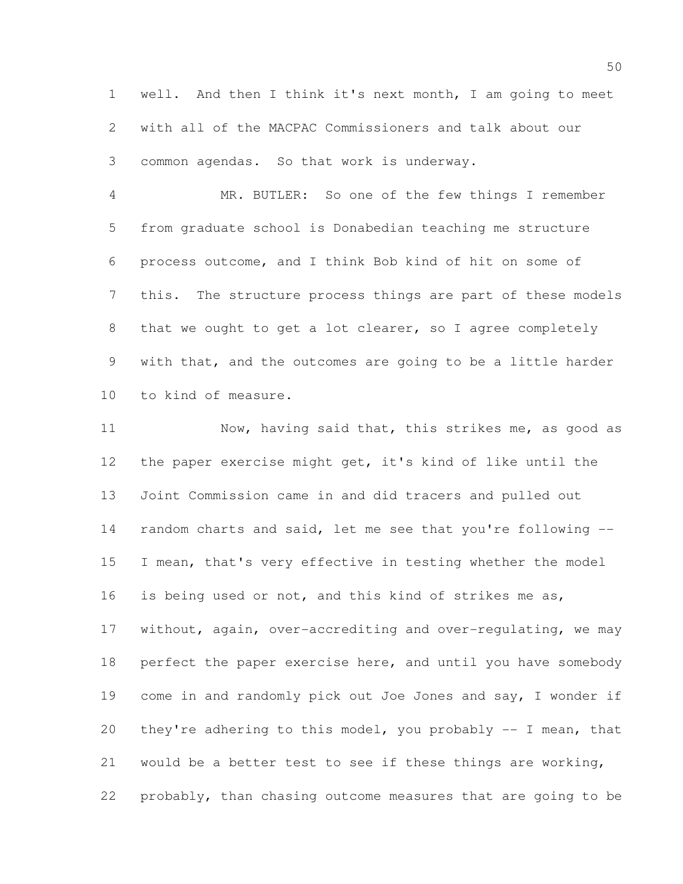well. And then I think it's next month, I am going to meet with all of the MACPAC Commissioners and talk about our common agendas. So that work is underway.

MR. BUTLER: So one of the few things I remember from graduate school is Donabedian teaching me structure process outcome, and I think Bob kind of hit on some of this. The structure process things are part of these models that we ought to get a lot clearer, so I agree completely with that, and the outcomes are going to be a little harder to kind of measure.

Now, having said that, this strikes me, as good as the paper exercise might get, it's kind of like until the Joint Commission came in and did tracers and pulled out random charts and said, let me see that you're following -- I mean, that's very effective in testing whether the model is being used or not, and this kind of strikes me as, without, again, over-accrediting and over-regulating, we may perfect the paper exercise here, and until you have somebody come in and randomly pick out Joe Jones and say, I wonder if they're adhering to this model, you probably -- I mean, that would be a better test to see if these things are working, probably, than chasing outcome measures that are going to be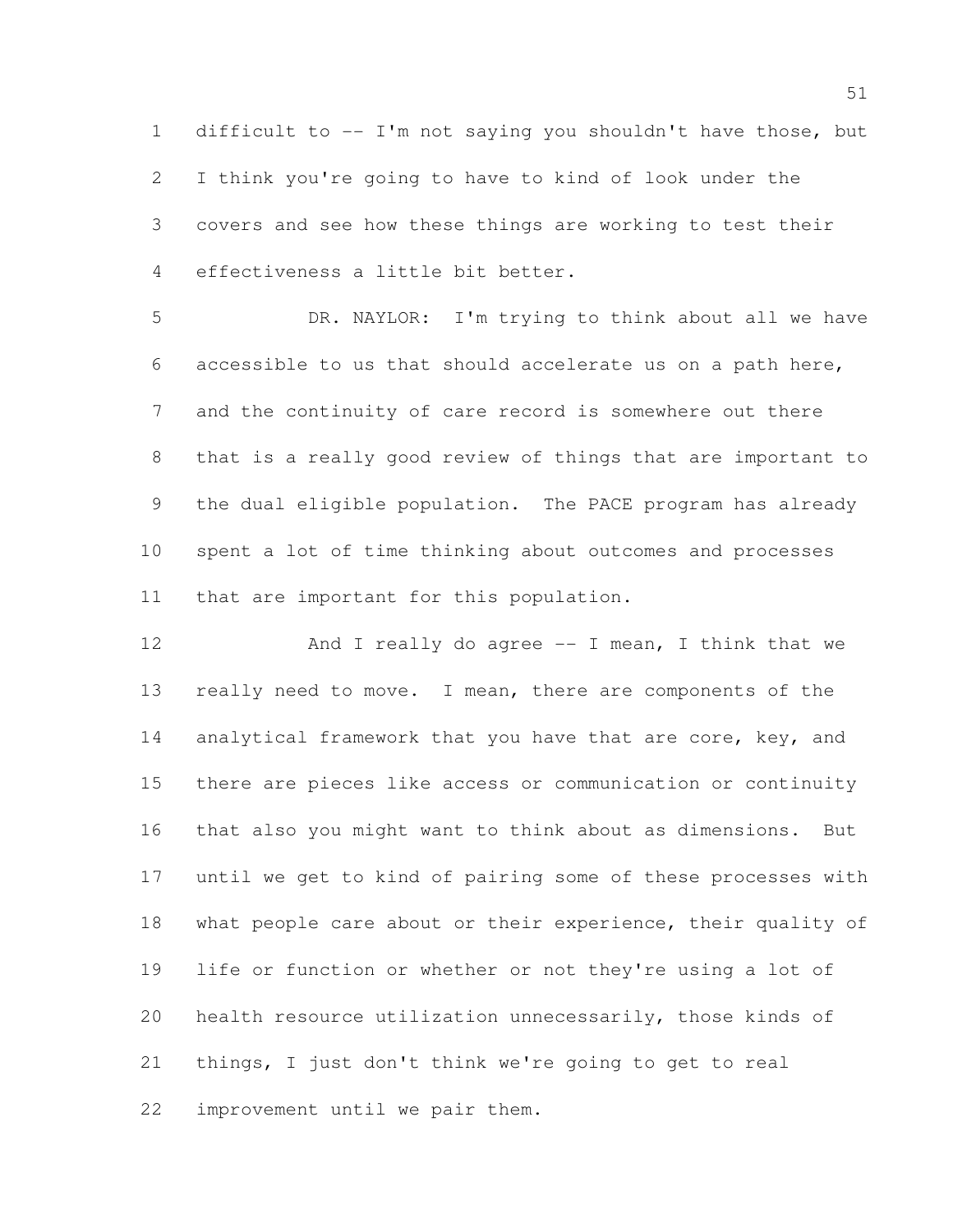difficult to -- I'm not saying you shouldn't have those, but I think you're going to have to kind of look under the covers and see how these things are working to test their effectiveness a little bit better.

DR. NAYLOR: I'm trying to think about all we have accessible to us that should accelerate us on a path here, and the continuity of care record is somewhere out there that is a really good review of things that are important to the dual eligible population. The PACE program has already spent a lot of time thinking about outcomes and processes that are important for this population.

And I really do agree -- I mean, I think that we really need to move. I mean, there are components of the analytical framework that you have that are core, key, and there are pieces like access or communication or continuity that also you might want to think about as dimensions. But until we get to kind of pairing some of these processes with what people care about or their experience, their quality of life or function or whether or not they're using a lot of health resource utilization unnecessarily, those kinds of things, I just don't think we're going to get to real improvement until we pair them.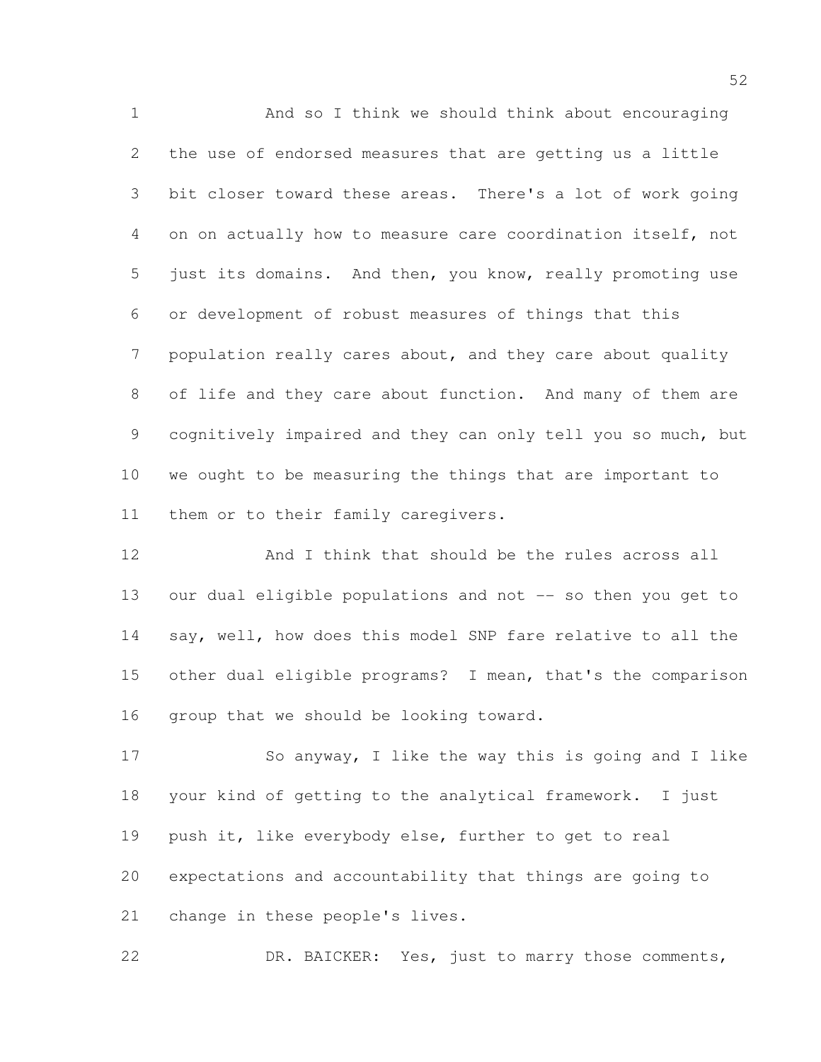And so I think we should think about encouraging the use of endorsed measures that are getting us a little bit closer toward these areas. There's a lot of work going on on actually how to measure care coordination itself, not just its domains. And then, you know, really promoting use or development of robust measures of things that this population really cares about, and they care about quality of life and they care about function. And many of them are cognitively impaired and they can only tell you so much, but we ought to be measuring the things that are important to them or to their family caregivers.

And I think that should be the rules across all our dual eligible populations and not -- so then you get to say, well, how does this model SNP fare relative to all the other dual eligible programs? I mean, that's the comparison group that we should be looking toward.

So anyway, I like the way this is going and I like your kind of getting to the analytical framework. I just push it, like everybody else, further to get to real expectations and accountability that things are going to change in these people's lives.

DR. BAICKER: Yes, just to marry those comments,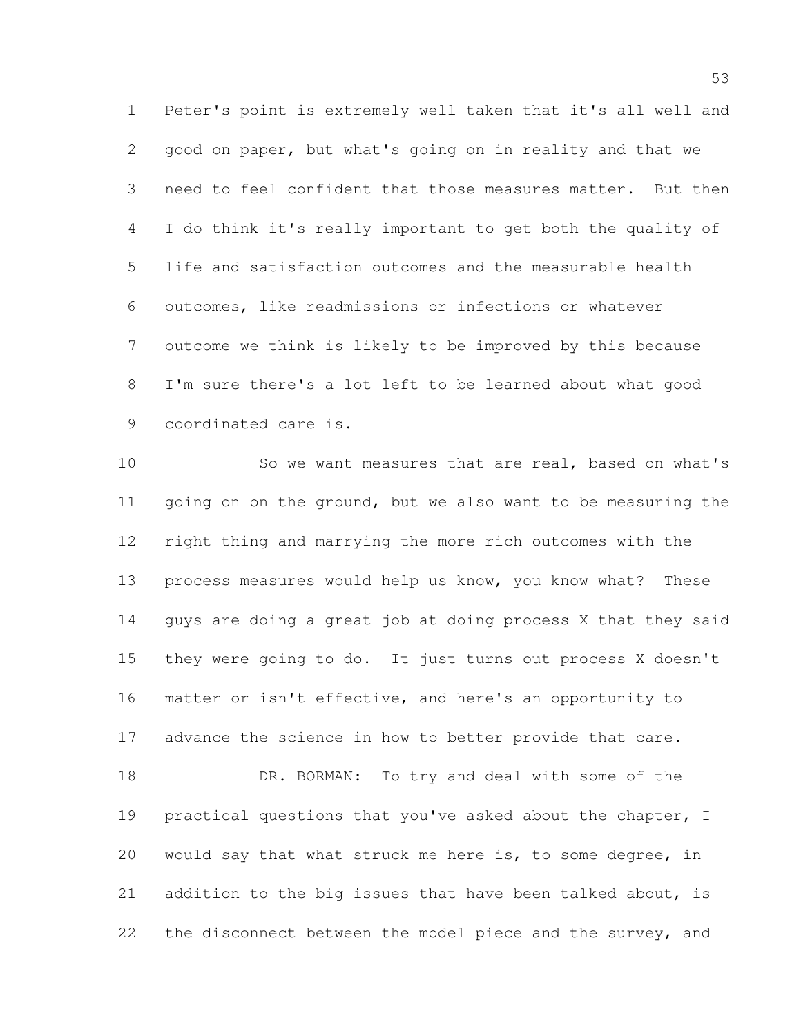Peter's point is extremely well taken that it's all well and good on paper, but what's going on in reality and that we need to feel confident that those measures matter. But then I do think it's really important to get both the quality of life and satisfaction outcomes and the measurable health outcomes, like readmissions or infections or whatever outcome we think is likely to be improved by this because I'm sure there's a lot left to be learned about what good coordinated care is.

So we want measures that are real, based on what's going on on the ground, but we also want to be measuring the right thing and marrying the more rich outcomes with the process measures would help us know, you know what? These guys are doing a great job at doing process X that they said they were going to do. It just turns out process X doesn't matter or isn't effective, and here's an opportunity to advance the science in how to better provide that care.

DR. BORMAN: To try and deal with some of the practical questions that you've asked about the chapter, I would say that what struck me here is, to some degree, in addition to the big issues that have been talked about, is the disconnect between the model piece and the survey, and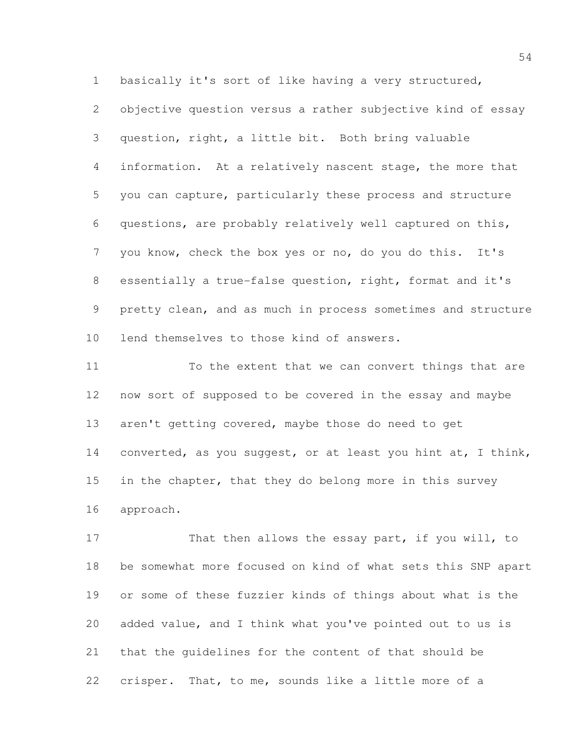basically it's sort of like having a very structured, objective question versus a rather subjective kind of essay question, right, a little bit. Both bring valuable information. At a relatively nascent stage, the more that you can capture, particularly these process and structure questions, are probably relatively well captured on this, you know, check the box yes or no, do you do this. It's essentially a true-false question, right, format and it's pretty clean, and as much in process sometimes and structure lend themselves to those kind of answers.

To the extent that we can convert things that are now sort of supposed to be covered in the essay and maybe aren't getting covered, maybe those do need to get converted, as you suggest, or at least you hint at, I think, in the chapter, that they do belong more in this survey approach.

That then allows the essay part, if you will, to be somewhat more focused on kind of what sets this SNP apart or some of these fuzzier kinds of things about what is the added value, and I think what you've pointed out to us is that the guidelines for the content of that should be crisper. That, to me, sounds like a little more of a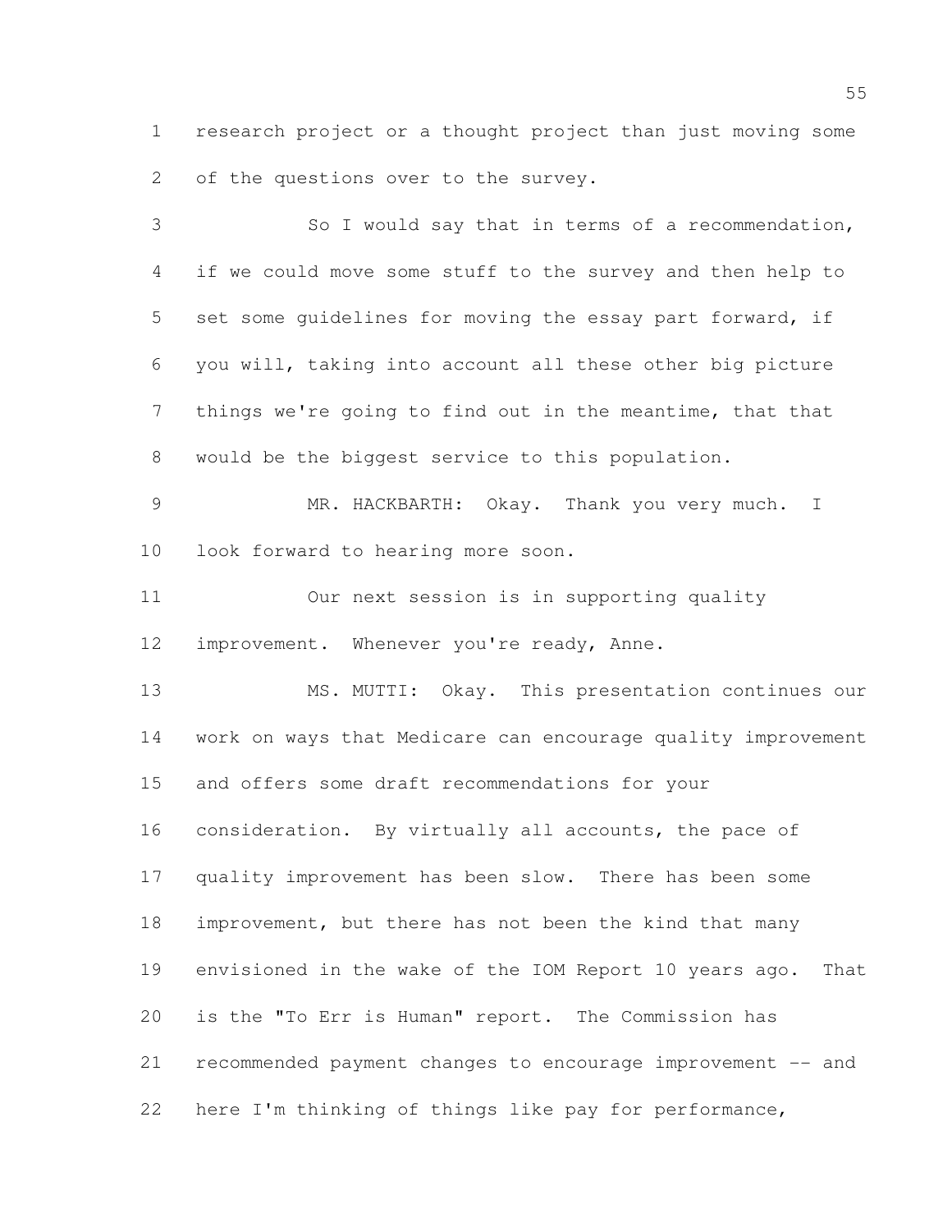research project or a thought project than just moving some of the questions over to the survey.

So I would say that in terms of a recommendation, if we could move some stuff to the survey and then help to set some guidelines for moving the essay part forward, if you will, taking into account all these other big picture things we're going to find out in the meantime, that that would be the biggest service to this population.

MR. HACKBARTH: Okay. Thank you very much. I look forward to hearing more soon.

Our next session is in supporting quality improvement. Whenever you're ready, Anne.

MS. MUTTI: Okay. This presentation continues our work on ways that Medicare can encourage quality improvement and offers some draft recommendations for your consideration. By virtually all accounts, the pace of quality improvement has been slow. There has been some improvement, but there has not been the kind that many envisioned in the wake of the IOM Report 10 years ago. That is the "To Err is Human" report. The Commission has recommended payment changes to encourage improvement -- and here I'm thinking of things like pay for performance,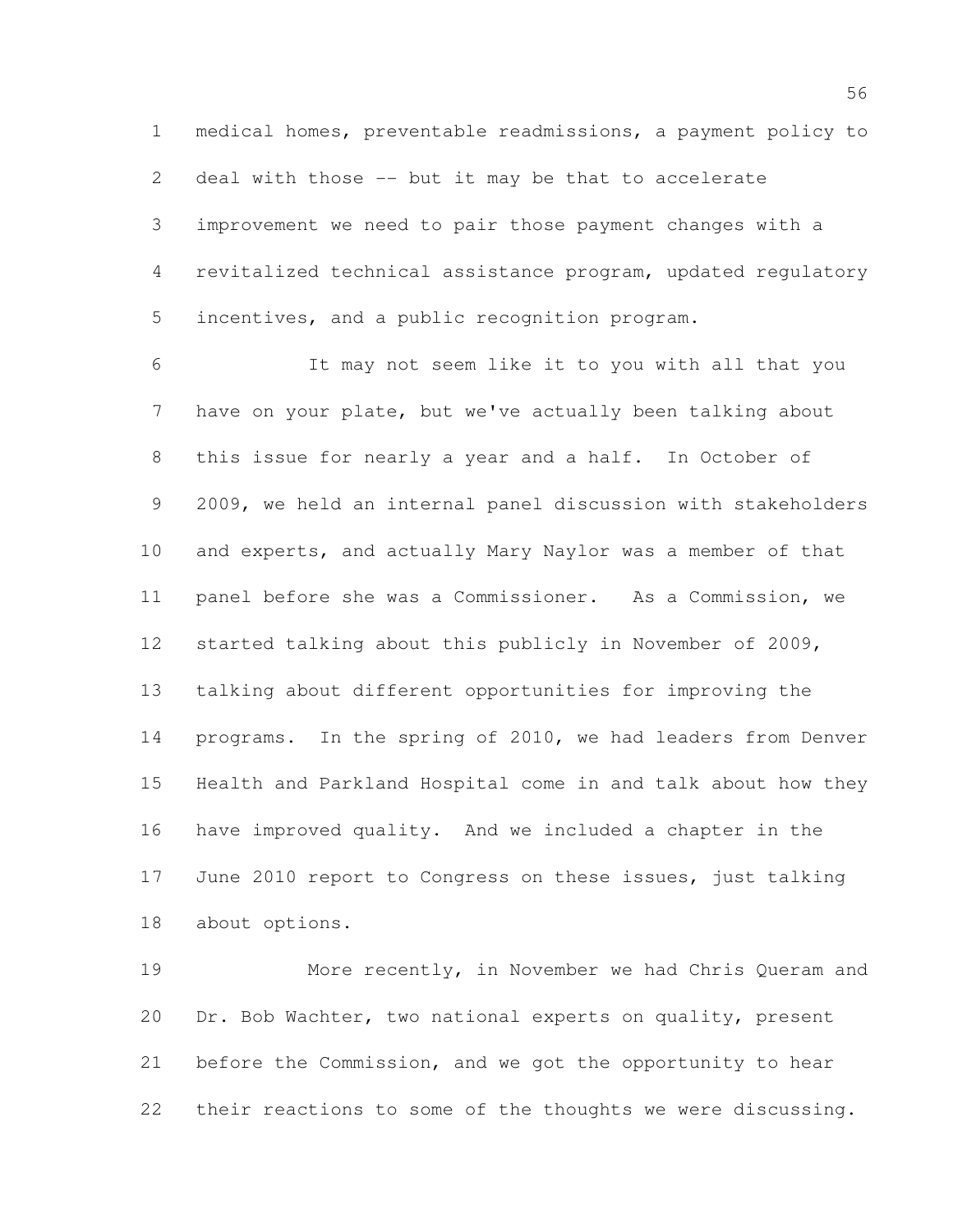medical homes, preventable readmissions, a payment policy to deal with those -- but it may be that to accelerate improvement we need to pair those payment changes with a revitalized technical assistance program, updated regulatory incentives, and a public recognition program.

It may not seem like it to you with all that you have on your plate, but we've actually been talking about this issue for nearly a year and a half. In October of 2009, we held an internal panel discussion with stakeholders and experts, and actually Mary Naylor was a member of that panel before she was a Commissioner. As a Commission, we started talking about this publicly in November of 2009, talking about different opportunities for improving the programs. In the spring of 2010, we had leaders from Denver Health and Parkland Hospital come in and talk about how they have improved quality. And we included a chapter in the June 2010 report to Congress on these issues, just talking about options.

More recently, in November we had Chris Queram and Dr. Bob Wachter, two national experts on quality, present before the Commission, and we got the opportunity to hear their reactions to some of the thoughts we were discussing.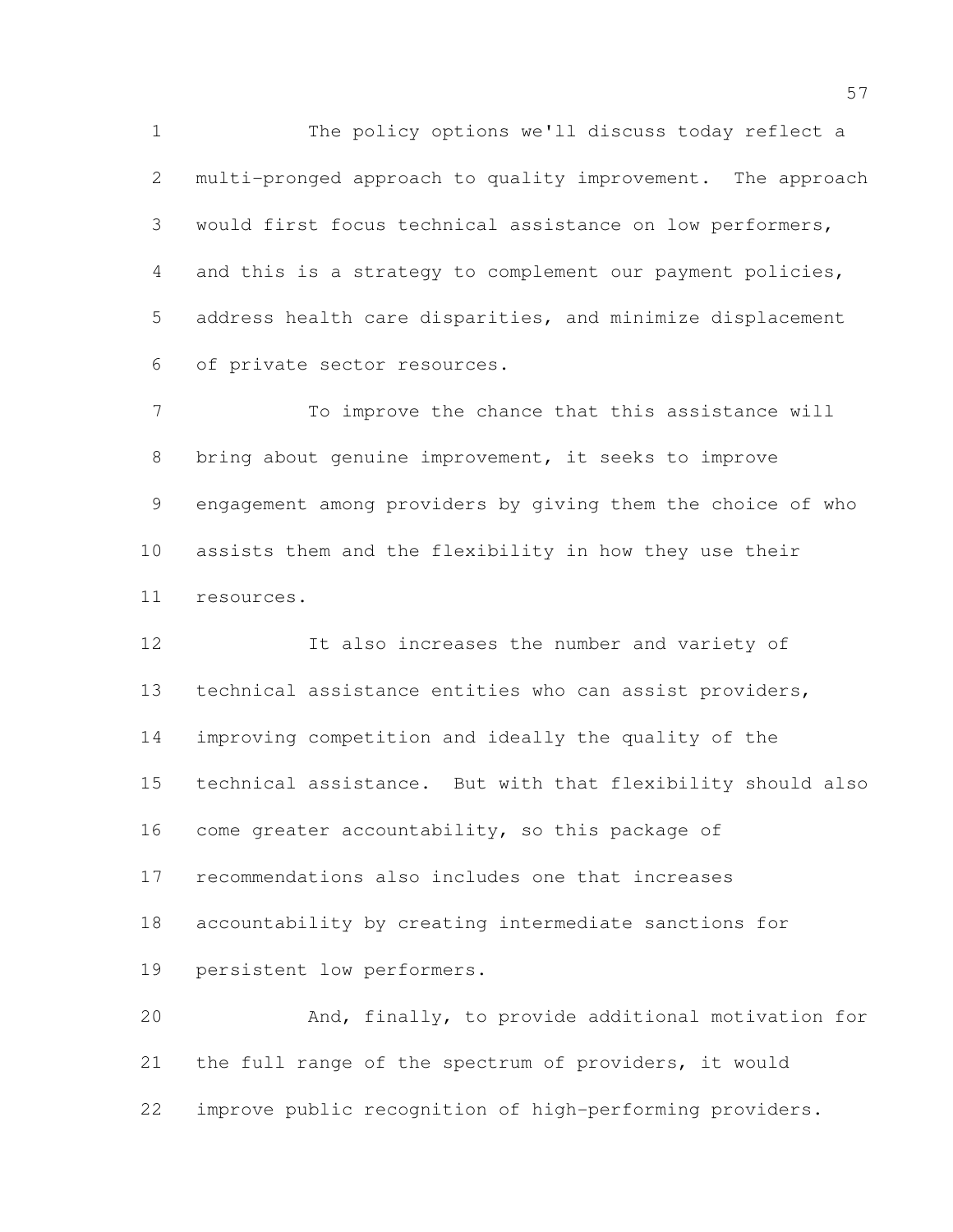The policy options we'll discuss today reflect a multi-pronged approach to quality improvement. The approach would first focus technical assistance on low performers, and this is a strategy to complement our payment policies, address health care disparities, and minimize displacement of private sector resources.

To improve the chance that this assistance will bring about genuine improvement, it seeks to improve engagement among providers by giving them the choice of who assists them and the flexibility in how they use their resources.

It also increases the number and variety of technical assistance entities who can assist providers, improving competition and ideally the quality of the technical assistance. But with that flexibility should also come greater accountability, so this package of recommendations also includes one that increases accountability by creating intermediate sanctions for persistent low performers.

And, finally, to provide additional motivation for the full range of the spectrum of providers, it would improve public recognition of high-performing providers.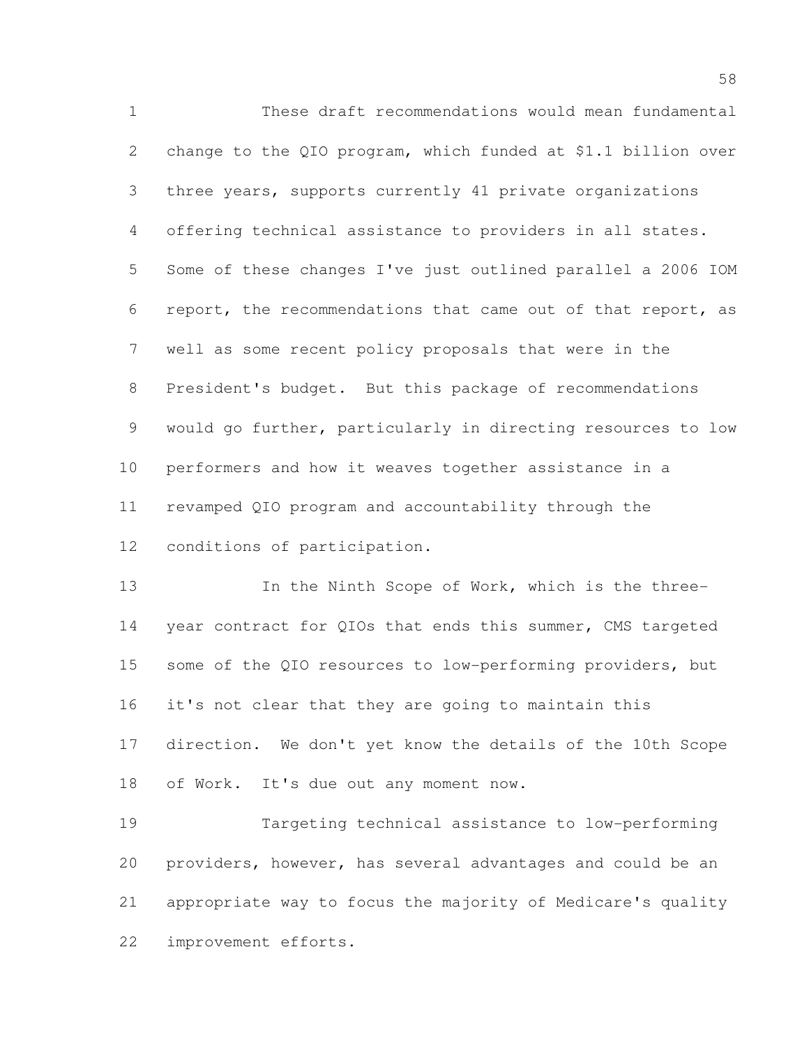These draft recommendations would mean fundamental change to the QIO program, which funded at $1.1 billion over three years, supports currently 41 private organizations offering technical assistance to providers in all states. Some of these changes I've just outlined parallel a 2006 IOM report, the recommendations that came out of that report, as well as some recent policy proposals that were in the President's budget. But this package of recommendations would go further, particularly in directing resources to low performers and how it weaves together assistance in a revamped QIO program and accountability through the conditions of participation.

In the Ninth Scope of Work, which is the three-year contract for QIOs that ends this summer, CMS targeted some of the QIO resources to low-performing providers, but it's not clear that they are going to maintain this direction. We don't yet know the details of the 10th Scope of Work. It's due out any moment now.

Targeting technical assistance to low-performing providers, however, has several advantages and could be an appropriate way to focus the majority of Medicare's quality improvement efforts.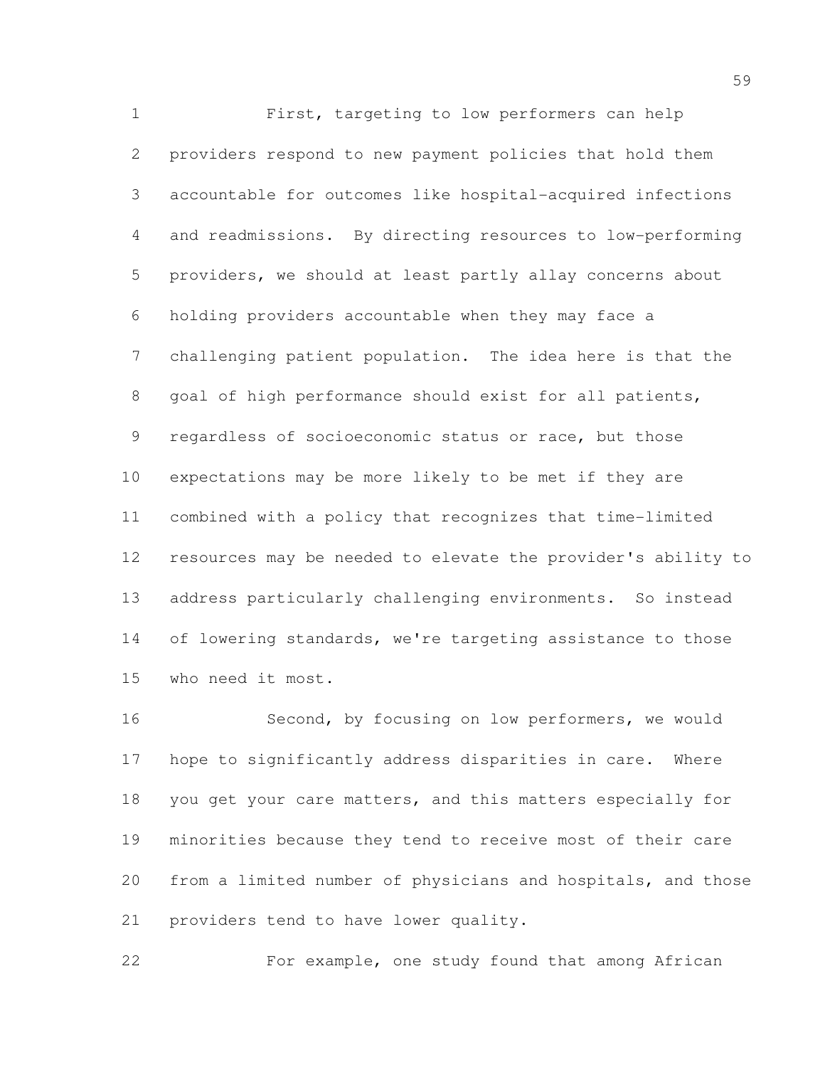First, targeting to low performers can help providers respond to new payment policies that hold them accountable for outcomes like hospital-acquired infections and readmissions. By directing resources to low-performing providers, we should at least partly allay concerns about holding providers accountable when they may face a challenging patient population. The idea here is that the goal of high performance should exist for all patients, regardless of socioeconomic status or race, but those expectations may be more likely to be met if they are combined with a policy that recognizes that time-limited resources may be needed to elevate the provider's ability to address particularly challenging environments. So instead of lowering standards, we're targeting assistance to those who need it most.

Second, by focusing on low performers, we would hope to significantly address disparities in care. Where you get your care matters, and this matters especially for minorities because they tend to receive most of their care from a limited number of physicians and hospitals, and those providers tend to have lower quality.

For example, one study found that among African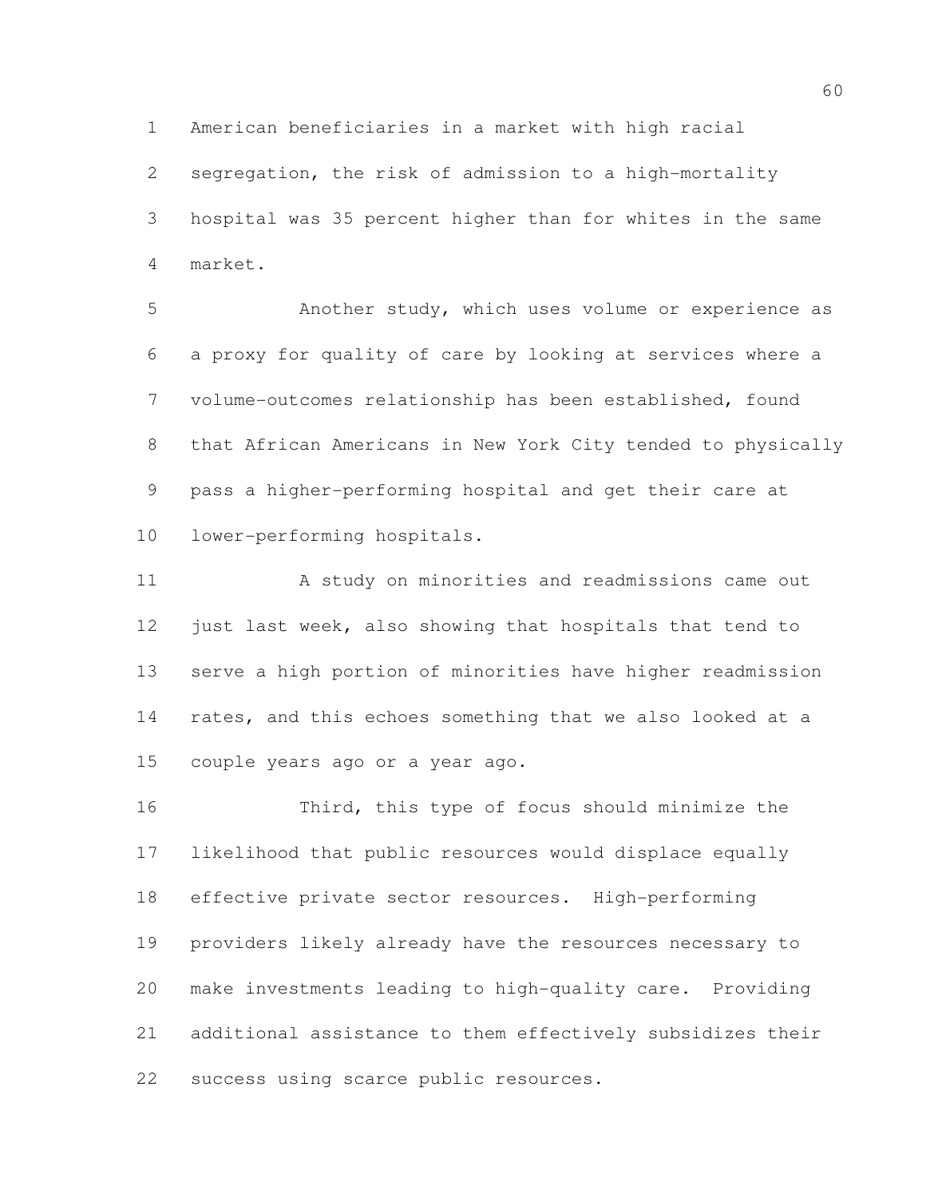American beneficiaries in a market with high racial segregation, the risk of admission to a high-mortality hospital was 35 percent higher than for whites in the same market.

Another study, which uses volume or experience as a proxy for quality of care by looking at services where a volume-outcomes relationship has been established, found that African Americans in New York City tended to physically pass a higher-performing hospital and get their care at lower-performing hospitals.

A study on minorities and readmissions came out just last week, also showing that hospitals that tend to serve a high portion of minorities have higher readmission rates, and this echoes something that we also looked at a couple years ago or a year ago.

Third, this type of focus should minimize the likelihood that public resources would displace equally effective private sector resources. High-performing providers likely already have the resources necessary to make investments leading to high-quality care. Providing additional assistance to them effectively subsidizes their success using scarce public resources.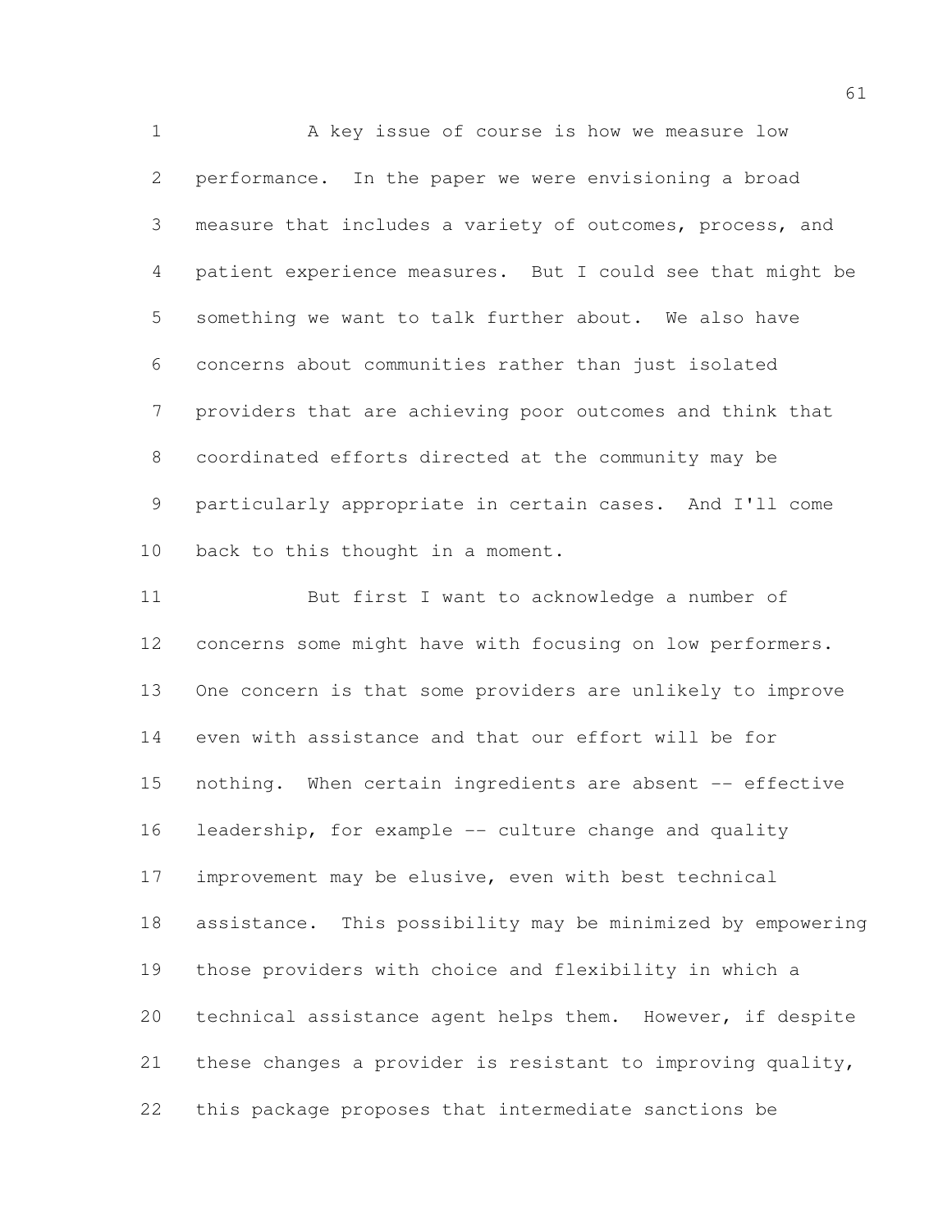A key issue of course is how we measure low performance. In the paper we were envisioning a broad measure that includes a variety of outcomes, process, and patient experience measures. But I could see that might be something we want to talk further about. We also have concerns about communities rather than just isolated providers that are achieving poor outcomes and think that coordinated efforts directed at the community may be particularly appropriate in certain cases. And I'll come back to this thought in a moment.

But first I want to acknowledge a number of concerns some might have with focusing on low performers. One concern is that some providers are unlikely to improve even with assistance and that our effort will be for nothing. When certain ingredients are absent -- effective leadership, for example -- culture change and quality improvement may be elusive, even with best technical assistance. This possibility may be minimized by empowering those providers with choice and flexibility in which a technical assistance agent helps them. However, if despite these changes a provider is resistant to improving quality, this package proposes that intermediate sanctions be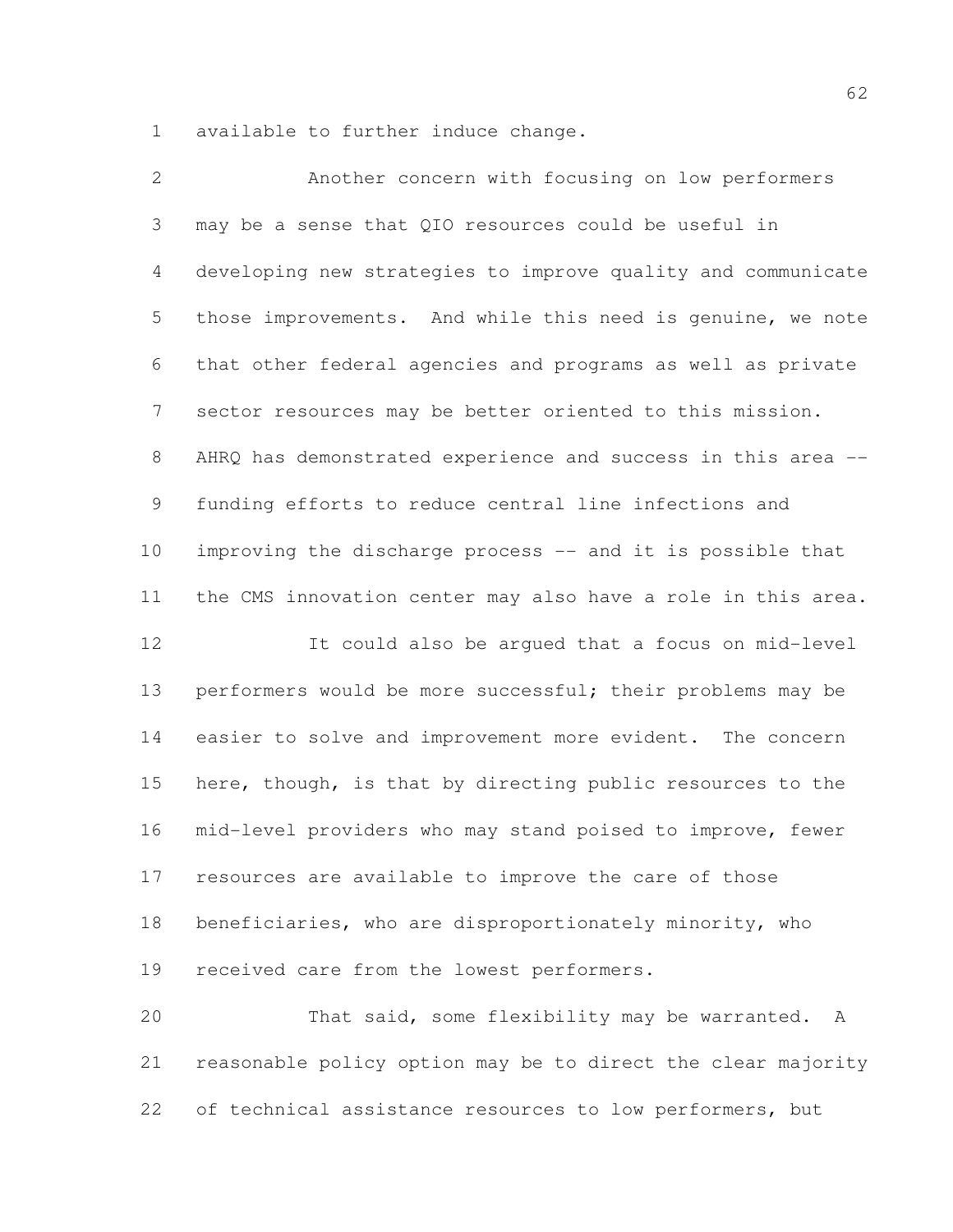available to further induce change.

Another concern with focusing on low performers may be a sense that QIO resources could be useful in developing new strategies to improve quality and communicate those improvements. And while this need is genuine, we note that other federal agencies and programs as well as private sector resources may be better oriented to this mission. AHRQ has demonstrated experience and success in this area -- funding efforts to reduce central line infections and improving the discharge process -- and it is possible that the CMS innovation center may also have a role in this area.

It could also be argued that a focus on mid-level performers would be more successful; their problems may be easier to solve and improvement more evident. The concern here, though, is that by directing public resources to the mid-level providers who may stand poised to improve, fewer resources are available to improve the care of those beneficiaries, who are disproportionately minority, who received care from the lowest performers.

That said, some flexibility may be warranted. A reasonable policy option may be to direct the clear majority of technical assistance resources to low performers, but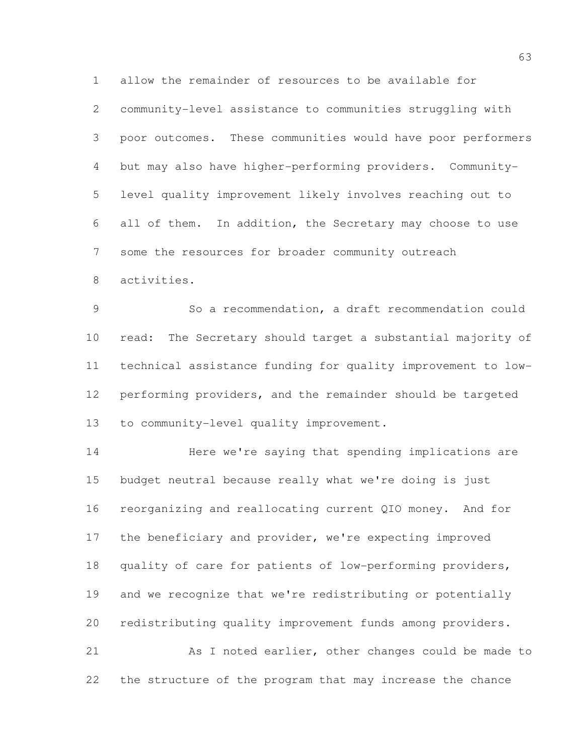allow the remainder of resources to be available for community-level assistance to communities struggling with poor outcomes. These communities would have poor performers but may also have higher-performing providers. Community-level quality improvement likely involves reaching out to all of them. In addition, the Secretary may choose to use some the resources for broader community outreach activities.

So a recommendation, a draft recommendation could read: The Secretary should target a substantial majority of technical assistance funding for quality improvement to low-performing providers, and the remainder should be targeted to community-level quality improvement.

Here we're saying that spending implications are budget neutral because really what we're doing is just reorganizing and reallocating current QIO money. And for the beneficiary and provider, we're expecting improved quality of care for patients of low-performing providers, and we recognize that we're redistributing or potentially redistributing quality improvement funds among providers.

As I noted earlier, other changes could be made to the structure of the program that may increase the chance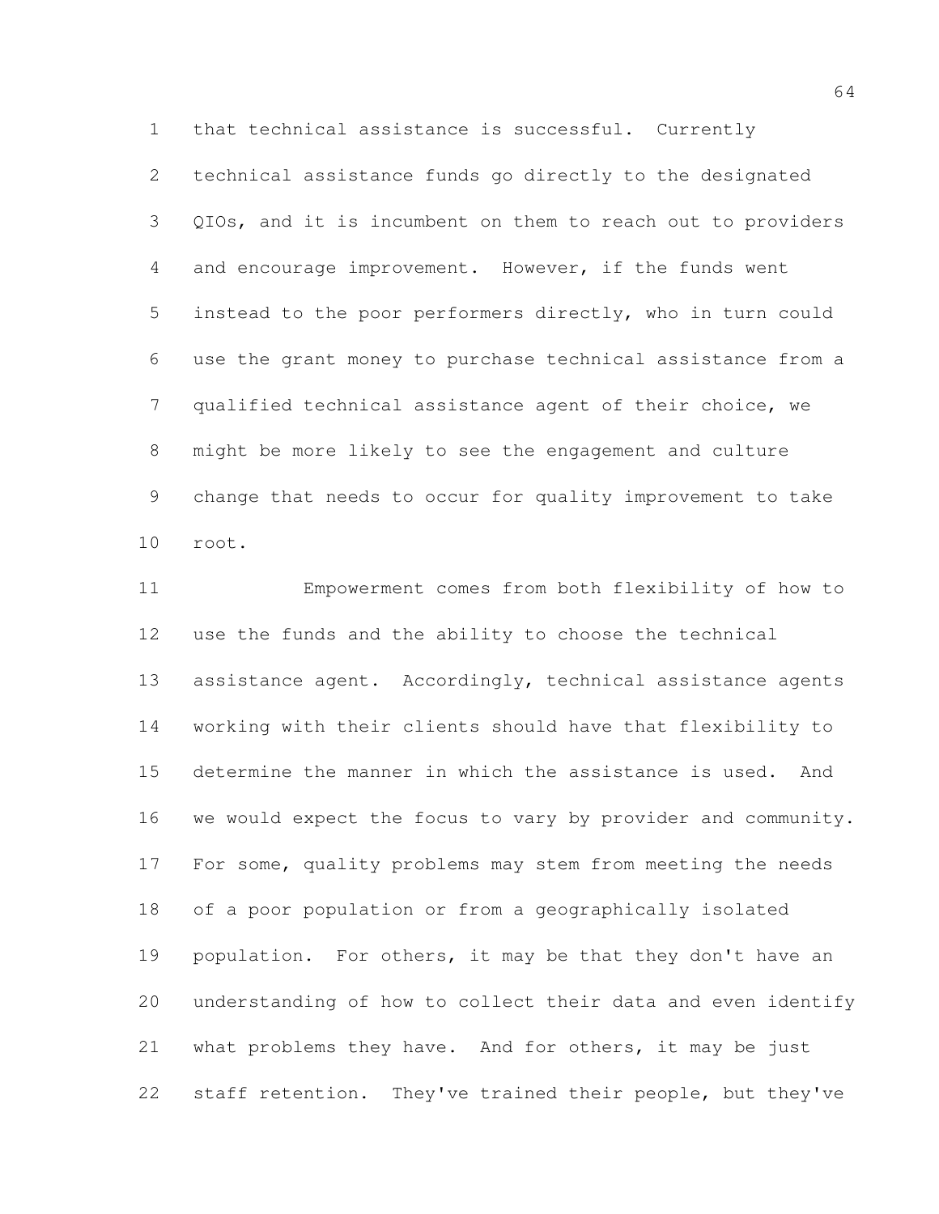that technical assistance is successful. Currently technical assistance funds go directly to the designated QIOs, and it is incumbent on them to reach out to providers and encourage improvement. However, if the funds went instead to the poor performers directly, who in turn could use the grant money to purchase technical assistance from a qualified technical assistance agent of their choice, we might be more likely to see the engagement and culture change that needs to occur for quality improvement to take root.

Empowerment comes from both flexibility of how to use the funds and the ability to choose the technical assistance agent. Accordingly, technical assistance agents working with their clients should have that flexibility to determine the manner in which the assistance is used. And we would expect the focus to vary by provider and community. For some, quality problems may stem from meeting the needs of a poor population or from a geographically isolated population. For others, it may be that they don't have an understanding of how to collect their data and even identify what problems they have. And for others, it may be just staff retention. They've trained their people, but they've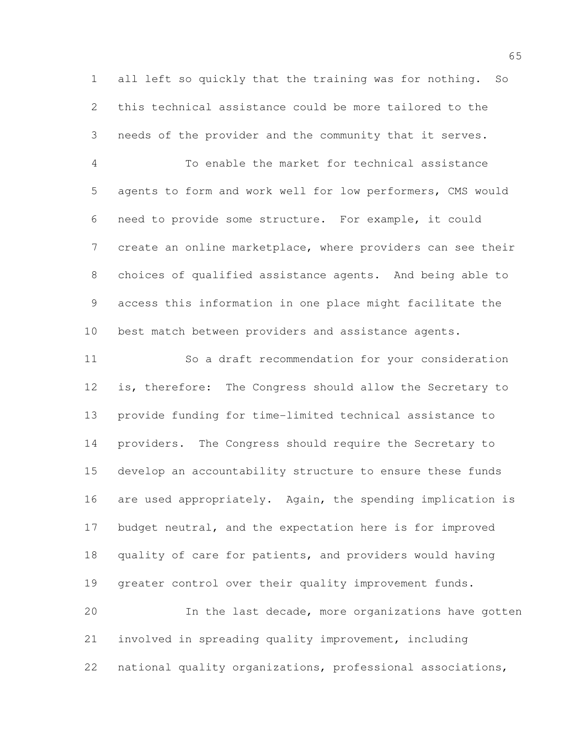all left so quickly that the training was for nothing. So this technical assistance could be more tailored to the needs of the provider and the community that it serves.

To enable the market for technical assistance agents to form and work well for low performers, CMS would need to provide some structure. For example, it could create an online marketplace, where providers can see their choices of qualified assistance agents. And being able to access this information in one place might facilitate the best match between providers and assistance agents.

So a draft recommendation for your consideration is, therefore: The Congress should allow the Secretary to provide funding for time-limited technical assistance to providers. The Congress should require the Secretary to develop an accountability structure to ensure these funds are used appropriately. Again, the spending implication is budget neutral, and the expectation here is for improved quality of care for patients, and providers would having greater control over their quality improvement funds.

In the last decade, more organizations have gotten involved in spreading quality improvement, including national quality organizations, professional associations,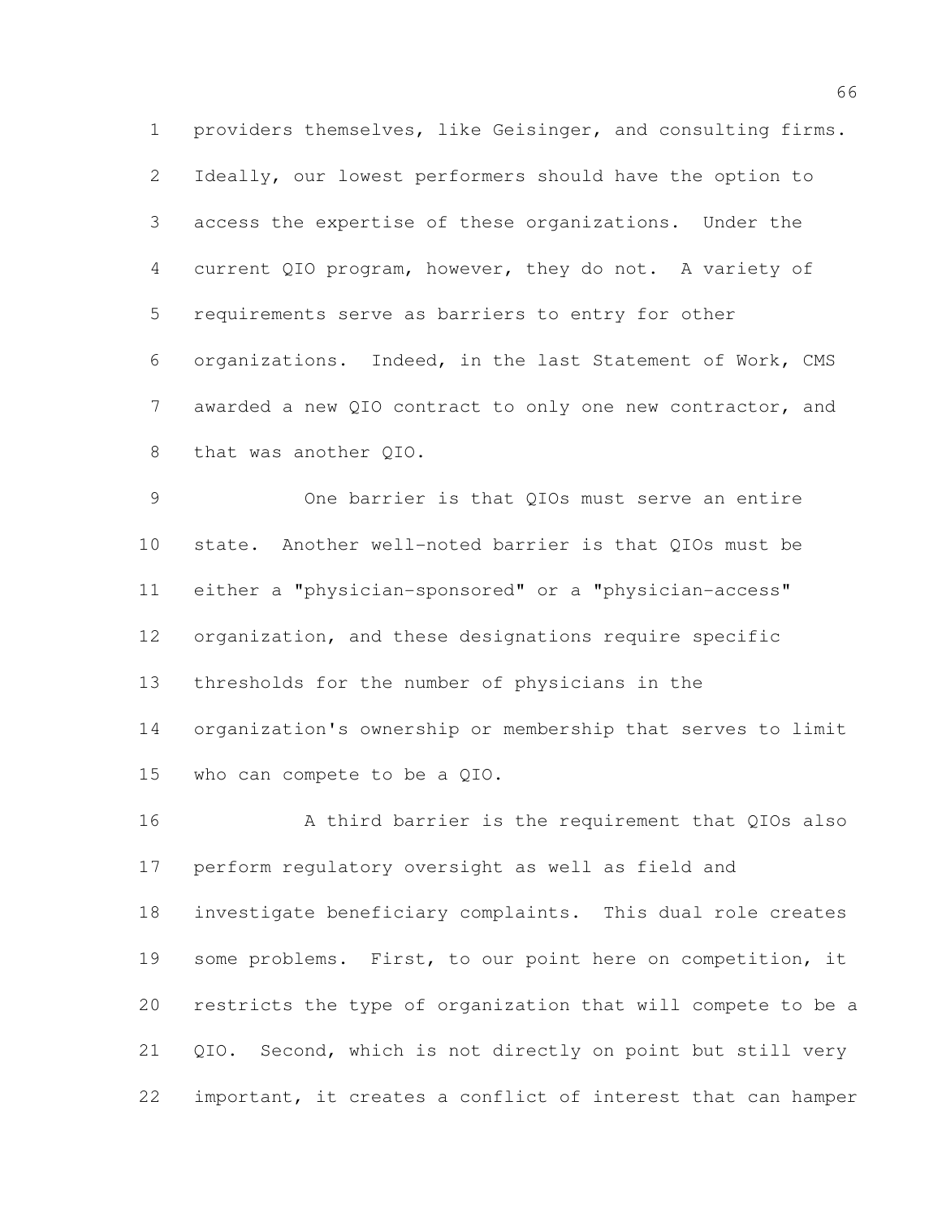providers themselves, like Geisinger, and consulting firms. Ideally, our lowest performers should have the option to access the expertise of these organizations. Under the current QIO program, however, they do not. A variety of requirements serve as barriers to entry for other organizations. Indeed, in the last Statement of Work, CMS awarded a new QIO contract to only one new contractor, and that was another QIO.

One barrier is that QIOs must serve an entire state. Another well-noted barrier is that QIOs must be either a "physician-sponsored" or a "physician-access" organization, and these designations require specific thresholds for the number of physicians in the organization's ownership or membership that serves to limit who can compete to be a QIO.

A third barrier is the requirement that QIOs also perform regulatory oversight as well as field and investigate beneficiary complaints. This dual role creates some problems. First, to our point here on competition, it restricts the type of organization that will compete to be a QIO. Second, which is not directly on point but still very important, it creates a conflict of interest that can hamper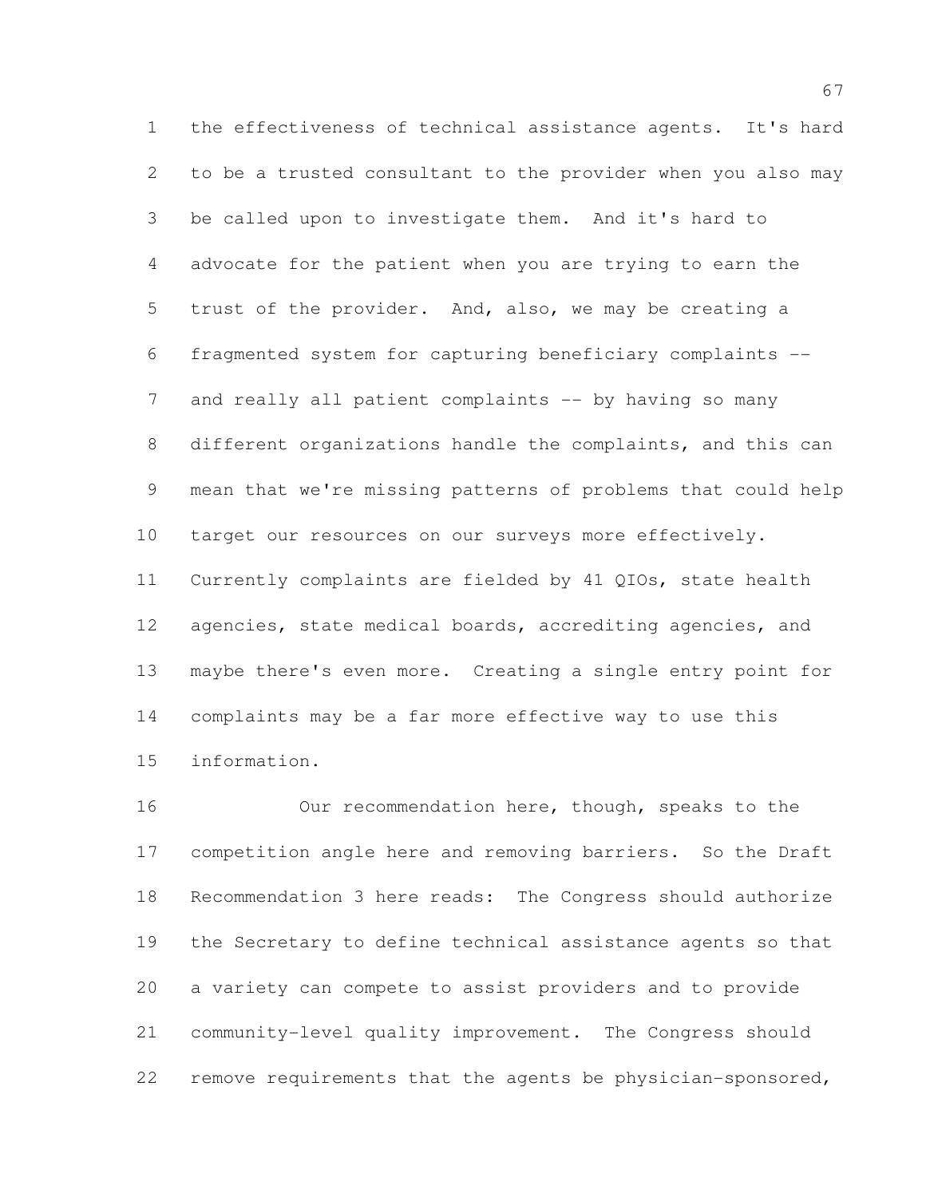the effectiveness of technical assistance agents. It's hard to be a trusted consultant to the provider when you also may be called upon to investigate them. And it's hard to advocate for the patient when you are trying to earn the trust of the provider. And, also, we may be creating a fragmented system for capturing beneficiary complaints -- and really all patient complaints -- by having so many different organizations handle the complaints, and this can mean that we're missing patterns of problems that could help target our resources on our surveys more effectively. Currently complaints are fielded by 41 QIOs, state health agencies, state medical boards, accrediting agencies, and maybe there's even more. Creating a single entry point for complaints may be a far more effective way to use this information.

Our recommendation here, though, speaks to the competition angle here and removing barriers. So the Draft Recommendation 3 here reads: The Congress should authorize the Secretary to define technical assistance agents so that a variety can compete to assist providers and to provide community-level quality improvement. The Congress should remove requirements that the agents be physician-sponsored,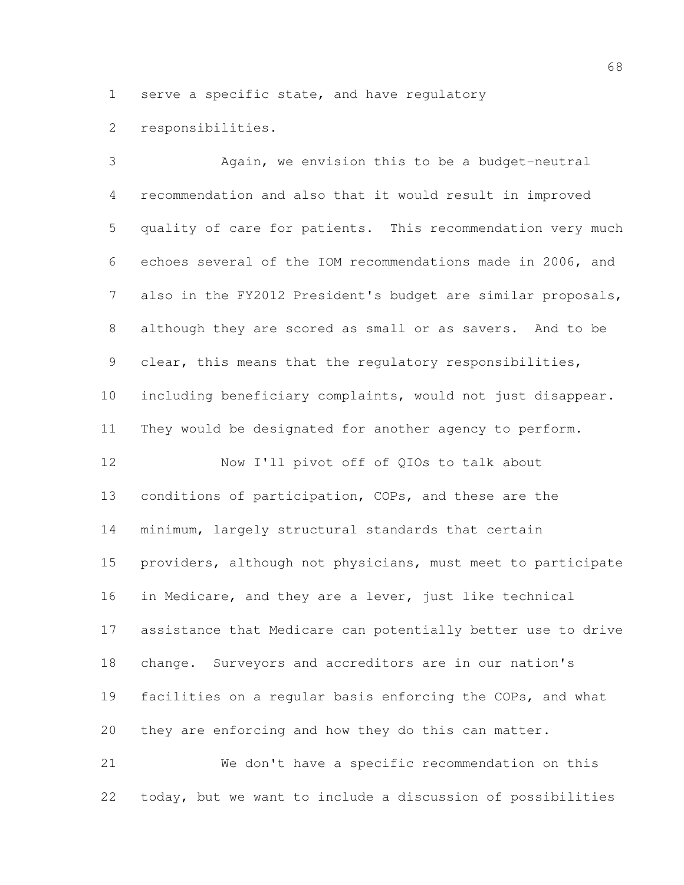serve a specific state, and have regulatory responsibilities.

Again, we envision this to be a budget-neutral recommendation and also that it would result in improved quality of care for patients. This recommendation very much echoes several of the IOM recommendations made in 2006, and also in the FY2012 President's budget are similar proposals, although they are scored as small or as savers. And to be clear, this means that the regulatory responsibilities, including beneficiary complaints, would not just disappear. They would be designated for another agency to perform.

Now I'll pivot off of QIOs to talk about conditions of participation, COPs, and these are the minimum, largely structural standards that certain providers, although not physicians, must meet to participate in Medicare, and they are a lever, just like technical assistance that Medicare can potentially better use to drive change. Surveyors and accreditors are in our nation's facilities on a regular basis enforcing the COPs, and what they are enforcing and how they do this can matter.

We don't have a specific recommendation on this today, but we want to include a discussion of possibilities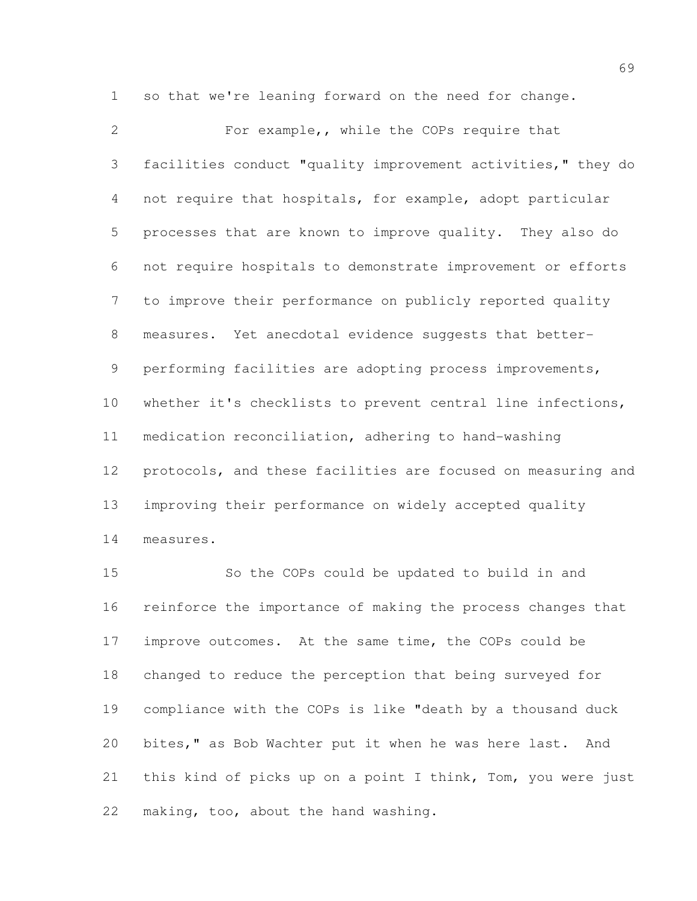so that we're leaning forward on the need for change.

For example,, while the COPs require that facilities conduct "quality improvement activities," they do not require that hospitals, for example, adopt particular processes that are known to improve quality. They also do not require hospitals to demonstrate improvement or efforts to improve their performance on publicly reported quality measures. Yet anecdotal evidence suggests that better-performing facilities are adopting process improvements, whether it's checklists to prevent central line infections, medication reconciliation, adhering to hand-washing protocols, and these facilities are focused on measuring and improving their performance on widely accepted quality measures.

So the COPs could be updated to build in and reinforce the importance of making the process changes that improve outcomes. At the same time, the COPs could be changed to reduce the perception that being surveyed for compliance with the COPs is like "death by a thousand duck bites," as Bob Wachter put it when he was here last. And this kind of picks up on a point I think, Tom, you were just making, too, about the hand washing.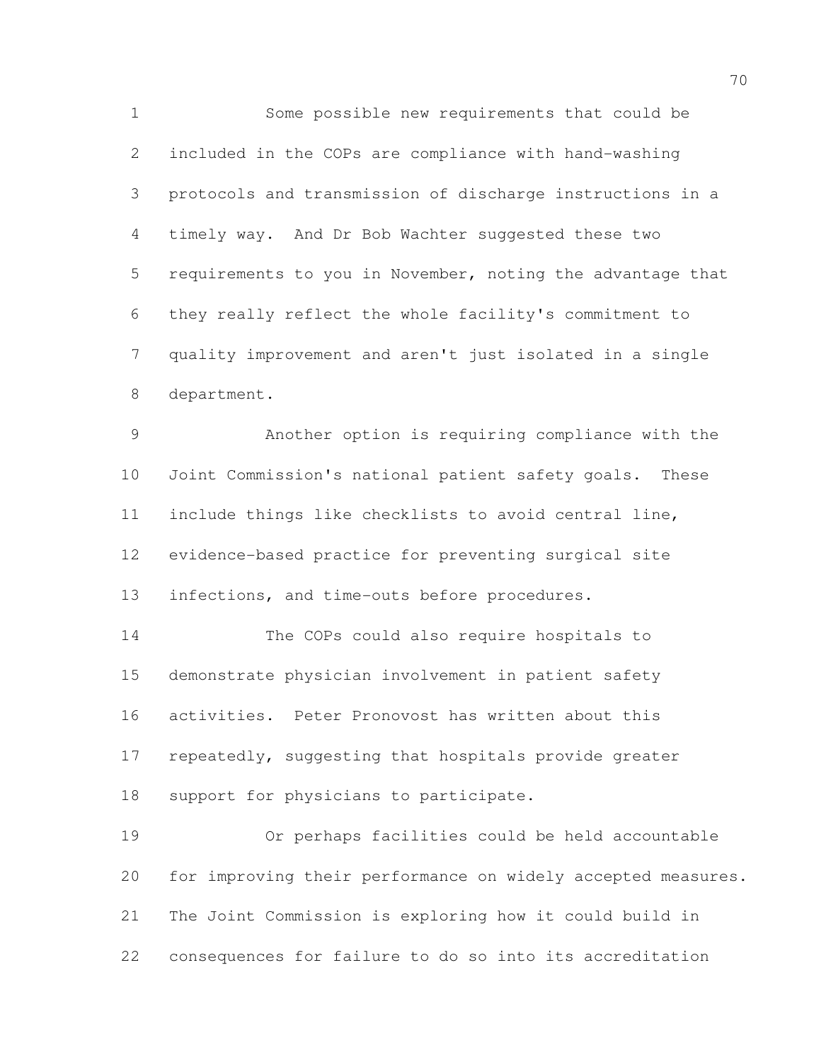Some possible new requirements that could be included in the COPs are compliance with hand-washing protocols and transmission of discharge instructions in a timely way. And Dr Bob Wachter suggested these two requirements to you in November, noting the advantage that they really reflect the whole facility's commitment to quality improvement and aren't just isolated in a single department.

Another option is requiring compliance with the Joint Commission's national patient safety goals. These include things like checklists to avoid central line, evidence-based practice for preventing surgical site infections, and time-outs before procedures.

The COPs could also require hospitals to demonstrate physician involvement in patient safety activities. Peter Pronovost has written about this repeatedly, suggesting that hospitals provide greater support for physicians to participate.

Or perhaps facilities could be held accountable for improving their performance on widely accepted measures. The Joint Commission is exploring how it could build in consequences for failure to do so into its accreditation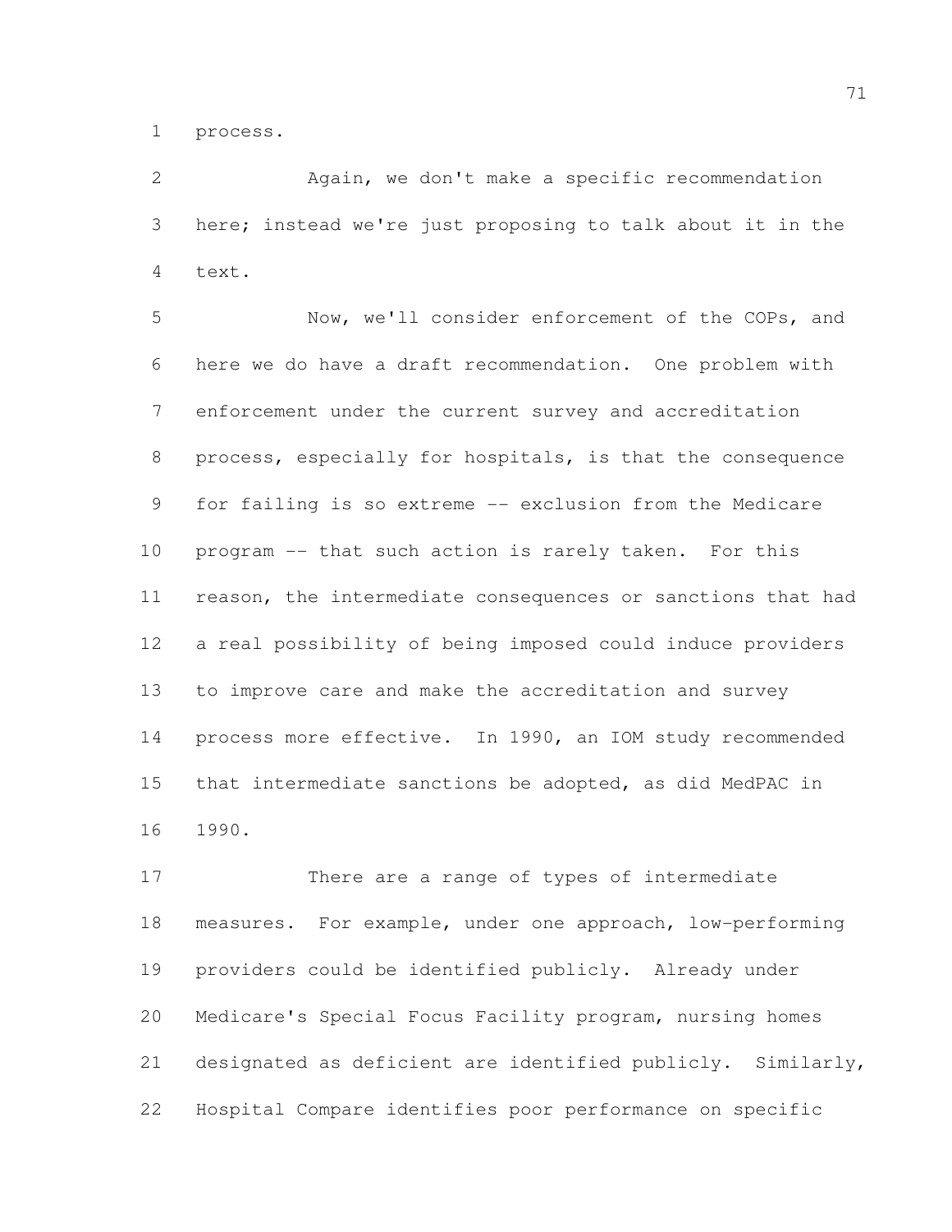process.

Again, we don't make a specific recommendation here; instead we're just proposing to talk about it in the text.

Now, we'll consider enforcement of the COPs, and here we do have a draft recommendation. One problem with enforcement under the current survey and accreditation process, especially for hospitals, is that the consequence for failing is so extreme -- exclusion from the Medicare program -- that such action is rarely taken. For this reason, the intermediate consequences or sanctions that had a real possibility of being imposed could induce providers to improve care and make the accreditation and survey process more effective. In 1990, an IOM study recommended that intermediate sanctions be adopted, as did MedPAC in 1990.

There are a range of types of intermediate measures. For example, under one approach, low-performing providers could be identified publicly. Already under Medicare's Special Focus Facility program, nursing homes designated as deficient are identified publicly. Similarly, Hospital Compare identifies poor performance on specific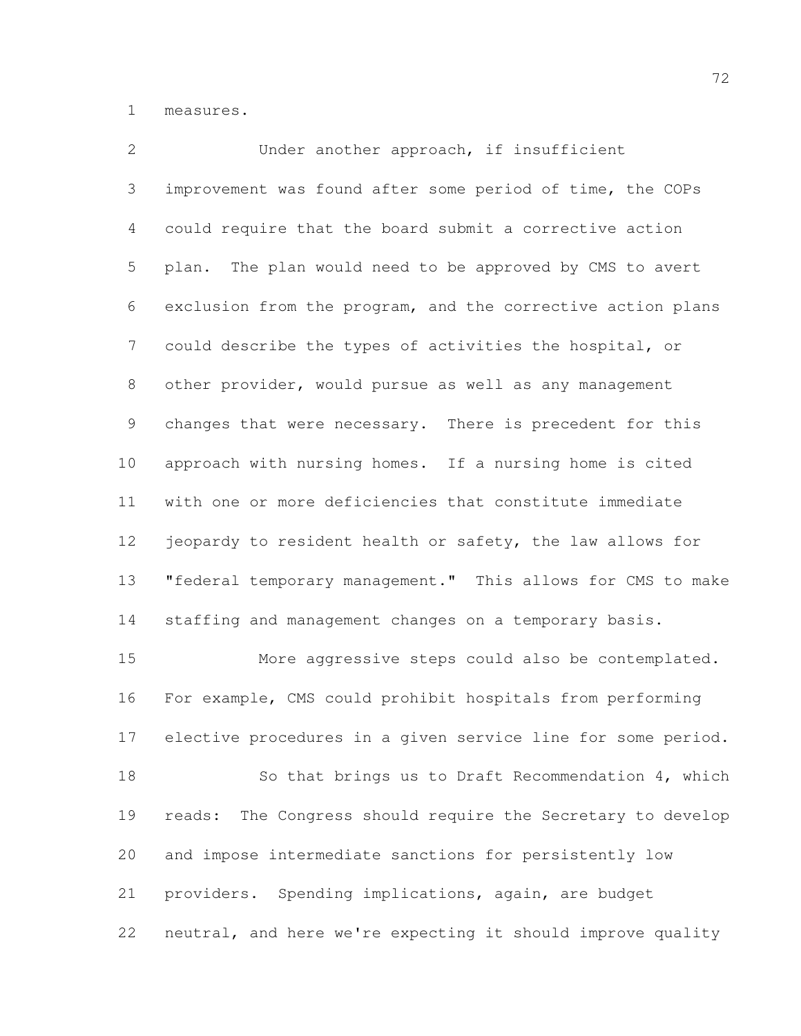measures.

Under another approach, if insufficient improvement was found after some period of time, the COPs could require that the board submit a corrective action plan. The plan would need to be approved by CMS to avert exclusion from the program, and the corrective action plans could describe the types of activities the hospital, or other provider, would pursue as well as any management changes that were necessary. There is precedent for this approach with nursing homes. If a nursing home is cited with one or more deficiencies that constitute immediate jeopardy to resident health or safety, the law allows for "federal temporary management." This allows for CMS to make staffing and management changes on a temporary basis.

More aggressive steps could also be contemplated. For example, CMS could prohibit hospitals from performing elective procedures in a given service line for some period.

So that brings us to Draft Recommendation 4, which reads: The Congress should require the Secretary to develop and impose intermediate sanctions for persistently low providers. Spending implications, again, are budget neutral, and here we're expecting it should improve quality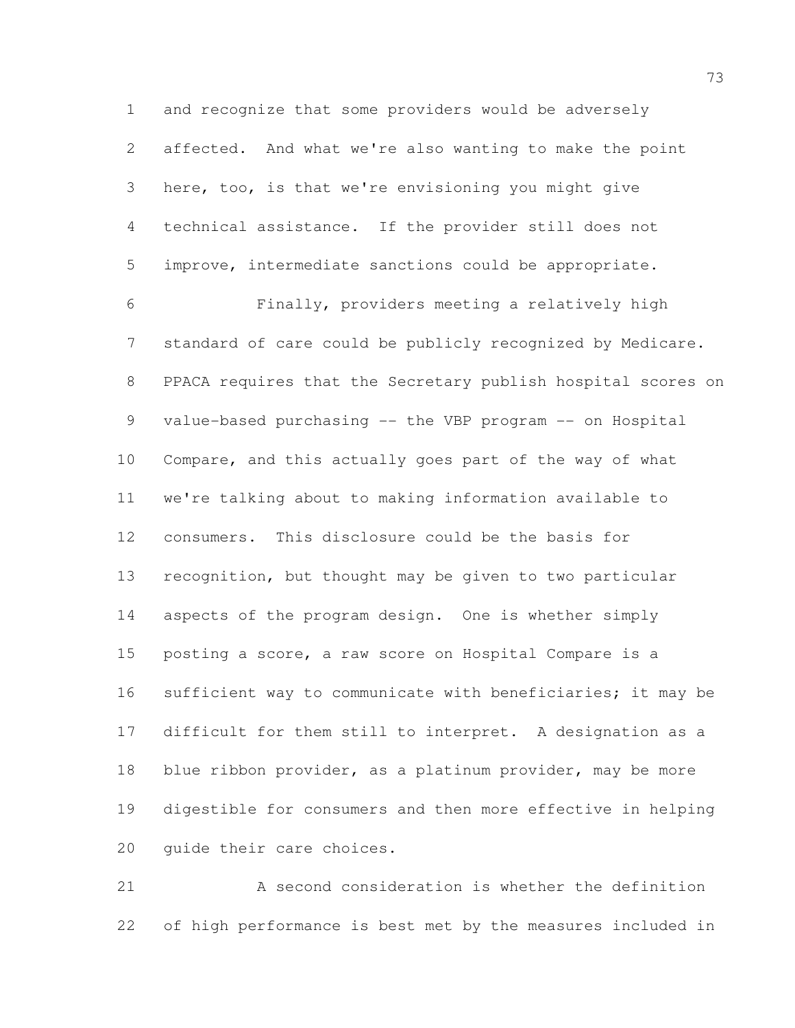and recognize that some providers would be adversely affected. And what we're also wanting to make the point here, too, is that we're envisioning you might give technical assistance. If the provider still does not improve, intermediate sanctions could be appropriate.

Finally, providers meeting a relatively high standard of care could be publicly recognized by Medicare. PPACA requires that the Secretary publish hospital scores on value-based purchasing -- the VBP program -- on Hospital Compare, and this actually goes part of the way of what we're talking about to making information available to consumers. This disclosure could be the basis for recognition, but thought may be given to two particular aspects of the program design. One is whether simply posting a score, a raw score on Hospital Compare is a sufficient way to communicate with beneficiaries; it may be difficult for them still to interpret. A designation as a blue ribbon provider, as a platinum provider, may be more digestible for consumers and then more effective in helping guide their care choices.

A second consideration is whether the definition of high performance is best met by the measures included in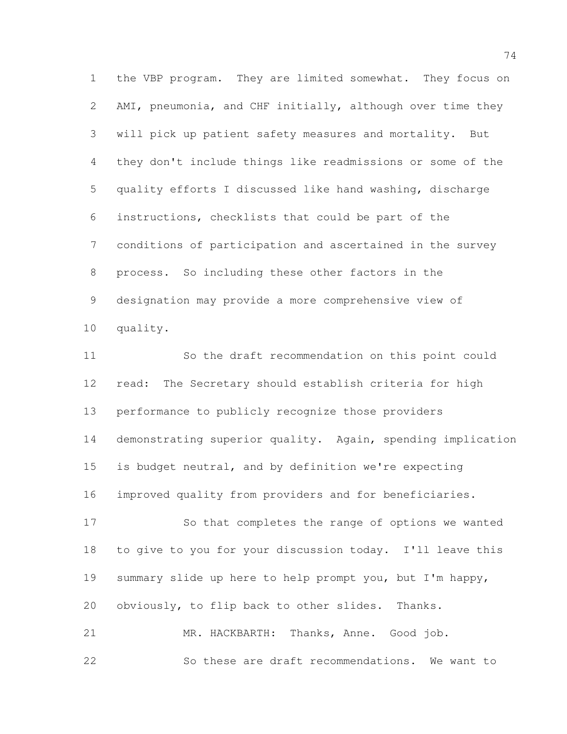the VBP program. They are limited somewhat. They focus on AMI, pneumonia, and CHF initially, although over time they will pick up patient safety measures and mortality. But they don't include things like readmissions or some of the quality efforts I discussed like hand washing, discharge instructions, checklists that could be part of the conditions of participation and ascertained in the survey process. So including these other factors in the designation may provide a more comprehensive view of quality.

So the draft recommendation on this point could read: The Secretary should establish criteria for high performance to publicly recognize those providers demonstrating superior quality. Again, spending implication is budget neutral, and by definition we're expecting improved quality from providers and for beneficiaries.

So that completes the range of options we wanted to give to you for your discussion today. I'll leave this summary slide up here to help prompt you, but I'm happy, obviously, to flip back to other slides. Thanks.

MR. HACKBARTH: Thanks, Anne. Good job.

So these are draft recommendations. We want to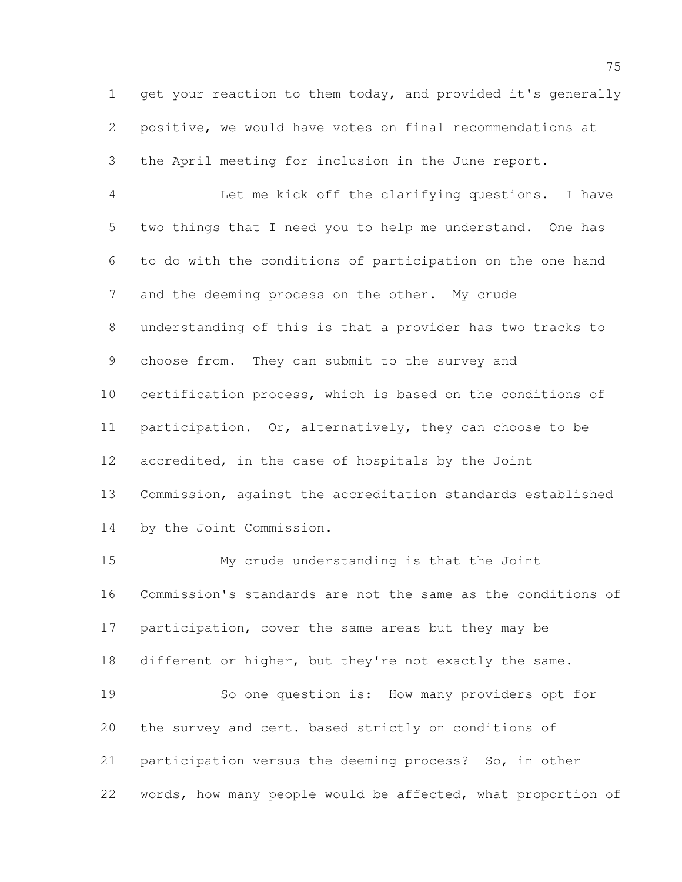get your reaction to them today, and provided it's generally positive, we would have votes on final recommendations at the April meeting for inclusion in the June report.

Let me kick off the clarifying questions. I have two things that I need you to help me understand. One has to do with the conditions of participation on the one hand and the deeming process on the other. My crude understanding of this is that a provider has two tracks to choose from. They can submit to the survey and certification process, which is based on the conditions of participation. Or, alternatively, they can choose to be accredited, in the case of hospitals by the Joint Commission, against the accreditation standards established by the Joint Commission.

My crude understanding is that the Joint Commission's standards are not the same as the conditions of participation, cover the same areas but they may be different or higher, but they're not exactly the same.

So one question is: How many providers opt for the survey and cert. based strictly on conditions of participation versus the deeming process? So, in other words, how many people would be affected, what proportion of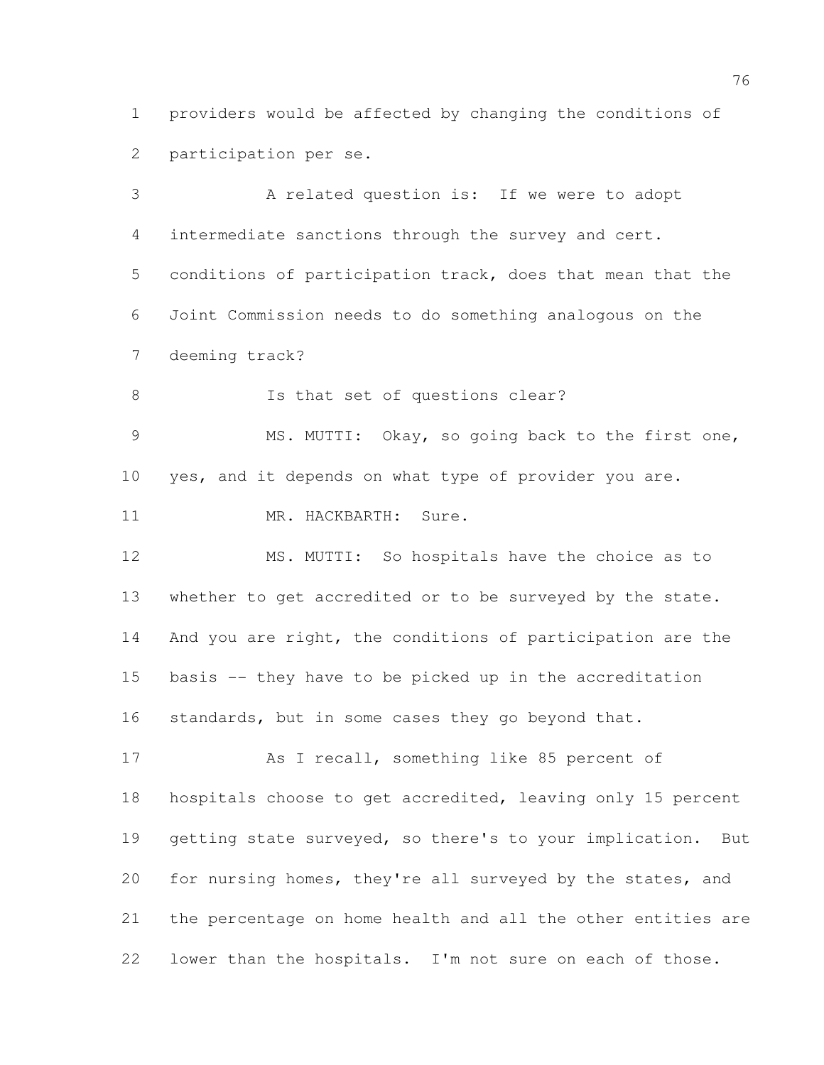providers would be affected by changing the conditions of participation per se.

A related question is: If we were to adopt intermediate sanctions through the survey and cert. conditions of participation track, does that mean that the Joint Commission needs to do something analogous on the deeming track?

Is that set of questions clear?

MS. MUTTI: Okay, so going back to the first one, yes, and it depends on what type of provider you are.

MR. HACKBARTH: Sure.

MS. MUTTI: So hospitals have the choice as to whether to get accredited or to be surveyed by the state. And you are right, the conditions of participation are the basis -- they have to be picked up in the accreditation standards, but in some cases they go beyond that.

As I recall, something like 85 percent of hospitals choose to get accredited, leaving only 15 percent getting state surveyed, so there's to your implication. But for nursing homes, they're all surveyed by the states, and the percentage on home health and all the other entities are lower than the hospitals. I'm not sure on each of those.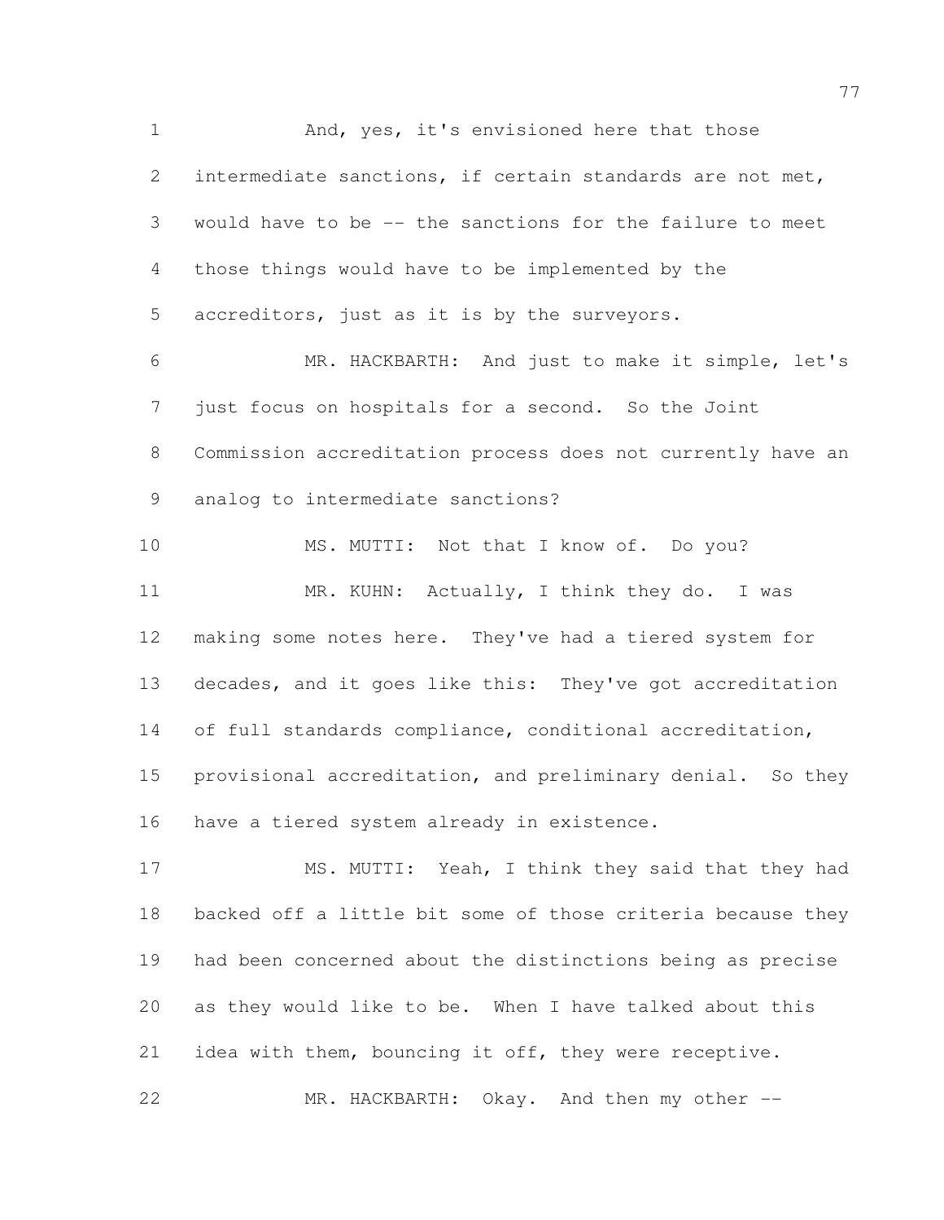And, yes, it's envisioned here that those intermediate sanctions, if certain standards are not met, would have to be -- the sanctions for the failure to meet those things would have to be implemented by the accreditors, just as it is by the surveyors.

MR. HACKBARTH: And just to make it simple, let's just focus on hospitals for a second. So the Joint Commission accreditation process does not currently have an analog to intermediate sanctions?

MS. MUTTI: Not that I know of. Do you?

MR. KUHN: Actually, I think they do. I was making some notes here. They've had a tiered system for decades, and it goes like this: They've got accreditation of full standards compliance, conditional accreditation, provisional accreditation, and preliminary denial. So they have a tiered system already in existence.

MS. MUTTI: Yeah, I think they said that they had backed off a little bit some of those criteria because they had been concerned about the distinctions being as precise as they would like to be. When I have talked about this idea with them, bouncing it off, they were receptive.

MR. HACKBARTH: Okay. And then my other --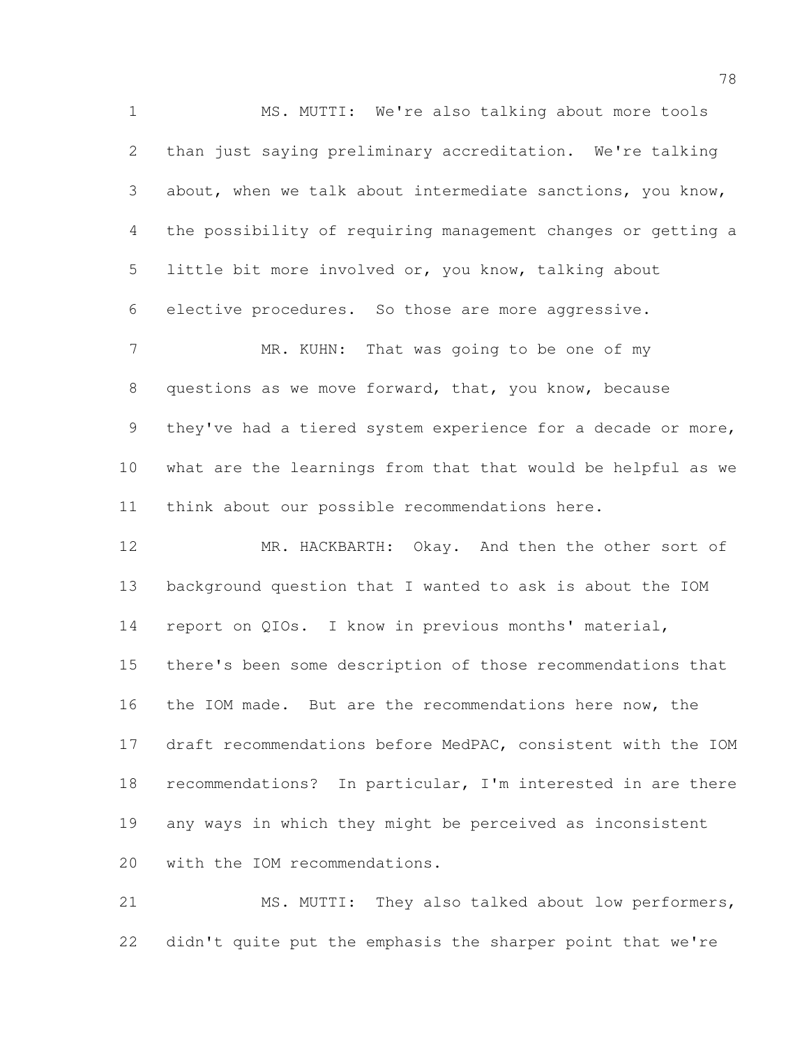MS. MUTTI: We're also talking about more tools than just saying preliminary accreditation. We're talking about, when we talk about intermediate sanctions, you know, the possibility of requiring management changes or getting a little bit more involved or, you know, talking about elective procedures. So those are more aggressive.

MR. KUHN: That was going to be one of my questions as we move forward, that, you know, because they've had a tiered system experience for a decade or more, what are the learnings from that that would be helpful as we think about our possible recommendations here.

MR. HACKBARTH: Okay. And then the other sort of background question that I wanted to ask is about the IOM report on QIOs. I know in previous months' material, there's been some description of those recommendations that the IOM made. But are the recommendations here now, the draft recommendations before MedPAC, consistent with the IOM recommendations? In particular, I'm interested in are there any ways in which they might be perceived as inconsistent with the IOM recommendations.

MS. MUTTI: They also talked about low performers, didn't quite put the emphasis the sharper point that we're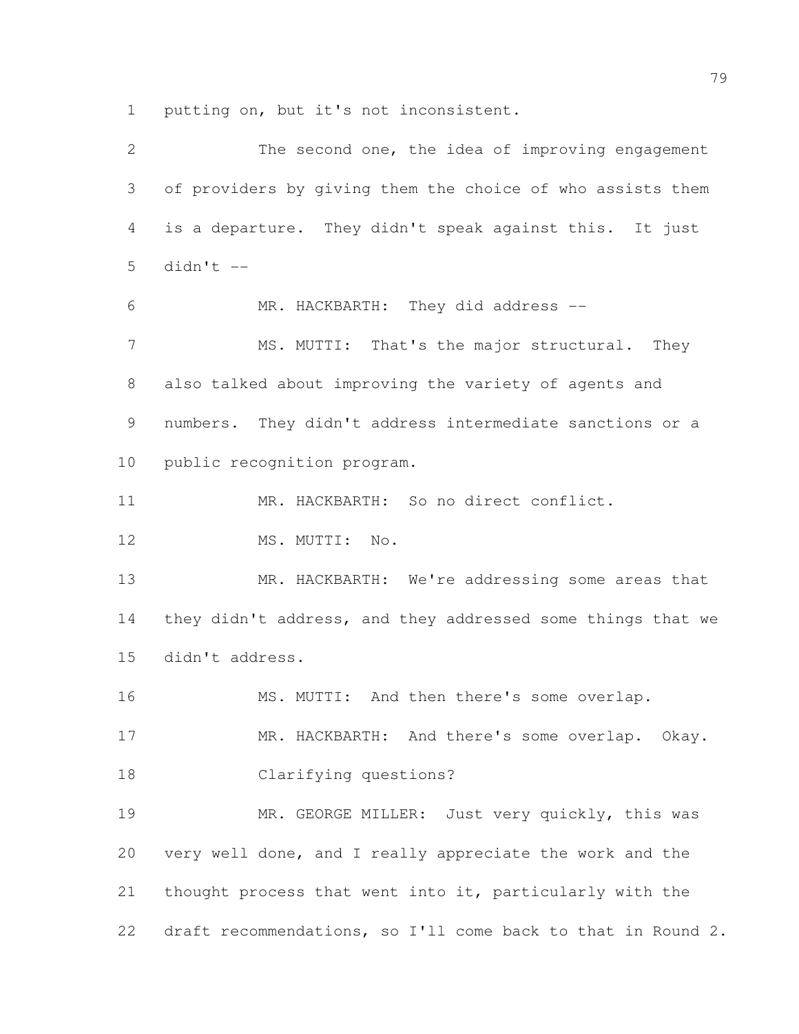putting on, but it's not inconsistent.

The second one, the idea of improving engagement of providers by giving them the choice of who assists them is a departure. They didn't speak against this. It just didn't --

MR. HACKBARTH: They did address --

MS. MUTTI: That's the major structural. They also talked about improving the variety of agents and numbers. They didn't address intermediate sanctions or a public recognition program.

MR. HACKBARTH: So no direct conflict.

MS. MUTTI: No.

MR. HACKBARTH: We're addressing some areas that they didn't address, and they addressed some things that we didn't address.

MS. MUTTI: And then there's some overlap.

MR. HACKBARTH: And there's some overlap. Okay.

Clarifying questions?

MR. GEORGE MILLER: Just very quickly, this was very well done, and I really appreciate the work and the thought process that went into it, particularly with the draft recommendations, so I'll come back to that in Round 2.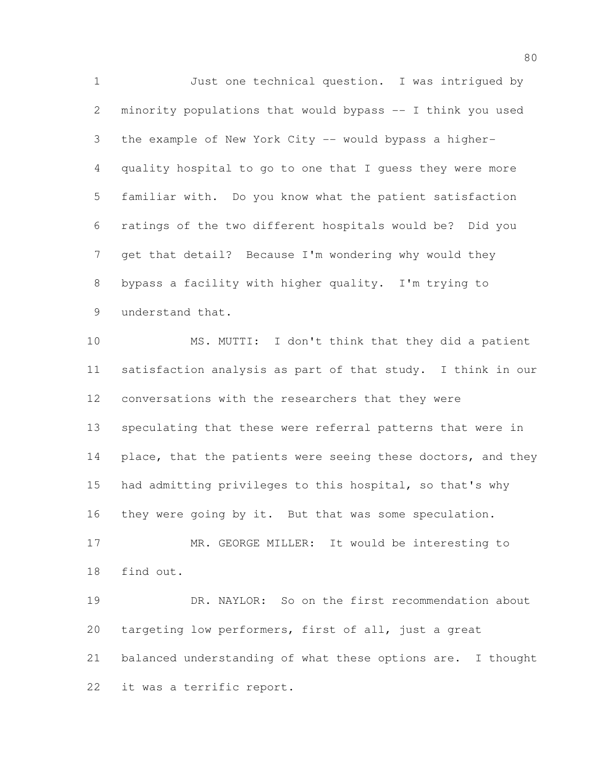Just one technical question. I was intrigued by minority populations that would bypass -- I think you used the example of New York City -- would bypass a higher-quality hospital to go to one that I guess they were more familiar with. Do you know what the patient satisfaction ratings of the two different hospitals would be? Did you get that detail? Because I'm wondering why would they bypass a facility with higher quality. I'm trying to understand that.

MS. MUTTI: I don't think that they did a patient satisfaction analysis as part of that study. I think in our conversations with the researchers that they were speculating that these were referral patterns that were in place, that the patients were seeing these doctors, and they had admitting privileges to this hospital, so that's why they were going by it. But that was some speculation.

MR. GEORGE MILLER: It would be interesting to find out.

DR. NAYLOR: So on the first recommendation about targeting low performers, first of all, just a great balanced understanding of what these options are. I thought it was a terrific report.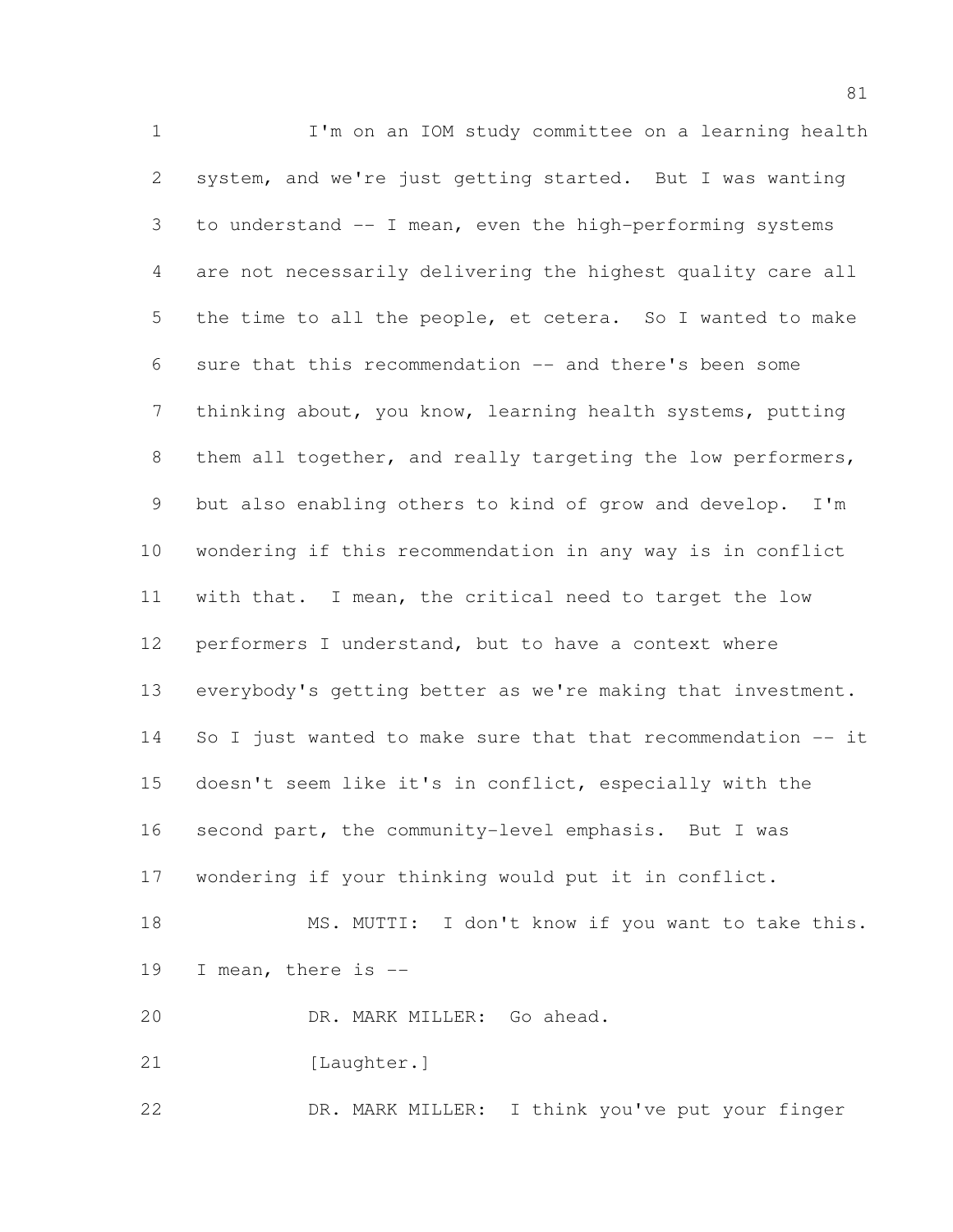I'm on an IOM study committee on a learning health system, and we're just getting started. But I was wanting to understand -- I mean, even the high-performing systems are not necessarily delivering the highest quality care all the time to all the people, et cetera. So I wanted to make sure that this recommendation -- and there's been some thinking about, you know, learning health systems, putting them all together, and really targeting the low performers, but also enabling others to kind of grow and develop. I'm wondering if this recommendation in any way is in conflict with that. I mean, the critical need to target the low performers I understand, but to have a context where everybody's getting better as we're making that investment. So I just wanted to make sure that that recommendation -- it doesn't seem like it's in conflict, especially with the second part, the community-level emphasis. But I was wondering if your thinking would put it in conflict.

MS. MUTTI: I don't know if you want to take this. I mean, there is --

DR. MARK MILLER: Go ahead.

[Laughter.]

DR. MARK MILLER: I think you've put your finger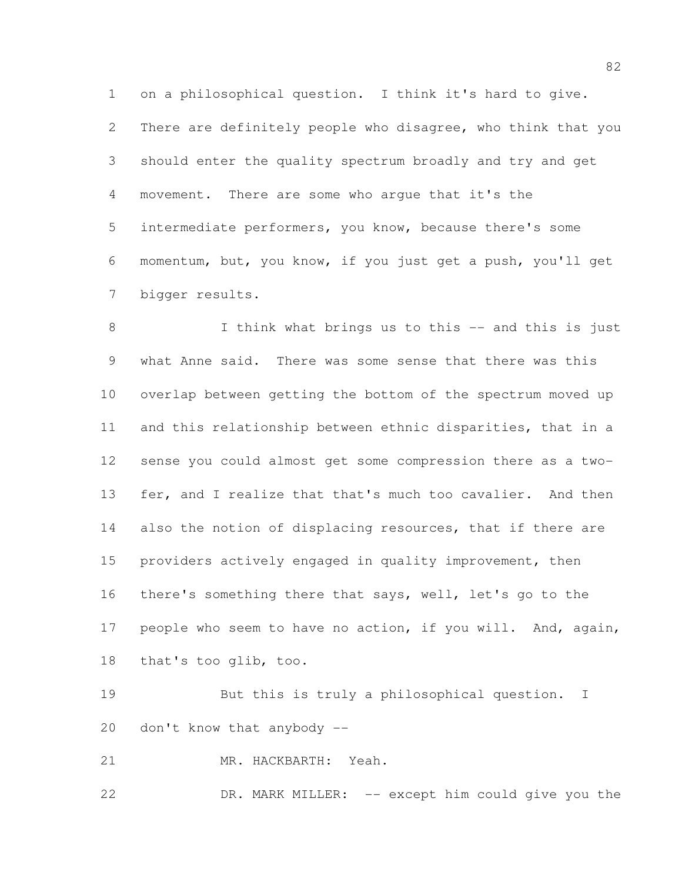on a philosophical question. I think it's hard to give. There are definitely people who disagree, who think that you should enter the quality spectrum broadly and try and get movement. There are some who argue that it's the intermediate performers, you know, because there's some momentum, but, you know, if you just get a push, you'll get bigger results.

I think what brings us to this -- and this is just what Anne said. There was some sense that there was this overlap between getting the bottom of the spectrum moved up and this relationship between ethnic disparities, that in a sense you could almost get some compression there as a two-fer, and I realize that that's much too cavalier. And then also the notion of displacing resources, that if there are providers actively engaged in quality improvement, then there's something there that says, well, let's go to the people who seem to have no action, if you will. And, again, that's too glib, too.

But this is truly a philosophical question. I don't know that anybody --

MR. HACKBARTH: Yeah.

DR. MARK MILLER: -- except him could give you the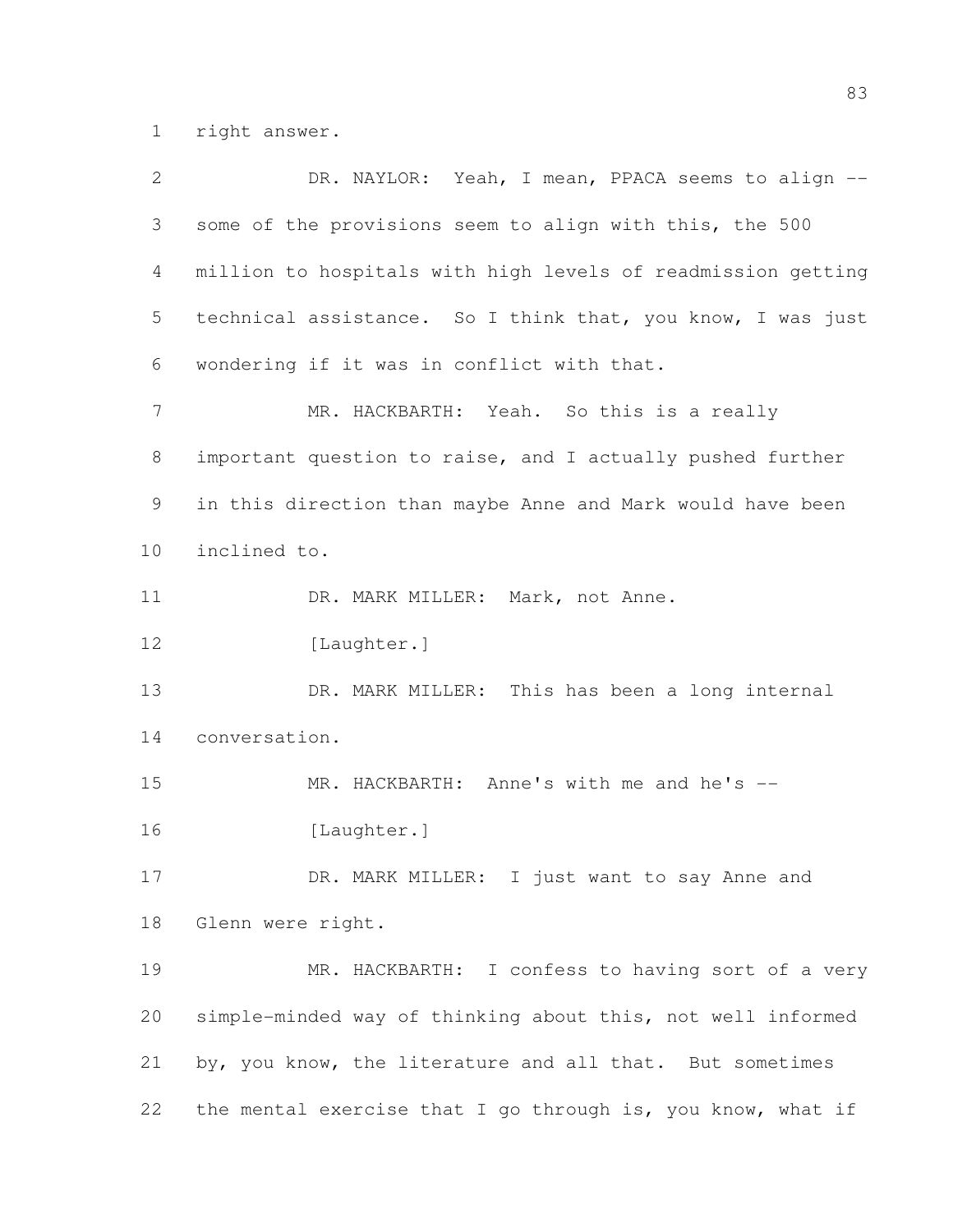right answer.

DR. NAYLOR: Yeah, I mean, PPACA seems to align -- some of the provisions seem to align with this, the 500 million to hospitals with high levels of readmission getting technical assistance. So I think that, you know, I was just wondering if it was in conflict with that.

MR. HACKBARTH: Yeah. So this is a really important question to raise, and I actually pushed further in this direction than maybe Anne and Mark would have been inclined to.

DR. MARK MILLER: Mark, not Anne.

[Laughter.]

DR. MARK MILLER: This has been a long internal conversation.

MR. HACKBARTH: Anne's with me and he's --

[Laughter.]

DR. MARK MILLER: I just want to say Anne and Glenn were right.

MR. HACKBARTH: I confess to having sort of a very simple-minded way of thinking about this, not well informed by, you know, the literature and all that. But sometimes the mental exercise that I go through is, you know, what if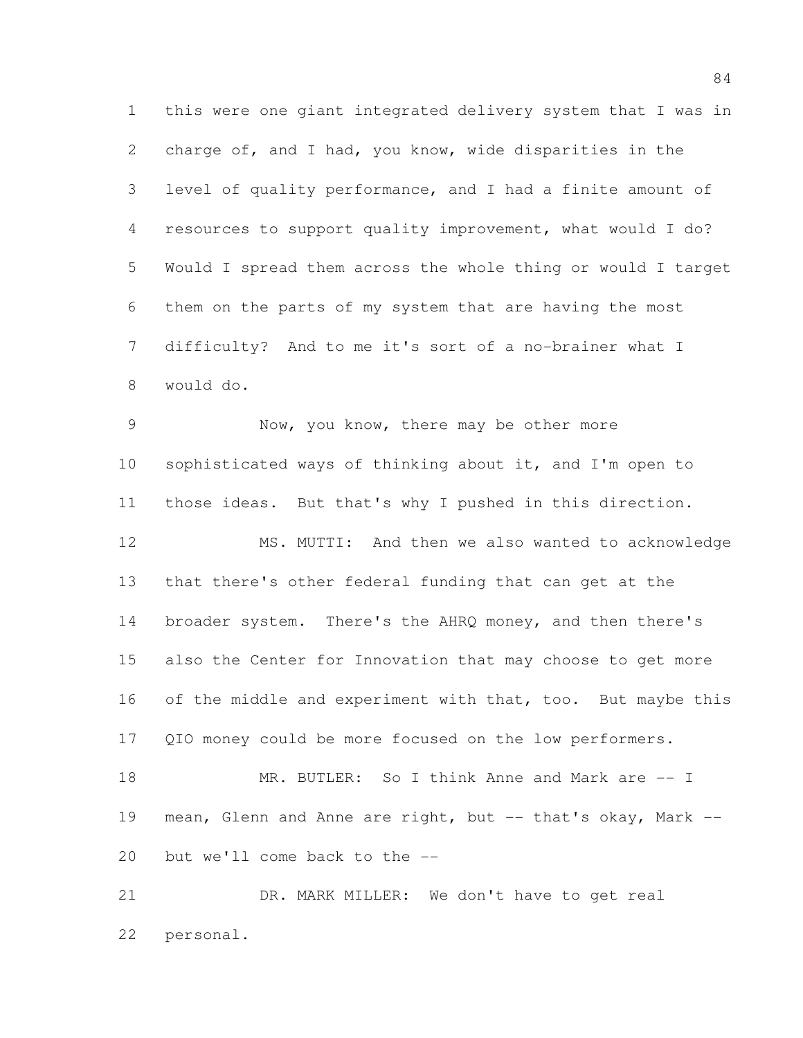this were one giant integrated delivery system that I was in charge of, and I had, you know, wide disparities in the level of quality performance, and I had a finite amount of resources to support quality improvement, what would I do? Would I spread them across the whole thing or would I target them on the parts of my system that are having the most difficulty? And to me it's sort of a no-brainer what I would do.

Now, you know, there may be other more sophisticated ways of thinking about it, and I'm open to those ideas. But that's why I pushed in this direction.

MS. MUTTI: And then we also wanted to acknowledge that there's other federal funding that can get at the broader system. There's the AHRQ money, and then there's also the Center for Innovation that may choose to get more of the middle and experiment with that, too. But maybe this QIO money could be more focused on the low performers.

MR. BUTLER: So I think Anne and Mark are -- I mean, Glenn and Anne are right, but -- that's okay, Mark -- but we'll come back to the --

DR. MARK MILLER: We don't have to get real personal.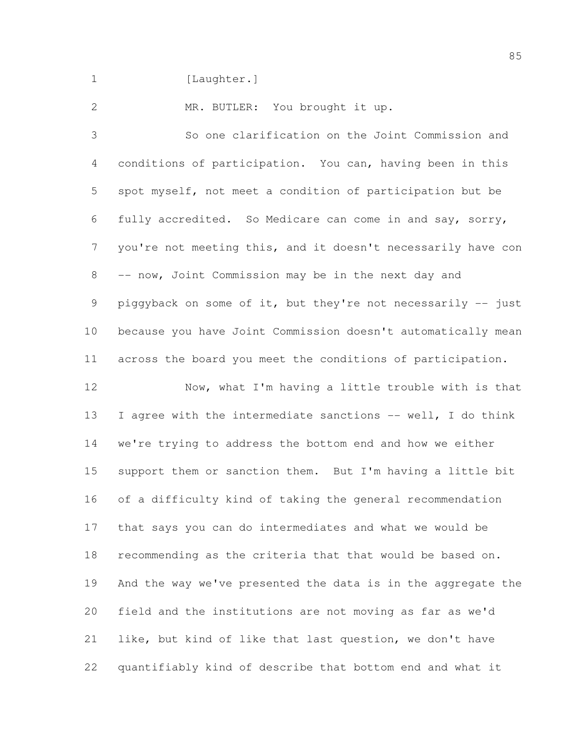[Laughter.]

MR. BUTLER: You brought it up.

So one clarification on the Joint Commission and conditions of participation. You can, having been in this spot myself, not meet a condition of participation but be fully accredited. So Medicare can come in and say, sorry, you're not meeting this, and it doesn't necessarily have con -- now, Joint Commission may be in the next day and piggyback on some of it, but they're not necessarily -- just because you have Joint Commission doesn't automatically mean across the board you meet the conditions of participation.

Now, what I'm having a little trouble with is that I agree with the intermediate sanctions -- well, I do think we're trying to address the bottom end and how we either support them or sanction them. But I'm having a little bit of a difficulty kind of taking the general recommendation that says you can do intermediates and what we would be recommending as the criteria that that would be based on. And the way we've presented the data is in the aggregate the field and the institutions are not moving as far as we'd like, but kind of like that last question, we don't have quantifiably kind of describe that bottom end and what it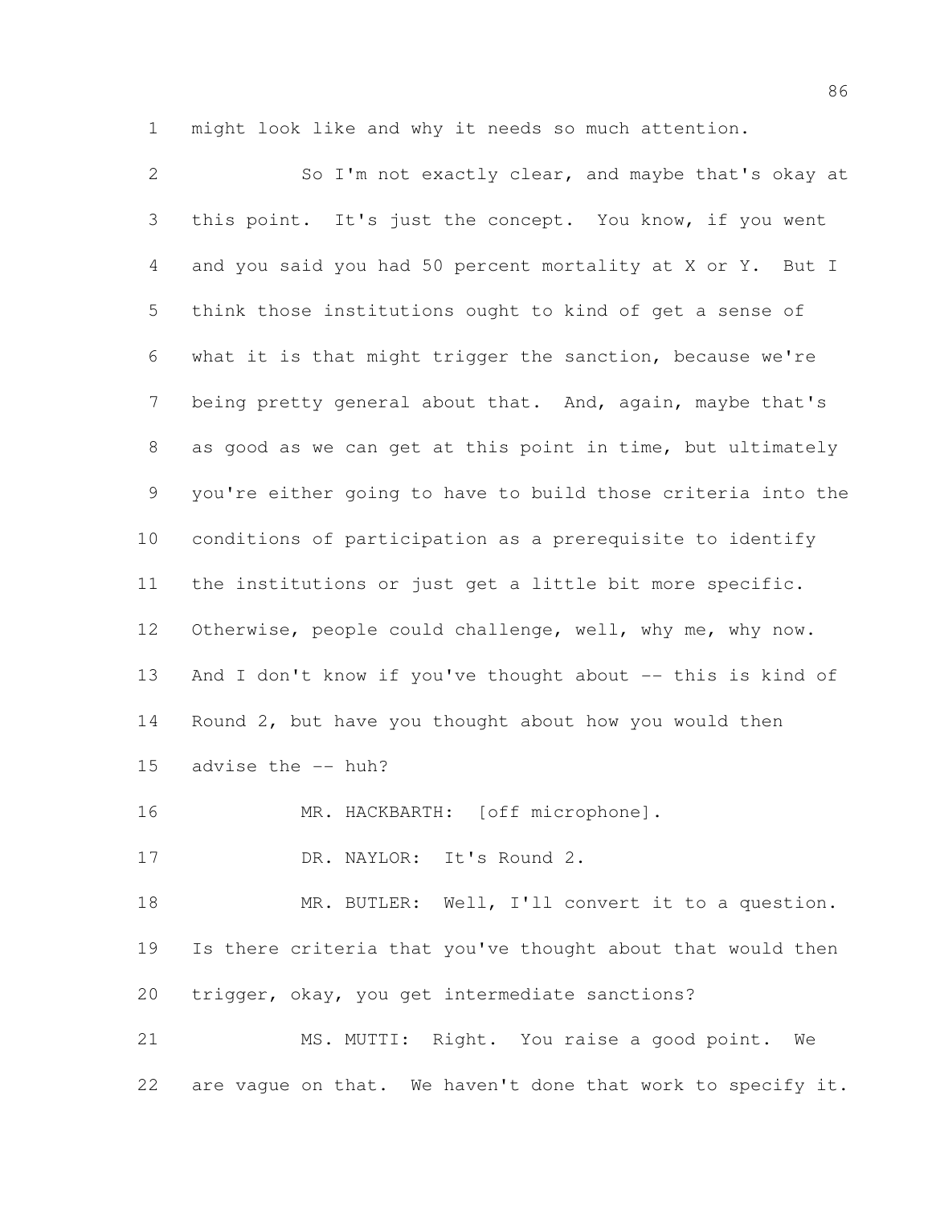might look like and why it needs so much attention.

So I'm not exactly clear, and maybe that's okay at this point. It's just the concept. You know, if you went and you said you had 50 percent mortality at X or Y. But I think those institutions ought to kind of get a sense of what it is that might trigger the sanction, because we're being pretty general about that. And, again, maybe that's as good as we can get at this point in time, but ultimately you're either going to have to build those criteria into the conditions of participation as a prerequisite to identify the institutions or just get a little bit more specific. Otherwise, people could challenge, well, why me, why now. And I don't know if you've thought about -- this is kind of Round 2, but have you thought about how you would then advise the -- huh?

MR. HACKBARTH: [off microphone].

DR. NAYLOR: It's Round 2.

MR. BUTLER: Well, I'll convert it to a question. Is there criteria that you've thought about that would then trigger, okay, you get intermediate sanctions?

MS. MUTTI: Right. You raise a good point. We are vague on that. We haven't done that work to specify it.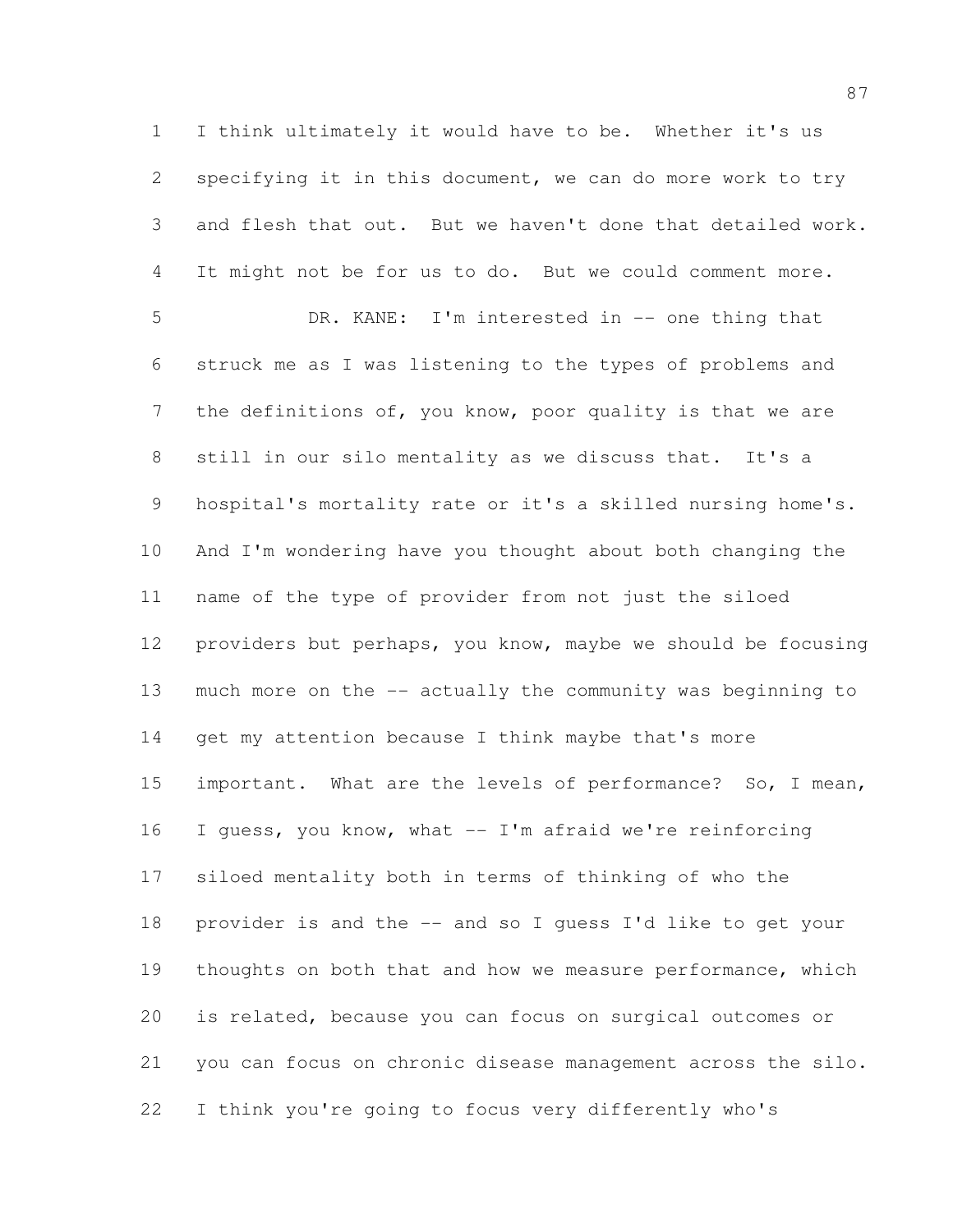I think ultimately it would have to be. Whether it's us specifying it in this document, we can do more work to try and flesh that out. But we haven't done that detailed work. It might not be for us to do. But we could comment more.

DR. KANE: I'm interested in -- one thing that struck me as I was listening to the types of problems and the definitions of, you know, poor quality is that we are still in our silo mentality as we discuss that. It's a hospital's mortality rate or it's a skilled nursing home's. And I'm wondering have you thought about both changing the name of the type of provider from not just the siloed providers but perhaps, you know, maybe we should be focusing much more on the -- actually the community was beginning to get my attention because I think maybe that's more important. What are the levels of performance? So, I mean, I guess, you know, what -- I'm afraid we're reinforcing siloed mentality both in terms of thinking of who the provider is and the -- and so I guess I'd like to get your thoughts on both that and how we measure performance, which is related, because you can focus on surgical outcomes or you can focus on chronic disease management across the silo. I think you're going to focus very differently who's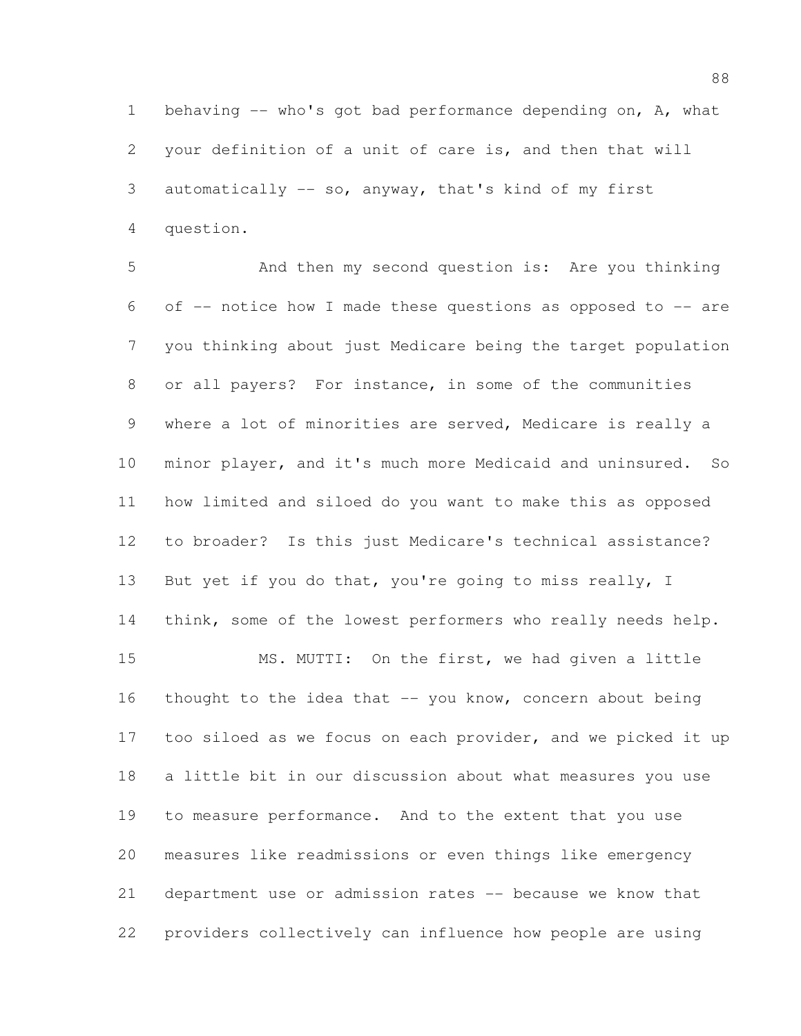behaving -- who's got bad performance depending on, A, what your definition of a unit of care is, and then that will automatically -- so, anyway, that's kind of my first question.

And then my second question is: Are you thinking of -- notice how I made these questions as opposed to -- are you thinking about just Medicare being the target population or all payers? For instance, in some of the communities where a lot of minorities are served, Medicare is really a minor player, and it's much more Medicaid and uninsured. So how limited and siloed do you want to make this as opposed to broader? Is this just Medicare's technical assistance? But yet if you do that, you're going to miss really, I think, some of the lowest performers who really needs help.

MS. MUTTI: On the first, we had given a little thought to the idea that -- you know, concern about being too siloed as we focus on each provider, and we picked it up a little bit in our discussion about what measures you use to measure performance. And to the extent that you use measures like readmissions or even things like emergency department use or admission rates -- because we know that providers collectively can influence how people are using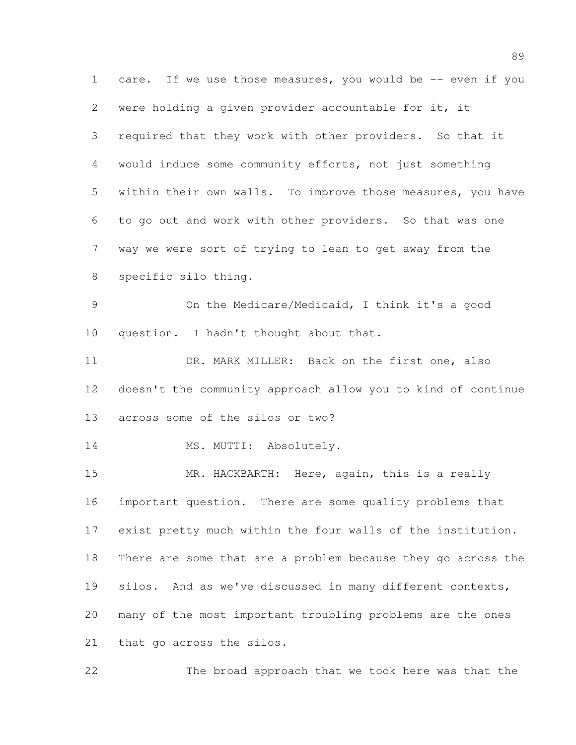care. If we use those measures, you would be -- even if you were holding a given provider accountable for it, it required that they work with other providers. So that it would induce some community efforts, not just something within their own walls. To improve those measures, you have to go out and work with other providers. So that was one way we were sort of trying to lean to get away from the specific silo thing.

On the Medicare/Medicaid, I think it's a good question. I hadn't thought about that.

DR. MARK MILLER: Back on the first one, also doesn't the community approach allow you to kind of continue across some of the silos or two?

MS. MUTTI: Absolutely.

MR. HACKBARTH: Here, again, this is a really important question. There are some quality problems that exist pretty much within the four walls of the institution. There are some that are a problem because they go across the silos. And as we've discussed in many different contexts, many of the most important troubling problems are the ones that go across the silos.

The broad approach that we took here was that the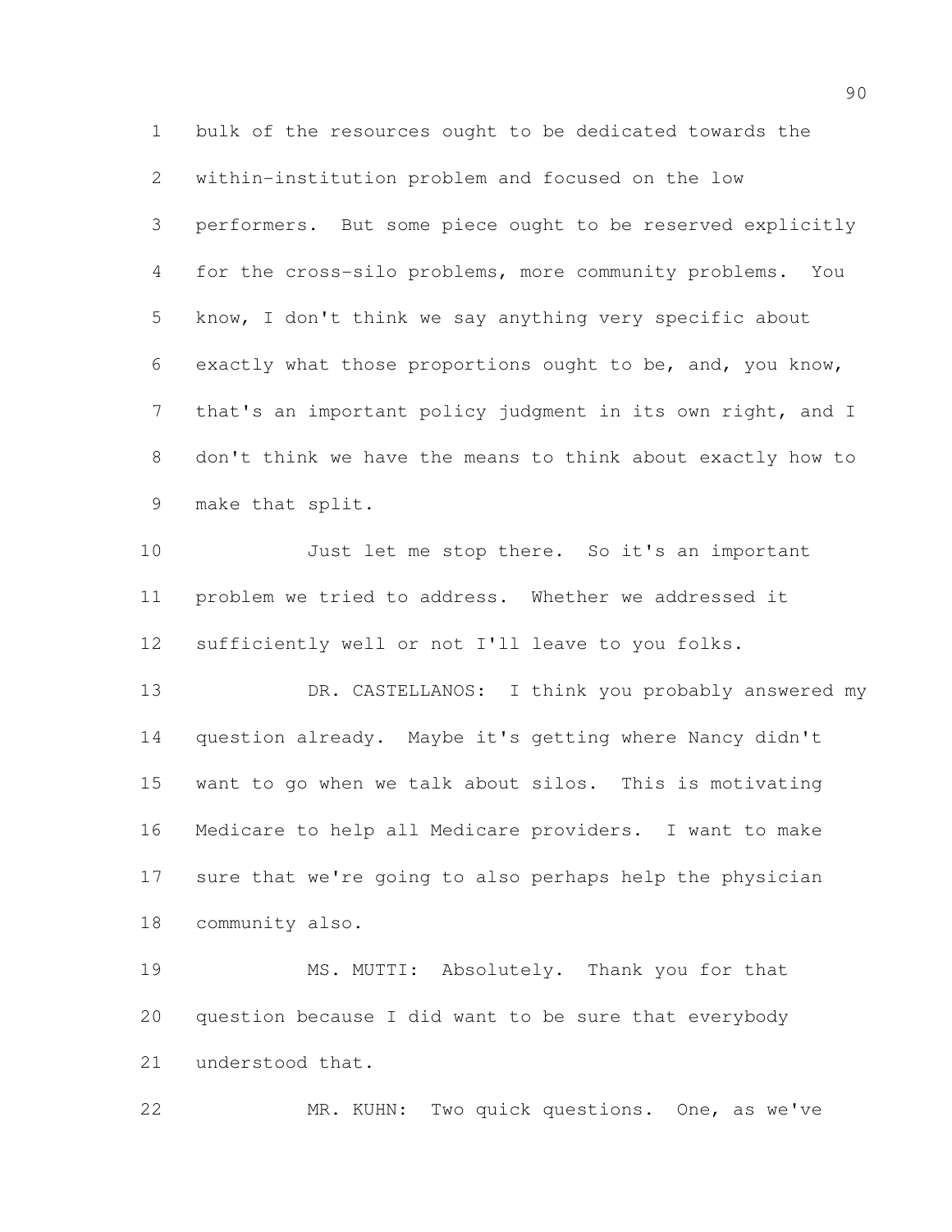bulk of the resources ought to be dedicated towards the within-institution problem and focused on the low performers. But some piece ought to be reserved explicitly for the cross-silo problems, more community problems. You know, I don't think we say anything very specific about exactly what those proportions ought to be, and, you know, that's an important policy judgment in its own right, and I don't think we have the means to think about exactly how to make that split.

Just let me stop there. So it's an important problem we tried to address. Whether we addressed it sufficiently well or not I'll leave to you folks.

DR. CASTELLANOS: I think you probably answered my question already. Maybe it's getting where Nancy didn't want to go when we talk about silos. This is motivating Medicare to help all Medicare providers. I want to make sure that we're going to also perhaps help the physician community also.

MS. MUTTI: Absolutely. Thank you for that question because I did want to be sure that everybody understood that.

MR. KUHN: Two quick questions. One, as we've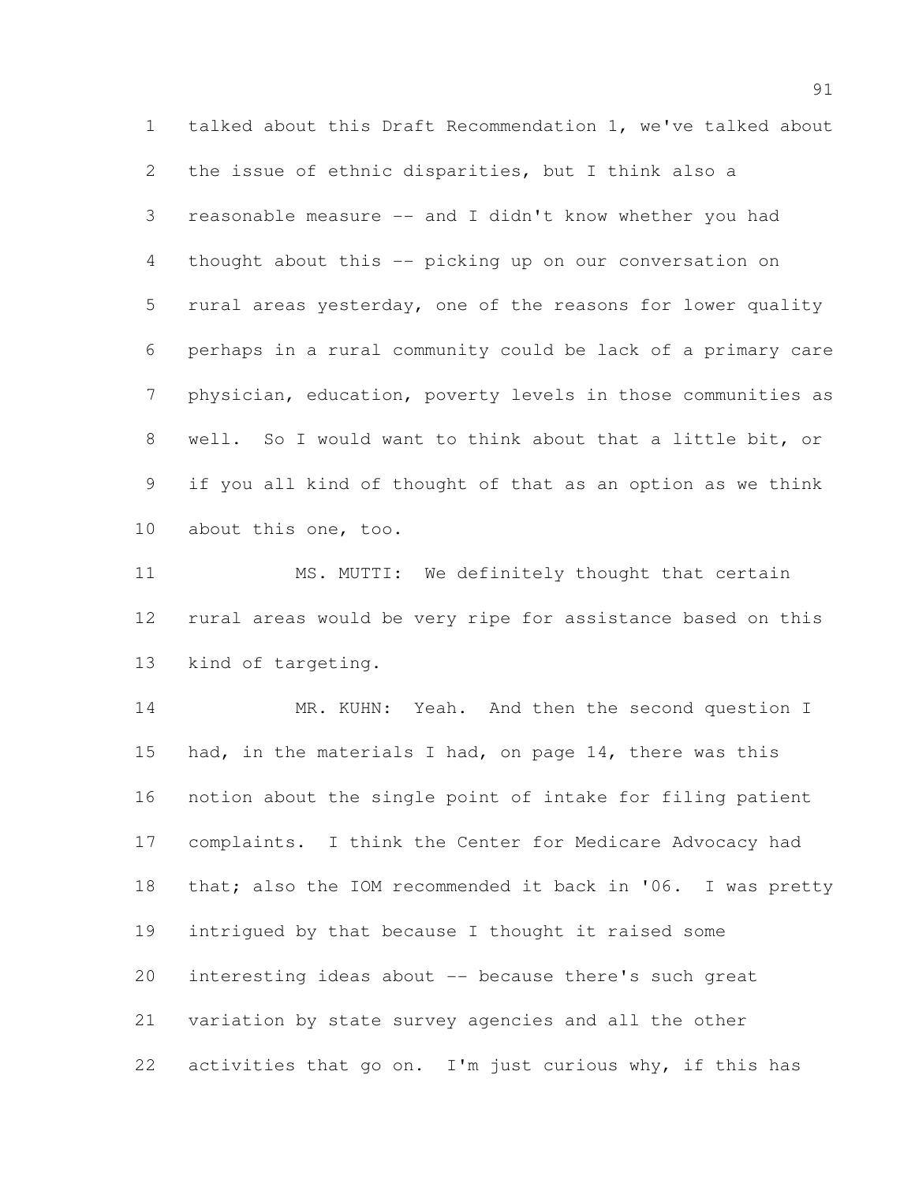talked about this Draft Recommendation 1, we've talked about the issue of ethnic disparities, but I think also a reasonable measure -- and I didn't know whether you had thought about this -- picking up on our conversation on rural areas yesterday, one of the reasons for lower quality perhaps in a rural community could be lack of a primary care physician, education, poverty levels in those communities as well. So I would want to think about that a little bit, or if you all kind of thought of that as an option as we think about this one, too.

MS. MUTTI: We definitely thought that certain rural areas would be very ripe for assistance based on this kind of targeting.

MR. KUHN: Yeah. And then the second question I had, in the materials I had, on page 14, there was this notion about the single point of intake for filing patient complaints. I think the Center for Medicare Advocacy had that; also the IOM recommended it back in '06. I was pretty intrigued by that because I thought it raised some interesting ideas about -- because there's such great variation by state survey agencies and all the other activities that go on. I'm just curious why, if this has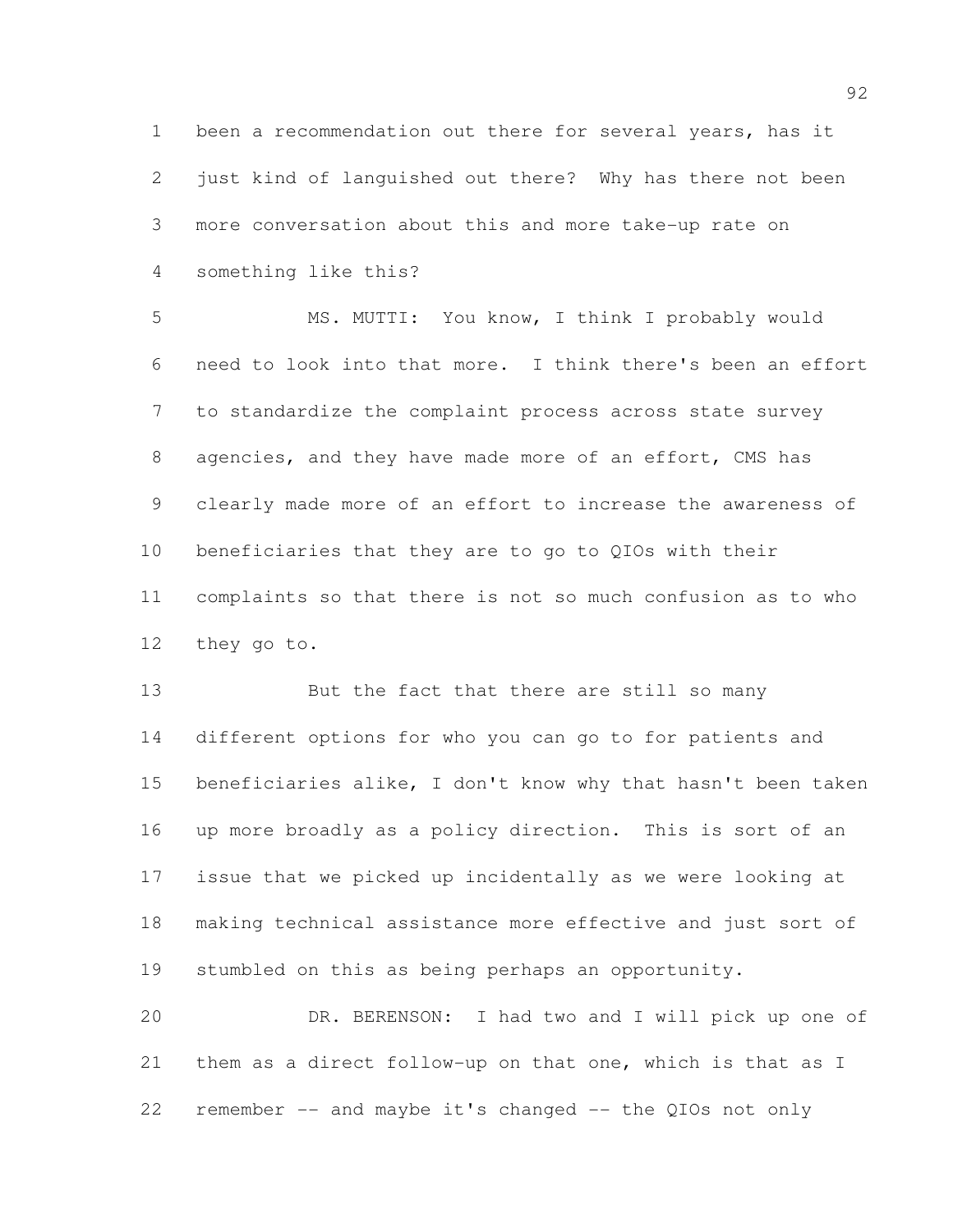been a recommendation out there for several years, has it just kind of languished out there? Why has there not been more conversation about this and more take-up rate on something like this?

MS. MUTTI: You know, I think I probably would need to look into that more. I think there's been an effort to standardize the complaint process across state survey agencies, and they have made more of an effort, CMS has clearly made more of an effort to increase the awareness of beneficiaries that they are to go to QIOs with their complaints so that there is not so much confusion as to who they go to.

But the fact that there are still so many different options for who you can go to for patients and beneficiaries alike, I don't know why that hasn't been taken up more broadly as a policy direction. This is sort of an issue that we picked up incidentally as we were looking at making technical assistance more effective and just sort of stumbled on this as being perhaps an opportunity.

DR. BERENSON: I had two and I will pick up one of them as a direct follow-up on that one, which is that as I remember -- and maybe it's changed -- the QIOs not only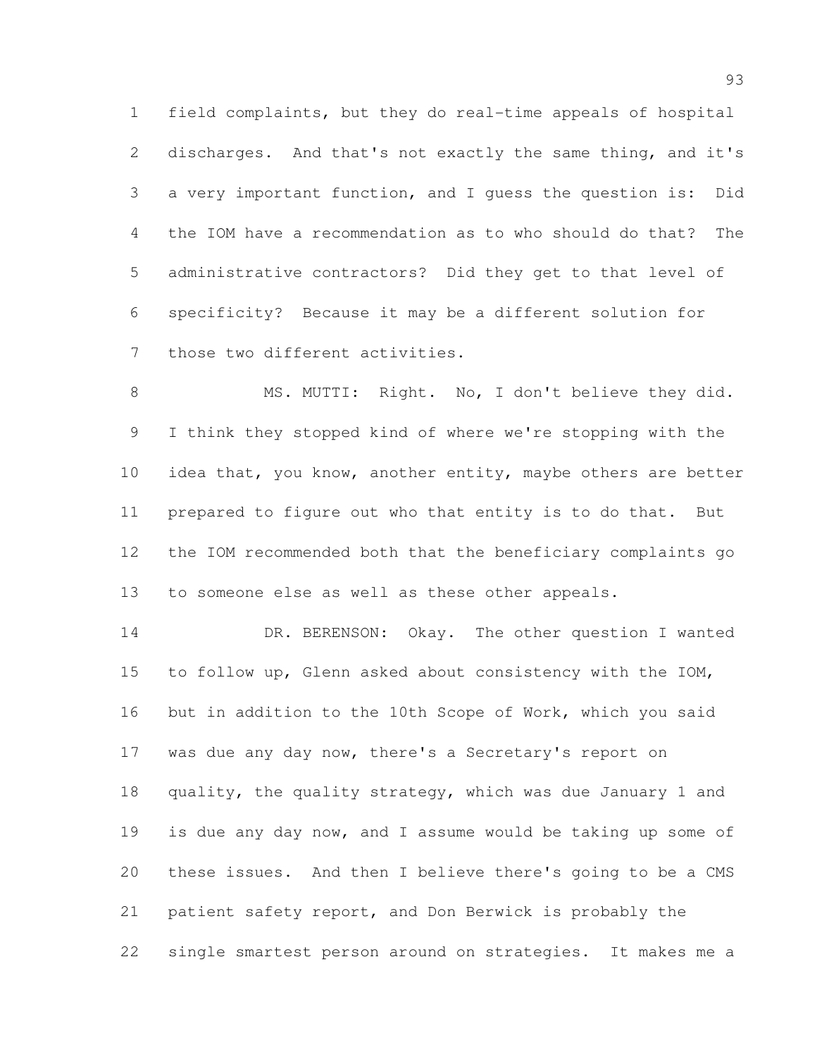field complaints, but they do real-time appeals of hospital discharges. And that's not exactly the same thing, and it's a very important function, and I guess the question is: Did the IOM have a recommendation as to who should do that? The administrative contractors? Did they get to that level of specificity? Because it may be a different solution for those two different activities.

MS. MUTTI: Right. No, I don't believe they did. I think they stopped kind of where we're stopping with the idea that, you know, another entity, maybe others are better prepared to figure out who that entity is to do that. But the IOM recommended both that the beneficiary complaints go to someone else as well as these other appeals.

DR. BERENSON: Okay. The other question I wanted to follow up, Glenn asked about consistency with the IOM, but in addition to the 10th Scope of Work, which you said was due any day now, there's a Secretary's report on quality, the quality strategy, which was due January 1 and is due any day now, and I assume would be taking up some of these issues. And then I believe there's going to be a CMS patient safety report, and Don Berwick is probably the single smartest person around on strategies. It makes me a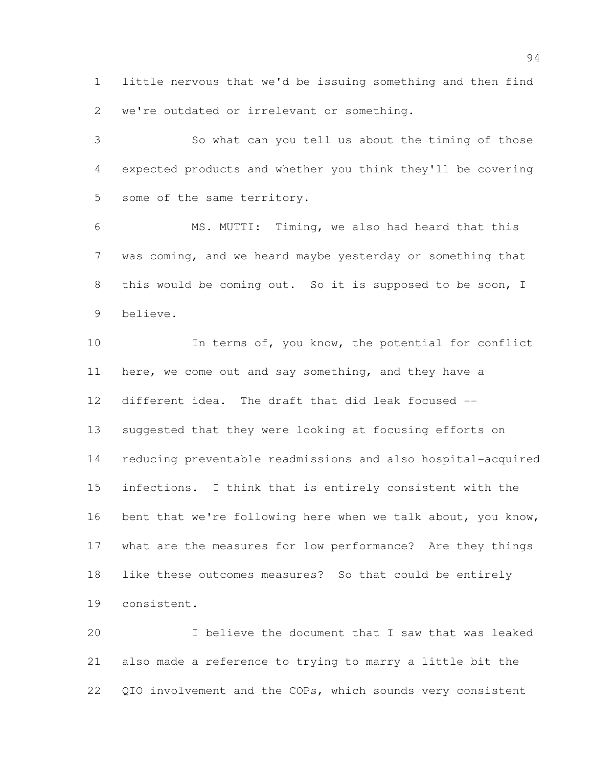little nervous that we'd be issuing something and then find we're outdated or irrelevant or something.

So what can you tell us about the timing of those expected products and whether you think they'll be covering some of the same territory.

MS. MUTTI: Timing, we also had heard that this was coming, and we heard maybe yesterday or something that this would be coming out. So it is supposed to be soon, I believe.

In terms of, you know, the potential for conflict here, we come out and say something, and they have a different idea. The draft that did leak focused -- suggested that they were looking at focusing efforts on reducing preventable readmissions and also hospital-acquired infections. I think that is entirely consistent with the bent that we're following here when we talk about, you know, what are the measures for low performance? Are they things like these outcomes measures? So that could be entirely consistent.

I believe the document that I saw that was leaked also made a reference to trying to marry a little bit the QIO involvement and the COPs, which sounds very consistent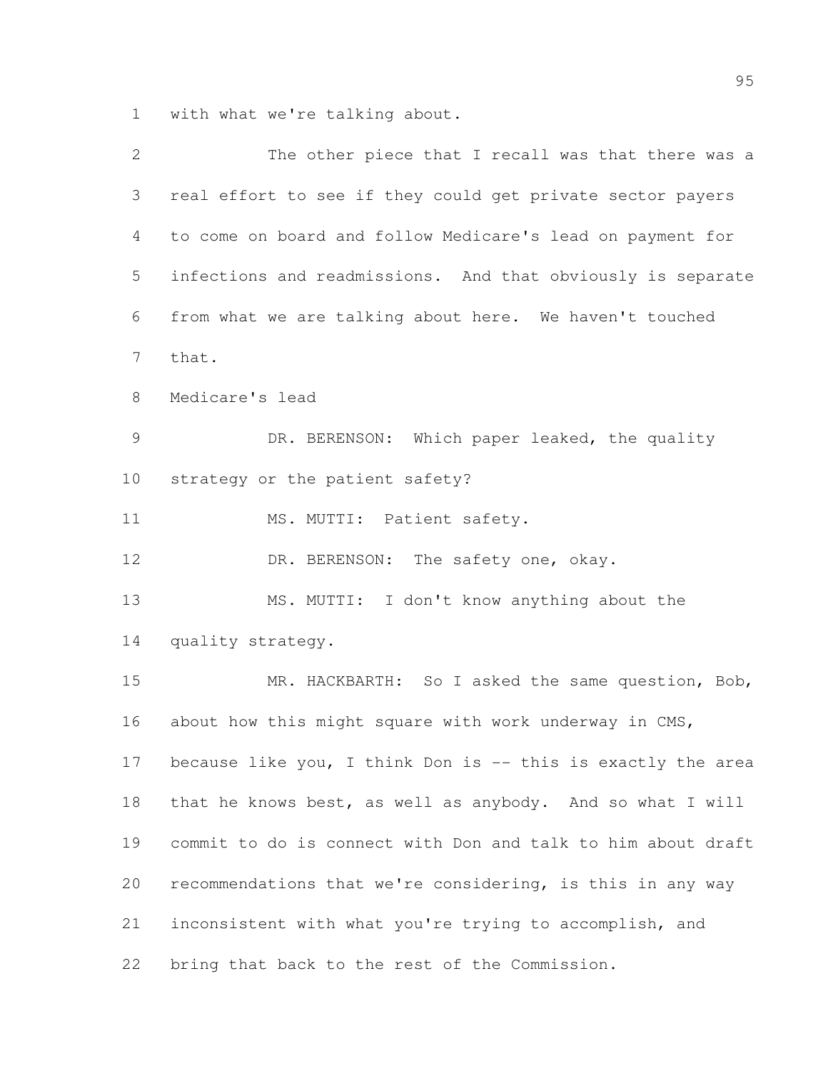with what we're talking about.

The other piece that I recall was that there was a real effort to see if they could get private sector payers to come on board and follow Medicare's lead on payment for infections and readmissions. And that obviously is separate from what we are talking about here. We haven't touched that.

Medicare's lead

DR. BERENSON: Which paper leaked, the quality strategy or the patient safety?

MS. MUTTI: Patient safety.

DR. BERENSON: The safety one, okay.

MS. MUTTI: I don't know anything about the quality strategy.

MR. HACKBARTH: So I asked the same question, Bob, about how this might square with work underway in CMS, because like you, I think Don is -- this is exactly the area that he knows best, as well as anybody. And so what I will commit to do is connect with Don and talk to him about draft recommendations that we're considering, is this in any way inconsistent with what you're trying to accomplish, and bring that back to the rest of the Commission.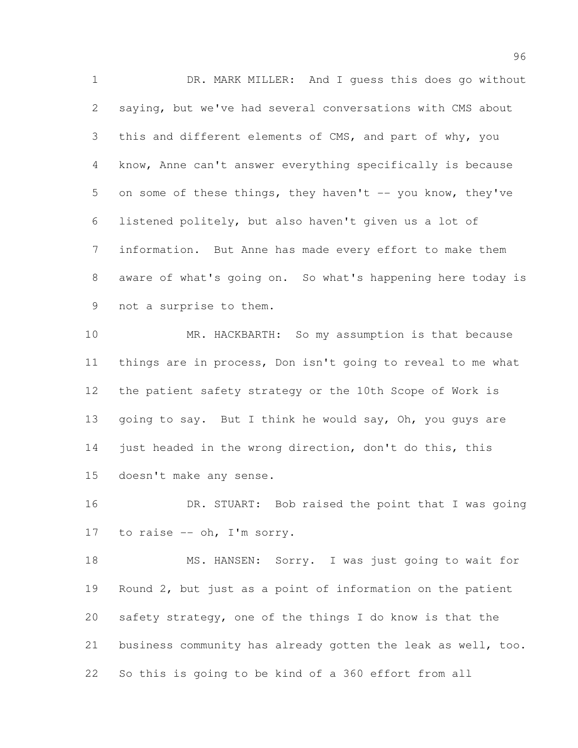DR. MARK MILLER: And I guess this does go without saying, but we've had several conversations with CMS about this and different elements of CMS, and part of why, you know, Anne can't answer everything specifically is because on some of these things, they haven't -- you know, they've listened politely, but also haven't given us a lot of information. But Anne has made every effort to make them aware of what's going on. So what's happening here today is not a surprise to them.

MR. HACKBARTH: So my assumption is that because things are in process, Don isn't going to reveal to me what the patient safety strategy or the 10th Scope of Work is going to say. But I think he would say, Oh, you guys are just headed in the wrong direction, don't do this, this doesn't make any sense.

DR. STUART: Bob raised the point that I was going to raise -- oh, I'm sorry.

MS. HANSEN: Sorry. I was just going to wait for Round 2, but just as a point of information on the patient safety strategy, one of the things I do know is that the business community has already gotten the leak as well, too. So this is going to be kind of a 360 effort from all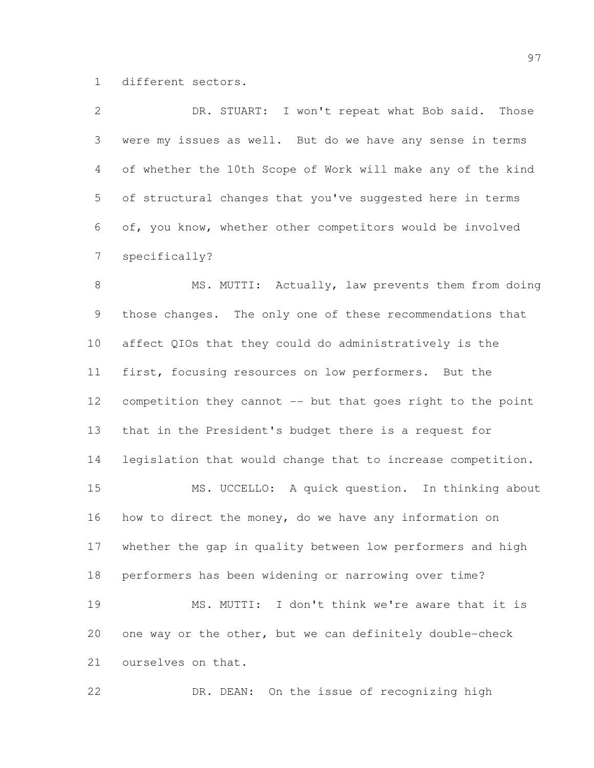different sectors.

DR. STUART: I won't repeat what Bob said. Those were my issues as well. But do we have any sense in terms of whether the 10th Scope of Work will make any of the kind of structural changes that you've suggested here in terms of, you know, whether other competitors would be involved specifically?

MS. MUTTI: Actually, law prevents them from doing those changes. The only one of these recommendations that affect QIOs that they could do administratively is the first, focusing resources on low performers. But the competition they cannot -- but that goes right to the point that in the President's budget there is a request for legislation that would change that to increase competition.

MS. UCCELLO: A quick question. In thinking about how to direct the money, do we have any information on whether the gap in quality between low performers and high performers has been widening or narrowing over time?

MS. MUTTI: I don't think we're aware that it is one way or the other, but we can definitely double-check ourselves on that.

DR. DEAN: On the issue of recognizing high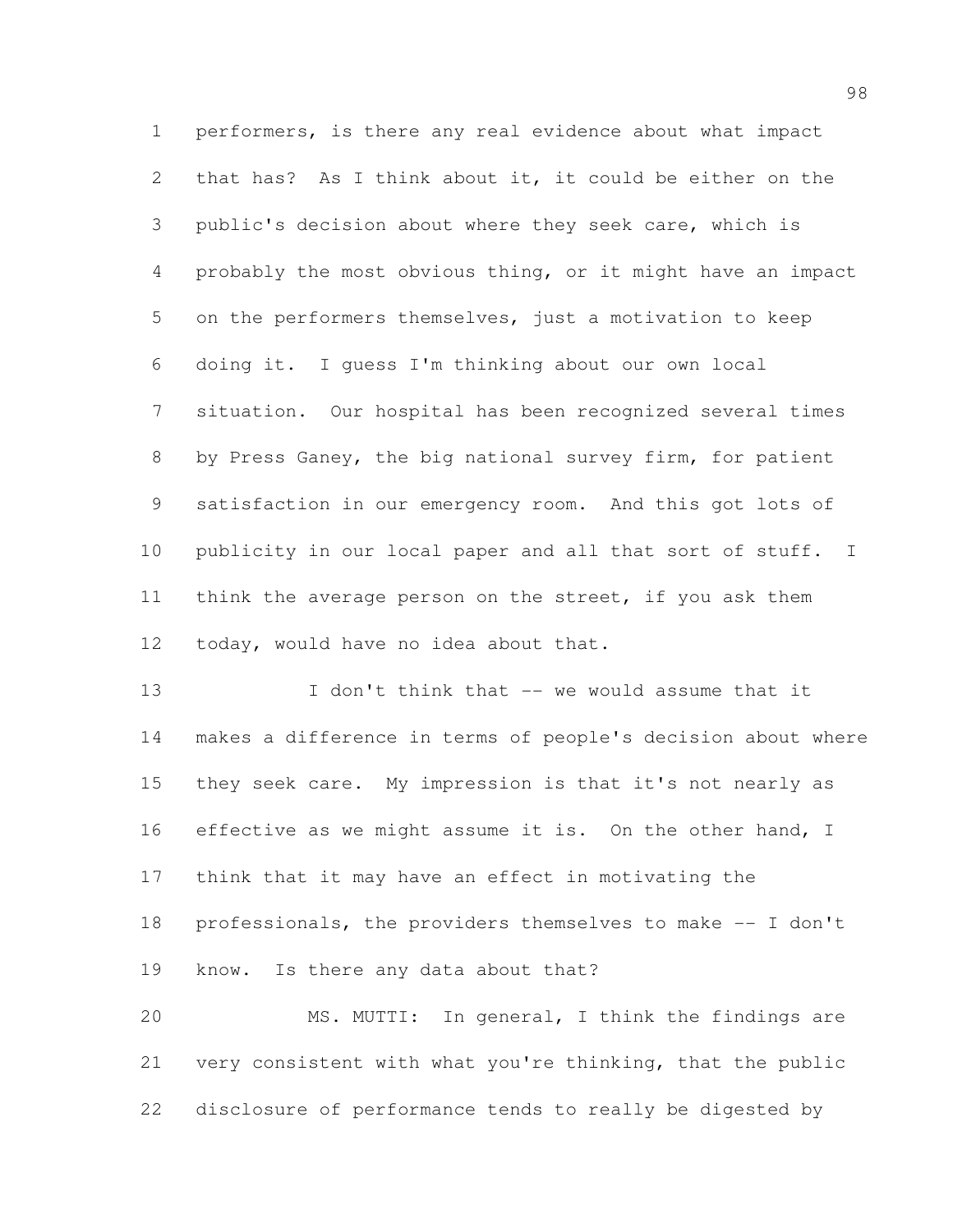performers, is there any real evidence about what impact that has? As I think about it, it could be either on the public's decision about where they seek care, which is probably the most obvious thing, or it might have an impact on the performers themselves, just a motivation to keep doing it. I guess I'm thinking about our own local situation. Our hospital has been recognized several times by Press Ganey, the big national survey firm, for patient satisfaction in our emergency room. And this got lots of publicity in our local paper and all that sort of stuff. I think the average person on the street, if you ask them today, would have no idea about that.

I don't think that -- we would assume that it makes a difference in terms of people's decision about where they seek care. My impression is that it's not nearly as effective as we might assume it is. On the other hand, I think that it may have an effect in motivating the professionals, the providers themselves to make -- I don't know. Is there any data about that?

MS. MUTTI: In general, I think the findings are very consistent with what you're thinking, that the public disclosure of performance tends to really be digested by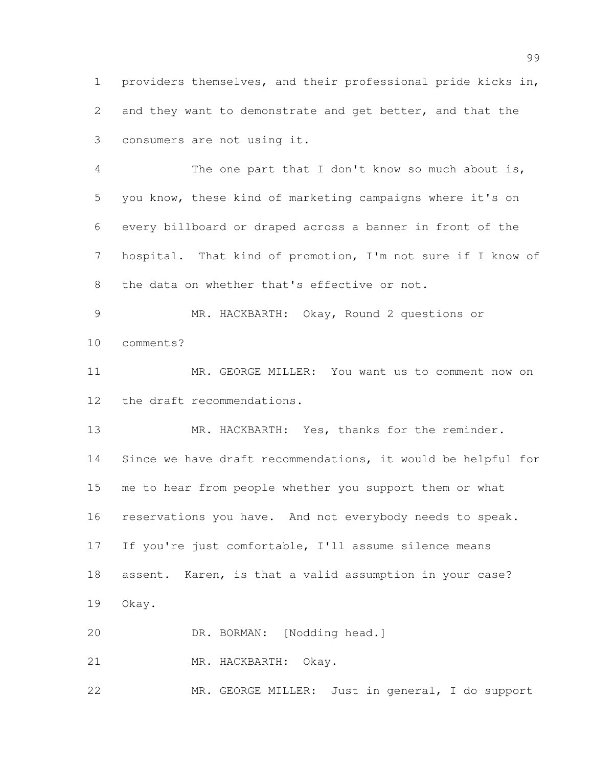providers themselves, and their professional pride kicks in, and they want to demonstrate and get better, and that the consumers are not using it.

The one part that I don't know so much about is, you know, these kind of marketing campaigns where it's on every billboard or draped across a banner in front of the hospital. That kind of promotion, I'm not sure if I know of the data on whether that's effective or not.

MR. HACKBARTH: Okay, Round 2 questions or comments?

MR. GEORGE MILLER: You want us to comment now on the draft recommendations.

MR. HACKBARTH: Yes, thanks for the reminder. Since we have draft recommendations, it would be helpful for me to hear from people whether you support them or what reservations you have. And not everybody needs to speak. If you're just comfortable, I'll assume silence means assent. Karen, is that a valid assumption in your case? Okay.

DR. BORMAN: [Nodding head.]

MR. HACKBARTH: Okay.

MR. GEORGE MILLER: Just in general, I do support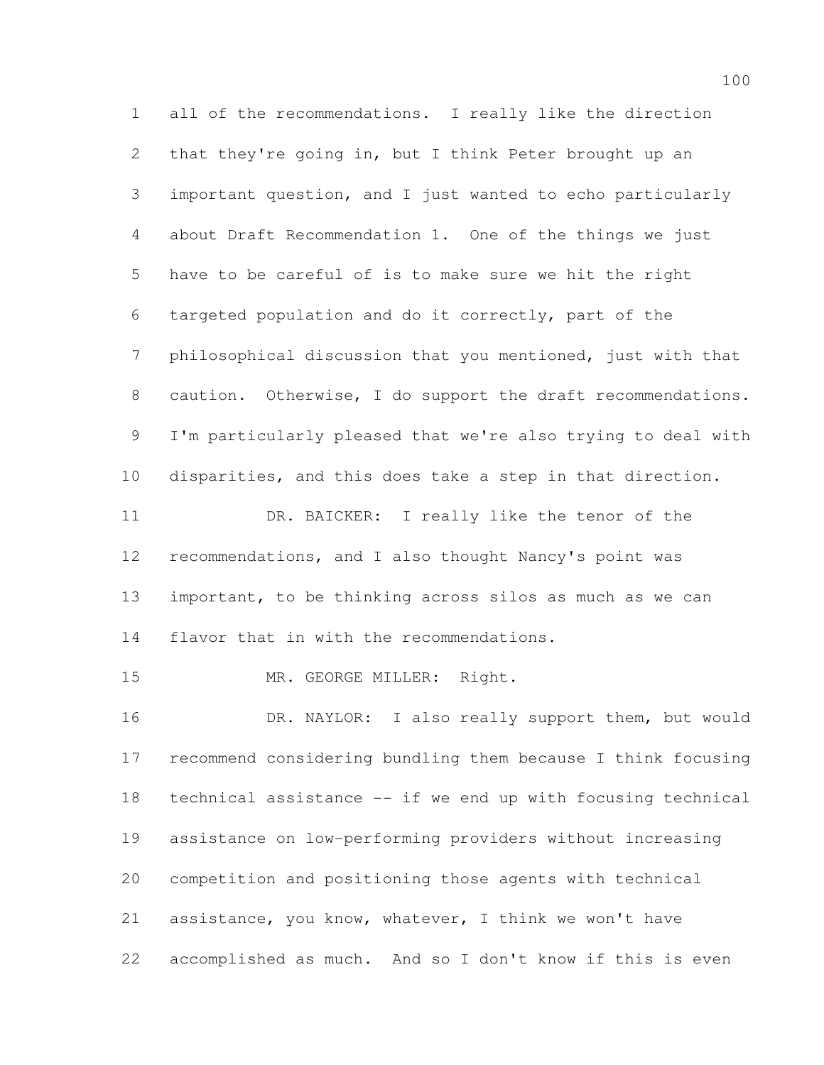all of the recommendations. I really like the direction that they're going in, but I think Peter brought up an important question, and I just wanted to echo particularly about Draft Recommendation 1. One of the things we just have to be careful of is to make sure we hit the right targeted population and do it correctly, part of the philosophical discussion that you mentioned, just with that caution. Otherwise, I do support the draft recommendations. I'm particularly pleased that we're also trying to deal with disparities, and this does take a step in that direction.

DR. BAICKER: I really like the tenor of the recommendations, and I also thought Nancy's point was important, to be thinking across silos as much as we can flavor that in with the recommendations.

MR. GEORGE MILLER: Right.

DR. NAYLOR: I also really support them, but would recommend considering bundling them because I think focusing technical assistance -- if we end up with focusing technical assistance on low-performing providers without increasing competition and positioning those agents with technical assistance, you know, whatever, I think we won't have accomplished as much. And so I don't know if this is even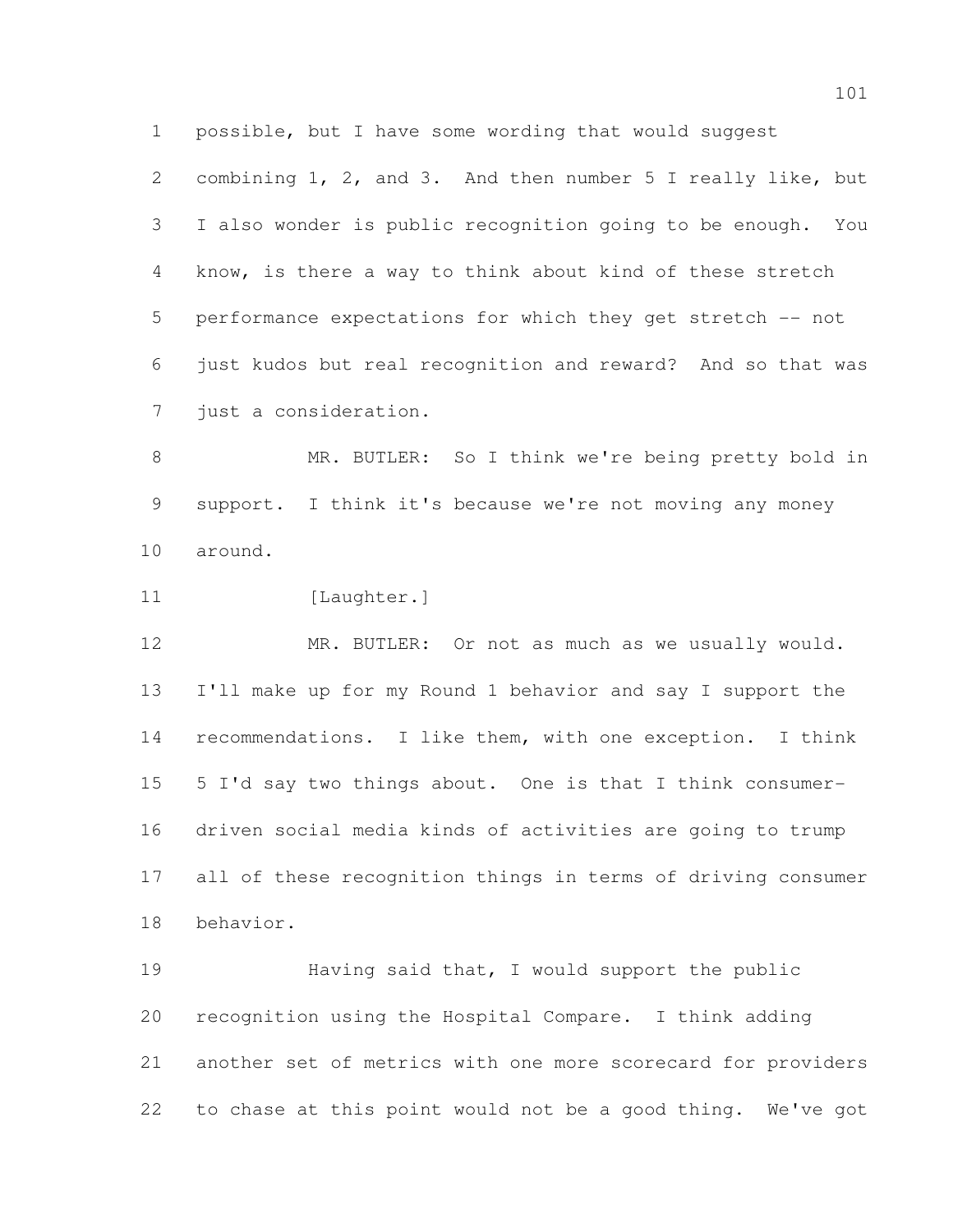possible, but I have some wording that would suggest combining 1, 2, and 3. And then number 5 I really like, but I also wonder is public recognition going to be enough. You know, is there a way to think about kind of these stretch performance expectations for which they get stretch -- not just kudos but real recognition and reward? And so that was just a consideration.

MR. BUTLER: So I think we're being pretty bold in support. I think it's because we're not moving any money around.

[Laughter.]

MR. BUTLER: Or not as much as we usually would. I'll make up for my Round 1 behavior and say I support the recommendations. I like them, with one exception. I think 5 I'd say two things about. One is that I think consumer-driven social media kinds of activities are going to trump all of these recognition things in terms of driving consumer behavior.

Having said that, I would support the public recognition using the Hospital Compare. I think adding another set of metrics with one more scorecard for providers to chase at this point would not be a good thing. We've got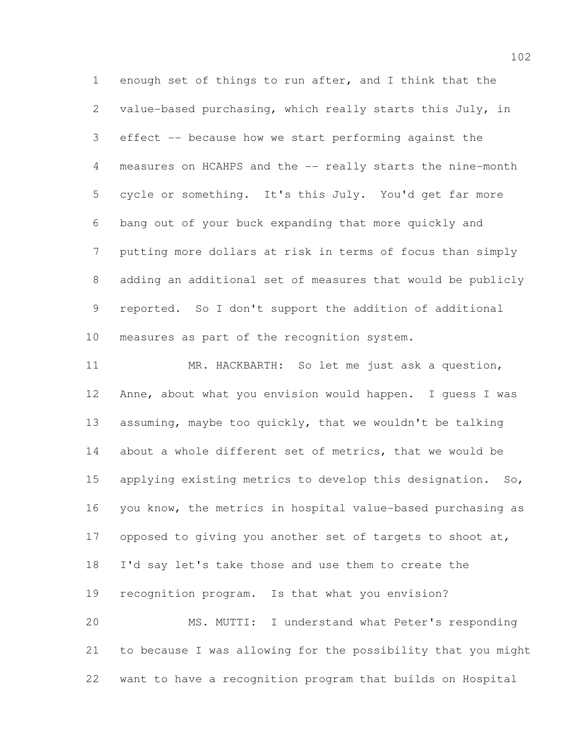enough set of things to run after, and I think that the value-based purchasing, which really starts this July, in effect -- because how we start performing against the measures on HCAHPS and the -- really starts the nine-month cycle or something. It's this July. You'd get far more bang out of your buck expanding that more quickly and putting more dollars at risk in terms of focus than simply adding an additional set of measures that would be publicly reported. So I don't support the addition of additional measures as part of the recognition system.

MR. HACKBARTH: So let me just ask a question, Anne, about what you envision would happen. I guess I was assuming, maybe too quickly, that we wouldn't be talking about a whole different set of metrics, that we would be applying existing metrics to develop this designation. So, you know, the metrics in hospital value-based purchasing as opposed to giving you another set of targets to shoot at, I'd say let's take those and use them to create the recognition program. Is that what you envision?

MS. MUTTI: I understand what Peter's responding to because I was allowing for the possibility that you might want to have a recognition program that builds on Hospital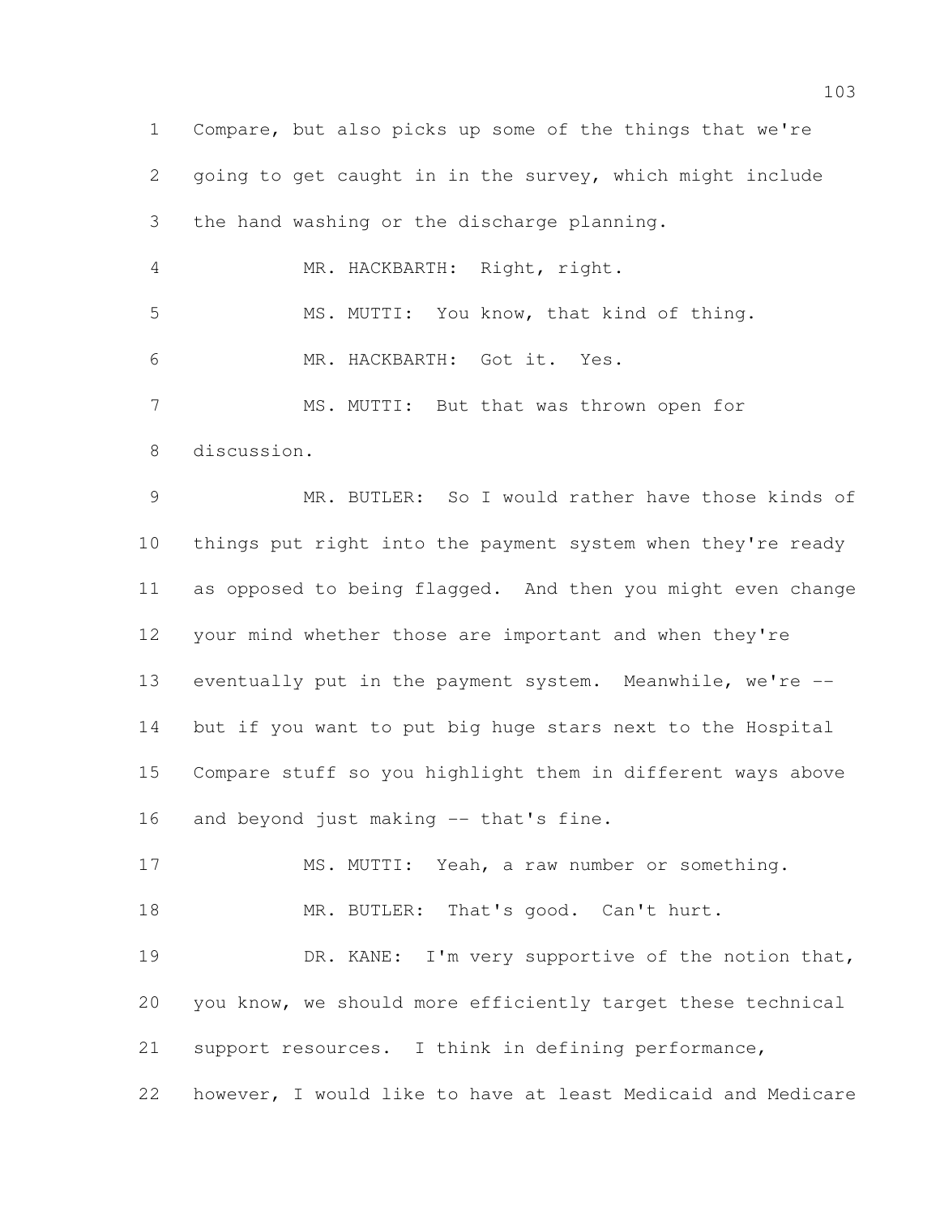Compare, but also picks up some of the things that we're going to get caught in in the survey, which might include the hand washing or the discharge planning.

MR. HACKBARTH: Right, right.

MS. MUTTI: You know, that kind of thing.

MR. HACKBARTH: Got it. Yes.

MS. MUTTI: But that was thrown open for discussion.

MR. BUTLER: So I would rather have those kinds of things put right into the payment system when they're ready as opposed to being flagged. And then you might even change your mind whether those are important and when they're eventually put in the payment system. Meanwhile, we're -- but if you want to put big huge stars next to the Hospital Compare stuff so you highlight them in different ways above and beyond just making -- that's fine.

MS. MUTTI: Yeah, a raw number or something.

MR. BUTLER: That's good. Can't hurt.

DR. KANE: I'm very supportive of the notion that, you know, we should more efficiently target these technical support resources. I think in defining performance, however, I would like to have at least Medicaid and Medicare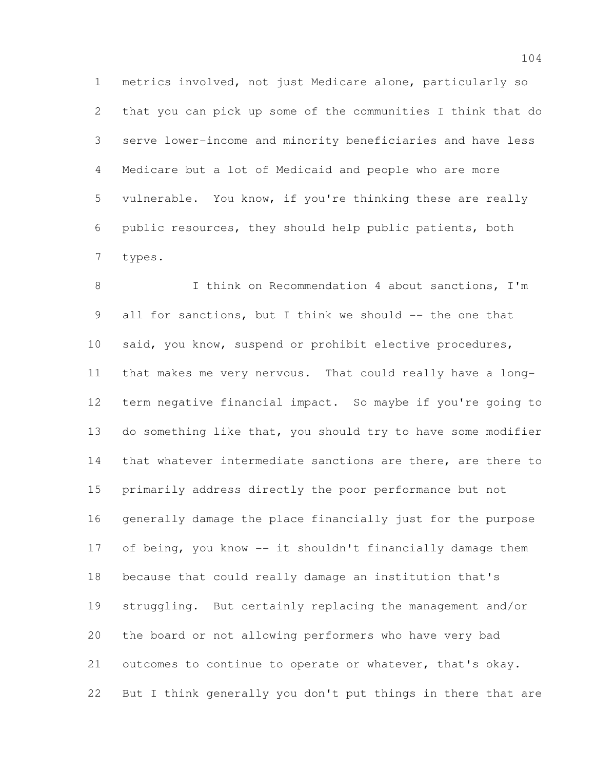metrics involved, not just Medicare alone, particularly so that you can pick up some of the communities I think that do serve lower-income and minority beneficiaries and have less Medicare but a lot of Medicaid and people who are more vulnerable. You know, if you're thinking these are really public resources, they should help public patients, both types.

I think on Recommendation 4 about sanctions, I'm all for sanctions, but I think we should -- the one that said, you know, suspend or prohibit elective procedures, that makes me very nervous. That could really have a long-term negative financial impact. So maybe if you're going to do something like that, you should try to have some modifier that whatever intermediate sanctions are there, are there to primarily address directly the poor performance but not generally damage the place financially just for the purpose of being, you know -- it shouldn't financially damage them because that could really damage an institution that's struggling. But certainly replacing the management and/or the board or not allowing performers who have very bad outcomes to continue to operate or whatever, that's okay. But I think generally you don't put things in there that are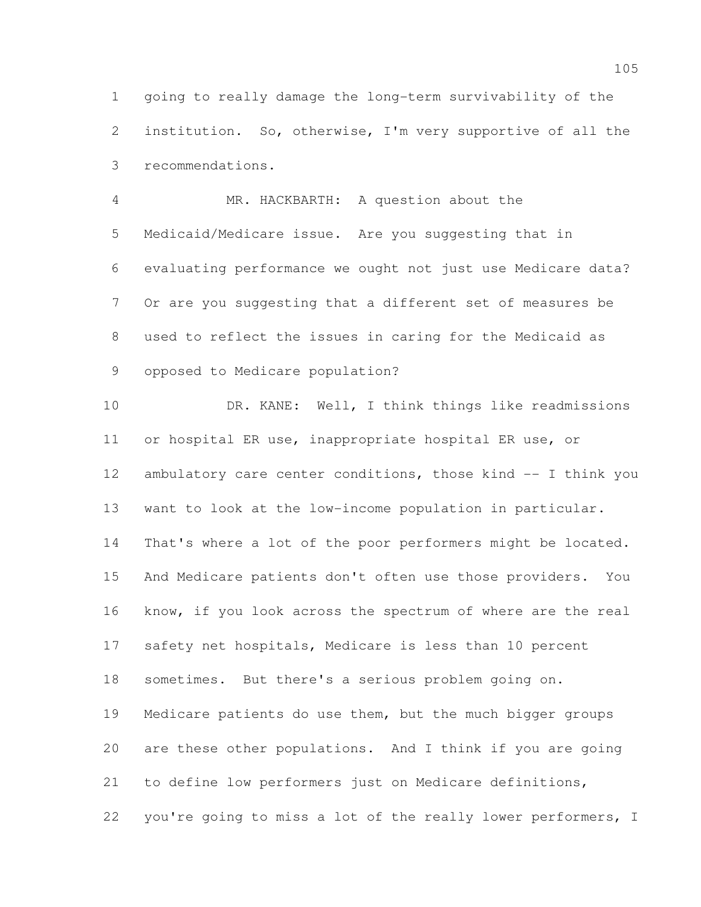going to really damage the long-term survivability of the institution. So, otherwise, I'm very supportive of all the recommendations.

MR. HACKBARTH: A question about the Medicaid/Medicare issue. Are you suggesting that in evaluating performance we ought not just use Medicare data? Or are you suggesting that a different set of measures be used to reflect the issues in caring for the Medicaid as opposed to Medicare population?

DR. KANE: Well, I think things like readmissions or hospital ER use, inappropriate hospital ER use, or ambulatory care center conditions, those kind -- I think you want to look at the low-income population in particular. That's where a lot of the poor performers might be located. And Medicare patients don't often use those providers. You know, if you look across the spectrum of where are the real safety net hospitals, Medicare is less than 10 percent sometimes. But there's a serious problem going on. Medicare patients do use them, but the much bigger groups are these other populations. And I think if you are going to define low performers just on Medicare definitions, you're going to miss a lot of the really lower performers, I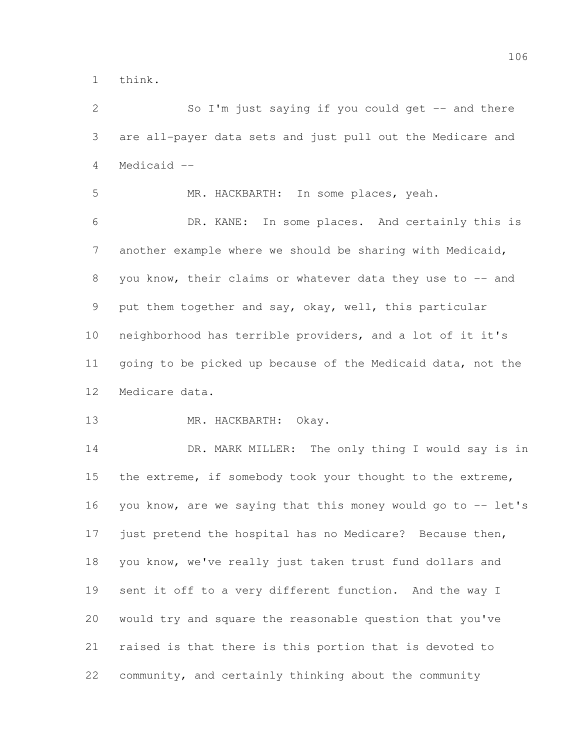think.

So I'm just saying if you could get -- and there are all-payer data sets and just pull out the Medicare and Medicaid --

MR. HACKBARTH: In some places, yeah.

DR. KANE: In some places. And certainly this is another example where we should be sharing with Medicaid, you know, their claims or whatever data they use to -- and put them together and say, okay, well, this particular neighborhood has terrible providers, and a lot of it it's going to be picked up because of the Medicaid data, not the Medicare data.

MR. HACKBARTH: Okay.

DR. MARK MILLER: The only thing I would say is in the extreme, if somebody took your thought to the extreme, you know, are we saying that this money would go to -- let's just pretend the hospital has no Medicare? Because then, you know, we've really just taken trust fund dollars and sent it off to a very different function. And the way I would try and square the reasonable question that you've raised is that there is this portion that is devoted to community, and certainly thinking about the community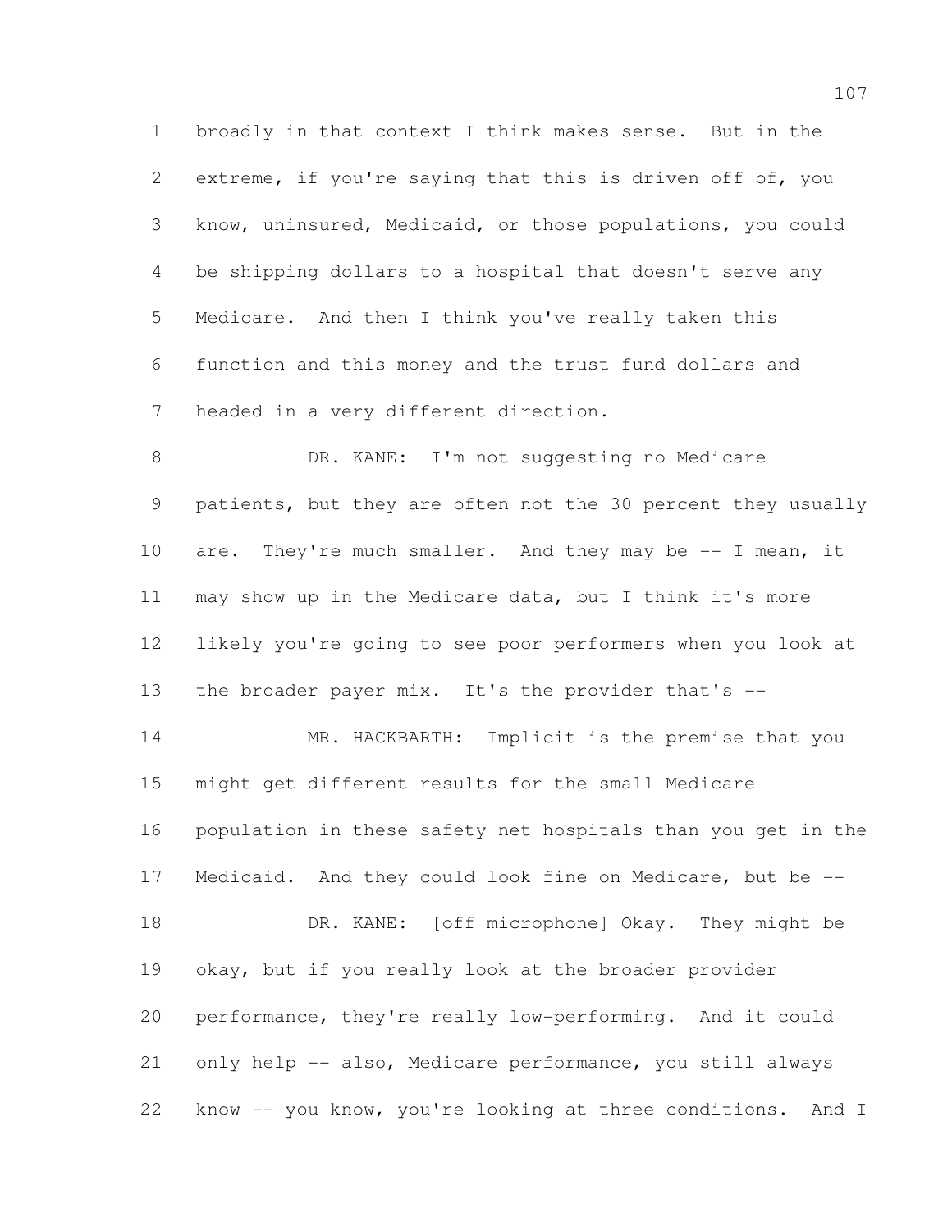broadly in that context I think makes sense. But in the extreme, if you're saying that this is driven off of, you know, uninsured, Medicaid, or those populations, you could be shipping dollars to a hospital that doesn't serve any Medicare. And then I think you've really taken this function and this money and the trust fund dollars and headed in a very different direction.

DR. KANE: I'm not suggesting no Medicare patients, but they are often not the 30 percent they usually are. They're much smaller. And they may be -- I mean, it may show up in the Medicare data, but I think it's more likely you're going to see poor performers when you look at the broader payer mix. It's the provider that's --

MR. HACKBARTH: Implicit is the premise that you might get different results for the small Medicare population in these safety net hospitals than you get in the Medicaid. And they could look fine on Medicare, but be --

DR. KANE: [off microphone] Okay. They might be okay, but if you really look at the broader provider performance, they're really low-performing. And it could only help -- also, Medicare performance, you still always know -- you know, you're looking at three conditions. And I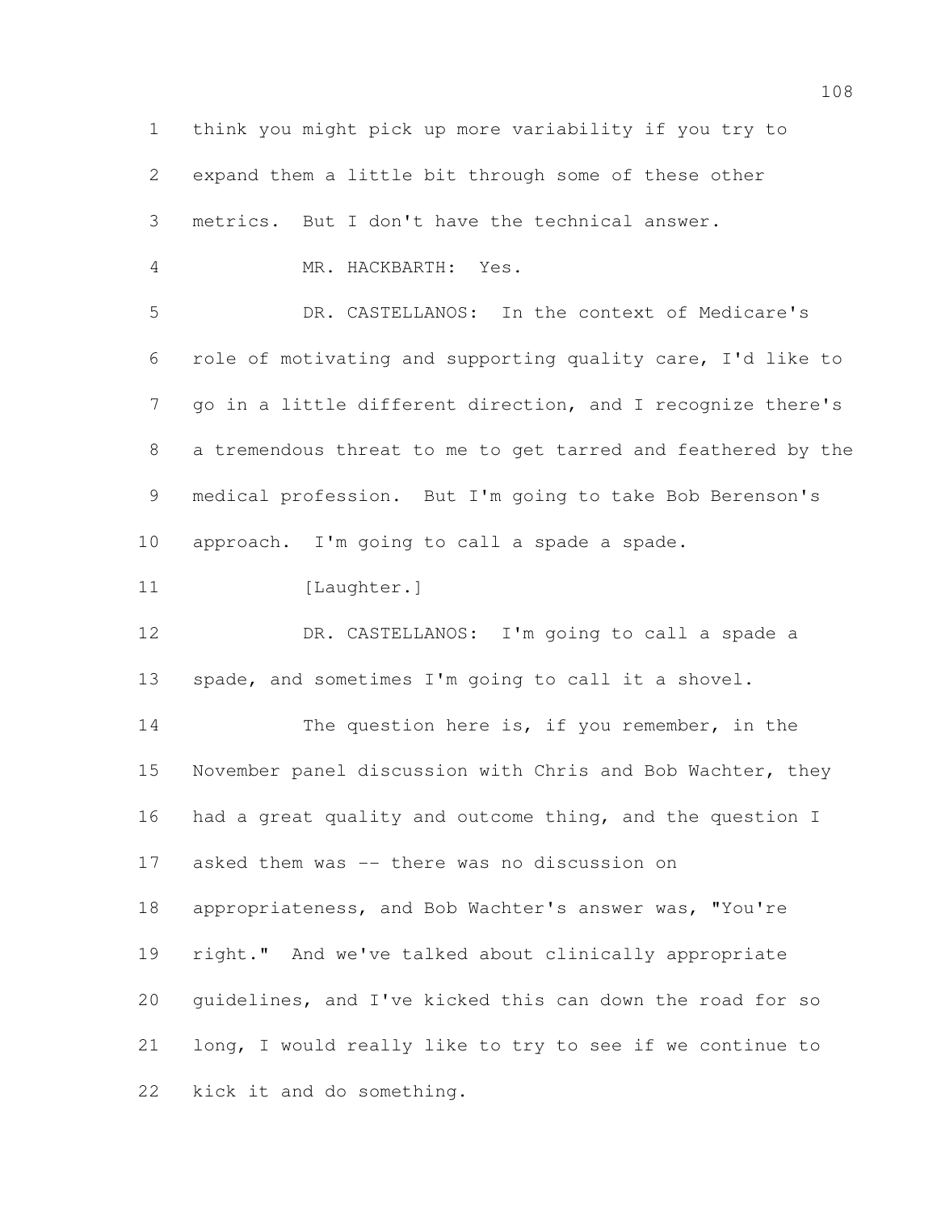think you might pick up more variability if you try to expand them a little bit through some of these other metrics. But I don't have the technical answer.

MR. HACKBARTH: Yes.

DR. CASTELLANOS: In the context of Medicare's role of motivating and supporting quality care, I'd like to go in a little different direction, and I recognize there's a tremendous threat to me to get tarred and feathered by the medical profession. But I'm going to take Bob Berenson's approach. I'm going to call a spade a spade.

[Laughter.]

DR. CASTELLANOS: I'm going to call a spade a spade, and sometimes I'm going to call it a shovel.

The question here is, if you remember, in the November panel discussion with Chris and Bob Wachter, they had a great quality and outcome thing, and the question I asked them was -- there was no discussion on appropriateness, and Bob Wachter's answer was, "You're right." And we've talked about clinically appropriate guidelines, and I've kicked this can down the road for so long, I would really like to try to see if we continue to kick it and do something.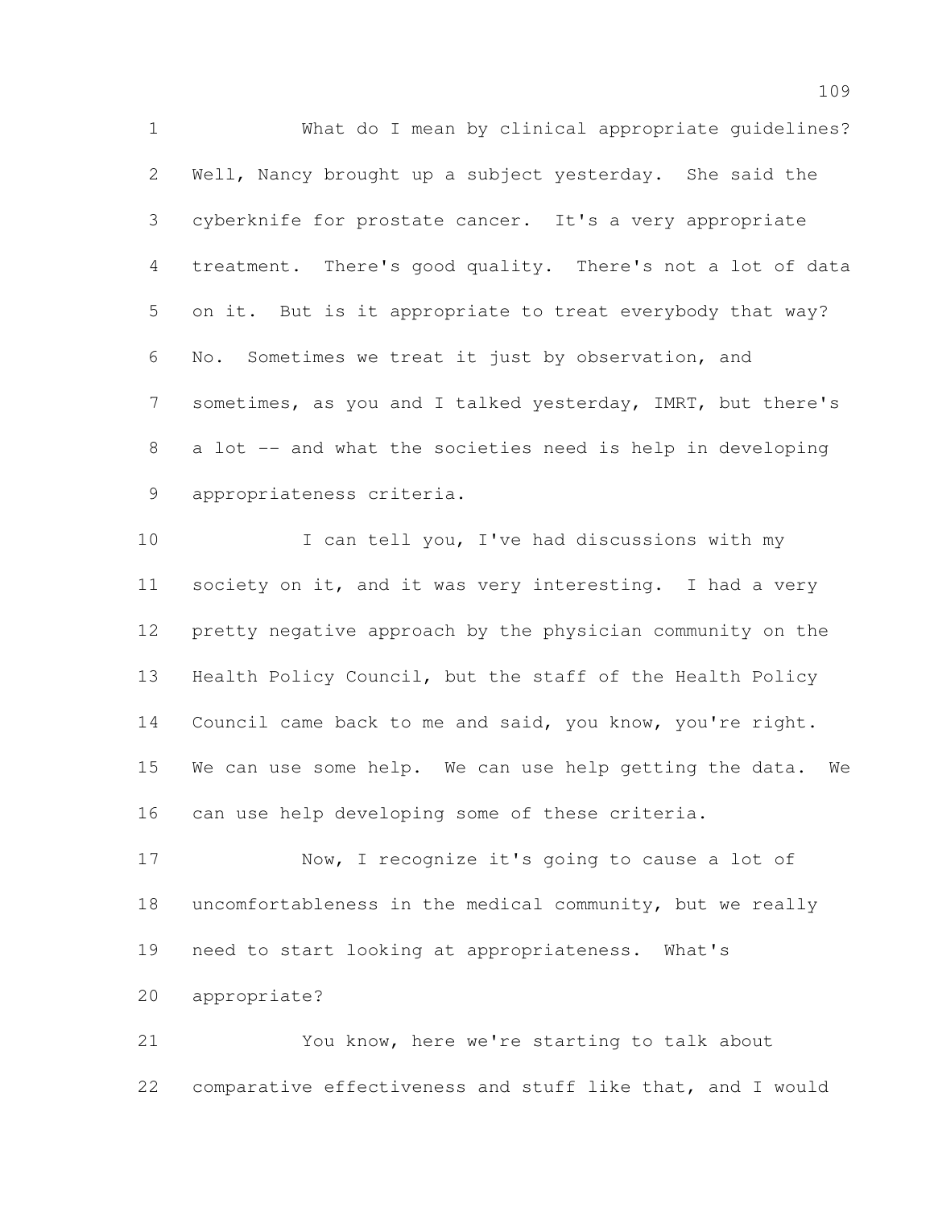What do I mean by clinical appropriate guidelines? Well, Nancy brought up a subject yesterday. She said the cyberknife for prostate cancer. It's a very appropriate treatment. There's good quality. There's not a lot of data on it. But is it appropriate to treat everybody that way? No. Sometimes we treat it just by observation, and sometimes, as you and I talked yesterday, IMRT, but there's a lot -- and what the societies need is help in developing appropriateness criteria.

I can tell you, I've had discussions with my society on it, and it was very interesting. I had a very pretty negative approach by the physician community on the Health Policy Council, but the staff of the Health Policy Council came back to me and said, you know, you're right. We can use some help. We can use help getting the data. We can use help developing some of these criteria.

Now, I recognize it's going to cause a lot of uncomfortableness in the medical community, but we really need to start looking at appropriateness. What's appropriate?

You know, here we're starting to talk about comparative effectiveness and stuff like that, and I would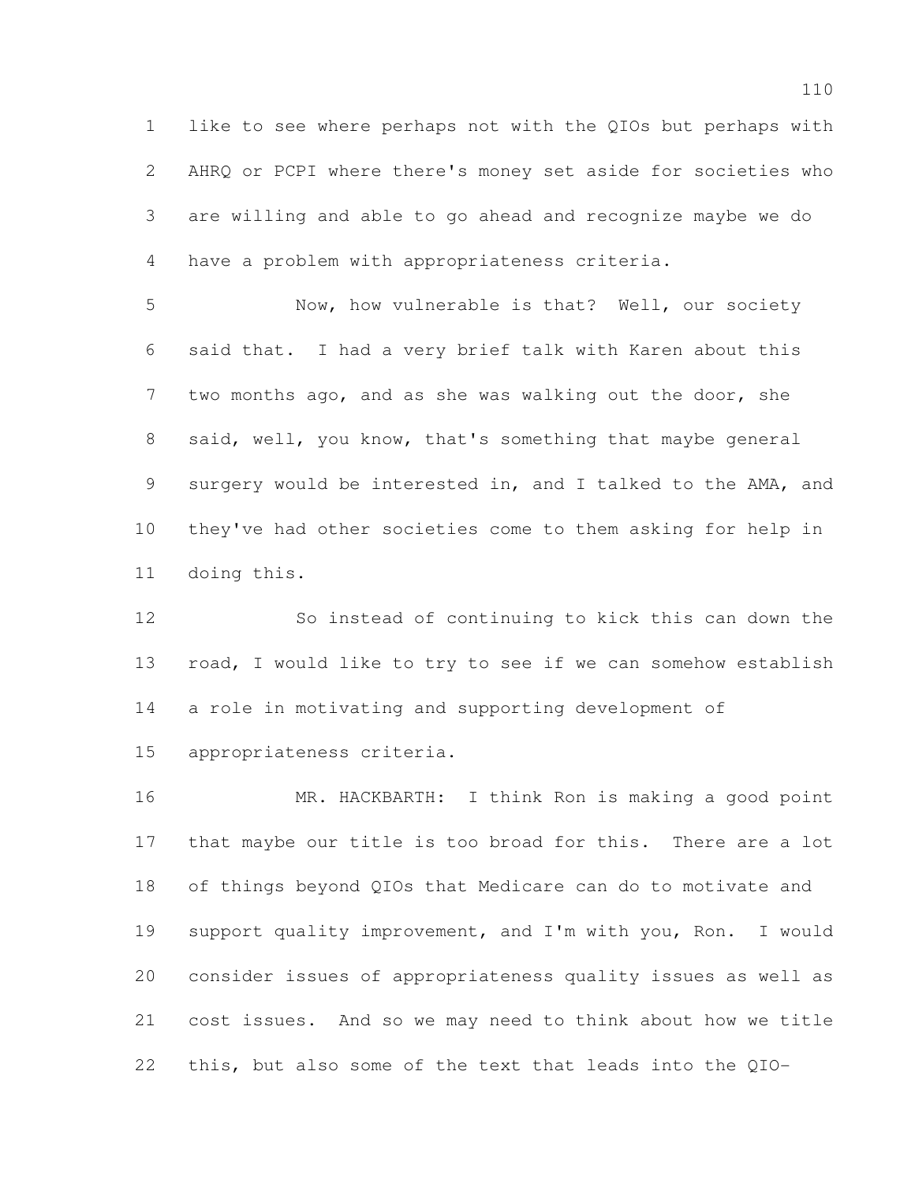like to see where perhaps not with the QIOs but perhaps with AHRQ or PCPI where there's money set aside for societies who are willing and able to go ahead and recognize maybe we do have a problem with appropriateness criteria.

Now, how vulnerable is that? Well, our society said that. I had a very brief talk with Karen about this two months ago, and as she was walking out the door, she said, well, you know, that's something that maybe general surgery would be interested in, and I talked to the AMA, and they've had other societies come to them asking for help in doing this.

So instead of continuing to kick this can down the road, I would like to try to see if we can somehow establish a role in motivating and supporting development of appropriateness criteria.

MR. HACKBARTH: I think Ron is making a good point that maybe our title is too broad for this. There are a lot of things beyond QIOs that Medicare can do to motivate and support quality improvement, and I'm with you, Ron. I would consider issues of appropriateness quality issues as well as cost issues. And so we may need to think about how we title this, but also some of the text that leads into the QIO-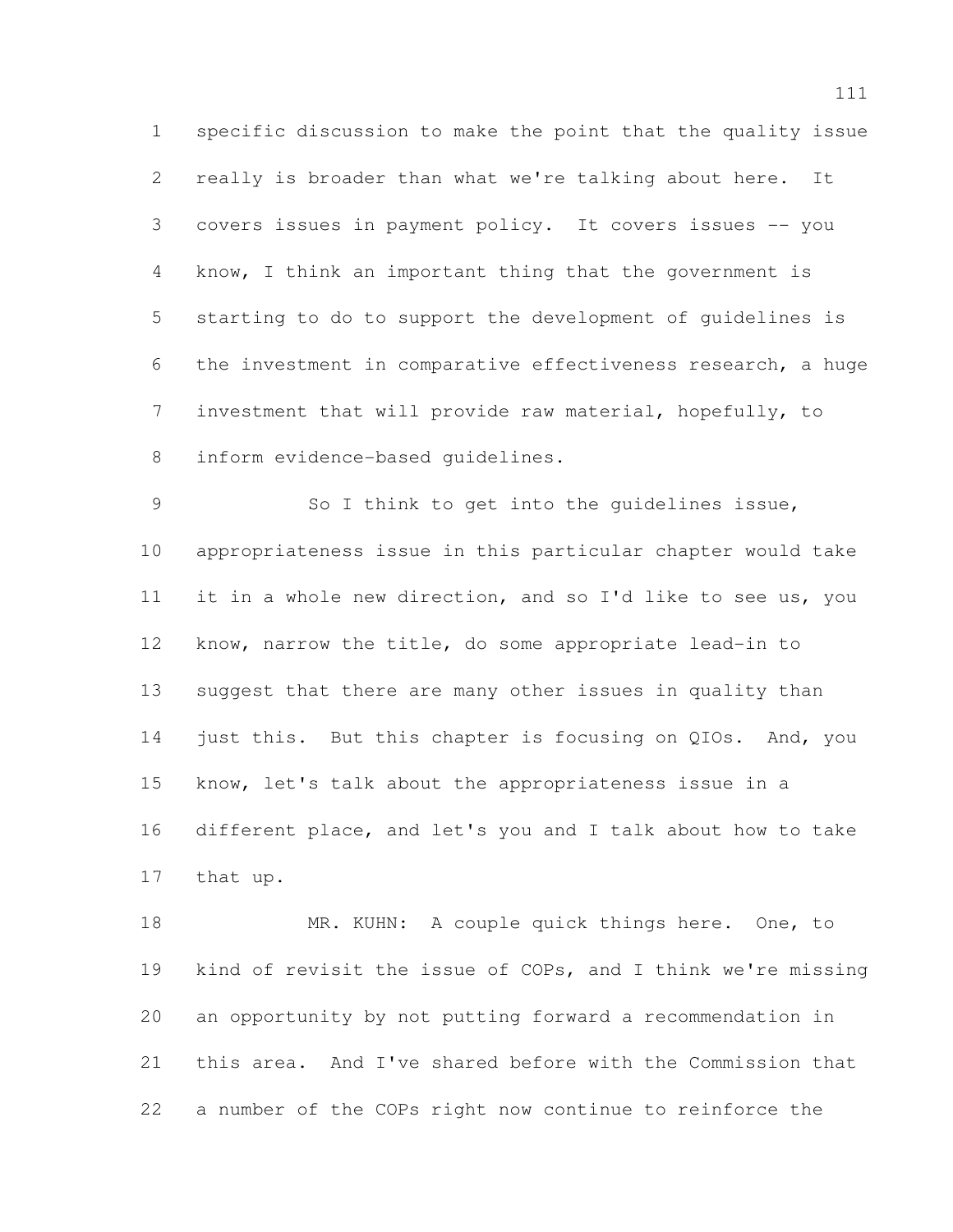specific discussion to make the point that the quality issue really is broader than what we're talking about here. It covers issues in payment policy. It covers issues -- you know, I think an important thing that the government is starting to do to support the development of guidelines is the investment in comparative effectiveness research, a huge investment that will provide raw material, hopefully, to inform evidence-based guidelines.

So I think to get into the guidelines issue, appropriateness issue in this particular chapter would take it in a whole new direction, and so I'd like to see us, you know, narrow the title, do some appropriate lead-in to suggest that there are many other issues in quality than just this. But this chapter is focusing on QIOs. And, you know, let's talk about the appropriateness issue in a different place, and let's you and I talk about how to take that up.

MR. KUHN: A couple quick things here. One, to kind of revisit the issue of COPs, and I think we're missing an opportunity by not putting forward a recommendation in this area. And I've shared before with the Commission that a number of the COPs right now continue to reinforce the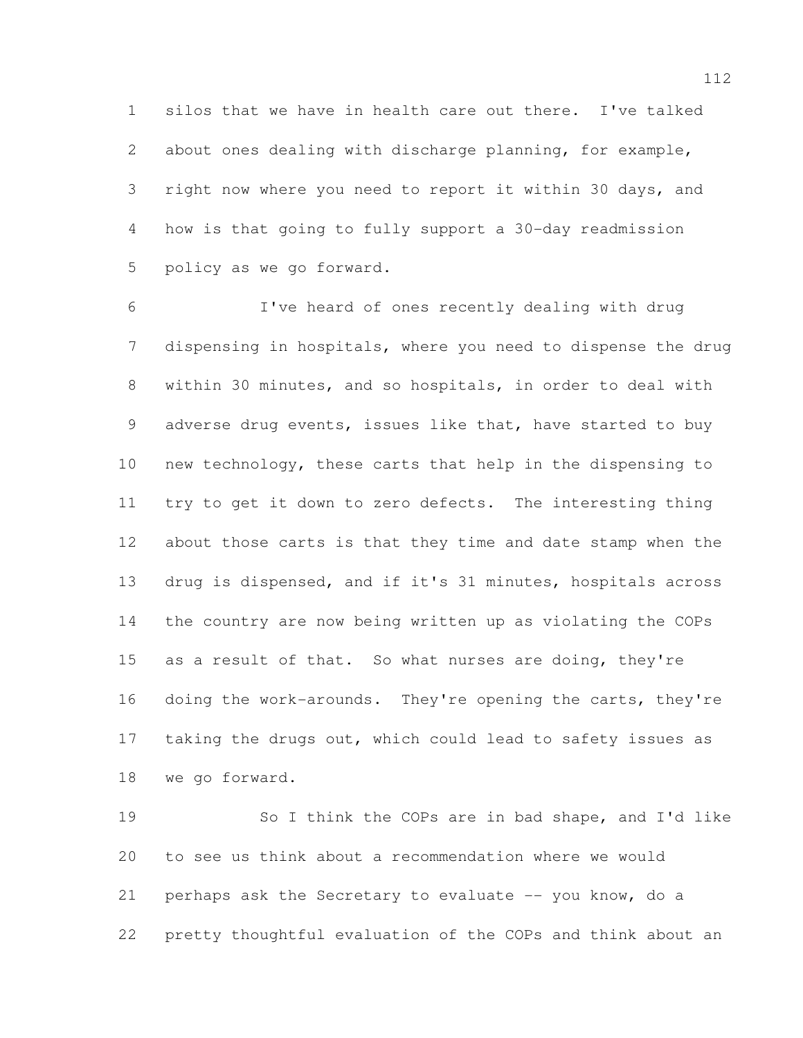silos that we have in health care out there. I've talked about ones dealing with discharge planning, for example, right now where you need to report it within 30 days, and how is that going to fully support a 30-day readmission policy as we go forward.

I've heard of ones recently dealing with drug dispensing in hospitals, where you need to dispense the drug within 30 minutes, and so hospitals, in order to deal with adverse drug events, issues like that, have started to buy new technology, these carts that help in the dispensing to try to get it down to zero defects. The interesting thing about those carts is that they time and date stamp when the drug is dispensed, and if it's 31 minutes, hospitals across the country are now being written up as violating the COPs as a result of that. So what nurses are doing, they're doing the work-arounds. They're opening the carts, they're taking the drugs out, which could lead to safety issues as we go forward.

So I think the COPs are in bad shape, and I'd like to see us think about a recommendation where we would perhaps ask the Secretary to evaluate -- you know, do a pretty thoughtful evaluation of the COPs and think about an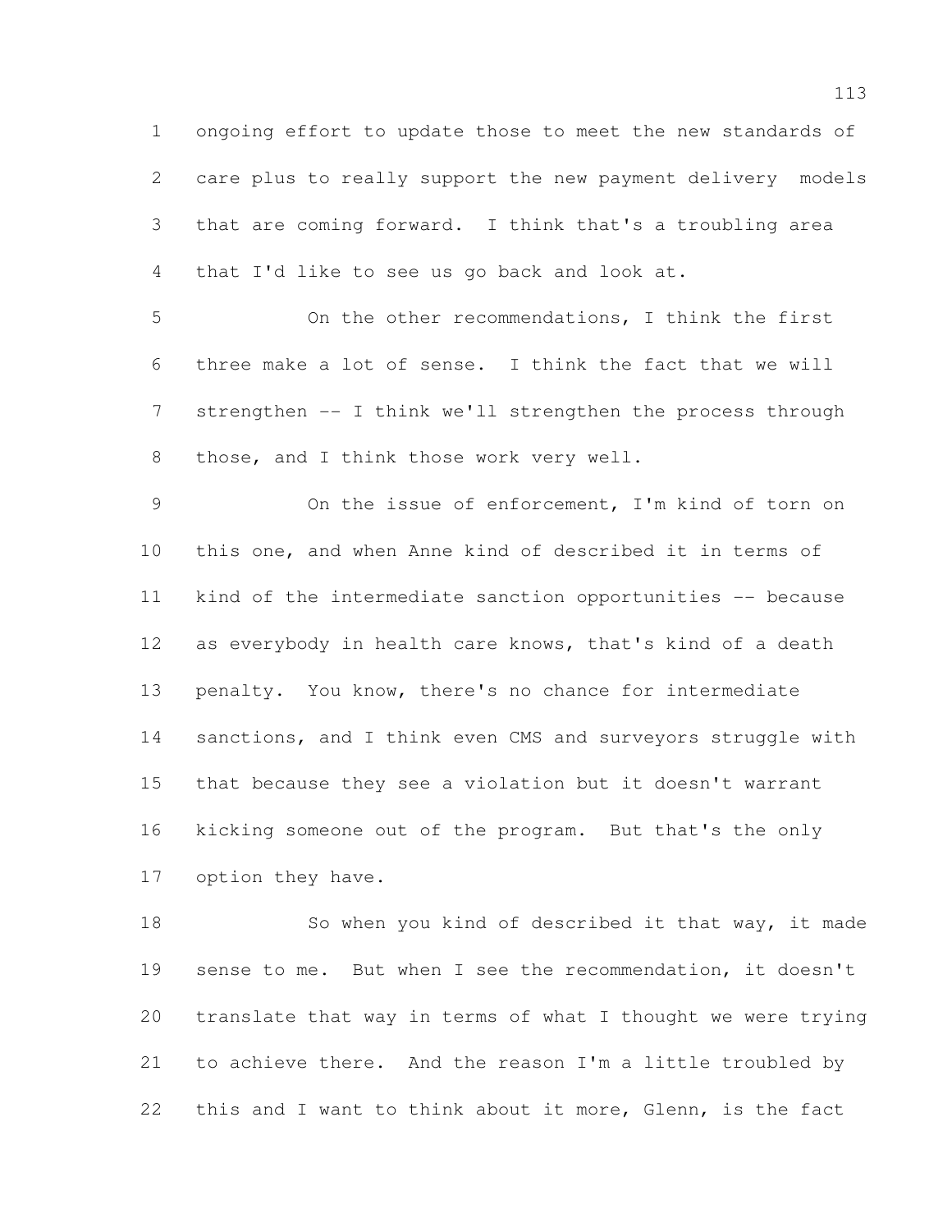ongoing effort to update those to meet the new standards of care plus to really support the new payment delivery models that are coming forward. I think that's a troubling area that I'd like to see us go back and look at.

On the other recommendations, I think the first three make a lot of sense. I think the fact that we will strengthen -- I think we'll strengthen the process through those, and I think those work very well.

On the issue of enforcement, I'm kind of torn on this one, and when Anne kind of described it in terms of kind of the intermediate sanction opportunities -- because as everybody in health care knows, that's kind of a death penalty. You know, there's no chance for intermediate sanctions, and I think even CMS and surveyors struggle with that because they see a violation but it doesn't warrant kicking someone out of the program. But that's the only option they have.

So when you kind of described it that way, it made sense to me. But when I see the recommendation, it doesn't translate that way in terms of what I thought we were trying to achieve there. And the reason I'm a little troubled by this and I want to think about it more, Glenn, is the fact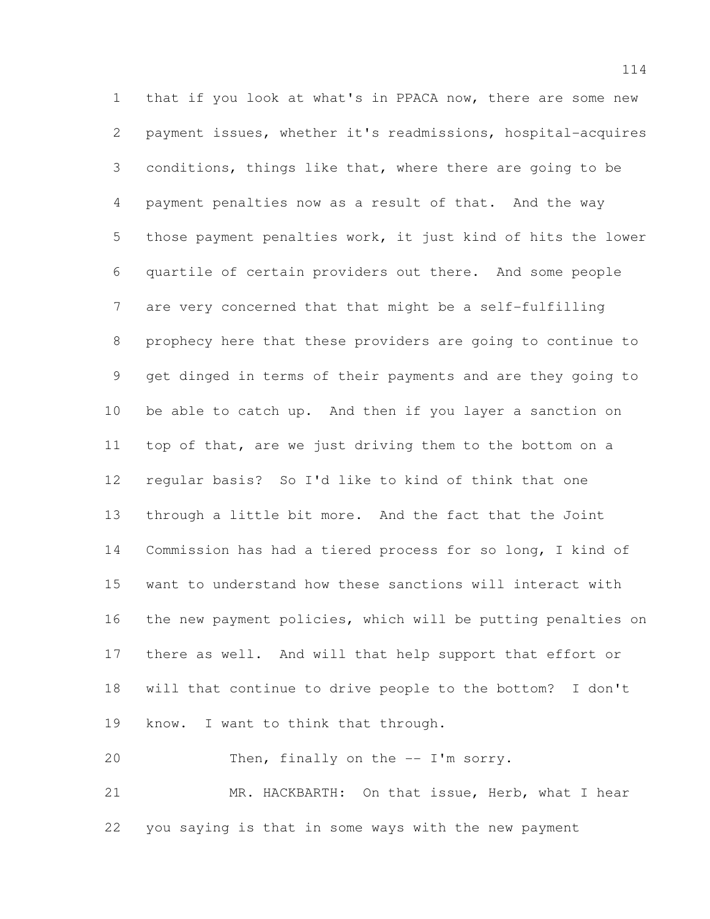that if you look at what's in PPACA now, there are some new payment issues, whether it's readmissions, hospital-acquires conditions, things like that, where there are going to be payment penalties now as a result of that. And the way those payment penalties work, it just kind of hits the lower quartile of certain providers out there. And some people are very concerned that that might be a self-fulfilling prophecy here that these providers are going to continue to get dinged in terms of their payments and are they going to be able to catch up. And then if you layer a sanction on top of that, are we just driving them to the bottom on a regular basis? So I'd like to kind of think that one through a little bit more. And the fact that the Joint Commission has had a tiered process for so long, I kind of want to understand how these sanctions will interact with the new payment policies, which will be putting penalties on there as well. And will that help support that effort or will that continue to drive people to the bottom? I don't know. I want to think that through.

Then, finally on the -- I'm sorry.

MR. HACKBARTH: On that issue, Herb, what I hear you saying is that in some ways with the new payment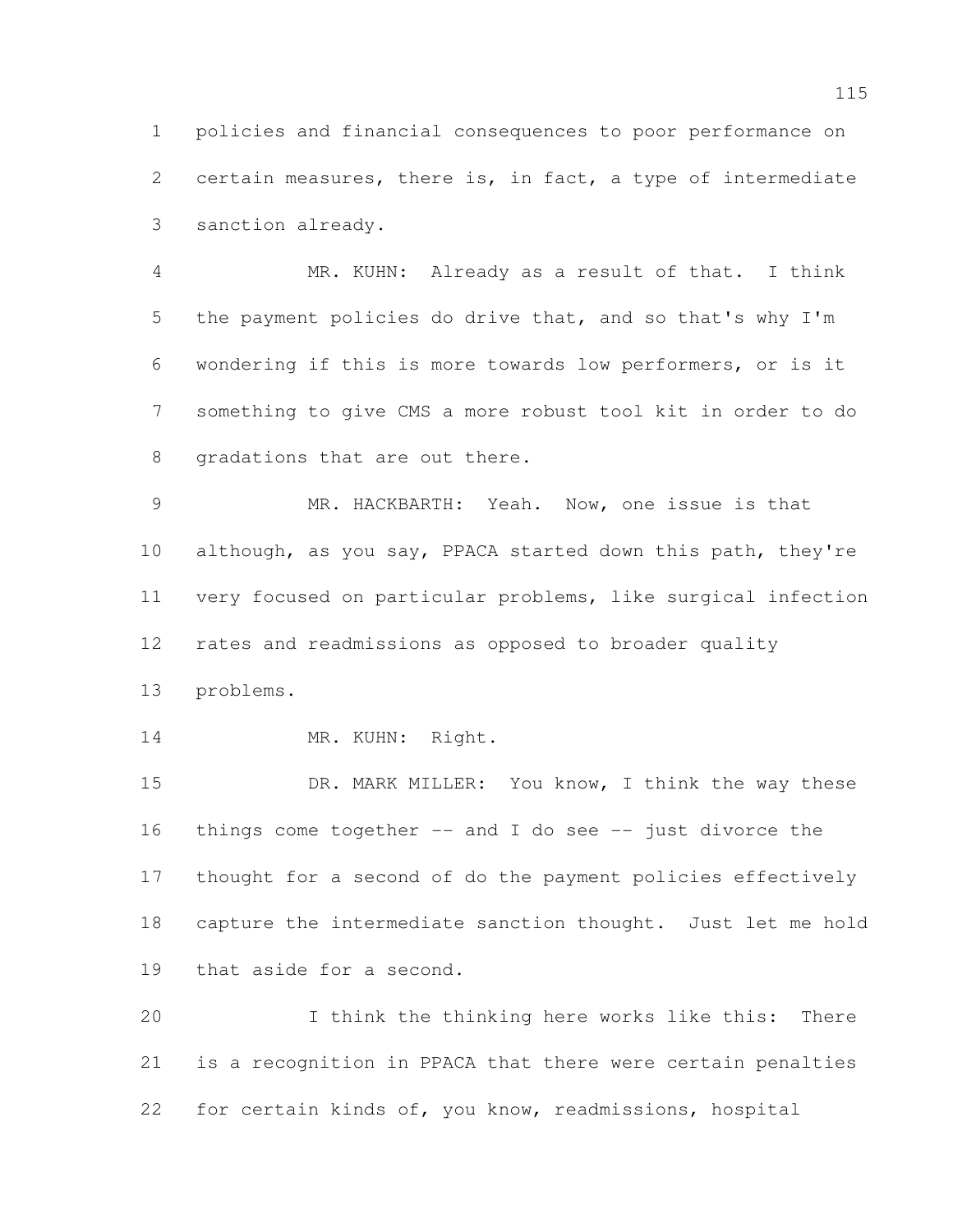policies and financial consequences to poor performance on certain measures, there is, in fact, a type of intermediate sanction already.

MR. KUHN: Already as a result of that. I think the payment policies do drive that, and so that's why I'm wondering if this is more towards low performers, or is it something to give CMS a more robust tool kit in order to do gradations that are out there.

MR. HACKBARTH: Yeah. Now, one issue is that although, as you say, PPACA started down this path, they're very focused on particular problems, like surgical infection rates and readmissions as opposed to broader quality problems.

MR. KUHN: Right.

DR. MARK MILLER: You know, I think the way these things come together -- and I do see -- just divorce the thought for a second of do the payment policies effectively capture the intermediate sanction thought. Just let me hold that aside for a second.

I think the thinking here works like this: There is a recognition in PPACA that there were certain penalties for certain kinds of, you know, readmissions, hospital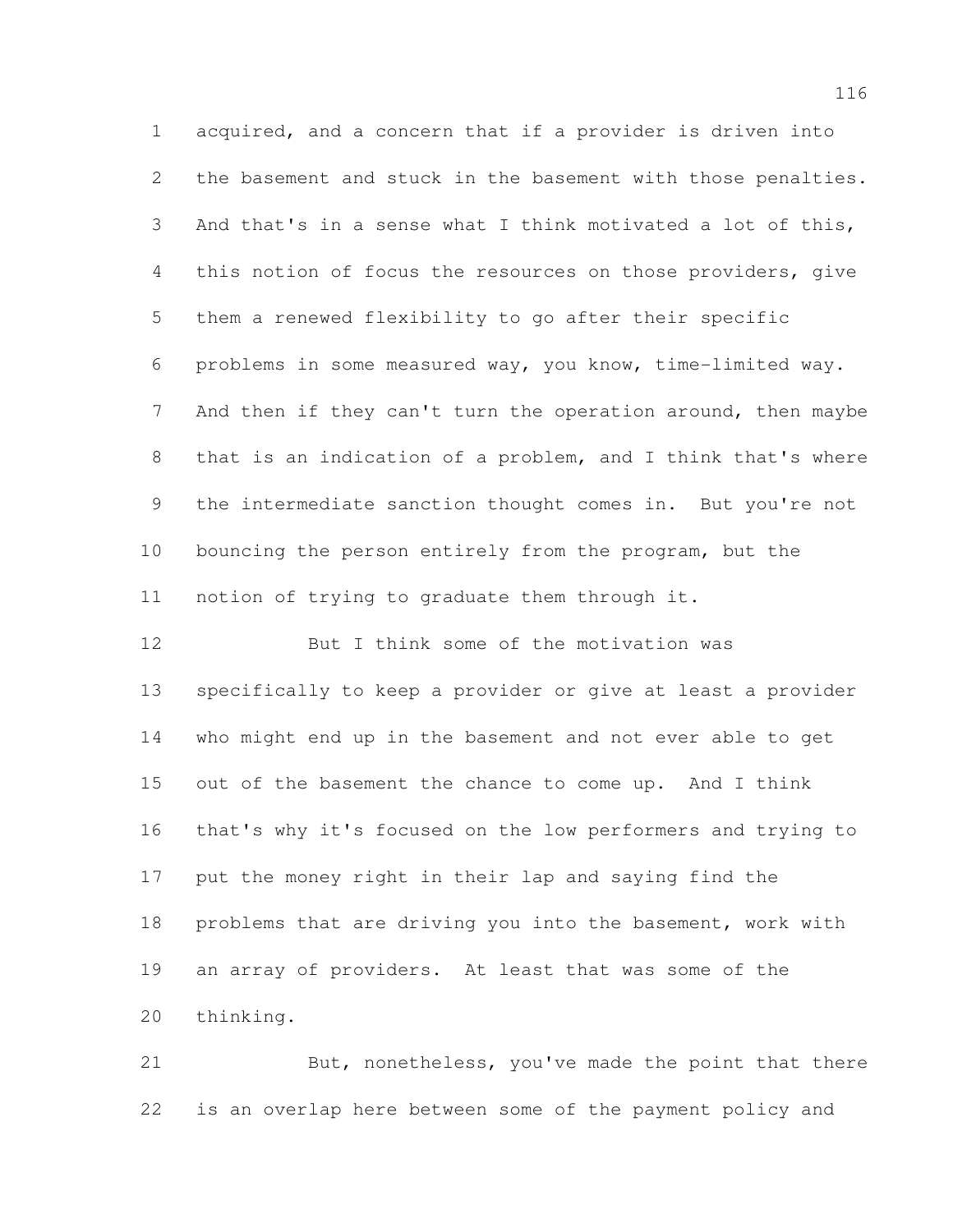acquired, and a concern that if a provider is driven into the basement and stuck in the basement with those penalties. And that's in a sense what I think motivated a lot of this, this notion of focus the resources on those providers, give them a renewed flexibility to go after their specific problems in some measured way, you know, time-limited way. And then if they can't turn the operation around, then maybe that is an indication of a problem, and I think that's where the intermediate sanction thought comes in. But you're not bouncing the person entirely from the program, but the notion of trying to graduate them through it.

But I think some of the motivation was specifically to keep a provider or give at least a provider who might end up in the basement and not ever able to get out of the basement the chance to come up. And I think that's why it's focused on the low performers and trying to put the money right in their lap and saying find the problems that are driving you into the basement, work with an array of providers. At least that was some of the thinking.

But, nonetheless, you've made the point that there is an overlap here between some of the payment policy and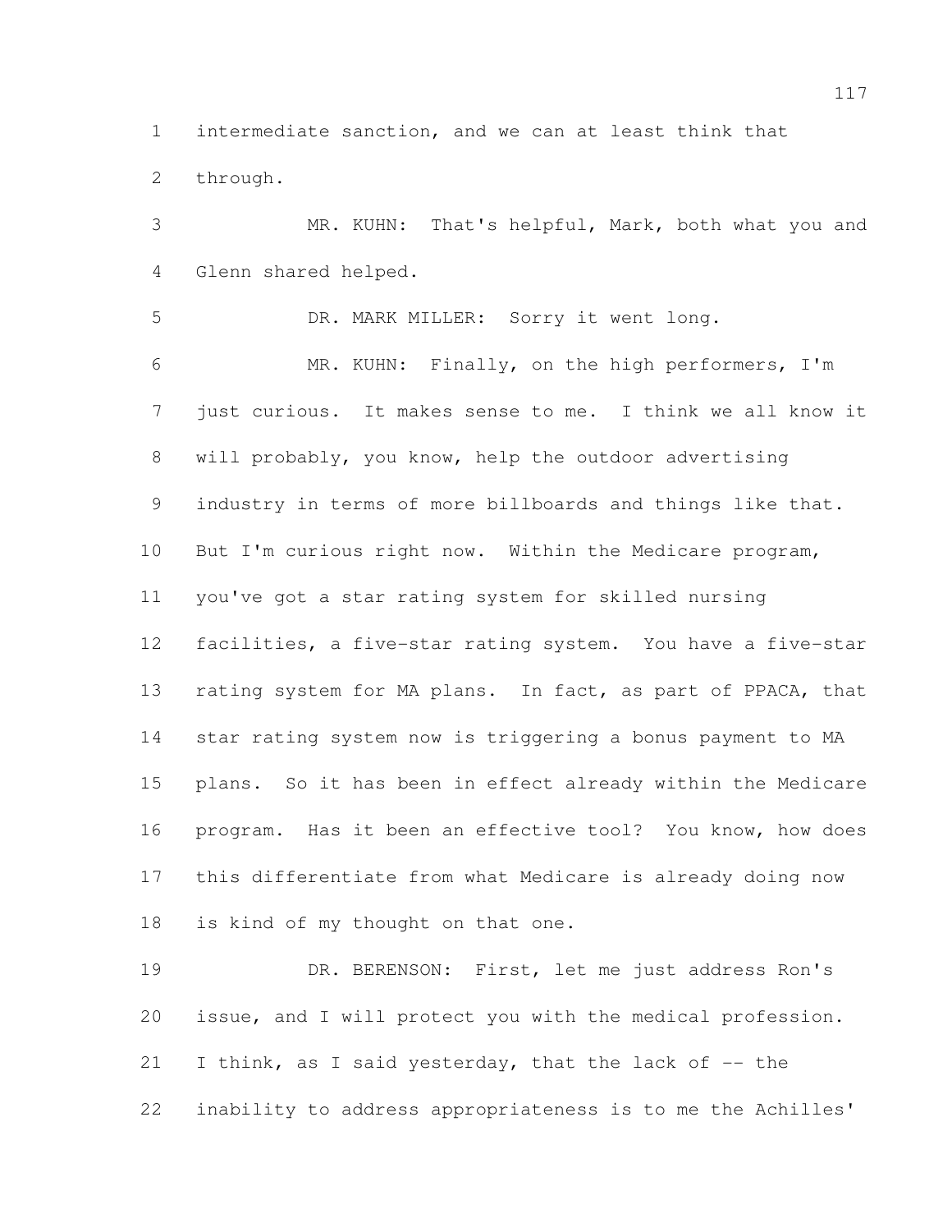intermediate sanction, and we can at least think that through.

MR. KUHN: That's helpful, Mark, both what you and Glenn shared helped.

DR. MARK MILLER: Sorry it went long.

MR. KUHN: Finally, on the high performers, I'm just curious. It makes sense to me. I think we all know it will probably, you know, help the outdoor advertising industry in terms of more billboards and things like that. But I'm curious right now. Within the Medicare program, you've got a star rating system for skilled nursing facilities, a five-star rating system. You have a five-star rating system for MA plans. In fact, as part of PPACA, that star rating system now is triggering a bonus payment to MA plans. So it has been in effect already within the Medicare program. Has it been an effective tool? You know, how does this differentiate from what Medicare is already doing now is kind of my thought on that one.

DR. BERENSON: First, let me just address Ron's issue, and I will protect you with the medical profession. I think, as I said yesterday, that the lack of -- the inability to address appropriateness is to me the Achilles'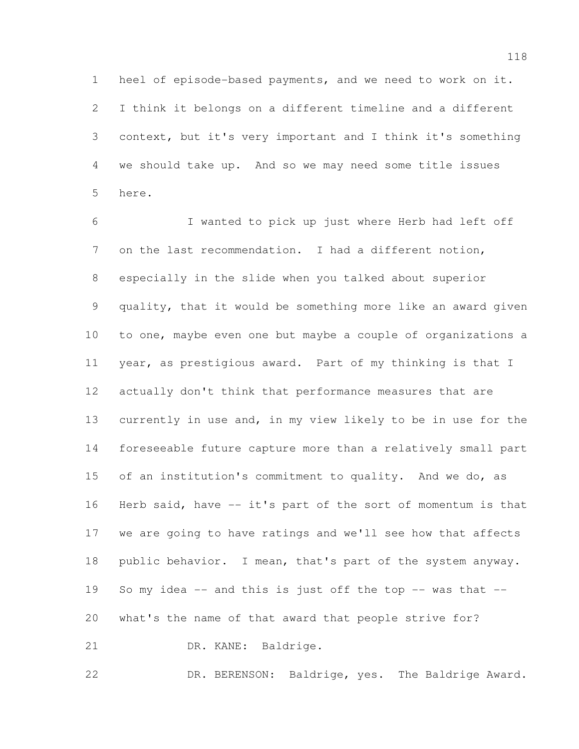heel of episode-based payments, and we need to work on it. I think it belongs on a different timeline and a different context, but it's very important and I think it's something we should take up. And so we may need some title issues here.

I wanted to pick up just where Herb had left off on the last recommendation. I had a different notion, especially in the slide when you talked about superior quality, that it would be something more like an award given to one, maybe even one but maybe a couple of organizations a year, as prestigious award. Part of my thinking is that I actually don't think that performance measures that are currently in use and, in my view likely to be in use for the foreseeable future capture more than a relatively small part of an institution's commitment to quality. And we do, as Herb said, have -- it's part of the sort of momentum is that we are going to have ratings and we'll see how that affects public behavior. I mean, that's part of the system anyway. So my idea -- and this is just off the top -- was that -- what's the name of that award that people strive for?

DR. KANE: Baldrige.

DR. BERENSON: Baldrige, yes. The Baldrige Award.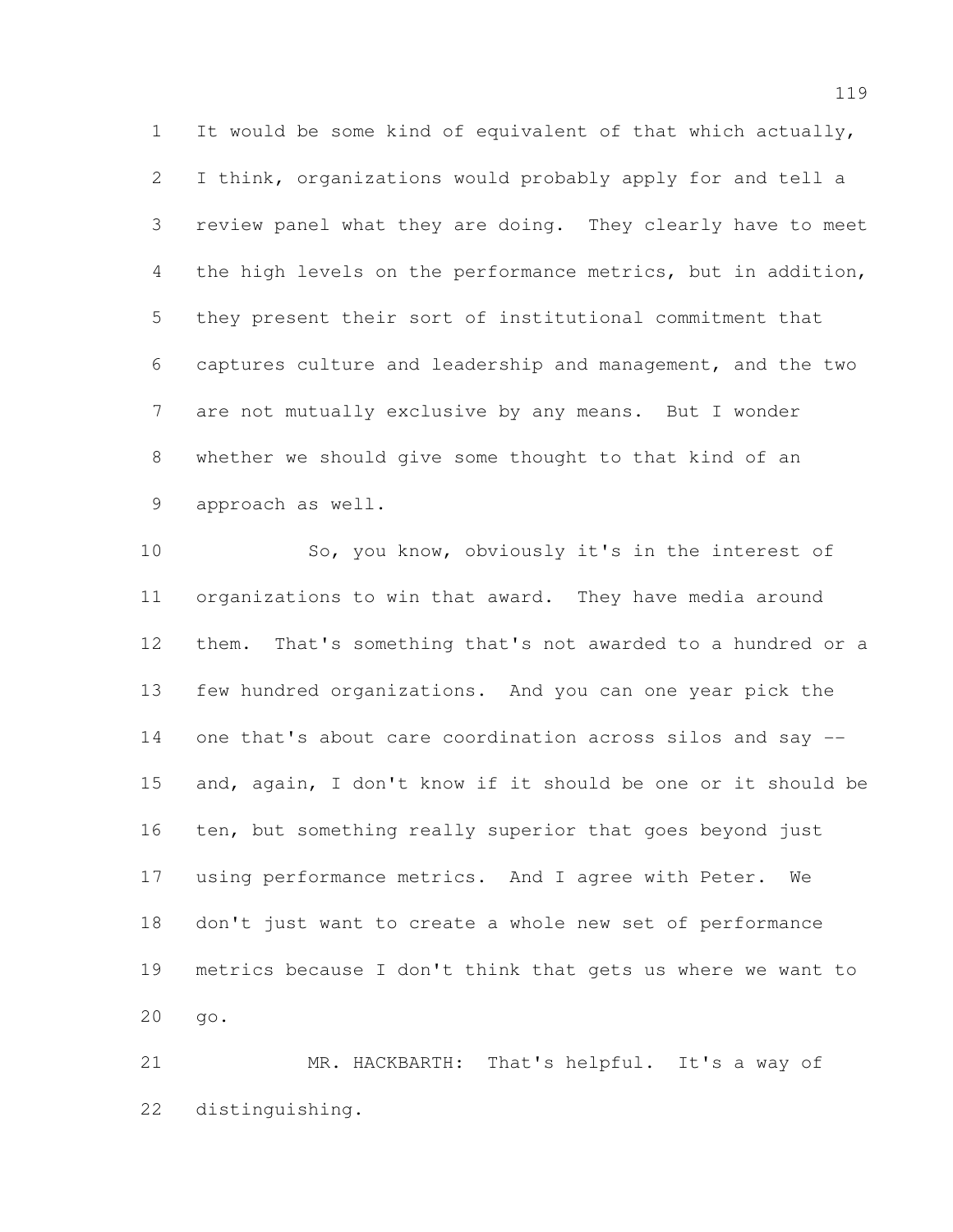It would be some kind of equivalent of that which actually, I think, organizations would probably apply for and tell a review panel what they are doing. They clearly have to meet the high levels on the performance metrics, but in addition, they present their sort of institutional commitment that captures culture and leadership and management, and the two are not mutually exclusive by any means. But I wonder whether we should give some thought to that kind of an approach as well.

So, you know, obviously it's in the interest of organizations to win that award. They have media around them. That's something that's not awarded to a hundred or a few hundred organizations. And you can one year pick the one that's about care coordination across silos and say -- and, again, I don't know if it should be one or it should be ten, but something really superior that goes beyond just using performance metrics. And I agree with Peter. We don't just want to create a whole new set of performance metrics because I don't think that gets us where we want to go.

MR. HACKBARTH: That's helpful. It's a way of distinguishing.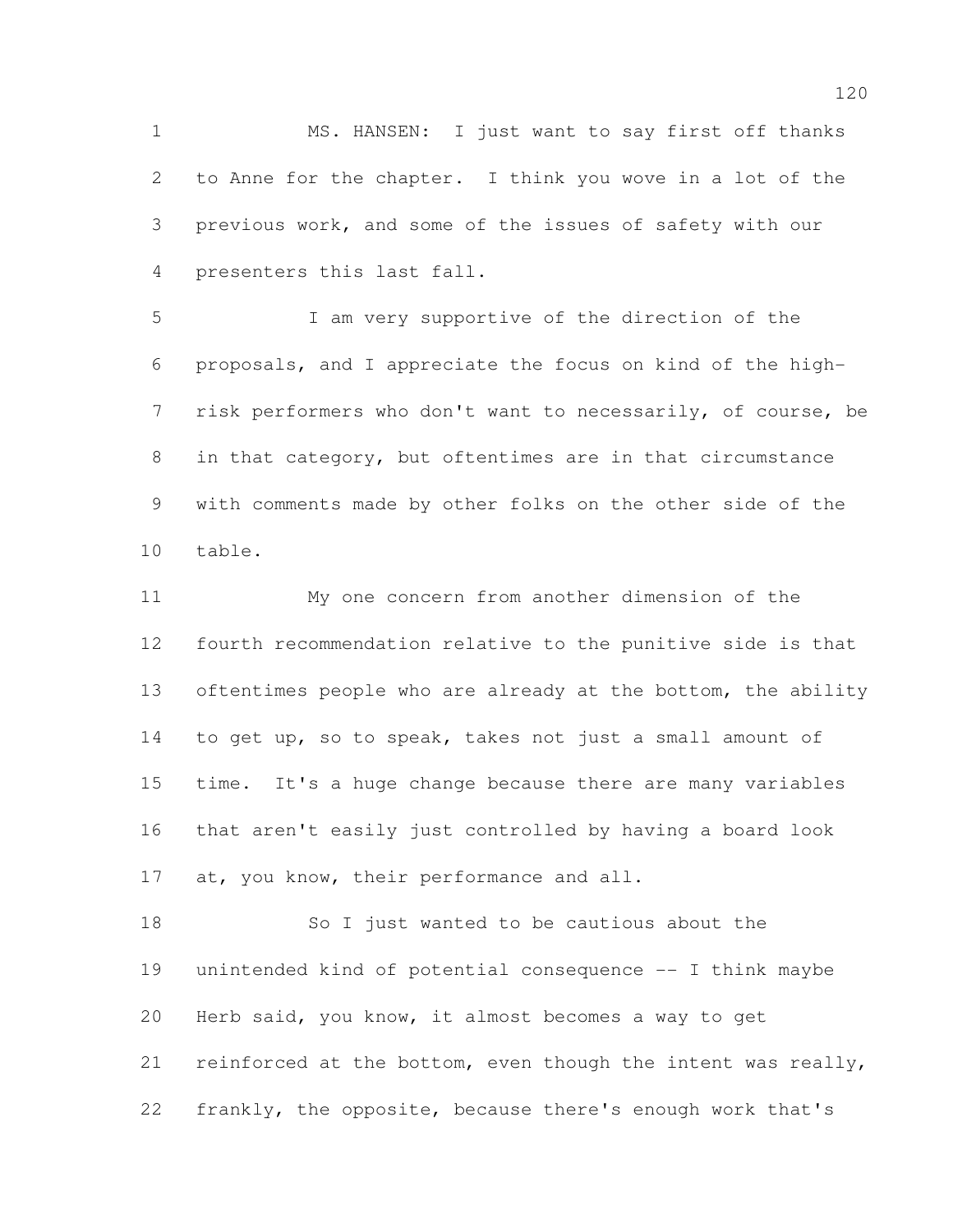MS. HANSEN: I just want to say first off thanks to Anne for the chapter. I think you wove in a lot of the previous work, and some of the issues of safety with our presenters this last fall.

I am very supportive of the direction of the proposals, and I appreciate the focus on kind of the high-risk performers who don't want to necessarily, of course, be in that category, but oftentimes are in that circumstance with comments made by other folks on the other side of the table.

My one concern from another dimension of the fourth recommendation relative to the punitive side is that oftentimes people who are already at the bottom, the ability to get up, so to speak, takes not just a small amount of time. It's a huge change because there are many variables that aren't easily just controlled by having a board look at, you know, their performance and all.

So I just wanted to be cautious about the unintended kind of potential consequence -- I think maybe Herb said, you know, it almost becomes a way to get reinforced at the bottom, even though the intent was really, frankly, the opposite, because there's enough work that's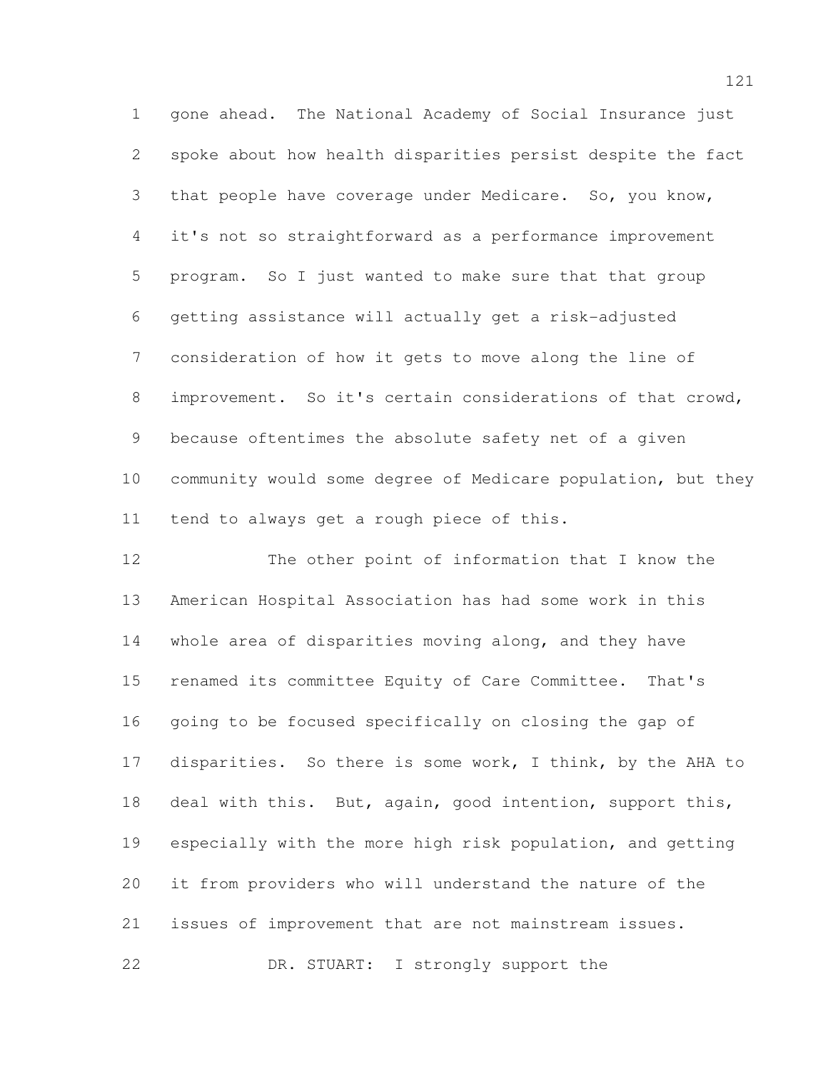gone ahead. The National Academy of Social Insurance just spoke about how health disparities persist despite the fact that people have coverage under Medicare. So, you know, it's not so straightforward as a performance improvement program. So I just wanted to make sure that that group getting assistance will actually get a risk-adjusted consideration of how it gets to move along the line of improvement. So it's certain considerations of that crowd, because oftentimes the absolute safety net of a given community would some degree of Medicare population, but they tend to always get a rough piece of this.

The other point of information that I know the American Hospital Association has had some work in this whole area of disparities moving along, and they have renamed its committee Equity of Care Committee. That's going to be focused specifically on closing the gap of disparities. So there is some work, I think, by the AHA to deal with this. But, again, good intention, support this, especially with the more high risk population, and getting it from providers who will understand the nature of the issues of improvement that are not mainstream issues.

DR. STUART: I strongly support the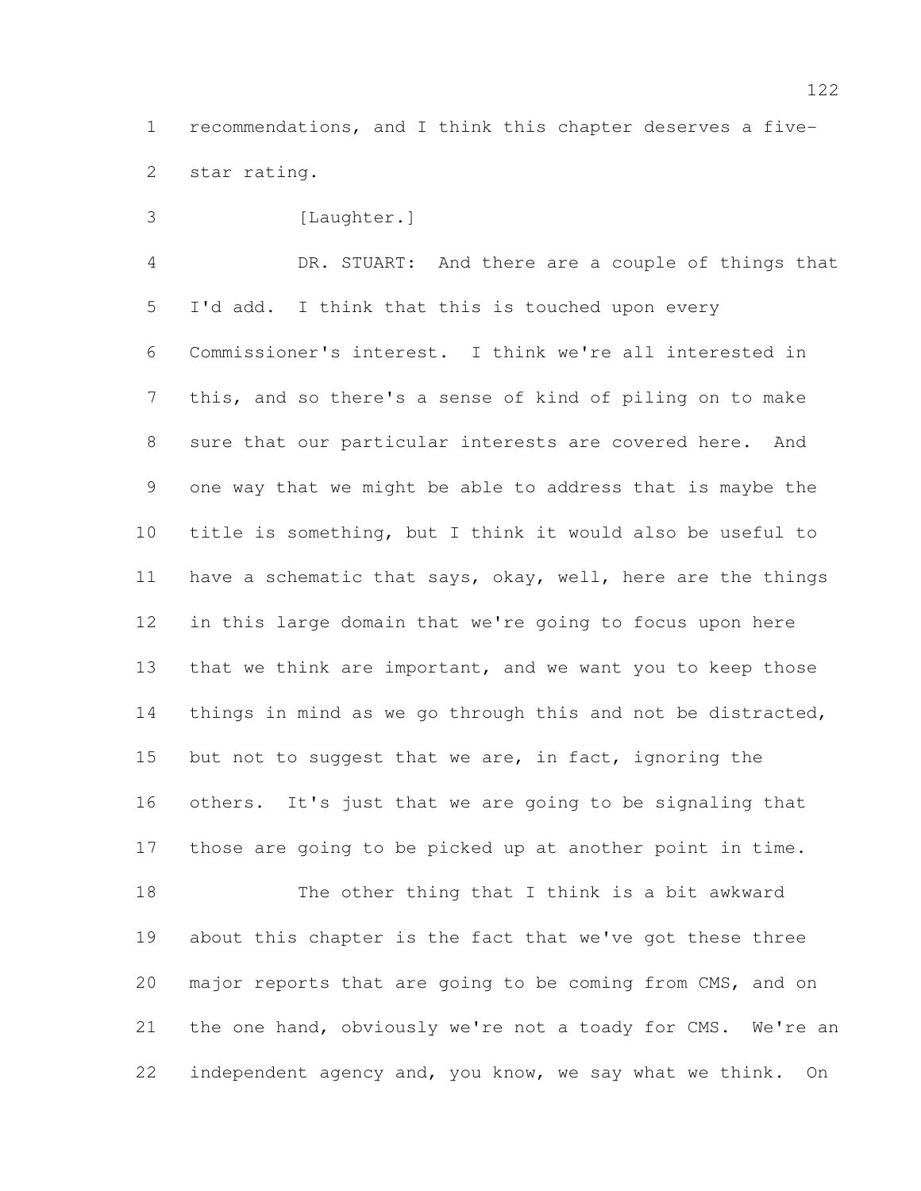recommendations, and I think this chapter deserves a five-star rating.

[Laughter.]

DR. STUART: And there are a couple of things that I'd add. I think that this is touched upon every Commissioner's interest. I think we're all interested in this, and so there's a sense of kind of piling on to make sure that our particular interests are covered here. And one way that we might be able to address that is maybe the title is something, but I think it would also be useful to have a schematic that says, okay, well, here are the things in this large domain that we're going to focus upon here that we think are important, and we want you to keep those things in mind as we go through this and not be distracted, but not to suggest that we are, in fact, ignoring the others. It's just that we are going to be signaling that those are going to be picked up at another point in time.

The other thing that I think is a bit awkward about this chapter is the fact that we've got these three major reports that are going to be coming from CMS, and on the one hand, obviously we're not a toady for CMS. We're an independent agency and, you know, we say what we think. On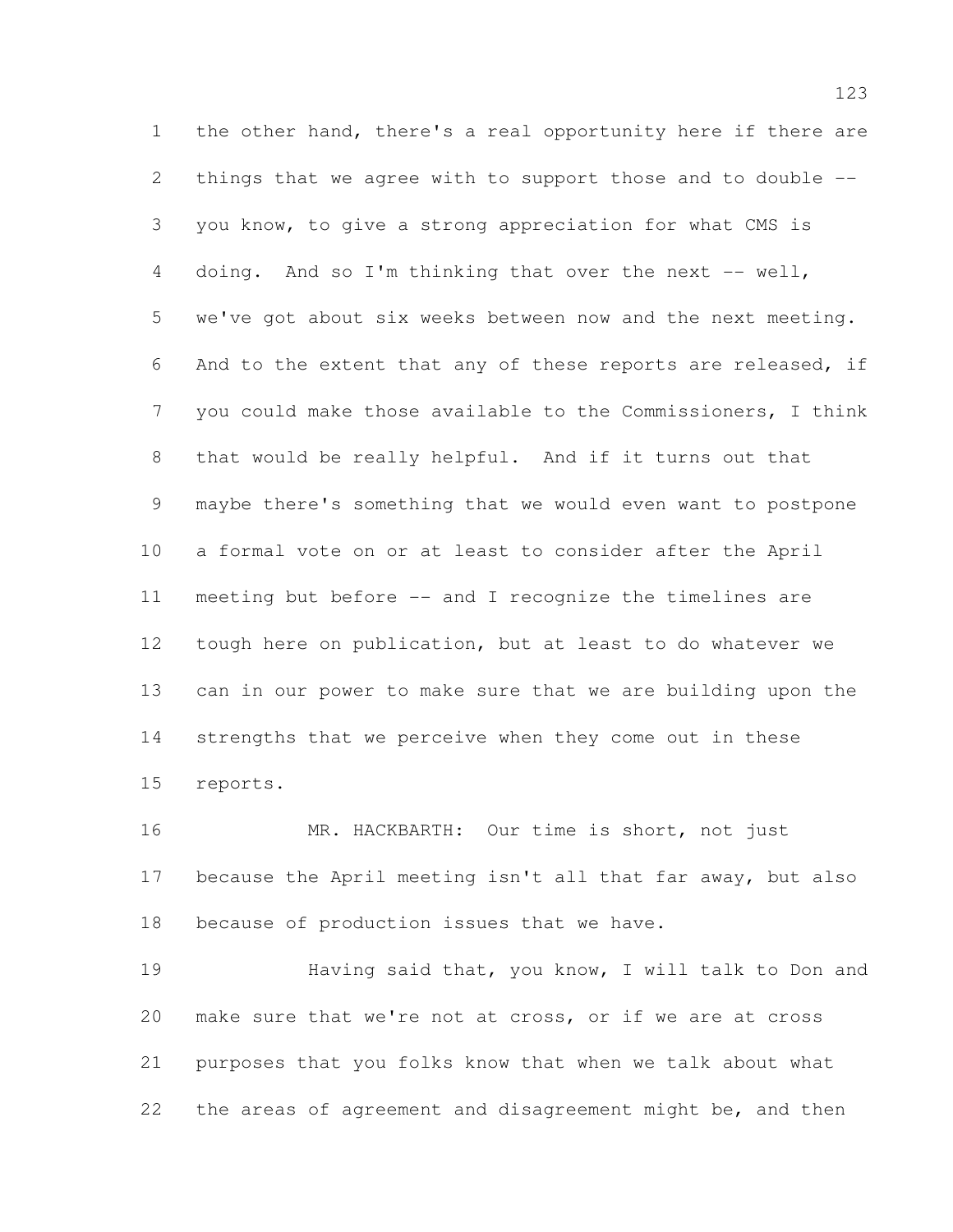the other hand, there's a real opportunity here if there are things that we agree with to support those and to double -- you know, to give a strong appreciation for what CMS is doing. And so I'm thinking that over the next -- well, we've got about six weeks between now and the next meeting. And to the extent that any of these reports are released, if you could make those available to the Commissioners, I think that would be really helpful. And if it turns out that maybe there's something that we would even want to postpone a formal vote on or at least to consider after the April meeting but before -- and I recognize the timelines are tough here on publication, but at least to do whatever we can in our power to make sure that we are building upon the strengths that we perceive when they come out in these reports.

MR. HACKBARTH: Our time is short, not just because the April meeting isn't all that far away, but also because of production issues that we have.

Having said that, you know, I will talk to Don and make sure that we're not at cross, or if we are at cross purposes that you folks know that when we talk about what the areas of agreement and disagreement might be, and then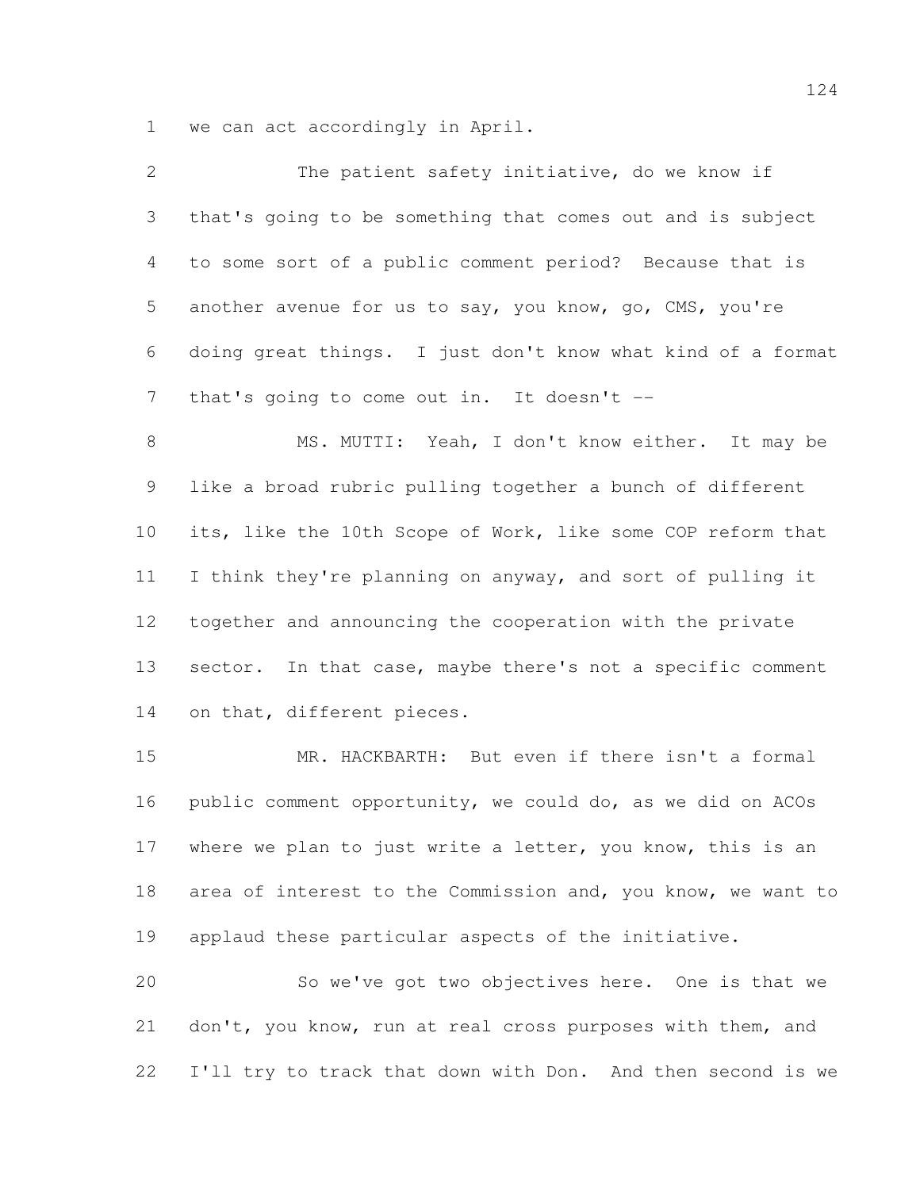we can act accordingly in April.

The patient safety initiative, do we know if that's going to be something that comes out and is subject to some sort of a public comment period? Because that is another avenue for us to say, you know, go, CMS, you're doing great things. I just don't know what kind of a format that's going to come out in. It doesn't --

MS. MUTTI: Yeah, I don't know either. It may be like a broad rubric pulling together a bunch of different its, like the 10th Scope of Work, like some COP reform that I think they're planning on anyway, and sort of pulling it together and announcing the cooperation with the private sector. In that case, maybe there's not a specific comment on that, different pieces.

MR. HACKBARTH: But even if there isn't a formal public comment opportunity, we could do, as we did on ACOs where we plan to just write a letter, you know, this is an area of interest to the Commission and, you know, we want to applaud these particular aspects of the initiative.

So we've got two objectives here. One is that we don't, you know, run at real cross purposes with them, and I'll try to track that down with Don. And then second is we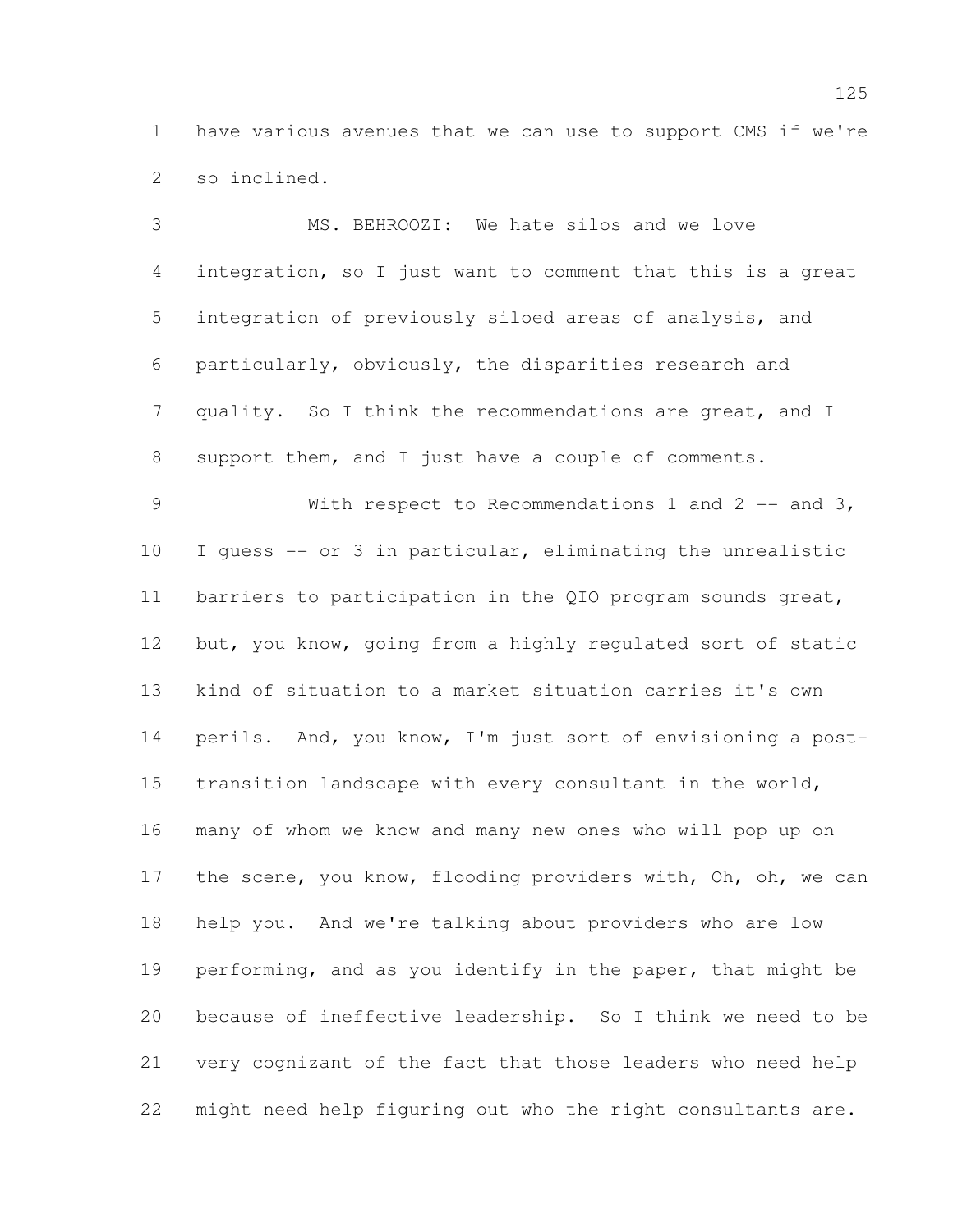have various avenues that we can use to support CMS if we're so inclined.

MS. BEHROOZI: We hate silos and we love integration, so I just want to comment that this is a great integration of previously siloed areas of analysis, and particularly, obviously, the disparities research and quality. So I think the recommendations are great, and I support them, and I just have a couple of comments.

With respect to Recommendations 1 and 2 -- and 3, I guess -- or 3 in particular, eliminating the unrealistic barriers to participation in the QIO program sounds great, but, you know, going from a highly regulated sort of static kind of situation to a market situation carries it's own perils. And, you know, I'm just sort of envisioning a post-transition landscape with every consultant in the world, many of whom we know and many new ones who will pop up on the scene, you know, flooding providers with, Oh, oh, we can help you. And we're talking about providers who are low performing, and as you identify in the paper, that might be because of ineffective leadership. So I think we need to be very cognizant of the fact that those leaders who need help might need help figuring out who the right consultants are.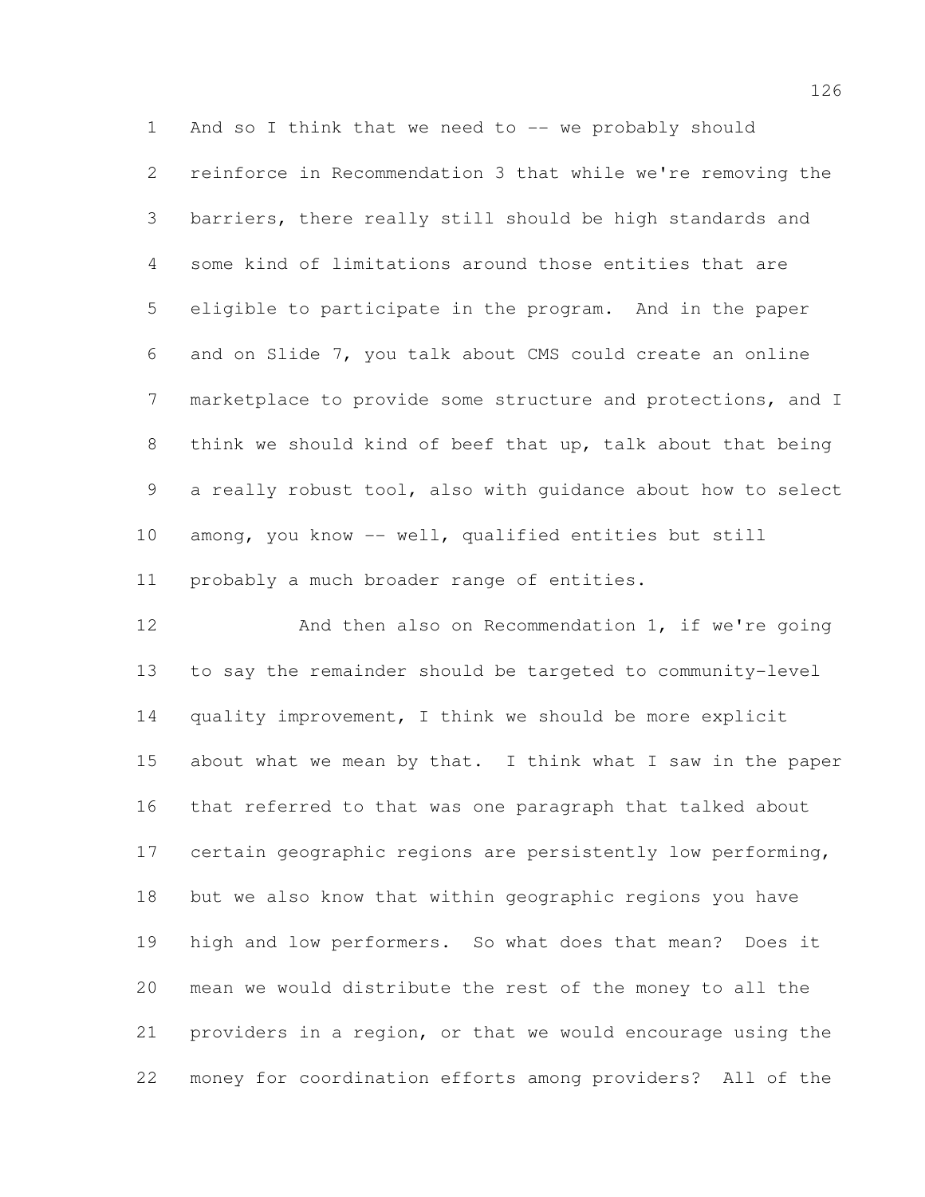And so I think that we need to -- we probably should reinforce in Recommendation 3 that while we're removing the barriers, there really still should be high standards and some kind of limitations around those entities that are eligible to participate in the program. And in the paper and on Slide 7, you talk about CMS could create an online marketplace to provide some structure and protections, and I think we should kind of beef that up, talk about that being a really robust tool, also with guidance about how to select among, you know -- well, qualified entities but still probably a much broader range of entities.

And then also on Recommendation 1, if we're going to say the remainder should be targeted to community-level quality improvement, I think we should be more explicit about what we mean by that. I think what I saw in the paper that referred to that was one paragraph that talked about certain geographic regions are persistently low performing, but we also know that within geographic regions you have high and low performers. So what does that mean? Does it mean we would distribute the rest of the money to all the providers in a region, or that we would encourage using the money for coordination efforts among providers? All of the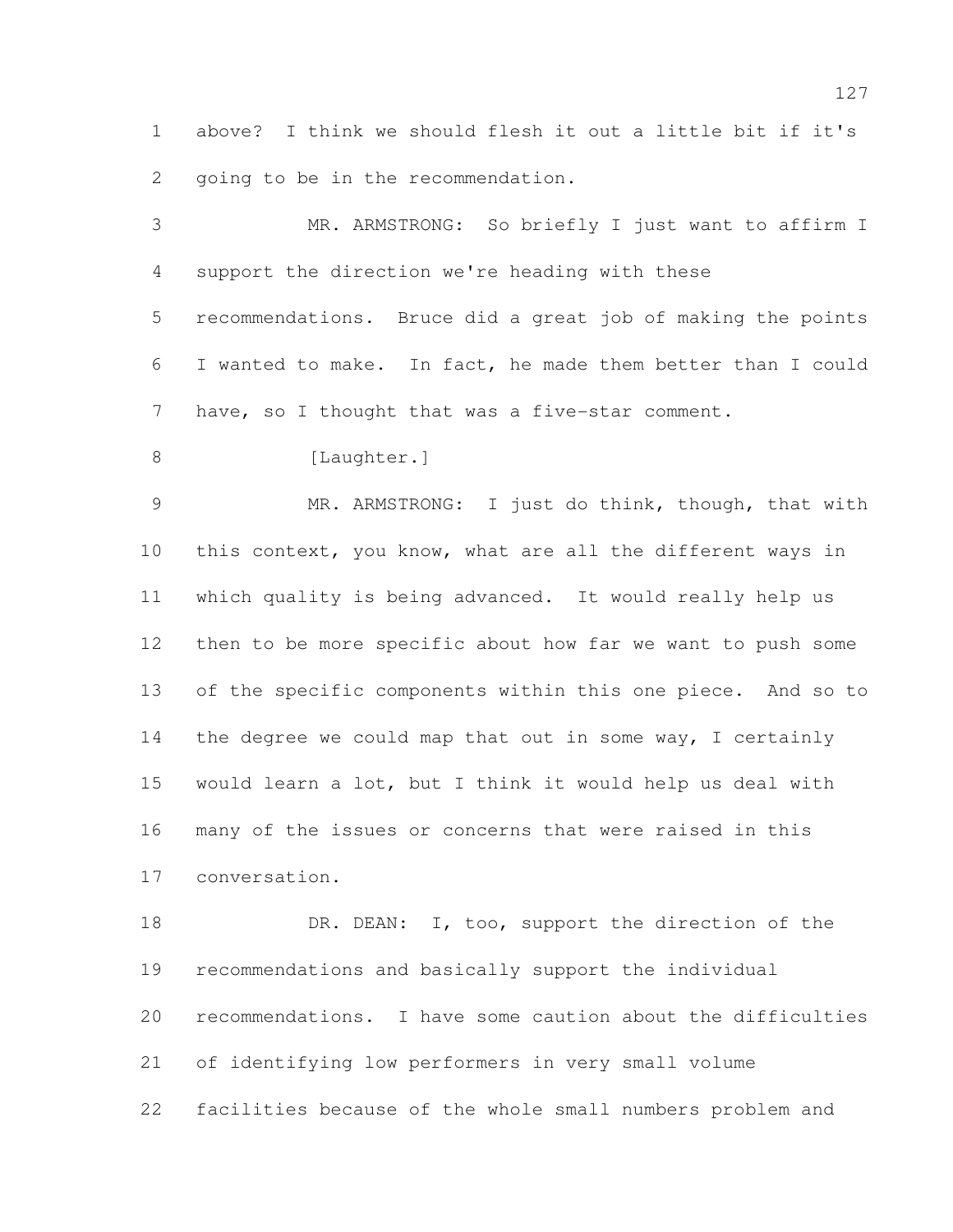above? I think we should flesh it out a little bit if it's going to be in the recommendation.

MR. ARMSTRONG: So briefly I just want to affirm I support the direction we're heading with these recommendations. Bruce did a great job of making the points I wanted to make. In fact, he made them better than I could have, so I thought that was a five-star comment.

[Laughter.]

MR. ARMSTRONG: I just do think, though, that with this context, you know, what are all the different ways in which quality is being advanced. It would really help us then to be more specific about how far we want to push some of the specific components within this one piece. And so to the degree we could map that out in some way, I certainly would learn a lot, but I think it would help us deal with many of the issues or concerns that were raised in this conversation.

DR. DEAN: I, too, support the direction of the recommendations and basically support the individual recommendations. I have some caution about the difficulties of identifying low performers in very small volume facilities because of the whole small numbers problem and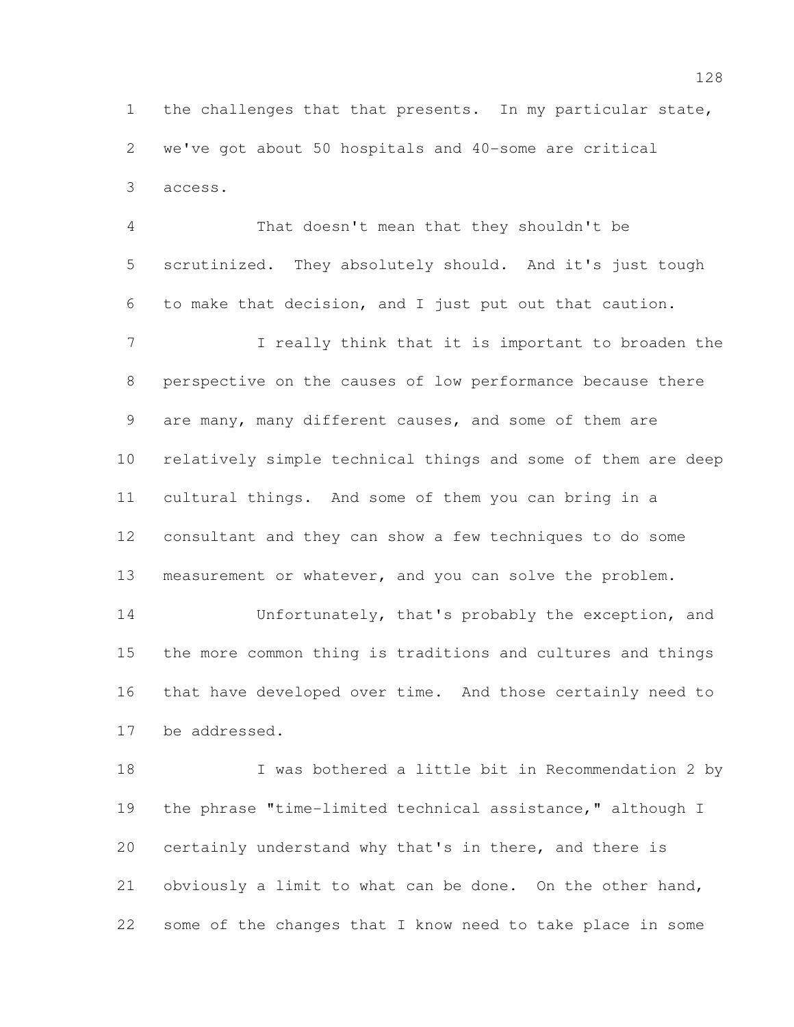the challenges that that presents. In my particular state, we've got about 50 hospitals and 40-some are critical access.

That doesn't mean that they shouldn't be scrutinized. They absolutely should. And it's just tough to make that decision, and I just put out that caution.

I really think that it is important to broaden the perspective on the causes of low performance because there are many, many different causes, and some of them are relatively simple technical things and some of them are deep cultural things. And some of them you can bring in a consultant and they can show a few techniques to do some measurement or whatever, and you can solve the problem.

Unfortunately, that's probably the exception, and the more common thing is traditions and cultures and things that have developed over time. And those certainly need to be addressed.

I was bothered a little bit in Recommendation 2 by the phrase "time-limited technical assistance," although I certainly understand why that's in there, and there is obviously a limit to what can be done. On the other hand, some of the changes that I know need to take place in some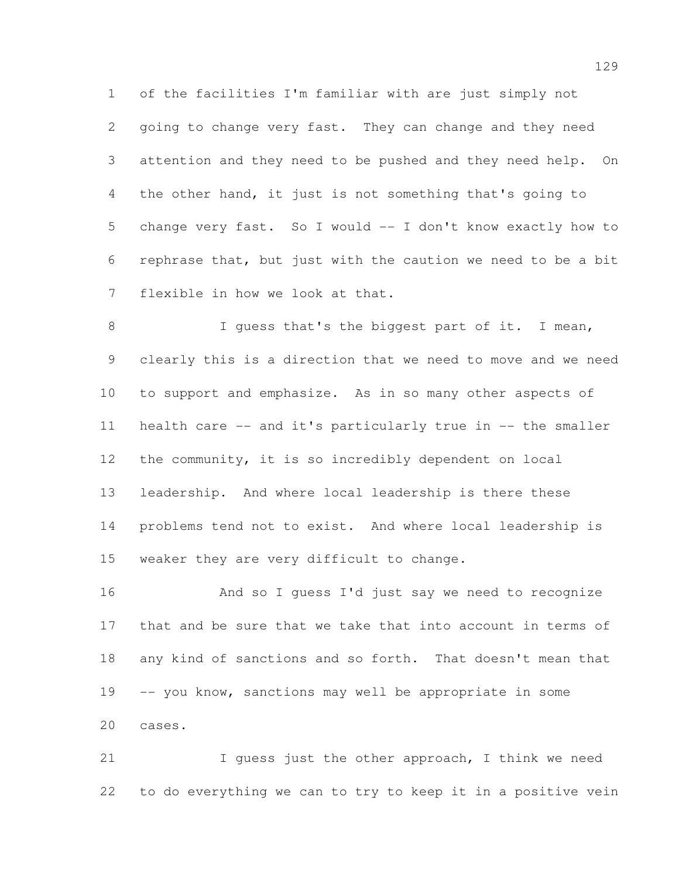of the facilities I'm familiar with are just simply not going to change very fast. They can change and they need attention and they need to be pushed and they need help. On the other hand, it just is not something that's going to change very fast. So I would -- I don't know exactly how to rephrase that, but just with the caution we need to be a bit flexible in how we look at that.

I guess that's the biggest part of it. I mean, clearly this is a direction that we need to move and we need to support and emphasize. As in so many other aspects of health care -- and it's particularly true in -- the smaller the community, it is so incredibly dependent on local leadership. And where local leadership is there these problems tend not to exist. And where local leadership is weaker they are very difficult to change.

And so I guess I'd just say we need to recognize that and be sure that we take that into account in terms of any kind of sanctions and so forth. That doesn't mean that -- you know, sanctions may well be appropriate in some cases.

I guess just the other approach, I think we need to do everything we can to try to keep it in a positive vein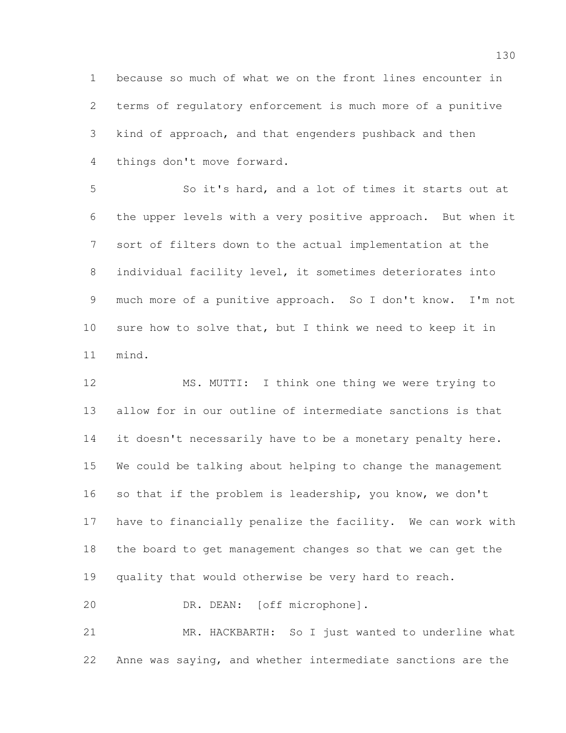because so much of what we on the front lines encounter in terms of regulatory enforcement is much more of a punitive kind of approach, and that engenders pushback and then things don't move forward.

So it's hard, and a lot of times it starts out at the upper levels with a very positive approach. But when it sort of filters down to the actual implementation at the individual facility level, it sometimes deteriorates into much more of a punitive approach. So I don't know. I'm not sure how to solve that, but I think we need to keep it in mind.

MS. MUTTI: I think one thing we were trying to allow for in our outline of intermediate sanctions is that it doesn't necessarily have to be a monetary penalty here. We could be talking about helping to change the management so that if the problem is leadership, you know, we don't have to financially penalize the facility. We can work with the board to get management changes so that we can get the quality that would otherwise be very hard to reach.

DR. DEAN: [off microphone].

MR. HACKBARTH: So I just wanted to underline what Anne was saying, and whether intermediate sanctions are the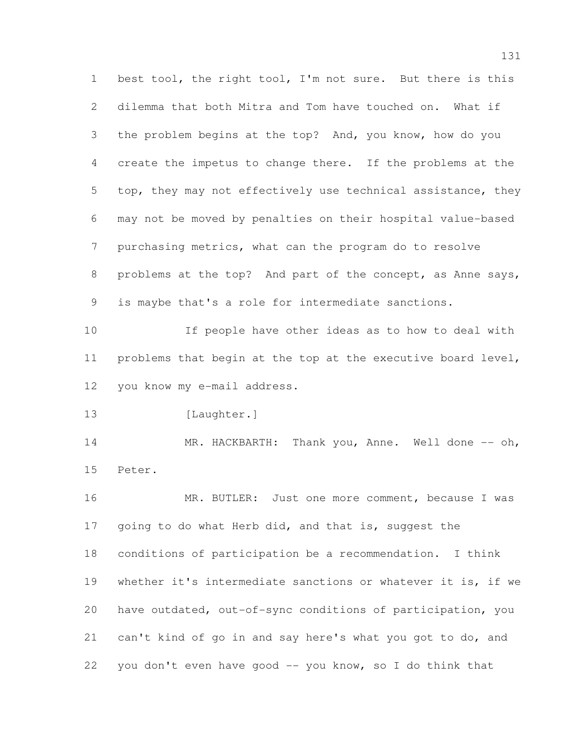best tool, the right tool, I'm not sure. But there is this dilemma that both Mitra and Tom have touched on. What if the problem begins at the top? And, you know, how do you create the impetus to change there. If the problems at the top, they may not effectively use technical assistance, they may not be moved by penalties on their hospital value-based purchasing metrics, what can the program do to resolve problems at the top? And part of the concept, as Anne says, is maybe that's a role for intermediate sanctions.

If people have other ideas as to how to deal with problems that begin at the top at the executive board level, you know my e-mail address.

[Laughter.]

MR. HACKBARTH: Thank you, Anne. Well done -- oh, Peter.

MR. BUTLER: Just one more comment, because I was going to do what Herb did, and that is, suggest the conditions of participation be a recommendation. I think whether it's intermediate sanctions or whatever it is, if we have outdated, out-of-sync conditions of participation, you can't kind of go in and say here's what you got to do, and you don't even have good -- you know, so I do think that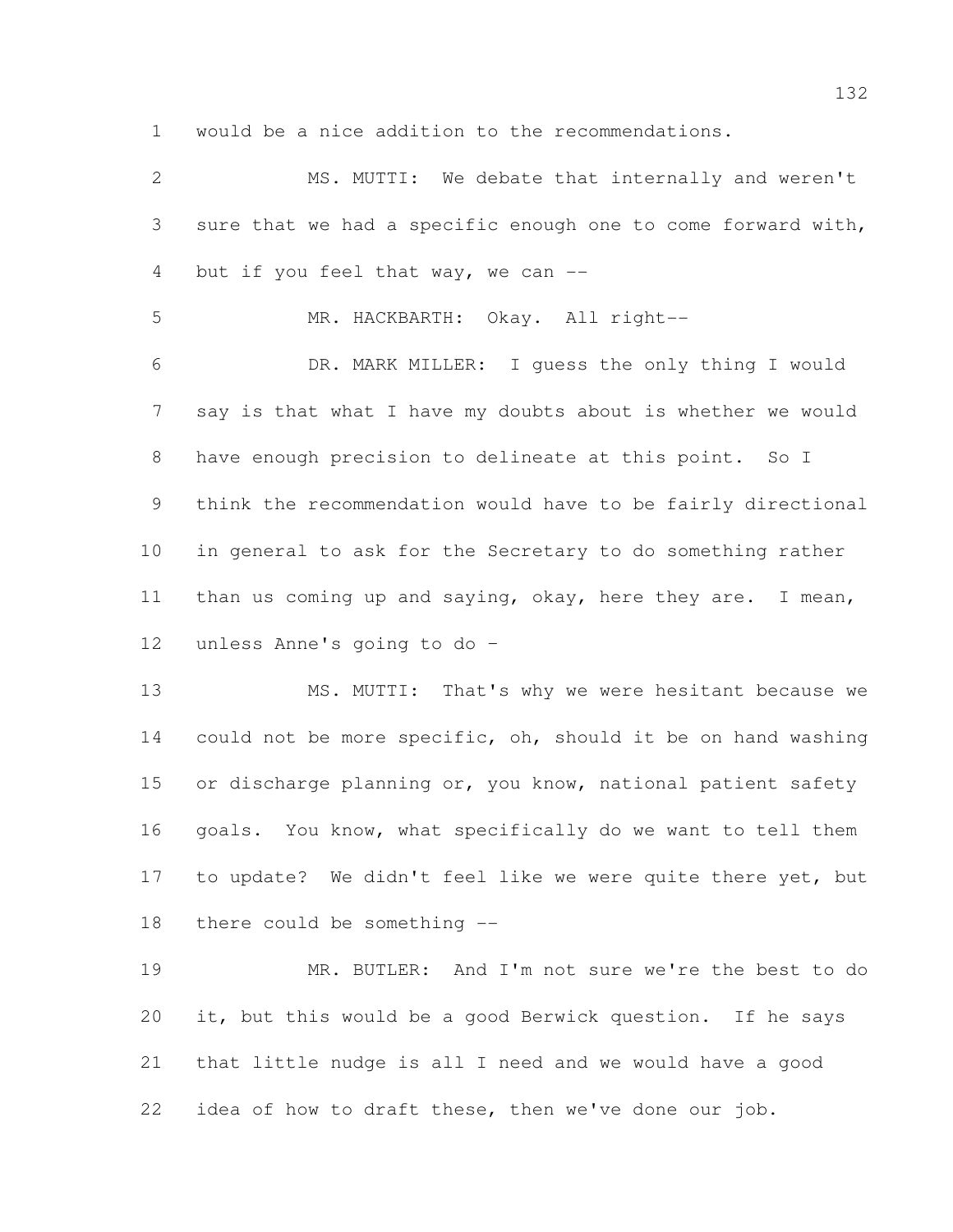would be a nice addition to the recommendations.

MS. MUTTI: We debate that internally and weren't sure that we had a specific enough one to come forward with, but if you feel that way, we can --

MR. HACKBARTH: Okay. All right--

DR. MARK MILLER: I guess the only thing I would say is that what I have my doubts about is whether we would have enough precision to delineate at this point. So I think the recommendation would have to be fairly directional in general to ask for the Secretary to do something rather than us coming up and saying, okay, here they are. I mean, unless Anne's going to do -

MS. MUTTI: That's why we were hesitant because we could not be more specific, oh, should it be on hand washing or discharge planning or, you know, national patient safety goals. You know, what specifically do we want to tell them to update? We didn't feel like we were quite there yet, but there could be something --

MR. BUTLER: And I'm not sure we're the best to do it, but this would be a good Berwick question. If he says that little nudge is all I need and we would have a good idea of how to draft these, then we've done our job.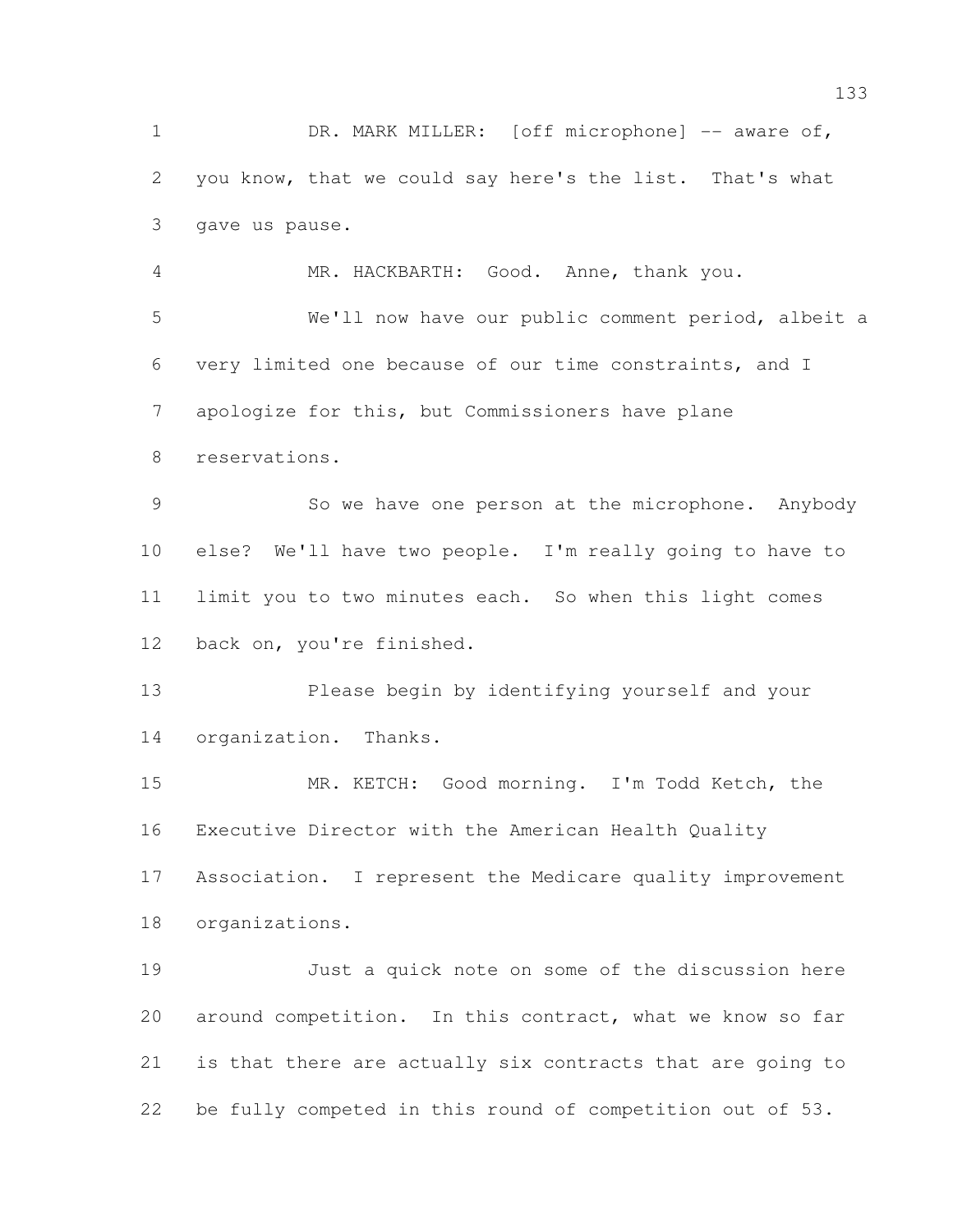DR. MARK MILLER: [off microphone] -- aware of, you know, that we could say here's the list. That's what gave us pause.

MR. HACKBARTH: Good. Anne, thank you.

We'll now have our public comment period, albeit a very limited one because of our time constraints, and I apologize for this, but Commissioners have plane reservations.

So we have one person at the microphone. Anybody else? We'll have two people. I'm really going to have to limit you to two minutes each. So when this light comes back on, you're finished.

Please begin by identifying yourself and your organization. Thanks.

MR. KETCH: Good morning. I'm Todd Ketch, the Executive Director with the American Health Quality Association. I represent the Medicare quality improvement organizations.

Just a quick note on some of the discussion here around competition. In this contract, what we know so far is that there are actually six contracts that are going to be fully competed in this round of competition out of 53.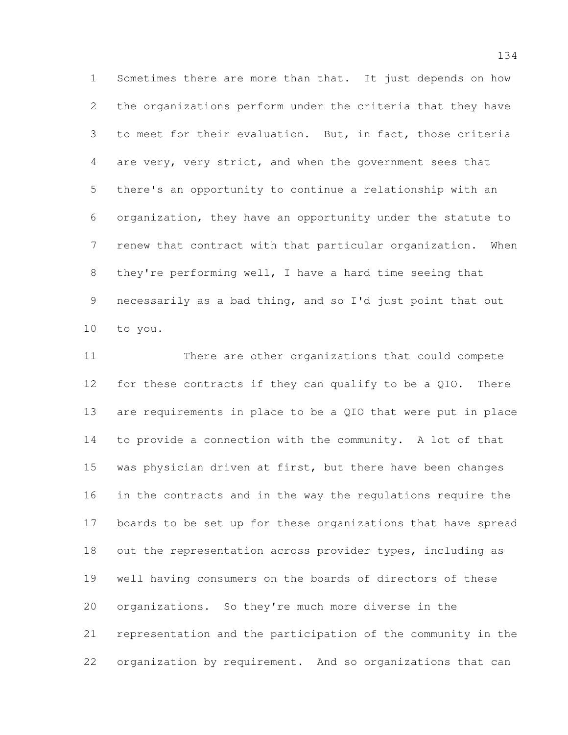Sometimes there are more than that. It just depends on how the organizations perform under the criteria that they have to meet for their evaluation. But, in fact, those criteria are very, very strict, and when the government sees that there's an opportunity to continue a relationship with an organization, they have an opportunity under the statute to renew that contract with that particular organization. When they're performing well, I have a hard time seeing that necessarily as a bad thing, and so I'd just point that out to you.

There are other organizations that could compete for these contracts if they can qualify to be a QIO. There are requirements in place to be a QIO that were put in place to provide a connection with the community. A lot of that was physician driven at first, but there have been changes in the contracts and in the way the regulations require the boards to be set up for these organizations that have spread out the representation across provider types, including as well having consumers on the boards of directors of these organizations. So they're much more diverse in the representation and the participation of the community in the organization by requirement. And so organizations that can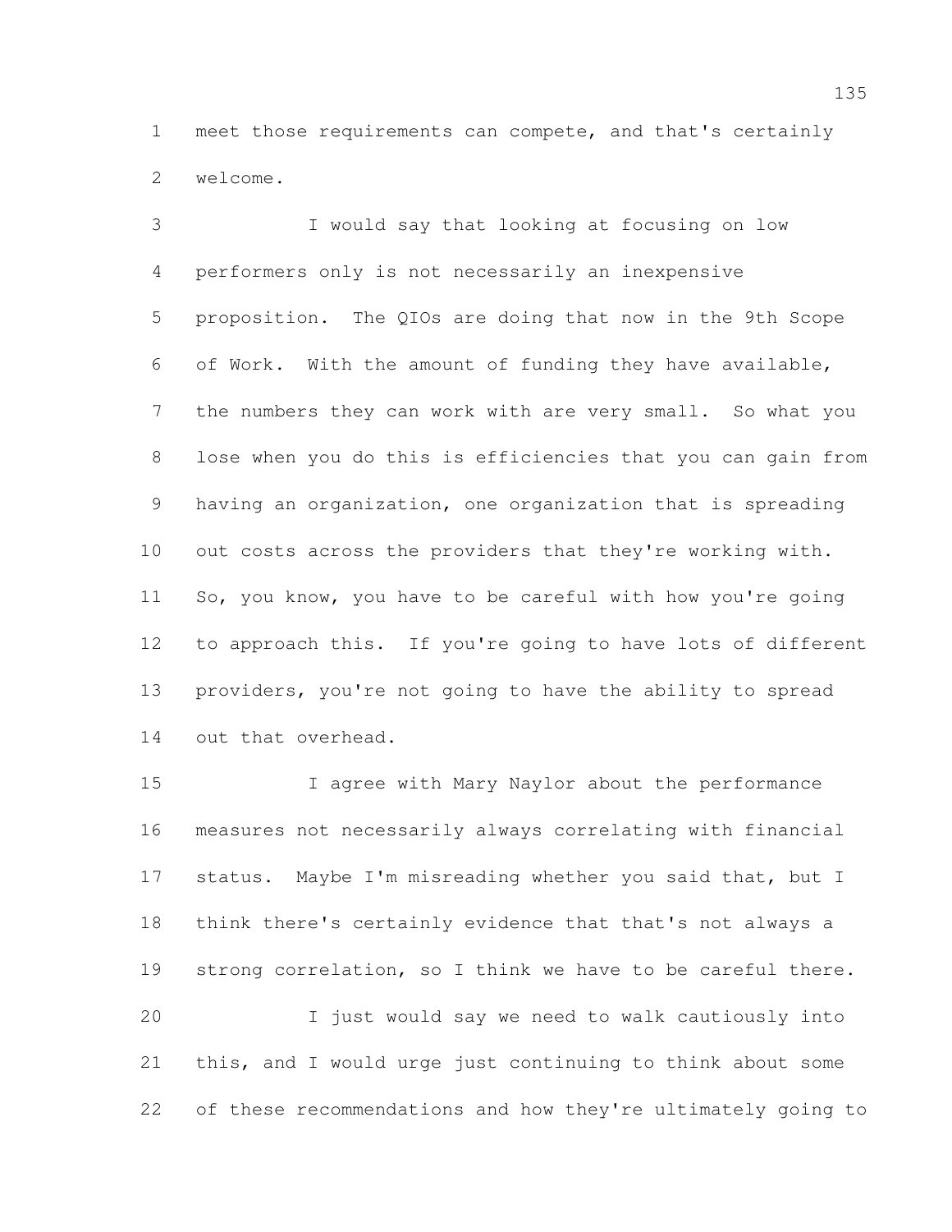meet those requirements can compete, and that's certainly welcome.

I would say that looking at focusing on low performers only is not necessarily an inexpensive proposition. The QIOs are doing that now in the 9th Scope of Work. With the amount of funding they have available, the numbers they can work with are very small. So what you lose when you do this is efficiencies that you can gain from having an organization, one organization that is spreading out costs across the providers that they're working with. So, you know, you have to be careful with how you're going to approach this. If you're going to have lots of different providers, you're not going to have the ability to spread out that overhead.

I agree with Mary Naylor about the performance measures not necessarily always correlating with financial status. Maybe I'm misreading whether you said that, but I think there's certainly evidence that that's not always a strong correlation, so I think we have to be careful there.

I just would say we need to walk cautiously into this, and I would urge just continuing to think about some of these recommendations and how they're ultimately going to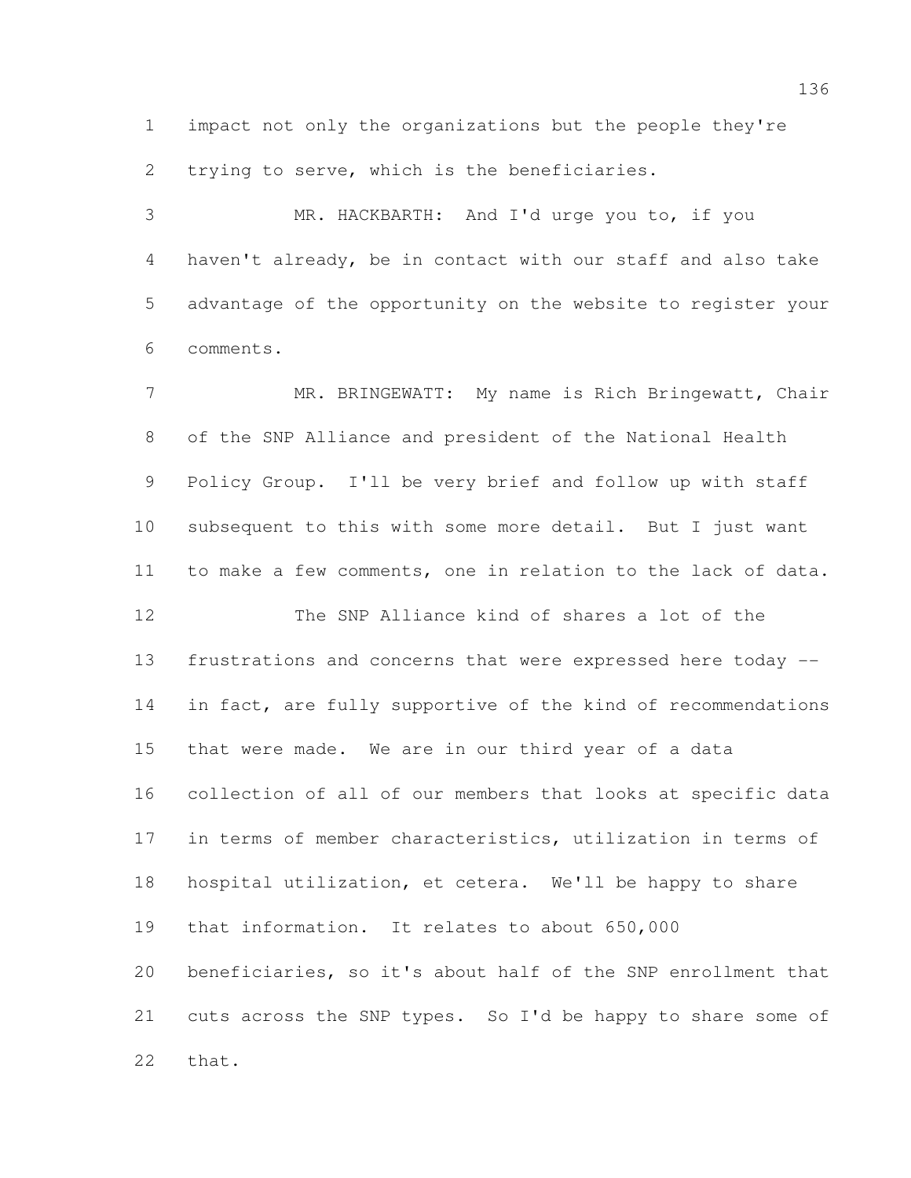impact not only the organizations but the people they're trying to serve, which is the beneficiaries.

MR. HACKBARTH: And I'd urge you to, if you haven't already, be in contact with our staff and also take advantage of the opportunity on the website to register your comments.

MR. BRINGEWATT: My name is Rich Bringewatt, Chair of the SNP Alliance and president of the National Health Policy Group. I'll be very brief and follow up with staff subsequent to this with some more detail. But I just want to make a few comments, one in relation to the lack of data.

The SNP Alliance kind of shares a lot of the frustrations and concerns that were expressed here today -- in fact, are fully supportive of the kind of recommendations that were made. We are in our third year of a data collection of all of our members that looks at specific data in terms of member characteristics, utilization in terms of hospital utilization, et cetera. We'll be happy to share that information. It relates to about 650,000 beneficiaries, so it's about half of the SNP enrollment that cuts across the SNP types. So I'd be happy to share some of that.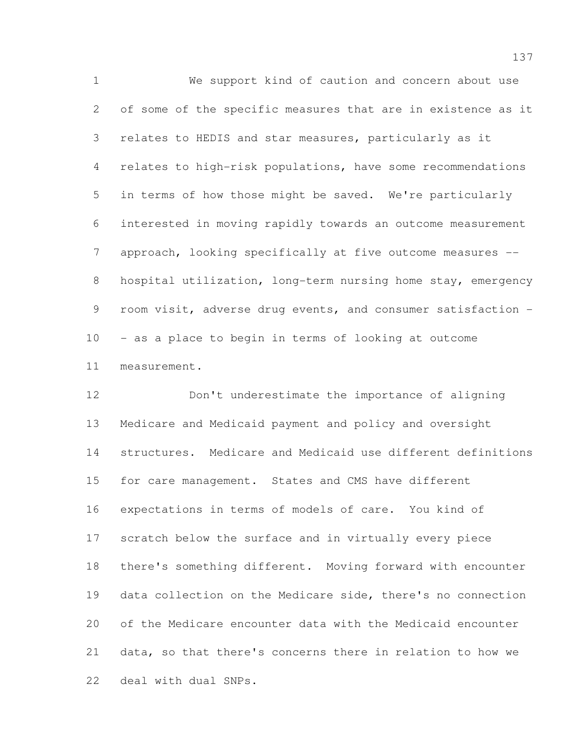We support kind of caution and concern about use of some of the specific measures that are in existence as it relates to HEDIS and star measures, particularly as it relates to high-risk populations, have some recommendations in terms of how those might be saved. We're particularly interested in moving rapidly towards an outcome measurement approach, looking specifically at five outcome measures -- hospital utilization, long-term nursing home stay, emergency room visit, adverse drug events, and consumer satisfaction -- as a place to begin in terms of looking at outcome measurement.

Don't underestimate the importance of aligning Medicare and Medicaid payment and policy and oversight structures. Medicare and Medicaid use different definitions for care management. States and CMS have different expectations in terms of models of care. You kind of scratch below the surface and in virtually every piece there's something different. Moving forward with encounter data collection on the Medicare side, there's no connection of the Medicare encounter data with the Medicaid encounter data, so that there's concerns there in relation to how we deal with dual SNPs.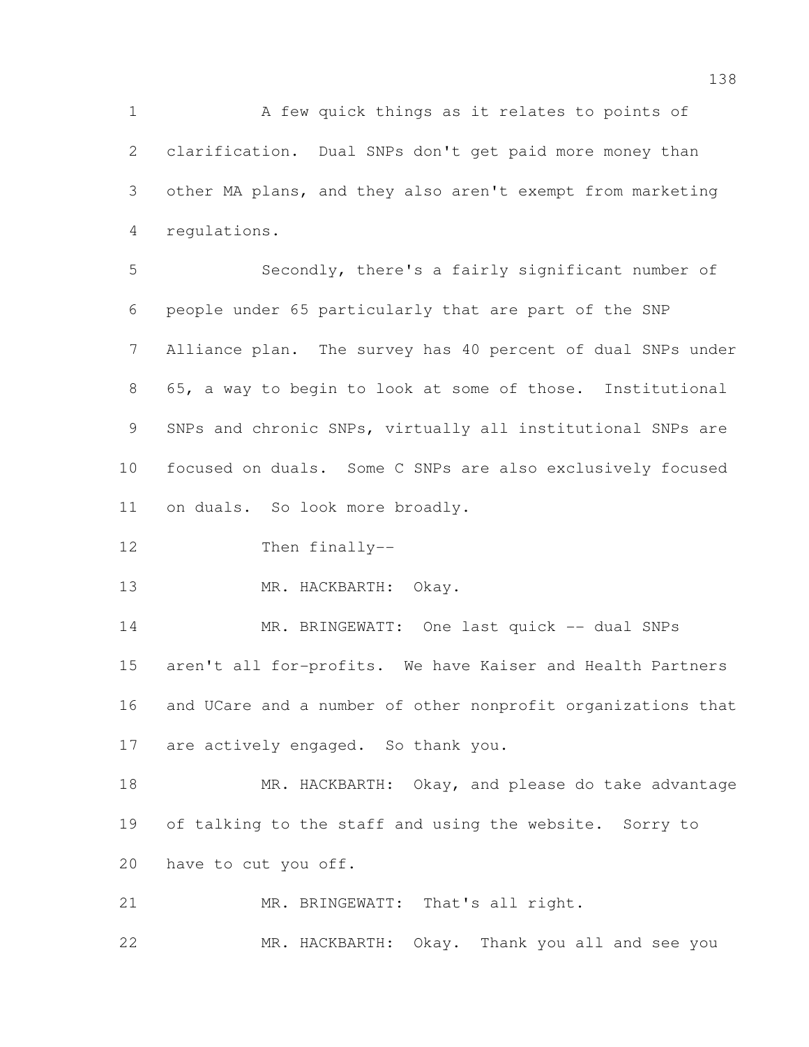A few quick things as it relates to points of clarification. Dual SNPs don't get paid more money than other MA plans, and they also aren't exempt from marketing regulations.

Secondly, there's a fairly significant number of people under 65 particularly that are part of the SNP Alliance plan. The survey has 40 percent of dual SNPs under 65, a way to begin to look at some of those. Institutional SNPs and chronic SNPs, virtually all institutional SNPs are focused on duals. Some C SNPs are also exclusively focused on duals. So look more broadly.

Then finally--

MR. HACKBARTH: Okay.

MR. BRINGEWATT: One last quick -- dual SNPs aren't all for-profits. We have Kaiser and Health Partners and UCare and a number of other nonprofit organizations that are actively engaged. So thank you.

MR. HACKBARTH: Okay, and please do take advantage of talking to the staff and using the website. Sorry to have to cut you off.

MR. BRINGEWATT: That's all right.

MR. HACKBARTH: Okay. Thank you all and see you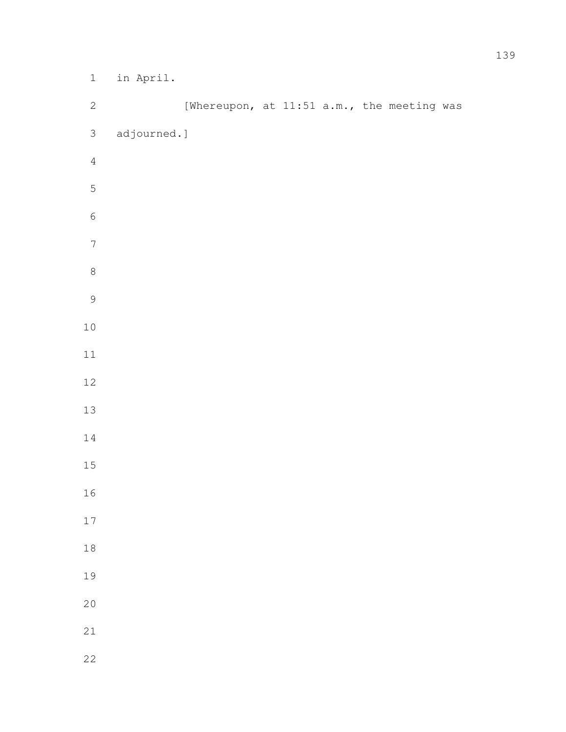in April.

[Whereupon, at 11:51 a.m., the meeting was adjourned.]